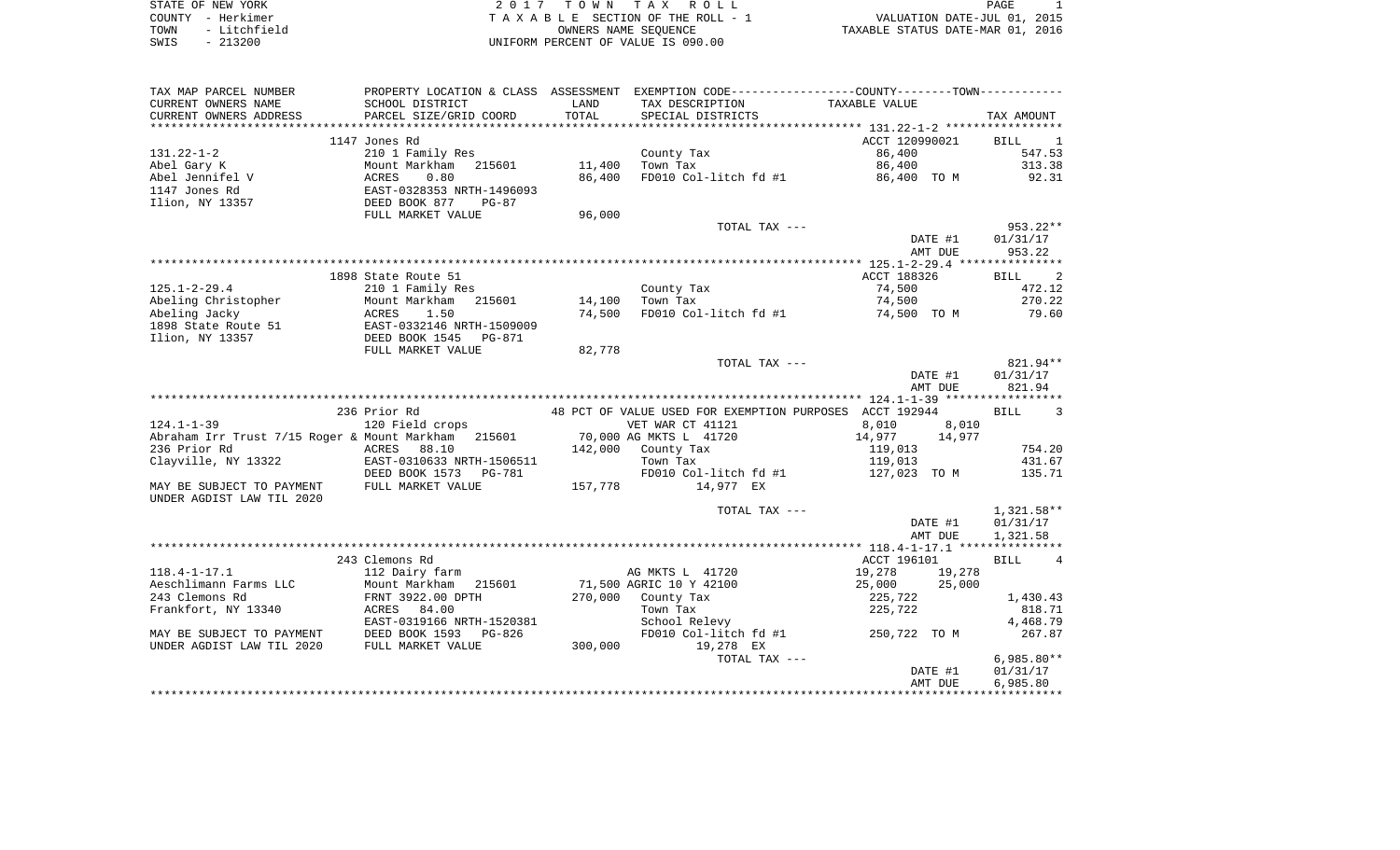STATE OF NEW YORK
COUNTY - Herkimer
TOWN - Litchfield
SWIS - 213200

2 0 1 7 T O W N T A X R O L L
T A X A B L E SECTION OF THE ROLL - 1
OWNERS NAME SEQUENCE
UNIFORM PERCENT OF VALUE IS 090.00

VALUATION DATE-JUL 01, 2015
TAXABLE STATUS DATE-MAR 01, 2016

| TAX MAP PARCEL NUMBER / CURRENT OWNERS NAME / CURRENT OWNERS ADDRESS | PROPERTY LOCATION & CLASS / SCHOOL DISTRICT / PARCEL SIZE/GRID COORD | ASSESSMENT LAND / TOTAL | EXEMPTION CODE / TAX DESCRIPTION / SPECIAL DISTRICTS | COUNTY / TOWN TAXABLE VALUE | TAX AMOUNT |
|---|---|---|---|---|---|
| **131.22-1-2** | 1147 Jones Rd | | | ACCT 120990021 | BILL 1 |
| 131.22-1-2 | 210 1 Family Res | | County Tax | 86,400 | 547.53 |
| Abel Gary K | Mount Markham 215601 | 11,400 | Town Tax | 86,400 | 313.38 |
| Abel Jennifel V | ACRES 0.80 | 86,400 | FD010 Col-litch fd #1 | 86,400 TO M | 92.31 |
| 1147 Jones Rd | EAST-0328353 NRTH-1496093 | | | | |
| Ilion, NY 13357 | DEED BOOK 877 PG-87 | | | | |
| | FULL MARKET VALUE | 96,000 | | | |
| | | | TOTAL TAX --- | | 953.22** |
| | | | | DATE #1 | 01/31/17 |
| | | | | AMT DUE | 953.22 |
| **125.1-2-29.4** | 1898 State Route 51 | | | ACCT 188326 | BILL 2 |
| 125.1-2-29.4 | 210 1 Family Res | | County Tax | 74,500 | 472.12 |
| Abeling Christopher | Mount Markham 215601 | 14,100 | Town Tax | 74,500 | 270.22 |
| Abeling Jacky | ACRES 1.50 | 74,500 | FD010 Col-litch fd #1 | 74,500 TO M | 79.60 |
| 1898 State Route 51 | EAST-0332146 NRTH-1509009 | | | | |
| Ilion, NY 13357 | DEED BOOK 1545 PG-871 | | | | |
| | FULL MARKET VALUE | 82,778 | | | |
| | | | TOTAL TAX --- | | 821.94** |
| | | | | DATE #1 | 01/31/17 |
| | | | | AMT DUE | 821.94 |
| **124.1-1-39** | 236 Prior Rd | | 48 PCT OF VALUE USED FOR EXEMPTION PURPOSES | ACCT 192944 | BILL 3 |
| 124.1-1-39 | 120 Field crops | | VET WAR CT 41121 | 8,010 8,010 | |
| Abraham Irr Trust 7/15 Roger & | Mount Markham 215601 | 70,000 | AG MKTS L 41720 | 14,977 14,977 | |
| 236 Prior Rd | ACRES 88.10 | 142,000 | County Tax | 119,013 | 754.20 |
| Clayville, NY 13322 | EAST-0310633 NRTH-1506511 | | Town Tax | 119,013 | 431.67 |
| | DEED BOOK 1573 PG-781 | | FD010 Col-litch fd #1 | 127,023 TO M | 135.71 |
| MAY BE SUBJECT TO PAYMENT | FULL MARKET VALUE | 157,778 | 14,977 EX | | |
| UNDER AGDIST LAW TIL 2020 | | | | | |
| | | | TOTAL TAX --- | | 1,321.58** |
| | | | | DATE #1 | 01/31/17 |
| | | | | AMT DUE | 1,321.58 |
| **118.4-1-17.1** | 243 Clemons Rd | | | ACCT 196101 | BILL 4 |
| 118.4-1-17.1 | 112 Dairy farm | | AG MKTS L 41720 | 19,278 19,278 | |
| Aeschlimann Farms LLC | Mount Markham 215601 | 71,500 | AGRIC 10 Y 42100 | 25,000 25,000 | |
| 243 Clemons Rd | FRNT 3922.00 DPTH | 270,000 | County Tax | 225,722 | 1,430.43 |
| Frankfort, NY 13340 | ACRES 84.00 | | Town Tax | 225,722 | 818.71 |
| | EAST-0319166 NRTH-1520381 | | School Relevy | | 4,468.79 |
| MAY BE SUBJECT TO PAYMENT | DEED BOOK 1593 PG-826 | | FD010 Col-litch fd #1 | 250,722 TO M | 267.87 |
| UNDER AGDIST LAW TIL 2020 | FULL MARKET VALUE | 300,000 | 19,278 EX | | |
| | | | TOTAL TAX --- | | 6,985.80** |
| | | | | DATE #1 | 01/31/17 |
| | | | | AMT DUE | 6,985.80 |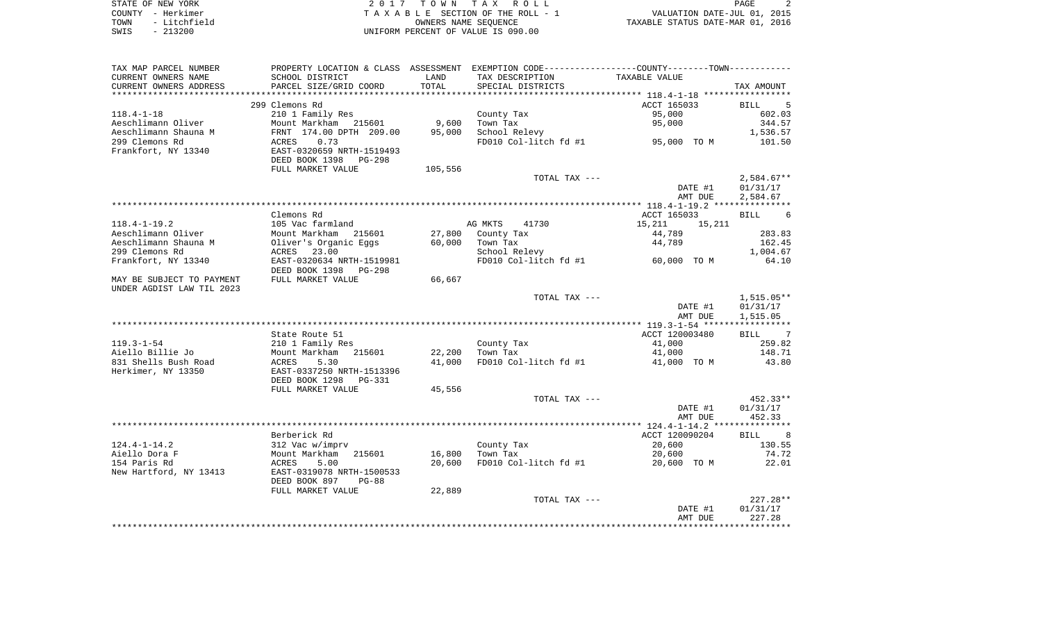STATE OF NEW YORK
COUNTY - Herkimer
TOWN - Litchfield
SWIS - 213200

2 0 1 7 T O W N T A X R O L L
T A X A B L E SECTION OF THE ROLL - 1
OWNERS NAME SEQUENCE
UNIFORM PERCENT OF VALUE IS 090.00

VALUATION DATE-JUL 01, 2015
TAXABLE STATUS DATE-MAR 01, 2016

| TAX MAP PARCEL NUMBER / CURRENT OWNERS NAME / CURRENT OWNERS ADDRESS | PROPERTY LOCATION & CLASS / SCHOOL DISTRICT / PARCEL SIZE/GRID COORD | ASSESSMENT LAND / TOTAL | EXEMPTION CODE / TAX DESCRIPTION / SPECIAL DISTRICTS | COUNTY / TOWN TAXABLE VALUE | TAX AMOUNT |
|---|---|---|---|---|---|
| | 299 Clemons Rd | | | ACCT 165033 | BILL 5 |
| 118.4-1-18 | 210 1 Family Res | | County Tax | 95,000 | 602.03 |
| Aeschlimann Oliver | Mount Markham 215601 | 9,600 | Town Tax | 95,000 | 344.57 |
| Aeschlimann Shauna M | FRNT 174.00 DPTH 209.00 | 95,000 | School Relevy | | 1,536.57 |
| 299 Clemons Rd | ACRES 0.73 | | FD010 Col-litch fd #1 | 95,000 TO M | 101.50 |
| Frankfort, NY 13340 | EAST-0320659 NRTH-1519493 | | | | |
| | DEED BOOK 1398 PG-298 | | | | |
| | FULL MARKET VALUE | 105,556 | | | |
| | | | TOTAL TAX --- | | 2,584.67** |
| | | | | DATE #1 | 01/31/17 |
| | | | | AMT DUE | 2,584.67 |
| | Clemons Rd | | | ACCT 165033 | BILL 6 |
| 118.4-1-19.2 | 105 Vac farmland | | AG MKTS 41730 | 15,211 15,211 | |
| Aeschlimann Oliver | Mount Markham 215601 | 27,800 | County Tax | 44,789 | 283.83 |
| Aeschlimann Shauna M | Oliver's Organic Eggs | 60,000 | Town Tax | 44,789 | 162.45 |
| 299 Clemons Rd | ACRES 23.00 | | School Relevy | | 1,004.67 |
| Frankfort, NY 13340 | EAST-0320634 NRTH-1519981 | | FD010 Col-litch fd #1 | 60,000 TO M | 64.10 |
| | DEED BOOK 1398 PG-298 | | | | |
| MAY BE SUBJECT TO PAYMENT | FULL MARKET VALUE | 66,667 | | | |
| UNDER AGDIST LAW TIL 2023 | | | | | |
| | | | TOTAL TAX --- | | 1,515.05** |
| | | | | DATE #1 | 01/31/17 |
| | | | | AMT DUE | 1,515.05 |
| | State Route 51 | | | ACCT 120003480 | BILL 7 |
| 119.3-1-54 | 210 1 Family Res | | County Tax | 41,000 | 259.82 |
| Aiello Billie Jo | Mount Markham 215601 | 22,200 | Town Tax | 41,000 | 148.71 |
| 831 Shells Bush Road | ACRES 5.30 | 41,000 | FD010 Col-litch fd #1 | 41,000 TO M | 43.80 |
| Herkimer, NY 13350 | EAST-0337250 NRTH-1513396 | | | | |
| | DEED BOOK 1298 PG-331 | | | | |
| | FULL MARKET VALUE | 45,556 | | | |
| | | | TOTAL TAX --- | | 452.33** |
| | | | | DATE #1 | 01/31/17 |
| | | | | AMT DUE | 452.33 |
| | Berberick Rd | | | ACCT 120090204 | BILL 8 |
| 124.4-1-14.2 | 312 Vac w/imprv | | County Tax | 20,600 | 130.55 |
| Aiello Dora F | Mount Markham 215601 | 16,800 | Town Tax | 20,600 | 74.72 |
| 154 Paris Rd | ACRES 5.00 | 20,600 | FD010 Col-litch fd #1 | 20,600 TO M | 22.01 |
| New Hartford, NY 13413 | EAST-0319078 NRTH-1500533 | | | | |
| | DEED BOOK 897 PG-88 | | | | |
| | FULL MARKET VALUE | 22,889 | | | |
| | | | TOTAL TAX --- | | 227.28** |
| | | | | DATE #1 | 01/31/17 |
| | | | | AMT DUE | 227.28 |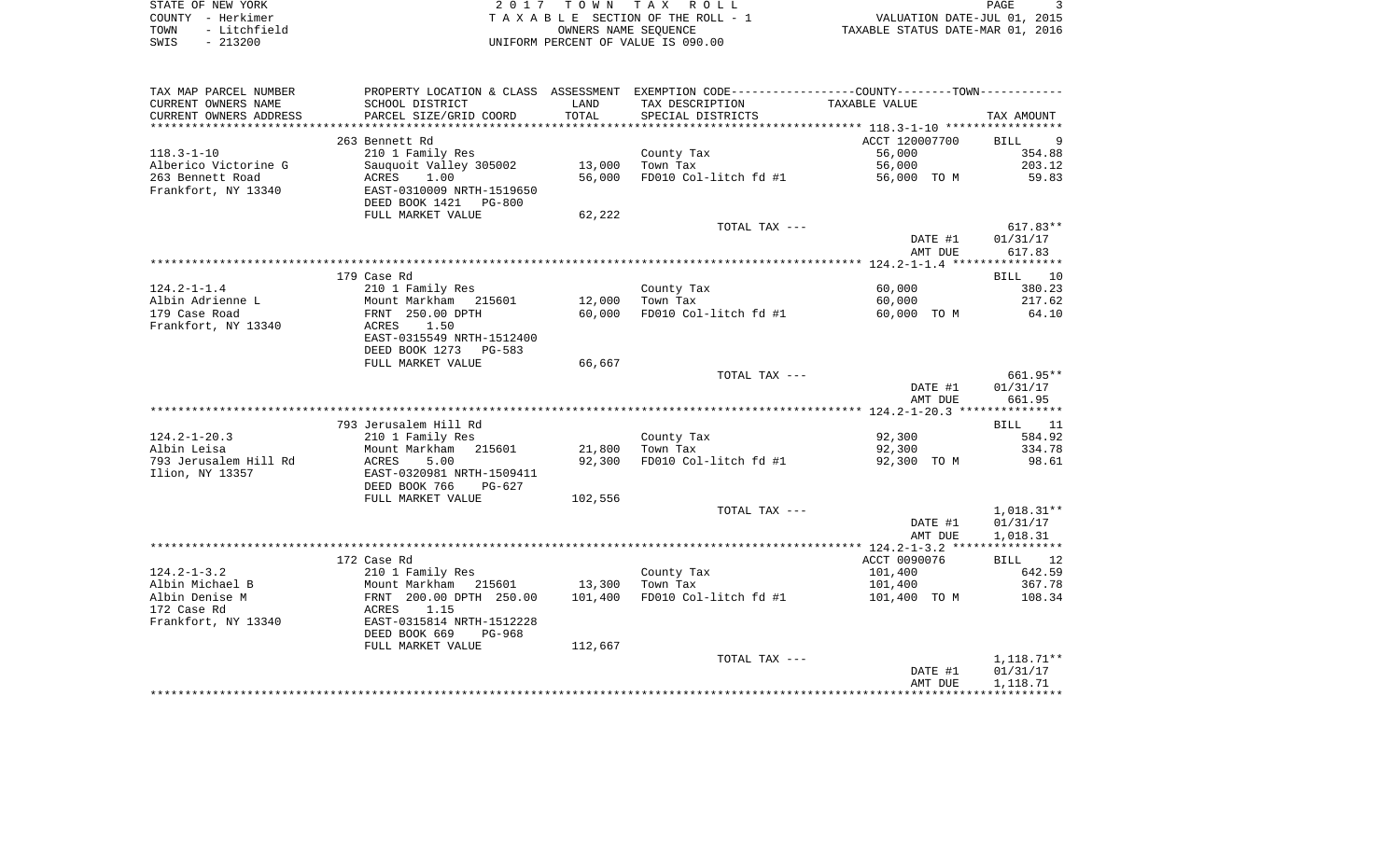STATE OF NEW YORK
COUNTY - Herkimer
TOWN - Litchfield
SWIS - 213200

2 0 1 7 T O W N T A X R O L L
T A X A B L E SECTION OF THE ROLL - 1
OWNERS NAME SEQUENCE
UNIFORM PERCENT OF VALUE IS 090.00

VALUATION DATE-JUL 01, 2015
TAXABLE STATUS DATE-MAR 01, 2016

| TAX MAP PARCEL NUMBER / CURRENT OWNERS NAME / CURRENT OWNERS ADDRESS | PROPERTY LOCATION & CLASS / SCHOOL DISTRICT / PARCEL SIZE/GRID COORD | ASSESSMENT LAND | TOTAL | EXEMPTION CODE / TAX DESCRIPTION / SPECIAL DISTRICTS | TAXABLE VALUE | TAX AMOUNT |
|---|---|---|---|---|---|---|
| 118.3-1-10 | 263 Bennett Rd | | | | ACCT 120007700 | BILL 9 |
| Alberico Victorine G | 210 1 Family Res | | | County Tax | 56,000 | 354.88 |
| 263 Bennett Road | Sauquoit Valley 305002 | 13,000 | | Town Tax | 56,000 | 203.12 |
| Frankfort, NY 13340 | ACRES 1.00 | | 56,000 | FD010 Col-litch fd #1 | 56,000 TO M | 59.83 |
| | EAST-0310009 NRTH-1519650 | | | | | |
| | DEED BOOK 1421 PG-800 | | | | | |
| | FULL MARKET VALUE | 62,222 | | | | |
| | | | | TOTAL TAX --- | | 617.83** |
| | | | | | DATE #1 | 01/31/17 |
| | | | | | AMT DUE | 617.83 |
| 124.2-1-1.4 | 179 Case Rd | | | | | BILL 10 |
| Albin Adrienne L | 210 1 Family Res | | | County Tax | 60,000 | 380.23 |
| 179 Case Road | Mount Markham 215601 | 12,000 | | Town Tax | 60,000 | 217.62 |
| Frankfort, NY 13340 | FRNT 250.00 DPTH | | 60,000 | FD010 Col-litch fd #1 | 60,000 TO M | 64.10 |
| | ACRES 1.50 | | | | | |
| | EAST-0315549 NRTH-1512400 | | | | | |
| | DEED BOOK 1273 PG-583 | | | | | |
| | FULL MARKET VALUE | 66,667 | | | | |
| | | | | TOTAL TAX --- | | 661.95** |
| | | | | | DATE #1 | 01/31/17 |
| | | | | | AMT DUE | 661.95 |
| 124.2-1-20.3 | 793 Jerusalem Hill Rd | | | | | BILL 11 |
| Albin Leisa | 210 1 Family Res | | | County Tax | 92,300 | 584.92 |
| 793 Jerusalem Hill Rd | Mount Markham 215601 | 21,800 | | Town Tax | 92,300 | 334.78 |
| Ilion, NY 13357 | ACRES 5.00 | | 92,300 | FD010 Col-litch fd #1 | 92,300 TO M | 98.61 |
| | EAST-0320981 NRTH-1509411 | | | | | |
| | DEED BOOK 766 PG-627 | | | | | |
| | FULL MARKET VALUE | 102,556 | | | | |
| | | | | TOTAL TAX --- | | 1,018.31** |
| | | | | | DATE #1 | 01/31/17 |
| | | | | | AMT DUE | 1,018.31 |
| 124.2-1-3.2 | 172 Case Rd | | | | ACCT 0090076 | BILL 12 |
| Albin Michael B | 210 1 Family Res | | | County Tax | 101,400 | 642.59 |
| Albin Denise M | Mount Markham 215601 | 13,300 | | Town Tax | 101,400 | 367.78 |
| 172 Case Rd | FRNT 200.00 DPTH 250.00 | | 101,400 | FD010 Col-litch fd #1 | 101,400 TO M | 108.34 |
| Frankfort, NY 13340 | ACRES 1.15 | | | | | |
| | EAST-0315814 NRTH-1512228 | | | | | |
| | DEED BOOK 669 PG-968 | | | | | |
| | FULL MARKET VALUE | 112,667 | | | | |
| | | | | TOTAL TAX --- | | 1,118.71** |
| | | | | | DATE #1 | 01/31/17 |
| | | | | | AMT DUE | 1,118.71 |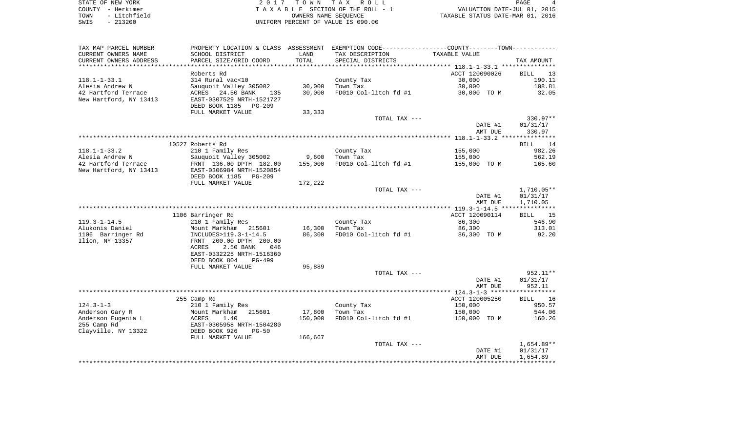STATE OF NEW YORK
COUNTY - Herkimer
TOWN - Litchfield
SWIS - 213200

2 0 1 7 T O W N T A X R O L L
T A X A B L E SECTION OF THE ROLL - 1
OWNERS NAME SEQUENCE
UNIFORM PERCENT OF VALUE IS 090.00

VALUATION DATE-JUL 01, 2015
TAXABLE STATUS DATE-MAR 01, 2016

| TAX MAP PARCEL NUMBER / CURRENT OWNERS NAME / CURRENT OWNERS ADDRESS | PROPERTY LOCATION & CLASS / SCHOOL DISTRICT / PARCEL SIZE/GRID COORD | ASSESSMENT LAND / TOTAL | EXEMPTION CODE / TAX DESCRIPTION / SPECIAL DISTRICTS | TAXABLE VALUE | TAX AMOUNT |
|---|---|---|---|---|---|
| **118.1-1-33.1** | Roberts Rd | | | ACCT 120090026 | BILL 13 |
| 118.1-1-33.1 | 314 Rural vac<10 | | County Tax | 30,000 | 190.11 |
| Alesia Andrew N | Sauquoit Valley 305002 | 30,000 | Town Tax | 30,000 | 108.81 |
| 42 Hartford Terrace | ACRES 24.50 BANK 135 | 30,000 | FD010 Col-litch fd #1 | 30,000 TO M | 32.05 |
| New Hartford, NY 13413 | EAST-0307529 NRTH-1521727 | | | | |
| | DEED BOOK 1185 PG-209 | | | | |
| | FULL MARKET VALUE | 33,333 | | | |
| | | | TOTAL TAX --- | | 330.97** |
| | | | | DATE #1 | 01/31/17 |
| | | | | AMT DUE | 330.97 |
| **118.1-1-33.2** | 10527 Roberts Rd | | | | BILL 14 |
| 118.1-1-33.2 | 210 1 Family Res | | County Tax | 155,000 | 982.26 |
| Alesia Andrew N | Sauquoit Valley 305002 | 9,600 | Town Tax | 155,000 | 562.19 |
| 42 Hartford Terrace | FRNT 136.00 DPTH 182.00 | 155,000 | FD010 Col-litch fd #1 | 155,000 TO M | 165.60 |
| New Hartford, NY 13413 | EAST-0306984 NRTH-1520854 | | | | |
| | DEED BOOK 1185 PG-209 | | | | |
| | FULL MARKET VALUE | 172,222 | | | |
| | | | TOTAL TAX --- | | 1,710.05** |
| | | | | DATE #1 | 01/31/17 |
| | | | | AMT DUE | 1,710.05 |
| **119.3-1-14.5** | 1106 Barringer Rd | | | ACCT 120090114 | BILL 15 |
| 119.3-1-14.5 | 210 1 Family Res | | County Tax | 86,300 | 546.90 |
| Alukonis Daniel | Mount Markham 215601 | 16,300 | Town Tax | 86,300 | 313.01 |
| 1106 Barringer Rd | INCLUDES>119.3-1-14.5 | 86,300 | FD010 Col-litch fd #1 | 86,300 TO M | 92.20 |
| Ilion, NY 13357 | FRNT 200.00 DPTH 200.00 | | | | |
| | ACRES 2.50 BANK 046 | | | | |
| | EAST-0332225 NRTH-1516360 | | | | |
| | DEED BOOK 804 PG-499 | | | | |
| | FULL MARKET VALUE | 95,889 | | | |
| | | | TOTAL TAX --- | | 952.11** |
| | | | | DATE #1 | 01/31/17 |
| | | | | AMT DUE | 952.11 |
| **124.3-1-3** | 255 Camp Rd | | | ACCT 120005250 | BILL 16 |
| 124.3-1-3 | 210 1 Family Res | | County Tax | 150,000 | 950.57 |
| Anderson Gary R | Mount Markham 215601 | 17,800 | Town Tax | 150,000 | 544.06 |
| Anderson Eugenia L | ACRES 1.40 | 150,000 | FD010 Col-litch fd #1 | 150,000 TO M | 160.26 |
| 255 Camp Rd | EAST-0305958 NRTH-1504280 | | | | |
| Clayville, NY 13322 | DEED BOOK 926 PG-50 | | | | |
| | FULL MARKET VALUE | 166,667 | | | |
| | | | TOTAL TAX --- | | 1,654.89** |
| | | | | DATE #1 | 01/31/17 |
| | | | | AMT DUE | 1,654.89 |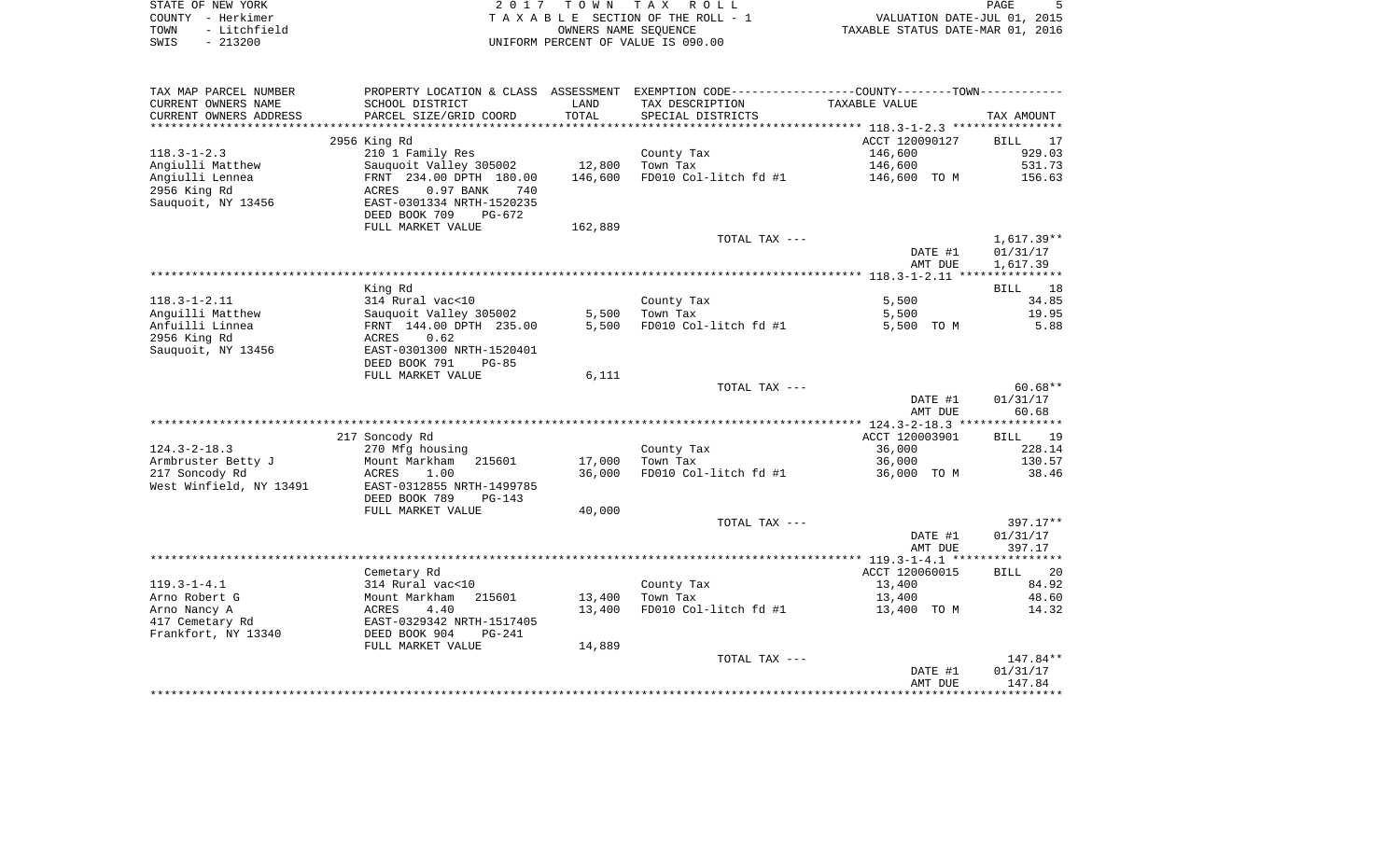STATE OF NEW YORK
COUNTY - Herkimer
TOWN - Litchfield
SWIS - 213200

2 0 1 7 T O W N T A X R O L L
T A X A B L E SECTION OF THE ROLL - 1
OWNERS NAME SEQUENCE
UNIFORM PERCENT OF VALUE IS 090.00

VALUATION DATE-JUL 01, 2015
TAXABLE STATUS DATE-MAR 01, 2016

| TAX MAP PARCEL NUMBER<br>CURRENT OWNERS NAME<br>CURRENT OWNERS ADDRESS | PROPERTY LOCATION & CLASS<br>SCHOOL DISTRICT<br>PARCEL SIZE/GRID COORD | ASSESSMENT<br>LAND<br>TOTAL | EXEMPTION CODE----COUNTY----TOWN----<br>TAX DESCRIPTION<br>SPECIAL DISTRICTS | TAXABLE VALUE | TAX AMOUNT |
|---|---|---|---|---|---|
| | 2956 King Rd | | | ACCT 120090127 | BILL 17 |
| 118.3-1-2.3 | 210 1 Family Res | | County Tax | 146,600 | 929.03 |
| Angiulli Matthew | Sauquoit Valley 305002 | 12,800 | Town Tax | 146,600 | 531.73 |
| Angiulli Lennea | FRNT 234.00 DPTH 180.00 | 146,600 | FD010 Col-litch fd #1 | 146,600 TO M | 156.63 |
| 2956 King Rd | ACRES 0.97 BANK 740 | | | | |
| Sauquoit, NY 13456 | EAST-0301334 NRTH-1520235 | | | | |
| | DEED BOOK 709 PG-672 | | | | |
| | FULL MARKET VALUE | 162,889 | | | |
| | | | TOTAL TAX --- | | 1,617.39** |
| | | | | DATE #1 | 01/31/17 |
| | | | | AMT DUE | 1,617.39 |
| | King Rd | | | | BILL 18 |
| 118.3-1-2.11 | 314 Rural vac<10 | | County Tax | 5,500 | 34.85 |
| Anguilli Matthew | Sauquoit Valley 305002 | 5,500 | Town Tax | 5,500 | 19.95 |
| Anfuilli Linnea | FRNT 144.00 DPTH 235.00 | 5,500 | FD010 Col-litch fd #1 | 5,500 TO M | 5.88 |
| 2956 King Rd | ACRES 0.62 | | | | |
| Sauquoit, NY 13456 | EAST-0301300 NRTH-1520401 | | | | |
| | DEED BOOK 791 PG-85 | | | | |
| | FULL MARKET VALUE | 6,111 | | | |
| | | | TOTAL TAX --- | | 60.68** |
| | | | | DATE #1 | 01/31/17 |
| | | | | AMT DUE | 60.68 |
| | 217 Soncody Rd | | | ACCT 120003901 | BILL 19 |
| 124.3-2-18.3 | 270 Mfg housing | | County Tax | 36,000 | 228.14 |
| Armbruster Betty J | Mount Markham 215601 | 17,000 | Town Tax | 36,000 | 130.57 |
| 217 Soncody Rd | ACRES 1.00 | 36,000 | FD010 Col-litch fd #1 | 36,000 TO M | 38.46 |
| West Winfield, NY 13491 | EAST-0312855 NRTH-1499785 | | | | |
| | DEED BOOK 789 PG-143 | | | | |
| | FULL MARKET VALUE | 40,000 | | | |
| | | | TOTAL TAX --- | | 397.17** |
| | | | | DATE #1 | 01/31/17 |
| | | | | AMT DUE | 397.17 |
| | Cemetary Rd | | | ACCT 120060015 | BILL 20 |
| 119.3-1-4.1 | 314 Rural vac<10 | | County Tax | 13,400 | 84.92 |
| Arno Robert G | Mount Markham 215601 | 13,400 | Town Tax | 13,400 | 48.60 |
| Arno Nancy A | ACRES 4.40 | 13,400 | FD010 Col-litch fd #1 | 13,400 TO M | 14.32 |
| 417 Cemetary Rd | EAST-0329342 NRTH-1517405 | | | | |
| Frankfort, NY 13340 | DEED BOOK 904 PG-241 | | | | |
| | FULL MARKET VALUE | 14,889 | | | |
| | | | TOTAL TAX --- | | 147.84** |
| | | | | DATE #1 | 01/31/17 |
| | | | | AMT DUE | 147.84 |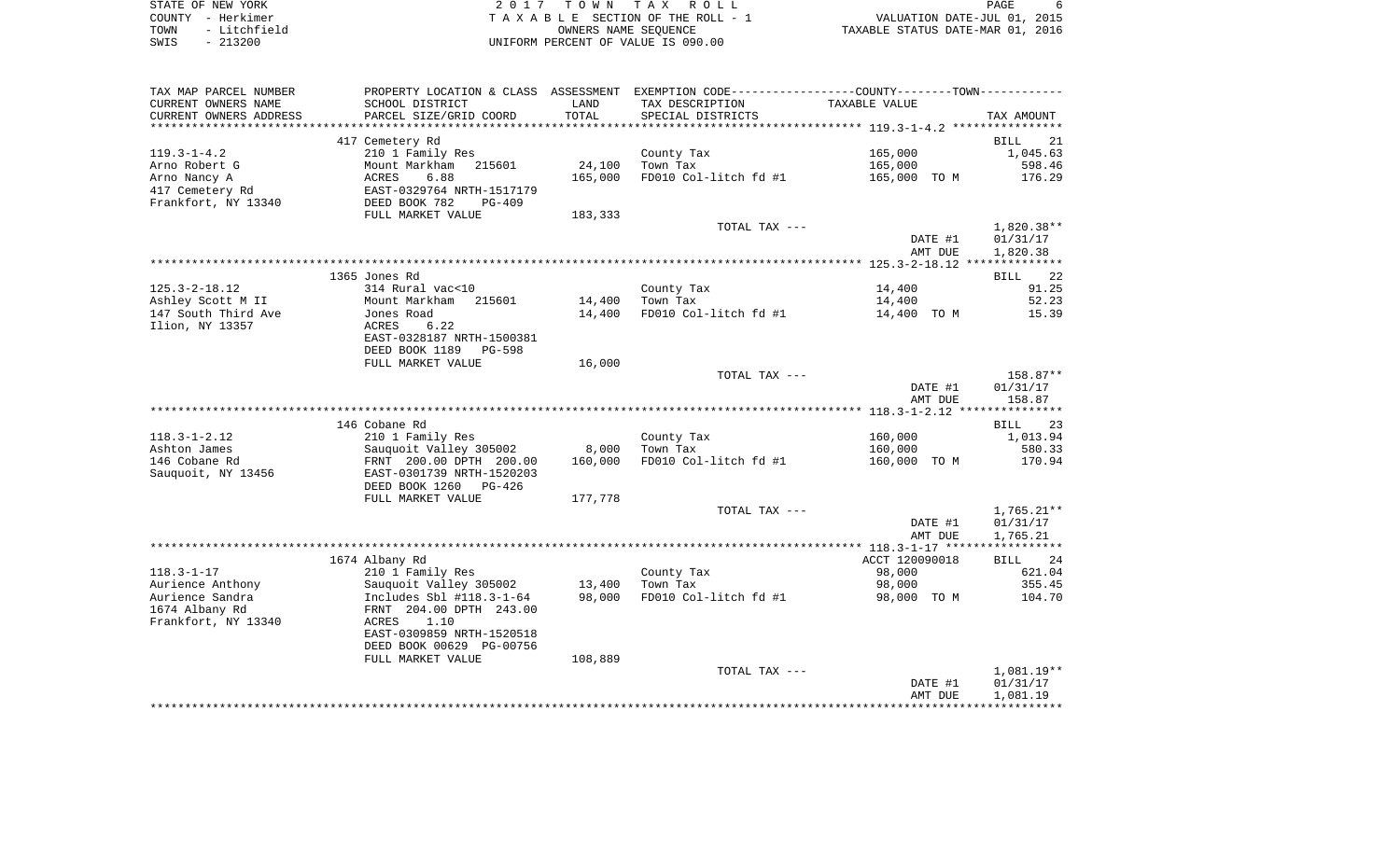STATE OF NEW YORK
COUNTY - Herkimer
TOWN - Litchfield
SWIS - 213200

2017 TOWN TAX ROLL
TAXABLE SECTION OF THE ROLL - 1
OWNERS NAME SEQUENCE
UNIFORM PERCENT OF VALUE IS 090.00

VALUATION DATE-JUL 01, 2015
TAXABLE STATUS DATE-MAR 01, 2016

| TAX MAP PARCEL NUMBER / CURRENT OWNERS NAME / CURRENT OWNERS ADDRESS | PROPERTY LOCATION & CLASS / SCHOOL DISTRICT / PARCEL SIZE/GRID COORD | ASSESSMENT LAND | TOTAL | EXEMPTION CODE / TAX DESCRIPTION / SPECIAL DISTRICTS | TAXABLE VALUE | TAX AMOUNT |
|---|---|---|---|---|---|---|
| 119.3-1-4.2 | 417 Cemetery Rd | | | | | BILL 21 |
| | 210 1 Family Res | | | County Tax | 165,000 | 1,045.63 |
| Arno Robert G | Mount Markham 215601 | 24,100 | | Town Tax | 165,000 | 598.46 |
| Arno Nancy A | ACRES 6.88 | | 165,000 | FD010 Col-litch fd #1 | 165,000 TO M | 176.29 |
| 417 Cemetery Rd | EAST-0329764 NRTH-1517179 | | | | | |
| Frankfort, NY 13340 | DEED BOOK 782 PG-409 | | | | | |
| | FULL MARKET VALUE | 183,333 | | | | |
| | | | | TOTAL TAX --- | | 1,820.38** |
| | | | | | DATE #1 | 01/31/17 |
| | | | | | AMT DUE | 1,820.38 |
| 125.3-2-18.12 | 1365 Jones Rd | | | | | BILL 22 |
| | 314 Rural vac<10 | | | County Tax | 14,400 | 91.25 |
| Ashley Scott M II | Mount Markham 215601 | 14,400 | | Town Tax | 14,400 | 52.23 |
| 147 South Third Ave | Jones Road | | 14,400 | FD010 Col-litch fd #1 | 14,400 TO M | 15.39 |
| Ilion, NY 13357 | ACRES 6.22 | | | | | |
| | EAST-0328187 NRTH-1500381 | | | | | |
| | DEED BOOK 1189 PG-598 | | | | | |
| | FULL MARKET VALUE | 16,000 | | | | |
| | | | | TOTAL TAX --- | | 158.87** |
| | | | | | DATE #1 | 01/31/17 |
| | | | | | AMT DUE | 158.87 |
| 118.3-1-2.12 | 146 Cobane Rd | | | | | BILL 23 |
| | 210 1 Family Res | | | County Tax | 160,000 | 1,013.94 |
| Ashton James | Sauquoit Valley 305002 | 8,000 | | Town Tax | 160,000 | 580.33 |
| 146 Cobane Rd | FRNT 200.00 DPTH 200.00 | | 160,000 | FD010 Col-litch fd #1 | 160,000 TO M | 170.94 |
| Sauquoit, NY 13456 | EAST-0301739 NRTH-1520203 | | | | | |
| | DEED BOOK 1260 PG-426 | | | | | |
| | FULL MARKET VALUE | 177,778 | | | | |
| | | | | TOTAL TAX --- | | 1,765.21** |
| | | | | | DATE #1 | 01/31/17 |
| | | | | | AMT DUE | 1,765.21 |
| 118.3-1-17 | 1674 Albany Rd | | | | ACCT 120090018 | BILL 24 |
| | 210 1 Family Res | | | County Tax | 98,000 | 621.04 |
| Aurience Anthony | Sauquoit Valley 305002 | 13,400 | | Town Tax | 98,000 | 355.45 |
| Aurience Sandra | Includes Sbl #118.3-1-64 | | 98,000 | FD010 Col-litch fd #1 | 98,000 TO M | 104.70 |
| 1674 Albany Rd | FRNT 204.00 DPTH 243.00 | | | | | |
| Frankfort, NY 13340 | ACRES 1.10 | | | | | |
| | EAST-0309859 NRTH-1520518 | | | | | |
| | DEED BOOK 00629 PG-00756 | | | | | |
| | FULL MARKET VALUE | 108,889 | | | | |
| | | | | TOTAL TAX --- | | 1,081.19** |
| | | | | | DATE #1 | 01/31/17 |
| | | | | | AMT DUE | 1,081.19 |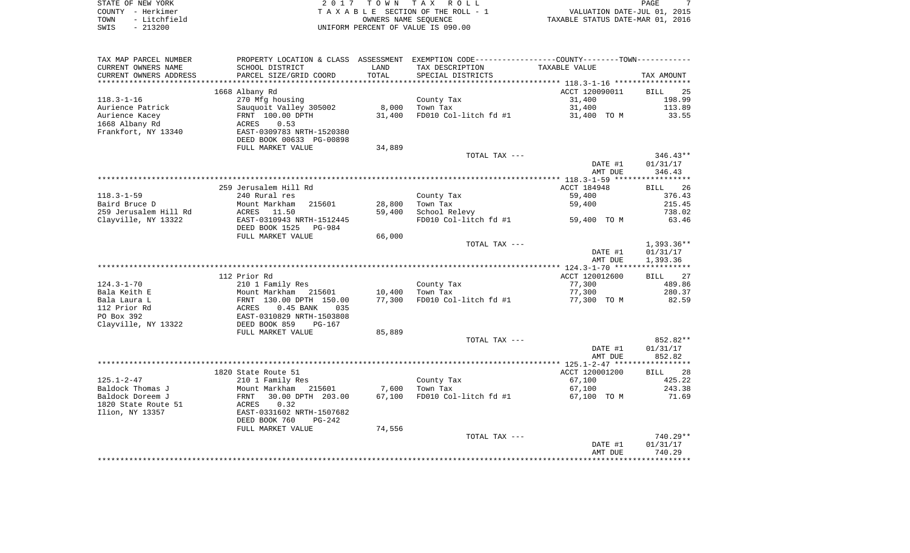STATE OF NEW YORK
COUNTY - Herkimer
TOWN - Litchfield
SWIS - 213200

2017 TOWN TAX ROLL
TAXABLE SECTION OF THE ROLL - 1
OWNERS NAME SEQUENCE
UNIFORM PERCENT OF VALUE IS 090.00

VALUATION DATE-JUL 01, 2015
TAXABLE STATUS DATE-MAR 01, 2016

| TAX MAP PARCEL NUMBER / CURRENT OWNERS NAME / CURRENT OWNERS ADDRESS | PROPERTY LOCATION & CLASS / SCHOOL DISTRICT / PARCEL SIZE/GRID COORD | ASSESSMENT LAND / TOTAL | EXEMPTION CODE / TAX DESCRIPTION / SPECIAL DISTRICTS | COUNTY--TOWN TAXABLE VALUE | TAX AMOUNT |
|---|---|---|---|---|---|
| 118.3-1-16 | 1668 Albany Rd | | | ACCT 120090011 | BILL 25 |
| 118.3-1-16 | 270 Mfg housing | | County Tax | 31,400 | 198.99 |
| Aurience Patrick | Sauquoit Valley 305002 | 8,000 | Town Tax | 31,400 | 113.89 |
| Aurience Kacey | FRNT 100.00 DPTH | 31,400 | FD010 Col-litch fd #1 | 31,400 TO M | 33.55 |
| 1668 Albany Rd | ACRES 0.53 | | | | |
| Frankfort, NY 13340 | EAST-0309783 NRTH-1520380 | | | | |
| | DEED BOOK 00633 PG-00898 | | | | |
| | FULL MARKET VALUE | 34,889 | | | |
| | | | TOTAL TAX --- | | 346.43** |
| | | | | DATE #1 | 01/31/17 |
| | | | | AMT DUE | 346.43 |
| 118.3-1-59 | 259 Jerusalem Hill Rd | | | ACCT 184948 | BILL 26 |
| 118.3-1-59 | 240 Rural res | | County Tax | 59,400 | 376.43 |
| Baird Bruce D | Mount Markham 215601 | 28,800 | Town Tax | 59,400 | 215.45 |
| 259 Jerusalem Hill Rd | ACRES 11.50 | 59,400 | School Relevy | | 738.02 |
| Clayville, NY 13322 | EAST-0310943 NRTH-1512445 | | FD010 Col-litch fd #1 | 59,400 TO M | 63.46 |
| | DEED BOOK 1525 PG-984 | | | | |
| | FULL MARKET VALUE | 66,000 | | | |
| | | | TOTAL TAX --- | | 1,393.36** |
| | | | | DATE #1 | 01/31/17 |
| | | | | AMT DUE | 1,393.36 |
| 124.3-1-70 | 112 Prior Rd | | | ACCT 120012600 | BILL 27 |
| 124.3-1-70 | 210 1 Family Res | | County Tax | 77,300 | 489.86 |
| Bala Keith E | Mount Markham 215601 | 10,400 | Town Tax | 77,300 | 280.37 |
| Bala Laura L | FRNT 130.00 DPTH 150.00 | 77,300 | FD010 Col-litch fd #1 | 77,300 TO M | 82.59 |
| 112 Prior Rd | ACRES 0.45 BANK 035 | | | | |
| PO Box 392 | EAST-0310829 NRTH-1503808 | | | | |
| Clayville, NY 13322 | DEED BOOK 859 PG-167 | | | | |
| | FULL MARKET VALUE | 85,889 | | | |
| | | | TOTAL TAX --- | | 852.82** |
| | | | | DATE #1 | 01/31/17 |
| | | | | AMT DUE | 852.82 |
| 125.1-2-47 | 1820 State Route 51 | | | ACCT 120001200 | BILL 28 |
| 125.1-2-47 | 210 1 Family Res | | County Tax | 67,100 | 425.22 |
| Baldock Thomas J | Mount Markham 215601 | 7,600 | Town Tax | 67,100 | 243.38 |
| Baldock Doreem J | FRNT 30.00 DPTH 203.00 | 67,100 | FD010 Col-litch fd #1 | 67,100 TO M | 71.69 |
| 1820 State Route 51 | ACRES 0.32 | | | | |
| Ilion, NY 13357 | EAST-0331602 NRTH-1507682 | | | | |
| | DEED BOOK 760 PG-242 | | | | |
| | FULL MARKET VALUE | 74,556 | | | |
| | | | TOTAL TAX --- | | 740.29** |
| | | | | DATE #1 | 01/31/17 |
| | | | | AMT DUE | 740.29 |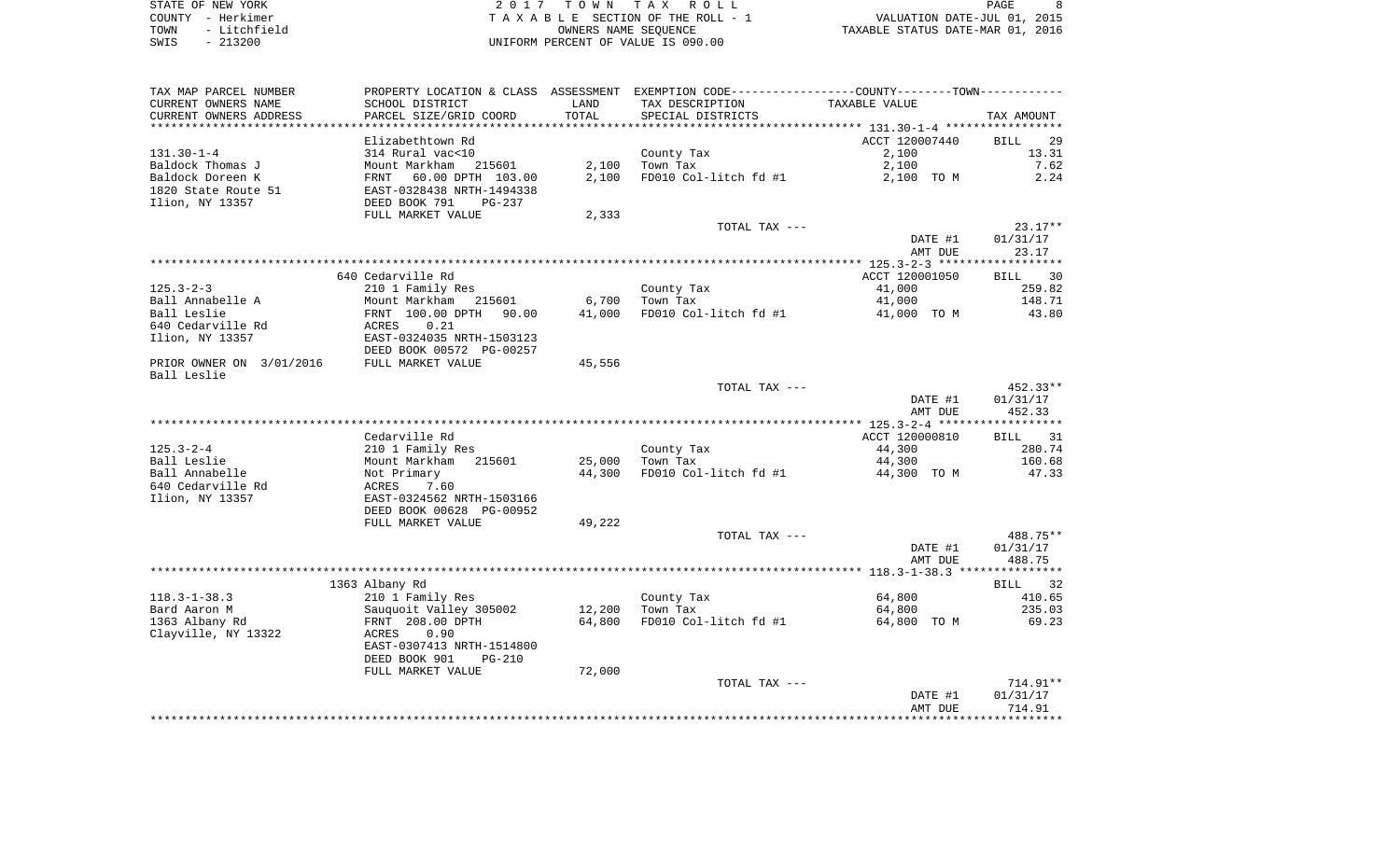STATE OF NEW YORK
COUNTY - Herkimer
TOWN - Litchfield
SWIS - 213200

2 0 1 7 T O W N T A X R O L L
T A X A B L E SECTION OF THE ROLL - 1
OWNERS NAME SEQUENCE
UNIFORM PERCENT OF VALUE IS 090.00

VALUATION DATE-JUL 01, 2015
TAXABLE STATUS DATE-MAR 01, 2016

| TAX MAP PARCEL NUMBER<br>CURRENT OWNERS NAME<br>CURRENT OWNERS ADDRESS | PROPERTY LOCATION & CLASS<br>SCHOOL DISTRICT<br>PARCEL SIZE/GRID COORD | ASSESSMENT<br>LAND<br>TOTAL | EXEMPTION CODE-----COUNTY-----TOWN<br>TAX DESCRIPTION<br>SPECIAL DISTRICTS | TAXABLE VALUE | TAX AMOUNT |
|---|---|---|---|---|---|
| | Elizabethtown Rd | | | ACCT 120007440 | BILL 29 |
| 131.30-1-4 | 314 Rural vac<10 | | County Tax | 2,100 | 13.31 |
| Baldock Thomas J | Mount Markham 215601 | 2,100 | Town Tax | 2,100 | 7.62 |
| Baldock Doreen K | FRNT 60.00 DPTH 103.00 | 2,100 | FD010 Col-litch fd #1 | 2,100 TO M | 2.24 |
| 1820 State Route 51 | EAST-0328438 NRTH-1494338 | | | | |
| Ilion, NY 13357 | DEED BOOK 791 PG-237 | | | | |
| | FULL MARKET VALUE | 2,333 | | | |
| | | | TOTAL TAX --- | | 23.17** |
| | | | | DATE #1 | 01/31/17 |
| | | | | AMT DUE | 23.17 |
| | 640 Cedarville Rd | | | ACCT 120001050 | BILL 30 |
| 125.3-2-3 | 210 1 Family Res | | County Tax | 41,000 | 259.82 |
| Ball Annabelle A | Mount Markham 215601 | 6,700 | Town Tax | 41,000 | 148.71 |
| Ball Leslie | FRNT 100.00 DPTH 90.00 | 41,000 | FD010 Col-litch fd #1 | 41,000 TO M | 43.80 |
| 640 Cedarville Rd | ACRES 0.21 | | | | |
| Ilion, NY 13357 | EAST-0324035 NRTH-1503123 | | | | |
| | DEED BOOK 00572 PG-00257 | | | | |
| PRIOR OWNER ON 3/01/2016 | FULL MARKET VALUE | 45,556 | | | |
| Ball Leslie | | | | | |
| | | | TOTAL TAX --- | | 452.33** |
| | | | | DATE #1 | 01/31/17 |
| | | | | AMT DUE | 452.33 |
| | Cedarville Rd | | | ACCT 120000810 | BILL 31 |
| 125.3-2-4 | 210 1 Family Res | | County Tax | 44,300 | 280.74 |
| Ball Leslie | Mount Markham 215601 | 25,000 | Town Tax | 44,300 | 160.68 |
| Ball Annabelle | Not Primary | 44,300 | FD010 Col-litch fd #1 | 44,300 TO M | 47.33 |
| 640 Cedarville Rd | ACRES 7.60 | | | | |
| Ilion, NY 13357 | EAST-0324562 NRTH-1503166 | | | | |
| | DEED BOOK 00628 PG-00952 | | | | |
| | FULL MARKET VALUE | 49,222 | | | |
| | | | TOTAL TAX --- | | 488.75** |
| | | | | DATE #1 | 01/31/17 |
| | | | | AMT DUE | 488.75 |
| | 1363 Albany Rd | | | | BILL 32 |
| 118.3-1-38.3 | 210 1 Family Res | | County Tax | 64,800 | 410.65 |
| Bard Aaron M | Sauquoit Valley 305002 | 12,200 | Town Tax | 64,800 | 235.03 |
| 1363 Albany Rd | FRNT 208.00 DPTH | 64,800 | FD010 Col-litch fd #1 | 64,800 TO M | 69.23 |
| Clayville, NY 13322 | ACRES 0.90 | | | | |
| | EAST-0307413 NRTH-1514800 | | | | |
| | DEED BOOK 901 PG-210 | | | | |
| | FULL MARKET VALUE | 72,000 | | | |
| | | | TOTAL TAX --- | | 714.91** |
| | | | | DATE #1 | 01/31/17 |
| | | | | AMT DUE | 714.91 |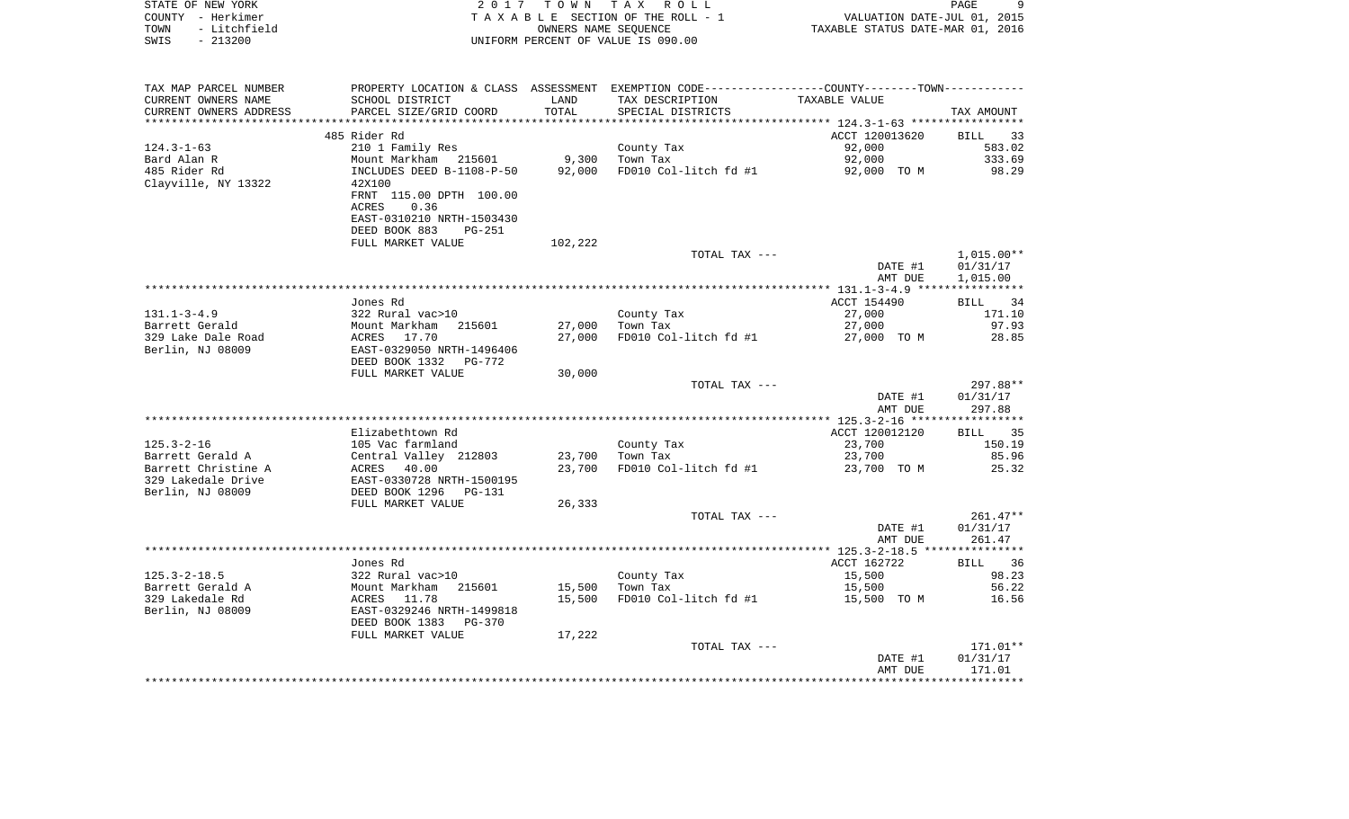STATE OF NEW YORK
COUNTY - Herkimer
TOWN - Litchfield
SWIS - 213200

2017 TOWN TAX ROLL
TAXABLE SECTION OF THE ROLL - 1
OWNERS NAME SEQUENCE
UNIFORM PERCENT OF VALUE IS 090.00

VALUATION DATE-JUL 01, 2015
TAXABLE STATUS DATE-MAR 01, 2016

| TAX MAP PARCEL NUMBER / CURRENT OWNERS NAME / CURRENT OWNERS ADDRESS | PROPERTY LOCATION & CLASS / SCHOOL DISTRICT / PARCEL SIZE/GRID COORD | ASSESSMENT LAND / TOTAL | EXEMPTION CODE / TAX DESCRIPTION / SPECIAL DISTRICTS | COUNTY--------TOWN / TAXABLE VALUE | TAX AMOUNT |
|---|---|---|---|---|---|
| | 485 Rider Rd | | | ACCT 120013620 | BILL 33 |
| 124.3-1-63 | 210 1 Family Res | | County Tax | 92,000 | 583.02 |
| Bard Alan R | Mount Markham 215601 | 9,300 | Town Tax | 92,000 | 333.69 |
| 485 Rider Rd | INCLUDES DEED B-1108-P-50 | 92,000 | FD010 Col-litch fd #1 | 92,000 TO M | 98.29 |
| Clayville, NY 13322 | 42X100 | | | | |
| | FRNT 115.00 DPTH 100.00 | | | | |
| | ACRES 0.36 | | | | |
| | EAST-0310210 NRTH-1503430 | | | | |
| | DEED BOOK 883 PG-251 | | | | |
| | FULL MARKET VALUE | 102,222 | | | |
| | | | TOTAL TAX --- | | 1,015.00** |
| | | | | DATE #1 | 01/31/17 |
| | | | | AMT DUE | 1,015.00 |
| | Jones Rd | | | ACCT 154490 | BILL 34 |
| 131.1-3-4.9 | 322 Rural vac>10 | | County Tax | 27,000 | 171.10 |
| Barrett Gerald | Mount Markham 215601 | 27,000 | Town Tax | 27,000 | 97.93 |
| 329 Lake Dale Road | ACRES 17.70 | 27,000 | FD010 Col-litch fd #1 | 27,000 TO M | 28.85 |
| Berlin, NJ 08009 | EAST-0329050 NRTH-1496406 | | | | |
| | DEED BOOK 1332 PG-772 | | | | |
| | FULL MARKET VALUE | 30,000 | | | |
| | | | TOTAL TAX --- | | 297.88** |
| | | | | DATE #1 | 01/31/17 |
| | | | | AMT DUE | 297.88 |
| | Elizabethtown Rd | | | ACCT 120012120 | BILL 35 |
| 125.3-2-16 | 105 Vac farmland | | County Tax | 23,700 | 150.19 |
| Barrett Gerald A | Central Valley 212803 | 23,700 | Town Tax | 23,700 | 85.96 |
| Barrett Christine A | ACRES 40.00 | 23,700 | FD010 Col-litch fd #1 | 23,700 TO M | 25.32 |
| 329 Lakedale Drive | EAST-0330728 NRTH-1500195 | | | | |
| Berlin, NJ 08009 | DEED BOOK 1296 PG-131 | | | | |
| | FULL MARKET VALUE | 26,333 | | | |
| | | | TOTAL TAX --- | | 261.47** |
| | | | | DATE #1 | 01/31/17 |
| | | | | AMT DUE | 261.47 |
| | Jones Rd | | | ACCT 162722 | BILL 36 |
| 125.3-2-18.5 | 322 Rural vac>10 | | County Tax | 15,500 | 98.23 |
| Barrett Gerald A | Mount Markham 215601 | 15,500 | Town Tax | 15,500 | 56.22 |
| 329 Lakedale Rd | ACRES 11.78 | 15,500 | FD010 Col-litch fd #1 | 15,500 TO M | 16.56 |
| Berlin, NJ 08009 | EAST-0329246 NRTH-1499818 | | | | |
| | DEED BOOK 1383 PG-370 | | | | |
| | FULL MARKET VALUE | 17,222 | | | |
| | | | TOTAL TAX --- | | 171.01** |
| | | | | DATE #1 | 01/31/17 |
| | | | | AMT DUE | 171.01 |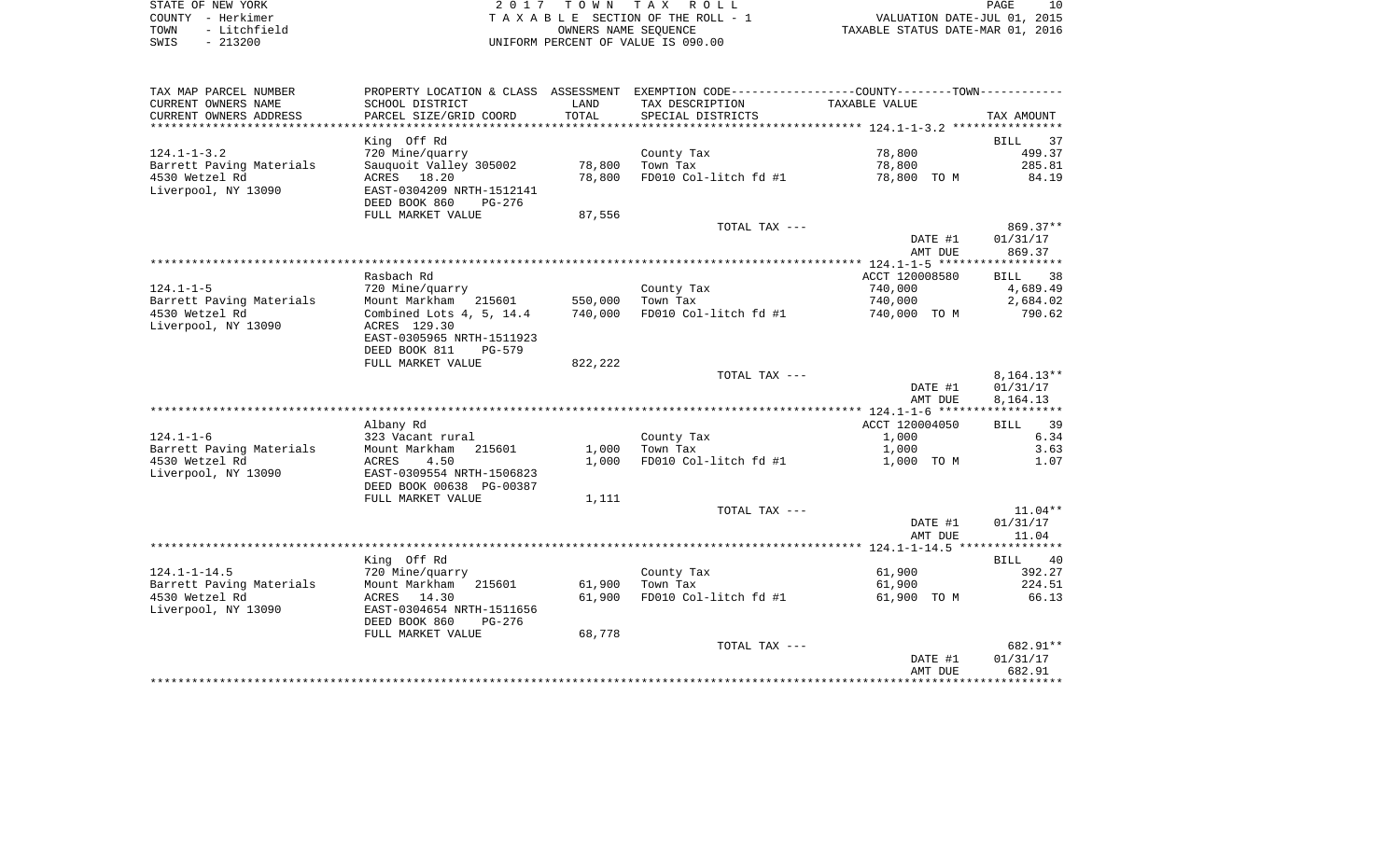STATE OF NEW YORK
COUNTY - Herkimer
TOWN - Litchfield
SWIS - 213200

2 0 1 7 T O W N T A X R O L L
T A X A B L E SECTION OF THE ROLL - 1
OWNERS NAME SEQUENCE
UNIFORM PERCENT OF VALUE IS 090.00

VALUATION DATE-JUL 01, 2015
TAXABLE STATUS DATE-MAR 01, 2016

| TAX MAP PARCEL NUMBER / CURRENT OWNERS NAME / CURRENT OWNERS ADDRESS | PROPERTY LOCATION & CLASS / SCHOOL DISTRICT / PARCEL SIZE/GRID COORD | ASSESSMENT LAND / TOTAL | EXEMPTION CODE / TAX DESCRIPTION / SPECIAL DISTRICTS | COUNTY--------TOWN TAXABLE VALUE | TAX AMOUNT |
|---|---|---|---|---|---|
| 124.1-1-3.2 | King Off Rd | | | | BILL 37 |
| | 720 Mine/quarry | | County Tax | 78,800 | 499.37 |
| Barrett Paving Materials | Sauquoit Valley 305002 | 78,800 | Town Tax | 78,800 | 285.81 |
| 4530 Wetzel Rd | ACRES 18.20 | 78,800 | FD010 Col-litch fd #1 | 78,800 TO M | 84.19 |
| Liverpool, NY 13090 | EAST-0304209 NRTH-1512141 | | | | |
| | DEED BOOK 860 PG-276 | | | | |
| | FULL MARKET VALUE | 87,556 | | | |
| | | | TOTAL TAX --- | | 869.37** |
| | | | | DATE #1 | 01/31/17 |
| | | | | AMT DUE | 869.37 |
| 124.1-1-5 | Rasbach Rd | | | ACCT 120008580 | BILL 38 |
| | 720 Mine/quarry | | County Tax | 740,000 | 4,689.49 |
| Barrett Paving Materials | Mount Markham 215601 | 550,000 | Town Tax | 740,000 | 2,684.02 |
| 4530 Wetzel Rd | Combined Lots 4, 5, 14.4 | 740,000 | FD010 Col-litch fd #1 | 740,000 TO M | 790.62 |
| Liverpool, NY 13090 | ACRES 129.30 | | | | |
| | EAST-0305965 NRTH-1511923 | | | | |
| | DEED BOOK 811 PG-579 | | | | |
| | FULL MARKET VALUE | 822,222 | | | |
| | | | TOTAL TAX --- | | 8,164.13** |
| | | | | DATE #1 | 01/31/17 |
| | | | | AMT DUE | 8,164.13 |
| 124.1-1-6 | Albany Rd | | | ACCT 120004050 | BILL 39 |
| | 323 Vacant rural | | County Tax | 1,000 | 6.34 |
| Barrett Paving Materials | Mount Markham 215601 | 1,000 | Town Tax | 1,000 | 3.63 |
| 4530 Wetzel Rd | ACRES 4.50 | 1,000 | FD010 Col-litch fd #1 | 1,000 TO M | 1.07 |
| Liverpool, NY 13090 | EAST-0309554 NRTH-1506823 | | | | |
| | DEED BOOK 00638 PG-00387 | | | | |
| | FULL MARKET VALUE | 1,111 | | | |
| | | | TOTAL TAX --- | | 11.04** |
| | | | | DATE #1 | 01/31/17 |
| | | | | AMT DUE | 11.04 |
| 124.1-1-14.5 | King Off Rd | | | | BILL 40 |
| | 720 Mine/quarry | | County Tax | 61,900 | 392.27 |
| Barrett Paving Materials | Mount Markham 215601 | 61,900 | Town Tax | 61,900 | 224.51 |
| 4530 Wetzel Rd | ACRES 14.30 | 61,900 | FD010 Col-litch fd #1 | 61,900 TO M | 66.13 |
| Liverpool, NY 13090 | EAST-0304654 NRTH-1511656 | | | | |
| | DEED BOOK 860 PG-276 | | | | |
| | FULL MARKET VALUE | 68,778 | | | |
| | | | TOTAL TAX --- | | 682.91** |
| | | | | DATE #1 | 01/31/17 |
| | | | | AMT DUE | 682.91 |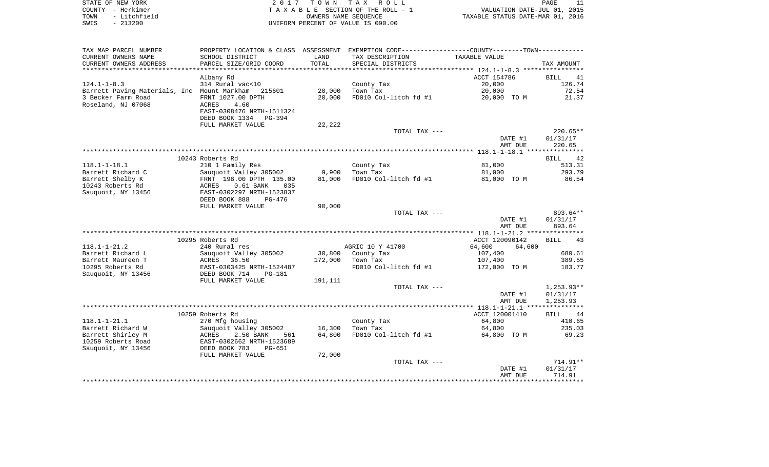STATE OF NEW YORK
COUNTY - Herkimer
TOWN - Litchfield
SWIS - 213200

2 0 1 7 T O W N T A X R O L L
T A X A B L E SECTION OF THE ROLL - 1
OWNERS NAME SEQUENCE
UNIFORM PERCENT OF VALUE IS 090.00

VALUATION DATE-JUL 01, 2015
TAXABLE STATUS DATE-MAR 01, 2016

| TAX MAP PARCEL NUMBER / CURRENT OWNERS NAME / CURRENT OWNERS ADDRESS | PROPERTY LOCATION & CLASS / SCHOOL DISTRICT / PARCEL SIZE/GRID COORD | ASSESSMENT LAND | TOTAL | EXEMPTION CODE / TAX DESCRIPTION / SPECIAL DISTRICTS | COUNTY / TOWN TAXABLE VALUE | TAX AMOUNT |
|---|---|---|---|---|---|---|
| 124.1-1-8.3 | Albany Rd | | | | ACCT 154786 | BILL 41 |
| | 314 Rural vac<10 | | | County Tax | 20,000 | 126.74 |
| Barrett Paving Materials, Inc | Mount Markham 215601 | 20,000 | | Town Tax | 20,000 | 72.54 |
| 3 Becker Farm Road | FRNT 1027.00 DPTH | | 20,000 | FD010 Col-litch fd #1 | 20,000 TO M | 21.37 |
| Roseland, NJ 07068 | ACRES 4.60 | | | | | |
| | EAST-0308476 NRTH-1511324 | | | | | |
| | DEED BOOK 1334 PG-394 | | | | | |
| | FULL MARKET VALUE | | 22,222 | | | |
| | | | | TOTAL TAX --- | | 220.65** |
| | | | | | DATE #1 | 01/31/17 |
| | | | | | AMT DUE | 220.65 |
| 118.1-1-18.1 | 10243 Roberts Rd | | | | | BILL 42 |
| | 210 1 Family Res | | | County Tax | 81,000 | 513.31 |
| Barrett Richard C | Sauquoit Valley 305002 | 9,900 | | Town Tax | 81,000 | 293.79 |
| Barrett Shelby K | FRNT 198.00 DPTH 135.00 | | 81,000 | FD010 Col-litch fd #1 | 81,000 TO M | 86.54 |
| 10243 Roberts Rd | ACRES 0.61 BANK 035 | | | | | |
| Sauquoit, NY 13456 | EAST-0302297 NRTH-1523837 | | | | | |
| | DEED BOOK 888 PG-476 | | | | | |
| | FULL MARKET VALUE | | 90,000 | | | |
| | | | | TOTAL TAX --- | | 893.64** |
| | | | | | DATE #1 | 01/31/17 |
| | | | | | AMT DUE | 893.64 |
| 118.1-1-21.2 | 10295 Roberts Rd | | | | ACCT 120090142 | BILL 43 |
| | 240 Rural res | | | AGRIC 10 Y 41700 | 64,600 64,600 | |
| Barrett Richard L | Sauquoit Valley 305002 | 30,800 | | County Tax | 107,400 | 680.61 |
| Barrett Maureen T | ACRES 36.50 | | 172,000 | Town Tax | 107,400 | 389.55 |
| 10295 Roberts Rd | EAST-0303425 NRTH-1524487 | | | FD010 Col-litch fd #1 | 172,000 TO M | 183.77 |
| Sauquoit, NY 13456 | DEED BOOK 714 PG-181 | | | | | |
| | FULL MARKET VALUE | | 191,111 | | | |
| | | | | TOTAL TAX --- | | 1,253.93** |
| | | | | | DATE #1 | 01/31/17 |
| | | | | | AMT DUE | 1,253.93 |
| 118.1-1-21.1 | 10259 Roberts Rd | | | | ACCT 120001410 | BILL 44 |
| | 270 Mfg housing | | | County Tax | 64,800 | 410.65 |
| Barrett Richard W | Sauquoit Valley 305002 | 16,300 | | Town Tax | 64,800 | 235.03 |
| Barrett Shirley M | ACRES 2.50 BANK 561 | | 64,800 | FD010 Col-litch fd #1 | 64,800 TO M | 69.23 |
| 10259 Roberts Road | EAST-0302662 NRTH-1523689 | | | | | |
| Sauquoit, NY 13456 | DEED BOOK 783 PG-651 | | | | | |
| | FULL MARKET VALUE | | 72,000 | | | |
| | | | | TOTAL TAX --- | | 714.91** |
| | | | | | DATE #1 | 01/31/17 |
| | | | | | AMT DUE | 714.91 |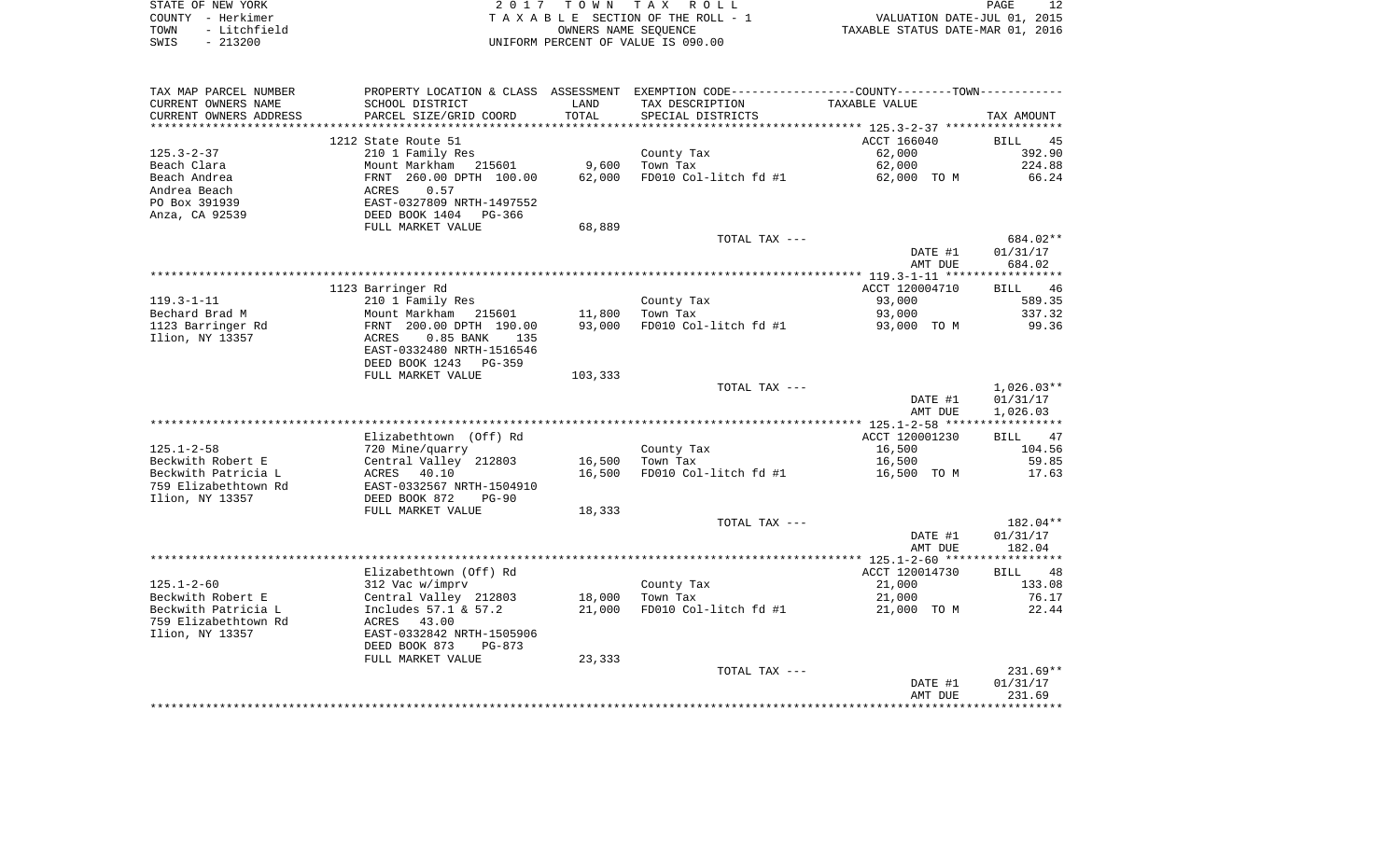STATE OF NEW YORK
COUNTY - Herkimer
TOWN - Litchfield
SWIS - 213200

2 0 1 7 T O W N T A X R O L L
T A X A B L E SECTION OF THE ROLL - 1
OWNERS NAME SEQUENCE
UNIFORM PERCENT OF VALUE IS 090.00

VALUATION DATE-JUL 01, 2015
TAXABLE STATUS DATE-MAR 01, 2016

| TAX MAP PARCEL NUMBER<br>CURRENT OWNERS NAME<br>CURRENT OWNERS ADDRESS | PROPERTY LOCATION & CLASS<br>SCHOOL DISTRICT<br>PARCEL SIZE/GRID COORD | ASSESSMENT<br>LAND<br>TOTAL | EXEMPTION CODE-----COUNTY-----TOWN-----<br>TAX DESCRIPTION<br>SPECIAL DISTRICTS | TAXABLE VALUE | TAX AMOUNT |
|---|---|---|---|---|---|
| | 1212 State Route 51 | | | ACCT 166040 | BILL 45 |
| 125.3-2-37 | 210 1 Family Res | | County Tax | 62,000 | 392.90 |
| Beach Clara | Mount Markham 215601 | 9,600 | Town Tax | 62,000 | 224.88 |
| Beach Andrea | FRNT 260.00 DPTH 100.00 | 62,000 | FD010 Col-litch fd #1 | 62,000 TO M | 66.24 |
| Andrea Beach | ACRES 0.57 | | | | |
| PO Box 391939 | EAST-0327809 NRTH-1497552 | | | | |
| Anza, CA 92539 | DEED BOOK 1404 PG-366 | | | | |
| | FULL MARKET VALUE | 68,889 | | | |
| | | | TOTAL TAX --- | | 684.02** |
| | | | | DATE #1 | 01/31/17 |
| | | | | AMT DUE | 684.02 |
| | 1123 Barringer Rd | | | ACCT 120004710 | BILL 46 |
| 119.3-1-11 | 210 1 Family Res | | County Tax | 93,000 | 589.35 |
| Bechard Brad M | Mount Markham 215601 | 11,800 | Town Tax | 93,000 | 337.32 |
| 1123 Barringer Rd | FRNT 200.00 DPTH 190.00 | 93,000 | FD010 Col-litch fd #1 | 93,000 TO M | 99.36 |
| Ilion, NY 13357 | ACRES 0.85 BANK 135 | | | | |
| | EAST-0332480 NRTH-1516546 | | | | |
| | DEED BOOK 1243 PG-359 | | | | |
| | FULL MARKET VALUE | 103,333 | | | |
| | | | TOTAL TAX --- | | 1,026.03** |
| | | | | DATE #1 | 01/31/17 |
| | | | | AMT DUE | 1,026.03 |
| | Elizabethtown (Off) Rd | | | ACCT 120001230 | BILL 47 |
| 125.1-2-58 | 720 Mine/quarry | | County Tax | 16,500 | 104.56 |
| Beckwith Robert E | Central Valley 212803 | 16,500 | Town Tax | 16,500 | 59.85 |
| Beckwith Patricia L | ACRES 40.10 | 16,500 | FD010 Col-litch fd #1 | 16,500 TO M | 17.63 |
| 759 Elizabethtown Rd | EAST-0332567 NRTH-1504910 | | | | |
| Ilion, NY 13357 | DEED BOOK 872 PG-90 | | | | |
| | FULL MARKET VALUE | 18,333 | | | |
| | | | TOTAL TAX --- | | 182.04** |
| | | | | DATE #1 | 01/31/17 |
| | | | | AMT DUE | 182.04 |
| | Elizabethtown (Off) Rd | | | ACCT 120014730 | BILL 48 |
| 125.1-2-60 | 312 Vac w/imprv | | County Tax | 21,000 | 133.08 |
| Beckwith Robert E | Central Valley 212803 | 18,000 | Town Tax | 21,000 | 76.17 |
| Beckwith Patricia L | Includes 57.1 & 57.2 | 21,000 | FD010 Col-litch fd #1 | 21,000 TO M | 22.44 |
| 759 Elizabethtown Rd | ACRES 43.00 | | | | |
| Ilion, NY 13357 | EAST-0332842 NRTH-1505906 | | | | |
| | DEED BOOK 873 PG-873 | | | | |
| | FULL MARKET VALUE | 23,333 | | | |
| | | | TOTAL TAX --- | | 231.69** |
| | | | | DATE #1 | 01/31/17 |
| | | | | AMT DUE | 231.69 |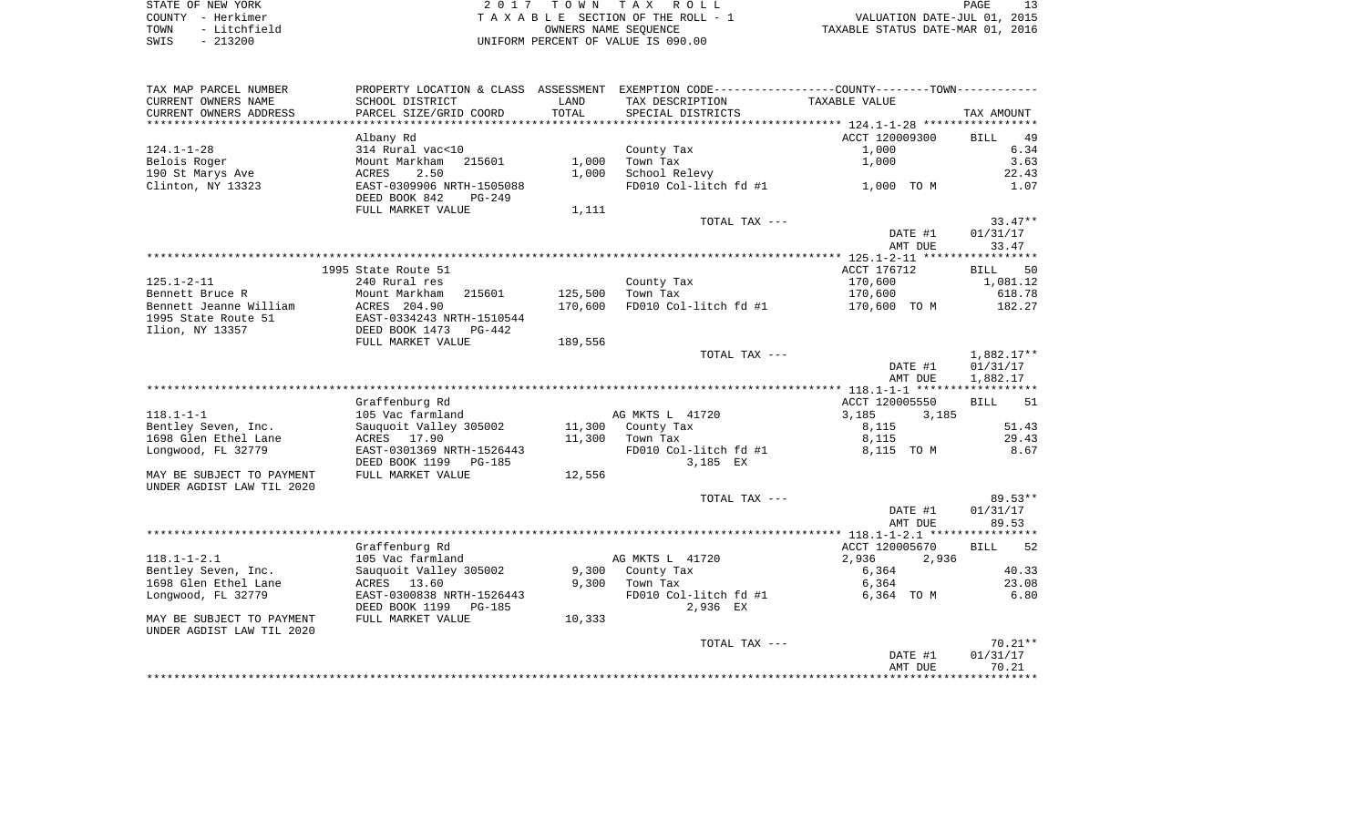STATE OF NEW YORK — 2017 TOWN TAX ROLL
COUNTY - Herkimer — TAXABLE SECTION OF THE ROLL - 1 — VALUATION DATE-JUL 01, 2015
TOWN - Litchfield — OWNERS NAME SEQUENCE — TAXABLE STATUS DATE-MAR 01, 2016
SWIS - 213200 — UNIFORM PERCENT OF VALUE IS 090.00

| TAX MAP PARCEL NUMBER / CURRENT OWNERS NAME / CURRENT OWNERS ADDRESS | PROPERTY LOCATION & CLASS / SCHOOL DISTRICT / PARCEL SIZE/GRID COORD | ASSESSMENT LAND / TOTAL | EXEMPTION CODE / TAX DESCRIPTION / SPECIAL DISTRICTS | COUNTY--------TOWN / TAXABLE VALUE | TAX AMOUNT |
|---|---|---|---|---|---|
| | Albany Rd | | | ACCT 120009300 | BILL 49 |
| 124.1-1-28 | 314 Rural vac<10 | | County Tax | 1,000 | 6.34 |
| Belois Roger | Mount Markham 215601 | 1,000 | Town Tax | 1,000 | 3.63 |
| 190 St Marys Ave | ACRES 2.50 | 1,000 | School Relevy | | 22.43 |
| Clinton, NY 13323 | EAST-0309906 NRTH-1505088 | | FD010 Col-litch fd #1 | 1,000 TO M | 1.07 |
| | DEED BOOK 842 PG-249 | | | | |
| | FULL MARKET VALUE | 1,111 | | | |
| | | | TOTAL TAX --- | | 33.47** |
| | | | | DATE #1 | 01/31/17 |
| | | | | AMT DUE | 33.47 |
| | 1995 State Route 51 | | | ACCT 176712 | BILL 50 |
| 125.1-2-11 | 240 Rural res | | County Tax | 170,600 | 1,081.12 |
| Bennett Bruce R | Mount Markham 215601 | 125,500 | Town Tax | 170,600 | 618.78 |
| Bennett Jeanne William | ACRES 204.90 | 170,600 | FD010 Col-litch fd #1 | 170,600 TO M | 182.27 |
| 1995 State Route 51 | EAST-0334243 NRTH-1510544 | | | | |
| Ilion, NY 13357 | DEED BOOK 1473 PG-442 | | | | |
| | FULL MARKET VALUE | 189,556 | | | |
| | | | TOTAL TAX --- | | 1,882.17** |
| | | | | DATE #1 | 01/31/17 |
| | | | | AMT DUE | 1,882.17 |
| | Graffenburg Rd | | | ACCT 120005550 | BILL 51 |
| 118.1-1-1 | 105 Vac farmland | | AG MKTS L 41720 | 3,185 3,185 | |
| Bentley Seven, Inc. | Sauquoit Valley 305002 | 11,300 | County Tax | 8,115 | 51.43 |
| 1698 Glen Ethel Lane | ACRES 17.90 | 11,300 | Town Tax | 8,115 | 29.43 |
| Longwood, FL 32779 | EAST-0301369 NRTH-1526443 | | FD010 Col-litch fd #1 | 8,115 TO M | 8.67 |
| | DEED BOOK 1199 PG-185 | | 3,185 EX | | |
| MAY BE SUBJECT TO PAYMENT | FULL MARKET VALUE | 12,556 | | | |
| UNDER AGDIST LAW TIL 2020 | | | | | |
| | | | TOTAL TAX --- | | 89.53** |
| | | | | DATE #1 | 01/31/17 |
| | | | | AMT DUE | 89.53 |
| | Graffenburg Rd | | | ACCT 120005670 | BILL 52 |
| 118.1-1-2.1 | 105 Vac farmland | | AG MKTS L 41720 | 2,936 2,936 | |
| Bentley Seven, Inc. | Sauquoit Valley 305002 | 9,300 | County Tax | 6,364 | 40.33 |
| 1698 Glen Ethel Lane | ACRES 13.60 | 9,300 | Town Tax | 6,364 | 23.08 |
| Longwood, FL 32779 | EAST-0300838 NRTH-1526443 | | FD010 Col-litch fd #1 | 6,364 TO M | 6.80 |
| | DEED BOOK 1199 PG-185 | | 2,936 EX | | |
| MAY BE SUBJECT TO PAYMENT | FULL MARKET VALUE | 10,333 | | | |
| UNDER AGDIST LAW TIL 2020 | | | | | |
| | | | TOTAL TAX --- | | 70.21** |
| | | | | DATE #1 | 01/31/17 |
| | | | | AMT DUE | 70.21 |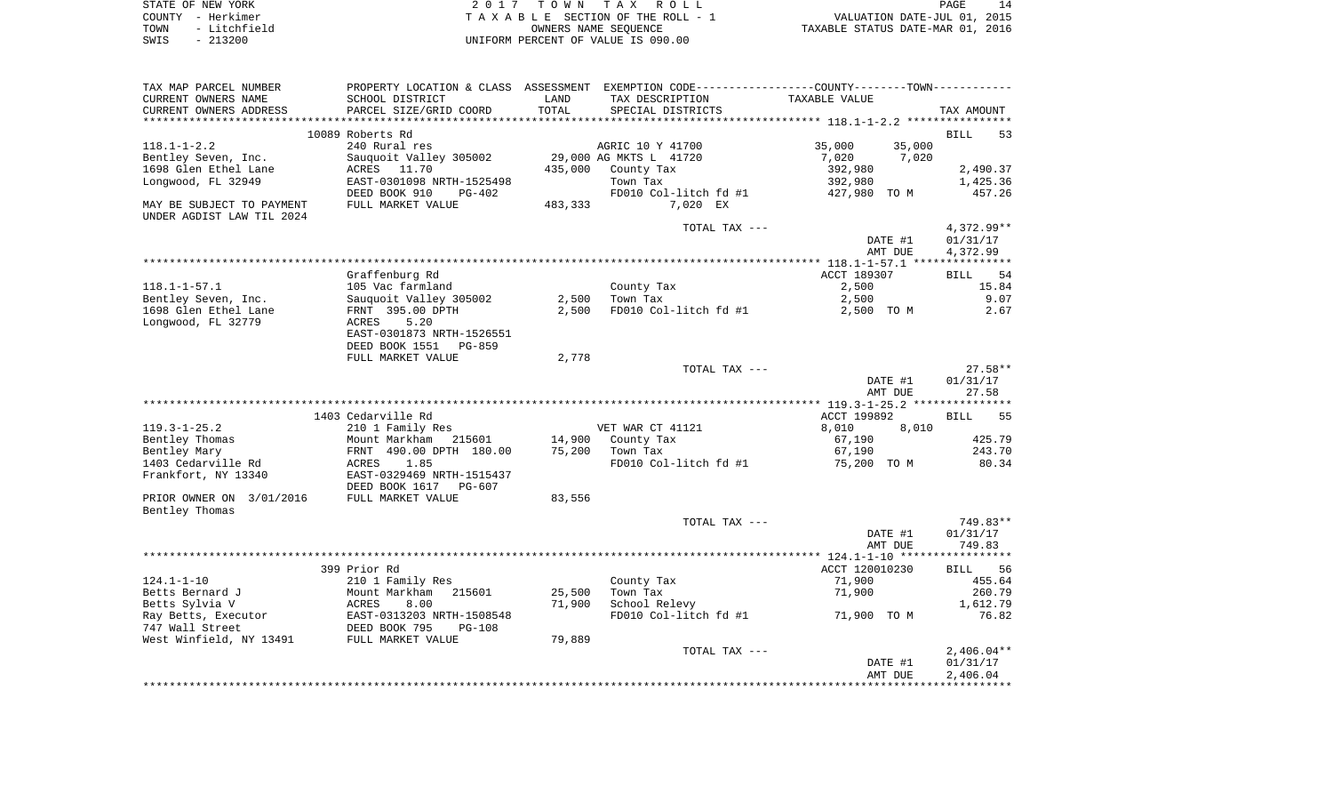STATE OF NEW YORK | 2 0 1 7 T O W N T A X R O L L
COUNTY - Herkimer | T A X A B L E SECTION OF THE ROLL - 1 | VALUATION DATE-JUL 01, 2015
TOWN - Litchfield | OWNERS NAME SEQUENCE | TAXABLE STATUS DATE-MAR 01, 2016
SWIS - 213200 | UNIFORM PERCENT OF VALUE IS 090.00

| TAX MAP PARCEL NUMBER / CURRENT OWNERS NAME / CURRENT OWNERS ADDRESS | PROPERTY LOCATION & CLASS / SCHOOL DISTRICT / PARCEL SIZE/GRID COORD | ASSESSMENT LAND / TOTAL | EXEMPTION CODE / TAX DESCRIPTION / SPECIAL DISTRICTS | COUNTY TAXABLE VALUE | TOWN TAXABLE VALUE | TAX AMOUNT |
|---|---|---|---|---|---|---|
| | 10089 Roberts Rd | | | | | BILL 53 |
| 118.1-1-2.2 | 240 Rural res | | AGRIC 10 Y 41700 | 35,000 | 35,000 | |
| Bentley Seven, Inc. | Sauquoit Valley 305002 | 29,000 | AG MKTS L 41720 | 7,020 | 7,020 | |
| 1698 Glen Ethel Lane | ACRES 11.70 | 435,000 | County Tax | 392,980 | | 2,490.37 |
| Longwood, FL 32949 | EAST-0301098 NRTH-1525498 | | Town Tax | 392,980 | | 1,425.36 |
| | DEED BOOK 910 PG-402 | | FD010 Col-litch fd #1 | 427,980 TO M | | 457.26 |
| MAY BE SUBJECT TO PAYMENT | FULL MARKET VALUE | 483,333 | 7,020 EX | | | |
| UNDER AGDIST LAW TIL 2024 | | | | | | |
| | | | TOTAL TAX --- | | | 4,372.99** |
| | | | | | DATE #1 | 01/31/17 |
| | | | | | AMT DUE | 4,372.99 |
| | Graffenburg Rd | | | ACCT 189307 | | BILL 54 |
| 118.1-1-57.1 | 105 Vac farmland | | County Tax | 2,500 | | 15.84 |
| Bentley Seven, Inc. | Sauquoit Valley 305002 | 2,500 | Town Tax | 2,500 | | 9.07 |
| 1698 Glen Ethel Lane | FRNT 395.00 DPTH | 2,500 | FD010 Col-litch fd #1 | 2,500 TO M | | 2.67 |
| Longwood, FL 32779 | ACRES 5.20 | | | | | |
| | EAST-0301873 NRTH-1526551 | | | | | |
| | DEED BOOK 1551 PG-859 | | | | | |
| | FULL MARKET VALUE | 2,778 | | | | |
| | | | TOTAL TAX --- | | | 27.58** |
| | | | | | DATE #1 | 01/31/17 |
| | | | | | AMT DUE | 27.58 |
| | 1403 Cedarville Rd | | | ACCT 199892 | | BILL 55 |
| 119.3-1-25.2 | 210 1 Family Res | | VET WAR CT 41121 | 8,010 | 8,010 | |
| Bentley Thomas | Mount Markham 215601 | 14,900 | County Tax | 67,190 | | 425.79 |
| Bentley Mary | FRNT 490.00 DPTH 180.00 | 75,200 | Town Tax | 67,190 | | 243.70 |
| 1403 Cedarville Rd | ACRES 1.85 | | FD010 Col-litch fd #1 | 75,200 TO M | | 80.34 |
| Frankfort, NY 13340 | EAST-0329469 NRTH-1515437 | | | | | |
| | DEED BOOK 1617 PG-607 | | | | | |
| PRIOR OWNER ON 3/01/2016 | FULL MARKET VALUE | 83,556 | | | | |
| Bentley Thomas | | | | | | |
| | | | TOTAL TAX --- | | | 749.83** |
| | | | | | DATE #1 | 01/31/17 |
| | | | | | AMT DUE | 749.83 |
| | 399 Prior Rd | | | ACCT 120010230 | | BILL 56 |
| 124.1-1-10 | 210 1 Family Res | | County Tax | 71,900 | | 455.64 |
| Betts Bernard J | Mount Markham 215601 | 25,500 | Town Tax | 71,900 | | 260.79 |
| Betts Sylvia V | ACRES 8.00 | 71,900 | School Relevy | | | 1,612.79 |
| Ray Betts, Executor | EAST-0313203 NRTH-1508548 | | FD010 Col-litch fd #1 | 71,900 TO M | | 76.82 |
| 747 Wall Street | DEED BOOK 795 PG-108 | | | | | |
| West Winfield, NY 13491 | FULL MARKET VALUE | 79,889 | | | | |
| | | | TOTAL TAX --- | | | 2,406.04** |
| | | | | | DATE #1 | 01/31/17 |
| | | | | | AMT DUE | 2,406.04 |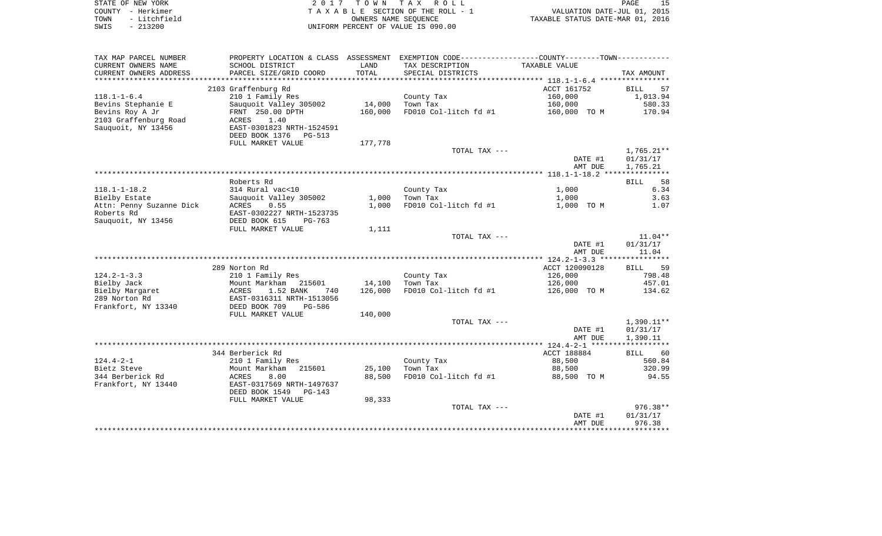STATE OF NEW YORK
COUNTY - Herkimer
TOWN - Litchfield
SWIS - 213200

2 0 1 7 T O W N T A X R O L L
T A X A B L E SECTION OF THE ROLL - 1
OWNERS NAME SEQUENCE
UNIFORM PERCENT OF VALUE IS 090.00

VALUATION DATE-JUL 01, 2015
TAXABLE STATUS DATE-MAR 01, 2016

| TAX MAP PARCEL NUMBER / CURRENT OWNERS NAME / CURRENT OWNERS ADDRESS | PROPERTY LOCATION & CLASS / SCHOOL DISTRICT / PARCEL SIZE/GRID COORD | ASSESSMENT LAND / TOTAL | EXEMPTION CODE / TAX DESCRIPTION / SPECIAL DISTRICTS | COUNTY--TOWN TAXABLE VALUE | TAX AMOUNT |
|---|---|---|---|---|---|
| **118.1-1-6.4** | 2103 Graffenburg Rd | | | ACCT 161752 | BILL 57 |
| Bevins Stephanie E | 210 1 Family Res | | County Tax | 160,000 | 1,013.94 |
| Bevins Roy A Jr | Sauquoit Valley 305002 | 14,000 | Town Tax | 160,000 | 580.33 |
| 2103 Graffenburg Road | FRNT 250.00 DPTH | 160,000 | FD010 Col-litch fd #1 | 160,000 TO M | 170.94 |
| Sauquoit, NY 13456 | ACRES 1.40 | | | | |
| | EAST-0301823 NRTH-1524591 | | | | |
| | DEED BOOK 1376 PG-513 | | | | |
| | FULL MARKET VALUE | 177,778 | | | |
| | | | TOTAL TAX --- | | 1,765.21** |
| | | | | DATE #1 | 01/31/17 |
| | | | | AMT DUE | 1,765.21 |
| **118.1-1-18.2** | Roberts Rd | | | | BILL 58 |
| Bielby Estate | 314 Rural vac<10 | | County Tax | 1,000 | 6.34 |
| Attn: Penny Suzanne Dick | Sauquoit Valley 305002 | 1,000 | Town Tax | 1,000 | 3.63 |
| Roberts Rd | ACRES 0.55 | 1,000 | FD010 Col-litch fd #1 | 1,000 TO M | 1.07 |
| Sauquoit, NY 13456 | EAST-0302227 NRTH-1523735 | | | | |
| | DEED BOOK 615 PG-763 | | | | |
| | FULL MARKET VALUE | 1,111 | | | |
| | | | TOTAL TAX --- | | 11.04** |
| | | | | DATE #1 | 01/31/17 |
| | | | | AMT DUE | 11.04 |
| **124.2-1-3.3** | 289 Norton Rd | | | ACCT 120090128 | BILL 59 |
| Bielby Jack | 210 1 Family Res | | County Tax | 126,000 | 798.48 |
| Bielby Margaret | Mount Markham 215601 | 14,100 | Town Tax | 126,000 | 457.01 |
| 289 Norton Rd | ACRES 1.52 BANK 740 | 126,000 | FD010 Col-litch fd #1 | 126,000 TO M | 134.62 |
| Frankfort, NY 13340 | EAST-0316311 NRTH-1513056 | | | | |
| | DEED BOOK 709 PG-586 | | | | |
| | FULL MARKET VALUE | 140,000 | | | |
| | | | TOTAL TAX --- | | 1,390.11** |
| | | | | DATE #1 | 01/31/17 |
| | | | | AMT DUE | 1,390.11 |
| **124.4-2-1** | 344 Berberick Rd | | | ACCT 188884 | BILL 60 |
| Bietz Steve | 210 1 Family Res | | County Tax | 88,500 | 560.84 |
| 344 Berberick Rd | Mount Markham 215601 | 25,100 | Town Tax | 88,500 | 320.99 |
| Frankfort, NY 13440 | ACRES 8.00 | 88,500 | FD010 Col-litch fd #1 | 88,500 TO M | 94.55 |
| | EAST-0317569 NRTH-1497637 | | | | |
| | DEED BOOK 1549 PG-143 | | | | |
| | FULL MARKET VALUE | 98,333 | | | |
| | | | TOTAL TAX --- | | 976.38** |
| | | | | DATE #1 | 01/31/17 |
| | | | | AMT DUE | 976.38 |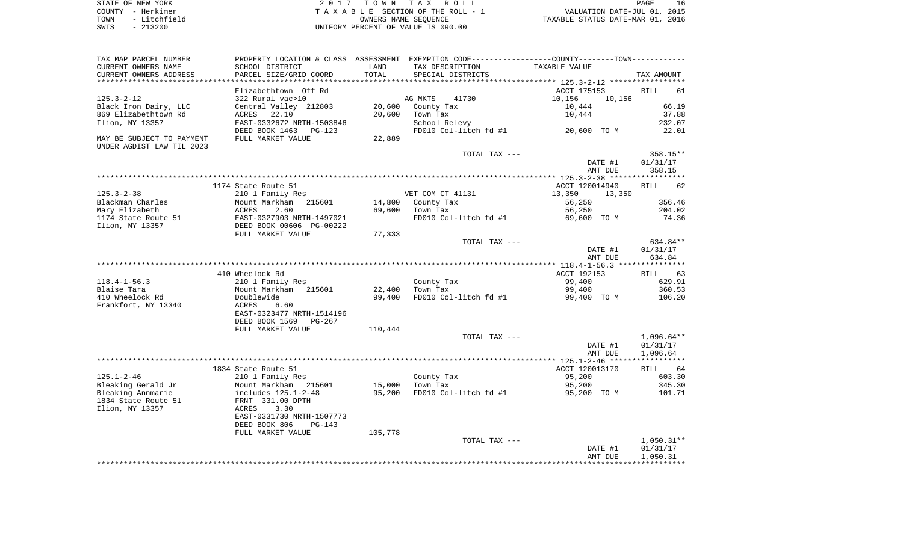STATE OF NEW YORK
COUNTY - Herkimer
TOWN - Litchfield
SWIS - 213200

2017 TOWN TAX ROLL
TAXABLE SECTION OF THE ROLL - 1
OWNERS NAME SEQUENCE
UNIFORM PERCENT OF VALUE IS 090.00

VALUATION DATE-JUL 01, 2015
TAXABLE STATUS DATE-MAR 01, 2016

| TAX MAP PARCEL NUMBER / CURRENT OWNERS NAME / CURRENT OWNERS ADDRESS | PROPERTY LOCATION & CLASS / SCHOOL DISTRICT / PARCEL SIZE/GRID COORD | ASSESSMENT LAND / TOTAL | EXEMPTION CODE / TAX DESCRIPTION / SPECIAL DISTRICTS | COUNTY / TOWN TAXABLE VALUE | TAX AMOUNT |
|---|---|---|---|---|---|
| | Elizabethtown Off Rd | | | ACCT 175153 | BILL 61 |
| 125.3-2-12 | 322 Rural vac>10 | | AG MKTS 41730 | 10,156 10,156 | |
| Black Iron Dairy, LLC | Central Valley 212803 | 20,600 | County Tax | 10,444 | 66.19 |
| 869 Elizabethtown Rd | ACRES 22.10 | 20,600 | Town Tax | 10,444 | 37.88 |
| Ilion, NY 13357 | EAST-0332672 NRTH-1503846 | | School Relevy | | 232.07 |
| | DEED BOOK 1463 PG-123 | | FD010 Col-litch fd #1 | 20,600 TO M | 22.01 |
| MAY BE SUBJECT TO PAYMENT | FULL MARKET VALUE | 22,889 | | | |
| UNDER AGDIST LAW TIL 2023 | | | | | |
| | | | TOTAL TAX --- | | 358.15** |
| | | | | DATE #1 | 01/31/17 |
| | | | | AMT DUE | 358.15 |
| | 1174 State Route 51 | | | ACCT 120014940 | BILL 62 |
| 125.3-2-38 | 210 1 Family Res | | VET COM CT 41131 | 13,350 13,350 | |
| Blackman Charles | Mount Markham 215601 | 14,800 | County Tax | 56,250 | 356.46 |
| Mary Elizabeth | ACRES 2.60 | 69,600 | Town Tax | 56,250 | 204.02 |
| 1174 State Route 51 | EAST-0327903 NRTH-1497021 | | FD010 Col-litch fd #1 | 69,600 TO M | 74.36 |
| Ilion, NY 13357 | DEED BOOK 00606 PG-00222 | | | | |
| | FULL MARKET VALUE | 77,333 | | | |
| | | | TOTAL TAX --- | | 634.84** |
| | | | | DATE #1 | 01/31/17 |
| | | | | AMT DUE | 634.84 |
| | 410 Wheelock Rd | | | ACCT 192153 | BILL 63 |
| 118.4-1-56.3 | 210 1 Family Res | | County Tax | 99,400 | 629.91 |
| Blaise Tara | Mount Markham 215601 | 22,400 | Town Tax | 99,400 | 360.53 |
| 410 Wheelock Rd | Doublewide | 99,400 | FD010 Col-litch fd #1 | 99,400 TO M | 106.20 |
| Frankfort, NY 13340 | ACRES 6.60 | | | | |
| | EAST-0323477 NRTH-1514196 | | | | |
| | DEED BOOK 1569 PG-267 | | | | |
| | FULL MARKET VALUE | 110,444 | | | |
| | | | TOTAL TAX --- | | 1,096.64** |
| | | | | DATE #1 | 01/31/17 |
| | | | | AMT DUE | 1,096.64 |
| | 1834 State Route 51 | | | ACCT 120013170 | BILL 64 |
| 125.1-2-46 | 210 1 Family Res | | County Tax | 95,200 | 603.30 |
| Bleaking Gerald Jr | Mount Markham 215601 | 15,000 | Town Tax | 95,200 | 345.30 |
| Bleaking Annmarie | includes 125.1-2-48 | 95,200 | FD010 Col-litch fd #1 | 95,200 TO M | 101.71 |
| 1834 State Route 51 | FRNT 331.00 DPTH | | | | |
| Ilion, NY 13357 | ACRES 3.30 | | | | |
| | EAST-0331730 NRTH-1507773 | | | | |
| | DEED BOOK 806 PG-143 | | | | |
| | FULL MARKET VALUE | 105,778 | | | |
| | | | TOTAL TAX --- | | 1,050.31** |
| | | | | DATE #1 | 01/31/17 |
| | | | | AMT DUE | 1,050.31 |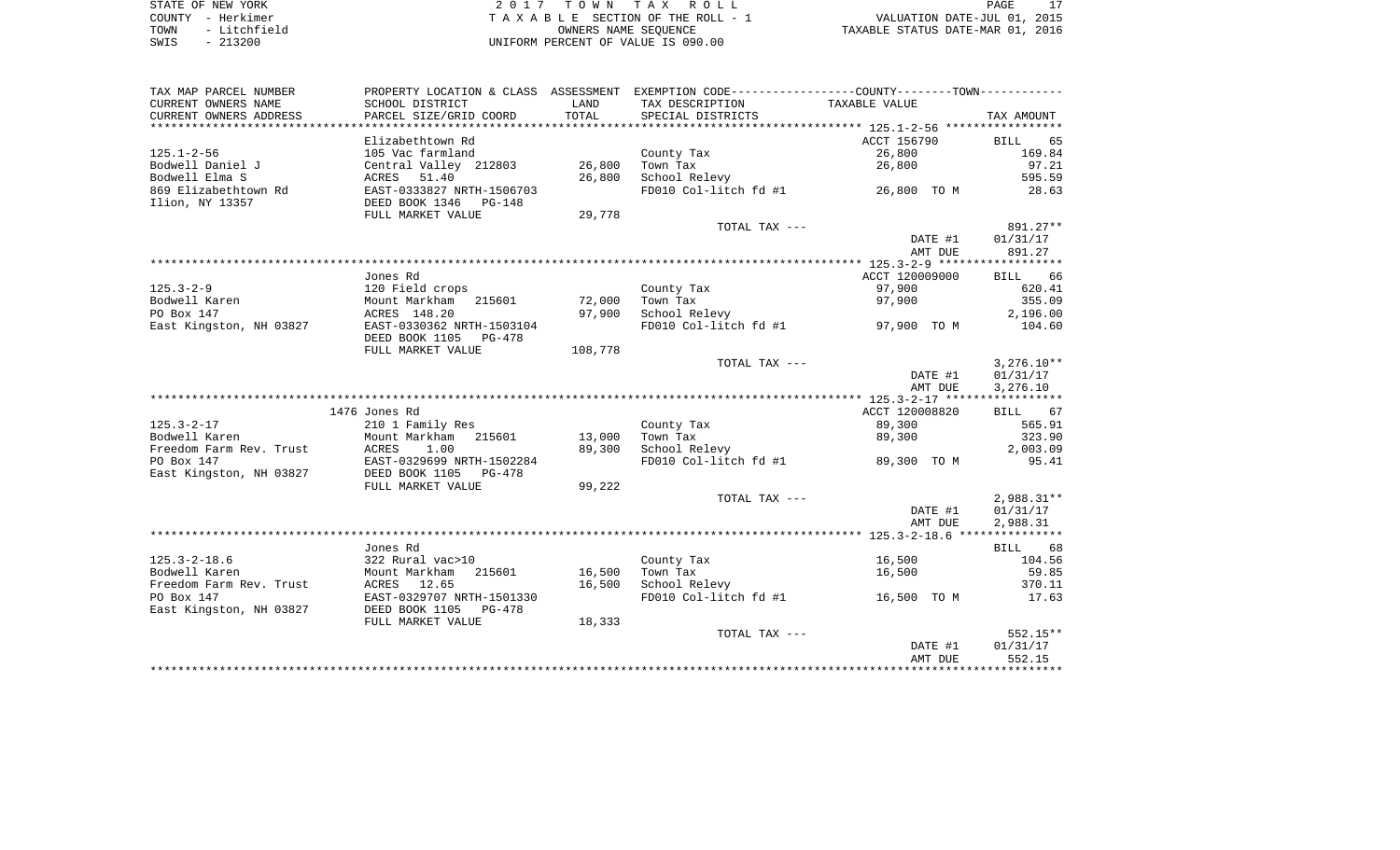STATE OF NEW YORK
COUNTY - Herkimer
TOWN - Litchfield
SWIS - 213200

2 0 1 7 T O W N T A X R O L L
T A X A B L E SECTION OF THE ROLL - 1
OWNERS NAME SEQUENCE
UNIFORM PERCENT OF VALUE IS 090.00

VALUATION DATE-JUL 01, 2015
TAXABLE STATUS DATE-MAR 01, 2016

| TAX MAP PARCEL NUMBER / CURRENT OWNERS NAME / CURRENT OWNERS ADDRESS | PROPERTY LOCATION & CLASS / SCHOOL DISTRICT / PARCEL SIZE/GRID COORD | ASSESSMENT LAND / TOTAL | EXEMPTION CODE / TAX DESCRIPTION / SPECIAL DISTRICTS | COUNTY--------TOWN TAXABLE VALUE | TAX AMOUNT |
|---|---|---|---|---|---|
| 125.1-2-56 | Elizabethtown Rd | | | ACCT 156790 | BILL 65 |
| 125.1-2-56 | 105 Vac farmland | | County Tax | 26,800 | 169.84 |
| Bodwell Daniel J | Central Valley 212803 | 26,800 | Town Tax | 26,800 | 97.21 |
| Bodwell Elma S | ACRES 51.40 | 26,800 | School Relevy | | 595.59 |
| 869 Elizabethtown Rd | EAST-0333827 NRTH-1506703 | | FD010 Col-litch fd #1 | 26,800 TO M | 28.63 |
| Ilion, NY 13357 | DEED BOOK 1346 PG-148 | | | | |
| | FULL MARKET VALUE | 29,778 | | | |
| | | | TOTAL TAX --- | | 891.27** |
| | | | | DATE #1 | 01/31/17 |
| | | | | AMT DUE | 891.27 |
| 125.3-2-9 | Jones Rd | | | ACCT 120009000 | BILL 66 |
| 125.3-2-9 | 120 Field crops | | County Tax | 97,900 | 620.41 |
| Bodwell Karen | Mount Markham 215601 | 72,000 | Town Tax | 97,900 | 355.09 |
| PO Box 147 | ACRES 148.20 | 97,900 | School Relevy | | 2,196.00 |
| East Kingston, NH 03827 | EAST-0330362 NRTH-1503104 | | FD010 Col-litch fd #1 | 97,900 TO M | 104.60 |
| | DEED BOOK 1105 PG-478 | | | | |
| | FULL MARKET VALUE | 108,778 | | | |
| | | | TOTAL TAX --- | | 3,276.10** |
| | | | | DATE #1 | 01/31/17 |
| | | | | AMT DUE | 3,276.10 |
| 125.3-2-17 | 1476 Jones Rd | | | ACCT 120008820 | BILL 67 |
| 125.3-2-17 | 210 1 Family Res | | County Tax | 89,300 | 565.91 |
| Bodwell Karen | Mount Markham 215601 | 13,000 | Town Tax | 89,300 | 323.90 |
| Freedom Farm Rev. Trust | ACRES 1.00 | 89,300 | School Relevy | | 2,003.09 |
| PO Box 147 | EAST-0329699 NRTH-1502284 | | FD010 Col-litch fd #1 | 89,300 TO M | 95.41 |
| East Kingston, NH 03827 | DEED BOOK 1105 PG-478 | | | | |
| | FULL MARKET VALUE | 99,222 | | | |
| | | | TOTAL TAX --- | | 2,988.31** |
| | | | | DATE #1 | 01/31/17 |
| | | | | AMT DUE | 2,988.31 |
| 125.3-2-18.6 | Jones Rd | | | | BILL 68 |
| 125.3-2-18.6 | 322 Rural vac>10 | | County Tax | 16,500 | 104.56 |
| Bodwell Karen | Mount Markham 215601 | 16,500 | Town Tax | 16,500 | 59.85 |
| Freedom Farm Rev. Trust | ACRES 12.65 | 16,500 | School Relevy | | 370.11 |
| PO Box 147 | EAST-0329707 NRTH-1501330 | | FD010 Col-litch fd #1 | 16,500 TO M | 17.63 |
| East Kingston, NH 03827 | DEED BOOK 1105 PG-478 | | | | |
| | FULL MARKET VALUE | 18,333 | | | |
| | | | TOTAL TAX --- | | 552.15** |
| | | | | DATE #1 | 01/31/17 |
| | | | | AMT DUE | 552.15 |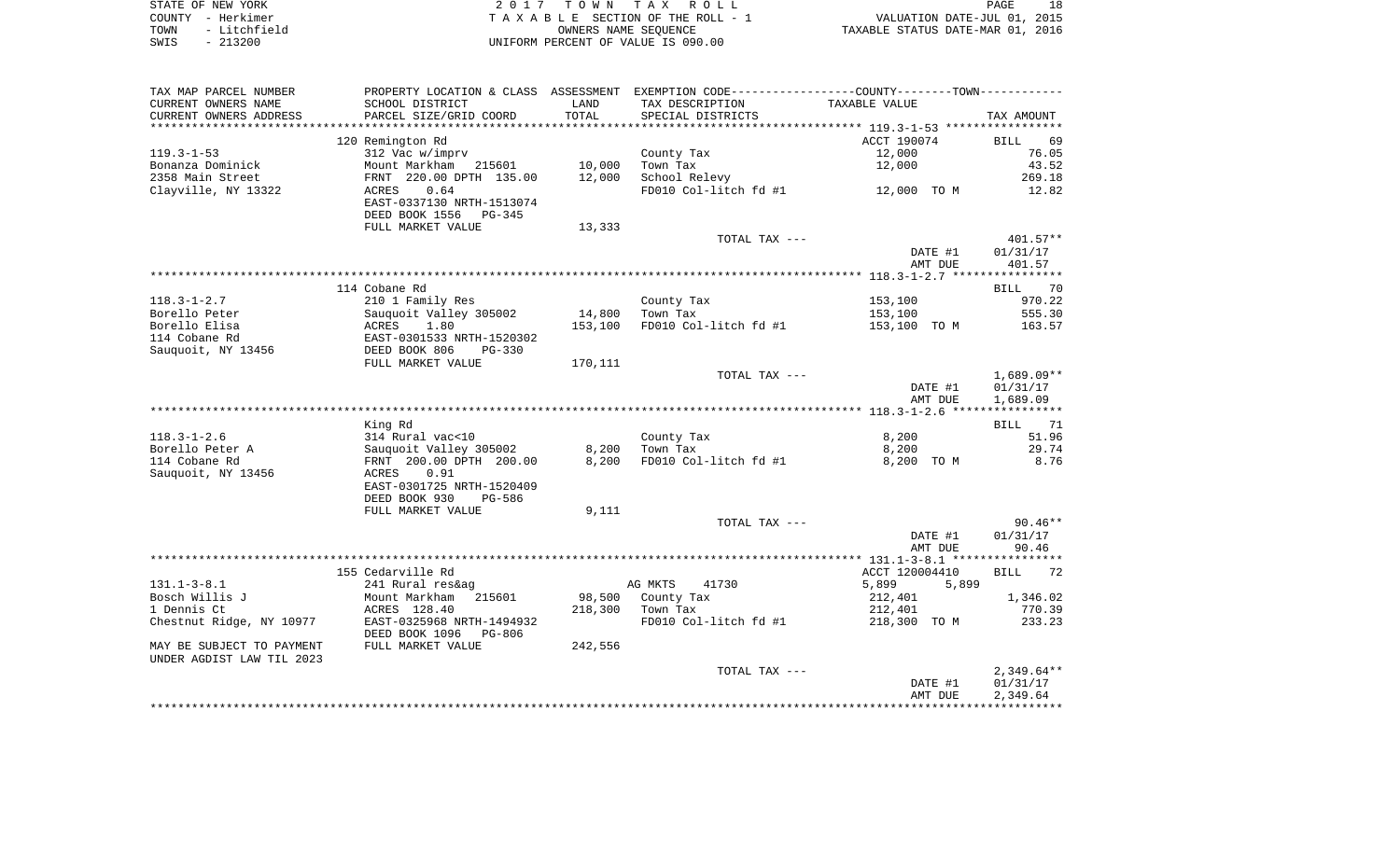STATE OF NEW YORK  
COUNTY - Herkimer  
TOWN - Litchfield  
SWIS - 213200

2017 TOWN TAX ROLL  
TAXABLE SECTION OF THE ROLL - 1  
OWNERS NAME SEQUENCE  
UNIFORM PERCENT OF VALUE IS 090.00

VALUATION DATE-JUL 01, 2015  
TAXABLE STATUS DATE-MAR 01, 2016

| TAX MAP PARCEL NUMBER / CURRENT OWNERS NAME / CURRENT OWNERS ADDRESS | PROPERTY LOCATION & CLASS / SCHOOL DISTRICT / PARCEL SIZE/GRID COORD | ASSESSMENT LAND / TOTAL | EXEMPTION CODE / TAX DESCRIPTION / SPECIAL DISTRICTS | COUNTY--------TOWN / TAXABLE VALUE | TAX AMOUNT |
|---|---|---|---|---|---|
| 119.3-1-53 | 120 Remington Rd | | | ACCT 190074 | BILL 69 |
| Bonanza Dominick | 312 Vac w/imprv | | County Tax | 12,000 | 76.05 |
| 2358 Main Street | Mount Markham 215601 | 10,000 | Town Tax | 12,000 | 43.52 |
| Clayville, NY 13322 | FRNT 220.00 DPTH 135.00 | 12,000 | School Relevy | | 269.18 |
| | ACRES 0.64 | | FD010 Col-litch fd #1 | 12,000 TO M | 12.82 |
| | EAST-0337130 NRTH-1513074 | | | | |
| | DEED BOOK 1556 PG-345 | | | | |
| | FULL MARKET VALUE | 13,333 | | | |
| | | | TOTAL TAX --- | | 401.57** |
| | | | | DATE #1 | 01/31/17 |
| | | | | AMT DUE | 401.57 |
| 118.3-1-2.7 | 114 Cobane Rd | | | | BILL 70 |
| Borello Peter | 210 1 Family Res | | County Tax | 153,100 | 970.22 |
| Borello Elisa | Sauquoit Valley 305002 | 14,800 | Town Tax | 153,100 | 555.30 |
| 114 Cobane Rd | ACRES 1.80 | 153,100 | FD010 Col-litch fd #1 | 153,100 TO M | 163.57 |
| Sauquoit, NY 13456 | EAST-0301533 NRTH-1520302 | | | | |
| | DEED BOOK 806 PG-330 | | | | |
| | FULL MARKET VALUE | 170,111 | | | |
| | | | TOTAL TAX --- | | 1,689.09** |
| | | | | DATE #1 | 01/31/17 |
| | | | | AMT DUE | 1,689.09 |
| 118.3-1-2.6 | King Rd | | | | BILL 71 |
| Borello Peter A | 314 Rural vac<10 | | County Tax | 8,200 | 51.96 |
| 114 Cobane Rd | Sauquoit Valley 305002 | 8,200 | Town Tax | 8,200 | 29.74 |
| Sauquoit, NY 13456 | FRNT 200.00 DPTH 200.00 | 8,200 | FD010 Col-litch fd #1 | 8,200 TO M | 8.76 |
| | ACRES 0.91 | | | | |
| | EAST-0301725 NRTH-1520409 | | | | |
| | DEED BOOK 930 PG-586 | | | | |
| | FULL MARKET VALUE | 9,111 | | | |
| | | | TOTAL TAX --- | | 90.46** |
| | | | | DATE #1 | 01/31/17 |
| | | | | AMT DUE | 90.46 |
| 131.1-3-8.1 | 155 Cedarville Rd | | | ACCT 120004410 | BILL 72 |
| Bosch Willis J | 241 Rural res&ag | | AG MKTS 41730 | 5,899 5,899 | |
| 1 Dennis Ct | Mount Markham 215601 | 98,500 | County Tax | 212,401 | 1,346.02 |
| Chestnut Ridge, NY 10977 | ACRES 128.40 | 218,300 | Town Tax | 212,401 | 770.39 |
| | EAST-0325968 NRTH-1494932 | | FD010 Col-litch fd #1 | 218,300 TO M | 233.23 |
| | DEED BOOK 1096 PG-806 | | | | |
| MAY BE SUBJECT TO PAYMENT UNDER AGDIST LAW TIL 2023 | FULL MARKET VALUE | 242,556 | | | |
| | | | TOTAL TAX --- | | 2,349.64** |
| | | | | DATE #1 | 01/31/17 |
| | | | | AMT DUE | 2,349.64 |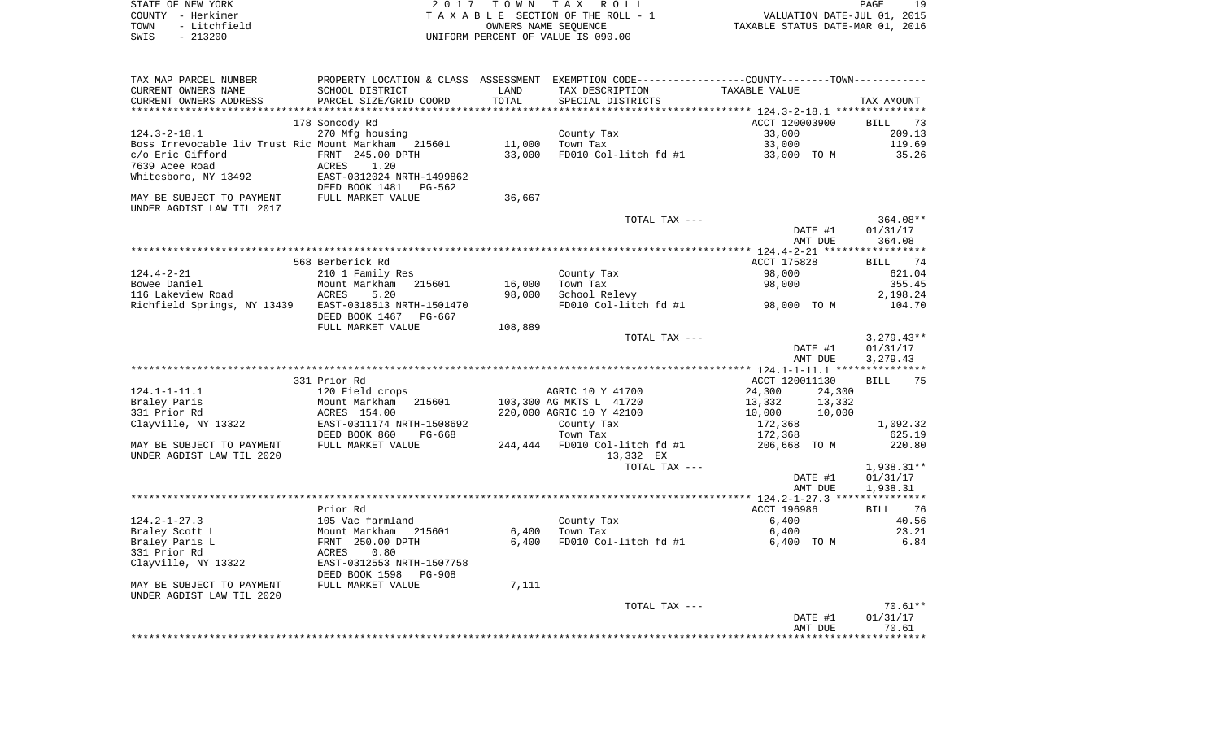STATE OF NEW YORK — 2017 TOWN TAX ROLL
COUNTY - Herkimer — TAXABLE SECTION OF THE ROLL - 1 — VALUATION DATE-JUL 01, 2015
TOWN - Litchfield — OWNERS NAME SEQUENCE — TAXABLE STATUS DATE-MAR 01, 2016
SWIS - 213200 — UNIFORM PERCENT OF VALUE IS 090.00

| TAX MAP PARCEL NUMBER / CURRENT OWNERS NAME / CURRENT OWNERS ADDRESS | PROPERTY LOCATION & CLASS / SCHOOL DISTRICT / PARCEL SIZE/GRID COORD | ASSESSMENT LAND / TOTAL | EXEMPTION CODE / TAX DESCRIPTION / SPECIAL DISTRICTS | COUNTY / TOWN TAXABLE VALUE | TAX AMOUNT |
|---|---|---|---|---|---|
| 124.3-2-18.1 | 178 Soncody Rd | | | ACCT 120003900 | BILL 73 |
| 124.3-2-18.1 | 270 Mfg housing | | County Tax | 33,000 | 209.13 |
| Boss Irrevocable liv Trust Ric | Mount Markham 215601 | 11,000 | Town Tax | 33,000 | 119.69 |
| c/o Eric Gifford | FRNT 245.00 DPTH | 33,000 | FD010 Col-litch fd #1 | 33,000 TO M | 35.26 |
| 7639 Acee Road | ACRES 1.20 | | | | |
| Whitesboro, NY 13492 | EAST-0312024 NRTH-1499862 | | | | |
| | DEED BOOK 1481 PG-562 | | | | |
| MAY BE SUBJECT TO PAYMENT UNDER AGDIST LAW TIL 2017 | FULL MARKET VALUE | 36,667 | | | |
| | | | TOTAL TAX --- | | 364.08** |
| | | | | DATE #1 | 01/31/17 |
| | | | | AMT DUE | 364.08 |
| 124.4-2-21 | 568 Berberick Rd | | | ACCT 175828 | BILL 74 |
| 124.4-2-21 | 210 1 Family Res | | County Tax | 98,000 | 621.04 |
| Bowee Daniel | Mount Markham 215601 | 16,000 | Town Tax | 98,000 | 355.45 |
| 116 Lakeview Road | ACRES 5.20 | 98,000 | School Relevy | | 2,198.24 |
| Richfield Springs, NY 13439 | EAST-0318513 NRTH-1501470 | | FD010 Col-litch fd #1 | 98,000 TO M | 104.70 |
| | DEED BOOK 1467 PG-667 | | | | |
| | FULL MARKET VALUE | 108,889 | | | |
| | | | TOTAL TAX --- | | 3,279.43** |
| | | | | DATE #1 | 01/31/17 |
| | | | | AMT DUE | 3,279.43 |
| 124.1-1-11.1 | 331 Prior Rd | | | ACCT 120011130 | BILL 75 |
| 124.1-1-11.1 | 120 Field crops | | AGRIC 10 Y 41700 | 24,300 24,300 | |
| Braley Paris | Mount Markham 215601 | 103,300 | AG MKTS L 41720 | 13,332 13,332 | |
| 331 Prior Rd | ACRES 154.00 | 220,000 | AGRIC 10 Y 42100 | 10,000 10,000 | |
| Clayville, NY 13322 | EAST-0311174 NRTH-1508692 | | County Tax | 172,368 | 1,092.32 |
| | DEED BOOK 860 PG-668 | | Town Tax | 172,368 | 625.19 |
| MAY BE SUBJECT TO PAYMENT UNDER AGDIST LAW TIL 2020 | FULL MARKET VALUE | 244,444 | FD010 Col-litch fd #1 | 206,668 TO M | 220.80 |
| | | | 13,332 EX | | |
| | | | TOTAL TAX --- | | 1,938.31** |
| | | | | DATE #1 | 01/31/17 |
| | | | | AMT DUE | 1,938.31 |
| 124.2-1-27.3 | Prior Rd | | | ACCT 196986 | BILL 76 |
| 124.2-1-27.3 | 105 Vac farmland | | County Tax | 6,400 | 40.56 |
| Braley Scott L | Mount Markham 215601 | 6,400 | Town Tax | 6,400 | 23.21 |
| Braley Paris L | FRNT 250.00 DPTH | 6,400 | FD010 Col-litch fd #1 | 6,400 TO M | 6.84 |
| 331 Prior Rd | ACRES 0.80 | | | | |
| Clayville, NY 13322 | EAST-0312553 NRTH-1507758 | | | | |
| | DEED BOOK 1598 PG-908 | | | | |
| MAY BE SUBJECT TO PAYMENT UNDER AGDIST LAW TIL 2020 | FULL MARKET VALUE | 7,111 | | | |
| | | | TOTAL TAX --- | | 70.61** |
| | | | | DATE #1 | 01/31/17 |
| | | | | AMT DUE | 70.61 |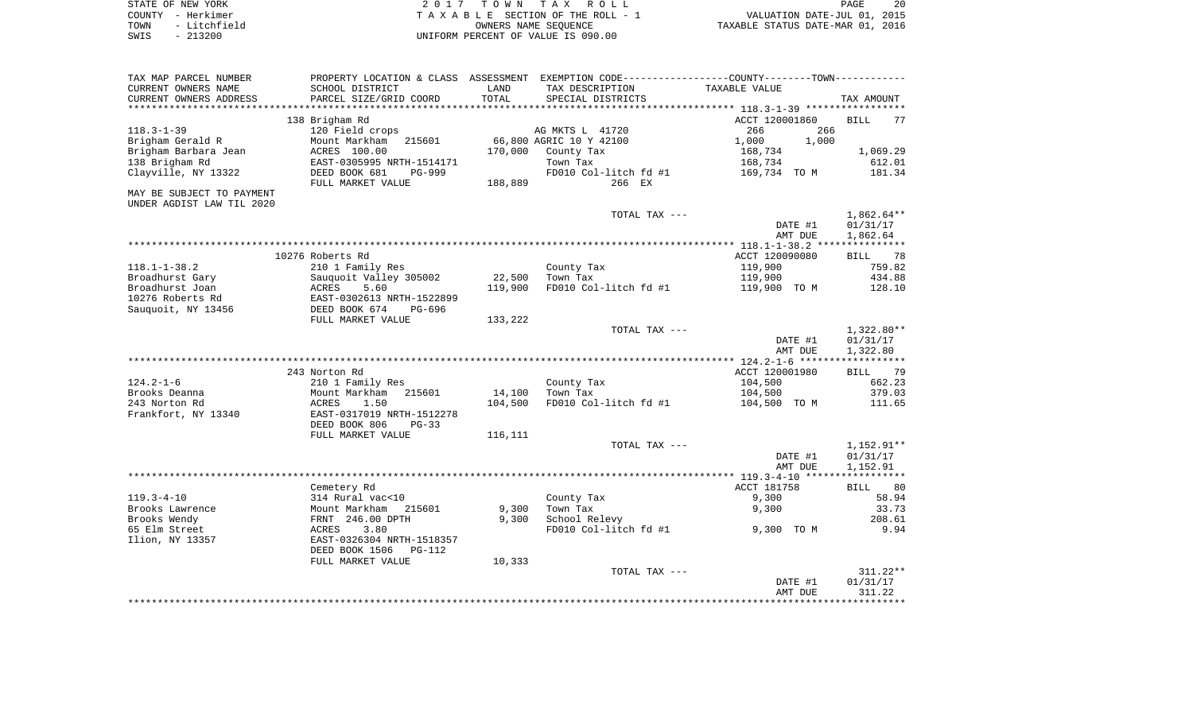STATE OF NEW YORK — 2017 TOWN TAX ROLL
COUNTY - Herkimer — TAXABLE SECTION OF THE ROLL - 1 — VALUATION DATE-JUL 01, 2015
TOWN - Litchfield — OWNERS NAME SEQUENCE — TAXABLE STATUS DATE-MAR 01, 2016
SWIS - 213200 — UNIFORM PERCENT OF VALUE IS 090.00

| TAX MAP PARCEL NUMBER / CURRENT OWNERS NAME / CURRENT OWNERS ADDRESS | PROPERTY LOCATION & CLASS / SCHOOL DISTRICT / PARCEL SIZE/GRID COORD | ASSESSMENT LAND / TOTAL | EXEMPTION CODE / TAX DESCRIPTION / SPECIAL DISTRICTS | COUNTY / TOWN TAXABLE VALUE | TAX AMOUNT |
|---|---|---|---|---|---|
| 118.3-1-39 | 138 Brigham Rd | | | ACCT 120001860 | BILL 77 |
| Brigham Gerald R | 120 Field crops | | AG MKTS L 41720 | 266 266 | |
| Brigham Barbara Jean | Mount Markham 215601 | 66,800 | AGRIC 10 Y 42100 | 1,000 1,000 | |
| 138 Brigham Rd | ACRES 100.00 | 170,000 | County Tax | 168,734 | 1,069.29 |
| Clayville, NY 13322 | EAST-0305995 NRTH-1514171 | | Town Tax | 168,734 | 612.01 |
| | DEED BOOK 681 PG-999 | | FD010 Col-litch fd #1 | 169,734 TO M | 181.34 |
| MAY BE SUBJECT TO PAYMENT UNDER AGDIST LAW TIL 2020 | FULL MARKET VALUE | 188,889 | 266 EX | | |
| | | | TOTAL TAX --- | | 1,862.64** |
| | | | | DATE #1 | 01/31/17 |
| | | | | AMT DUE | 1,862.64 |
| 118.1-1-38.2 | 10276 Roberts Rd | | | ACCT 120090080 | BILL 78 |
| Broadhurst Gary | 210 1 Family Res | | County Tax | 119,900 | 759.82 |
| Broadhurst Joan | Sauquoit Valley 305002 | 22,500 | Town Tax | 119,900 | 434.88 |
| 10276 Roberts Rd | ACRES 5.60 | 119,900 | FD010 Col-litch fd #1 | 119,900 TO M | 128.10 |
| Sauquoit, NY 13456 | EAST-0302613 NRTH-1522899 | | | | |
| | DEED BOOK 674 PG-696 | | | | |
| | FULL MARKET VALUE | 133,222 | | | |
| | | | TOTAL TAX --- | | 1,322.80** |
| | | | | DATE #1 | 01/31/17 |
| | | | | AMT DUE | 1,322.80 |
| 124.2-1-6 | 243 Norton Rd | | | ACCT 120001980 | BILL 79 |
| Brooks Deanna | 210 1 Family Res | | County Tax | 104,500 | 662.23 |
| 243 Norton Rd | Mount Markham 215601 | 14,100 | Town Tax | 104,500 | 379.03 |
| Frankfort, NY 13340 | ACRES 1.50 | 104,500 | FD010 Col-litch fd #1 | 104,500 TO M | 111.65 |
| | EAST-0317019 NRTH-1512278 | | | | |
| | DEED BOOK 806 PG-33 | | | | |
| | FULL MARKET VALUE | 116,111 | | | |
| | | | TOTAL TAX --- | | 1,152.91** |
| | | | | DATE #1 | 01/31/17 |
| | | | | AMT DUE | 1,152.91 |
| 119.3-4-10 | Cemetery Rd | | | ACCT 181758 | BILL 80 |
| Brooks Lawrence | 314 Rural vac<10 | | County Tax | 9,300 | 58.94 |
| Brooks Wendy | Mount Markham 215601 | 9,300 | Town Tax | 9,300 | 33.73 |
| 65 Elm Street | FRNT 246.00 DPTH | 9,300 | School Relevy | | 208.61 |
| Ilion, NY 13357 | ACRES 3.80 | | FD010 Col-litch fd #1 | 9,300 TO M | 9.94 |
| | EAST-0326304 NRTH-1518357 | | | | |
| | DEED BOOK 1506 PG-112 | | | | |
| | FULL MARKET VALUE | 10,333 | | | |
| | | | TOTAL TAX --- | | 311.22** |
| | | | | DATE #1 | 01/31/17 |
| | | | | AMT DUE | 311.22 |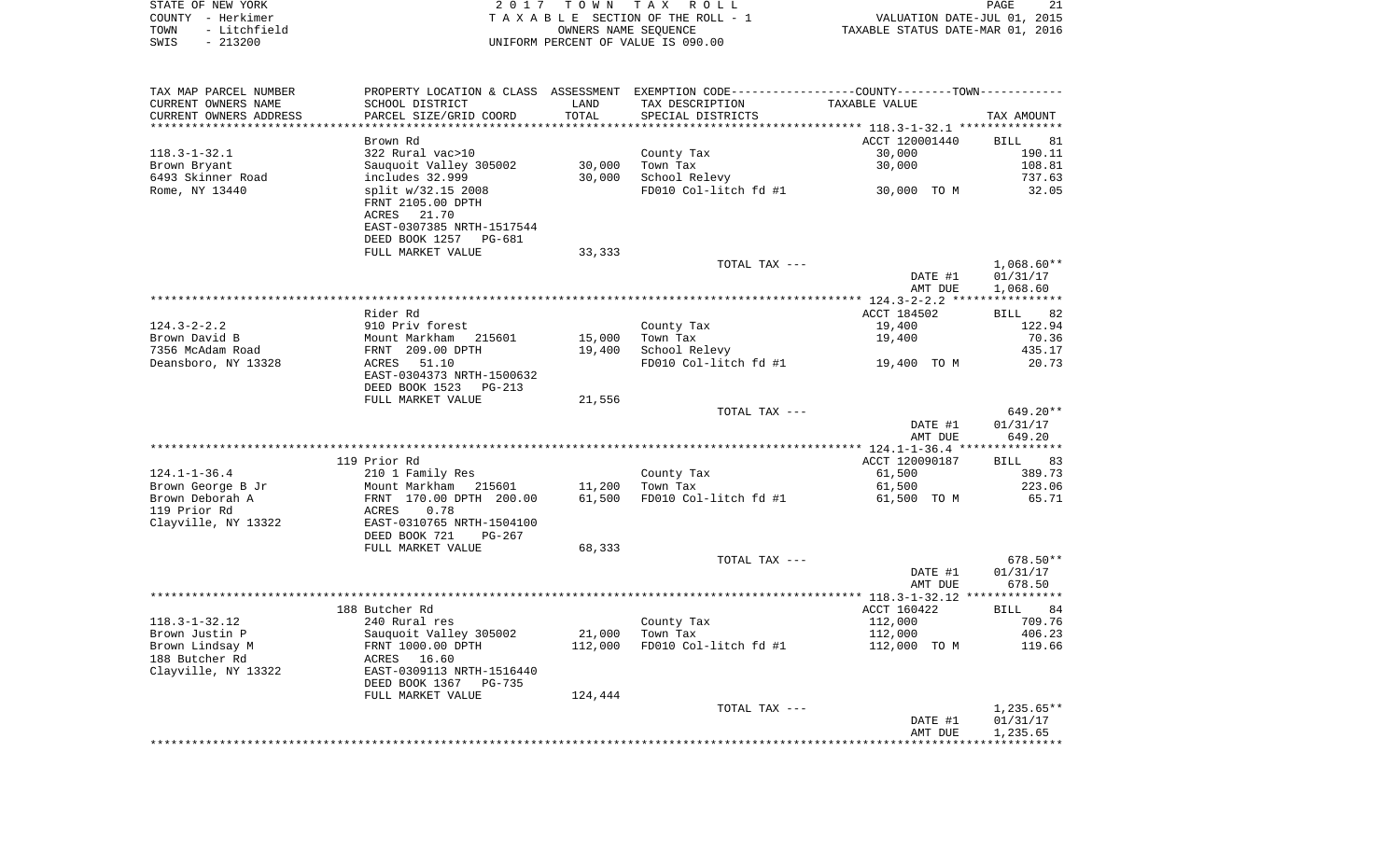STATE OF NEW YORK | COUNTY - Herkimer | TOWN - Litchfield | SWIS - 213200

**2017 TOWN TAX ROLL**
TAXABLE SECTION OF THE ROLL - 1
OWNERS NAME SEQUENCE
UNIFORM PERCENT OF VALUE IS 090.00

VALUATION DATE-JUL 01, 2015
TAXABLE STATUS DATE-MAR 01, 2016

| TAX MAP PARCEL NUMBER<br>CURRENT OWNERS NAME<br>CURRENT OWNERS ADDRESS | PROPERTY LOCATION & CLASS<br>SCHOOL DISTRICT<br>PARCEL SIZE/GRID COORD | ASSESSMENT<br>LAND<br>TOTAL | EXEMPTION CODE<br>TAX DESCRIPTION<br>SPECIAL DISTRICTS | COUNTY--------TOWN<br>TAXABLE VALUE | TAX AMOUNT |
|---|---|---|---|---|---|
| | Brown Rd | | | ACCT 120001440 | BILL 81 |
| 118.3-1-32.1 | 322 Rural vac>10 | | County Tax | 30,000 | 190.11 |
| Brown Bryant | Sauquoit Valley 305002 | 30,000 | Town Tax | 30,000 | 108.81 |
| 6493 Skinner Road | includes 32.999 | 30,000 | School Relevy | | 737.63 |
| Rome, NY 13440 | split w/32.15 2008 | | FD010 Col-litch fd #1 | 30,000 TO M | 32.05 |
| | FRNT 2105.00 DPTH | | | | |
| | ACRES 21.70 | | | | |
| | EAST-0307385 NRTH-1517544 | | | | |
| | DEED BOOK 1257 PG-681 | | | | |
| | FULL MARKET VALUE | 33,333 | | | |
| | | | TOTAL TAX --- | | 1,068.60** |
| | | | | DATE #1 | 01/31/17 |
| | | | | AMT DUE | 1,068.60 |
| | Rider Rd | | | ACCT 184502 | BILL 82 |
| 124.3-2-2.2 | 910 Priv forest | | County Tax | 19,400 | 122.94 |
| Brown David B | Mount Markham 215601 | 15,000 | Town Tax | 19,400 | 70.36 |
| 7356 McAdam Road | FRNT 209.00 DPTH | 19,400 | School Relevy | | 435.17 |
| Deansboro, NY 13328 | ACRES 51.10 | | FD010 Col-litch fd #1 | 19,400 TO M | 20.73 |
| | EAST-0304373 NRTH-1500632 | | | | |
| | DEED BOOK 1523 PG-213 | | | | |
| | FULL MARKET VALUE | 21,556 | | | |
| | | | TOTAL TAX --- | | 649.20** |
| | | | | DATE #1 | 01/31/17 |
| | | | | AMT DUE | 649.20 |
| | 119 Prior Rd | | | ACCT 120090187 | BILL 83 |
| 124.1-1-36.4 | 210 1 Family Res | | County Tax | 61,500 | 389.73 |
| Brown George B Jr | Mount Markham 215601 | 11,200 | Town Tax | 61,500 | 223.06 |
| Brown Deborah A | FRNT 170.00 DPTH 200.00 | 61,500 | FD010 Col-litch fd #1 | 61,500 TO M | 65.71 |
| 119 Prior Rd | ACRES 0.78 | | | | |
| Clayville, NY 13322 | EAST-0310765 NRTH-1504100 | | | | |
| | DEED BOOK 721 PG-267 | | | | |
| | FULL MARKET VALUE | 68,333 | | | |
| | | | TOTAL TAX --- | | 678.50** |
| | | | | DATE #1 | 01/31/17 |
| | | | | AMT DUE | 678.50 |
| | 188 Butcher Rd | | | ACCT 160422 | BILL 84 |
| 118.3-1-32.12 | 240 Rural res | | County Tax | 112,000 | 709.76 |
| Brown Justin P | Sauquoit Valley 305002 | 21,000 | Town Tax | 112,000 | 406.23 |
| Brown Lindsay M | FRNT 1000.00 DPTH | 112,000 | FD010 Col-litch fd #1 | 112,000 TO M | 119.66 |
| 188 Butcher Rd | ACRES 16.60 | | | | |
| Clayville, NY 13322 | EAST-0309113 NRTH-1516440 | | | | |
| | DEED BOOK 1367 PG-735 | | | | |
| | FULL MARKET VALUE | 124,444 | | | |
| | | | TOTAL TAX --- | | 1,235.65** |
| | | | | DATE #1 | 01/31/17 |
| | | | | AMT DUE | 1,235.65 |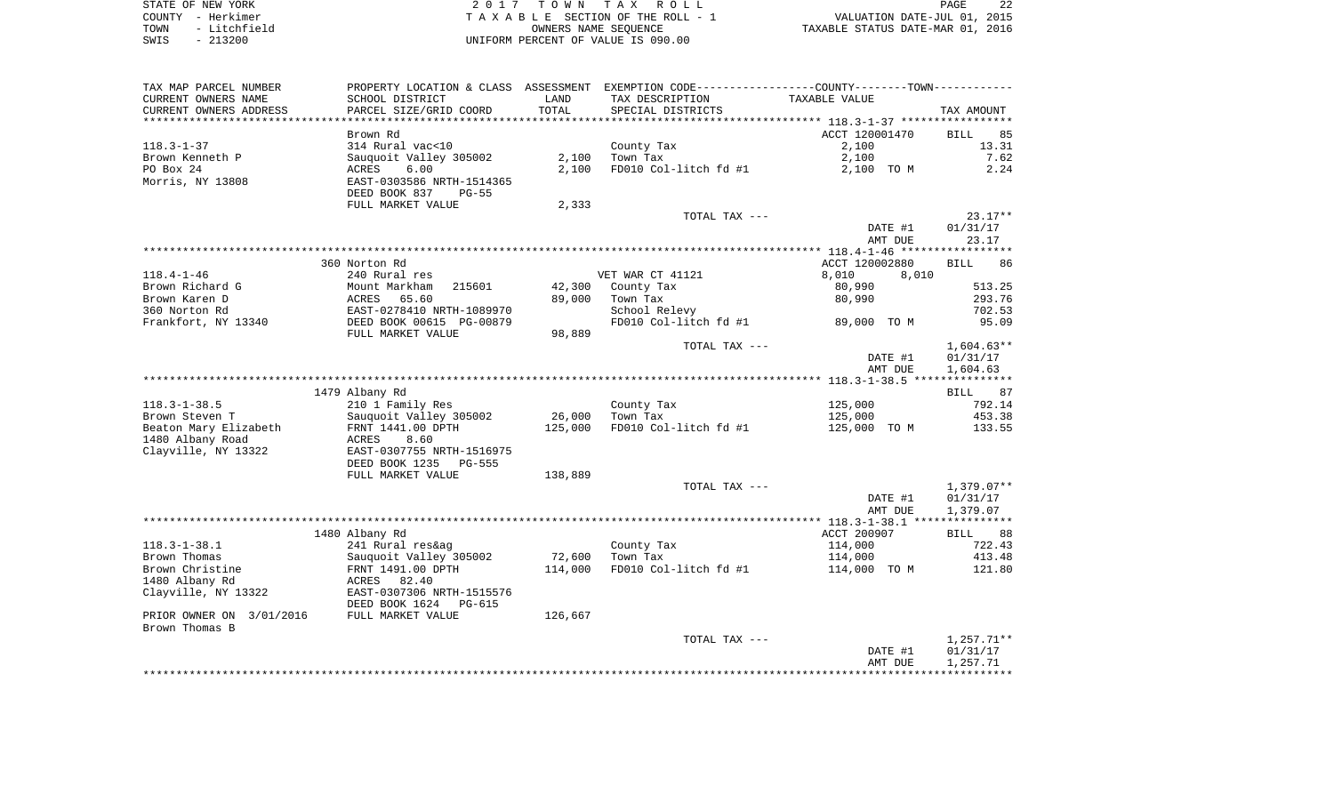STATE OF NEW YORK
COUNTY - Herkimer
TOWN - Litchfield
SWIS - 213200

2 0 1 7 T O W N T A X R O L L
T A X A B L E SECTION OF THE ROLL - 1
OWNERS NAME SEQUENCE
UNIFORM PERCENT OF VALUE IS 090.00

VALUATION DATE-JUL 01, 2015
TAXABLE STATUS DATE-MAR 01, 2016

| TAX MAP PARCEL NUMBER / CURRENT OWNERS NAME / CURRENT OWNERS ADDRESS | PROPERTY LOCATION & CLASS / SCHOOL DISTRICT / PARCEL SIZE/GRID COORD | ASSESSMENT LAND | TOTAL | EXEMPTION CODE / TAX DESCRIPTION / SPECIAL DISTRICTS | TAXABLE VALUE | TAX AMOUNT |
|---|---|---|---|---|---|---|
| **118.3-1-37** | Brown Rd | | | | ACCT 120001470 | BILL 85 |
| 118.3-1-37 | 314 Rural vac<10 | | | County Tax | 2,100 | 13.31 |
| Brown Kenneth P | Sauquoit Valley 305002 | 2,100 | | Town Tax | 2,100 | 7.62 |
| PO Box 24 | ACRES 6.00 | | 2,100 | FD010 Col-litch fd #1 | 2,100 TO M | 2.24 |
| Morris, NY 13808 | EAST-0303586 NRTH-1514365 | | | | | |
| | DEED BOOK 837 PG-55 | | | | | |
| | FULL MARKET VALUE | 2,333 | | | | |
| | | | | TOTAL TAX --- | | 23.17** |
| | | | | | DATE #1 | 01/31/17 |
| | | | | | AMT DUE | 23.17 |
| **118.4-1-46** | 360 Norton Rd | | | | ACCT 120002880 | BILL 86 |
| 118.4-1-46 | 240 Rural res | | | VET WAR CT 41121 | 8,010 8,010 | |
| Brown Richard G | Mount Markham 215601 | 42,300 | | County Tax | 80,990 | 513.25 |
| Brown Karen D | ACRES 65.60 | | 89,000 | Town Tax | 80,990 | 293.76 |
| 360 Norton Rd | EAST-0278410 NRTH-1089970 | | | School Relevy | | 702.53 |
| Frankfort, NY 13340 | DEED BOOK 00615 PG-00879 | | | FD010 Col-litch fd #1 | 89,000 TO M | 95.09 |
| | FULL MARKET VALUE | 98,889 | | | | |
| | | | | TOTAL TAX --- | | 1,604.63** |
| | | | | | DATE #1 | 01/31/17 |
| | | | | | AMT DUE | 1,604.63 |
| **118.3-1-38.5** | 1479 Albany Rd | | | | | BILL 87 |
| 118.3-1-38.5 | 210 1 Family Res | | | County Tax | 125,000 | 792.14 |
| Brown Steven T | Sauquoit Valley 305002 | 26,000 | | Town Tax | 125,000 | 453.38 |
| Beaton Mary Elizabeth | FRNT 1441.00 DPTH | | 125,000 | FD010 Col-litch fd #1 | 125,000 TO M | 133.55 |
| 1480 Albany Road | ACRES 8.60 | | | | | |
| Clayville, NY 13322 | EAST-0307755 NRTH-1516975 | | | | | |
| | DEED BOOK 1235 PG-555 | | | | | |
| | FULL MARKET VALUE | 138,889 | | | | |
| | | | | TOTAL TAX --- | | 1,379.07** |
| | | | | | DATE #1 | 01/31/17 |
| | | | | | AMT DUE | 1,379.07 |
| **118.3-1-38.1** | 1480 Albany Rd | | | | ACCT 200907 | BILL 88 |
| 118.3-1-38.1 | 241 Rural res&ag | | | County Tax | 114,000 | 722.43 |
| Brown Thomas | Sauquoit Valley 305002 | 72,600 | | Town Tax | 114,000 | 413.48 |
| Brown Christine | FRNT 1491.00 DPTH | | 114,000 | FD010 Col-litch fd #1 | 114,000 TO M | 121.80 |
| 1480 Albany Rd | ACRES 82.40 | | | | | |
| Clayville, NY 13322 | EAST-0307306 NRTH-1515576 | | | | | |
| | DEED BOOK 1624 PG-615 | | | | | |
| PRIOR OWNER ON 3/01/2016 | FULL MARKET VALUE | 126,667 | | | | |
| Brown Thomas B | | | | | | |
| | | | | TOTAL TAX --- | | 1,257.71** |
| | | | | | DATE #1 | 01/31/17 |
| | | | | | AMT DUE | 1,257.71 |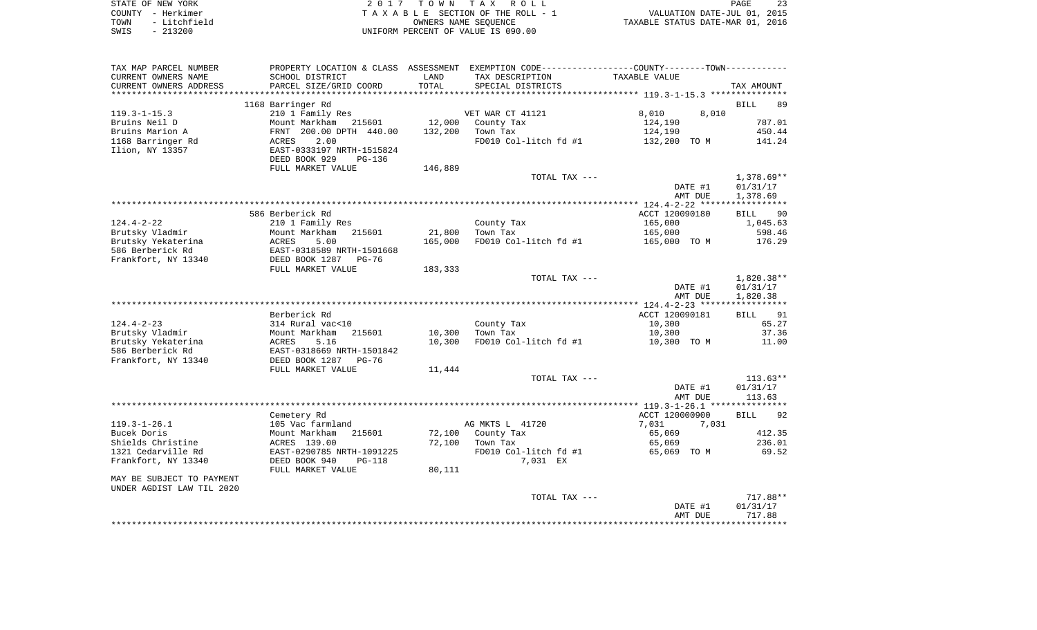STATE OF NEW YORK
COUNTY - Herkimer
TOWN - Litchfield
SWIS - 213200

2 0 1 7 T O W N T A X R O L L
T A X A B L E SECTION OF THE ROLL - 1
OWNERS NAME SEQUENCE
UNIFORM PERCENT OF VALUE IS 090.00

VALUATION DATE-JUL 01, 2015
TAXABLE STATUS DATE-MAR 01, 2016

| TAX MAP PARCEL NUMBER / CURRENT OWNERS NAME / CURRENT OWNERS ADDRESS | PROPERTY LOCATION & CLASS / SCHOOL DISTRICT / PARCEL SIZE/GRID COORD | ASSESSMENT LAND / TOTAL | EXEMPTION CODE / TAX DESCRIPTION / SPECIAL DISTRICTS | COUNTY--------TOWN / TAXABLE VALUE | TAX AMOUNT |
|---|---|---|---|---|---|
| | 1168 Barringer Rd | | | | BILL 89 |
| 119.3-1-15.3 | 210 1 Family Res | | VET WAR CT 41121 | 8,010 8,010 | |
| Bruins Neil D | Mount Markham 215601 | 12,000 | County Tax | 124,190 | 787.01 |
| Bruins Marion A | FRNT 200.00 DPTH 440.00 | 132,200 | Town Tax | 124,190 | 450.44 |
| 1168 Barringer Rd | ACRES 2.00 | | FD010 Col-litch fd #1 | 132,200 TO M | 141.24 |
| Ilion, NY 13357 | EAST-0333197 NRTH-1515824 | | | | |
| | DEED BOOK 929 PG-136 | | | | |
| | FULL MARKET VALUE | 146,889 | | | |
| | | | TOTAL TAX --- | | 1,378.69** |
| | | | | DATE #1 | 01/31/17 |
| | | | | AMT DUE | 1,378.69 |
| | 586 Berberick Rd | | | ACCT 120090180 | BILL 90 |
| 124.4-2-22 | 210 1 Family Res | | County Tax | 165,000 | 1,045.63 |
| Brutsky Vladmir | Mount Markham 215601 | 21,800 | Town Tax | 165,000 | 598.46 |
| Brutsky Yekaterina | ACRES 5.00 | 165,000 | FD010 Col-litch fd #1 | 165,000 TO M | 176.29 |
| 586 Berberick Rd | EAST-0318589 NRTH-1501668 | | | | |
| Frankfort, NY 13340 | DEED BOOK 1287 PG-76 | | | | |
| | FULL MARKET VALUE | 183,333 | | | |
| | | | TOTAL TAX --- | | 1,820.38** |
| | | | | DATE #1 | 01/31/17 |
| | | | | AMT DUE | 1,820.38 |
| | Berberick Rd | | | ACCT 120090181 | BILL 91 |
| 124.4-2-23 | 314 Rural vac<10 | | County Tax | 10,300 | 65.27 |
| Brutsky Vladmir | Mount Markham 215601 | 10,300 | Town Tax | 10,300 | 37.36 |
| Brutsky Yekaterina | ACRES 5.16 | 10,300 | FD010 Col-litch fd #1 | 10,300 TO M | 11.00 |
| 586 Berberick Rd | EAST-0318669 NRTH-1501842 | | | | |
| Frankfort, NY 13340 | DEED BOOK 1287 PG-76 | | | | |
| | FULL MARKET VALUE | 11,444 | | | |
| | | | TOTAL TAX --- | | 113.63** |
| | | | | DATE #1 | 01/31/17 |
| | | | | AMT DUE | 113.63 |
| | Cemetery Rd | | | ACCT 120000900 | BILL 92 |
| 119.3-1-26.1 | 105 Vac farmland | | AG MKTS L 41720 | 7,031 7,031 | |
| Bucek Doris | Mount Markham 215601 | 72,100 | County Tax | 65,069 | 412.35 |
| Shields Christine | ACRES 139.00 | 72,100 | Town Tax | 65,069 | 236.01 |
| 1321 Cedarville Rd | EAST-0290785 NRTH-1091225 | | FD010 Col-litch fd #1 | 65,069 TO M | 69.52 |
| Frankfort, NY 13340 | DEED BOOK 940 PG-118 | | 7,031 EX | | |
| | FULL MARKET VALUE | 80,111 | | | |
| MAY BE SUBJECT TO PAYMENT | | | | | |
| UNDER AGDIST LAW TIL 2020 | | | | | |
| | | | TOTAL TAX --- | | 717.88** |
| | | | | DATE #1 | 01/31/17 |
| | | | | AMT DUE | 717.88 |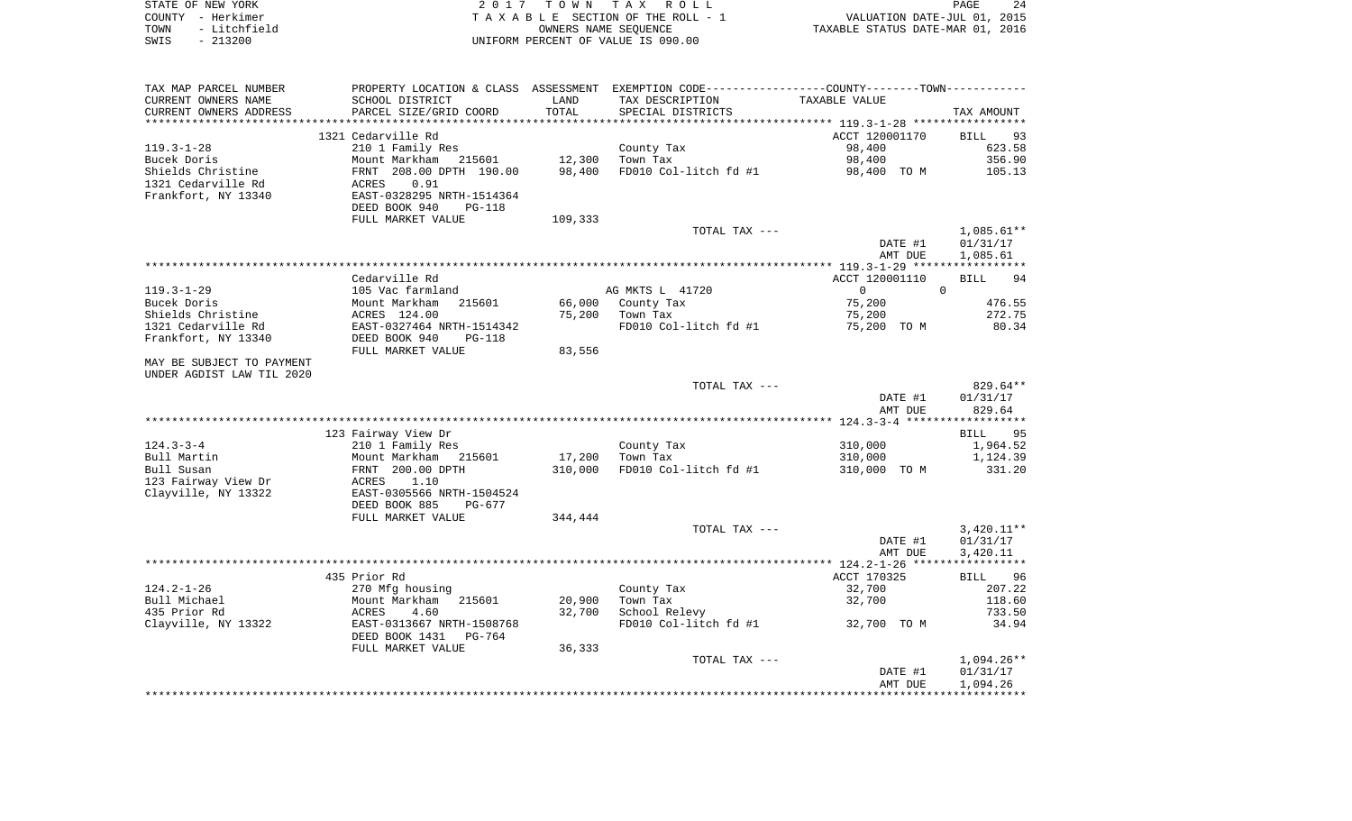STATE OF NEW YORK
COUNTY - Herkimer
TOWN - Litchfield
SWIS - 213200

2 0 1 7 T O W N T A X R O L L
T A X A B L E SECTION OF THE ROLL - 1
OWNERS NAME SEQUENCE
UNIFORM PERCENT OF VALUE IS 090.00

VALUATION DATE-JUL 01, 2015
TAXABLE STATUS DATE-MAR 01, 2016

| TAX MAP PARCEL NUMBER<br>CURRENT OWNERS NAME<br>CURRENT OWNERS ADDRESS | PROPERTY LOCATION & CLASS<br>SCHOOL DISTRICT<br>PARCEL SIZE/GRID COORD | ASSESSMENT<br>LAND<br>TOTAL | EXEMPTION CODE<br>TAX DESCRIPTION<br>SPECIAL DISTRICTS | COUNTY--------TOWN<br>TAXABLE VALUE | <br><br>TAX AMOUNT |
|---|---|---|---|---|---|
| | 1321 Cedarville Rd | | | ACCT 120001170 | BILL 93 |
| 119.3-1-28 | 210 1 Family Res | | County Tax | 98,400 | 623.58 |
| Bucek Doris | Mount Markham 215601 | 12,300 | Town Tax | 98,400 | 356.90 |
| Shields Christine | FRNT 208.00 DPTH 190.00 | 98,400 | FD010 Col-litch fd #1 | 98,400 TO M | 105.13 |
| 1321 Cedarville Rd | ACRES 0.91 | | | | |
| Frankfort, NY 13340 | EAST-0328295 NRTH-1514364 | | | | |
| | DEED BOOK 940 PG-118 | | | | |
| | FULL MARKET VALUE | 109,333 | | | |
| | | | TOTAL TAX --- | | 1,085.61** |
| | | | | DATE #1 | 01/31/17 |
| | | | | AMT DUE | 1,085.61 |
| | Cedarville Rd | | | ACCT 120001110 | BILL 94 |
| 119.3-1-29 | 105 Vac farmland | | AG MKTS L 41720 | 0 0 | |
| Bucek Doris | Mount Markham 215601 | 66,000 | County Tax | 75,200 | 476.55 |
| Shields Christine | ACRES 124.00 | 75,200 | Town Tax | 75,200 | 272.75 |
| 1321 Cedarville Rd | EAST-0327464 NRTH-1514342 | | FD010 Col-litch fd #1 | 75,200 TO M | 80.34 |
| Frankfort, NY 13340 | DEED BOOK 940 PG-118 | | | | |
| | FULL MARKET VALUE | 83,556 | | | |
| MAY BE SUBJECT TO PAYMENT | | | | | |
| UNDER AGDIST LAW TIL 2020 | | | | | |
| | | | TOTAL TAX --- | | 829.64** |
| | | | | DATE #1 | 01/31/17 |
| | | | | AMT DUE | 829.64 |
| | 123 Fairway View Dr | | | | BILL 95 |
| 124.3-3-4 | 210 1 Family Res | | County Tax | 310,000 | 1,964.52 |
| Bull Martin | Mount Markham 215601 | 17,200 | Town Tax | 310,000 | 1,124.39 |
| Bull Susan | FRNT 200.00 DPTH | 310,000 | FD010 Col-litch fd #1 | 310,000 TO M | 331.20 |
| 123 Fairway View Dr | ACRES 1.10 | | | | |
| Clayville, NY 13322 | EAST-0305566 NRTH-1504524 | | | | |
| | DEED BOOK 885 PG-677 | | | | |
| | FULL MARKET VALUE | 344,444 | | | |
| | | | TOTAL TAX --- | | 3,420.11** |
| | | | | DATE #1 | 01/31/17 |
| | | | | AMT DUE | 3,420.11 |
| | 435 Prior Rd | | | ACCT 170325 | BILL 96 |
| 124.2-1-26 | 270 Mfg housing | | County Tax | 32,700 | 207.22 |
| Bull Michael | Mount Markham 215601 | 20,900 | Town Tax | 32,700 | 118.60 |
| 435 Prior Rd | ACRES 4.60 | 32,700 | School Relevy | | 733.50 |
| Clayville, NY 13322 | EAST-0313667 NRTH-1508768 | | FD010 Col-litch fd #1 | 32,700 TO M | 34.94 |
| | DEED BOOK 1431 PG-764 | | | | |
| | FULL MARKET VALUE | 36,333 | | | |
| | | | TOTAL TAX --- | | 1,094.26** |
| | | | | DATE #1 | 01/31/17 |
| | | | | AMT DUE | 1,094.26 |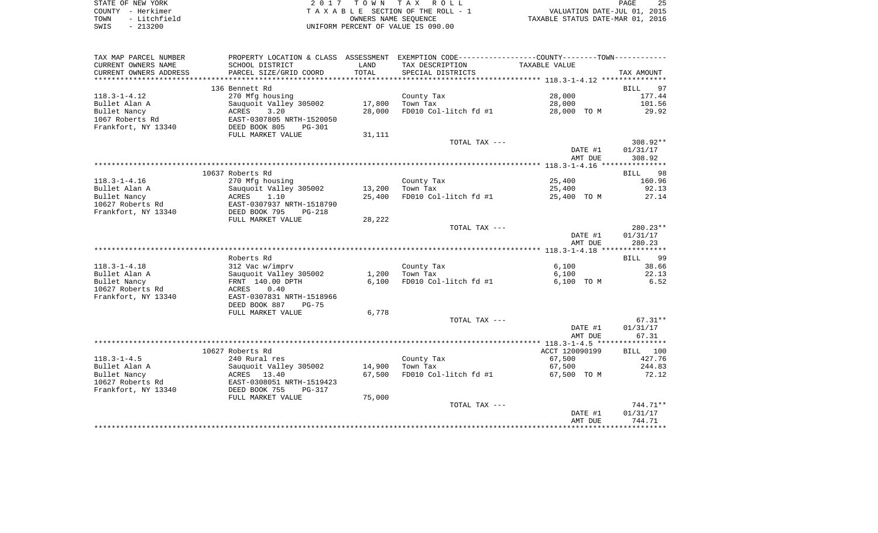STATE OF NEW YORK
COUNTY - Herkimer
TOWN - Litchfield
SWIS - 213200

2 0 1 7 T O W N T A X R O L L
T A X A B L E SECTION OF THE ROLL - 1
OWNERS NAME SEQUENCE
UNIFORM PERCENT OF VALUE IS 090.00

VALUATION DATE-JUL 01, 2015
TAXABLE STATUS DATE-MAR 01, 2016

| TAX MAP PARCEL NUMBER / CURRENT OWNERS NAME / CURRENT OWNERS ADDRESS | PROPERTY LOCATION & CLASS / SCHOOL DISTRICT / PARCEL SIZE/GRID COORD | ASSESSMENT LAND / TOTAL | EXEMPTION CODE / TAX DESCRIPTION / SPECIAL DISTRICTS | COUNTY--------TOWN / TAXABLE VALUE | TAX AMOUNT |
|---|---|---|---|---|---|
| 118.3-1-4.12 | 136 Bennett Rd | | | | BILL 97 |
| 118.3-1-4.12 | 270 Mfg housing | | County Tax | 28,000 | 177.44 |
| Bullet Alan A | Sauquoit Valley 305002 | 17,800 | Town Tax | 28,000 | 101.56 |
| Bullet Nancy | ACRES 3.20 | 28,000 | FD010 Col-litch fd #1 | 28,000 TO M | 29.92 |
| 1067 Roberts Rd | EAST-0307805 NRTH-1520050 | | | | |
| Frankfort, NY 13340 | DEED BOOK 805 PG-301 | | | | |
| | FULL MARKET VALUE | 31,111 | | | |
| | | | TOTAL TAX --- | | 308.92** |
| | | | | DATE #1 | 01/31/17 |
| | | | | AMT DUE | 308.92 |
| 118.3-1-4.16 | 10637 Roberts Rd | | | | BILL 98 |
| 118.3-1-4.16 | 270 Mfg housing | | County Tax | 25,400 | 160.96 |
| Bullet Alan A | Sauquoit Valley 305002 | 13,200 | Town Tax | 25,400 | 92.13 |
| Bullet Nancy | ACRES 1.10 | 25,400 | FD010 Col-litch fd #1 | 25,400 TO M | 27.14 |
| 10627 Roberts Rd | EAST-0307937 NRTH-1518790 | | | | |
| Frankfort, NY 13340 | DEED BOOK 795 PG-218 | | | | |
| | FULL MARKET VALUE | 28,222 | | | |
| | | | TOTAL TAX --- | | 280.23** |
| | | | | DATE #1 | 01/31/17 |
| | | | | AMT DUE | 280.23 |
| 118.3-1-4.18 | Roberts Rd | | | | BILL 99 |
| 118.3-1-4.18 | 312 Vac w/imprv | | County Tax | 6,100 | 38.66 |
| Bullet Alan A | Sauquoit Valley 305002 | 1,200 | Town Tax | 6,100 | 22.13 |
| Bullet Nancy | FRNT 140.00 DPTH | 6,100 | FD010 Col-litch fd #1 | 6,100 TO M | 6.52 |
| 10627 Roberts Rd | ACRES 0.40 | | | | |
| Frankfort, NY 13340 | EAST-0307831 NRTH-1518966 | | | | |
| | DEED BOOK 887 PG-75 | | | | |
| | FULL MARKET VALUE | 6,778 | | | |
| | | | TOTAL TAX --- | | 67.31** |
| | | | | DATE #1 | 01/31/17 |
| | | | | AMT DUE | 67.31 |
| 118.3-1-4.5 | 10627 Roberts Rd | | | ACCT 120090199 | BILL 100 |
| 118.3-1-4.5 | 240 Rural res | | County Tax | 67,500 | 427.76 |
| Bullet Alan A | Sauquoit Valley 305002 | 14,900 | Town Tax | 67,500 | 244.83 |
| Bullet Nancy | ACRES 13.40 | 67,500 | FD010 Col-litch fd #1 | 67,500 TO M | 72.12 |
| 10627 Roberts Rd | EAST-0308051 NRTH-1519423 | | | | |
| Frankfort, NY 13340 | DEED BOOK 755 PG-317 | | | | |
| | FULL MARKET VALUE | 75,000 | | | |
| | | | TOTAL TAX --- | | 744.71** |
| | | | | DATE #1 | 01/31/17 |
| | | | | AMT DUE | 744.71 |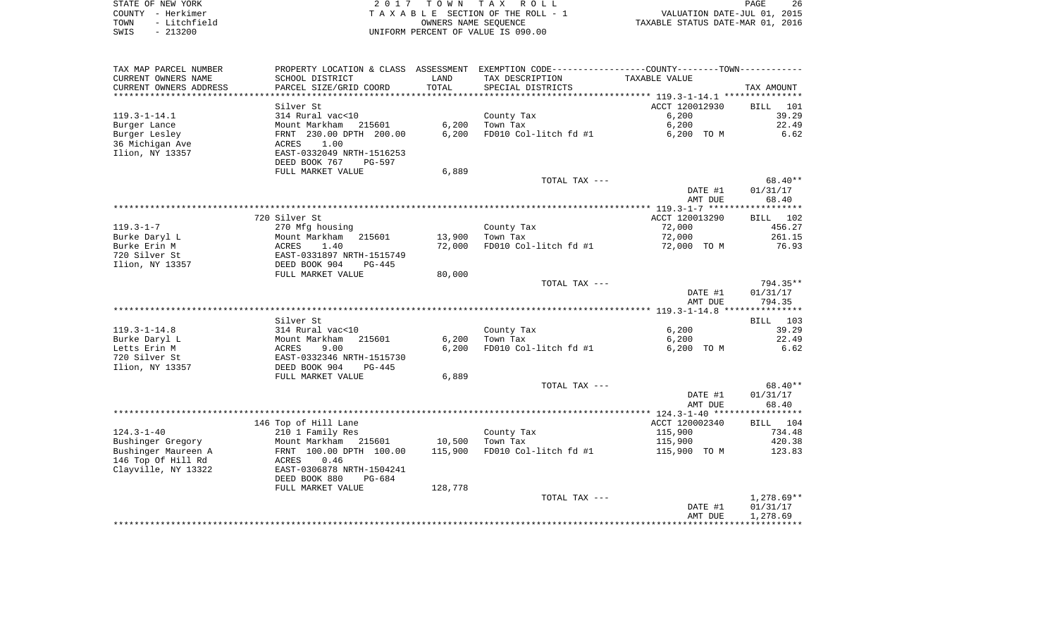STATE OF NEW YORK
COUNTY - Herkimer
TOWN - Litchfield
SWIS - 213200

2 0 1 7 T O W N T A X R O L L
T A X A B L E SECTION OF THE ROLL - 1
OWNERS NAME SEQUENCE
UNIFORM PERCENT OF VALUE IS 090.00

VALUATION DATE-JUL 01, 2015
TAXABLE STATUS DATE-MAR 01, 2016

| TAX MAP PARCEL NUMBER / CURRENT OWNERS NAME / CURRENT OWNERS ADDRESS | PROPERTY LOCATION & CLASS / SCHOOL DISTRICT / PARCEL SIZE/GRID COORD | ASSESSMENT LAND / TOTAL | EXEMPTION CODE / TAX DESCRIPTION / SPECIAL DISTRICTS | COUNTY--------TOWN / TAXABLE VALUE | TAX AMOUNT |
|---|---|---|---|---|---|
| 119.3-1-14.1 | Silver St | | | ACCT 120012930 | BILL 101 |
| | 314 Rural vac<10 | | County Tax | 6,200 | 39.29 |
| Burger Lance | Mount Markham 215601 | 6,200 | Town Tax | 6,200 | 22.49 |
| Burger Lesley | FRNT 230.00 DPTH 200.00 | 6,200 | FD010 Col-litch fd #1 | 6,200 TO M | 6.62 |
| 36 Michigan Ave | ACRES 1.00 | | | | |
| Ilion, NY 13357 | EAST-0332049 NRTH-1516253 | | | | |
| | DEED BOOK 767 PG-597 | | | | |
| | FULL MARKET VALUE | 6,889 | | | |
| | | | TOTAL TAX --- | | 68.40** |
| | | | | DATE #1 | 01/31/17 |
| | | | | AMT DUE | 68.40 |
| 119.3-1-7 | 720 Silver St | | | ACCT 120013290 | BILL 102 |
| | 270 Mfg housing | | County Tax | 72,000 | 456.27 |
| Burke Daryl L | Mount Markham 215601 | 13,900 | Town Tax | 72,000 | 261.15 |
| Burke Erin M | ACRES 1.40 | 72,000 | FD010 Col-litch fd #1 | 72,000 TO M | 76.93 |
| 720 Silver St | EAST-0331897 NRTH-1515749 | | | | |
| Ilion, NY 13357 | DEED BOOK 904 PG-445 | | | | |
| | FULL MARKET VALUE | 80,000 | | | |
| | | | TOTAL TAX --- | | 794.35** |
| | | | | DATE #1 | 01/31/17 |
| | | | | AMT DUE | 794.35 |
| 119.3-1-14.8 | Silver St | | | | BILL 103 |
| | 314 Rural vac<10 | | County Tax | 6,200 | 39.29 |
| Burke Daryl L | Mount Markham 215601 | 6,200 | Town Tax | 6,200 | 22.49 |
| Letts Erin M | ACRES 9.00 | 6,200 | FD010 Col-litch fd #1 | 6,200 TO M | 6.62 |
| 720 Silver St | EAST-0332346 NRTH-1515730 | | | | |
| Ilion, NY 13357 | DEED BOOK 904 PG-445 | | | | |
| | FULL MARKET VALUE | 6,889 | | | |
| | | | TOTAL TAX --- | | 68.40** |
| | | | | DATE #1 | 01/31/17 |
| | | | | AMT DUE | 68.40 |
| 124.3-1-40 | 146 Top of Hill Lane | | | ACCT 120002340 | BILL 104 |
| | 210 1 Family Res | | County Tax | 115,900 | 734.48 |
| Bushinger Gregory | Mount Markham 215601 | 10,500 | Town Tax | 115,900 | 420.38 |
| Bushinger Maureen A | FRNT 100.00 DPTH 100.00 | 115,900 | FD010 Col-litch fd #1 | 115,900 TO M | 123.83 |
| 146 Top Of Hill Rd | ACRES 0.46 | | | | |
| Clayville, NY 13322 | EAST-0306878 NRTH-1504241 | | | | |
| | DEED BOOK 880 PG-684 | | | | |
| | FULL MARKET VALUE | 128,778 | | | |
| | | | TOTAL TAX --- | | 1,278.69** |
| | | | | DATE #1 | 01/31/17 |
| | | | | AMT DUE | 1,278.69 |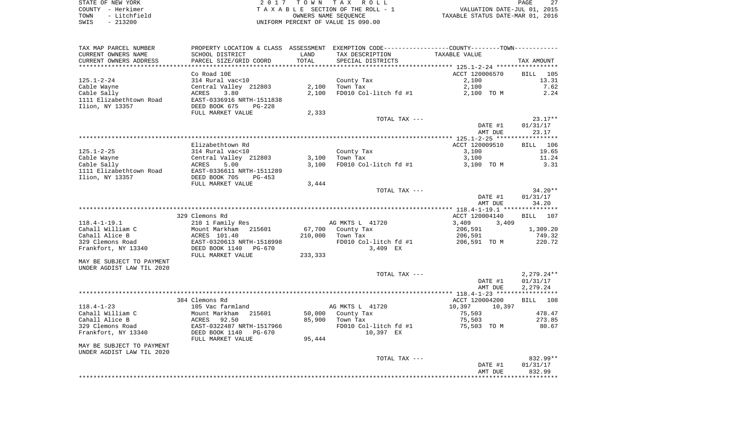STATE OF NEW YORK　　　　2 0 1 7　T O W N　T A X　R O L L
COUNTY - Herkimer　　　　T A X A B L E SECTION OF THE ROLL - 1　　　　VALUATION DATE-JUL 01, 2015
TOWN - Litchfield　　　　OWNERS NAME SEQUENCE　　　　TAXABLE STATUS DATE-MAR 01, 2016
SWIS - 213200　　　　UNIFORM PERCENT OF VALUE IS 090.00

| TAX MAP PARCEL NUMBER<br>CURRENT OWNERS NAME<br>CURRENT OWNERS ADDRESS | PROPERTY LOCATION & CLASS<br>SCHOOL DISTRICT<br>PARCEL SIZE/GRID COORD | ASSESSMENT<br>LAND<br>TOTAL | EXEMPTION CODE-----COUNTY-----TOWN-----<br>TAX DESCRIPTION<br>SPECIAL DISTRICTS | TAXABLE VALUE | TAX AMOUNT |
|---|---|---|---|---|---|
| 125.1-2-24 | Co Road 10E | | | ACCT 120006570 | BILL 105 |
| | 314 Rural vac<10 | | County Tax | 2,100 | 13.31 |
| Cable Wayne | Central Valley 212803 | 2,100 | Town Tax | 2,100 | 7.62 |
| Cable Sally | ACRES 3.80 | 2,100 | FD010 Col-litch fd #1 | 2,100 TO M | 2.24 |
| 1111 Elizabethtown Road | EAST-0336916 NRTH-1511838 | | | | |
| Ilion, NY 13357 | DEED BOOK 675 PG-228 | | | | |
| | FULL MARKET VALUE | 2,333 | | | |
| | | | TOTAL TAX --- | | 23.17** |
| | | | | DATE #1 | 01/31/17 |
| | | | | AMT DUE | 23.17 |
| 125.1-2-25 | Elizabethtown Rd | | | ACCT 120009510 | BILL 106 |
| | 314 Rural vac<10 | | County Tax | 3,100 | 19.65 |
| Cable Wayne | Central Valley 212803 | 3,100 | Town Tax | 3,100 | 11.24 |
| Cable Sally | ACRES 5.00 | 3,100 | FD010 Col-litch fd #1 | 3,100 TO M | 3.31 |
| 1111 Elizabethtown Road | EAST-0336611 NRTH-1511289 | | | | |
| Ilion, NY 13357 | DEED BOOK 705 PG-453 | | | | |
| | FULL MARKET VALUE | 3,444 | | | |
| | | | TOTAL TAX --- | | 34.20** |
| | | | | DATE #1 | 01/31/17 |
| | | | | AMT DUE | 34.20 |
| 118.4-1-19.1 | 329 Clemons Rd | | | ACCT 120004140 | BILL 107 |
| | 210 1 Family Res | | AG MKTS L 41720 | 3,409 3,409 | |
| Cahall William C | Mount Markham 215601 | 67,700 | County Tax | 206,591 | 1,309.20 |
| Cahall Alice B | ACRES 101.40 | 210,000 | Town Tax | 206,591 | 749.32 |
| 329 Clemons Road | EAST-0320613 NRTH-1518998 | | FD010 Col-litch fd #1 | 206,591 TO M | 220.72 |
| Frankfort, NY 13340 | DEED BOOK 1140 PG-670 | | 3,409 EX | | |
| | FULL MARKET VALUE | 233,333 | | | |
| MAY BE SUBJECT TO PAYMENT<br>UNDER AGDIST LAW TIL 2020 | | | | | |
| | | | TOTAL TAX --- | | 2,279.24** |
| | | | | DATE #1 | 01/31/17 |
| | | | | AMT DUE | 2,279.24 |
| 118.4-1-23 | 384 Clemons Rd | | | ACCT 120004200 | BILL 108 |
| | 105 Vac farmland | | AG MKTS L 41720 | 10,397 10,397 | |
| Cahall William C | Mount Markham 215601 | 50,000 | County Tax | 75,503 | 478.47 |
| Cahall Alice B | ACRES 92.50 | 85,900 | Town Tax | 75,503 | 273.85 |
| 329 Clemons Road | EAST-0322487 NRTH-1517966 | | FD010 Col-litch fd #1 | 75,503 TO M | 80.67 |
| Frankfort, NY 13340 | DEED BOOK 1140 PG-670 | | 10,397 EX | | |
| | FULL MARKET VALUE | 95,444 | | | |
| MAY BE SUBJECT TO PAYMENT<br>UNDER AGDIST LAW TIL 2020 | | | | | |
| | | | TOTAL TAX --- | | 832.99** |
| | | | | DATE #1 | 01/31/17 |
| | | | | AMT DUE | 832.99 |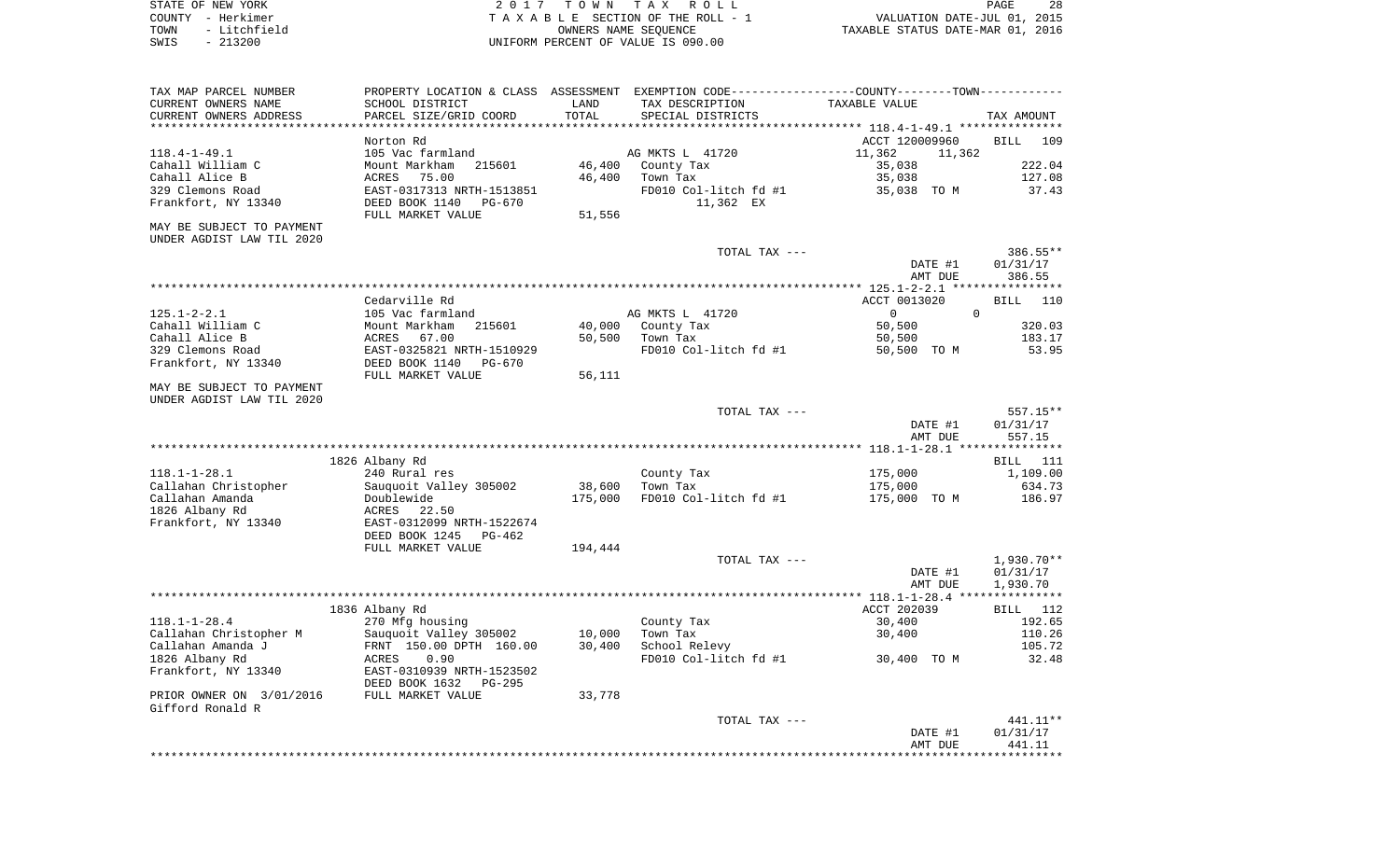STATE OF NEW YORK | 2 0 1 7 T O W N T A X R O L L
COUNTY - Herkimer | T A X A B L E SECTION OF THE ROLL - 1 | VALUATION DATE-JUL 01, 2015
TOWN - Litchfield | OWNERS NAME SEQUENCE | TAXABLE STATUS DATE-MAR 01, 2016
SWIS - 213200 | UNIFORM PERCENT OF VALUE IS 090.00

| TAX MAP PARCEL NUMBER<br>CURRENT OWNERS NAME<br>CURRENT OWNERS ADDRESS | PROPERTY LOCATION & CLASS<br>SCHOOL DISTRICT<br>PARCEL SIZE/GRID COORD | ASSESSMENT<br>LAND<br>TOTAL | EXEMPTION CODE-----COUNTY-----TOWN-----<br>TAX DESCRIPTION<br>SPECIAL DISTRICTS | TAXABLE VALUE | TAX AMOUNT |
|---|---|---|---|---|---|
| **118.4-1-49.1** | Norton Rd | | | ACCT 120009960 | BILL 109 |
| 118.4-1-49.1 | 105 Vac farmland | | AG MKTS L 41720 | 11,362 11,362 | |
| Cahall William C | Mount Markham 215601 | 46,400 | County Tax | 35,038 | 222.04 |
| Cahall Alice B | ACRES 75.00 | 46,400 | Town Tax | 35,038 | 127.08 |
| 329 Clemons Road | EAST-0317313 NRTH-1513851 | | FD010 Col-litch fd #1 | 35,038 TO M | 37.43 |
| Frankfort, NY 13340 | DEED BOOK 1140 PG-670 | | 11,362 EX | | |
| | FULL MARKET VALUE | 51,556 | | | |
| MAY BE SUBJECT TO PAYMENT UNDER AGDIST LAW TIL 2020 | | | | | |
| | | | TOTAL TAX --- | | 386.55** |
| | | | | DATE #1 | 01/31/17 |
| | | | | AMT DUE | 386.55 |
| **125.1-2-2.1** | Cedarville Rd | | | ACCT 0013020 | BILL 110 |
| 125.1-2-2.1 | 105 Vac farmland | | AG MKTS L 41720 | 0 0 | |
| Cahall William C | Mount Markham 215601 | 40,000 | County Tax | 50,500 | 320.03 |
| Cahall Alice B | ACRES 67.00 | 50,500 | Town Tax | 50,500 | 183.17 |
| 329 Clemons Road | EAST-0325821 NRTH-1510929 | | FD010 Col-litch fd #1 | 50,500 TO M | 53.95 |
| Frankfort, NY 13340 | DEED BOOK 1140 PG-670 | | | | |
| | FULL MARKET VALUE | 56,111 | | | |
| MAY BE SUBJECT TO PAYMENT UNDER AGDIST LAW TIL 2020 | | | | | |
| | | | TOTAL TAX --- | | 557.15** |
| | | | | DATE #1 | 01/31/17 |
| | | | | AMT DUE | 557.15 |
| **118.1-1-28.1** | 1826 Albany Rd | | | | BILL 111 |
| 118.1-1-28.1 | 240 Rural res | | County Tax | 175,000 | 1,109.00 |
| Callahan Christopher | Sauquoit Valley 305002 | 38,600 | Town Tax | 175,000 | 634.73 |
| Callahan Amanda | Doublewide | 175,000 | FD010 Col-litch fd #1 | 175,000 TO M | 186.97 |
| 1826 Albany Rd | ACRES 22.50 | | | | |
| Frankfort, NY 13340 | EAST-0312099 NRTH-1522674 | | | | |
| | DEED BOOK 1245 PG-462 | | | | |
| | FULL MARKET VALUE | 194,444 | | | |
| | | | TOTAL TAX --- | | 1,930.70** |
| | | | | DATE #1 | 01/31/17 |
| | | | | AMT DUE | 1,930.70 |
| **118.1-1-28.4** | 1836 Albany Rd | | | ACCT 202039 | BILL 112 |
| 118.1-1-28.4 | 270 Mfg housing | | County Tax | 30,400 | 192.65 |
| Callahan Christopher M | Sauquoit Valley 305002 | 10,000 | Town Tax | 30,400 | 110.26 |
| Callahan Amanda J | FRNT 150.00 DPTH 160.00 | 30,400 | School Relevy | | 105.72 |
| 1826 Albany Rd | ACRES 0.90 | | FD010 Col-litch fd #1 | 30,400 TO M | 32.48 |
| Frankfort, NY 13340 | EAST-0310939 NRTH-1523502 | | | | |
| | DEED BOOK 1632 PG-295 | | | | |
| PRIOR OWNER ON 3/01/2016 Gifford Ronald R | FULL MARKET VALUE | 33,778 | | | |
| | | | TOTAL TAX --- | | 441.11** |
| | | | | DATE #1 | 01/31/17 |
| | | | | AMT DUE | 441.11 |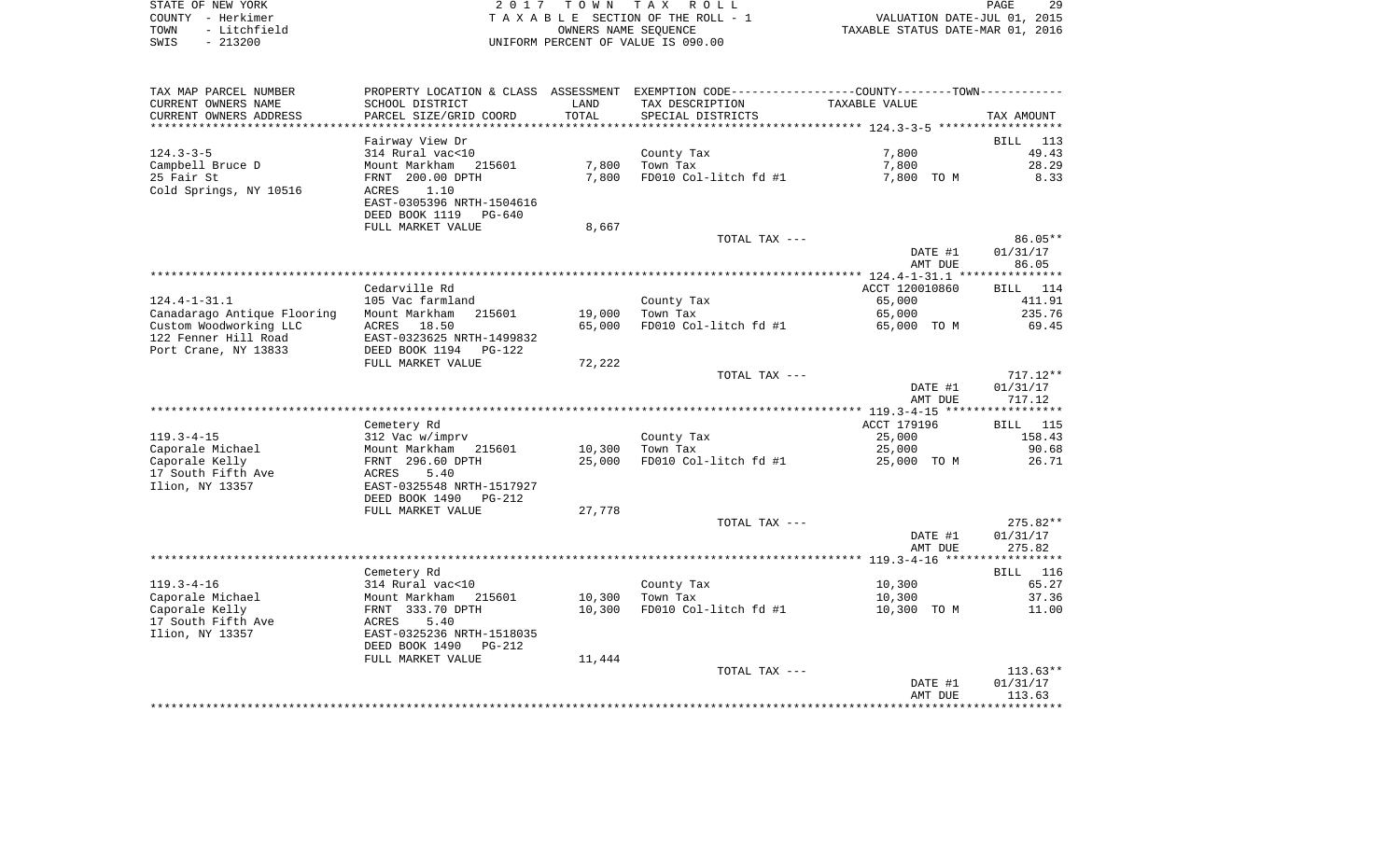STATE OF NEW YORK 2 0 1 7 T O W N T A X R O L L
COUNTY - Herkimer T A X A B L E SECTION OF THE ROLL - 1 VALUATION DATE-JUL 01, 2015
TOWN - Litchfield OWNERS NAME SEQUENCE TAXABLE STATUS DATE-MAR 01, 2016
SWIS - 213200 UNIFORM PERCENT OF VALUE IS 090.00

| TAX MAP PARCEL NUMBER<br>CURRENT OWNERS NAME<br>CURRENT OWNERS ADDRESS | PROPERTY LOCATION & CLASS<br>SCHOOL DISTRICT<br>PARCEL SIZE/GRID COORD | ASSESSMENT<br>LAND<br>TOTAL | EXEMPTION CODE-----COUNTY-----TOWN-----<br>TAX DESCRIPTION<br>SPECIAL DISTRICTS | TAXABLE VALUE | TAX AMOUNT |
|---|---|---|---|---|---|
| | Fairway View Dr | | | | BILL 113 |
| 124.3-3-5 | 314 Rural vac<10 | | County Tax | 7,800 | 49.43 |
| Campbell Bruce D | Mount Markham 215601 | 7,800 | Town Tax | 7,800 | 28.29 |
| 25 Fair St | FRNT 200.00 DPTH | 7,800 | FD010 Col-litch fd #1 | 7,800 TO M | 8.33 |
| Cold Springs, NY 10516 | ACRES 1.10 | | | | |
| | EAST-0305396 NRTH-1504616 | | | | |
| | DEED BOOK 1119 PG-640 | | | | |
| | FULL MARKET VALUE | 8,667 | | | |
| | | | TOTAL TAX --- | | 86.05** |
| | | | | DATE #1 | 01/31/17 |
| | | | | AMT DUE | 86.05 |
| | Cedarville Rd | | | ACCT 120010860 | BILL 114 |
| 124.4-1-31.1 | 105 Vac farmland | | County Tax | 65,000 | 411.91 |
| Canadarago Antique Flooring | Mount Markham 215601 | 19,000 | Town Tax | 65,000 | 235.76 |
| Custom Woodworking LLC | ACRES 18.50 | 65,000 | FD010 Col-litch fd #1 | 65,000 TO M | 69.45 |
| 122 Fenner Hill Road | EAST-0323625 NRTH-1499832 | | | | |
| Port Crane, NY 13833 | DEED BOOK 1194 PG-122 | | | | |
| | FULL MARKET VALUE | 72,222 | | | |
| | | | TOTAL TAX --- | | 717.12** |
| | | | | DATE #1 | 01/31/17 |
| | | | | AMT DUE | 717.12 |
| | Cemetery Rd | | | ACCT 179196 | BILL 115 |
| 119.3-4-15 | 312 Vac w/imprv | | County Tax | 25,000 | 158.43 |
| Caporale Michael | Mount Markham 215601 | 10,300 | Town Tax | 25,000 | 90.68 |
| Caporale Kelly | FRNT 296.60 DPTH | 25,000 | FD010 Col-litch fd #1 | 25,000 TO M | 26.71 |
| 17 South Fifth Ave | ACRES 5.40 | | | | |
| Ilion, NY 13357 | EAST-0325548 NRTH-1517927 | | | | |
| | DEED BOOK 1490 PG-212 | | | | |
| | FULL MARKET VALUE | 27,778 | | | |
| | | | TOTAL TAX --- | | 275.82** |
| | | | | DATE #1 | 01/31/17 |
| | | | | AMT DUE | 275.82 |
| | Cemetery Rd | | | | BILL 116 |
| 119.3-4-16 | 314 Rural vac<10 | | County Tax | 10,300 | 65.27 |
| Caporale Michael | Mount Markham 215601 | 10,300 | Town Tax | 10,300 | 37.36 |
| Caporale Kelly | FRNT 333.70 DPTH | 10,300 | FD010 Col-litch fd #1 | 10,300 TO M | 11.00 |
| 17 South Fifth Ave | ACRES 5.40 | | | | |
| Ilion, NY 13357 | EAST-0325236 NRTH-1518035 | | | | |
| | DEED BOOK 1490 PG-212 | | | | |
| | FULL MARKET VALUE | 11,444 | | | |
| | | | TOTAL TAX --- | | 113.63** |
| | | | | DATE #1 | 01/31/17 |
| | | | | AMT DUE | 113.63 |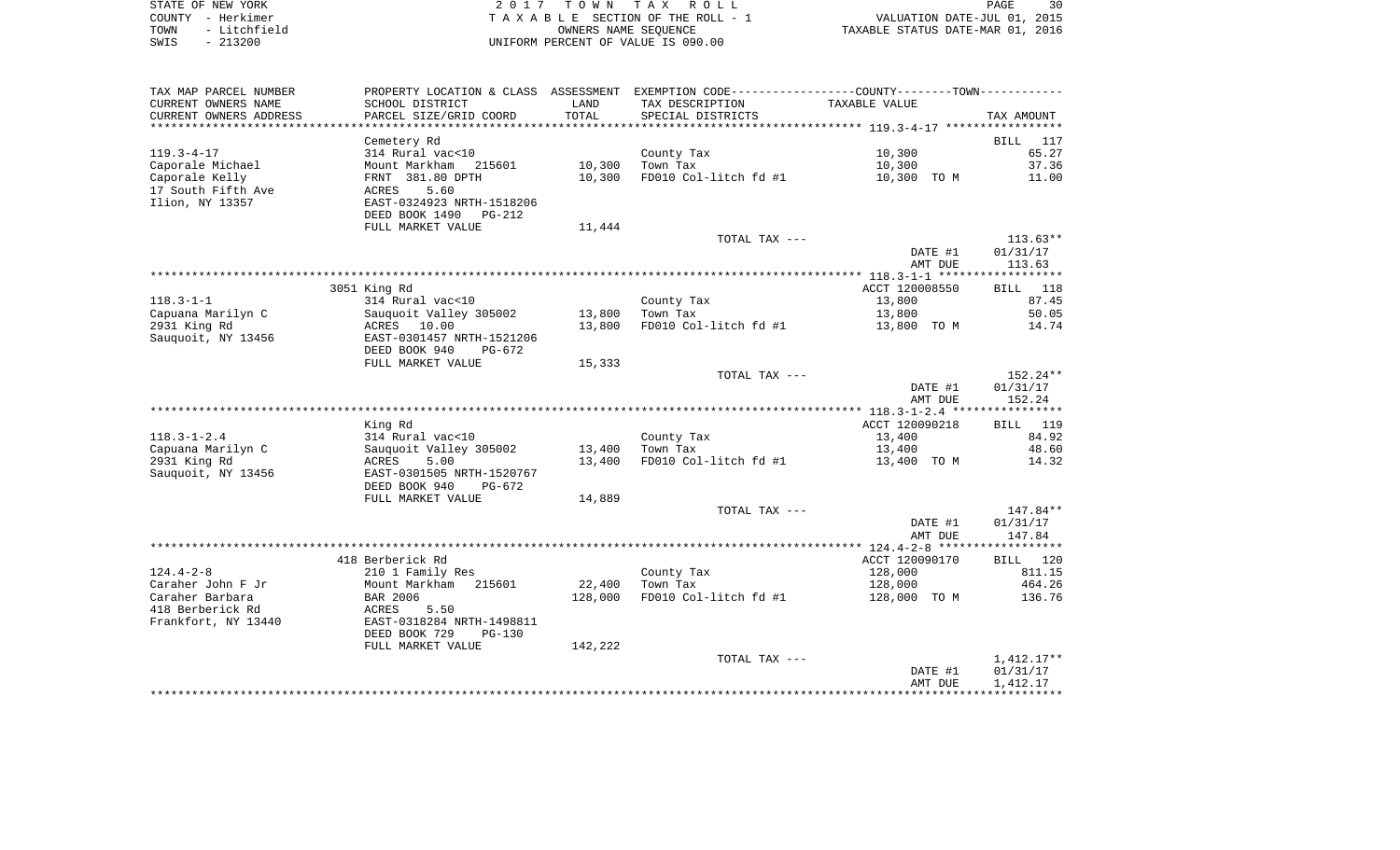STATE OF NEW YORK
COUNTY - Herkimer
TOWN - Litchfield
SWIS - 213200

2 0 1 7 T O W N T A X R O L L
T A X A B L E SECTION OF THE ROLL - 1
OWNERS NAME SEQUENCE
UNIFORM PERCENT OF VALUE IS 090.00

VALUATION DATE-JUL 01, 2015
TAXABLE STATUS DATE-MAR 01, 2016

| TAX MAP PARCEL NUMBER / CURRENT OWNERS NAME / CURRENT OWNERS ADDRESS | PROPERTY LOCATION & CLASS / SCHOOL DISTRICT / PARCEL SIZE/GRID COORD | ASSESSMENT LAND / TOTAL | EXEMPTION CODE / TAX DESCRIPTION / SPECIAL DISTRICTS | COUNTY--------TOWN / TAXABLE VALUE | TAX AMOUNT |
|---|---|---|---|---|---|
| | Cemetery Rd | | | | BILL 117 |
| 119.3-4-17 | 314 Rural vac<10 | | County Tax | 10,300 | 65.27 |
| Caporale Michael | Mount Markham 215601 | 10,300 | Town Tax | 10,300 | 37.36 |
| Caporale Kelly | FRNT 381.80 DPTH | 10,300 | FD010 Col-litch fd #1 | 10,300 TO M | 11.00 |
| 17 South Fifth Ave | ACRES 5.60 | | | | |
| Ilion, NY 13357 | EAST-0324923 NRTH-1518206 | | | | |
| | DEED BOOK 1490 PG-212 | | | | |
| | FULL MARKET VALUE | 11,444 | | | |
| | | | TOTAL TAX --- | | 113.63** |
| | | | | DATE #1 | 01/31/17 |
| | | | | AMT DUE | 113.63 |
| | 3051 King Rd | | | ACCT 120008550 | BILL 118 |
| 118.3-1-1 | 314 Rural vac<10 | | County Tax | 13,800 | 87.45 |
| Capuana Marilyn C | Sauquoit Valley 305002 | 13,800 | Town Tax | 13,800 | 50.05 |
| 2931 King Rd | ACRES 10.00 | 13,800 | FD010 Col-litch fd #1 | 13,800 TO M | 14.74 |
| Sauquoit, NY 13456 | EAST-0301457 NRTH-1521206 | | | | |
| | DEED BOOK 940 PG-672 | | | | |
| | FULL MARKET VALUE | 15,333 | | | |
| | | | TOTAL TAX --- | | 152.24** |
| | | | | DATE #1 | 01/31/17 |
| | | | | AMT DUE | 152.24 |
| | King Rd | | | ACCT 120090218 | BILL 119 |
| 118.3-1-2.4 | 314 Rural vac<10 | | County Tax | 13,400 | 84.92 |
| Capuana Marilyn C | Sauquoit Valley 305002 | 13,400 | Town Tax | 13,400 | 48.60 |
| 2931 King Rd | ACRES 5.00 | 13,400 | FD010 Col-litch fd #1 | 13,400 TO M | 14.32 |
| Sauquoit, NY 13456 | EAST-0301505 NRTH-1520767 | | | | |
| | DEED BOOK 940 PG-672 | | | | |
| | FULL MARKET VALUE | 14,889 | | | |
| | | | TOTAL TAX --- | | 147.84** |
| | | | | DATE #1 | 01/31/17 |
| | | | | AMT DUE | 147.84 |
| | 418 Berberick Rd | | | ACCT 120090170 | BILL 120 |
| 124.4-2-8 | 210 1 Family Res | | County Tax | 128,000 | 811.15 |
| Caraher John F Jr | Mount Markham 215601 | 22,400 | Town Tax | 128,000 | 464.26 |
| Caraher Barbara | BAR 2006 | 128,000 | FD010 Col-litch fd #1 | 128,000 TO M | 136.76 |
| 418 Berberick Rd | ACRES 5.50 | | | | |
| Frankfort, NY 13440 | EAST-0318284 NRTH-1498811 | | | | |
| | DEED BOOK 729 PG-130 | | | | |
| | FULL MARKET VALUE | 142,222 | | | |
| | | | TOTAL TAX --- | | 1,412.17** |
| | | | | DATE #1 | 01/31/17 |
| | | | | AMT DUE | 1,412.17 |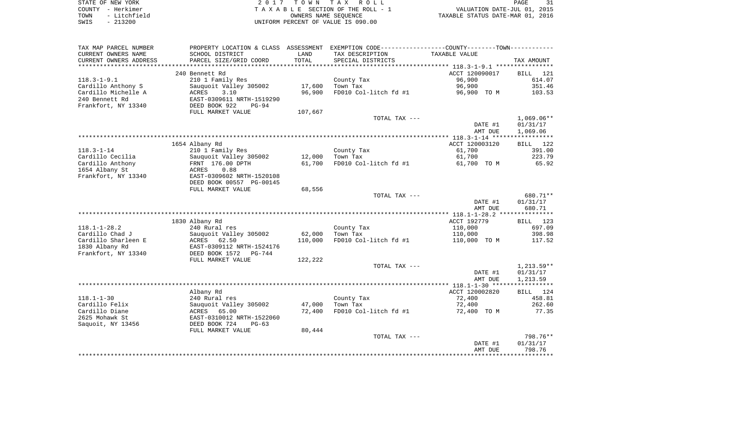STATE OF NEW YORK
COUNTY - Herkimer
TOWN - Litchfield
SWIS - 213200

2 0 1 7 T O W N T A X R O L L
T A X A B L E SECTION OF THE ROLL - 1
OWNERS NAME SEQUENCE
UNIFORM PERCENT OF VALUE IS 090.00

VALUATION DATE-JUL 01, 2015
TAXABLE STATUS DATE-MAR 01, 2016

| TAX MAP PARCEL NUMBER / CURRENT OWNERS NAME / CURRENT OWNERS ADDRESS | PROPERTY LOCATION & CLASS / SCHOOL DISTRICT / PARCEL SIZE/GRID COORD | ASSESSMENT LAND | TOTAL | EXEMPTION CODE / TAX DESCRIPTION / SPECIAL DISTRICTS | TAXABLE VALUE | TAX AMOUNT |
|---|---|---|---|---|---|---|
| | 240 Bennett Rd | | | | ACCT 120090017 | BILL 121 |
| 118.3-1-9.1 | 210 1 Family Res | | | County Tax | 96,900 | 614.07 |
| Cardillo Anthony S | Sauquoit Valley 305002 | 17,600 | | Town Tax | 96,900 | 351.46 |
| Cardillo Michelle A | ACRES 3.10 | | 96,900 | FD010 Col-litch fd #1 | 96,900 TO M | 103.53 |
| 240 Bennett Rd | EAST-0309611 NRTH-1519290 | | | | | |
| Frankfort, NY 13340 | DEED BOOK 922 PG-94 | | | | | |
| | FULL MARKET VALUE | 107,667 | | | | |
| | | | | TOTAL TAX --- | | 1,069.06** |
| | | | | | DATE #1 | 01/31/17 |
| | | | | | AMT DUE | 1,069.06 |
| | 1654 Albany Rd | | | | ACCT 120003120 | BILL 122 |
| 118.3-1-14 | 210 1 Family Res | | | County Tax | 61,700 | 391.00 |
| Cardillo Cecilia | Sauquoit Valley 305002 | 12,000 | | Town Tax | 61,700 | 223.79 |
| Cardillo Anthony | FRNT 176.00 DPTH | | 61,700 | FD010 Col-litch fd #1 | 61,700 TO M | 65.92 |
| 1654 Albany St | ACRES 0.88 | | | | | |
| Frankfort, NY 13340 | EAST-0309602 NRTH-1520108 | | | | | |
| | DEED BOOK 00557 PG-00145 | | | | | |
| | FULL MARKET VALUE | 68,556 | | | | |
| | | | | TOTAL TAX --- | | 680.71** |
| | | | | | DATE #1 | 01/31/17 |
| | | | | | AMT DUE | 680.71 |
| | 1830 Albany Rd | | | | ACCT 192779 | BILL 123 |
| 118.1-1-28.2 | 240 Rural res | | | County Tax | 110,000 | 697.09 |
| Cardillo Chad J | Sauquoit Valley 305002 | 62,000 | | Town Tax | 110,000 | 398.98 |
| Cardillo Sharleen E | ACRES 62.50 | | 110,000 | FD010 Col-litch fd #1 | 110,000 TO M | 117.52 |
| 1830 Albany Rd | EAST-0309112 NRTH-1524176 | | | | | |
| Frankfort, NY 13340 | DEED BOOK 1572 PG-744 | | | | | |
| | FULL MARKET VALUE | 122,222 | | | | |
| | | | | TOTAL TAX --- | | 1,213.59** |
| | | | | | DATE #1 | 01/31/17 |
| | | | | | AMT DUE | 1,213.59 |
| | Albany Rd | | | | ACCT 120002820 | BILL 124 |
| 118.1-1-30 | 240 Rural res | | | County Tax | 72,400 | 458.81 |
| Cardillo Felix | Sauquoit Valley 305002 | 47,000 | | Town Tax | 72,400 | 262.60 |
| Cardillo Diane | ACRES 65.00 | | 72,400 | FD010 Col-litch fd #1 | 72,400 TO M | 77.35 |
| 2625 Mohawk St | EAST-0310012 NRTH-1522060 | | | | | |
| Saquoit, NY 13456 | DEED BOOK 724 PG-63 | | | | | |
| | FULL MARKET VALUE | 80,444 | | | | |
| | | | | TOTAL TAX --- | | 798.76** |
| | | | | | DATE #1 | 01/31/17 |
| | | | | | AMT DUE | 798.76 |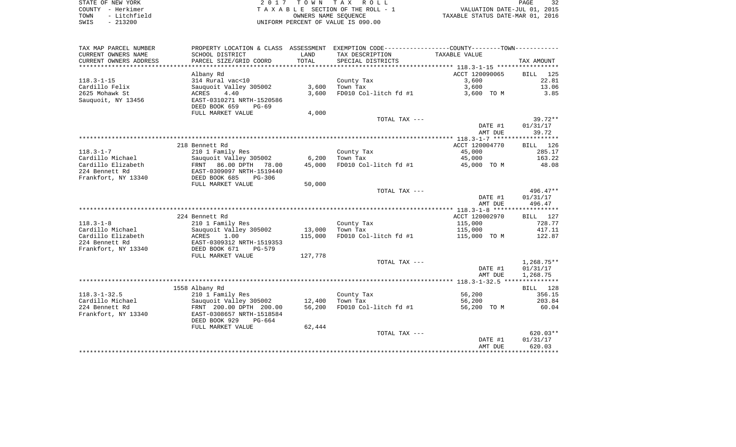STATE OF NEW YORK — 2017 TOWN TAX ROLL
COUNTY - Herkimer — TAXABLE SECTION OF THE ROLL - 1 — VALUATION DATE-JUL 01, 2015
TOWN - Litchfield — OWNERS NAME SEQUENCE — TAXABLE STATUS DATE-MAR 01, 2016
SWIS - 213200 — UNIFORM PERCENT OF VALUE IS 090.00

| TAX MAP PARCEL NUMBER / CURRENT OWNERS NAME / CURRENT OWNERS ADDRESS | PROPERTY LOCATION & CLASS / SCHOOL DISTRICT / PARCEL SIZE/GRID COORD | ASSESSMENT LAND / TOTAL | EXEMPTION CODE / TAX DESCRIPTION / SPECIAL DISTRICTS | COUNTY--------TOWN / TAXABLE VALUE | TAX AMOUNT |
|---|---|---|---|---|---|
| | Albany Rd | | | ACCT 120090065 | BILL 125 |
| 118.3-1-15 | 314 Rural vac<10 | | County Tax | 3,600 | 22.81 |
| Cardillo Felix | Sauquoit Valley 305002 | 3,600 | Town Tax | 3,600 | 13.06 |
| 2625 Mohawk St | ACRES 4.40 | 3,600 | FD010 Col-litch fd #1 | 3,600 TO M | 3.85 |
| Sauquoit, NY 13456 | EAST-0310271 NRTH-1520586 | | | | |
| | DEED BOOK 659 PG-69 | | | | |
| | FULL MARKET VALUE | 4,000 | | | |
| | | | TOTAL TAX --- | | 39.72** |
| | | | | DATE #1 | 01/31/17 |
| | | | | AMT DUE | 39.72 |
| | 218 Bennett Rd | | | ACCT 120004770 | BILL 126 |
| 118.3-1-7 | 210 1 Family Res | | County Tax | 45,000 | 285.17 |
| Cardillo Michael | Sauquoit Valley 305002 | 6,200 | Town Tax | 45,000 | 163.22 |
| Cardillo Elizabeth | FRNT 86.00 DPTH 78.00 | 45,000 | FD010 Col-litch fd #1 | 45,000 TO M | 48.08 |
| 224 Bennett Rd | EAST-0309097 NRTH-1519440 | | | | |
| Frankfort, NY 13340 | DEED BOOK 685 PG-306 | | | | |
| | FULL MARKET VALUE | 50,000 | | | |
| | | | TOTAL TAX --- | | 496.47** |
| | | | | DATE #1 | 01/31/17 |
| | | | | AMT DUE | 496.47 |
| | 224 Bennett Rd | | | ACCT 120002970 | BILL 127 |
| 118.3-1-8 | 210 1 Family Res | | County Tax | 115,000 | 728.77 |
| Cardillo Michael | Sauquoit Valley 305002 | 13,000 | Town Tax | 115,000 | 417.11 |
| Cardillo Elizabeth | ACRES 1.00 | 115,000 | FD010 Col-litch fd #1 | 115,000 TO M | 122.87 |
| 224 Bennett Rd | EAST-0309312 NRTH-1519353 | | | | |
| Frankfort, NY 13340 | DEED BOOK 671 PG-579 | | | | |
| | FULL MARKET VALUE | 127,778 | | | |
| | | | TOTAL TAX --- | | 1,268.75** |
| | | | | DATE #1 | 01/31/17 |
| | | | | AMT DUE | 1,268.75 |
| | 1558 Albany Rd | | | | BILL 128 |
| 118.3-1-32.5 | 210 1 Family Res | | County Tax | 56,200 | 356.15 |
| Cardillo Michael | Sauquoit Valley 305002 | 12,400 | Town Tax | 56,200 | 203.84 |
| 224 Bennett Rd | FRNT 200.00 DPTH 200.00 | 56,200 | FD010 Col-litch fd #1 | 56,200 TO M | 60.04 |
| Frankfort, NY 13340 | EAST-0308657 NRTH-1518584 | | | | |
| | DEED BOOK 929 PG-664 | | | | |
| | FULL MARKET VALUE | 62,444 | | | |
| | | | TOTAL TAX --- | | 620.03** |
| | | | | DATE #1 | 01/31/17 |
| | | | | AMT DUE | 620.03 |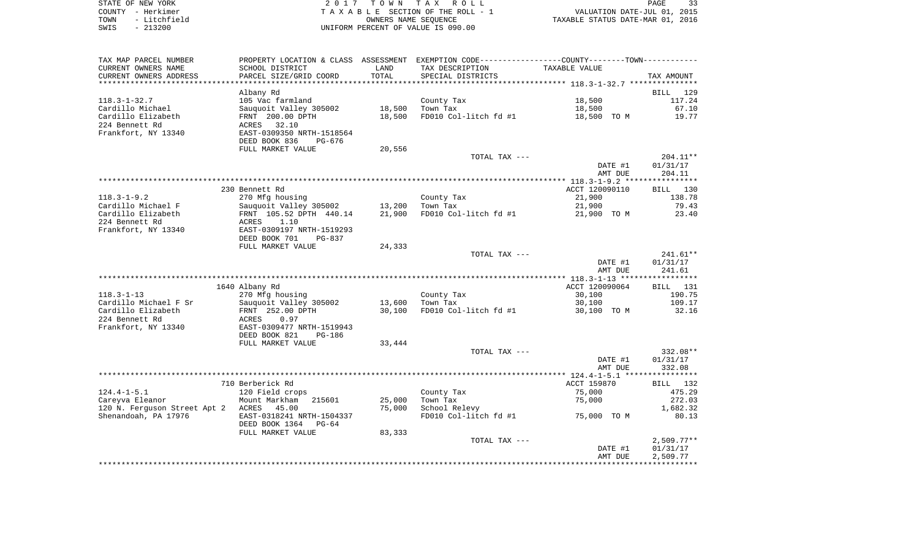STATE OF NEW YORK
COUNTY - Herkimer
TOWN - Litchfield
SWIS - 213200

2 0 1 7 T O W N T A X R O L L
T A X A B L E SECTION OF THE ROLL - 1
OWNERS NAME SEQUENCE
UNIFORM PERCENT OF VALUE IS 090.00

VALUATION DATE-JUL 01, 2015
TAXABLE STATUS DATE-MAR 01, 2016

| TAX MAP PARCEL NUMBER / CURRENT OWNERS NAME / CURRENT OWNERS ADDRESS | PROPERTY LOCATION & CLASS / SCHOOL DISTRICT / PARCEL SIZE/GRID COORD | ASSESSMENT LAND / TOTAL | EXEMPTION CODE / TAX DESCRIPTION / SPECIAL DISTRICTS | COUNTY--------TOWN TAXABLE VALUE | TAX AMOUNT |
|---|---|---|---|---|---|
| 118.3-1-32.7 | Albany Rd | | | | BILL 129 |
| | 105 Vac farmland | | County Tax | 18,500 | 117.24 |
| Cardillo Michael | Sauquoit Valley 305002 | 18,500 | Town Tax | 18,500 | 67.10 |
| Cardillo Elizabeth | FRNT 200.00 DPTH | 18,500 | FD010 Col-litch fd #1 | 18,500 TO M | 19.77 |
| 224 Bennett Rd | ACRES 32.10 | | | | |
| Frankfort, NY 13340 | EAST-0309350 NRTH-1518564 | | | | |
| | DEED BOOK 836 PG-676 | | | | |
| | FULL MARKET VALUE | 20,556 | | | |
| | | | TOTAL TAX --- | | 204.11** |
| | | | | DATE #1 | 01/31/17 |
| | | | | AMT DUE | 204.11 |
| 118.3-1-9.2 | 230 Bennett Rd | | | ACCT 120090110 | BILL 130 |
| | 270 Mfg housing | | County Tax | 21,900 | 138.78 |
| Cardillo Michael F | Sauquoit Valley 305002 | 13,200 | Town Tax | 21,900 | 79.43 |
| Cardillo Elizabeth | FRNT 105.52 DPTH 440.14 | 21,900 | FD010 Col-litch fd #1 | 21,900 TO M | 23.40 |
| 224 Bennett Rd | ACRES 1.10 | | | | |
| Frankfort, NY 13340 | EAST-0309197 NRTH-1519293 | | | | |
| | DEED BOOK 701 PG-837 | | | | |
| | FULL MARKET VALUE | 24,333 | | | |
| | | | TOTAL TAX --- | | 241.61** |
| | | | | DATE #1 | 01/31/17 |
| | | | | AMT DUE | 241.61 |
| 118.3-1-13 | 1640 Albany Rd | | | ACCT 120090064 | BILL 131 |
| | 270 Mfg housing | | County Tax | 30,100 | 190.75 |
| Cardillo Michael F Sr | Sauquoit Valley 305002 | 13,600 | Town Tax | 30,100 | 109.17 |
| Cardillo Elizabeth | FRNT 252.00 DPTH | 30,100 | FD010 Col-litch fd #1 | 30,100 TO M | 32.16 |
| 224 Bennett Rd | ACRES 0.97 | | | | |
| Frankfort, NY 13340 | EAST-0309477 NRTH-1519943 | | | | |
| | DEED BOOK 821 PG-186 | | | | |
| | FULL MARKET VALUE | 33,444 | | | |
| | | | TOTAL TAX --- | | 332.08** |
| | | | | DATE #1 | 01/31/17 |
| | | | | AMT DUE | 332.08 |
| 124.4-1-5.1 | 710 Berberick Rd | | | ACCT 159870 | BILL 132 |
| | 120 Field crops | | County Tax | 75,000 | 475.29 |
| Careyva Eleanor | Mount Markham 215601 | 25,000 | Town Tax | 75,000 | 272.03 |
| 120 N. Ferguson Street Apt 2 | ACRES 45.00 | 75,000 | School Relevy | | 1,682.32 |
| Shenandoah, PA 17976 | EAST-0318241 NRTH-1504337 | | FD010 Col-litch fd #1 | 75,000 TO M | 80.13 |
| | DEED BOOK 1364 PG-64 | | | | |
| | FULL MARKET VALUE | 83,333 | | | |
| | | | TOTAL TAX --- | | 2,509.77** |
| | | | | DATE #1 | 01/31/17 |
| | | | | AMT DUE | 2,509.77 |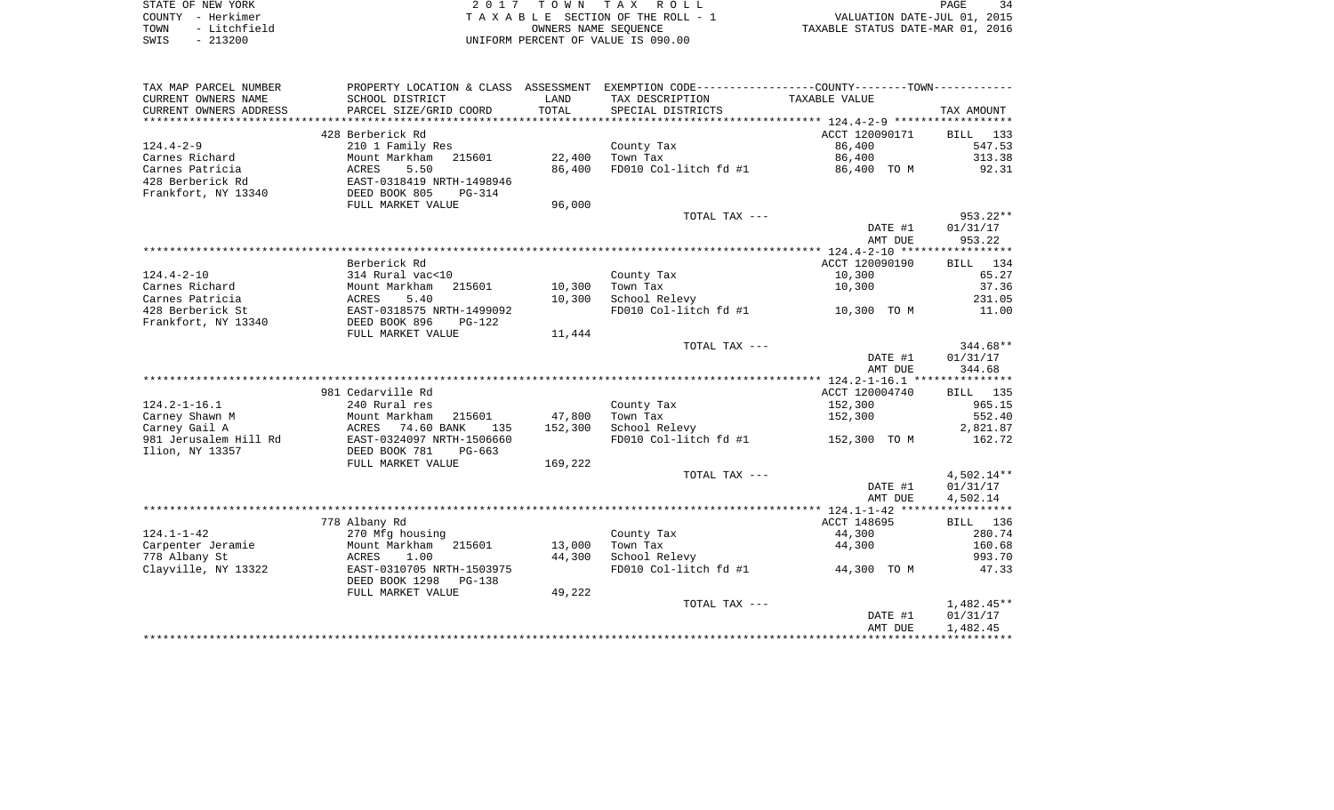STATE OF NEW YORK
COUNTY - Herkimer
TOWN - Litchfield
SWIS - 213200

2 0 1 7 T O W N T A X R O L L
T A X A B L E SECTION OF THE ROLL - 1
OWNERS NAME SEQUENCE
UNIFORM PERCENT OF VALUE IS 090.00

VALUATION DATE-JUL 01, 2015
TAXABLE STATUS DATE-MAR 01, 2016

| TAX MAP PARCEL NUMBER<br>CURRENT OWNERS NAME<br>CURRENT OWNERS ADDRESS | PROPERTY LOCATION & CLASS<br>SCHOOL DISTRICT<br>PARCEL SIZE/GRID COORD | ASSESSMENT<br>LAND<br>TOTAL | EXEMPTION CODE-----COUNTY-----TOWN------<br>TAX DESCRIPTION<br>SPECIAL DISTRICTS | TAXABLE VALUE | TAX AMOUNT |
|---|---|---|---|---|---|
| | 428 Berberick Rd | | | ACCT 120090171 | BILL 133 |
| 124.4-2-9 | 210 1 Family Res | | County Tax | 86,400 | 547.53 |
| Carnes Richard | Mount Markham 215601 | 22,400 | Town Tax | 86,400 | 313.38 |
| Carnes Patricia | ACRES 5.50 | 86,400 | FD010 Col-litch fd #1 | 86,400 TO M | 92.31 |
| 428 Berberick Rd | EAST-0318419 NRTH-1498946 | | | | |
| Frankfort, NY 13340 | DEED BOOK 805 PG-314 | | | | |
| | FULL MARKET VALUE | 96,000 | | | |
| | | | TOTAL TAX --- | | 953.22** |
| | | | | DATE #1 | 01/31/17 |
| | | | | AMT DUE | 953.22 |
| | Berberick Rd | | | ACCT 120090190 | BILL 134 |
| 124.4-2-10 | 314 Rural vac<10 | | County Tax | 10,300 | 65.27 |
| Carnes Richard | Mount Markham 215601 | 10,300 | Town Tax | 10,300 | 37.36 |
| Carnes Patricia | ACRES 5.40 | 10,300 | School Relevy | | 231.05 |
| 428 Berberick St | EAST-0318575 NRTH-1499092 | | FD010 Col-litch fd #1 | 10,300 TO M | 11.00 |
| Frankfort, NY 13340 | DEED BOOK 896 PG-122 | | | | |
| | FULL MARKET VALUE | 11,444 | | | |
| | | | TOTAL TAX --- | | 344.68** |
| | | | | DATE #1 | 01/31/17 |
| | | | | AMT DUE | 344.68 |
| | 981 Cedarville Rd | | | ACCT 120004740 | BILL 135 |
| 124.2-1-16.1 | 240 Rural res | | County Tax | 152,300 | 965.15 |
| Carney Shawn M | Mount Markham 215601 | 47,800 | Town Tax | 152,300 | 552.40 |
| Carney Gail A | ACRES 74.60 BANK 135 | 152,300 | School Relevy | | 2,821.87 |
| 981 Jerusalem Hill Rd | EAST-0324097 NRTH-1506660 | | FD010 Col-litch fd #1 | 152,300 TO M | 162.72 |
| Ilion, NY 13357 | DEED BOOK 781 PG-663 | | | | |
| | FULL MARKET VALUE | 169,222 | | | |
| | | | TOTAL TAX --- | | 4,502.14** |
| | | | | DATE #1 | 01/31/17 |
| | | | | AMT DUE | 4,502.14 |
| | 778 Albany Rd | | | ACCT 148695 | BILL 136 |
| 124.1-1-42 | 270 Mfg housing | | County Tax | 44,300 | 280.74 |
| Carpenter Jeramie | Mount Markham 215601 | 13,000 | Town Tax | 44,300 | 160.68 |
| 778 Albany St | ACRES 1.00 | 44,300 | School Relevy | | 993.70 |
| Clayville, NY 13322 | EAST-0310705 NRTH-1503975 | | FD010 Col-litch fd #1 | 44,300 TO M | 47.33 |
| | DEED BOOK 1298 PG-138 | | | | |
| | FULL MARKET VALUE | 49,222 | | | |
| | | | TOTAL TAX --- | | 1,482.45** |
| | | | | DATE #1 | 01/31/17 |
| | | | | AMT DUE | 1,482.45 |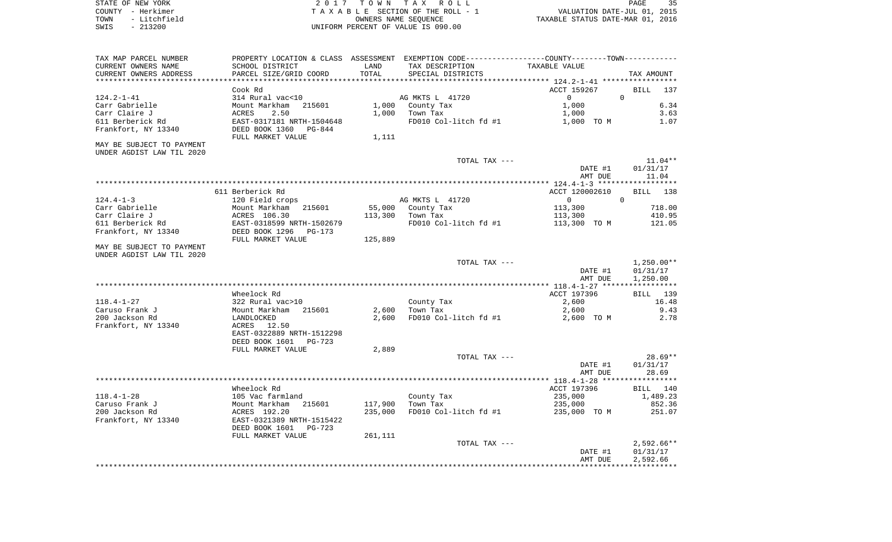STATE OF NEW YORK — 2017 TOWN TAX ROLL
COUNTY - Herkimer — TAXABLE SECTION OF THE ROLL - 1 — VALUATION DATE-JUL 01, 2015
TOWN - Litchfield — OWNERS NAME SEQUENCE — TAXABLE STATUS DATE-MAR 01, 2016
SWIS - 213200 — UNIFORM PERCENT OF VALUE IS 090.00

| TAX MAP PARCEL NUMBER / CURRENT OWNERS NAME / CURRENT OWNERS ADDRESS | PROPERTY LOCATION & CLASS / SCHOOL DISTRICT / PARCEL SIZE/GRID COORD | ASSESSMENT LAND / TOTAL | EXEMPTION CODE / TAX DESCRIPTION / SPECIAL DISTRICTS | TAXABLE VALUE | TAX AMOUNT |
|---|---|---|---|---|---|
| **124.2-1-41** | Cook Rd | | | ACCT 159267 | BILL 137 |
| 124.2-1-41 | 314 Rural vac<10 | | AG MKTS L 41720 | 0 &nbsp; 0 | |
| Carr Gabrielle | Mount Markham 215601 | 1,000 | County Tax | 1,000 | 6.34 |
| Carr Claire J | ACRES 2.50 | 1,000 | Town Tax | 1,000 | 3.63 |
| 611 Berberick Rd | EAST-0317181 NRTH-1504648 | | FD010 Col-litch fd #1 | 1,000 TO M | 1.07 |
| Frankfort, NY 13340 | DEED BOOK 1360 PG-844 | | | | |
| | FULL MARKET VALUE | 1,111 | | | |
| MAY BE SUBJECT TO PAYMENT UNDER AGDIST LAW TIL 2020 | | | | | |
| | | | TOTAL TAX --- | | 11.04** |
| | | | | DATE #1 | 01/31/17 |
| | | | | AMT DUE | 11.04 |
| **124.4-1-3** | 611 Berberick Rd | | | ACCT 120002610 | BILL 138 |
| 124.4-1-3 | 120 Field crops | | AG MKTS L 41720 | 0 &nbsp; 0 | |
| Carr Gabrielle | Mount Markham 215601 | 55,000 | County Tax | 113,300 | 718.00 |
| Carr Claire J | ACRES 106.30 | 113,300 | Town Tax | 113,300 | 410.95 |
| 611 Berberick Rd | EAST-0318599 NRTH-1502679 | | FD010 Col-litch fd #1 | 113,300 TO M | 121.05 |
| Frankfort, NY 13340 | DEED BOOK 1296 PG-173 | | | | |
| | FULL MARKET VALUE | 125,889 | | | |
| MAY BE SUBJECT TO PAYMENT UNDER AGDIST LAW TIL 2020 | | | | | |
| | | | TOTAL TAX --- | | 1,250.00** |
| | | | | DATE #1 | 01/31/17 |
| | | | | AMT DUE | 1,250.00 |
| **118.4-1-27** | Wheelock Rd | | | ACCT 197396 | BILL 139 |
| 118.4-1-27 | 322 Rural vac>10 | | County Tax | 2,600 | 16.48 |
| Caruso Frank J | Mount Markham 215601 | 2,600 | Town Tax | 2,600 | 9.43 |
| 200 Jackson Rd | LANDLOCKED | 2,600 | FD010 Col-litch fd #1 | 2,600 TO M | 2.78 |
| Frankfort, NY 13340 | ACRES 12.50 | | | | |
| | EAST-0322889 NRTH-1512298 | | | | |
| | DEED BOOK 1601 PG-723 | | | | |
| | FULL MARKET VALUE | 2,889 | | | |
| | | | TOTAL TAX --- | | 28.69** |
| | | | | DATE #1 | 01/31/17 |
| | | | | AMT DUE | 28.69 |
| **118.4-1-28** | Wheelock Rd | | | ACCT 197396 | BILL 140 |
| 118.4-1-28 | 105 Vac farmland | | County Tax | 235,000 | 1,489.23 |
| Caruso Frank J | Mount Markham 215601 | 117,900 | Town Tax | 235,000 | 852.36 |
| 200 Jackson Rd | ACRES 192.20 | 235,000 | FD010 Col-litch fd #1 | 235,000 TO M | 251.07 |
| Frankfort, NY 13340 | EAST-0321389 NRTH-1515422 | | | | |
| | DEED BOOK 1601 PG-723 | | | | |
| | FULL MARKET VALUE | 261,111 | | | |
| | | | TOTAL TAX --- | | 2,592.66** |
| | | | | DATE #1 | 01/31/17 |
| | | | | AMT DUE | 2,592.66 |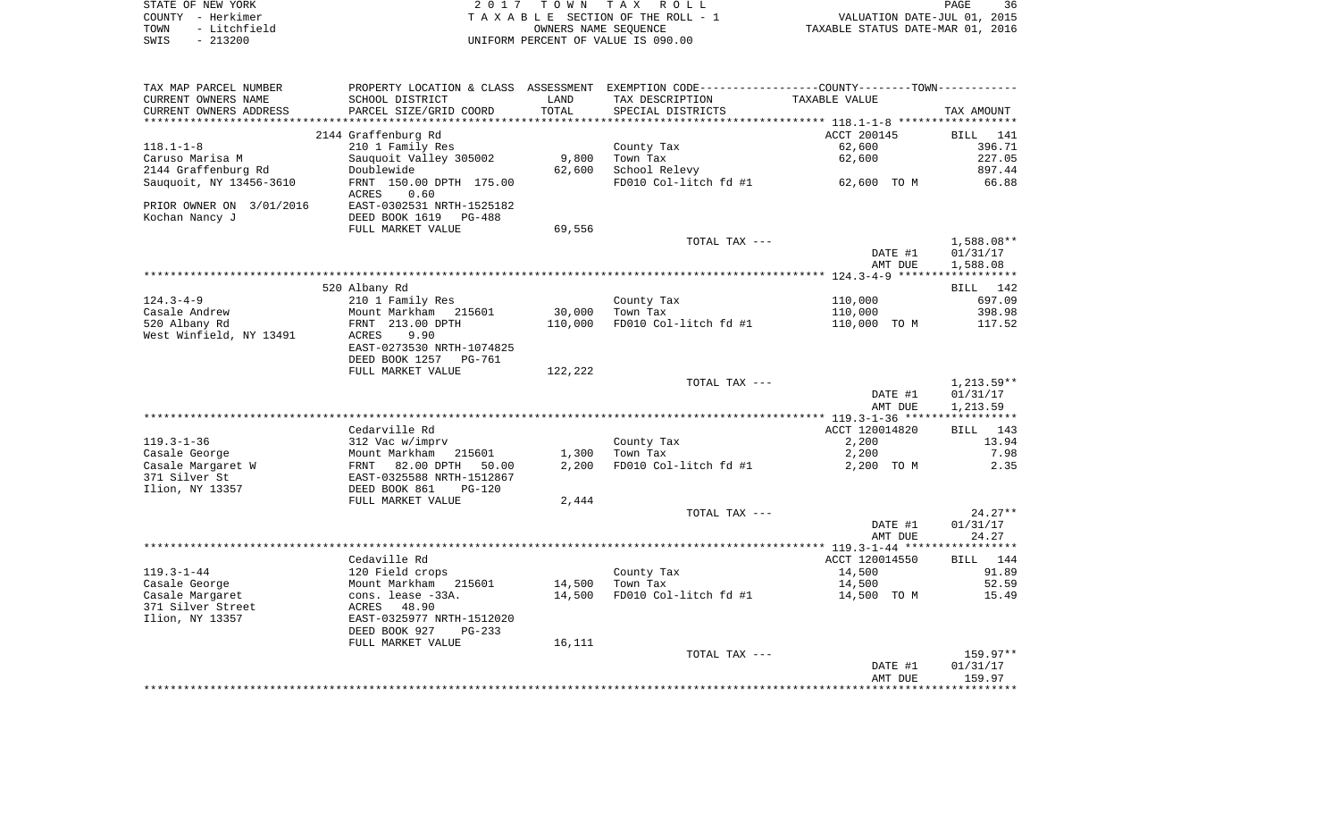STATE OF NEW YORK
COUNTY - Herkimer
TOWN - Litchfield
SWIS - 213200

2 0 1 7 T O W N T A X R O L L
T A X A B L E SECTION OF THE ROLL - 1
OWNERS NAME SEQUENCE
UNIFORM PERCENT OF VALUE IS 090.00

VALUATION DATE-JUL 01, 2015
TAXABLE STATUS DATE-MAR 01, 2016

| TAX MAP PARCEL NUMBER / CURRENT OWNERS NAME / CURRENT OWNERS ADDRESS | PROPERTY LOCATION & CLASS / SCHOOL DISTRICT / PARCEL SIZE/GRID COORD | ASSESSMENT LAND / TOTAL | EXEMPTION CODE / TAX DESCRIPTION / SPECIAL DISTRICTS | COUNTY--------TOWN / TAXABLE VALUE | TAX AMOUNT |
|---|---|---|---|---|---|
| | 2144 Graffenburg Rd | | | ACCT 200145 | BILL 141 |
| 118.1-1-8 | 210 1 Family Res | | County Tax | 62,600 | 396.71 |
| Caruso Marisa M | Sauquoit Valley 305002 | 9,800 | Town Tax | 62,600 | 227.05 |
| 2144 Graffenburg Rd | Doublewide | 62,600 | School Relevy | | 897.44 |
| Sauquoit, NY 13456-3610 | FRNT 150.00 DPTH 175.00 | | FD010 Col-litch fd #1 | 62,600 TO M | 66.88 |
| | ACRES 0.60 | | | | |
| PRIOR OWNER ON 3/01/2016 | EAST-0302531 NRTH-1525182 | | | | |
| Kochan Nancy J | DEED BOOK 1619 PG-488 | | | | |
| | FULL MARKET VALUE | 69,556 | | | |
| | | | TOTAL TAX --- | | 1,588.08** |
| | | | | DATE #1 | 01/31/17 |
| | | | | AMT DUE | 1,588.08 |
| | 520 Albany Rd | | | | BILL 142 |
| 124.3-4-9 | 210 1 Family Res | | County Tax | 110,000 | 697.09 |
| Casale Andrew | Mount Markham 215601 | 30,000 | Town Tax | 110,000 | 398.98 |
| 520 Albany Rd | FRNT 213.00 DPTH | 110,000 | FD010 Col-litch fd #1 | 110,000 TO M | 117.52 |
| West Winfield, NY 13491 | ACRES 9.90 | | | | |
| | EAST-0273530 NRTH-1074825 | | | | |
| | DEED BOOK 1257 PG-761 | | | | |
| | FULL MARKET VALUE | 122,222 | | | |
| | | | TOTAL TAX --- | | 1,213.59** |
| | | | | DATE #1 | 01/31/17 |
| | | | | AMT DUE | 1,213.59 |
| | Cedarville Rd | | | ACCT 120014820 | BILL 143 |
| 119.3-1-36 | 312 Vac w/imprv | | County Tax | 2,200 | 13.94 |
| Casale George | Mount Markham 215601 | 1,300 | Town Tax | 2,200 | 7.98 |
| Casale Margaret W | FRNT 82.00 DPTH 50.00 | 2,200 | FD010 Col-litch fd #1 | 2,200 TO M | 2.35 |
| 371 Silver St | EAST-0325588 NRTH-1512867 | | | | |
| Ilion, NY 13357 | DEED BOOK 861 PG-120 | | | | |
| | FULL MARKET VALUE | 2,444 | | | |
| | | | TOTAL TAX --- | | 24.27** |
| | | | | DATE #1 | 01/31/17 |
| | | | | AMT DUE | 24.27 |
| | Cedaville Rd | | | ACCT 120014550 | BILL 144 |
| 119.3-1-44 | 120 Field crops | | County Tax | 14,500 | 91.89 |
| Casale George | Mount Markham 215601 | 14,500 | Town Tax | 14,500 | 52.59 |
| Casale Margaret | cons. lease -33A. | 14,500 | FD010 Col-litch fd #1 | 14,500 TO M | 15.49 |
| 371 Silver Street | ACRES 48.90 | | | | |
| Ilion, NY 13357 | EAST-0325977 NRTH-1512020 | | | | |
| | DEED BOOK 927 PG-233 | | | | |
| | FULL MARKET VALUE | 16,111 | | | |
| | | | TOTAL TAX --- | | 159.97** |
| | | | | DATE #1 | 01/31/17 |
| | | | | AMT DUE | 159.97 |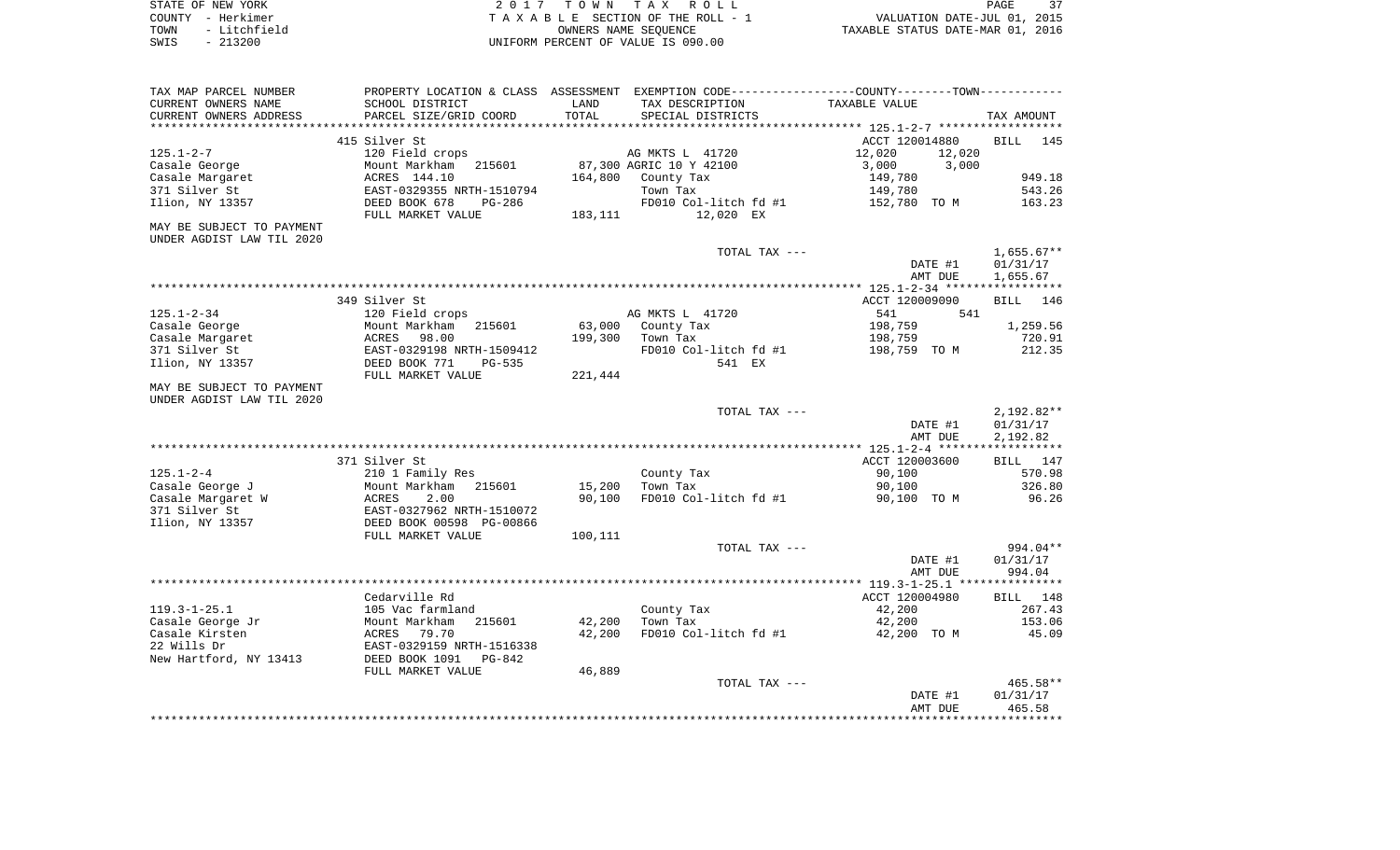STATE OF NEW YORK — COUNTY - Herkimer — TOWN - Litchfield — SWIS - 213200

2017 TOWN TAX ROLL
TAXABLE SECTION OF THE ROLL - 1
OWNERS NAME SEQUENCE
UNIFORM PERCENT OF VALUE IS 090.00

VALUATION DATE-JUL 01, 2015
TAXABLE STATUS DATE-MAR 01, 2016

| TAX MAP PARCEL NUMBER / CURRENT OWNERS NAME / CURRENT OWNERS ADDRESS | PROPERTY LOCATION & CLASS / SCHOOL DISTRICT / PARCEL SIZE/GRID COORD | ASSESSMENT LAND / TOTAL | EXEMPTION CODE / TAX DESCRIPTION / SPECIAL DISTRICTS | COUNTY / TOWN TAXABLE VALUE | TAX AMOUNT |
|---|---|---|---|---|---|
| 125.1-2-7 | 415 Silver St | | | ACCT 120014880 | BILL 145 |
| | 120 Field crops | | AG MKTS L 41720 | 12,020 12,020 | |
| Casale George | Mount Markham 215601 | 87,300 | AGRIC 10 Y 42100 | 3,000 3,000 | |
| Casale Margaret | ACRES 144.10 | 164,800 | County Tax | 149,780 | 949.18 |
| 371 Silver St | EAST-0329355 NRTH-1510794 | | Town Tax | 149,780 | 543.26 |
| Ilion, NY 13357 | DEED BOOK 678 PG-286 | | FD010 Col-litch fd #1 | 152,780 TO M | 163.23 |
| | FULL MARKET VALUE | 183,111 | 12,020 EX | | |
| MAY BE SUBJECT TO PAYMENT UNDER AGDIST LAW TIL 2020 | | | | | |
| | | | TOTAL TAX --- | | 1,655.67** |
| | | | | DATE #1 | 01/31/17 |
| | | | | AMT DUE | 1,655.67 |
| 125.1-2-34 | 349 Silver St | | | ACCT 120009090 | BILL 146 |
| | 120 Field crops | | AG MKTS L 41720 | 541 541 | |
| Casale George | Mount Markham 215601 | 63,000 | County Tax | 198,759 | 1,259.56 |
| Casale Margaret | ACRES 98.00 | 199,300 | Town Tax | 198,759 | 720.91 |
| 371 Silver St | EAST-0329198 NRTH-1509412 | | FD010 Col-litch fd #1 | 198,759 TO M | 212.35 |
| Ilion, NY 13357 | DEED BOOK 771 PG-535 | | 541 EX | | |
| | FULL MARKET VALUE | 221,444 | | | |
| MAY BE SUBJECT TO PAYMENT UNDER AGDIST LAW TIL 2020 | | | | | |
| | | | TOTAL TAX --- | | 2,192.82** |
| | | | | DATE #1 | 01/31/17 |
| | | | | AMT DUE | 2,192.82 |
| 125.1-2-4 | 371 Silver St | | | ACCT 120003600 | BILL 147 |
| | 210 1 Family Res | | County Tax | 90,100 | 570.98 |
| Casale George J | Mount Markham 215601 | 15,200 | Town Tax | 90,100 | 326.80 |
| Casale Margaret W | ACRES 2.00 | 90,100 | FD010 Col-litch fd #1 | 90,100 TO M | 96.26 |
| 371 Silver St | EAST-0327962 NRTH-1510072 | | | | |
| Ilion, NY 13357 | DEED BOOK 00598 PG-00866 | | | | |
| | FULL MARKET VALUE | 100,111 | | | |
| | | | TOTAL TAX --- | | 994.04** |
| | | | | DATE #1 | 01/31/17 |
| | | | | AMT DUE | 994.04 |
| 119.3-1-25.1 | Cedarville Rd | | | ACCT 120004980 | BILL 148 |
| | 105 Vac farmland | | County Tax | 42,200 | 267.43 |
| Casale George Jr | Mount Markham 215601 | 42,200 | Town Tax | 42,200 | 153.06 |
| Casale Kirsten | ACRES 79.70 | 42,200 | FD010 Col-litch fd #1 | 42,200 TO M | 45.09 |
| 22 Wills Dr | EAST-0329159 NRTH-1516338 | | | | |
| New Hartford, NY 13413 | DEED BOOK 1091 PG-842 | | | | |
| | FULL MARKET VALUE | 46,889 | | | |
| | | | TOTAL TAX --- | | 465.58** |
| | | | | DATE #1 | 01/31/17 |
| | | | | AMT DUE | 465.58 |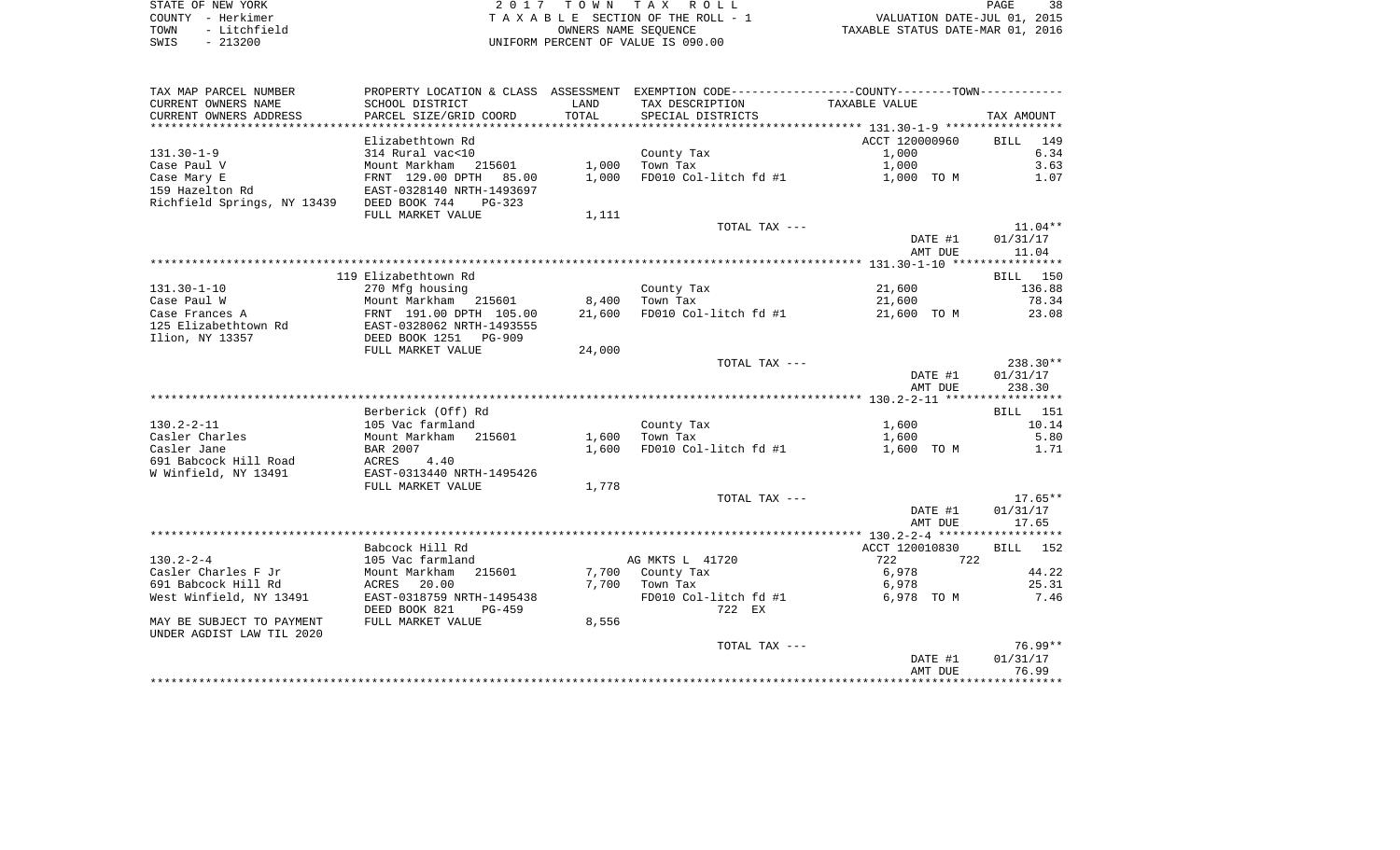STATE OF NEW YORK
COUNTY - Herkimer
TOWN - Litchfield
SWIS - 213200

2017 TOWN TAX ROLL
TAXABLE SECTION OF THE ROLL - 1
OWNERS NAME SEQUENCE
UNIFORM PERCENT OF VALUE IS 090.00

VALUATION DATE-JUL 01, 2015
TAXABLE STATUS DATE-MAR 01, 2016

| TAX MAP PARCEL NUMBER / CURRENT OWNERS NAME / CURRENT OWNERS ADDRESS | PROPERTY LOCATION & CLASS / SCHOOL DISTRICT / PARCEL SIZE/GRID COORD | ASSESSMENT LAND | TOTAL | EXEMPTION CODE / TAX DESCRIPTION / SPECIAL DISTRICTS | COUNTY--------TOWN / TAXABLE VALUE | TAX AMOUNT |
|---|---|---|---|---|---|---|
| **131.30-1-9** | Elizabethtown Rd | | | | ACCT 120000960 | BILL 149 |
| 131.30-1-9 | 314 Rural vac<10 | | | County Tax | 1,000 | 6.34 |
| Case Paul V | Mount Markham 215601 | 1,000 | | Town Tax | 1,000 | 3.63 |
| Case Mary E | FRNT 129.00 DPTH 85.00 | | 1,000 | FD010 Col-litch fd #1 | 1,000 TO M | 1.07 |
| 159 Hazelton Rd | EAST-0328140 NRTH-1493697 | | | | | |
| Richfield Springs, NY 13439 | DEED BOOK 744 PG-323 | | | | | |
| | FULL MARKET VALUE | | 1,111 | | | |
| | | | | TOTAL TAX --- | | 11.04** |
| | | | | | DATE #1 | 01/31/17 |
| | | | | | AMT DUE | 11.04 |
| **131.30-1-10** | 119 Elizabethtown Rd | | | | | BILL 150 |
| 131.30-1-10 | 270 Mfg housing | | | County Tax | 21,600 | 136.88 |
| Case Paul W | Mount Markham 215601 | 8,400 | | Town Tax | 21,600 | 78.34 |
| Case Frances A | FRNT 191.00 DPTH 105.00 | | 21,600 | FD010 Col-litch fd #1 | 21,600 TO M | 23.08 |
| 125 Elizabethtown Rd | EAST-0328062 NRTH-1493555 | | | | | |
| Ilion, NY 13357 | DEED BOOK 1251 PG-909 | | | | | |
| | FULL MARKET VALUE | | 24,000 | | | |
| | | | | TOTAL TAX --- | | 238.30** |
| | | | | | DATE #1 | 01/31/17 |
| | | | | | AMT DUE | 238.30 |
| **130.2-2-11** | Berberick (Off) Rd | | | | | BILL 151 |
| 130.2-2-11 | 105 Vac farmland | | | County Tax | 1,600 | 10.14 |
| Casler Charles | Mount Markham 215601 | 1,600 | | Town Tax | 1,600 | 5.80 |
| Casler Jane | BAR 2007 | | 1,600 | FD010 Col-litch fd #1 | 1,600 TO M | 1.71 |
| 691 Babcock Hill Road | ACRES 4.40 | | | | | |
| W Winfield, NY 13491 | EAST-0313440 NRTH-1495426 | | | | | |
| | FULL MARKET VALUE | | 1,778 | | | |
| | | | | TOTAL TAX --- | | 17.65** |
| | | | | | DATE #1 | 01/31/17 |
| | | | | | AMT DUE | 17.65 |
| **130.2-2-4** | Babcock Hill Rd | | | | ACCT 120010830 | BILL 152 |
| 130.2-2-4 | 105 Vac farmland | | | AG MKTS L 41720 | 722 722 | |
| Casler Charles F Jr | Mount Markham 215601 | 7,700 | | County Tax | 6,978 | 44.22 |
| 691 Babcock Hill Rd | ACRES 20.00 | | 7,700 | Town Tax | 6,978 | 25.31 |
| West Winfield, NY 13491 | EAST-0318759 NRTH-1495438 | | | FD010 Col-litch fd #1 | 6,978 TO M | 7.46 |
| | DEED BOOK 821 PG-459 | | | 722 EX | | |
| MAY BE SUBJECT TO PAYMENT UNDER AGDIST LAW TIL 2020 | FULL MARKET VALUE | | 8,556 | | | |
| | | | | TOTAL TAX --- | | 76.99** |
| | | | | | DATE #1 | 01/31/17 |
| | | | | | AMT DUE | 76.99 |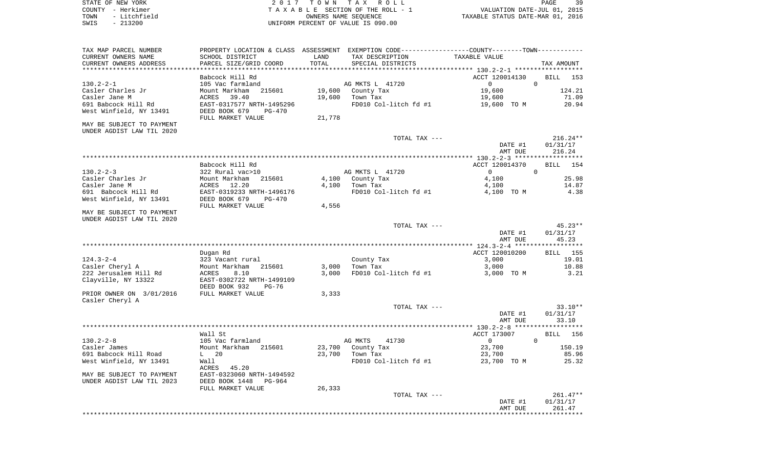STATE OF NEW YORK
COUNTY - Herkimer
TOWN - Litchfield
SWIS - 213200

2 0 1 7   T O W N   T A X   R O L L
T A X A B L E  SECTION OF THE ROLL - 1
OWNERS NAME SEQUENCE
UNIFORM PERCENT OF VALUE IS 090.00

VALUATION DATE-JUL 01, 2015
TAXABLE STATUS DATE-MAR 01, 2016

```
TAX MAP PARCEL NUMBER      PROPERTY LOCATION & CLASS  ASSESSMENT  EXEMPTION CODE------------------COUNTY--------TOWN-----------
CURRENT OWNERS NAME        SCHOOL DISTRICT              LAND      TAX DESCRIPTION             TAXABLE VALUE
CURRENT OWNERS ADDRESS     PARCEL SIZE/GRID COORD       TOTAL     SPECIAL DISTRICTS                                    TAX AMOUNT
*********************************************************************************************** 130.2-2-1 ******************
                           Babcock Hill Rd                                                     ACCT 120014130        BILL   153
130.2-2-1                  105 Vac farmland                       AG MKTS L  41720                   0            0
Casler Charles Jr          Mount Markham   215601       19,600    County Tax                    19,600                  124.21
Casler Jane M              ACRES   39.40                19,600    Town Tax                      19,600                   71.09
691 Babcock Hill Rd        EAST-0317577 NRTH-1495296              FD010 Col-litch fd #1         19,600 TO M              20.94
West Winfield, NY 13491    DEED BOOK 679    PG-470
                           FULL MARKET VALUE            21,778
MAY BE SUBJECT TO PAYMENT
UNDER AGDIST LAW TIL 2020
                                                                  TOTAL TAX ---                                         216.24**
                                                                                                   DATE #1            01/31/17
                                                                                                   AMT DUE              216.24
*********************************************************************************************** 130.2-2-3 ******************
                           Babcock Hill Rd                                                     ACCT 120014370        BILL   154
130.2-2-3                  322 Rural vac>10                       AG MKTS L  41720                   0            0
Casler Charles Jr          Mount Markham   215601        4,100    County Tax                     4,100                   25.98
Casler Jane M              ACRES   12.20                 4,100    Town Tax                       4,100                   14.87
691  Babcock Hill Rd       EAST-0319233 NRTH-1496176              FD010 Col-litch fd #1          4,100 TO M               4.38
West Winfield, NY 13491    DEED BOOK 679    PG-470
                           FULL MARKET VALUE             4,556
MAY BE SUBJECT TO PAYMENT
UNDER AGDIST LAW TIL 2020
                                                                  TOTAL TAX ---                                          45.23**
                                                                                                   DATE #1            01/31/17
                                                                                                   AMT DUE               45.23
*********************************************************************************************** 124.3-2-4 ******************
                           Dugan Rd                                                            ACCT 120010200        BILL   155
124.3-2-4                  323 Vacant rural                       County Tax                     3,000                   19.01
Casler Cheryl A            Mount Markham   215601        3,000    Town Tax                       3,000                   10.88
222 Jerusalem Hill Rd      ACRES    8.10                 3,000    FD010 Col-litch fd #1          3,000 TO M               3.21
Clayville, NY 13322        EAST-0302722 NRTH-1499109
                           DEED BOOK 932    PG-76
PRIOR OWNER ON 3/01/2016   FULL MARKET VALUE             3,333
Casler Cheryl A
                                                                  TOTAL TAX ---                                          33.10**
                                                                                                   DATE #1            01/31/17
                                                                                                   AMT DUE               33.10
*********************************************************************************************** 130.2-2-8 ******************
                           Wall St                                                             ACCT 173007           BILL   156
130.2-2-8                  105 Vac farmland                       AG MKTS     41730                  0            0
Casler James               Mount Markham   215601       23,700    County Tax                    23,700                  150.19
691 Babcock Hill Road      L  20                        23,700    Town Tax                      23,700                   85.96
West Winfield, NY 13491    Wall                                   FD010 Col-litch fd #1         23,700 TO M              25.32
                           ACRES   45.20
MAY BE SUBJECT TO PAYMENT  EAST-0323060 NRTH-1494592
UNDER AGDIST LAW TIL 2023  DEED BOOK 1448   PG-964
                           FULL MARKET VALUE            26,333
                                                                  TOTAL TAX ---                                         261.47**
                                                                                                   DATE #1            01/31/17
                                                                                                   AMT DUE              261.47
********************************************************************************************************************************
```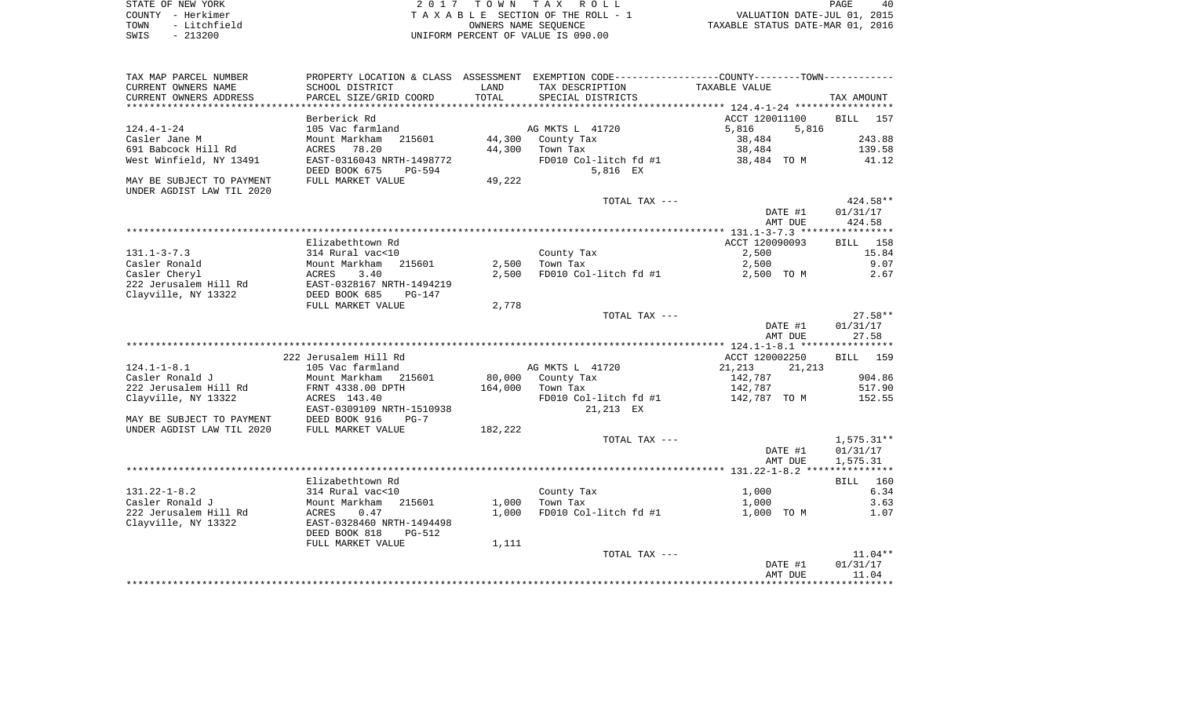STATE OF NEW YORK
COUNTY - Herkimer
TOWN - Litchfield
SWIS - 213200

2 0 1 7 T O W N T A X R O L L
T A X A B L E SECTION OF THE ROLL - 1
OWNERS NAME SEQUENCE
UNIFORM PERCENT OF VALUE IS 090.00

VALUATION DATE-JUL 01, 2015
TAXABLE STATUS DATE-MAR 01, 2016

| TAX MAP PARCEL NUMBER / CURRENT OWNERS NAME / CURRENT OWNERS ADDRESS | PROPERTY LOCATION & CLASS / SCHOOL DISTRICT / PARCEL SIZE/GRID COORD | ASSESSMENT LAND / TOTAL | EXEMPTION CODE / TAX DESCRIPTION / SPECIAL DISTRICTS | COUNTY / TOWN TAXABLE VALUE | TAX AMOUNT |
|---|---|---|---|---|---|
| 124.4-1-24 | Berberick Rd | | | ACCT 120011100 | BILL 157 |
| | 105 Vac farmland | | AG MKTS L 41720 | 5,816 5,816 | |
| Casler Jane M | Mount Markham 215601 | 44,300 | County Tax | 38,484 | 243.88 |
| 691 Babcock Hill Rd | ACRES 78.20 | 44,300 | Town Tax | 38,484 | 139.58 |
| West Winfield, NY 13491 | EAST-0316043 NRTH-1498772 | | FD010 Col-litch fd #1 | 38,484 TO M | 41.12 |
| | DEED BOOK 675 PG-594 | | 5,816 EX | | |
| MAY BE SUBJECT TO PAYMENT UNDER AGDIST LAW TIL 2020 | FULL MARKET VALUE | 49,222 | | | |
| | | | TOTAL TAX --- | | 424.58** |
| | | | | DATE #1 | 01/31/17 |
| | | | | AMT DUE | 424.58 |
| 131.1-3-7.3 | Elizabethtown Rd | | | ACCT 120090093 | BILL 158 |
| | 314 Rural vac<10 | | County Tax | 2,500 | 15.84 |
| Casler Ronald | Mount Markham 215601 | 2,500 | Town Tax | 2,500 | 9.07 |
| Casler Cheryl | ACRES 3.40 | 2,500 | FD010 Col-litch fd #1 | 2,500 TO M | 2.67 |
| 222 Jerusalem Hill Rd | EAST-0328167 NRTH-1494219 | | | | |
| Clayville, NY 13322 | DEED BOOK 685 PG-147 | | | | |
| | FULL MARKET VALUE | 2,778 | | | |
| | | | TOTAL TAX --- | | 27.58** |
| | | | | DATE #1 | 01/31/17 |
| | | | | AMT DUE | 27.58 |
| 124.1-1-8.1 | 222 Jerusalem Hill Rd | | | ACCT 120002250 | BILL 159 |
| | 105 Vac farmland | | AG MKTS L 41720 | 21,213 21,213 | |
| Casler Ronald J | Mount Markham 215601 | 80,000 | County Tax | 142,787 | 904.86 |
| 222 Jerusalem Hill Rd | FRNT 4338.00 DPTH | 164,000 | Town Tax | 142,787 | 517.90 |
| Clayville, NY 13322 | ACRES 143.40 | | FD010 Col-litch fd #1 | 142,787 TO M | 152.55 |
| | EAST-0309109 NRTH-1510938 | | 21,213 EX | | |
| MAY BE SUBJECT TO PAYMENT | DEED BOOK 916 PG-7 | | | | |
| UNDER AGDIST LAW TIL 2020 | FULL MARKET VALUE | 182,222 | | | |
| | | | TOTAL TAX --- | | 1,575.31** |
| | | | | DATE #1 | 01/31/17 |
| | | | | AMT DUE | 1,575.31 |
| 131.22-1-8.2 | Elizabethtown Rd | | | | BILL 160 |
| | 314 Rural vac<10 | | County Tax | 1,000 | 6.34 |
| Casler Ronald J | Mount Markham 215601 | 1,000 | Town Tax | 1,000 | 3.63 |
| 222 Jerusalem Hill Rd | ACRES 0.47 | 1,000 | FD010 Col-litch fd #1 | 1,000 TO M | 1.07 |
| Clayville, NY 13322 | EAST-0328460 NRTH-1494498 | | | | |
| | DEED BOOK 818 PG-512 | | | | |
| | FULL MARKET VALUE | 1,111 | | | |
| | | | TOTAL TAX --- | | 11.04** |
| | | | | DATE #1 | 01/31/17 |
| | | | | AMT DUE | 11.04 |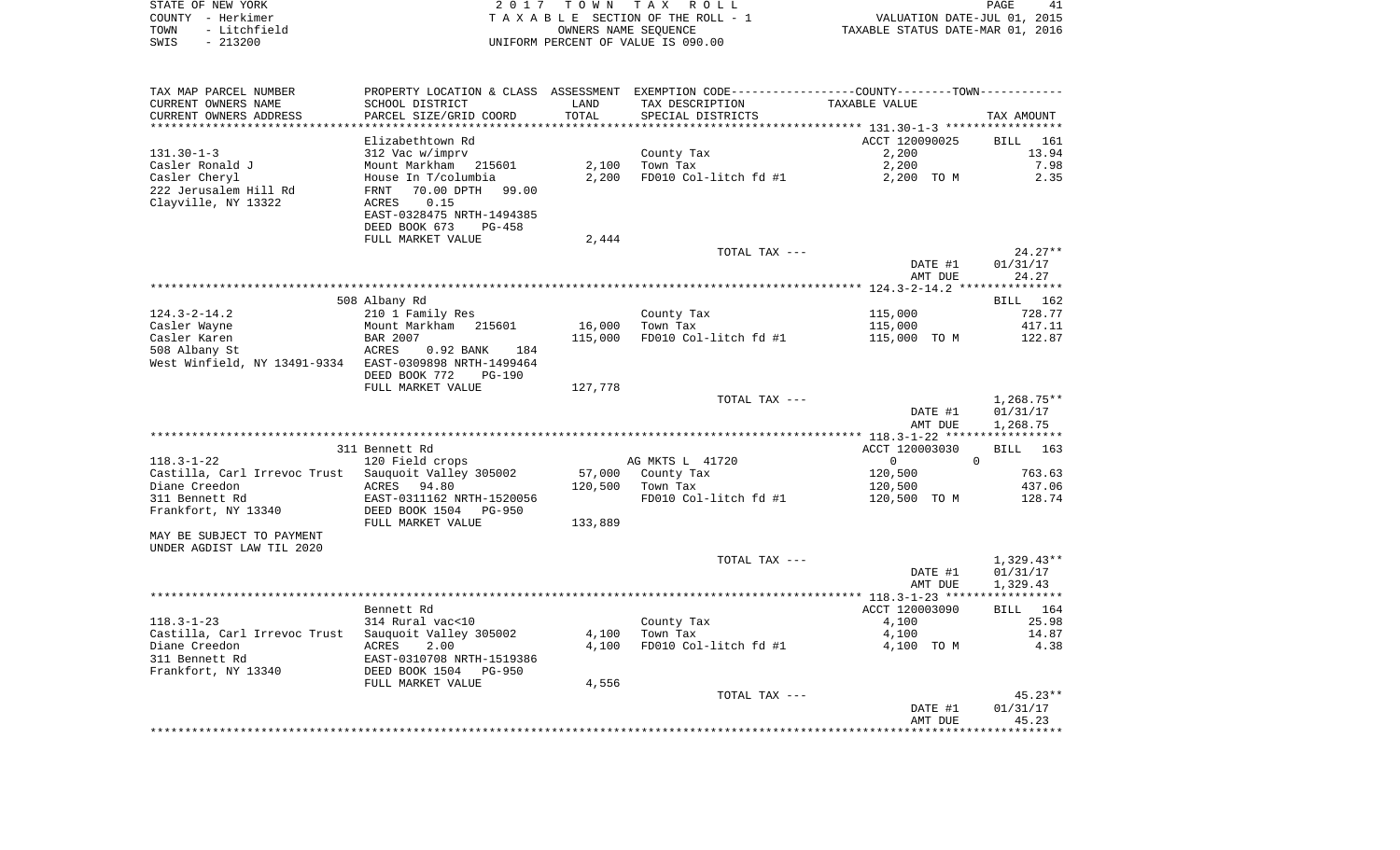STATE OF NEW YORK
COUNTY - Herkimer
TOWN - Litchfield
SWIS - 213200

2017 TOWN TAX ROLL
TAXABLE SECTION OF THE ROLL - 1
OWNERS NAME SEQUENCE
UNIFORM PERCENT OF VALUE IS 090.00

VALUATION DATE-JUL 01, 2015
TAXABLE STATUS DATE-MAR 01, 2016

| TAX MAP PARCEL NUMBER / CURRENT OWNERS NAME / CURRENT OWNERS ADDRESS | PROPERTY LOCATION & CLASS / SCHOOL DISTRICT / PARCEL SIZE/GRID COORD | ASSESSMENT LAND / TOTAL | EXEMPTION CODE / TAX DESCRIPTION / SPECIAL DISTRICTS | COUNTY--------TOWN / TAXABLE VALUE | TAX AMOUNT |
|---|---|---|---|---|---|
| | Elizabethtown Rd | | | ACCT 120090025 | BILL 161 |
| 131.30-1-3 | 312 Vac w/imprv | | County Tax | 2,200 | 13.94 |
| Casler Ronald J | Mount Markham 215601 | 2,100 | Town Tax | 2,200 | 7.98 |
| Casler Cheryl | House In T/columbia | 2,200 | FD010 Col-litch fd #1 | 2,200 TO M | 2.35 |
| 222 Jerusalem Hill Rd | FRNT 70.00 DPTH 99.00 | | | | |
| Clayville, NY 13322 | ACRES 0.15 | | | | |
| | EAST-0328475 NRTH-1494385 | | | | |
| | DEED BOOK 673 PG-458 | | | | |
| | FULL MARKET VALUE | 2,444 | | | |
| | | | TOTAL TAX --- | | 24.27** |
| | | | | DATE #1 | 01/31/17 |
| | | | | AMT DUE | 24.27 |
| | 508 Albany Rd | | | | BILL 162 |
| 124.3-2-14.2 | 210 1 Family Res | | County Tax | 115,000 | 728.77 |
| Casler Wayne | Mount Markham 215601 | 16,000 | Town Tax | 115,000 | 417.11 |
| Casler Karen | BAR 2007 | 115,000 | FD010 Col-litch fd #1 | 115,000 TO M | 122.87 |
| 508 Albany St | ACRES 0.92 BANK 184 | | | | |
| West Winfield, NY 13491-9334 | EAST-0309898 NRTH-1499464 | | | | |
| | DEED BOOK 772 PG-190 | | | | |
| | FULL MARKET VALUE | 127,778 | | | |
| | | | TOTAL TAX --- | | 1,268.75** |
| | | | | DATE #1 | 01/31/17 |
| | | | | AMT DUE | 1,268.75 |
| | 311 Bennett Rd | | | ACCT 120003030 | BILL 163 |
| 118.3-1-22 | 120 Field crops | | AG MKTS L 41720 | 0 0 | |
| Castilla, Carl Irrevoc Trust | Sauquoit Valley 305002 | 57,000 | County Tax | 120,500 | 763.63 |
| Diane Creedon | ACRES 94.80 | 120,500 | Town Tax | 120,500 | 437.06 |
| 311 Bennett Rd | EAST-0311162 NRTH-1520056 | | FD010 Col-litch fd #1 | 120,500 TO M | 128.74 |
| Frankfort, NY 13340 | DEED BOOK 1504 PG-950 | | | | |
| | FULL MARKET VALUE | 133,889 | | | |
| MAY BE SUBJECT TO PAYMENT | | | | | |
| UNDER AGDIST LAW TIL 2020 | | | | | |
| | | | TOTAL TAX --- | | 1,329.43** |
| | | | | DATE #1 | 01/31/17 |
| | | | | AMT DUE | 1,329.43 |
| | Bennett Rd | | | ACCT 120003090 | BILL 164 |
| 118.3-1-23 | 314 Rural vac<10 | | County Tax | 4,100 | 25.98 |
| Castilla, Carl Irrevoc Trust | Sauquoit Valley 305002 | 4,100 | Town Tax | 4,100 | 14.87 |
| Diane Creedon | ACRES 2.00 | 4,100 | FD010 Col-litch fd #1 | 4,100 TO M | 4.38 |
| 311 Bennett Rd | EAST-0310708 NRTH-1519386 | | | | |
| Frankfort, NY 13340 | DEED BOOK 1504 PG-950 | | | | |
| | FULL MARKET VALUE | 4,556 | | | |
| | | | TOTAL TAX --- | | 45.23** |
| | | | | DATE #1 | 01/31/17 |
| | | | | AMT DUE | 45.23 |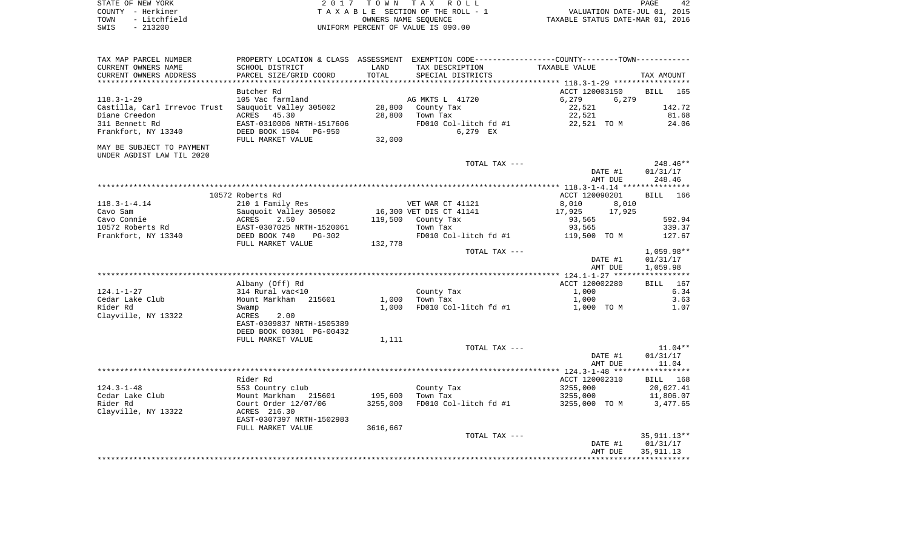STATE OF NEW YORK | 2017 TOWN TAX ROLL
COUNTY - Herkimer | TAXABLE SECTION OF THE ROLL - 1 | VALUATION DATE-JUL 01, 2015
TOWN - Litchfield | OWNERS NAME SEQUENCE | TAXABLE STATUS DATE-MAR 01, 2016
SWIS - 213200 | UNIFORM PERCENT OF VALUE IS 090.00

| TAX MAP PARCEL NUMBER / CURRENT OWNERS NAME / CURRENT OWNERS ADDRESS | PROPERTY LOCATION & CLASS / SCHOOL DISTRICT / PARCEL SIZE/GRID COORD | ASSESSMENT LAND / TOTAL | EXEMPTION CODE / TAX DESCRIPTION / SPECIAL DISTRICTS | COUNTY / TAXABLE VALUE | TOWN | TAX AMOUNT |
|---|---|---|---|---|---|---|
| | Butcher Rd | | | ACCT 120003150 | | BILL 165 |
| 118.3-1-29 | 105 Vac farmland | | AG MKTS L 41720 | 6,279 | 6,279 | |
| Castilla, Carl Irrevoc Trust | Sauquoit Valley 305002 | 28,800 | County Tax | 22,521 | | 142.72 |
| Diane Creedon | ACRES 45.30 | 28,800 | Town Tax | 22,521 | | 81.68 |
| 311 Bennett Rd | EAST-0310006 NRTH-1517606 | | FD010 Col-litch fd #1 | 22,521 TO M | | 24.06 |
| Frankfort, NY 13340 | DEED BOOK 1504 PG-950 | | 6,279 EX | | | |
| | FULL MARKET VALUE | 32,000 | | | | |
| MAY BE SUBJECT TO PAYMENT UNDER AGDIST LAW TIL 2020 | | | | | | |
| | | | TOTAL TAX --- | | | 248.46** |
| | | | | | DATE #1 | 01/31/17 |
| | | | | | AMT DUE | 248.46 |
| | 10572 Roberts Rd | | | ACCT 120090201 | | BILL 166 |
| 118.3-1-4.14 | 210 1 Family Res | | VET WAR CT 41121 | 8,010 | 8,010 | |
| Cavo Sam | Sauquoit Valley 305002 | 16,300 | VET DIS CT 41141 | 17,925 | 17,925 | |
| Cavo Connie | ACRES 2.50 | 119,500 | County Tax | 93,565 | | 592.94 |
| 10572 Roberts Rd | EAST-0307025 NRTH-1520061 | | Town Tax | 93,565 | | 339.37 |
| Frankfort, NY 13340 | DEED BOOK 740 PG-302 | | FD010 Col-litch fd #1 | 119,500 TO M | | 127.67 |
| | FULL MARKET VALUE | 132,778 | | | | |
| | | | TOTAL TAX --- | | | 1,059.98** |
| | | | | | DATE #1 | 01/31/17 |
| | | | | | AMT DUE | 1,059.98 |
| | Albany (Off) Rd | | | ACCT 120002280 | | BILL 167 |
| 124.1-1-27 | 314 Rural vac<10 | | County Tax | 1,000 | | 6.34 |
| Cedar Lake Club | Mount Markham 215601 | 1,000 | Town Tax | 1,000 | | 3.63 |
| Rider Rd | Swamp | 1,000 | FD010 Col-litch fd #1 | 1,000 TO M | | 1.07 |
| Clayville, NY 13322 | ACRES 2.00 | | | | | |
| | EAST-0309837 NRTH-1505389 | | | | | |
| | DEED BOOK 00301 PG-00432 | | | | | |
| | FULL MARKET VALUE | 1,111 | | | | |
| | | | TOTAL TAX --- | | | 11.04** |
| | | | | | DATE #1 | 01/31/17 |
| | | | | | AMT DUE | 11.04 |
| | Rider Rd | | | ACCT 120002310 | | BILL 168 |
| 124.3-1-48 | 553 Country club | | County Tax | 3255,000 | | 20,627.41 |
| Cedar Lake Club | Mount Markham 215601 | 195,600 | Town Tax | 3255,000 | | 11,806.07 |
| Rider Rd | Court Order 12/07/06 | 3255,000 | FD010 Col-litch fd #1 | 3255,000 TO M | | 3,477.65 |
| Clayville, NY 13322 | ACRES 216.30 | | | | | |
| | EAST-0307397 NRTH-1502983 | | | | | |
| | FULL MARKET VALUE | 3616,667 | | | | |
| | | | TOTAL TAX --- | | | 35,911.13** |
| | | | | | DATE #1 | 01/31/17 |
| | | | | | AMT DUE | 35,911.13 |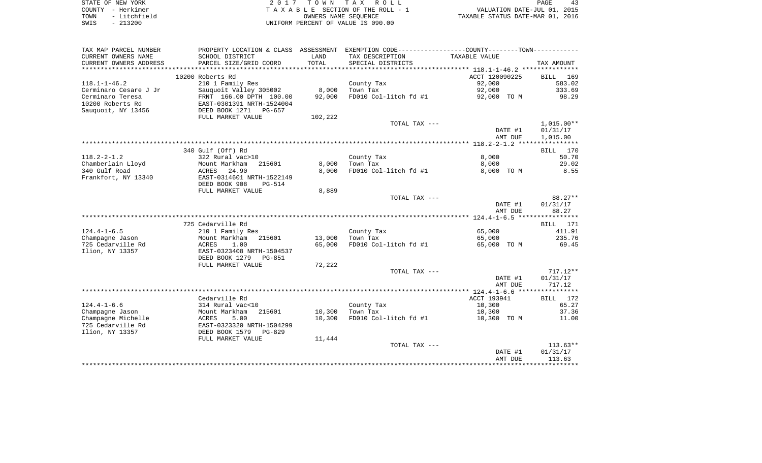STATE OF NEW YORK
COUNTY - Herkimer
TOWN - Litchfield
SWIS - 213200

2 0 1 7 T O W N T A X R O L L
T A X A B L E SECTION OF THE ROLL - 1
OWNERS NAME SEQUENCE
UNIFORM PERCENT OF VALUE IS 090.00

VALUATION DATE-JUL 01, 2015
TAXABLE STATUS DATE-MAR 01, 2016

| TAX MAP PARCEL NUMBER / CURRENT OWNERS NAME / CURRENT OWNERS ADDRESS | PROPERTY LOCATION & CLASS / SCHOOL DISTRICT / PARCEL SIZE/GRID COORD | ASSESSMENT LAND / TOTAL | EXEMPTION CODE / TAX DESCRIPTION / SPECIAL DISTRICTS | COUNTY--------TOWN / TAXABLE VALUE | TAX AMOUNT |
|---|---|---|---|---|---|
| 118.1-1-46.2 | 10200 Roberts Rd | | | ACCT 120090225 | BILL 169 |
| Cerminaro Cesare J Jr | 210 1 Family Res | | County Tax | 92,000 | 583.02 |
| Cerminaro Teresa | Sauquoit Valley 305002 | 8,000 | Town Tax | 92,000 | 333.69 |
| 10200 Roberts Rd | FRNT 166.00 DPTH 100.00 | 92,000 | FD010 Col-litch fd #1 | 92,000 TO M | 98.29 |
| Sauquoit, NY 13456 | EAST-0301391 NRTH-1524004 | | | | |
| | DEED BOOK 1271 PG-657 | | | | |
| | FULL MARKET VALUE | 102,222 | | | |
| | | | TOTAL TAX --- | | 1,015.00** |
| | | | | DATE #1 | 01/31/17 |
| | | | | AMT DUE | 1,015.00 |
| 118.2-2-1.2 | 340 Gulf (Off) Rd | | | | BILL 170 |
| Chamberlain Lloyd | 322 Rural vac>10 | | County Tax | 8,000 | 50.70 |
| 340 Gulf Road | Mount Markham 215601 | 8,000 | Town Tax | 8,000 | 29.02 |
| Frankfort, NY 13340 | ACRES 24.90 | 8,000 | FD010 Col-litch fd #1 | 8,000 TO M | 8.55 |
| | EAST-0314601 NRTH-1522149 | | | | |
| | DEED BOOK 908 PG-514 | | | | |
| | FULL MARKET VALUE | 8,889 | | | |
| | | | TOTAL TAX --- | | 88.27** |
| | | | | DATE #1 | 01/31/17 |
| | | | | AMT DUE | 88.27 |
| 124.4-1-6.5 | 725 Cedarville Rd | | | | BILL 171 |
| Champagne Jason | 210 1 Family Res | | County Tax | 65,000 | 411.91 |
| 725 Cedarville Rd | Mount Markham 215601 | 13,000 | Town Tax | 65,000 | 235.76 |
| Ilion, NY 13357 | ACRES 1.00 | 65,000 | FD010 Col-litch fd #1 | 65,000 TO M | 69.45 |
| | EAST-0323408 NRTH-1504537 | | | | |
| | DEED BOOK 1279 PG-851 | | | | |
| | FULL MARKET VALUE | 72,222 | | | |
| | | | TOTAL TAX --- | | 717.12** |
| | | | | DATE #1 | 01/31/17 |
| | | | | AMT DUE | 717.12 |
| 124.4-1-6.6 | Cedarville Rd | | | ACCT 193941 | BILL 172 |
| Champagne Jason | 314 Rural vac<10 | | County Tax | 10,300 | 65.27 |
| Champagne Michelle | Mount Markham 215601 | 10,300 | Town Tax | 10,300 | 37.36 |
| 725 Cedarville Rd | ACRES 5.00 | 10,300 | FD010 Col-litch fd #1 | 10,300 TO M | 11.00 |
| Ilion, NY 13357 | EAST-0323320 NRTH-1504299 | | | | |
| | DEED BOOK 1579 PG-829 | | | | |
| | FULL MARKET VALUE | 11,444 | | | |
| | | | TOTAL TAX --- | | 113.63** |
| | | | | DATE #1 | 01/31/17 |
| | | | | AMT DUE | 113.63 |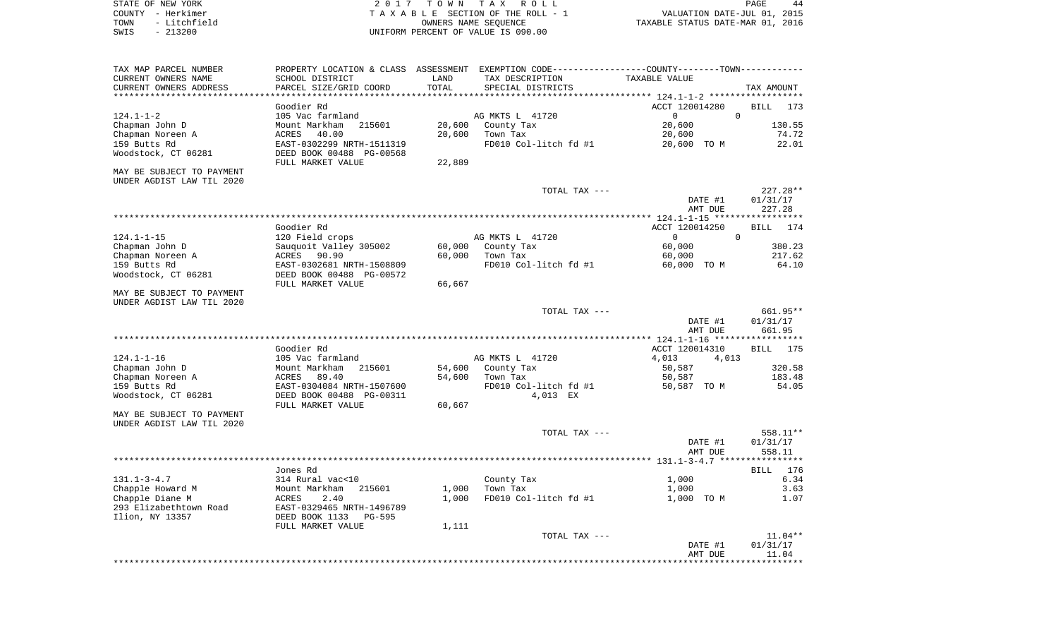STATE OF NEW YORK — 2017 TOWN TAX ROLL — PAGE 44
COUNTY - Herkimer — TAXABLE SECTION OF THE ROLL - 1 — VALUATION DATE-JUL 01, 2015
TOWN - Litchfield — OWNERS NAME SEQUENCE — TAXABLE STATUS DATE-MAR 01, 2016
SWIS - 213200 — UNIFORM PERCENT OF VALUE IS 090.00

| TAX MAP PARCEL NUMBER / CURRENT OWNERS NAME / CURRENT OWNERS ADDRESS | PROPERTY LOCATION & CLASS / SCHOOL DISTRICT / PARCEL SIZE/GRID COORD | ASSESSMENT LAND / TOTAL | EXEMPTION CODE / TAX DESCRIPTION / SPECIAL DISTRICTS | COUNTY / TOWN TAXABLE VALUE | TAX AMOUNT |
|---|---|---|---|---|---|
| | Goodier Rd | | | ACCT 120014280 | BILL 173 |
| 124.1-1-2 | 105 Vac farmland | | AG MKTS L 41720 | 0 / 0 | |
| Chapman John D | Mount Markham 215601 | 20,600 | County Tax | 20,600 | 130.55 |
| Chapman Noreen A | ACRES 40.00 | 20,600 | Town Tax | 20,600 | 74.72 |
| 159 Butts Rd | EAST-0302299 NRTH-1511319 | | FD010 Col-litch fd #1 | 20,600 TO M | 22.01 |
| Woodstock, CT 06281 | DEED BOOK 00488 PG-00568 | | | | |
| | FULL MARKET VALUE | 22,889 | | | |
| MAY BE SUBJECT TO PAYMENT UNDER AGDIST LAW TIL 2020 | | | | | |
| | | | TOTAL TAX --- | | 227.28** |
| | | | | DATE #1 | 01/31/17 |
| | | | | AMT DUE | 227.28 |
| | Goodier Rd | | | ACCT 120014250 | BILL 174 |
| 124.1-1-15 | 120 Field crops | | AG MKTS L 41720 | 0 / 0 | |
| Chapman John D | Sauquoit Valley 305002 | 60,000 | County Tax | 60,000 | 380.23 |
| Chapman Noreen A | ACRES 90.90 | 60,000 | Town Tax | 60,000 | 217.62 |
| 159 Butts Rd | EAST-0302681 NRTH-1508809 | | FD010 Col-litch fd #1 | 60,000 TO M | 64.10 |
| Woodstock, CT 06281 | DEED BOOK 00488 PG-00572 | | | | |
| | FULL MARKET VALUE | 66,667 | | | |
| MAY BE SUBJECT TO PAYMENT UNDER AGDIST LAW TIL 2020 | | | | | |
| | | | TOTAL TAX --- | | 661.95** |
| | | | | DATE #1 | 01/31/17 |
| | | | | AMT DUE | 661.95 |
| | Goodier Rd | | | ACCT 120014310 | BILL 175 |
| 124.1-1-16 | 105 Vac farmland | | AG MKTS L 41720 | 4,013 / 4,013 | |
| Chapman John D | Mount Markham 215601 | 54,600 | County Tax | 50,587 | 320.58 |
| Chapman Noreen A | ACRES 89.40 | 54,600 | Town Tax | 50,587 | 183.48 |
| 159 Butts Rd | EAST-0304084 NRTH-1507600 | | FD010 Col-litch fd #1 | 50,587 TO M | 54.05 |
| Woodstock, CT 06281 | DEED BOOK 00488 PG-00311 | | 4,013 EX | | |
| | FULL MARKET VALUE | 60,667 | | | |
| MAY BE SUBJECT TO PAYMENT UNDER AGDIST LAW TIL 2020 | | | | | |
| | | | TOTAL TAX --- | | 558.11** |
| | | | | DATE #1 | 01/31/17 |
| | | | | AMT DUE | 558.11 |
| | Jones Rd | | | | BILL 176 |
| 131.1-3-4.7 | 314 Rural vac<10 | | County Tax | 1,000 | 6.34 |
| Chapple Howard M | Mount Markham 215601 | 1,000 | Town Tax | 1,000 | 3.63 |
| Chapple Diane M | ACRES 2.40 | 1,000 | FD010 Col-litch fd #1 | 1,000 TO M | 1.07 |
| 293 Elizabethtown Road | EAST-0329465 NRTH-1496789 | | | | |
| Ilion, NY 13357 | DEED BOOK 1133 PG-595 | | | | |
| | FULL MARKET VALUE | 1,111 | | | |
| | | | TOTAL TAX --- | | 11.04** |
| | | | | DATE #1 | 01/31/17 |
| | | | | AMT DUE | 11.04 |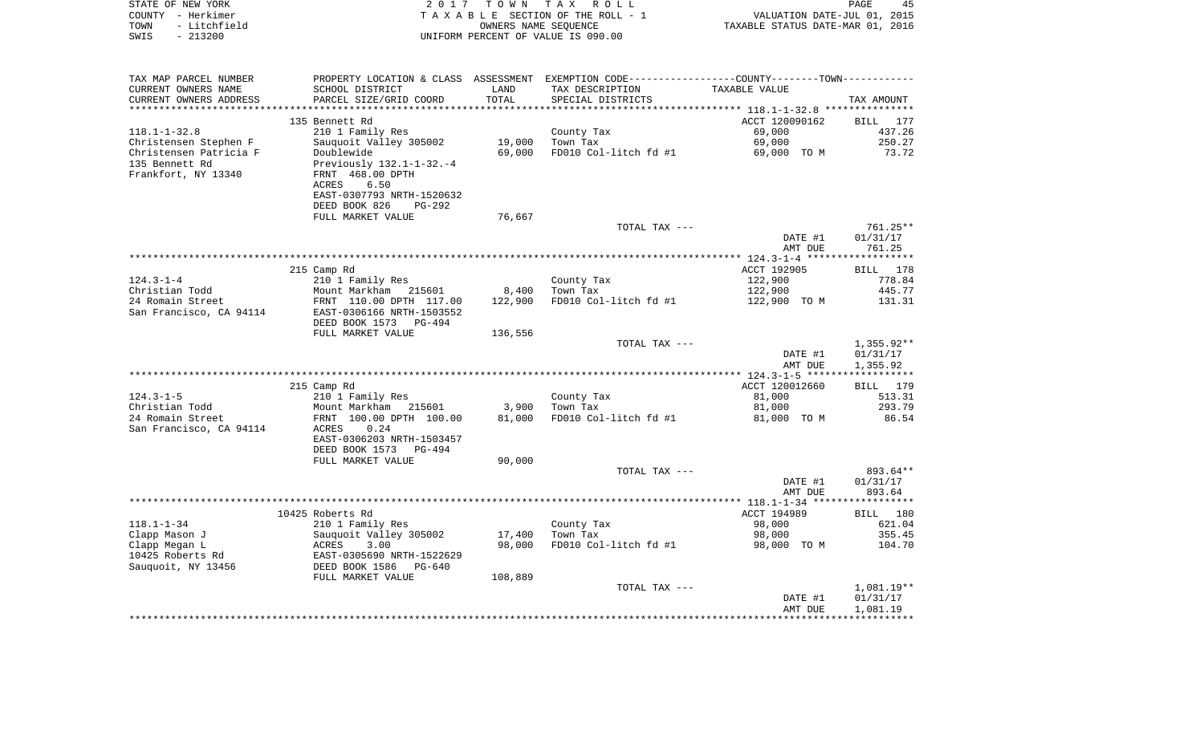STATE OF NEW YORK
COUNTY - Herkimer
TOWN - Litchfield
SWIS - 213200

2017 TOWN TAX ROLL
TAXABLE SECTION OF THE ROLL - 1
OWNERS NAME SEQUENCE
UNIFORM PERCENT OF VALUE IS 090.00

VALUATION DATE-JUL 01, 2015
TAXABLE STATUS DATE-MAR 01, 2016

| TAX MAP PARCEL NUMBER / CURRENT OWNERS NAME / CURRENT OWNERS ADDRESS | PROPERTY LOCATION & CLASS / SCHOOL DISTRICT / PARCEL SIZE/GRID COORD | ASSESSMENT LAND / TOTAL | EXEMPTION CODE / TAX DESCRIPTION / SPECIAL DISTRICTS | COUNTY--------TOWN / TAXABLE VALUE | TAX AMOUNT |
|---|---|---|---|---|---|
| 118.1-1-32.8 | 135 Bennett Rd | | | ACCT 120090162 | BILL 177 |
| | 210 1 Family Res | | County Tax | 69,000 | 437.26 |
| Christensen Stephen F | Sauquoit Valley 305002 | 19,000 | Town Tax | 69,000 | 250.27 |
| Christensen Patricia F | Doublewide | 69,000 | FD010 Col-litch fd #1 | 69,000 TO M | 73.72 |
| 135 Bennett Rd | Previously 132.1-1-32.-4 | | | | |
| Frankfort, NY 13340 | FRNT 468.00 DPTH | | | | |
| | ACRES 6.50 | | | | |
| | EAST-0307793 NRTH-1520632 | | | | |
| | DEED BOOK 826 PG-292 | | | | |
| | FULL MARKET VALUE | 76,667 | | | |
| | | | TOTAL TAX --- | | 761.25** |
| | | | | DATE #1 | 01/31/17 |
| | | | | AMT DUE | 761.25 |
| 124.3-1-4 | 215 Camp Rd | | | ACCT 192905 | BILL 178 |
| | 210 1 Family Res | | County Tax | 122,900 | 778.84 |
| Christian Todd | Mount Markham 215601 | 8,400 | Town Tax | 122,900 | 445.77 |
| 24 Romain Street | FRNT 110.00 DPTH 117.00 | 122,900 | FD010 Col-litch fd #1 | 122,900 TO M | 131.31 |
| San Francisco, CA 94114 | EAST-0306166 NRTH-1503552 | | | | |
| | DEED BOOK 1573 PG-494 | | | | |
| | FULL MARKET VALUE | 136,556 | | | |
| | | | TOTAL TAX --- | | 1,355.92** |
| | | | | DATE #1 | 01/31/17 |
| | | | | AMT DUE | 1,355.92 |
| 124.3-1-5 | 215 Camp Rd | | | ACCT 120012660 | BILL 179 |
| | 210 1 Family Res | | County Tax | 81,000 | 513.31 |
| Christian Todd | Mount Markham 215601 | 3,900 | Town Tax | 81,000 | 293.79 |
| 24 Romain Street | FRNT 100.00 DPTH 100.00 | 81,000 | FD010 Col-litch fd #1 | 81,000 TO M | 86.54 |
| San Francisco, CA 94114 | ACRES 0.24 | | | | |
| | EAST-0306203 NRTH-1503457 | | | | |
| | DEED BOOK 1573 PG-494 | | | | |
| | FULL MARKET VALUE | 90,000 | | | |
| | | | TOTAL TAX --- | | 893.64** |
| | | | | DATE #1 | 01/31/17 |
| | | | | AMT DUE | 893.64 |
| 118.1-1-34 | 10425 Roberts Rd | | | ACCT 194989 | BILL 180 |
| | 210 1 Family Res | | County Tax | 98,000 | 621.04 |
| Clapp Mason J | Sauquoit Valley 305002 | 17,400 | Town Tax | 98,000 | 355.45 |
| Clapp Megan L | ACRES 3.00 | 98,000 | FD010 Col-litch fd #1 | 98,000 TO M | 104.70 |
| 10425 Roberts Rd | EAST-0305690 NRTH-1522629 | | | | |
| Sauquoit, NY 13456 | DEED BOOK 1586 PG-640 | | | | |
| | FULL MARKET VALUE | 108,889 | | | |
| | | | TOTAL TAX --- | | 1,081.19** |
| | | | | DATE #1 | 01/31/17 |
| | | | | AMT DUE | 1,081.19 |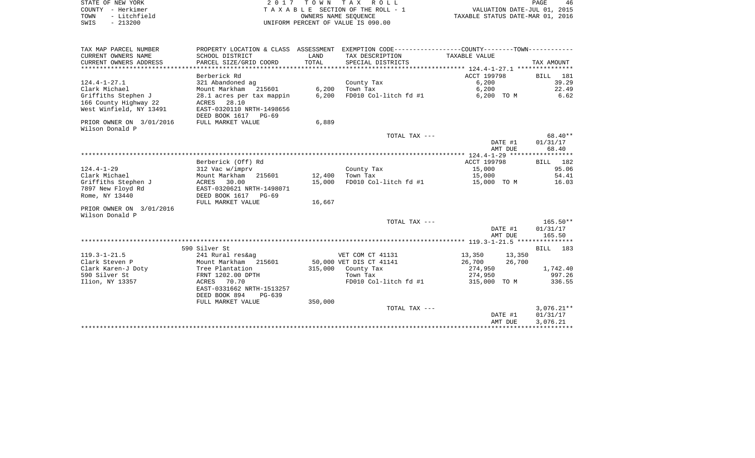STATE OF NEW YORK
COUNTY - Herkimer
TOWN - Litchfield
SWIS - 213200

2017 TOWN TAX ROLL
TAXABLE SECTION OF THE ROLL - 1
OWNERS NAME SEQUENCE
UNIFORM PERCENT OF VALUE IS 090.00

VALUATION DATE-JUL 01, 2015
TAXABLE STATUS DATE-MAR 01, 2016

| TAX MAP PARCEL NUMBER / CURRENT OWNERS NAME / CURRENT OWNERS ADDRESS | PROPERTY LOCATION & CLASS / SCHOOL DISTRICT / PARCEL SIZE/GRID COORD | ASSESSMENT LAND | TOTAL | EXEMPTION CODE / TAX DESCRIPTION / SPECIAL DISTRICTS | COUNTY TAXABLE VALUE | TOWN TAXABLE VALUE | TAX AMOUNT |
|---|---|---|---|---|---|---|---|
| **124.4-1-27.1** | Berberick Rd | | | | ACCT 199798 | | BILL 181 |
| Clark Michael | 321 Abandoned ag | | | County Tax | 6,200 | | 39.29 |
| Griffiths Stephen J | Mount Markham 215601 | 6,200 | | Town Tax | 6,200 | | 22.49 |
| 166 County Highway 22 | 28.1 acres per tax mappin | | 6,200 | FD010 Col-litch fd #1 | 6,200 TO M | | 6.62 |
| West Winfield, NY 13491 | ACRES 28.10 | | | | | | |
| | EAST-0320110 NRTH-1498656 | | | | | | |
| | DEED BOOK 1617 PG-69 | | | | | | |
| PRIOR OWNER ON 3/01/2016 | FULL MARKET VALUE | 6,889 | | | | | |
| Wilson Donald P | | | | | | | |
| | | | | TOTAL TAX --- | | | 68.40** |
| | | | | | | DATE #1 | 01/31/17 |
| | | | | | | AMT DUE | 68.40 |
| **124.4-1-29** | Berberick (Off) Rd | | | | ACCT 199798 | | BILL 182 |
| Clark Michael | 312 Vac w/imprv | | | County Tax | 15,000 | | 95.06 |
| Griffiths Stephen J | Mount Markham 215601 | 12,400 | | Town Tax | 15,000 | | 54.41 |
| 7897 New Floyd Rd | ACRES 30.00 | | 15,000 | FD010 Col-litch fd #1 | 15,000 TO M | | 16.03 |
| Rome, NY 13440 | EAST-0320621 NRTH-1498071 | | | | | | |
| | DEED BOOK 1617 PG-69 | | | | | | |
| PRIOR OWNER ON 3/01/2016 | FULL MARKET VALUE | 16,667 | | | | | |
| Wilson Donald P | | | | | | | |
| | | | | TOTAL TAX --- | | | 165.50** |
| | | | | | | DATE #1 | 01/31/17 |
| | | | | | | AMT DUE | 165.50 |
| **119.3-1-21.5** | 590 Silver St | | | | | | BILL 183 |
| Clark Steven P | 241 Rural res&ag | | | VET COM CT 41131 | 13,350 | 13,350 | |
| Clark Karen-J Doty | Mount Markham 215601 | 50,000 | | VET DIS CT 41141 | 26,700 | 26,700 | |
| 590 Silver St | Tree Plantation | | 315,000 | County Tax | 274,950 | | 1,742.40 |
| Ilion, NY 13357 | FRNT 1202.00 DPTH | | | Town Tax | 274,950 | | 997.26 |
| | ACRES 70.70 | | | FD010 Col-litch fd #1 | 315,000 TO M | | 336.55 |
| | EAST-0331662 NRTH-1513257 | | | | | | |
| | DEED BOOK 894 PG-639 | | | | | | |
| | FULL MARKET VALUE | 350,000 | | | | | |
| | | | | TOTAL TAX --- | | | 3,076.21** |
| | | | | | | DATE #1 | 01/31/17 |
| | | | | | | AMT DUE | 3,076.21 |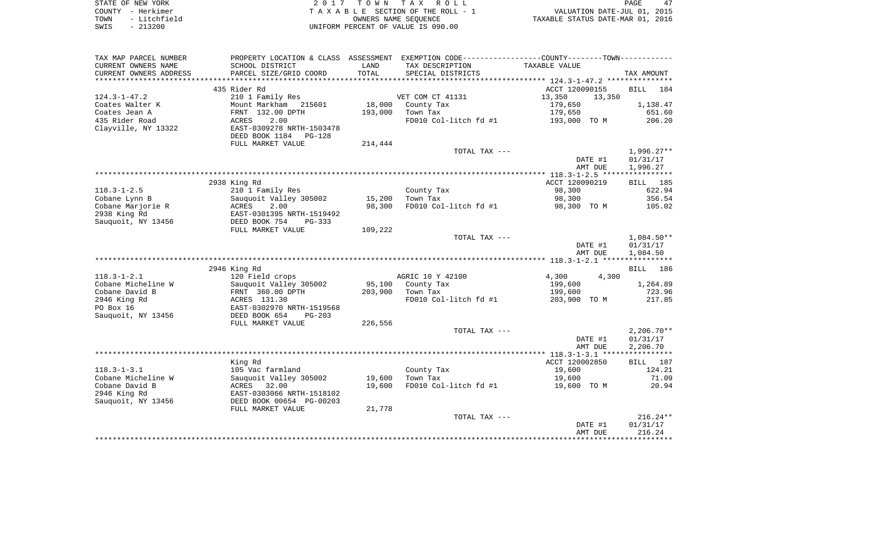STATE OF NEW YORK
COUNTY - Herkimer
TOWN - Litchfield
SWIS - 213200

2 0 1 7 T O W N T A X R O L L
T A X A B L E SECTION OF THE ROLL - 1
OWNERS NAME SEQUENCE
UNIFORM PERCENT OF VALUE IS 090.00

VALUATION DATE-JUL 01, 2015
TAXABLE STATUS DATE-MAR 01, 2016

| TAX MAP PARCEL NUMBER<br>CURRENT OWNERS NAME<br>CURRENT OWNERS ADDRESS | PROPERTY LOCATION & CLASS<br>SCHOOL DISTRICT<br>PARCEL SIZE/GRID COORD | ASSESSMENT<br>LAND<br>TOTAL | EXEMPTION CODE-----COUNTY-----TOWN------<br>TAX DESCRIPTION<br>SPECIAL DISTRICTS | TAXABLE VALUE | TAX AMOUNT |
|---|---|---|---|---|---|
| | 435 Rider Rd | | | ACCT 120090155 | BILL 184 |
| 124.3-1-47.2 | 210 1 Family Res | | VET COM CT 41131 | 13,350 13,350 | |
| Coates Walter K | Mount Markham 215601 | 18,000 | County Tax | 179,650 | 1,138.47 |
| Coates Jean A | FRNT 132.00 DPTH | 193,000 | Town Tax | 179,650 | 651.60 |
| 435 Rider Road | ACRES 2.00 | | FD010 Col-litch fd #1 | 193,000 TO M | 206.20 |
| Clayville, NY 13322 | EAST-0309278 NRTH-1503478 | | | | |
| | DEED BOOK 1184 PG-128 | | | | |
| | FULL MARKET VALUE | 214,444 | | | |
| | | | TOTAL TAX --- | | 1,996.27** |
| | | | | DATE #1 | 01/31/17 |
| | | | | AMT DUE | 1,996.27 |
| | 2938 King Rd | | | ACCT 120090219 | BILL 185 |
| 118.3-1-2.5 | 210 1 Family Res | | County Tax | 98,300 | 622.94 |
| Cobane Lynn B | Sauquoit Valley 305002 | 15,200 | Town Tax | 98,300 | 356.54 |
| Cobane Marjorie R | ACRES 2.00 | 98,300 | FD010 Col-litch fd #1 | 98,300 TO M | 105.02 |
| 2938 King Rd | EAST-0301395 NRTH-1519492 | | | | |
| Sauquoit, NY 13456 | DEED BOOK 754 PG-333 | | | | |
| | FULL MARKET VALUE | 109,222 | | | |
| | | | TOTAL TAX --- | | 1,084.50** |
| | | | | DATE #1 | 01/31/17 |
| | | | | AMT DUE | 1,084.50 |
| | 2946 King Rd | | | | BILL 186 |
| 118.3-1-2.1 | 120 Field crops | | AGRIC 10 Y 42100 | 4,300 4,300 | |
| Cobane Micheline W | Sauquoit Valley 305002 | 95,100 | County Tax | 199,600 | 1,264.89 |
| Cobane David B | FRNT 360.00 DPTH | 203,900 | Town Tax | 199,600 | 723.96 |
| 2946 King Rd | ACRES 131.30 | | FD010 Col-litch fd #1 | 203,900 TO M | 217.85 |
| PO Box 16 | EAST-0302970 NRTH-1519568 | | | | |
| Sauquoit, NY 13456 | DEED BOOK 654 PG-203 | | | | |
| | FULL MARKET VALUE | 226,556 | | | |
| | | | TOTAL TAX --- | | 2,206.70** |
| | | | | DATE #1 | 01/31/17 |
| | | | | AMT DUE | 2,206.70 |
| | King Rd | | | ACCT 120002850 | BILL 187 |
| 118.3-1-3.1 | 105 Vac farmland | | County Tax | 19,600 | 124.21 |
| Cobane Micheline W | Sauquoit Valley 305002 | 19,600 | Town Tax | 19,600 | 71.09 |
| Cobane David B | ACRES 32.00 | 19,600 | FD010 Col-litch fd #1 | 19,600 TO M | 20.94 |
| 2946 King Rd | EAST-0303066 NRTH-1518102 | | | | |
| Sauquoit, NY 13456 | DEED BOOK 00654 PG-00203 | | | | |
| | FULL MARKET VALUE | 21,778 | | | |
| | | | TOTAL TAX --- | | 216.24** |
| | | | | DATE #1 | 01/31/17 |
| | | | | AMT DUE | 216.24 |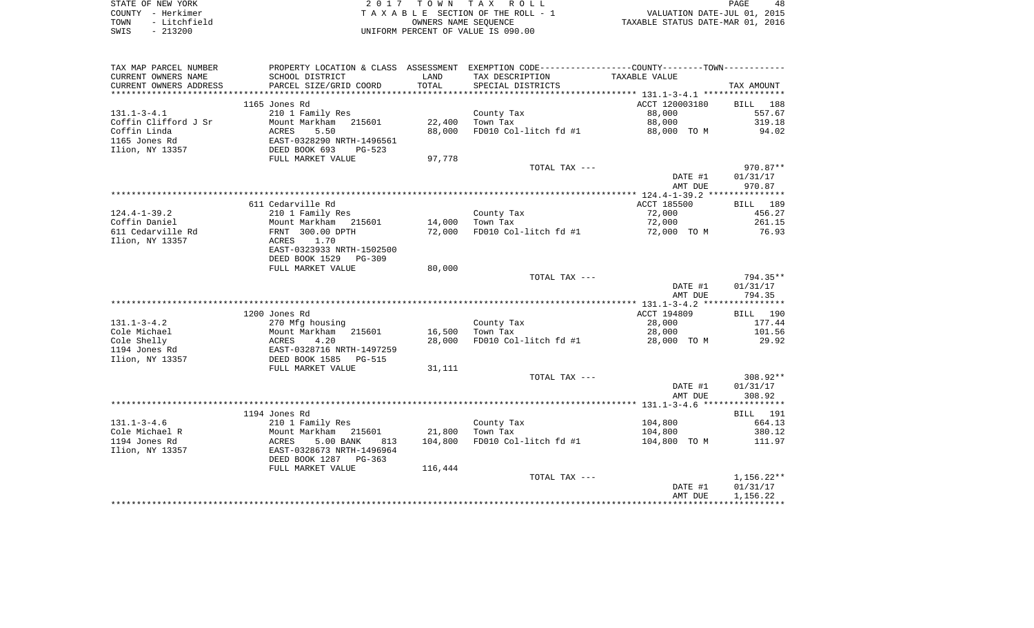STATE OF NEW YORK
COUNTY - Herkimer
TOWN - Litchfield
SWIS - 213200

2 0 1 7 T O W N T A X R O L L
T A X A B L E SECTION OF THE ROLL - 1
OWNERS NAME SEQUENCE
UNIFORM PERCENT OF VALUE IS 090.00

VALUATION DATE-JUL 01, 2015
TAXABLE STATUS DATE-MAR 01, 2016

| TAX MAP PARCEL NUMBER / CURRENT OWNERS NAME / CURRENT OWNERS ADDRESS | PROPERTY LOCATION & CLASS / SCHOOL DISTRICT / PARCEL SIZE/GRID COORD | ASSESSMENT LAND / TOTAL | EXEMPTION CODE / TAX DESCRIPTION / SPECIAL DISTRICTS | COUNTY / TOWN TAXABLE VALUE | TAX AMOUNT |
|---|---|---|---|---|---|
| | 1165 Jones Rd | | | ACCT 120003180 | BILL 188 |
| 131.1-3-4.1 | 210 1 Family Res | | County Tax | 88,000 | 557.67 |
| Coffin Clifford J Sr | Mount Markham 215601 | 22,400 | Town Tax | 88,000 | 319.18 |
| Coffin Linda | ACRES 5.50 | 88,000 | FD010 Col-litch fd #1 | 88,000 TO M | 94.02 |
| 1165 Jones Rd | EAST-0328290 NRTH-1496561 | | | | |
| Ilion, NY 13357 | DEED BOOK 693 PG-523 | | | | |
| | FULL MARKET VALUE | 97,778 | | | |
| | | | TOTAL TAX --- | | 970.87** |
| | | | | DATE #1 | 01/31/17 |
| | | | | AMT DUE | 970.87 |
| | 611 Cedarville Rd | | | ACCT 185500 | BILL 189 |
| 124.4-1-39.2 | 210 1 Family Res | | County Tax | 72,000 | 456.27 |
| Coffin Daniel | Mount Markham 215601 | 14,000 | Town Tax | 72,000 | 261.15 |
| 611 Cedarville Rd | FRNT 300.00 DPTH | 72,000 | FD010 Col-litch fd #1 | 72,000 TO M | 76.93 |
| Ilion, NY 13357 | ACRES 1.70 | | | | |
| | EAST-0323933 NRTH-1502500 | | | | |
| | DEED BOOK 1529 PG-309 | | | | |
| | FULL MARKET VALUE | 80,000 | | | |
| | | | TOTAL TAX --- | | 794.35** |
| | | | | DATE #1 | 01/31/17 |
| | | | | AMT DUE | 794.35 |
| | 1200 Jones Rd | | | ACCT 194809 | BILL 190 |
| 131.1-3-4.2 | 270 Mfg housing | | County Tax | 28,000 | 177.44 |
| Cole Michael | Mount Markham 215601 | 16,500 | Town Tax | 28,000 | 101.56 |
| Cole Shelly | ACRES 4.20 | 28,000 | FD010 Col-litch fd #1 | 28,000 TO M | 29.92 |
| 1194 Jones Rd | EAST-0328716 NRTH-1497259 | | | | |
| Ilion, NY 13357 | DEED BOOK 1585 PG-515 | | | | |
| | FULL MARKET VALUE | 31,111 | | | |
| | | | TOTAL TAX --- | | 308.92** |
| | | | | DATE #1 | 01/31/17 |
| | | | | AMT DUE | 308.92 |
| | 1194 Jones Rd | | | | BILL 191 |
| 131.1-3-4.6 | 210 1 Family Res | | County Tax | 104,800 | 664.13 |
| Cole Michael R | Mount Markham 215601 | 21,800 | Town Tax | 104,800 | 380.12 |
| 1194 Jones Rd | ACRES 5.00 BANK 813 | 104,800 | FD010 Col-litch fd #1 | 104,800 TO M | 111.97 |
| Ilion, NY 13357 | EAST-0328673 NRTH-1496964 | | | | |
| | DEED BOOK 1287 PG-363 | | | | |
| | FULL MARKET VALUE | 116,444 | | | |
| | | | TOTAL TAX --- | | 1,156.22** |
| | | | | DATE #1 | 01/31/17 |
| | | | | AMT DUE | 1,156.22 |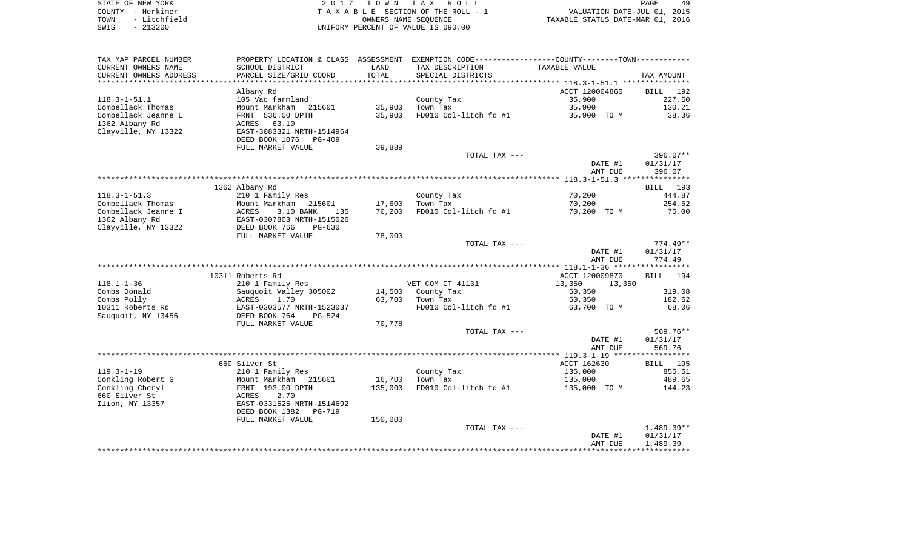STATE OF NEW YORK
COUNTY - Herkimer
TOWN - Litchfield
SWIS - 213200

2 0 1 7 T O W N T A X R O L L
T A X A B L E SECTION OF THE ROLL - 1
OWNERS NAME SEQUENCE
UNIFORM PERCENT OF VALUE IS 090.00

VALUATION DATE-JUL 01, 2015
TAXABLE STATUS DATE-MAR 01, 2016

| TAX MAP PARCEL NUMBER / CURRENT OWNERS NAME / CURRENT OWNERS ADDRESS | PROPERTY LOCATION & CLASS / SCHOOL DISTRICT / PARCEL SIZE/GRID COORD | ASSESSMENT LAND | TOTAL | EXEMPTION CODE / TAX DESCRIPTION / SPECIAL DISTRICTS | COUNTY--------TOWN TAXABLE VALUE | TAX AMOUNT |
|---|---|---|---|---|---|---|
| 118.3-1-51.1 | Albany Rd | | | | ACCT 120004860 | BILL 192 |
| | 105 Vac farmland | | | County Tax | 35,900 | 227.50 |
| Combellack Thomas | Mount Markham 215601 | 35,900 | | Town Tax | 35,900 | 130.21 |
| Combellack Jeanne L | FRNT 536.00 DPTH | | 35,900 | FD010 Col-litch fd #1 | 35,900 TO M | 38.36 |
| 1362 Albany Rd | ACRES 63.10 | | | | | |
| Clayville, NY 13322 | EAST-3083321 NRTH-1514964 | | | | | |
| | DEED BOOK 1076 PG-409 | | | | | |
| | FULL MARKET VALUE | | 39,889 | | | |
| | | | | TOTAL TAX --- | | 396.07** |
| | | | | | DATE #1 | 01/31/17 |
| | | | | | AMT DUE | 396.07 |
| 118.3-1-51.3 | 1362 Albany Rd | | | | | BILL 193 |
| | 210 1 Family Res | | | County Tax | 70,200 | 444.87 |
| Combellack Thomas | Mount Markham 215601 | 17,600 | | Town Tax | 70,200 | 254.62 |
| Combellack Jeanne I | ACRES 3.10 BANK 135 | | 70,200 | FD010 Col-litch fd #1 | 70,200 TO M | 75.00 |
| 1362 Albany Rd | EAST-0307803 NRTH-1515026 | | | | | |
| Clayville, NY 13322 | DEED BOOK 766 PG-630 | | | | | |
| | FULL MARKET VALUE | | 78,000 | | | |
| | | | | TOTAL TAX --- | | 774.49** |
| | | | | | DATE #1 | 01/31/17 |
| | | | | | AMT DUE | 774.49 |
| 118.1-1-36 | 10311 Roberts Rd | | | | ACCT 120009870 | BILL 194 |
| | 210 1 Family Res | | | VET COM CT 41131 | 13,350 13,350 | |
| Combs Donald | Sauquoit Valley 305002 | 14,500 | | County Tax | 50,350 | 319.08 |
| Combs Polly | ACRES 1.70 | | 63,700 | Town Tax | 50,350 | 182.62 |
| 10311 Roberts Rd | EAST-0303577 NRTH-1523037 | | | FD010 Col-litch fd #1 | 63,700 TO M | 68.06 |
| Sauquoit, NY 13456 | DEED BOOK 764 PG-524 | | | | | |
| | FULL MARKET VALUE | | 70,778 | | | |
| | | | | TOTAL TAX --- | | 569.76** |
| | | | | | DATE #1 | 01/31/17 |
| | | | | | AMT DUE | 569.76 |
| 119.3-1-19 | 660 Silver St | | | | ACCT 162630 | BILL 195 |
| | 210 1 Family Res | | | County Tax | 135,000 | 855.51 |
| Conkling Robert G | Mount Markham 215601 | 16,700 | | Town Tax | 135,000 | 489.65 |
| Conkling Cheryl | FRNT 193.00 DPTH | | 135,000 | FD010 Col-litch fd #1 | 135,000 TO M | 144.23 |
| 660 Silver St | ACRES 2.70 | | | | | |
| Ilion, NY 13357 | EAST-0331525 NRTH-1514692 | | | | | |
| | DEED BOOK 1382 PG-719 | | | | | |
| | FULL MARKET VALUE | | 150,000 | | | |
| | | | | TOTAL TAX --- | | 1,489.39** |
| | | | | | DATE #1 | 01/31/17 |
| | | | | | AMT DUE | 1,489.39 |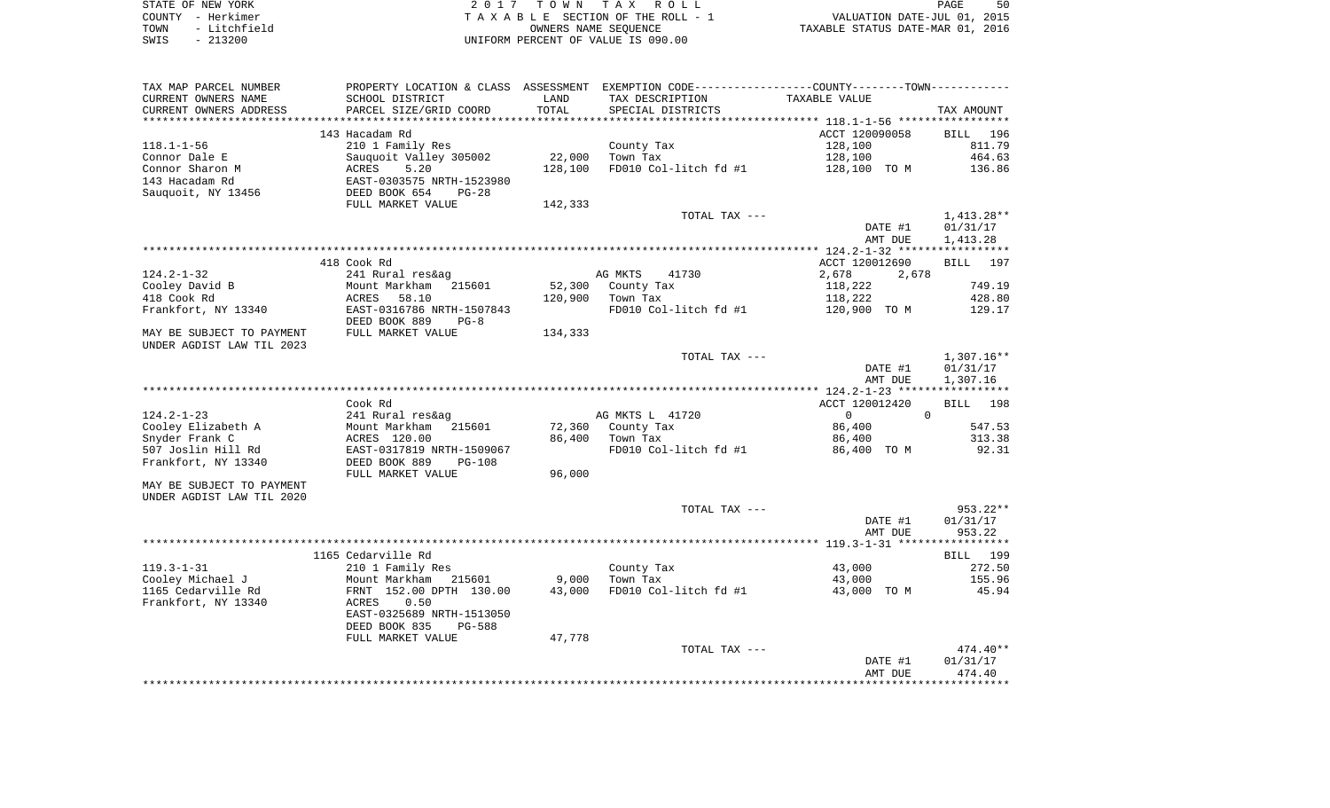STATE OF NEW YORK
COUNTY - Herkimer
TOWN - Litchfield
SWIS - 213200

2 0 1 7 T O W N T A X R O L L
T A X A B L E SECTION OF THE ROLL - 1
OWNERS NAME SEQUENCE
UNIFORM PERCENT OF VALUE IS 090.00

VALUATION DATE-JUL 01, 2015
TAXABLE STATUS DATE-MAR 01, 2016

| TAX MAP PARCEL NUMBER<br>CURRENT OWNERS NAME<br>CURRENT OWNERS ADDRESS | PROPERTY LOCATION & CLASS<br>SCHOOL DISTRICT<br>PARCEL SIZE/GRID COORD | ASSESSMENT<br>LAND<br>TOTAL | EXEMPTION CODE-----COUNTY-----TOWN-----<br>TAX DESCRIPTION<br>SPECIAL DISTRICTS | TAXABLE VALUE | TAX AMOUNT |
|---|---|---|---|---|---|
| 118.1-1-56 | 143 Hacadam Rd | | | ACCT 120090058 | BILL 196 |
| | 210 1 Family Res | | County Tax | 128,100 | 811.79 |
| Connor Dale E | Sauquoit Valley 305002 | 22,000 | Town Tax | 128,100 | 464.63 |
| Connor Sharon M | ACRES 5.20 | 128,100 | FD010 Col-litch fd #1 | 128,100 TO M | 136.86 |
| 143 Hacadam Rd | EAST-0303575 NRTH-1523980 | | | | |
| Sauquoit, NY 13456 | DEED BOOK 654 PG-28 | | | | |
| | FULL MARKET VALUE | 142,333 | | | |
| | | | TOTAL TAX --- | | 1,413.28** |
| | | | | DATE #1 | 01/31/17 |
| | | | | AMT DUE | 1,413.28 |
| 124.2-1-32 | 418 Cook Rd | | | ACCT 120012690 | BILL 197 |
| | 241 Rural res&ag | | AG MKTS 41730 | 2,678 2,678 | |
| Cooley David B | Mount Markham 215601 | 52,300 | County Tax | 118,222 | 749.19 |
| 418 Cook Rd | ACRES 58.10 | 120,900 | Town Tax | 118,222 | 428.80 |
| Frankfort, NY 13340 | EAST-0316786 NRTH-1507843 | | FD010 Col-litch fd #1 | 120,900 TO M | 129.17 |
| | DEED BOOK 889 PG-8 | | | | |
| MAY BE SUBJECT TO PAYMENT | FULL MARKET VALUE | 134,333 | | | |
| UNDER AGDIST LAW TIL 2023 | | | | | |
| | | | TOTAL TAX --- | | 1,307.16** |
| | | | | DATE #1 | 01/31/17 |
| | | | | AMT DUE | 1,307.16 |
| 124.2-1-23 | Cook Rd | | | ACCT 120012420 | BILL 198 |
| | 241 Rural res&ag | | AG MKTS L 41720 | 0 0 | |
| Cooley Elizabeth A | Mount Markham 215601 | 72,360 | County Tax | 86,400 | 547.53 |
| Snyder Frank C | ACRES 120.00 | 86,400 | Town Tax | 86,400 | 313.38 |
| 507 Joslin Hill Rd | EAST-0317819 NRTH-1509067 | | FD010 Col-litch fd #1 | 86,400 TO M | 92.31 |
| Frankfort, NY 13340 | DEED BOOK 889 PG-108 | | | | |
| | FULL MARKET VALUE | 96,000 | | | |
| MAY BE SUBJECT TO PAYMENT | | | | | |
| UNDER AGDIST LAW TIL 2020 | | | | | |
| | | | TOTAL TAX --- | | 953.22** |
| | | | | DATE #1 | 01/31/17 |
| | | | | AMT DUE | 953.22 |
| 119.3-1-31 | 1165 Cedarville Rd | | | | BILL 199 |
| | 210 1 Family Res | | County Tax | 43,000 | 272.50 |
| Cooley Michael J | Mount Markham 215601 | 9,000 | Town Tax | 43,000 | 155.96 |
| 1165 Cedarville Rd | FRNT 152.00 DPTH 130.00 | 43,000 | FD010 Col-litch fd #1 | 43,000 TO M | 45.94 |
| Frankfort, NY 13340 | ACRES 0.50 | | | | |
| | EAST-0325689 NRTH-1513050 | | | | |
| | DEED BOOK 835 PG-588 | | | | |
| | FULL MARKET VALUE | 47,778 | | | |
| | | | TOTAL TAX --- | | 474.40** |
| | | | | DATE #1 | 01/31/17 |
| | | | | AMT DUE | 474.40 |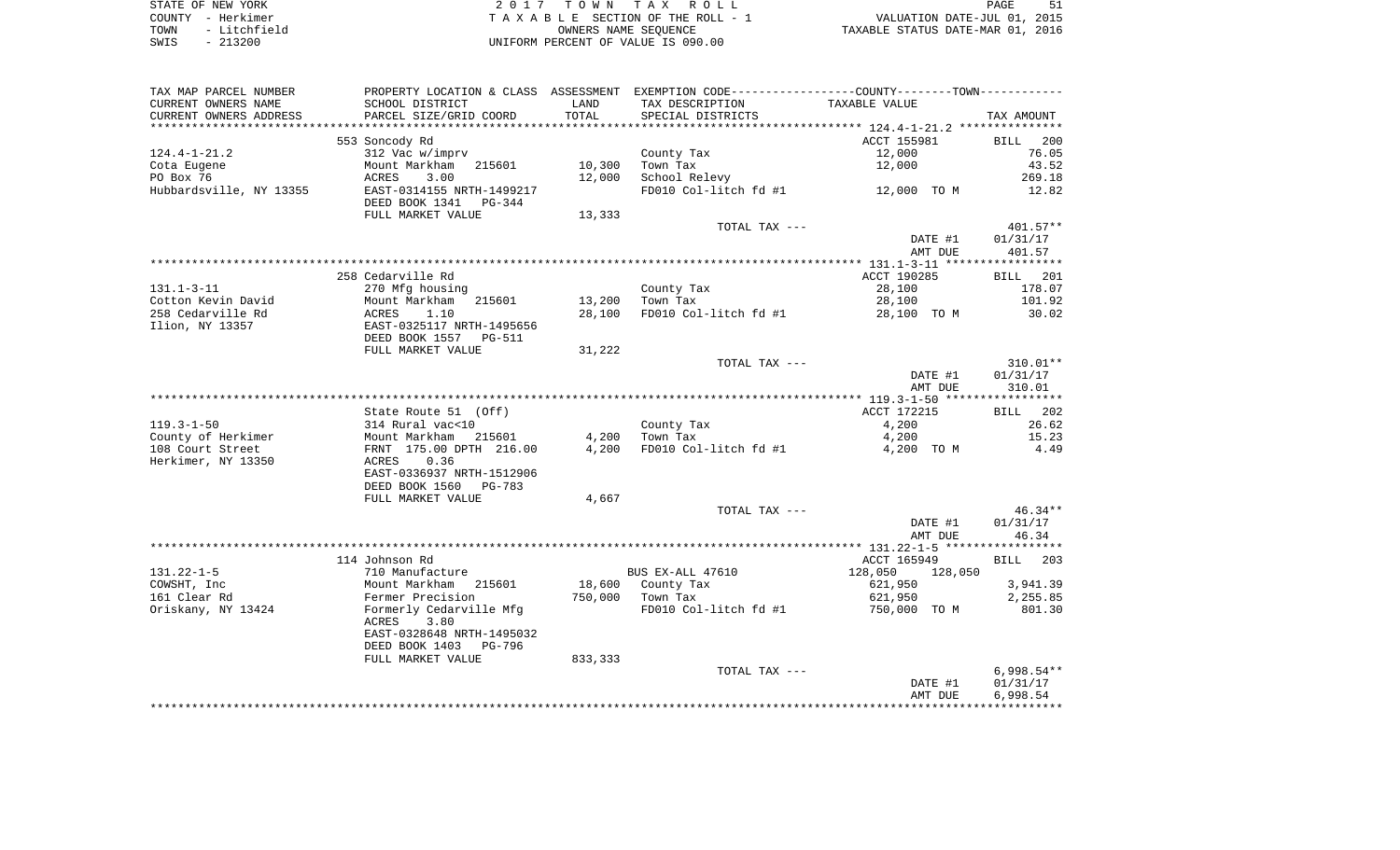STATE OF NEW YORK
COUNTY - Herkimer
TOWN - Litchfield
SWIS - 213200

2017 TOWN TAX ROLL
TAXABLE SECTION OF THE ROLL - 1
OWNERS NAME SEQUENCE
UNIFORM PERCENT OF VALUE IS 090.00

VALUATION DATE-JUL 01, 2015
TAXABLE STATUS DATE-MAR 01, 2016

| TAX MAP PARCEL NUMBER / CURRENT OWNERS NAME / CURRENT OWNERS ADDRESS | PROPERTY LOCATION & CLASS / SCHOOL DISTRICT / PARCEL SIZE/GRID COORD | ASSESSMENT LAND / TOTAL | EXEMPTION CODE / TAX DESCRIPTION / SPECIAL DISTRICTS | COUNTY--------TOWN / TAXABLE VALUE | TAX AMOUNT |
|---|---|---|---|---|---|
| 124.4-1-21.2 | 553 Soncody Rd | | | ACCT 155981 | BILL 200 |
| | 312 Vac w/imprv | | County Tax | 12,000 | 76.05 |
| Cota Eugene | Mount Markham 215601 | 10,300 | Town Tax | 12,000 | 43.52 |
| PO Box 76 | ACRES 3.00 | 12,000 | School Relevy | | 269.18 |
| Hubbardsville, NY 13355 | EAST-0314155 NRTH-1499217 | | FD010 Col-litch fd #1 | 12,000 TO M | 12.82 |
| | DEED BOOK 1341 PG-344 | | | | |
| | FULL MARKET VALUE | 13,333 | | | |
| | | | TOTAL TAX --- | | 401.57** |
| | | | | DATE #1 | 01/31/17 |
| | | | | AMT DUE | 401.57 |
| 131.1-3-11 | 258 Cedarville Rd | | | ACCT 190285 | BILL 201 |
| | 270 Mfg housing | | County Tax | 28,100 | 178.07 |
| Cotton Kevin David | Mount Markham 215601 | 13,200 | Town Tax | 28,100 | 101.92 |
| 258 Cedarville Rd | ACRES 1.10 | 28,100 | FD010 Col-litch fd #1 | 28,100 TO M | 30.02 |
| Ilion, NY 13357 | EAST-0325117 NRTH-1495656 | | | | |
| | DEED BOOK 1557 PG-511 | | | | |
| | FULL MARKET VALUE | 31,222 | | | |
| | | | TOTAL TAX --- | | 310.01** |
| | | | | DATE #1 | 01/31/17 |
| | | | | AMT DUE | 310.01 |
| 119.3-1-50 | State Route 51 (Off) | | | ACCT 172215 | BILL 202 |
| | 314 Rural vac<10 | | County Tax | 4,200 | 26.62 |
| County of Herkimer | Mount Markham 215601 | 4,200 | Town Tax | 4,200 | 15.23 |
| 108 Court Street | FRNT 175.00 DPTH 216.00 | 4,200 | FD010 Col-litch fd #1 | 4,200 TO M | 4.49 |
| Herkimer, NY 13350 | ACRES 0.36 | | | | |
| | EAST-0336937 NRTH-1512906 | | | | |
| | DEED BOOK 1560 PG-783 | | | | |
| | FULL MARKET VALUE | 4,667 | | | |
| | | | TOTAL TAX --- | | 46.34** |
| | | | | DATE #1 | 01/31/17 |
| | | | | AMT DUE | 46.34 |
| 131.22-1-5 | 114 Johnson Rd | | | ACCT 165949 | BILL 203 |
| | 710 Manufacture | | BUS EX-ALL 47610 | 128,050 128,050 | |
| COWSHT, Inc | Mount Markham 215601 | 18,600 | County Tax | 621,950 | 3,941.39 |
| 161 Clear Rd | Fermer Precision | 750,000 | Town Tax | 621,950 | 2,255.85 |
| Oriskany, NY 13424 | Formerly Cedarville Mfg | | FD010 Col-litch fd #1 | 750,000 TO M | 801.30 |
| | ACRES 3.80 | | | | |
| | EAST-0328648 NRTH-1495032 | | | | |
| | DEED BOOK 1403 PG-796 | | | | |
| | FULL MARKET VALUE | 833,333 | | | |
| | | | TOTAL TAX --- | | 6,998.54** |
| | | | | DATE #1 | 01/31/17 |
| | | | | AMT DUE | 6,998.54 |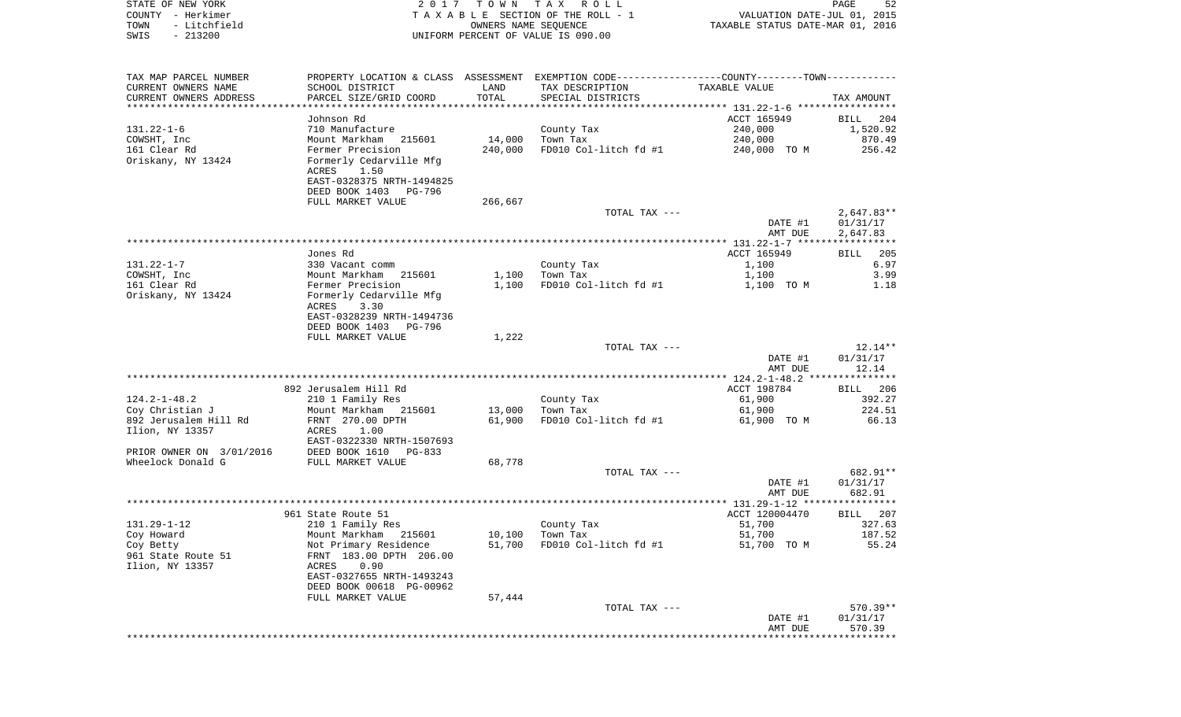STATE OF NEW YORK | 2 0 1 7 T O W N T A X R O L L | VALUATION DATE-JUL 01, 2015
COUNTY - Herkimer | T A X A B L E SECTION OF THE ROLL - 1 | TAXABLE STATUS DATE-MAR 01, 2016
TOWN - Litchfield | OWNERS NAME SEQUENCE
SWIS - 213200 | UNIFORM PERCENT OF VALUE IS 090.00

| TAX MAP PARCEL NUMBER<br>CURRENT OWNERS NAME<br>CURRENT OWNERS ADDRESS | PROPERTY LOCATION & CLASS<br>SCHOOL DISTRICT<br>PARCEL SIZE/GRID COORD | ASSESSMENT<br>LAND<br>TOTAL | EXEMPTION CODE<br>TAX DESCRIPTION<br>SPECIAL DISTRICTS | COUNTY--------TOWN<br>TAXABLE VALUE | TAX AMOUNT |
|---|---|---|---|---|---|
| ******** 131.22-1-6 ******** | | | | | |
| | Johnson Rd | | | ACCT 165949 | BILL 204 |
| 131.22-1-6 | 710 Manufacture | | County Tax | 240,000 | 1,520.92 |
| COWSHT, Inc | Mount Markham 215601 | 14,000 | Town Tax | 240,000 | 870.49 |
| 161 Clear Rd | Fermer Precision | 240,000 | FD010 Col-litch fd #1 | 240,000 TO M | 256.42 |
| Oriskany, NY 13424 | Formerly Cedarville Mfg | | | | |
| | ACRES 1.50 | | | | |
| | EAST-0328375 NRTH-1494825 | | | | |
| | DEED BOOK 1403 PG-796 | | | | |
| | FULL MARKET VALUE | 266,667 | | | |
| | | | TOTAL TAX --- | | 2,647.83** |
| | | | | DATE #1 | 01/31/17 |
| | | | | AMT DUE | 2,647.83 |
| ******** 131.22-1-7 ******** | | | | | |
| | Jones Rd | | | ACCT 165949 | BILL 205 |
| 131.22-1-7 | 330 Vacant comm | | County Tax | 1,100 | 6.97 |
| COWSHT, Inc | Mount Markham 215601 | 1,100 | Town Tax | 1,100 | 3.99 |
| 161 Clear Rd | Fermer Precision | 1,100 | FD010 Col-litch fd #1 | 1,100 TO M | 1.18 |
| Oriskany, NY 13424 | Formerly Cedarville Mfg | | | | |
| | ACRES 3.30 | | | | |
| | EAST-0328239 NRTH-1494736 | | | | |
| | DEED BOOK 1403 PG-796 | | | | |
| | FULL MARKET VALUE | 1,222 | | | |
| | | | TOTAL TAX --- | | 12.14** |
| | | | | DATE #1 | 01/31/17 |
| | | | | AMT DUE | 12.14 |
| ******** 124.2-1-48.2 ******** | | | | | |
| | 892 Jerusalem Hill Rd | | | ACCT 198784 | BILL 206 |
| 124.2-1-48.2 | 210 1 Family Res | | County Tax | 61,900 | 392.27 |
| Coy Christian J | Mount Markham 215601 | 13,000 | Town Tax | 61,900 | 224.51 |
| 892 Jerusalem Hill Rd | FRNT 270.00 DPTH | 61,900 | FD010 Col-litch fd #1 | 61,900 TO M | 66.13 |
| Ilion, NY 13357 | ACRES 1.00 | | | | |
| | EAST-0322330 NRTH-1507693 | | | | |
| PRIOR OWNER ON 3/01/2016 | DEED BOOK 1610 PG-833 | | | | |
| Wheelock Donald G | FULL MARKET VALUE | 68,778 | | | |
| | | | TOTAL TAX --- | | 682.91** |
| | | | | DATE #1 | 01/31/17 |
| | | | | AMT DUE | 682.91 |
| ******** 131.29-1-12 ******** | | | | | |
| | 961 State Route 51 | | | ACCT 120004470 | BILL 207 |
| 131.29-1-12 | 210 1 Family Res | | County Tax | 51,700 | 327.63 |
| Coy Howard | Mount Markham 215601 | 10,100 | Town Tax | 51,700 | 187.52 |
| Coy Betty | Not Primary Residence | 51,700 | FD010 Col-litch fd #1 | 51,700 TO M | 55.24 |
| 961 State Route 51 | FRNT 183.00 DPTH 206.00 | | | | |
| Ilion, NY 13357 | ACRES 0.90 | | | | |
| | EAST-0327655 NRTH-1493243 | | | | |
| | DEED BOOK 00618 PG-00962 | | | | |
| | FULL MARKET VALUE | 57,444 | | | |
| | | | TOTAL TAX --- | | 570.39** |
| | | | | DATE #1 | 01/31/17 |
| | | | | AMT DUE | 570.39 |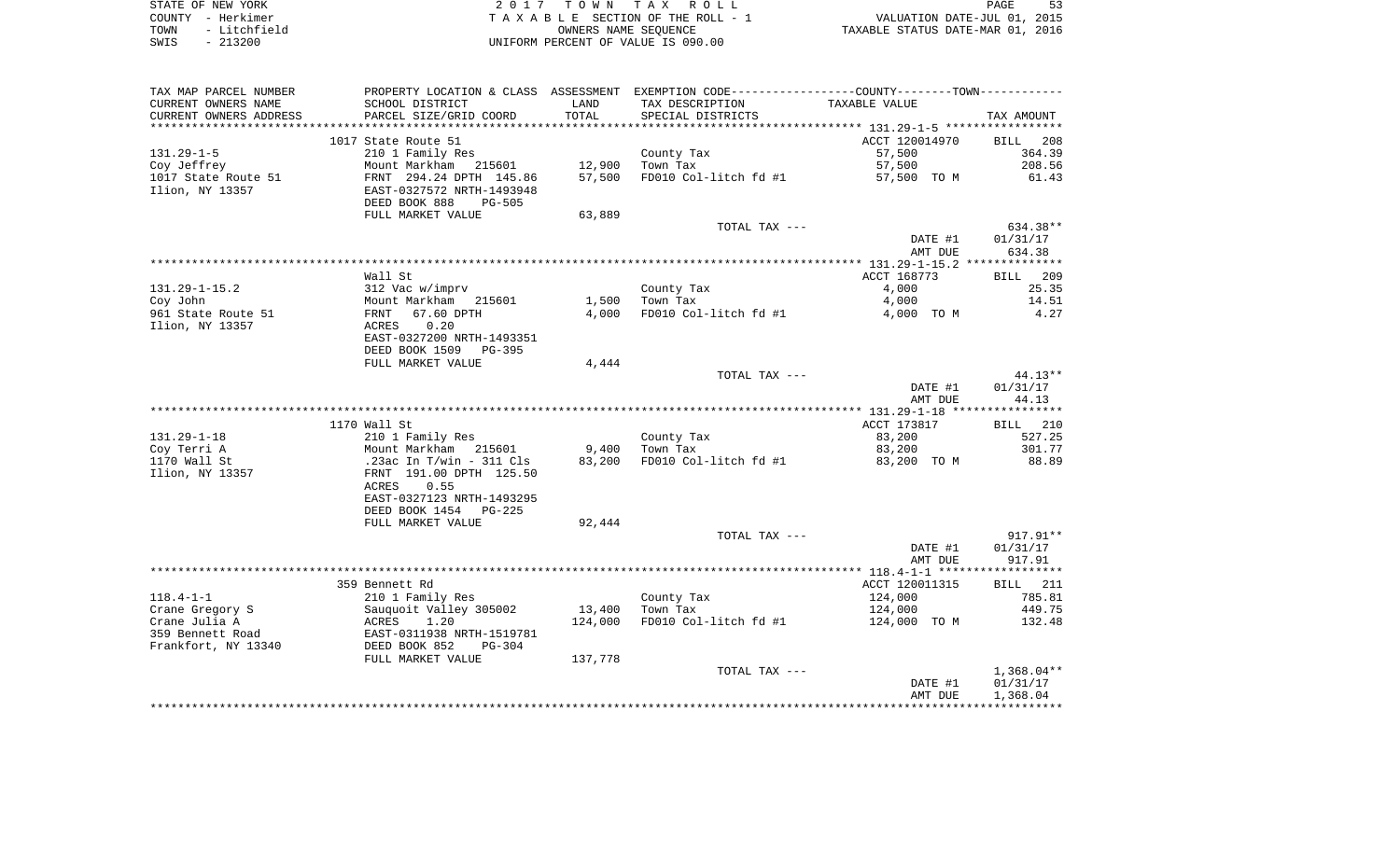STATE OF NEW YORK
COUNTY - Herkimer
TOWN - Litchfield
SWIS - 213200

2 0 1 7 T O W N T A X R O L L
T A X A B L E SECTION OF THE ROLL - 1
OWNERS NAME SEQUENCE
UNIFORM PERCENT OF VALUE IS 090.00

VALUATION DATE-JUL 01, 2015
TAXABLE STATUS DATE-MAR 01, 2016

| TAX MAP PARCEL NUMBER<br>CURRENT OWNERS NAME<br>CURRENT OWNERS ADDRESS | PROPERTY LOCATION & CLASS<br>SCHOOL DISTRICT<br>PARCEL SIZE/GRID COORD | ASSESSMENT<br>LAND<br>TOTAL | EXEMPTION CODE<br>TAX DESCRIPTION<br>SPECIAL DISTRICTS | COUNTY--------TOWN<br>TAXABLE VALUE | TAX AMOUNT |
|---|---|---|---|---|---|
| | 1017 State Route 51 | | | ACCT 120014970 | BILL 208 |
| 131.29-1-5 | 210 1 Family Res | | County Tax | 57,500 | 364.39 |
| Coy Jeffrey | Mount Markham 215601 | 12,900 | Town Tax | 57,500 | 208.56 |
| 1017 State Route 51 | FRNT 294.24 DPTH 145.86 | 57,500 | FD010 Col-litch fd #1 | 57,500 TO M | 61.43 |
| Ilion, NY 13357 | EAST-0327572 NRTH-1493948 | | | | |
| | DEED BOOK 888 PG-505 | | | | |
| | FULL MARKET VALUE | 63,889 | | | |
| | | | TOTAL TAX --- | | 634.38** |
| | | | | DATE #1 | 01/31/17 |
| | | | | AMT DUE | 634.38 |
| | Wall St | | | ACCT 168773 | BILL 209 |
| 131.29-1-15.2 | 312 Vac w/imprv | | County Tax | 4,000 | 25.35 |
| Coy John | Mount Markham 215601 | 1,500 | Town Tax | 4,000 | 14.51 |
| 961 State Route 51 | FRNT 67.60 DPTH | 4,000 | FD010 Col-litch fd #1 | 4,000 TO M | 4.27 |
| Ilion, NY 13357 | ACRES 0.20 | | | | |
| | EAST-0327200 NRTH-1493351 | | | | |
| | DEED BOOK 1509 PG-395 | | | | |
| | FULL MARKET VALUE | 4,444 | | | |
| | | | TOTAL TAX --- | | 44.13** |
| | | | | DATE #1 | 01/31/17 |
| | | | | AMT DUE | 44.13 |
| | 1170 Wall St | | | ACCT 173817 | BILL 210 |
| 131.29-1-18 | 210 1 Family Res | | County Tax | 83,200 | 527.25 |
| Coy Terri A | Mount Markham 215601 | 9,400 | Town Tax | 83,200 | 301.77 |
| 1170 Wall St | .23ac In T/win - 311 Cls | 83,200 | FD010 Col-litch fd #1 | 83,200 TO M | 88.89 |
| Ilion, NY 13357 | FRNT 191.00 DPTH 125.50 | | | | |
| | ACRES 0.55 | | | | |
| | EAST-0327123 NRTH-1493295 | | | | |
| | DEED BOOK 1454 PG-225 | | | | |
| | FULL MARKET VALUE | 92,444 | | | |
| | | | TOTAL TAX --- | | 917.91** |
| | | | | DATE #1 | 01/31/17 |
| | | | | AMT DUE | 917.91 |
| | 359 Bennett Rd | | | ACCT 120011315 | BILL 211 |
| 118.4-1-1 | 210 1 Family Res | | County Tax | 124,000 | 785.81 |
| Crane Gregory S | Sauquoit Valley 305002 | 13,400 | Town Tax | 124,000 | 449.75 |
| Crane Julia A | ACRES 1.20 | 124,000 | FD010 Col-litch fd #1 | 124,000 TO M | 132.48 |
| 359 Bennett Road | EAST-0311938 NRTH-1519781 | | | | |
| Frankfort, NY 13340 | DEED BOOK 852 PG-304 | | | | |
| | FULL MARKET VALUE | 137,778 | | | |
| | | | TOTAL TAX --- | | 1,368.04** |
| | | | | DATE #1 | 01/31/17 |
| | | | | AMT DUE | 1,368.04 |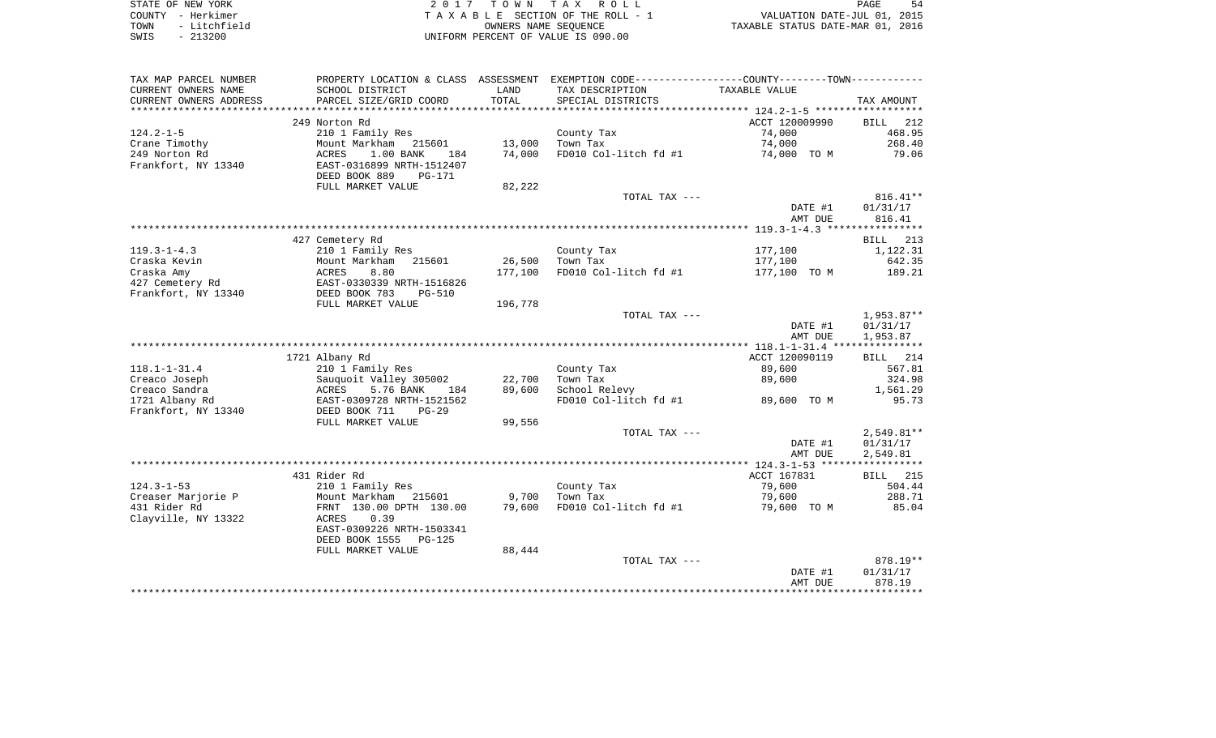STATE OF NEW YORK
COUNTY - Herkimer
TOWN - Litchfield
SWIS - 213200

2017 TOWN TAX ROLL
TAXABLE SECTION OF THE ROLL - 1
OWNERS NAME SEQUENCE
UNIFORM PERCENT OF VALUE IS 090.00

VALUATION DATE-JUL 01, 2015
TAXABLE STATUS DATE-MAR 01, 2016

| TAX MAP PARCEL NUMBER / CURRENT OWNERS NAME / CURRENT OWNERS ADDRESS | PROPERTY LOCATION & CLASS / SCHOOL DISTRICT / PARCEL SIZE/GRID COORD | ASSESSMENT LAND / TOTAL | EXEMPTION CODE / TAX DESCRIPTION / SPECIAL DISTRICTS | COUNTY--TOWN TAXABLE VALUE | TAX AMOUNT |
|---|---|---|---|---|---|
| 124.2-1-5 | 249 Norton Rd | | | ACCT 120009990 | BILL 212 |
| Crane Timothy | 210 1 Family Res | | County Tax | 74,000 | 468.95 |
| 249 Norton Rd | Mount Markham 215601 | 13,000 | Town Tax | 74,000 | 268.40 |
| Frankfort, NY 13340 | ACRES 1.00 BANK 184 | 74,000 | FD010 Col-litch fd #1 | 74,000 TO M | 79.06 |
| | EAST-0316899 NRTH-1512407 | | | | |
| | DEED BOOK 889 PG-171 | | | | |
| | FULL MARKET VALUE | 82,222 | | | |
| | | | TOTAL TAX --- | | 816.41** |
| | | | | DATE #1 | 01/31/17 |
| | | | | AMT DUE | 816.41 |
| 119.3-1-4.3 | 427 Cemetery Rd | | | | BILL 213 |
| Craska Kevin | 210 1 Family Res | | County Tax | 177,100 | 1,122.31 |
| Craska Amy | Mount Markham 215601 | 26,500 | Town Tax | 177,100 | 642.35 |
| 427 Cemetery Rd | ACRES 8.80 | 177,100 | FD010 Col-litch fd #1 | 177,100 TO M | 189.21 |
| Frankfort, NY 13340 | EAST-0330339 NRTH-1516826 | | | | |
| | DEED BOOK 783 PG-510 | | | | |
| | FULL MARKET VALUE | 196,778 | | | |
| | | | TOTAL TAX --- | | 1,953.87** |
| | | | | DATE #1 | 01/31/17 |
| | | | | AMT DUE | 1,953.87 |
| 118.1-1-31.4 | 1721 Albany Rd | | | ACCT 120090119 | BILL 214 |
| Creaco Joseph | 210 1 Family Res | | County Tax | 89,600 | 567.81 |
| Creaco Sandra | Sauquoit Valley 305002 | 22,700 | Town Tax | 89,600 | 324.98 |
| 1721 Albany Rd | ACRES 5.76 BANK 184 | 89,600 | School Relevy | | 1,561.29 |
| Frankfort, NY 13340 | EAST-0309728 NRTH-1521562 | | FD010 Col-litch fd #1 | 89,600 TO M | 95.73 |
| | DEED BOOK 711 PG-29 | | | | |
| | FULL MARKET VALUE | 99,556 | | | |
| | | | TOTAL TAX --- | | 2,549.81** |
| | | | | DATE #1 | 01/31/17 |
| | | | | AMT DUE | 2,549.81 |
| 124.3-1-53 | 431 Rider Rd | | | ACCT 167831 | BILL 215 |
| Creaser Marjorie P | 210 1 Family Res | | County Tax | 79,600 | 504.44 |
| 431 Rider Rd | Mount Markham 215601 | 9,700 | Town Tax | 79,600 | 288.71 |
| Clayville, NY 13322 | FRNT 130.00 DPTH 130.00 | 79,600 | FD010 Col-litch fd #1 | 79,600 TO M | 85.04 |
| | ACRES 0.39 | | | | |
| | EAST-0309226 NRTH-1503341 | | | | |
| | DEED BOOK 1555 PG-125 | | | | |
| | FULL MARKET VALUE | 88,444 | | | |
| | | | TOTAL TAX --- | | 878.19** |
| | | | | DATE #1 | 01/31/17 |
| | | | | AMT DUE | 878.19 |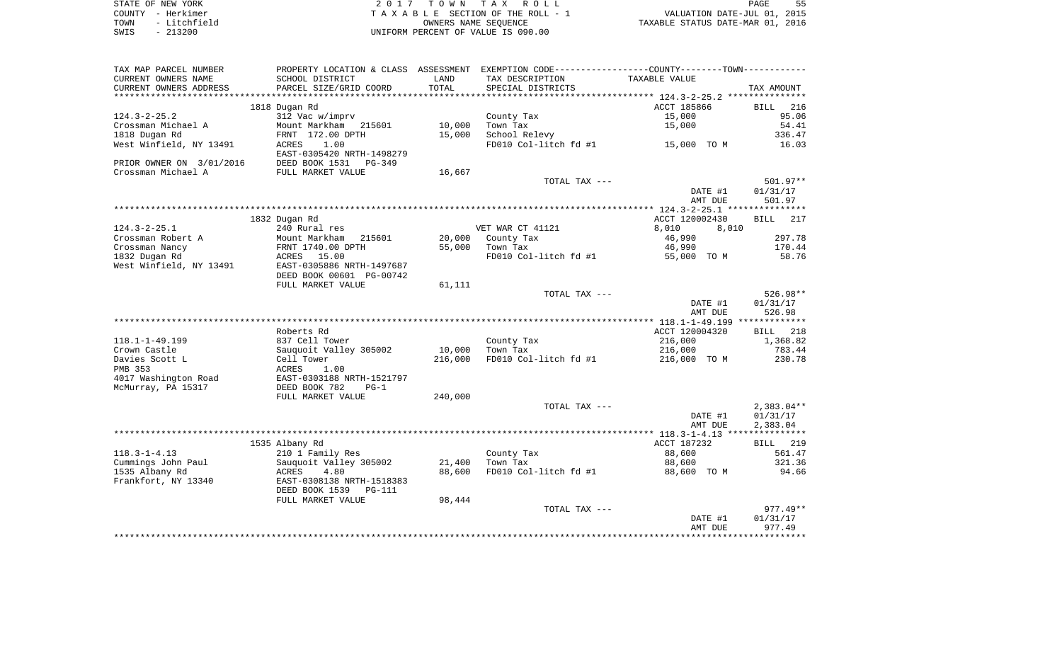STATE OF NEW YORK | COUNTY - Herkimer | TOWN - Litchfield | SWIS - 213200

**2017 TOWN TAX ROLL**
TAXABLE SECTION OF THE ROLL - 1
OWNERS NAME SEQUENCE
UNIFORM PERCENT OF VALUE IS 090.00

VALUATION DATE-JUL 01, 2015
TAXABLE STATUS DATE-MAR 01, 2016

| TAX MAP PARCEL NUMBER / CURRENT OWNERS NAME / CURRENT OWNERS ADDRESS | PROPERTY LOCATION & CLASS / SCHOOL DISTRICT / PARCEL SIZE/GRID COORD | ASSESSMENT LAND | TOTAL | EXEMPTION CODE / TAX DESCRIPTION / SPECIAL DISTRICTS | COUNTY / TOWN TAXABLE VALUE | TAX AMOUNT |
|---|---|---|---|---|---|---|
| **124.3-2-25.2** | 1818 Dugan Rd | | | | ACCT 185866 | BILL 216 |
| Crossman Michael A | 312 Vac w/imprv | | | County Tax | 15,000 | 95.06 |
| 1818 Dugan Rd | Mount Markham 215601 | 10,000 | | Town Tax | 15,000 | 54.41 |
| West Winfield, NY 13491 | FRNT 172.00 DPTH | | 15,000 | School Relevy | | 336.47 |
| | ACRES 1.00 | | | FD010 Col-litch fd #1 | 15,000 TO M | 16.03 |
| | EAST-0305420 NRTH-1498279 | | | | | |
| PRIOR OWNER ON 3/01/2016 | DEED BOOK 1531 PG-349 | | | | | |
| Crossman Michael A | FULL MARKET VALUE | | 16,667 | | | |
| | | | | TOTAL TAX --- | | 501.97** |
| | | | | | DATE #1 | 01/31/17 |
| | | | | | AMT DUE | 501.97 |
| **124.3-2-25.1** | 1832 Dugan Rd | | | | ACCT 120002430 | BILL 217 |
| Crossman Robert A | 240 Rural res | | | VET WAR CT 41121 | 8,010 8,010 | |
| Crossman Nancy | Mount Markham 215601 | 20,000 | | County Tax | 46,990 | 297.78 |
| 1832 Dugan Rd | FRNT 1740.00 DPTH | | 55,000 | Town Tax | 46,990 | 170.44 |
| West Winfield, NY 13491 | ACRES 15.00 | | | FD010 Col-litch fd #1 | 55,000 TO M | 58.76 |
| | EAST-0305886 NRTH-1497687 | | | | | |
| | DEED BOOK 00601 PG-00742 | | | | | |
| | FULL MARKET VALUE | | 61,111 | | | |
| | | | | TOTAL TAX --- | | 526.98** |
| | | | | | DATE #1 | 01/31/17 |
| | | | | | AMT DUE | 526.98 |
| **118.1-1-49.199** | Roberts Rd | | | | ACCT 120004320 | BILL 218 |
| Crown Castle | 837 Cell Tower | | | County Tax | 216,000 | 1,368.82 |
| Davies Scott L | Sauquoit Valley 305002 | 10,000 | | Town Tax | 216,000 | 783.44 |
| PMB 353 | Cell Tower | | 216,000 | FD010 Col-litch fd #1 | 216,000 TO M | 230.78 |
| 4017 Washington Road | ACRES 1.00 | | | | | |
| McMurray, PA 15317 | EAST-0303188 NRTH-1521797 | | | | | |
| | DEED BOOK 782 PG-1 | | | | | |
| | FULL MARKET VALUE | | 240,000 | | | |
| | | | | TOTAL TAX --- | | 2,383.04** |
| | | | | | DATE #1 | 01/31/17 |
| | | | | | AMT DUE | 2,383.04 |
| **118.3-1-4.13** | 1535 Albany Rd | | | | ACCT 187232 | BILL 219 |
| Cummings John Paul | 210 1 Family Res | | | County Tax | 88,600 | 561.47 |
| 1535 Albany Rd | Sauquoit Valley 305002 | 21,400 | | Town Tax | 88,600 | 321.36 |
| Frankfort, NY 13340 | ACRES 4.80 | | 88,600 | FD010 Col-litch fd #1 | 88,600 TO M | 94.66 |
| | EAST-0308138 NRTH-1518383 | | | | | |
| | DEED BOOK 1539 PG-111 | | | | | |
| | FULL MARKET VALUE | | 98,444 | | | |
| | | | | TOTAL TAX --- | | 977.49** |
| | | | | | DATE #1 | 01/31/17 |
| | | | | | AMT DUE | 977.49 |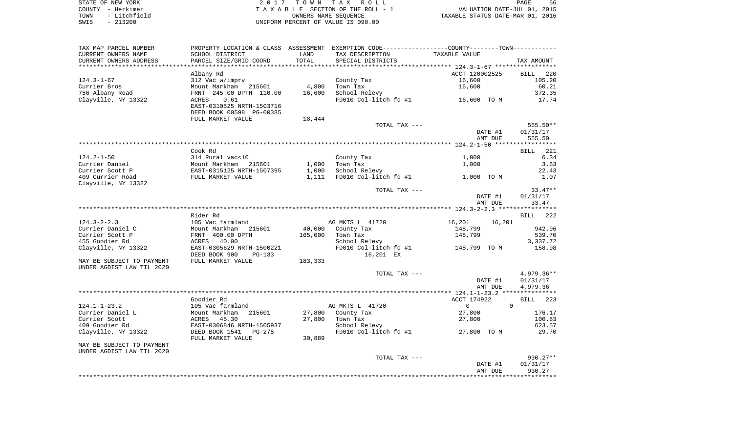STATE OF NEW YORK
COUNTY - Herkimer
TOWN - Litchfield
SWIS - 213200

2 0 1 7 T O W N T A X R O L L
T A X A B L E SECTION OF THE ROLL - 1
OWNERS NAME SEQUENCE
UNIFORM PERCENT OF VALUE IS 090.00

VALUATION DATE-JUL 01, 2015
TAXABLE STATUS DATE-MAR 01, 2016

| TAX MAP PARCEL NUMBER<br>CURRENT OWNERS NAME<br>CURRENT OWNERS ADDRESS | PROPERTY LOCATION & CLASS<br>SCHOOL DISTRICT<br>PARCEL SIZE/GRID COORD | ASSESSMENT<br>LAND<br>TOTAL | EXEMPTION CODE<br>TAX DESCRIPTION<br>SPECIAL DISTRICTS | COUNTY--------TOWN<br>TAXABLE VALUE | TAX AMOUNT |
|---|---|---|---|---|---|
| ***** 124.3-1-67 ***** | | | | | |
| | Albany Rd | | | ACCT 120002525 | BILL 220 |
| 124.3-1-67 | 312 Vac w/imprv | | County Tax | 16,600 | 105.20 |
| Currier Bros | Mount Markham 215601 | 4,800 | Town Tax | 16,600 | 60.21 |
| 756 Albany Road | FRNT 245.00 DPTH 110.00 | 16,600 | School Relevy | | 372.35 |
| Clayville, NY 13322 | ACRES 0.61 | | FD010 Col-litch fd #1 | 16,600 TO M | 17.74 |
| | EAST-0310525 NRTH-1503716 | | | | |
| | DEED BOOK 00598 PG-00385 | | | | |
| | FULL MARKET VALUE | 18,444 | | | |
| | | | TOTAL TAX --- | | 555.50** |
| | | | | DATE #1 | 01/31/17 |
| | | | | AMT DUE | 555.50 |
| ***** 124.2-1-50 ***** | | | | | |
| | Cook Rd | | | | BILL 221 |
| 124.2-1-50 | 314 Rural vac<10 | | County Tax | 1,000 | 6.34 |
| Currier Daniel | Mount Markham 215601 | 1,000 | Town Tax | 1,000 | 3.63 |
| Currier Scott P | EAST-0315125 NRTH-1507395 | 1,000 | School Relevy | | 22.43 |
| 409 Currier Road | FULL MARKET VALUE | 1,111 | FD010 Col-litch fd #1 | 1,000 TO M | 1.07 |
| Clayville, NY 13322 | | | | | |
| | | | TOTAL TAX --- | | 33.47** |
| | | | | DATE #1 | 01/31/17 |
| | | | | AMT DUE | 33.47 |
| ***** 124.3-2-2.3 ***** | | | | | |
| | Rider Rd | | | | BILL 222 |
| 124.3-2-2.3 | 105 Vac farmland | | AG MKTS L 41720 | 16,201 16,201 | |
| Currier Daniel C | Mount Markham 215601 | 40,000 | County Tax | 148,799 | 942.96 |
| Currier Scott P | FRNT 400.00 DPTH | 165,000 | Town Tax | 148,799 | 539.70 |
| 455 Goodier Rd | ACRES 40.00 | | School Relevy | | 3,337.72 |
| Clayville, NY 13322 | EAST-0305629 NRTH-1500221 | | FD010 Col-litch fd #1 | 148,799 TO M | 158.98 |
| | DEED BOOK 900 PG-133 | | 16,201 EX | | |
| MAY BE SUBJECT TO PAYMENT | FULL MARKET VALUE | 183,333 | | | |
| UNDER AGDIST LAW TIL 2020 | | | | | |
| | | | TOTAL TAX --- | | 4,979.36** |
| | | | | DATE #1 | 01/31/17 |
| | | | | AMT DUE | 4,979.36 |
| ***** 124.1-1-23.2 ***** | | | | | |
| | Goodier Rd | | | ACCT 174922 | BILL 223 |
| 124.1-1-23.2 | 105 Vac farmland | | AG MKTS L 41720 | 0 0 | |
| Currier Daniel L | Mount Markham 215601 | 27,800 | County Tax | 27,800 | 176.17 |
| Currier Scott | ACRES 45.30 | 27,800 | Town Tax | 27,800 | 100.83 |
| 409 Goodier Rd | EAST-0306846 NRTH-1505937 | | School Relevy | | 623.57 |
| Clayville, NY 13322 | DEED BOOK 1541 PG-275 | | FD010 Col-litch fd #1 | 27,800 TO M | 29.70 |
| | FULL MARKET VALUE | 30,889 | | | |
| MAY BE SUBJECT TO PAYMENT | | | | | |
| UNDER AGDIST LAW TIL 2020 | | | | | |
| | | | TOTAL TAX --- | | 930.27** |
| | | | | DATE #1 | 01/31/17 |
| | | | | AMT DUE | 930.27 |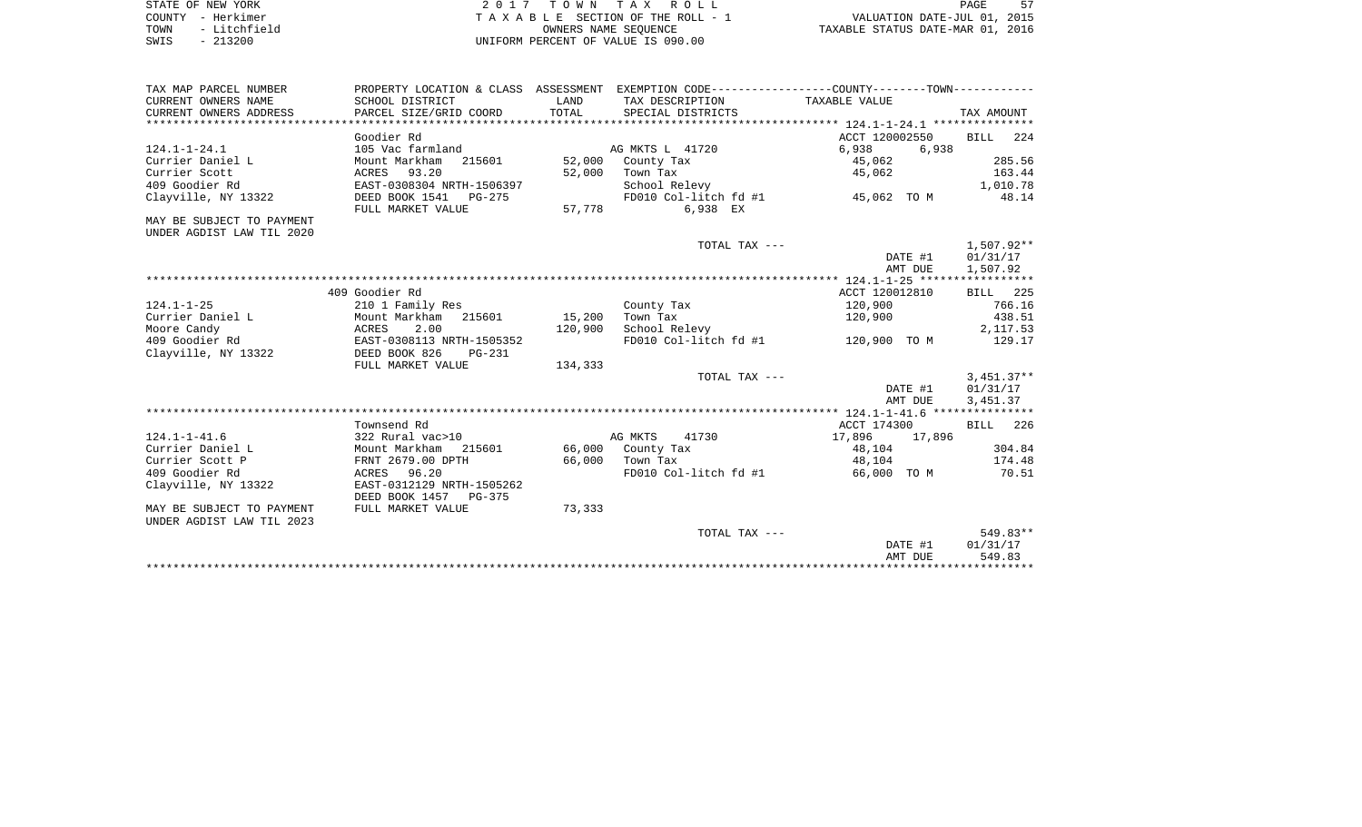STATE OF NEW YORK
COUNTY - Herkimer
TOWN - Litchfield
SWIS - 213200

2017 TOWN TAX ROLL
TAXABLE SECTION OF THE ROLL - 1
OWNERS NAME SEQUENCE
UNIFORM PERCENT OF VALUE IS 090.00

VALUATION DATE-JUL 01, 2015
TAXABLE STATUS DATE-MAR 01, 2016

| TAX MAP PARCEL NUMBER / CURRENT OWNERS NAME / CURRENT OWNERS ADDRESS | PROPERTY LOCATION & CLASS / SCHOOL DISTRICT / PARCEL SIZE/GRID COORD | ASSESSMENT LAND | TOTAL | EXEMPTION CODE / TAX DESCRIPTION / SPECIAL DISTRICTS | COUNTY / TOWN TAXABLE VALUE | TAX AMOUNT |
|---|---|---|---|---|---|---|
| 124.1-1-24.1 | Goodier Rd | | | | ACCT 120002550 | BILL 224 |
| | 105 Vac farmland | | | AG MKTS L 41720 | 6,938 6,938 | |
| Currier Daniel L | Mount Markham 215601 | 52,000 | | County Tax | 45,062 | 285.56 |
| Currier Scott | ACRES 93.20 | | 52,000 | Town Tax | 45,062 | 163.44 |
| 409 Goodier Rd | EAST-0308304 NRTH-1506397 | | | School Relevy | | 1,010.78 |
| Clayville, NY 13322 | DEED BOOK 1541 PG-275 | | | FD010 Col-litch fd #1 | 45,062 TO M | 48.14 |
| | FULL MARKET VALUE | | 57,778 | 6,938 EX | | |
| MAY BE SUBJECT TO PAYMENT UNDER AGDIST LAW TIL 2020 | | | | | | |
| | | | | TOTAL TAX --- | | 1,507.92** |
| | | | | | DATE #1 | 01/31/17 |
| | | | | | AMT DUE | 1,507.92 |
| 124.1-1-25 | 409 Goodier Rd | | | | ACCT 120012810 | BILL 225 |
| | 210 1 Family Res | | | County Tax | 120,900 | 766.16 |
| Currier Daniel L | Mount Markham 215601 | 15,200 | | Town Tax | 120,900 | 438.51 |
| Moore Candy | ACRES 2.00 | | 120,900 | School Relevy | | 2,117.53 |
| 409 Goodier Rd | EAST-0308113 NRTH-1505352 | | | FD010 Col-litch fd #1 | 120,900 TO M | 129.17 |
| Clayville, NY 13322 | DEED BOOK 826 PG-231 | | | | | |
| | FULL MARKET VALUE | | 134,333 | | | |
| | | | | TOTAL TAX --- | | 3,451.37** |
| | | | | | DATE #1 | 01/31/17 |
| | | | | | AMT DUE | 3,451.37 |
| 124.1-1-41.6 | Townsend Rd | | | | ACCT 174300 | BILL 226 |
| | 322 Rural vac>10 | | | AG MKTS 41730 | 17,896 17,896 | |
| Currier Daniel L | Mount Markham 215601 | 66,000 | | County Tax | 48,104 | 304.84 |
| Currier Scott P | FRNT 2679.00 DPTH | | 66,000 | Town Tax | 48,104 | 174.48 |
| 409 Goodier Rd | ACRES 96.20 | | | FD010 Col-litch fd #1 | 66,000 TO M | 70.51 |
| Clayville, NY 13322 | EAST-0312129 NRTH-1505262 | | | | | |
| | DEED BOOK 1457 PG-375 | | | | | |
| MAY BE SUBJECT TO PAYMENT UNDER AGDIST LAW TIL 2023 | FULL MARKET VALUE | | 73,333 | | | |
| | | | | TOTAL TAX --- | | 549.83** |
| | | | | | DATE #1 | 01/31/17 |
| | | | | | AMT DUE | 549.83 |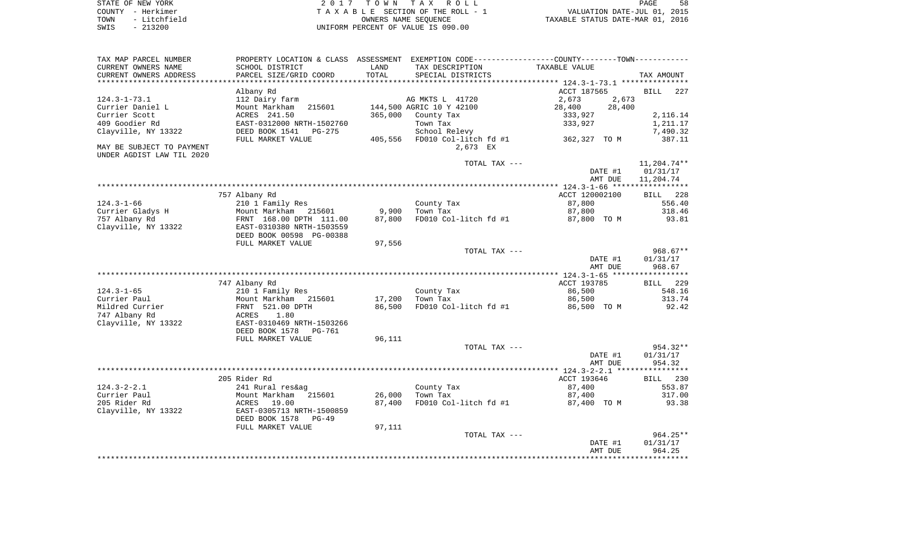STATE OF NEW YORK
COUNTY - Herkimer
TOWN - Litchfield
SWIS - 213200

2017 TOWN TAX ROLL
TAXABLE SECTION OF THE ROLL - 1
OWNERS NAME SEQUENCE
UNIFORM PERCENT OF VALUE IS 090.00

VALUATION DATE-JUL 01, 2015
TAXABLE STATUS DATE-MAR 01, 2016

| TAX MAP PARCEL NUMBER<br>CURRENT OWNERS NAME<br>CURRENT OWNERS ADDRESS | PROPERTY LOCATION & CLASS<br>SCHOOL DISTRICT<br>PARCEL SIZE/GRID COORD | ASSESSMENT<br>LAND<br>TOTAL | EXEMPTION CODE<br>TAX DESCRIPTION<br>SPECIAL DISTRICTS | COUNTY--------TOWN<br>TAXABLE VALUE | TAX AMOUNT |
|---|---|---|---|---|---|
| | Albany Rd | | | ACCT 187565 | BILL 227 |
| 124.3-1-73.1 | 112 Dairy farm | | AG MKTS L 41720 | 2,673 2,673 | |
| Currier Daniel L | Mount Markham 215601 | 144,500 | AGRIC 10 Y 42100 | 28,400 28,400 | |
| Currier Scott | ACRES 241.50 | 365,000 | County Tax | 333,927 | 2,116.14 |
| 409 Goodier Rd | EAST-0312000 NRTH-1502760 | | Town Tax | 333,927 | 1,211.17 |
| Clayville, NY 13322 | DEED BOOK 1541 PG-275 | | School Relevy | | 7,490.32 |
| | FULL MARKET VALUE | 405,556 | FD010 Col-litch fd #1 | 362,327 TO M | 387.11 |
| MAY BE SUBJECT TO PAYMENT | | | 2,673 EX | | |
| UNDER AGDIST LAW TIL 2020 | | | | | |
| | | | TOTAL TAX --- | | 11,204.74** |
| | | | | DATE #1 | 01/31/17 |
| | | | | AMT DUE | 11,204.74 |
| | 757 Albany Rd | | | ACCT 120002100 | BILL 228 |
| 124.3-1-66 | 210 1 Family Res | | County Tax | 87,800 | 556.40 |
| Currier Gladys H | Mount Markham 215601 | 9,900 | Town Tax | 87,800 | 318.46 |
| 757 Albany Rd | FRNT 168.00 DPTH 111.00 | 87,800 | FD010 Col-litch fd #1 | 87,800 TO M | 93.81 |
| Clayville, NY 13322 | EAST-0310380 NRTH-1503559 | | | | |
| | DEED BOOK 00598 PG-00388 | | | | |
| | FULL MARKET VALUE | 97,556 | | | |
| | | | TOTAL TAX --- | | 968.67** |
| | | | | DATE #1 | 01/31/17 |
| | | | | AMT DUE | 968.67 |
| | 747 Albany Rd | | | ACCT 193785 | BILL 229 |
| 124.3-1-65 | 210 1 Family Res | | County Tax | 86,500 | 548.16 |
| Currier Paul | Mount Markham 215601 | 17,200 | Town Tax | 86,500 | 313.74 |
| Mildred Currier | FRNT 521.00 DPTH | 86,500 | FD010 Col-litch fd #1 | 86,500 TO M | 92.42 |
| 747 Albany Rd | ACRES 1.80 | | | | |
| Clayville, NY 13322 | EAST-0310469 NRTH-1503266 | | | | |
| | DEED BOOK 1578 PG-761 | | | | |
| | FULL MARKET VALUE | 96,111 | | | |
| | | | TOTAL TAX --- | | 954.32** |
| | | | | DATE #1 | 01/31/17 |
| | | | | AMT DUE | 954.32 |
| | 205 Rider Rd | | | ACCT 193646 | BILL 230 |
| 124.3-2-2.1 | 241 Rural res&ag | | County Tax | 87,400 | 553.87 |
| Currier Paul | Mount Markham 215601 | 26,000 | Town Tax | 87,400 | 317.00 |
| 205 Rider Rd | ACRES 19.00 | 87,400 | FD010 Col-litch fd #1 | 87,400 TO M | 93.38 |
| Clayville, NY 13322 | EAST-0305713 NRTH-1500859 | | | | |
| | DEED BOOK 1578 PG-49 | | | | |
| | FULL MARKET VALUE | 97,111 | | | |
| | | | TOTAL TAX --- | | 964.25** |
| | | | | DATE #1 | 01/31/17 |
| | | | | AMT DUE | 964.25 |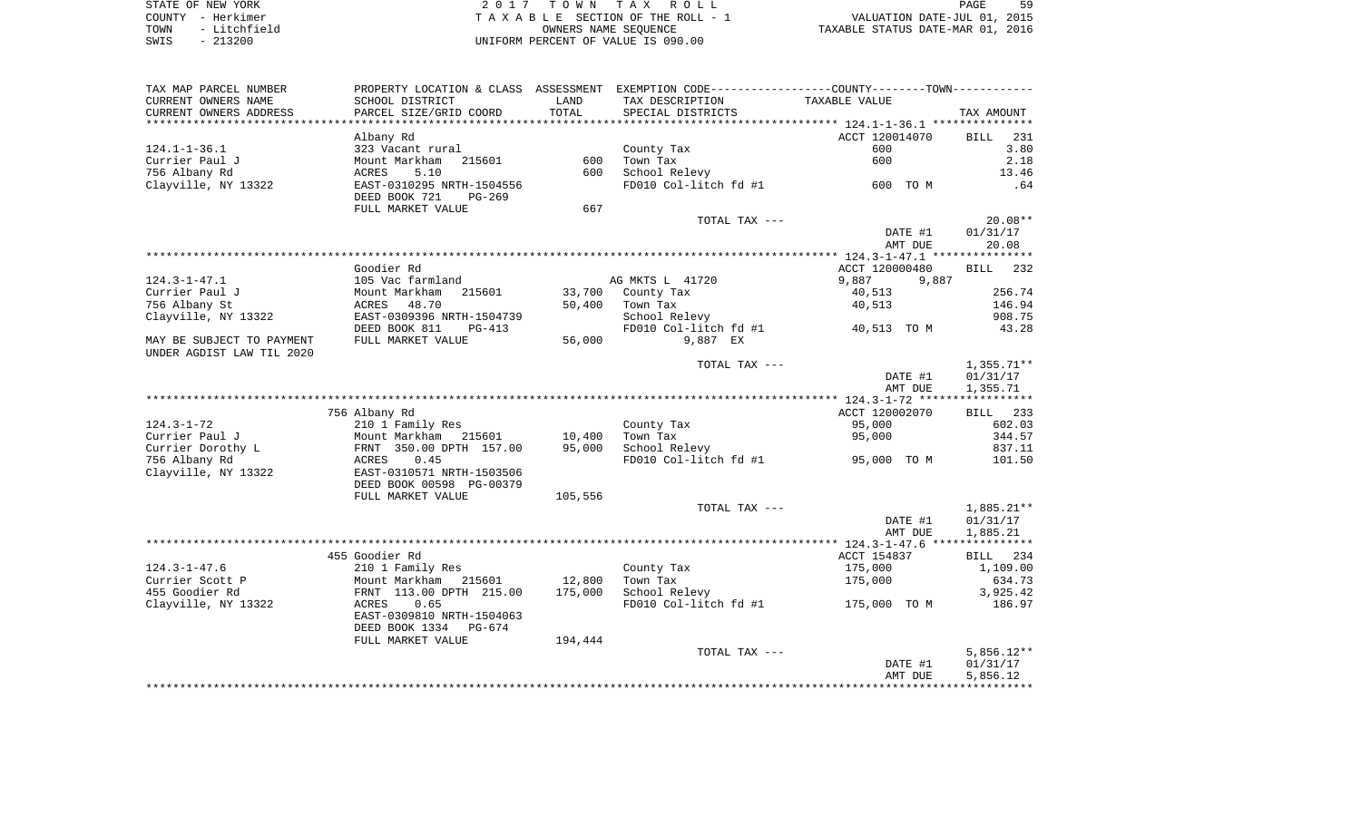STATE OF NEW YORK
COUNTY - Herkimer
TOWN - Litchfield
SWIS - 213200

2 0 1 7 T O W N T A X R O L L
T A X A B L E SECTION OF THE ROLL - 1
OWNERS NAME SEQUENCE
UNIFORM PERCENT OF VALUE IS 090.00

VALUATION DATE-JUL 01, 2015
TAXABLE STATUS DATE-MAR 01, 2016

| TAX MAP PARCEL NUMBER / CURRENT OWNERS NAME / CURRENT OWNERS ADDRESS | PROPERTY LOCATION & CLASS / SCHOOL DISTRICT / PARCEL SIZE/GRID COORD | ASSESSMENT LAND | TOTAL | EXEMPTION CODE / TAX DESCRIPTION / SPECIAL DISTRICTS | COUNTY--------TOWN / TAXABLE VALUE | TAX AMOUNT |
|---|---|---|---|---|---|---|
| | Albany Rd | | | | ACCT 120014070 | BILL 231 |
| 124.1-1-36.1 | 323 Vacant rural | | | County Tax | 600 | 3.80 |
| Currier Paul J | Mount Markham 215601 | 600 | | Town Tax | 600 | 2.18 |
| 756 Albany Rd | ACRES 5.10 | | 600 | School Relevy | | 13.46 |
| Clayville, NY 13322 | EAST-0310295 NRTH-1504556 | | | FD010 Col-litch fd #1 | 600 TO M | .64 |
| | DEED BOOK 721 PG-269 | | | | | |
| | FULL MARKET VALUE | | 667 | | | |
| | | | | TOTAL TAX --- | | 20.08** |
| | | | | | DATE #1 | 01/31/17 |
| | | | | | AMT DUE | 20.08 |
| | Goodier Rd | | | | ACCT 120000480 | BILL 232 |
| 124.3-1-47.1 | 105 Vac farmland | | | AG MKTS L 41720 | 9,887 9,887 | |
| Currier Paul J | Mount Markham 215601 | 33,700 | | County Tax | 40,513 | 256.74 |
| 756 Albany St | ACRES 48.70 | | 50,400 | Town Tax | 40,513 | 146.94 |
| Clayville, NY 13322 | EAST-0309396 NRTH-1504739 | | | School Relevy | | 908.75 |
| | DEED BOOK 811 PG-413 | | | FD010 Col-litch fd #1 | 40,513 TO M | 43.28 |
| MAY BE SUBJECT TO PAYMENT | FULL MARKET VALUE | | 56,000 | 9,887 EX | | |
| UNDER AGDIST LAW TIL 2020 | | | | | | |
| | | | | TOTAL TAX --- | | 1,355.71** |
| | | | | | DATE #1 | 01/31/17 |
| | | | | | AMT DUE | 1,355.71 |
| | 756 Albany Rd | | | | ACCT 120002070 | BILL 233 |
| 124.3-1-72 | 210 1 Family Res | | | County Tax | 95,000 | 602.03 |
| Currier Paul J | Mount Markham 215601 | 10,400 | | Town Tax | 95,000 | 344.57 |
| Currier Dorothy L | FRNT 350.00 DPTH 157.00 | | 95,000 | School Relevy | | 837.11 |
| 756 Albany Rd | ACRES 0.45 | | | FD010 Col-litch fd #1 | 95,000 TO M | 101.50 |
| Clayville, NY 13322 | EAST-0310571 NRTH-1503506 | | | | | |
| | DEED BOOK 00598 PG-00379 | | | | | |
| | FULL MARKET VALUE | | 105,556 | | | |
| | | | | TOTAL TAX --- | | 1,885.21** |
| | | | | | DATE #1 | 01/31/17 |
| | | | | | AMT DUE | 1,885.21 |
| | 455 Goodier Rd | | | | ACCT 154837 | BILL 234 |
| 124.3-1-47.6 | 210 1 Family Res | | | County Tax | 175,000 | 1,109.00 |
| Currier Scott P | Mount Markham 215601 | 12,800 | | Town Tax | 175,000 | 634.73 |
| 455 Goodier Rd | FRNT 113.00 DPTH 215.00 | | 175,000 | School Relevy | | 3,925.42 |
| Clayville, NY 13322 | ACRES 0.65 | | | FD010 Col-litch fd #1 | 175,000 TO M | 186.97 |
| | EAST-0309810 NRTH-1504063 | | | | | |
| | DEED BOOK 1334 PG-674 | | | | | |
| | FULL MARKET VALUE | | 194,444 | | | |
| | | | | TOTAL TAX --- | | 5,856.12** |
| | | | | | DATE #1 | 01/31/17 |
| | | | | | AMT DUE | 5,856.12 |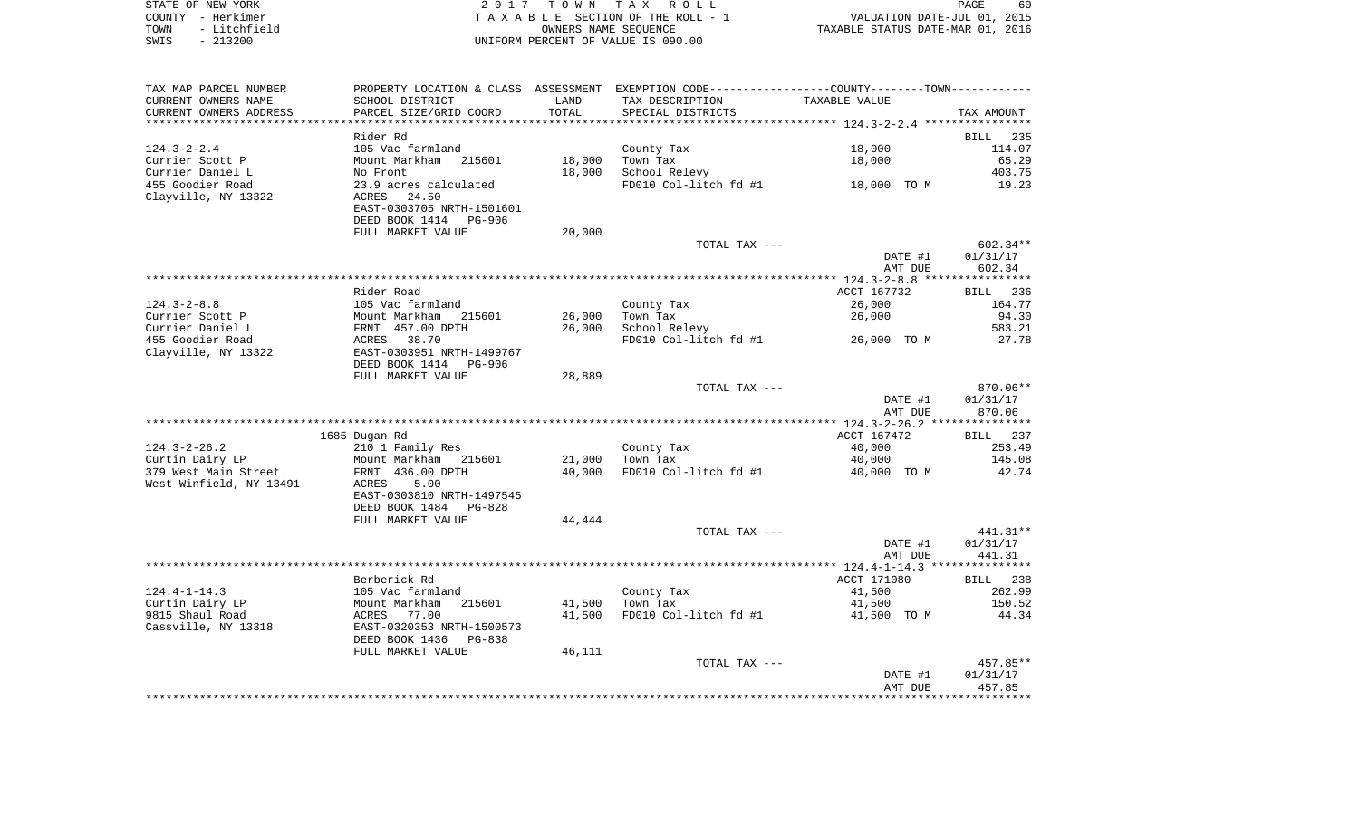STATE OF NEW YORK
COUNTY - Herkimer
TOWN - Litchfield
SWIS - 213200

2 0 1 7 T O W N T A X R O L L
T A X A B L E SECTION OF THE ROLL - 1
OWNERS NAME SEQUENCE
UNIFORM PERCENT OF VALUE IS 090.00

VALUATION DATE-JUL 01, 2015
TAXABLE STATUS DATE-MAR 01, 2016

| TAX MAP PARCEL NUMBER / CURRENT OWNERS NAME / CURRENT OWNERS ADDRESS | PROPERTY LOCATION & CLASS / SCHOOL DISTRICT / PARCEL SIZE/GRID COORD | ASSESSMENT LAND / TOTAL | EXEMPTION CODE / TAX DESCRIPTION / SPECIAL DISTRICTS | COUNTY--------TOWN / TAXABLE VALUE | TAX AMOUNT |
|---|---|---|---|---|---|
| | Rider Rd | | | | BILL 235 |
| 124.3-2-2.4 | 105 Vac farmland | | County Tax | 18,000 | 114.07 |
| Currier Scott P | Mount Markham 215601 | 18,000 | Town Tax | 18,000 | 65.29 |
| Currier Daniel L | No Front | 18,000 | School Relevy | | 403.75 |
| 455 Goodier Road | 23.9 acres calculated | | FD010 Col-litch fd #1 | 18,000 TO M | 19.23 |
| Clayville, NY 13322 | ACRES 24.50 | | | | |
| | EAST-0303705 NRTH-1501601 | | | | |
| | DEED BOOK 1414 PG-906 | | | | |
| | FULL MARKET VALUE | 20,000 | | | |
| | | | TOTAL TAX --- | | 602.34** |
| | | | | DATE #1 | 01/31/17 |
| | | | | AMT DUE | 602.34 |
| | Rider Road | | | ACCT 167732 | BILL 236 |
| 124.3-2-8.8 | 105 Vac farmland | | County Tax | 26,000 | 164.77 |
| Currier Scott P | Mount Markham 215601 | 26,000 | Town Tax | 26,000 | 94.30 |
| Currier Daniel L | FRNT 457.00 DPTH | 26,000 | School Relevy | | 583.21 |
| 455 Goodier Road | ACRES 38.70 | | FD010 Col-litch fd #1 | 26,000 TO M | 27.78 |
| Clayville, NY 13322 | EAST-0303951 NRTH-1499767 | | | | |
| | DEED BOOK 1414 PG-906 | | | | |
| | FULL MARKET VALUE | 28,889 | | | |
| | | | TOTAL TAX --- | | 870.06** |
| | | | | DATE #1 | 01/31/17 |
| | | | | AMT DUE | 870.06 |
| | 1685 Dugan Rd | | | ACCT 167472 | BILL 237 |
| 124.3-2-26.2 | 210 1 Family Res | | County Tax | 40,000 | 253.49 |
| Curtin Dairy LP | Mount Markham 215601 | 21,000 | Town Tax | 40,000 | 145.08 |
| 379 West Main Street | FRNT 436.00 DPTH | 40,000 | FD010 Col-litch fd #1 | 40,000 TO M | 42.74 |
| West Winfield, NY 13491 | ACRES 5.00 | | | | |
| | EAST-0303810 NRTH-1497545 | | | | |
| | DEED BOOK 1484 PG-828 | | | | |
| | FULL MARKET VALUE | 44,444 | | | |
| | | | TOTAL TAX --- | | 441.31** |
| | | | | DATE #1 | 01/31/17 |
| | | | | AMT DUE | 441.31 |
| | Berberick Rd | | | ACCT 171080 | BILL 238 |
| 124.4-1-14.3 | 105 Vac farmland | | County Tax | 41,500 | 262.99 |
| Curtin Dairy LP | Mount Markham 215601 | 41,500 | Town Tax | 41,500 | 150.52 |
| 9815 Shaul Road | ACRES 77.00 | 41,500 | FD010 Col-litch fd #1 | 41,500 TO M | 44.34 |
| Cassville, NY 13318 | EAST-0320353 NRTH-1500573 | | | | |
| | DEED BOOK 1436 PG-838 | | | | |
| | FULL MARKET VALUE | 46,111 | | | |
| | | | TOTAL TAX --- | | 457.85** |
| | | | | DATE #1 | 01/31/17 |
| | | | | AMT DUE | 457.85 |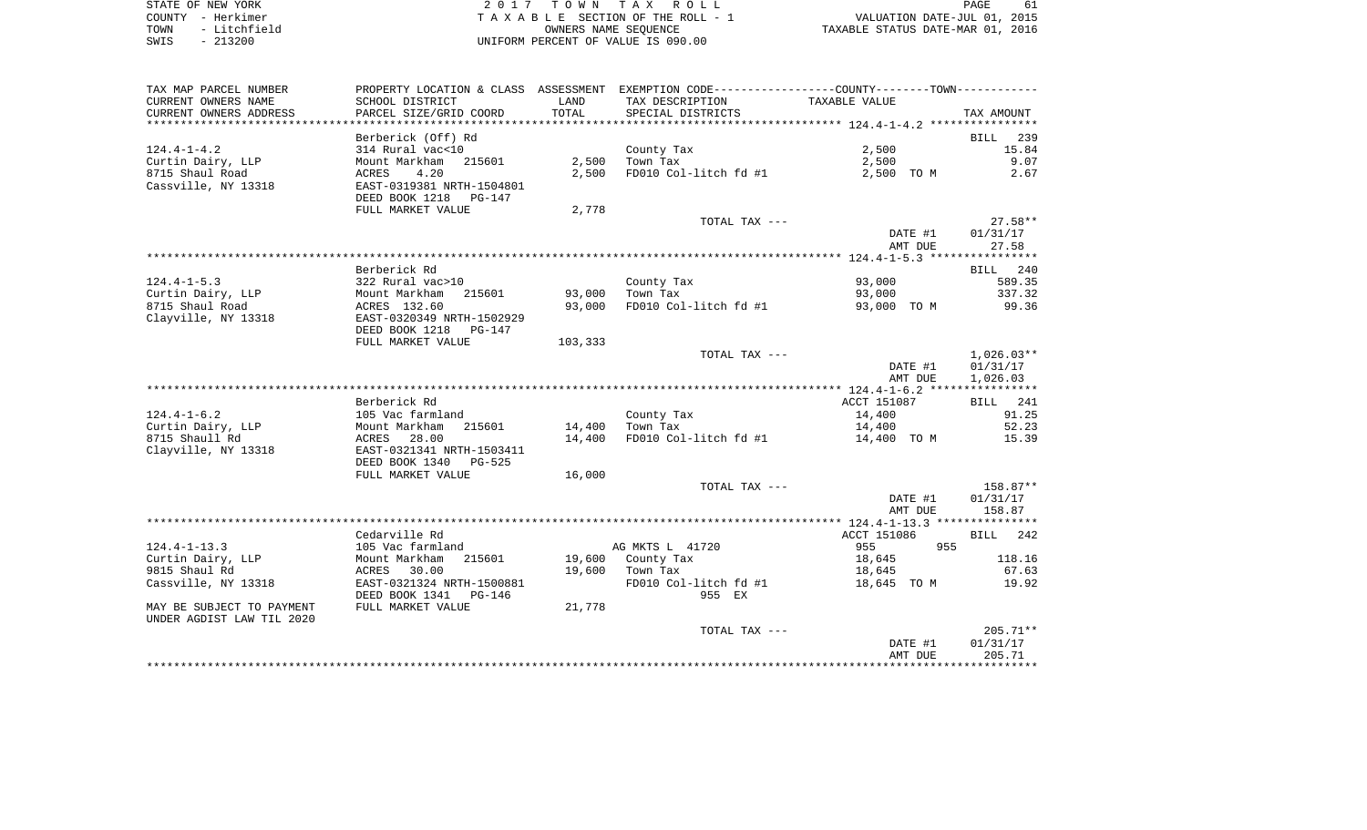STATE OF NEW YORK 2 0 1 7 T O W N T A X R O L L PAGE 61
COUNTY - Herkimer T A X A B L E SECTION OF THE ROLL - 1 VALUATION DATE-JUL 01, 2015
TOWN - Litchfield OWNERS NAME SEQUENCE TAXABLE STATUS DATE-MAR 01, 2016
SWIS - 213200 UNIFORM PERCENT OF VALUE IS 090.00

| TAX MAP PARCEL NUMBER / CURRENT OWNERS NAME / CURRENT OWNERS ADDRESS | PROPERTY LOCATION & CLASS / SCHOOL DISTRICT / PARCEL SIZE/GRID COORD | ASSESSMENT LAND / TOTAL | EXEMPTION CODE / TAX DESCRIPTION / SPECIAL DISTRICTS | COUNTY--TOWN TAXABLE VALUE | TAX AMOUNT |
|---|---|---|---|---|---|
| ***** 124.4-1-4.2 ***** | | | | | |
| | Berberick (Off) Rd | | | | BILL 239 |
| 124.4-1-4.2 | 314 Rural vac<10 | | County Tax | 2,500 | 15.84 |
| Curtin Dairy, LLP | Mount Markham 215601 | 2,500 | Town Tax | 2,500 | 9.07 |
| 8715 Shaul Road | ACRES 4.20 | 2,500 | FD010 Col-litch fd #1 | 2,500 TO M | 2.67 |
| Cassville, NY 13318 | EAST-0319381 NRTH-1504801 | | | | |
| | DEED BOOK 1218 PG-147 | | | | |
| | FULL MARKET VALUE | 2,778 | | | |
| | | | TOTAL TAX --- | | 27.58** |
| | | | | DATE #1 | 01/31/17 |
| | | | | AMT DUE | 27.58 |
| ***** 124.4-1-5.3 ***** | | | | | |
| | Berberick Rd | | | | BILL 240 |
| 124.4-1-5.3 | 322 Rural vac>10 | | County Tax | 93,000 | 589.35 |
| Curtin Dairy, LLP | Mount Markham 215601 | 93,000 | Town Tax | 93,000 | 337.32 |
| 8715 Shaul Road | ACRES 132.60 | 93,000 | FD010 Col-litch fd #1 | 93,000 TO M | 99.36 |
| Clayville, NY 13318 | EAST-0320349 NRTH-1502929 | | | | |
| | DEED BOOK 1218 PG-147 | | | | |
| | FULL MARKET VALUE | 103,333 | | | |
| | | | TOTAL TAX --- | | 1,026.03** |
| | | | | DATE #1 | 01/31/17 |
| | | | | AMT DUE | 1,026.03 |
| ***** 124.4-1-6.2 ***** | | | | | |
| | Berberick Rd | | | ACCT 151087 | BILL 241 |
| 124.4-1-6.2 | 105 Vac farmland | | County Tax | 14,400 | 91.25 |
| Curtin Dairy, LLP | Mount Markham 215601 | 14,400 | Town Tax | 14,400 | 52.23 |
| 8715 Shaull Rd | ACRES 28.00 | 14,400 | FD010 Col-litch fd #1 | 14,400 TO M | 15.39 |
| Clayville, NY 13318 | EAST-0321341 NRTH-1503411 | | | | |
| | DEED BOOK 1340 PG-525 | | | | |
| | FULL MARKET VALUE | 16,000 | | | |
| | | | TOTAL TAX --- | | 158.87** |
| | | | | DATE #1 | 01/31/17 |
| | | | | AMT DUE | 158.87 |
| ***** 124.4-1-13.3 ***** | | | | | |
| | Cedarville Rd | | | ACCT 151086 | BILL 242 |
| 124.4-1-13.3 | 105 Vac farmland | | AG MKTS L 41720 | 955 955 | |
| Curtin Dairy, LLP | Mount Markham 215601 | 19,600 | County Tax | 18,645 | 118.16 |
| 9815 Shaul Rd | ACRES 30.00 | 19,600 | Town Tax | 18,645 | 67.63 |
| Cassville, NY 13318 | EAST-0321324 NRTH-1500881 | | FD010 Col-litch fd #1 | 18,645 TO M | 19.92 |
| | DEED BOOK 1341 PG-146 | | 955 EX | | |
| MAY BE SUBJECT TO PAYMENT | FULL MARKET VALUE | 21,778 | | | |
| UNDER AGDIST LAW TIL 2020 | | | | | |
| | | | TOTAL TAX --- | | 205.71** |
| | | | | DATE #1 | 01/31/17 |
| | | | | AMT DUE | 205.71 |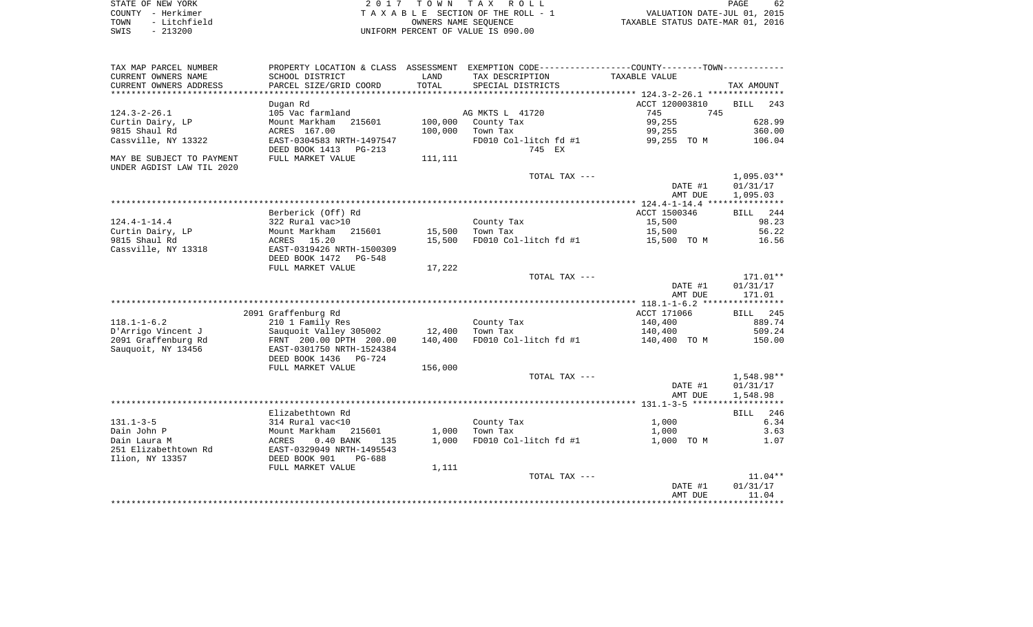STATE OF NEW YORK
COUNTY - Herkimer
TOWN - Litchfield
SWIS - 213200

2017 TOWN TAX ROLL
TAXABLE SECTION OF THE ROLL - 1
OWNERS NAME SEQUENCE
UNIFORM PERCENT OF VALUE IS 090.00

VALUATION DATE-JUL 01, 2015
TAXABLE STATUS DATE-MAR 01, 2016

| TAX MAP PARCEL NUMBER / CURRENT OWNERS NAME / CURRENT OWNERS ADDRESS | PROPERTY LOCATION & CLASS / SCHOOL DISTRICT / PARCEL SIZE/GRID COORD | ASSESSMENT LAND / TOTAL | EXEMPTION CODE / TAX DESCRIPTION / SPECIAL DISTRICTS | COUNTY--TOWN TAXABLE VALUE | TAX AMOUNT |
|---|---|---|---|---|---|
| 124.3-2-26.1 | Dugan Rd | | | ACCT 120003810 | BILL 243 |
| | 105 Vac farmland | | AG MKTS L 41720 | 745 745 | |
| Curtin Dairy, LP | Mount Markham 215601 | 100,000 | County Tax | 99,255 | 628.99 |
| 9815 Shaul Rd | ACRES 167.00 | 100,000 | Town Tax | 99,255 | 360.00 |
| Cassville, NY 13322 | EAST-0304583 NRTH-1497547 | | FD010 Col-litch fd #1 | 99,255 TO M | 106.04 |
| | DEED BOOK 1413 PG-213 | | 745 EX | | |
| MAY BE SUBJECT TO PAYMENT UNDER AGDIST LAW TIL 2020 | FULL MARKET VALUE | 111,111 | | | |
| | | | TOTAL TAX --- | | 1,095.03** |
| | | | | DATE #1 | 01/31/17 |
| | | | | AMT DUE | 1,095.03 |
| 124.4-1-14.4 | Berberick (Off) Rd | | | ACCT 1500346 | BILL 244 |
| | 322 Rural vac>10 | | County Tax | 15,500 | 98.23 |
| Curtin Dairy, LP | Mount Markham 215601 | 15,500 | Town Tax | 15,500 | 56.22 |
| 9815 Shaul Rd | ACRES 15.20 | 15,500 | FD010 Col-litch fd #1 | 15,500 TO M | 16.56 |
| Cassville, NY 13318 | EAST-0319426 NRTH-1500309 | | | | |
| | DEED BOOK 1472 PG-548 | | | | |
| | FULL MARKET VALUE | 17,222 | | | |
| | | | TOTAL TAX --- | | 171.01** |
| | | | | DATE #1 | 01/31/17 |
| | | | | AMT DUE | 171.01 |
| 118.1-1-6.2 | 2091 Graffenburg Rd | | | ACCT 171066 | BILL 245 |
| | 210 1 Family Res | | County Tax | 140,400 | 889.74 |
| D'Arrigo Vincent J | Sauquoit Valley 305002 | 12,400 | Town Tax | 140,400 | 509.24 |
| 2091 Graffenburg Rd | FRNT 200.00 DPTH 200.00 | 140,400 | FD010 Col-litch fd #1 | 140,400 TO M | 150.00 |
| Sauquoit, NY 13456 | EAST-0301750 NRTH-1524384 | | | | |
| | DEED BOOK 1436 PG-724 | | | | |
| | FULL MARKET VALUE | 156,000 | | | |
| | | | TOTAL TAX --- | | 1,548.98** |
| | | | | DATE #1 | 01/31/17 |
| | | | | AMT DUE | 1,548.98 |
| 131.1-3-5 | Elizabethtown Rd | | | | BILL 246 |
| | 314 Rural vac<10 | | County Tax | 1,000 | 6.34 |
| Dain John P | Mount Markham 215601 | 1,000 | Town Tax | 1,000 | 3.63 |
| Dain Laura M | ACRES 0.40 BANK 135 | 1,000 | FD010 Col-litch fd #1 | 1,000 TO M | 1.07 |
| 251 Elizabethtown Rd | EAST-0329049 NRTH-1495543 | | | | |
| Ilion, NY 13357 | DEED BOOK 901 PG-688 | | | | |
| | FULL MARKET VALUE | 1,111 | | | |
| | | | TOTAL TAX --- | | 11.04** |
| | | | | DATE #1 | 01/31/17 |
| | | | | AMT DUE | 11.04 |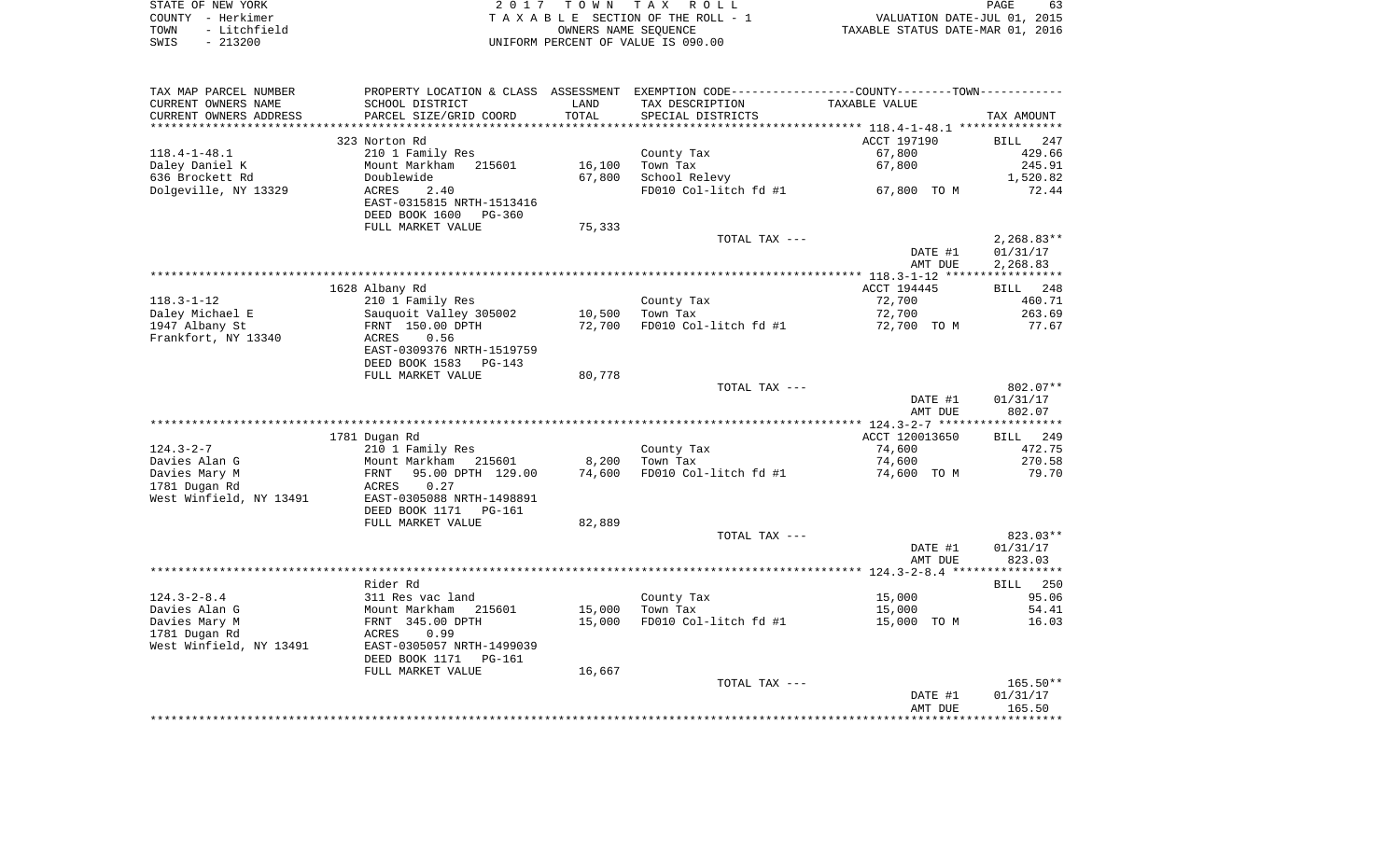STATE OF NEW YORK
COUNTY - Herkimer
TOWN - Litchfield
SWIS - 213200

2017 TOWN TAX ROLL
TAXABLE SECTION OF THE ROLL - 1
OWNERS NAME SEQUENCE
UNIFORM PERCENT OF VALUE IS 090.00

VALUATION DATE-JUL 01, 2015
TAXABLE STATUS DATE-MAR 01, 2016

| TAX MAP PARCEL NUMBER / CURRENT OWNERS NAME / CURRENT OWNERS ADDRESS | PROPERTY LOCATION & CLASS / SCHOOL DISTRICT / PARCEL SIZE/GRID COORD | ASSESSMENT LAND / TOTAL | EXEMPTION CODE / TAX DESCRIPTION / SPECIAL DISTRICTS | TAXABLE VALUE | TAX AMOUNT |
|---|---|---|---|---|---|
| | 323 Norton Rd | | | ACCT 197190 | BILL 247 |
| 118.4-1-48.1 | 210 1 Family Res | | County Tax | 67,800 | 429.66 |
| Daley Daniel K | Mount Markham 215601 | 16,100 | Town Tax | 67,800 | 245.91 |
| 636 Brockett Rd | Doublewide | 67,800 | School Relevy | | 1,520.82 |
| Dolgeville, NY 13329 | ACRES 2.40 | | FD010 Col-litch fd #1 | 67,800 TO M | 72.44 |
| | EAST-0315815 NRTH-1513416 | | | | |
| | DEED BOOK 1600 PG-360 | | | | |
| | FULL MARKET VALUE | 75,333 | | | |
| | | | TOTAL TAX --- | | 2,268.83** |
| | | | | DATE #1 | 01/31/17 |
| | | | | AMT DUE | 2,268.83 |
| | 1628 Albany Rd | | | ACCT 194445 | BILL 248 |
| 118.3-1-12 | 210 1 Family Res | | County Tax | 72,700 | 460.71 |
| Daley Michael E | Sauquoit Valley 305002 | 10,500 | Town Tax | 72,700 | 263.69 |
| 1947 Albany St | FRNT 150.00 DPTH | 72,700 | FD010 Col-litch fd #1 | 72,700 TO M | 77.67 |
| Frankfort, NY 13340 | ACRES 0.56 | | | | |
| | EAST-0309376 NRTH-1519759 | | | | |
| | DEED BOOK 1583 PG-143 | | | | |
| | FULL MARKET VALUE | 80,778 | | | |
| | | | TOTAL TAX --- | | 802.07** |
| | | | | DATE #1 | 01/31/17 |
| | | | | AMT DUE | 802.07 |
| | 1781 Dugan Rd | | | ACCT 120013650 | BILL 249 |
| 124.3-2-7 | 210 1 Family Res | | County Tax | 74,600 | 472.75 |
| Davies Alan G | Mount Markham 215601 | 8,200 | Town Tax | 74,600 | 270.58 |
| Davies Mary M | FRNT 95.00 DPTH 129.00 | 74,600 | FD010 Col-litch fd #1 | 74,600 TO M | 79.70 |
| 1781 Dugan Rd | ACRES 0.27 | | | | |
| West Winfield, NY 13491 | EAST-0305088 NRTH-1498891 | | | | |
| | DEED BOOK 1171 PG-161 | | | | |
| | FULL MARKET VALUE | 82,889 | | | |
| | | | TOTAL TAX --- | | 823.03** |
| | | | | DATE #1 | 01/31/17 |
| | | | | AMT DUE | 823.03 |
| | Rider Rd | | | | BILL 250 |
| 124.3-2-8.4 | 311 Res vac land | | County Tax | 15,000 | 95.06 |
| Davies Alan G | Mount Markham 215601 | 15,000 | Town Tax | 15,000 | 54.41 |
| Davies Mary M | FRNT 345.00 DPTH | 15,000 | FD010 Col-litch fd #1 | 15,000 TO M | 16.03 |
| 1781 Dugan Rd | ACRES 0.99 | | | | |
| West Winfield, NY 13491 | EAST-0305057 NRTH-1499039 | | | | |
| | DEED BOOK 1171 PG-161 | | | | |
| | FULL MARKET VALUE | 16,667 | | | |
| | | | TOTAL TAX --- | | 165.50** |
| | | | | DATE #1 | 01/31/17 |
| | | | | AMT DUE | 165.50 |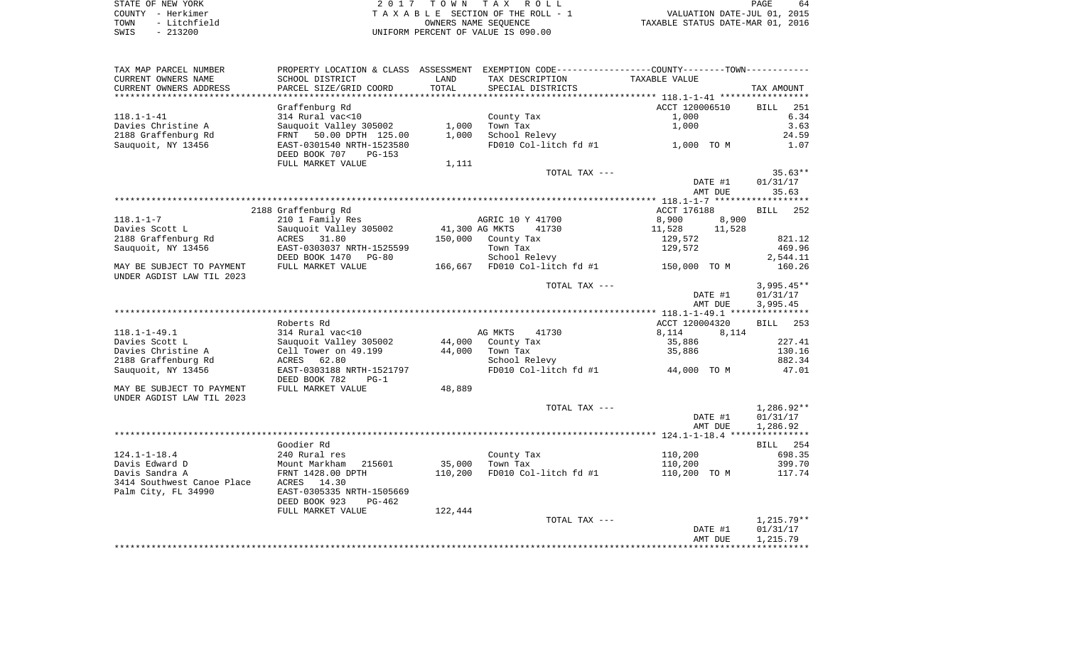STATE OF NEW YORK — 2 0 1 7 T O W N T A X R O L L
COUNTY - Herkimer — T A X A B L E SECTION OF THE ROLL - 1 — VALUATION DATE-JUL 01, 2015
TOWN - Litchfield — OWNERS NAME SEQUENCE — TAXABLE STATUS DATE-MAR 01, 2016
SWIS - 213200 — UNIFORM PERCENT OF VALUE IS 090.00

| TAX MAP PARCEL NUMBER / CURRENT OWNERS NAME / CURRENT OWNERS ADDRESS | PROPERTY LOCATION & CLASS / SCHOOL DISTRICT / PARCEL SIZE/GRID COORD | ASSESSMENT LAND / TOTAL | EXEMPTION CODE / TAX DESCRIPTION / SPECIAL DISTRICTS | COUNTY / TOWN TAXABLE VALUE | TAX AMOUNT |
|---|---|---|---|---|---|
| 118.1-1-41 | Graffenburg Rd | | | ACCT 120006510 | BILL 251 |
| | 314 Rural vac<10 | | County Tax | 1,000 | 6.34 |
| Davies Christine A | Sauquoit Valley 305002 | 1,000 | Town Tax | 1,000 | 3.63 |
| 2188 Graffenburg Rd | FRNT 50.00 DPTH 125.00 | 1,000 | School Relevy | | 24.59 |
| Sauquoit, NY 13456 | EAST-0301540 NRTH-1523580 | | FD010 Col-litch fd #1 | 1,000 TO M | 1.07 |
| | DEED BOOK 707 PG-153 | | | | |
| | FULL MARKET VALUE | 1,111 | | | |
| | | | TOTAL TAX --- | | 35.63** |
| | | | | DATE #1 | 01/31/17 |
| | | | | AMT DUE | 35.63 |
| 118.1-1-7 | 2188 Graffenburg Rd | | | ACCT 176188 | BILL 252 |
| | 210 1 Family Res | | AGRIC 10 Y 41700 | 8,900 8,900 | |
| Davies Scott L | Sauquoit Valley 305002 | 41,300 | AG MKTS 41730 | 11,528 11,528 | |
| 2188 Graffenburg Rd | ACRES 31.80 | 150,000 | County Tax | 129,572 | 821.12 |
| Sauquoit, NY 13456 | EAST-0303037 NRTH-1525599 | | Town Tax | 129,572 | 469.96 |
| | DEED BOOK 1470 PG-80 | | School Relevy | | 2,544.11 |
| MAY BE SUBJECT TO PAYMENT UNDER AGDIST LAW TIL 2023 | FULL MARKET VALUE | 166,667 | FD010 Col-litch fd #1 | 150,000 TO M | 160.26 |
| | | | TOTAL TAX --- | | 3,995.45** |
| | | | | DATE #1 | 01/31/17 |
| | | | | AMT DUE | 3,995.45 |
| 118.1-1-49.1 | Roberts Rd | | | ACCT 120004320 | BILL 253 |
| | 314 Rural vac<10 | | AG MKTS 41730 | 8,114 8,114 | |
| Davies Scott L | Sauquoit Valley 305002 | 44,000 | County Tax | 35,886 | 227.41 |
| Davies Christine A | Cell Tower on 49.199 | 44,000 | Town Tax | 35,886 | 130.16 |
| 2188 Graffenburg Rd | ACRES 62.80 | | School Relevy | | 882.34 |
| Sauquoit, NY 13456 | EAST-0303188 NRTH-1521797 | | FD010 Col-litch fd #1 | 44,000 TO M | 47.01 |
| | DEED BOOK 782 PG-1 | | | | |
| MAY BE SUBJECT TO PAYMENT UNDER AGDIST LAW TIL 2023 | FULL MARKET VALUE | 48,889 | | | |
| | | | TOTAL TAX --- | | 1,286.92** |
| | | | | DATE #1 | 01/31/17 |
| | | | | AMT DUE | 1,286.92 |
| 124.1-1-18.4 | Goodier Rd | | | | BILL 254 |
| | 240 Rural res | | County Tax | 110,200 | 698.35 |
| Davis Edward D | Mount Markham 215601 | 35,000 | Town Tax | 110,200 | 399.70 |
| Davis Sandra A | FRNT 1428.00 DPTH | 110,200 | FD010 Col-litch fd #1 | 110,200 TO M | 117.74 |
| 3414 Southwest Canoe Place | ACRES 14.30 | | | | |
| Palm City, FL 34990 | EAST-0305335 NRTH-1505669 | | | | |
| | DEED BOOK 923 PG-462 | | | | |
| | FULL MARKET VALUE | 122,444 | | | |
| | | | TOTAL TAX --- | | 1,215.79** |
| | | | | DATE #1 | 01/31/17 |
| | | | | AMT DUE | 1,215.79 |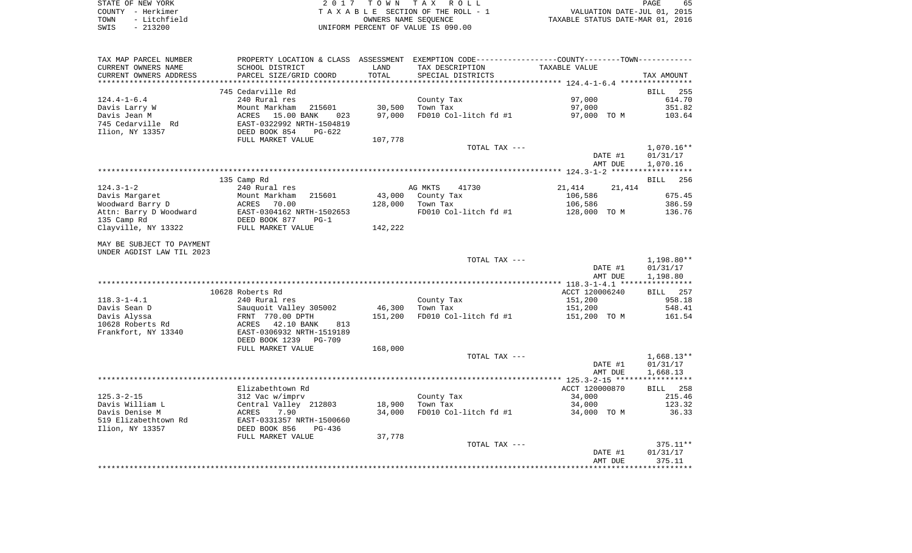STATE OF NEW YORK | 2 0 1 7 T O W N T A X R O L L | PAGE 65
COUNTY - Herkimer | T A X A B L E SECTION OF THE ROLL - 1 | VALUATION DATE-JUL 01, 2015
TOWN - Litchfield | OWNERS NAME SEQUENCE | TAXABLE STATUS DATE-MAR 01, 2016
SWIS - 213200 | UNIFORM PERCENT OF VALUE IS 090.00

| TAX MAP PARCEL NUMBER / CURRENT OWNERS NAME / CURRENT OWNERS ADDRESS | PROPERTY LOCATION & CLASS / SCHOOL DISTRICT / PARCEL SIZE/GRID COORD | ASSESSMENT LAND / TOTAL | EXEMPTION CODE / TAX DESCRIPTION / SPECIAL DISTRICTS | COUNTY / TOWN TAXABLE VALUE | TAX AMOUNT |
|---|---|---|---|---|---|
| | 745 Cedarville Rd | | | | BILL 255 |
| 124.4-1-6.4 | 240 Rural res | | County Tax | 97,000 | 614.70 |
| Davis Larry W | Mount Markham 215601 | 30,500 | Town Tax | 97,000 | 351.82 |
| Davis Jean M | ACRES 15.00 BANK 023 | 97,000 | FD010 Col-litch fd #1 | 97,000 TO M | 103.64 |
| 745 Cedarville Rd | EAST-0322992 NRTH-1504819 | | | | |
| Ilion, NY 13357 | DEED BOOK 854 PG-622 | | | | |
| | FULL MARKET VALUE | 107,778 | | | |
| | | | TOTAL TAX --- | | 1,070.16** |
| | | | | DATE #1 | 01/31/17 |
| | | | | AMT DUE | 1,070.16 |
| | 135 Camp Rd | | | | BILL 256 |
| 124.3-1-2 | 240 Rural res | | AG MKTS 41730 | 21,414 21,414 | |
| Davis Margaret | Mount Markham 215601 | 43,000 | County Tax | 106,586 | 675.45 |
| Woodward Barry D | ACRES 70.00 | 128,000 | Town Tax | 106,586 | 386.59 |
| Attn: Barry D Woodward | EAST-0304162 NRTH-1502653 | | FD010 Col-litch fd #1 | 128,000 TO M | 136.76 |
| 135 Camp Rd | DEED BOOK 877 PG-1 | | | | |
| Clayville, NY 13322 | FULL MARKET VALUE | 142,222 | | | |
| MAY BE SUBJECT TO PAYMENT | | | | | |
| UNDER AGDIST LAW TIL 2023 | | | | | |
| | | | TOTAL TAX --- | | 1,198.80** |
| | | | | DATE #1 | 01/31/17 |
| | | | | AMT DUE | 1,198.80 |
| | 10628 Roberts Rd | | | ACCT 120006240 | BILL 257 |
| 118.3-1-4.1 | 240 Rural res | | County Tax | 151,200 | 958.18 |
| Davis Sean D | Sauquoit Valley 305002 | 46,300 | Town Tax | 151,200 | 548.41 |
| Davis Alyssa | FRNT 770.00 DPTH | 151,200 | FD010 Col-litch fd #1 | 151,200 TO M | 161.54 |
| 10628 Roberts Rd | ACRES 42.10 BANK 813 | | | | |
| Frankfort, NY 13340 | EAST-0306932 NRTH-1519189 | | | | |
| | DEED BOOK 1239 PG-709 | | | | |
| | FULL MARKET VALUE | 168,000 | | | |
| | | | TOTAL TAX --- | | 1,668.13** |
| | | | | DATE #1 | 01/31/17 |
| | | | | AMT DUE | 1,668.13 |
| | Elizabethtown Rd | | | ACCT 120000870 | BILL 258 |
| 125.3-2-15 | 312 Vac w/imprv | | County Tax | 34,000 | 215.46 |
| Davis William L | Central Valley 212803 | 18,900 | Town Tax | 34,000 | 123.32 |
| Davis Denise M | ACRES 7.90 | 34,000 | FD010 Col-litch fd #1 | 34,000 TO M | 36.33 |
| 519 Elizabethtown Rd | EAST-0331357 NRTH-1500660 | | | | |
| Ilion, NY 13357 | DEED BOOK 856 PG-436 | | | | |
| | FULL MARKET VALUE | 37,778 | | | |
| | | | TOTAL TAX --- | | 375.11** |
| | | | | DATE #1 | 01/31/17 |
| | | | | AMT DUE | 375.11 |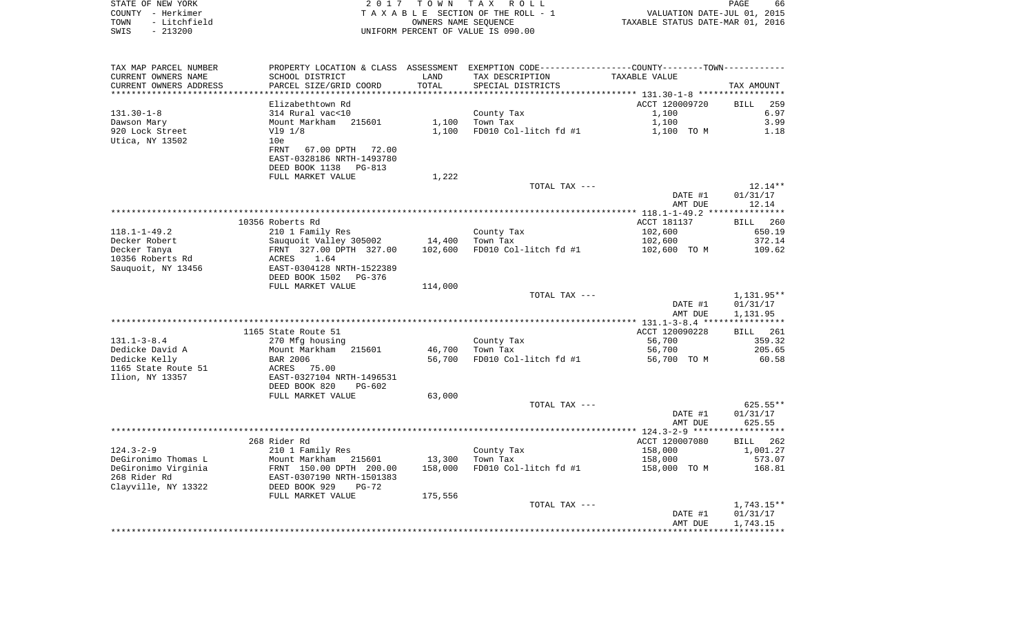STATE OF NEW YORK
COUNTY - Herkimer
TOWN - Litchfield
SWIS - 213200

2 0 1 7 T O W N T A X R O L L
T A X A B L E SECTION OF THE ROLL - 1
OWNERS NAME SEQUENCE
UNIFORM PERCENT OF VALUE IS 090.00

VALUATION DATE-JUL 01, 2015
TAXABLE STATUS DATE-MAR 01, 2016

| TAX MAP PARCEL NUMBER / CURRENT OWNERS NAME / CURRENT OWNERS ADDRESS | PROPERTY LOCATION & CLASS / SCHOOL DISTRICT / PARCEL SIZE/GRID COORD | ASSESSMENT LAND / TOTAL | EXEMPTION CODE / TAX DESCRIPTION / SPECIAL DISTRICTS | COUNTY--------TOWN TAXABLE VALUE | TAX AMOUNT |
|---|---|---|---|---|---|
| **131.30-1-8** | Elizabethtown Rd | | | ACCT 120009720 | BILL 259 |
| 131.30-1-8 | 314 Rural vac<10 | | County Tax | 1,100 | 6.97 |
| Dawson Mary | Mount Markham 215601 | 1,100 | Town Tax | 1,100 | 3.99 |
| 920 Lock Street | Vl9 1/8 | 1,100 | FD010 Col-litch fd #1 | 1,100 TO M | 1.18 |
| Utica, NY 13502 | 10e | | | | |
| | FRNT 67.00 DPTH 72.00 | | | | |
| | EAST-0328186 NRTH-1493780 | | | | |
| | DEED BOOK 1138 PG-813 | | | | |
| | FULL MARKET VALUE | 1,222 | | | |
| | | | TOTAL TAX --- | | 12.14** |
| | | | | DATE #1 | 01/31/17 |
| | | | | AMT DUE | 12.14 |
| **118.1-1-49.2** | 10356 Roberts Rd | | | ACCT 181137 | BILL 260 |
| 118.1-1-49.2 | 210 1 Family Res | | County Tax | 102,600 | 650.19 |
| Decker Robert | Sauquoit Valley 305002 | 14,400 | Town Tax | 102,600 | 372.14 |
| Decker Tanya | FRNT 327.00 DPTH 327.00 | 102,600 | FD010 Col-litch fd #1 | 102,600 TO M | 109.62 |
| 10356 Roberts Rd | ACRES 1.64 | | | | |
| Sauquoit, NY 13456 | EAST-0304128 NRTH-1522389 | | | | |
| | DEED BOOK 1502 PG-376 | | | | |
| | FULL MARKET VALUE | 114,000 | | | |
| | | | TOTAL TAX --- | | 1,131.95** |
| | | | | DATE #1 | 01/31/17 |
| | | | | AMT DUE | 1,131.95 |
| **131.1-3-8.4** | 1165 State Route 51 | | | ACCT 120090228 | BILL 261 |
| 131.1-3-8.4 | 270 Mfg housing | | County Tax | 56,700 | 359.32 |
| Dedicke David A | Mount Markham 215601 | 46,700 | Town Tax | 56,700 | 205.65 |
| Dedicke Kelly | BAR 2006 | 56,700 | FD010 Col-litch fd #1 | 56,700 TO M | 60.58 |
| 1165 State Route 51 | ACRES 75.00 | | | | |
| Ilion, NY 13357 | EAST-0327104 NRTH-1496531 | | | | |
| | DEED BOOK 820 PG-602 | | | | |
| | FULL MARKET VALUE | 63,000 | | | |
| | | | TOTAL TAX --- | | 625.55** |
| | | | | DATE #1 | 01/31/17 |
| | | | | AMT DUE | 625.55 |
| **124.3-2-9** | 268 Rider Rd | | | ACCT 120007080 | BILL 262 |
| 124.3-2-9 | 210 1 Family Res | | County Tax | 158,000 | 1,001.27 |
| DeGironimo Thomas L | Mount Markham 215601 | 13,300 | Town Tax | 158,000 | 573.07 |
| DeGironimo Virginia | FRNT 150.00 DPTH 200.00 | 158,000 | FD010 Col-litch fd #1 | 158,000 TO M | 168.81 |
| 268 Rider Rd | EAST-0307190 NRTH-1501383 | | | | |
| Clayville, NY 13322 | DEED BOOK 929 PG-72 | | | | |
| | FULL MARKET VALUE | 175,556 | | | |
| | | | TOTAL TAX --- | | 1,743.15** |
| | | | | DATE #1 | 01/31/17 |
| | | | | AMT DUE | 1,743.15 |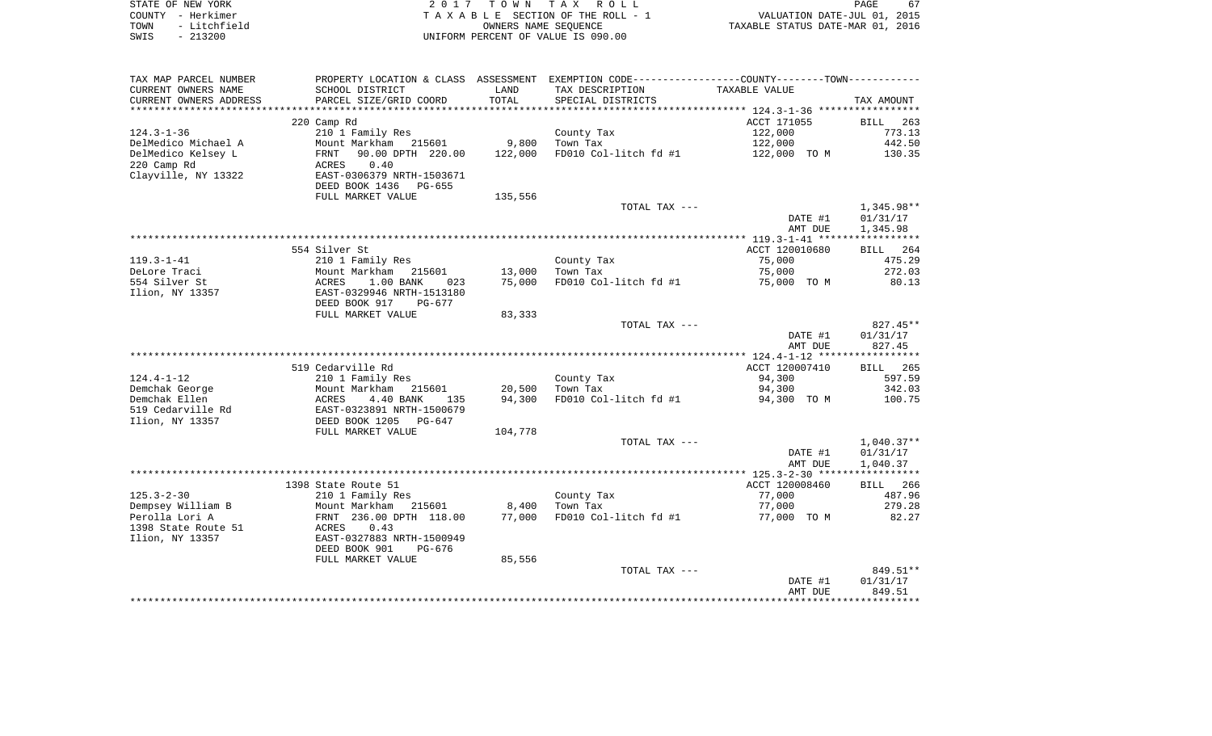STATE OF NEW YORK
COUNTY - Herkimer
TOWN - Litchfield
SWIS - 213200

2017 TOWN TAX ROLL
TAXABLE SECTION OF THE ROLL - 1
OWNERS NAME SEQUENCE
UNIFORM PERCENT OF VALUE IS 090.00

VALUATION DATE-JUL 01, 2015
TAXABLE STATUS DATE-MAR 01, 2016

| TAX MAP PARCEL NUMBER / CURRENT OWNERS NAME / CURRENT OWNERS ADDRESS | PROPERTY LOCATION & CLASS / SCHOOL DISTRICT / PARCEL SIZE/GRID COORD | LAND / ASSESSMENT TOTAL | EXEMPTION CODE / TAX DESCRIPTION / SPECIAL DISTRICTS | TAXABLE VALUE | TAX AMOUNT |
|---|---|---|---|---|---|
| | 220 Camp Rd | | | ACCT 171055 | BILL 263 |
| 124.3-1-36 | 210 1 Family Res | | County Tax | 122,000 | 773.13 |
| DelMedico Michael A | Mount Markham 215601 | 9,800 | Town Tax | 122,000 | 442.50 |
| DelMedico Kelsey L | FRNT 90.00 DPTH 220.00 | 122,000 | FD010 Col-litch fd #1 | 122,000 TO M | 130.35 |
| 220 Camp Rd | ACRES 0.40 | | | | |
| Clayville, NY 13322 | EAST-0306379 NRTH-1503671 | | | | |
| | DEED BOOK 1436 PG-655 | | | | |
| | FULL MARKET VALUE | 135,556 | | | |
| | | | TOTAL TAX --- | | 1,345.98** |
| | | | | DATE #1 | 01/31/17 |
| | | | | AMT DUE | 1,345.98 |
| | 554 Silver St | | | ACCT 120010680 | BILL 264 |
| 119.3-1-41 | 210 1 Family Res | | County Tax | 75,000 | 475.29 |
| DeLore Traci | Mount Markham 215601 | 13,000 | Town Tax | 75,000 | 272.03 |
| 554 Silver St | ACRES 1.00 BANK 023 | 75,000 | FD010 Col-litch fd #1 | 75,000 TO M | 80.13 |
| Ilion, NY 13357 | EAST-0329946 NRTH-1513180 | | | | |
| | DEED BOOK 917 PG-677 | | | | |
| | FULL MARKET VALUE | 83,333 | | | |
| | | | TOTAL TAX --- | | 827.45** |
| | | | | DATE #1 | 01/31/17 |
| | | | | AMT DUE | 827.45 |
| | 519 Cedarville Rd | | | ACCT 120007410 | BILL 265 |
| 124.4-1-12 | 210 1 Family Res | | County Tax | 94,300 | 597.59 |
| Demchak George | Mount Markham 215601 | 20,500 | Town Tax | 94,300 | 342.03 |
| Demchak Ellen | ACRES 4.40 BANK 135 | 94,300 | FD010 Col-litch fd #1 | 94,300 TO M | 100.75 |
| 519 Cedarville Rd | EAST-0323891 NRTH-1500679 | | | | |
| Ilion, NY 13357 | DEED BOOK 1205 PG-647 | | | | |
| | FULL MARKET VALUE | 104,778 | | | |
| | | | TOTAL TAX --- | | 1,040.37** |
| | | | | DATE #1 | 01/31/17 |
| | | | | AMT DUE | 1,040.37 |
| | 1398 State Route 51 | | | ACCT 120008460 | BILL 266 |
| 125.3-2-30 | 210 1 Family Res | | County Tax | 77,000 | 487.96 |
| Dempsey William B | Mount Markham 215601 | 8,400 | Town Tax | 77,000 | 279.28 |
| Perolla Lori A | FRNT 236.00 DPTH 118.00 | 77,000 | FD010 Col-litch fd #1 | 77,000 TO M | 82.27 |
| 1398 State Route 51 | ACRES 0.43 | | | | |
| Ilion, NY 13357 | EAST-0327883 NRTH-1500949 | | | | |
| | DEED BOOK 901 PG-676 | | | | |
| | FULL MARKET VALUE | 85,556 | | | |
| | | | TOTAL TAX --- | | 849.51** |
| | | | | DATE #1 | 01/31/17 |
| | | | | AMT DUE | 849.51 |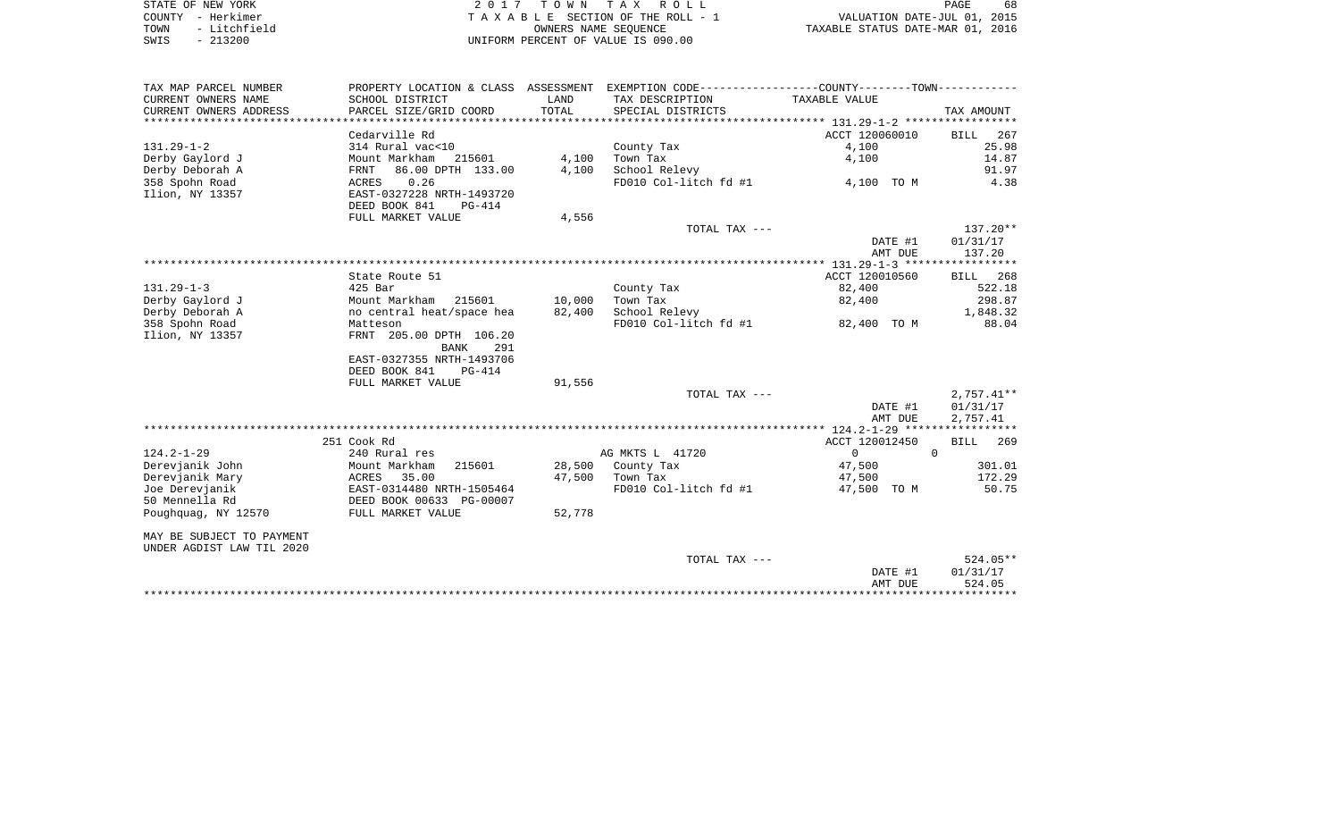STATE OF NEW YORK
COUNTY - Herkimer
TOWN - Litchfield
SWIS - 213200

2 0 1 7 T O W N T A X R O L L
T A X A B L E SECTION OF THE ROLL - 1
OWNERS NAME SEQUENCE
UNIFORM PERCENT OF VALUE IS 090.00

VALUATION DATE-JUL 01, 2015
TAXABLE STATUS DATE-MAR 01, 2016

| TAX MAP PARCEL NUMBER<br>CURRENT OWNERS NAME<br>CURRENT OWNERS ADDRESS | PROPERTY LOCATION & CLASS<br>SCHOOL DISTRICT<br>PARCEL SIZE/GRID COORD | ASSESSMENT<br>LAND<br>TOTAL | EXEMPTION CODE-----COUNTY-----TOWN-----<br>TAX DESCRIPTION<br>SPECIAL DISTRICTS | TAXABLE VALUE | TAX AMOUNT |
|---|---|---|---|---|---|
| | Cedarville Rd | | | ACCT 120060010 | BILL 267 |
| 131.29-1-2 | 314 Rural vac<10 | | County Tax | 4,100 | 25.98 |
| Derby Gaylord J | Mount Markham 215601 | 4,100 | Town Tax | 4,100 | 14.87 |
| Derby Deborah A | FRNT 86.00 DPTH 133.00 | 4,100 | School Relevy | | 91.97 |
| 358 Spohn Road | ACRES 0.26 | | FD010 Col-litch fd #1 | 4,100 TO M | 4.38 |
| Ilion, NY 13357 | EAST-0327228 NRTH-1493720 | | | | |
| | DEED BOOK 841 PG-414 | | | | |
| | FULL MARKET VALUE | 4,556 | | | |
| | | | TOTAL TAX --- | | 137.20** |
| | | | | DATE #1 | 01/31/17 |
| | | | | AMT DUE | 137.20 |
| | State Route 51 | | | ACCT 120010560 | BILL 268 |
| 131.29-1-3 | 425 Bar | | County Tax | 82,400 | 522.18 |
| Derby Gaylord J | Mount Markham 215601 | 10,000 | Town Tax | 82,400 | 298.87 |
| Derby Deborah A | no central heat/space hea | 82,400 | School Relevy | | 1,848.32 |
| 358 Spohn Road | Matteson | | FD010 Col-litch fd #1 | 82,400 TO M | 88.04 |
| Ilion, NY 13357 | FRNT 205.00 DPTH 106.20 | | | | |
| | BANK 291 | | | | |
| | EAST-0327355 NRTH-1493706 | | | | |
| | DEED BOOK 841 PG-414 | | | | |
| | FULL MARKET VALUE | 91,556 | | | |
| | | | TOTAL TAX --- | | 2,757.41** |
| | | | | DATE #1 | 01/31/17 |
| | | | | AMT DUE | 2,757.41 |
| | 251 Cook Rd | | | ACCT 120012450 | BILL 269 |
| 124.2-1-29 | 240 Rural res | | AG MKTS L 41720 | 0 0 | |
| Derevjanik John | Mount Markham 215601 | 28,500 | County Tax | 47,500 | 301.01 |
| Derevjanik Mary | ACRES 35.00 | 47,500 | Town Tax | 47,500 | 172.29 |
| Joe Derevjanik | EAST-0314480 NRTH-1505464 | | FD010 Col-litch fd #1 | 47,500 TO M | 50.75 |
| 50 Mennella Rd | DEED BOOK 00633 PG-00007 | | | | |
| Poughquag, NY 12570 | FULL MARKET VALUE | 52,778 | | | |
| MAY BE SUBJECT TO PAYMENT | | | | | |
| UNDER AGDIST LAW TIL 2020 | | | | | |
| | | | TOTAL TAX --- | | 524.05** |
| | | | | DATE #1 | 01/31/17 |
| | | | | AMT DUE | 524.05 |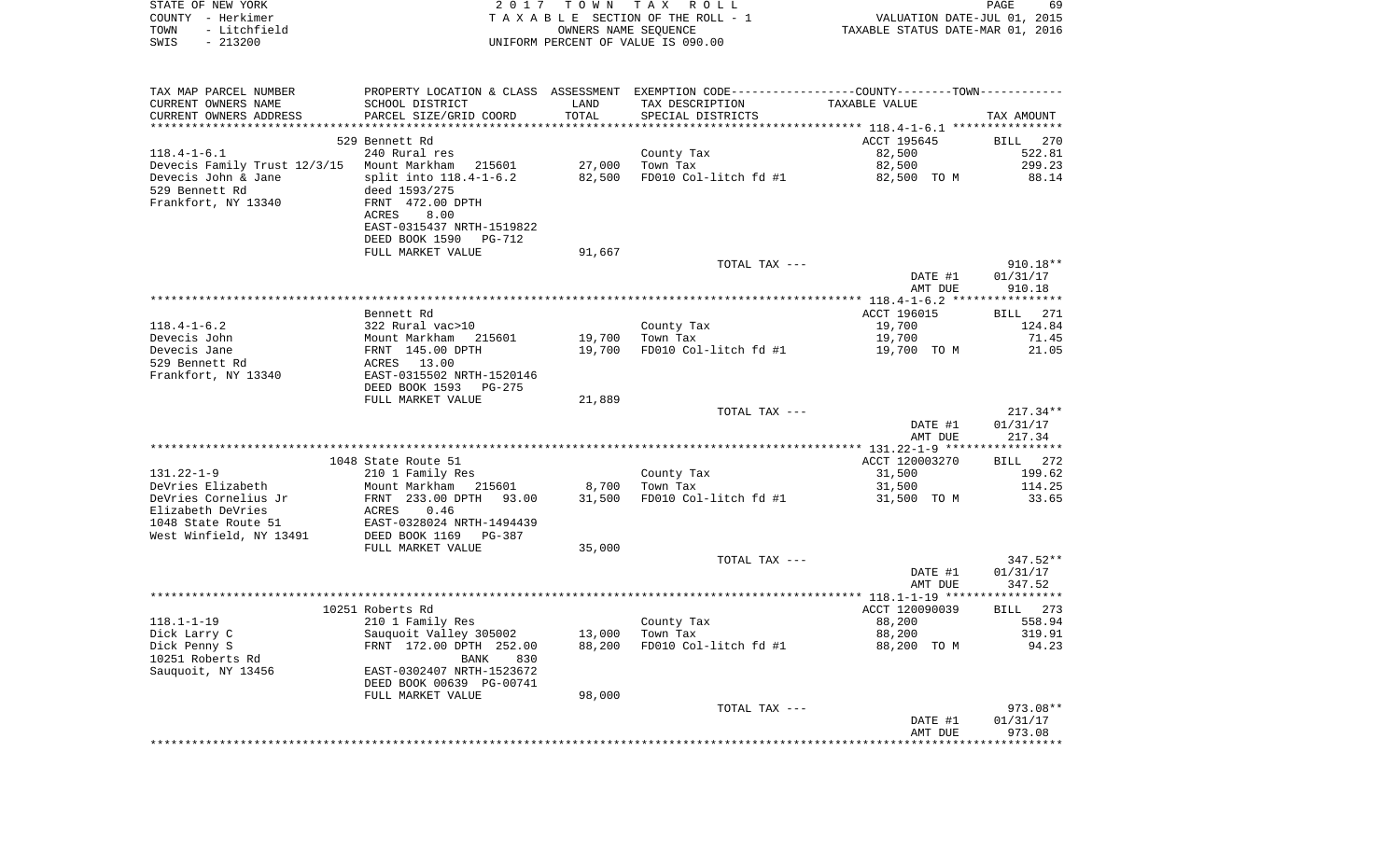STATE OF NEW YORK
COUNTY - Herkimer
TOWN - Litchfield
SWIS - 213200

2017 TOWN TAX ROLL
TAXABLE SECTION OF THE ROLL - 1
OWNERS NAME SEQUENCE
UNIFORM PERCENT OF VALUE IS 090.00

VALUATION DATE-JUL 01, 2015
TAXABLE STATUS DATE-MAR 01, 2016

| TAX MAP PARCEL NUMBER / CURRENT OWNERS NAME / CURRENT OWNERS ADDRESS | PROPERTY LOCATION & CLASS / SCHOOL DISTRICT / PARCEL SIZE/GRID COORD | ASSESSMENT LAND / TOTAL | EXEMPTION CODE / TAX DESCRIPTION / SPECIAL DISTRICTS | TAXABLE VALUE | TAX AMOUNT |
|---|---|---|---|---|---|
| **118.4-1-6.1** | 529 Bennett Rd | | | ACCT 195645 | BILL 270 |
| 118.4-1-6.1 | 240 Rural res | | County Tax | 82,500 | 522.81 |
| Devecis Family Trust 12/3/15 | Mount Markham 215601 | 27,000 | Town Tax | 82,500 | 299.23 |
| Devecis John & Jane | split into 118.4-1-6.2 | 82,500 | FD010 Col-litch fd #1 | 82,500 TO M | 88.14 |
| 529 Bennett Rd | deed 1593/275 | | | | |
| Frankfort, NY 13340 | FRNT 472.00 DPTH | | | | |
| | ACRES 8.00 | | | | |
| | EAST-0315437 NRTH-1519822 | | | | |
| | DEED BOOK 1590 PG-712 | | | | |
| | FULL MARKET VALUE | 91,667 | | | |
| | | | TOTAL TAX --- | | 910.18** |
| | | | | DATE #1 | 01/31/17 |
| | | | | AMT DUE | 910.18 |
| **118.4-1-6.2** | Bennett Rd | | | ACCT 196015 | BILL 271 |
| 118.4-1-6.2 | 322 Rural vac>10 | | County Tax | 19,700 | 124.84 |
| Devecis John | Mount Markham 215601 | 19,700 | Town Tax | 19,700 | 71.45 |
| Devecis Jane | FRNT 145.00 DPTH | 19,700 | FD010 Col-litch fd #1 | 19,700 TO M | 21.05 |
| 529 Bennett Rd | ACRES 13.00 | | | | |
| Frankfort, NY 13340 | EAST-0315502 NRTH-1520146 | | | | |
| | DEED BOOK 1593 PG-275 | | | | |
| | FULL MARKET VALUE | 21,889 | | | |
| | | | TOTAL TAX --- | | 217.34** |
| | | | | DATE #1 | 01/31/17 |
| | | | | AMT DUE | 217.34 |
| **131.22-1-9** | 1048 State Route 51 | | | ACCT 120003270 | BILL 272 |
| 131.22-1-9 | 210 1 Family Res | | County Tax | 31,500 | 199.62 |
| DeVries Elizabeth | Mount Markham 215601 | 8,700 | Town Tax | 31,500 | 114.25 |
| DeVries Cornelius Jr | FRNT 233.00 DPTH 93.00 | 31,500 | FD010 Col-litch fd #1 | 31,500 TO M | 33.65 |
| Elizabeth DeVries | ACRES 0.46 | | | | |
| 1048 State Route 51 | EAST-0328024 NRTH-1494439 | | | | |
| West Winfield, NY 13491 | DEED BOOK 1169 PG-387 | | | | |
| | FULL MARKET VALUE | 35,000 | | | |
| | | | TOTAL TAX --- | | 347.52** |
| | | | | DATE #1 | 01/31/17 |
| | | | | AMT DUE | 347.52 |
| **118.1-1-19** | 10251 Roberts Rd | | | ACCT 120090039 | BILL 273 |
| 118.1-1-19 | 210 1 Family Res | | County Tax | 88,200 | 558.94 |
| Dick Larry C | Sauquoit Valley 305002 | 13,000 | Town Tax | 88,200 | 319.91 |
| Dick Penny S | FRNT 172.00 DPTH 252.00 | 88,200 | FD010 Col-litch fd #1 | 88,200 TO M | 94.23 |
| 10251 Roberts Rd | BANK 830 | | | | |
| Sauquoit, NY 13456 | EAST-0302407 NRTH-1523672 | | | | |
| | DEED BOOK 00639 PG-00741 | | | | |
| | FULL MARKET VALUE | 98,000 | | | |
| | | | TOTAL TAX --- | | 973.08** |
| | | | | DATE #1 | 01/31/17 |
| | | | | AMT DUE | 973.08 |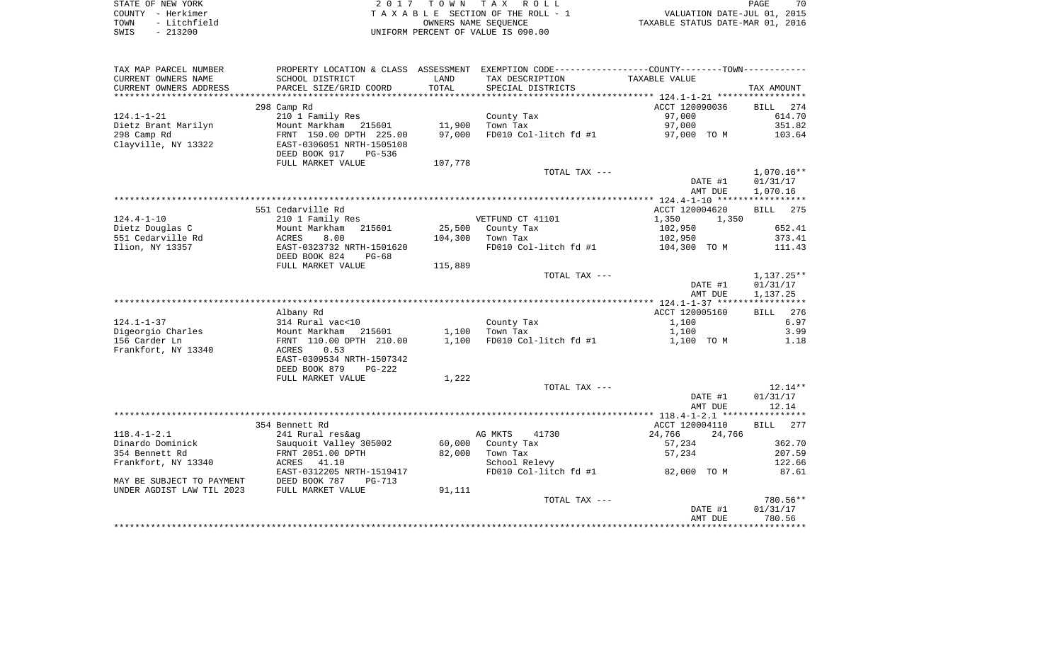STATE OF NEW YORK — 2017 TOWN TAX ROLL — PAGE 70
COUNTY - Herkimer — TAXABLE SECTION OF THE ROLL - 1 — VALUATION DATE-JUL 01, 2015
TOWN - Litchfield — OWNERS NAME SEQUENCE — TAXABLE STATUS DATE-MAR 01, 2016
SWIS - 213200 — UNIFORM PERCENT OF VALUE IS 090.00

| TAX MAP PARCEL NUMBER / CURRENT OWNERS NAME / CURRENT OWNERS ADDRESS | PROPERTY LOCATION & CLASS / SCHOOL DISTRICT / PARCEL SIZE/GRID COORD | ASSESSMENT LAND / TOTAL | EXEMPTION CODE / TAX DESCRIPTION / SPECIAL DISTRICTS | COUNTY--------TOWN / TAXABLE VALUE | TAX AMOUNT |
|---|---|---|---|---|---|
| | 298 Camp Rd | | | ACCT 120090036 | BILL 274 |
| 124.1-1-21 | 210 1 Family Res | | County Tax | 97,000 | 614.70 |
| Dietz Brant Marilyn | Mount Markham 215601 | 11,900 | Town Tax | 97,000 | 351.82 |
| 298 Camp Rd | FRNT 150.00 DPTH 225.00 | 97,000 | FD010 Col-litch fd #1 | 97,000 TO M | 103.64 |
| Clayville, NY 13322 | EAST-0306051 NRTH-1505108 | | | | |
| | DEED BOOK 917 PG-536 | | | | |
| | FULL MARKET VALUE | 107,778 | | | |
| | | | TOTAL TAX --- | | 1,070.16** |
| | | | | DATE #1 | 01/31/17 |
| | | | | AMT DUE | 1,070.16 |
| | 551 Cedarville Rd | | | ACCT 120004620 | BILL 275 |
| 124.4-1-10 | 210 1 Family Res | | VETFUND CT 41101 | 1,350 1,350 | |
| Dietz Douglas C | Mount Markham 215601 | 25,500 | County Tax | 102,950 | 652.41 |
| 551 Cedarville Rd | ACRES 8.00 | 104,300 | Town Tax | 102,950 | 373.41 |
| Ilion, NY 13357 | EAST-0323732 NRTH-1501620 | | FD010 Col-litch fd #1 | 104,300 TO M | 111.43 |
| | DEED BOOK 824 PG-68 | | | | |
| | FULL MARKET VALUE | 115,889 | | | |
| | | | TOTAL TAX --- | | 1,137.25** |
| | | | | DATE #1 | 01/31/17 |
| | | | | AMT DUE | 1,137.25 |
| | Albany Rd | | | ACCT 120005160 | BILL 276 |
| 124.1-1-37 | 314 Rural vac<10 | | County Tax | 1,100 | 6.97 |
| Digeorgio Charles | Mount Markham 215601 | 1,100 | Town Tax | 1,100 | 3.99 |
| 156 Carder Ln | FRNT 110.00 DPTH 210.00 | 1,100 | FD010 Col-litch fd #1 | 1,100 TO M | 1.18 |
| Frankfort, NY 13340 | ACRES 0.53 | | | | |
| | EAST-0309534 NRTH-1507342 | | | | |
| | DEED BOOK 879 PG-222 | | | | |
| | FULL MARKET VALUE | 1,222 | | | |
| | | | TOTAL TAX --- | | 12.14** |
| | | | | DATE #1 | 01/31/17 |
| | | | | AMT DUE | 12.14 |
| | 354 Bennett Rd | | | ACCT 120004110 | BILL 277 |
| 118.4-1-2.1 | 241 Rural res&ag | | AG MKTS 41730 | 24,766 24,766 | |
| Dinardo Dominick | Sauquoit Valley 305002 | 60,000 | County Tax | 57,234 | 362.70 |
| 354 Bennett Rd | FRNT 2051.00 DPTH | 82,000 | Town Tax | 57,234 | 207.59 |
| Frankfort, NY 13340 | ACRES 41.10 | | School Relevy | | 122.66 |
| | EAST-0312205 NRTH-1519417 | | FD010 Col-litch fd #1 | 82,000 TO M | 87.61 |
| MAY BE SUBJECT TO PAYMENT | DEED BOOK 787 PG-713 | | | | |
| UNDER AGDIST LAW TIL 2023 | FULL MARKET VALUE | 91,111 | | | |
| | | | TOTAL TAX --- | | 780.56** |
| | | | | DATE #1 | 01/31/17 |
| | | | | AMT DUE | 780.56 |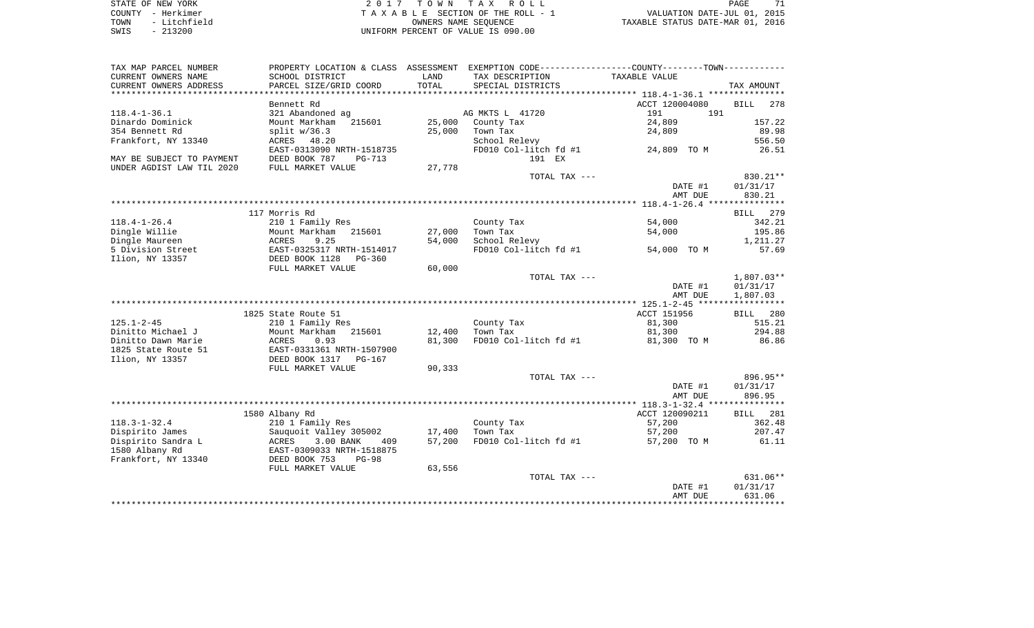STATE OF NEW YORK
COUNTY - Herkimer
TOWN - Litchfield
SWIS - 213200

2 0 1 7 T O W N T A X R O L L
T A X A B L E SECTION OF THE ROLL - 1
OWNERS NAME SEQUENCE
UNIFORM PERCENT OF VALUE IS 090.00

VALUATION DATE-JUL 01, 2015
TAXABLE STATUS DATE-MAR 01, 2016

| TAX MAP PARCEL NUMBER / CURRENT OWNERS NAME / CURRENT OWNERS ADDRESS | PROPERTY LOCATION & CLASS / SCHOOL DISTRICT / PARCEL SIZE/GRID COORD | ASSESSMENT LAND | TOTAL | EXEMPTION CODE / TAX DESCRIPTION / SPECIAL DISTRICTS | COUNTY--------TOWN TAXABLE VALUE | TAX AMOUNT |
|---|---|---|---|---|---|---|
| **118.4-1-36.1** | Bennett Rd | | | | ACCT 120004080 | BILL 278 |
| 118.4-1-36.1 | 321 Abandoned ag | | | AG MKTS L 41720 | 191 191 | |
| Dinardo Dominick | Mount Markham 215601 | 25,000 | | County Tax | 24,809 | 157.22 |
| 354 Bennett Rd | split w/36.3 | | 25,000 | Town Tax | 24,809 | 89.98 |
| Frankfort, NY 13340 | ACRES 48.20 | | | School Relevy | | 556.50 |
| | EAST-0313090 NRTH-1518735 | | | FD010 Col-litch fd #1 | 24,809 TO M | 26.51 |
| MAY BE SUBJECT TO PAYMENT | DEED BOOK 787 PG-713 | | | 191 EX | | |
| UNDER AGDIST LAW TIL 2020 | FULL MARKET VALUE | | 27,778 | | | |
| | | | | TOTAL TAX --- | | 830.21** |
| | | | | | DATE #1 | 01/31/17 |
| | | | | | AMT DUE | 830.21 |
| **118.4-1-26.4** | 117 Morris Rd | | | | | BILL 279 |
| 118.4-1-26.4 | 210 1 Family Res | | | County Tax | 54,000 | 342.21 |
| Dingle Willie | Mount Markham 215601 | 27,000 | | Town Tax | 54,000 | 195.86 |
| Dingle Maureen | ACRES 9.25 | | 54,000 | School Relevy | | 1,211.27 |
| 5 Division Street | EAST-0325317 NRTH-1514017 | | | FD010 Col-litch fd #1 | 54,000 TO M | 57.69 |
| Ilion, NY 13357 | DEED BOOK 1128 PG-360 | | | | | |
| | FULL MARKET VALUE | | 60,000 | | | |
| | | | | TOTAL TAX --- | | 1,807.03** |
| | | | | | DATE #1 | 01/31/17 |
| | | | | | AMT DUE | 1,807.03 |
| **125.1-2-45** | 1825 State Route 51 | | | | ACCT 151956 | BILL 280 |
| 125.1-2-45 | 210 1 Family Res | | | County Tax | 81,300 | 515.21 |
| Dinitto Michael J | Mount Markham 215601 | 12,400 | | Town Tax | 81,300 | 294.88 |
| Dinitto Dawn Marie | ACRES 0.93 | | 81,300 | FD010 Col-litch fd #1 | 81,300 TO M | 86.86 |
| 1825 State Route 51 | EAST-0331361 NRTH-1507900 | | | | | |
| Ilion, NY 13357 | DEED BOOK 1317 PG-167 | | | | | |
| | FULL MARKET VALUE | | 90,333 | | | |
| | | | | TOTAL TAX --- | | 896.95** |
| | | | | | DATE #1 | 01/31/17 |
| | | | | | AMT DUE | 896.95 |
| **118.3-1-32.4** | 1580 Albany Rd | | | | ACCT 120090211 | BILL 281 |
| 118.3-1-32.4 | 210 1 Family Res | | | County Tax | 57,200 | 362.48 |
| Dispirito James | Sauquoit Valley 305002 | 17,400 | | Town Tax | 57,200 | 207.47 |
| Dispirito Sandra L | ACRES 3.00 BANK 409 | | 57,200 | FD010 Col-litch fd #1 | 57,200 TO M | 61.11 |
| 1580 Albany Rd | EAST-0309033 NRTH-1518875 | | | | | |
| Frankfort, NY 13340 | DEED BOOK 753 PG-98 | | | | | |
| | FULL MARKET VALUE | | 63,556 | | | |
| | | | | TOTAL TAX --- | | 631.06** |
| | | | | | DATE #1 | 01/31/17 |
| | | | | | AMT DUE | 631.06 |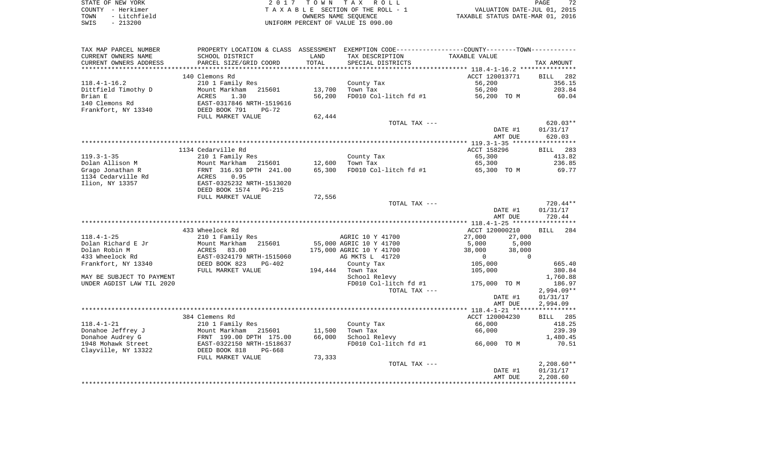STATE OF NEW YORK
COUNTY - Herkimer
TOWN - Litchfield
SWIS - 213200

2 0 1 7 T O W N T A X R O L L
T A X A B L E SECTION OF THE ROLL - 1
OWNERS NAME SEQUENCE
UNIFORM PERCENT OF VALUE IS 090.00

VALUATION DATE-JUL 01, 2015
TAXABLE STATUS DATE-MAR 01, 2016

| TAX MAP PARCEL NUMBER / CURRENT OWNERS NAME / CURRENT OWNERS ADDRESS | PROPERTY LOCATION & CLASS / SCHOOL DISTRICT / PARCEL SIZE/GRID COORD | ASSESSMENT LAND / TOTAL | EXEMPTION CODE / TAX DESCRIPTION / SPECIAL DISTRICTS | COUNTY / TOWN TAXABLE VALUE | TAX AMOUNT |
|---|---|---|---|---|---|
| 118.4-1-16.2 | 140 Clemons Rd | | | ACCT 120013771 | BILL 282 |
| | 210 1 Family Res | | County Tax | 56,200 | 356.15 |
| Dittfield Timothy D | Mount Markham 215601 | 13,700 | Town Tax | 56,200 | 203.84 |
| Brian E | ACRES 1.30 | 56,200 | FD010 Col-litch fd #1 | 56,200 TO M | 60.04 |
| 140 Clemons Rd | EAST-0317846 NRTH-1519616 | | | | |
| Frankfort, NY 13340 | DEED BOOK 791 PG-72 | | | | |
| | FULL MARKET VALUE | 62,444 | | | |
| | | | TOTAL TAX --- | | 620.03** |
| | | | | DATE #1 | 01/31/17 |
| | | | | AMT DUE | 620.03 |
| 119.3-1-35 | 1134 Cedarville Rd | | | ACCT 158296 | BILL 283 |
| | 210 1 Family Res | | County Tax | 65,300 | 413.82 |
| Dolan Allison M | Mount Markham 215601 | 12,600 | Town Tax | 65,300 | 236.85 |
| Grago Jonathan R | FRNT 316.93 DPTH 241.00 | 65,300 | FD010 Col-litch fd #1 | 65,300 TO M | 69.77 |
| 1134 Cedarville Rd | ACRES 0.95 | | | | |
| Ilion, NY 13357 | EAST-0325232 NRTH-1513020 | | | | |
| | DEED BOOK 1574 PG-215 | | | | |
| | FULL MARKET VALUE | 72,556 | | | |
| | | | TOTAL TAX --- | | 720.44** |
| | | | | DATE #1 | 01/31/17 |
| | | | | AMT DUE | 720.44 |
| 118.4-1-25 | 433 Wheelock Rd | | | ACCT 120000210 | BILL 284 |
| | 210 1 Family Res | | AGRIC 10 Y 41700 | 27,000 27,000 | |
| Dolan Richard E Jr | Mount Markham 215601 | 55,000 | AGRIC 10 Y 41700 | 5,000 5,000 | |
| Dolan Robin M | ACRES 83.00 | 175,000 | AGRIC 10 Y 41700 | 38,000 38,000 | |
| 433 Wheelock Rd | EAST-0324179 NRTH-1515060 | | AG MKTS L 41720 | 0 0 | |
| Frankfort, NY 13340 | DEED BOOK 823 PG-402 | | County Tax | 105,000 | 665.40 |
| | FULL MARKET VALUE | 194,444 | Town Tax | 105,000 | 380.84 |
| MAY BE SUBJECT TO PAYMENT | | | School Relevy | | 1,760.88 |
| UNDER AGDIST LAW TIL 2020 | | | FD010 Col-litch fd #1 | 175,000 TO M | 186.97 |
| | | | TOTAL TAX --- | | 2,994.09** |
| | | | | DATE #1 | 01/31/17 |
| | | | | AMT DUE | 2,994.09 |
| 118.4-1-21 | 384 Clemens Rd | | | ACCT 120004230 | BILL 285 |
| | 210 1 Family Res | | County Tax | 66,000 | 418.25 |
| Donahoe Jeffrey J | Mount Markham 215601 | 11,500 | Town Tax | 66,000 | 239.39 |
| Donahoe Audrey G | FRNT 199.00 DPTH 175.00 | 66,000 | School Relevy | | 1,480.45 |
| 1948 Mohawk Street | EAST-0322150 NRTH-1518637 | | FD010 Col-litch fd #1 | 66,000 TO M | 70.51 |
| Clayville, NY 13322 | DEED BOOK 818 PG-668 | | | | |
| | FULL MARKET VALUE | 73,333 | | | |
| | | | TOTAL TAX --- | | 2,208.60** |
| | | | | DATE #1 | 01/31/17 |
| | | | | AMT DUE | 2,208.60 |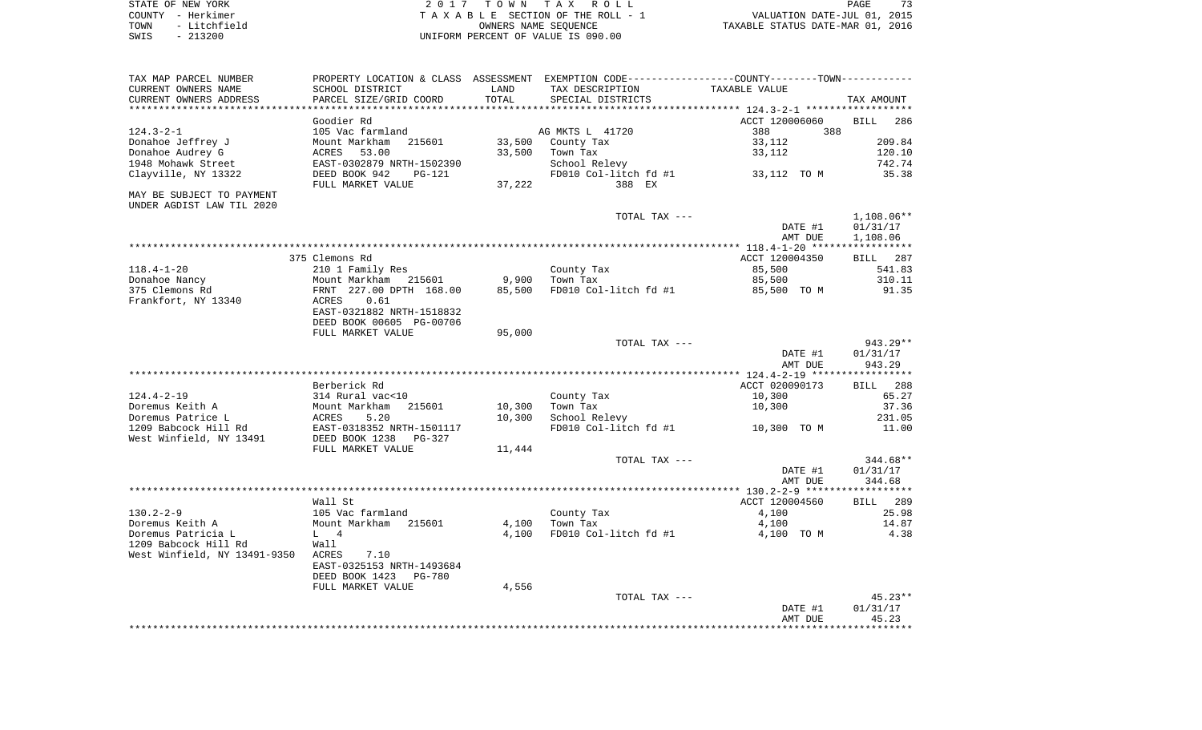STATE OF NEW YORK
COUNTY - Herkimer
TOWN - Litchfield
SWIS - 213200

2 0 1 7 T O W N T A X R O L L
T A X A B L E SECTION OF THE ROLL - 1
OWNERS NAME SEQUENCE
UNIFORM PERCENT OF VALUE IS 090.00

VALUATION DATE-JUL 01, 2015
TAXABLE STATUS DATE-MAR 01, 2016

| TAX MAP PARCEL NUMBER<br>CURRENT OWNERS NAME<br>CURRENT OWNERS ADDRESS | PROPERTY LOCATION & CLASS<br>SCHOOL DISTRICT<br>PARCEL SIZE/GRID COORD | ASSESSMENT<br>LAND<br>TOTAL | EXEMPTION CODE<br>TAX DESCRIPTION<br>SPECIAL DISTRICTS | COUNTY--------TOWN<br>TAXABLE VALUE | TAX AMOUNT |
|---|---|---|---|---|---|
| 124.3-2-1 | Goodier Rd | | | ACCT 120006060 | BILL 286 |
| | 105 Vac farmland | | AG MKTS L 41720 | 388 388 | |
| Donahoe Jeffrey J | Mount Markham 215601 | 33,500 | County Tax | 33,112 | 209.84 |
| Donahoe Audrey G | ACRES 53.00 | 33,500 | Town Tax | 33,112 | 120.10 |
| 1948 Mohawk Street | EAST-0302879 NRTH-1502390 | | School Relevy | | 742.74 |
| Clayville, NY 13322 | DEED BOOK 942 PG-121 | | FD010 Col-litch fd #1 | 33,112 TO M | 35.38 |
| | FULL MARKET VALUE | 37,222 | 388 EX | | |
| MAY BE SUBJECT TO PAYMENT UNDER AGDIST LAW TIL 2020 | | | | | |
| | | | TOTAL TAX --- | | 1,108.06** |
| | | | | DATE #1 | 01/31/17 |
| | | | | AMT DUE | 1,108.06 |
| 118.4-1-20 | 375 Clemons Rd | | | ACCT 120004350 | BILL 287 |
| | 210 1 Family Res | | County Tax | 85,500 | 541.83 |
| Donahoe Nancy | Mount Markham 215601 | 9,900 | Town Tax | 85,500 | 310.11 |
| 375 Clemons Rd | FRNT 227.00 DPTH 168.00 | 85,500 | FD010 Col-litch fd #1 | 85,500 TO M | 91.35 |
| Frankfort, NY 13340 | ACRES 0.61 | | | | |
| | EAST-0321882 NRTH-1518832 | | | | |
| | DEED BOOK 00605 PG-00706 | | | | |
| | FULL MARKET VALUE | 95,000 | | | |
| | | | TOTAL TAX --- | | 943.29** |
| | | | | DATE #1 | 01/31/17 |
| | | | | AMT DUE | 943.29 |
| 124.4-2-19 | Berberick Rd | | | ACCT 020090173 | BILL 288 |
| | 314 Rural vac<10 | | County Tax | 10,300 | 65.27 |
| Doremus Keith A | Mount Markham 215601 | 10,300 | Town Tax | 10,300 | 37.36 |
| Doremus Patrice L | ACRES 5.20 | 10,300 | School Relevy | | 231.05 |
| 1209 Babcock Hill Rd | EAST-0318352 NRTH-1501117 | | FD010 Col-litch fd #1 | 10,300 TO M | 11.00 |
| West Winfield, NY 13491 | DEED BOOK 1238 PG-327 | | | | |
| | FULL MARKET VALUE | 11,444 | | | |
| | | | TOTAL TAX --- | | 344.68** |
| | | | | DATE #1 | 01/31/17 |
| | | | | AMT DUE | 344.68 |
| 130.2-2-9 | Wall St | | | ACCT 120004560 | BILL 289 |
| | 105 Vac farmland | | County Tax | 4,100 | 25.98 |
| Doremus Keith A | Mount Markham 215601 | 4,100 | Town Tax | 4,100 | 14.87 |
| Doremus Patricia L | L 4 | 4,100 | FD010 Col-litch fd #1 | 4,100 TO M | 4.38 |
| 1209 Babcock Hill Rd | Wall | | | | |
| West Winfield, NY 13491-9350 | ACRES 7.10 | | | | |
| | EAST-0325153 NRTH-1493684 | | | | |
| | DEED BOOK 1423 PG-780 | | | | |
| | FULL MARKET VALUE | 4,556 | | | |
| | | | TOTAL TAX --- | | 45.23** |
| | | | | DATE #1 | 01/31/17 |
| | | | | AMT DUE | 45.23 |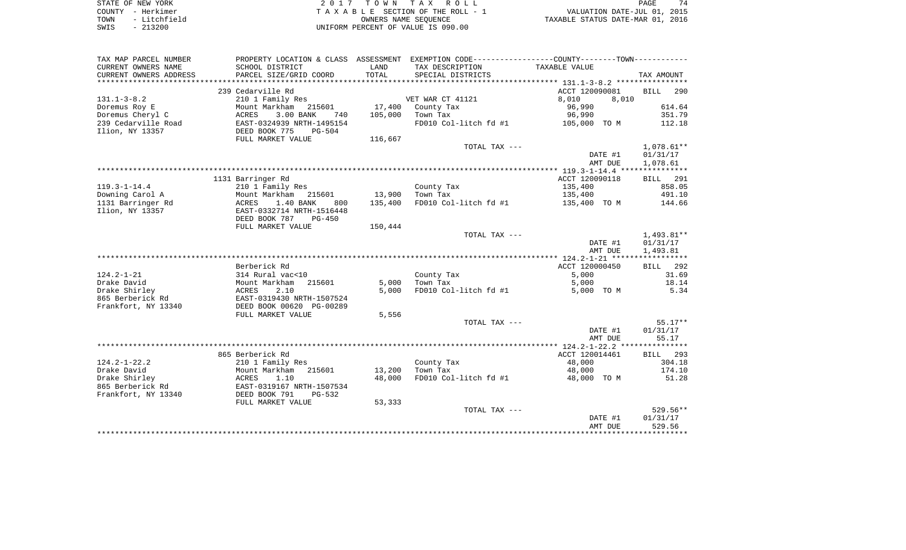STATE OF NEW YORK
COUNTY - Herkimer
TOWN - Litchfield
SWIS - 213200

2017 TOWN TAX ROLL
TAXABLE SECTION OF THE ROLL - 1
OWNERS NAME SEQUENCE
UNIFORM PERCENT OF VALUE IS 090.00

VALUATION DATE-JUL 01, 2015
TAXABLE STATUS DATE-MAR 01, 2016

| TAX MAP PARCEL NUMBER / CURRENT OWNERS NAME / CURRENT OWNERS ADDRESS | PROPERTY LOCATION & CLASS / SCHOOL DISTRICT / PARCEL SIZE/GRID COORD | ASSESSMENT LAND | TOTAL | EXEMPTION CODE / TAX DESCRIPTION / SPECIAL DISTRICTS | COUNTY | TOWN / TAXABLE VALUE | TAX AMOUNT |
|---|---|---|---|---|---|---|---|
| 131.1-3-8.2 | 239 Cedarville Rd | | | | ACCT 120090081 | | BILL 290 |
| Doremus Roy E | 210 1 Family Res | | | VET WAR CT 41121 | 8,010 | 8,010 | |
| Doremus Cheryl C | Mount Markham 215601 | 17,400 | | County Tax | 96,990 | | 614.64 |
| 239 Cedarville Road | ACRES 3.00 BANK 740 | | 105,000 | Town Tax | 96,990 | | 351.79 |
| Ilion, NY 13357 | EAST-0324939 NRTH-1495154 | | | FD010 Col-litch fd #1 | 105,000 TO M | | 112.18 |
| | DEED BOOK 775 PG-504 | | | | | | |
| | FULL MARKET VALUE | 116,667 | | | | | |
| | | | | TOTAL TAX --- | | | 1,078.61** |
| | | | | | DATE #1 | | 01/31/17 |
| | | | | | AMT DUE | | 1,078.61 |
| 119.3-1-14.4 | 1131 Barringer Rd | | | | ACCT 120090118 | | BILL 291 |
| Downing Carol A | 210 1 Family Res | | | County Tax | 135,400 | | 858.05 |
| 1131 Barringer Rd | Mount Markham 215601 | 13,900 | | Town Tax | 135,400 | | 491.10 |
| Ilion, NY 13357 | ACRES 1.40 BANK 800 | | 135,400 | FD010 Col-litch fd #1 | 135,400 TO M | | 144.66 |
| | EAST-0332714 NRTH-1516448 | | | | | | |
| | DEED BOOK 787 PG-450 | | | | | | |
| | FULL MARKET VALUE | 150,444 | | | | | |
| | | | | TOTAL TAX --- | | | 1,493.81** |
| | | | | | DATE #1 | | 01/31/17 |
| | | | | | AMT DUE | | 1,493.81 |
| 124.2-1-21 | Berberick Rd | | | | ACCT 120000450 | | BILL 292 |
| Drake David | 314 Rural vac<10 | | | County Tax | 5,000 | | 31.69 |
| Drake Shirley | Mount Markham 215601 | 5,000 | | Town Tax | 5,000 | | 18.14 |
| 865 Berberick Rd | ACRES 2.10 | | 5,000 | FD010 Col-litch fd #1 | 5,000 TO M | | 5.34 |
| Frankfort, NY 13340 | EAST-0319430 NRTH-1507524 | | | | | | |
| | DEED BOOK 00620 PG-00289 | | | | | | |
| | FULL MARKET VALUE | 5,556 | | | | | |
| | | | | TOTAL TAX --- | | | 55.17** |
| | | | | | DATE #1 | | 01/31/17 |
| | | | | | AMT DUE | | 55.17 |
| 124.2-1-22.2 | 865 Berberick Rd | | | | ACCT 120014461 | | BILL 293 |
| Drake David | 210 1 Family Res | | | County Tax | 48,000 | | 304.18 |
| Drake Shirley | Mount Markham 215601 | 13,200 | | Town Tax | 48,000 | | 174.10 |
| 865 Berberick Rd | ACRES 1.10 | | 48,000 | FD010 Col-litch fd #1 | 48,000 TO M | | 51.28 |
| Frankfort, NY 13340 | EAST-0319167 NRTH-1507534 | | | | | | |
| | DEED BOOK 791 PG-532 | | | | | | |
| | FULL MARKET VALUE | 53,333 | | | | | |
| | | | | TOTAL TAX --- | | | 529.56** |
| | | | | | DATE #1 | | 01/31/17 |
| | | | | | AMT DUE | | 529.56 |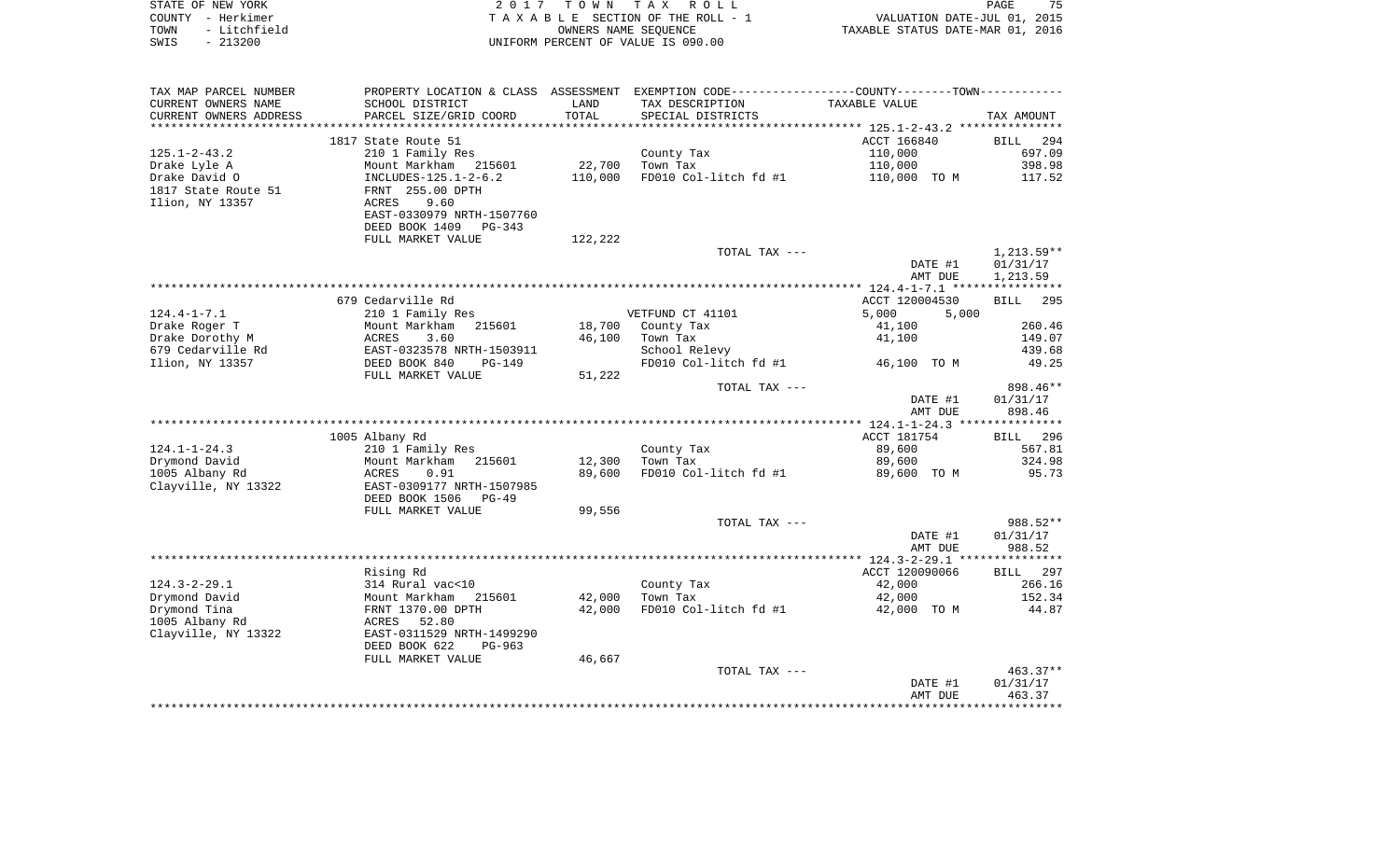STATE OF NEW YORK | COUNTY - Herkimer | TOWN - Litchfield | SWIS - 213200

2017 TOWN TAX ROLL
TAXABLE SECTION OF THE ROLL - 1
OWNERS NAME SEQUENCE
UNIFORM PERCENT OF VALUE IS 090.00

VALUATION DATE-JUL 01, 2015
TAXABLE STATUS DATE-MAR 01, 2016

| TAX MAP PARCEL NUMBER / CURRENT OWNERS NAME / CURRENT OWNERS ADDRESS | PROPERTY LOCATION & CLASS / SCHOOL DISTRICT / PARCEL SIZE/GRID COORD | ASSESSMENT LAND / TOTAL | EXEMPTION CODE / TAX DESCRIPTION / SPECIAL DISTRICTS | COUNTY / TOWN TAXABLE VALUE | TAX AMOUNT |
|---|---|---|---|---|---|
| 125.1-2-43.2 | 1817 State Route 51 | | | ACCT 166840 | BILL 294 |
| Drake Lyle A | 210 1 Family Res | | County Tax | 110,000 | 697.09 |
| Drake David O | Mount Markham 215601 | 22,700 | Town Tax | 110,000 | 398.98 |
| 1817 State Route 51 | INCLUDES-125.1-2-6.2 | 110,000 | FD010 Col-litch fd #1 | 110,000 TO M | 117.52 |
| Ilion, NY 13357 | FRNT 255.00 DPTH | | | | |
| | ACRES 9.60 | | | | |
| | EAST-0330979 NRTH-1507760 | | | | |
| | DEED BOOK 1409 PG-343 | | | | |
| | FULL MARKET VALUE | 122,222 | | | |
| | | | TOTAL TAX --- | | 1,213.59** |
| | | | | DATE #1 | 01/31/17 |
| | | | | AMT DUE | 1,213.59 |
| 124.4-1-7.1 | 679 Cedarville Rd | | | ACCT 120004530 | BILL 295 |
| Drake Roger T | 210 1 Family Res | | VETFUND CT 41101 | 5,000 5,000 | |
| Drake Dorothy M | Mount Markham 215601 | 18,700 | County Tax | 41,100 | 260.46 |
| 679 Cedarville Rd | ACRES 3.60 | 46,100 | Town Tax | 41,100 | 149.07 |
| Ilion, NY 13357 | EAST-0323578 NRTH-1503911 | | School Relevy | | 439.68 |
| | DEED BOOK 840 PG-149 | | FD010 Col-litch fd #1 | 46,100 TO M | 49.25 |
| | FULL MARKET VALUE | 51,222 | | | |
| | | | TOTAL TAX --- | | 898.46** |
| | | | | DATE #1 | 01/31/17 |
| | | | | AMT DUE | 898.46 |
| 124.1-1-24.3 | 1005 Albany Rd | | | ACCT 181754 | BILL 296 |
| Drymond David | 210 1 Family Res | | County Tax | 89,600 | 567.81 |
| 1005 Albany Rd | Mount Markham 215601 | 12,300 | Town Tax | 89,600 | 324.98 |
| Clayville, NY 13322 | ACRES 0.91 | 89,600 | FD010 Col-litch fd #1 | 89,600 TO M | 95.73 |
| | EAST-0309177 NRTH-1507985 | | | | |
| | DEED BOOK 1506 PG-49 | | | | |
| | FULL MARKET VALUE | 99,556 | | | |
| | | | TOTAL TAX --- | | 988.52** |
| | | | | DATE #1 | 01/31/17 |
| | | | | AMT DUE | 988.52 |
| 124.3-2-29.1 | Rising Rd | | | ACCT 120090066 | BILL 297 |
| Drymond David | 314 Rural vac<10 | | County Tax | 42,000 | 266.16 |
| Drymond Tina | Mount Markham 215601 | 42,000 | Town Tax | 42,000 | 152.34 |
| 1005 Albany Rd | FRNT 1370.00 DPTH | 42,000 | FD010 Col-litch fd #1 | 42,000 TO M | 44.87 |
| Clayville, NY 13322 | ACRES 52.80 | | | | |
| | EAST-0311529 NRTH-1499290 | | | | |
| | DEED BOOK 622 PG-963 | | | | |
| | FULL MARKET VALUE | 46,667 | | | |
| | | | TOTAL TAX --- | | 463.37** |
| | | | | DATE #1 | 01/31/17 |
| | | | | AMT DUE | 463.37 |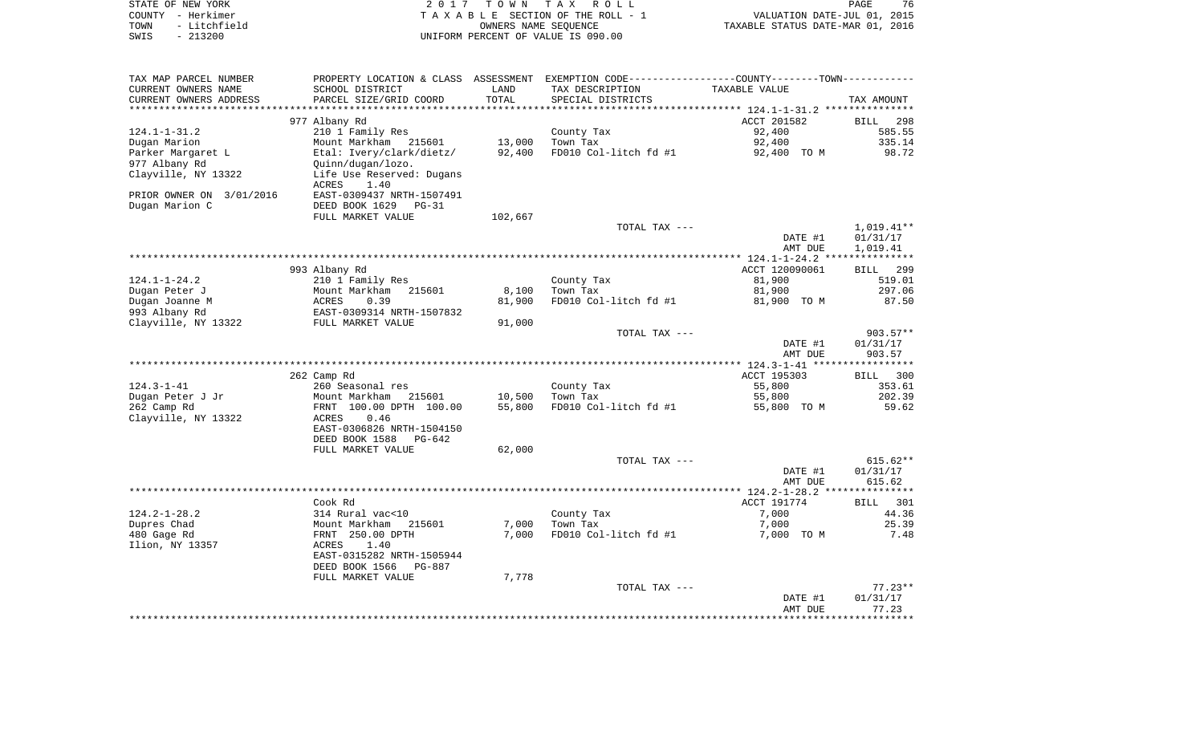STATE OF NEW YORK
COUNTY - Herkimer
TOWN - Litchfield
SWIS - 213200

2 0 1 7 T O W N T A X R O L L
T A X A B L E SECTION OF THE ROLL - 1
OWNERS NAME SEQUENCE
UNIFORM PERCENT OF VALUE IS 090.00

VALUATION DATE-JUL 01, 2015
TAXABLE STATUS DATE-MAR 01, 2016

| TAX MAP PARCEL NUMBER / CURRENT OWNERS NAME / CURRENT OWNERS ADDRESS | PROPERTY LOCATION & CLASS / SCHOOL DISTRICT / PARCEL SIZE/GRID COORD | ASSESSMENT LAND / TOTAL | EXEMPTION CODE / TAX DESCRIPTION / SPECIAL DISTRICTS | COUNTY--------TOWN TAXABLE VALUE | TAX AMOUNT |
|---|---|---|---|---|---|
| **124.1-1-31.2** | 977 Albany Rd | | | ACCT 201582 | BILL 298 |
| 124.1-1-31.2 | 210 1 Family Res | | County Tax | 92,400 | 585.55 |
| Dugan Marion | Mount Markham 215601 | 13,000 | Town Tax | 92,400 | 335.14 |
| Parker Margaret L | Etal: Ivery/clark/dietz/ | 92,400 | FD010 Col-litch fd #1 | 92,400 TO M | 98.72 |
| 977 Albany Rd | Quinn/dugan/lozo. | | | | |
| Clayville, NY 13322 | Life Use Reserved: Dugans | | | | |
| | ACRES 1.40 | | | | |
| PRIOR OWNER ON 3/01/2016 | EAST-0309437 NRTH-1507491 | | | | |
| Dugan Marion C | DEED BOOK 1629 PG-31 | | | | |
| | FULL MARKET VALUE | 102,667 | | | |
| | | | TOTAL TAX --- | | 1,019.41** |
| | | | | DATE #1 | 01/31/17 |
| | | | | AMT DUE | 1,019.41 |
| **124.1-1-24.2** | 993 Albany Rd | | | ACCT 120090061 | BILL 299 |
| 124.1-1-24.2 | 210 1 Family Res | | County Tax | 81,900 | 519.01 |
| Dugan Peter J | Mount Markham 215601 | 8,100 | Town Tax | 81,900 | 297.06 |
| Dugan Joanne M | ACRES 0.39 | 81,900 | FD010 Col-litch fd #1 | 81,900 TO M | 87.50 |
| 993 Albany Rd | EAST-0309314 NRTH-1507832 | | | | |
| Clayville, NY 13322 | FULL MARKET VALUE | 91,000 | | | |
| | | | TOTAL TAX --- | | 903.57** |
| | | | | DATE #1 | 01/31/17 |
| | | | | AMT DUE | 903.57 |
| **124.3-1-41** | 262 Camp Rd | | | ACCT 195303 | BILL 300 |
| 124.3-1-41 | 260 Seasonal res | | County Tax | 55,800 | 353.61 |
| Dugan Peter J Jr | Mount Markham 215601 | 10,500 | Town Tax | 55,800 | 202.39 |
| 262 Camp Rd | FRNT 100.00 DPTH 100.00 | 55,800 | FD010 Col-litch fd #1 | 55,800 TO M | 59.62 |
| Clayville, NY 13322 | ACRES 0.46 | | | | |
| | EAST-0306826 NRTH-1504150 | | | | |
| | DEED BOOK 1588 PG-642 | | | | |
| | FULL MARKET VALUE | 62,000 | | | |
| | | | TOTAL TAX --- | | 615.62** |
| | | | | DATE #1 | 01/31/17 |
| | | | | AMT DUE | 615.62 |
| **124.2-1-28.2** | Cook Rd | | | ACCT 191774 | BILL 301 |
| 124.2-1-28.2 | 314 Rural vac<10 | | County Tax | 7,000 | 44.36 |
| Dupres Chad | Mount Markham 215601 | 7,000 | Town Tax | 7,000 | 25.39 |
| 480 Gage Rd | FRNT 250.00 DPTH | 7,000 | FD010 Col-litch fd #1 | 7,000 TO M | 7.48 |
| Ilion, NY 13357 | ACRES 1.40 | | | | |
| | EAST-0315282 NRTH-1505944 | | | | |
| | DEED BOOK 1566 PG-887 | | | | |
| | FULL MARKET VALUE | 7,778 | | | |
| | | | TOTAL TAX --- | | 77.23** |
| | | | | DATE #1 | 01/31/17 |
| | | | | AMT DUE | 77.23 |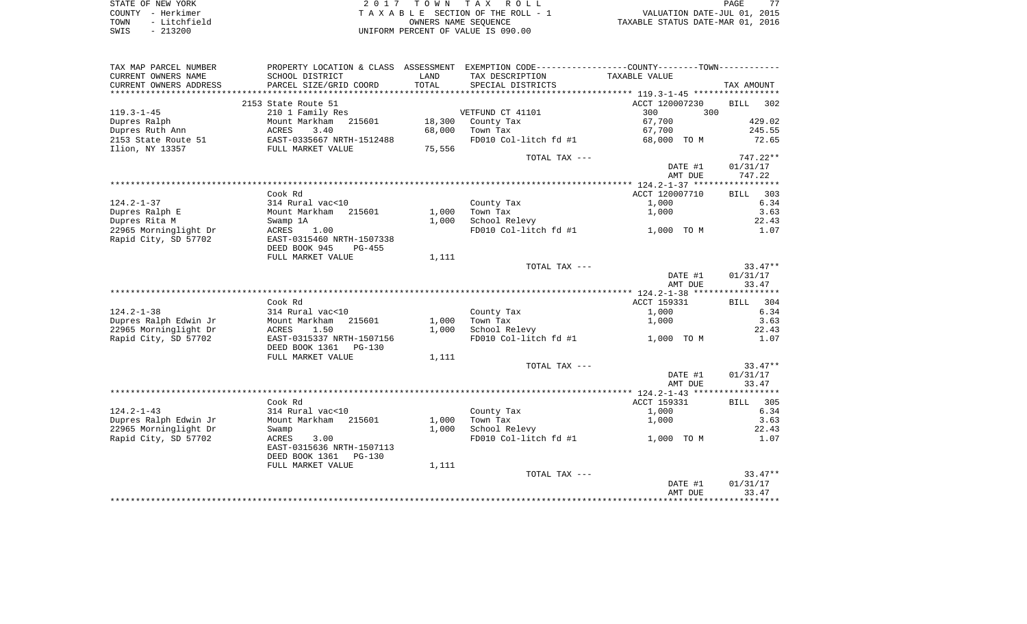STATE OF NEW YORK
COUNTY - Herkimer
TOWN - Litchfield
SWIS - 213200

2017 TOWN TAX ROLL
TAXABLE SECTION OF THE ROLL - 1
OWNERS NAME SEQUENCE
UNIFORM PERCENT OF VALUE IS 090.00

VALUATION DATE-JUL 01, 2015
TAXABLE STATUS DATE-MAR 01, 2016

| TAX MAP PARCEL NUMBER / CURRENT OWNERS NAME / CURRENT OWNERS ADDRESS | PROPERTY LOCATION & CLASS / SCHOOL DISTRICT / PARCEL SIZE/GRID COORD | ASSESSMENT LAND | TOTAL | EXEMPTION CODE / TAX DESCRIPTION / SPECIAL DISTRICTS | COUNTY / TOWN TAXABLE VALUE | TAX AMOUNT |
|---|---|---|---|---|---|---|
| **119.3-1-45** | 2153 State Route 51 | | | | ACCT 120007230 | BILL 302 |
| 119.3-1-45 | 210 1 Family Res | | | VETFUND CT 41101 | 300 300 | |
| Dupres Ralph | Mount Markham 215601 | 18,300 | | County Tax | 67,700 | 429.02 |
| Dupres Ruth Ann | ACRES 3.40 | | 68,000 | Town Tax | 67,700 | 245.55 |
| 2153 State Route 51 | EAST-0335667 NRTH-1512488 | | | FD010 Col-litch fd #1 | 68,000 TO M | 72.65 |
| Ilion, NY 13357 | FULL MARKET VALUE | | 75,556 | | | |
| | | | | TOTAL TAX --- | | 747.22** |
| | | | | | DATE #1 | 01/31/17 |
| | | | | | AMT DUE | 747.22 |
| **124.2-1-37** | Cook Rd | | | | ACCT 120007710 | BILL 303 |
| 124.2-1-37 | 314 Rural vac<10 | | | County Tax | 1,000 | 6.34 |
| Dupres Ralph E | Mount Markham 215601 | 1,000 | | Town Tax | 1,000 | 3.63 |
| Dupres Rita M | Swamp 1A | | 1,000 | School Relevy | | 22.43 |
| 22965 Morninglight Dr | ACRES 1.00 | | | FD010 Col-litch fd #1 | 1,000 TO M | 1.07 |
| Rapid City, SD 57702 | EAST-0315460 NRTH-1507338 | | | | | |
| | DEED BOOK 945 PG-455 | | | | | |
| | FULL MARKET VALUE | | 1,111 | | | |
| | | | | TOTAL TAX --- | | 33.47** |
| | | | | | DATE #1 | 01/31/17 |
| | | | | | AMT DUE | 33.47 |
| **124.2-1-38** | Cook Rd | | | | ACCT 159331 | BILL 304 |
| 124.2-1-38 | 314 Rural vac<10 | | | County Tax | 1,000 | 6.34 |
| Dupres Ralph Edwin Jr | Mount Markham 215601 | 1,000 | | Town Tax | 1,000 | 3.63 |
| 22965 Morninglight Dr | ACRES 1.50 | | 1,000 | School Relevy | | 22.43 |
| Rapid City, SD 57702 | EAST-0315337 NRTH-1507156 | | | FD010 Col-litch fd #1 | 1,000 TO M | 1.07 |
| | DEED BOOK 1361 PG-130 | | | | | |
| | FULL MARKET VALUE | | 1,111 | | | |
| | | | | TOTAL TAX --- | | 33.47** |
| | | | | | DATE #1 | 01/31/17 |
| | | | | | AMT DUE | 33.47 |
| **124.2-1-43** | Cook Rd | | | | ACCT 159331 | BILL 305 |
| 124.2-1-43 | 314 Rural vac<10 | | | County Tax | 1,000 | 6.34 |
| Dupres Ralph Edwin Jr | Mount Markham 215601 | 1,000 | | Town Tax | 1,000 | 3.63 |
| 22965 Morninglight Dr | Swamp | | 1,000 | School Relevy | | 22.43 |
| Rapid City, SD 57702 | ACRES 3.00 | | | FD010 Col-litch fd #1 | 1,000 TO M | 1.07 |
| | EAST-0315636 NRTH-1507113 | | | | | |
| | DEED BOOK 1361 PG-130 | | | | | |
| | FULL MARKET VALUE | | 1,111 | | | |
| | | | | TOTAL TAX --- | | 33.47** |
| | | | | | DATE #1 | 01/31/17 |
| | | | | | AMT DUE | 33.47 |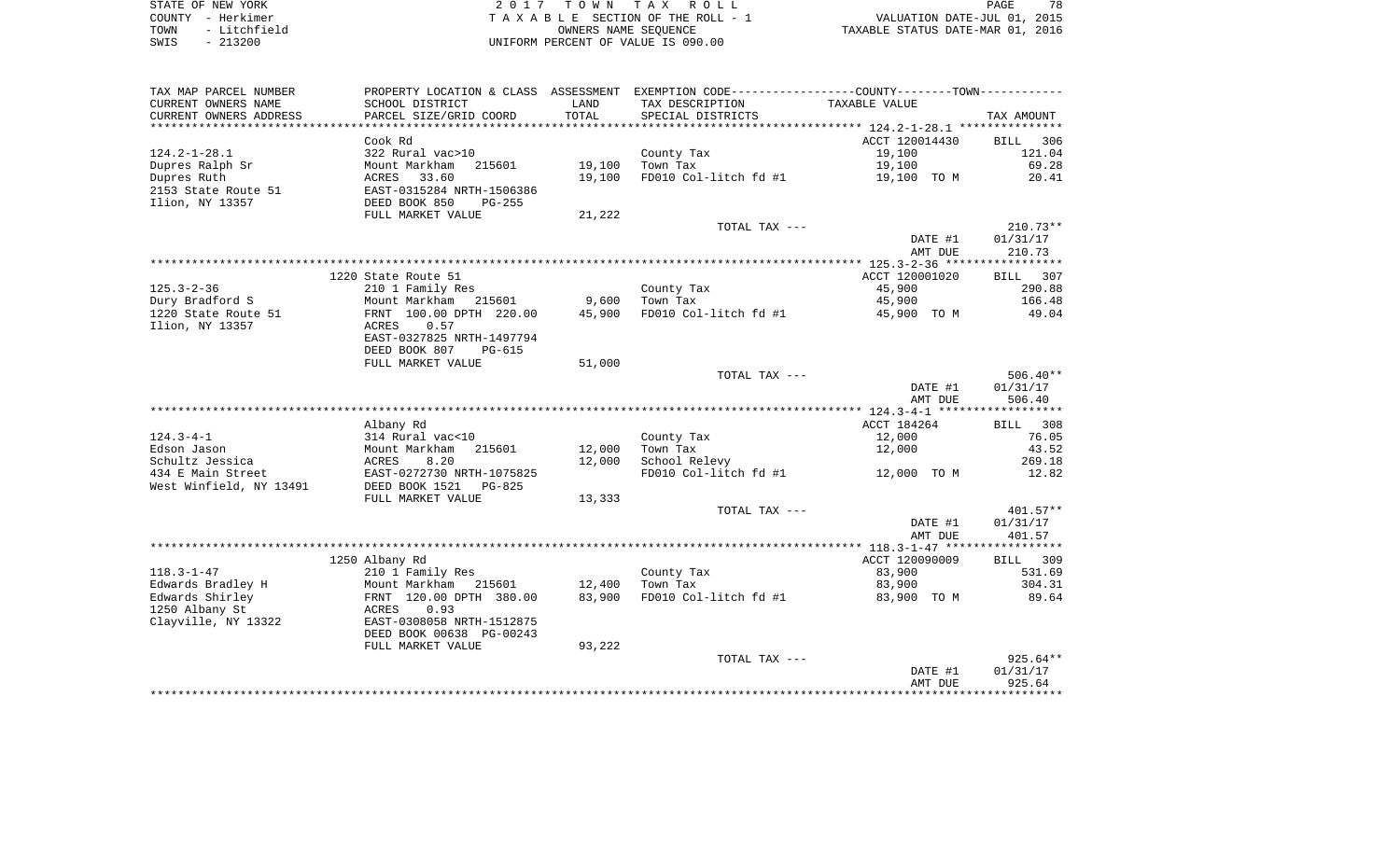STATE OF NEW YORK | COUNTY - Herkimer | TOWN - Litchfield | SWIS - 213200

2017 TOWN TAX ROLL
TAXABLE SECTION OF THE ROLL - 1
OWNERS NAME SEQUENCE
UNIFORM PERCENT OF VALUE IS 090.00

VALUATION DATE-JUL 01, 2015
TAXABLE STATUS DATE-MAR 01, 2016

| TAX MAP PARCEL NUMBER / CURRENT OWNERS NAME / CURRENT OWNERS ADDRESS | PROPERTY LOCATION & CLASS / SCHOOL DISTRICT / PARCEL SIZE/GRID COORD | ASSESSMENT LAND | TOTAL | EXEMPTION CODE / TAX DESCRIPTION / SPECIAL DISTRICTS | COUNTY--------TOWN TAXABLE VALUE | TAX AMOUNT |
|---|---|---|---|---|---|---|
| 124.2-1-28.1 | Cook Rd | | | | ACCT 120014430 | BILL 306 |
| 124.2-1-28.1 | 322 Rural vac>10 | | | County Tax | 19,100 | 121.04 |
| Dupres Ralph Sr | Mount Markham 215601 | 19,100 | | Town Tax | 19,100 | 69.28 |
| Dupres Ruth | ACRES 33.60 | | 19,100 | FD010 Col-litch fd #1 | 19,100 TO M | 20.41 |
| 2153 State Route 51 | EAST-0315284 NRTH-1506386 | | | | | |
| Ilion, NY 13357 | DEED BOOK 850 PG-255 | | | | | |
| | FULL MARKET VALUE | 21,222 | | | | |
| | | | | TOTAL TAX --- | | 210.73** |
| | | | | | DATE #1 | 01/31/17 |
| | | | | | AMT DUE | 210.73 |
| 125.3-2-36 | 1220 State Route 51 | | | | ACCT 120001020 | BILL 307 |
| 125.3-2-36 | 210 1 Family Res | | | County Tax | 45,900 | 290.88 |
| Dury Bradford S | Mount Markham 215601 | 9,600 | | Town Tax | 45,900 | 166.48 |
| 1220 State Route 51 | FRNT 100.00 DPTH 220.00 | | 45,900 | FD010 Col-litch fd #1 | 45,900 TO M | 49.04 |
| Ilion, NY 13357 | ACRES 0.57 | | | | | |
| | EAST-0327825 NRTH-1497794 | | | | | |
| | DEED BOOK 807 PG-615 | | | | | |
| | FULL MARKET VALUE | 51,000 | | | | |
| | | | | TOTAL TAX --- | | 506.40** |
| | | | | | DATE #1 | 01/31/17 |
| | | | | | AMT DUE | 506.40 |
| 124.3-4-1 | Albany Rd | | | | ACCT 184264 | BILL 308 |
| 124.3-4-1 | 314 Rural vac<10 | | | County Tax | 12,000 | 76.05 |
| Edson Jason | Mount Markham 215601 | 12,000 | | Town Tax | 12,000 | 43.52 |
| Schultz Jessica | ACRES 8.20 | | 12,000 | School Relevy | | 269.18 |
| 434 E Main Street | EAST-0272730 NRTH-1075825 | | | FD010 Col-litch fd #1 | 12,000 TO M | 12.82 |
| West Winfield, NY 13491 | DEED BOOK 1521 PG-825 | | | | | |
| | FULL MARKET VALUE | 13,333 | | | | |
| | | | | TOTAL TAX --- | | 401.57** |
| | | | | | DATE #1 | 01/31/17 |
| | | | | | AMT DUE | 401.57 |
| 118.3-1-47 | 1250 Albany Rd | | | | ACCT 120090009 | BILL 309 |
| 118.3-1-47 | 210 1 Family Res | | | County Tax | 83,900 | 531.69 |
| Edwards Bradley H | Mount Markham 215601 | 12,400 | | Town Tax | 83,900 | 304.31 |
| Edwards Shirley | FRNT 120.00 DPTH 380.00 | | 83,900 | FD010 Col-litch fd #1 | 83,900 TO M | 89.64 |
| 1250 Albany St | ACRES 0.93 | | | | | |
| Clayville, NY 13322 | EAST-0308058 NRTH-1512875 | | | | | |
| | DEED BOOK 00638 PG-00243 | | | | | |
| | FULL MARKET VALUE | 93,222 | | | | |
| | | | | TOTAL TAX --- | | 925.64** |
| | | | | | DATE #1 | 01/31/17 |
| | | | | | AMT DUE | 925.64 |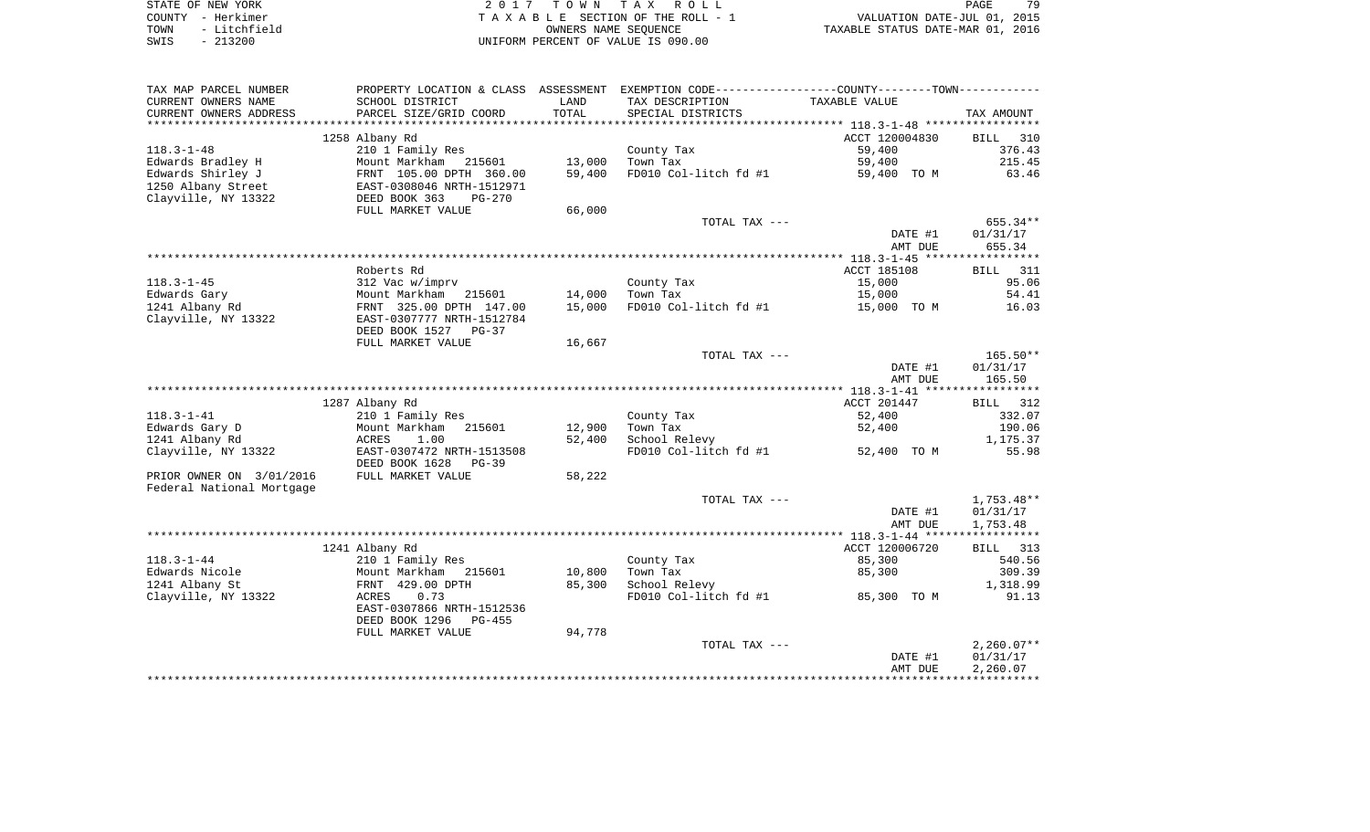STATE OF NEW YORK
COUNTY - Herkimer
TOWN - Litchfield
SWIS - 213200

2 0 1 7 T O W N T A X R O L L
T A X A B L E SECTION OF THE ROLL - 1
OWNERS NAME SEQUENCE
UNIFORM PERCENT OF VALUE IS 090.00

VALUATION DATE-JUL 01, 2015
TAXABLE STATUS DATE-MAR 01, 2016

| TAX MAP PARCEL NUMBER<br>CURRENT OWNERS NAME<br>CURRENT OWNERS ADDRESS | PROPERTY LOCATION & CLASS<br>SCHOOL DISTRICT<br>PARCEL SIZE/GRID COORD | ASSESSMENT<br>LAND<br>TOTAL | EXEMPTION CODE<br>TAX DESCRIPTION<br>SPECIAL DISTRICTS | COUNTY--------TOWN<br>TAXABLE VALUE | TAX AMOUNT |
|---|---|---|---|---|---|
| | 1258 Albany Rd | | | ACCT 120004830 | BILL 310 |
| 118.3-1-48 | 210 1 Family Res | | County Tax | 59,400 | 376.43 |
| Edwards Bradley H | Mount Markham 215601 | 13,000 | Town Tax | 59,400 | 215.45 |
| Edwards Shirley J | FRNT 105.00 DPTH 360.00 | 59,400 | FD010 Col-litch fd #1 | 59,400 TO M | 63.46 |
| 1250 Albany Street | EAST-0308046 NRTH-1512971 | | | | |
| Clayville, NY 13322 | DEED BOOK 363 PG-270 | | | | |
| | FULL MARKET VALUE | 66,000 | | | |
| | | | TOTAL TAX --- | | 655.34** |
| | | | | DATE #1 | 01/31/17 |
| | | | | AMT DUE | 655.34 |
| | Roberts Rd | | | ACCT 185108 | BILL 311 |
| 118.3-1-45 | 312 Vac w/imprv | | County Tax | 15,000 | 95.06 |
| Edwards Gary | Mount Markham 215601 | 14,000 | Town Tax | 15,000 | 54.41 |
| 1241 Albany Rd | FRNT 325.00 DPTH 147.00 | 15,000 | FD010 Col-litch fd #1 | 15,000 TO M | 16.03 |
| Clayville, NY 13322 | EAST-0307777 NRTH-1512784 | | | | |
| | DEED BOOK 1527 PG-37 | | | | |
| | FULL MARKET VALUE | 16,667 | | | |
| | | | TOTAL TAX --- | | 165.50** |
| | | | | DATE #1 | 01/31/17 |
| | | | | AMT DUE | 165.50 |
| | 1287 Albany Rd | | | ACCT 201447 | BILL 312 |
| 118.3-1-41 | 210 1 Family Res | | County Tax | 52,400 | 332.07 |
| Edwards Gary D | Mount Markham 215601 | 12,900 | Town Tax | 52,400 | 190.06 |
| 1241 Albany Rd | ACRES 1.00 | 52,400 | School Relevy | | 1,175.37 |
| Clayville, NY 13322 | EAST-0307472 NRTH-1513508 | | FD010 Col-litch fd #1 | 52,400 TO M | 55.98 |
| | DEED BOOK 1628 PG-39 | | | | |
| PRIOR OWNER ON 3/01/2016 | FULL MARKET VALUE | 58,222 | | | |
| Federal National Mortgage | | | | | |
| | | | TOTAL TAX --- | | 1,753.48** |
| | | | | DATE #1 | 01/31/17 |
| | | | | AMT DUE | 1,753.48 |
| | 1241 Albany Rd | | | ACCT 120006720 | BILL 313 |
| 118.3-1-44 | 210 1 Family Res | | County Tax | 85,300 | 540.56 |
| Edwards Nicole | Mount Markham 215601 | 10,800 | Town Tax | 85,300 | 309.39 |
| 1241 Albany St | FRNT 429.00 DPTH | 85,300 | School Relevy | | 1,318.99 |
| Clayville, NY 13322 | ACRES 0.73 | | FD010 Col-litch fd #1 | 85,300 TO M | 91.13 |
| | EAST-0307866 NRTH-1512536 | | | | |
| | DEED BOOK 1296 PG-455 | | | | |
| | FULL MARKET VALUE | 94,778 | | | |
| | | | TOTAL TAX --- | | 2,260.07** |
| | | | | DATE #1 | 01/31/17 |
| | | | | AMT DUE | 2,260.07 |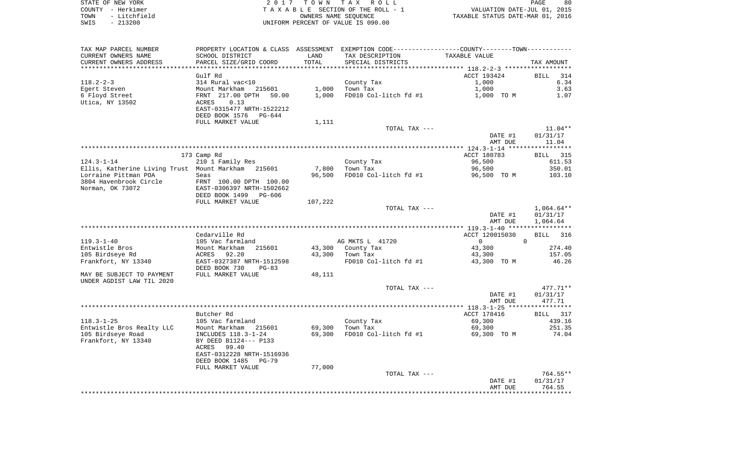STATE OF NEW YORK
COUNTY - Herkimer
TOWN - Litchfield
SWIS - 213200

2017 TOWN TAX ROLL
TAXABLE SECTION OF THE ROLL - 1
OWNERS NAME SEQUENCE
UNIFORM PERCENT OF VALUE IS 090.00

VALUATION DATE-JUL 01, 2015
TAXABLE STATUS DATE-MAR 01, 2016

| TAX MAP PARCEL NUMBER / CURRENT OWNERS NAME / CURRENT OWNERS ADDRESS | PROPERTY LOCATION & CLASS / SCHOOL DISTRICT / PARCEL SIZE/GRID COORD | ASSESSMENT LAND / TOTAL | EXEMPTION CODE / TAX DESCRIPTION / SPECIAL DISTRICTS | COUNTY / TOWN TAXABLE VALUE | TAX AMOUNT |
|---|---|---|---|---|---|
| 118.2-2-3 | Gulf Rd | | | ACCT 193424 | BILL 314 |
| | 314 Rural vac<10 | | County Tax | 1,000 | 6.34 |
| Egert Steven | Mount Markham 215601 | 1,000 | Town Tax | 1,000 | 3.63 |
| 6 Floyd Street | FRNT 217.00 DPTH 50.00 | 1,000 | FD010 Col-litch fd #1 | 1,000 TO M | 1.07 |
| Utica, NY 13502 | ACRES 0.13 | | | | |
| | EAST-0315477 NRTH-1522212 | | | | |
| | DEED BOOK 1576 PG-644 | | | | |
| | FULL MARKET VALUE | 1,111 | | | |
| | | | TOTAL TAX --- | | 11.04** |
| | | | | DATE #1 | 01/31/17 |
| | | | | AMT DUE | 11.04 |
| 124.3-1-14 | 173 Camp Rd | | | ACCT 180783 | BILL 315 |
| | 210 1 Family Res | | County Tax | 96,500 | 611.53 |
| Ellis, Katherine Living Trust | Mount Markham 215601 | 7,800 | Town Tax | 96,500 | 350.01 |
| Lorraine Pittman POA | Seas | 96,500 | FD010 Col-litch fd #1 | 96,500 TO M | 103.10 |
| 3804 Havenbrook Circle | FRNT 100.00 DPTH 100.00 | | | | |
| Norman, OK 73072 | EAST-0306397 NRTH-1502662 | | | | |
| | DEED BOOK 1499 PG-606 | | | | |
| | FULL MARKET VALUE | 107,222 | | | |
| | | | TOTAL TAX --- | | 1,064.64** |
| | | | | DATE #1 | 01/31/17 |
| | | | | AMT DUE | 1,064.64 |
| 119.3-1-40 | Cedarville Rd | | | ACCT 120015030 | BILL 316 |
| | 105 Vac farmland | | AG MKTS L 41720 | 0 0 | |
| Entwistle Bros | Mount Markham 215601 | 43,300 | County Tax | 43,300 | 274.40 |
| 105 Birdseye Rd | ACRES 92.20 | 43,300 | Town Tax | 43,300 | 157.05 |
| Frankfort, NY 13340 | EAST-0327387 NRTH-1512598 | | FD010 Col-litch fd #1 | 43,300 TO M | 46.26 |
| | DEED BOOK 730 PG-83 | | | | |
| MAY BE SUBJECT TO PAYMENT | FULL MARKET VALUE | 48,111 | | | |
| UNDER AGDIST LAW TIL 2020 | | | | | |
| | | | TOTAL TAX --- | | 477.71** |
| | | | | DATE #1 | 01/31/17 |
| | | | | AMT DUE | 477.71 |
| 118.3-1-25 | Butcher Rd | | | ACCT 178416 | BILL 317 |
| | 105 Vac farmland | | County Tax | 69,300 | 439.16 |
| Entwistle Bros Realty LLC | Mount Markham 215601 | 69,300 | Town Tax | 69,300 | 251.35 |
| 105 Birdseye Road | INCLUDES 118.3-1-24 | 69,300 | FD010 Col-litch fd #1 | 69,300 TO M | 74.04 |
| Frankfort, NY 13340 | BY DEED B1124--- P133 | | | | |
| | ACRES 99.40 | | | | |
| | EAST-0312228 NRTH-1516936 | | | | |
| | DEED BOOK 1485 PG-79 | | | | |
| | FULL MARKET VALUE | 77,000 | | | |
| | | | TOTAL TAX --- | | 764.55** |
| | | | | DATE #1 | 01/31/17 |
| | | | | AMT DUE | 764.55 |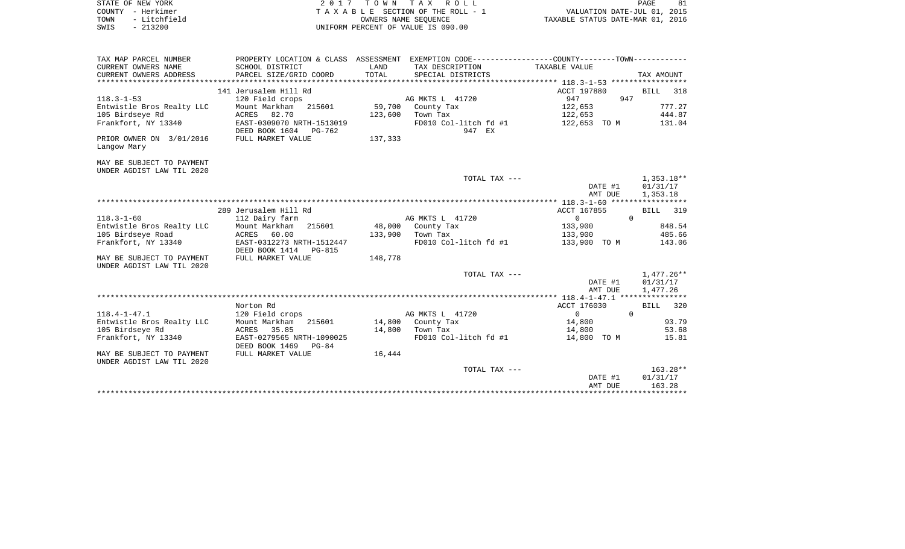STATE OF NEW YORK
COUNTY - Herkimer
TOWN - Litchfield
SWIS - 213200

2 0 1 7 T O W N T A X R O L L
T A X A B L E SECTION OF THE ROLL - 1
OWNERS NAME SEQUENCE
UNIFORM PERCENT OF VALUE IS 090.00

VALUATION DATE-JUL 01, 2015
TAXABLE STATUS DATE-MAR 01, 2016

| TAX MAP PARCEL NUMBER / CURRENT OWNERS NAME / CURRENT OWNERS ADDRESS | PROPERTY LOCATION & CLASS / SCHOOL DISTRICT / PARCEL SIZE/GRID COORD | ASSESSMENT LAND / TOTAL | EXEMPTION CODE / TAX DESCRIPTION / SPECIAL DISTRICTS | COUNTY / TOWN TAXABLE VALUE | TAX AMOUNT |
|---|---|---|---|---|---|
| 118.3-1-53 | 141 Jerusalem Hill Rd | | | ACCT 197880 | BILL 318 |
| | 120 Field crops | | AG MKTS L 41720 | 947 947 | |
| Entwistle Bros Realty LLC | Mount Markham 215601 | 59,700 | County Tax | 122,653 | 777.27 |
| 105 Birdseye Rd | ACRES 82.70 | 123,600 | Town Tax | 122,653 | 444.87 |
| Frankfort, NY 13340 | EAST-0309070 NRTH-1513019 | | FD010 Col-litch fd #1 | 122,653 TO M | 131.04 |
| | DEED BOOK 1604 PG-762 | | 947 EX | | |
| PRIOR OWNER ON 3/01/2016 Langow Mary | FULL MARKET VALUE | 137,333 | | | |
| MAY BE SUBJECT TO PAYMENT UNDER AGDIST LAW TIL 2020 | | | | | |
| | | | TOTAL TAX --- | | 1,353.18** |
| | | | | DATE #1 | 01/31/17 |
| | | | | AMT DUE | 1,353.18 |
| 118.3-1-60 | 289 Jerusalem Hill Rd | | | ACCT 167855 | BILL 319 |
| | 112 Dairy farm | | AG MKTS L 41720 | 0 0 | |
| Entwistle Bros Realty LLC | Mount Markham 215601 | 48,000 | County Tax | 133,900 | 848.54 |
| 105 Birdseye Road | ACRES 60.00 | 133,900 | Town Tax | 133,900 | 485.66 |
| Frankfort, NY 13340 | EAST-0312273 NRTH-1512447 | | FD010 Col-litch fd #1 | 133,900 TO M | 143.06 |
| | DEED BOOK 1414 PG-815 | | | | |
| MAY BE SUBJECT TO PAYMENT UNDER AGDIST LAW TIL 2020 | FULL MARKET VALUE | 148,778 | | | |
| | | | TOTAL TAX --- | | 1,477.26** |
| | | | | DATE #1 | 01/31/17 |
| | | | | AMT DUE | 1,477.26 |
| 118.4-1-47.1 | Norton Rd | | | ACCT 176030 | BILL 320 |
| | 120 Field crops | | AG MKTS L 41720 | 0 0 | |
| Entwistle Bros Realty LLC | Mount Markham 215601 | 14,800 | County Tax | 14,800 | 93.79 |
| 105 Birdseye Rd | ACRES 35.85 | 14,800 | Town Tax | 14,800 | 53.68 |
| Frankfort, NY 13340 | EAST-0279565 NRTH-1090025 | | FD010 Col-litch fd #1 | 14,800 TO M | 15.81 |
| | DEED BOOK 1469 PG-84 | | | | |
| MAY BE SUBJECT TO PAYMENT UNDER AGDIST LAW TIL 2020 | FULL MARKET VALUE | 16,444 | | | |
| | | | TOTAL TAX --- | | 163.28** |
| | | | | DATE #1 | 01/31/17 |
| | | | | AMT DUE | 163.28 |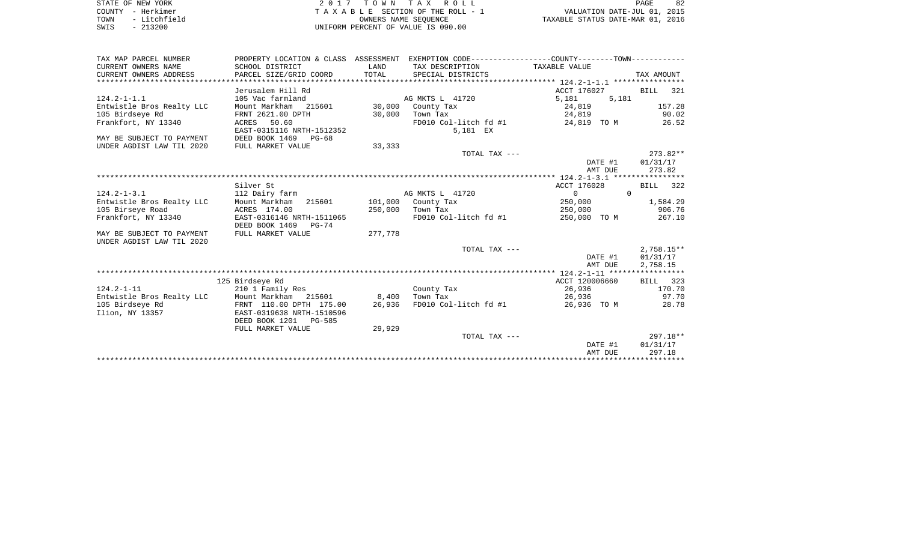STATE OF NEW YORK
COUNTY - Herkimer
TOWN - Litchfield
SWIS - 213200

2 0 1 7 T O W N T A X R O L L
T A X A B L E SECTION OF THE ROLL - 1
OWNERS NAME SEQUENCE
UNIFORM PERCENT OF VALUE IS 090.00

VALUATION DATE-JUL 01, 2015
TAXABLE STATUS DATE-MAR 01, 2016

| TAX MAP PARCEL NUMBER / CURRENT OWNERS NAME / CURRENT OWNERS ADDRESS | PROPERTY LOCATION & CLASS / SCHOOL DISTRICT / PARCEL SIZE/GRID COORD | ASSESSMENT LAND / TOTAL | EXEMPTION CODE / TAX DESCRIPTION / SPECIAL DISTRICTS | COUNTY / TOWN TAXABLE VALUE | TAX AMOUNT |
|---|---|---|---|---|---|
| | Jerusalem Hill Rd | | | ACCT 176027 | BILL 321 |
| 124.2-1-1.1 | 105 Vac farmland | | AG MKTS L 41720 | 5,181 5,181 | |
| Entwistle Bros Realty LLC | Mount Markham 215601 | 30,000 | County Tax | 24,819 | 157.28 |
| 105 Birdseye Rd | FRNT 2621.00 DPTH | 30,000 | Town Tax | 24,819 | 90.02 |
| Frankfort, NY 13340 | ACRES 50.60 | | FD010 Col-litch fd #1 | 24,819 TO M | 26.52 |
| | EAST-0315116 NRTH-1512352 | | 5,181 EX | | |
| MAY BE SUBJECT TO PAYMENT | DEED BOOK 1469 PG-68 | | | | |
| UNDER AGDIST LAW TIL 2020 | FULL MARKET VALUE | 33,333 | | | |
| | | | TOTAL TAX --- | | 273.82** |
| | | | | DATE #1 | 01/31/17 |
| | | | | AMT DUE | 273.82 |
| | Silver St | | | ACCT 176028 | BILL 322 |
| 124.2-1-3.1 | 112 Dairy farm | | AG MKTS L 41720 | 0 0 | |
| Entwistle Bros Realty LLC | Mount Markham 215601 | 101,000 | County Tax | 250,000 | 1,584.29 |
| 105 Birseye Road | ACRES 174.00 | 250,000 | Town Tax | 250,000 | 906.76 |
| Frankfort, NY 13340 | EAST-0316146 NRTH-1511065 | | FD010 Col-litch fd #1 | 250,000 TO M | 267.10 |
| | DEED BOOK 1469 PG-74 | | | | |
| MAY BE SUBJECT TO PAYMENT | FULL MARKET VALUE | 277,778 | | | |
| UNDER AGDIST LAW TIL 2020 | | | | | |
| | | | TOTAL TAX --- | | 2,758.15** |
| | | | | DATE #1 | 01/31/17 |
| | | | | AMT DUE | 2,758.15 |
| | 125 Birdseye Rd | | | ACCT 120006660 | BILL 323 |
| 124.2-1-11 | 210 1 Family Res | | County Tax | 26,936 | 170.70 |
| Entwistle Bros Realty LLC | Mount Markham 215601 | 8,400 | Town Tax | 26,936 | 97.70 |
| 105 Birdseye Rd | FRNT 110.00 DPTH 175.00 | 26,936 | FD010 Col-litch fd #1 | 26,936 TO M | 28.78 |
| Ilion, NY 13357 | EAST-0319638 NRTH-1510596 | | | | |
| | DEED BOOK 1201 PG-585 | | | | |
| | FULL MARKET VALUE | 29,929 | | | |
| | | | TOTAL TAX --- | | 297.18** |
| | | | | DATE #1 | 01/31/17 |
| | | | | AMT DUE | 297.18 |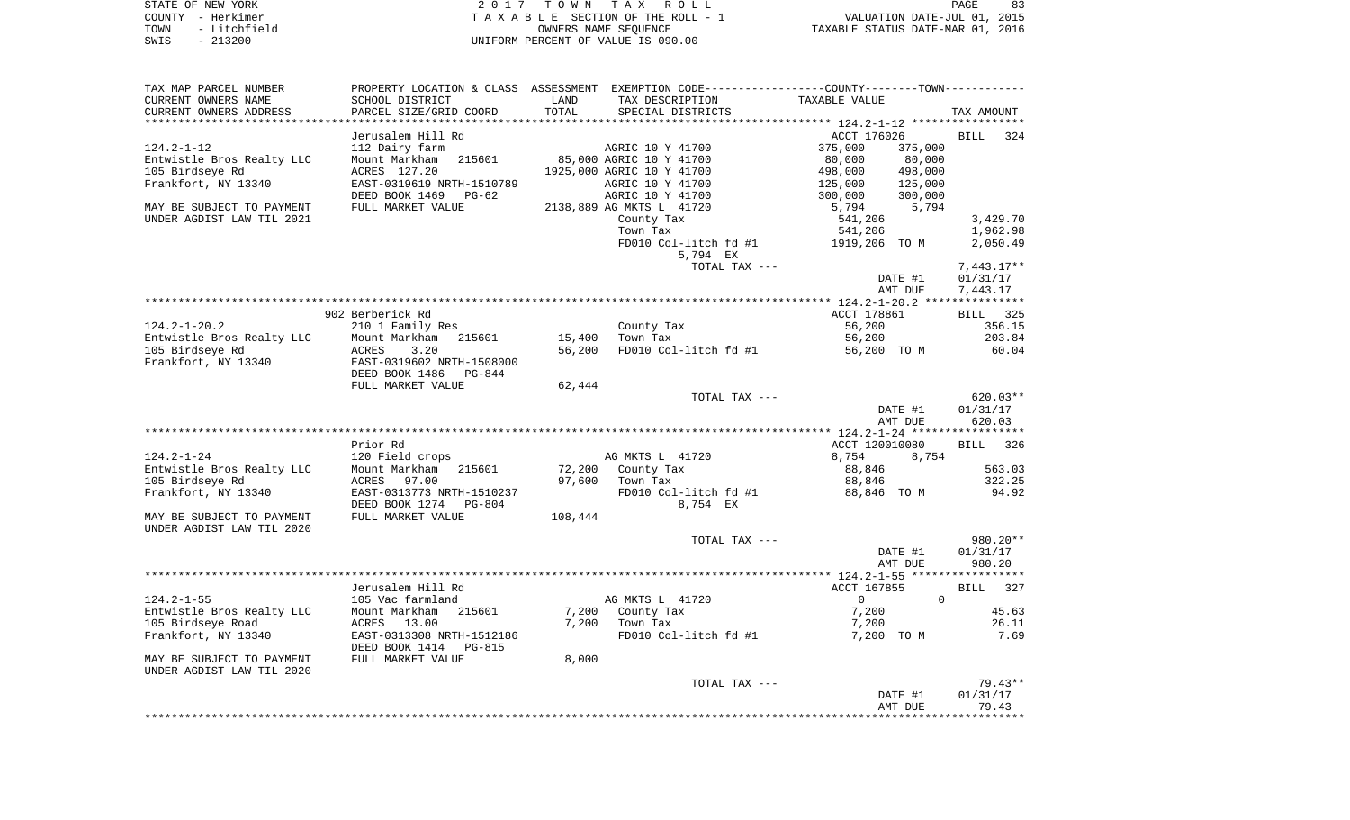```
TAX MAP PARCEL NUMBER          PROPERTY LOCATION & CLASS  ASSESSMENT  EXEMPTION CODE------------------COUNTY--------TOWN-----------
CURRENT OWNERS NAME            SCHOOL DISTRICT               LAND      TAX DESCRIPTION              TAXABLE VALUE
CURRENT OWNERS ADDRESS         PARCEL SIZE/GRID COORD        TOTAL     SPECIAL DISTRICTS                                         TAX AMOUNT
*********************************************************************************************** 124.2-1-12 *****************
                               Jerusalem Hill Rd                                                 ACCT 176026          BILL   324
124.2-1-12                     112 Dairy farm                         AGRIC 10 Y 41700           375,000      375,000
Entwistle Bros Realty LLC      Mount Markham    215601       85,000 AGRIC 10 Y 41700              80,000       80,000
105 Birdseye Rd                ACRES  127.20              1925,000 AGRIC 10 Y 41700              498,000      498,000
Frankfort, NY 13340            EAST-0319619 NRTH-1510789             AGRIC 10 Y 41700           125,000      125,000
                               DEED BOOK 1469   PG-62                AGRIC 10 Y 41700           300,000      300,000
MAY BE SUBJECT TO PAYMENT      FULL MARKET VALUE         2138,889 AG MKTS L  41720                5,794        5,794
UNDER AGDIST LAW TIL 2021                                            County Tax                  541,206                   3,429.70
                                                                     Town Tax                    541,206                   1,962.98
                                                                     FD010 Col-litch fd #1      1919,206 TO M              2,050.49
                                                                        5,794 EX
                                                                     TOTAL TAX ---                                         7,443.17**
                                                                                                         DATE #1          01/31/17
                                                                                                         AMT DUE           7,443.17
*********************************************************************************************** 124.2-1-20.2 ***************
                               902 Berberick Rd                                                  ACCT 178861          BILL   325
124.2-1-20.2                   210 1 Family Res                      County Tax                   56,200                     356.15
Entwistle Bros Realty LLC      Mount Markham    215601       15,400    Town Tax                     56,200                     203.84
105 Birdseye Rd                ACRES    3.20                 56,200    FD010 Col-litch fd #1        56,200 TO M                  60.04
Frankfort, NY 13340            EAST-0319602 NRTH-1508000
                               DEED BOOK 1486   PG-844
                               FULL MARKET VALUE             62,444
                                                                     TOTAL TAX ---                                           620.03**
                                                                                                         DATE #1          01/31/17
                                                                                                         AMT DUE             620.03
*********************************************************************************************** 124.2-1-24 *****************
                               Prior Rd                                                          ACCT 120010080       BILL   326
124.2-1-24                     120 Field crops                       AG MKTS L  41720             8,754        8,754
Entwistle Bros Realty LLC      Mount Markham    215601       72,200    County Tax                   88,846                     563.03
105 Birdseye Rd                ACRES   97.00                 97,600    Town Tax                     88,846                     322.25
Frankfort, NY 13340            EAST-0313773 NRTH-1510237             FD010 Col-litch fd #1        88,846 TO M                  94.92
                               DEED BOOK 1274   PG-804                  8,754 EX
MAY BE SUBJECT TO PAYMENT      FULL MARKET VALUE            108,444
UNDER AGDIST LAW TIL 2020
                                                                     TOTAL TAX ---                                           980.20**
                                                                                                         DATE #1          01/31/17
                                                                                                         AMT DUE             980.20
*********************************************************************************************** 124.2-1-55 *****************
                               Jerusalem Hill Rd                                                 ACCT 167855          BILL   327
124.2-1-55                     105 Vac farmland                      AG MKTS L  41720                 0            0
Entwistle Bros Realty LLC      Mount Markham    215601        7,200    County Tax                    7,200                      45.63
105 Birdseye Road              ACRES   13.00                  7,200    Town Tax                      7,200                      26.11
Frankfort, NY 13340            EAST-0313308 NRTH-1512186             FD010 Col-litch fd #1         7,200 TO M                   7.69
                               DEED BOOK 1414   PG-815
MAY BE SUBJECT TO PAYMENT      FULL MARKET VALUE              8,000
UNDER AGDIST LAW TIL 2020
                                                                     TOTAL TAX ---                                            79.43**
                                                                                                         DATE #1          01/31/17
                                                                                                         AMT DUE              79.43
************************************************************************************************************************************
```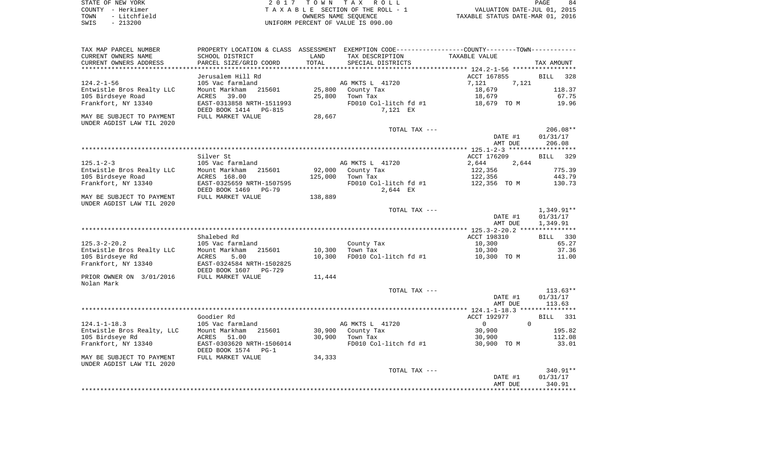STATE OF NEW YORK
COUNTY - Herkimer
TOWN - Litchfield
SWIS - 213200

2017 TOWN TAX ROLL
TAXABLE SECTION OF THE ROLL - 1
OWNERS NAME SEQUENCE
UNIFORM PERCENT OF VALUE IS 090.00

VALUATION DATE-JUL 01, 2015
TAXABLE STATUS DATE-MAR 01, 2016

| TAX MAP PARCEL NUMBER / CURRENT OWNERS NAME / CURRENT OWNERS ADDRESS | PROPERTY LOCATION & CLASS / SCHOOL DISTRICT / PARCEL SIZE/GRID COORD | ASSESSMENT LAND / TOTAL | EXEMPTION CODE / TAX DESCRIPTION / SPECIAL DISTRICTS | COUNTY / TOWN TAXABLE VALUE | TAX AMOUNT |
|---|---|---|---|---|---|
| 124.2-1-56 | Jerusalem Hill Rd | | | ACCT 167855 | BILL 328 |
| | 105 Vac farmland | | AG MKTS L 41720 | 7,121 7,121 | |
| Entwistle Bros Realty LLC | Mount Markham 215601 | 25,800 | County Tax | 18,679 | 118.37 |
| 105 Birdseye Road | ACRES 39.00 | 25,800 | Town Tax | 18,679 | 67.75 |
| Frankfort, NY 13340 | EAST-0313858 NRTH-1511993 | | FD010 Col-litch fd #1 | 18,679 TO M | 19.96 |
| | DEED BOOK 1414 PG-815 | | 7,121 EX | | |
| MAY BE SUBJECT TO PAYMENT UNDER AGDIST LAW TIL 2020 | FULL MARKET VALUE | 28,667 | | | |
| | | | TOTAL TAX --- | | 206.08** |
| | | | | DATE #1 | 01/31/17 |
| | | | | AMT DUE | 206.08 |
| 125.1-2-3 | Silver St | | | ACCT 176209 | BILL 329 |
| | 105 Vac farmland | | AG MKTS L 41720 | 2,644 2,644 | |
| Entwistle Bros Realty LLC | Mount Markham 215601 | 92,000 | County Tax | 122,356 | 775.39 |
| 105 Birdseye Road | ACRES 168.00 | 125,000 | Town Tax | 122,356 | 443.79 |
| Frankfort, NY 13340 | EAST-0325659 NRTH-1507595 | | FD010 Col-litch fd #1 | 122,356 TO M | 130.73 |
| | DEED BOOK 1469 PG-79 | | 2,644 EX | | |
| MAY BE SUBJECT TO PAYMENT UNDER AGDIST LAW TIL 2020 | FULL MARKET VALUE | 138,889 | | | |
| | | | TOTAL TAX --- | | 1,349.91** |
| | | | | DATE #1 | 01/31/17 |
| | | | | AMT DUE | 1,349.91 |
| 125.3-2-20.2 | Shalebed Rd | | | ACCT 198310 | BILL 330 |
| | 105 Vac farmland | | County Tax | 10,300 | 65.27 |
| Entwistle Bros Realty LLC | Mount Markham 215601 | 10,300 | Town Tax | 10,300 | 37.36 |
| 105 Birdseye Rd | ACRES 5.00 | 10,300 | FD010 Col-litch fd #1 | 10,300 TO M | 11.00 |
| Frankfort, NY 13340 | EAST-0324584 NRTH-1502825 | | | | |
| | DEED BOOK 1607 PG-729 | | | | |
| PRIOR OWNER ON 3/01/2016 Nolan Mark | FULL MARKET VALUE | 11,444 | | | |
| | | | TOTAL TAX --- | | 113.63** |
| | | | | DATE #1 | 01/31/17 |
| | | | | AMT DUE | 113.63 |
| 124.1-1-18.3 | Goodier Rd | | | ACCT 192977 | BILL 331 |
| | 105 Vac farmland | | AG MKTS L 41720 | 0 0 | |
| Entwistle Bros Realty, LLC | Mount Markham 215601 | 30,900 | County Tax | 30,900 | 195.82 |
| 105 Birdseye Rd | ACRES 51.00 | 30,900 | Town Tax | 30,900 | 112.08 |
| Frankfort, NY 13340 | EAST-0303620 NRTH-1506014 | | FD010 Col-litch fd #1 | 30,900 TO M | 33.01 |
| | DEED BOOK 1574 PG-1 | | | | |
| MAY BE SUBJECT TO PAYMENT UNDER AGDIST LAW TIL 2020 | FULL MARKET VALUE | 34,333 | | | |
| | | | TOTAL TAX --- | | 340.91** |
| | | | | DATE #1 | 01/31/17 |
| | | | | AMT DUE | 340.91 |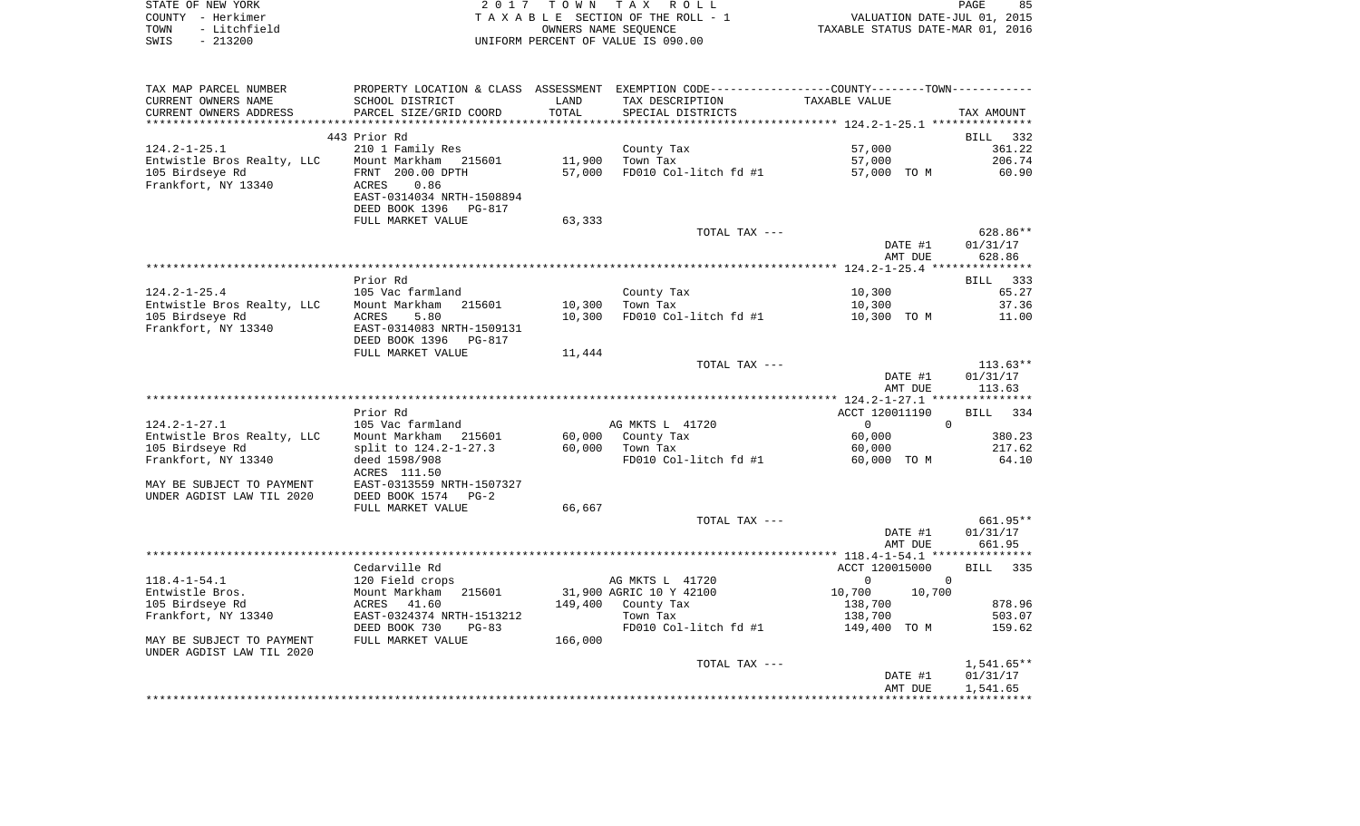STATE OF NEW YORK | 2 0 1 7 T O W N T A X R O L L | PAGE 85
COUNTY - Herkimer | T A X A B L E SECTION OF THE ROLL - 1 | VALUATION DATE-JUL 01, 2015
TOWN - Litchfield | OWNERS NAME SEQUENCE | TAXABLE STATUS DATE-MAR 01, 2016
SWIS - 213200 | UNIFORM PERCENT OF VALUE IS 090.00

| TAX MAP PARCEL NUMBER<br>CURRENT OWNERS NAME<br>CURRENT OWNERS ADDRESS | PROPERTY LOCATION & CLASS<br>SCHOOL DISTRICT<br>PARCEL SIZE/GRID COORD | ASSESSMENT<br>LAND<br>TOTAL | EXEMPTION CODE-----COUNTY-----TOWN-----<br>TAX DESCRIPTION<br>SPECIAL DISTRICTS | TAXABLE VALUE | TAX AMOUNT |
|---|---|---|---|---|---|
| | 443 Prior Rd | | | | BILL 332 |
| 124.2-1-25.1 | 210 1 Family Res | | County Tax | 57,000 | 361.22 |
| Entwistle Bros Realty, LLC | Mount Markham 215601 | 11,900 | Town Tax | 57,000 | 206.74 |
| 105 Birdseye Rd | FRNT 200.00 DPTH | 57,000 | FD010 Col-litch fd #1 | 57,000 TO M | 60.90 |
| Frankfort, NY 13340 | ACRES 0.86 | | | | |
| | EAST-0314034 NRTH-1508894 | | | | |
| | DEED BOOK 1396 PG-817 | | | | |
| | FULL MARKET VALUE | 63,333 | | | |
| | | | TOTAL TAX --- | | 628.86** |
| | | | | DATE #1 | 01/31/17 |
| | | | | AMT DUE | 628.86 |
| | Prior Rd | | | | BILL 333 |
| 124.2-1-25.4 | 105 Vac farmland | | County Tax | 10,300 | 65.27 |
| Entwistle Bros Realty, LLC | Mount Markham 215601 | 10,300 | Town Tax | 10,300 | 37.36 |
| 105 Birdseye Rd | ACRES 5.80 | 10,300 | FD010 Col-litch fd #1 | 10,300 TO M | 11.00 |
| Frankfort, NY 13340 | EAST-0314083 NRTH-1509131 | | | | |
| | DEED BOOK 1396 PG-817 | | | | |
| | FULL MARKET VALUE | 11,444 | | | |
| | | | TOTAL TAX --- | | 113.63** |
| | | | | DATE #1 | 01/31/17 |
| | | | | AMT DUE | 113.63 |
| | Prior Rd | | | ACCT 120011190 | BILL 334 |
| 124.2-1-27.1 | 105 Vac farmland | | AG MKTS L 41720 | 0 0 | |
| Entwistle Bros Realty, LLC | Mount Markham 215601 | 60,000 | County Tax | 60,000 | 380.23 |
| 105 Birdseye Rd | split to 124.2-1-27.3 | 60,000 | Town Tax | 60,000 | 217.62 |
| Frankfort, NY 13340 | deed 1598/908 | | FD010 Col-litch fd #1 | 60,000 TO M | 64.10 |
| | ACRES 111.50 | | | | |
| MAY BE SUBJECT TO PAYMENT | EAST-0313559 NRTH-1507327 | | | | |
| UNDER AGDIST LAW TIL 2020 | DEED BOOK 1574 PG-2 | | | | |
| | FULL MARKET VALUE | 66,667 | | | |
| | | | TOTAL TAX --- | | 661.95** |
| | | | | DATE #1 | 01/31/17 |
| | | | | AMT DUE | 661.95 |
| | Cedarville Rd | | | ACCT 120015000 | BILL 335 |
| 118.4-1-54.1 | 120 Field crops | | AG MKTS L 41720 | 0 0 | |
| Entwistle Bros. | Mount Markham 215601 | 31,900 | AGRIC 10 Y 42100 | 10,700 10,700 | |
| 105 Birdseye Rd | ACRES 41.60 | 149,400 | County Tax | 138,700 | 878.96 |
| Frankfort, NY 13340 | EAST-0324374 NRTH-1513212 | | Town Tax | 138,700 | 503.07 |
| | DEED BOOK 730 PG-83 | | FD010 Col-litch fd #1 | 149,400 TO M | 159.62 |
| MAY BE SUBJECT TO PAYMENT | FULL MARKET VALUE | 166,000 | | | |
| UNDER AGDIST LAW TIL 2020 | | | | | |
| | | | TOTAL TAX --- | | 1,541.65** |
| | | | | DATE #1 | 01/31/17 |
| | | | | AMT DUE | 1,541.65 |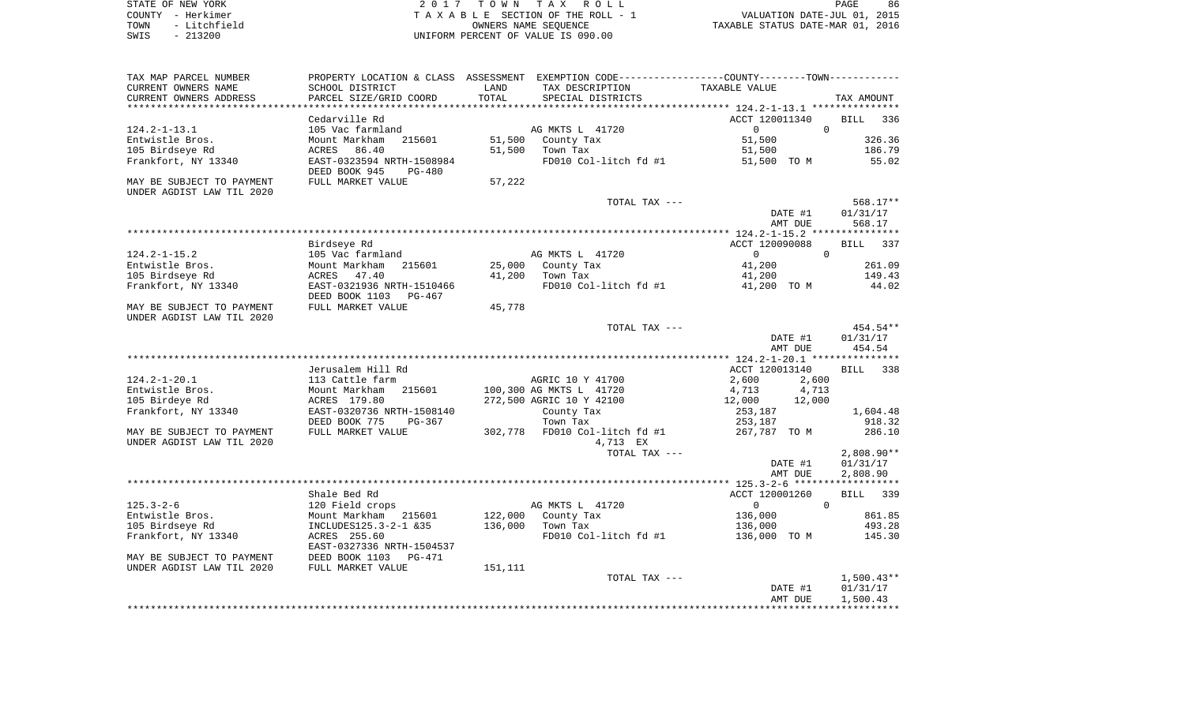STATE OF NEW YORK — 2017 TOWN TAX ROLL
COUNTY - Herkimer — TAXABLE SECTION OF THE ROLL - 1 — VALUATION DATE-JUL 01, 2015
TOWN - Litchfield — OWNERS NAME SEQUENCE — TAXABLE STATUS DATE-MAR 01, 2016
SWIS - 213200 — UNIFORM PERCENT OF VALUE IS 090.00

| TAX MAP PARCEL NUMBER / CURRENT OWNERS NAME / CURRENT OWNERS ADDRESS | PROPERTY LOCATION & CLASS / SCHOOL DISTRICT / PARCEL SIZE/GRID COORD | ASSESSMENT LAND / TOTAL | EXEMPTION CODE / TAX DESCRIPTION / SPECIAL DISTRICTS | COUNTY | TOWN | TAX AMOUNT |
|---|---|---|---|---|---|---|
| | Cedarville Rd | | | ACCT 120011340 | | BILL 336 |
| 124.2-1-13.1 | 105 Vac farmland | | AG MKTS L 41720 | 0 | 0 | |
| Entwistle Bros. | Mount Markham 215601 | 51,500 | County Tax | 51,500 | | 326.36 |
| 105 Birdseye Rd | ACRES 86.40 | 51,500 | Town Tax | 51,500 | | 186.79 |
| Frankfort, NY 13340 | EAST-0323594 NRTH-1508984 | | FD010 Col-litch fd #1 | 51,500 TO M | | 55.02 |
| | DEED BOOK 945 PG-480 | | | | | |
| MAY BE SUBJECT TO PAYMENT | FULL MARKET VALUE | 57,222 | | | | |
| UNDER AGDIST LAW TIL 2020 | | | | | | |
| | | | TOTAL TAX --- | | | 568.17** |
| | | | | DATE #1 | | 01/31/17 |
| | | | | AMT DUE | | 568.17 |
| | Birdseye Rd | | | ACCT 120090088 | | BILL 337 |
| 124.2-1-15.2 | 105 Vac farmland | | AG MKTS L 41720 | 0 | 0 | |
| Entwistle Bros. | Mount Markham 215601 | 25,000 | County Tax | 41,200 | | 261.09 |
| 105 Birdseye Rd | ACRES 47.40 | 41,200 | Town Tax | 41,200 | | 149.43 |
| Frankfort, NY 13340 | EAST-0321936 NRTH-1510466 | | FD010 Col-litch fd #1 | 41,200 TO M | | 44.02 |
| | DEED BOOK 1103 PG-467 | | | | | |
| MAY BE SUBJECT TO PAYMENT | FULL MARKET VALUE | 45,778 | | | | |
| UNDER AGDIST LAW TIL 2020 | | | | | | |
| | | | TOTAL TAX --- | | | 454.54** |
| | | | | DATE #1 | | 01/31/17 |
| | | | | AMT DUE | | 454.54 |
| | Jerusalem Hill Rd | | | ACCT 120013140 | | BILL 338 |
| 124.2-1-20.1 | 113 Cattle farm | | AGRIC 10 Y 41700 | 2,600 | 2,600 | |
| Entwistle Bros. | Mount Markham 215601 | 100,300 | AG MKTS L 41720 | 4,713 | 4,713 | |
| 105 Birdeye Rd | ACRES 179.80 | 272,500 | AGRIC 10 Y 42100 | 12,000 | 12,000 | |
| Frankfort, NY 13340 | EAST-0320736 NRTH-1508140 | | County Tax | 253,187 | | 1,604.48 |
| | DEED BOOK 775 PG-367 | | Town Tax | 253,187 | | 918.32 |
| MAY BE SUBJECT TO PAYMENT | FULL MARKET VALUE | 302,778 | FD010 Col-litch fd #1 | 267,787 TO M | | 286.10 |
| UNDER AGDIST LAW TIL 2020 | | | 4,713 EX | | | |
| | | | TOTAL TAX --- | | | 2,808.90** |
| | | | | DATE #1 | | 01/31/17 |
| | | | | AMT DUE | | 2,808.90 |
| | Shale Bed Rd | | | ACCT 120001260 | | BILL 339 |
| 125.3-2-6 | 120 Field crops | | AG MKTS L 41720 | 0 | 0 | |
| Entwistle Bros. | Mount Markham 215601 | 122,000 | County Tax | 136,000 | | 861.85 |
| 105 Birdseye Rd | INCLUDES125.3-2-1 &35 | 136,000 | Town Tax | 136,000 | | 493.28 |
| Frankfort, NY 13340 | ACRES 255.60 | | FD010 Col-litch fd #1 | 136,000 TO M | | 145.30 |
| | EAST-0327336 NRTH-1504537 | | | | | |
| MAY BE SUBJECT TO PAYMENT | DEED BOOK 1103 PG-471 | | | | | |
| UNDER AGDIST LAW TIL 2020 | FULL MARKET VALUE | 151,111 | | | | |
| | | | TOTAL TAX --- | | | 1,500.43** |
| | | | | DATE #1 | | 01/31/17 |
| | | | | AMT DUE | | 1,500.43 |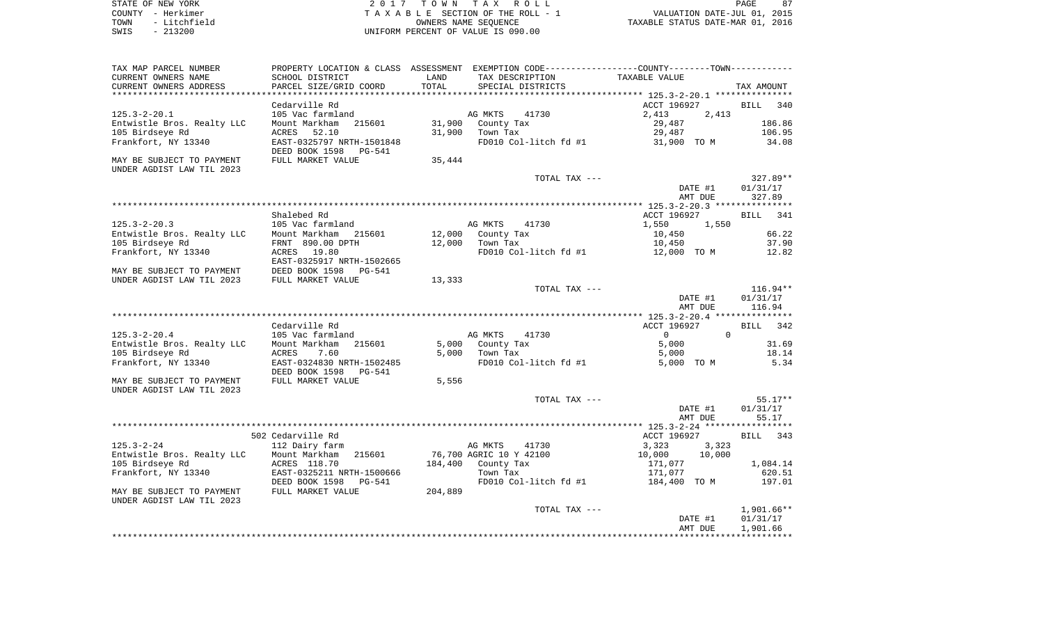STATE OF NEW YORK
COUNTY - Herkimer
TOWN - Litchfield
SWIS - 213200

2 0 1 7 T O W N T A X R O L L
T A X A B L E SECTION OF THE ROLL - 1
OWNERS NAME SEQUENCE
UNIFORM PERCENT OF VALUE IS 090.00

VALUATION DATE-JUL 01, 2015
TAXABLE STATUS DATE-MAR 01, 2016

| TAX MAP PARCEL NUMBER<br>CURRENT OWNERS NAME<br>CURRENT OWNERS ADDRESS | PROPERTY LOCATION & CLASS<br>SCHOOL DISTRICT<br>PARCEL SIZE/GRID COORD | ASSESSMENT<br>LAND<br>TOTAL | EXEMPTION CODE-----COUNTY-----TOWN-----<br>TAX DESCRIPTION<br>SPECIAL DISTRICTS | TAXABLE VALUE | TAX AMOUNT |
|---|---|---|---|---|---|
| | Cedarville Rd | | | ACCT 196927 | BILL 340 |
| 125.3-2-20.1 | 105 Vac farmland | | AG MKTS 41730 | 2,413 2,413 | |
| Entwistle Bros. Realty LLC | Mount Markham 215601 | 31,900 | County Tax | 29,487 | 186.86 |
| 105 Birdseye Rd | ACRES 52.10 | 31,900 | Town Tax | 29,487 | 106.95 |
| Frankfort, NY 13340 | EAST-0325797 NRTH-1501848 | | FD010 Col-litch fd #1 | 31,900 TO M | 34.08 |
| | DEED BOOK 1598 PG-541 | | | | |
| MAY BE SUBJECT TO PAYMENT | FULL MARKET VALUE | 35,444 | | | |
| UNDER AGDIST LAW TIL 2023 | | | | | |
| | | | TOTAL TAX --- | | 327.89** |
| | | | | DATE #1 | 01/31/17 |
| | | | | AMT DUE | 327.89 |
| | Shalebed Rd | | | ACCT 196927 | BILL 341 |
| 125.3-2-20.3 | 105 Vac farmland | | AG MKTS 41730 | 1,550 1,550 | |
| Entwistle Bros. Realty LLC | Mount Markham 215601 | 12,000 | County Tax | 10,450 | 66.22 |
| 105 Birdseye Rd | FRNT 890.00 DPTH | 12,000 | Town Tax | 10,450 | 37.90 |
| Frankfort, NY 13340 | ACRES 19.80 | | FD010 Col-litch fd #1 | 12,000 TO M | 12.82 |
| | EAST-0325917 NRTH-1502665 | | | | |
| MAY BE SUBJECT TO PAYMENT | DEED BOOK 1598 PG-541 | | | | |
| UNDER AGDIST LAW TIL 2023 | FULL MARKET VALUE | 13,333 | | | |
| | | | TOTAL TAX --- | | 116.94** |
| | | | | DATE #1 | 01/31/17 |
| | | | | AMT DUE | 116.94 |
| | Cedarville Rd | | | ACCT 196927 | BILL 342 |
| 125.3-2-20.4 | 105 Vac farmland | | AG MKTS 41730 | 0 0 | |
| Entwistle Bros. Realty LLC | Mount Markham 215601 | 5,000 | County Tax | 5,000 | 31.69 |
| 105 Birdseye Rd | ACRES 7.60 | 5,000 | Town Tax | 5,000 | 18.14 |
| Frankfort, NY 13340 | EAST-0324830 NRTH-1502485 | | FD010 Col-litch fd #1 | 5,000 TO M | 5.34 |
| | DEED BOOK 1598 PG-541 | | | | |
| MAY BE SUBJECT TO PAYMENT | FULL MARKET VALUE | 5,556 | | | |
| UNDER AGDIST LAW TIL 2023 | | | | | |
| | | | TOTAL TAX --- | | 55.17** |
| | | | | DATE #1 | 01/31/17 |
| | | | | AMT DUE | 55.17 |
| | 502 Cedarville Rd | | | ACCT 196927 | BILL 343 |
| 125.3-2-24 | 112 Dairy farm | | AG MKTS 41730 | 3,323 3,323 | |
| Entwistle Bros. Realty LLC | Mount Markham 215601 | 76,700 | AGRIC 10 Y 42100 | 10,000 10,000 | |
| 105 Birdseye Rd | ACRES 118.70 | 184,400 | County Tax | 171,077 | 1,084.14 |
| Frankfort, NY 13340 | EAST-0325211 NRTH-1500666 | | Town Tax | 171,077 | 620.51 |
| | DEED BOOK 1598 PG-541 | | FD010 Col-litch fd #1 | 184,400 TO M | 197.01 |
| MAY BE SUBJECT TO PAYMENT | FULL MARKET VALUE | 204,889 | | | |
| UNDER AGDIST LAW TIL 2023 | | | | | |
| | | | TOTAL TAX --- | | 1,901.66** |
| | | | | DATE #1 | 01/31/17 |
| | | | | AMT DUE | 1,901.66 |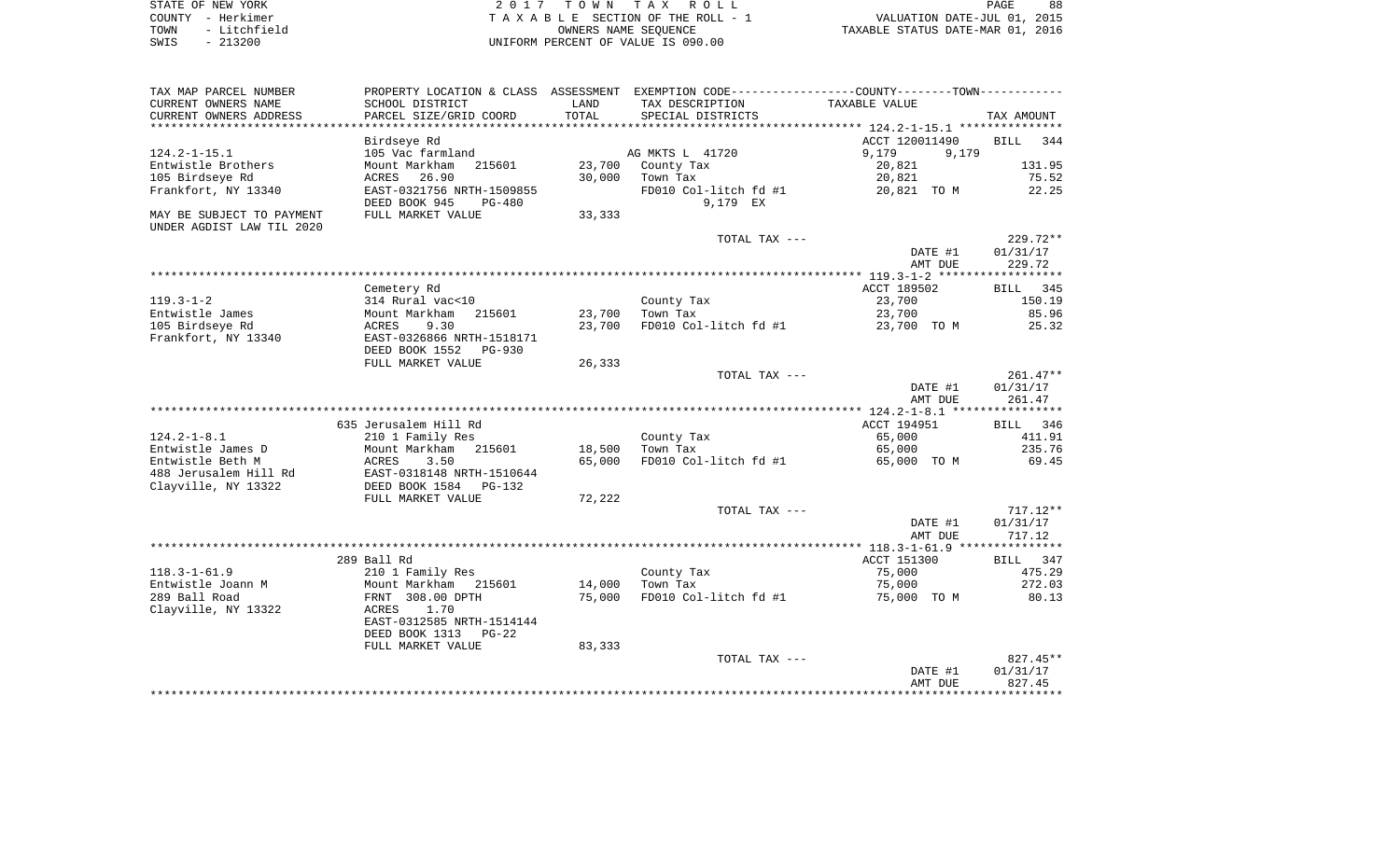STATE OF NEW YORK
COUNTY - Herkimer
TOWN - Litchfield
SWIS - 213200

2017 TOWN TAX ROLL
TAXABLE SECTION OF THE ROLL - 1
OWNERS NAME SEQUENCE
UNIFORM PERCENT OF VALUE IS 090.00

VALUATION DATE-JUL 01, 2015
TAXABLE STATUS DATE-MAR 01, 2016

| TAX MAP PARCEL NUMBER / CURRENT OWNERS NAME / CURRENT OWNERS ADDRESS | PROPERTY LOCATION & CLASS / SCHOOL DISTRICT / PARCEL SIZE/GRID COORD | ASSESSMENT LAND | ASSESSMENT TOTAL | EXEMPTION CODE / TAX DESCRIPTION / SPECIAL DISTRICTS | COUNTY / TOWN TAXABLE VALUE | TAX AMOUNT |
|---|---|---|---|---|---|---|
| 124.2-1-15.1 | Birdseye Rd | | | | ACCT 120011490 | BILL 344 |
| 124.2-1-15.1 | 105 Vac farmland | | | AG MKTS L 41720 | 9,179 9,179 | |
| Entwistle Brothers | Mount Markham 215601 | 23,700 | | County Tax | 20,821 | 131.95 |
| 105 Birdseye Rd | ACRES 26.90 | | 30,000 | Town Tax | 20,821 | 75.52 |
| Frankfort, NY 13340 | EAST-0321756 NRTH-1509855 | | | FD010 Col-litch fd #1 | 20,821 TO M | 22.25 |
| | DEED BOOK 945 PG-480 | | | 9,179 EX | | |
| MAY BE SUBJECT TO PAYMENT UNDER AGDIST LAW TIL 2020 | FULL MARKET VALUE | | 33,333 | | | |
| | | | | TOTAL TAX --- | | 229.72** |
| | | | | | DATE #1 | 01/31/17 |
| | | | | | AMT DUE | 229.72 |
| 119.3-1-2 | Cemetery Rd | | | | ACCT 189502 | BILL 345 |
| 119.3-1-2 | 314 Rural vac<10 | | | County Tax | 23,700 | 150.19 |
| Entwistle James | Mount Markham 215601 | 23,700 | | Town Tax | 23,700 | 85.96 |
| 105 Birdseye Rd | ACRES 9.30 | | 23,700 | FD010 Col-litch fd #1 | 23,700 TO M | 25.32 |
| Frankfort, NY 13340 | EAST-0326866 NRTH-1518171 | | | | | |
| | DEED BOOK 1552 PG-930 | | | | | |
| | FULL MARKET VALUE | | 26,333 | | | |
| | | | | TOTAL TAX --- | | 261.47** |
| | | | | | DATE #1 | 01/31/17 |
| | | | | | AMT DUE | 261.47 |
| 124.2-1-8.1 | 635 Jerusalem Hill Rd | | | | ACCT 194951 | BILL 346 |
| 124.2-1-8.1 | 210 1 Family Res | | | County Tax | 65,000 | 411.91 |
| Entwistle James D | Mount Markham 215601 | 18,500 | | Town Tax | 65,000 | 235.76 |
| Entwistle Beth M | ACRES 3.50 | | 65,000 | FD010 Col-litch fd #1 | 65,000 TO M | 69.45 |
| 488 Jerusalem Hill Rd | EAST-0318148 NRTH-1510644 | | | | | |
| Clayville, NY 13322 | DEED BOOK 1584 PG-132 | | | | | |
| | FULL MARKET VALUE | | 72,222 | | | |
| | | | | TOTAL TAX --- | | 717.12** |
| | | | | | DATE #1 | 01/31/17 |
| | | | | | AMT DUE | 717.12 |
| 118.3-1-61.9 | 289 Ball Rd | | | | ACCT 151300 | BILL 347 |
| 118.3-1-61.9 | 210 1 Family Res | | | County Tax | 75,000 | 475.29 |
| Entwistle Joann M | Mount Markham 215601 | 14,000 | | Town Tax | 75,000 | 272.03 |
| 289 Ball Road | FRNT 308.00 DPTH | | 75,000 | FD010 Col-litch fd #1 | 75,000 TO M | 80.13 |
| Clayville, NY 13322 | ACRES 1.70 | | | | | |
| | EAST-0312585 NRTH-1514144 | | | | | |
| | DEED BOOK 1313 PG-22 | | | | | |
| | FULL MARKET VALUE | | 83,333 | | | |
| | | | | TOTAL TAX --- | | 827.45** |
| | | | | | DATE #1 | 01/31/17 |
| | | | | | AMT DUE | 827.45 |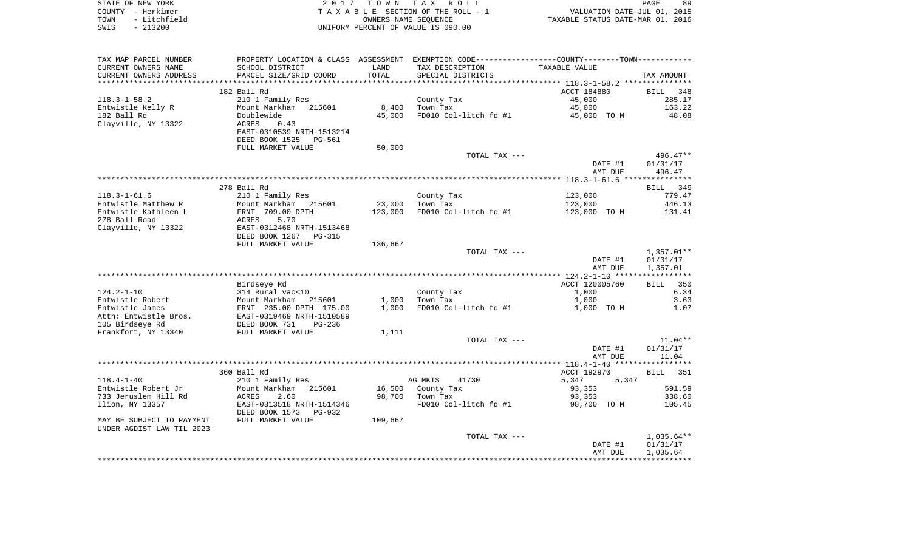STATE OF NEW YORK | 2017 TOWN TAX ROLL
COUNTY - Herkimer | TAXABLE SECTION OF THE ROLL - 1 | VALUATION DATE-JUL 01, 2015
TOWN - Litchfield | OWNERS NAME SEQUENCE | TAXABLE STATUS DATE-MAR 01, 2016
SWIS - 213200 | UNIFORM PERCENT OF VALUE IS 090.00

| TAX MAP PARCEL NUMBER / CURRENT OWNERS NAME / CURRENT OWNERS ADDRESS | PROPERTY LOCATION & CLASS / SCHOOL DISTRICT / PARCEL SIZE/GRID COORD | ASSESSMENT LAND / TOTAL | EXEMPTION CODE / TAX DESCRIPTION / SPECIAL DISTRICTS | COUNTY--------TOWN TAXABLE VALUE | TAX AMOUNT |
|---|---|---|---|---|---|
| 118.3-1-58.2 | 182 Ball Rd | | | ACCT 184880 | BILL 348 |
| 118.3-1-58.2 | 210 1 Family Res | | County Tax | 45,000 | 285.17 |
| Entwistle Kelly R | Mount Markham 215601 | 8,400 | Town Tax | 45,000 | 163.22 |
| 182 Ball Rd | Doublewide | 45,000 | FD010 Col-litch fd #1 | 45,000 TO M | 48.08 |
| Clayville, NY 13322 | ACRES 0.43 | | | | |
| | EAST-0310539 NRTH-1513214 | | | | |
| | DEED BOOK 1525 PG-561 | | | | |
| | FULL MARKET VALUE | 50,000 | | | |
| | | | TOTAL TAX --- | | 496.47** |
| | | | | DATE #1 | 01/31/17 |
| | | | | AMT DUE | 496.47 |
| 118.3-1-61.6 | 278 Ball Rd | | | | BILL 349 |
| 118.3-1-61.6 | 210 1 Family Res | | County Tax | 123,000 | 779.47 |
| Entwistle Matthew R | Mount Markham 215601 | 23,000 | Town Tax | 123,000 | 446.13 |
| Entwistle Kathleen L | FRNT 709.00 DPTH | 123,000 | FD010 Col-litch fd #1 | 123,000 TO M | 131.41 |
| 278 Ball Road | ACRES 5.70 | | | | |
| Clayville, NY 13322 | EAST-0312468 NRTH-1513468 | | | | |
| | DEED BOOK 1267 PG-315 | | | | |
| | FULL MARKET VALUE | 136,667 | | | |
| | | | TOTAL TAX --- | | 1,357.01** |
| | | | | DATE #1 | 01/31/17 |
| | | | | AMT DUE | 1,357.01 |
| 124.2-1-10 | Birdseye Rd | | | ACCT 120005760 | BILL 350 |
| 124.2-1-10 | 314 Rural vac<10 | | County Tax | 1,000 | 6.34 |
| Entwistle Robert | Mount Markham 215601 | 1,000 | Town Tax | 1,000 | 3.63 |
| Entwistle James | FRNT 235.00 DPTH 175.00 | 1,000 | FD010 Col-litch fd #1 | 1,000 TO M | 1.07 |
| Attn: Entwistle Bros. | EAST-0319469 NRTH-1510589 | | | | |
| 105 Birdseye Rd | DEED BOOK 731 PG-236 | | | | |
| Frankfort, NY 13340 | FULL MARKET VALUE | 1,111 | | | |
| | | | TOTAL TAX --- | | 11.04** |
| | | | | DATE #1 | 01/31/17 |
| | | | | AMT DUE | 11.04 |
| 118.4-1-40 | 360 Ball Rd | | | ACCT 192970 | BILL 351 |
| 118.4-1-40 | 210 1 Family Res | | AG MKTS 41730 | 5,347 5,347 | |
| Entwistle Robert Jr | Mount Markham 215601 | 16,500 | County Tax | 93,353 | 591.59 |
| 733 Jeruslem Hill Rd | ACRES 2.60 | 98,700 | Town Tax | 93,353 | 338.60 |
| Ilion, NY 13357 | EAST-0313518 NRTH-1514346 | | FD010 Col-litch fd #1 | 98,700 TO M | 105.45 |
| | DEED BOOK 1573 PG-932 | | | | |
| MAY BE SUBJECT TO PAYMENT | FULL MARKET VALUE | 109,667 | | | |
| UNDER AGDIST LAW TIL 2023 | | | | | |
| | | | TOTAL TAX --- | | 1,035.64** |
| | | | | DATE #1 | 01/31/17 |
| | | | | AMT DUE | 1,035.64 |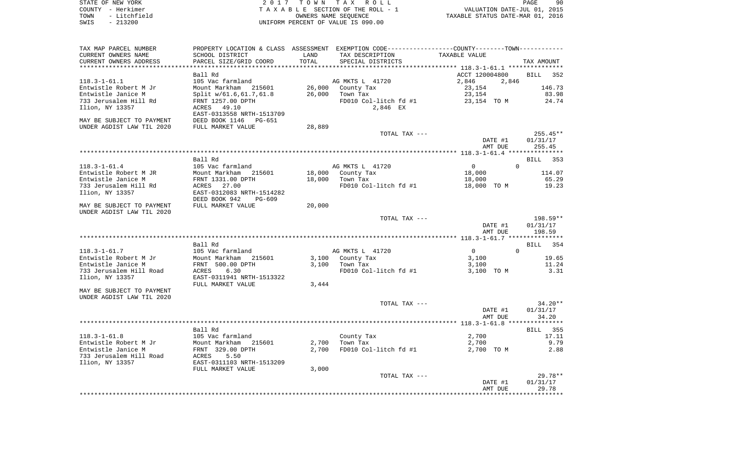STATE OF NEW YORK
COUNTY - Herkimer
TOWN - Litchfield
SWIS - 213200

2 0 1 7 T O W N T A X R O L L
T A X A B L E SECTION OF THE ROLL - 1
OWNERS NAME SEQUENCE
UNIFORM PERCENT OF VALUE IS 090.00

VALUATION DATE-JUL 01, 2015
TAXABLE STATUS DATE-MAR 01, 2016

```
TAX MAP PARCEL NUMBER       PROPERTY LOCATION & CLASS  ASSESSMENT  EXEMPTION CODE-----------------COUNTY--------TOWN-----------
CURRENT OWNERS NAME         SCHOOL DISTRICT             LAND       TAX DESCRIPTION              TAXABLE VALUE
CURRENT OWNERS ADDRESS      PARCEL SIZE/GRID COORD      TOTAL      SPECIAL DISTRICTS                                      TAX AMOUNT
*********************************************************************************************** 118.3-1-61.1 ***************
                            Ball Rd                                                            ACCT 120004800        BILL   352
118.3-1-61.1                105 Vac farmland                       AG MKTS L  41720             2,846        2,846
Entwistle Robert M Jr       Mount Markham   215601      26,000     County Tax                   23,154                    146.73
Entwistle Janice M          Split w/61.6,61.7,61.8      26,000     Town Tax                     23,154                     83.98
733 Jerusalem Hill Rd       FRNT 1257.00 DPTH                      FD010 Col-litch fd #1        23,154 TO M                24.74
Ilion, NY 13357             ACRES    49.10                                2,846 EX
                            EAST-0313558 NRTH-1513709
MAY BE SUBJECT TO PAYMENT   DEED BOOK 1146   PG-651
UNDER AGDIST LAW TIL 2020   FULL MARKET VALUE           28,889
                                                                   TOTAL TAX ---                                          255.45**
                                                                                               DATE #1           01/31/17
                                                                                               AMT DUE             255.45
*********************************************************************************************** 118.3-1-61.4 ***************
                            Ball Rd                                                                                  BILL   353
118.3-1-61.4                105 Vac farmland                       AG MKTS L  41720             0                 0
Entwistle Robert M JR       Mount Markham   215601      18,000     County Tax                   18,000                    114.07
Entwistle Janice M          FRNT 1331.00 DPTH           18,000     Town Tax                     18,000                     65.29
733 Jerusalem Hill Rd       ACRES    27.00                         FD010 Col-litch fd #1        18,000 TO M                19.23
Ilion, NY 13357             EAST-0312083 NRTH-1514282
                            DEED BOOK 942    PG-609
MAY BE SUBJECT TO PAYMENT   FULL MARKET VALUE           20,000
UNDER AGDIST LAW TIL 2020
                                                                   TOTAL TAX ---                                          198.59**
                                                                                               DATE #1           01/31/17
                                                                                               AMT DUE             198.59
*********************************************************************************************** 118.3-1-61.7 ***************
                            Ball Rd                                                                                  BILL   354
118.3-1-61.7                105 Vac farmland                       AG MKTS L  41720             0                 0
Entwistle Robert M Jr       Mount Markham   215601       3,100     County Tax                    3,100                     19.65
Entwistle Janice M          FRNT  500.00 DPTH            3,100     Town Tax                      3,100                     11.24
733 Jerusalem Hill Road     ACRES     6.30                         FD010 Col-litch fd #1         3,100 TO M                 3.31
Ilion, NY 13357             EAST-0311941 NRTH-1513322
                            FULL MARKET VALUE            3,444
MAY BE SUBJECT TO PAYMENT
UNDER AGDIST LAW TIL 2020
                                                                   TOTAL TAX ---                                           34.20**
                                                                                               DATE #1           01/31/17
                                                                                               AMT DUE              34.20
*********************************************************************************************** 118.3-1-61.8 ***************
                            Ball Rd                                                                                  BILL   355
118.3-1-61.8                105 Vac farmland                       County Tax                    2,700                     17.11
Entwistle Robert M Jr       Mount Markham   215601       2,700     Town Tax                      2,700                      9.79
Entwistle Janice M          FRNT  329.00 DPTH            2,700     FD010 Col-litch fd #1         2,700 TO M                 2.88
733 Jerusalem Hill Road     ACRES     5.50
Ilion, NY 13357             EAST-0311103 NRTH-1513209
                            FULL MARKET VALUE            3,000
                                                                   TOTAL TAX ---                                           29.78**
                                                                                               DATE #1           01/31/17
                                                                                               AMT DUE              29.78
************************************************************************************************************************************
```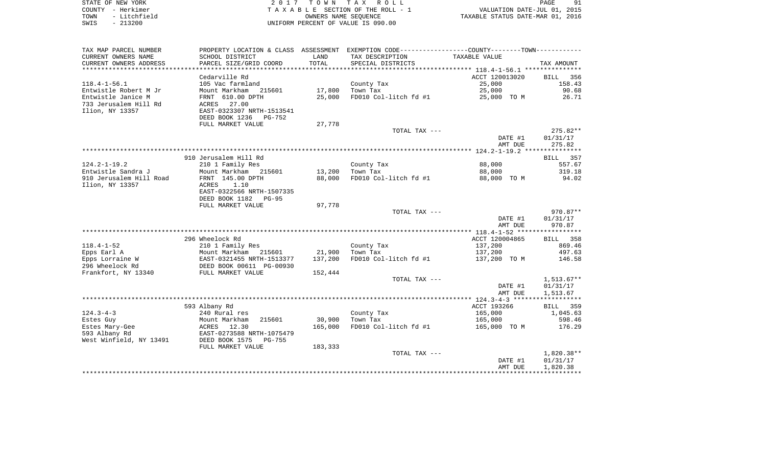STATE OF NEW YORK | COUNTY - Herkimer | TOWN - Litchfield | SWIS - 213200

2 0 1 7 T O W N T A X R O L L
T A X A B L E SECTION OF THE ROLL - 1
OWNERS NAME SEQUENCE
UNIFORM PERCENT OF VALUE IS 090.00

VALUATION DATE-JUL 01, 2015
TAXABLE STATUS DATE-MAR 01, 2016

| TAX MAP PARCEL NUMBER / CURRENT OWNERS NAME / CURRENT OWNERS ADDRESS | PROPERTY LOCATION & CLASS / SCHOOL DISTRICT / PARCEL SIZE/GRID COORD | ASSESSMENT LAND / TOTAL | EXEMPTION CODE / TAX DESCRIPTION / SPECIAL DISTRICTS | TAXABLE VALUE | TAX AMOUNT |
|---|---|---|---|---|---|
| 118.4-1-56.1 | Cedarville Rd | | | ACCT 120013020 | BILL 356 |
| Entwistle Robert M Jr | 105 Vac farmland | | County Tax | 25,000 | 158.43 |
| Entwistle Janice M | Mount Markham 215601 | 17,800 | Town Tax | 25,000 | 90.68 |
| 733 Jerusalem Hill Rd | FRNT 610.00 DPTH | 25,000 | FD010 Col-litch fd #1 | 25,000 TO M | 26.71 |
| Ilion, NY 13357 | ACRES 27.00 | | | | |
| | EAST-0323307 NRTH-1513541 | | | | |
| | DEED BOOK 1236 PG-752 | | | | |
| | FULL MARKET VALUE | 27,778 | | | |
| | | | TOTAL TAX --- | | 275.82** |
| | | | | DATE #1 | 01/31/17 |
| | | | | AMT DUE | 275.82 |
| 124.2-1-19.2 | 910 Jerusalem Hill Rd | | | | BILL 357 |
| Entwistle Sandra J | 210 1 Family Res | | County Tax | 88,000 | 557.67 |
| 910 Jerusalem Hill Road | Mount Markham 215601 | 13,200 | Town Tax | 88,000 | 319.18 |
| Ilion, NY 13357 | FRNT 145.00 DPTH | 88,000 | FD010 Col-litch fd #1 | 88,000 TO M | 94.02 |
| | ACRES 1.10 | | | | |
| | EAST-0322566 NRTH-1507335 | | | | |
| | DEED BOOK 1182 PG-95 | | | | |
| | FULL MARKET VALUE | 97,778 | | | |
| | | | TOTAL TAX --- | | 970.87** |
| | | | | DATE #1 | 01/31/17 |
| | | | | AMT DUE | 970.87 |
| 118.4-1-52 | 296 Wheelock Rd | | | ACCT 120004865 | BILL 358 |
| Epps Earl A | 210 1 Family Res | | County Tax | 137,200 | 869.46 |
| Epps Lorraine W | Mount Markham 215601 | 21,900 | Town Tax | 137,200 | 497.63 |
| 296 Wheelock Rd | EAST-0321455 NRTH-1513377 | 137,200 | FD010 Col-litch fd #1 | 137,200 TO M | 146.58 |
| Frankfort, NY 13340 | DEED BOOK 00611 PG-00930 | | | | |
| | FULL MARKET VALUE | 152,444 | | | |
| | | | TOTAL TAX --- | | 1,513.67** |
| | | | | DATE #1 | 01/31/17 |
| | | | | AMT DUE | 1,513.67 |
| 124.3-4-3 | 593 Albany Rd | | | ACCT 193266 | BILL 359 |
| Estes Guy | 240 Rural res | | County Tax | 165,000 | 1,045.63 |
| Estes Mary-Gee | Mount Markham 215601 | 30,900 | Town Tax | 165,000 | 598.46 |
| 593 Albany Rd | ACRES 12.30 | 165,000 | FD010 Col-litch fd #1 | 165,000 TO M | 176.29 |
| West Winfield, NY 13491 | EAST-0273588 NRTH-1075479 | | | | |
| | DEED BOOK 1575 PG-755 | | | | |
| | FULL MARKET VALUE | 183,333 | | | |
| | | | TOTAL TAX --- | | 1,820.38** |
| | | | | DATE #1 | 01/31/17 |
| | | | | AMT DUE | 1,820.38 |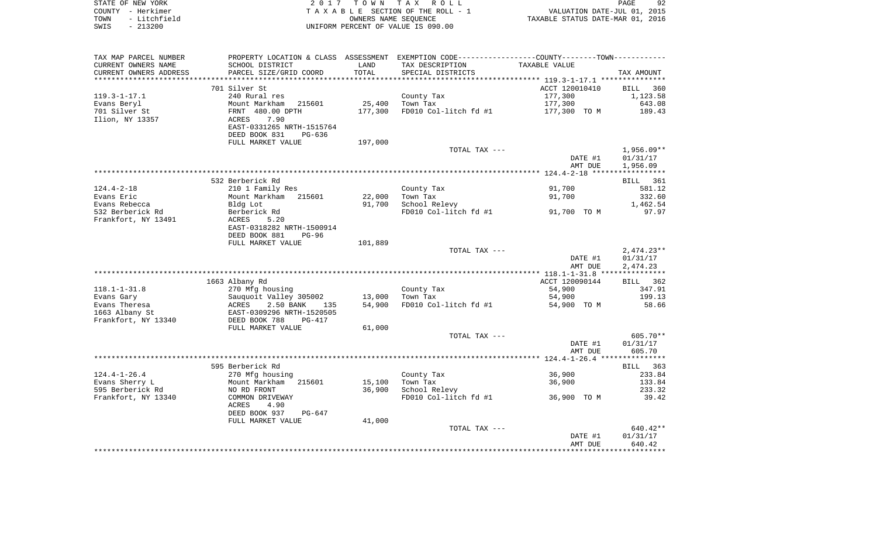STATE OF NEW YORK
COUNTY - Herkimer
TOWN - Litchfield
SWIS - 213200

2017 TOWN TAX ROLL
TAXABLE SECTION OF THE ROLL - 1
OWNERS NAME SEQUENCE
UNIFORM PERCENT OF VALUE IS 090.00

VALUATION DATE-JUL 01, 2015
TAXABLE STATUS DATE-MAR 01, 2016

| TAX MAP PARCEL NUMBER / CURRENT OWNERS NAME / CURRENT OWNERS ADDRESS | PROPERTY LOCATION & CLASS / SCHOOL DISTRICT / PARCEL SIZE/GRID COORD | ASSESSMENT LAND | TOTAL | EXEMPTION CODE / TAX DESCRIPTION / SPECIAL DISTRICTS | COUNTY--------TOWN / TAXABLE VALUE | TAX AMOUNT |
|---|---|---|---|---|---|---|
| 119.3-1-17.1 | 701 Silver St | | | | ACCT 120010410 | BILL 360 |
| Evans Beryl | 240 Rural res | | | County Tax | 177,300 | 1,123.58 |
| 701 Silver St | Mount Markham 215601 | 25,400 | | Town Tax | 177,300 | 643.08 |
| Ilion, NY 13357 | FRNT 480.00 DPTH | | 177,300 | FD010 Col-litch fd #1 | 177,300 TO M | 189.43 |
| | ACRES 7.90 | | | | | |
| | EAST-0331265 NRTH-1515764 | | | | | |
| | DEED BOOK 831 PG-636 | | | | | |
| | FULL MARKET VALUE | | 197,000 | | | |
| | | | | TOTAL TAX --- | | 1,956.09** |
| | | | | | DATE #1 | 01/31/17 |
| | | | | | AMT DUE | 1,956.09 |
| 124.4-2-18 | 532 Berberick Rd | | | | | BILL 361 |
| Evans Eric | 210 1 Family Res | | | County Tax | 91,700 | 581.12 |
| Evans Rebecca | Mount Markham 215601 | 22,000 | | Town Tax | 91,700 | 332.60 |
| 532 Berberick Rd | Bldg Lot | | 91,700 | School Relevy | | 1,462.54 |
| Frankfort, NY 13491 | Berberick Rd | | | FD010 Col-litch fd #1 | 91,700 TO M | 97.97 |
| | ACRES 5.20 | | | | | |
| | EAST-0318282 NRTH-1500914 | | | | | |
| | DEED BOOK 881 PG-96 | | | | | |
| | FULL MARKET VALUE | | 101,889 | | | |
| | | | | TOTAL TAX --- | | 2,474.23** |
| | | | | | DATE #1 | 01/31/17 |
| | | | | | AMT DUE | 2,474.23 |
| 118.1-1-31.8 | 1663 Albany Rd | | | | ACCT 120090144 | BILL 362 |
| Evans Gary | 270 Mfg housing | | | County Tax | 54,900 | 347.91 |
| Evans Theresa | Sauquoit Valley 305002 | 13,000 | | Town Tax | 54,900 | 199.13 |
| 1663 Albany St | ACRES 2.50 BANK 135 | | 54,900 | FD010 Col-litch fd #1 | 54,900 TO M | 58.66 |
| Frankfort, NY 13340 | EAST-0309296 NRTH-1520505 | | | | | |
| | DEED BOOK 788 PG-417 | | | | | |
| | FULL MARKET VALUE | | 61,000 | | | |
| | | | | TOTAL TAX --- | | 605.70** |
| | | | | | DATE #1 | 01/31/17 |
| | | | | | AMT DUE | 605.70 |
| 124.4-1-26.4 | 595 Berberick Rd | | | | | BILL 363 |
| Evans Sherry L | 270 Mfg housing | | | County Tax | 36,900 | 233.84 |
| 595 Berberick Rd | Mount Markham 215601 | 15,100 | | Town Tax | 36,900 | 133.84 |
| Frankfort, NY 13340 | NO RD FRONT | | 36,900 | School Relevy | | 233.32 |
| | COMMON DRIVEWAY | | | FD010 Col-litch fd #1 | 36,900 TO M | 39.42 |
| | ACRES 4.90 | | | | | |
| | DEED BOOK 937 PG-647 | | | | | |
| | FULL MARKET VALUE | | 41,000 | | | |
| | | | | TOTAL TAX --- | | 640.42** |
| | | | | | DATE #1 | 01/31/17 |
| | | | | | AMT DUE | 640.42 |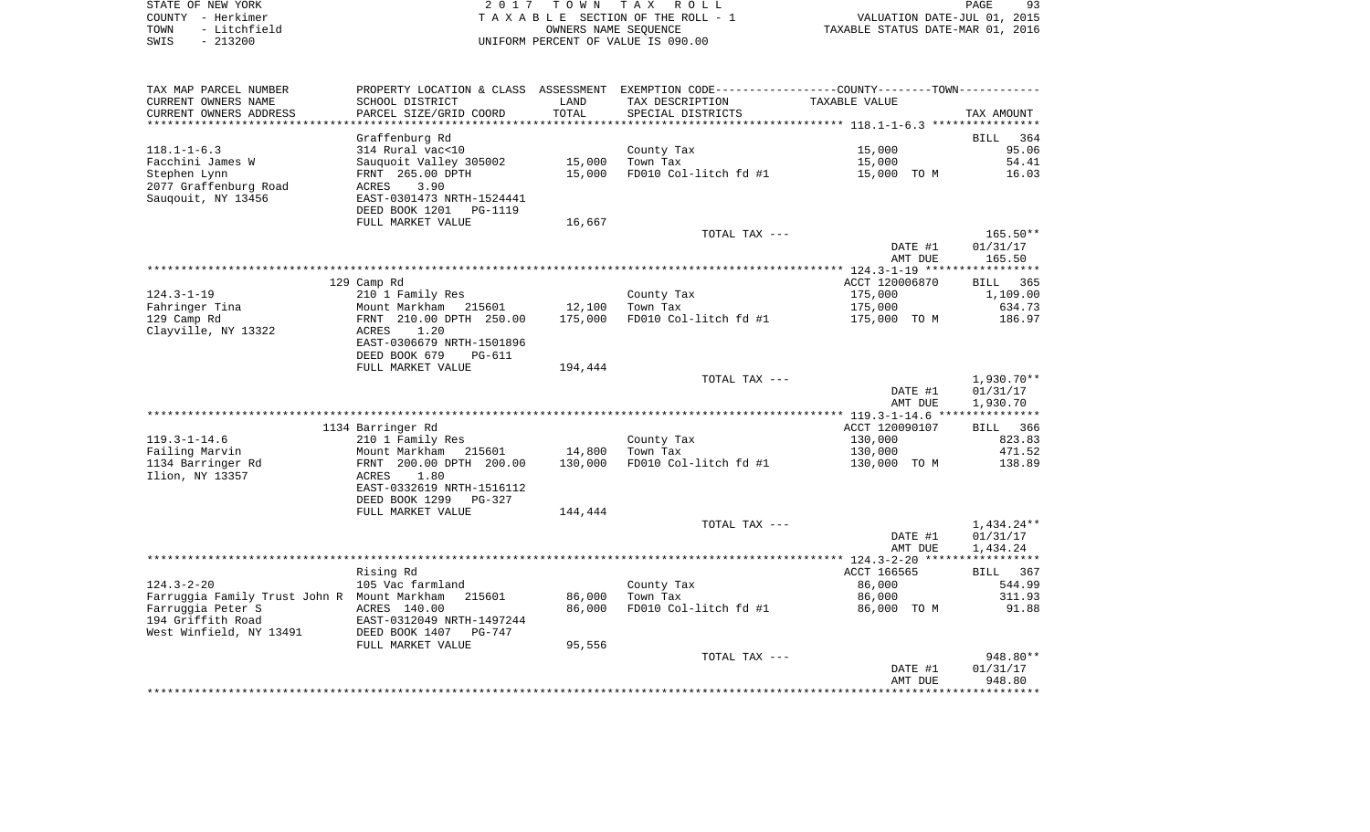STATE OF NEW YORK　　　　　　　　2017 TOWN TAX ROLL
COUNTY - Herkimer　　　　　　　　TAXABLE SECTION OF THE ROLL - 1　　　　　　　　VALUATION DATE-JUL 01, 2015
TOWN - Litchfield　　　　　　　　OWNERS NAME SEQUENCE　　　　　　　　TAXABLE STATUS DATE-MAR 01, 2016
SWIS - 213200　　　　　　　　UNIFORM PERCENT OF VALUE IS 090.00

| TAX MAP PARCEL NUMBER / CURRENT OWNERS NAME / CURRENT OWNERS ADDRESS | PROPERTY LOCATION & CLASS / SCHOOL DISTRICT / PARCEL SIZE/GRID COORD | ASSESSMENT LAND / TOTAL | EXEMPTION CODE / TAX DESCRIPTION / SPECIAL DISTRICTS | COUNTY--------TOWN TAXABLE VALUE | TAX AMOUNT |
|---|---|---|---|---|---|
| **118.1-1-6.3** | Graffenburg Rd | | | | BILL 364 |
| 118.1-1-6.3 | 314 Rural vac<10 | | County Tax | 15,000 | 95.06 |
| Facchini James W | Sauquoit Valley 305002 | 15,000 | Town Tax | 15,000 | 54.41 |
| Stephen Lynn | FRNT 265.00 DPTH | 15,000 | FD010 Col-litch fd #1 | 15,000 TO M | 16.03 |
| 2077 Graffenburg Road | ACRES 3.90 | | | | |
| Sauquoit, NY 13456 | EAST-0301473 NRTH-1524441 | | | | |
| | DEED BOOK 1201 PG-1119 | | | | |
| | FULL MARKET VALUE | 16,667 | | | |
| | | | TOTAL TAX --- | | 165.50** |
| | | | | DATE #1 | 01/31/17 |
| | | | | AMT DUE | 165.50 |
| **124.3-1-19** | 129 Camp Rd | | | ACCT 120006870 | BILL 365 |
| 124.3-1-19 | 210 1 Family Res | | County Tax | 175,000 | 1,109.00 |
| Fahringer Tina | Mount Markham 215601 | 12,100 | Town Tax | 175,000 | 634.73 |
| 129 Camp Rd | FRNT 210.00 DPTH 250.00 | 175,000 | FD010 Col-litch fd #1 | 175,000 TO M | 186.97 |
| Clayville, NY 13322 | ACRES 1.20 | | | | |
| | EAST-0306679 NRTH-1501896 | | | | |
| | DEED BOOK 679 PG-611 | | | | |
| | FULL MARKET VALUE | 194,444 | | | |
| | | | TOTAL TAX --- | | 1,930.70** |
| | | | | DATE #1 | 01/31/17 |
| | | | | AMT DUE | 1,930.70 |
| **119.3-1-14.6** | 1134 Barringer Rd | | | ACCT 120090107 | BILL 366 |
| 119.3-1-14.6 | 210 1 Family Res | | County Tax | 130,000 | 823.83 |
| Failing Marvin | Mount Markham 215601 | 14,800 | Town Tax | 130,000 | 471.52 |
| 1134 Barringer Rd | FRNT 200.00 DPTH 200.00 | 130,000 | FD010 Col-litch fd #1 | 130,000 TO M | 138.89 |
| Ilion, NY 13357 | ACRES 1.80 | | | | |
| | EAST-0332619 NRTH-1516112 | | | | |
| | DEED BOOK 1299 PG-327 | | | | |
| | FULL MARKET VALUE | 144,444 | | | |
| | | | TOTAL TAX --- | | 1,434.24** |
| | | | | DATE #1 | 01/31/17 |
| | | | | AMT DUE | 1,434.24 |
| **124.3-2-20** | Rising Rd | | | ACCT 166565 | BILL 367 |
| 124.3-2-20 | 105 Vac farmland | | County Tax | 86,000 | 544.99 |
| Farruggia Family Trust John R | Mount Markham 215601 | 86,000 | Town Tax | 86,000 | 311.93 |
| Farruggia Peter S | ACRES 140.00 | 86,000 | FD010 Col-litch fd #1 | 86,000 TO M | 91.88 |
| 194 Griffith Road | EAST-0312049 NRTH-1497244 | | | | |
| West Winfield, NY 13491 | DEED BOOK 1407 PG-747 | | | | |
| | FULL MARKET VALUE | 95,556 | | | |
| | | | TOTAL TAX --- | | 948.80** |
| | | | | DATE #1 | 01/31/17 |
| | | | | AMT DUE | 948.80 |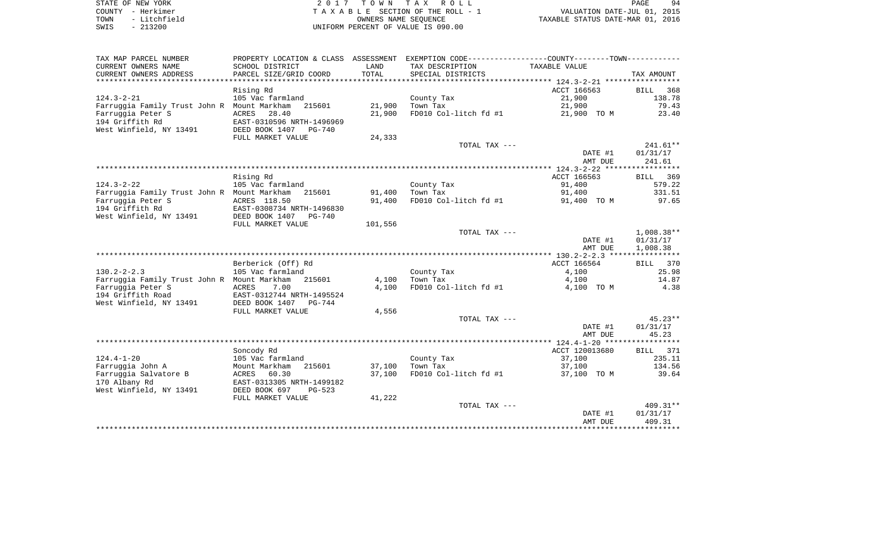STATE OF NEW YORK
COUNTY - Herkimer
TOWN - Litchfield
SWIS - 213200

2017 TOWN TAX ROLL
TAXABLE SECTION OF THE ROLL - 1
OWNERS NAME SEQUENCE
UNIFORM PERCENT OF VALUE IS 090.00

VALUATION DATE-JUL 01, 2015
TAXABLE STATUS DATE-MAR 01, 2016

| TAX MAP PARCEL NUMBER / CURRENT OWNERS NAME / CURRENT OWNERS ADDRESS | PROPERTY LOCATION & CLASS / SCHOOL DISTRICT / PARCEL SIZE/GRID COORD | ASSESSMENT LAND / TOTAL | EXEMPTION CODE / TAX DESCRIPTION / SPECIAL DISTRICTS | COUNTY--------TOWN TAXABLE VALUE | TAX AMOUNT |
|---|---|---|---|---|---|
| 124.3-2-21 | Rising Rd | | | ACCT 166563 | BILL 368 |
| | 105 Vac farmland | | County Tax | 21,900 | 138.78 |
| Farruggia Family Trust John R | Mount Markham 215601 | 21,900 | Town Tax | 21,900 | 79.43 |
| Farruggia Peter S | ACRES 28.40 | 21,900 | FD010 Col-litch fd #1 | 21,900 TO M | 23.40 |
| 194 Griffith Rd | EAST-0310596 NRTH-1496969 | | | | |
| West Winfield, NY 13491 | DEED BOOK 1407 PG-740 | | | | |
| | FULL MARKET VALUE | 24,333 | | | |
| | | | TOTAL TAX --- | | 241.61** |
| | | | | DATE #1 | 01/31/17 |
| | | | | AMT DUE | 241.61 |
| 124.3-2-22 | Rising Rd | | | ACCT 166563 | BILL 369 |
| | 105 Vac farmland | | County Tax | 91,400 | 579.22 |
| Farruggia Family Trust John R | Mount Markham 215601 | 91,400 | Town Tax | 91,400 | 331.51 |
| Farruggia Peter S | ACRES 118.50 | 91,400 | FD010 Col-litch fd #1 | 91,400 TO M | 97.65 |
| 194 Griffith Rd | EAST-0308734 NRTH-1496830 | | | | |
| West Winfield, NY 13491 | DEED BOOK 1407 PG-740 | | | | |
| | FULL MARKET VALUE | 101,556 | | | |
| | | | TOTAL TAX --- | | 1,008.38** |
| | | | | DATE #1 | 01/31/17 |
| | | | | AMT DUE | 1,008.38 |
| 130.2-2-2.3 | Berberick (Off) Rd | | | ACCT 166564 | BILL 370 |
| | 105 Vac farmland | | County Tax | 4,100 | 25.98 |
| Farruggia Family Trust John R | Mount Markham 215601 | 4,100 | Town Tax | 4,100 | 14.87 |
| Farruggia Peter S | ACRES 7.00 | 4,100 | FD010 Col-litch fd #1 | 4,100 TO M | 4.38 |
| 194 Griffith Road | EAST-0312744 NRTH-1495524 | | | | |
| West Winfield, NY 13491 | DEED BOOK 1407 PG-744 | | | | |
| | FULL MARKET VALUE | 4,556 | | | |
| | | | TOTAL TAX --- | | 45.23** |
| | | | | DATE #1 | 01/31/17 |
| | | | | AMT DUE | 45.23 |
| 124.4-1-20 | Soncody Rd | | | ACCT 120013680 | BILL 371 |
| | 105 Vac farmland | | County Tax | 37,100 | 235.11 |
| Farruggia John A | Mount Markham 215601 | 37,100 | Town Tax | 37,100 | 134.56 |
| Farruggia Salvatore B | ACRES 60.30 | 37,100 | FD010 Col-litch fd #1 | 37,100 TO M | 39.64 |
| 170 Albany Rd | EAST-0313305 NRTH-1499182 | | | | |
| West Winfield, NY 13491 | DEED BOOK 697 PG-523 | | | | |
| | FULL MARKET VALUE | 41,222 | | | |
| | | | TOTAL TAX --- | | 409.31** |
| | | | | DATE #1 | 01/31/17 |
| | | | | AMT DUE | 409.31 |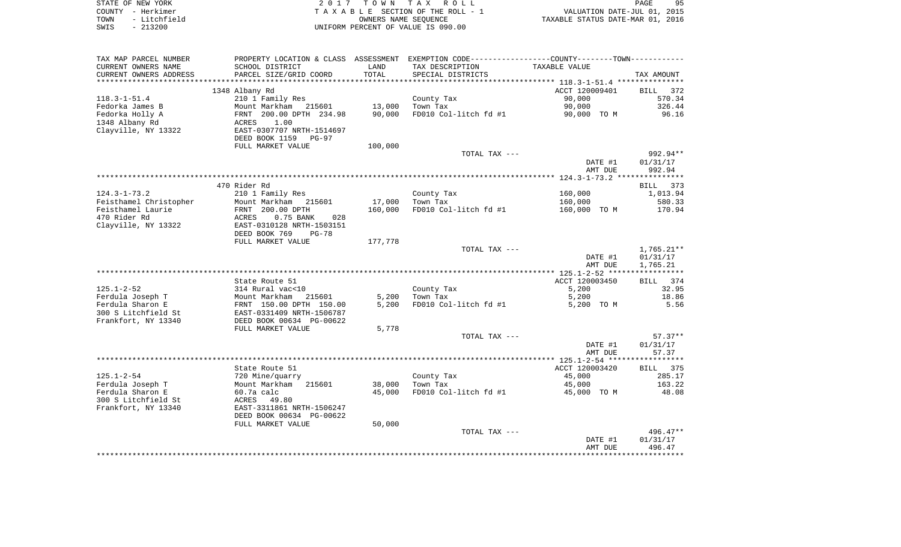STATE OF NEW YORK
COUNTY - Herkimer
TOWN - Litchfield
SWIS - 213200

2017 TOWN TAX ROLL
TAXABLE SECTION OF THE ROLL - 1
OWNERS NAME SEQUENCE
UNIFORM PERCENT OF VALUE IS 090.00

VALUATION DATE-JUL 01, 2015
TAXABLE STATUS DATE-MAR 01, 2016

| TAX MAP PARCEL NUMBER / CURRENT OWNERS NAME / CURRENT OWNERS ADDRESS | PROPERTY LOCATION & CLASS / SCHOOL DISTRICT / PARCEL SIZE/GRID COORD | ASSESSMENT LAND / TOTAL | EXEMPTION CODE / TAX DESCRIPTION / SPECIAL DISTRICTS | COUNTY--------TOWN / TAXABLE VALUE | TAX AMOUNT |
|---|---|---|---|---|---|
| 118.3-1-51.4 | 1348 Albany Rd | | | ACCT 120009401 | BILL 372 |
| 118.3-1-51.4 | 210 1 Family Res | | County Tax | 90,000 | 570.34 |
| Fedorka James B | Mount Markham 215601 | 13,000 | Town Tax | 90,000 | 326.44 |
| Fedorka Holly A | FRNT 200.00 DPTH 234.98 | 90,000 | FD010 Col-litch fd #1 | 90,000 TO M | 96.16 |
| 1348 Albany Rd | ACRES 1.00 | | | | |
| Clayville, NY 13322 | EAST-0307707 NRTH-1514697 | | | | |
| | DEED BOOK 1159 PG-97 | | | | |
| | FULL MARKET VALUE | 100,000 | | | |
| | | | TOTAL TAX --- | | 992.94** |
| | | | | DATE #1 | 01/31/17 |
| | | | | AMT DUE | 992.94 |
| 124.3-1-73.2 | 470 Rider Rd | | | | BILL 373 |
| 124.3-1-73.2 | 210 1 Family Res | | County Tax | 160,000 | 1,013.94 |
| Feisthamel Christopher | Mount Markham 215601 | 17,000 | Town Tax | 160,000 | 580.33 |
| Feisthamel Laurie | FRNT 200.00 DPTH | 160,000 | FD010 Col-litch fd #1 | 160,000 TO M | 170.94 |
| 470 Rider Rd | ACRES 0.75 BANK 028 | | | | |
| Clayville, NY 13322 | EAST-0310128 NRTH-1503151 | | | | |
| | DEED BOOK 769 PG-78 | | | | |
| | FULL MARKET VALUE | 177,778 | | | |
| | | | TOTAL TAX --- | | 1,765.21** |
| | | | | DATE #1 | 01/31/17 |
| | | | | AMT DUE | 1,765.21 |
| 125.1-2-52 | State Route 51 | | | ACCT 120003450 | BILL 374 |
| 125.1-2-52 | 314 Rural vac<10 | | County Tax | 5,200 | 32.95 |
| Ferdula Joseph T | Mount Markham 215601 | 5,200 | Town Tax | 5,200 | 18.86 |
| Ferdula Sharon E | FRNT 150.00 DPTH 150.00 | 5,200 | FD010 Col-litch fd #1 | 5,200 TO M | 5.56 |
| 300 S Litchfield St | EAST-0331409 NRTH-1506787 | | | | |
| Frankfort, NY 13340 | DEED BOOK 00634 PG-00622 | | | | |
| | FULL MARKET VALUE | 5,778 | | | |
| | | | TOTAL TAX --- | | 57.37** |
| | | | | DATE #1 | 01/31/17 |
| | | | | AMT DUE | 57.37 |
| 125.1-2-54 | State Route 51 | | | ACCT 120003420 | BILL 375 |
| 125.1-2-54 | 720 Mine/quarry | | County Tax | 45,000 | 285.17 |
| Ferdula Joseph T | Mount Markham 215601 | 38,000 | Town Tax | 45,000 | 163.22 |
| Ferdula Sharon E | 60.7a calc | 45,000 | FD010 Col-litch fd #1 | 45,000 TO M | 48.08 |
| 300 S Litchfield St | ACRES 49.80 | | | | |
| Frankfort, NY 13340 | EAST-3311861 NRTH-1506247 | | | | |
| | DEED BOOK 00634 PG-00622 | | | | |
| | FULL MARKET VALUE | 50,000 | | | |
| | | | TOTAL TAX --- | | 496.47** |
| | | | | DATE #1 | 01/31/17 |
| | | | | AMT DUE | 496.47 |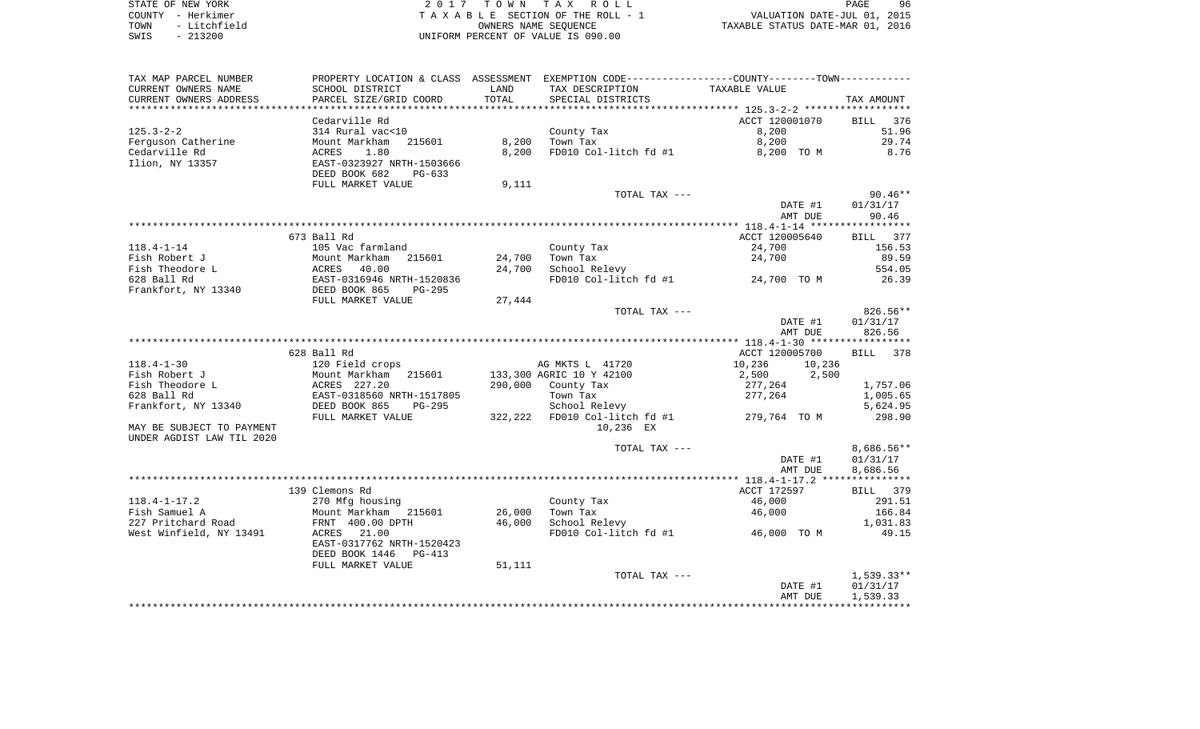STATE OF NEW YORK · COUNTY - Herkimer · TOWN - Litchfield · SWIS - 213200

**2017 TOWN TAX ROLL**
TAXABLE SECTION OF THE ROLL - 1
OWNERS NAME SEQUENCE
UNIFORM PERCENT OF VALUE IS 090.00

VALUATION DATE-JUL 01, 2015
TAXABLE STATUS DATE-MAR 01, 2016

| TAX MAP PARCEL NUMBER / CURRENT OWNERS NAME / CURRENT OWNERS ADDRESS | PROPERTY LOCATION & CLASS / SCHOOL DISTRICT / PARCEL SIZE/GRID COORD | ASSESSMENT LAND / TOTAL | EXEMPTION CODE / TAX DESCRIPTION / SPECIAL DISTRICTS | COUNTY / TOWN TAXABLE VALUE | TAX AMOUNT |
|---|---|---|---|---|---|
| **125.3-2-2** | Cedarville Rd | | | ACCT 120001070 | BILL 376 |
| | 314 Rural vac<10 | | County Tax | 8,200 | 51.96 |
| Ferguson Catherine | Mount Markham 215601 | 8,200 | Town Tax | 8,200 | 29.74 |
| Cedarville Rd | ACRES 1.80 | 8,200 | FD010 Col-litch fd #1 | 8,200 TO M | 8.76 |
| Ilion, NY 13357 | EAST-0323927 NRTH-1503666 | | | | |
| | DEED BOOK 682 PG-633 | | | | |
| | FULL MARKET VALUE | 9,111 | | | |
| | | | TOTAL TAX --- | | 90.46** |
| | | | | DATE #1 | 01/31/17 |
| | | | | AMT DUE | 90.46 |
| **118.4-1-14** | 673 Ball Rd | | | ACCT 120005640 | BILL 377 |
| | 105 Vac farmland | | County Tax | 24,700 | 156.53 |
| Fish Robert J | Mount Markham 215601 | 24,700 | Town Tax | 24,700 | 89.59 |
| Fish Theodore L | ACRES 40.00 | 24,700 | School Relevy | | 554.05 |
| 628 Ball Rd | EAST-0316946 NRTH-1520836 | | FD010 Col-litch fd #1 | 24,700 TO M | 26.39 |
| Frankfort, NY 13340 | DEED BOOK 865 PG-295 | | | | |
| | FULL MARKET VALUE | 27,444 | | | |
| | | | TOTAL TAX --- | | 826.56** |
| | | | | DATE #1 | 01/31/17 |
| | | | | AMT DUE | 826.56 |
| **118.4-1-30** | 628 Ball Rd | | | ACCT 120005700 | BILL 378 |
| | 120 Field crops | | AG MKTS L 41720 | 10,236 10,236 | |
| Fish Robert J | Mount Markham 215601 | 133,300 | AGRIC 10 Y 42100 | 2,500 2,500 | |
| Fish Theodore L | ACRES 227.20 | 290,000 | County Tax | 277,264 | 1,757.06 |
| 628 Ball Rd | EAST-0318560 NRTH-1517805 | | Town Tax | 277,264 | 1,005.65 |
| Frankfort, NY 13340 | DEED BOOK 865 PG-295 | | School Relevy | | 5,624.95 |
| | FULL MARKET VALUE | 322,222 | FD010 Col-litch fd #1 | 279,764 TO M | 298.90 |
| MAY BE SUBJECT TO PAYMENT | | | 10,236 EX | | |
| UNDER AGDIST LAW TIL 2020 | | | | | |
| | | | TOTAL TAX --- | | 8,686.56** |
| | | | | DATE #1 | 01/31/17 |
| | | | | AMT DUE | 8,686.56 |
| **118.4-1-17.2** | 139 Clemons Rd | | | ACCT 172597 | BILL 379 |
| | 270 Mfg housing | | County Tax | 46,000 | 291.51 |
| Fish Samuel A | Mount Markham 215601 | 26,000 | Town Tax | 46,000 | 166.84 |
| 227 Pritchard Road | FRNT 400.00 DPTH | 46,000 | School Relevy | | 1,031.83 |
| West Winfield, NY 13491 | ACRES 21.00 | | FD010 Col-litch fd #1 | 46,000 TO M | 49.15 |
| | EAST-0317762 NRTH-1520423 | | | | |
| | DEED BOOK 1446 PG-413 | | | | |
| | FULL MARKET VALUE | 51,111 | | | |
| | | | TOTAL TAX --- | | 1,539.33** |
| | | | | DATE #1 | 01/31/17 |
| | | | | AMT DUE | 1,539.33 |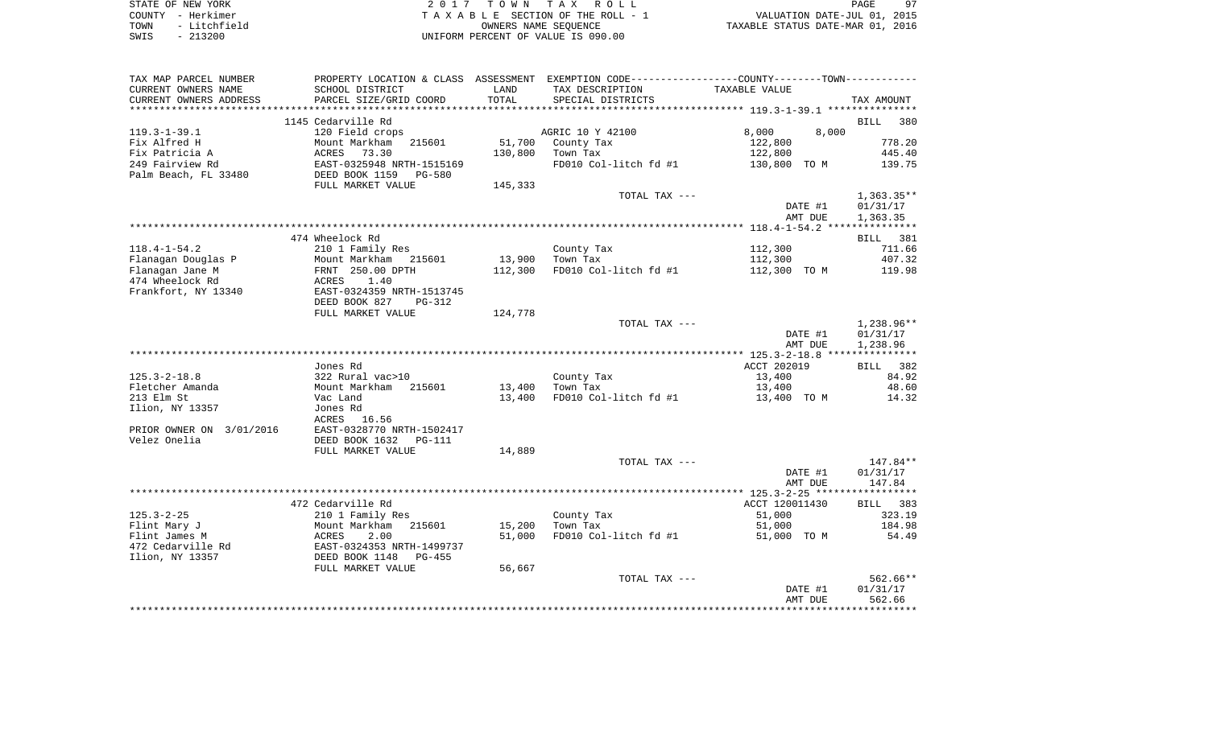STATE OF NEW YORK | 2017 TOWN TAX ROLL | VALUATION DATE-JUL 01, 2015
COUNTY - Herkimer | TAXABLE SECTION OF THE ROLL - 1 | TAXABLE STATUS DATE-MAR 01, 2016
TOWN - Litchfield | OWNERS NAME SEQUENCE
SWIS - 213200 | UNIFORM PERCENT OF VALUE IS 090.00

| TAX MAP PARCEL NUMBER<br>CURRENT OWNERS NAME<br>CURRENT OWNERS ADDRESS | PROPERTY LOCATION & CLASS<br>SCHOOL DISTRICT<br>PARCEL SIZE/GRID COORD | ASSESSMENT<br>LAND<br>TOTAL | EXEMPTION CODE<br>TAX DESCRIPTION<br>SPECIAL DISTRICTS | COUNTY--------TOWN<br>TAXABLE VALUE | TAX AMOUNT |
|---|---|---|---|---|---|
| | 1145 Cedarville Rd | | | | BILL 380 |
| 119.3-1-39.1 | 120 Field crops | | AGRIC 10 Y 42100 | 8,000 8,000 | |
| Fix Alfred H | Mount Markham 215601 | 51,700 | County Tax | 122,800 | 778.20 |
| Fix Patricia A | ACRES 73.30 | 130,800 | Town Tax | 122,800 | 445.40 |
| 249 Fairview Rd | EAST-0325948 NRTH-1515169 | | FD010 Col-litch fd #1 | 130,800 TO M | 139.75 |
| Palm Beach, FL 33480 | DEED BOOK 1159 PG-580 | | | | |
| | FULL MARKET VALUE | 145,333 | | | |
| | | | TOTAL TAX --- | | 1,363.35** |
| | | | | DATE #1 | 01/31/17 |
| | | | | AMT DUE | 1,363.35 |
| | 474 Wheelock Rd | | | | BILL 381 |
| 118.4-1-54.2 | 210 1 Family Res | | County Tax | 112,300 | 711.66 |
| Flanagan Douglas P | Mount Markham 215601 | 13,900 | Town Tax | 112,300 | 407.32 |
| Flanagan Jane M | FRNT 250.00 DPTH | 112,300 | FD010 Col-litch fd #1 | 112,300 TO M | 119.98 |
| 474 Wheelock Rd | ACRES 1.40 | | | | |
| Frankfort, NY 13340 | EAST-0324359 NRTH-1513745 | | | | |
| | DEED BOOK 827 PG-312 | | | | |
| | FULL MARKET VALUE | 124,778 | | | |
| | | | TOTAL TAX --- | | 1,238.96** |
| | | | | DATE #1 | 01/31/17 |
| | | | | AMT DUE | 1,238.96 |
| | Jones Rd | | | ACCT 202019 | BILL 382 |
| 125.3-2-18.8 | 322 Rural vac>10 | | County Tax | 13,400 | 84.92 |
| Fletcher Amanda | Mount Markham 215601 | 13,400 | Town Tax | 13,400 | 48.60 |
| 213 Elm St | Vac Land | 13,400 | FD010 Col-litch fd #1 | 13,400 TO M | 14.32 |
| Ilion, NY 13357 | Jones Rd | | | | |
| | ACRES 16.56 | | | | |
| PRIOR OWNER ON 3/01/2016 | EAST-0328770 NRTH-1502417 | | | | |
| Velez Onelia | DEED BOOK 1632 PG-111 | | | | |
| | FULL MARKET VALUE | 14,889 | | | |
| | | | TOTAL TAX --- | | 147.84** |
| | | | | DATE #1 | 01/31/17 |
| | | | | AMT DUE | 147.84 |
| | 472 Cedarville Rd | | | ACCT 120011430 | BILL 383 |
| 125.3-2-25 | 210 1 Family Res | | County Tax | 51,000 | 323.19 |
| Flint Mary J | Mount Markham 215601 | 15,200 | Town Tax | 51,000 | 184.98 |
| Flint James M | ACRES 2.00 | 51,000 | FD010 Col-litch fd #1 | 51,000 TO M | 54.49 |
| 472 Cedarville Rd | EAST-0324353 NRTH-1499737 | | | | |
| Ilion, NY 13357 | DEED BOOK 1148 PG-455 | | | | |
| | FULL MARKET VALUE | 56,667 | | | |
| | | | TOTAL TAX --- | | 562.66** |
| | | | | DATE #1 | 01/31/17 |
| | | | | AMT DUE | 562.66 |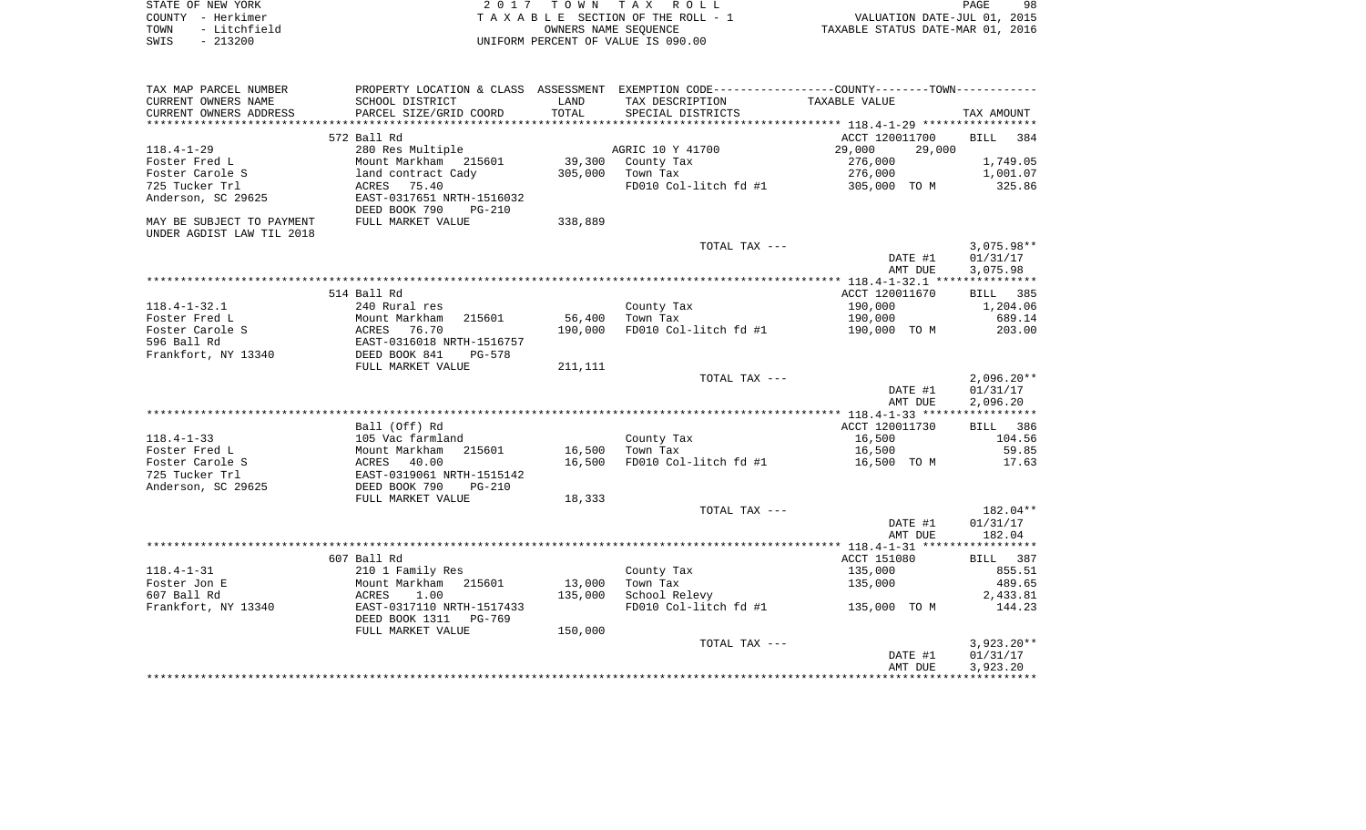STATE OF NEW YORK
COUNTY - Herkimer
TOWN - Litchfield
SWIS - 213200

2 0 1 7 T O W N T A X R O L L
T A X A B L E SECTION OF THE ROLL - 1
OWNERS NAME SEQUENCE
UNIFORM PERCENT OF VALUE IS 090.00

VALUATION DATE-JUL 01, 2015
TAXABLE STATUS DATE-MAR 01, 2016

| TAX MAP PARCEL NUMBER<br>CURRENT OWNERS NAME<br>CURRENT OWNERS ADDRESS | PROPERTY LOCATION & CLASS<br>SCHOOL DISTRICT<br>PARCEL SIZE/GRID COORD | ASSESSMENT<br>LAND<br>TOTAL | EXEMPTION CODE-----------------COUNTY--------TOWN-----------<br>TAX DESCRIPTION<br>SPECIAL DISTRICTS | TAXABLE VALUE | TAX AMOUNT |
|---|---|---|---|---|---|
| | 572 Ball Rd | | | ACCT 120011700 | BILL 384 |
| 118.4-1-29 | 280 Res Multiple | | AGRIC 10 Y 41700 | 29,000 29,000 | |
| Foster Fred L | Mount Markham 215601 | 39,300 | County Tax | 276,000 | 1,749.05 |
| Foster Carole S | land contract Cady | 305,000 | Town Tax | 276,000 | 1,001.07 |
| 725 Tucker Trl | ACRES 75.40 | | FD010 Col-litch fd #1 | 305,000 TO M | 325.86 |
| Anderson, SC 29625 | EAST-0317651 NRTH-1516032 | | | | |
| | DEED BOOK 790 PG-210 | | | | |
| MAY BE SUBJECT TO PAYMENT | FULL MARKET VALUE | 338,889 | | | |
| UNDER AGDIST LAW TIL 2018 | | | | | |
| | | | TOTAL TAX --- | | 3,075.98** |
| | | | | DATE #1 | 01/31/17 |
| | | | | AMT DUE | 3,075.98 |
| | 514 Ball Rd | | | ACCT 120011670 | BILL 385 |
| 118.4-1-32.1 | 240 Rural res | | County Tax | 190,000 | 1,204.06 |
| Foster Fred L | Mount Markham 215601 | 56,400 | Town Tax | 190,000 | 689.14 |
| Foster Carole S | ACRES 76.70 | 190,000 | FD010 Col-litch fd #1 | 190,000 TO M | 203.00 |
| 596 Ball Rd | EAST-0316018 NRTH-1516757 | | | | |
| Frankfort, NY 13340 | DEED BOOK 841 PG-578 | | | | |
| | FULL MARKET VALUE | 211,111 | | | |
| | | | TOTAL TAX --- | | 2,096.20** |
| | | | | DATE #1 | 01/31/17 |
| | | | | AMT DUE | 2,096.20 |
| | Ball (Off) Rd | | | ACCT 120011730 | BILL 386 |
| 118.4-1-33 | 105 Vac farmland | | County Tax | 16,500 | 104.56 |
| Foster Fred L | Mount Markham 215601 | 16,500 | Town Tax | 16,500 | 59.85 |
| Foster Carole S | ACRES 40.00 | 16,500 | FD010 Col-litch fd #1 | 16,500 TO M | 17.63 |
| 725 Tucker Trl | EAST-0319061 NRTH-1515142 | | | | |
| Anderson, SC 29625 | DEED BOOK 790 PG-210 | | | | |
| | FULL MARKET VALUE | 18,333 | | | |
| | | | TOTAL TAX --- | | 182.04** |
| | | | | DATE #1 | 01/31/17 |
| | | | | AMT DUE | 182.04 |
| | 607 Ball Rd | | | ACCT 151080 | BILL 387 |
| 118.4-1-31 | 210 1 Family Res | | County Tax | 135,000 | 855.51 |
| Foster Jon E | Mount Markham 215601 | 13,000 | Town Tax | 135,000 | 489.65 |
| 607 Ball Rd | ACRES 1.00 | 135,000 | School Relevy | | 2,433.81 |
| Frankfort, NY 13340 | EAST-0317110 NRTH-1517433 | | FD010 Col-litch fd #1 | 135,000 TO M | 144.23 |
| | DEED BOOK 1311 PG-769 | | | | |
| | FULL MARKET VALUE | 150,000 | | | |
| | | | TOTAL TAX --- | | 3,923.20** |
| | | | | DATE #1 | 01/31/17 |
| | | | | AMT DUE | 3,923.20 |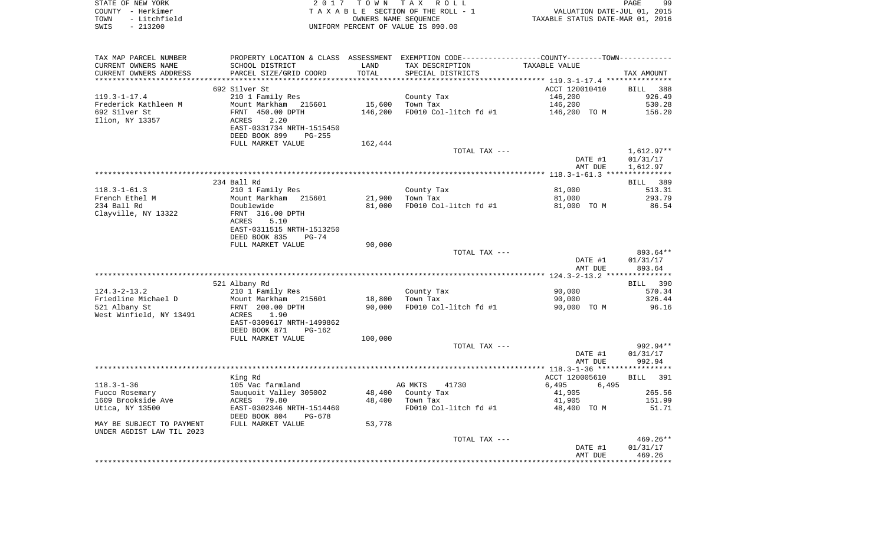STATE OF NEW YORK | 2017 TOWN TAX ROLL
COUNTY - Herkimer | TAXABLE SECTION OF THE ROLL - 1 | VALUATION DATE-JUL 01, 2015
TOWN - Litchfield | OWNERS NAME SEQUENCE | TAXABLE STATUS DATE-MAR 01, 2016
SWIS - 213200 | UNIFORM PERCENT OF VALUE IS 090.00

| TAX MAP PARCEL NUMBER / CURRENT OWNERS NAME / CURRENT OWNERS ADDRESS | PROPERTY LOCATION & CLASS / SCHOOL DISTRICT / PARCEL SIZE/GRID COORD | ASSESSMENT LAND / TOTAL | EXEMPTION CODE / TAX DESCRIPTION / SPECIAL DISTRICTS | COUNTY--------TOWN TAXABLE VALUE | TAX AMOUNT |
|---|---|---|---|---|---|
| | 692 Silver St | | | ACCT 120010410 | BILL 388 |
| 119.3-1-17.4 | 210 1 Family Res | | County Tax | 146,200 | 926.49 |
| Frederick Kathleen M | Mount Markham 215601 | 15,600 | Town Tax | 146,200 | 530.28 |
| 692 Silver St | FRNT 450.00 DPTH | 146,200 | FD010 Col-litch fd #1 | 146,200 TO M | 156.20 |
| Ilion, NY 13357 | ACRES 2.20 | | | | |
| | EAST-0331734 NRTH-1515450 | | | | |
| | DEED BOOK 899 PG-255 | | | | |
| | FULL MARKET VALUE | 162,444 | | | |
| | | | TOTAL TAX --- | | 1,612.97** |
| | | | | DATE #1 | 01/31/17 |
| | | | | AMT DUE | 1,612.97 |
| | 234 Ball Rd | | | | BILL 389 |
| 118.3-1-61.3 | 210 1 Family Res | | County Tax | 81,000 | 513.31 |
| French Ethel M | Mount Markham 215601 | 21,900 | Town Tax | 81,000 | 293.79 |
| 234 Ball Rd | Doublewide | 81,000 | FD010 Col-litch fd #1 | 81,000 TO M | 86.54 |
| Clayville, NY 13322 | FRNT 316.00 DPTH | | | | |
| | ACRES 5.10 | | | | |
| | EAST-0311515 NRTH-1513250 | | | | |
| | DEED BOOK 835 PG-74 | | | | |
| | FULL MARKET VALUE | 90,000 | | | |
| | | | TOTAL TAX --- | | 893.64** |
| | | | | DATE #1 | 01/31/17 |
| | | | | AMT DUE | 893.64 |
| | 521 Albany Rd | | | | BILL 390 |
| 124.3-2-13.2 | 210 1 Family Res | | County Tax | 90,000 | 570.34 |
| Friedline Michael D | Mount Markham 215601 | 18,800 | Town Tax | 90,000 | 326.44 |
| 521 Albany St | FRNT 200.00 DPTH | 90,000 | FD010 Col-litch fd #1 | 90,000 TO M | 96.16 |
| West Winfield, NY 13491 | ACRES 1.90 | | | | |
| | EAST-0309617 NRTH-1499862 | | | | |
| | DEED BOOK 871 PG-162 | | | | |
| | FULL MARKET VALUE | 100,000 | | | |
| | | | TOTAL TAX --- | | 992.94** |
| | | | | DATE #1 | 01/31/17 |
| | | | | AMT DUE | 992.94 |
| | King Rd | | | ACCT 120005610 | BILL 391 |
| 118.3-1-36 | 105 Vac farmland | | AG MKTS 41730 | 6,495 6,495 | |
| Fuoco Rosemary | Sauquoit Valley 305002 | 48,400 | County Tax | 41,905 | 265.56 |
| 1609 Brookside Ave | ACRES 79.80 | 48,400 | Town Tax | 41,905 | 151.99 |
| Utica, NY 13500 | EAST-0302346 NRTH-1514460 | | FD010 Col-litch fd #1 | 48,400 TO M | 51.71 |
| | DEED BOOK 804 PG-678 | | | | |
| MAY BE SUBJECT TO PAYMENT | FULL MARKET VALUE | 53,778 | | | |
| UNDER AGDIST LAW TIL 2023 | | | | | |
| | | | TOTAL TAX --- | | 469.26** |
| | | | | DATE #1 | 01/31/17 |
| | | | | AMT DUE | 469.26 |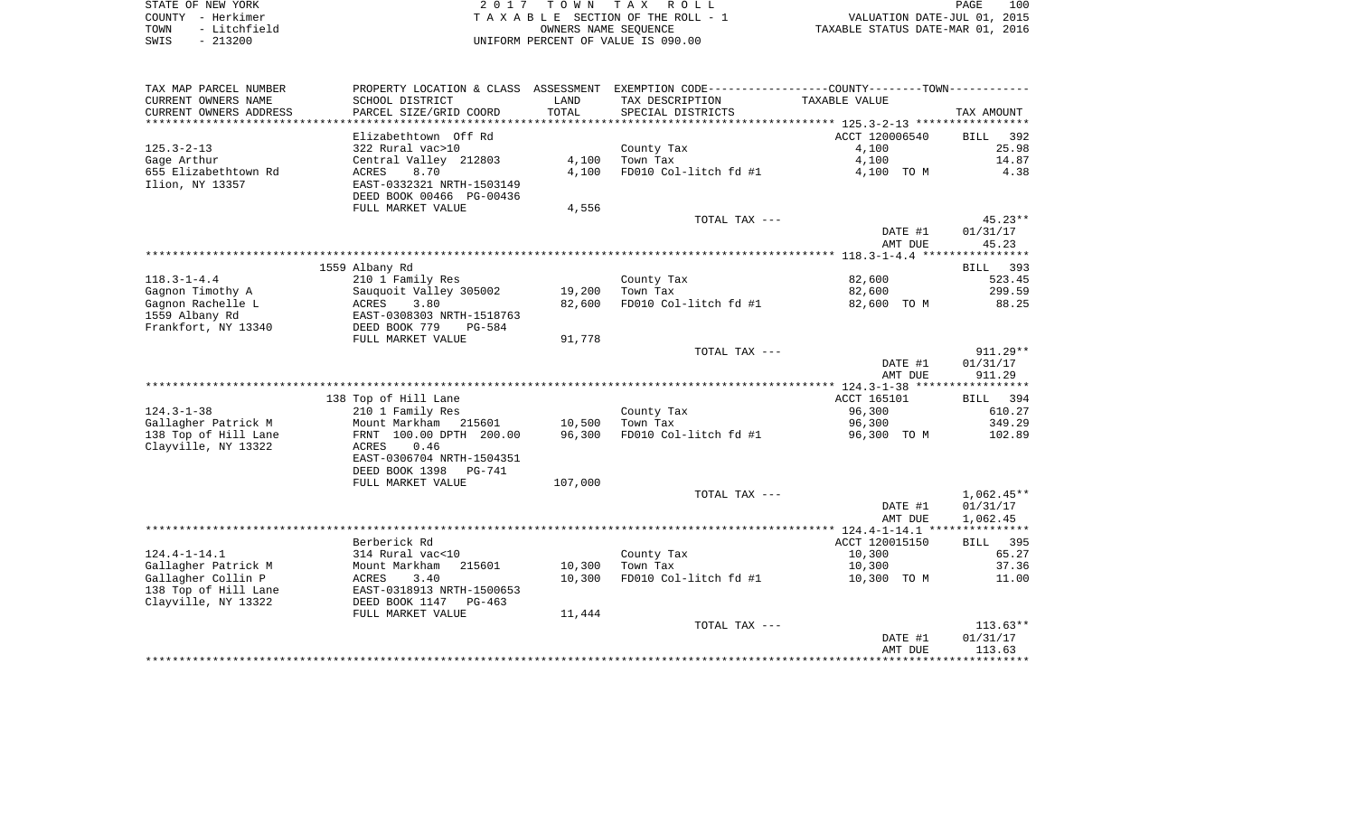STATE OF NEW YORK
COUNTY - Herkimer
TOWN - Litchfield
SWIS - 213200

2017 TOWN TAX ROLL
TAXABLE SECTION OF THE ROLL - 1
OWNERS NAME SEQUENCE
UNIFORM PERCENT OF VALUE IS 090.00

VALUATION DATE-JUL 01, 2015
TAXABLE STATUS DATE-MAR 01, 2016

| TAX MAP PARCEL NUMBER / CURRENT OWNERS NAME / CURRENT OWNERS ADDRESS | PROPERTY LOCATION & CLASS / SCHOOL DISTRICT / PARCEL SIZE/GRID COORD | ASSESSMENT LAND | TOTAL | EXEMPTION CODE / TAX DESCRIPTION / SPECIAL DISTRICTS | TAXABLE VALUE | TAX AMOUNT |
|---|---|---|---|---|---|---|
| 125.3-2-13 | Elizabethtown Off Rd | | | | ACCT 120006540 | BILL 392 |
| | 322 Rural vac>10 | | | County Tax | 4,100 | 25.98 |
| Gage Arthur | Central Valley 212803 | 4,100 | | Town Tax | 4,100 | 14.87 |
| 655 Elizabethtown Rd | ACRES 8.70 | | 4,100 | FD010 Col-litch fd #1 | 4,100 TO M | 4.38 |
| Ilion, NY 13357 | EAST-0332321 NRTH-1503149 | | | | | |
| | DEED BOOK 00466 PG-00436 | | | | | |
| | FULL MARKET VALUE | 4,556 | | | | |
| | | | | TOTAL TAX --- | | 45.23** |
| | | | | | DATE #1 | 01/31/17 |
| | | | | | AMT DUE | 45.23 |
| 118.3-1-4.4 | 1559 Albany Rd | | | | | BILL 393 |
| | 210 1 Family Res | | | County Tax | 82,600 | 523.45 |
| Gagnon Timothy A | Sauquoit Valley 305002 | 19,200 | | Town Tax | 82,600 | 299.59 |
| Gagnon Rachelle L | ACRES 3.80 | | 82,600 | FD010 Col-litch fd #1 | 82,600 TO M | 88.25 |
| 1559 Albany Rd | EAST-0308303 NRTH-1518763 | | | | | |
| Frankfort, NY 13340 | DEED BOOK 779 PG-584 | | | | | |
| | FULL MARKET VALUE | 91,778 | | | | |
| | | | | TOTAL TAX --- | | 911.29** |
| | | | | | DATE #1 | 01/31/17 |
| | | | | | AMT DUE | 911.29 |
| 124.3-1-38 | 138 Top of Hill Lane | | | | ACCT 165101 | BILL 394 |
| | 210 1 Family Res | | | County Tax | 96,300 | 610.27 |
| Gallagher Patrick M | Mount Markham 215601 | 10,500 | | Town Tax | 96,300 | 349.29 |
| 138 Top of Hill Lane | FRNT 100.00 DPTH 200.00 | | 96,300 | FD010 Col-litch fd #1 | 96,300 TO M | 102.89 |
| Clayville, NY 13322 | ACRES 0.46 | | | | | |
| | EAST-0306704 NRTH-1504351 | | | | | |
| | DEED BOOK 1398 PG-741 | | | | | |
| | FULL MARKET VALUE | 107,000 | | | | |
| | | | | TOTAL TAX --- | | 1,062.45** |
| | | | | | DATE #1 | 01/31/17 |
| | | | | | AMT DUE | 1,062.45 |
| 124.4-1-14.1 | Berberick Rd | | | | ACCT 120015150 | BILL 395 |
| | 314 Rural vac<10 | | | County Tax | 10,300 | 65.27 |
| Gallagher Patrick M | Mount Markham 215601 | 10,300 | | Town Tax | 10,300 | 37.36 |
| Gallagher Collin P | ACRES 3.40 | | 10,300 | FD010 Col-litch fd #1 | 10,300 TO M | 11.00 |
| 138 Top of Hill Lane | EAST-0318913 NRTH-1500653 | | | | | |
| Clayville, NY 13322 | DEED BOOK 1147 PG-463 | | | | | |
| | FULL MARKET VALUE | 11,444 | | | | |
| | | | | TOTAL TAX --- | | 113.63** |
| | | | | | DATE #1 | 01/31/17 |
| | | | | | AMT DUE | 113.63 |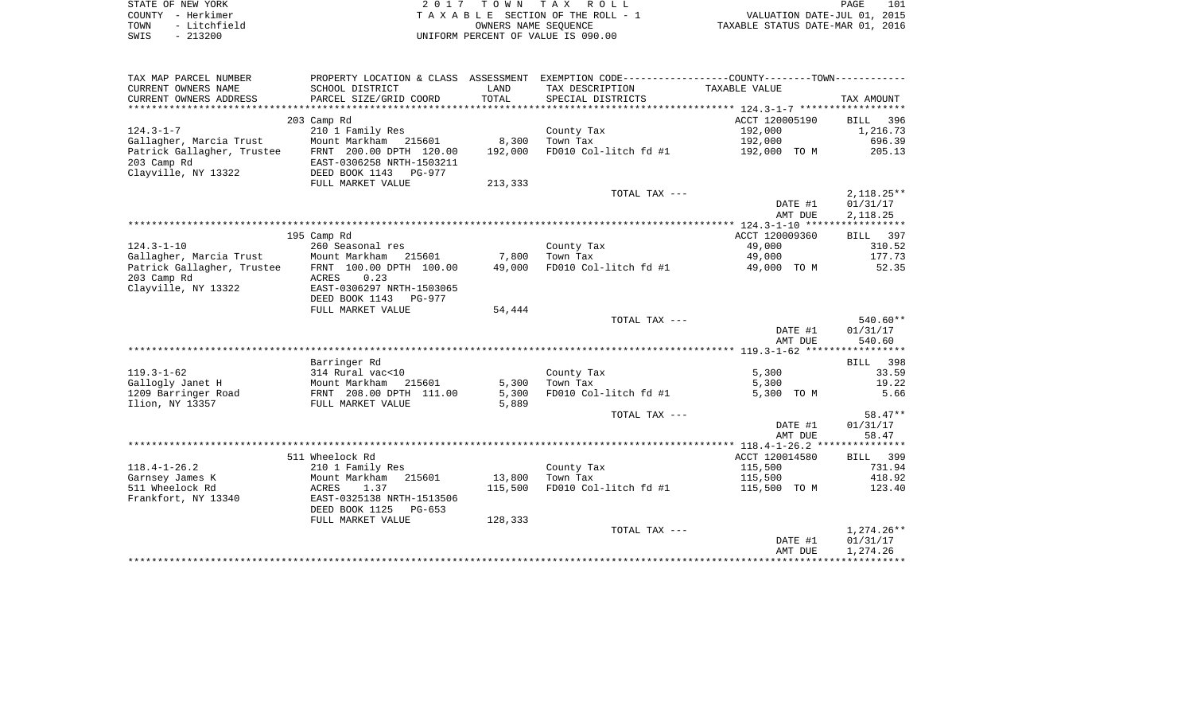STATE OF NEW YORK
COUNTY - Herkimer
TOWN - Litchfield
SWIS - 213200

2 0 1 7 T O W N T A X R O L L
T A X A B L E SECTION OF THE ROLL - 1
OWNERS NAME SEQUENCE
UNIFORM PERCENT OF VALUE IS 090.00

VALUATION DATE-JUL 01, 2015
TAXABLE STATUS DATE-MAR 01, 2016

| TAX MAP PARCEL NUMBER<br>CURRENT OWNERS NAME<br>CURRENT OWNERS ADDRESS | PROPERTY LOCATION & CLASS<br>SCHOOL DISTRICT<br>PARCEL SIZE/GRID COORD | ASSESSMENT<br>LAND<br>TOTAL | EXEMPTION CODE-----COUNTY-----TOWN-----<br>TAX DESCRIPTION<br>SPECIAL DISTRICTS | TAXABLE VALUE | TAX AMOUNT |
|---|---|---|---|---|---|
| | 203 Camp Rd | | | ACCT 120005190 | BILL 396 |
| 124.3-1-7 | 210 1 Family Res | | County Tax | 192,000 | 1,216.73 |
| Gallagher, Marcia Trust | Mount Markham 215601 | 8,300 | Town Tax | 192,000 | 696.39 |
| Patrick Gallagher, Trustee | FRNT 200.00 DPTH 120.00 | 192,000 | FD010 Col-litch fd #1 | 192,000 TO M | 205.13 |
| 203 Camp Rd | EAST-0306258 NRTH-1503211 | | | | |
| Clayville, NY 13322 | DEED BOOK 1143 PG-977 | | | | |
| | FULL MARKET VALUE | 213,333 | | | |
| | | | TOTAL TAX --- | | 2,118.25** |
| | | | | DATE #1 | 01/31/17 |
| | | | | AMT DUE | 2,118.25 |
| | 195 Camp Rd | | | ACCT 120009360 | BILL 397 |
| 124.3-1-10 | 260 Seasonal res | | County Tax | 49,000 | 310.52 |
| Gallagher, Marcia Trust | Mount Markham 215601 | 7,800 | Town Tax | 49,000 | 177.73 |
| Patrick Gallagher, Trustee | FRNT 100.00 DPTH 100.00 | 49,000 | FD010 Col-litch fd #1 | 49,000 TO M | 52.35 |
| 203 Camp Rd | ACRES 0.23 | | | | |
| Clayville, NY 13322 | EAST-0306297 NRTH-1503065 | | | | |
| | DEED BOOK 1143 PG-977 | | | | |
| | FULL MARKET VALUE | 54,444 | | | |
| | | | TOTAL TAX --- | | 540.60** |
| | | | | DATE #1 | 01/31/17 |
| | | | | AMT DUE | 540.60 |
| | Barringer Rd | | | | BILL 398 |
| 119.3-1-62 | 314 Rural vac<10 | | County Tax | 5,300 | 33.59 |
| Gallogly Janet H | Mount Markham 215601 | 5,300 | Town Tax | 5,300 | 19.22 |
| 1209 Barringer Road | FRNT 208.00 DPTH 111.00 | 5,300 | FD010 Col-litch fd #1 | 5,300 TO M | 5.66 |
| Ilion, NY 13357 | FULL MARKET VALUE | 5,889 | | | |
| | | | TOTAL TAX --- | | 58.47** |
| | | | | DATE #1 | 01/31/17 |
| | | | | AMT DUE | 58.47 |
| | 511 Wheelock Rd | | | ACCT 120014580 | BILL 399 |
| 118.4-1-26.2 | 210 1 Family Res | | County Tax | 115,500 | 731.94 |
| Garnsey James K | Mount Markham 215601 | 13,800 | Town Tax | 115,500 | 418.92 |
| 511 Wheelock Rd | ACRES 1.37 | 115,500 | FD010 Col-litch fd #1 | 115,500 TO M | 123.40 |
| Frankfort, NY 13340 | EAST-0325138 NRTH-1513506 | | | | |
| | DEED BOOK 1125 PG-653 | | | | |
| | FULL MARKET VALUE | 128,333 | | | |
| | | | TOTAL TAX --- | | 1,274.26** |
| | | | | DATE #1 | 01/31/17 |
| | | | | AMT DUE | 1,274.26 |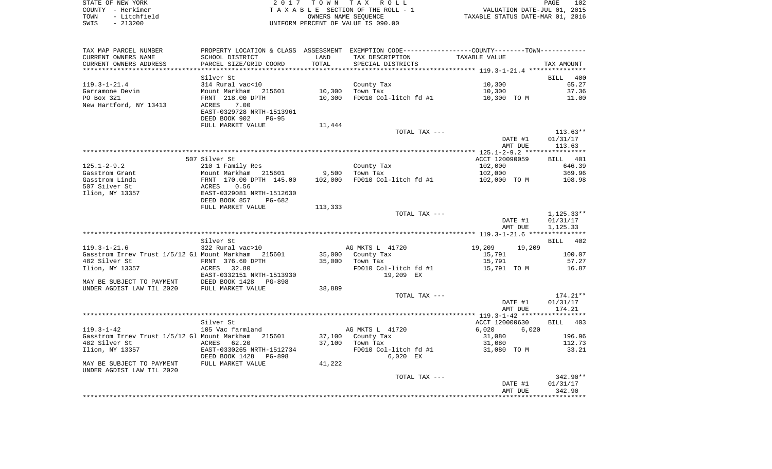STATE OF NEW YORK
COUNTY - Herkimer
TOWN - Litchfield
SWIS - 213200

2017 TOWN TAX ROLL
TAXABLE SECTION OF THE ROLL - 1
OWNERS NAME SEQUENCE
UNIFORM PERCENT OF VALUE IS 090.00

VALUATION DATE-JUL 01, 2015
TAXABLE STATUS DATE-MAR 01, 2016

| TAX MAP PARCEL NUMBER / CURRENT OWNERS NAME / CURRENT OWNERS ADDRESS | PROPERTY LOCATION & CLASS / SCHOOL DISTRICT / PARCEL SIZE/GRID COORD | ASSESSMENT LAND / TOTAL | EXEMPTION CODE / TAX DESCRIPTION / SPECIAL DISTRICTS | COUNTY / TOWN TAXABLE VALUE | TAX AMOUNT |
|---|---|---|---|---|---|
| 119.3-1-21.4 | Silver St | | | | BILL 400 |
| | 314 Rural vac<10 | | County Tax | 10,300 | 65.27 |
| Garramone Devin | Mount Markham 215601 | 10,300 | Town Tax | 10,300 | 37.36 |
| PO Box 321 | FRNT 218.00 DPTH | 10,300 | FD010 Col-litch fd #1 | 10,300 TO M | 11.00 |
| New Hartford, NY 13413 | ACRES 7.00 | | | | |
| | EAST-0329728 NRTH-1513961 | | | | |
| | DEED BOOK 902 PG-95 | | | | |
| | FULL MARKET VALUE | 11,444 | | | |
| | | | TOTAL TAX --- | | 113.63** |
| | | | | DATE #1 | 01/31/17 |
| | | | | AMT DUE | 113.63 |
| 125.1-2-9.2 | 507 Silver St | | | ACCT 120090059 | BILL 401 |
| | 210 1 Family Res | | County Tax | 102,000 | 646.39 |
| Gasstrom Grant | Mount Markham 215601 | 9,500 | Town Tax | 102,000 | 369.96 |
| Gasstrom Linda | FRNT 170.00 DPTH 145.00 | 102,000 | FD010 Col-litch fd #1 | 102,000 TO M | 108.98 |
| 507 Silver St | ACRES 0.56 | | | | |
| Ilion, NY 13357 | EAST-0329081 NRTH-1512630 | | | | |
| | DEED BOOK 857 PG-682 | | | | |
| | FULL MARKET VALUE | 113,333 | | | |
| | | | TOTAL TAX --- | | 1,125.33** |
| | | | | DATE #1 | 01/31/17 |
| | | | | AMT DUE | 1,125.33 |
| 119.3-1-21.6 | Silver St | | | | BILL 402 |
| | 322 Rural vac>10 | | AG MKTS L 41720 | 19,209 19,209 | |
| Gasstrom Irrev Trust 1/5/12 Gl | Mount Markham 215601 | 35,000 | County Tax | 15,791 | 100.07 |
| 482 Silver St | FRNT 376.60 DPTH | 35,000 | Town Tax | 15,791 | 57.27 |
| Ilion, NY 13357 | ACRES 32.80 | | FD010 Col-litch fd #1 | 15,791 TO M | 16.87 |
| | EAST-0332151 NRTH-1513930 | | 19,209 EX | | |
| MAY BE SUBJECT TO PAYMENT | DEED BOOK 1428 PG-898 | | | | |
| UNDER AGDIST LAW TIL 2020 | FULL MARKET VALUE | 38,889 | | | |
| | | | TOTAL TAX --- | | 174.21** |
| | | | | DATE #1 | 01/31/17 |
| | | | | AMT DUE | 174.21 |
| 119.3-1-42 | Silver St | | | ACCT 120000630 | BILL 403 |
| | 105 Vac farmland | | AG MKTS L 41720 | 6,020 6,020 | |
| Gasstrom Irrev Trust 1/5/12 Gl | Mount Markham 215601 | 37,100 | County Tax | 31,080 | 196.96 |
| 482 Silver St | ACRES 62.20 | 37,100 | Town Tax | 31,080 | 112.73 |
| Ilion, NY 13357 | EAST-0330265 NRTH-1512734 | | FD010 Col-litch fd #1 | 31,080 TO M | 33.21 |
| | DEED BOOK 1428 PG-898 | | 6,020 EX | | |
| MAY BE SUBJECT TO PAYMENT | FULL MARKET VALUE | 41,222 | | | |
| UNDER AGDIST LAW TIL 2020 | | | | | |
| | | | TOTAL TAX --- | | 342.90** |
| | | | | DATE #1 | 01/31/17 |
| | | | | AMT DUE | 342.90 |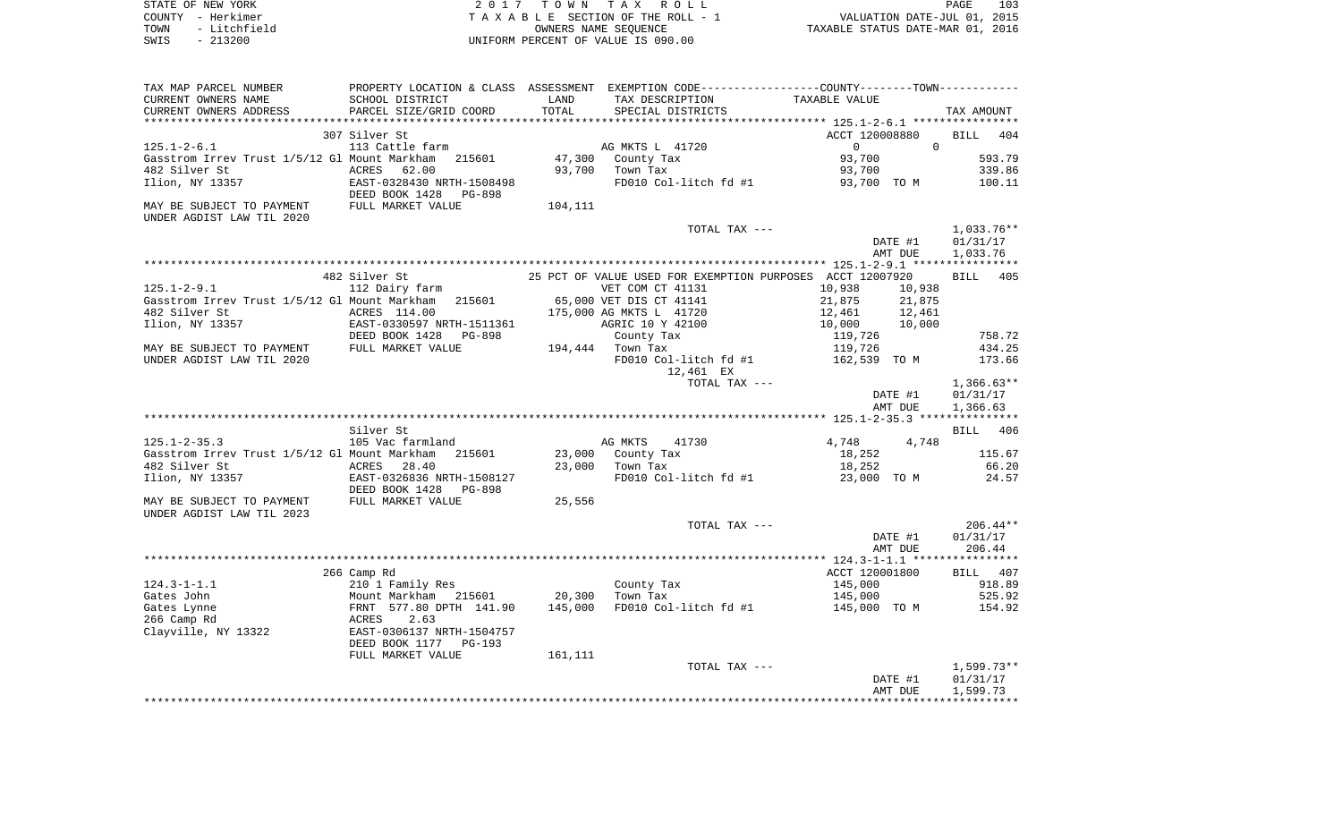STATE OF NEW YORK
COUNTY - Herkimer
TOWN - Litchfield
SWIS - 213200

2 0 1 7 T O W N T A X R O L L
T A X A B L E SECTION OF THE ROLL - 1
OWNERS NAME SEQUENCE
UNIFORM PERCENT OF VALUE IS 090.00

VALUATION DATE-JUL 01, 2015
TAXABLE STATUS DATE-MAR 01, 2016

| TAX MAP PARCEL NUMBER / CURRENT OWNERS NAME / CURRENT OWNERS ADDRESS | PROPERTY LOCATION & CLASS / SCHOOL DISTRICT / PARCEL SIZE/GRID COORD | ASSESSMENT LAND | TOTAL | EXEMPTION CODE / TAX DESCRIPTION / SPECIAL DISTRICTS | COUNTY TAXABLE VALUE | TOWN TAXABLE VALUE | TAX AMOUNT |
|---|---|---|---|---|---|---|---|
| | 307 Silver St | | | | ACCT 120008880 | | BILL 404 |
| 125.1-2-6.1 | 113 Cattle farm | | | AG MKTS L 41720 | 0 | 0 | |
| Gasstrom Irrev Trust 1/5/12 Gl | Mount Markham 215601 | 47,300 | | County Tax | 93,700 | | 593.79 |
| 482 Silver St | ACRES 62.00 | | 93,700 | Town Tax | 93,700 | | 339.86 |
| Ilion, NY 13357 | EAST-0328430 NRTH-1508498 | | | FD010 Col-litch fd #1 | 93,700 TO M | | 100.11 |
| | DEED BOOK 1428 PG-898 | | | | | | |
| MAY BE SUBJECT TO PAYMENT UNDER AGDIST LAW TIL 2020 | FULL MARKET VALUE | | 104,111 | | | | |
| | | | | TOTAL TAX --- | | | 1,033.76** |
| | | | | | | DATE #1 | 01/31/17 |
| | | | | | | AMT DUE | 1,033.76 |
| | 482 Silver St | | | 25 PCT OF VALUE USED FOR EXEMPTION PURPOSES | ACCT 12007920 | | BILL 405 |
| 125.1-2-9.1 | 112 Dairy farm | | | VET COM CT 41131 | 10,938 | 10,938 | |
| Gasstrom Irrev Trust 1/5/12 Gl | Mount Markham 215601 | 65,000 | | VET DIS CT 41141 | 21,875 | 21,875 | |
| 482 Silver St | ACRES 114.00 | | 175,000 | AG MKTS L 41720 | 12,461 | 12,461 | |
| Ilion, NY 13357 | EAST-0330597 NRTH-1511361 | | | AGRIC 10 Y 42100 | 10,000 | 10,000 | |
| | DEED BOOK 1428 PG-898 | | | County Tax | 119,726 | | 758.72 |
| MAY BE SUBJECT TO PAYMENT | FULL MARKET VALUE | | 194,444 | Town Tax | 119,726 | | 434.25 |
| UNDER AGDIST LAW TIL 2020 | | | | FD010 Col-litch fd #1 | 162,539 TO M | | 173.66 |
| | | | | 12,461 EX | | | |
| | | | | TOTAL TAX --- | | | 1,366.63** |
| | | | | | | DATE #1 | 01/31/17 |
| | | | | | | AMT DUE | 1,366.63 |
| | Silver St | | | | | | BILL 406 |
| 125.1-2-35.3 | 105 Vac farmland | | | AG MKTS 41730 | 4,748 | 4,748 | |
| Gasstrom Irrev Trust 1/5/12 Gl | Mount Markham 215601 | 23,000 | | County Tax | 18,252 | | 115.67 |
| 482 Silver St | ACRES 28.40 | | 23,000 | Town Tax | 18,252 | | 66.20 |
| Ilion, NY 13357 | EAST-0326836 NRTH-1508127 | | | FD010 Col-litch fd #1 | 23,000 TO M | | 24.57 |
| | DEED BOOK 1428 PG-898 | | | | | | |
| MAY BE SUBJECT TO PAYMENT UNDER AGDIST LAW TIL 2023 | FULL MARKET VALUE | | 25,556 | | | | |
| | | | | TOTAL TAX --- | | | 206.44** |
| | | | | | | DATE #1 | 01/31/17 |
| | | | | | | AMT DUE | 206.44 |
| | 266 Camp Rd | | | | ACCT 120001800 | | BILL 407 |
| 124.3-1-1.1 | 210 1 Family Res | | | County Tax | 145,000 | | 918.89 |
| Gates John | Mount Markham 215601 | 20,300 | | Town Tax | 145,000 | | 525.92 |
| Gates Lynne | FRNT 577.80 DPTH 141.90 | | 145,000 | FD010 Col-litch fd #1 | 145,000 TO M | | 154.92 |
| 266 Camp Rd | ACRES 2.63 | | | | | | |
| Clayville, NY 13322 | EAST-0306137 NRTH-1504757 | | | | | | |
| | DEED BOOK 1177 PG-193 | | | | | | |
| | FULL MARKET VALUE | | 161,111 | | | | |
| | | | | TOTAL TAX --- | | | 1,599.73** |
| | | | | | | DATE #1 | 01/31/17 |
| | | | | | | AMT DUE | 1,599.73 |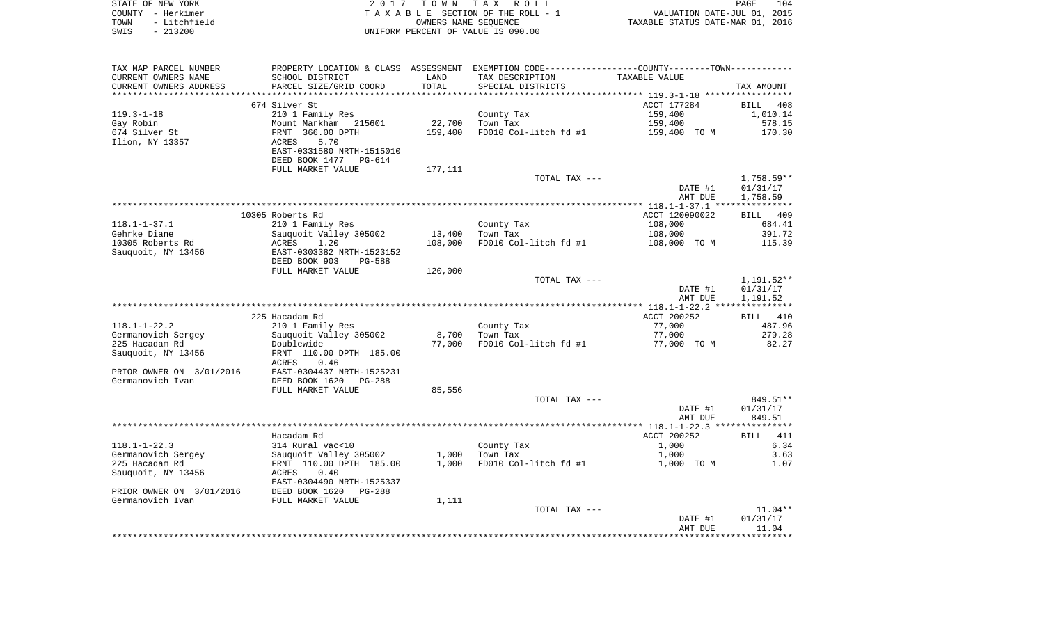STATE OF NEW YORK
COUNTY - Herkimer
TOWN - Litchfield
SWIS - 213200

2 0 1 7 T O W N T A X R O L L
T A X A B L E SECTION OF THE ROLL - 1
OWNERS NAME SEQUENCE
UNIFORM PERCENT OF VALUE IS 090.00

VALUATION DATE-JUL 01, 2015
TAXABLE STATUS DATE-MAR 01, 2016

| TAX MAP PARCEL NUMBER<br>CURRENT OWNERS NAME<br>CURRENT OWNERS ADDRESS | PROPERTY LOCATION & CLASS<br>SCHOOL DISTRICT<br>PARCEL SIZE/GRID COORD | ASSESSMENT<br>LAND<br>TOTAL | EXEMPTION CODE-----COUNTY-----TOWN-----<br>TAX DESCRIPTION<br>SPECIAL DISTRICTS | TAXABLE VALUE | TAX AMOUNT |
|---|---|---|---|---|---|
| | 674 Silver St | | | ACCT 177284 | BILL 408 |
| 119.3-1-18 | 210 1 Family Res | | County Tax | 159,400 | 1,010.14 |
| Gay Robin | Mount Markham 215601 | 22,700 | Town Tax | 159,400 | 578.15 |
| 674 Silver St | FRNT 366.00 DPTH | 159,400 | FD010 Col-litch fd #1 | 159,400 TO M | 170.30 |
| Ilion, NY 13357 | ACRES 5.70 | | | | |
| | EAST-0331580 NRTH-1515010 | | | | |
| | DEED BOOK 1477 PG-614 | | | | |
| | FULL MARKET VALUE | 177,111 | | | |
| | | | TOTAL TAX --- | | 1,758.59** |
| | | | | DATE #1 | 01/31/17 |
| | | | | AMT DUE | 1,758.59 |
| | 10305 Roberts Rd | | | ACCT 120090022 | BILL 409 |
| 118.1-1-37.1 | 210 1 Family Res | | County Tax | 108,000 | 684.41 |
| Gehrke Diane | Sauquoit Valley 305002 | 13,400 | Town Tax | 108,000 | 391.72 |
| 10305 Roberts Rd | ACRES 1.20 | 108,000 | FD010 Col-litch fd #1 | 108,000 TO M | 115.39 |
| Sauquoit, NY 13456 | EAST-0303382 NRTH-1523152 | | | | |
| | DEED BOOK 903 PG-588 | | | | |
| | FULL MARKET VALUE | 120,000 | | | |
| | | | TOTAL TAX --- | | 1,191.52** |
| | | | | DATE #1 | 01/31/17 |
| | | | | AMT DUE | 1,191.52 |
| | 225 Hacadam Rd | | | ACCT 200252 | BILL 410 |
| 118.1-1-22.2 | 210 1 Family Res | | County Tax | 77,000 | 487.96 |
| Germanovich Sergey | Sauquoit Valley 305002 | 8,700 | Town Tax | 77,000 | 279.28 |
| 225 Hacadam Rd | Doublewide | 77,000 | FD010 Col-litch fd #1 | 77,000 TO M | 82.27 |
| Sauquoit, NY 13456 | FRNT 110.00 DPTH 185.00 | | | | |
| | ACRES 0.46 | | | | |
| PRIOR OWNER ON 3/01/2016 | EAST-0304437 NRTH-1525231 | | | | |
| Germanovich Ivan | DEED BOOK 1620 PG-288 | | | | |
| | FULL MARKET VALUE | 85,556 | | | |
| | | | TOTAL TAX --- | | 849.51** |
| | | | | DATE #1 | 01/31/17 |
| | | | | AMT DUE | 849.51 |
| | Hacadam Rd | | | ACCT 200252 | BILL 411 |
| 118.1-1-22.3 | 314 Rural vac<10 | | County Tax | 1,000 | 6.34 |
| Germanovich Sergey | Sauquoit Valley 305002 | 1,000 | Town Tax | 1,000 | 3.63 |
| 225 Hacadam Rd | FRNT 110.00 DPTH 185.00 | 1,000 | FD010 Col-litch fd #1 | 1,000 TO M | 1.07 |
| Sauquoit, NY 13456 | ACRES 0.40 | | | | |
| | EAST-0304490 NRTH-1525337 | | | | |
| PRIOR OWNER ON 3/01/2016 | DEED BOOK 1620 PG-288 | | | | |
| Germanovich Ivan | FULL MARKET VALUE | 1,111 | | | |
| | | | TOTAL TAX --- | | 11.04** |
| | | | | DATE #1 | 01/31/17 |
| | | | | AMT DUE | 11.04 |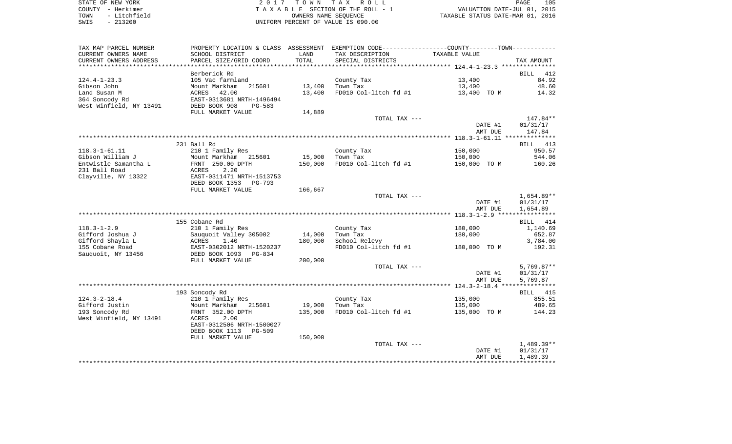STATE OF NEW YORK | 2017 TOWN TAX ROLL
COUNTY - Herkimer | TAXABLE SECTION OF THE ROLL - 1 | VALUATION DATE-JUL 01, 2015
TOWN - Litchfield | OWNERS NAME SEQUENCE | TAXABLE STATUS DATE-MAR 01, 2016
SWIS - 213200 | UNIFORM PERCENT OF VALUE IS 090.00

| TAX MAP PARCEL NUMBER<br>CURRENT OWNERS NAME<br>CURRENT OWNERS ADDRESS | PROPERTY LOCATION & CLASS<br>SCHOOL DISTRICT<br>PARCEL SIZE/GRID COORD | ASSESSMENT<br>LAND<br>TOTAL | EXEMPTION CODE-----COUNTY-----TOWN-----<br>TAX DESCRIPTION<br>SPECIAL DISTRICTS | TAXABLE VALUE | TAX AMOUNT |
|---|---|---|---|---|---|
| 124.4-1-23.3 | Berberick Rd | | | | BILL 412 |
| | 105 Vac farmland | | County Tax | 13,400 | 84.92 |
| Gibson John | Mount Markham 215601 | 13,400 | Town Tax | 13,400 | 48.60 |
| Land Susan M | ACRES 42.00 | 13,400 | FD010 Col-litch fd #1 | 13,400 TO M | 14.32 |
| 364 Soncody Rd | EAST-0313681 NRTH-1496494 | | | | |
| West Winfield, NY 13491 | DEED BOOK 908 PG-583 | | | | |
| | FULL MARKET VALUE | 14,889 | | | |
| | | | TOTAL TAX --- | | 147.84** |
| | | | | DATE #1 | 01/31/17 |
| | | | | AMT DUE | 147.84 |
| 118.3-1-61.11 | 231 Ball Rd | | | | BILL 413 |
| | 210 1 Family Res | | County Tax | 150,000 | 950.57 |
| Gibson William J | Mount Markham 215601 | 15,000 | Town Tax | 150,000 | 544.06 |
| Entwistle Samantha L | FRNT 250.00 DPTH | 150,000 | FD010 Col-litch fd #1 | 150,000 TO M | 160.26 |
| 231 Ball Road | ACRES 2.20 | | | | |
| Clayville, NY 13322 | EAST-0311471 NRTH-1513753 | | | | |
| | DEED BOOK 1353 PG-793 | | | | |
| | FULL MARKET VALUE | 166,667 | | | |
| | | | TOTAL TAX --- | | 1,654.89** |
| | | | | DATE #1 | 01/31/17 |
| | | | | AMT DUE | 1,654.89 |
| 118.3-1-2.9 | 155 Cobane Rd | | | | BILL 414 |
| | 210 1 Family Res | | County Tax | 180,000 | 1,140.69 |
| Gifford Joshua J | Sauquoit Valley 305002 | 14,000 | Town Tax | 180,000 | 652.87 |
| Gifford Shayla L | ACRES 1.40 | 180,000 | School Relevy | | 3,784.00 |
| 155 Cobane Road | EAST-0302012 NRTH-1520237 | | FD010 Col-litch fd #1 | 180,000 TO M | 192.31 |
| Sauquoit, NY 13456 | DEED BOOK 1093 PG-834 | | | | |
| | FULL MARKET VALUE | 200,000 | | | |
| | | | TOTAL TAX --- | | 5,769.87** |
| | | | | DATE #1 | 01/31/17 |
| | | | | AMT DUE | 5,769.87 |
| 124.3-2-18.4 | 193 Soncody Rd | | | | BILL 415 |
| | 210 1 Family Res | | County Tax | 135,000 | 855.51 |
| Gifford Justin | Mount Markham 215601 | 19,000 | Town Tax | 135,000 | 489.65 |
| 193 Soncody Rd | FRNT 352.00 DPTH | 135,000 | FD010 Col-litch fd #1 | 135,000 TO M | 144.23 |
| West Winfield, NY 13491 | ACRES 2.00 | | | | |
| | EAST-0312506 NRTH-1500027 | | | | |
| | DEED BOOK 1113 PG-509 | | | | |
| | FULL MARKET VALUE | 150,000 | | | |
| | | | TOTAL TAX --- | | 1,489.39** |
| | | | | DATE #1 | 01/31/17 |
| | | | | AMT DUE | 1,489.39 |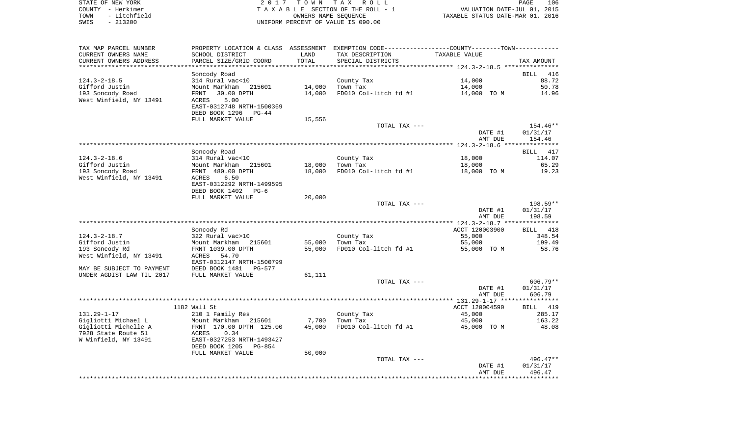STATE OF NEW YORK
COUNTY - Herkimer
TOWN - Litchfield
SWIS - 213200

2 0 1 7 T O W N T A X R O L L
T A X A B L E SECTION OF THE ROLL - 1
OWNERS NAME SEQUENCE
UNIFORM PERCENT OF VALUE IS 090.00

VALUATION DATE-JUL 01, 2015
TAXABLE STATUS DATE-MAR 01, 2016

| TAX MAP PARCEL NUMBER / CURRENT OWNERS NAME / CURRENT OWNERS ADDRESS | PROPERTY LOCATION & CLASS / SCHOOL DISTRICT / PARCEL SIZE/GRID COORD | ASSESSMENT LAND / TOTAL | EXEMPTION CODE / TAX DESCRIPTION / SPECIAL DISTRICTS | COUNTY--------TOWN / TAXABLE VALUE | TAX AMOUNT |
|---|---|---|---|---|---|
| 124.3-2-18.5 | Soncody Road | | | | BILL 416 |
| | 314 Rural vac<10 | | County Tax | 14,000 | 88.72 |
| Gifford Justin | Mount Markham 215601 | 14,000 | Town Tax | 14,000 | 50.78 |
| 193 Soncody Road | FRNT 30.00 DPTH | 14,000 | FD010 Col-litch fd #1 | 14,000 TO M | 14.96 |
| West Winfield, NY 13491 | ACRES 5.00 | | | | |
| | EAST-0312748 NRTH-1500369 | | | | |
| | DEED BOOK 1296 PG-44 | | | | |
| | FULL MARKET VALUE | 15,556 | | | |
| | | | TOTAL TAX --- | | 154.46** |
| | | | | DATE #1 | 01/31/17 |
| | | | | AMT DUE | 154.46 |
| 124.3-2-18.6 | Soncody Road | | | | BILL 417 |
| | 314 Rural vac<10 | | County Tax | 18,000 | 114.07 |
| Gifford Justin | Mount Markham 215601 | 18,000 | Town Tax | 18,000 | 65.29 |
| 193 Soncody Road | FRNT 480.00 DPTH | 18,000 | FD010 Col-litch fd #1 | 18,000 TO M | 19.23 |
| West Winfield, NY 13491 | ACRES 6.50 | | | | |
| | EAST-0312292 NRTH-1499595 | | | | |
| | DEED BOOK 1402 PG-6 | | | | |
| | FULL MARKET VALUE | 20,000 | | | |
| | | | TOTAL TAX --- | | 198.59** |
| | | | | DATE #1 | 01/31/17 |
| | | | | AMT DUE | 198.59 |
| 124.3-2-18.7 | Soncody Rd | | | ACCT 120003900 | BILL 418 |
| | 322 Rural vac>10 | | County Tax | 55,000 | 348.54 |
| Gifford Justin | Mount Markham 215601 | 55,000 | Town Tax | 55,000 | 199.49 |
| 193 Soncody Rd | FRNT 1039.00 DPTH | 55,000 | FD010 Col-litch fd #1 | 55,000 TO M | 58.76 |
| West Winfield, NY 13491 | ACRES 54.70 | | | | |
| | EAST-0312147 NRTH-1500799 | | | | |
| MAY BE SUBJECT TO PAYMENT | DEED BOOK 1481 PG-577 | | | | |
| UNDER AGDIST LAW TIL 2017 | FULL MARKET VALUE | 61,111 | | | |
| | | | TOTAL TAX --- | | 606.79** |
| | | | | DATE #1 | 01/31/17 |
| | | | | AMT DUE | 606.79 |
| 131.29-1-17 | 1182 Wall St | | | ACCT 120004590 | BILL 419 |
| | 210 1 Family Res | | County Tax | 45,000 | 285.17 |
| Gigliotti Michael L | Mount Markham 215601 | 7,700 | Town Tax | 45,000 | 163.22 |
| Gigliotti Michelle A | FRNT 170.00 DPTH 125.00 | 45,000 | FD010 Col-litch fd #1 | 45,000 TO M | 48.08 |
| 7928 State Route 51 | ACRES 0.34 | | | | |
| W Winfield, NY 13491 | EAST-0327253 NRTH-1493427 | | | | |
| | DEED BOOK 1205 PG-854 | | | | |
| | FULL MARKET VALUE | 50,000 | | | |
| | | | TOTAL TAX --- | | 496.47** |
| | | | | DATE #1 | 01/31/17 |
| | | | | AMT DUE | 496.47 |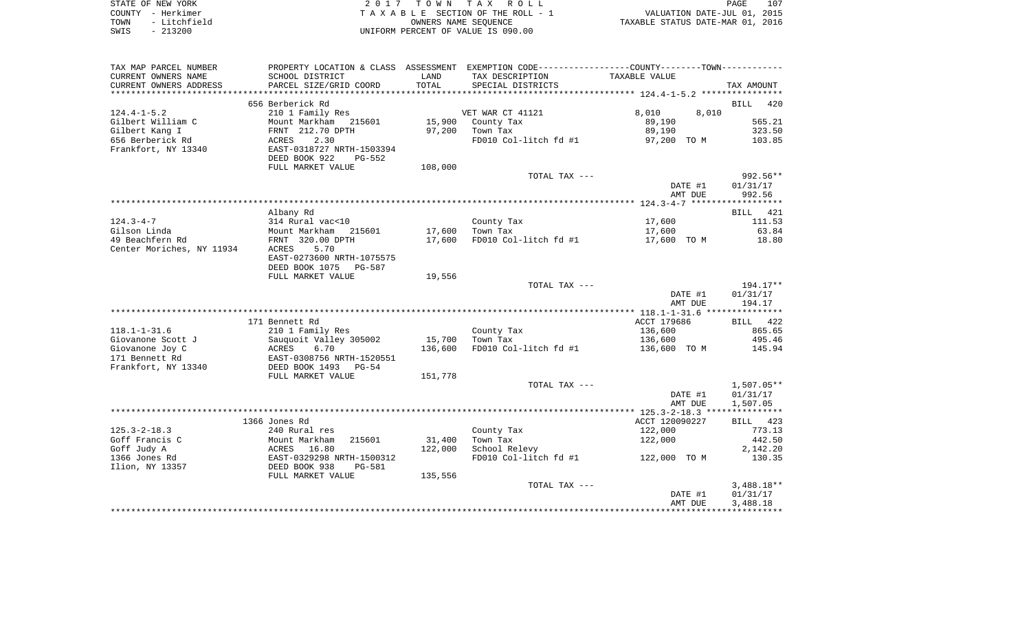STATE OF NEW YORK
COUNTY - Herkimer
TOWN - Litchfield
SWIS - 213200

2017 TOWN TAX ROLL
TAXABLE SECTION OF THE ROLL - 1
OWNERS NAME SEQUENCE
UNIFORM PERCENT OF VALUE IS 090.00

VALUATION DATE-JUL 01, 2015
TAXABLE STATUS DATE-MAR 01, 2016

| TAX MAP PARCEL NUMBER / CURRENT OWNERS NAME / CURRENT OWNERS ADDRESS | PROPERTY LOCATION & CLASS / SCHOOL DISTRICT / PARCEL SIZE/GRID COORD | ASSESSMENT LAND / TOTAL | EXEMPTION CODE / TAX DESCRIPTION / SPECIAL DISTRICTS | COUNTY / TOWN TAXABLE VALUE | TAX AMOUNT |
|---|---|---|---|---|---|
| | 656 Berberick Rd | | | | BILL 420 |
| 124.4-1-5.2 | 210 1 Family Res | | VET WAR CT 41121 | 8,010 8,010 | |
| Gilbert William C | Mount Markham 215601 | 15,900 | County Tax | 89,190 | 565.21 |
| Gilbert Kang I | FRNT 212.70 DPTH | 97,200 | Town Tax | 89,190 | 323.50 |
| 656 Berberick Rd | ACRES 2.30 | | FD010 Col-litch fd #1 | 97,200 TO M | 103.85 |
| Frankfort, NY 13340 | EAST-0318727 NRTH-1503394 | | | | |
| | DEED BOOK 922 PG-552 | | | | |
| | FULL MARKET VALUE | 108,000 | | | |
| | | | TOTAL TAX --- | | 992.56** |
| | | | | DATE #1 | 01/31/17 |
| | | | | AMT DUE | 992.56 |
| | Albany Rd | | | | BILL 421 |
| 124.3-4-7 | 314 Rural vac<10 | | County Tax | 17,600 | 111.53 |
| Gilson Linda | Mount Markham 215601 | 17,600 | Town Tax | 17,600 | 63.84 |
| 49 Beachfern Rd | FRNT 320.00 DPTH | 17,600 | FD010 Col-litch fd #1 | 17,600 TO M | 18.80 |
| Center Moriches, NY 11934 | ACRES 5.70 | | | | |
| | EAST-0273600 NRTH-1075575 | | | | |
| | DEED BOOK 1075 PG-587 | | | | |
| | FULL MARKET VALUE | 19,556 | | | |
| | | | TOTAL TAX --- | | 194.17** |
| | | | | DATE #1 | 01/31/17 |
| | | | | AMT DUE | 194.17 |
| | 171 Bennett Rd | | | ACCT 179686 | BILL 422 |
| 118.1-1-31.6 | 210 1 Family Res | | County Tax | 136,600 | 865.65 |
| Giovanone Scott J | Sauquoit Valley 305002 | 15,700 | Town Tax | 136,600 | 495.46 |
| Giovanone Joy C | ACRES 6.70 | 136,600 | FD010 Col-litch fd #1 | 136,600 TO M | 145.94 |
| 171 Bennett Rd | EAST-0308756 NRTH-1520551 | | | | |
| Frankfort, NY 13340 | DEED BOOK 1493 PG-54 | | | | |
| | FULL MARKET VALUE | 151,778 | | | |
| | | | TOTAL TAX --- | | 1,507.05** |
| | | | | DATE #1 | 01/31/17 |
| | | | | AMT DUE | 1,507.05 |
| | 1366 Jones Rd | | | ACCT 120090227 | BILL 423 |
| 125.3-2-18.3 | 240 Rural res | | County Tax | 122,000 | 773.13 |
| Goff Francis C | Mount Markham 215601 | 31,400 | Town Tax | 122,000 | 442.50 |
| Goff Judy A | ACRES 16.80 | 122,000 | School Relevy | | 2,142.20 |
| 1366 Jones Rd | EAST-0329298 NRTH-1500312 | | FD010 Col-litch fd #1 | 122,000 TO M | 130.35 |
| Ilion, NY 13357 | DEED BOOK 938 PG-581 | | | | |
| | FULL MARKET VALUE | 135,556 | | | |
| | | | TOTAL TAX --- | | 3,488.18** |
| | | | | DATE #1 | 01/31/17 |
| | | | | AMT DUE | 3,488.18 |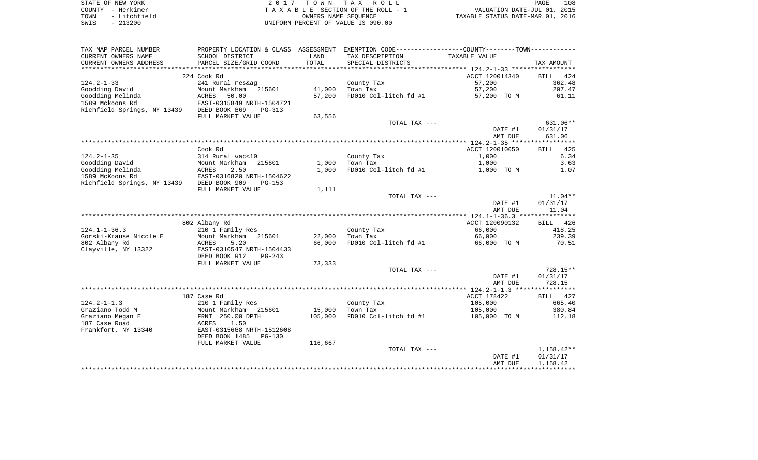STATE OF NEW YORK
COUNTY - Herkimer
TOWN - Litchfield
SWIS - 213200

2 0 1 7 T O W N T A X R O L L
T A X A B L E SECTION OF THE ROLL - 1
OWNERS NAME SEQUENCE
UNIFORM PERCENT OF VALUE IS 090.00

VALUATION DATE-JUL 01, 2015
TAXABLE STATUS DATE-MAR 01, 2016

| TAX MAP PARCEL NUMBER / CURRENT OWNERS NAME / CURRENT OWNERS ADDRESS | PROPERTY LOCATION & CLASS / SCHOOL DISTRICT / PARCEL SIZE/GRID COORD | ASSESSMENT LAND / TOTAL | EXEMPTION CODE / TAX DESCRIPTION / SPECIAL DISTRICTS | COUNTY--------TOWN / TAXABLE VALUE | TAX AMOUNT |
|---|---|---|---|---|---|
| | 224 Cook Rd | | | ACCT 120014340 | BILL 424 |
| 124.2-1-33 | 241 Rural res&ag | | County Tax | 57,200 | 362.48 |
| Goodding David | Mount Markham 215601 | 41,000 | Town Tax | 57,200 | 207.47 |
| Goodding Melinda | ACRES 50.00 | 57,200 | FD010 Col-litch fd #1 | 57,200 TO M | 61.11 |
| 1589 Mckoons Rd | EAST-0315849 NRTH-1504721 | | | | |
| Richfield Springs, NY 13439 | DEED BOOK 869 PG-313 | | | | |
| | FULL MARKET VALUE | 63,556 | | | |
| | | | TOTAL TAX --- | | 631.06** |
| | | | | DATE #1 | 01/31/17 |
| | | | | AMT DUE | 631.06 |
| | Cook Rd | | | ACCT 120010050 | BILL 425 |
| 124.2-1-35 | 314 Rural vac<10 | | County Tax | 1,000 | 6.34 |
| Goodding David | Mount Markham 215601 | 1,000 | Town Tax | 1,000 | 3.63 |
| Goodding Melinda | ACRES 2.50 | 1,000 | FD010 Col-litch fd #1 | 1,000 TO M | 1.07 |
| 1589 McKoons Rd | EAST-0316820 NRTH-1504622 | | | | |
| Richfield Springs, NY 13439 | DEED BOOK 909 PG-153 | | | | |
| | FULL MARKET VALUE | 1,111 | | | |
| | | | TOTAL TAX --- | | 11.04** |
| | | | | DATE #1 | 01/31/17 |
| | | | | AMT DUE | 11.04 |
| | 802 Albany Rd | | | ACCT 120090132 | BILL 426 |
| 124.1-1-36.3 | 210 1 Family Res | | County Tax | 66,000 | 418.25 |
| Gorski-Krause Nicole E | Mount Markham 215601 | 22,000 | Town Tax | 66,000 | 239.39 |
| 802 Albany Rd | ACRES 5.20 | 66,000 | FD010 Col-litch fd #1 | 66,000 TO M | 70.51 |
| Clayville, NY 13322 | EAST-0310547 NRTH-1504433 | | | | |
| | DEED BOOK 912 PG-243 | | | | |
| | FULL MARKET VALUE | 73,333 | | | |
| | | | TOTAL TAX --- | | 728.15** |
| | | | | DATE #1 | 01/31/17 |
| | | | | AMT DUE | 728.15 |
| | 187 Case Rd | | | ACCT 178422 | BILL 427 |
| 124.2-1-1.3 | 210 1 Family Res | | County Tax | 105,000 | 665.40 |
| Graziano Todd M | Mount Markham 215601 | 15,000 | Town Tax | 105,000 | 380.84 |
| Graziano Megan E | FRNT 250.00 DPTH | 105,000 | FD010 Col-litch fd #1 | 105,000 TO M | 112.18 |
| 187 Case Road | ACRES 1.50 | | | | |
| Frankfort, NY 13340 | EAST-0315668 NRTH-1512608 | | | | |
| | DEED BOOK 1485 PG-130 | | | | |
| | FULL MARKET VALUE | 116,667 | | | |
| | | | TOTAL TAX --- | | 1,158.42** |
| | | | | DATE #1 | 01/31/17 |
| | | | | AMT DUE | 1,158.42 |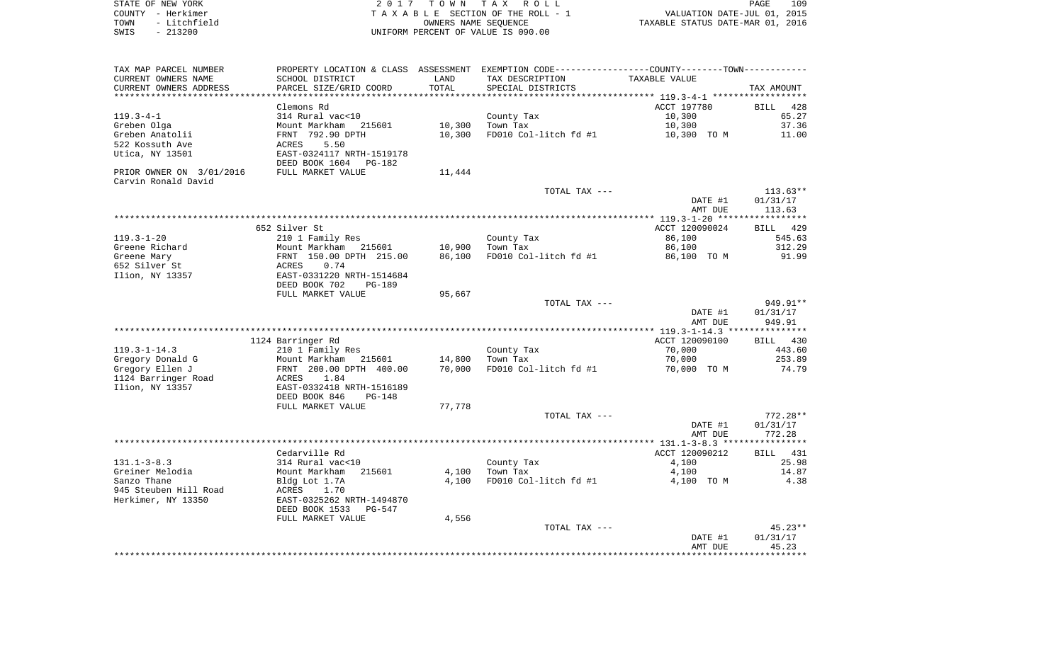STATE OF NEW YORK
COUNTY - Herkimer
TOWN - Litchfield
SWIS - 213200

2 0 1 7 T O W N T A X R O L L
T A X A B L E SECTION OF THE ROLL - 1
OWNERS NAME SEQUENCE
UNIFORM PERCENT OF VALUE IS 090.00

VALUATION DATE-JUL 01, 2015
TAXABLE STATUS DATE-MAR 01, 2016

| TAX MAP PARCEL NUMBER / CURRENT OWNERS NAME / CURRENT OWNERS ADDRESS | PROPERTY LOCATION & CLASS / SCHOOL DISTRICT / PARCEL SIZE/GRID COORD | ASSESSMENT LAND / TOTAL | EXEMPTION CODE / TAX DESCRIPTION / SPECIAL DISTRICTS | TAXABLE VALUE | TAX AMOUNT |
|---|---|---|---|---|---|
| | Clemons Rd | | | ACCT 197780 | BILL 428 |
| 119.3-4-1 | 314 Rural vac<10 | | County Tax | 10,300 | 65.27 |
| Greben Olga | Mount Markham 215601 | 10,300 | Town Tax | 10,300 | 37.36 |
| Greben Anatolii | FRNT 792.90 DPTH | 10,300 | FD010 Col-litch fd #1 | 10,300 TO M | 11.00 |
| 522 Kossuth Ave | ACRES 5.50 | | | | |
| Utica, NY 13501 | EAST-0324117 NRTH-1519178 | | | | |
| | DEED BOOK 1604 PG-182 | | | | |
| PRIOR OWNER ON 3/01/2016 | FULL MARKET VALUE | 11,444 | | | |
| Carvin Ronald David | | | | | |
| | | | TOTAL TAX --- | | 113.63** |
| | | | | DATE #1 | 01/31/17 |
| | | | | AMT DUE | 113.63 |
| | 652 Silver St | | | ACCT 120090024 | BILL 429 |
| 119.3-1-20 | 210 1 Family Res | | County Tax | 86,100 | 545.63 |
| Greene Richard | Mount Markham 215601 | 10,900 | Town Tax | 86,100 | 312.29 |
| Greene Mary | FRNT 150.00 DPTH 215.00 | 86,100 | FD010 Col-litch fd #1 | 86,100 TO M | 91.99 |
| 652 Silver St | ACRES 0.74 | | | | |
| Ilion, NY 13357 | EAST-0331220 NRTH-1514684 | | | | |
| | DEED BOOK 702 PG-189 | | | | |
| | FULL MARKET VALUE | 95,667 | | | |
| | | | TOTAL TAX --- | | 949.91** |
| | | | | DATE #1 | 01/31/17 |
| | | | | AMT DUE | 949.91 |
| | 1124 Barringer Rd | | | ACCT 120090100 | BILL 430 |
| 119.3-1-14.3 | 210 1 Family Res | | County Tax | 70,000 | 443.60 |
| Gregory Donald G | Mount Markham 215601 | 14,800 | Town Tax | 70,000 | 253.89 |
| Gregory Ellen J | FRNT 200.00 DPTH 400.00 | 70,000 | FD010 Col-litch fd #1 | 70,000 TO M | 74.79 |
| 1124 Barringer Road | ACRES 1.84 | | | | |
| Ilion, NY 13357 | EAST-0332418 NRTH-1516189 | | | | |
| | DEED BOOK 846 PG-148 | | | | |
| | FULL MARKET VALUE | 77,778 | | | |
| | | | TOTAL TAX --- | | 772.28** |
| | | | | DATE #1 | 01/31/17 |
| | | | | AMT DUE | 772.28 |
| | Cedarville Rd | | | ACCT 120090212 | BILL 431 |
| 131.1-3-8.3 | 314 Rural vac<10 | | County Tax | 4,100 | 25.98 |
| Greiner Melodia | Mount Markham 215601 | 4,100 | Town Tax | 4,100 | 14.87 |
| Sanzo Thane | Bldg Lot 1.7A | 4,100 | FD010 Col-litch fd #1 | 4,100 TO M | 4.38 |
| 945 Steuben Hill Road | ACRES 1.70 | | | | |
| Herkimer, NY 13350 | EAST-0325262 NRTH-1494870 | | | | |
| | DEED BOOK 1533 PG-547 | | | | |
| | FULL MARKET VALUE | 4,556 | | | |
| | | | TOTAL TAX --- | | 45.23** |
| | | | | DATE #1 | 01/31/17 |
| | | | | AMT DUE | 45.23 |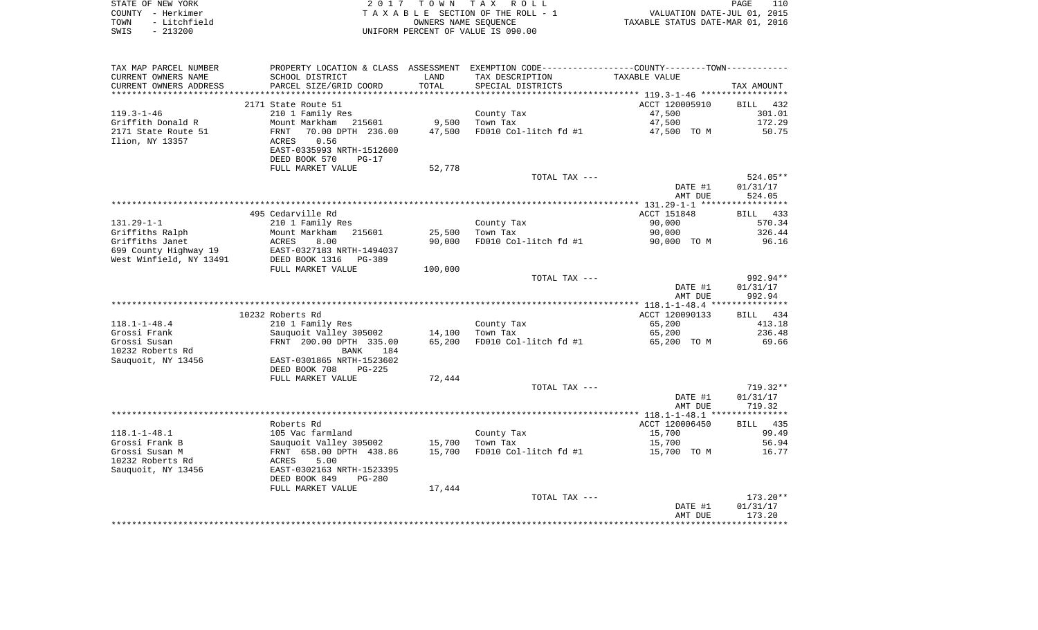STATE OF NEW YORK
COUNTY - Herkimer
TOWN - Litchfield
SWIS - 213200

2 0 1 7 T O W N T A X R O L L
T A X A B L E SECTION OF THE ROLL - 1
OWNERS NAME SEQUENCE
UNIFORM PERCENT OF VALUE IS 090.00

VALUATION DATE-JUL 01, 2015
TAXABLE STATUS DATE-MAR 01, 2016

| TAX MAP PARCEL NUMBER<br>CURRENT OWNERS NAME<br>CURRENT OWNERS ADDRESS | PROPERTY LOCATION & CLASS<br>SCHOOL DISTRICT<br>PARCEL SIZE/GRID COORD | ASSESSMENT<br>LAND<br>TOTAL | EXEMPTION CODE-----COUNTY-----TOWN-----<br>TAX DESCRIPTION<br>SPECIAL DISTRICTS | TAXABLE VALUE | TAX AMOUNT |
|---|---|---|---|---|---|
| | 2171 State Route 51 | | | ACCT 120005910 | BILL 432 |
| 119.3-1-46 | 210 1 Family Res | | County Tax | 47,500 | 301.01 |
| Griffith Donald R | Mount Markham 215601 | 9,500 | Town Tax | 47,500 | 172.29 |
| 2171 State Route 51 | FRNT 70.00 DPTH 236.00 | 47,500 | FD010 Col-litch fd #1 | 47,500 TO M | 50.75 |
| Ilion, NY 13357 | ACRES 0.56 | | | | |
| | EAST-0335993 NRTH-1512600 | | | | |
| | DEED BOOK 570 PG-17 | | | | |
| | FULL MARKET VALUE | 52,778 | | | |
| | | | TOTAL TAX --- | | 524.05** |
| | | | | DATE #1 | 01/31/17 |
| | | | | AMT DUE | 524.05 |
| | 495 Cedarville Rd | | | ACCT 151848 | BILL 433 |
| 131.29-1-1 | 210 1 Family Res | | County Tax | 90,000 | 570.34 |
| Griffiths Ralph | Mount Markham 215601 | 25,500 | Town Tax | 90,000 | 326.44 |
| Griffiths Janet | ACRES 8.00 | 90,000 | FD010 Col-litch fd #1 | 90,000 TO M | 96.16 |
| 699 County Highway 19 | EAST-0327183 NRTH-1494037 | | | | |
| West Winfield, NY 13491 | DEED BOOK 1316 PG-389 | | | | |
| | FULL MARKET VALUE | 100,000 | | | |
| | | | TOTAL TAX --- | | 992.94** |
| | | | | DATE #1 | 01/31/17 |
| | | | | AMT DUE | 992.94 |
| | 10232 Roberts Rd | | | ACCT 120090133 | BILL 434 |
| 118.1-1-48.4 | 210 1 Family Res | | County Tax | 65,200 | 413.18 |
| Grossi Frank | Sauquoit Valley 305002 | 14,100 | Town Tax | 65,200 | 236.48 |
| Grossi Susan | FRNT 200.00 DPTH 335.00 | 65,200 | FD010 Col-litch fd #1 | 65,200 TO M | 69.66 |
| 10232 Roberts Rd | BANK 184 | | | | |
| Sauquoit, NY 13456 | EAST-0301865 NRTH-1523602 | | | | |
| | DEED BOOK 708 PG-225 | | | | |
| | FULL MARKET VALUE | 72,444 | | | |
| | | | TOTAL TAX --- | | 719.32** |
| | | | | DATE #1 | 01/31/17 |
| | | | | AMT DUE | 719.32 |
| | Roberts Rd | | | ACCT 120006450 | BILL 435 |
| 118.1-1-48.1 | 105 Vac farmland | | County Tax | 15,700 | 99.49 |
| Grossi Frank B | Sauquoit Valley 305002 | 15,700 | Town Tax | 15,700 | 56.94 |
| Grossi Susan M | FRNT 658.00 DPTH 438.86 | 15,700 | FD010 Col-litch fd #1 | 15,700 TO M | 16.77 |
| 10232 Roberts Rd | ACRES 5.00 | | | | |
| Sauquoit, NY 13456 | EAST-0302163 NRTH-1523395 | | | | |
| | DEED BOOK 849 PG-280 | | | | |
| | FULL MARKET VALUE | 17,444 | | | |
| | | | TOTAL TAX --- | | 173.20** |
| | | | | DATE #1 | 01/31/17 |
| | | | | AMT DUE | 173.20 |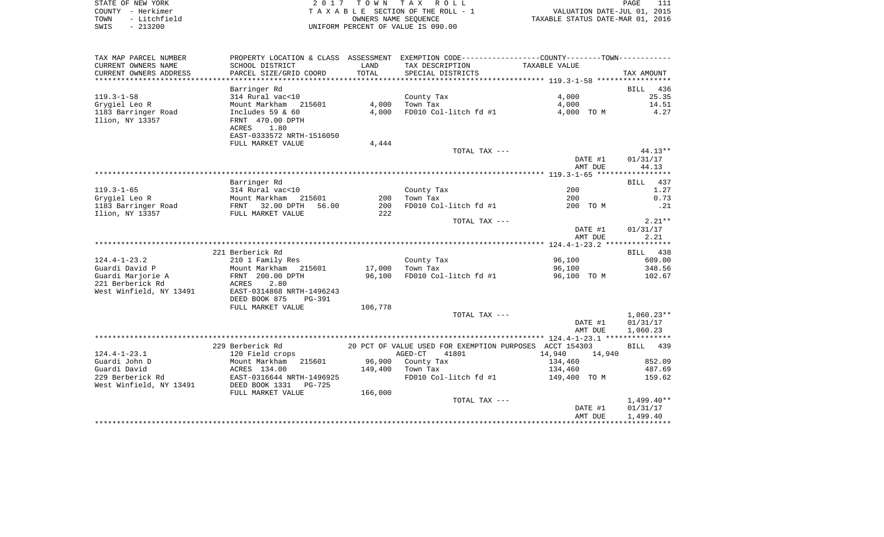STATE OF NEW YORK
COUNTY - Herkimer
TOWN - Litchfield
SWIS - 213200

2 0 1 7 T O W N T A X R O L L
T A X A B L E SECTION OF THE ROLL - 1
OWNERS NAME SEQUENCE
UNIFORM PERCENT OF VALUE IS 090.00

VALUATION DATE-JUL 01, 2015
TAXABLE STATUS DATE-MAR 01, 2016

| TAX MAP PARCEL NUMBER / CURRENT OWNERS NAME / CURRENT OWNERS ADDRESS | PROPERTY LOCATION & CLASS / SCHOOL DISTRICT / PARCEL SIZE/GRID COORD | ASSESSMENT LAND | TOTAL | EXEMPTION CODE / TAX DESCRIPTION / SPECIAL DISTRICTS | COUNTY/TOWN TAXABLE VALUE | TAX AMOUNT |
|---|---|---|---|---|---|---|
| | Barringer Rd | | | | | BILL 436 |
| 119.3-1-58 | 314 Rural vac<10 | | | County Tax | 4,000 | 25.35 |
| Grygiel Leo R | Mount Markham 215601 | 4,000 | | Town Tax | 4,000 | 14.51 |
| 1183 Barringer Road | Includes 59 & 60 | | 4,000 | FD010 Col-litch fd #1 | 4,000 TO M | 4.27 |
| Ilion, NY 13357 | FRNT 470.00 DPTH | | | | | |
| | ACRES 1.80 | | | | | |
| | EAST-0333572 NRTH-1516050 | | | | | |
| | FULL MARKET VALUE | | 4,444 | | | |
| | | | | TOTAL TAX --- | | 44.13** |
| | | | | | DATE #1 | 01/31/17 |
| | | | | | AMT DUE | 44.13 |
| | Barringer Rd | | | | | BILL 437 |
| 119.3-1-65 | 314 Rural vac<10 | | | County Tax | 200 | 1.27 |
| Grygiel Leo R | Mount Markham 215601 | 200 | | Town Tax | 200 | 0.73 |
| 1183 Barringer Road | FRNT 32.00 DPTH 56.00 | | 200 | FD010 Col-litch fd #1 | 200 TO M | .21 |
| Ilion, NY 13357 | FULL MARKET VALUE | | 222 | | | |
| | | | | TOTAL TAX --- | | 2.21** |
| | | | | | DATE #1 | 01/31/17 |
| | | | | | AMT DUE | 2.21 |
| | 221 Berberick Rd | | | | | BILL 438 |
| 124.4-1-23.2 | 210 1 Family Res | | | County Tax | 96,100 | 609.00 |
| Guardi David P | Mount Markham 215601 | 17,000 | | Town Tax | 96,100 | 348.56 |
| Guardi Marjorie A | FRNT 200.00 DPTH | | 96,100 | FD010 Col-litch fd #1 | 96,100 TO M | 102.67 |
| 221 Berberick Rd | ACRES 2.80 | | | | | |
| West Winfield, NY 13491 | EAST-0314868 NRTH-1496243 | | | | | |
| | DEED BOOK 875 PG-391 | | | | | |
| | FULL MARKET VALUE | | 106,778 | | | |
| | | | | TOTAL TAX --- | | 1,060.23** |
| | | | | | DATE #1 | 01/31/17 |
| | | | | | AMT DUE | 1,060.23 |
| | 229 Berberick Rd | | | 20 PCT OF VALUE USED FOR EXEMPTION PURPOSES ACCT 154303 | | BILL 439 |
| 124.4-1-23.1 | 120 Field crops | | | AGED-CT 41801 | 14,940 14,940 | |
| Guardi John D | Mount Markham 215601 | 96,900 | | County Tax | 134,460 | 852.09 |
| Guardi David | ACRES 134.00 | | 149,400 | Town Tax | 134,460 | 487.69 |
| 229 Berberick Rd | EAST-0316644 NRTH-1496925 | | | FD010 Col-litch fd #1 | 149,400 TO M | 159.62 |
| West Winfield, NY 13491 | DEED BOOK 1331 PG-725 | | | | | |
| | FULL MARKET VALUE | | 166,000 | | | |
| | | | | TOTAL TAX --- | | 1,499.40** |
| | | | | | DATE #1 | 01/31/17 |
| | | | | | AMT DUE | 1,499.40 |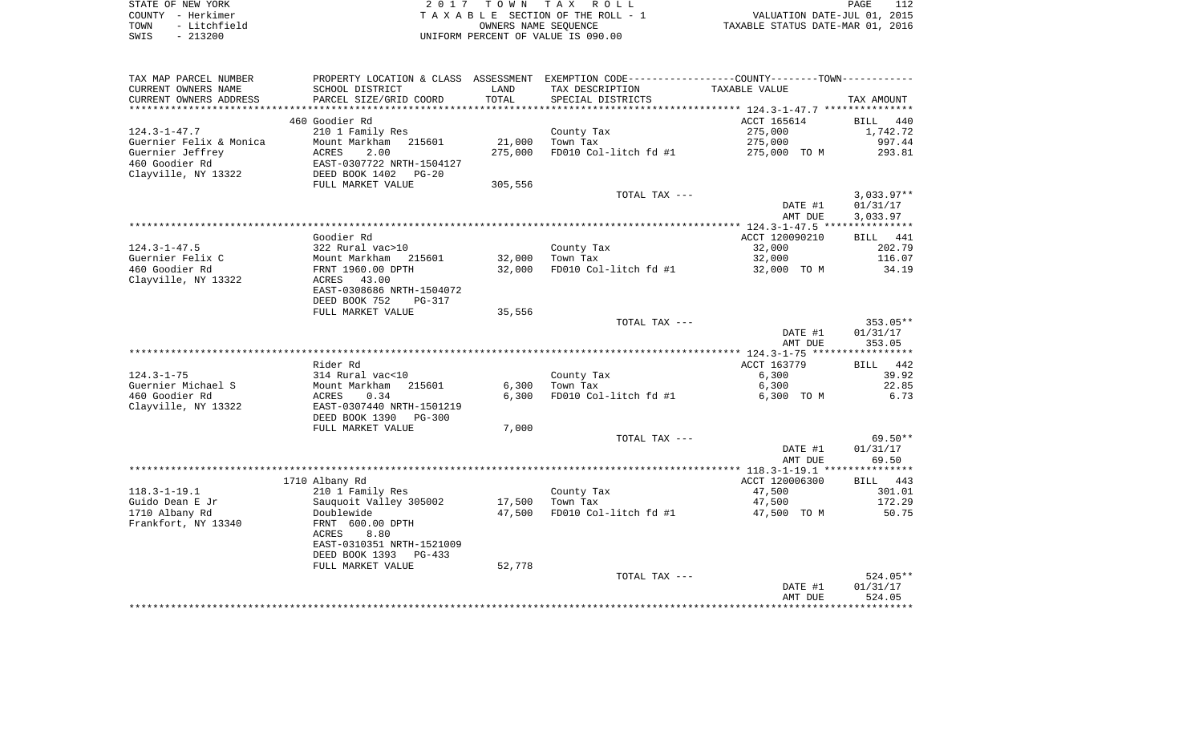STATE OF NEW YORK | 2 0 1 7 T O W N T A X R O L L
COUNTY - Herkimer | T A X A B L E SECTION OF THE ROLL - 1 | VALUATION DATE-JUL 01, 2015
TOWN - Litchfield | OWNERS NAME SEQUENCE | TAXABLE STATUS DATE-MAR 01, 2016
SWIS - 213200 | UNIFORM PERCENT OF VALUE IS 090.00

| TAX MAP PARCEL NUMBER / CURRENT OWNERS NAME / CURRENT OWNERS ADDRESS | PROPERTY LOCATION & CLASS / SCHOOL DISTRICT / PARCEL SIZE/GRID COORD | ASSESSMENT LAND / TOTAL | EXEMPTION CODE / TAX DESCRIPTION / SPECIAL DISTRICTS | COUNTY/TOWN TAXABLE VALUE | TAX AMOUNT |
|---|---|---|---|---|---|
| | 460 Goodier Rd | | | ACCT 165614 | BILL 440 |
| 124.3-1-47.7 | 210 1 Family Res | | County Tax | 275,000 | 1,742.72 |
| Guernier Felix & Monica | Mount Markham 215601 | 21,000 | Town Tax | 275,000 | 997.44 |
| Guernier Jeffrey | ACRES 2.00 | 275,000 | FD010 Col-litch fd #1 | 275,000 TO M | 293.81 |
| 460 Goodier Rd | EAST-0307722 NRTH-1504127 | | | | |
| Clayville, NY 13322 | DEED BOOK 1402 PG-20 | | | | |
| | FULL MARKET VALUE | 305,556 | | | |
| | | | TOTAL TAX --- | | 3,033.97** |
| | | | | DATE #1 | 01/31/17 |
| | | | | AMT DUE | 3,033.97 |
| | Goodier Rd | | | ACCT 120090210 | BILL 441 |
| 124.3-1-47.5 | 322 Rural vac>10 | | County Tax | 32,000 | 202.79 |
| Guernier Felix C | Mount Markham 215601 | 32,000 | Town Tax | 32,000 | 116.07 |
| 460 Goodier Rd | FRNT 1960.00 DPTH | 32,000 | FD010 Col-litch fd #1 | 32,000 TO M | 34.19 |
| Clayville, NY 13322 | ACRES 43.00 | | | | |
| | EAST-0308686 NRTH-1504072 | | | | |
| | DEED BOOK 752 PG-317 | | | | |
| | FULL MARKET VALUE | 35,556 | | | |
| | | | TOTAL TAX --- | | 353.05** |
| | | | | DATE #1 | 01/31/17 |
| | | | | AMT DUE | 353.05 |
| | Rider Rd | | | ACCT 163779 | BILL 442 |
| 124.3-1-75 | 314 Rural vac<10 | | County Tax | 6,300 | 39.92 |
| Guernier Michael S | Mount Markham 215601 | 6,300 | Town Tax | 6,300 | 22.85 |
| 460 Goodier Rd | ACRES 0.34 | 6,300 | FD010 Col-litch fd #1 | 6,300 TO M | 6.73 |
| Clayville, NY 13322 | EAST-0307440 NRTH-1501219 | | | | |
| | DEED BOOK 1390 PG-300 | | | | |
| | FULL MARKET VALUE | 7,000 | | | |
| | | | TOTAL TAX --- | | 69.50** |
| | | | | DATE #1 | 01/31/17 |
| | | | | AMT DUE | 69.50 |
| | 1710 Albany Rd | | | ACCT 120006300 | BILL 443 |
| 118.3-1-19.1 | 210 1 Family Res | | County Tax | 47,500 | 301.01 |
| Guido Dean E Jr | Sauquoit Valley 305002 | 17,500 | Town Tax | 47,500 | 172.29 |
| 1710 Albany Rd | Doublewide | 47,500 | FD010 Col-litch fd #1 | 47,500 TO M | 50.75 |
| Frankfort, NY 13340 | FRNT 600.00 DPTH | | | | |
| | ACRES 8.80 | | | | |
| | EAST-0310351 NRTH-1521009 | | | | |
| | DEED BOOK 1393 PG-433 | | | | |
| | FULL MARKET VALUE | 52,778 | | | |
| | | | TOTAL TAX --- | | 524.05** |
| | | | | DATE #1 | 01/31/17 |
| | | | | AMT DUE | 524.05 |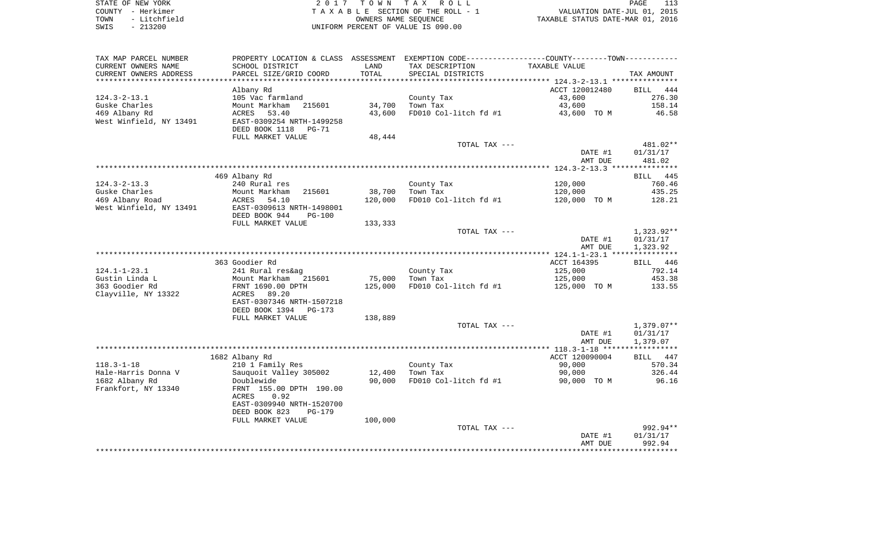STATE OF NEW YORK
COUNTY - Herkimer
TOWN - Litchfield
SWIS - 213200

2 0 1 7 T O W N T A X R O L L
T A X A B L E SECTION OF THE ROLL - 1
OWNERS NAME SEQUENCE
UNIFORM PERCENT OF VALUE IS 090.00

VALUATION DATE-JUL 01, 2015
TAXABLE STATUS DATE-MAR 01, 2016

| TAX MAP PARCEL NUMBER / CURRENT OWNERS NAME / CURRENT OWNERS ADDRESS | PROPERTY LOCATION & CLASS / SCHOOL DISTRICT / PARCEL SIZE/GRID COORD | ASSESSMENT LAND / TOTAL | EXEMPTION CODE / TAX DESCRIPTION / SPECIAL DISTRICTS | COUNTY--------TOWN / TAXABLE VALUE | TAX AMOUNT |
|---|---|---|---|---|---|
| 124.3-2-13.1 | Albany Rd | | | ACCT 120012480 | BILL 444 |
| | 105 Vac farmland | | County Tax | 43,600 | 276.30 |
| Guske Charles | Mount Markham 215601 | 34,700 | Town Tax | 43,600 | 158.14 |
| 469 Albany Rd | ACRES 53.40 | 43,600 | FD010 Col-litch fd #1 | 43,600 TO M | 46.58 |
| West Winfield, NY 13491 | EAST-0309254 NRTH-1499258 | | | | |
| | DEED BOOK 1118 PG-71 | | | | |
| | FULL MARKET VALUE | 48,444 | | | |
| | | | TOTAL TAX --- | | 481.02** |
| | | | | DATE #1 | 01/31/17 |
| | | | | AMT DUE | 481.02 |
| 124.3-2-13.3 | 469 Albany Rd | | | | BILL 445 |
| | 240 Rural res | | County Tax | 120,000 | 760.46 |
| Guske Charles | Mount Markham 215601 | 38,700 | Town Tax | 120,000 | 435.25 |
| 469 Albany Road | ACRES 54.10 | 120,000 | FD010 Col-litch fd #1 | 120,000 TO M | 128.21 |
| West Winfield, NY 13491 | EAST-0309613 NRTH-1498001 | | | | |
| | DEED BOOK 944 PG-100 | | | | |
| | FULL MARKET VALUE | 133,333 | | | |
| | | | TOTAL TAX --- | | 1,323.92** |
| | | | | DATE #1 | 01/31/17 |
| | | | | AMT DUE | 1,323.92 |
| 124.1-1-23.1 | 363 Goodier Rd | | | ACCT 164395 | BILL 446 |
| | 241 Rural res&ag | | County Tax | 125,000 | 792.14 |
| Gustin Linda L | Mount Markham 215601 | 75,000 | Town Tax | 125,000 | 453.38 |
| 363 Goodier Rd | FRNT 1690.00 DPTH | 125,000 | FD010 Col-litch fd #1 | 125,000 TO M | 133.55 |
| Clayville, NY 13322 | ACRES 89.20 | | | | |
| | EAST-0307346 NRTH-1507218 | | | | |
| | DEED BOOK 1394 PG-173 | | | | |
| | FULL MARKET VALUE | 138,889 | | | |
| | | | TOTAL TAX --- | | 1,379.07** |
| | | | | DATE #1 | 01/31/17 |
| | | | | AMT DUE | 1,379.07 |
| 118.3-1-18 | 1682 Albany Rd | | | ACCT 120090004 | BILL 447 |
| | 210 1 Family Res | | County Tax | 90,000 | 570.34 |
| Hale-Harris Donna V | Sauquoit Valley 305002 | 12,400 | Town Tax | 90,000 | 326.44 |
| 1682 Albany Rd | Doublewide | 90,000 | FD010 Col-litch fd #1 | 90,000 TO M | 96.16 |
| Frankfort, NY 13340 | FRNT 155.00 DPTH 190.00 | | | | |
| | ACRES 0.92 | | | | |
| | EAST-0309940 NRTH-1520700 | | | | |
| | DEED BOOK 823 PG-179 | | | | |
| | FULL MARKET VALUE | 100,000 | | | |
| | | | TOTAL TAX --- | | 992.94** |
| | | | | DATE #1 | 01/31/17 |
| | | | | AMT DUE | 992.94 |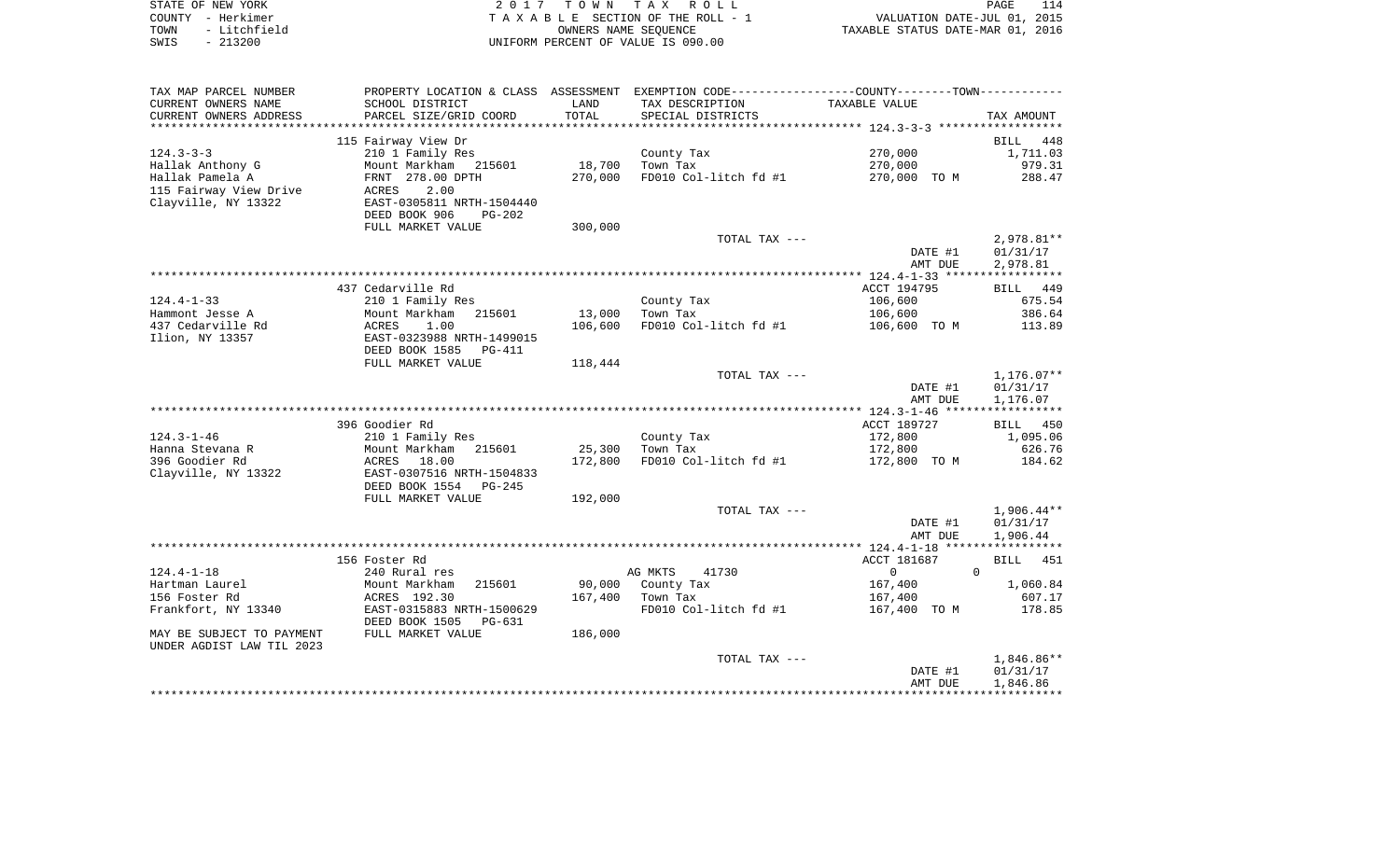STATE OF NEW YORK
COUNTY - Herkimer
TOWN - Litchfield
SWIS - 213200

2 0 1 7 T O W N T A X R O L L
T A X A B L E SECTION OF THE ROLL - 1
OWNERS NAME SEQUENCE
UNIFORM PERCENT OF VALUE IS 090.00

VALUATION DATE-JUL 01, 2015
TAXABLE STATUS DATE-MAR 01, 2016

| TAX MAP PARCEL NUMBER / CURRENT OWNERS NAME / CURRENT OWNERS ADDRESS | PROPERTY LOCATION & CLASS / SCHOOL DISTRICT / PARCEL SIZE/GRID COORD | ASSESSMENT LAND / TOTAL | EXEMPTION CODE / TAX DESCRIPTION / SPECIAL DISTRICTS | COUNTY / TOWN TAXABLE VALUE | TAX AMOUNT |
|---|---|---|---|---|---|
| | 115 Fairway View Dr | | | | BILL 448 |
| 124.3-3-3 | 210 1 Family Res | | County Tax | 270,000 | 1,711.03 |
| Hallak Anthony G | Mount Markham 215601 | 18,700 | Town Tax | 270,000 | 979.31 |
| Hallak Pamela A | FRNT 278.00 DPTH | 270,000 | FD010 Col-litch fd #1 | 270,000 TO M | 288.47 |
| 115 Fairway View Drive | ACRES 2.00 | | | | |
| Clayville, NY 13322 | EAST-0305811 NRTH-1504440 | | | | |
| | DEED BOOK 906 PG-202 | | | | |
| | FULL MARKET VALUE | 300,000 | | | |
| | | | TOTAL TAX --- | | 2,978.81** |
| | | | | DATE #1 | 01/31/17 |
| | | | | AMT DUE | 2,978.81 |
| | 437 Cedarville Rd | | | ACCT 194795 | BILL 449 |
| 124.4-1-33 | 210 1 Family Res | | County Tax | 106,600 | 675.54 |
| Hammont Jesse A | Mount Markham 215601 | 13,000 | Town Tax | 106,600 | 386.64 |
| 437 Cedarville Rd | ACRES 1.00 | 106,600 | FD010 Col-litch fd #1 | 106,600 TO M | 113.89 |
| Ilion, NY 13357 | EAST-0323988 NRTH-1499015 | | | | |
| | DEED BOOK 1585 PG-411 | | | | |
| | FULL MARKET VALUE | 118,444 | | | |
| | | | TOTAL TAX --- | | 1,176.07** |
| | | | | DATE #1 | 01/31/17 |
| | | | | AMT DUE | 1,176.07 |
| | 396 Goodier Rd | | | ACCT 189727 | BILL 450 |
| 124.3-1-46 | 210 1 Family Res | | County Tax | 172,800 | 1,095.06 |
| Hanna Stevana R | Mount Markham 215601 | 25,300 | Town Tax | 172,800 | 626.76 |
| 396 Goodier Rd | ACRES 18.00 | 172,800 | FD010 Col-litch fd #1 | 172,800 TO M | 184.62 |
| Clayville, NY 13322 | EAST-0307516 NRTH-1504833 | | | | |
| | DEED BOOK 1554 PG-245 | | | | |
| | FULL MARKET VALUE | 192,000 | | | |
| | | | TOTAL TAX --- | | 1,906.44** |
| | | | | DATE #1 | 01/31/17 |
| | | | | AMT DUE | 1,906.44 |
| | 156 Foster Rd | | | ACCT 181687 | BILL 451 |
| 124.4-1-18 | 240 Rural res | | AG MKTS 41730 | 0 0 | |
| Hartman Laurel | Mount Markham 215601 | 90,000 | County Tax | 167,400 | 1,060.84 |
| 156 Foster Rd | ACRES 192.30 | 167,400 | Town Tax | 167,400 | 607.17 |
| Frankfort, NY 13340 | EAST-0315883 NRTH-1500629 | | FD010 Col-litch fd #1 | 167,400 TO M | 178.85 |
| | DEED BOOK 1505 PG-631 | | | | |
| MAY BE SUBJECT TO PAYMENT | FULL MARKET VALUE | 186,000 | | | |
| UNDER AGDIST LAW TIL 2023 | | | | | |
| | | | TOTAL TAX --- | | 1,846.86** |
| | | | | DATE #1 | 01/31/17 |
| | | | | AMT DUE | 1,846.86 |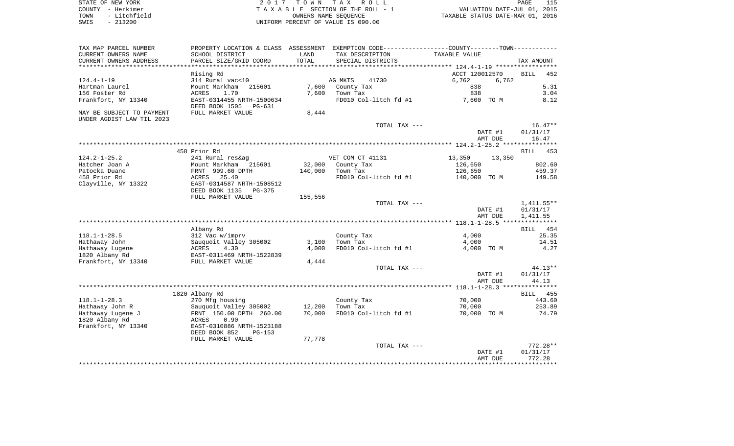STATE OF NEW YORK
COUNTY - Herkimer
TOWN - Litchfield
SWIS - 213200

2 0 1 7 T O W N T A X R O L L
T A X A B L E SECTION OF THE ROLL - 1
OWNERS NAME SEQUENCE
UNIFORM PERCENT OF VALUE IS 090.00

VALUATION DATE-JUL 01, 2015
TAXABLE STATUS DATE-MAR 01, 2016

| TAX MAP PARCEL NUMBER<br>CURRENT OWNERS NAME<br>CURRENT OWNERS ADDRESS | PROPERTY LOCATION & CLASS<br>SCHOOL DISTRICT<br>PARCEL SIZE/GRID COORD | ASSESSMENT<br>LAND<br>TOTAL | EXEMPTION CODE<br>TAX DESCRIPTION<br>SPECIAL DISTRICTS | COUNTY--------TOWN<br>TAXABLE VALUE | | TAX AMOUNT |
|---|---|---|---|---|---|---|
| | Rising Rd | | | ACCT 120012570 | | BILL 452 |
| 124.4-1-19 | 314 Rural vac<10 | | AG MKTS 41730 | 6,762 | 6,762 | |
| Hartman Laurel | Mount Markham 215601 | 7,600 | County Tax | 838 | | 5.31 |
| 156 Foster Rd | ACRES 1.70 | 7,600 | Town Tax | 838 | | 3.04 |
| Frankfort, NY 13340 | EAST-0314455 NRTH-1500634 | | FD010 Col-litch fd #1 | 7,600 TO M | | 8.12 |
| | DEED BOOK 1505 PG-631 | | | | | |
| MAY BE SUBJECT TO PAYMENT | FULL MARKET VALUE | 8,444 | | | | |
| UNDER AGDIST LAW TIL 2023 | | | | | | |
| | | | TOTAL TAX --- | | | 16.47** |
| | | | | | DATE #1 | 01/31/17 |
| | | | | | AMT DUE | 16.47 |
| | 458 Prior Rd | | | | | BILL 453 |
| 124.2-1-25.2 | 241 Rural res&ag | | VET COM CT 41131 | 13,350 | 13,350 | |
| Hatcher Joan A | Mount Markham 215601 | 32,000 | County Tax | 126,650 | | 802.60 |
| Patocka Duane | FRNT 909.60 DPTH | 140,000 | Town Tax | 126,650 | | 459.37 |
| 458 Prior Rd | ACRES 25.40 | | FD010 Col-litch fd #1 | 140,000 TO M | | 149.58 |
| Clayville, NY 13322 | EAST-0314587 NRTH-1508512 | | | | | |
| | DEED BOOK 1135 PG-375 | | | | | |
| | FULL MARKET VALUE | 155,556 | | | | |
| | | | TOTAL TAX --- | | | 1,411.55** |
| | | | | | DATE #1 | 01/31/17 |
| | | | | | AMT DUE | 1,411.55 |
| | Albany Rd | | | | | BILL 454 |
| 118.1-1-28.5 | 312 Vac w/imprv | | County Tax | 4,000 | | 25.35 |
| Hathaway John | Sauquoit Valley 305002 | 3,100 | Town Tax | 4,000 | | 14.51 |
| Hathaway Lugene | ACRES 4.30 | 4,000 | FD010 Col-litch fd #1 | 4,000 TO M | | 4.27 |
| 1820 Albany Rd | EAST-0311469 NRTH-1522839 | | | | | |
| Frankfort, NY 13340 | FULL MARKET VALUE | 4,444 | | | | |
| | | | TOTAL TAX --- | | | 44.13** |
| | | | | | DATE #1 | 01/31/17 |
| | | | | | AMT DUE | 44.13 |
| | 1820 Albany Rd | | | | | BILL 455 |
| 118.1-1-28.3 | 270 Mfg housing | | County Tax | 70,000 | | 443.60 |
| Hathaway John R | Sauquoit Valley 305002 | 12,200 | Town Tax | 70,000 | | 253.89 |
| Hathaway Lugene J | FRNT 150.00 DPTH 260.00 | 70,000 | FD010 Col-litch fd #1 | 70,000 TO M | | 74.79 |
| 1820 Albany Rd | ACRES 0.90 | | | | | |
| Frankfort, NY 13340 | EAST-0310886 NRTH-1523188 | | | | | |
| | DEED BOOK 852 PG-153 | | | | | |
| | FULL MARKET VALUE | 77,778 | | | | |
| | | | TOTAL TAX --- | | | 772.28** |
| | | | | | DATE #1 | 01/31/17 |
| | | | | | AMT DUE | 772.28 |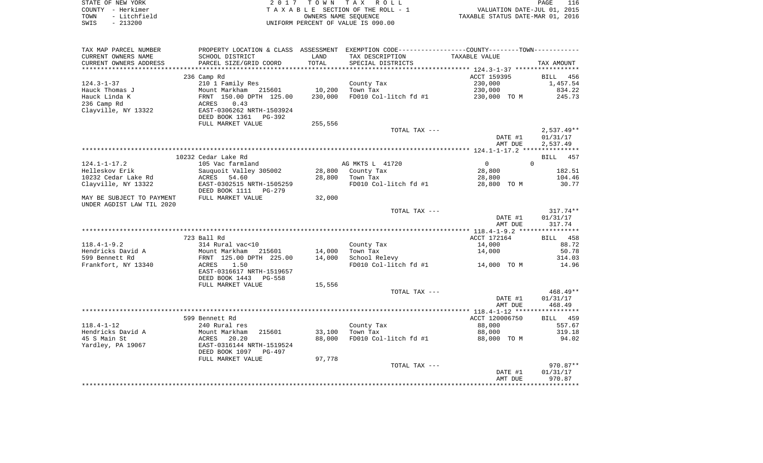STATE OF NEW YORK
COUNTY - Herkimer
TOWN - Litchfield
SWIS - 213200

2017 TOWN TAX ROLL
TAXABLE SECTION OF THE ROLL - 1
OWNERS NAME SEQUENCE
UNIFORM PERCENT OF VALUE IS 090.00

VALUATION DATE-JUL 01, 2015
TAXABLE STATUS DATE-MAR 01, 2016

| TAX MAP PARCEL NUMBER / CURRENT OWNERS NAME / CURRENT OWNERS ADDRESS | PROPERTY LOCATION & CLASS / SCHOOL DISTRICT / PARCEL SIZE/GRID COORD | ASSESSMENT LAND | TOTAL | EXEMPTION CODE / TAX DESCRIPTION / SPECIAL DISTRICTS | TAXABLE VALUE | TAX AMOUNT |
|---|---|---|---|---|---|---|
| | 236 Camp Rd | | | | ACCT 159395 | BILL 456 |
| 124.3-1-37 | 210 1 Family Res | | | County Tax | 230,000 | 1,457.54 |
| Hauck Thomas J | Mount Markham 215601 | 10,200 | | Town Tax | 230,000 | 834.22 |
| Hauck Linda K | FRNT 150.00 DPTH 125.00 | | 230,000 | FD010 Col-litch fd #1 | 230,000 TO M | 245.73 |
| 236 Camp Rd | ACRES 0.43 | | | | | |
| Clayville, NY 13322 | EAST-0306262 NRTH-1503924 | | | | | |
| | DEED BOOK 1361 PG-392 | | | | | |
| | FULL MARKET VALUE | | 255,556 | | | |
| | | | | TOTAL TAX --- | | 2,537.49** |
| | | | | | DATE #1 | 01/31/17 |
| | | | | | AMT DUE | 2,537.49 |
| | 10232 Cedar Lake Rd | | | | | BILL 457 |
| 124.1-1-17.2 | 105 Vac farmland | | | AG MKTS L 41720 | 0 | 0 |
| Helleskov Erik | Sauquoit Valley 305002 | 28,800 | | County Tax | 28,800 | 182.51 |
| 10232 Cedar Lake Rd | ACRES 54.60 | | 28,800 | Town Tax | 28,800 | 104.46 |
| Clayville, NY 13322 | EAST-0302515 NRTH-1505259 | | | FD010 Col-litch fd #1 | 28,800 TO M | 30.77 |
| | DEED BOOK 1111 PG-279 | | | | | |
| MAY BE SUBJECT TO PAYMENT | FULL MARKET VALUE | | 32,000 | | | |
| UNDER AGDIST LAW TIL 2020 | | | | | | |
| | | | | TOTAL TAX --- | | 317.74** |
| | | | | | DATE #1 | 01/31/17 |
| | | | | | AMT DUE | 317.74 |
| | 723 Ball Rd | | | | ACCT 172164 | BILL 458 |
| 118.4-1-9.2 | 314 Rural vac<10 | | | County Tax | 14,000 | 88.72 |
| Hendricks David A | Mount Markham 215601 | 14,000 | | Town Tax | 14,000 | 50.78 |
| 599 Bennett Rd | FRNT 125.00 DPTH 225.00 | | 14,000 | School Relevy | | 314.03 |
| Frankfort, NY 13340 | ACRES 1.50 | | | FD010 Col-litch fd #1 | 14,000 TO M | 14.96 |
| | EAST-0316617 NRTH-1519657 | | | | | |
| | DEED BOOK 1443 PG-558 | | | | | |
| | FULL MARKET VALUE | | 15,556 | | | |
| | | | | TOTAL TAX --- | | 468.49** |
| | | | | | DATE #1 | 01/31/17 |
| | | | | | AMT DUE | 468.49 |
| | 599 Bennett Rd | | | | ACCT 120006750 | BILL 459 |
| 118.4-1-12 | 240 Rural res | | | County Tax | 88,000 | 557.67 |
| Hendricks David A | Mount Markham 215601 | 33,100 | | Town Tax | 88,000 | 319.18 |
| 45 S Main St | ACRES 20.20 | | 88,000 | FD010 Col-litch fd #1 | 88,000 TO M | 94.02 |
| Yardley, PA 19067 | EAST-0316144 NRTH-1519524 | | | | | |
| | DEED BOOK 1097 PG-497 | | | | | |
| | FULL MARKET VALUE | | 97,778 | | | |
| | | | | TOTAL TAX --- | | 970.87** |
| | | | | | DATE #1 | 01/31/17 |
| | | | | | AMT DUE | 970.87 |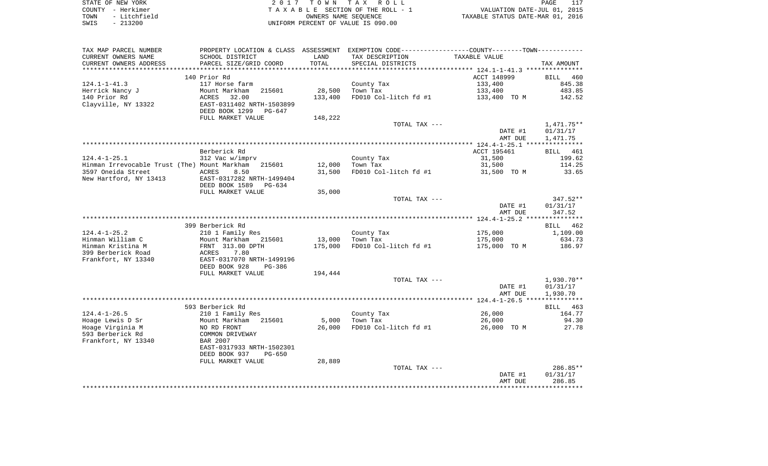STATE OF NEW YORK
COUNTY - Herkimer
TOWN - Litchfield
SWIS - 213200

2 0 1 7 T O W N T A X R O L L
T A X A B L E SECTION OF THE ROLL - 1
OWNERS NAME SEQUENCE
UNIFORM PERCENT OF VALUE IS 090.00

VALUATION DATE-JUL 01, 2015
TAXABLE STATUS DATE-MAR 01, 2016

| TAX MAP PARCEL NUMBER / CURRENT OWNERS NAME / CURRENT OWNERS ADDRESS | PROPERTY LOCATION & CLASS / SCHOOL DISTRICT / PARCEL SIZE/GRID COORD | ASSESSMENT LAND / TOTAL | EXEMPTION CODE / TAX DESCRIPTION / SPECIAL DISTRICTS | COUNTY/TOWN TAXABLE VALUE | TAX AMOUNT |
|---|---|---|---|---|---|
| | 140 Prior Rd | | | ACCT 148999 | BILL 460 |
| 124.1-1-41.3 | 117 Horse farm | | County Tax | 133,400 | 845.38 |
| Herrick Nancy J | Mount Markham 215601 | 28,500 | Town Tax | 133,400 | 483.85 |
| 140 Prior Rd | ACRES 32.00 | 133,400 | FD010 Col-litch fd #1 | 133,400 TO M | 142.52 |
| Clayville, NY 13322 | EAST-0311402 NRTH-1503899 | | | | |
| | DEED BOOK 1299 PG-647 | | | | |
| | FULL MARKET VALUE | 148,222 | | | |
| | | | TOTAL TAX --- | | 1,471.75** |
| | | | | DATE #1 | 01/31/17 |
| | | | | AMT DUE | 1,471.75 |
| | Berberick Rd | | | ACCT 195461 | BILL 461 |
| 124.4-1-25.1 | 312 Vac w/imprv | | County Tax | 31,500 | 199.62 |
| Hinman Irrevocable Trust (The) | Mount Markham 215601 | 12,000 | Town Tax | 31,500 | 114.25 |
| 3597 Oneida Street | ACRES 8.50 | 31,500 | FD010 Col-litch fd #1 | 31,500 TO M | 33.65 |
| New Hartford, NY 13413 | EAST-0317282 NRTH-1499404 | | | | |
| | DEED BOOK 1589 PG-634 | | | | |
| | FULL MARKET VALUE | 35,000 | | | |
| | | | TOTAL TAX --- | | 347.52** |
| | | | | DATE #1 | 01/31/17 |
| | | | | AMT DUE | 347.52 |
| | 399 Berberick Rd | | | | BILL 462 |
| 124.4-1-25.2 | 210 1 Family Res | | County Tax | 175,000 | 1,109.00 |
| Hinman William C | Mount Markham 215601 | 13,000 | Town Tax | 175,000 | 634.73 |
| Hinman Kristina M | FRNT 313.00 DPTH | 175,000 | FD010 Col-litch fd #1 | 175,000 TO M | 186.97 |
| 399 Berberick Road | ACRES 7.80 | | | | |
| Frankfort, NY 13340 | EAST-0317070 NRTH-1499196 | | | | |
| | DEED BOOK 928 PG-386 | | | | |
| | FULL MARKET VALUE | 194,444 | | | |
| | | | TOTAL TAX --- | | 1,930.70** |
| | | | | DATE #1 | 01/31/17 |
| | | | | AMT DUE | 1,930.70 |
| | 593 Berberick Rd | | | | BILL 463 |
| 124.4-1-26.5 | 210 1 Family Res | | County Tax | 26,000 | 164.77 |
| Hoage Lewis D Sr | Mount Markham 215601 | 5,000 | Town Tax | 26,000 | 94.30 |
| Hoage Virginia M | NO RD FRONT | 26,000 | FD010 Col-litch fd #1 | 26,000 TO M | 27.78 |
| 593 Berberick Rd | COMMON DRIVEWAY | | | | |
| Frankfort, NY 13340 | BAR 2007 | | | | |
| | EAST-0317933 NRTH-1502301 | | | | |
| | DEED BOOK 937 PG-650 | | | | |
| | FULL MARKET VALUE | 28,889 | | | |
| | | | TOTAL TAX --- | | 286.85** |
| | | | | DATE #1 | 01/31/17 |
| | | | | AMT DUE | 286.85 |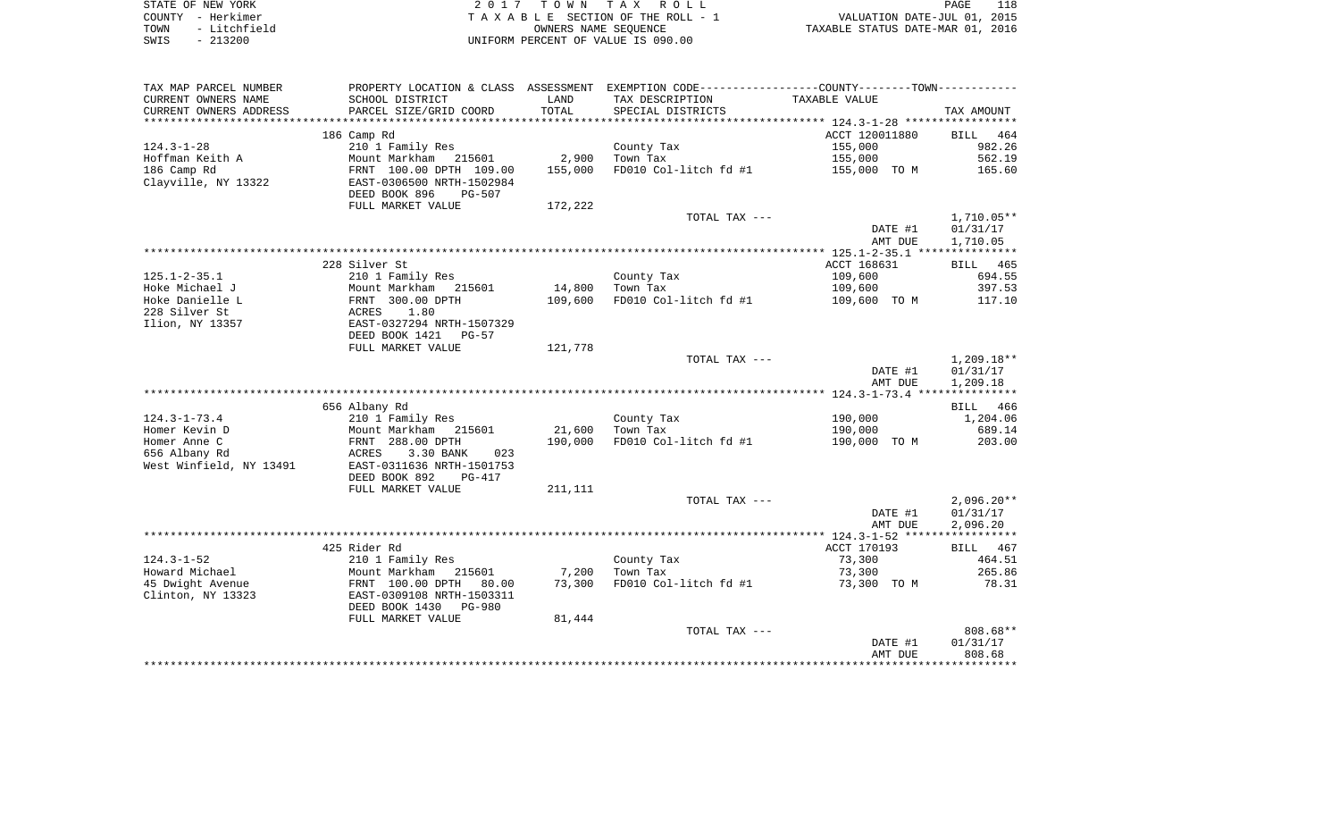STATE OF NEW YORK
COUNTY - Herkimer
TOWN - Litchfield
SWIS - 213200

2 0 1 7 T O W N T A X R O L L
T A X A B L E SECTION OF THE ROLL - 1
OWNERS NAME SEQUENCE
UNIFORM PERCENT OF VALUE IS 090.00

VALUATION DATE-JUL 01, 2015
TAXABLE STATUS DATE-MAR 01, 2016

| TAX MAP PARCEL NUMBER<br>CURRENT OWNERS NAME<br>CURRENT OWNERS ADDRESS | PROPERTY LOCATION & CLASS<br>SCHOOL DISTRICT<br>PARCEL SIZE/GRID COORD | ASSESSMENT<br>LAND<br>TOTAL | EXEMPTION CODE-----COUNTY-----TOWN-----<br>TAX DESCRIPTION<br>SPECIAL DISTRICTS | TAXABLE VALUE | TAX AMOUNT |
|---|---|---|---|---|---|
| | 186 Camp Rd | | | ACCT 120011880 | BILL 464 |
| 124.3-1-28 | 210 1 Family Res | | County Tax | 155,000 | 982.26 |
| Hoffman Keith A | Mount Markham 215601 | 2,900 | Town Tax | 155,000 | 562.19 |
| 186 Camp Rd | FRNT 100.00 DPTH 109.00 | 155,000 | FD010 Col-litch fd #1 | 155,000 TO M | 165.60 |
| Clayville, NY 13322 | EAST-0306500 NRTH-1502984 | | | | |
| | DEED BOOK 896 PG-507 | | | | |
| | FULL MARKET VALUE | 172,222 | | | |
| | | | TOTAL TAX --- | | 1,710.05** |
| | | | | DATE #1 | 01/31/17 |
| | | | | AMT DUE | 1,710.05 |
| | 228 Silver St | | | ACCT 168631 | BILL 465 |
| 125.1-2-35.1 | 210 1 Family Res | | County Tax | 109,600 | 694.55 |
| Hoke Michael J | Mount Markham 215601 | 14,800 | Town Tax | 109,600 | 397.53 |
| Hoke Danielle L | FRNT 300.00 DPTH | 109,600 | FD010 Col-litch fd #1 | 109,600 TO M | 117.10 |
| 228 Silver St | ACRES 1.80 | | | | |
| Ilion, NY 13357 | EAST-0327294 NRTH-1507329 | | | | |
| | DEED BOOK 1421 PG-57 | | | | |
| | FULL MARKET VALUE | 121,778 | | | |
| | | | TOTAL TAX --- | | 1,209.18** |
| | | | | DATE #1 | 01/31/17 |
| | | | | AMT DUE | 1,209.18 |
| | 656 Albany Rd | | | | BILL 466 |
| 124.3-1-73.4 | 210 1 Family Res | | County Tax | 190,000 | 1,204.06 |
| Homer Kevin D | Mount Markham 215601 | 21,600 | Town Tax | 190,000 | 689.14 |
| Homer Anne C | FRNT 288.00 DPTH | 190,000 | FD010 Col-litch fd #1 | 190,000 TO M | 203.00 |
| 656 Albany Rd | ACRES 3.30 BANK 023 | | | | |
| West Winfield, NY 13491 | EAST-0311636 NRTH-1501753 | | | | |
| | DEED BOOK 892 PG-417 | | | | |
| | FULL MARKET VALUE | 211,111 | | | |
| | | | TOTAL TAX --- | | 2,096.20** |
| | | | | DATE #1 | 01/31/17 |
| | | | | AMT DUE | 2,096.20 |
| | 425 Rider Rd | | | ACCT 170193 | BILL 467 |
| 124.3-1-52 | 210 1 Family Res | | County Tax | 73,300 | 464.51 |
| Howard Michael | Mount Markham 215601 | 7,200 | Town Tax | 73,300 | 265.86 |
| 45 Dwight Avenue | FRNT 100.00 DPTH 80.00 | 73,300 | FD010 Col-litch fd #1 | 73,300 TO M | 78.31 |
| Clinton, NY 13323 | EAST-0309108 NRTH-1503311 | | | | |
| | DEED BOOK 1430 PG-980 | | | | |
| | FULL MARKET VALUE | 81,444 | | | |
| | | | TOTAL TAX --- | | 808.68** |
| | | | | DATE #1 | 01/31/17 |
| | | | | AMT DUE | 808.68 |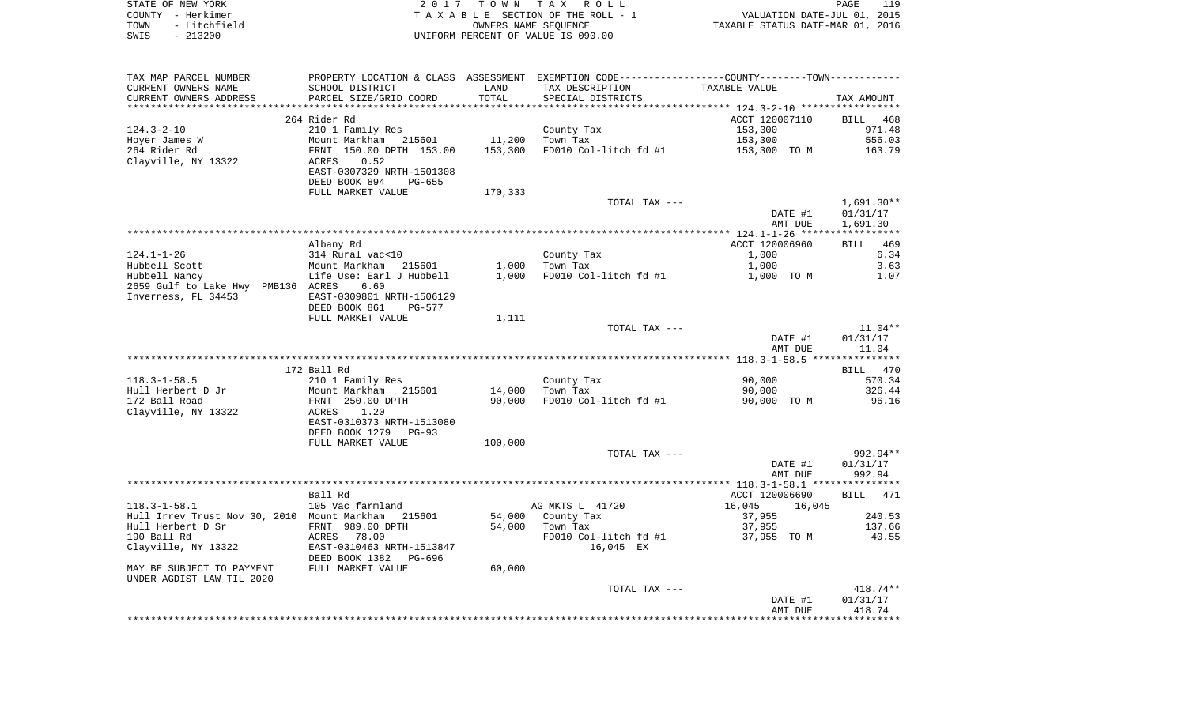STATE OF NEW YORK 2 0 1 7 T O W N T A X R O L L
COUNTY - Herkimer T A X A B L E SECTION OF THE ROLL - 1 VALUATION DATE-JUL 01, 2015
TOWN - Litchfield OWNERS NAME SEQUENCE TAXABLE STATUS DATE-MAR 01, 2016
SWIS - 213200 UNIFORM PERCENT OF VALUE IS 090.00

| TAX MAP PARCEL NUMBER / CURRENT OWNERS NAME / CURRENT OWNERS ADDRESS | PROPERTY LOCATION & CLASS / SCHOOL DISTRICT / PARCEL SIZE/GRID COORD | ASSESSMENT LAND | TOTAL | EXEMPTION CODE / TAX DESCRIPTION / SPECIAL DISTRICTS | COUNTY--------TOWN TAXABLE VALUE | TAX AMOUNT |
|---|---|---|---|---|---|---|
| 124.3-2-10 | 264 Rider Rd | | | | ACCT 120007110 | BILL 468 |
| Hoyer James W | 210 1 Family Res | | | County Tax | 153,300 | 971.48 |
| 264 Rider Rd | Mount Markham 215601 | 11,200 | | Town Tax | 153,300 | 556.03 |
| Clayville, NY 13322 | FRNT 150.00 DPTH 153.00 | | 153,300 | FD010 Col-litch fd #1 | 153,300 TO M | 163.79 |
| | ACRES 0.52 | | | | | |
| | EAST-0307329 NRTH-1501308 | | | | | |
| | DEED BOOK 894 PG-655 | | | | | |
| | FULL MARKET VALUE | | 170,333 | | | |
| | | | | TOTAL TAX --- | | 1,691.30** |
| | | | | | DATE #1 | 01/31/17 |
| | | | | | AMT DUE | 1,691.30 |
| 124.1-1-26 | Albany Rd | | | | ACCT 120006960 | BILL 469 |
| Hubbell Scott | 314 Rural vac<10 | | | County Tax | 1,000 | 6.34 |
| Hubbell Nancy | Mount Markham 215601 | 1,000 | | Town Tax | 1,000 | 3.63 |
| 2659 Gulf to Lake Hwy PMB136 | Life Use: Earl J Hubbell | | 1,000 | FD010 Col-litch fd #1 | 1,000 TO M | 1.07 |
| Inverness, FL 34453 | ACRES 6.60 | | | | | |
| | EAST-0309801 NRTH-1506129 | | | | | |
| | DEED BOOK 861 PG-577 | | | | | |
| | FULL MARKET VALUE | | 1,111 | | | |
| | | | | TOTAL TAX --- | | 11.04** |
| | | | | | DATE #1 | 01/31/17 |
| | | | | | AMT DUE | 11.04 |
| 118.3-1-58.5 | 172 Ball Rd | | | | | BILL 470 |
| Hull Herbert D Jr | 210 1 Family Res | | | County Tax | 90,000 | 570.34 |
| 172 Ball Road | Mount Markham 215601 | 14,000 | | Town Tax | 90,000 | 326.44 |
| Clayville, NY 13322 | FRNT 250.00 DPTH | | 90,000 | FD010 Col-litch fd #1 | 90,000 TO M | 96.16 |
| | ACRES 1.20 | | | | | |
| | EAST-0310373 NRTH-1513080 | | | | | |
| | DEED BOOK 1279 PG-93 | | | | | |
| | FULL MARKET VALUE | | 100,000 | | | |
| | | | | TOTAL TAX --- | | 992.94** |
| | | | | | DATE #1 | 01/31/17 |
| | | | | | AMT DUE | 992.94 |
| 118.3-1-58.1 | Ball Rd | | | | ACCT 120006690 | BILL 471 |
| Hull Irrev Trust Nov 30, 2010 | 105 Vac farmland | | | AG MKTS L 41720 | 16,045 16,045 | |
| Hull Herbert D Sr | Mount Markham 215601 | 54,000 | | County Tax | 37,955 | 240.53 |
| 190 Ball Rd | FRNT 989.00 DPTH | | 54,000 | Town Tax | 37,955 | 137.66 |
| Clayville, NY 13322 | ACRES 78.00 | | | FD010 Col-litch fd #1 | 37,955 TO M | 40.55 |
| | EAST-0310463 NRTH-1513847 | | | 16,045 EX | | |
| | DEED BOOK 1382 PG-696 | | | | | |
| MAY BE SUBJECT TO PAYMENT UNDER AGDIST LAW TIL 2020 | FULL MARKET VALUE | | 60,000 | | | |
| | | | | TOTAL TAX --- | | 418.74** |
| | | | | | DATE #1 | 01/31/17 |
| | | | | | AMT DUE | 418.74 |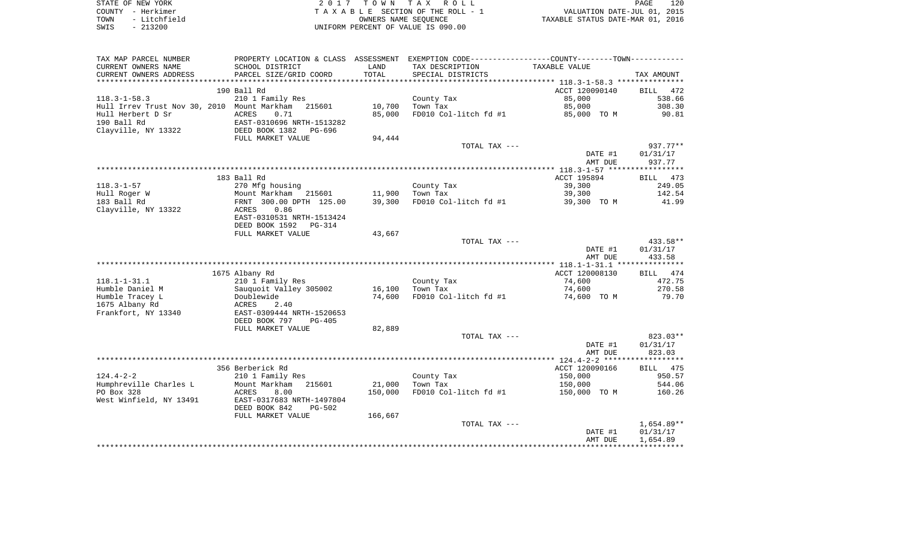STATE OF NEW YORK — 2017 TOWN TAX ROLL
COUNTY - Herkimer — TAXABLE SECTION OF THE ROLL - 1 — VALUATION DATE-JUL 01, 2015
TOWN - Litchfield — OWNERS NAME SEQUENCE — TAXABLE STATUS DATE-MAR 01, 2016
SWIS - 213200 — UNIFORM PERCENT OF VALUE IS 090.00

| TAX MAP PARCEL NUMBER / CURRENT OWNERS NAME / CURRENT OWNERS ADDRESS | PROPERTY LOCATION & CLASS / SCHOOL DISTRICT / PARCEL SIZE/GRID COORD | ASSESSMENT LAND / TOTAL | EXEMPTION CODE / TAX DESCRIPTION / SPECIAL DISTRICTS | COUNTY--------TOWN / TAXABLE VALUE | TAX AMOUNT |
|---|---|---|---|---|---|
| | 190 Ball Rd | | | ACCT 120090140 | BILL 472 |
| 118.3-1-58.3 | 210 1 Family Res | | County Tax | 85,000 | 538.66 |
| Hull Irrev Trust Nov 30, 2010 | Mount Markham 215601 | 10,700 | Town Tax | 85,000 | 308.30 |
| Hull Herbert D Sr | ACRES 0.71 | 85,000 | FD010 Col-litch fd #1 | 85,000 TO M | 90.81 |
| 190 Ball Rd | EAST-0310696 NRTH-1513282 | | | | |
| Clayville, NY 13322 | DEED BOOK 1382 PG-696 | | | | |
| | FULL MARKET VALUE | 94,444 | | | |
| | | | TOTAL TAX --- | | 937.77** |
| | | | | DATE #1 | 01/31/17 |
| | | | | AMT DUE | 937.77 |
| | 183 Ball Rd | | | ACCT 195894 | BILL 473 |
| 118.3-1-57 | 270 Mfg housing | | County Tax | 39,300 | 249.05 |
| Hull Roger W | Mount Markham 215601 | 11,900 | Town Tax | 39,300 | 142.54 |
| 183 Ball Rd | FRNT 300.00 DPTH 125.00 | 39,300 | FD010 Col-litch fd #1 | 39,300 TO M | 41.99 |
| Clayville, NY 13322 | ACRES 0.86 | | | | |
| | EAST-0310531 NRTH-1513424 | | | | |
| | DEED BOOK 1592 PG-314 | | | | |
| | FULL MARKET VALUE | 43,667 | | | |
| | | | TOTAL TAX --- | | 433.58** |
| | | | | DATE #1 | 01/31/17 |
| | | | | AMT DUE | 433.58 |
| | 1675 Albany Rd | | | ACCT 120008130 | BILL 474 |
| 118.1-1-31.1 | 210 1 Family Res | | County Tax | 74,600 | 472.75 |
| Humble Daniel M | Sauquoit Valley 305002 | 16,100 | Town Tax | 74,600 | 270.58 |
| Humble Tracey L | Doublewide | 74,600 | FD010 Col-litch fd #1 | 74,600 TO M | 79.70 |
| 1675 Albany Rd | ACRES 2.40 | | | | |
| Frankfort, NY 13340 | EAST-0309444 NRTH-1520653 | | | | |
| | DEED BOOK 797 PG-405 | | | | |
| | FULL MARKET VALUE | 82,889 | | | |
| | | | TOTAL TAX --- | | 823.03** |
| | | | | DATE #1 | 01/31/17 |
| | | | | AMT DUE | 823.03 |
| | 356 Berberick Rd | | | ACCT 120090166 | BILL 475 |
| 124.4-2-2 | 210 1 Family Res | | County Tax | 150,000 | 950.57 |
| Humphreville Charles L | Mount Markham 215601 | 21,000 | Town Tax | 150,000 | 544.06 |
| PO Box 328 | ACRES 8.00 | 150,000 | FD010 Col-litch fd #1 | 150,000 TO M | 160.26 |
| West Winfield, NY 13491 | EAST-0317683 NRTH-1497804 | | | | |
| | DEED BOOK 842 PG-502 | | | | |
| | FULL MARKET VALUE | 166,667 | | | |
| | | | TOTAL TAX --- | | 1,654.89** |
| | | | | DATE #1 | 01/31/17 |
| | | | | AMT DUE | 1,654.89 |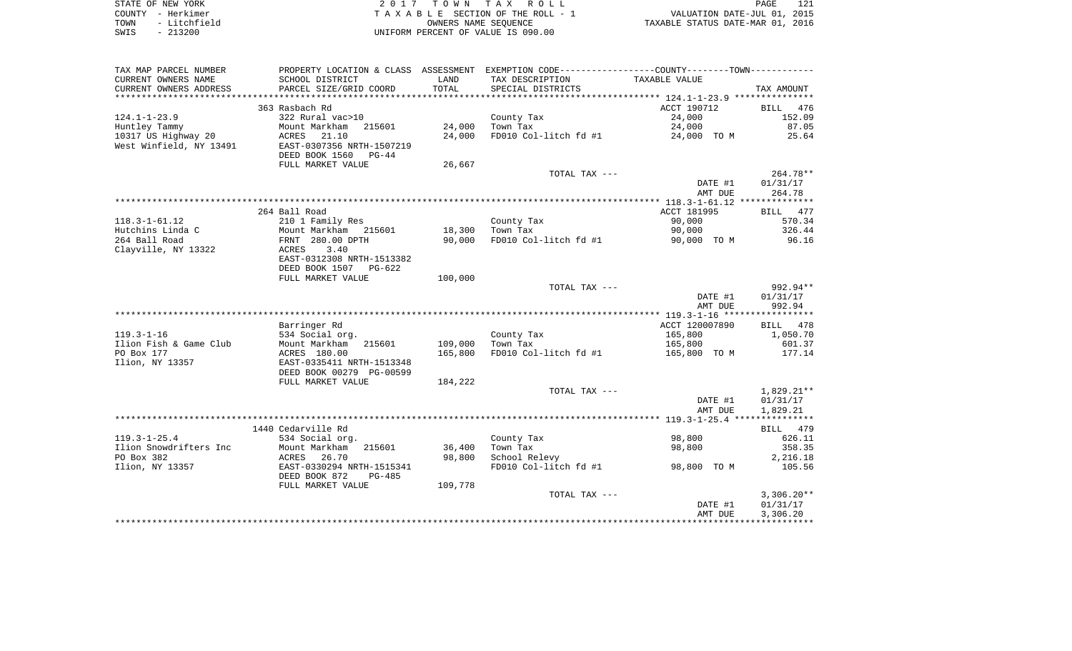STATE OF NEW YORK
COUNTY - Herkimer
TOWN - Litchfield
SWIS - 213200

2 0 1 7 T O W N T A X R O L L
T A X A B L E SECTION OF THE ROLL - 1
OWNERS NAME SEQUENCE
UNIFORM PERCENT OF VALUE IS 090.00

VALUATION DATE-JUL 01, 2015
TAXABLE STATUS DATE-MAR 01, 2016

| TAX MAP PARCEL NUMBER<br>CURRENT OWNERS NAME<br>CURRENT OWNERS ADDRESS | PROPERTY LOCATION & CLASS<br>SCHOOL DISTRICT<br>PARCEL SIZE/GRID COORD | ASSESSMENT<br>LAND<br>TOTAL | EXEMPTION CODE-----COUNTY-----TOWN<br>TAX DESCRIPTION<br>SPECIAL DISTRICTS | TAXABLE VALUE | TAX AMOUNT |
|---|---|---|---|---|---|
| | 363 Rasbach Rd | | | ACCT 190712 | BILL 476 |
| 124.1-1-23.9 | 322 Rural vac>10 | | County Tax | 24,000 | 152.09 |
| Huntley Tammy | Mount Markham 215601 | 24,000 | Town Tax | 24,000 | 87.05 |
| 10317 US Highway 20 | ACRES 21.10 | 24,000 | FD010 Col-litch fd #1 | 24,000 TO M | 25.64 |
| West Winfield, NY 13491 | EAST-0307356 NRTH-1507219 | | | | |
| | DEED BOOK 1560 PG-44 | | | | |
| | FULL MARKET VALUE | 26,667 | | | |
| | | | TOTAL TAX --- | | 264.78** |
| | | | | DATE #1 | 01/31/17 |
| | | | | AMT DUE | 264.78 |
| | 264 Ball Road | | | ACCT 181995 | BILL 477 |
| 118.3-1-61.12 | 210 1 Family Res | | County Tax | 90,000 | 570.34 |
| Hutchins Linda C | Mount Markham 215601 | 18,300 | Town Tax | 90,000 | 326.44 |
| 264 Ball Road | FRNT 280.00 DPTH | 90,000 | FD010 Col-litch fd #1 | 90,000 TO M | 96.16 |
| Clayville, NY 13322 | ACRES 3.40 | | | | |
| | EAST-0312308 NRTH-1513382 | | | | |
| | DEED BOOK 1507 PG-622 | | | | |
| | FULL MARKET VALUE | 100,000 | | | |
| | | | TOTAL TAX --- | | 992.94** |
| | | | | DATE #1 | 01/31/17 |
| | | | | AMT DUE | 992.94 |
| | Barringer Rd | | | ACCT 120007890 | BILL 478 |
| 119.3-1-16 | 534 Social org. | | County Tax | 165,800 | 1,050.70 |
| Ilion Fish & Game Club | Mount Markham 215601 | 109,000 | Town Tax | 165,800 | 601.37 |
| PO Box 177 | ACRES 180.00 | 165,800 | FD010 Col-litch fd #1 | 165,800 TO M | 177.14 |
| Ilion, NY 13357 | EAST-0335411 NRTH-1513348 | | | | |
| | DEED BOOK 00279 PG-00599 | | | | |
| | FULL MARKET VALUE | 184,222 | | | |
| | | | TOTAL TAX --- | | 1,829.21** |
| | | | | DATE #1 | 01/31/17 |
| | | | | AMT DUE | 1,829.21 |
| | 1440 Cedarville Rd | | | | BILL 479 |
| 119.3-1-25.4 | 534 Social org. | | County Tax | 98,800 | 626.11 |
| Ilion Snowdrifters Inc | Mount Markham 215601 | 36,400 | Town Tax | 98,800 | 358.35 |
| PO Box 382 | ACRES 26.70 | 98,800 | School Relevy | | 2,216.18 |
| Ilion, NY 13357 | EAST-0330294 NRTH-1515341 | | FD010 Col-litch fd #1 | 98,800 TO M | 105.56 |
| | DEED BOOK 872 PG-485 | | | | |
| | FULL MARKET VALUE | 109,778 | | | |
| | | | TOTAL TAX --- | | 3,306.20** |
| | | | | DATE #1 | 01/31/17 |
| | | | | AMT DUE | 3,306.20 |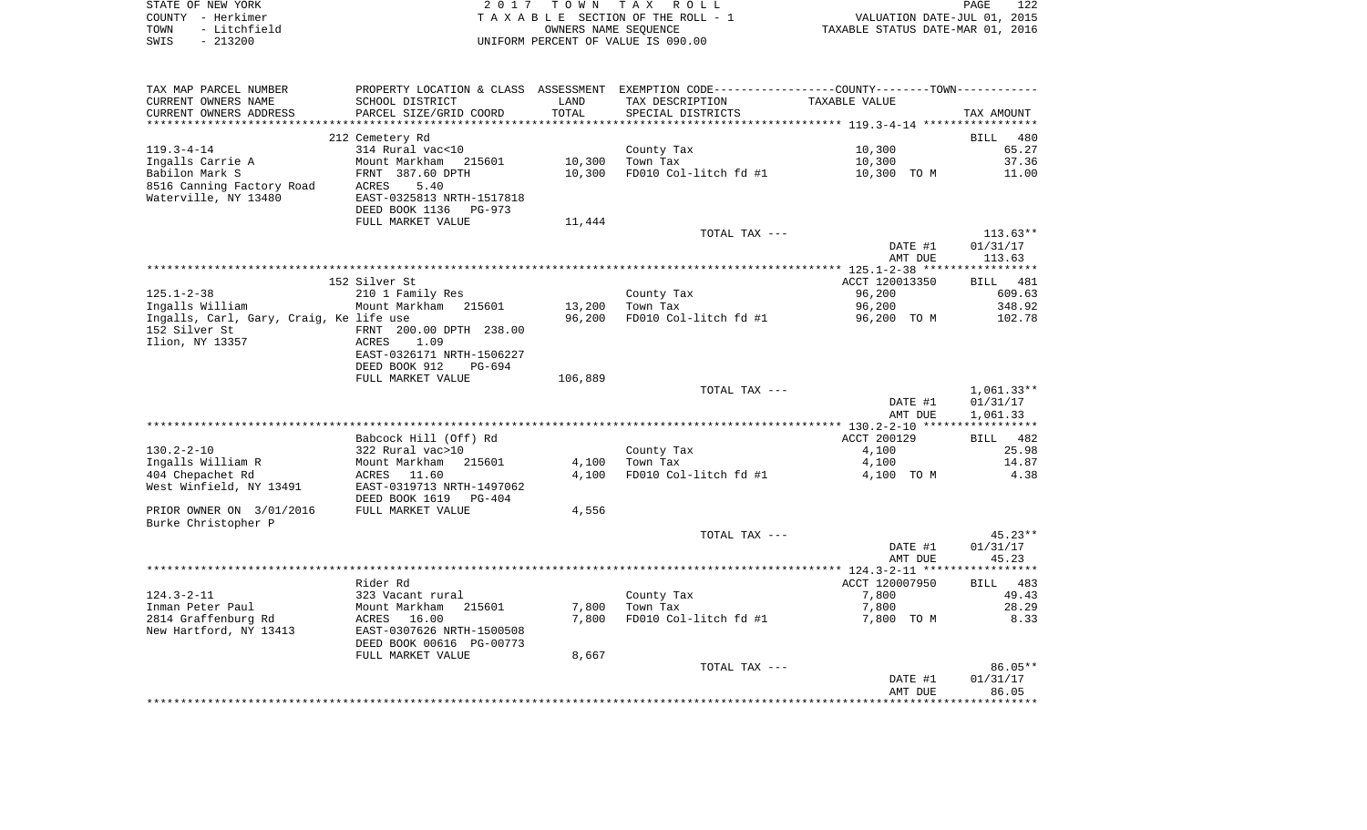STATE OF NEW YORK
COUNTY - Herkimer
TOWN - Litchfield
SWIS - 213200

2 0 1 7   T O W N   T A X   R O L L
T A X A B L E SECTION OF THE ROLL - 1
OWNERS NAME SEQUENCE
UNIFORM PERCENT OF VALUE IS 090.00

VALUATION DATE-JUL 01, 2015
TAXABLE STATUS DATE-MAR 01, 2016

| TAX MAP PARCEL NUMBER / CURRENT OWNERS NAME / CURRENT OWNERS ADDRESS | PROPERTY LOCATION & CLASS / SCHOOL DISTRICT / PARCEL SIZE/GRID COORD | ASSESSMENT LAND / TOTAL | EXEMPTION CODE / TAX DESCRIPTION / SPECIAL DISTRICTS | COUNTY--------TOWN / TAXABLE VALUE | TAX AMOUNT |
|---|---|---|---|---|---|
| | 212 Cemetery Rd | | | | BILL 480 |
| 119.3-4-14 | 314 Rural vac<10 | | County Tax | 10,300 | 65.27 |
| Ingalls Carrie A | Mount Markham 215601 | 10,300 | Town Tax | 10,300 | 37.36 |
| Babilon Mark S | FRNT 387.60 DPTH | 10,300 | FD010 Col-litch fd #1 | 10,300 TO M | 11.00 |
| 8516 Canning Factory Road | ACRES 5.40 | | | | |
| Waterville, NY 13480 | EAST-0325813 NRTH-1517818 | | | | |
| | DEED BOOK 1136 PG-973 | | | | |
| | FULL MARKET VALUE | 11,444 | | | |
| | | | TOTAL TAX --- | | 113.63** |
| | | | | DATE #1 | 01/31/17 |
| | | | | AMT DUE | 113.63 |
| | 152 Silver St | | | ACCT 120013350 | BILL 481 |
| 125.1-2-38 | 210 1 Family Res | | County Tax | 96,200 | 609.63 |
| Ingalls William | Mount Markham 215601 | 13,200 | Town Tax | 96,200 | 348.92 |
| Ingalls, Carl, Gary, Craig, Ke life use | | 96,200 | FD010 Col-litch fd #1 | 96,200 TO M | 102.78 |
| 152 Silver St | FRNT 200.00 DPTH 238.00 | | | | |
| Ilion, NY 13357 | ACRES 1.09 | | | | |
| | EAST-0326171 NRTH-1506227 | | | | |
| | DEED BOOK 912 PG-694 | | | | |
| | FULL MARKET VALUE | 106,889 | | | |
| | | | TOTAL TAX --- | | 1,061.33** |
| | | | | DATE #1 | 01/31/17 |
| | | | | AMT DUE | 1,061.33 |
| | Babcock Hill (Off) Rd | | | ACCT 200129 | BILL 482 |
| 130.2-2-10 | 322 Rural vac>10 | | County Tax | 4,100 | 25.98 |
| Ingalls William R | Mount Markham 215601 | 4,100 | Town Tax | 4,100 | 14.87 |
| 404 Chepachet Rd | ACRES 11.60 | 4,100 | FD010 Col-litch fd #1 | 4,100 TO M | 4.38 |
| West Winfield, NY 13491 | EAST-0319713 NRTH-1497062 | | | | |
| | DEED BOOK 1619 PG-404 | | | | |
| PRIOR OWNER ON 3/01/2016 | FULL MARKET VALUE | 4,556 | | | |
| Burke Christopher P | | | | | |
| | | | TOTAL TAX --- | | 45.23** |
| | | | | DATE #1 | 01/31/17 |
| | | | | AMT DUE | 45.23 |
| | Rider Rd | | | ACCT 120007950 | BILL 483 |
| 124.3-2-11 | 323 Vacant rural | | County Tax | 7,800 | 49.43 |
| Inman Peter Paul | Mount Markham 215601 | 7,800 | Town Tax | 7,800 | 28.29 |
| 2814 Graffenburg Rd | ACRES 16.00 | 7,800 | FD010 Col-litch fd #1 | 7,800 TO M | 8.33 |
| New Hartford, NY 13413 | EAST-0307626 NRTH-1500508 | | | | |
| | DEED BOOK 00616 PG-00773 | | | | |
| | FULL MARKET VALUE | 8,667 | | | |
| | | | TOTAL TAX --- | | 86.05** |
| | | | | DATE #1 | 01/31/17 |
| | | | | AMT DUE | 86.05 |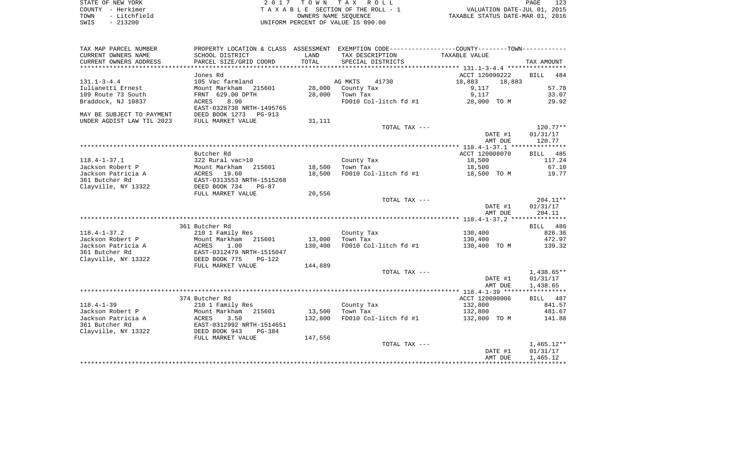STATE OF NEW YORK 2 0 1 7 T O W N T A X R O L L
COUNTY - Herkimer T A X A B L E SECTION OF THE ROLL - 1 VALUATION DATE-JUL 01, 2015
TOWN - Litchfield OWNERS NAME SEQUENCE TAXABLE STATUS DATE-MAR 01, 2016
SWIS - 213200 UNIFORM PERCENT OF VALUE IS 090.00

| TAX MAP PARCEL NUMBER / CURRENT OWNERS NAME / CURRENT OWNERS ADDRESS | PROPERTY LOCATION & CLASS / SCHOOL DISTRICT / PARCEL SIZE/GRID COORD | ASSESSMENT LAND / TOTAL | EXEMPTION CODE / TAX DESCRIPTION / SPECIAL DISTRICTS | COUNTY--------TOWN / TAXABLE VALUE | TAX AMOUNT |
|---|---|---|---|---|---|
| **131.1-3-4.4** | Jones Rd | | | ACCT 120090222 | BILL 484 |
| 131.1-3-4.4 | 105 Vac farmland | | AG MKTS 41730 | 18,883 18,883 | |
| Iulianetti Ernest | Mount Markham 215601 | 28,000 | County Tax | 9,117 | 57.78 |
| 109 Route 73 South | FRNT 629.00 DPTH | 28,000 | Town Tax | 9,117 | 33.07 |
| Braddock, NJ 10837 | ACRES 8.90 | | FD010 Col-litch fd #1 | 28,000 TO M | 29.92 |
| | EAST-0328738 NRTH-1495765 | | | | |
| MAY BE SUBJECT TO PAYMENT | DEED BOOK 1273 PG-913 | | | | |
| UNDER AGDIST LAW TIL 2023 | FULL MARKET VALUE | 31,111 | | | |
| | | | TOTAL TAX --- | | 120.77** |
| | | | | DATE #1 | 01/31/17 |
| | | | | AMT DUE | 120.77 |
| **118.4-1-37.1** | Butcher Rd | | | ACCT 120008070 | BILL 485 |
| 118.4-1-37.1 | 322 Rural vac>10 | | County Tax | 18,500 | 117.24 |
| Jackson Robert P | Mount Markham 215601 | 18,500 | Town Tax | 18,500 | 67.10 |
| Jackson Patricia A | ACRES 19.60 | 18,500 | FD010 Col-litch fd #1 | 18,500 TO M | 19.77 |
| 361 Butcher Rd | EAST-0313553 NRTH-1515268 | | | | |
| Clayville, NY 13322 | DEED BOOK 734 PG-87 | | | | |
| | FULL MARKET VALUE | 20,556 | | | |
| | | | TOTAL TAX --- | | 204.11** |
| | | | | DATE #1 | 01/31/17 |
| | | | | AMT DUE | 204.11 |
| **118.4-1-37.2** | 361 Butcher Rd | | | | BILL 486 |
| 118.4-1-37.2 | 210 1 Family Res | | County Tax | 130,400 | 826.36 |
| Jackson Robert P | Mount Markham 215601 | 13,000 | Town Tax | 130,400 | 472.97 |
| Jackson Patricia A | ACRES 1.00 | 130,400 | FD010 Col-litch fd #1 | 130,400 TO M | 139.32 |
| 361 Butcher Rd | EAST-0312479 NRTH-1515047 | | | | |
| Clayville, NY 13322 | DEED BOOK 775 PG-122 | | | | |
| | FULL MARKET VALUE | 144,889 | | | |
| | | | TOTAL TAX --- | | 1,438.65** |
| | | | | DATE #1 | 01/31/17 |
| | | | | AMT DUE | 1,438.65 |
| **118.4-1-39** | 374 Butcher Rd | | | ACCT 120090006 | BILL 487 |
| 118.4-1-39 | 210 1 Family Res | | County Tax | 132,800 | 841.57 |
| Jackson Robert P | Mount Markham 215601 | 13,500 | Town Tax | 132,800 | 481.67 |
| Jackson Patricia A | ACRES 3.50 | 132,800 | FD010 Col-litch fd #1 | 132,800 TO M | 141.88 |
| 361 Butcher Rd | EAST-0312992 NRTH-1514651 | | | | |
| Clayville, NY 13322 | DEED BOOK 943 PG-384 | | | | |
| | FULL MARKET VALUE | 147,556 | | | |
| | | | TOTAL TAX --- | | 1,465.12** |
| | | | | DATE #1 | 01/31/17 |
| | | | | AMT DUE | 1,465.12 |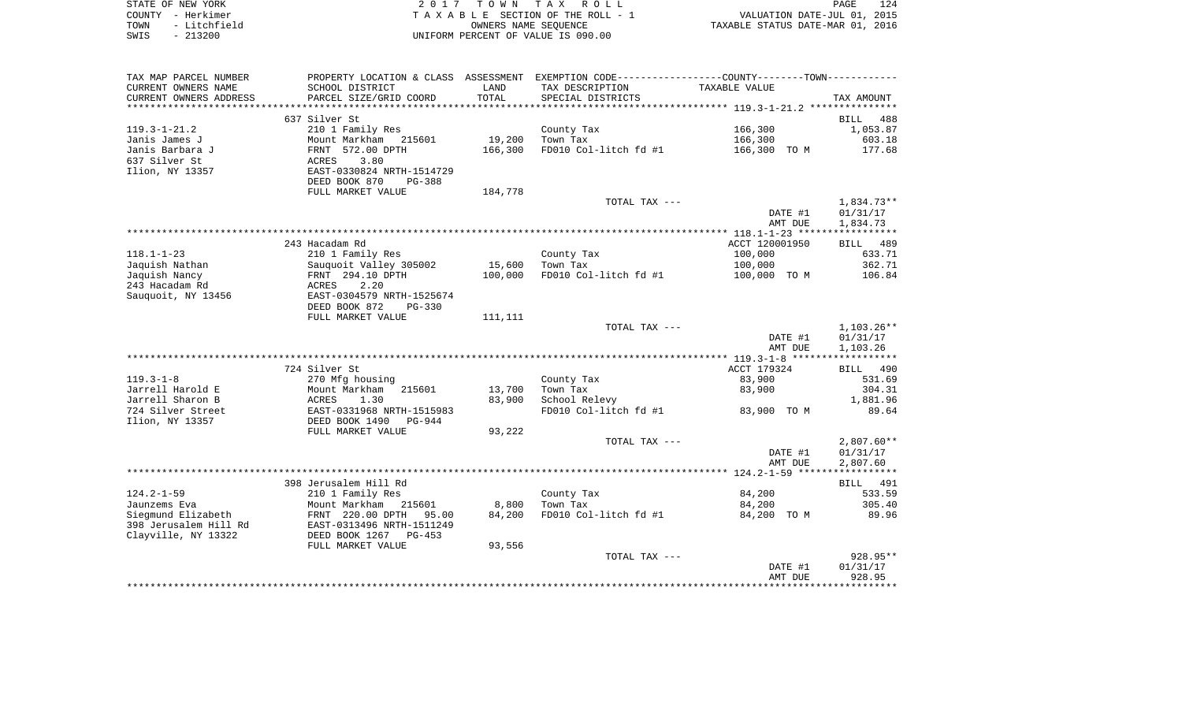STATE OF NEW YORK
COUNTY - Herkimer
TOWN - Litchfield
SWIS - 213200

2 0 1 7 T O W N T A X R O L L
T A X A B L E SECTION OF THE ROLL - 1
OWNERS NAME SEQUENCE
UNIFORM PERCENT OF VALUE IS 090.00

VALUATION DATE-JUL 01, 2015
TAXABLE STATUS DATE-MAR 01, 2016

| TAX MAP PARCEL NUMBER<br>CURRENT OWNERS NAME<br>CURRENT OWNERS ADDRESS | PROPERTY LOCATION & CLASS<br>SCHOOL DISTRICT<br>PARCEL SIZE/GRID COORD | ASSESSMENT<br>LAND<br>TOTAL | EXEMPTION CODE----COUNTY----TOWN----<br>TAX DESCRIPTION<br>SPECIAL DISTRICTS | TAXABLE VALUE | TAX AMOUNT |
|---|---|---|---|---|---|
| | 637 Silver St | | | | BILL 488 |
| 119.3-1-21.2 | 210 1 Family Res | | County Tax | 166,300 | 1,053.87 |
| Janis James J | Mount Markham 215601 | 19,200 | Town Tax | 166,300 | 603.18 |
| Janis Barbara J | FRNT 572.00 DPTH | 166,300 | FD010 Col-litch fd #1 | 166,300 TO M | 177.68 |
| 637 Silver St | ACRES 3.80 | | | | |
| Ilion, NY 13357 | EAST-0330824 NRTH-1514729 | | | | |
| | DEED BOOK 870 PG-388 | | | | |
| | FULL MARKET VALUE | 184,778 | | | |
| | | | TOTAL TAX --- | | 1,834.73** |
| | | | | DATE #1 | 01/31/17 |
| | | | | AMT DUE | 1,834.73 |
| | 243 Hacadam Rd | | | ACCT 120001950 | BILL 489 |
| 118.1-1-23 | 210 1 Family Res | | County Tax | 100,000 | 633.71 |
| Jaquish Nathan | Sauquoit Valley 305002 | 15,600 | Town Tax | 100,000 | 362.71 |
| Jaquish Nancy | FRNT 294.10 DPTH | 100,000 | FD010 Col-litch fd #1 | 100,000 TO M | 106.84 |
| 243 Hacadam Rd | ACRES 2.20 | | | | |
| Sauquoit, NY 13456 | EAST-0304579 NRTH-1525674 | | | | |
| | DEED BOOK 872 PG-330 | | | | |
| | FULL MARKET VALUE | 111,111 | | | |
| | | | TOTAL TAX --- | | 1,103.26** |
| | | | | DATE #1 | 01/31/17 |
| | | | | AMT DUE | 1,103.26 |
| | 724 Silver St | | | ACCT 179324 | BILL 490 |
| 119.3-1-8 | 270 Mfg housing | | County Tax | 83,900 | 531.69 |
| Jarrell Harold E | Mount Markham 215601 | 13,700 | Town Tax | 83,900 | 304.31 |
| Jarrell Sharon B | ACRES 1.30 | 83,900 | School Relevy | | 1,881.96 |
| 724 Silver Street | EAST-0331968 NRTH-1515983 | | FD010 Col-litch fd #1 | 83,900 TO M | 89.64 |
| Ilion, NY 13357 | DEED BOOK 1490 PG-944 | | | | |
| | FULL MARKET VALUE | 93,222 | | | |
| | | | TOTAL TAX --- | | 2,807.60** |
| | | | | DATE #1 | 01/31/17 |
| | | | | AMT DUE | 2,807.60 |
| | 398 Jerusalem Hill Rd | | | | BILL 491 |
| 124.2-1-59 | 210 1 Family Res | | County Tax | 84,200 | 533.59 |
| Jaunzems Eva | Mount Markham 215601 | 8,800 | Town Tax | 84,200 | 305.40 |
| Siegmund Elizabeth | FRNT 220.00 DPTH 95.00 | 84,200 | FD010 Col-litch fd #1 | 84,200 TO M | 89.96 |
| 398 Jerusalem Hill Rd | EAST-0313496 NRTH-1511249 | | | | |
| Clayville, NY 13322 | DEED BOOK 1267 PG-453 | | | | |
| | FULL MARKET VALUE | 93,556 | | | |
| | | | TOTAL TAX --- | | 928.95** |
| | | | | DATE #1 | 01/31/17 |
| | | | | AMT DUE | 928.95 |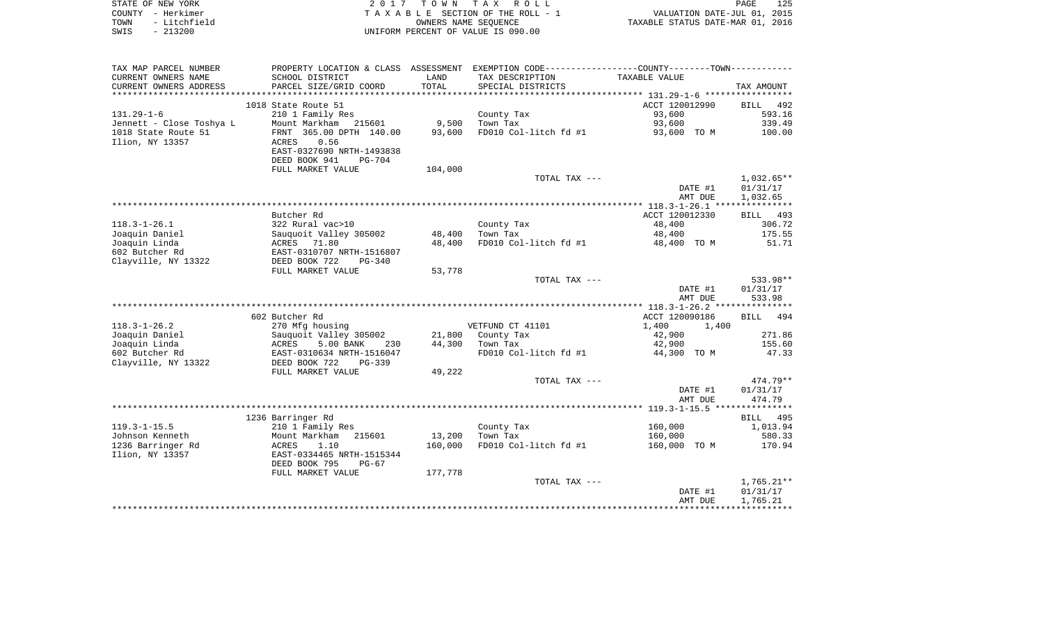STATE OF NEW YORK
COUNTY - Herkimer
TOWN - Litchfield
SWIS - 213200

2 0 1 7 T O W N T A X R O L L
T A X A B L E SECTION OF THE ROLL - 1
OWNERS NAME SEQUENCE
UNIFORM PERCENT OF VALUE IS 090.00

VALUATION DATE-JUL 01, 2015
TAXABLE STATUS DATE-MAR 01, 2016

| TAX MAP PARCEL NUMBER / CURRENT OWNERS NAME / CURRENT OWNERS ADDRESS | PROPERTY LOCATION & CLASS / SCHOOL DISTRICT / PARCEL SIZE/GRID COORD | ASSESSMENT LAND / TOTAL | EXEMPTION CODE / TAX DESCRIPTION / SPECIAL DISTRICTS | TAXABLE VALUE | TAX AMOUNT |
|---|---|---|---|---|---|
| 131.29-1-6 | 1018 State Route 51 | | | ACCT 120012990 | BILL 492 |
| Jennett - Close Toshya L | 210 1 Family Res | | County Tax | 93,600 | 593.16 |
| 1018 State Route 51 | Mount Markham 215601 | 9,500 | Town Tax | 93,600 | 339.49 |
| Ilion, NY 13357 | FRNT 365.00 DPTH 140.00 | 93,600 | FD010 Col-litch fd #1 | 93,600 TO M | 100.00 |
| | ACRES 0.56 | | | | |
| | EAST-0327690 NRTH-1493838 | | | | |
| | DEED BOOK 941 PG-704 | | | | |
| | FULL MARKET VALUE | 104,000 | | | |
| | | | TOTAL TAX --- | | 1,032.65** |
| | | | | DATE #1 | 01/31/17 |
| | | | | AMT DUE | 1,032.65 |
| 118.3-1-26.1 | Butcher Rd | | | ACCT 120012330 | BILL 493 |
| Joaquin Daniel | 322 Rural vac>10 | | County Tax | 48,400 | 306.72 |
| Joaquin Linda | Sauquoit Valley 305002 | 48,400 | Town Tax | 48,400 | 175.55 |
| 602 Butcher Rd | ACRES 71.80 | 48,400 | FD010 Col-litch fd #1 | 48,400 TO M | 51.71 |
| Clayville, NY 13322 | EAST-0310707 NRTH-1516807 | | | | |
| | DEED BOOK 722 PG-340 | | | | |
| | FULL MARKET VALUE | 53,778 | | | |
| | | | TOTAL TAX --- | | 533.98** |
| | | | | DATE #1 | 01/31/17 |
| | | | | AMT DUE | 533.98 |
| 118.3-1-26.2 | 602 Butcher Rd | | | ACCT 120090186 | BILL 494 |
| Joaquin Daniel | 270 Mfg housing | | VETFUND CT 41101 | 1,400 1,400 | |
| Joaquin Linda | Sauquoit Valley 305002 | 21,800 | County Tax | 42,900 | 271.86 |
| 602 Butcher Rd | ACRES 5.00 BANK 230 | 44,300 | Town Tax | 42,900 | 155.60 |
| Clayville, NY 13322 | EAST-0310634 NRTH-1516047 | | FD010 Col-litch fd #1 | 44,300 TO M | 47.33 |
| | DEED BOOK 722 PG-339 | | | | |
| | FULL MARKET VALUE | 49,222 | | | |
| | | | TOTAL TAX --- | | 474.79** |
| | | | | DATE #1 | 01/31/17 |
| | | | | AMT DUE | 474.79 |
| 119.3-1-15.5 | 1236 Barringer Rd | | | | BILL 495 |
| Johnson Kenneth | 210 1 Family Res | | County Tax | 160,000 | 1,013.94 |
| 1236 Barringer Rd | Mount Markham 215601 | 13,200 | Town Tax | 160,000 | 580.33 |
| Ilion, NY 13357 | ACRES 1.10 | 160,000 | FD010 Col-litch fd #1 | 160,000 TO M | 170.94 |
| | EAST-0334465 NRTH-1515344 | | | | |
| | DEED BOOK 795 PG-67 | | | | |
| | FULL MARKET VALUE | 177,778 | | | |
| | | | TOTAL TAX --- | | 1,765.21** |
| | | | | DATE #1 | 01/31/17 |
| | | | | AMT DUE | 1,765.21 |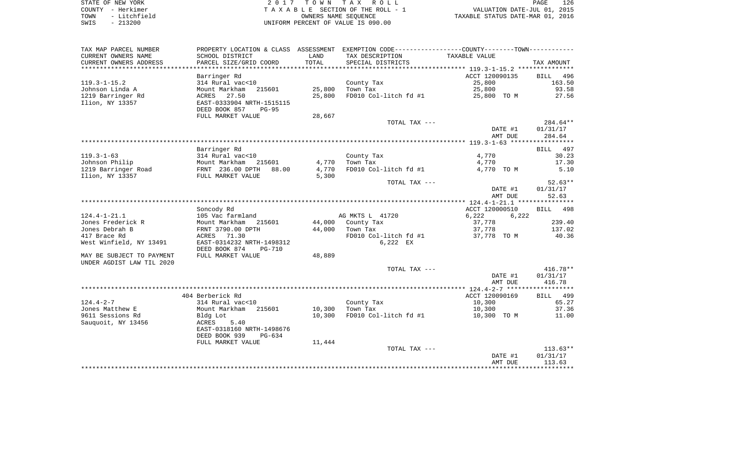STATE OF NEW YORK
COUNTY - Herkimer
TOWN - Litchfield
SWIS - 213200

2 0 1 7 T O W N T A X R O L L
T A X A B L E SECTION OF THE ROLL - 1
OWNERS NAME SEQUENCE
UNIFORM PERCENT OF VALUE IS 090.00

VALUATION DATE-JUL 01, 2015
TAXABLE STATUS DATE-MAR 01, 2016

| TAX MAP PARCEL NUMBER / CURRENT OWNERS NAME / CURRENT OWNERS ADDRESS | PROPERTY LOCATION & CLASS / SCHOOL DISTRICT / PARCEL SIZE/GRID COORD | ASSESSMENT LAND / TOTAL | EXEMPTION CODE / TAX DESCRIPTION / SPECIAL DISTRICTS | COUNTY--------TOWN TAXABLE VALUE | TAX AMOUNT |
|---|---|---|---|---|---|
| | Barringer Rd | | | ACCT 120090135 | BILL 496 |
| 119.3-1-15.2 | 314 Rural vac<10 | | County Tax | 25,800 | 163.50 |
| Johnson Linda A | Mount Markham 215601 | 25,800 | Town Tax | 25,800 | 93.58 |
| 1219 Barringer Rd | ACRES 27.50 | 25,800 | FD010 Col-litch fd #1 | 25,800 TO M | 27.56 |
| Ilion, NY 13357 | EAST-0333904 NRTH-1515115 | | | | |
| | DEED BOOK 857 PG-95 | | | | |
| | FULL MARKET VALUE | 28,667 | | | |
| | | | TOTAL TAX --- | | 284.64** |
| | | | | DATE #1 | 01/31/17 |
| | | | | AMT DUE | 284.64 |
| | Barringer Rd | | | | BILL 497 |
| 119.3-1-63 | 314 Rural vac<10 | | County Tax | 4,770 | 30.23 |
| Johnson Philip | Mount Markham 215601 | 4,770 | Town Tax | 4,770 | 17.30 |
| 1219 Barringer Road | FRNT 236.00 DPTH 88.00 | 4,770 | FD010 Col-litch fd #1 | 4,770 TO M | 5.10 |
| Ilion, NY 13357 | FULL MARKET VALUE | 5,300 | | | |
| | | | TOTAL TAX --- | | 52.63** |
| | | | | DATE #1 | 01/31/17 |
| | | | | AMT DUE | 52.63 |
| | Soncody Rd | | | ACCT 120000510 | BILL 498 |
| 124.4-1-21.1 | 105 Vac farmland | | AG MKTS L 41720 | 6,222 6,222 | |
| Jones Frederick R | Mount Markham 215601 | 44,000 | County Tax | 37,778 | 239.40 |
| Jones Debrah B | FRNT 3790.00 DPTH | 44,000 | Town Tax | 37,778 | 137.02 |
| 417 Brace Rd | ACRES 71.30 | | FD010 Col-litch fd #1 | 37,778 TO M | 40.36 |
| West Winfield, NY 13491 | EAST-0314232 NRTH-1498312 | | 6,222 EX | | |
| | DEED BOOK 874 PG-710 | | | | |
| MAY BE SUBJECT TO PAYMENT UNDER AGDIST LAW TIL 2020 | FULL MARKET VALUE | 48,889 | | | |
| | | | TOTAL TAX --- | | 416.78** |
| | | | | DATE #1 | 01/31/17 |
| | | | | AMT DUE | 416.78 |
| | 404 Berberick Rd | | | ACCT 120090169 | BILL 499 |
| 124.4-2-7 | 314 Rural vac<10 | | County Tax | 10,300 | 65.27 |
| Jones Matthew E | Mount Markham 215601 | 10,300 | Town Tax | 10,300 | 37.36 |
| 9611 Sessions Rd | Bldg Lot | 10,300 | FD010 Col-litch fd #1 | 10,300 TO M | 11.00 |
| Sauquoit, NY 13456 | ACRES 5.40 | | | | |
| | EAST-0318160 NRTH-1498676 | | | | |
| | DEED BOOK 939 PG-634 | | | | |
| | FULL MARKET VALUE | 11,444 | | | |
| | | | TOTAL TAX --- | | 113.63** |
| | | | | DATE #1 | 01/31/17 |
| | | | | AMT DUE | 113.63 |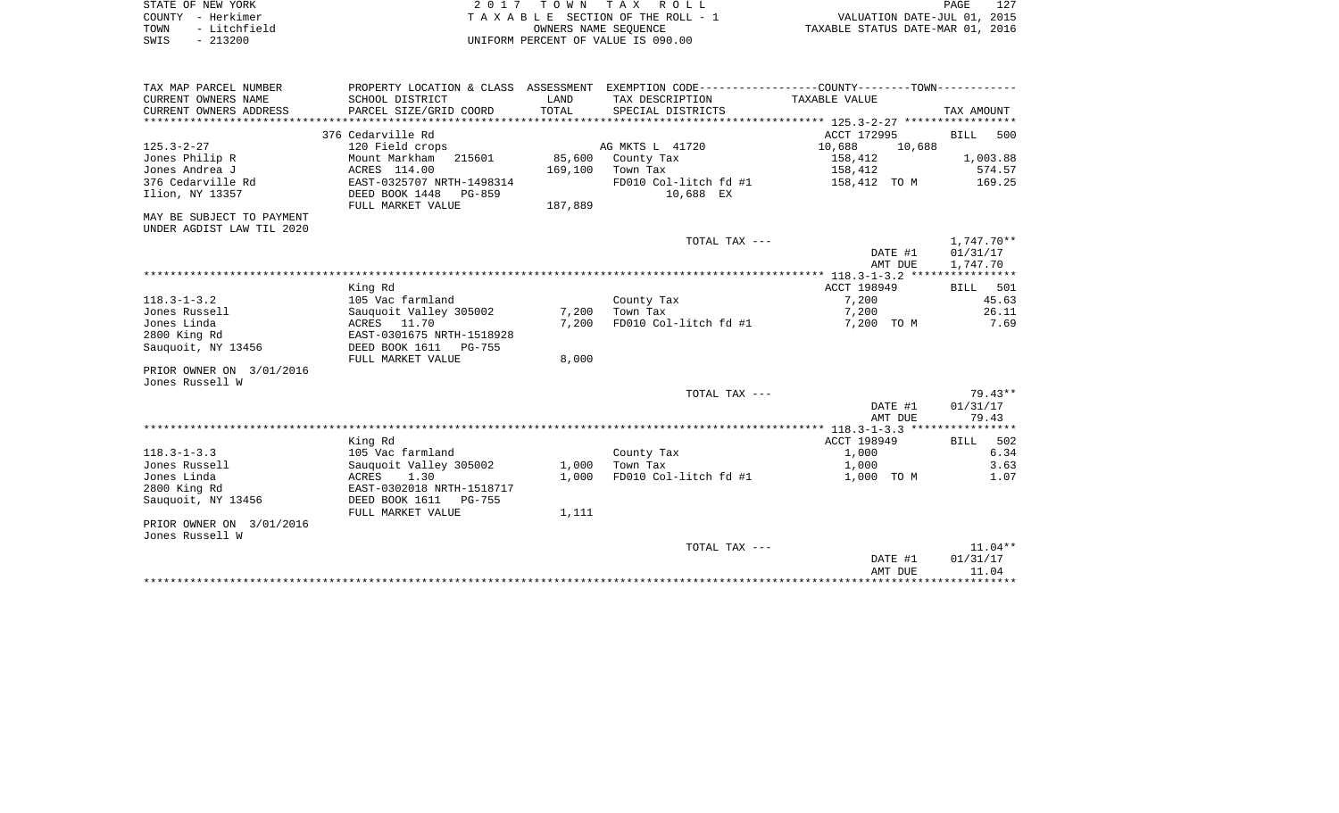STATE OF NEW YORK | 2 0 1 7 T O W N T A X R O L L | VALUATION DATE-JUL 01, 2015
COUNTY - Herkimer | T A X A B L E SECTION OF THE ROLL - 1 | TAXABLE STATUS DATE-MAR 01, 2016
TOWN - Litchfield | OWNERS NAME SEQUENCE
SWIS - 213200 | UNIFORM PERCENT OF VALUE IS 090.00

| TAX MAP PARCEL NUMBER / CURRENT OWNERS NAME / CURRENT OWNERS ADDRESS | PROPERTY LOCATION & CLASS / SCHOOL DISTRICT / PARCEL SIZE/GRID COORD | ASSESSMENT LAND / TOTAL | EXEMPTION CODE / TAX DESCRIPTION / SPECIAL DISTRICTS | COUNTY--------TOWN / TAXABLE VALUE | TAX AMOUNT |
|---|---|---|---|---|---|
| | 376 Cedarville Rd | | | ACCT 172995 | BILL 500 |
| 125.3-2-27 | 120 Field crops | | AG MKTS L 41720 | 10,688 10,688 | |
| Jones Philip R | Mount Markham 215601 | 85,600 | County Tax | 158,412 | 1,003.88 |
| Jones Andrea J | ACRES 114.00 | 169,100 | Town Tax | 158,412 | 574.57 |
| 376 Cedarville Rd | EAST-0325707 NRTH-1498314 | | FD010 Col-litch fd #1 | 158,412 TO M | 169.25 |
| Ilion, NY 13357 | DEED BOOK 1448 PG-859 | | 10,688 EX | | |
| | FULL MARKET VALUE | 187,889 | | | |
| MAY BE SUBJECT TO PAYMENT | | | | | |
| UNDER AGDIST LAW TIL 2020 | | | | | |
| | | | TOTAL TAX --- | | 1,747.70** |
| | | | | DATE #1 | 01/31/17 |
| | | | | AMT DUE | 1,747.70 |
| | King Rd | | | ACCT 198949 | BILL 501 |
| 118.3-1-3.2 | 105 Vac farmland | | County Tax | 7,200 | 45.63 |
| Jones Russell | Sauquoit Valley 305002 | 7,200 | Town Tax | 7,200 | 26.11 |
| Jones Linda | ACRES 11.70 | 7,200 | FD010 Col-litch fd #1 | 7,200 TO M | 7.69 |
| 2800 King Rd | EAST-0301675 NRTH-1518928 | | | | |
| Sauquoit, NY 13456 | DEED BOOK 1611 PG-755 | | | | |
| | FULL MARKET VALUE | 8,000 | | | |
| PRIOR OWNER ON 3/01/2016 | | | | | |
| Jones Russell W | | | | | |
| | | | TOTAL TAX --- | | 79.43** |
| | | | | DATE #1 | 01/31/17 |
| | | | | AMT DUE | 79.43 |
| | King Rd | | | ACCT 198949 | BILL 502 |
| 118.3-1-3.3 | 105 Vac farmland | | County Tax | 1,000 | 6.34 |
| Jones Russell | Sauquoit Valley 305002 | 1,000 | Town Tax | 1,000 | 3.63 |
| Jones Linda | ACRES 1.30 | 1,000 | FD010 Col-litch fd #1 | 1,000 TO M | 1.07 |
| 2800 King Rd | EAST-0302018 NRTH-1518717 | | | | |
| Sauquoit, NY 13456 | DEED BOOK 1611 PG-755 | | | | |
| | FULL MARKET VALUE | 1,111 | | | |
| PRIOR OWNER ON 3/01/2016 | | | | | |
| Jones Russell W | | | | | |
| | | | TOTAL TAX --- | | 11.04** |
| | | | | DATE #1 | 01/31/17 |
| | | | | AMT DUE | 11.04 |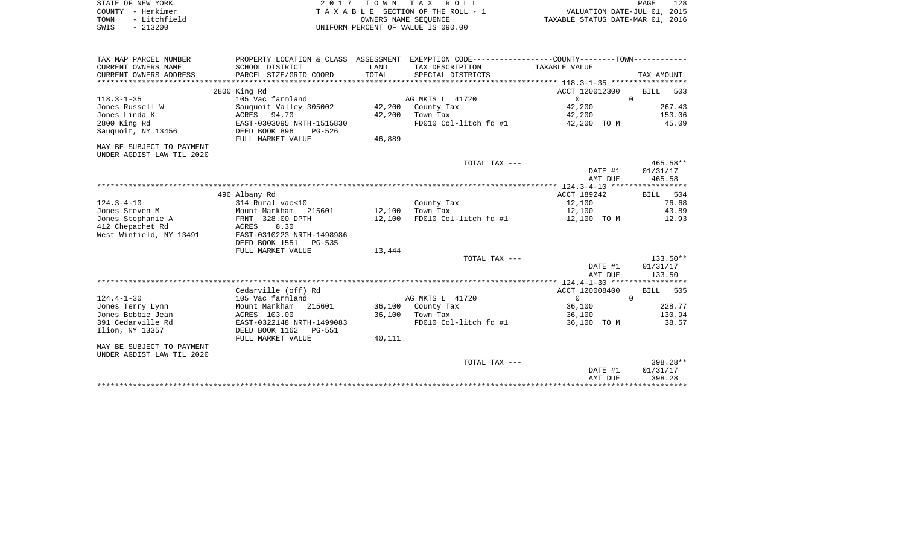STATE OF NEW YORK  
COUNTY - Herkimer  
TOWN - Litchfield  
SWIS - 213200

2 0 1 7  T O W N  T A X  R O L L  
T A X A B L E SECTION OF THE ROLL - 1  
OWNERS NAME SEQUENCE  
UNIFORM PERCENT OF VALUE IS 090.00

VALUATION DATE-JUL 01, 2015  
TAXABLE STATUS DATE-MAR 01, 2016

| TAX MAP PARCEL NUMBER / CURRENT OWNERS NAME / CURRENT OWNERS ADDRESS | PROPERTY LOCATION & CLASS / SCHOOL DISTRICT / PARCEL SIZE/GRID COORD | ASSESSMENT LAND / TOTAL | EXEMPTION CODE / TAX DESCRIPTION / SPECIAL DISTRICTS | COUNTY--------TOWN TAXABLE VALUE | TAX AMOUNT |
|---|---|---|---|---|---|
| | 2800 King Rd | | | ACCT 120012300 | BILL 503 |
| 118.3-1-35 | 105 Vac farmland | | AG MKTS L 41720 | 0 0 | |
| Jones Russell W | Sauquoit Valley 305002 | 42,200 | County Tax | 42,200 | 267.43 |
| Jones Linda K | ACRES 94.70 | 42,200 | Town Tax | 42,200 | 153.06 |
| 2800 King Rd | EAST-0303095 NRTH-1515830 | | FD010 Col-litch fd #1 | 42,200 TO M | 45.09 |
| Sauquoit, NY 13456 | DEED BOOK 896 PG-526 | | | | |
| | FULL MARKET VALUE | 46,889 | | | |
| MAY BE SUBJECT TO PAYMENT UNDER AGDIST LAW TIL 2020 | | | | | |
| | | | TOTAL TAX --- | | 465.58** |
| | | | | DATE #1 | 01/31/17 |
| | | | | AMT DUE | 465.58 |
| | 490 Albany Rd | | | ACCT 189242 | BILL 504 |
| 124.3-4-10 | 314 Rural vac<10 | | County Tax | 12,100 | 76.68 |
| Jones Steven M | Mount Markham 215601 | 12,100 | Town Tax | 12,100 | 43.89 |
| Jones Stephanie A | FRNT 328.00 DPTH | 12,100 | FD010 Col-litch fd #1 | 12,100 TO M | 12.93 |
| 412 Chepachet Rd | ACRES 8.30 | | | | |
| West Winfield, NY 13491 | EAST-0310223 NRTH-1498986 | | | | |
| | DEED BOOK 1551 PG-535 | | | | |
| | FULL MARKET VALUE | 13,444 | | | |
| | | | TOTAL TAX --- | | 133.50** |
| | | | | DATE #1 | 01/31/17 |
| | | | | AMT DUE | 133.50 |
| | Cedarville (off) Rd | | | ACCT 120008400 | BILL 505 |
| 124.4-1-30 | 105 Vac farmland | | AG MKTS L 41720 | 0 0 | |
| Jones Terry Lynn | Mount Markham 215601 | 36,100 | County Tax | 36,100 | 228.77 |
| Jones Bobbie Jean | ACRES 103.00 | 36,100 | Town Tax | 36,100 | 130.94 |
| 391 Cedarville Rd | EAST-0322148 NRTH-1499083 | | FD010 Col-litch fd #1 | 36,100 TO M | 38.57 |
| Ilion, NY 13357 | DEED BOOK 1162 PG-551 | | | | |
| | FULL MARKET VALUE | 40,111 | | | |
| MAY BE SUBJECT TO PAYMENT UNDER AGDIST LAW TIL 2020 | | | | | |
| | | | TOTAL TAX --- | | 398.28** |
| | | | | DATE #1 | 01/31/17 |
| | | | | AMT DUE | 398.28 |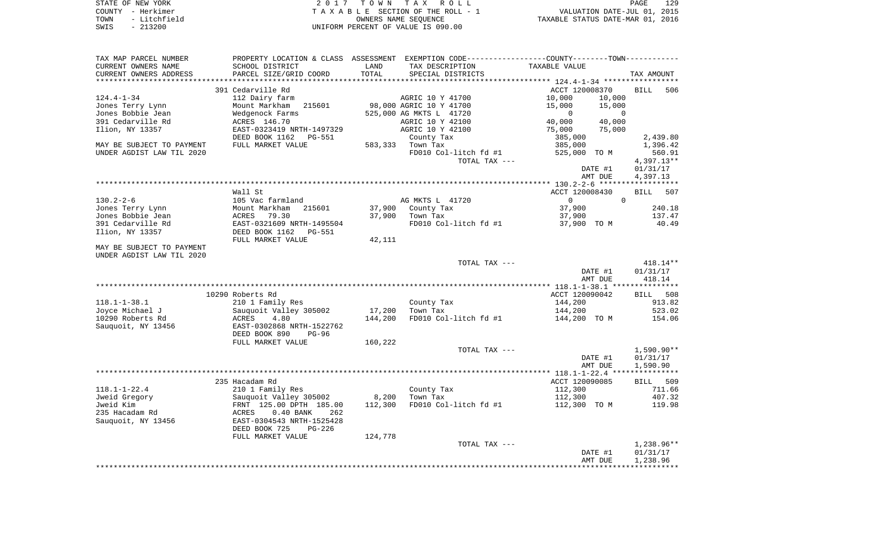STATE OF NEW YORK
COUNTY - Herkimer
TOWN - Litchfield
SWIS - 213200

2 0 1 7 T O W N T A X R O L L
T A X A B L E SECTION OF THE ROLL - 1
OWNERS NAME SEQUENCE
UNIFORM PERCENT OF VALUE IS 090.00

VALUATION DATE-JUL 01, 2015
TAXABLE STATUS DATE-MAR 01, 2016

```
TAX MAP PARCEL NUMBER      PROPERTY LOCATION & CLASS  ASSESSMENT  EXEMPTION CODE------------------COUNTY--------TOWN------------
CURRENT OWNERS NAME        SCHOOL DISTRICT              LAND      TAX DESCRIPTION              TAXABLE VALUE
CURRENT OWNERS ADDRESS     PARCEL SIZE/GRID COORD       TOTAL     SPECIAL DISTRICTS                                    TAX AMOUNT
*********************************************************************************************** 124.4-1-34 *****************
                           391 Cedarville Rd                                                   ACCT 120008370          BILL   506
124.4-1-34                 112 Dairy farm                        AGRIC 10 Y 41700              10,000       10,000
Jones Terry Lynn           Mount Markham   215601        98,000 AGRIC 10 Y 41700               15,000       15,000
Jones Bobbie Jean          Wedgenock Farms              525,000 AG MKTS L  41720                    0            0
391 Cedarville Rd          ACRES 146.70                          AGRIC 10 Y 42100              40,000       40,000
Ilion, NY 13357            EAST-0323419 NRTH-1497329             AGRIC 10 Y 42100              75,000       75,000
                           DEED BOOK 1162   PG-551               County Tax                   385,000                 2,439.80
MAY BE SUBJECT TO PAYMENT  FULL MARKET VALUE            583,333  Town Tax                     385,000                 1,396.42
UNDER AGDIST LAW TIL 2020                                        FD010 Col-litch fd #1        525,000 TO M              560.91
                                                                         TOTAL TAX ---                                4,397.13**
                                                                                               DATE #1              01/31/17
                                                                                               AMT DUE              4,397.13
*********************************************************************************************** 130.2-2-6 ******************
                           Wall St                                                             ACCT 120008430          BILL   507
130.2-2-6                  105 Vac farmland                      AG MKTS L  41720                   0            0
Jones Terry Lynn           Mount Markham   215601        37,900  County Tax                    37,900                   240.18
Jones Bobbie Jean          ACRES  79.30                  37,900  Town Tax                      37,900                   137.47
391 Cedarville Rd          EAST-0321609 NRTH-1495504             FD010 Col-litch fd #1         37,900 TO M               40.49
Ilion, NY 13357            DEED BOOK 1162   PG-551
                           FULL MARKET VALUE              42,111
MAY BE SUBJECT TO PAYMENT
UNDER AGDIST LAW TIL 2020
                                                                         TOTAL TAX ---                                  418.14**
                                                                                               DATE #1              01/31/17
                                                                                               AMT DUE                418.14
*********************************************************************************************** 118.1-1-38.1 ***************
                           10290 Roberts Rd                                                    ACCT 120090042          BILL   508
118.1-1-38.1               210 1 Family Res                      County Tax                   144,200                   913.82
Joyce Michael J            Sauquoit Valley 305002        17,200  Town Tax                     144,200                   523.02
10290 Roberts Rd           ACRES   4.80                 144,200  FD010 Col-litch fd #1        144,200 TO M              154.06
Sauquoit, NY 13456         EAST-0302868 NRTH-1522762
                           DEED BOOK 890    PG-96
                           FULL MARKET VALUE             160,222
                                                                         TOTAL TAX ---                                1,590.90**
                                                                                               DATE #1              01/31/17
                                                                                               AMT DUE              1,590.90
*********************************************************************************************** 118.1-1-22.4 ***************
                           235 Hacadam Rd                                                      ACCT 120090085          BILL   509
118.1-1-22.4               210 1 Family Res                      County Tax                   112,300                   711.66
Jweid Gregory              Sauquoit Valley 305002         8,200  Town Tax                     112,300                   407.32
Jweid Kim                  FRNT 125.00 DPTH 185.00      112,300  FD010 Col-litch fd #1        112,300 TO M              119.98
235 Hacadam Rd             ACRES   0.40 BANK     262
Sauquoit, NY 13456         EAST-0304543 NRTH-1525428
                           DEED BOOK 725    PG-226
                           FULL MARKET VALUE             124,778
                                                                         TOTAL TAX ---                                1,238.96**
                                                                                               DATE #1              01/31/17
                                                                                               AMT DUE              1,238.96
****************************************************************************************************************************
```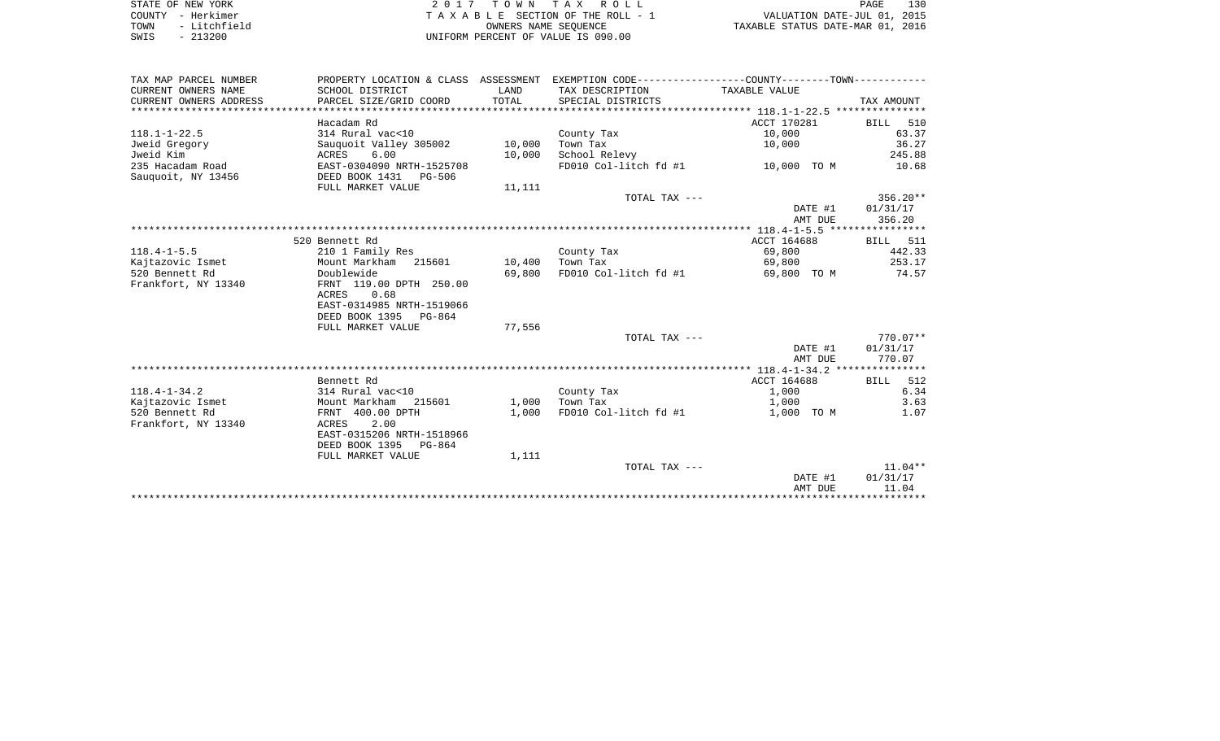STATE OF NEW YORK
COUNTY - Herkimer
TOWN - Litchfield
SWIS - 213200

2 0 1 7 T O W N T A X R O L L
T A X A B L E SECTION OF THE ROLL - 1
OWNERS NAME SEQUENCE
UNIFORM PERCENT OF VALUE IS 090.00

VALUATION DATE-JUL 01, 2015
TAXABLE STATUS DATE-MAR 01, 2016

| TAX MAP PARCEL NUMBER / CURRENT OWNERS NAME / CURRENT OWNERS ADDRESS | PROPERTY LOCATION & CLASS / SCHOOL DISTRICT / PARCEL SIZE/GRID COORD | ASSESSMENT LAND / TOTAL | EXEMPTION CODE / TAX DESCRIPTION / SPECIAL DISTRICTS | COUNTY--------TOWN / TAXABLE VALUE | TAX AMOUNT |
|---|---|---|---|---|---|
| ******** 118.1-1-22.5 ******** | | | | | |
| | Hacadam Rd | | | ACCT 170281 | BILL 510 |
| 118.1-1-22.5 | 314 Rural vac<10 | | County Tax | 10,000 | 63.37 |
| Jweid Gregory | Sauquoit Valley 305002 | 10,000 | Town Tax | 10,000 | 36.27 |
| Jweid Kim | ACRES 6.00 | 10,000 | School Relevy | | 245.88 |
| 235 Hacadam Road | EAST-0304090 NRTH-1525708 | | FD010 Col-litch fd #1 | 10,000 TO M | 10.68 |
| Sauquoit, NY 13456 | DEED BOOK 1431 PG-506 | | | | |
| | FULL MARKET VALUE | 11,111 | | | |
| | | | TOTAL TAX --- | | 356.20** |
| | | | | DATE #1 | 01/31/17 |
| | | | | AMT DUE | 356.20 |
| ******** 118.4-1-5.5 ******** | | | | | |
| | 520 Bennett Rd | | | ACCT 164688 | BILL 511 |
| 118.4-1-5.5 | 210 1 Family Res | | County Tax | 69,800 | 442.33 |
| Kajtazovic Ismet | Mount Markham 215601 | 10,400 | Town Tax | 69,800 | 253.17 |
| 520 Bennett Rd | Doublewide | 69,800 | FD010 Col-litch fd #1 | 69,800 TO M | 74.57 |
| Frankfort, NY 13340 | FRNT 119.00 DPTH 250.00 | | | | |
| | ACRES 0.68 | | | | |
| | EAST-0314985 NRTH-1519066 | | | | |
| | DEED BOOK 1395 PG-864 | | | | |
| | FULL MARKET VALUE | 77,556 | | | |
| | | | TOTAL TAX --- | | 770.07** |
| | | | | DATE #1 | 01/31/17 |
| | | | | AMT DUE | 770.07 |
| ******** 118.4-1-34.2 ******** | | | | | |
| | Bennett Rd | | | ACCT 164688 | BILL 512 |
| 118.4-1-34.2 | 314 Rural vac<10 | | County Tax | 1,000 | 6.34 |
| Kajtazovic Ismet | Mount Markham 215601 | 1,000 | Town Tax | 1,000 | 3.63 |
| 520 Bennett Rd | FRNT 400.00 DPTH | 1,000 | FD010 Col-litch fd #1 | 1,000 TO M | 1.07 |
| Frankfort, NY 13340 | ACRES 2.00 | | | | |
| | EAST-0315206 NRTH-1518966 | | | | |
| | DEED BOOK 1395 PG-864 | | | | |
| | FULL MARKET VALUE | 1,111 | | | |
| | | | TOTAL TAX --- | | 11.04** |
| | | | | DATE #1 | 01/31/17 |
| | | | | AMT DUE | 11.04 |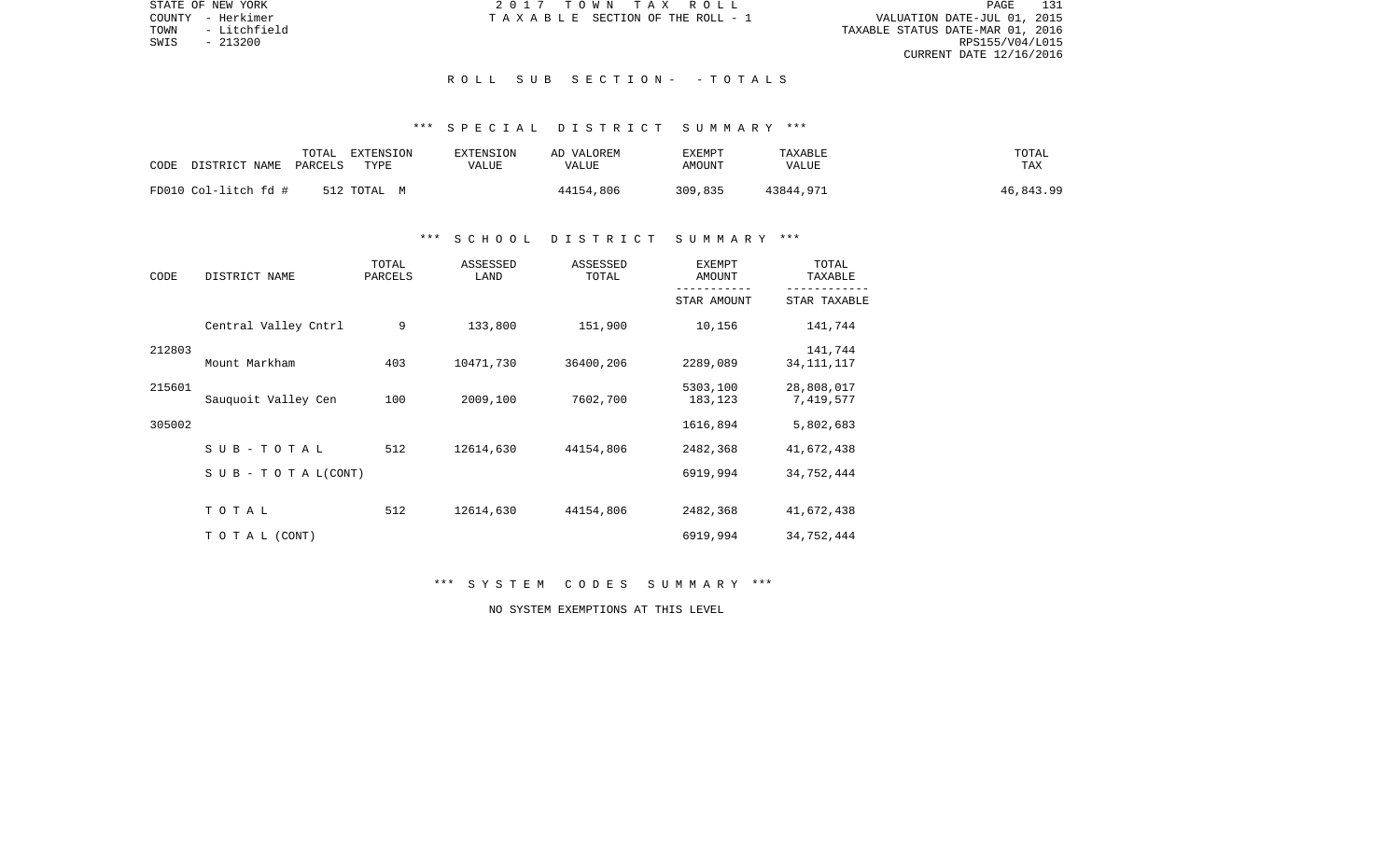STATE OF NEW YORK
COUNTY - Herkimer
TOWN - Litchfield
SWIS - 213200

2 0 1 7 T O W N T A X R O L L
T A X A B L E SECTION OF THE ROLL - 1

VALUATION DATE-JUL 01, 2015
TAXABLE STATUS DATE-MAR 01, 2016
RPS155/V04/L015
CURRENT DATE 12/16/2016

R O L L S U B S E C T I O N - - T O T A L S

*** S P E C I A L D I S T R I C T S U M M A R Y ***

| CODE DISTRICT NAME | TOTAL PARCELS | EXTENSION TYPE | EXTENSION VALUE | AD VALOREM VALUE | EXEMPT AMOUNT | TAXABLE VALUE | TOTAL TAX |
|---|---|---|---|---|---|---|---|
| FD010 Col-litch fd # | 512 | TOTAL M | | 44154,806 | 309,835 | 43844,971 | 46,843.99 |

*** S C H O O L D I S T R I C T S U M M A R Y ***

| CODE | DISTRICT NAME | TOTAL PARCELS | ASSESSED LAND | ASSESSED TOTAL | EXEMPT AMOUNT / STAR AMOUNT | TOTAL TAXABLE / STAR TAXABLE |
|---|---|---|---|---|---|---|
| | Central Valley Cntrl | 9 | 133,800 | 151,900 | 10,156 | 141,744 |
| 212803 | | | | | | 141,744 |
| | Mount Markham | 403 | 10471,730 | 36400,206 | 2289,089 | 34,111,117 |
| 215601 | | | | | 5303,100 | 28,808,017 |
| | Sauquoit Valley Cen | 100 | 2009,100 | 7602,700 | 183,123 | 7,419,577 |
| 305002 | | | | | 1616,894 | 5,802,683 |
| | S U B - T O T A L | 512 | 12614,630 | 44154,806 | 2482,368 | 41,672,438 |
| | S U B - T O T A L(CONT) | | | | 6919,994 | 34,752,444 |
| | T O T A L | 512 | 12614,630 | 44154,806 | 2482,368 | 41,672,438 |
| | T O T A L (CONT) | | | | 6919,994 | 34,752,444 |

*** S Y S T E M C O D E S S U M M A R Y ***

NO SYSTEM EXEMPTIONS AT THIS LEVEL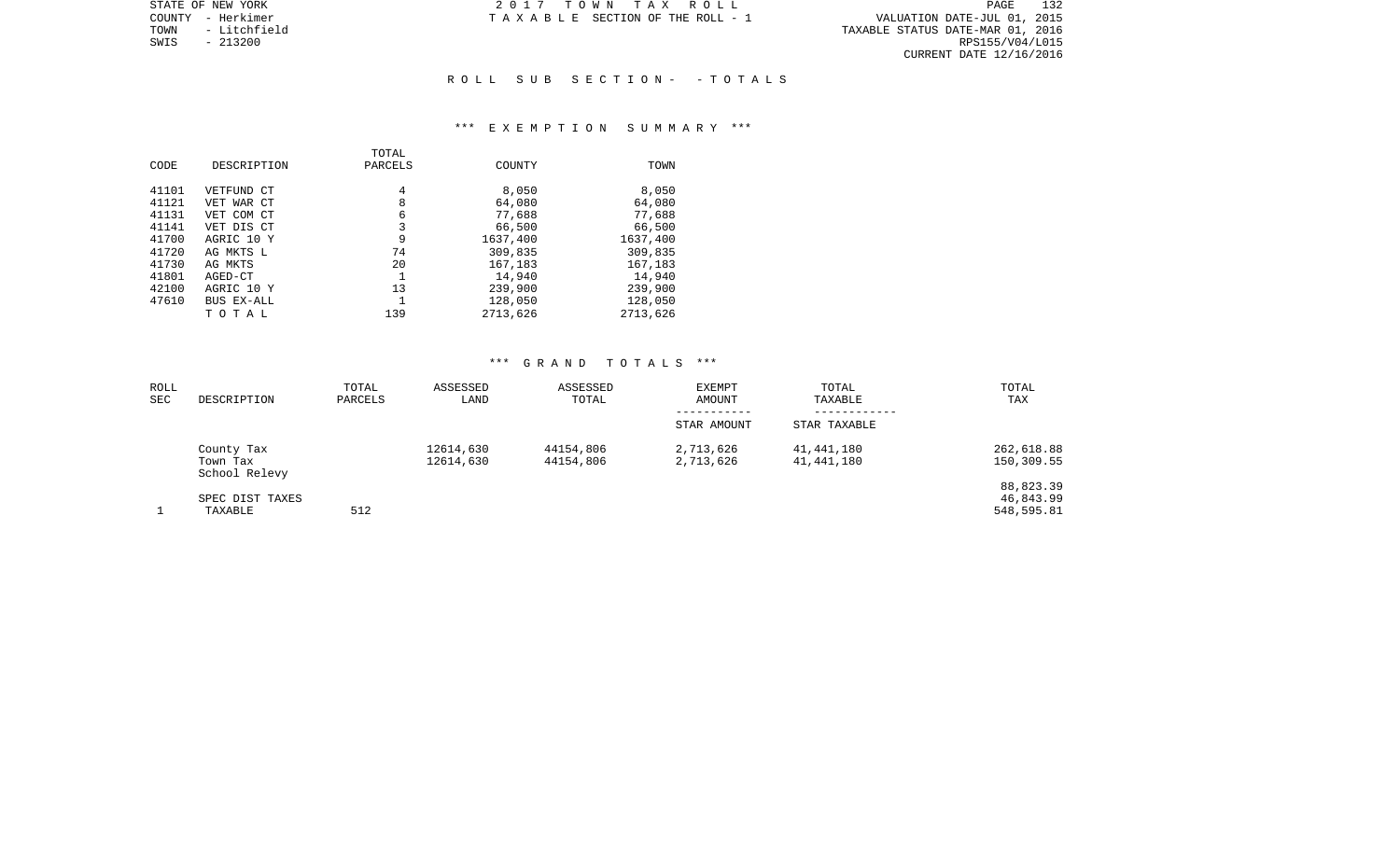STATE OF NEW YORK
COUNTY - Herkimer
TOWN - Litchfield
SWIS - 213200

2 0 1 7 T O W N T A X R O L L
T A X A B L E SECTION OF THE ROLL - 1

VALUATION DATE-JUL 01, 2015
TAXABLE STATUS DATE-MAR 01, 2016
RPS155/V04/L015
CURRENT DATE 12/16/2016

## R O L L S U B S E C T I O N - - T O T A L S

### *** E X E M P T I O N S U M M A R Y ***

| CODE | DESCRIPTION | TOTAL PARCELS | COUNTY | TOWN |
|---|---|---|---|---|
| 41101 | VETFUND CT | 4 | 8,050 | 8,050 |
| 41121 | VET WAR CT | 8 | 64,080 | 64,080 |
| 41131 | VET COM CT | 6 | 77,688 | 77,688 |
| 41141 | VET DIS CT | 3 | 66,500 | 66,500 |
| 41700 | AGRIC 10 Y | 9 | 1637,400 | 1637,400 |
| 41720 | AG MKTS L | 74 | 309,835 | 309,835 |
| 41730 | AG MKTS | 20 | 167,183 | 167,183 |
| 41801 | AGED-CT | 1 | 14,940 | 14,940 |
| 42100 | AGRIC 10 Y | 13 | 239,900 | 239,900 |
| 47610 | BUS EX-ALL | 1 | 128,050 | 128,050 |
| | T O T A L | 139 | 2713,626 | 2713,626 |

### *** G R A N D T O T A L S ***

| ROLL SEC | DESCRIPTION | TOTAL PARCELS | ASSESSED LAND | ASSESSED TOTAL | EXEMPT AMOUNT / STAR AMOUNT | TOTAL TAXABLE / STAR TAXABLE | TOTAL TAX |
|---|---|---|---|---|---|---|---|
| | County Tax | | 12614,630 | 44154,806 | 2,713,626 | 41,441,180 | 262,618.88 |
| | Town Tax | | 12614,630 | 44154,806 | 2,713,626 | 41,441,180 | 150,309.55 |
| | School Relevy | | | | | | 88,823.39 |
| | SPEC DIST TAXES | | | | | | 46,843.99 |
| 1 | TAXABLE | 512 | | | | | 548,595.81 |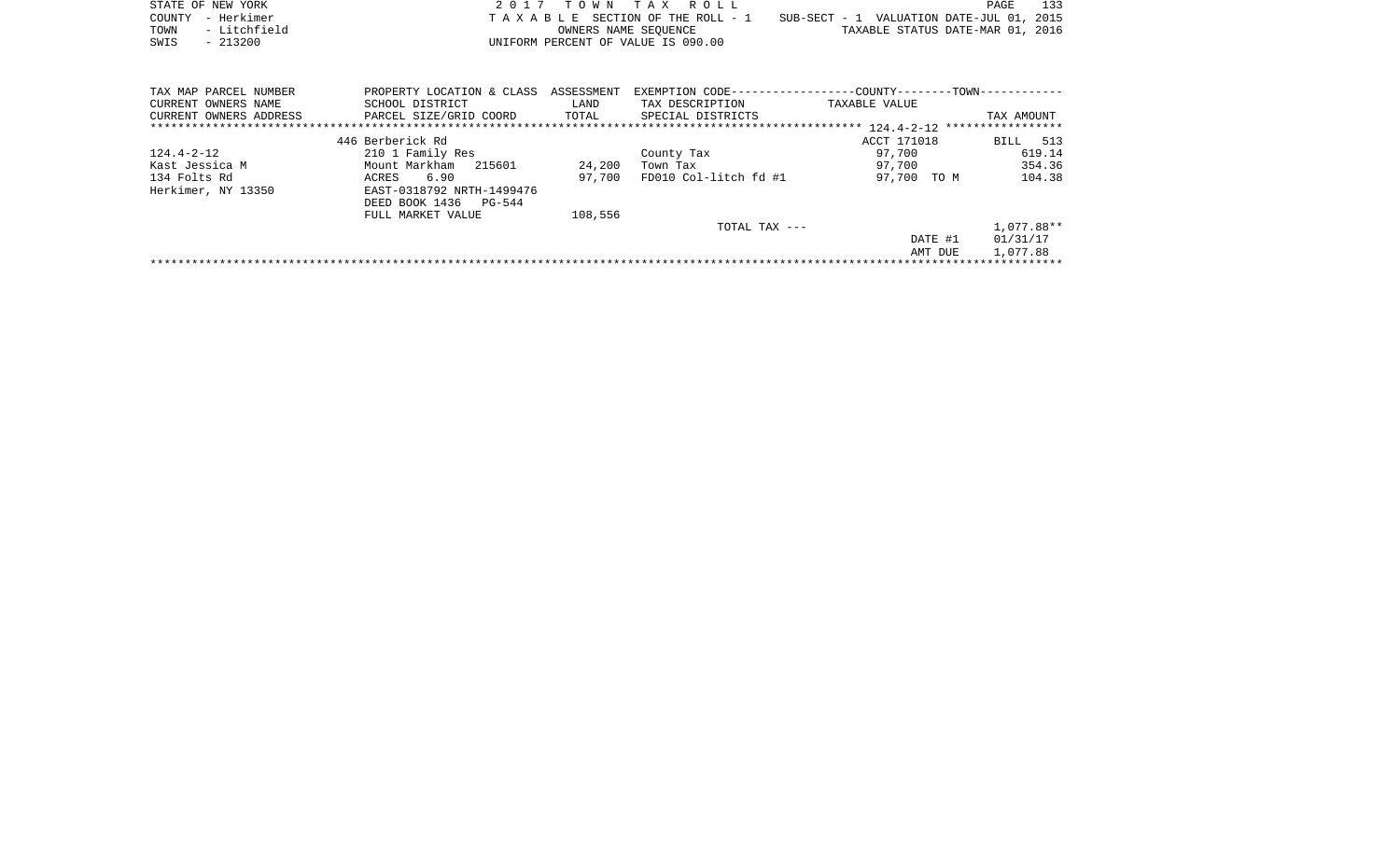STATE OF NEW YORK
COUNTY - Herkimer
TOWN - Litchfield
SWIS - 213200

2 0 1 7 T O W N T A X R O L L
T A X A B L E SECTION OF THE ROLL - 1
OWNERS NAME SEQUENCE
UNIFORM PERCENT OF VALUE IS 090.00

SUB-SECT - 1 VALUATION DATE-JUL 01, 2015
TAXABLE STATUS DATE-MAR 01, 2016

| TAX MAP PARCEL NUMBER / CURRENT OWNERS NAME / CURRENT OWNERS ADDRESS | PROPERTY LOCATION & CLASS / SCHOOL DISTRICT / PARCEL SIZE/GRID COORD | ASSESSMENT / LAND / TOTAL | EXEMPTION CODE / TAX DESCRIPTION / SPECIAL DISTRICTS | COUNTY / TOWN / TAXABLE VALUE | TAX AMOUNT |
|---|---|---|---|---|---|
| | 446 Berberick Rd | | | ACCT 171018 | BILL 513 |
| 124.4-2-12 | 210 1 Family Res | | County Tax | 97,700 | 619.14 |
| Kast Jessica M | Mount Markham 215601 | 24,200 | Town Tax | 97,700 | 354.36 |
| 134 Folts Rd | ACRES 6.90 | 97,700 | FD010 Col-litch fd #1 | 97,700 TO M | 104.38 |
| Herkimer, NY 13350 | EAST-0318792 NRTH-1499476 | | | | |
| | DEED BOOK 1436 PG-544 | | | | |
| | FULL MARKET VALUE | 108,556 | | | |
| | | | TOTAL TAX --- | | 1,077.88** |
| | | | | DATE #1 | 01/31/17 |
| | | | | AMT DUE | 1,077.88 |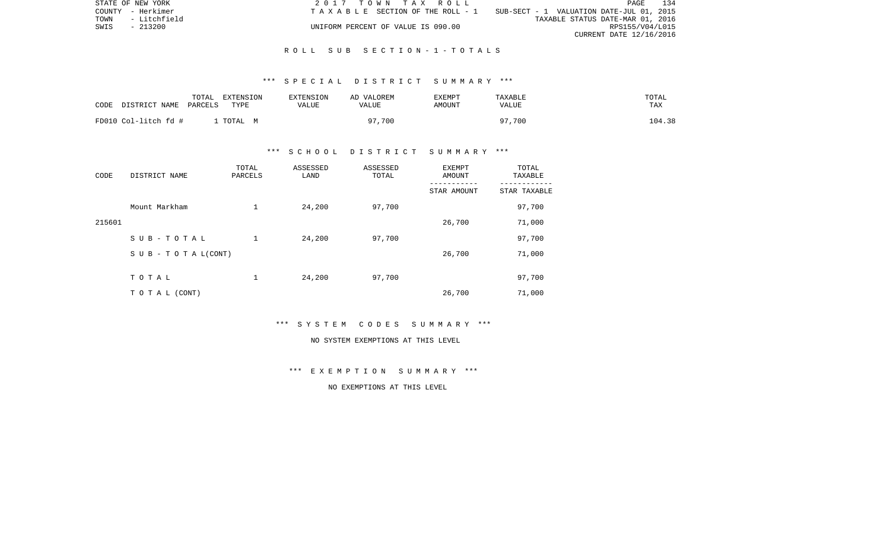STATE OF NEW YORK | COUNTY - Herkimer | TOWN - Litchfield | SWIS - 213200

2017 TOWN TAX ROLL
TAXABLE SECTION OF THE ROLL - 1
UNIFORM PERCENT OF VALUE IS 090.00

SUB-SECT - 1 VALUATION DATE-JUL 01, 2015
TAXABLE STATUS DATE-MAR 01, 2016
RPS155/V04/L015
CURRENT DATE 12/16/2016

## ROLL SUB SECTION - 1 - TOTALS

### *** SPECIAL DISTRICT SUMMARY ***

| CODE DISTRICT NAME | TOTAL PARCELS | EXTENSION TYPE | EXTENSION VALUE | AD VALOREM VALUE | EXEMPT AMOUNT | TAXABLE VALUE | TOTAL TAX |
|---|---|---|---|---|---|---|---|
| FD010 Col-litch fd # | 1 | TOTAL M | | 97,700 | | 97,700 | 104.38 |

### *** SCHOOL DISTRICT SUMMARY ***

| CODE | DISTRICT NAME | TOTAL PARCELS | ASSESSED LAND | ASSESSED TOTAL | EXEMPT AMOUNT / STAR AMOUNT | TOTAL TAXABLE / STAR TAXABLE |
|---|---|---|---|---|---|---|
| | Mount Markham | 1 | 24,200 | 97,700 | | 97,700 |
| 215601 | | | | | 26,700 | 71,000 |
| | SUB-TOTAL | 1 | 24,200 | 97,700 | | 97,700 |
| | SUB-TOTAL(CONT) | | | | 26,700 | 71,000 |
| | TOTAL | 1 | 24,200 | 97,700 | | 97,700 |
| | TOTAL (CONT) | | | | 26,700 | 71,000 |

### *** SYSTEM CODES SUMMARY ***

NO SYSTEM EXEMPTIONS AT THIS LEVEL

### *** EXEMPTION SUMMARY ***

NO EXEMPTIONS AT THIS LEVEL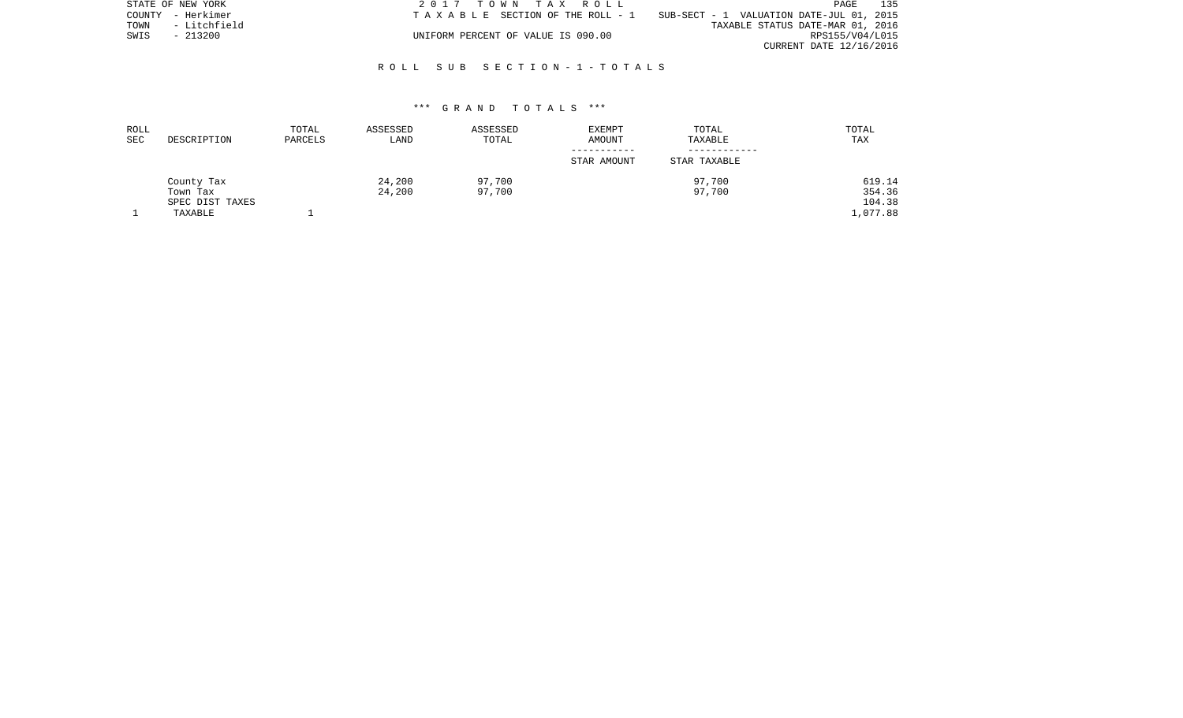STATE OF NEW YORK
COUNTY - Herkimer
TOWN - Litchfield
SWIS - 213200

2 0 1 7 T O W N T A X R O L L
T A X A B L E SECTION OF THE ROLL - 1
UNIFORM PERCENT OF VALUE IS 090.00

SUB-SECT - 1 VALUATION DATE-JUL 01, 2015
TAXABLE STATUS DATE-MAR 01, 2016
RPS155/V04/L015
CURRENT DATE 12/16/2016

R O L L S U B S E C T I O N - 1 - T O T A L S

\*\*\* G R A N D T O T A L S \*\*\*

| ROLL SEC | DESCRIPTION | TOTAL PARCELS | ASSESSED LAND | ASSESSED TOTAL | EXEMPT AMOUNT / STAR AMOUNT | TOTAL TAXABLE / STAR TAXABLE | TOTAL TAX |
|---|---|---|---|---|---|---|---|
| | County Tax | | 24,200 | 97,700 | | 97,700 | 619.14 |
| | Town Tax | | 24,200 | 97,700 | | 97,700 | 354.36 |
| | SPEC DIST TAXES | | | | | | 104.38 |
| 1 | TAXABLE | 1 | | | | | 1,077.88 |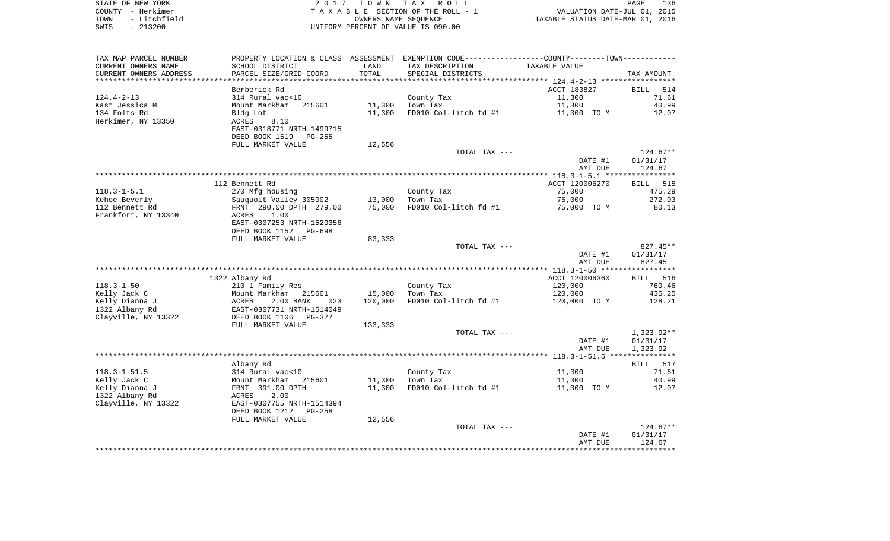STATE OF NEW YORK
COUNTY - Herkimer
TOWN - Litchfield
SWIS - 213200

2017 TOWN TAX ROLL
TAXABLE SECTION OF THE ROLL - 1
OWNERS NAME SEQUENCE
UNIFORM PERCENT OF VALUE IS 090.00

VALUATION DATE-JUL 01, 2015
TAXABLE STATUS DATE-MAR 01, 2016

| TAX MAP PARCEL NUMBER / CURRENT OWNERS NAME / CURRENT OWNERS ADDRESS | PROPERTY LOCATION & CLASS / SCHOOL DISTRICT / PARCEL SIZE/GRID COORD | ASSESSMENT LAND / TOTAL | EXEMPTION CODE / TAX DESCRIPTION / SPECIAL DISTRICTS | COUNTY--------TOWN TAXABLE VALUE | TAX AMOUNT |
|---|---|---|---|---|---|
| **124.4-2-13** | Berberick Rd | | | ACCT 183827 | BILL 514 |
| 124.4-2-13 | 314 Rural vac<10 | | County Tax | 11,300 | 71.61 |
| Kast Jessica M | Mount Markham 215601 | 11,300 | Town Tax | 11,300 | 40.99 |
| 134 Folts Rd | Bldg Lot | 11,300 | FD010 Col-litch fd #1 | 11,300 TO M | 12.07 |
| Herkimer, NY 13350 | ACRES 8.10 | | | | |
| | EAST-0318771 NRTH-1499715 | | | | |
| | DEED BOOK 1519 PG-255 | | | | |
| | FULL MARKET VALUE | 12,556 | | | |
| | | | TOTAL TAX --- | | 124.67** |
| | | | | DATE #1 | 01/31/17 |
| | | | | AMT DUE | 124.67 |
| **118.3-1-5.1** | 112 Bennett Rd | | | ACCT 120006270 | BILL 515 |
| 118.3-1-5.1 | 270 Mfg housing | | County Tax | 75,000 | 475.29 |
| Kehoe Beverly | Sauquoit Valley 305002 | 13,000 | Town Tax | 75,000 | 272.03 |
| 112 Bennett Rd | FRNT 290.00 DPTH 279.00 | 75,000 | FD010 Col-litch fd #1 | 75,000 TO M | 80.13 |
| Frankfort, NY 13340 | ACRES 1.00 | | | | |
| | EAST-0307253 NRTH-1520356 | | | | |
| | DEED BOOK 1152 PG-698 | | | | |
| | FULL MARKET VALUE | 83,333 | | | |
| | | | TOTAL TAX --- | | 827.45** |
| | | | | DATE #1 | 01/31/17 |
| | | | | AMT DUE | 827.45 |
| **118.3-1-50** | 1322 Albany Rd | | | ACCT 120006360 | BILL 516 |
| 118.3-1-50 | 210 1 Family Res | | County Tax | 120,000 | 760.46 |
| Kelly Jack C | Mount Markham 215601 | 15,000 | Town Tax | 120,000 | 435.25 |
| Kelly Dianna J | ACRES 2.00 BANK 023 | 120,000 | FD010 Col-litch fd #1 | 120,000 TO M | 128.21 |
| 1322 Albany Rd | EAST-0307731 NRTH-1514049 | | | | |
| Clayville, NY 13322 | DEED BOOK 1106 PG-377 | | | | |
| | FULL MARKET VALUE | 133,333 | | | |
| | | | TOTAL TAX --- | | 1,323.92** |
| | | | | DATE #1 | 01/31/17 |
| | | | | AMT DUE | 1,323.92 |
| **118.3-1-51.5** | Albany Rd | | | | BILL 517 |
| 118.3-1-51.5 | 314 Rural vac<10 | | County Tax | 11,300 | 71.61 |
| Kelly Jack C | Mount Markham 215601 | 11,300 | Town Tax | 11,300 | 40.99 |
| Kelly Dianna J | FRNT 391.00 DPTH | 11,300 | FD010 Col-litch fd #1 | 11,300 TO M | 12.07 |
| 1322 Albany Rd | ACRES 2.00 | | | | |
| Clayville, NY 13322 | EAST-0307755 NRTH-1514394 | | | | |
| | DEED BOOK 1212 PG-258 | | | | |
| | FULL MARKET VALUE | 12,556 | | | |
| | | | TOTAL TAX --- | | 124.67** |
| | | | | DATE #1 | 01/31/17 |
| | | | | AMT DUE | 124.67 |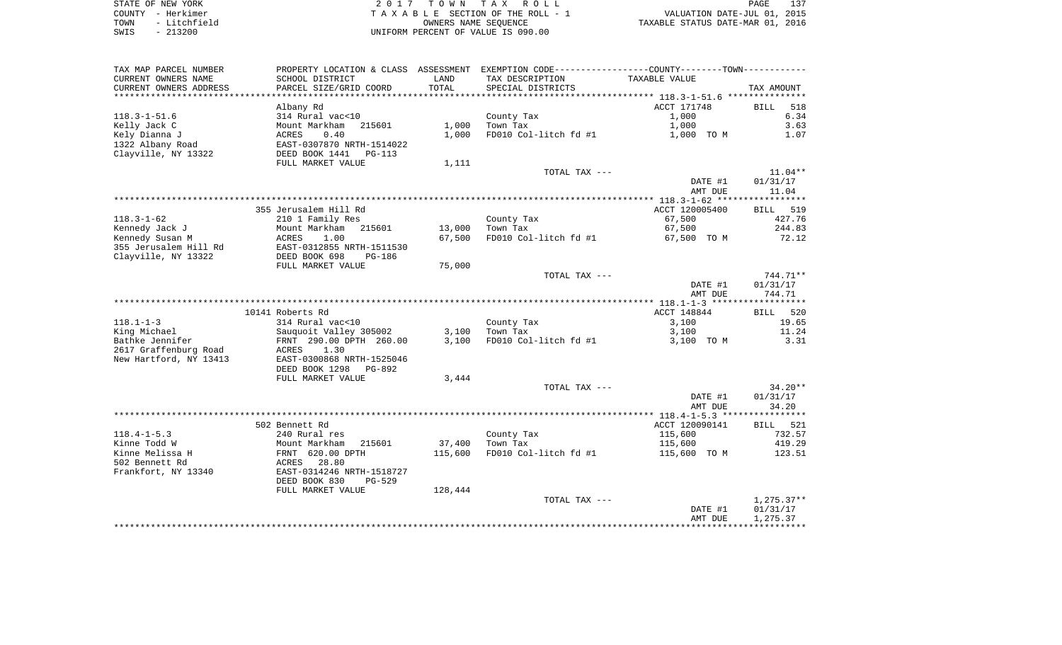STATE OF NEW YORK
COUNTY - Herkimer
TOWN - Litchfield
SWIS - 213200

2 0 1 7 T O W N T A X R O L L
T A X A B L E SECTION OF THE ROLL - 1
OWNERS NAME SEQUENCE
UNIFORM PERCENT OF VALUE IS 090.00

VALUATION DATE-JUL 01, 2015
TAXABLE STATUS DATE-MAR 01, 2016

| TAX MAP PARCEL NUMBER / CURRENT OWNERS NAME / CURRENT OWNERS ADDRESS | PROPERTY LOCATION & CLASS / SCHOOL DISTRICT / PARCEL SIZE/GRID COORD | ASSESSMENT LAND / TOTAL | EXEMPTION CODE / TAX DESCRIPTION / SPECIAL DISTRICTS | TAXABLE VALUE | TAX AMOUNT |
|---|---|---|---|---|---|
| | Albany Rd | | | ACCT 171748 | BILL 518 |
| 118.3-1-51.6 | 314 Rural vac<10 | | County Tax | 1,000 | 6.34 |
| Kelly Jack C | Mount Markham 215601 | 1,000 | Town Tax | 1,000 | 3.63 |
| Kely Dianna J | ACRES 0.40 | 1,000 | FD010 Col-litch fd #1 | 1,000 TO M | 1.07 |
| 1322 Albany Road | EAST-0307870 NRTH-1514022 | | | | |
| Clayville, NY 13322 | DEED BOOK 1441 PG-113 | | | | |
| | FULL MARKET VALUE | 1,111 | | | |
| | | | TOTAL TAX --- | | 11.04** |
| | | | | DATE #1 | 01/31/17 |
| | | | | AMT DUE | 11.04 |
| | 355 Jerusalem Hill Rd | | | ACCT 120005400 | BILL 519 |
| 118.3-1-62 | 210 1 Family Res | | County Tax | 67,500 | 427.76 |
| Kennedy Jack J | Mount Markham 215601 | 13,000 | Town Tax | 67,500 | 244.83 |
| Kennedy Susan M | ACRES 1.00 | 67,500 | FD010 Col-litch fd #1 | 67,500 TO M | 72.12 |
| 355 Jerusalem Hill Rd | EAST-0312855 NRTH-1511530 | | | | |
| Clayville, NY 13322 | DEED BOOK 698 PG-186 | | | | |
| | FULL MARKET VALUE | 75,000 | | | |
| | | | TOTAL TAX --- | | 744.71** |
| | | | | DATE #1 | 01/31/17 |
| | | | | AMT DUE | 744.71 |
| | 10141 Roberts Rd | | | ACCT 148844 | BILL 520 |
| 118.1-1-3 | 314 Rural vac<10 | | County Tax | 3,100 | 19.65 |
| King Michael | Sauquoit Valley 305002 | 3,100 | Town Tax | 3,100 | 11.24 |
| Bathke Jennifer | FRNT 290.00 DPTH 260.00 | 3,100 | FD010 Col-litch fd #1 | 3,100 TO M | 3.31 |
| 2617 Graffenburg Road | ACRES 1.30 | | | | |
| New Hartford, NY 13413 | EAST-0300868 NRTH-1525046 | | | | |
| | DEED BOOK 1298 PG-892 | | | | |
| | FULL MARKET VALUE | 3,444 | | | |
| | | | TOTAL TAX --- | | 34.20** |
| | | | | DATE #1 | 01/31/17 |
| | | | | AMT DUE | 34.20 |
| | 502 Bennett Rd | | | ACCT 120090141 | BILL 521 |
| 118.4-1-5.3 | 240 Rural res | | County Tax | 115,600 | 732.57 |
| Kinne Todd W | Mount Markham 215601 | 37,400 | Town Tax | 115,600 | 419.29 |
| Kinne Melissa H | FRNT 620.00 DPTH | 115,600 | FD010 Col-litch fd #1 | 115,600 TO M | 123.51 |
| 502 Bennett Rd | ACRES 28.80 | | | | |
| Frankfort, NY 13340 | EAST-0314246 NRTH-1518727 | | | | |
| | DEED BOOK 830 PG-529 | | | | |
| | FULL MARKET VALUE | 128,444 | | | |
| | | | TOTAL TAX --- | | 1,275.37** |
| | | | | DATE #1 | 01/31/17 |
| | | | | AMT DUE | 1,275.37 |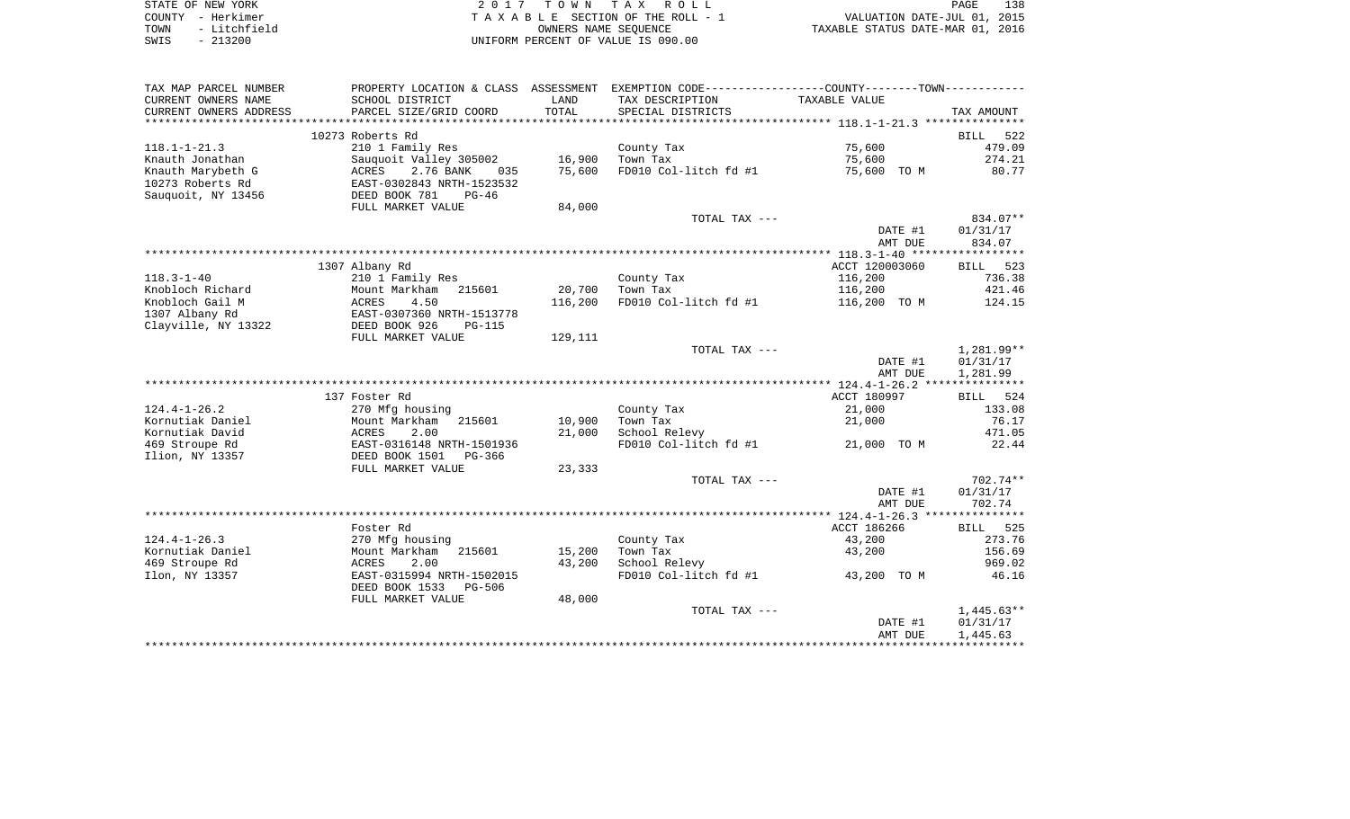STATE OF NEW YORK
COUNTY - Herkimer
TOWN - Litchfield
SWIS - 213200

2 0 1 7 T O W N T A X R O L L
T A X A B L E SECTION OF THE ROLL - 1
OWNERS NAME SEQUENCE
UNIFORM PERCENT OF VALUE IS 090.00

VALUATION DATE-JUL 01, 2015
TAXABLE STATUS DATE-MAR 01, 2016

| TAX MAP PARCEL NUMBER / CURRENT OWNERS NAME / CURRENT OWNERS ADDRESS | PROPERTY LOCATION & CLASS / SCHOOL DISTRICT / PARCEL SIZE/GRID COORD | ASSESSMENT LAND / TOTAL | EXEMPTION CODE / TAX DESCRIPTION / SPECIAL DISTRICTS | TAXABLE VALUE | TAX AMOUNT |
|---|---|---|---|---|---|
| 118.1-1-21.3 | 10273 Roberts Rd | | | | BILL 522 |
| 118.1-1-21.3 | 210 1 Family Res | | County Tax | 75,600 | 479.09 |
| Knauth Jonathan | Sauquoit Valley 305002 | 16,900 | Town Tax | 75,600 | 274.21 |
| Knauth Marybeth G | ACRES 2.76 BANK 035 | 75,600 | FD010 Col-litch fd #1 | 75,600 TO M | 80.77 |
| 10273 Roberts Rd | EAST-0302843 NRTH-1523532 | | | | |
| Sauquoit, NY 13456 | DEED BOOK 781 PG-46 | | | | |
| | FULL MARKET VALUE | 84,000 | | | |
| | | | TOTAL TAX --- | | 834.07** |
| | | | | DATE #1 | 01/31/17 |
| | | | | AMT DUE | 834.07 |
| 118.3-1-40 | 1307 Albany Rd | | | ACCT 120003060 | BILL 523 |
| 118.3-1-40 | 210 1 Family Res | | County Tax | 116,200 | 736.38 |
| Knobloch Richard | Mount Markham 215601 | 20,700 | Town Tax | 116,200 | 421.46 |
| Knobloch Gail M | ACRES 4.50 | 116,200 | FD010 Col-litch fd #1 | 116,200 TO M | 124.15 |
| 1307 Albany Rd | EAST-0307360 NRTH-1513778 | | | | |
| Clayville, NY 13322 | DEED BOOK 926 PG-115 | | | | |
| | FULL MARKET VALUE | 129,111 | | | |
| | | | TOTAL TAX --- | | 1,281.99** |
| | | | | DATE #1 | 01/31/17 |
| | | | | AMT DUE | 1,281.99 |
| 124.4-1-26.2 | 137 Foster Rd | | | ACCT 180997 | BILL 524 |
| 124.4-1-26.2 | 270 Mfg housing | | County Tax | 21,000 | 133.08 |
| Kornutiak Daniel | Mount Markham 215601 | 10,900 | Town Tax | 21,000 | 76.17 |
| Kornutiak David | ACRES 2.00 | 21,000 | School Relevy | | 471.05 |
| 469 Stroupe Rd | EAST-0316148 NRTH-1501936 | | FD010 Col-litch fd #1 | 21,000 TO M | 22.44 |
| Ilion, NY 13357 | DEED BOOK 1501 PG-366 | | | | |
| | FULL MARKET VALUE | 23,333 | | | |
| | | | TOTAL TAX --- | | 702.74** |
| | | | | DATE #1 | 01/31/17 |
| | | | | AMT DUE | 702.74 |
| 124.4-1-26.3 | Foster Rd | | | ACCT 186266 | BILL 525 |
| 124.4-1-26.3 | 270 Mfg housing | | County Tax | 43,200 | 273.76 |
| Kornutiak Daniel | Mount Markham 215601 | 15,200 | Town Tax | 43,200 | 156.69 |
| 469 Stroupe Rd | ACRES 2.00 | 43,200 | School Relevy | | 969.02 |
| Ilon, NY 13357 | EAST-0315994 NRTH-1502015 | | FD010 Col-litch fd #1 | 43,200 TO M | 46.16 |
| | DEED BOOK 1533 PG-506 | | | | |
| | FULL MARKET VALUE | 48,000 | | | |
| | | | TOTAL TAX --- | | 1,445.63** |
| | | | | DATE #1 | 01/31/17 |
| | | | | AMT DUE | 1,445.63 |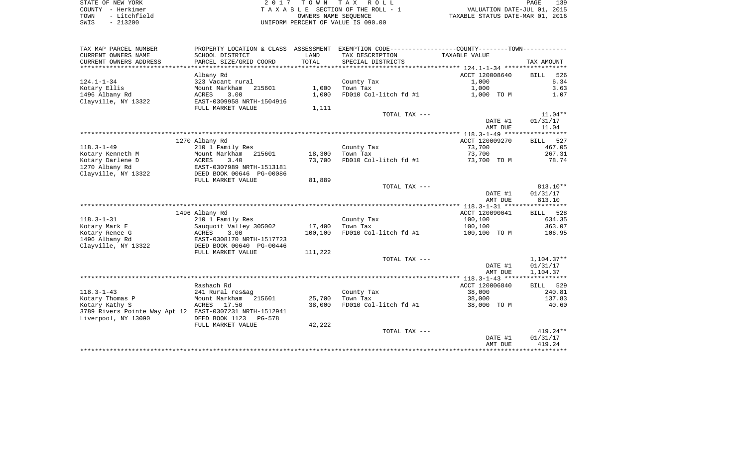STATE OF NEW YORK
COUNTY - Herkimer
TOWN - Litchfield
SWIS - 213200

2 0 1 7 T O W N T A X R O L L
T A X A B L E SECTION OF THE ROLL - 1
OWNERS NAME SEQUENCE
UNIFORM PERCENT OF VALUE IS 090.00

VALUATION DATE-JUL 01, 2015
TAXABLE STATUS DATE-MAR 01, 2016

| TAX MAP PARCEL NUMBER / CURRENT OWNERS NAME / CURRENT OWNERS ADDRESS | PROPERTY LOCATION & CLASS / SCHOOL DISTRICT / PARCEL SIZE/GRID COORD | ASSESSMENT LAND / TOTAL | EXEMPTION CODE / TAX DESCRIPTION / SPECIAL DISTRICTS | COUNTY--------TOWN / TAXABLE VALUE | TAX AMOUNT |
|---|---|---|---|---|---|
| 124.1-1-34 | Albany Rd | | | ACCT 120008640 | BILL 526 |
| | 323 Vacant rural | | County Tax | 1,000 | 6.34 |
| Kotary Ellis | Mount Markham 215601 | 1,000 | Town Tax | 1,000 | 3.63 |
| 1496 Albany Rd | ACRES 3.00 | 1,000 | FD010 Col-litch fd #1 | 1,000 TO M | 1.07 |
| Clayville, NY 13322 | EAST-0309958 NRTH-1504916 | | | | |
| | FULL MARKET VALUE | 1,111 | | | |
| | | | TOTAL TAX --- | | 11.04** |
| | | | | DATE #1 | 01/31/17 |
| | | | | AMT DUE | 11.04 |
| 118.3-1-49 | 1270 Albany Rd | | | ACCT 120009270 | BILL 527 |
| | 210 1 Family Res | | County Tax | 73,700 | 467.05 |
| Kotary Kenneth M | Mount Markham 215601 | 18,300 | Town Tax | 73,700 | 267.31 |
| Kotary Darlene D | ACRES 3.40 | 73,700 | FD010 Col-litch fd #1 | 73,700 TO M | 78.74 |
| 1270 Albany Rd | EAST-0307989 NRTH-1513181 | | | | |
| Clayville, NY 13322 | DEED BOOK 00646 PG-00086 | | | | |
| | FULL MARKET VALUE | 81,889 | | | |
| | | | TOTAL TAX --- | | 813.10** |
| | | | | DATE #1 | 01/31/17 |
| | | | | AMT DUE | 813.10 |
| 118.3-1-31 | 1496 Albany Rd | | | ACCT 120090041 | BILL 528 |
| | 210 1 Family Res | | County Tax | 100,100 | 634.35 |
| Kotary Mark E | Sauquoit Valley 305002 | 17,400 | Town Tax | 100,100 | 363.07 |
| Kotary Renee G | ACRES 3.00 | 100,100 | FD010 Col-litch fd #1 | 100,100 TO M | 106.95 |
| 1496 Albany Rd | EAST-0308170 NRTH-1517723 | | | | |
| Clayville, NY 13322 | DEED BOOK 00640 PG-00446 | | | | |
| | FULL MARKET VALUE | 111,222 | | | |
| | | | TOTAL TAX --- | | 1,104.37** |
| | | | | DATE #1 | 01/31/17 |
| | | | | AMT DUE | 1,104.37 |
| 118.3-1-43 | Rashach Rd | | | ACCT 120006840 | BILL 529 |
| | 241 Rural res&ag | | County Tax | 38,000 | 240.81 |
| Kotary Thomas P | Mount Markham 215601 | 25,700 | Town Tax | 38,000 | 137.83 |
| Kotary Kathy S | ACRES 17.50 | 38,000 | FD010 Col-litch fd #1 | 38,000 TO M | 40.60 |
| 3789 Rivers Pointe Way Apt 12 | EAST-0307231 NRTH-1512941 | | | | |
| Liverpool, NY 13090 | DEED BOOK 1123 PG-578 | | | | |
| | FULL MARKET VALUE | 42,222 | | | |
| | | | TOTAL TAX --- | | 419.24** |
| | | | | DATE #1 | 01/31/17 |
| | | | | AMT DUE | 419.24 |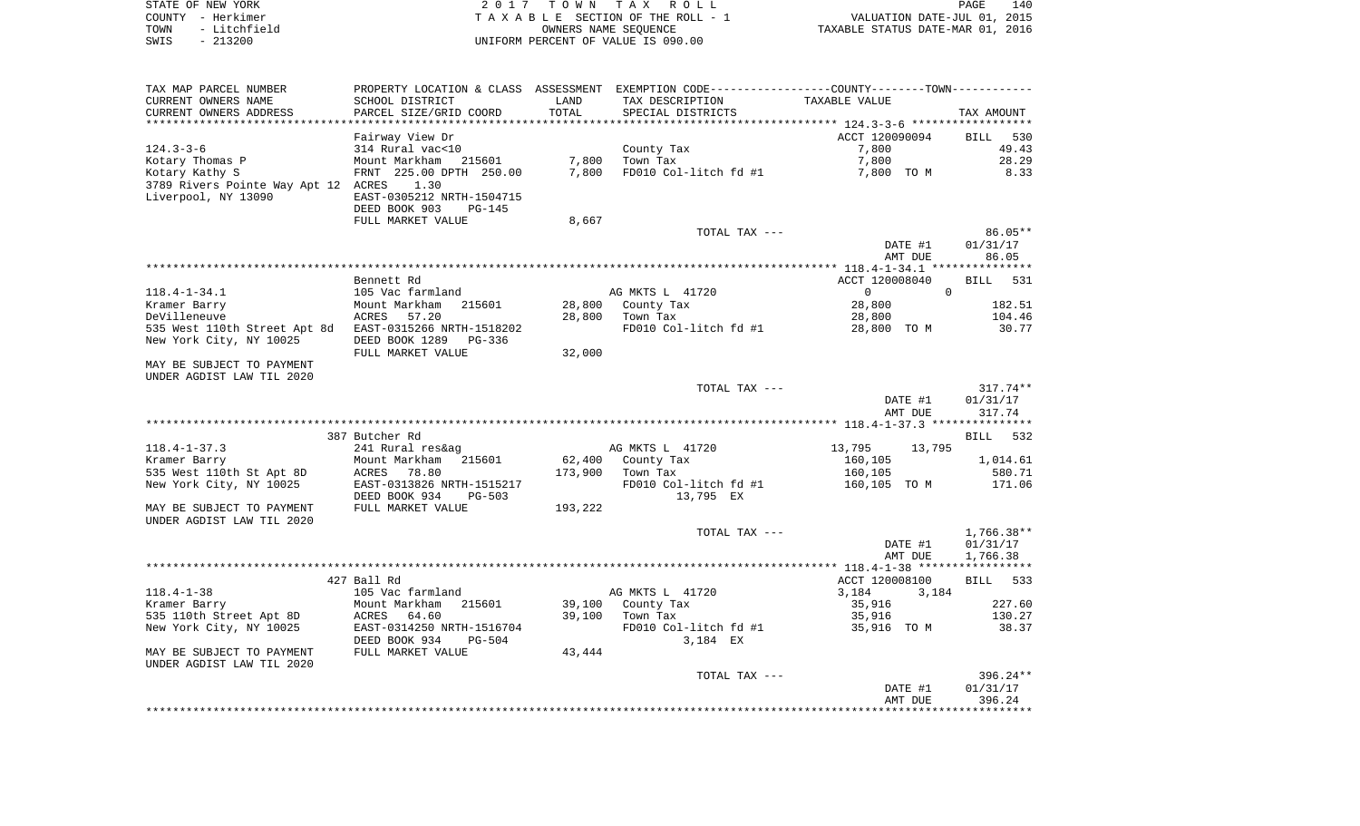STATE OF NEW YORK
COUNTY - Herkimer
TOWN - Litchfield
SWIS - 213200

2 0 1 7 T O W N T A X R O L L
T A X A B L E SECTION OF THE ROLL - 1
OWNERS NAME SEQUENCE
UNIFORM PERCENT OF VALUE IS 090.00

VALUATION DATE-JUL 01, 2015
TAXABLE STATUS DATE-MAR 01, 2016

| TAX MAP PARCEL NUMBER / CURRENT OWNERS NAME / CURRENT OWNERS ADDRESS | PROPERTY LOCATION & CLASS / SCHOOL DISTRICT / PARCEL SIZE/GRID COORD | ASSESSMENT LAND | TOTAL | EXEMPTION CODE / TAX DESCRIPTION / SPECIAL DISTRICTS | COUNTY TAXABLE VALUE | TOWN | TAX AMOUNT |
|---|---|---|---|---|---|---|---|
| | Fairway View Dr | | | | ACCT 120090094 | | BILL 530 |
| 124.3-3-6 | 314 Rural vac<10 | | | County Tax | 7,800 | | 49.43 |
| Kotary Thomas P | Mount Markham 215601 | 7,800 | | Town Tax | 7,800 | | 28.29 |
| Kotary Kathy S | FRNT 225.00 DPTH 250.00 | | 7,800 | FD010 Col-litch fd #1 | 7,800 TO M | | 8.33 |
| 3789 Rivers Pointe Way Apt 12 | ACRES 1.30 | | | | | | |
| Liverpool, NY 13090 | EAST-0305212 NRTH-1504715 | | | | | | |
| | DEED BOOK 903 PG-145 | | | | | | |
| | FULL MARKET VALUE | | 8,667 | | | | |
| | | | | TOTAL TAX --- | | | 86.05** |
| | | | | | DATE #1 | | 01/31/17 |
| | | | | | AMT DUE | | 86.05 |
| | Bennett Rd | | | | ACCT 120008040 | | BILL 531 |
| 118.4-1-34.1 | 105 Vac farmland | | | AG MKTS L 41720 | 0 | 0 | |
| Kramer Barry | Mount Markham 215601 | 28,800 | | County Tax | 28,800 | | 182.51 |
| DeVilleneuve | ACRES 57.20 | | 28,800 | Town Tax | 28,800 | | 104.46 |
| 535 West 110th Street Apt 8d | EAST-0315266 NRTH-1518202 | | | FD010 Col-litch fd #1 | 28,800 TO M | | 30.77 |
| New York City, NY 10025 | DEED BOOK 1289 PG-336 | | | | | | |
| | FULL MARKET VALUE | | 32,000 | | | | |
| MAY BE SUBJECT TO PAYMENT | | | | | | | |
| UNDER AGDIST LAW TIL 2020 | | | | | | | |
| | | | | TOTAL TAX --- | | | 317.74** |
| | | | | | DATE #1 | | 01/31/17 |
| | | | | | AMT DUE | | 317.74 |
| | 387 Butcher Rd | | | | | | BILL 532 |
| 118.4-1-37.3 | 241 Rural res&ag | | | AG MKTS L 41720 | 13,795 | 13,795 | |
| Kramer Barry | Mount Markham 215601 | 62,400 | | County Tax | 160,105 | | 1,014.61 |
| 535 West 110th St Apt 8D | ACRES 78.80 | | 173,900 | Town Tax | 160,105 | | 580.71 |
| New York City, NY 10025 | EAST-0313826 NRTH-1515217 | | | FD010 Col-litch fd #1 | 160,105 TO M | | 171.06 |
| | DEED BOOK 934 PG-503 | | | 13,795 EX | | | |
| MAY BE SUBJECT TO PAYMENT | FULL MARKET VALUE | | 193,222 | | | | |
| UNDER AGDIST LAW TIL 2020 | | | | | | | |
| | | | | TOTAL TAX --- | | | 1,766.38** |
| | | | | | DATE #1 | | 01/31/17 |
| | | | | | AMT DUE | | 1,766.38 |
| | 427 Ball Rd | | | | ACCT 120008100 | | BILL 533 |
| 118.4-1-38 | 105 Vac farmland | | | AG MKTS L 41720 | 3,184 | 3,184 | |
| Kramer Barry | Mount Markham 215601 | 39,100 | | County Tax | 35,916 | | 227.60 |
| 535 110th Street Apt 8D | ACRES 64.60 | | 39,100 | Town Tax | 35,916 | | 130.27 |
| New York City, NY 10025 | EAST-0314250 NRTH-1516704 | | | FD010 Col-litch fd #1 | 35,916 TO M | | 38.37 |
| | DEED BOOK 934 PG-504 | | | 3,184 EX | | | |
| MAY BE SUBJECT TO PAYMENT | FULL MARKET VALUE | | 43,444 | | | | |
| UNDER AGDIST LAW TIL 2020 | | | | | | | |
| | | | | TOTAL TAX --- | | | 396.24** |
| | | | | | DATE #1 | | 01/31/17 |
| | | | | | AMT DUE | | 396.24 |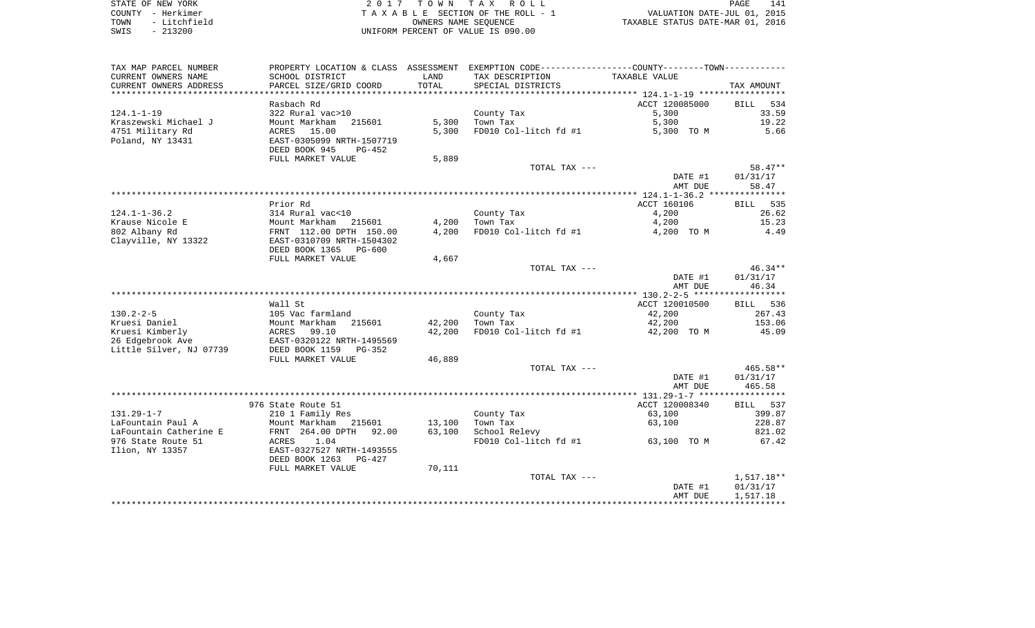STATE OF NEW YORK
COUNTY - Herkimer
TOWN - Litchfield
SWIS - 213200

2017 TOWN TAX ROLL
TAXABLE SECTION OF THE ROLL - 1
OWNERS NAME SEQUENCE
UNIFORM PERCENT OF VALUE IS 090.00

VALUATION DATE-JUL 01, 2015
TAXABLE STATUS DATE-MAR 01, 2016

| TAX MAP PARCEL NUMBER / CURRENT OWNERS NAME / CURRENT OWNERS ADDRESS | PROPERTY LOCATION & CLASS / SCHOOL DISTRICT / PARCEL SIZE/GRID COORD | ASSESSMENT LAND / TOTAL | EXEMPTION CODE / TAX DESCRIPTION / SPECIAL DISTRICTS | COUNTY--------TOWN TAXABLE VALUE | TAX AMOUNT |
|---|---|---|---|---|---|
| | Rasbach Rd | | | ACCT 120085000 | BILL 534 |
| 124.1-1-19 | 322 Rural vac>10 | | County Tax | 5,300 | 33.59 |
| Kraszewski Michael J | Mount Markham 215601 | 5,300 | Town Tax | 5,300 | 19.22 |
| 4751 Military Rd | ACRES 15.00 | 5,300 | FD010 Col-litch fd #1 | 5,300 TO M | 5.66 |
| Poland, NY 13431 | EAST-0305099 NRTH-1507719 | | | | |
| | DEED BOOK 945 PG-452 | | | | |
| | FULL MARKET VALUE | 5,889 | | | |
| | | | TOTAL TAX --- | | 58.47** |
| | | | | DATE #1 | 01/31/17 |
| | | | | AMT DUE | 58.47 |
| | Prior Rd | | | ACCT 160106 | BILL 535 |
| 124.1-1-36.2 | 314 Rural vac<10 | | County Tax | 4,200 | 26.62 |
| Krause Nicole E | Mount Markham 215601 | 4,200 | Town Tax | 4,200 | 15.23 |
| 802 Albany Rd | FRNT 112.00 DPTH 150.00 | 4,200 | FD010 Col-litch fd #1 | 4,200 TO M | 4.49 |
| Clayville, NY 13322 | EAST-0310709 NRTH-1504302 | | | | |
| | DEED BOOK 1365 PG-600 | | | | |
| | FULL MARKET VALUE | 4,667 | | | |
| | | | TOTAL TAX --- | | 46.34** |
| | | | | DATE #1 | 01/31/17 |
| | | | | AMT DUE | 46.34 |
| | Wall St | | | ACCT 120010500 | BILL 536 |
| 130.2-2-5 | 105 Vac farmland | | County Tax | 42,200 | 267.43 |
| Kruesi Daniel | Mount Markham 215601 | 42,200 | Town Tax | 42,200 | 153.06 |
| Kruesi Kimberly | ACRES 99.10 | 42,200 | FD010 Col-litch fd #1 | 42,200 TO M | 45.09 |
| 26 Edgebrook Ave | EAST-0320122 NRTH-1495569 | | | | |
| Little Silver, NJ 07739 | DEED BOOK 1159 PG-352 | | | | |
| | FULL MARKET VALUE | 46,889 | | | |
| | | | TOTAL TAX --- | | 465.58** |
| | | | | DATE #1 | 01/31/17 |
| | | | | AMT DUE | 465.58 |
| | 976 State Route 51 | | | ACCT 120008340 | BILL 537 |
| 131.29-1-7 | 210 1 Family Res | | County Tax | 63,100 | 399.87 |
| LaFountain Paul A | Mount Markham 215601 | 13,100 | Town Tax | 63,100 | 228.87 |
| LaFountain Catherine E | FRNT 264.00 DPTH 92.00 | 63,100 | School Relevy | | 821.02 |
| 976 State Route 51 | ACRES 1.04 | | FD010 Col-litch fd #1 | 63,100 TO M | 67.42 |
| Ilion, NY 13357 | EAST-0327527 NRTH-1493555 | | | | |
| | DEED BOOK 1263 PG-427 | | | | |
| | FULL MARKET VALUE | 70,111 | | | |
| | | | TOTAL TAX --- | | 1,517.18** |
| | | | | DATE #1 | 01/31/17 |
| | | | | AMT DUE | 1,517.18 |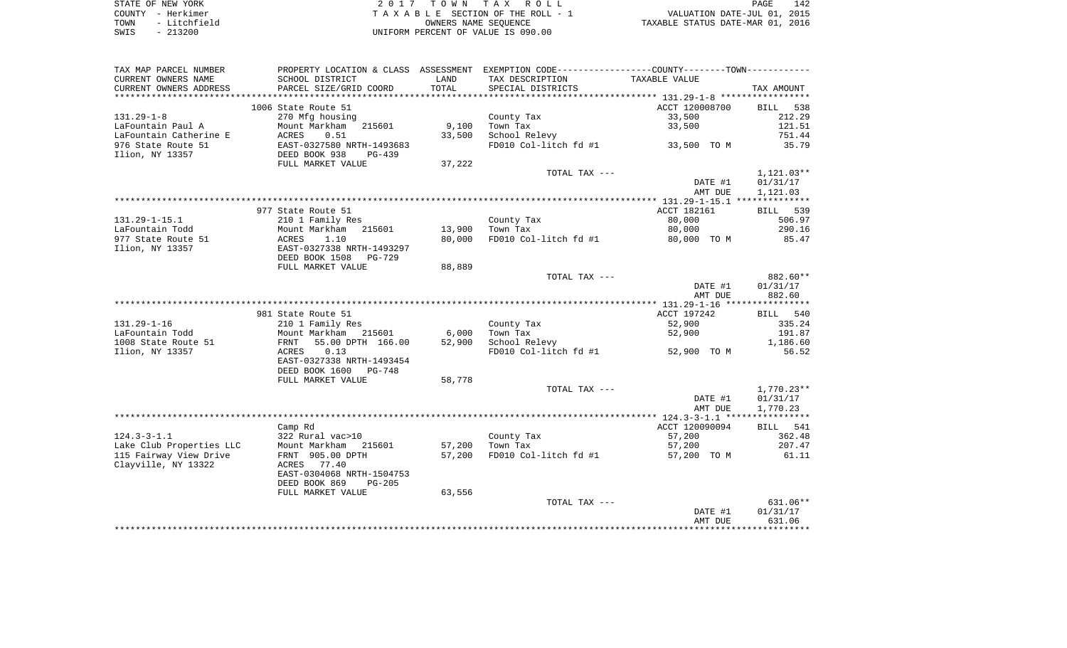STATE OF NEW YORK — 2017 TOWN TAX ROLL — PAGE 142
COUNTY - Herkimer — TAXABLE SECTION OF THE ROLL - 1 — VALUATION DATE-JUL 01, 2015
TOWN - Litchfield — OWNERS NAME SEQUENCE — TAXABLE STATUS DATE-MAR 01, 2016
SWIS - 213200 — UNIFORM PERCENT OF VALUE IS 090.00

| TAX MAP PARCEL NUMBER / CURRENT OWNERS NAME / CURRENT OWNERS ADDRESS | PROPERTY LOCATION & CLASS / SCHOOL DISTRICT / PARCEL SIZE/GRID COORD | ASSESSMENT LAND | TOTAL | EXEMPTION CODE / TAX DESCRIPTION / SPECIAL DISTRICTS | TAXABLE VALUE | TAX AMOUNT |
|---|---|---|---|---|---|---|
| 131.29-1-8 | 1006 State Route 51 | | | | ACCT 120008700 | BILL 538 |
| LaFountain Paul A | 270 Mfg housing | | | County Tax | 33,500 | 212.29 |
| LaFountain Catherine E | Mount Markham 215601 | 9,100 | | Town Tax | 33,500 | 121.51 |
| 976 State Route 51 | ACRES 0.51 | | 33,500 | School Relevy | | 751.44 |
| Ilion, NY 13357 | EAST-0327580 NRTH-1493683 | | | FD010 Col-litch fd #1 | 33,500 TO M | 35.79 |
| | DEED BOOK 938 PG-439 | | | | | |
| | FULL MARKET VALUE | | 37,222 | | | |
| | | | | TOTAL TAX --- | | 1,121.03** |
| | | | | | DATE #1 | 01/31/17 |
| | | | | | AMT DUE | 1,121.03 |
| 131.29-1-15.1 | 977 State Route 51 | | | | ACCT 182161 | BILL 539 |
| LaFountain Todd | 210 1 Family Res | | | County Tax | 80,000 | 506.97 |
| 977 State Route 51 | Mount Markham 215601 | 13,900 | | Town Tax | 80,000 | 290.16 |
| Ilion, NY 13357 | ACRES 1.10 | | 80,000 | FD010 Col-litch fd #1 | 80,000 TO M | 85.47 |
| | EAST-0327338 NRTH-1493297 | | | | | |
| | DEED BOOK 1508 PG-729 | | | | | |
| | FULL MARKET VALUE | | 88,889 | | | |
| | | | | TOTAL TAX --- | | 882.60** |
| | | | | | DATE #1 | 01/31/17 |
| | | | | | AMT DUE | 882.60 |
| 131.29-1-16 | 981 State Route 51 | | | | ACCT 197242 | BILL 540 |
| LaFountain Todd | 210 1 Family Res | | | County Tax | 52,900 | 335.24 |
| 1008 State Route 51 | Mount Markham 215601 | 6,000 | | Town Tax | 52,900 | 191.87 |
| Ilion, NY 13357 | FRNT 55.00 DPTH 166.00 | | 52,900 | School Relevy | | 1,186.60 |
| | ACRES 0.13 | | | FD010 Col-litch fd #1 | 52,900 TO M | 56.52 |
| | EAST-0327338 NRTH-1493454 | | | | | |
| | DEED BOOK 1600 PG-748 | | | | | |
| | FULL MARKET VALUE | | 58,778 | | | |
| | | | | TOTAL TAX --- | | 1,770.23** |
| | | | | | DATE #1 | 01/31/17 |
| | | | | | AMT DUE | 1,770.23 |
| 124.3-3-1.1 | Camp Rd | | | | ACCT 120090094 | BILL 541 |
| Lake Club Properties LLC | 322 Rural vac>10 | | | County Tax | 57,200 | 362.48 |
| 115 Fairway View Drive | Mount Markham 215601 | 57,200 | | Town Tax | 57,200 | 207.47 |
| Clayville, NY 13322 | FRNT 905.00 DPTH | | 57,200 | FD010 Col-litch fd #1 | 57,200 TO M | 61.11 |
| | ACRES 77.40 | | | | | |
| | EAST-0304068 NRTH-1504753 | | | | | |
| | DEED BOOK 869 PG-205 | | | | | |
| | FULL MARKET VALUE | | 63,556 | | | |
| | | | | TOTAL TAX --- | | 631.06** |
| | | | | | DATE #1 | 01/31/17 |
| | | | | | AMT DUE | 631.06 |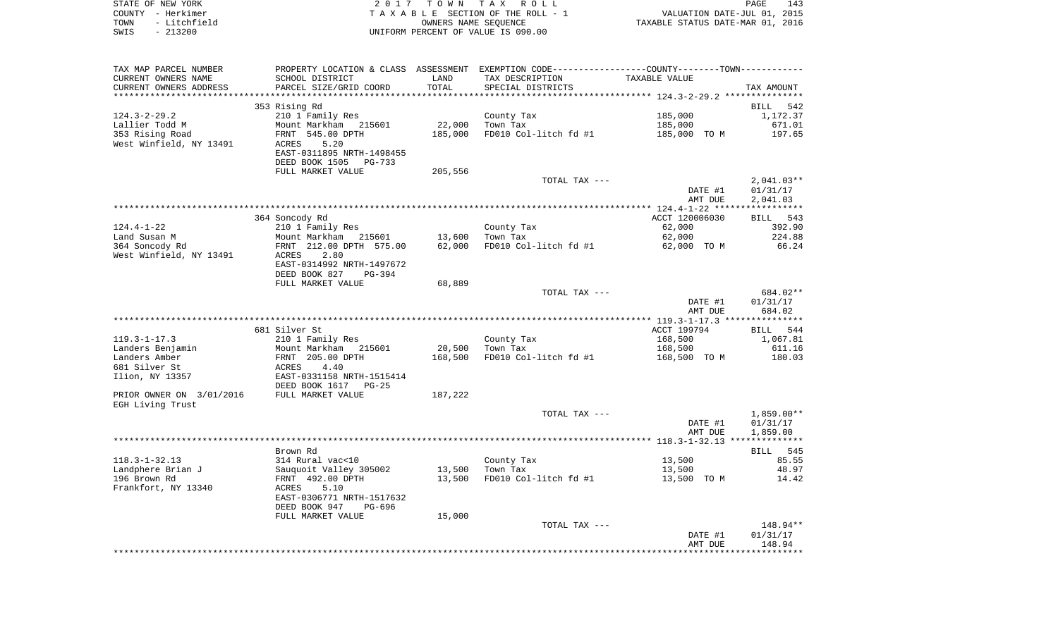| TAX MAP PARCEL NUMBER<br>CURRENT OWNERS NAME<br>CURRENT OWNERS ADDRESS | PROPERTY LOCATION & CLASS<br>SCHOOL DISTRICT<br>PARCEL SIZE/GRID COORD | ASSESSMENT<br>LAND<br>TOTAL | EXEMPTION CODE-----COUNTY-----TOWN-----<br>TAX DESCRIPTION<br>SPECIAL DISTRICTS | TAXABLE VALUE | TAX AMOUNT |
|---|---|---|---|---|---|
| 124.3-2-29.2 | 353 Rising Rd | | | | BILL 542 |
| 124.3-2-29.2 | 210 1 Family Res | | County Tax | 185,000 | 1,172.37 |
| Lallier Todd M | Mount Markham 215601 | 22,000 | Town Tax | 185,000 | 671.01 |
| 353 Rising Road | FRNT 545.00 DPTH | 185,000 | FD010 Col-litch fd #1 | 185,000 TO M | 197.65 |
| West Winfield, NY 13491 | ACRES 5.20 | | | | |
| | EAST-0311895 NRTH-1498455 | | | | |
| | DEED BOOK 1505 PG-733 | | | | |
| | FULL MARKET VALUE | 205,556 | | | |
| | | | TOTAL TAX --- | | 2,041.03** |
| | | | | DATE #1 | 01/31/17 |
| | | | | AMT DUE | 2,041.03 |
| 124.4-1-22 | 364 Soncody Rd | | | ACCT 120006030 | BILL 543 |
| 124.4-1-22 | 210 1 Family Res | | County Tax | 62,000 | 392.90 |
| Land Susan M | Mount Markham 215601 | 13,600 | Town Tax | 62,000 | 224.88 |
| 364 Soncody Rd | FRNT 212.00 DPTH 575.00 | 62,000 | FD010 Col-litch fd #1 | 62,000 TO M | 66.24 |
| West Winfield, NY 13491 | ACRES 2.80 | | | | |
| | EAST-0314992 NRTH-1497672 | | | | |
| | DEED BOOK 827 PG-394 | | | | |
| | FULL MARKET VALUE | 68,889 | | | |
| | | | TOTAL TAX --- | | 684.02** |
| | | | | DATE #1 | 01/31/17 |
| | | | | AMT DUE | 684.02 |
| 119.3-1-17.3 | 681 Silver St | | | ACCT 199794 | BILL 544 |
| 119.3-1-17.3 | 210 1 Family Res | | County Tax | 168,500 | 1,067.81 |
| Landers Benjamin | Mount Markham 215601 | 20,500 | Town Tax | 168,500 | 611.16 |
| Landers Amber | FRNT 205.00 DPTH | 168,500 | FD010 Col-litch fd #1 | 168,500 TO M | 180.03 |
| 681 Silver St | ACRES 4.40 | | | | |
| Ilion, NY 13357 | EAST-0331158 NRTH-1515414 | | | | |
| | DEED BOOK 1617 PG-25 | | | | |
| PRIOR OWNER ON 3/01/2016 | FULL MARKET VALUE | 187,222 | | | |
| EGH Living Trust | | | | | |
| | | | TOTAL TAX --- | | 1,859.00** |
| | | | | DATE #1 | 01/31/17 |
| | | | | AMT DUE | 1,859.00 |
| 118.3-1-32.13 | Brown Rd | | | | BILL 545 |
| 118.3-1-32.13 | 314 Rural vac<10 | | County Tax | 13,500 | 85.55 |
| Landphere Brian J | Sauquoit Valley 305002 | 13,500 | Town Tax | 13,500 | 48.97 |
| 196 Brown Rd | FRNT 492.00 DPTH | 13,500 | FD010 Col-litch fd #1 | 13,500 TO M | 14.42 |
| Frankfort, NY 13340 | ACRES 5.10 | | | | |
| | EAST-0306771 NRTH-1517632 | | | | |
| | DEED BOOK 947 PG-696 | | | | |
| | FULL MARKET VALUE | 15,000 | | | |
| | | | TOTAL TAX --- | | 148.94** |
| | | | | DATE #1 | 01/31/17 |
| | | | | AMT DUE | 148.94 |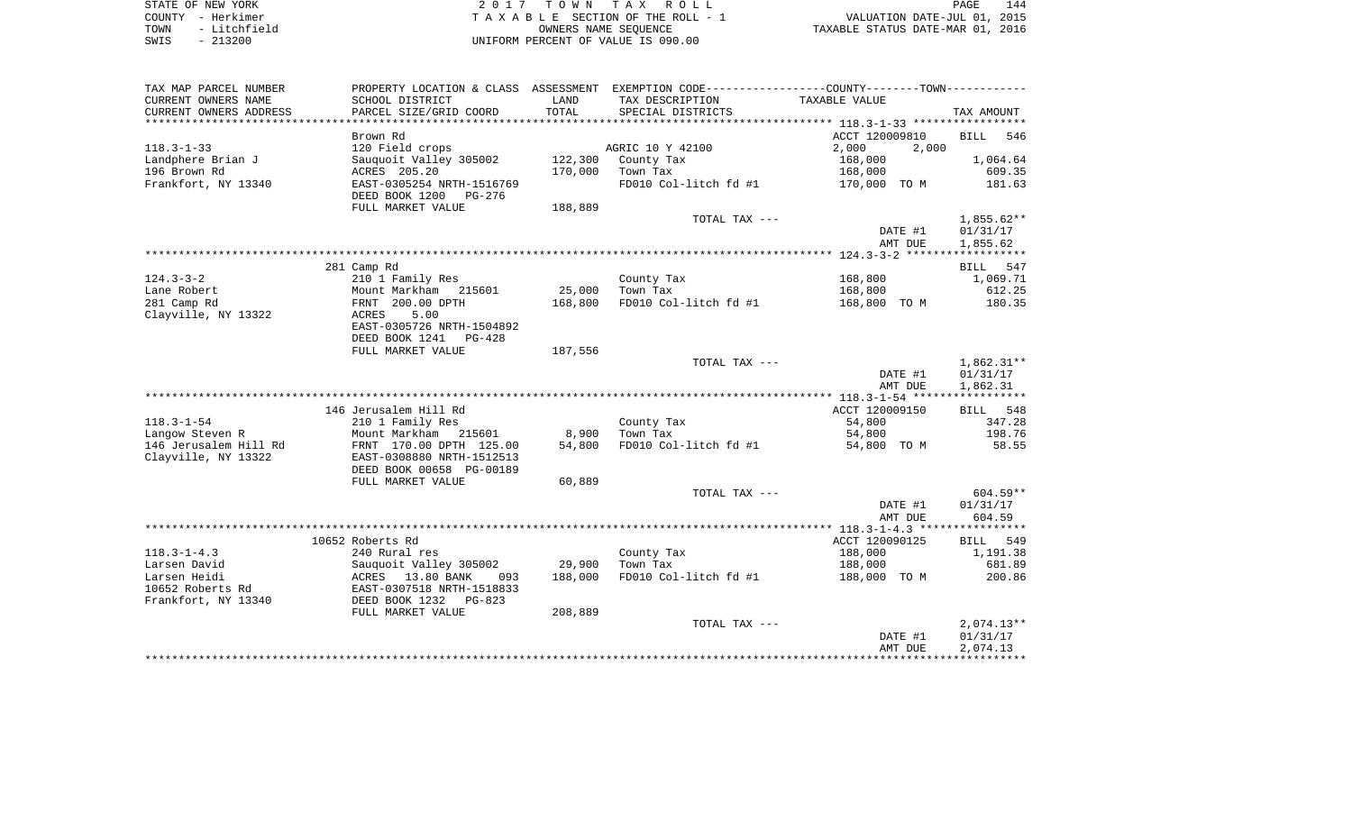STATE OF NEW YORK
COUNTY - Herkimer
TOWN - Litchfield
SWIS - 213200

2 0 1 7 T O W N T A X R O L L
T A X A B L E SECTION OF THE ROLL - 1
OWNERS NAME SEQUENCE
UNIFORM PERCENT OF VALUE IS 090.00

VALUATION DATE-JUL 01, 2015
TAXABLE STATUS DATE-MAR 01, 2016

| TAX MAP PARCEL NUMBER / CURRENT OWNERS NAME / CURRENT OWNERS ADDRESS | PROPERTY LOCATION & CLASS / SCHOOL DISTRICT / PARCEL SIZE/GRID COORD | ASSESSMENT LAND | TOTAL | EXEMPTION CODE / TAX DESCRIPTION / SPECIAL DISTRICTS | COUNTY TAXABLE VALUE | TOWN | TAX AMOUNT |
|---|---|---|---|---|---|---|---|
| 118.3-1-33 | Brown Rd | | | | ACCT 120009810 | | BILL 546 |
| | 120 Field crops | | | AGRIC 10 Y 42100 | 2,000 | 2,000 | |
| Landphere Brian J | Sauquoit Valley 305002 | 122,300 | | County Tax | 168,000 | | 1,064.64 |
| 196 Brown Rd | ACRES 205.20 | | 170,000 | Town Tax | 168,000 | | 609.35 |
| Frankfort, NY 13340 | EAST-0305254 NRTH-1516769 | | | FD010 Col-litch fd #1 | 170,000 TO M | | 181.63 |
| | DEED BOOK 1200 PG-276 | | | | | | |
| | FULL MARKET VALUE | | 188,889 | | | | |
| | | | | TOTAL TAX --- | | | 1,855.62** |
| | | | | | DATE #1 | | 01/31/17 |
| | | | | | AMT DUE | | 1,855.62 |
| 124.3-3-2 | 281 Camp Rd | | | | | | BILL 547 |
| | 210 1 Family Res | | | County Tax | 168,800 | | 1,069.71 |
| Lane Robert | Mount Markham 215601 | 25,000 | | Town Tax | 168,800 | | 612.25 |
| 281 Camp Rd | FRNT 200.00 DPTH | | 168,800 | FD010 Col-litch fd #1 | 168,800 TO M | | 180.35 |
| Clayville, NY 13322 | ACRES 5.00 | | | | | | |
| | EAST-0305726 NRTH-1504892 | | | | | | |
| | DEED BOOK 1241 PG-428 | | | | | | |
| | FULL MARKET VALUE | | 187,556 | | | | |
| | | | | TOTAL TAX --- | | | 1,862.31** |
| | | | | | DATE #1 | | 01/31/17 |
| | | | | | AMT DUE | | 1,862.31 |
| 118.3-1-54 | 146 Jerusalem Hill Rd | | | | ACCT 120009150 | | BILL 548 |
| | 210 1 Family Res | | | County Tax | 54,800 | | 347.28 |
| Langow Steven R | Mount Markham 215601 | 8,900 | | Town Tax | 54,800 | | 198.76 |
| 146 Jerusalem Hill Rd | FRNT 170.00 DPTH 125.00 | | 54,800 | FD010 Col-litch fd #1 | 54,800 TO M | | 58.55 |
| Clayville, NY 13322 | EAST-0308880 NRTH-1512513 | | | | | | |
| | DEED BOOK 00658 PG-00189 | | | | | | |
| | FULL MARKET VALUE | | 60,889 | | | | |
| | | | | TOTAL TAX --- | | | 604.59** |
| | | | | | DATE #1 | | 01/31/17 |
| | | | | | AMT DUE | | 604.59 |
| 118.3-1-4.3 | 10652 Roberts Rd | | | | ACCT 120090125 | | BILL 549 |
| | 240 Rural res | | | County Tax | 188,000 | | 1,191.38 |
| Larsen David | Sauquoit Valley 305002 | 29,900 | | Town Tax | 188,000 | | 681.89 |
| Larsen Heidi | ACRES 13.80 BANK 093 | | 188,000 | FD010 Col-litch fd #1 | 188,000 TO M | | 200.86 |
| 10652 Roberts Rd | EAST-0307518 NRTH-1518833 | | | | | | |
| Frankfort, NY 13340 | DEED BOOK 1232 PG-823 | | | | | | |
| | FULL MARKET VALUE | | 208,889 | | | | |
| | | | | TOTAL TAX --- | | | 2,074.13** |
| | | | | | DATE #1 | | 01/31/17 |
| | | | | | AMT DUE | | 2,074.13 |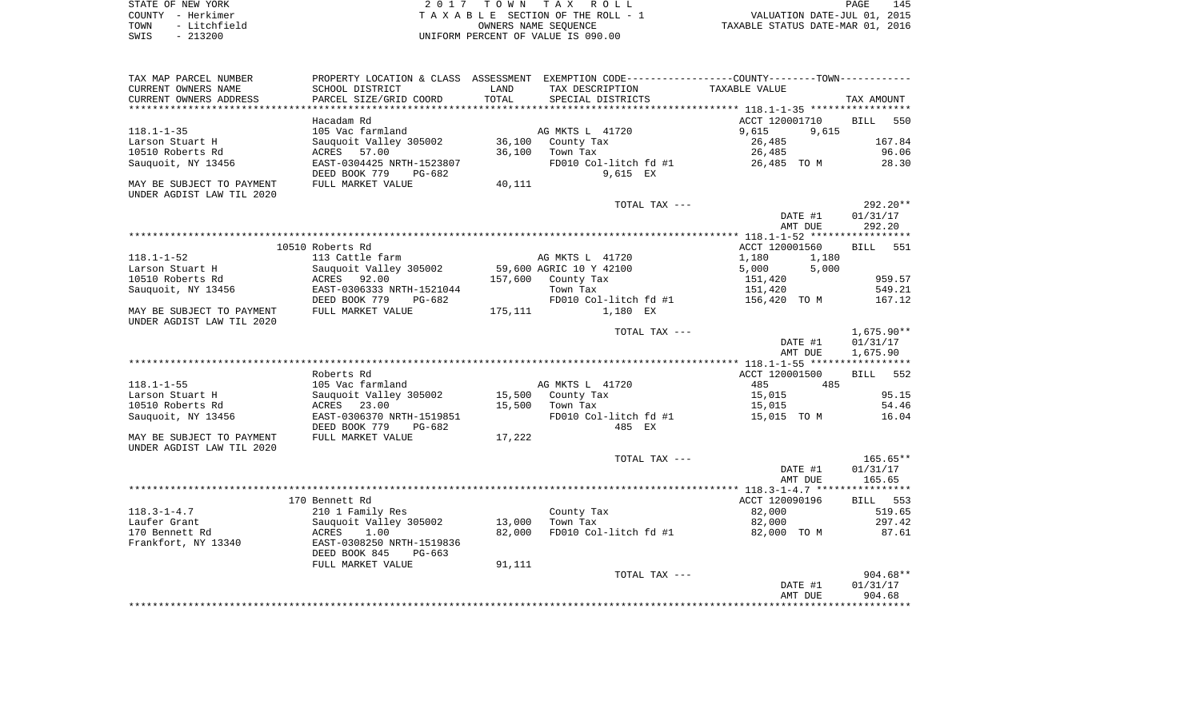STATE OF NEW YORK  
COUNTY - Herkimer  
TOWN - Litchfield  
SWIS - 213200

2017 TOWN TAX ROLL  
TAXABLE SECTION OF THE ROLL - 1  
OWNERS NAME SEQUENCE  
UNIFORM PERCENT OF VALUE IS 090.00

VALUATION DATE-JUL 01, 2015  
TAXABLE STATUS DATE-MAR 01, 2016

```
TAX MAP PARCEL NUMBER       PROPERTY LOCATION & CLASS  ASSESSMENT  EXEMPTION CODE-----------------COUNTY--------TOWN-----------
CURRENT OWNERS NAME         SCHOOL DISTRICT              LAND      TAX DESCRIPTION              TAXABLE VALUE
CURRENT OWNERS ADDRESS      PARCEL SIZE/GRID COORD       TOTAL     SPECIAL DISTRICTS                                     TAX AMOUNT
*********************************************************************************************** 118.1-1-35 *****************
                            Hacadam Rd                                                      ACCT 120001710         BILL   550
118.1-1-35                  105 Vac farmland                       AG MKTS L  41720          9,615        9,615
Larson Stuart H             Sauquoit Valley 305002       36,100     County Tax               26,485                    167.84
10510 Roberts Rd            ACRES    57.00               36,100     Town Tax                 26,485                     96.06
Sauquoit, NY 13456          EAST-0304425 NRTH-1523807               FD010 Col-litch fd #1     26,485 TO M               28.30
                            DEED BOOK 779     PG-682                          9,615 EX
MAY BE SUBJECT TO PAYMENT   FULL MARKET VALUE             40,111
UNDER AGDIST LAW TIL 2020
                                                                    TOTAL TAX ---                                  292.20**
                                                                                                DATE #1          01/31/17
                                                                                                AMT DUE            292.20
*********************************************************************************************** 118.1-1-52 *****************
                            10510 Roberts Rd                                                ACCT 120001560         BILL   551
118.1-1-52                  113 Cattle farm                        AG MKTS L  41720          1,180        1,180
Larson Stuart H             Sauquoit Valley 305002       59,600 AGRIC 10 Y 42100             5,000        5,000
10510 Roberts Rd            ACRES    92.00              157,600     County Tax              151,420                    959.57
Sauquoit, NY 13456          EAST-0306333 NRTH-1521044               Town Tax                151,420                    549.21
                            DEED BOOK 779     PG-682                FD010 Col-litch fd #1    156,420 TO M              167.12
MAY BE SUBJECT TO PAYMENT   FULL MARKET VALUE            175,111              1,180 EX
UNDER AGDIST LAW TIL 2020
                                                                    TOTAL TAX ---                                1,675.90**
                                                                                                DATE #1          01/31/17
                                                                                                AMT DUE          1,675.90
*********************************************************************************************** 118.1-1-55 *****************
                            Roberts Rd                                                      ACCT 120001500         BILL   552
118.1-1-55                  105 Vac farmland                       AG MKTS L  41720            485          485
Larson Stuart H             Sauquoit Valley 305002       15,500     County Tax               15,015                     95.15
10510 Roberts Rd            ACRES    23.00               15,500     Town Tax                 15,015                     54.46
Sauquoit, NY 13456          EAST-0306370 NRTH-1519851               FD010 Col-litch fd #1     15,015 TO M               16.04
                            DEED BOOK 779     PG-682                            485 EX
MAY BE SUBJECT TO PAYMENT   FULL MARKET VALUE             17,222
UNDER AGDIST LAW TIL 2020
                                                                    TOTAL TAX ---                                  165.65**
                                                                                                DATE #1          01/31/17
                                                                                                AMT DUE            165.65
*********************************************************************************************** 118.3-1-4.7 ****************
                            170 Bennett Rd                                                  ACCT 120090196         BILL   553
118.3-1-4.7                 210 1 Family Res                        County Tax               82,000                    519.65
Laufer Grant                Sauquoit Valley 305002       13,000     Town Tax                 82,000                    297.42
170 Bennett Rd              ACRES     1.00               82,000     FD010 Col-litch fd #1     82,000 TO M               87.61
Frankfort, NY 13340         EAST-0308250 NRTH-1519836
                            DEED BOOK 845     PG-663
                            FULL MARKET VALUE             91,111
                                                                    TOTAL TAX ---                                  904.68**
                                                                                                DATE #1          01/31/17
                                                                                                AMT DUE            904.68
************************************************************************************************************************************
```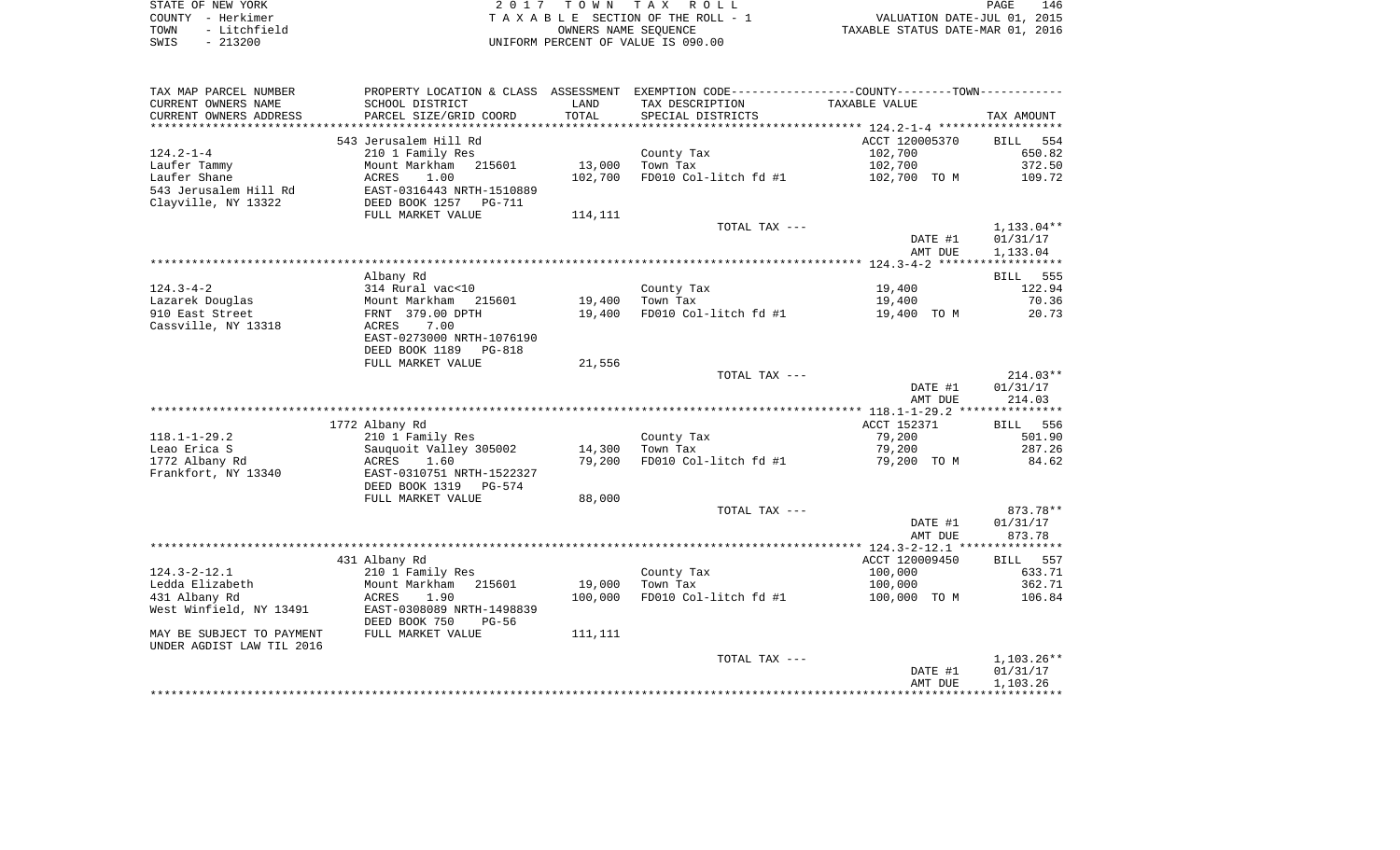STATE OF NEW YORK
COUNTY - Herkimer
TOWN - Litchfield
SWIS - 213200

2017 TOWN TAX ROLL
TAXABLE SECTION OF THE ROLL - 1
OWNERS NAME SEQUENCE
UNIFORM PERCENT OF VALUE IS 090.00

VALUATION DATE-JUL 01, 2015
TAXABLE STATUS DATE-MAR 01, 2016

| TAX MAP PARCEL NUMBER / CURRENT OWNERS NAME / CURRENT OWNERS ADDRESS | PROPERTY LOCATION & CLASS / SCHOOL DISTRICT / PARCEL SIZE/GRID COORD | ASSESSMENT LAND / TOTAL | EXEMPTION CODE / TAX DESCRIPTION / SPECIAL DISTRICTS | COUNTY--------TOWN / TAXABLE VALUE | TAX AMOUNT |
|---|---|---|---|---|---|
| | 543 Jerusalem Hill Rd | | | ACCT 120005370 | BILL 554 |
| 124.2-1-4 | 210 1 Family Res | | County Tax | 102,700 | 650.82 |
| Laufer Tammy | Mount Markham 215601 | 13,000 | Town Tax | 102,700 | 372.50 |
| Laufer Shane | ACRES 1.00 | 102,700 | FD010 Col-litch fd #1 | 102,700 TO M | 109.72 |
| 543 Jerusalem Hill Rd | EAST-0316443 NRTH-1510889 | | | | |
| Clayville, NY 13322 | DEED BOOK 1257 PG-711 | | | | |
| | FULL MARKET VALUE | 114,111 | | | |
| | | | TOTAL TAX --- | | 1,133.04** |
| | | | | DATE #1 | 01/31/17 |
| | | | | AMT DUE | 1,133.04 |
| | Albany Rd | | | | BILL 555 |
| 124.3-4-2 | 314 Rural vac<10 | | County Tax | 19,400 | 122.94 |
| Lazarek Douglas | Mount Markham 215601 | 19,400 | Town Tax | 19,400 | 70.36 |
| 910 East Street | FRNT 379.00 DPTH | 19,400 | FD010 Col-litch fd #1 | 19,400 TO M | 20.73 |
| Cassville, NY 13318 | ACRES 7.00 | | | | |
| | EAST-0273000 NRTH-1076190 | | | | |
| | DEED BOOK 1189 PG-818 | | | | |
| | FULL MARKET VALUE | 21,556 | | | |
| | | | TOTAL TAX --- | | 214.03** |
| | | | | DATE #1 | 01/31/17 |
| | | | | AMT DUE | 214.03 |
| | 1772 Albany Rd | | | ACCT 152371 | BILL 556 |
| 118.1-1-29.2 | 210 1 Family Res | | County Tax | 79,200 | 501.90 |
| Leao Erica S | Sauquoit Valley 305002 | 14,300 | Town Tax | 79,200 | 287.26 |
| 1772 Albany Rd | ACRES 1.60 | 79,200 | FD010 Col-litch fd #1 | 79,200 TO M | 84.62 |
| Frankfort, NY 13340 | EAST-0310751 NRTH-1522327 | | | | |
| | DEED BOOK 1319 PG-574 | | | | |
| | FULL MARKET VALUE | 88,000 | | | |
| | | | TOTAL TAX --- | | 873.78** |
| | | | | DATE #1 | 01/31/17 |
| | | | | AMT DUE | 873.78 |
| | 431 Albany Rd | | | ACCT 120009450 | BILL 557 |
| 124.3-2-12.1 | 210 1 Family Res | | County Tax | 100,000 | 633.71 |
| Ledda Elizabeth | Mount Markham 215601 | 19,000 | Town Tax | 100,000 | 362.71 |
| 431 Albany Rd | ACRES 1.90 | 100,000 | FD010 Col-litch fd #1 | 100,000 TO M | 106.84 |
| West Winfield, NY 13491 | EAST-0308089 NRTH-1498839 | | | | |
| | DEED BOOK 750 PG-56 | | | | |
| MAY BE SUBJECT TO PAYMENT | FULL MARKET VALUE | 111,111 | | | |
| UNDER AGDIST LAW TIL 2016 | | | | | |
| | | | TOTAL TAX --- | | 1,103.26** |
| | | | | DATE #1 | 01/31/17 |
| | | | | AMT DUE | 1,103.26 |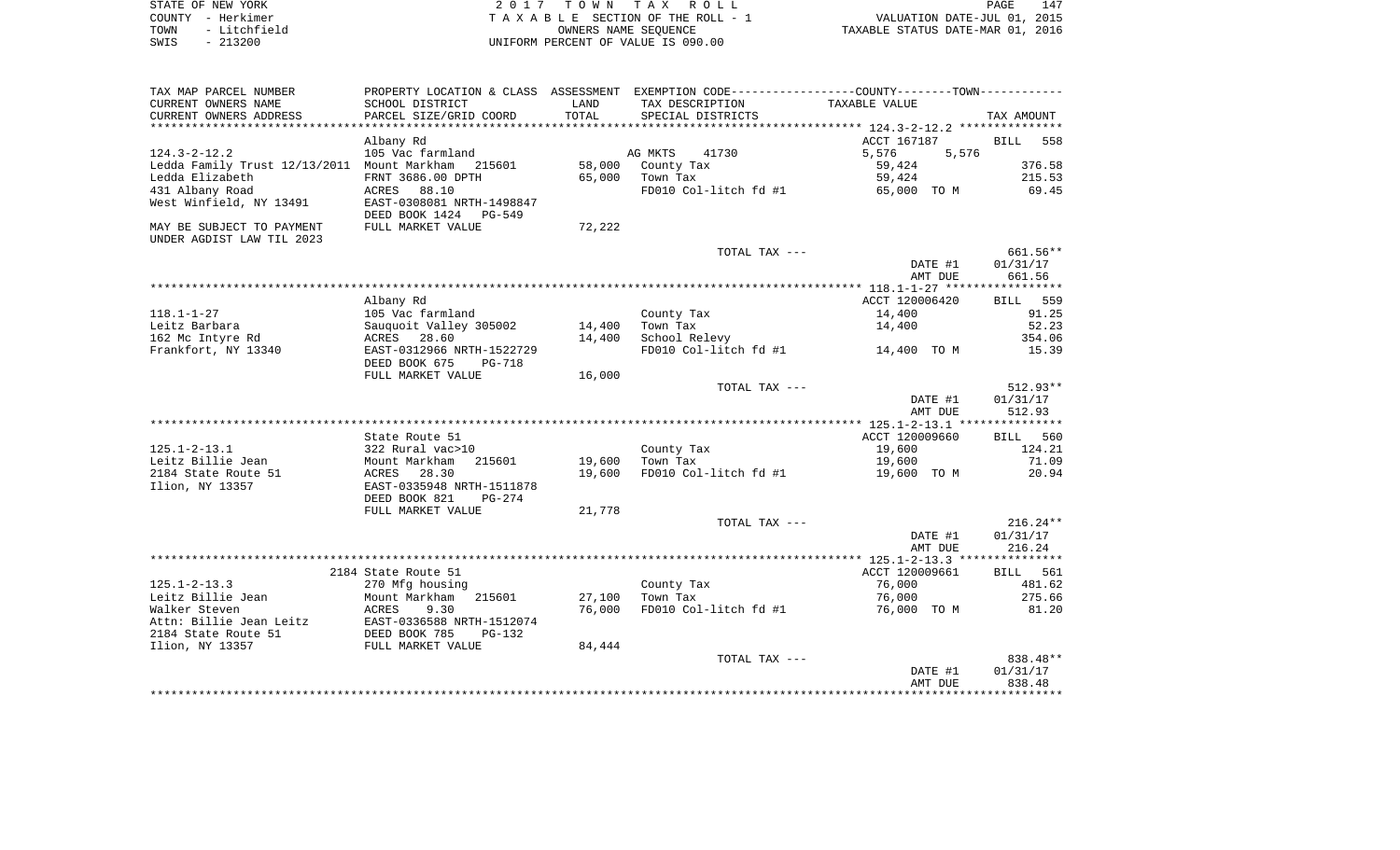STATE OF NEW YORK — 2017 TOWN TAX ROLL
COUNTY - Herkimer — TAXABLE SECTION OF THE ROLL - 1 — VALUATION DATE-JUL 01, 2015
TOWN - Litchfield — OWNERS NAME SEQUENCE — TAXABLE STATUS DATE-MAR 01, 2016
SWIS - 213200 — UNIFORM PERCENT OF VALUE IS 090.00

| TAX MAP PARCEL NUMBER / CURRENT OWNERS NAME / CURRENT OWNERS ADDRESS | PROPERTY LOCATION & CLASS / SCHOOL DISTRICT / PARCEL SIZE/GRID COORD | ASSESSMENT LAND / TOTAL | EXEMPTION CODE / TAX DESCRIPTION / SPECIAL DISTRICTS | COUNTY / TOWN TAXABLE VALUE | TAX AMOUNT |
|---|---|---|---|---|---|
| **124.3-2-12.2** | Albany Rd | | | ACCT 167187 | BILL 558 |
| 124.3-2-12.2 | 105 Vac farmland | | AG MKTS 41730 | 5,576 5,576 | |
| Ledda Family Trust 12/13/2011 | Mount Markham 215601 | 58,000 | County Tax | 59,424 | 376.58 |
| Ledda Elizabeth | FRNT 3686.00 DPTH | 65,000 | Town Tax | 59,424 | 215.53 |
| 431 Albany Road | ACRES 88.10 | | FD010 Col-litch fd #1 | 65,000 TO M | 69.45 |
| West Winfield, NY 13491 | EAST-0308081 NRTH-1498847 | | | | |
| | DEED BOOK 1424 PG-549 | | | | |
| MAY BE SUBJECT TO PAYMENT UNDER AGDIST LAW TIL 2023 | FULL MARKET VALUE | 72,222 | | | |
| | | | TOTAL TAX --- | | 661.56** |
| | | | | DATE #1 | 01/31/17 |
| | | | | AMT DUE | 661.56 |
| **118.1-1-27** | Albany Rd | | | ACCT 120006420 | BILL 559 |
| 118.1-1-27 | 105 Vac farmland | | County Tax | 14,400 | 91.25 |
| Leitz Barbara | Sauquoit Valley 305002 | 14,400 | Town Tax | 14,400 | 52.23 |
| 162 Mc Intyre Rd | ACRES 28.60 | 14,400 | School Relevy | | 354.06 |
| Frankfort, NY 13340 | EAST-0312966 NRTH-1522729 | | FD010 Col-litch fd #1 | 14,400 TO M | 15.39 |
| | DEED BOOK 675 PG-718 | | | | |
| | FULL MARKET VALUE | 16,000 | | | |
| | | | TOTAL TAX --- | | 512.93** |
| | | | | DATE #1 | 01/31/17 |
| | | | | AMT DUE | 512.93 |
| **125.1-2-13.1** | State Route 51 | | | ACCT 120009660 | BILL 560 |
| 125.1-2-13.1 | 322 Rural vac>10 | | County Tax | 19,600 | 124.21 |
| Leitz Billie Jean | Mount Markham 215601 | 19,600 | Town Tax | 19,600 | 71.09 |
| 2184 State Route 51 | ACRES 28.30 | 19,600 | FD010 Col-litch fd #1 | 19,600 TO M | 20.94 |
| Ilion, NY 13357 | EAST-0335948 NRTH-1511878 | | | | |
| | DEED BOOK 821 PG-274 | | | | |
| | FULL MARKET VALUE | 21,778 | | | |
| | | | TOTAL TAX --- | | 216.24** |
| | | | | DATE #1 | 01/31/17 |
| | | | | AMT DUE | 216.24 |
| **125.1-2-13.3** | 2184 State Route 51 | | | ACCT 120009661 | BILL 561 |
| 125.1-2-13.3 | 270 Mfg housing | | County Tax | 76,000 | 481.62 |
| Leitz Billie Jean | Mount Markham 215601 | 27,100 | Town Tax | 76,000 | 275.66 |
| Walker Steven | ACRES 9.30 | 76,000 | FD010 Col-litch fd #1 | 76,000 TO M | 81.20 |
| Attn: Billie Jean Leitz | EAST-0336588 NRTH-1512074 | | | | |
| 2184 State Route 51 | DEED BOOK 785 PG-132 | | | | |
| Ilion, NY 13357 | FULL MARKET VALUE | 84,444 | | | |
| | | | TOTAL TAX --- | | 838.48** |
| | | | | DATE #1 | 01/31/17 |
| | | | | AMT DUE | 838.48 |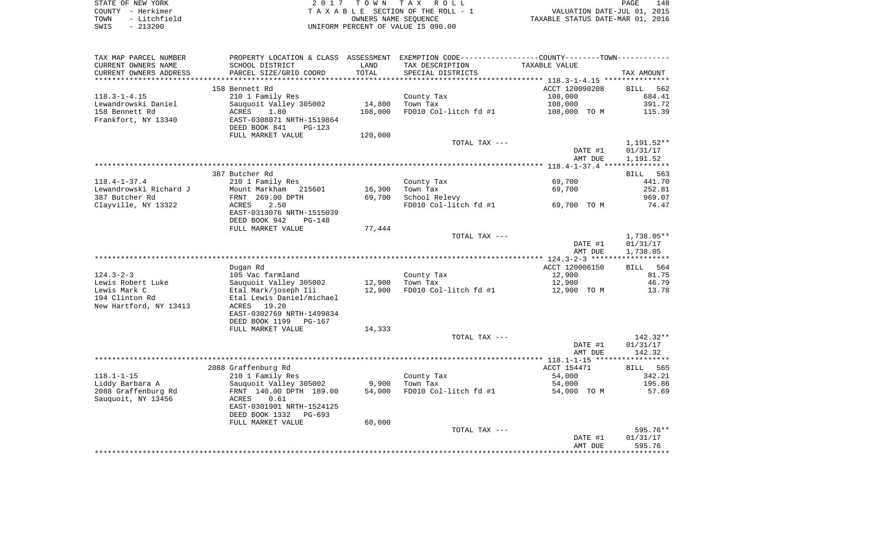STATE OF NEW YORK
COUNTY - Herkimer
TOWN - Litchfield
SWIS - 213200

2 0 1 7 T O W N T A X R O L L
T A X A B L E SECTION OF THE ROLL - 1
OWNERS NAME SEQUENCE
UNIFORM PERCENT OF VALUE IS 090.00

VALUATION DATE-JUL 01, 2015
TAXABLE STATUS DATE-MAR 01, 2016

| TAX MAP PARCEL NUMBER / CURRENT OWNERS NAME / CURRENT OWNERS ADDRESS | PROPERTY LOCATION & CLASS / SCHOOL DISTRICT / PARCEL SIZE/GRID COORD | ASSESSMENT LAND / TOTAL | EXEMPTION CODE / TAX DESCRIPTION / SPECIAL DISTRICTS | TAXABLE VALUE | TAX AMOUNT |
|---|---|---|---|---|---|
| | 158 Bennett Rd | | | ACCT 120090208 | BILL 562 |
| 118.3-1-4.15 | 210 1 Family Res | | County Tax | 108,000 | 684.41 |
| Lewandrowski Daniel | Sauquoit Valley 305002 | 14,800 | Town Tax | 108,000 | 391.72 |
| 158 Bennett Rd | ACRES 1.80 | 108,000 | FD010 Col-litch fd #1 | 108,000 TO M | 115.39 |
| Frankfort, NY 13340 | EAST-0308071 NRTH-1519864 | | | | |
| | DEED BOOK 841 PG-123 | | | | |
| | FULL MARKET VALUE | 120,000 | | | |
| | | | TOTAL TAX --- | | 1,191.52** |
| | | | | DATE #1 | 01/31/17 |
| | | | | AMT DUE | 1,191.52 |
| | 387 Butcher Rd | | | | BILL 563 |
| 118.4-1-37.4 | 210 1 Family Res | | County Tax | 69,700 | 441.70 |
| Lewandrowski Richard J | Mount Markham 215601 | 16,300 | Town Tax | 69,700 | 252.81 |
| 387 Butcher Rd | FRNT 269.00 DPTH | 69,700 | School Relevy | | 969.07 |
| Clayville, NY 13322 | ACRES 2.50 | | FD010 Col-litch fd #1 | 69,700 TO M | 74.47 |
| | EAST-0313076 NRTH-1515039 | | | | |
| | DEED BOOK 942 PG-148 | | | | |
| | FULL MARKET VALUE | 77,444 | | | |
| | | | TOTAL TAX --- | | 1,738.05** |
| | | | | DATE #1 | 01/31/17 |
| | | | | AMT DUE | 1,738.05 |
| | Dugan Rd | | | ACCT 120006150 | BILL 564 |
| 124.3-2-3 | 105 Vac farmland | | County Tax | 12,900 | 81.75 |
| Lewis Robert Luke | Sauquoit Valley 305002 | 12,900 | Town Tax | 12,900 | 46.79 |
| Lewis Mark C | Etal Mark/joseph Iii | 12,900 | FD010 Col-litch fd #1 | 12,900 TO M | 13.78 |
| 194 Clinton Rd | Etal Lewis Daniel/michael | | | | |
| New Hartford, NY 13413 | ACRES 19.20 | | | | |
| | EAST-0302769 NRTH-1499834 | | | | |
| | DEED BOOK 1199 PG-167 | | | | |
| | FULL MARKET VALUE | 14,333 | | | |
| | | | TOTAL TAX --- | | 142.32** |
| | | | | DATE #1 | 01/31/17 |
| | | | | AMT DUE | 142.32 |
| | 2088 Graffenburg Rd | | | ACCT 154471 | BILL 565 |
| 118.1-1-15 | 210 1 Family Res | | County Tax | 54,000 | 342.21 |
| Liddy Barbara A | Sauquoit Valley 305002 | 9,900 | Town Tax | 54,000 | 195.86 |
| 2088 Graffenburg Rd | FRNT 140.00 DPTH 189.00 | 54,000 | FD010 Col-litch fd #1 | 54,000 TO M | 57.69 |
| Sauquoit, NY 13456 | ACRES 0.61 | | | | |
| | EAST-0301901 NRTH-1524125 | | | | |
| | DEED BOOK 1332 PG-693 | | | | |
| | FULL MARKET VALUE | 60,000 | | | |
| | | | TOTAL TAX --- | | 595.76** |
| | | | | DATE #1 | 01/31/17 |
| | | | | AMT DUE | 595.76 |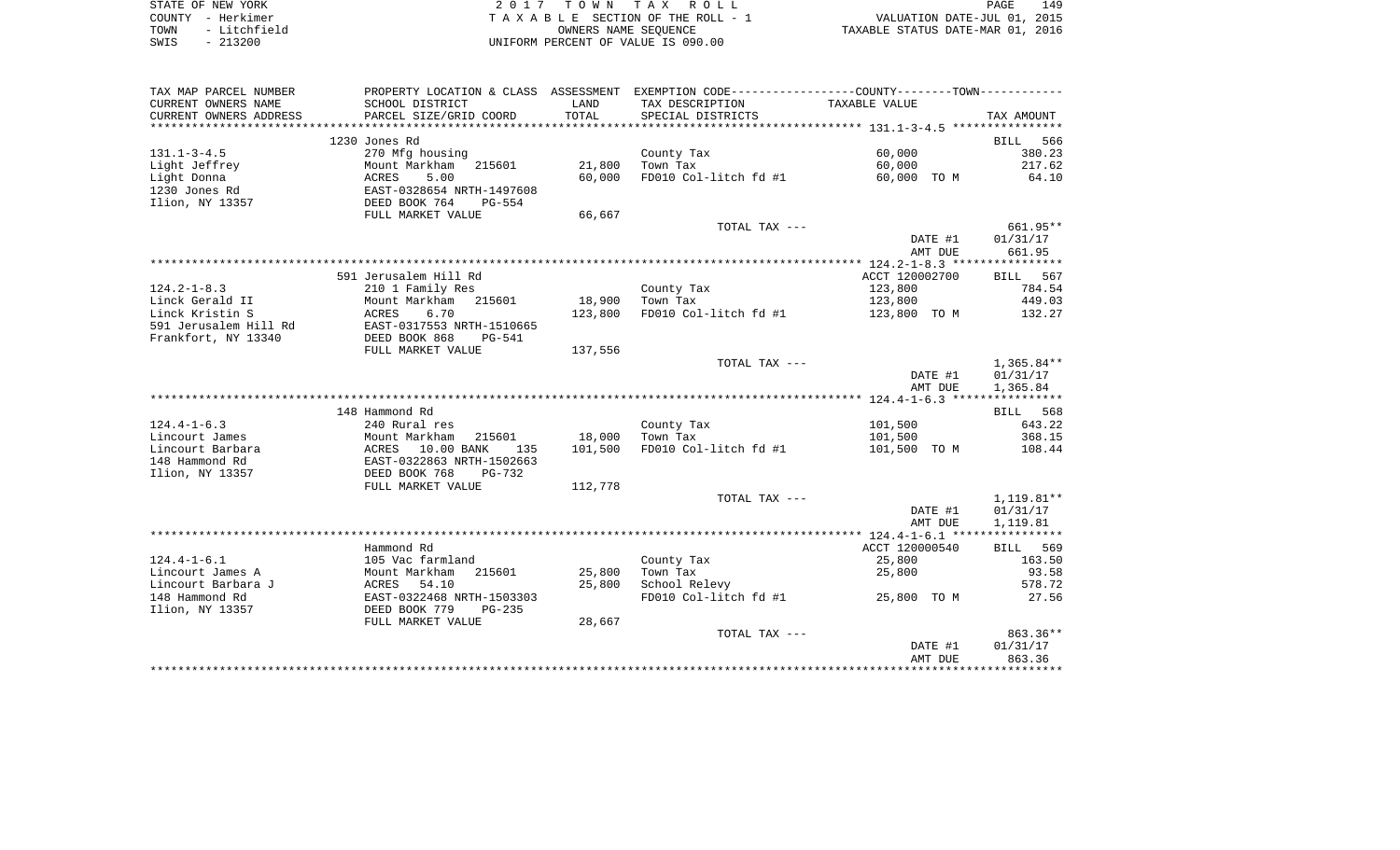STATE OF NEW YORK | 2017 TOWN TAX ROLL
COUNTY - Herkimer | TAXABLE SECTION OF THE ROLL - 1 | VALUATION DATE-JUL 01, 2015
TOWN - Litchfield | OWNERS NAME SEQUENCE | TAXABLE STATUS DATE-MAR 01, 2016
SWIS - 213200 | UNIFORM PERCENT OF VALUE IS 090.00

| TAX MAP PARCEL NUMBER / CURRENT OWNERS NAME / CURRENT OWNERS ADDRESS | PROPERTY LOCATION & CLASS / SCHOOL DISTRICT / PARCEL SIZE/GRID COORD | ASSESSMENT LAND / TOTAL | EXEMPTION CODE / TAX DESCRIPTION / SPECIAL DISTRICTS | COUNTY--------TOWN TAXABLE VALUE | TAX AMOUNT |
|---|---|---|---|---|---|
| | 1230 Jones Rd | | | | BILL 566 |
| 131.1-3-4.5 | 270 Mfg housing | | County Tax | 60,000 | 380.23 |
| Light Jeffrey | Mount Markham 215601 | 21,800 | Town Tax | 60,000 | 217.62 |
| Light Donna | ACRES 5.00 | 60,000 | FD010 Col-litch fd #1 | 60,000 TO M | 64.10 |
| 1230 Jones Rd | EAST-0328654 NRTH-1497608 | | | | |
| Ilion, NY 13357 | DEED BOOK 764 PG-554 | | | | |
| | FULL MARKET VALUE | 66,667 | | | |
| | | | TOTAL TAX --- | | 661.95** |
| | | | | DATE #1 | 01/31/17 |
| | | | | AMT DUE | 661.95 |
| | 591 Jerusalem Hill Rd | | | ACCT 120002700 | BILL 567 |
| 124.2-1-8.3 | 210 1 Family Res | | County Tax | 123,800 | 784.54 |
| Linck Gerald II | Mount Markham 215601 | 18,900 | Town Tax | 123,800 | 449.03 |
| Linck Kristin S | ACRES 6.70 | 123,800 | FD010 Col-litch fd #1 | 123,800 TO M | 132.27 |
| 591 Jerusalem Hill Rd | EAST-0317553 NRTH-1510665 | | | | |
| Frankfort, NY 13340 | DEED BOOK 868 PG-541 | | | | |
| | FULL MARKET VALUE | 137,556 | | | |
| | | | TOTAL TAX --- | | 1,365.84** |
| | | | | DATE #1 | 01/31/17 |
| | | | | AMT DUE | 1,365.84 |
| | 148 Hammond Rd | | | | BILL 568 |
| 124.4-1-6.3 | 240 Rural res | | County Tax | 101,500 | 643.22 |
| Lincourt James | Mount Markham 215601 | 18,000 | Town Tax | 101,500 | 368.15 |
| Lincourt Barbara | ACRES 10.00 BANK 135 | 101,500 | FD010 Col-litch fd #1 | 101,500 TO M | 108.44 |
| 148 Hammond Rd | EAST-0322863 NRTH-1502663 | | | | |
| Ilion, NY 13357 | DEED BOOK 768 PG-732 | | | | |
| | FULL MARKET VALUE | 112,778 | | | |
| | | | TOTAL TAX --- | | 1,119.81** |
| | | | | DATE #1 | 01/31/17 |
| | | | | AMT DUE | 1,119.81 |
| | Hammond Rd | | | ACCT 120000540 | BILL 569 |
| 124.4-1-6.1 | 105 Vac farmland | | County Tax | 25,800 | 163.50 |
| Lincourt James A | Mount Markham 215601 | 25,800 | Town Tax | 25,800 | 93.58 |
| Lincourt Barbara J | ACRES 54.10 | 25,800 | School Relevy | | 578.72 |
| 148 Hammond Rd | EAST-0322468 NRTH-1503303 | | FD010 Col-litch fd #1 | 25,800 TO M | 27.56 |
| Ilion, NY 13357 | DEED BOOK 779 PG-235 | | | | |
| | FULL MARKET VALUE | 28,667 | | | |
| | | | TOTAL TAX --- | | 863.36** |
| | | | | DATE #1 | 01/31/17 |
| | | | | AMT DUE | 863.36 |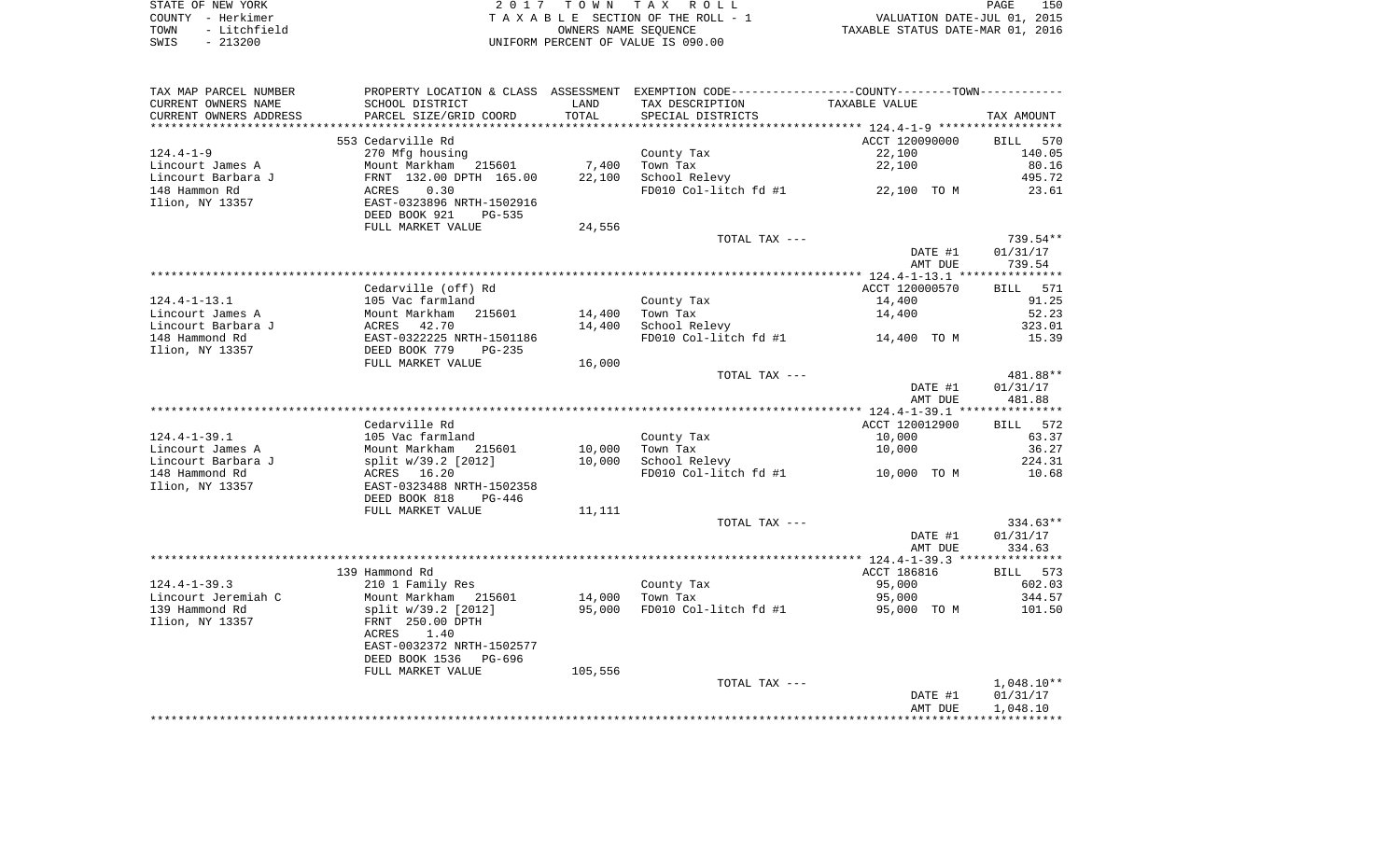STATE OF NEW YORK — 2 0 1 7 T O W N T A X R O L L
COUNTY - Herkimer — T A X A B L E SECTION OF THE ROLL - 1 — VALUATION DATE-JUL 01, 2015
TOWN - Litchfield — OWNERS NAME SEQUENCE — TAXABLE STATUS DATE-MAR 01, 2016
SWIS - 213200 — UNIFORM PERCENT OF VALUE IS 090.00

| TAX MAP PARCEL NUMBER / CURRENT OWNERS NAME / CURRENT OWNERS ADDRESS | PROPERTY LOCATION & CLASS / SCHOOL DISTRICT / PARCEL SIZE/GRID COORD | ASSESSMENT LAND | TOTAL | EXEMPTION CODE / TAX DESCRIPTION / SPECIAL DISTRICTS | TAXABLE VALUE | TAX AMOUNT |
|---|---|---|---|---|---|---|
| **124.4-1-9** | 553 Cedarville Rd | | | | ACCT 120090000 | BILL 570 |
| | 270 Mfg housing | | | County Tax | 22,100 | 140.05 |
| Lincourt James A | Mount Markham 215601 | 7,400 | | Town Tax | 22,100 | 80.16 |
| Lincourt Barbara J | FRNT 132.00 DPTH 165.00 | | 22,100 | School Relevy | | 495.72 |
| 148 Hammon Rd | ACRES 0.30 | | | FD010 Col-litch fd #1 | 22,100 TO M | 23.61 |
| Ilion, NY 13357 | EAST-0323896 NRTH-1502916 | | | | | |
| | DEED BOOK 921 PG-535 | | | | | |
| | FULL MARKET VALUE | | 24,556 | | | |
| | | | | TOTAL TAX --- | | 739.54** |
| | | | | | DATE #1 | 01/31/17 |
| | | | | | AMT DUE | 739.54 |
| **124.4-1-13.1** | Cedarville (off) Rd | | | | ACCT 120000570 | BILL 571 |
| | 105 Vac farmland | | | County Tax | 14,400 | 91.25 |
| Lincourt James A | Mount Markham 215601 | 14,400 | | Town Tax | 14,400 | 52.23 |
| Lincourt Barbara J | ACRES 42.70 | | 14,400 | School Relevy | | 323.01 |
| 148 Hammond Rd | EAST-0322225 NRTH-1501186 | | | FD010 Col-litch fd #1 | 14,400 TO M | 15.39 |
| Ilion, NY 13357 | DEED BOOK 779 PG-235 | | | | | |
| | FULL MARKET VALUE | | 16,000 | | | |
| | | | | TOTAL TAX --- | | 481.88** |
| | | | | | DATE #1 | 01/31/17 |
| | | | | | AMT DUE | 481.88 |
| **124.4-1-39.1** | Cedarville Rd | | | | ACCT 120012900 | BILL 572 |
| | 105 Vac farmland | | | County Tax | 10,000 | 63.37 |
| Lincourt James A | Mount Markham 215601 | 10,000 | | Town Tax | 10,000 | 36.27 |
| Lincourt Barbara J | split w/39.2 [2012] | | 10,000 | School Relevy | | 224.31 |
| 148 Hammond Rd | ACRES 16.20 | | | FD010 Col-litch fd #1 | 10,000 TO M | 10.68 |
| Ilion, NY 13357 | EAST-0323488 NRTH-1502358 | | | | | |
| | DEED BOOK 818 PG-446 | | | | | |
| | FULL MARKET VALUE | | 11,111 | | | |
| | | | | TOTAL TAX --- | | 334.63** |
| | | | | | DATE #1 | 01/31/17 |
| | | | | | AMT DUE | 334.63 |
| **124.4-1-39.3** | 139 Hammond Rd | | | | ACCT 186816 | BILL 573 |
| | 210 1 Family Res | | | County Tax | 95,000 | 602.03 |
| Lincourt Jeremiah C | Mount Markham 215601 | 14,000 | | Town Tax | 95,000 | 344.57 |
| 139 Hammond Rd | split w/39.2 [2012] | | 95,000 | FD010 Col-litch fd #1 | 95,000 TO M | 101.50 |
| Ilion, NY 13357 | FRNT 250.00 DPTH | | | | | |
| | ACRES 1.40 | | | | | |
| | EAST-0032372 NRTH-1502577 | | | | | |
| | DEED BOOK 1536 PG-696 | | | | | |
| | FULL MARKET VALUE | | 105,556 | | | |
| | | | | TOTAL TAX --- | | 1,048.10** |
| | | | | | DATE #1 | 01/31/17 |
| | | | | | AMT DUE | 1,048.10 |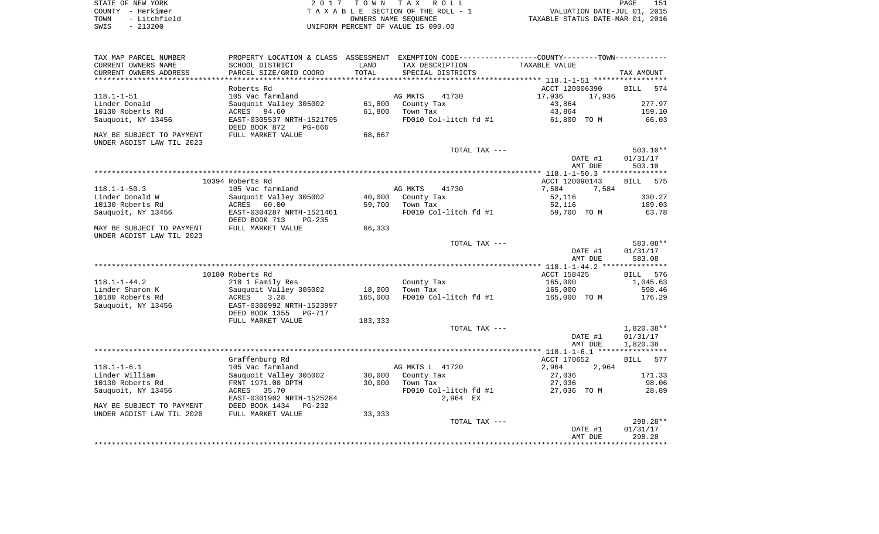STATE OF NEW YORK
COUNTY - Herkimer
TOWN - Litchfield
SWIS - 213200

2 0 1 7 T O W N T A X R O L L
T A X A B L E SECTION OF THE ROLL - 1
OWNERS NAME SEQUENCE
UNIFORM PERCENT OF VALUE IS 090.00

VALUATION DATE-JUL 01, 2015
TAXABLE STATUS DATE-MAR 01, 2016

| TAX MAP PARCEL NUMBER<br>CURRENT OWNERS NAME<br>CURRENT OWNERS ADDRESS | PROPERTY LOCATION & CLASS<br>SCHOOL DISTRICT<br>PARCEL SIZE/GRID COORD | ASSESSMENT<br>LAND<br>TOTAL | EXEMPTION CODE-----COUNTY-----TOWN-----<br>TAX DESCRIPTION<br>SPECIAL DISTRICTS | TAXABLE VALUE | TAX AMOUNT |
|---|---|---|---|---|---|
| | Roberts Rd | | | ACCT 120006390 | BILL 574 |
| 118.1-1-51 | 105 Vac farmland | | AG MKTS 41730 | 17,936 17,936 | |
| Linder Donald | Sauquoit Valley 305002 | 61,800 | County Tax | 43,864 | 277.97 |
| 10130 Roberts Rd | ACRES 94.60 | 61,800 | Town Tax | 43,864 | 159.10 |
| Sauquoit, NY 13456 | EAST-0305537 NRTH-1521705 | | FD010 Col-litch fd #1 | 61,800 TO M | 66.03 |
| | DEED BOOK 872 PG-666 | | | | |
| MAY BE SUBJECT TO PAYMENT | FULL MARKET VALUE | 68,667 | | | |
| UNDER AGDIST LAW TIL 2023 | | | | | |
| | | | TOTAL TAX --- | | 503.10** |
| | | | | DATE #1 | 01/31/17 |
| | | | | AMT DUE | 503.10 |
| | 10394 Roberts Rd | | | ACCT 120090143 | BILL 575 |
| 118.1-1-50.3 | 105 Vac farmland | | AG MKTS 41730 | 7,584 7,584 | |
| Linder Donald W | Sauquoit Valley 305002 | 40,000 | County Tax | 52,116 | 330.27 |
| 10130 Roberts Rd | ACRES 60.00 | 59,700 | Town Tax | 52,116 | 189.03 |
| Sauquoit, NY 13456 | EAST-0304287 NRTH-1521461 | | FD010 Col-litch fd #1 | 59,700 TO M | 63.78 |
| | DEED BOOK 713 PG-235 | | | | |
| MAY BE SUBJECT TO PAYMENT | FULL MARKET VALUE | 66,333 | | | |
| UNDER AGDIST LAW TIL 2023 | | | | | |
| | | | TOTAL TAX --- | | 583.08** |
| | | | | DATE #1 | 01/31/17 |
| | | | | AMT DUE | 583.08 |
| | 10180 Roberts Rd | | | ACCT 158425 | BILL 576 |
| 118.1-1-44.2 | 210 1 Family Res | | County Tax | 165,000 | 1,045.63 |
| Linder Sharon K | Sauquoit Valley 305002 | 18,000 | Town Tax | 165,000 | 598.46 |
| 10180 Roberts Rd | ACRES 3.28 | 165,000 | FD010 Col-litch fd #1 | 165,000 TO M | 176.29 |
| Sauquoit, NY 13456 | EAST-0300992 NRTH-1523997 | | | | |
| | DEED BOOK 1355 PG-717 | | | | |
| | FULL MARKET VALUE | 183,333 | | | |
| | | | TOTAL TAX --- | | 1,820.38** |
| | | | | DATE #1 | 01/31/17 |
| | | | | AMT DUE | 1,820.38 |
| | Graffenburg Rd | | | ACCT 170652 | BILL 577 |
| 118.1-1-6.1 | 105 Vac farmland | | AG MKTS L 41720 | 2,964 2,964 | |
| Linder William | Sauquoit Valley 305002 | 30,000 | County Tax | 27,036 | 171.33 |
| 10130 Roberts Rd | FRNT 1971.00 DPTH | 30,000 | Town Tax | 27,036 | 98.06 |
| Sauquoit, NY 13456 | ACRES 35.70 | | FD010 Col-litch fd #1 | 27,036 TO M | 28.89 |
| | EAST-0301902 NRTH-1525284 | | 2,964 EX | | |
| MAY BE SUBJECT TO PAYMENT | DEED BOOK 1434 PG-232 | | | | |
| UNDER AGDIST LAW TIL 2020 | FULL MARKET VALUE | 33,333 | | | |
| | | | TOTAL TAX --- | | 298.28** |
| | | | | DATE #1 | 01/31/17 |
| | | | | AMT DUE | 298.28 |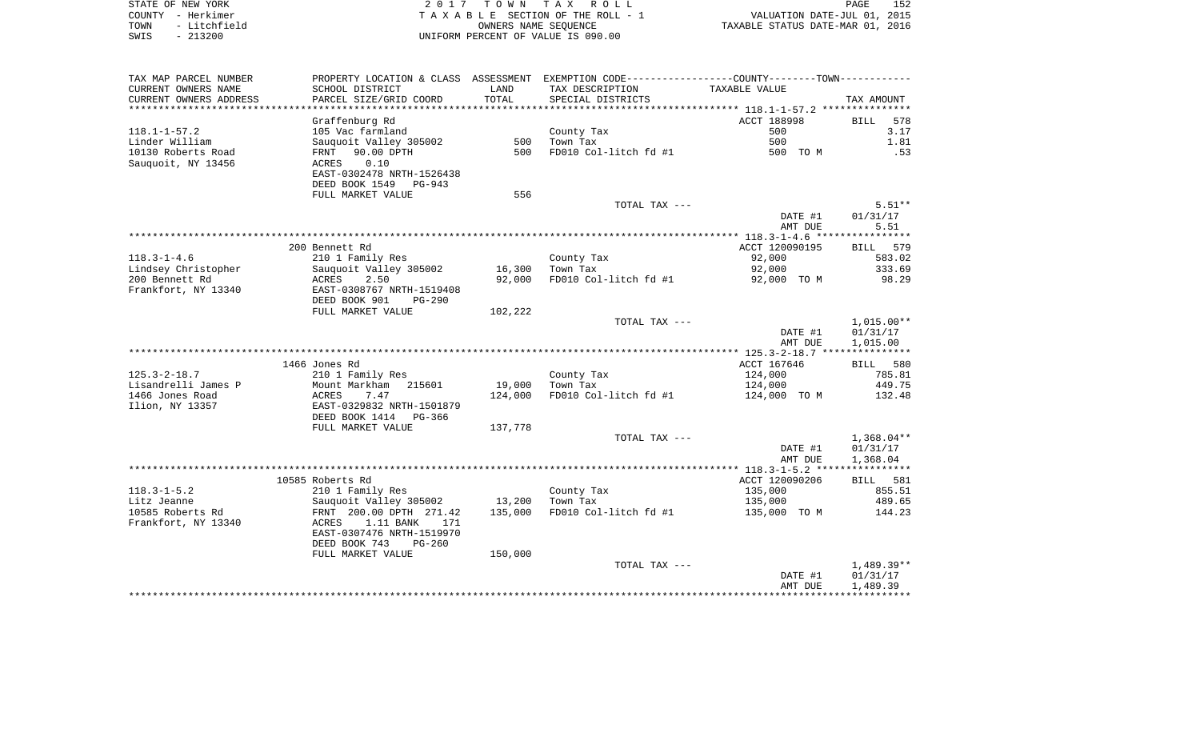STATE OF NEW YORK — 2 0 1 7 T O W N T A X R O L L
COUNTY - Herkimer — T A X A B L E SECTION OF THE ROLL - 1 — VALUATION DATE-JUL 01, 2015
TOWN - Litchfield — OWNERS NAME SEQUENCE — TAXABLE STATUS DATE-MAR 01, 2016
SWIS - 213200 — UNIFORM PERCENT OF VALUE IS 090.00

| TAX MAP PARCEL NUMBER / CURRENT OWNERS NAME / CURRENT OWNERS ADDRESS | PROPERTY LOCATION & CLASS / SCHOOL DISTRICT / PARCEL SIZE/GRID COORD | ASSESSMENT LAND / TOTAL | EXEMPTION CODE / TAX DESCRIPTION / SPECIAL DISTRICTS | COUNTY--------TOWN / TAXABLE VALUE | TAX AMOUNT |
|---|---|---|---|---|---|
| 118.1-1-57.2 | Graffenburg Rd | | | ACCT 188998 | BILL 578 |
| | 105 Vac farmland | | County Tax | 500 | 3.17 |
| Linder William | Sauquoit Valley 305002 | 500 | Town Tax | 500 | 1.81 |
| 10130 Roberts Road | FRNT 90.00 DPTH | 500 | FD010 Col-litch fd #1 | 500 TO M | .53 |
| Sauquoit, NY 13456 | ACRES 0.10 | | | | |
| | EAST-0302478 NRTH-1526438 | | | | |
| | DEED BOOK 1549 PG-943 | | | | |
| | FULL MARKET VALUE | 556 | | | |
| | | | TOTAL TAX --- | | 5.51** |
| | | | | DATE #1 | 01/31/17 |
| | | | | AMT DUE | 5.51 |
| 118.3-1-4.6 | 200 Bennett Rd | | | ACCT 120090195 | BILL 579 |
| | 210 1 Family Res | | County Tax | 92,000 | 583.02 |
| Lindsey Christopher | Sauquoit Valley 305002 | 16,300 | Town Tax | 92,000 | 333.69 |
| 200 Bennett Rd | ACRES 2.50 | 92,000 | FD010 Col-litch fd #1 | 92,000 TO M | 98.29 |
| Frankfort, NY 13340 | EAST-0308767 NRTH-1519408 | | | | |
| | DEED BOOK 901 PG-290 | | | | |
| | FULL MARKET VALUE | 102,222 | | | |
| | | | TOTAL TAX --- | | 1,015.00** |
| | | | | DATE #1 | 01/31/17 |
| | | | | AMT DUE | 1,015.00 |
| 125.3-2-18.7 | 1466 Jones Rd | | | ACCT 167646 | BILL 580 |
| | 210 1 Family Res | | County Tax | 124,000 | 785.81 |
| Lisandrelli James P | Mount Markham 215601 | 19,000 | Town Tax | 124,000 | 449.75 |
| 1466 Jones Road | ACRES 7.47 | 124,000 | FD010 Col-litch fd #1 | 124,000 TO M | 132.48 |
| Ilion, NY 13357 | EAST-0329832 NRTH-1501879 | | | | |
| | DEED BOOK 1414 PG-366 | | | | |
| | FULL MARKET VALUE | 137,778 | | | |
| | | | TOTAL TAX --- | | 1,368.04** |
| | | | | DATE #1 | 01/31/17 |
| | | | | AMT DUE | 1,368.04 |
| 118.3-1-5.2 | 10585 Roberts Rd | | | ACCT 120090206 | BILL 581 |
| | 210 1 Family Res | | County Tax | 135,000 | 855.51 |
| Litz Jeanne | Sauquoit Valley 305002 | 13,200 | Town Tax | 135,000 | 489.65 |
| 10585 Roberts Rd | FRNT 200.00 DPTH 271.42 | 135,000 | FD010 Col-litch fd #1 | 135,000 TO M | 144.23 |
| Frankfort, NY 13340 | ACRES 1.11 BANK 171 | | | | |
| | EAST-0307476 NRTH-1519970 | | | | |
| | DEED BOOK 743 PG-260 | | | | |
| | FULL MARKET VALUE | 150,000 | | | |
| | | | TOTAL TAX --- | | 1,489.39** |
| | | | | DATE #1 | 01/31/17 |
| | | | | AMT DUE | 1,489.39 |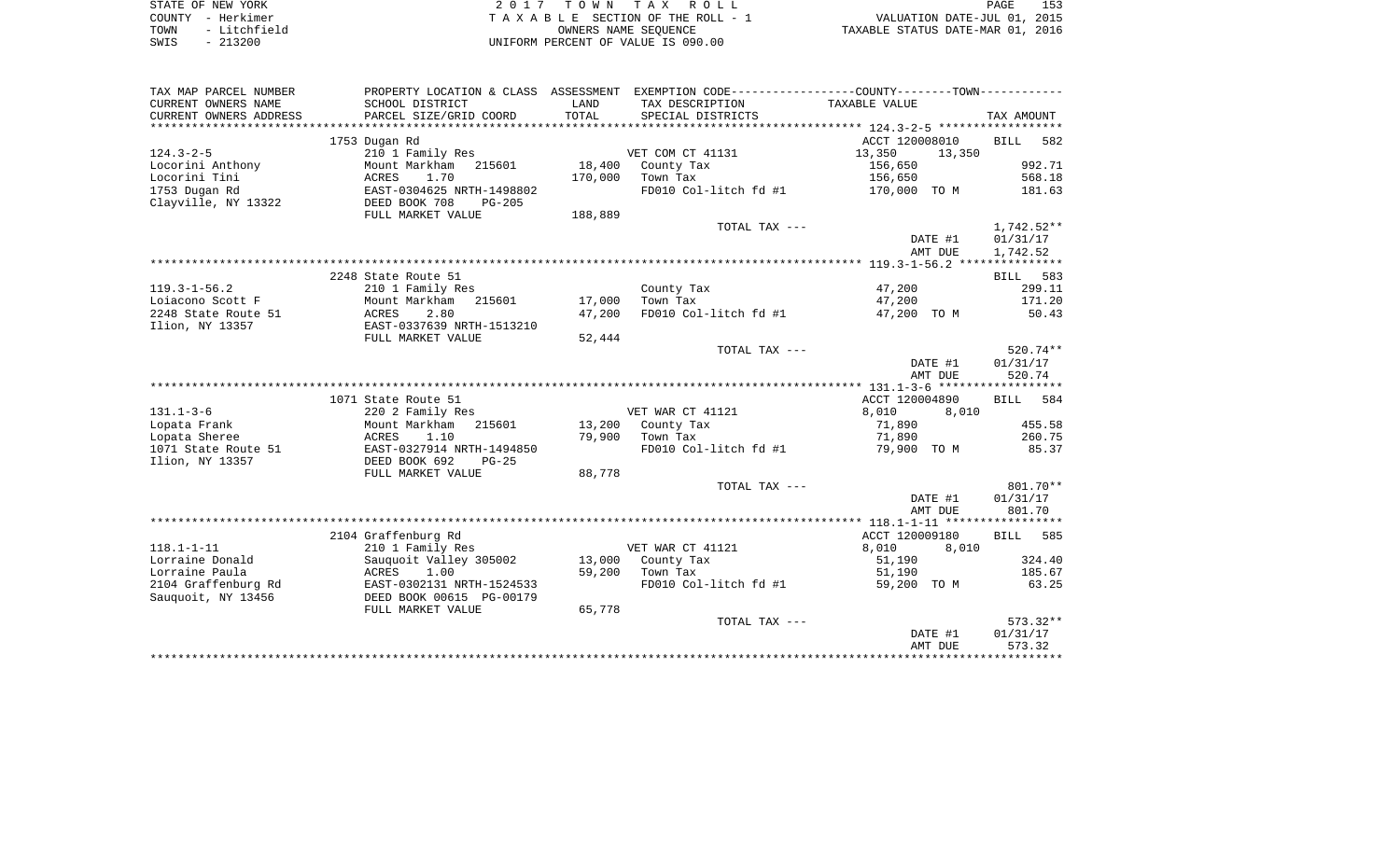STATE OF NEW YORK
COUNTY - Herkimer
TOWN - Litchfield
SWIS - 213200

2 0 1 7 T O W N T A X R O L L
T A X A B L E SECTION OF THE ROLL - 1
OWNERS NAME SEQUENCE
UNIFORM PERCENT OF VALUE IS 090.00

VALUATION DATE-JUL 01, 2015
TAXABLE STATUS DATE-MAR 01, 2016

| TAX MAP PARCEL NUMBER / CURRENT OWNERS NAME / CURRENT OWNERS ADDRESS | PROPERTY LOCATION & CLASS / SCHOOL DISTRICT / PARCEL SIZE/GRID COORD | ASSESSMENT LAND / TOTAL | EXEMPTION CODE / TAX DESCRIPTION / SPECIAL DISTRICTS | COUNTY / TOWN TAXABLE VALUE | TAX AMOUNT |
|---|---|---|---|---|---|
| | 1753 Dugan Rd | | | ACCT 120008010 | BILL 582 |
| 124.3-2-5 | 210 1 Family Res | | VET COM CT 41131 | 13,350 13,350 | |
| Locorini Anthony | Mount Markham 215601 | 18,400 | County Tax | 156,650 | 992.71 |
| Locorini Tini | ACRES 1.70 | 170,000 | Town Tax | 156,650 | 568.18 |
| 1753 Dugan Rd | EAST-0304625 NRTH-1498802 | | FD010 Col-litch fd #1 | 170,000 TO M | 181.63 |
| Clayville, NY 13322 | DEED BOOK 708 PG-205 | | | | |
| | FULL MARKET VALUE | 188,889 | | | |
| | | | TOTAL TAX --- | | 1,742.52** |
| | | | | DATE #1 | 01/31/17 |
| | | | | AMT DUE | 1,742.52 |
| | 2248 State Route 51 | | | | BILL 583 |
| 119.3-1-56.2 | 210 1 Family Res | | County Tax | 47,200 | 299.11 |
| Loiacono Scott F | Mount Markham 215601 | 17,000 | Town Tax | 47,200 | 171.20 |
| 2248 State Route 51 | ACRES 2.80 | 47,200 | FD010 Col-litch fd #1 | 47,200 TO M | 50.43 |
| Ilion, NY 13357 | EAST-0337639 NRTH-1513210 | | | | |
| | FULL MARKET VALUE | 52,444 | | | |
| | | | TOTAL TAX --- | | 520.74** |
| | | | | DATE #1 | 01/31/17 |
| | | | | AMT DUE | 520.74 |
| | 1071 State Route 51 | | | ACCT 120004890 | BILL 584 |
| 131.1-3-6 | 220 2 Family Res | | VET WAR CT 41121 | 8,010 8,010 | |
| Lopata Frank | Mount Markham 215601 | 13,200 | County Tax | 71,890 | 455.58 |
| Lopata Sheree | ACRES 1.10 | 79,900 | Town Tax | 71,890 | 260.75 |
| 1071 State Route 51 | EAST-0327914 NRTH-1494850 | | FD010 Col-litch fd #1 | 79,900 TO M | 85.37 |
| Ilion, NY 13357 | DEED BOOK 692 PG-25 | | | | |
| | FULL MARKET VALUE | 88,778 | | | |
| | | | TOTAL TAX --- | | 801.70** |
| | | | | DATE #1 | 01/31/17 |
| | | | | AMT DUE | 801.70 |
| | 2104 Graffenburg Rd | | | ACCT 120009180 | BILL 585 |
| 118.1-1-11 | 210 1 Family Res | | VET WAR CT 41121 | 8,010 8,010 | |
| Lorraine Donald | Sauquoit Valley 305002 | 13,000 | County Tax | 51,190 | 324.40 |
| Lorraine Paula | ACRES 1.00 | 59,200 | Town Tax | 51,190 | 185.67 |
| 2104 Graffenburg Rd | EAST-0302131 NRTH-1524533 | | FD010 Col-litch fd #1 | 59,200 TO M | 63.25 |
| Sauquoit, NY 13456 | DEED BOOK 00615 PG-00179 | | | | |
| | FULL MARKET VALUE | 65,778 | | | |
| | | | TOTAL TAX --- | | 573.32** |
| | | | | DATE #1 | 01/31/17 |
| | | | | AMT DUE | 573.32 |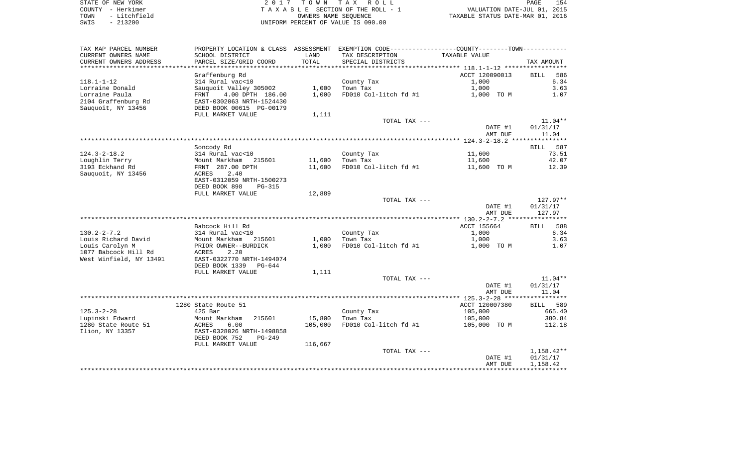STATE OF NEW YORK  
COUNTY - Herkimer  
TOWN - Litchfield  
SWIS - 213200

2 0 1 7 T O W N T A X R O L L  
T A X A B L E SECTION OF THE ROLL - 1  
OWNERS NAME SEQUENCE  
UNIFORM PERCENT OF VALUE IS 090.00

VALUATION DATE-JUL 01, 2015  
TAXABLE STATUS DATE-MAR 01, 2016

| TAX MAP PARCEL NUMBER / CURRENT OWNERS NAME / CURRENT OWNERS ADDRESS | PROPERTY LOCATION & CLASS / SCHOOL DISTRICT / PARCEL SIZE/GRID COORD | ASSESSMENT LAND / TOTAL | EXEMPTION CODE / TAX DESCRIPTION / SPECIAL DISTRICTS | TAXABLE VALUE | TAX AMOUNT |
|---|---|---|---|---|---|
| | Graffenburg Rd | | | ACCT 120090013 | BILL 586 |
| 118.1-1-12 | 314 Rural vac<10 | | County Tax | 1,000 | 6.34 |
| Lorraine Donald | Sauquoit Valley 305002 | 1,000 | Town Tax | 1,000 | 3.63 |
| Lorraine Paula | FRNT 4.00 DPTH 186.00 | 1,000 | FD010 Col-litch fd #1 | 1,000 TO M | 1.07 |
| 2104 Graffenburg Rd | EAST-0302063 NRTH-1524430 | | | | |
| Sauquoit, NY 13456 | DEED BOOK 00615 PG-00179 | | | | |
| | FULL MARKET VALUE | 1,111 | | | |
| | | | TOTAL TAX --- | | 11.04** |
| | | | | DATE #1 | 01/31/17 |
| | | | | AMT DUE | 11.04 |
| | Soncody Rd | | | | BILL 587 |
| 124.3-2-18.2 | 314 Rural vac<10 | | County Tax | 11,600 | 73.51 |
| Loughlin Terry | Mount Markham 215601 | 11,600 | Town Tax | 11,600 | 42.07 |
| 3193 Eckhand Rd | FRNT 287.00 DPTH | 11,600 | FD010 Col-litch fd #1 | 11,600 TO M | 12.39 |
| Sauquoit, NY 13456 | ACRES 2.40 | | | | |
| | EAST-0312059 NRTH-1500273 | | | | |
| | DEED BOOK 898 PG-315 | | | | |
| | FULL MARKET VALUE | 12,889 | | | |
| | | | TOTAL TAX --- | | 127.97** |
| | | | | DATE #1 | 01/31/17 |
| | | | | AMT DUE | 127.97 |
| | Babcock Hill Rd | | | ACCT 155664 | BILL 588 |
| 130.2-2-7.2 | 314 Rural vac<10 | | County Tax | 1,000 | 6.34 |
| Louis Richard David | Mount Markham 215601 | 1,000 | Town Tax | 1,000 | 3.63 |
| Louis Carolyn M | PRIOR OWNER--BURDICK | 1,000 | FD010 Col-litch fd #1 | 1,000 TO M | 1.07 |
| 1077 Babcock Hill Rd | ACRES 2.20 | | | | |
| West Winfield, NY 13491 | EAST-0322770 NRTH-1494074 | | | | |
| | DEED BOOK 1339 PG-644 | | | | |
| | FULL MARKET VALUE | 1,111 | | | |
| | | | TOTAL TAX --- | | 11.04** |
| | | | | DATE #1 | 01/31/17 |
| | | | | AMT DUE | 11.04 |
| | 1280 State Route 51 | | | ACCT 120007380 | BILL 589 |
| 125.3-2-28 | 425 Bar | | County Tax | 105,000 | 665.40 |
| Lupinski Edward | Mount Markham 215601 | 15,800 | Town Tax | 105,000 | 380.84 |
| 1280 State Route 51 | ACRES 6.00 | 105,000 | FD010 Col-litch fd #1 | 105,000 TO M | 112.18 |
| Ilion, NY 13357 | EAST-0328026 NRTH-1498858 | | | | |
| | DEED BOOK 752 PG-249 | | | | |
| | FULL MARKET VALUE | 116,667 | | | |
| | | | TOTAL TAX --- | | 1,158.42** |
| | | | | DATE #1 | 01/31/17 |
| | | | | AMT DUE | 1,158.42 |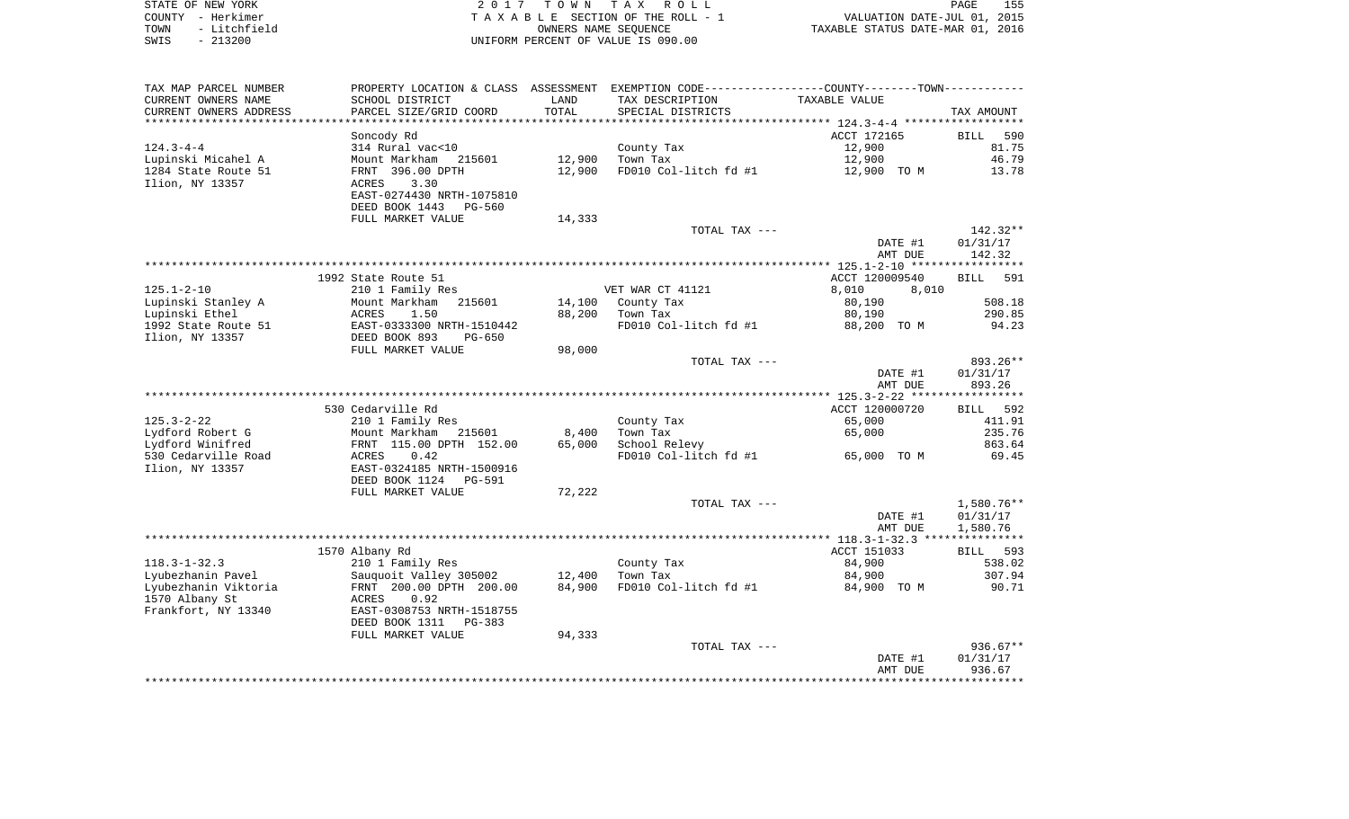STATE OF NEW YORK
COUNTY - Herkimer
TOWN - Litchfield
SWIS - 213200

2017 TOWN TAX ROLL
TAXABLE SECTION OF THE ROLL - 1
OWNERS NAME SEQUENCE
UNIFORM PERCENT OF VALUE IS 090.00

VALUATION DATE-JUL 01, 2015
TAXABLE STATUS DATE-MAR 01, 2016

| TAX MAP PARCEL NUMBER / CURRENT OWNERS NAME / CURRENT OWNERS ADDRESS | PROPERTY LOCATION & CLASS / SCHOOL DISTRICT / PARCEL SIZE/GRID COORD | ASSESSMENT LAND / TOTAL | EXEMPTION CODE / TAX DESCRIPTION / SPECIAL DISTRICTS | COUNTY / TOWN TAXABLE VALUE | TAX AMOUNT |
|---|---|---|---|---|---|
| 124.3-4-4 | Soncody Rd | | | ACCT 172165 | BILL 590 |
| | 314 Rural vac<10 | | | | |
| Lupinski Micahel A | Mount Markham 215601 | 12,900 | County Tax | 12,900 | 81.75 |
| 1284 State Route 51 | FRNT 396.00 DPTH | 12,900 | Town Tax | 12,900 | 46.79 |
| Ilion, NY 13357 | ACRES 3.30 | | FD010 Col-litch fd #1 | 12,900 TO M | 13.78 |
| | EAST-0274430 NRTH-1075810 | | | | |
| | DEED BOOK 1443 PG-560 | | | | |
| | FULL MARKET VALUE | 14,333 | | | |
| | | | TOTAL TAX --- | | 142.32** |
| | | | | DATE #1 | 01/31/17 |
| | | | | AMT DUE | 142.32 |
| 125.1-2-10 | 1992 State Route 51 | | | ACCT 120009540 | BILL 591 |
| | 210 1 Family Res | | VET WAR CT 41121 | 8,010 8,010 | |
| Lupinski Stanley A | Mount Markham 215601 | 14,100 | County Tax | 80,190 | 508.18 |
| Lupinski Ethel | ACRES 1.50 | 88,200 | Town Tax | 80,190 | 290.85 |
| 1992 State Route 51 | EAST-0333300 NRTH-1510442 | | FD010 Col-litch fd #1 | 88,200 TO M | 94.23 |
| Ilion, NY 13357 | DEED BOOK 893 PG-650 | | | | |
| | FULL MARKET VALUE | 98,000 | | | |
| | | | TOTAL TAX --- | | 893.26** |
| | | | | DATE #1 | 01/31/17 |
| | | | | AMT DUE | 893.26 |
| 125.3-2-22 | 530 Cedarville Rd | | | ACCT 120000720 | BILL 592 |
| | 210 1 Family Res | | | | |
| Lydford Robert G | Mount Markham 215601 | 8,400 | County Tax | 65,000 | 411.91 |
| Lydford Winifred | FRNT 115.00 DPTH 152.00 | 65,000 | Town Tax | 65,000 | 235.76 |
| 530 Cedarville Road | ACRES 0.42 | | School Relevy | | 863.64 |
| Ilion, NY 13357 | EAST-0324185 NRTH-1500916 | | FD010 Col-litch fd #1 | 65,000 TO M | 69.45 |
| | DEED BOOK 1124 PG-591 | | | | |
| | FULL MARKET VALUE | 72,222 | | | |
| | | | TOTAL TAX --- | | 1,580.76** |
| | | | | DATE #1 | 01/31/17 |
| | | | | AMT DUE | 1,580.76 |
| 118.3-1-32.3 | 1570 Albany Rd | | | ACCT 151033 | BILL 593 |
| | 210 1 Family Res | | | | |
| Lyubezhanin Pavel | Sauquoit Valley 305002 | 12,400 | County Tax | 84,900 | 538.02 |
| Lyubezhanin Viktoria | FRNT 200.00 DPTH 200.00 | 84,900 | Town Tax | 84,900 | 307.94 |
| 1570 Albany St | ACRES 0.92 | | FD010 Col-litch fd #1 | 84,900 TO M | 90.71 |
| Frankfort, NY 13340 | EAST-0308753 NRTH-1518755 | | | | |
| | DEED BOOK 1311 PG-383 | | | | |
| | FULL MARKET VALUE | 94,333 | | | |
| | | | TOTAL TAX --- | | 936.67** |
| | | | | DATE #1 | 01/31/17 |
| | | | | AMT DUE | 936.67 |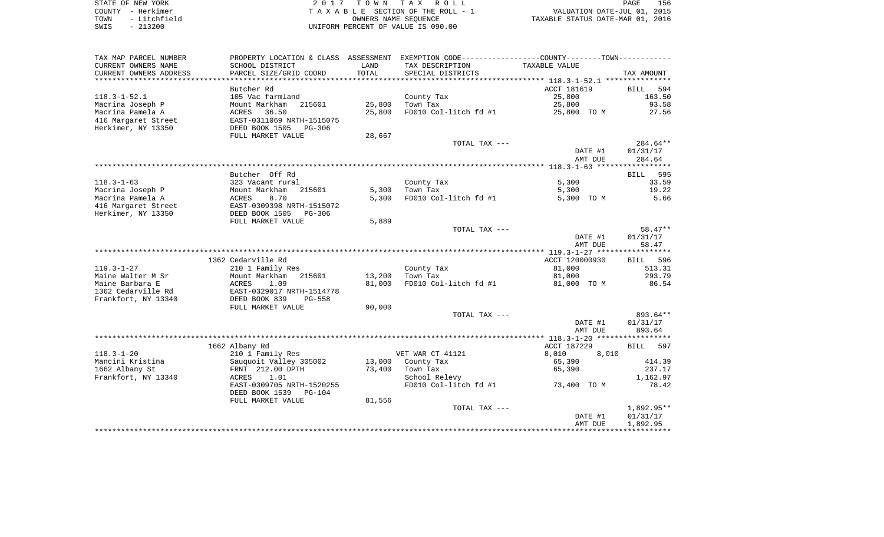STATE OF NEW YORK — 2017 TOWN TAX ROLL
COUNTY - Herkimer — TAXABLE SECTION OF THE ROLL - 1 — VALUATION DATE-JUL 01, 2015
TOWN - Litchfield — OWNERS NAME SEQUENCE — TAXABLE STATUS DATE-MAR 01, 2016
SWIS - 213200 — UNIFORM PERCENT OF VALUE IS 090.00

| TAX MAP PARCEL NUMBER / CURRENT OWNERS NAME / CURRENT OWNERS ADDRESS | PROPERTY LOCATION & CLASS / SCHOOL DISTRICT / PARCEL SIZE/GRID COORD | ASSESSMENT LAND / TOTAL | EXEMPTION CODE / TAX DESCRIPTION / SPECIAL DISTRICTS | COUNTY/TOWN TAXABLE VALUE | TAX AMOUNT |
|---|---|---|---|---|---|
| 118.3-1-52.1 | Butcher Rd | | | ACCT 181619 | BILL 594 |
| | 105 Vac farmland | | County Tax | 25,800 | 163.50 |
| Macrina Joseph P | Mount Markham 215601 | 25,800 | Town Tax | 25,800 | 93.58 |
| Macrina Pamela A | ACRES 36.50 | 25,800 | FD010 Col-litch fd #1 | 25,800 TO M | 27.56 |
| 416 Margaret Street | EAST-0311069 NRTH-1515075 | | | | |
| Herkimer, NY 13350 | DEED BOOK 1505 PG-306 | | | | |
| | FULL MARKET VALUE | 28,667 | | | |
| | | | TOTAL TAX --- | | 284.64** |
| | | | | DATE #1 | 01/31/17 |
| | | | | AMT DUE | 284.64 |
| 118.3-1-63 | Butcher Off Rd | | | | BILL 595 |
| | 323 Vacant rural | | County Tax | 5,300 | 33.59 |
| Macrina Joseph P | Mount Markham 215601 | 5,300 | Town Tax | 5,300 | 19.22 |
| Macrina Pamela A | ACRES 8.70 | 5,300 | FD010 Col-litch fd #1 | 5,300 TO M | 5.66 |
| 416 Margaret Street | EAST-0309398 NRTH-1515072 | | | | |
| Herkimer, NY 13350 | DEED BOOK 1505 PG-306 | | | | |
| | FULL MARKET VALUE | 5,889 | | | |
| | | | TOTAL TAX --- | | 58.47** |
| | | | | DATE #1 | 01/31/17 |
| | | | | AMT DUE | 58.47 |
| 119.3-1-27 | 1362 Cedarville Rd | | | ACCT 120000930 | BILL 596 |
| | 210 1 Family Res | | County Tax | 81,000 | 513.31 |
| Maine Walter M Sr | Mount Markham 215601 | 13,200 | Town Tax | 81,000 | 293.79 |
| Maine Barbara E | ACRES 1.09 | 81,000 | FD010 Col-litch fd #1 | 81,000 TO M | 86.54 |
| 1362 Cedarville Rd | EAST-0329017 NRTH-1514778 | | | | |
| Frankfort, NY 13340 | DEED BOOK 839 PG-558 | | | | |
| | FULL MARKET VALUE | 90,000 | | | |
| | | | TOTAL TAX --- | | 893.64** |
| | | | | DATE #1 | 01/31/17 |
| | | | | AMT DUE | 893.64 |
| 118.3-1-20 | 1662 Albany Rd | | | ACCT 187229 | BILL 597 |
| | 210 1 Family Res | | VET WAR CT 41121 | 8,010 8,010 | |
| Mancini Kristina | Sauquoit Valley 305002 | 13,000 | County Tax | 65,390 | 414.39 |
| 1662 Albany St | FRNT 212.00 DPTH | 73,400 | Town Tax | 65,390 | 237.17 |
| Frankfort, NY 13340 | ACRES 1.01 | | School Relevy | | 1,162.97 |
| | EAST-0309705 NRTH-1520255 | | FD010 Col-litch fd #1 | 73,400 TO M | 78.42 |
| | DEED BOOK 1539 PG-104 | | | | |
| | FULL MARKET VALUE | 81,556 | | | |
| | | | TOTAL TAX --- | | 1,892.95** |
| | | | | DATE #1 | 01/31/17 |
| | | | | AMT DUE | 1,892.95 |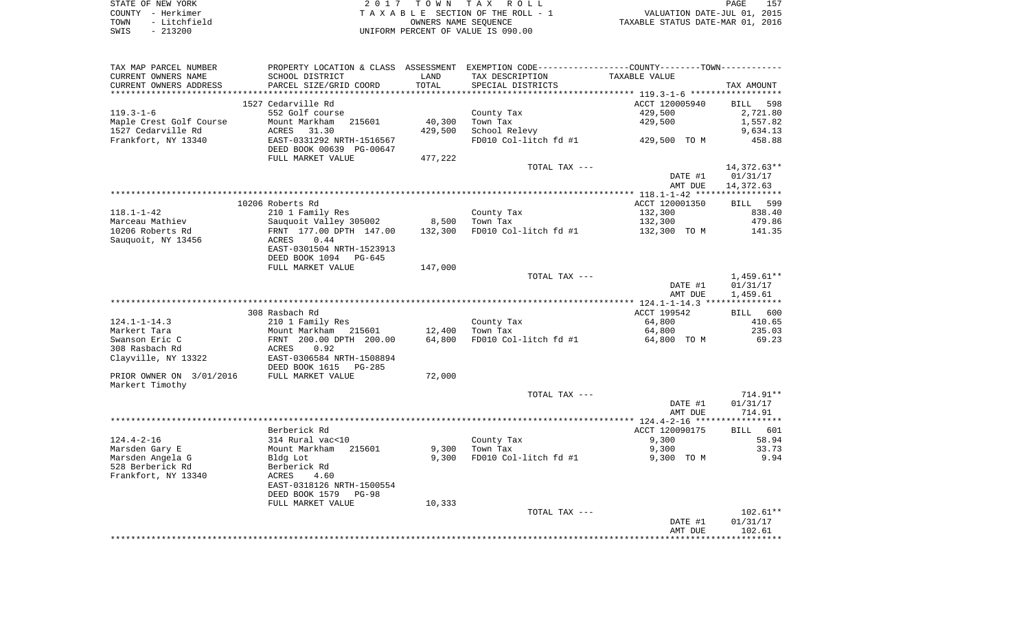STATE OF NEW YORK
COUNTY - Herkimer
TOWN - Litchfield
SWIS - 213200

2017 TOWN TAX ROLL
TAXABLE SECTION OF THE ROLL - 1
OWNERS NAME SEQUENCE
UNIFORM PERCENT OF VALUE IS 090.00

VALUATION DATE-JUL 01, 2015
TAXABLE STATUS DATE-MAR 01, 2016

| TAX MAP PARCEL NUMBER<br>CURRENT OWNERS NAME<br>CURRENT OWNERS ADDRESS | PROPERTY LOCATION & CLASS<br>SCHOOL DISTRICT<br>PARCEL SIZE/GRID COORD | ASSESSMENT<br>LAND<br>TOTAL | EXEMPTION CODE-----COUNTY-----TOWN<br>TAX DESCRIPTION<br>SPECIAL DISTRICTS | TAXABLE VALUE | TAX AMOUNT |
|---|---|---|---|---|---|
| | 1527 Cedarville Rd | | | ACCT 120005940 | BILL 598 |
| 119.3-1-6 | 552 Golf course | | County Tax | 429,500 | 2,721.80 |
| Maple Crest Golf Course | Mount Markham 215601 | 40,300 | Town Tax | 429,500 | 1,557.82 |
| 1527 Cedarville Rd | ACRES 31.30 | 429,500 | School Relevy | | 9,634.13 |
| Frankfort, NY 13340 | EAST-0331292 NRTH-1516567 | | FD010 Col-litch fd #1 | 429,500 TO M | 458.88 |
| | DEED BOOK 00639 PG-00647 | | | | |
| | FULL MARKET VALUE | 477,222 | | | |
| | | | TOTAL TAX --- | | 14,372.63** |
| | | | | DATE #1 | 01/31/17 |
| | | | | AMT DUE | 14,372.63 |
| | 10206 Roberts Rd | | | ACCT 120001350 | BILL 599 |
| 118.1-1-42 | 210 1 Family Res | | County Tax | 132,300 | 838.40 |
| Marceau Mathiev | Sauquoit Valley 305002 | 8,500 | Town Tax | 132,300 | 479.86 |
| 10206 Roberts Rd | FRNT 177.00 DPTH 147.00 | 132,300 | FD010 Col-litch fd #1 | 132,300 TO M | 141.35 |
| Sauquoit, NY 13456 | ACRES 0.44 | | | | |
| | EAST-0301504 NRTH-1523913 | | | | |
| | DEED BOOK 1094 PG-645 | | | | |
| | FULL MARKET VALUE | 147,000 | | | |
| | | | TOTAL TAX --- | | 1,459.61** |
| | | | | DATE #1 | 01/31/17 |
| | | | | AMT DUE | 1,459.61 |
| | 308 Rasbach Rd | | | ACCT 199542 | BILL 600 |
| 124.1-1-14.3 | 210 1 Family Res | | County Tax | 64,800 | 410.65 |
| Markert Tara | Mount Markham 215601 | 12,400 | Town Tax | 64,800 | 235.03 |
| Swanson Eric C | FRNT 200.00 DPTH 200.00 | 64,800 | FD010 Col-litch fd #1 | 64,800 TO M | 69.23 |
| 308 Rasbach Rd | ACRES 0.92 | | | | |
| Clayville, NY 13322 | EAST-0306584 NRTH-1508894 | | | | |
| | DEED BOOK 1615 PG-285 | | | | |
| PRIOR OWNER ON 3/01/2016 | FULL MARKET VALUE | 72,000 | | | |
| Markert Timothy | | | | | |
| | | | TOTAL TAX --- | | 714.91** |
| | | | | DATE #1 | 01/31/17 |
| | | | | AMT DUE | 714.91 |
| | Berberick Rd | | | ACCT 120090175 | BILL 601 |
| 124.4-2-16 | 314 Rural vac<10 | | County Tax | 9,300 | 58.94 |
| Marsden Gary E | Mount Markham 215601 | 9,300 | Town Tax | 9,300 | 33.73 |
| Marsden Angela G | Bldg Lot | 9,300 | FD010 Col-litch fd #1 | 9,300 TO M | 9.94 |
| 528 Berberick Rd | Berberick Rd | | | | |
| Frankfort, NY 13340 | ACRES 4.60 | | | | |
| | EAST-0318126 NRTH-1500554 | | | | |
| | DEED BOOK 1579 PG-98 | | | | |
| | FULL MARKET VALUE | 10,333 | | | |
| | | | TOTAL TAX --- | | 102.61** |
| | | | | DATE #1 | 01/31/17 |
| | | | | AMT DUE | 102.61 |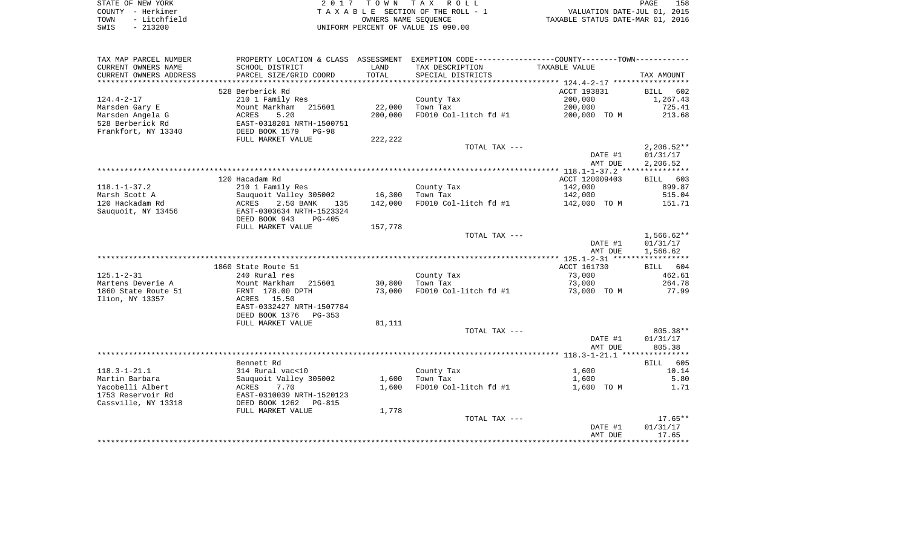STATE OF NEW YORK — 2017 TOWN TAX ROLL
COUNTY - Herkimer — TAXABLE SECTION OF THE ROLL - 1 — VALUATION DATE-JUL 01, 2015
TOWN - Litchfield — OWNERS NAME SEQUENCE — TAXABLE STATUS DATE-MAR 01, 2016
SWIS - 213200 — UNIFORM PERCENT OF VALUE IS 090.00

| TAX MAP PARCEL NUMBER / CURRENT OWNERS NAME / CURRENT OWNERS ADDRESS | PROPERTY LOCATION & CLASS / SCHOOL DISTRICT / PARCEL SIZE/GRID COORD | ASSESSMENT LAND / TOTAL | EXEMPTION CODE / TAX DESCRIPTION / SPECIAL DISTRICTS | COUNTY/TOWN TAXABLE VALUE | TAX AMOUNT |
|---|---|---|---|---|---|
| | 528 Berberick Rd | | | ACCT 193831 | BILL 602 |
| 124.4-2-17 | 210 1 Family Res | | County Tax | 200,000 | 1,267.43 |
| Marsden Gary E | Mount Markham 215601 | 22,000 | Town Tax | 200,000 | 725.41 |
| Marsden Angela G | ACRES 5.20 | 200,000 | FD010 Col-litch fd #1 | 200,000 TO M | 213.68 |
| 528 Berberick Rd | EAST-0318201 NRTH-1500751 | | | | |
| Frankfort, NY 13340 | DEED BOOK 1579 PG-98 | | | | |
| | FULL MARKET VALUE | 222,222 | | | |
| | | | TOTAL TAX --- | | 2,206.52** |
| | | | | DATE #1 | 01/31/17 |
| | | | | AMT DUE | 2,206.52 |
| | 120 Hacadam Rd | | | ACCT 120009403 | BILL 603 |
| 118.1-1-37.2 | 210 1 Family Res | | County Tax | 142,000 | 899.87 |
| Marsh Scott A | Sauquoit Valley 305002 | 16,300 | Town Tax | 142,000 | 515.04 |
| 120 Hackadam Rd | ACRES 2.50 BANK 135 | 142,000 | FD010 Col-litch fd #1 | 142,000 TO M | 151.71 |
| Sauquoit, NY 13456 | EAST-0303634 NRTH-1523324 | | | | |
| | DEED BOOK 943 PG-405 | | | | |
| | FULL MARKET VALUE | 157,778 | | | |
| | | | TOTAL TAX --- | | 1,566.62** |
| | | | | DATE #1 | 01/31/17 |
| | | | | AMT DUE | 1,566.62 |
| | 1860 State Route 51 | | | ACCT 161730 | BILL 604 |
| 125.1-2-31 | 240 Rural res | | County Tax | 73,000 | 462.61 |
| Martens Deverie A | Mount Markham 215601 | 30,800 | Town Tax | 73,000 | 264.78 |
| 1860 State Route 51 | FRNT 178.00 DPTH | 73,000 | FD010 Col-litch fd #1 | 73,000 TO M | 77.99 |
| Ilion, NY 13357 | ACRES 15.50 | | | | |
| | EAST-0332427 NRTH-1507784 | | | | |
| | DEED BOOK 1376 PG-353 | | | | |
| | FULL MARKET VALUE | 81,111 | | | |
| | | | TOTAL TAX --- | | 805.38** |
| | | | | DATE #1 | 01/31/17 |
| | | | | AMT DUE | 805.38 |
| | Bennett Rd | | | | BILL 605 |
| 118.3-1-21.1 | 314 Rural vac<10 | | County Tax | 1,600 | 10.14 |
| Martin Barbara | Sauquoit Valley 305002 | 1,600 | Town Tax | 1,600 | 5.80 |
| Yacobelli Albert | ACRES 7.70 | 1,600 | FD010 Col-litch fd #1 | 1,600 TO M | 1.71 |
| 1753 Reservoir Rd | EAST-0310039 NRTH-1520123 | | | | |
| Cassville, NY 13318 | DEED BOOK 1262 PG-815 | | | | |
| | FULL MARKET VALUE | 1,778 | | | |
| | | | TOTAL TAX --- | | 17.65** |
| | | | | DATE #1 | 01/31/17 |
| | | | | AMT DUE | 17.65 |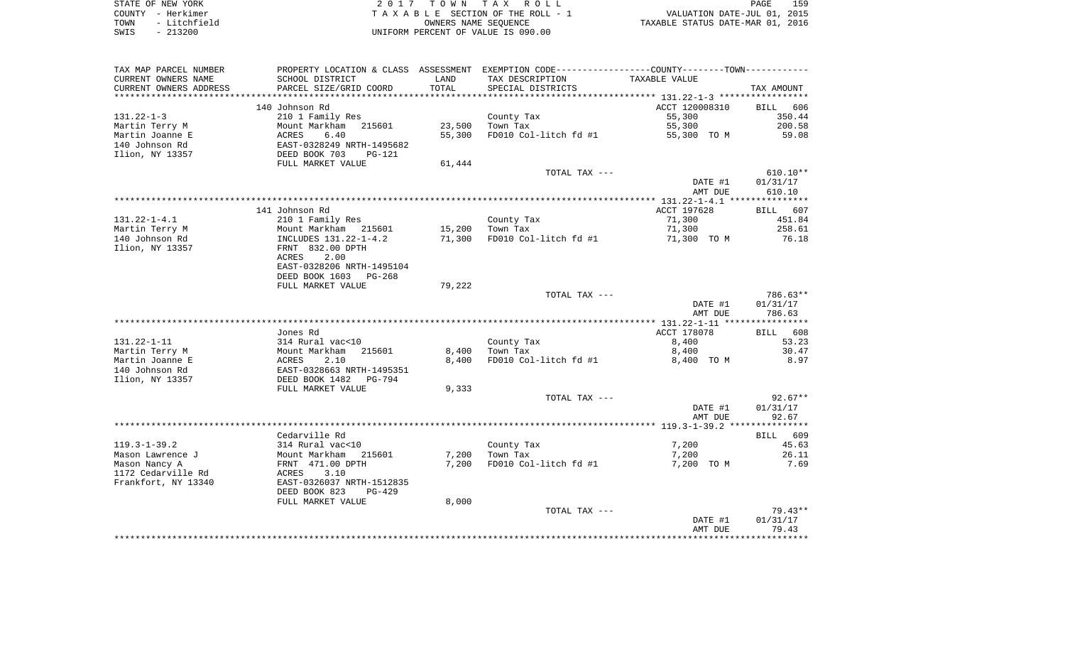STATE OF NEW YORK                    2017 TOWN TAX ROLL
COUNTY - Herkimer                    TAXABLE SECTION OF THE ROLL - 1              VALUATION DATE-JUL 01, 2015
TOWN - Litchfield                    OWNERS NAME SEQUENCE                          TAXABLE STATUS DATE-MAR 01, 2016
SWIS - 213200                        UNIFORM PERCENT OF VALUE IS 090.00

| TAX MAP PARCEL NUMBER / CURRENT OWNERS NAME / CURRENT OWNERS ADDRESS | PROPERTY LOCATION & CLASS / SCHOOL DISTRICT / PARCEL SIZE/GRID COORD | ASSESSMENT LAND / TOTAL | EXEMPTION CODE / TAX DESCRIPTION / SPECIAL DISTRICTS | COUNTY/TOWN TAXABLE VALUE | TAX AMOUNT |
|---|---|---|---|---|---|
| | 140 Johnson Rd | | | ACCT 120008310 | BILL 606 |
| 131.22-1-3 | 210 1 Family Res | | County Tax | 55,300 | 350.44 |
| Martin Terry M | Mount Markham 215601 | 23,500 | Town Tax | 55,300 | 200.58 |
| Martin Joanne E | ACRES 6.40 | 55,300 | FD010 Col-litch fd #1 | 55,300 TO M | 59.08 |
| 140 Johnson Rd | EAST-0328249 NRTH-1495682 | | | | |
| Ilion, NY 13357 | DEED BOOK 703 PG-121 | | | | |
| | FULL MARKET VALUE | 61,444 | | | |
| | | | TOTAL TAX --- | | 610.10** |
| | | | | DATE #1 | 01/31/17 |
| | | | | AMT DUE | 610.10 |
| | 141 Johnson Rd | | | ACCT 197628 | BILL 607 |
| 131.22-1-4.1 | 210 1 Family Res | | County Tax | 71,300 | 451.84 |
| Martin Terry M | Mount Markham 215601 | 15,200 | Town Tax | 71,300 | 258.61 |
| 140 Johnson Rd | INCLUDES 131.22-1-4.2 | 71,300 | FD010 Col-litch fd #1 | 71,300 TO M | 76.18 |
| Ilion, NY 13357 | FRNT 832.00 DPTH | | | | |
| | ACRES 2.00 | | | | |
| | EAST-0328206 NRTH-1495104 | | | | |
| | DEED BOOK 1603 PG-268 | | | | |
| | FULL MARKET VALUE | 79,222 | | | |
| | | | TOTAL TAX --- | | 786.63** |
| | | | | DATE #1 | 01/31/17 |
| | | | | AMT DUE | 786.63 |
| | Jones Rd | | | ACCT 178078 | BILL 608 |
| 131.22-1-11 | 314 Rural vac<10 | | County Tax | 8,400 | 53.23 |
| Martin Terry M | Mount Markham 215601 | 8,400 | Town Tax | 8,400 | 30.47 |
| Martin Joanne E | ACRES 2.10 | 8,400 | FD010 Col-litch fd #1 | 8,400 TO M | 8.97 |
| 140 Johnson Rd | EAST-0328663 NRTH-1495351 | | | | |
| Ilion, NY 13357 | DEED BOOK 1482 PG-794 | | | | |
| | FULL MARKET VALUE | 9,333 | | | |
| | | | TOTAL TAX --- | | 92.67** |
| | | | | DATE #1 | 01/31/17 |
| | | | | AMT DUE | 92.67 |
| | Cedarville Rd | | | | BILL 609 |
| 119.3-1-39.2 | 314 Rural vac<10 | | County Tax | 7,200 | 45.63 |
| Mason Lawrence J | Mount Markham 215601 | 7,200 | Town Tax | 7,200 | 26.11 |
| Mason Nancy A | FRNT 471.00 DPTH | 7,200 | FD010 Col-litch fd #1 | 7,200 TO M | 7.69 |
| 1172 Cedarville Rd | ACRES 3.10 | | | | |
| Frankfort, NY 13340 | EAST-0326037 NRTH-1512835 | | | | |
| | DEED BOOK 823 PG-429 | | | | |
| | FULL MARKET VALUE | 8,000 | | | |
| | | | TOTAL TAX --- | | 79.43** |
| | | | | DATE #1 | 01/31/17 |
| | | | | AMT DUE | 79.43 |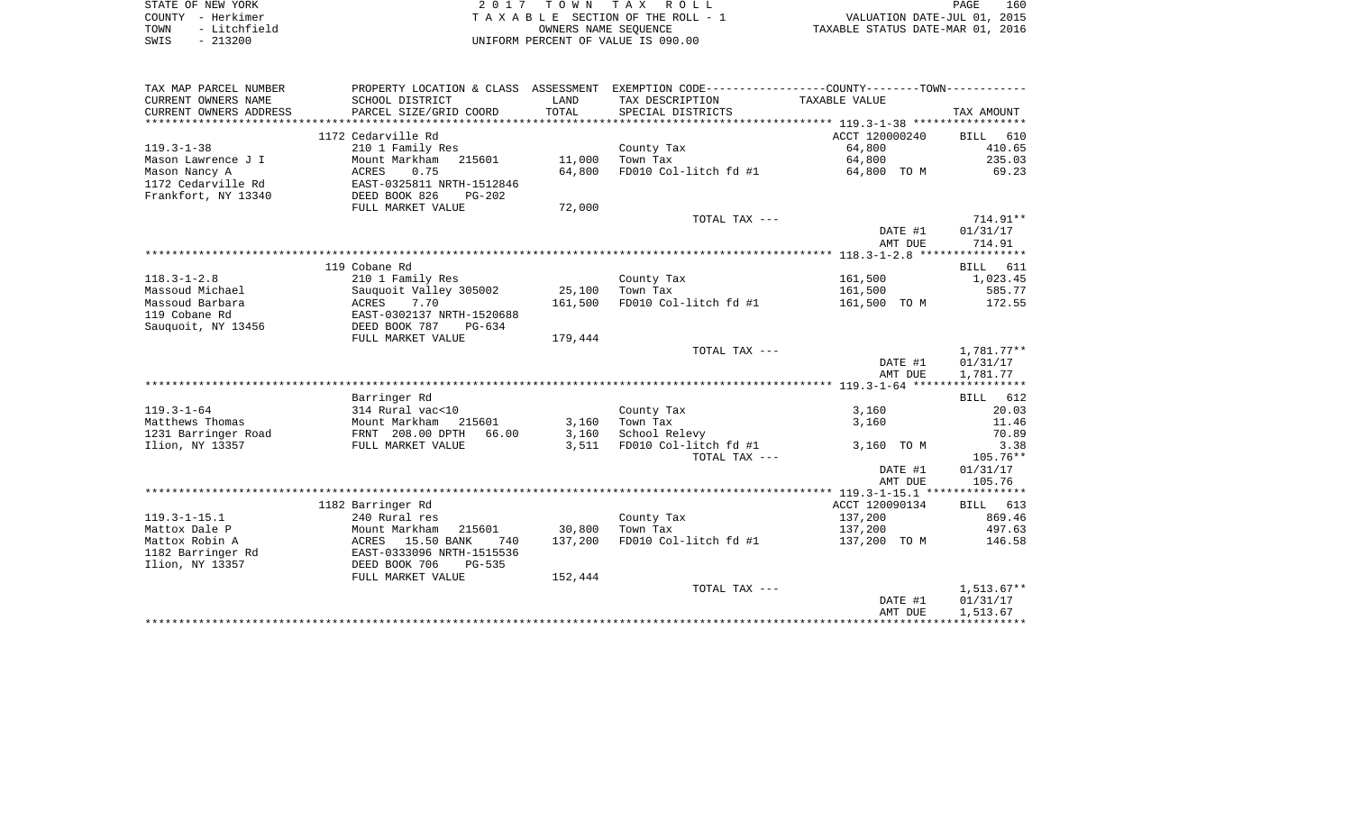STATE OF NEW YORK
COUNTY - Herkimer
TOWN - Litchfield
SWIS - 213200

2 0 1 7 T O W N T A X R O L L
T A X A B L E SECTION OF THE ROLL - 1
OWNERS NAME SEQUENCE
UNIFORM PERCENT OF VALUE IS 090.00

VALUATION DATE-JUL 01, 2015
TAXABLE STATUS DATE-MAR 01, 2016

| TAX MAP PARCEL NUMBER<br>CURRENT OWNERS NAME<br>CURRENT OWNERS ADDRESS | PROPERTY LOCATION & CLASS<br>SCHOOL DISTRICT<br>PARCEL SIZE/GRID COORD | ASSESSMENT<br>LAND<br>TOTAL | EXEMPTION CODE<br>TAX DESCRIPTION<br>SPECIAL DISTRICTS | COUNTY--------TOWN<br>TAXABLE VALUE | TAX AMOUNT |
|---|---|---|---|---|---|
| | 1172 Cedarville Rd | | | ACCT 120000240 | BILL 610 |
| 119.3-1-38 | 210 1 Family Res | | County Tax | 64,800 | 410.65 |
| Mason Lawrence J I | Mount Markham 215601 | 11,000 | Town Tax | 64,800 | 235.03 |
| Mason Nancy A | ACRES 0.75 | 64,800 | FD010 Col-litch fd #1 | 64,800 TO M | 69.23 |
| 1172 Cedarville Rd | EAST-0325811 NRTH-1512846 | | | | |
| Frankfort, NY 13340 | DEED BOOK 826 PG-202 | | | | |
| | FULL MARKET VALUE | 72,000 | | | |
| | | | TOTAL TAX --- | | 714.91** |
| | | | | DATE #1 | 01/31/17 |
| | | | | AMT DUE | 714.91 |
| | 119 Cobane Rd | | | | BILL 611 |
| 118.3-1-2.8 | 210 1 Family Res | | County Tax | 161,500 | 1,023.45 |
| Massoud Michael | Sauquoit Valley 305002 | 25,100 | Town Tax | 161,500 | 585.77 |
| Massoud Barbara | ACRES 7.70 | 161,500 | FD010 Col-litch fd #1 | 161,500 TO M | 172.55 |
| 119 Cobane Rd | EAST-0302137 NRTH-1520688 | | | | |
| Sauquoit, NY 13456 | DEED BOOK 787 PG-634 | | | | |
| | FULL MARKET VALUE | 179,444 | | | |
| | | | TOTAL TAX --- | | 1,781.77** |
| | | | | DATE #1 | 01/31/17 |
| | | | | AMT DUE | 1,781.77 |
| | Barringer Rd | | | | BILL 612 |
| 119.3-1-64 | 314 Rural vac<10 | | County Tax | 3,160 | 20.03 |
| Matthews Thomas | Mount Markham 215601 | 3,160 | Town Tax | 3,160 | 11.46 |
| 1231 Barringer Road | FRNT 208.00 DPTH 66.00 | 3,160 | School Relevy | | 70.89 |
| Ilion, NY 13357 | FULL MARKET VALUE | 3,511 | FD010 Col-litch fd #1 | 3,160 TO M | 3.38 |
| | | | TOTAL TAX --- | | 105.76** |
| | | | | DATE #1 | 01/31/17 |
| | | | | AMT DUE | 105.76 |
| | 1182 Barringer Rd | | | ACCT 120090134 | BILL 613 |
| 119.3-1-15.1 | 240 Rural res | | County Tax | 137,200 | 869.46 |
| Mattox Dale P | Mount Markham 215601 | 30,800 | Town Tax | 137,200 | 497.63 |
| Mattox Robin A | ACRES 15.50 BANK 740 | 137,200 | FD010 Col-litch fd #1 | 137,200 TO M | 146.58 |
| 1182 Barringer Rd | EAST-0333096 NRTH-1515536 | | | | |
| Ilion, NY 13357 | DEED BOOK 706 PG-535 | | | | |
| | FULL MARKET VALUE | 152,444 | | | |
| | | | TOTAL TAX --- | | 1,513.67** |
| | | | | DATE #1 | 01/31/17 |
| | | | | AMT DUE | 1,513.67 |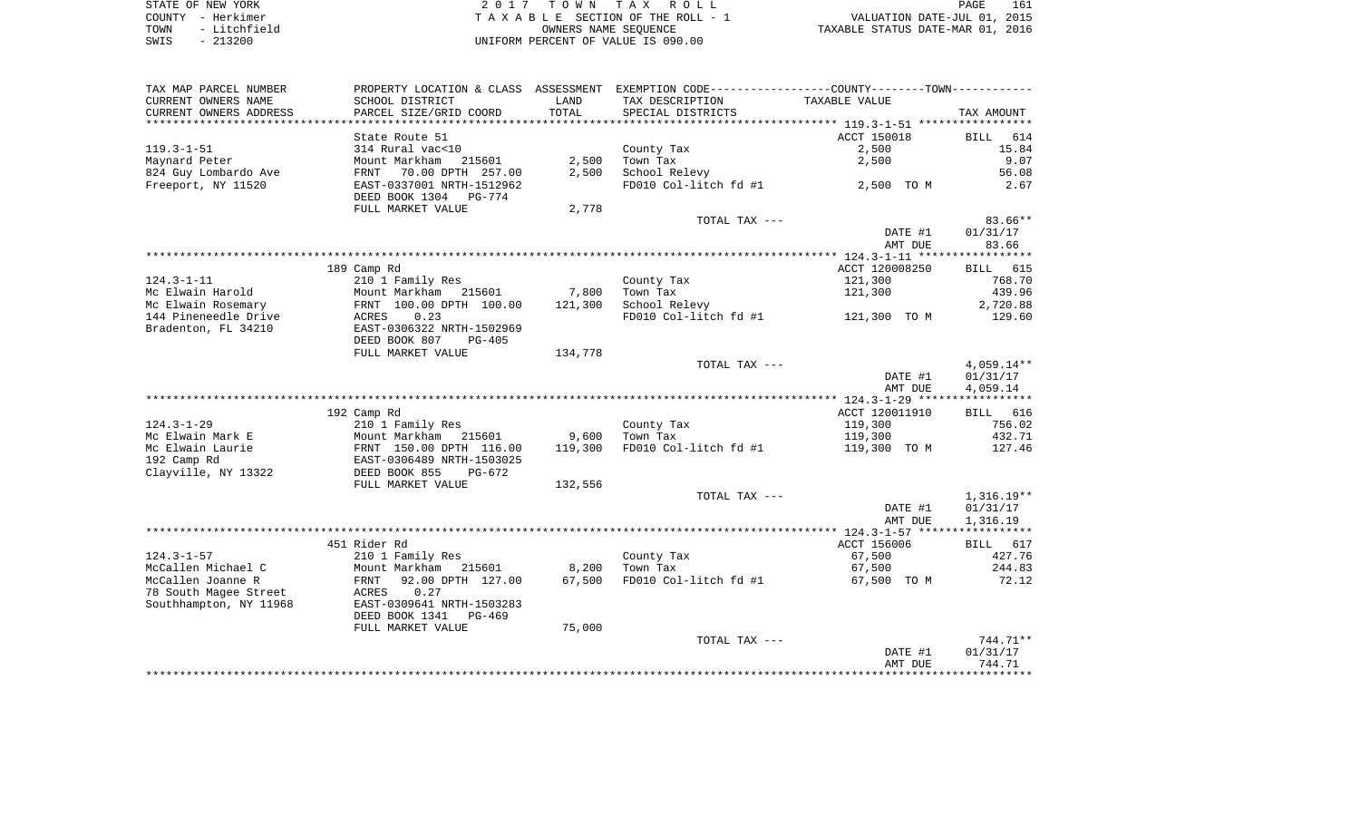STATE OF NEW YORK
COUNTY - Herkimer
TOWN - Litchfield
SWIS - 213200

2 0 1 7 T O W N T A X R O L L
T A X A B L E SECTION OF THE ROLL - 1
OWNERS NAME SEQUENCE
UNIFORM PERCENT OF VALUE IS 090.00

VALUATION DATE-JUL 01, 2015
TAXABLE STATUS DATE-MAR 01, 2016

| TAX MAP PARCEL NUMBER / CURRENT OWNERS NAME / CURRENT OWNERS ADDRESS | PROPERTY LOCATION & CLASS / SCHOOL DISTRICT / PARCEL SIZE/GRID COORD | ASSESSMENT LAND / TOTAL | EXEMPTION CODE / TAX DESCRIPTION / SPECIAL DISTRICTS | COUNTY--------TOWN / TAXABLE VALUE | TAX AMOUNT |
|---|---|---|---|---|---|
| | State Route 51 | | | ACCT 150018 | BILL 614 |
| 119.3-1-51 | 314 Rural vac<10 | | County Tax | 2,500 | 15.84 |
| Maynard Peter | Mount Markham 215601 | 2,500 | Town Tax | 2,500 | 9.07 |
| 824 Guy Lombardo Ave | FRNT 70.00 DPTH 257.00 | 2,500 | School Relevy | | 56.08 |
| Freeport, NY 11520 | EAST-0337001 NRTH-1512962 | | FD010 Col-litch fd #1 | 2,500 TO M | 2.67 |
| | DEED BOOK 1304 PG-774 | | | | |
| | FULL MARKET VALUE | 2,778 | | | |
| | | | TOTAL TAX --- | | 83.66** |
| | | | | DATE #1 | 01/31/17 |
| | | | | AMT DUE | 83.66 |
| | 189 Camp Rd | | | ACCT 120008250 | BILL 615 |
| 124.3-1-11 | 210 1 Family Res | | County Tax | 121,300 | 768.70 |
| Mc Elwain Harold | Mount Markham 215601 | 7,800 | Town Tax | 121,300 | 439.96 |
| Mc Elwain Rosemary | FRNT 100.00 DPTH 100.00 | 121,300 | School Relevy | | 2,720.88 |
| 144 Pineneedle Drive | ACRES 0.23 | | FD010 Col-litch fd #1 | 121,300 TO M | 129.60 |
| Bradenton, FL 34210 | EAST-0306322 NRTH-1502969 | | | | |
| | DEED BOOK 807 PG-405 | | | | |
| | FULL MARKET VALUE | 134,778 | | | |
| | | | TOTAL TAX --- | | 4,059.14** |
| | | | | DATE #1 | 01/31/17 |
| | | | | AMT DUE | 4,059.14 |
| | 192 Camp Rd | | | ACCT 120011910 | BILL 616 |
| 124.3-1-29 | 210 1 Family Res | | County Tax | 119,300 | 756.02 |
| Mc Elwain Mark E | Mount Markham 215601 | 9,600 | Town Tax | 119,300 | 432.71 |
| Mc Elwain Laurie | FRNT 150.00 DPTH 116.00 | 119,300 | FD010 Col-litch fd #1 | 119,300 TO M | 127.46 |
| 192 Camp Rd | EAST-0306489 NRTH-1503025 | | | | |
| Clayville, NY 13322 | DEED BOOK 855 PG-672 | | | | |
| | FULL MARKET VALUE | 132,556 | | | |
| | | | TOTAL TAX --- | | 1,316.19** |
| | | | | DATE #1 | 01/31/17 |
| | | | | AMT DUE | 1,316.19 |
| | 451 Rider Rd | | | ACCT 156006 | BILL 617 |
| 124.3-1-57 | 210 1 Family Res | | County Tax | 67,500 | 427.76 |
| McCallen Michael C | Mount Markham 215601 | 8,200 | Town Tax | 67,500 | 244.83 |
| McCallen Joanne R | FRNT 92.00 DPTH 127.00 | 67,500 | FD010 Col-litch fd #1 | 67,500 TO M | 72.12 |
| 78 South Magee Street | ACRES 0.27 | | | | |
| Southhampton, NY 11968 | EAST-0309641 NRTH-1503283 | | | | |
| | DEED BOOK 1341 PG-469 | | | | |
| | FULL MARKET VALUE | 75,000 | | | |
| | | | TOTAL TAX --- | | 744.71** |
| | | | | DATE #1 | 01/31/17 |
| | | | | AMT DUE | 744.71 |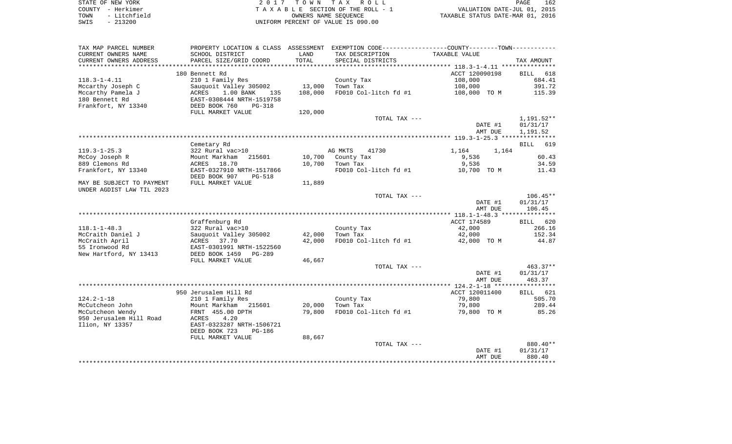| TAX MAP PARCEL NUMBER<br>CURRENT OWNERS NAME<br>CURRENT OWNERS ADDRESS | PROPERTY LOCATION & CLASS<br>SCHOOL DISTRICT<br>PARCEL SIZE/GRID COORD | ASSESSMENT<br>LAND<br>TOTAL | EXEMPTION CODE------------------COUNTY--------TOWN-----------<br>TAX DESCRIPTION<br>SPECIAL DISTRICTS | TAXABLE VALUE | TAX AMOUNT |
|---|---|---|---|---|---|
| | 180 Bennett Rd | | | ACCT 120090198 | BILL 618 |
| 118.3-1-4.11 | 210 1 Family Res | | County Tax | 108,000 | 684.41 |
| Mccarthy Joseph C | Sauquoit Valley 305002 | 13,000 | Town Tax | 108,000 | 391.72 |
| Mccarthy Pamela J | ACRES 1.00 BANK 135 | 108,000 | FD010 Col-litch fd #1 | 108,000 TO M | 115.39 |
| 180 Bennett Rd | EAST-0308444 NRTH-1519758 | | | | |
| Frankfort, NY 13340 | DEED BOOK 760 PG-318 | | | | |
| | FULL MARKET VALUE | 120,000 | | | |
| | | | TOTAL TAX --- | | 1,191.52** |
| | | | | DATE #1 | 01/31/17 |
| | | | | AMT DUE | 1,191.52 |
| | Cemetary Rd | | | | BILL 619 |
| 119.3-1-25.3 | 322 Rural vac>10 | | AG MKTS 41730 | 1,164 1,164 | |
| McCoy Joseph R | Mount Markham 215601 | 10,700 | County Tax | 9,536 | 60.43 |
| 889 Clemons Rd | ACRES 18.70 | 10,700 | Town Tax | 9,536 | 34.59 |
| Frankfort, NY 13340 | EAST-0327910 NRTH-1517866 | | FD010 Col-litch fd #1 | 10,700 TO M | 11.43 |
| | DEED BOOK 907 PG-518 | | | | |
| MAY BE SUBJECT TO PAYMENT | FULL MARKET VALUE | 11,889 | | | |
| UNDER AGDIST LAW TIL 2023 | | | | | |
| | | | TOTAL TAX --- | | 106.45** |
| | | | | DATE #1 | 01/31/17 |
| | | | | AMT DUE | 106.45 |
| | Graffenburg Rd | | | ACCT 174589 | BILL 620 |
| 118.1-1-48.3 | 322 Rural vac>10 | | County Tax | 42,000 | 266.16 |
| McCraith Daniel J | Sauquoit Valley 305002 | 42,000 | Town Tax | 42,000 | 152.34 |
| McCraith April | ACRES 37.70 | 42,000 | FD010 Col-litch fd #1 | 42,000 TO M | 44.87 |
| 55 Ironwood Rd | EAST-0301991 NRTH-1522560 | | | | |
| New Hartford, NY 13413 | DEED BOOK 1459 PG-289 | | | | |
| | FULL MARKET VALUE | 46,667 | | | |
| | | | TOTAL TAX --- | | 463.37** |
| | | | | DATE #1 | 01/31/17 |
| | | | | AMT DUE | 463.37 |
| | 950 Jerusalem Hill Rd | | | ACCT 120011400 | BILL 621 |
| 124.2-1-18 | 210 1 Family Res | | County Tax | 79,800 | 505.70 |
| McCutcheon John | Mount Markham 215601 | 20,000 | Town Tax | 79,800 | 289.44 |
| McCutcheon Wendy | FRNT 455.00 DPTH | 79,800 | FD010 Col-litch fd #1 | 79,800 TO M | 85.26 |
| 950 Jerusalem Hill Road | ACRES 4.20 | | | | |
| Ilion, NY 13357 | EAST-0323287 NRTH-1506721 | | | | |
| | DEED BOOK 723 PG-186 | | | | |
| | FULL MARKET VALUE | 88,667 | | | |
| | | | TOTAL TAX --- | | 880.40** |
| | | | | DATE #1 | 01/31/17 |
| | | | | AMT DUE | 880.40 |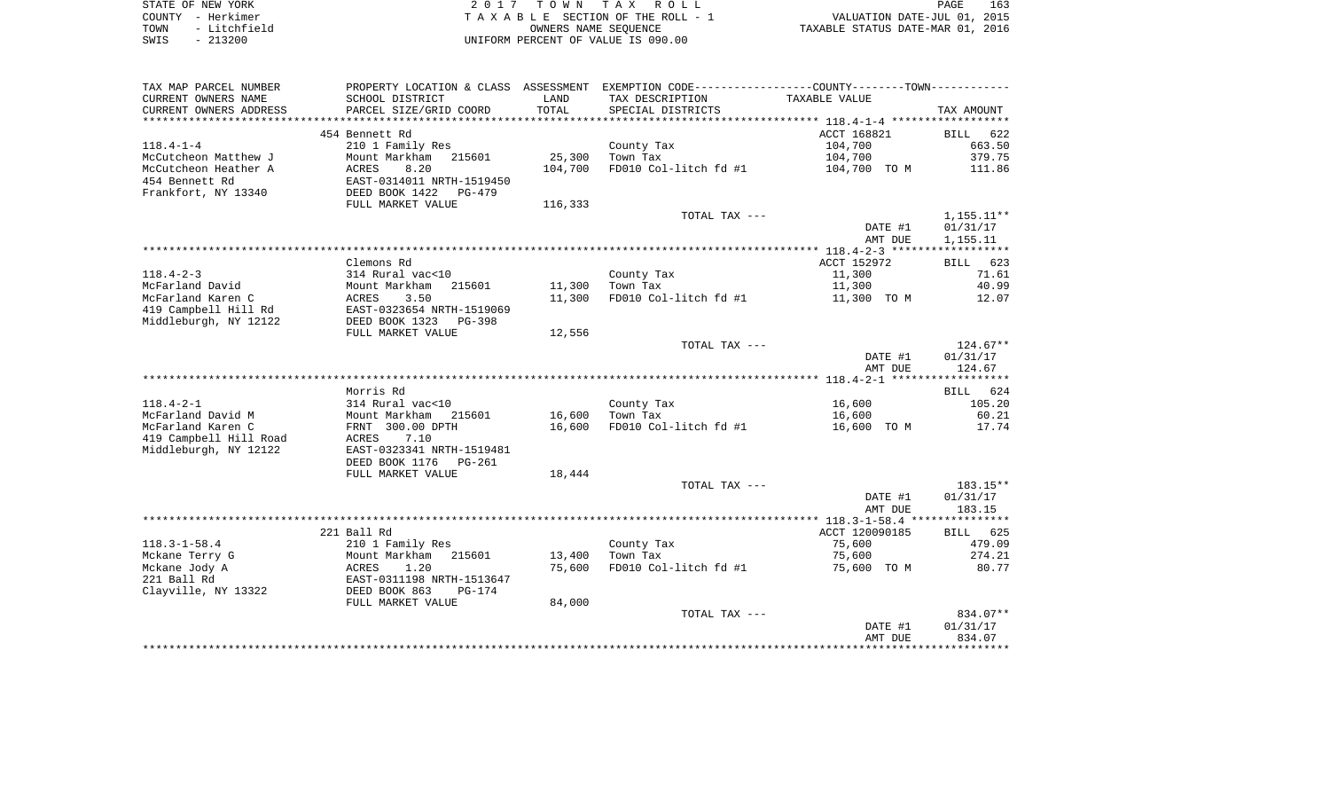| TAX MAP PARCEL NUMBER | PROPERTY LOCATION & CLASS | ASSESSMENT | EXEMPTION CODE-----------------COUNTY--------TOWN----------- | | |
|---|---|---|---|---|---|
| CURRENT OWNERS NAME | SCHOOL DISTRICT | LAND | TAX DESCRIPTION | TAXABLE VALUE | |
| CURRENT OWNERS ADDRESS | PARCEL SIZE/GRID COORD | TOTAL | SPECIAL DISTRICTS | | TAX AMOUNT |
| | 454 Bennett Rd | | | ACCT 168821 | BILL 622 |
| 118.4-1-4 | 210 1 Family Res | | County Tax | 104,700 | 663.50 |
| McCutcheon Matthew J | Mount Markham 215601 | 25,300 | Town Tax | 104,700 | 379.75 |
| McCutcheon Heather A | ACRES 8.20 | 104,700 | FD010 Col-litch fd #1 | 104,700 TO M | 111.86 |
| 454 Bennett Rd | EAST-0314011 NRTH-1519450 | | | | |
| Frankfort, NY 13340 | DEED BOOK 1422 PG-479 | | | | |
| | FULL MARKET VALUE | 116,333 | | | |
| | | | TOTAL TAX --- | | 1,155.11** |
| | | | | DATE #1 | 01/31/17 |
| | | | | AMT DUE | 1,155.11 |
| | Clemons Rd | | | ACCT 152972 | BILL 623 |
| 118.4-2-3 | 314 Rural vac<10 | | County Tax | 11,300 | 71.61 |
| McFarland David | Mount Markham 215601 | 11,300 | Town Tax | 11,300 | 40.99 |
| McFarland Karen C | ACRES 3.50 | 11,300 | FD010 Col-litch fd #1 | 11,300 TO M | 12.07 |
| 419 Campbell Hill Rd | EAST-0323654 NRTH-1519069 | | | | |
| Middleburgh, NY 12122 | DEED BOOK 1323 PG-398 | | | | |
| | FULL MARKET VALUE | 12,556 | | | |
| | | | TOTAL TAX --- | | 124.67** |
| | | | | DATE #1 | 01/31/17 |
| | | | | AMT DUE | 124.67 |
| | Morris Rd | | | | BILL 624 |
| 118.4-2-1 | 314 Rural vac<10 | | County Tax | 16,600 | 105.20 |
| McFarland David M | Mount Markham 215601 | 16,600 | Town Tax | 16,600 | 60.21 |
| McFarland Karen C | FRNT 300.00 DPTH | 16,600 | FD010 Col-litch fd #1 | 16,600 TO M | 17.74 |
| 419 Campbell Hill Road | ACRES 7.10 | | | | |
| Middleburgh, NY 12122 | EAST-0323341 NRTH-1519481 | | | | |
| | DEED BOOK 1176 PG-261 | | | | |
| | FULL MARKET VALUE | 18,444 | | | |
| | | | TOTAL TAX --- | | 183.15** |
| | | | | DATE #1 | 01/31/17 |
| | | | | AMT DUE | 183.15 |
| | 221 Ball Rd | | | ACCT 120090185 | BILL 625 |
| 118.3-1-58.4 | 210 1 Family Res | | County Tax | 75,600 | 479.09 |
| Mckane Terry G | Mount Markham 215601 | 13,400 | Town Tax | 75,600 | 274.21 |
| Mckane Jody A | ACRES 1.20 | 75,600 | FD010 Col-litch fd #1 | 75,600 TO M | 80.77 |
| 221 Ball Rd | EAST-0311198 NRTH-1513647 | | | | |
| Clayville, NY 13322 | DEED BOOK 863 PG-174 | | | | |
| | FULL MARKET VALUE | 84,000 | | | |
| | | | TOTAL TAX --- | | 834.07** |
| | | | | DATE #1 | 01/31/17 |
| | | | | AMT DUE | 834.07 |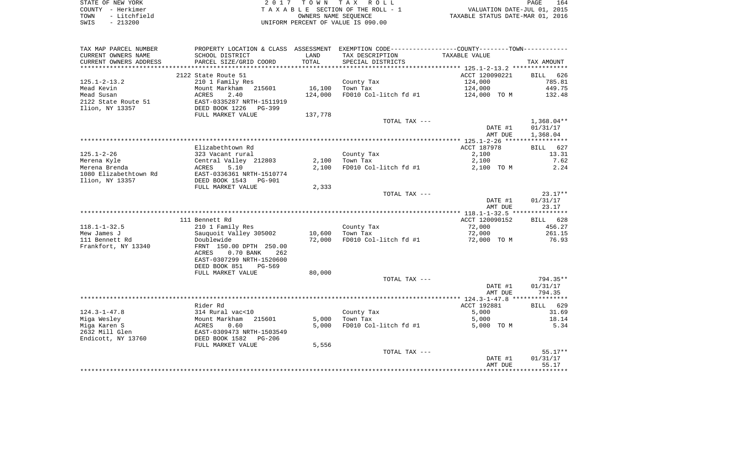STATE OF NEW YORK
COUNTY - Herkimer
TOWN - Litchfield
SWIS - 213200

2 0 1 7 T O W N T A X R O L L
T A X A B L E SECTION OF THE ROLL - 1
OWNERS NAME SEQUENCE
UNIFORM PERCENT OF VALUE IS 090.00

VALUATION DATE-JUL 01, 2015
TAXABLE STATUS DATE-MAR 01, 2016

| TAX MAP PARCEL NUMBER<br>CURRENT OWNERS NAME<br>CURRENT OWNERS ADDRESS | PROPERTY LOCATION & CLASS<br>SCHOOL DISTRICT<br>PARCEL SIZE/GRID COORD | ASSESSMENT<br>LAND<br>TOTAL | EXEMPTION CODE------COUNTY--------TOWN------<br>TAX DESCRIPTION<br>SPECIAL DISTRICTS | TAXABLE VALUE | TAX AMOUNT |
|---|---|---|---|---|---|
| | 2122 State Route 51 | | | ACCT 120090221 | BILL 626 |
| 125.1-2-13.2 | 210 1 Family Res | | County Tax | 124,000 | 785.81 |
| Mead Kevin | Mount Markham 215601 | 16,100 | Town Tax | 124,000 | 449.75 |
| Mead Susan | ACRES 2.40 | 124,000 | FD010 Col-litch fd #1 | 124,000 TO M | 132.48 |
| 2122 State Route 51 | EAST-0335287 NRTH-1511919 | | | | |
| Ilion, NY 13357 | DEED BOOK 1226 PG-399 | | | | |
| | FULL MARKET VALUE | 137,778 | | | |
| | | | TOTAL TAX --- | | 1,368.04** |
| | | | | DATE #1 | 01/31/17 |
| | | | | AMT DUE | 1,368.04 |
| | Elizabethtown Rd | | | ACCT 187978 | BILL 627 |
| 125.1-2-26 | 323 Vacant rural | | County Tax | 2,100 | 13.31 |
| Merena Kyle | Central Valley 212803 | 2,100 | Town Tax | 2,100 | 7.62 |
| Merena Brenda | ACRES 5.10 | 2,100 | FD010 Col-litch fd #1 | 2,100 TO M | 2.24 |
| 1080 Elizabethtown Rd | EAST-0336361 NRTH-1510774 | | | | |
| Ilion, NY 13357 | DEED BOOK 1543 PG-901 | | | | |
| | FULL MARKET VALUE | 2,333 | | | |
| | | | TOTAL TAX --- | | 23.17** |
| | | | | DATE #1 | 01/31/17 |
| | | | | AMT DUE | 23.17 |
| | 111 Bennett Rd | | | ACCT 120090152 | BILL 628 |
| 118.1-1-32.5 | 210 1 Family Res | | County Tax | 72,000 | 456.27 |
| Mew James J | Sauquoit Valley 305002 | 10,600 | Town Tax | 72,000 | 261.15 |
| 111 Bennett Rd | Doublewide | 72,000 | FD010 Col-litch fd #1 | 72,000 TO M | 76.93 |
| Frankfort, NY 13340 | FRNT 150.00 DPTH 250.00 | | | | |
| | ACRES 0.70 BANK 262 | | | | |
| | EAST-0307299 NRTH-1520600 | | | | |
| | DEED BOOK 851 PG-569 | | | | |
| | FULL MARKET VALUE | 80,000 | | | |
| | | | TOTAL TAX --- | | 794.35** |
| | | | | DATE #1 | 01/31/17 |
| | | | | AMT DUE | 794.35 |
| | Rider Rd | | | ACCT 192881 | BILL 629 |
| 124.3-1-47.8 | 314 Rural vac<10 | | County Tax | 5,000 | 31.69 |
| Miga Wesley | Mount Markham 215601 | 5,000 | Town Tax | 5,000 | 18.14 |
| Miga Karen S | ACRES 0.60 | 5,000 | FD010 Col-litch fd #1 | 5,000 TO M | 5.34 |
| 2632 Mill Glen | EAST-0309473 NRTH-1503549 | | | | |
| Endicott, NY 13760 | DEED BOOK 1582 PG-206 | | | | |
| | FULL MARKET VALUE | 5,556 | | | |
| | | | TOTAL TAX --- | | 55.17** |
| | | | | DATE #1 | 01/31/17 |
| | | | | AMT DUE | 55.17 |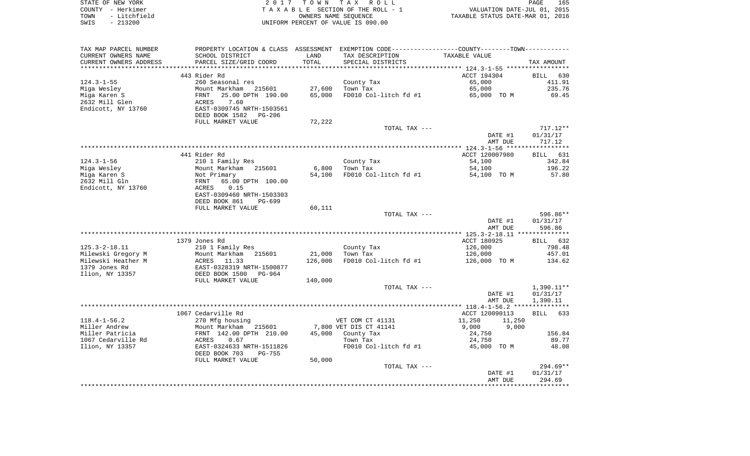STATE OF NEW YORK
COUNTY - Herkimer
TOWN - Litchfield
SWIS - 213200

2 0 1 7 T O W N T A X R O L L
T A X A B L E SECTION OF THE ROLL - 1
OWNERS NAME SEQUENCE
UNIFORM PERCENT OF VALUE IS 090.00

VALUATION DATE-JUL 01, 2015
TAXABLE STATUS DATE-MAR 01, 2016

| TAX MAP PARCEL NUMBER<br>CURRENT OWNERS NAME<br>CURRENT OWNERS ADDRESS | PROPERTY LOCATION & CLASS<br>SCHOOL DISTRICT<br>PARCEL SIZE/GRID COORD | ASSESSMENT<br>LAND<br>TOTAL | EXEMPTION CODE-----COUNTY-----TOWN<br>TAX DESCRIPTION<br>SPECIAL DISTRICTS | TAXABLE VALUE | TAX AMOUNT |
|---|---|---|---|---|---|
| | 443 Rider Rd | | | ACCT 194304 | BILL 630 |
| 124.3-1-55 | 260 Seasonal res | | County Tax | 65,000 | 411.91 |
| Miga Wesley | Mount Markham 215601 | 27,600 | Town Tax | 65,000 | 235.76 |
| Miga Karen S | FRNT 25.00 DPTH 190.00 | 65,000 | FD010 Col-litch fd #1 | 65,000 TO M | 69.45 |
| 2632 Mill Glen | ACRES 7.60 | | | | |
| Endicott, NY 13760 | EAST-0309745 NRTH-1503561 | | | | |
| | DEED BOOK 1582 PG-206 | | | | |
| | FULL MARKET VALUE | 72,222 | | | |
| | | | TOTAL TAX --- | | 717.12** |
| | | | | DATE #1 | 01/31/17 |
| | | | | AMT DUE | 717.12 |
| | 441 Rider Rd | | | ACCT 120007980 | BILL 631 |
| 124.3-1-56 | 210 1 Family Res | | County Tax | 54,100 | 342.84 |
| Miga Wesley | Mount Markham 215601 | 6,800 | Town Tax | 54,100 | 196.22 |
| Miga Karen S | Not Primary | 54,100 | FD010 Col-litch fd #1 | 54,100 TO M | 57.80 |
| 2632 Mill Gln | FRNT 65.00 DPTH 100.00 | | | | |
| Endicott, NY 13760 | ACRES 0.15 | | | | |
| | EAST-0309460 NRTH-1503303 | | | | |
| | DEED BOOK 861 PG-699 | | | | |
| | FULL MARKET VALUE | 60,111 | | | |
| | | | TOTAL TAX --- | | 596.86** |
| | | | | DATE #1 | 01/31/17 |
| | | | | AMT DUE | 596.86 |
| | 1379 Jones Rd | | | ACCT 180925 | BILL 632 |
| 125.3-2-18.11 | 210 1 Family Res | | County Tax | 126,000 | 798.48 |
| Milewski Gregory M | Mount Markham 215601 | 21,000 | Town Tax | 126,000 | 457.01 |
| Milewski Heather M | ACRES 11.33 | 126,000 | FD010 Col-litch fd #1 | 126,000 TO M | 134.62 |
| 1379 Jones Rd | EAST-0328319 NRTH-1500877 | | | | |
| Ilion, NY 13357 | DEED BOOK 1500 PG-964 | | | | |
| | FULL MARKET VALUE | 140,000 | | | |
| | | | TOTAL TAX --- | | 1,390.11** |
| | | | | DATE #1 | 01/31/17 |
| | | | | AMT DUE | 1,390.11 |
| | 1067 Cedarville Rd | | | ACCT 120090113 | BILL 633 |
| 118.4-1-56.2 | 270 Mfg housing | | VET COM CT 41131 | 11,250 11,250 | |
| Miller Andrew | Mount Markham 215601 | 7,800 | VET DIS CT 41141 | 9,000 9,000 | |
| Miller Patricia | FRNT 142.00 DPTH 210.00 | 45,000 | County Tax | 24,750 | 156.84 |
| 1067 Cedarville Rd | ACRES 0.67 | | Town Tax | 24,750 | 89.77 |
| Ilion, NY 13357 | EAST-0324633 NRTH-1511826 | | FD010 Col-litch fd #1 | 45,000 TO M | 48.08 |
| | DEED BOOK 703 PG-755 | | | | |
| | FULL MARKET VALUE | 50,000 | | | |
| | | | TOTAL TAX --- | | 294.69** |
| | | | | DATE #1 | 01/31/17 |
| | | | | AMT DUE | 294.69 |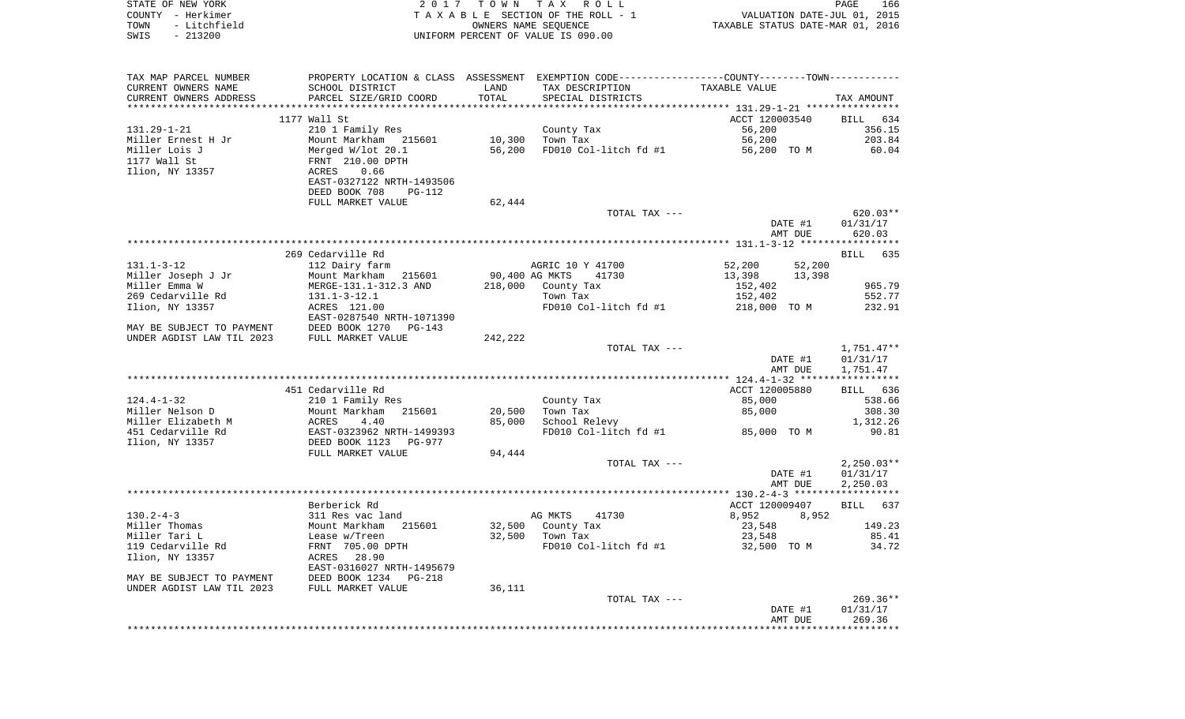STATE OF NEW YORK
COUNTY - Herkimer
TOWN - Litchfield
SWIS - 213200

2 0 1 7 T O W N T A X R O L L
T A X A B L E SECTION OF THE ROLL - 1
OWNERS NAME SEQUENCE
UNIFORM PERCENT OF VALUE IS 090.00

VALUATION DATE-JUL 01, 2015
TAXABLE STATUS DATE-MAR 01, 2016

| TAX MAP PARCEL NUMBER / CURRENT OWNERS NAME / CURRENT OWNERS ADDRESS | PROPERTY LOCATION & CLASS / SCHOOL DISTRICT / PARCEL SIZE/GRID COORD | ASSESSMENT LAND / TOTAL | EXEMPTION CODE / TAX DESCRIPTION / SPECIAL DISTRICTS | COUNTY / TOWN TAXABLE VALUE | TAX AMOUNT |
|---|---|---|---|---|---|
| **131.29-1-21** | 1177 Wall St | | | ACCT 120003540 | BILL 634 |
| 131.29-1-21 | 210 1 Family Res | | County Tax | 56,200 | 356.15 |
| Miller Ernest H Jr | Mount Markham 215601 | 10,300 | Town Tax | 56,200 | 203.84 |
| Miller Lois J | Merged W/lot 20.1 | 56,200 | FD010 Col-litch fd #1 | 56,200 TO M | 60.04 |
| 1177 Wall St | FRNT 210.00 DPTH | | | | |
| Ilion, NY 13357 | ACRES 0.66 | | | | |
| | EAST-0327122 NRTH-1493506 | | | | |
| | DEED BOOK 708 PG-112 | | | | |
| | FULL MARKET VALUE | 62,444 | | | |
| | | | TOTAL TAX --- | | 620.03** |
| | | | | DATE #1 | 01/31/17 |
| | | | | AMT DUE | 620.03 |
| **131.1-3-12** | 269 Cedarville Rd | | | | BILL 635 |
| 131.1-3-12 | 112 Dairy farm | | AGRIC 10 Y 41700 | 52,200 52,200 | |
| Miller Joseph J Jr | Mount Markham 215601 | 90,400 | AG MKTS 41730 | 13,398 13,398 | |
| Miller Emma W | MERGE-131.1-312.3 AND | 218,000 | County Tax | 152,402 | 965.79 |
| 269 Cedarville Rd | 131.1-3-12.1 | | Town Tax | 152,402 | 552.77 |
| Ilion, NY 13357 | ACRES 121.00 | | FD010 Col-litch fd #1 | 218,000 TO M | 232.91 |
| | EAST-0287540 NRTH-1071390 | | | | |
| MAY BE SUBJECT TO PAYMENT | DEED BOOK 1270 PG-143 | | | | |
| UNDER AGDIST LAW TIL 2023 | FULL MARKET VALUE | 242,222 | | | |
| | | | TOTAL TAX --- | | 1,751.47** |
| | | | | DATE #1 | 01/31/17 |
| | | | | AMT DUE | 1,751.47 |
| **124.4-1-32** | 451 Cedarville Rd | | | ACCT 120005880 | BILL 636 |
| 124.4-1-32 | 210 1 Family Res | | County Tax | 85,000 | 538.66 |
| Miller Nelson D | Mount Markham 215601 | 20,500 | Town Tax | 85,000 | 308.30 |
| Miller Elizabeth M | ACRES 4.40 | 85,000 | School Relevy | | 1,312.26 |
| 451 Cedarville Rd | EAST-0323962 NRTH-1499393 | | FD010 Col-litch fd #1 | 85,000 TO M | 90.81 |
| Ilion, NY 13357 | DEED BOOK 1123 PG-977 | | | | |
| | FULL MARKET VALUE | 94,444 | | | |
| | | | TOTAL TAX --- | | 2,250.03** |
| | | | | DATE #1 | 01/31/17 |
| | | | | AMT DUE | 2,250.03 |
| **130.2-4-3** | Berberick Rd | | | ACCT 120009407 | BILL 637 |
| 130.2-4-3 | 311 Res vac land | | AG MKTS 41730 | 8,952 8,952 | |
| Miller Thomas | Mount Markham 215601 | 32,500 | County Tax | 23,548 | 149.23 |
| Miller Tari L | Lease w/Treen | 32,500 | Town Tax | 23,548 | 85.41 |
| 119 Cedarville Rd | FRNT 705.00 DPTH | | FD010 Col-litch fd #1 | 32,500 TO M | 34.72 |
| Ilion, NY 13357 | ACRES 28.90 | | | | |
| | EAST-0316027 NRTH-1495679 | | | | |
| MAY BE SUBJECT TO PAYMENT | DEED BOOK 1234 PG-218 | | | | |
| UNDER AGDIST LAW TIL 2023 | FULL MARKET VALUE | 36,111 | | | |
| | | | TOTAL TAX --- | | 269.36** |
| | | | | DATE #1 | 01/31/17 |
| | | | | AMT DUE | 269.36 |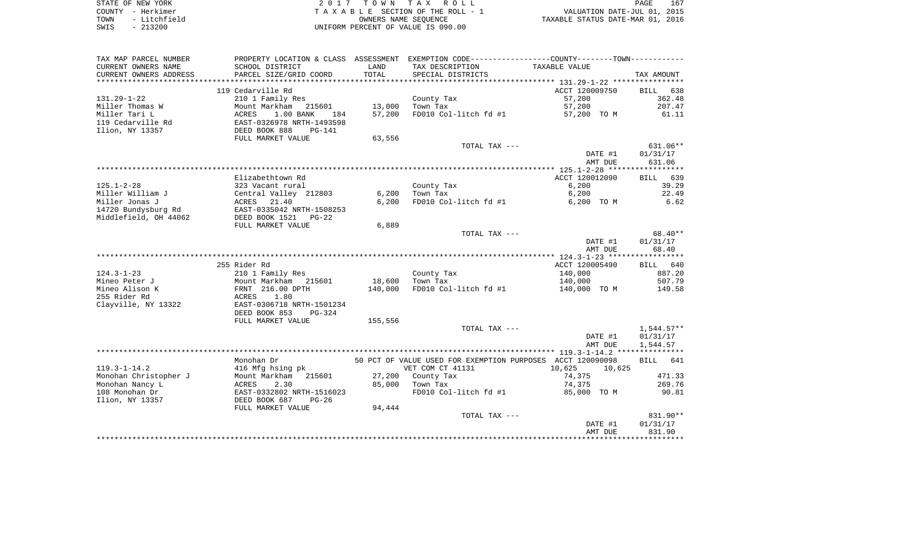STATE OF NEW YORK
COUNTY - Herkimer
TOWN - Litchfield
SWIS - 213200

2 0 1 7 T O W N T A X R O L L
T A X A B L E SECTION OF THE ROLL - 1
OWNERS NAME SEQUENCE
UNIFORM PERCENT OF VALUE IS 090.00

VALUATION DATE-JUL 01, 2015
TAXABLE STATUS DATE-MAR 01, 2016

| TAX MAP PARCEL NUMBER<br>CURRENT OWNERS NAME<br>CURRENT OWNERS ADDRESS | PROPERTY LOCATION & CLASS<br>SCHOOL DISTRICT<br>PARCEL SIZE/GRID COORD | ASSESSMENT<br>LAND<br>TOTAL | EXEMPTION CODE-----COUNTY-----TOWN-----<br>TAX DESCRIPTION<br>SPECIAL DISTRICTS | TAXABLE VALUE | TAX AMOUNT |
|---|---|---|---|---|---|
| | 119 Cedarville Rd | | | ACCT 120009750 | BILL 638 |
| 131.29-1-22 | 210 1 Family Res | | County Tax | 57,200 | 362.48 |
| Miller Thomas W | Mount Markham 215601 | 13,000 | Town Tax | 57,200 | 207.47 |
| Miller Tari L | ACRES 1.00 BANK 184 | 57,200 | FD010 Col-litch fd #1 | 57,200 TO M | 61.11 |
| 119 Cedarville Rd | EAST-0326978 NRTH-1493598 | | | | |
| Ilion, NY 13357 | DEED BOOK 888 PG-141 | | | | |
| | FULL MARKET VALUE | 63,556 | | | |
| | | | TOTAL TAX --- | | 631.06** |
| | | | | DATE #1 | 01/31/17 |
| | | | | AMT DUE | 631.06 |
| | Elizabethtown Rd | | | ACCT 120012090 | BILL 639 |
| 125.1-2-28 | 323 Vacant rural | | County Tax | 6,200 | 39.29 |
| Miller William J | Central Valley 212803 | 6,200 | Town Tax | 6,200 | 22.49 |
| Miller Jonas J | ACRES 21.40 | 6,200 | FD010 Col-litch fd #1 | 6,200 TO M | 6.62 |
| 14720 Bundysburg Rd | EAST-0335042 NRTH-1508253 | | | | |
| Middlefield, OH 44062 | DEED BOOK 1521 PG-22 | | | | |
| | FULL MARKET VALUE | 6,889 | | | |
| | | | TOTAL TAX --- | | 68.40** |
| | | | | DATE #1 | 01/31/17 |
| | | | | AMT DUE | 68.40 |
| | 255 Rider Rd | | | ACCT 120005490 | BILL 640 |
| 124.3-1-23 | 210 1 Family Res | | County Tax | 140,000 | 887.20 |
| Mineo Peter J | Mount Markham 215601 | 18,600 | Town Tax | 140,000 | 507.79 |
| Mineo Alison K | FRNT 216.00 DPTH | 140,000 | FD010 Col-litch fd #1 | 140,000 TO M | 149.58 |
| 255 Rider Rd | ACRES 1.80 | | | | |
| Clayville, NY 13322 | EAST-0306718 NRTH-1501234 | | | | |
| | DEED BOOK 853 PG-324 | | | | |
| | FULL MARKET VALUE | 155,556 | | | |
| | | | TOTAL TAX --- | | 1,544.57** |
| | | | | DATE #1 | 01/31/17 |
| | | | | AMT DUE | 1,544.57 |
| | Monohan Dr | | 50 PCT OF VALUE USED FOR EXEMPTION PURPOSES | ACCT 120090098 | BILL 641 |
| 119.3-1-14.2 | 416 Mfg hsing pk | | VET COM CT 41131 | 10,625 10,625 | |
| Monohan Christopher J | Mount Markham 215601 | 27,200 | County Tax | 74,375 | 471.33 |
| Monohan Nancy L | ACRES 2.30 | 85,000 | Town Tax | 74,375 | 269.76 |
| 108 Monohan Dr | EAST-0332802 NRTH-1516023 | | FD010 Col-litch fd #1 | 85,000 TO M | 90.81 |
| Ilion, NY 13357 | DEED BOOK 687 PG-26 | | | | |
| | FULL MARKET VALUE | 94,444 | | | |
| | | | TOTAL TAX --- | | 831.90** |
| | | | | DATE #1 | 01/31/17 |
| | | | | AMT DUE | 831.90 |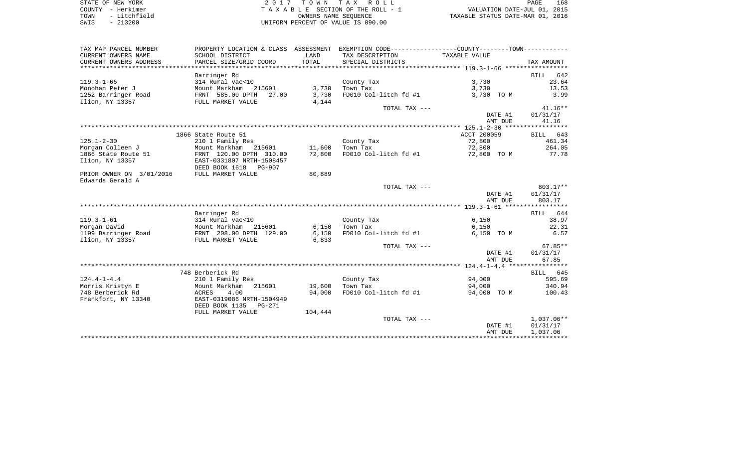STATE OF NEW YORK
COUNTY - Herkimer
TOWN - Litchfield
SWIS - 213200

2 0 1 7 T O W N T A X R O L L
T A X A B L E SECTION OF THE ROLL - 1
OWNERS NAME SEQUENCE
UNIFORM PERCENT OF VALUE IS 090.00

VALUATION DATE-JUL 01, 2015
TAXABLE STATUS DATE-MAR 01, 2016

| TAX MAP PARCEL NUMBER / CURRENT OWNERS NAME / CURRENT OWNERS ADDRESS | PROPERTY LOCATION & CLASS / SCHOOL DISTRICT / PARCEL SIZE/GRID COORD | ASSESSMENT LAND / TOTAL | EXEMPTION CODE / TAX DESCRIPTION / SPECIAL DISTRICTS | COUNTY--------TOWN / TAXABLE VALUE | TAX AMOUNT |
|---|---|---|---|---|---|
| 119.3-1-66 | Barringer Rd | | | | BILL 642 |
| | 314 Rural vac<10 | | County Tax | 3,730 | 23.64 |
| Monohan Peter J | Mount Markham 215601 | 3,730 | Town Tax | 3,730 | 13.53 |
| 1252 Barringer Road | FRNT 585.00 DPTH 27.00 | 3,730 | FD010 Col-litch fd #1 | 3,730 TO M | 3.99 |
| Ilion, NY 13357 | FULL MARKET VALUE | 4,144 | | | |
| | | | TOTAL TAX --- | | 41.16** |
| | | | | DATE #1 | 01/31/17 |
| | | | | AMT DUE | 41.16 |
| 125.1-2-30 | 1866 State Route 51 | | | ACCT 200059 | BILL 643 |
| | 210 1 Family Res | | County Tax | 72,800 | 461.34 |
| Morgan Colleen J | Mount Markham 215601 | 11,600 | Town Tax | 72,800 | 264.05 |
| 1866 State Route 51 | FRNT 120.00 DPTH 310.00 | 72,800 | FD010 Col-litch fd #1 | 72,800 TO M | 77.78 |
| Ilion, NY 13357 | EAST-0331807 NRTH-1508457 | | | | |
| | DEED BOOK 1618 PG-907 | | | | |
| PRIOR OWNER ON 3/01/2016 | FULL MARKET VALUE | 80,889 | | | |
| Edwards Gerald A | | | | | |
| | | | TOTAL TAX --- | | 803.17** |
| | | | | DATE #1 | 01/31/17 |
| | | | | AMT DUE | 803.17 |
| 119.3-1-61 | Barringer Rd | | | | BILL 644 |
| | 314 Rural vac<10 | | County Tax | 6,150 | 38.97 |
| Morgan David | Mount Markham 215601 | 6,150 | Town Tax | 6,150 | 22.31 |
| 1199 Barringer Road | FRNT 208.00 DPTH 129.00 | 6,150 | FD010 Col-litch fd #1 | 6,150 TO M | 6.57 |
| Ilion, NY 13357 | FULL MARKET VALUE | 6,833 | | | |
| | | | TOTAL TAX --- | | 67.85** |
| | | | | DATE #1 | 01/31/17 |
| | | | | AMT DUE | 67.85 |
| 124.4-1-4.4 | 748 Berberick Rd | | | | BILL 645 |
| | 210 1 Family Res | | County Tax | 94,000 | 595.69 |
| Morris Kristyn E | Mount Markham 215601 | 19,600 | Town Tax | 94,000 | 340.94 |
| 748 Berberick Rd | ACRES 4.00 | 94,000 | FD010 Col-litch fd #1 | 94,000 TO M | 100.43 |
| Frankfort, NY 13340 | EAST-0319086 NRTH-1504949 | | | | |
| | DEED BOOK 1135 PG-271 | | | | |
| | FULL MARKET VALUE | 104,444 | | | |
| | | | TOTAL TAX --- | | 1,037.06** |
| | | | | DATE #1 | 01/31/17 |
| | | | | AMT DUE | 1,037.06 |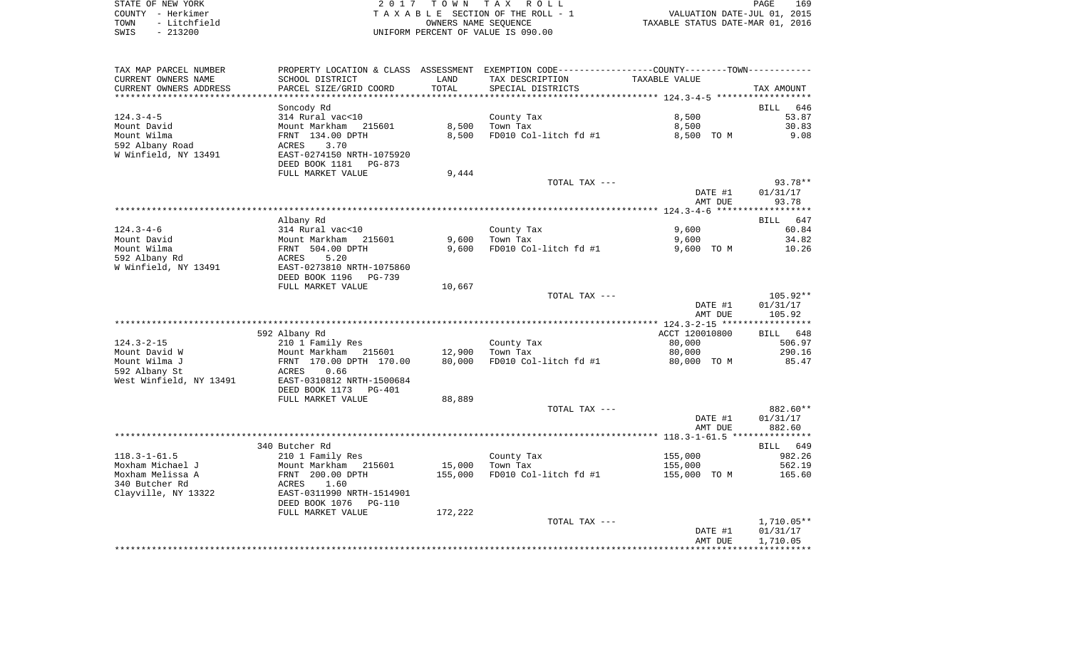STATE OF NEW YORK
COUNTY - Herkimer
TOWN - Litchfield
SWIS - 213200

2 0 1 7 T O W N T A X R O L L
T A X A B L E SECTION OF THE ROLL - 1
OWNERS NAME SEQUENCE
UNIFORM PERCENT OF VALUE IS 090.00

VALUATION DATE-JUL 01, 2015
TAXABLE STATUS DATE-MAR 01, 2016

| TAX MAP PARCEL NUMBER / CURRENT OWNERS NAME / CURRENT OWNERS ADDRESS | PROPERTY LOCATION & CLASS / SCHOOL DISTRICT / PARCEL SIZE/GRID COORD | ASSESSMENT LAND / TOTAL | EXEMPTION CODE / TAX DESCRIPTION / SPECIAL DISTRICTS | COUNTY--------TOWN / TAXABLE VALUE | TAX AMOUNT |
|---|---|---|---|---|---|
| | Soncody Rd | | | | BILL 646 |
| 124.3-4-5 | 314 Rural vac<10 | | County Tax | 8,500 | 53.87 |
| Mount David | Mount Markham 215601 | 8,500 | Town Tax | 8,500 | 30.83 |
| Mount Wilma | FRNT 134.00 DPTH | 8,500 | FD010 Col-litch fd #1 | 8,500 TO M | 9.08 |
| 592 Albany Road | ACRES 3.70 | | | | |
| W Winfield, NY 13491 | EAST-0274150 NRTH-1075920 | | | | |
| | DEED BOOK 1181 PG-873 | | | | |
| | FULL MARKET VALUE | 9,444 | | | |
| | | | TOTAL TAX --- | | 93.78** |
| | | | | DATE #1 | 01/31/17 |
| | | | | AMT DUE | 93.78 |
| | Albany Rd | | | | BILL 647 |
| 124.3-4-6 | 314 Rural vac<10 | | County Tax | 9,600 | 60.84 |
| Mount David | Mount Markham 215601 | 9,600 | Town Tax | 9,600 | 34.82 |
| Mount Wilma | FRNT 504.00 DPTH | 9,600 | FD010 Col-litch fd #1 | 9,600 TO M | 10.26 |
| 592 Albany Rd | ACRES 5.20 | | | | |
| W Winfield, NY 13491 | EAST-0273810 NRTH-1075860 | | | | |
| | DEED BOOK 1196 PG-739 | | | | |
| | FULL MARKET VALUE | 10,667 | | | |
| | | | TOTAL TAX --- | | 105.92** |
| | | | | DATE #1 | 01/31/17 |
| | | | | AMT DUE | 105.92 |
| | 592 Albany Rd | | | ACCT 120010800 | BILL 648 |
| 124.3-2-15 | 210 1 Family Res | | County Tax | 80,000 | 506.97 |
| Mount David W | Mount Markham 215601 | 12,900 | Town Tax | 80,000 | 290.16 |
| Mount Wilma J | FRNT 170.00 DPTH 170.00 | 80,000 | FD010 Col-litch fd #1 | 80,000 TO M | 85.47 |
| 592 Albany St | ACRES 0.66 | | | | |
| West Winfield, NY 13491 | EAST-0310812 NRTH-1500684 | | | | |
| | DEED BOOK 1173 PG-401 | | | | |
| | FULL MARKET VALUE | 88,889 | | | |
| | | | TOTAL TAX --- | | 882.60** |
| | | | | DATE #1 | 01/31/17 |
| | | | | AMT DUE | 882.60 |
| | 340 Butcher Rd | | | | BILL 649 |
| 118.3-1-61.5 | 210 1 Family Res | | County Tax | 155,000 | 982.26 |
| Moxham Michael J | Mount Markham 215601 | 15,000 | Town Tax | 155,000 | 562.19 |
| Moxham Melissa A | FRNT 200.00 DPTH | 155,000 | FD010 Col-litch fd #1 | 155,000 TO M | 165.60 |
| 340 Butcher Rd | ACRES 1.60 | | | | |
| Clayville, NY 13322 | EAST-0311990 NRTH-1514901 | | | | |
| | DEED BOOK 1076 PG-110 | | | | |
| | FULL MARKET VALUE | 172,222 | | | |
| | | | TOTAL TAX --- | | 1,710.05** |
| | | | | DATE #1 | 01/31/17 |
| | | | | AMT DUE | 1,710.05 |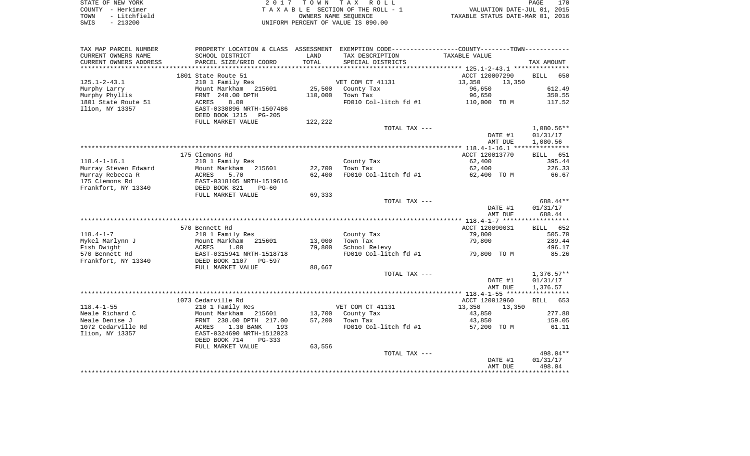STATE OF NEW YORK
COUNTY - Herkimer
TOWN - Litchfield
SWIS - 213200

2017 TOWN TAX ROLL
TAXABLE SECTION OF THE ROLL - 1
OWNERS NAME SEQUENCE
UNIFORM PERCENT OF VALUE IS 090.00

VALUATION DATE-JUL 01, 2015
TAXABLE STATUS DATE-MAR 01, 2016

| TAX MAP PARCEL NUMBER<br>CURRENT OWNERS NAME<br>CURRENT OWNERS ADDRESS | PROPERTY LOCATION & CLASS<br>SCHOOL DISTRICT<br>PARCEL SIZE/GRID COORD | ASSESSMENT<br>LAND<br>TOTAL | EXEMPTION CODE<br>TAX DESCRIPTION<br>SPECIAL DISTRICTS | COUNTY-TOWN<br>TAXABLE VALUE | TAX AMOUNT |
|---|---|---|---|---|---|
| | 1801 State Route 51 | | | ACCT 120007290 | BILL 650 |
| 125.1-2-43.1 | 210 1 Family Res | | VET COM CT 41131 | 13,350 13,350 | |
| Murphy Larry | Mount Markham 215601 | 25,500 | County Tax | 96,650 | 612.49 |
| Murphy Phyllis | FRNT 240.00 DPTH | 110,000 | Town Tax | 96,650 | 350.55 |
| 1801 State Route 51 | ACRES 8.00 | | FD010 Col-litch fd #1 | 110,000 TO M | 117.52 |
| Ilion, NY 13357 | EAST-0330896 NRTH-1507486 | | | | |
| | DEED BOOK 1215 PG-205 | | | | |
| | FULL MARKET VALUE | 122,222 | | | |
| | | | TOTAL TAX --- | | 1,080.56** |
| | | | | DATE #1 | 01/31/17 |
| | | | | AMT DUE | 1,080.56 |
| | 175 Clemons Rd | | | ACCT 120013770 | BILL 651 |
| 118.4-1-16.1 | 210 1 Family Res | | County Tax | 62,400 | 395.44 |
| Murray Steven Edward | Mount Markham 215601 | 22,700 | Town Tax | 62,400 | 226.33 |
| Murray Rebecca R | ACRES 5.70 | 62,400 | FD010 Col-litch fd #1 | 62,400 TO M | 66.67 |
| 175 Clemons Rd | EAST-0318105 NRTH-1519616 | | | | |
| Frankfort, NY 13340 | DEED BOOK 821 PG-60 | | | | |
| | FULL MARKET VALUE | 69,333 | | | |
| | | | TOTAL TAX --- | | 688.44** |
| | | | | DATE #1 | 01/31/17 |
| | | | | AMT DUE | 688.44 |
| | 570 Bennett Rd | | | ACCT 120090031 | BILL 652 |
| 118.4-1-7 | 210 1 Family Res | | County Tax | 79,800 | 505.70 |
| Mykel Marlynn J | Mount Markham 215601 | 13,000 | Town Tax | 79,800 | 289.44 |
| Fish Dwight | ACRES 1.00 | 79,800 | School Relevy | | 496.17 |
| 570 Bennett Rd | EAST-0315941 NRTH-1518718 | | FD010 Col-litch fd #1 | 79,800 TO M | 85.26 |
| Frankfort, NY 13340 | DEED BOOK 1107 PG-597 | | | | |
| | FULL MARKET VALUE | 88,667 | | | |
| | | | TOTAL TAX --- | | 1,376.57** |
| | | | | DATE #1 | 01/31/17 |
| | | | | AMT DUE | 1,376.57 |
| | 1073 Cedarville Rd | | | ACCT 120012960 | BILL 653 |
| 118.4-1-55 | 210 1 Family Res | | VET COM CT 41131 | 13,350 13,350 | |
| Neale Richard C | Mount Markham 215601 | 13,700 | County Tax | 43,850 | 277.88 |
| Neale Denise J | FRNT 238.00 DPTH 217.00 | 57,200 | Town Tax | 43,850 | 159.05 |
| 1072 Cedarville Rd | ACRES 1.30 BANK 193 | | FD010 Col-litch fd #1 | 57,200 TO M | 61.11 |
| Ilion, NY 13357 | EAST-0324690 NRTH-1512023 | | | | |
| | DEED BOOK 714 PG-333 | | | | |
| | FULL MARKET VALUE | 63,556 | | | |
| | | | TOTAL TAX --- | | 498.04** |
| | | | | DATE #1 | 01/31/17 |
| | | | | AMT DUE | 498.04 |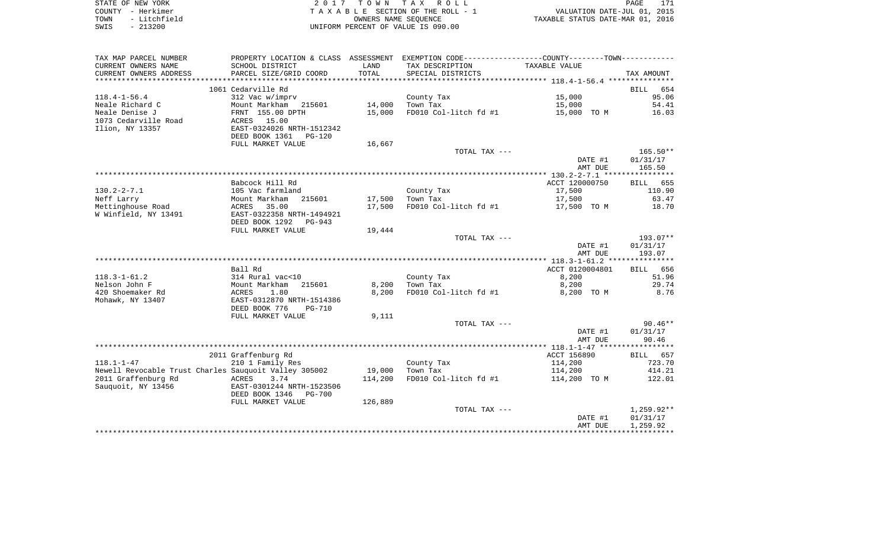STATE OF NEW YORK
COUNTY - Herkimer
TOWN - Litchfield
SWIS - 213200

2 0 1 7 T O W N T A X R O L L
T A X A B L E SECTION OF THE ROLL - 1
OWNERS NAME SEQUENCE
UNIFORM PERCENT OF VALUE IS 090.00

VALUATION DATE-JUL 01, 2015
TAXABLE STATUS DATE-MAR 01, 2016

| TAX MAP PARCEL NUMBER / CURRENT OWNERS NAME / CURRENT OWNERS ADDRESS | PROPERTY LOCATION & CLASS / SCHOOL DISTRICT / PARCEL SIZE/GRID COORD | ASSESSMENT LAND / TOTAL | EXEMPTION CODE / TAX DESCRIPTION / SPECIAL DISTRICTS | TAXABLE VALUE | TAX AMOUNT |
|---|---|---|---|---|---|
| | 1061 Cedarville Rd | | | | BILL 654 |
| 118.4-1-56.4 | 312 Vac w/imprv | | County Tax | 15,000 | 95.06 |
| Neale Richard C | Mount Markham 215601 | 14,000 | Town Tax | 15,000 | 54.41 |
| Neale Denise J | FRNT 155.00 DPTH | 15,000 | FD010 Col-litch fd #1 | 15,000 TO M | 16.03 |
| 1073 Cedarville Road | ACRES 15.00 | | | | |
| Ilion, NY 13357 | EAST-0324026 NRTH-1512342 | | | | |
| | DEED BOOK 1361 PG-120 | | | | |
| | FULL MARKET VALUE | 16,667 | | | |
| | | | TOTAL TAX --- | | 165.50** |
| | | | | DATE #1 | 01/31/17 |
| | | | | AMT DUE | 165.50 |
| | Babcock Hill Rd | | | ACCT 120000750 | BILL 655 |
| 130.2-2-7.1 | 105 Vac farmland | | County Tax | 17,500 | 110.90 |
| Neff Larry | Mount Markham 215601 | 17,500 | Town Tax | 17,500 | 63.47 |
| Mettinghouse Road | ACRES 35.00 | 17,500 | FD010 Col-litch fd #1 | 17,500 TO M | 18.70 |
| W Winfield, NY 13491 | EAST-0322358 NRTH-1494921 | | | | |
| | DEED BOOK 1292 PG-943 | | | | |
| | FULL MARKET VALUE | 19,444 | | | |
| | | | TOTAL TAX --- | | 193.07** |
| | | | | DATE #1 | 01/31/17 |
| | | | | AMT DUE | 193.07 |
| | Ball Rd | | | ACCT 0120004801 | BILL 656 |
| 118.3-1-61.2 | 314 Rural vac<10 | | County Tax | 8,200 | 51.96 |
| Nelson John F | Mount Markham 215601 | 8,200 | Town Tax | 8,200 | 29.74 |
| 420 Shoemaker Rd | ACRES 1.80 | 8,200 | FD010 Col-litch fd #1 | 8,200 TO M | 8.76 |
| Mohawk, NY 13407 | EAST-0312870 NRTH-1514386 | | | | |
| | DEED BOOK 776 PG-710 | | | | |
| | FULL MARKET VALUE | 9,111 | | | |
| | | | TOTAL TAX --- | | 90.46** |
| | | | | DATE #1 | 01/31/17 |
| | | | | AMT DUE | 90.46 |
| | 2011 Graffenburg Rd | | | ACCT 156890 | BILL 657 |
| 118.1-1-47 | 210 1 Family Res | | County Tax | 114,200 | 723.70 |
| Newell Revocable Trust Charles | Sauquoit Valley 305002 | 19,000 | Town Tax | 114,200 | 414.21 |
| 2011 Graffenburg Rd | ACRES 3.74 | 114,200 | FD010 Col-litch fd #1 | 114,200 TO M | 122.01 |
| Sauquoit, NY 13456 | EAST-0301244 NRTH-1523506 | | | | |
| | DEED BOOK 1346 PG-700 | | | | |
| | FULL MARKET VALUE | 126,889 | | | |
| | | | TOTAL TAX --- | | 1,259.92** |
| | | | | DATE #1 | 01/31/17 |
| | | | | AMT DUE | 1,259.92 |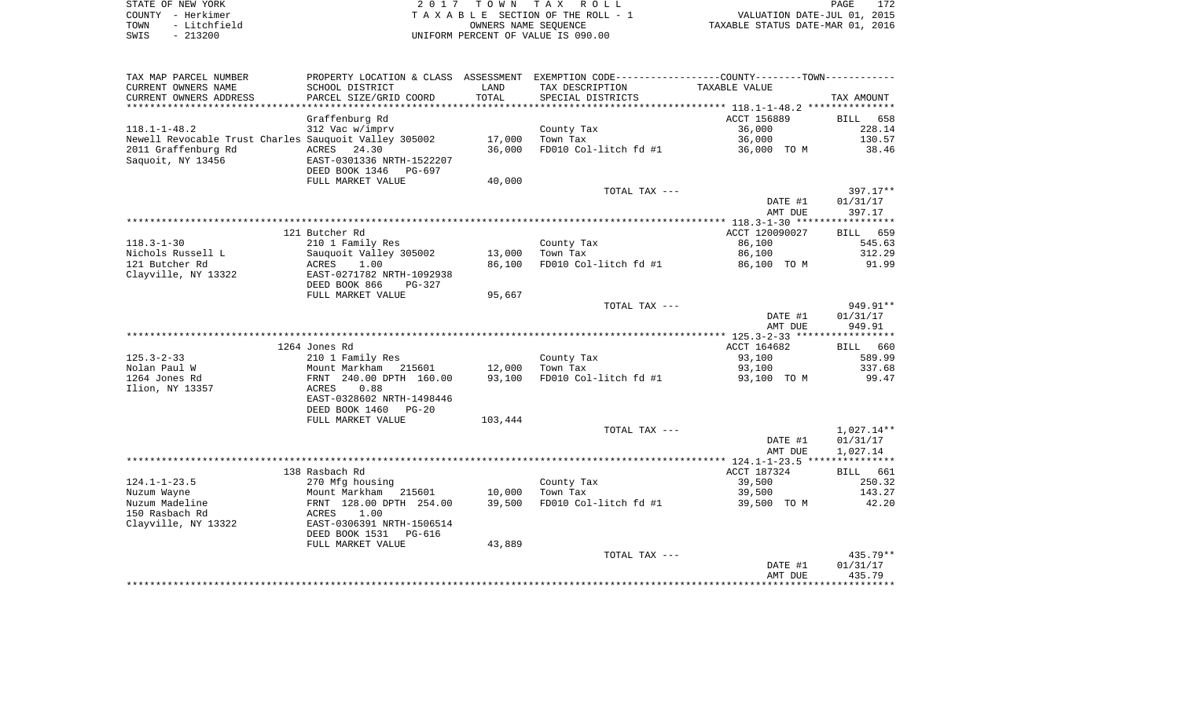STATE OF NEW YORK
COUNTY - Herkimer
TOWN - Litchfield
SWIS - 213200

2017 TOWN TAX ROLL
TAXABLE SECTION OF THE ROLL - 1
OWNERS NAME SEQUENCE
UNIFORM PERCENT OF VALUE IS 090.00

VALUATION DATE-JUL 01, 2015
TAXABLE STATUS DATE-MAR 01, 2016

| TAX MAP PARCEL NUMBER / CURRENT OWNERS NAME / CURRENT OWNERS ADDRESS | PROPERTY LOCATION & CLASS / SCHOOL DISTRICT / PARCEL SIZE/GRID COORD | ASSESSMENT LAND / TOTAL | EXEMPTION CODE / TAX DESCRIPTION / SPECIAL DISTRICTS | COUNTY / TOWN TAXABLE VALUE | TAX AMOUNT |
|---|---|---|---|---|---|
| 118.1-1-48.2 | Graffenburg Rd | | | ACCT 156889 | BILL 658 |
| | 312 Vac w/imprv | | County Tax | 36,000 | 228.14 |
| Newell Revocable Trust Charles | Sauquoit Valley 305002 | 17,000 | Town Tax | 36,000 | 130.57 |
| 2011 Graffenburg Rd | ACRES 24.30 | 36,000 | FD010 Col-litch fd #1 | 36,000 TO M | 38.46 |
| Saquoit, NY 13456 | EAST-0301336 NRTH-1522207 | | | | |
| | DEED BOOK 1346 PG-697 | | | | |
| | FULL MARKET VALUE | 40,000 | | | |
| | | | TOTAL TAX --- | | 397.17** |
| | | | | DATE #1 | 01/31/17 |
| | | | | AMT DUE | 397.17 |
| 118.3-1-30 | 121 Butcher Rd | | | ACCT 120090027 | BILL 659 |
| | 210 1 Family Res | | County Tax | 86,100 | 545.63 |
| Nichols Russell L | Sauquoit Valley 305002 | 13,000 | Town Tax | 86,100 | 312.29 |
| 121 Butcher Rd | ACRES 1.00 | 86,100 | FD010 Col-litch fd #1 | 86,100 TO M | 91.99 |
| Clayville, NY 13322 | EAST-0271782 NRTH-1092938 | | | | |
| | DEED BOOK 866 PG-327 | | | | |
| | FULL MARKET VALUE | 95,667 | | | |
| | | | TOTAL TAX --- | | 949.91** |
| | | | | DATE #1 | 01/31/17 |
| | | | | AMT DUE | 949.91 |
| 125.3-2-33 | 1264 Jones Rd | | | ACCT 164682 | BILL 660 |
| | 210 1 Family Res | | County Tax | 93,100 | 589.99 |
| Nolan Paul W | Mount Markham 215601 | 12,000 | Town Tax | 93,100 | 337.68 |
| 1264 Jones Rd | FRNT 240.00 DPTH 160.00 | 93,100 | FD010 Col-litch fd #1 | 93,100 TO M | 99.47 |
| Ilion, NY 13357 | ACRES 0.88 | | | | |
| | EAST-0328602 NRTH-1498446 | | | | |
| | DEED BOOK 1460 PG-20 | | | | |
| | FULL MARKET VALUE | 103,444 | | | |
| | | | TOTAL TAX --- | | 1,027.14** |
| | | | | DATE #1 | 01/31/17 |
| | | | | AMT DUE | 1,027.14 |
| 124.1-1-23.5 | 138 Rasbach Rd | | | ACCT 187324 | BILL 661 |
| | 270 Mfg housing | | County Tax | 39,500 | 250.32 |
| Nuzum Wayne | Mount Markham 215601 | 10,000 | Town Tax | 39,500 | 143.27 |
| Nuzum Madeline | FRNT 128.00 DPTH 254.00 | 39,500 | FD010 Col-litch fd #1 | 39,500 TO M | 42.20 |
| 150 Rasbach Rd | ACRES 1.00 | | | | |
| Clayville, NY 13322 | EAST-0306391 NRTH-1506514 | | | | |
| | DEED BOOK 1531 PG-616 | | | | |
| | FULL MARKET VALUE | 43,889 | | | |
| | | | TOTAL TAX --- | | 435.79** |
| | | | | DATE #1 | 01/31/17 |
| | | | | AMT DUE | 435.79 |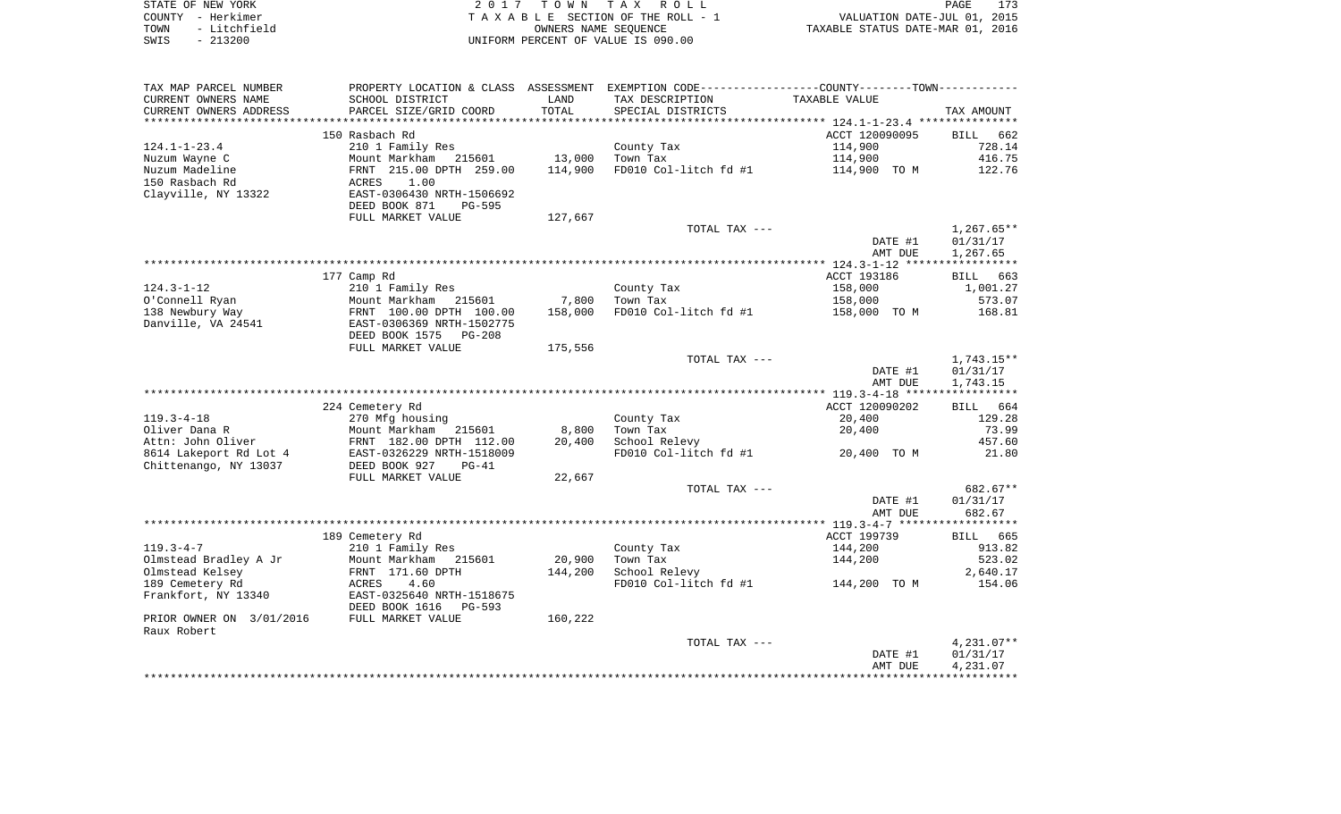STATE OF NEW YORK
COUNTY - Herkimer
TOWN - Litchfield
SWIS - 213200

2 0 1 7 T O W N T A X R O L L
T A X A B L E SECTION OF THE ROLL - 1
OWNERS NAME SEQUENCE
UNIFORM PERCENT OF VALUE IS 090.00

VALUATION DATE-JUL 01, 2015
TAXABLE STATUS DATE-MAR 01, 2016

| TAX MAP PARCEL NUMBER<br>CURRENT OWNERS NAME<br>CURRENT OWNERS ADDRESS | PROPERTY LOCATION & CLASS<br>SCHOOL DISTRICT<br>PARCEL SIZE/GRID COORD | ASSESSMENT<br>LAND<br>TOTAL | EXEMPTION CODE<br>TAX DESCRIPTION<br>SPECIAL DISTRICTS | COUNTY--------TOWN<br>TAXABLE VALUE | <br><br>TAX AMOUNT |
|---|---|---|---|---|---|
| | 150 Rasbach Rd | | | ACCT 120090095 | BILL 662 |
| 124.1-1-23.4 | 210 1 Family Res | | County Tax | 114,900 | 728.14 |
| Nuzum Wayne C | Mount Markham 215601 | 13,000 | Town Tax | 114,900 | 416.75 |
| Nuzum Madeline | FRNT 215.00 DPTH 259.00 | 114,900 | FD010 Col-litch fd #1 | 114,900 TO M | 122.76 |
| 150 Rasbach Rd | ACRES 1.00 | | | | |
| Clayville, NY 13322 | EAST-0306430 NRTH-1506692 | | | | |
| | DEED BOOK 871 PG-595 | | | | |
| | FULL MARKET VALUE | 127,667 | | | |
| | | | TOTAL TAX --- | | 1,267.65** |
| | | | | DATE #1 | 01/31/17 |
| | | | | AMT DUE | 1,267.65 |
| | 177 Camp Rd | | | ACCT 193186 | BILL 663 |
| 124.3-1-12 | 210 1 Family Res | | County Tax | 158,000 | 1,001.27 |
| O'Connell Ryan | Mount Markham 215601 | 7,800 | Town Tax | 158,000 | 573.07 |
| 138 Newbury Way | FRNT 100.00 DPTH 100.00 | 158,000 | FD010 Col-litch fd #1 | 158,000 TO M | 168.81 |
| Danville, VA 24541 | EAST-0306369 NRTH-1502775 | | | | |
| | DEED BOOK 1575 PG-208 | | | | |
| | FULL MARKET VALUE | 175,556 | | | |
| | | | TOTAL TAX --- | | 1,743.15** |
| | | | | DATE #1 | 01/31/17 |
| | | | | AMT DUE | 1,743.15 |
| | 224 Cemetery Rd | | | ACCT 120090202 | BILL 664 |
| 119.3-4-18 | 270 Mfg housing | | County Tax | 20,400 | 129.28 |
| Oliver Dana R | Mount Markham 215601 | 8,800 | Town Tax | 20,400 | 73.99 |
| Attn: John Oliver | FRNT 182.00 DPTH 112.00 | 20,400 | School Relevy | | 457.60 |
| 8614 Lakeport Rd Lot 4 | EAST-0326229 NRTH-1518009 | | FD010 Col-litch fd #1 | 20,400 TO M | 21.80 |
| Chittenango, NY 13037 | DEED BOOK 927 PG-41 | | | | |
| | FULL MARKET VALUE | 22,667 | | | |
| | | | TOTAL TAX --- | | 682.67** |
| | | | | DATE #1 | 01/31/17 |
| | | | | AMT DUE | 682.67 |
| | 189 Cemetery Rd | | | ACCT 199739 | BILL 665 |
| 119.3-4-7 | 210 1 Family Res | | County Tax | 144,200 | 913.82 |
| Olmstead Bradley A Jr | Mount Markham 215601 | 20,900 | Town Tax | 144,200 | 523.02 |
| Olmstead Kelsey | FRNT 171.60 DPTH | 144,200 | School Relevy | | 2,640.17 |
| 189 Cemetery Rd | ACRES 4.60 | | FD010 Col-litch fd #1 | 144,200 TO M | 154.06 |
| Frankfort, NY 13340 | EAST-0325640 NRTH-1518675 | | | | |
| | DEED BOOK 1616 PG-593 | | | | |
| PRIOR OWNER ON 3/01/2016 | FULL MARKET VALUE | 160,222 | | | |
| Raux Robert | | | | | |
| | | | TOTAL TAX --- | | 4,231.07** |
| | | | | DATE #1 | 01/31/17 |
| | | | | AMT DUE | 4,231.07 |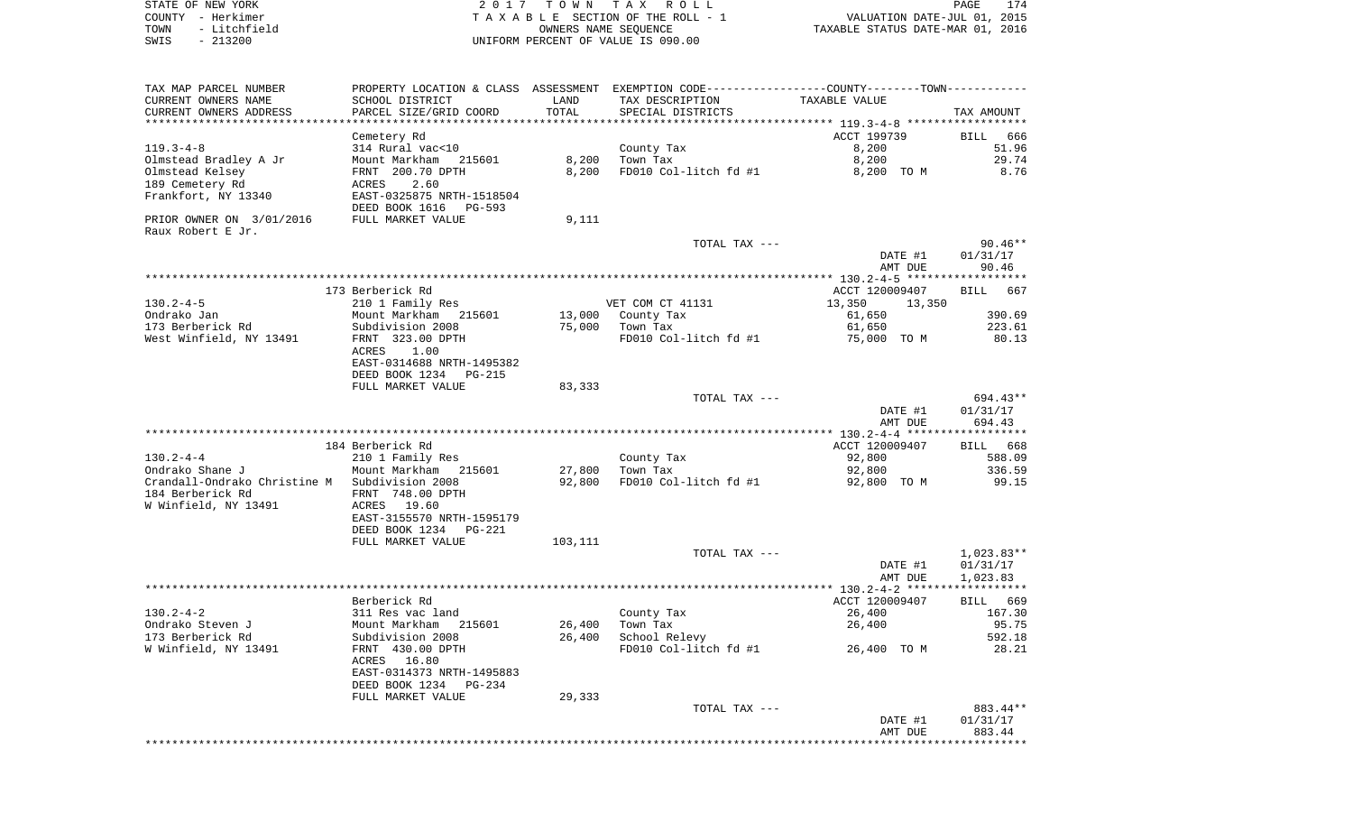STATE OF NEW YORK
COUNTY - Herkimer
TOWN - Litchfield
SWIS - 213200

2017 TOWN TAX ROLL
TAXABLE SECTION OF THE ROLL - 1
OWNERS NAME SEQUENCE
UNIFORM PERCENT OF VALUE IS 090.00

VALUATION DATE-JUL 01, 2015
TAXABLE STATUS DATE-MAR 01, 2016

| TAX MAP PARCEL NUMBER / CURRENT OWNERS NAME / CURRENT OWNERS ADDRESS | PROPERTY LOCATION & CLASS / SCHOOL DISTRICT / PARCEL SIZE/GRID COORD | ASSESSMENT LAND | ASSESSMENT TOTAL | EXEMPTION CODE / TAX DESCRIPTION / SPECIAL DISTRICTS | TAXABLE VALUE | TAX AMOUNT |
|---|---|---|---|---|---|---|
| | Cemetery Rd | | | | ACCT 199739 | BILL 666 |
| 119.3-4-8 | 314 Rural vac<10 | | | County Tax | 8,200 | 51.96 |
| Olmstead Bradley A Jr | Mount Markham 215601 | 8,200 | | Town Tax | 8,200 | 29.74 |
| Olmstead Kelsey | FRNT 200.70 DPTH | | 8,200 | FD010 Col-litch fd #1 | 8,200 TO M | 8.76 |
| 189 Cemetery Rd | ACRES 2.60 | | | | | |
| Frankfort, NY 13340 | EAST-0325875 NRTH-1518504 | | | | | |
| | DEED BOOK 1616 PG-593 | | | | | |
| PRIOR OWNER ON 3/01/2016 | FULL MARKET VALUE | 9,111 | | | | |
| Raux Robert E Jr. | | | | | | |
| | | | | TOTAL TAX --- | | 90.46** |
| | | | | | DATE #1 | 01/31/17 |
| | | | | | AMT DUE | 90.46 |
| | 173 Berberick Rd | | | | ACCT 120009407 | BILL 667 |
| 130.2-4-5 | 210 1 Family Res | | | VET COM CT 41131 | 13,350 13,350 | |
| Ondrako Jan | Mount Markham 215601 | 13,000 | | County Tax | 61,650 | 390.69 |
| 173 Berberick Rd | Subdivision 2008 | | 75,000 | Town Tax | 61,650 | 223.61 |
| West Winfield, NY 13491 | FRNT 323.00 DPTH | | | FD010 Col-litch fd #1 | 75,000 TO M | 80.13 |
| | ACRES 1.00 | | | | | |
| | EAST-0314688 NRTH-1495382 | | | | | |
| | DEED BOOK 1234 PG-215 | | | | | |
| | FULL MARKET VALUE | 83,333 | | | | |
| | | | | TOTAL TAX --- | | 694.43** |
| | | | | | DATE #1 | 01/31/17 |
| | | | | | AMT DUE | 694.43 |
| | 184 Berberick Rd | | | | ACCT 120009407 | BILL 668 |
| 130.2-4-4 | 210 1 Family Res | | | County Tax | 92,800 | 588.09 |
| Ondrako Shane J | Mount Markham 215601 | 27,800 | | Town Tax | 92,800 | 336.59 |
| Crandall-Ondrako Christine M | Subdivision 2008 | | 92,800 | FD010 Col-litch fd #1 | 92,800 TO M | 99.15 |
| 184 Berberick Rd | FRNT 748.00 DPTH | | | | | |
| W Winfield, NY 13491 | ACRES 19.60 | | | | | |
| | EAST-3155570 NRTH-1595179 | | | | | |
| | DEED BOOK 1234 PG-221 | | | | | |
| | FULL MARKET VALUE | 103,111 | | | | |
| | | | | TOTAL TAX --- | | 1,023.83** |
| | | | | | DATE #1 | 01/31/17 |
| | | | | | AMT DUE | 1,023.83 |
| | Berberick Rd | | | | ACCT 120009407 | BILL 669 |
| 130.2-4-2 | 311 Res vac land | | | County Tax | 26,400 | 167.30 |
| Ondrako Steven J | Mount Markham 215601 | 26,400 | | Town Tax | 26,400 | 95.75 |
| 173 Berberick Rd | Subdivision 2008 | | 26,400 | School Relevy | | 592.18 |
| W Winfield, NY 13491 | FRNT 430.00 DPTH | | | FD010 Col-litch fd #1 | 26,400 TO M | 28.21 |
| | ACRES 16.80 | | | | | |
| | EAST-0314373 NRTH-1495883 | | | | | |
| | DEED BOOK 1234 PG-234 | | | | | |
| | FULL MARKET VALUE | 29,333 | | | | |
| | | | | TOTAL TAX --- | | 883.44** |
| | | | | | DATE #1 | 01/31/17 |
| | | | | | AMT DUE | 883.44 |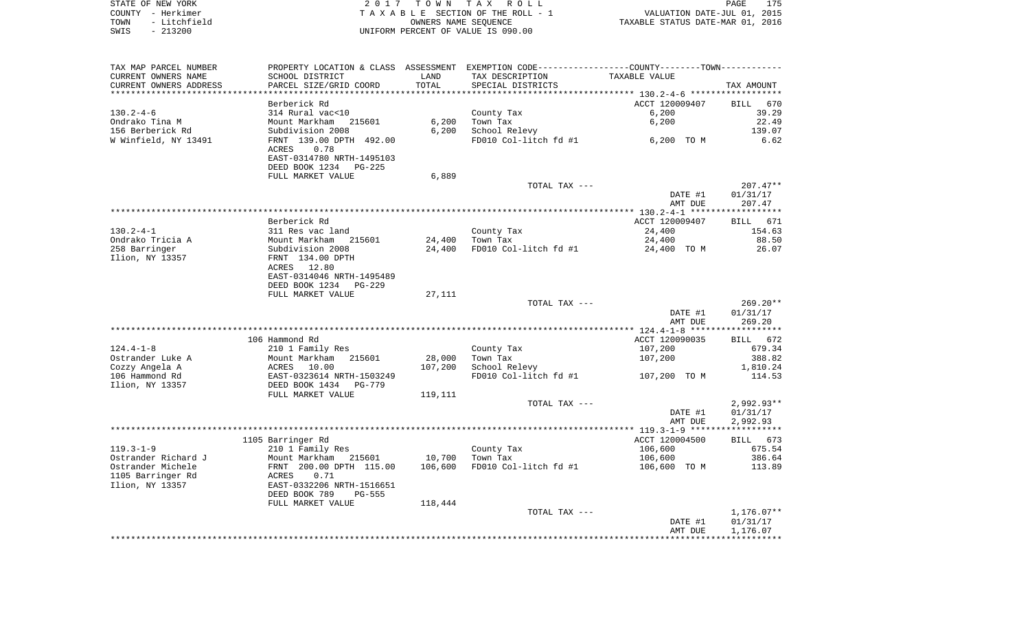STATE OF NEW YORK — 2017 TOWN TAX ROLL
COUNTY - Herkimer — TAXABLE SECTION OF THE ROLL - 1 — VALUATION DATE-JUL 01, 2015
TOWN - Litchfield — OWNERS NAME SEQUENCE — TAXABLE STATUS DATE-MAR 01, 2016
SWIS - 213200 — UNIFORM PERCENT OF VALUE IS 090.00

| TAX MAP PARCEL NUMBER / CURRENT OWNERS NAME / CURRENT OWNERS ADDRESS | PROPERTY LOCATION & CLASS / SCHOOL DISTRICT / PARCEL SIZE/GRID COORD | ASSESSMENT LAND | TOTAL | EXEMPTION CODE / TAX DESCRIPTION / SPECIAL DISTRICTS | COUNTY--------TOWN TAXABLE VALUE | TAX AMOUNT |
|---|---|---|---|---|---|---|
| | Berberick Rd | | | | ACCT 120009407 | BILL 670 |
| 130.2-4-6 | 314 Rural vac<10 | | | County Tax | 6,200 | 39.29 |
| Ondrako Tina M | Mount Markham 215601 | 6,200 | | Town Tax | 6,200 | 22.49 |
| 156 Berberick Rd | Subdivision 2008 | | 6,200 | School Relevy | | 139.07 |
| W Winfield, NY 13491 | FRNT 139.00 DPTH 492.00 | | | FD010 Col-litch fd #1 | 6,200 TO M | 6.62 |
| | ACRES 0.78 | | | | | |
| | EAST-0314780 NRTH-1495103 | | | | | |
| | DEED BOOK 1234 PG-225 | | | | | |
| | FULL MARKET VALUE | 6,889 | | | | |
| | | | | TOTAL TAX --- | | 207.47** |
| | | | | | DATE #1 | 01/31/17 |
| | | | | | AMT DUE | 207.47 |
| | Berberick Rd | | | | ACCT 120009407 | BILL 671 |
| 130.2-4-1 | 311 Res vac land | | | County Tax | 24,400 | 154.63 |
| Ondrako Tricia A | Mount Markham 215601 | 24,400 | | Town Tax | 24,400 | 88.50 |
| 258 Barringer | Subdivision 2008 | | 24,400 | FD010 Col-litch fd #1 | 24,400 TO M | 26.07 |
| Ilion, NY 13357 | FRNT 134.00 DPTH | | | | | |
| | ACRES 12.80 | | | | | |
| | EAST-0314046 NRTH-1495489 | | | | | |
| | DEED BOOK 1234 PG-229 | | | | | |
| | FULL MARKET VALUE | 27,111 | | | | |
| | | | | TOTAL TAX --- | | 269.20** |
| | | | | | DATE #1 | 01/31/17 |
| | | | | | AMT DUE | 269.20 |
| | 106 Hammond Rd | | | | ACCT 120090035 | BILL 672 |
| 124.4-1-8 | 210 1 Family Res | | | County Tax | 107,200 | 679.34 |
| Ostrander Luke A | Mount Markham 215601 | 28,000 | | Town Tax | 107,200 | 388.82 |
| Cozzy Angela A | ACRES 10.00 | | 107,200 | School Relevy | | 1,810.24 |
| 106 Hammond Rd | EAST-0323614 NRTH-1503249 | | | FD010 Col-litch fd #1 | 107,200 TO M | 114.53 |
| Ilion, NY 13357 | DEED BOOK 1434 PG-779 | | | | | |
| | FULL MARKET VALUE | 119,111 | | | | |
| | | | | TOTAL TAX --- | | 2,992.93** |
| | | | | | DATE #1 | 01/31/17 |
| | | | | | AMT DUE | 2,992.93 |
| | 1105 Barringer Rd | | | | ACCT 120004500 | BILL 673 |
| 119.3-1-9 | 210 1 Family Res | | | County Tax | 106,600 | 675.54 |
| Ostrander Richard J | Mount Markham 215601 | 10,700 | | Town Tax | 106,600 | 386.64 |
| Ostrander Michele | FRNT 200.00 DPTH 115.00 | | 106,600 | FD010 Col-litch fd #1 | 106,600 TO M | 113.89 |
| 1105 Barringer Rd | ACRES 0.71 | | | | | |
| Ilion, NY 13357 | EAST-0332206 NRTH-1516651 | | | | | |
| | DEED BOOK 789 PG-555 | | | | | |
| | FULL MARKET VALUE | 118,444 | | | | |
| | | | | TOTAL TAX --- | | 1,176.07** |
| | | | | | DATE #1 | 01/31/17 |
| | | | | | AMT DUE | 1,176.07 |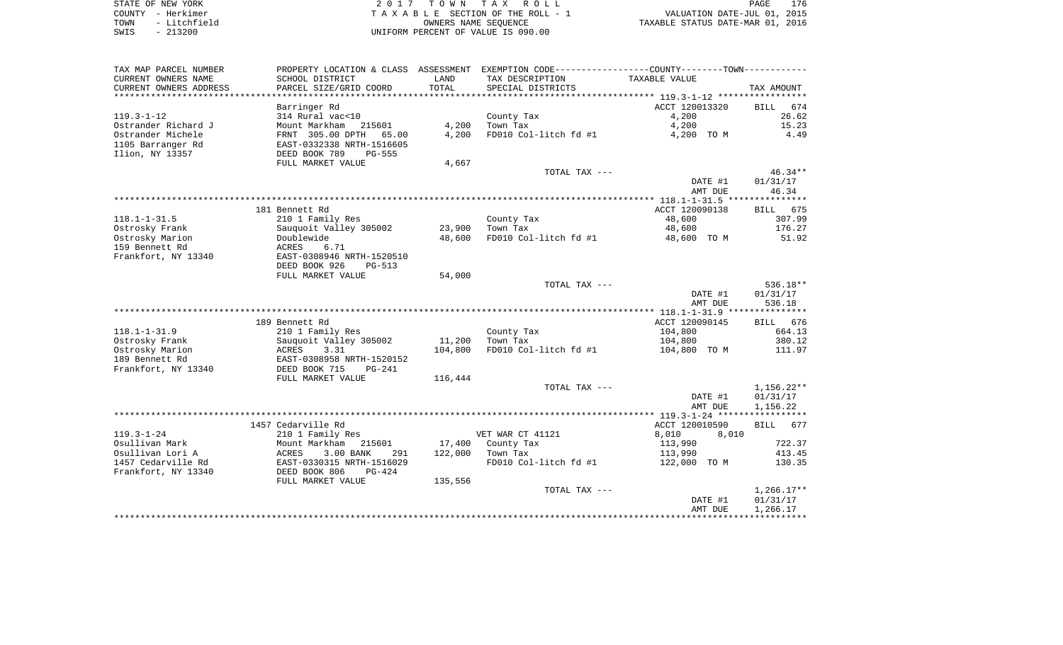STATE OF NEW YORK
COUNTY - Herkimer
TOWN - Litchfield
SWIS - 213200

2 0 1 7 T O W N T A X R O L L
T A X A B L E SECTION OF THE ROLL - 1
OWNERS NAME SEQUENCE
UNIFORM PERCENT OF VALUE IS 090.00

VALUATION DATE-JUL 01, 2015
TAXABLE STATUS DATE-MAR 01, 2016

| TAX MAP PARCEL NUMBER / CURRENT OWNERS NAME / CURRENT OWNERS ADDRESS | PROPERTY LOCATION & CLASS / SCHOOL DISTRICT / PARCEL SIZE/GRID COORD | ASSESSMENT LAND | TOTAL | EXEMPTION CODE / TAX DESCRIPTION / SPECIAL DISTRICTS | COUNTY--------TOWN TAXABLE VALUE | TAX AMOUNT |
|---|---|---|---|---|---|---|
| 119.3-1-12 | Barringer Rd | | | | ACCT 120013320 | BILL 674 |
| Ostrander Richard J | 314 Rural vac<10 | | | County Tax | 4,200 | 26.62 |
| Ostrander Michele | Mount Markham 215601 | 4,200 | | Town Tax | 4,200 | 15.23 |
| 1105 Barranger Rd | FRNT 305.00 DPTH 65.00 | | 4,200 | FD010 Col-litch fd #1 | 4,200 TO M | 4.49 |
| Ilion, NY 13357 | EAST-0332338 NRTH-1516605 | | | | | |
| | DEED BOOK 789 PG-555 | | | | | |
| | FULL MARKET VALUE | 4,667 | | | | |
| | | | | TOTAL TAX --- | | 46.34** |
| | | | | | DATE #1 | 01/31/17 |
| | | | | | AMT DUE | 46.34 |
| 118.1-1-31.5 | 181 Bennett Rd | | | | ACCT 120090138 | BILL 675 |
| Ostrosky Frank | 210 1 Family Res | | | County Tax | 48,600 | 307.99 |
| Ostrosky Marion | Sauquoit Valley 305002 | 23,900 | | Town Tax | 48,600 | 176.27 |
| 159 Bennett Rd | Doublewide | | 48,600 | FD010 Col-litch fd #1 | 48,600 TO M | 51.92 |
| Frankfort, NY 13340 | ACRES 6.71 | | | | | |
| | EAST-0308946 NRTH-1520510 | | | | | |
| | DEED BOOK 926 PG-513 | | | | | |
| | FULL MARKET VALUE | 54,000 | | | | |
| | | | | TOTAL TAX --- | | 536.18** |
| | | | | | DATE #1 | 01/31/17 |
| | | | | | AMT DUE | 536.18 |
| 118.1-1-31.9 | 189 Bennett Rd | | | | ACCT 120090145 | BILL 676 |
| Ostrosky Frank | 210 1 Family Res | | | County Tax | 104,800 | 664.13 |
| Ostrosky Marion | Sauquoit Valley 305002 | 11,200 | | Town Tax | 104,800 | 380.12 |
| 189 Bennett Rd | ACRES 3.31 | | 104,800 | FD010 Col-litch fd #1 | 104,800 TO M | 111.97 |
| Frankfort, NY 13340 | EAST-0308958 NRTH-1520152 | | | | | |
| | DEED BOOK 715 PG-241 | | | | | |
| | FULL MARKET VALUE | 116,444 | | | | |
| | | | | TOTAL TAX --- | | 1,156.22** |
| | | | | | DATE #1 | 01/31/17 |
| | | | | | AMT DUE | 1,156.22 |
| 119.3-1-24 | 1457 Cedarville Rd | | | | ACCT 120010590 | BILL 677 |
| Osullivan Mark | 210 1 Family Res | | | VET WAR CT 41121 | 8,010 8,010 | |
| Osullivan Lori A | Mount Markham 215601 | 17,400 | | County Tax | 113,990 | 722.37 |
| 1457 Cedarville Rd | ACRES 3.00 BANK 291 | | 122,000 | Town Tax | 113,990 | 413.45 |
| Frankfort, NY 13340 | EAST-0330315 NRTH-1516029 | | | FD010 Col-litch fd #1 | 122,000 TO M | 130.35 |
| | DEED BOOK 806 PG-424 | | | | | |
| | FULL MARKET VALUE | 135,556 | | | | |
| | | | | TOTAL TAX --- | | 1,266.17** |
| | | | | | DATE #1 | 01/31/17 |
| | | | | | AMT DUE | 1,266.17 |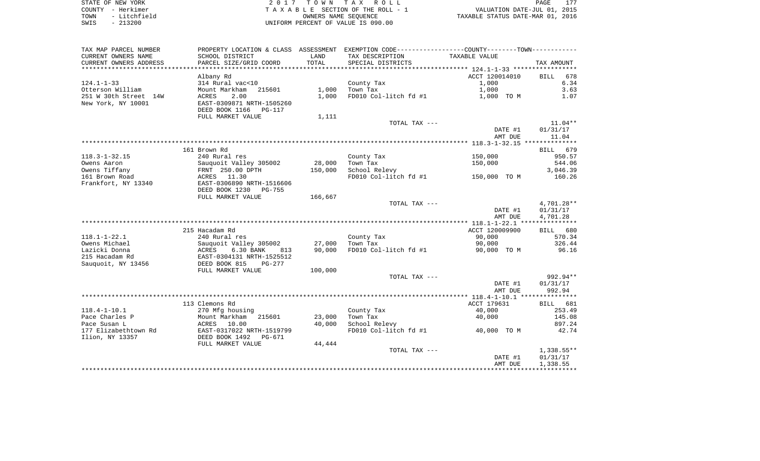STATE OF NEW YORK
COUNTY - Herkimer
TOWN - Litchfield
SWIS - 213200

2 0 1 7 T O W N T A X R O L L
T A X A B L E SECTION OF THE ROLL - 1
OWNERS NAME SEQUENCE
UNIFORM PERCENT OF VALUE IS 090.00

VALUATION DATE-JUL 01, 2015
TAXABLE STATUS DATE-MAR 01, 2016

| TAX MAP PARCEL NUMBER / CURRENT OWNERS NAME / CURRENT OWNERS ADDRESS | PROPERTY LOCATION & CLASS / SCHOOL DISTRICT / PARCEL SIZE/GRID COORD | ASSESSMENT LAND / TOTAL | EXEMPTION CODE / TAX DESCRIPTION / SPECIAL DISTRICTS | COUNTY--------TOWN / TAXABLE VALUE | TAX AMOUNT |
|---|---|---|---|---|---|
| **124.1-1-33** | Albany Rd | | | ACCT 120014010 | BILL 678 |
| 124.1-1-33 | 314 Rural vac<10 | | County Tax | 1,000 | 6.34 |
| Otterson William | Mount Markham 215601 | 1,000 | Town Tax | 1,000 | 3.63 |
| 251 W 30th Street 14W | ACRES 2.00 | 1,000 | FD010 Col-litch fd #1 | 1,000 TO M | 1.07 |
| New York, NY 10001 | EAST-0309871 NRTH-1505260 | | | | |
| | DEED BOOK 1166 PG-117 | | | | |
| | FULL MARKET VALUE | 1,111 | | | |
| | | | TOTAL TAX --- | | 11.04** |
| | | | | DATE #1 | 01/31/17 |
| | | | | AMT DUE | 11.04 |
| **118.3-1-32.15** | 161 Brown Rd | | | | BILL 679 |
| 118.3-1-32.15 | 240 Rural res | | County Tax | 150,000 | 950.57 |
| Owens Aaron | Sauquoit Valley 305002 | 28,000 | Town Tax | 150,000 | 544.06 |
| Owens Tiffany | FRNT 250.00 DPTH | 150,000 | School Relevy | | 3,046.39 |
| 161 Brown Road | ACRES 11.30 | | FD010 Col-litch fd #1 | 150,000 TO M | 160.26 |
| Frankfort, NY 13340 | EAST-0306890 NRTH-1516606 | | | | |
| | DEED BOOK 1230 PG-755 | | | | |
| | FULL MARKET VALUE | 166,667 | | | |
| | | | TOTAL TAX --- | | 4,701.28** |
| | | | | DATE #1 | 01/31/17 |
| | | | | AMT DUE | 4,701.28 |
| **118.1-1-22.1** | 215 Hacadam Rd | | | ACCT 120009900 | BILL 680 |
| 118.1-1-22.1 | 240 Rural res | | County Tax | 90,000 | 570.34 |
| Owens Michael | Sauquoit Valley 305002 | 27,000 | Town Tax | 90,000 | 326.44 |
| Lazicki Donna | ACRES 6.30 BANK 813 | 90,000 | FD010 Col-litch fd #1 | 90,000 TO M | 96.16 |
| 215 Hacadam Rd | EAST-0304131 NRTH-1525512 | | | | |
| Sauquoit, NY 13456 | DEED BOOK 815 PG-277 | | | | |
| | FULL MARKET VALUE | 100,000 | | | |
| | | | TOTAL TAX --- | | 992.94** |
| | | | | DATE #1 | 01/31/17 |
| | | | | AMT DUE | 992.94 |
| **118.4-1-10.1** | 113 Clemons Rd | | | ACCT 179631 | BILL 681 |
| 118.4-1-10.1 | 270 Mfg housing | | County Tax | 40,000 | 253.49 |
| Pace Charles P | Mount Markham 215601 | 23,000 | Town Tax | 40,000 | 145.08 |
| Pace Susan L | ACRES 10.00 | 40,000 | School Relevy | | 897.24 |
| 177 Elizabethtown Rd | EAST-0317022 NRTH-1519799 | | FD010 Col-litch fd #1 | 40,000 TO M | 42.74 |
| Ilion, NY 13357 | DEED BOOK 1492 PG-671 | | | | |
| | FULL MARKET VALUE | 44,444 | | | |
| | | | TOTAL TAX --- | | 1,338.55** |
| | | | | DATE #1 | 01/31/17 |
| | | | | AMT DUE | 1,338.55 |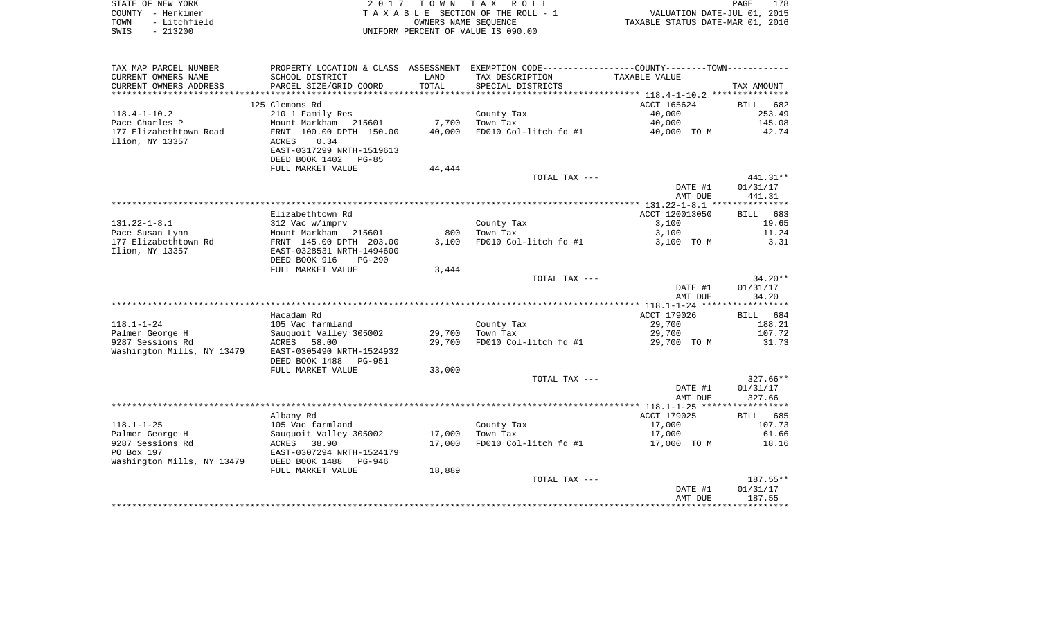STATE OF NEW YORK
COUNTY - Herkimer
TOWN - Litchfield
SWIS - 213200

2 0 1 7 T O W N T A X R O L L
T A X A B L E SECTION OF THE ROLL - 1
OWNERS NAME SEQUENCE
UNIFORM PERCENT OF VALUE IS 090.00

VALUATION DATE-JUL 01, 2015
TAXABLE STATUS DATE-MAR 01, 2016

| TAX MAP PARCEL NUMBER / CURRENT OWNERS NAME / CURRENT OWNERS ADDRESS | PROPERTY LOCATION & CLASS / SCHOOL DISTRICT / PARCEL SIZE/GRID COORD | ASSESSMENT LAND / TOTAL | EXEMPTION CODE / TAX DESCRIPTION / SPECIAL DISTRICTS | COUNTY--------TOWN / TAXABLE VALUE | TAX AMOUNT |
|---|---|---|---|---|---|
| **118.4-1-10.2** | 125 Clemons Rd | | | ACCT 165624 | BILL 682 |
| 118.4-1-10.2 | 210 1 Family Res | | County Tax | 40,000 | 253.49 |
| Pace Charles P | Mount Markham 215601 | 7,700 | Town Tax | 40,000 | 145.08 |
| 177 Elizabethtown Road | FRNT 100.00 DPTH 150.00 | 40,000 | FD010 Col-litch fd #1 | 40,000 TO M | 42.74 |
| Ilion, NY 13357 | ACRES 0.34 | | | | |
| | EAST-0317299 NRTH-1519613 | | | | |
| | DEED BOOK 1402 PG-85 | | | | |
| | FULL MARKET VALUE | 44,444 | | | |
| | | | TOTAL TAX --- | | 441.31** |
| | | | | DATE #1 | 01/31/17 |
| | | | | AMT DUE | 441.31 |
| **131.22-1-8.1** | Elizabethtown Rd | | | ACCT 120013050 | BILL 683 |
| 131.22-1-8.1 | 312 Vac w/imprv | | County Tax | 3,100 | 19.65 |
| Pace Susan Lynn | Mount Markham 215601 | 800 | Town Tax | 3,100 | 11.24 |
| 177 Elizabethtown Rd | FRNT 145.00 DPTH 203.00 | 3,100 | FD010 Col-litch fd #1 | 3,100 TO M | 3.31 |
| Ilion, NY 13357 | EAST-0328531 NRTH-1494600 | | | | |
| | DEED BOOK 916 PG-290 | | | | |
| | FULL MARKET VALUE | 3,444 | | | |
| | | | TOTAL TAX --- | | 34.20** |
| | | | | DATE #1 | 01/31/17 |
| | | | | AMT DUE | 34.20 |
| **118.1-1-24** | Hacadam Rd | | | ACCT 179026 | BILL 684 |
| 118.1-1-24 | 105 Vac farmland | | County Tax | 29,700 | 188.21 |
| Palmer George H | Sauquoit Valley 305002 | 29,700 | Town Tax | 29,700 | 107.72 |
| 9287 Sessions Rd | ACRES 58.00 | 29,700 | FD010 Col-litch fd #1 | 29,700 TO M | 31.73 |
| Washington Mills, NY 13479 | EAST-0305490 NRTH-1524932 | | | | |
| | DEED BOOK 1488 PG-951 | | | | |
| | FULL MARKET VALUE | 33,000 | | | |
| | | | TOTAL TAX --- | | 327.66** |
| | | | | DATE #1 | 01/31/17 |
| | | | | AMT DUE | 327.66 |
| **118.1-1-25** | Albany Rd | | | ACCT 179025 | BILL 685 |
| 118.1-1-25 | 105 Vac farmland | | County Tax | 17,000 | 107.73 |
| Palmer George H | Sauquoit Valley 305002 | 17,000 | Town Tax | 17,000 | 61.66 |
| 9287 Sessions Rd | ACRES 38.90 | 17,000 | FD010 Col-litch fd #1 | 17,000 TO M | 18.16 |
| PO Box 197 | EAST-0307294 NRTH-1524179 | | | | |
| Washington Mills, NY 13479 | DEED BOOK 1488 PG-946 | | | | |
| | FULL MARKET VALUE | 18,889 | | | |
| | | | TOTAL TAX --- | | 187.55** |
| | | | | DATE #1 | 01/31/17 |
| | | | | AMT DUE | 187.55 |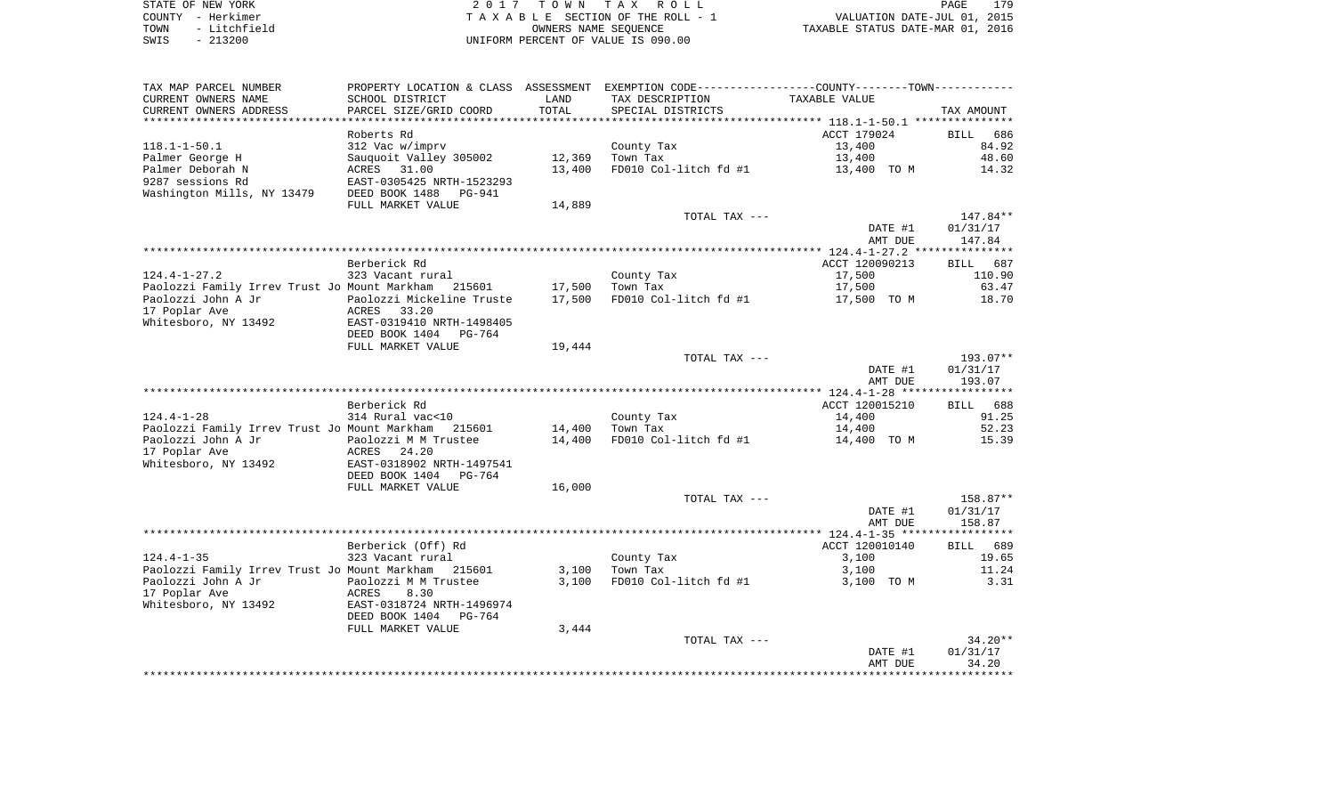STATE OF NEW YORK
COUNTY - Herkimer
TOWN - Litchfield
SWIS - 213200

2 0 1 7 T O W N T A X R O L L
T A X A B L E SECTION OF THE ROLL - 1
OWNERS NAME SEQUENCE
UNIFORM PERCENT OF VALUE IS 090.00

VALUATION DATE-JUL 01, 2015
TAXABLE STATUS DATE-MAR 01, 2016

| TAX MAP PARCEL NUMBER<br>CURRENT OWNERS NAME<br>CURRENT OWNERS ADDRESS | PROPERTY LOCATION & CLASS<br>SCHOOL DISTRICT<br>PARCEL SIZE/GRID COORD | ASSESSMENT<br>LAND<br>TOTAL | EXEMPTION CODE<br>TAX DESCRIPTION<br>SPECIAL DISTRICTS | COUNTY--------TOWN<br>TAXABLE VALUE | TAX AMOUNT |
|---|---|---|---|---|---|
| | Roberts Rd | | | ACCT 179024 | BILL 686 |
| 118.1-1-50.1 | 312 Vac w/imprv | | County Tax | 13,400 | 84.92 |
| Palmer George H | Sauquoit Valley 305002 | 12,369 | Town Tax | 13,400 | 48.60 |
| Palmer Deborah N | ACRES 31.00 | 13,400 | FD010 Col-litch fd #1 | 13,400 TO M | 14.32 |
| 9287 sessions Rd | EAST-0305425 NRTH-1523293 | | | | |
| Washington Mills, NY 13479 | DEED BOOK 1488 PG-941 | | | | |
| | FULL MARKET VALUE | 14,889 | | | |
| | | | TOTAL TAX --- | | 147.84** |
| | | | | DATE #1 | 01/31/17 |
| | | | | AMT DUE | 147.84 |
| | Berberick Rd | | | ACCT 120090213 | BILL 687 |
| 124.4-1-27.2 | 323 Vacant rural | | County Tax | 17,500 | 110.90 |
| Paolozzi Family Irrev Trust Jo | Mount Markham 215601 | 17,500 | Town Tax | 17,500 | 63.47 |
| Paolozzi John A Jr | Paolozzi Mickeline Truste | 17,500 | FD010 Col-litch fd #1 | 17,500 TO M | 18.70 |
| 17 Poplar Ave | ACRES 33.20 | | | | |
| Whitesboro, NY 13492 | EAST-0319410 NRTH-1498405 | | | | |
| | DEED BOOK 1404 PG-764 | | | | |
| | FULL MARKET VALUE | 19,444 | | | |
| | | | TOTAL TAX --- | | 193.07** |
| | | | | DATE #1 | 01/31/17 |
| | | | | AMT DUE | 193.07 |
| | Berberick Rd | | | ACCT 120015210 | BILL 688 |
| 124.4-1-28 | 314 Rural vac<10 | | County Tax | 14,400 | 91.25 |
| Paolozzi Family Irrev Trust Jo | Mount Markham 215601 | 14,400 | Town Tax | 14,400 | 52.23 |
| Paolozzi John A Jr | Paolozzi M M Trustee | 14,400 | FD010 Col-litch fd #1 | 14,400 TO M | 15.39 |
| 17 Poplar Ave | ACRES 24.20 | | | | |
| Whitesboro, NY 13492 | EAST-0318902 NRTH-1497541 | | | | |
| | DEED BOOK 1404 PG-764 | | | | |
| | FULL MARKET VALUE | 16,000 | | | |
| | | | TOTAL TAX --- | | 158.87** |
| | | | | DATE #1 | 01/31/17 |
| | | | | AMT DUE | 158.87 |
| | Berberick (Off) Rd | | | ACCT 120010140 | BILL 689 |
| 124.4-1-35 | 323 Vacant rural | | County Tax | 3,100 | 19.65 |
| Paolozzi Family Irrev Trust Jo | Mount Markham 215601 | 3,100 | Town Tax | 3,100 | 11.24 |
| Paolozzi John A Jr | Paolozzi M M Trustee | 3,100 | FD010 Col-litch fd #1 | 3,100 TO M | 3.31 |
| 17 Poplar Ave | ACRES 8.30 | | | | |
| Whitesboro, NY 13492 | EAST-0318724 NRTH-1496974 | | | | |
| | DEED BOOK 1404 PG-764 | | | | |
| | FULL MARKET VALUE | 3,444 | | | |
| | | | TOTAL TAX --- | | 34.20** |
| | | | | DATE #1 | 01/31/17 |
| | | | | AMT DUE | 34.20 |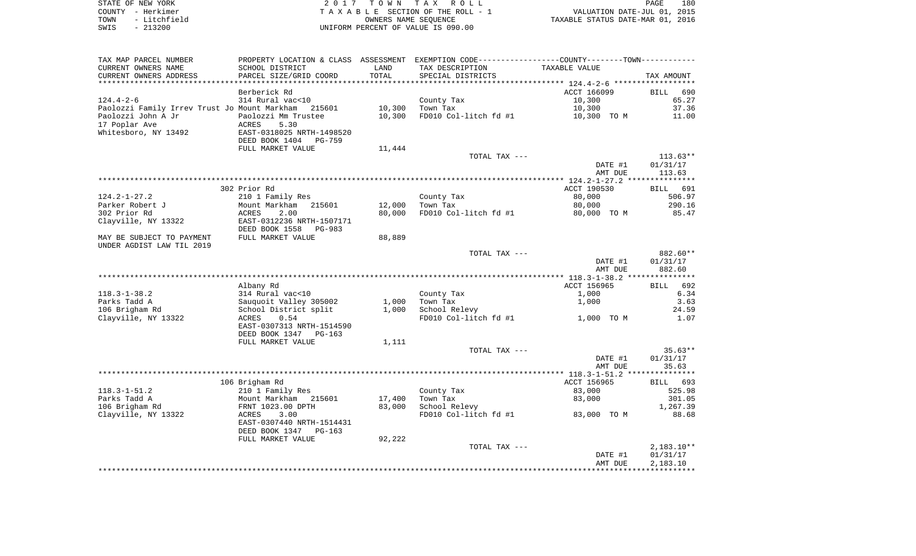STATE OF NEW YORK
COUNTY - Herkimer
TOWN - Litchfield
SWIS - 213200

2 0 1 7 T O W N T A X R O L L
T A X A B L E SECTION OF THE ROLL - 1
OWNERS NAME SEQUENCE
UNIFORM PERCENT OF VALUE IS 090.00

VALUATION DATE-JUL 01, 2015
TAXABLE STATUS DATE-MAR 01, 2016

| TAX MAP PARCEL NUMBER<br>CURRENT OWNERS NAME<br>CURRENT OWNERS ADDRESS | PROPERTY LOCATION & CLASS<br>SCHOOL DISTRICT<br>PARCEL SIZE/GRID COORD | ASSESSMENT<br>LAND<br>TOTAL | EXEMPTION CODE<br>TAX DESCRIPTION<br>SPECIAL DISTRICTS | COUNTY--------TOWN<br>TAXABLE VALUE | TAX AMOUNT |
|---|---|---|---|---|---|
| | Berberick Rd | | | ACCT 166099 | BILL 690 |
| 124.4-2-6 | 314 Rural vac<10 | | County Tax | 10,300 | 65.27 |
| Paolozzi Family Irrev Trust Jo | Mount Markham 215601 | 10,300 | Town Tax | 10,300 | 37.36 |
| Paolozzi John A Jr | Paolozzi Mm Trustee | 10,300 | FD010 Col-litch fd #1 | 10,300 TO M | 11.00 |
| 17 Poplar Ave | ACRES 5.30 | | | | |
| Whitesboro, NY 13492 | EAST-0318025 NRTH-1498520 | | | | |
| | DEED BOOK 1404 PG-759 | | | | |
| | FULL MARKET VALUE | 11,444 | | | |
| | | | TOTAL TAX --- | | 113.63** |
| | | | | DATE #1 | 01/31/17 |
| | | | | AMT DUE | 113.63 |
| | 302 Prior Rd | | | ACCT 190530 | BILL 691 |
| 124.2-1-27.2 | 210 1 Family Res | | County Tax | 80,000 | 506.97 |
| Parker Robert J | Mount Markham 215601 | 12,000 | Town Tax | 80,000 | 290.16 |
| 302 Prior Rd | ACRES 2.00 | 80,000 | FD010 Col-litch fd #1 | 80,000 TO M | 85.47 |
| Clayville, NY 13322 | EAST-0312236 NRTH-1507171 | | | | |
| | DEED BOOK 1558 PG-983 | | | | |
| MAY BE SUBJECT TO PAYMENT | FULL MARKET VALUE | 88,889 | | | |
| UNDER AGDIST LAW TIL 2019 | | | | | |
| | | | TOTAL TAX --- | | 882.60** |
| | | | | DATE #1 | 01/31/17 |
| | | | | AMT DUE | 882.60 |
| | Albany Rd | | | ACCT 156965 | BILL 692 |
| 118.3-1-38.2 | 314 Rural vac<10 | | County Tax | 1,000 | 6.34 |
| Parks Tadd A | Sauquoit Valley 305002 | 1,000 | Town Tax | 1,000 | 3.63 |
| 106 Brigham Rd | School District split | 1,000 | School Relevy | | 24.59 |
| Clayville, NY 13322 | ACRES 0.54 | | FD010 Col-litch fd #1 | 1,000 TO M | 1.07 |
| | EAST-0307313 NRTH-1514590 | | | | |
| | DEED BOOK 1347 PG-163 | | | | |
| | FULL MARKET VALUE | 1,111 | | | |
| | | | TOTAL TAX --- | | 35.63** |
| | | | | DATE #1 | 01/31/17 |
| | | | | AMT DUE | 35.63 |
| | 106 Brigham Rd | | | ACCT 156965 | BILL 693 |
| 118.3-1-51.2 | 210 1 Family Res | | County Tax | 83,000 | 525.98 |
| Parks Tadd A | Mount Markham 215601 | 17,400 | Town Tax | 83,000 | 301.05 |
| 106 Brigham Rd | FRNT 1023.00 DPTH | 83,000 | School Relevy | | 1,267.39 |
| Clayville, NY 13322 | ACRES 3.00 | | FD010 Col-litch fd #1 | 83,000 TO M | 88.68 |
| | EAST-0307440 NRTH-1514431 | | | | |
| | DEED BOOK 1347 PG-163 | | | | |
| | FULL MARKET VALUE | 92,222 | | | |
| | | | TOTAL TAX --- | | 2,183.10** |
| | | | | DATE #1 | 01/31/17 |
| | | | | AMT DUE | 2,183.10 |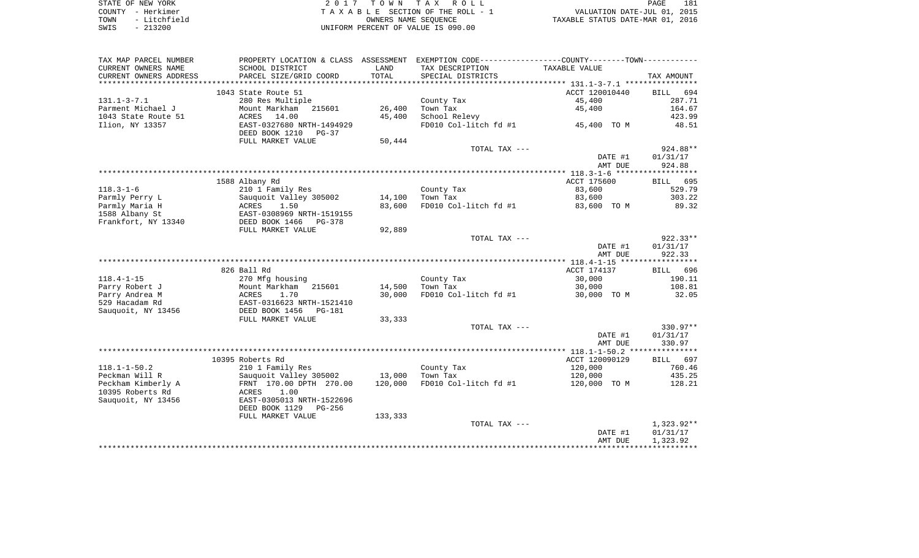STATE OF NEW YORK
COUNTY - Herkimer
TOWN - Litchfield
SWIS - 213200

2 0 1 7 T O W N T A X R O L L
T A X A B L E SECTION OF THE ROLL - 1
OWNERS NAME SEQUENCE
UNIFORM PERCENT OF VALUE IS 090.00

VALUATION DATE-JUL 01, 2015
TAXABLE STATUS DATE-MAR 01, 2016

| TAX MAP PARCEL NUMBER / CURRENT OWNERS NAME / CURRENT OWNERS ADDRESS | PROPERTY LOCATION & CLASS / SCHOOL DISTRICT / PARCEL SIZE/GRID COORD | ASSESSMENT LAND | TOTAL | EXEMPTION CODE / TAX DESCRIPTION / SPECIAL DISTRICTS | COUNTY--------TOWN / TAXABLE VALUE | TAX AMOUNT |
|---|---|---|---|---|---|---|
| | 1043 State Route 51 | | | | ACCT 120010440 | BILL 694 |
| 131.1-3-7.1 | 280 Res Multiple | | | County Tax | 45,400 | 287.71 |
| Parment Michael J | Mount Markham 215601 | 26,400 | | Town Tax | 45,400 | 164.67 |
| 1043 State Route 51 | ACRES 14.00 | | 45,400 | School Relevy | | 423.99 |
| Ilion, NY 13357 | EAST-0327680 NRTH-1494929 | | | FD010 Col-litch fd #1 | 45,400 TO M | 48.51 |
| | DEED BOOK 1210 PG-37 | | | | | |
| | FULL MARKET VALUE | | 50,444 | | | |
| | | | | TOTAL TAX --- | | 924.88** |
| | | | | | DATE #1 | 01/31/17 |
| | | | | | AMT DUE | 924.88 |
| | 1588 Albany Rd | | | | ACCT 175600 | BILL 695 |
| 118.3-1-6 | 210 1 Family Res | | | County Tax | 83,600 | 529.79 |
| Parmly Perry L | Sauquoit Valley 305002 | 14,100 | | Town Tax | 83,600 | 303.22 |
| Parmly Maria H | ACRES 1.50 | | 83,600 | FD010 Col-litch fd #1 | 83,600 TO M | 89.32 |
| 1588 Albany St | EAST-0308969 NRTH-1519155 | | | | | |
| Frankfort, NY 13340 | DEED BOOK 1466 PG-378 | | | | | |
| | FULL MARKET VALUE | | 92,889 | | | |
| | | | | TOTAL TAX --- | | 922.33** |
| | | | | | DATE #1 | 01/31/17 |
| | | | | | AMT DUE | 922.33 |
| | 826 Ball Rd | | | | ACCT 174137 | BILL 696 |
| 118.4-1-15 | 270 Mfg housing | | | County Tax | 30,000 | 190.11 |
| Parry Robert J | Mount Markham 215601 | 14,500 | | Town Tax | 30,000 | 108.81 |
| Parry Andrea M | ACRES 1.70 | | 30,000 | FD010 Col-litch fd #1 | 30,000 TO M | 32.05 |
| 529 Hacadam Rd | EAST-0316623 NRTH-1521410 | | | | | |
| Sauquoit, NY 13456 | DEED BOOK 1456 PG-181 | | | | | |
| | FULL MARKET VALUE | | 33,333 | | | |
| | | | | TOTAL TAX --- | | 330.97** |
| | | | | | DATE #1 | 01/31/17 |
| | | | | | AMT DUE | 330.97 |
| | 10395 Roberts Rd | | | | ACCT 120090129 | BILL 697 |
| 118.1-1-50.2 | 210 1 Family Res | | | County Tax | 120,000 | 760.46 |
| Peckman Will R | Sauquoit Valley 305002 | 13,000 | | Town Tax | 120,000 | 435.25 |
| Peckham Kimberly A | FRNT 170.00 DPTH 270.00 | | 120,000 | FD010 Col-litch fd #1 | 120,000 TO M | 128.21 |
| 10395 Roberts Rd | ACRES 1.00 | | | | | |
| Sauquoit, NY 13456 | EAST-0305013 NRTH-1522696 | | | | | |
| | DEED BOOK 1129 PG-256 | | | | | |
| | FULL MARKET VALUE | | 133,333 | | | |
| | | | | TOTAL TAX --- | | 1,323.92** |
| | | | | | DATE #1 | 01/31/17 |
| | | | | | AMT DUE | 1,323.92 |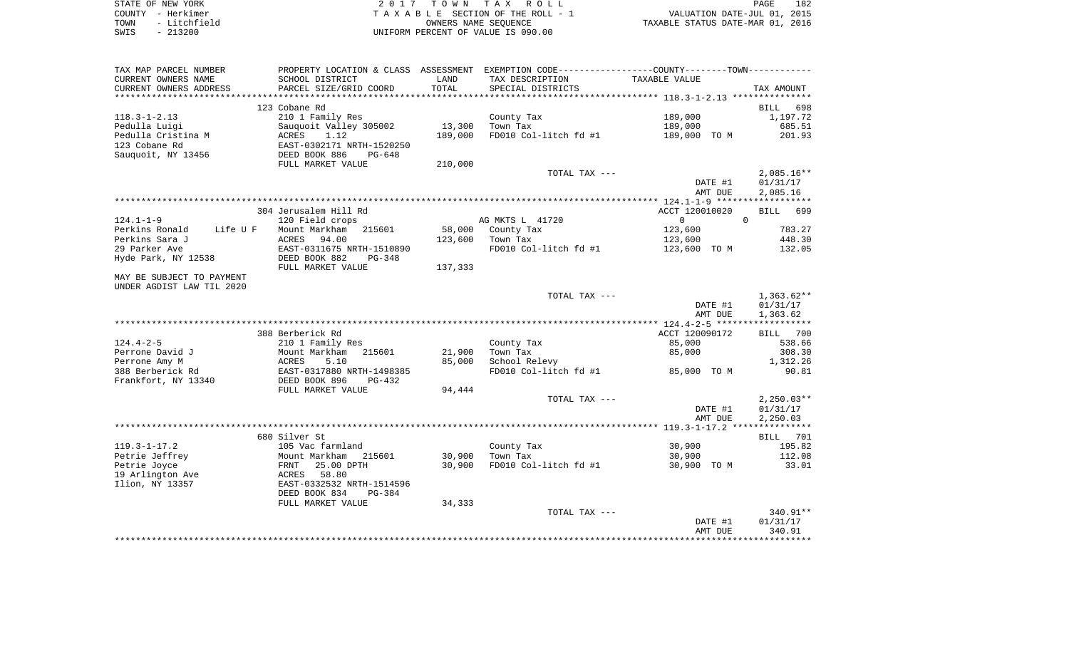STATE OF NEW YORK 2017 TOWN TAX ROLL
COUNTY - Herkimer T A X A B L E SECTION OF THE ROLL - 1 VALUATION DATE-JUL 01, 2015
TOWN - Litchfield OWNERS NAME SEQUENCE TAXABLE STATUS DATE-MAR 01, 2016
SWIS - 213200 UNIFORM PERCENT OF VALUE IS 090.00

| TAX MAP PARCEL NUMBER / CURRENT OWNERS NAME / CURRENT OWNERS ADDRESS | PROPERTY LOCATION & CLASS / SCHOOL DISTRICT / PARCEL SIZE/GRID COORD | ASSESSMENT LAND / TOTAL | EXEMPTION CODE / TAX DESCRIPTION / SPECIAL DISTRICTS | COUNTY--------TOWN TAXABLE VALUE | TAX AMOUNT |
|---|---|---|---|---|---|
| 118.3-1-2.13 | 123 Cobane Rd | | | | BILL 698 |
| 118.3-1-2.13 | 210 1 Family Res | | County Tax | 189,000 | 1,197.72 |
| Pedulla Luigi | Sauquoit Valley 305002 | 13,300 | Town Tax | 189,000 | 685.51 |
| Pedulla Cristina M | ACRES 1.12 | 189,000 | FD010 Col-litch fd #1 | 189,000 TO M | 201.93 |
| 123 Cobane Rd | EAST-0302171 NRTH-1520250 | | | | |
| Sauquoit, NY 13456 | DEED BOOK 886 PG-648 | | | | |
| | FULL MARKET VALUE | 210,000 | | | |
| | | | TOTAL TAX --- | | 2,085.16** |
| | | | | DATE #1 | 01/31/17 |
| | | | | AMT DUE | 2,085.16 |
| 124.1-1-9 | 304 Jerusalem Hill Rd | | | ACCT 120010020 | BILL 699 |
| 124.1-1-9 | 120 Field crops | | AG MKTS L 41720 | 0 0 | |
| Perkins Ronald Life U F | Mount Markham 215601 | 58,000 | County Tax | 123,600 | 783.27 |
| Perkins Sara J | ACRES 94.00 | 123,600 | Town Tax | 123,600 | 448.30 |
| 29 Parker Ave | EAST-0311675 NRTH-1510890 | | FD010 Col-litch fd #1 | 123,600 TO M | 132.05 |
| Hyde Park, NY 12538 | DEED BOOK 882 PG-348 | | | | |
| | FULL MARKET VALUE | 137,333 | | | |
| MAY BE SUBJECT TO PAYMENT UNDER AGDIST LAW TIL 2020 | | | | | |
| | | | TOTAL TAX --- | | 1,363.62** |
| | | | | DATE #1 | 01/31/17 |
| | | | | AMT DUE | 1,363.62 |
| 124.4-2-5 | 388 Berberick Rd | | | ACCT 120090172 | BILL 700 |
| 124.4-2-5 | 210 1 Family Res | | County Tax | 85,000 | 538.66 |
| Perrone David J | Mount Markham 215601 | 21,900 | Town Tax | 85,000 | 308.30 |
| Perrone Amy M | ACRES 5.10 | 85,000 | School Relevy | | 1,312.26 |
| 388 Berberick Rd | EAST-0317880 NRTH-1498385 | | FD010 Col-litch fd #1 | 85,000 TO M | 90.81 |
| Frankfort, NY 13340 | DEED BOOK 896 PG-432 | | | | |
| | FULL MARKET VALUE | 94,444 | | | |
| | | | TOTAL TAX --- | | 2,250.03** |
| | | | | DATE #1 | 01/31/17 |
| | | | | AMT DUE | 2,250.03 |
| 119.3-1-17.2 | 680 Silver St | | | | BILL 701 |
| 119.3-1-17.2 | 105 Vac farmland | | County Tax | 30,900 | 195.82 |
| Petrie Jeffrey | Mount Markham 215601 | 30,900 | Town Tax | 30,900 | 112.08 |
| Petrie Joyce | FRNT 25.00 DPTH | 30,900 | FD010 Col-litch fd #1 | 30,900 TO M | 33.01 |
| 19 Arlington Ave | ACRES 58.80 | | | | |
| Ilion, NY 13357 | EAST-0332532 NRTH-1514596 | | | | |
| | DEED BOOK 834 PG-384 | | | | |
| | FULL MARKET VALUE | 34,333 | | | |
| | | | TOTAL TAX --- | | 340.91** |
| | | | | DATE #1 | 01/31/17 |
| | | | | AMT DUE | 340.91 |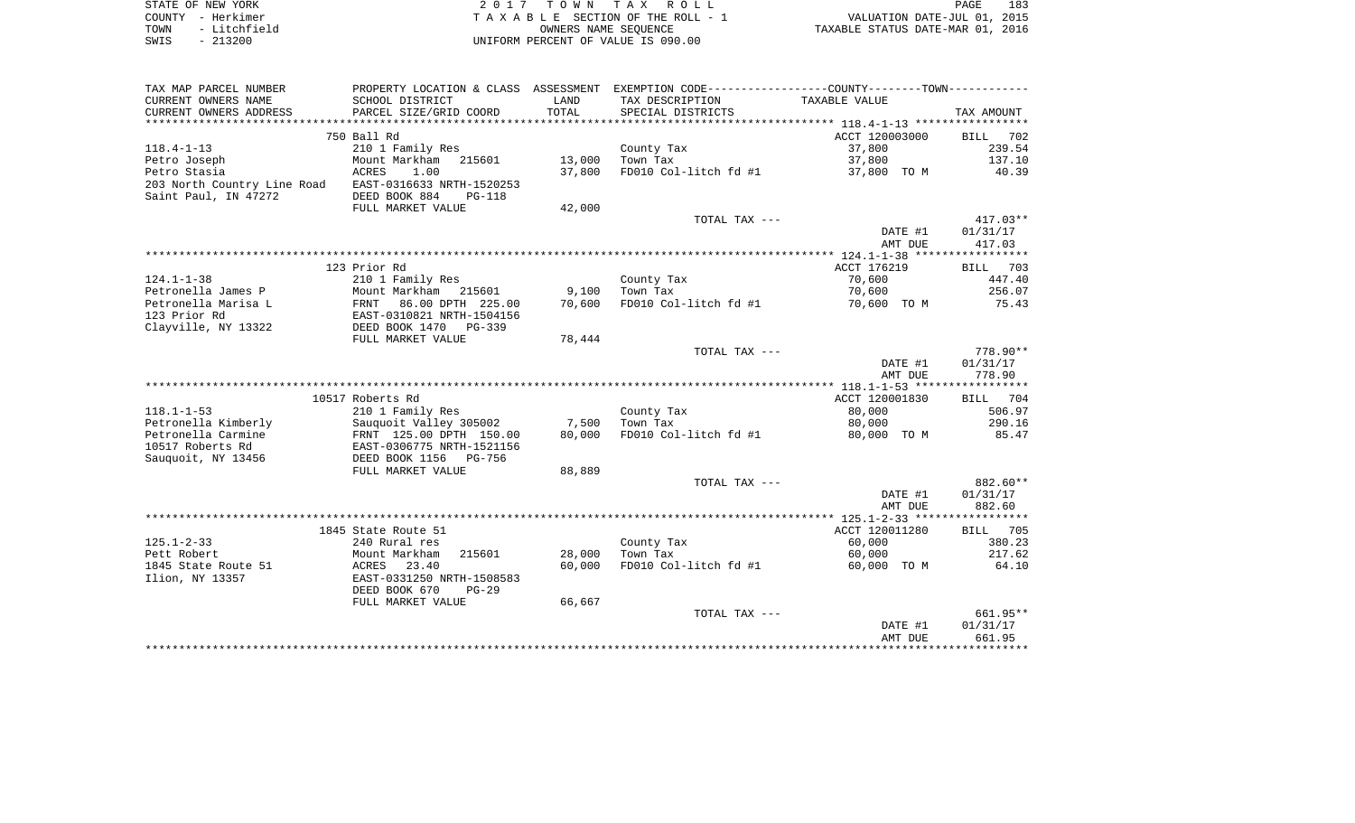STATE OF NEW YORK
COUNTY - Herkimer
TOWN - Litchfield
SWIS - 213200

2 0 1 7 T O W N T A X R O L L
T A X A B L E SECTION OF THE ROLL - 1
OWNERS NAME SEQUENCE
UNIFORM PERCENT OF VALUE IS 090.00

VALUATION DATE-JUL 01, 2015
TAXABLE STATUS DATE-MAR 01, 2016

| TAX MAP PARCEL NUMBER / CURRENT OWNERS NAME / CURRENT OWNERS ADDRESS | PROPERTY LOCATION & CLASS / SCHOOL DISTRICT / PARCEL SIZE/GRID COORD | ASSESSMENT LAND / TOTAL | EXEMPTION CODE / TAX DESCRIPTION / SPECIAL DISTRICTS | COUNTY / TOWN TAXABLE VALUE | TAX AMOUNT |
|---|---|---|---|---|---|
| | 750 Ball Rd | | | ACCT 120003000 | BILL 702 |
| 118.4-1-13 | 210 1 Family Res | | County Tax | 37,800 | 239.54 |
| Petro Joseph | Mount Markham 215601 | 13,000 | Town Tax | 37,800 | 137.10 |
| Petro Stasia | ACRES 1.00 | 37,800 | FD010 Col-litch fd #1 | 37,800 TO M | 40.39 |
| 203 North Country Line Road | EAST-0316633 NRTH-1520253 | | | | |
| Saint Paul, IN 47272 | DEED BOOK 884 PG-118 | | | | |
| | FULL MARKET VALUE | 42,000 | | | |
| | | | TOTAL TAX --- | | 417.03** |
| | | | | DATE #1 | 01/31/17 |
| | | | | AMT DUE | 417.03 |
| | 123 Prior Rd | | | ACCT 176219 | BILL 703 |
| 124.1-1-38 | 210 1 Family Res | | County Tax | 70,600 | 447.40 |
| Petronella James P | Mount Markham 215601 | 9,100 | Town Tax | 70,600 | 256.07 |
| Petronella Marisa L | FRNT 86.00 DPTH 225.00 | 70,600 | FD010 Col-litch fd #1 | 70,600 TO M | 75.43 |
| 123 Prior Rd | EAST-0310821 NRTH-1504156 | | | | |
| Clayville, NY 13322 | DEED BOOK 1470 PG-339 | | | | |
| | FULL MARKET VALUE | 78,444 | | | |
| | | | TOTAL TAX --- | | 778.90** |
| | | | | DATE #1 | 01/31/17 |
| | | | | AMT DUE | 778.90 |
| | 10517 Roberts Rd | | | ACCT 120001830 | BILL 704 |
| 118.1-1-53 | 210 1 Family Res | | County Tax | 80,000 | 506.97 |
| Petronella Kimberly | Sauquoit Valley 305002 | 7,500 | Town Tax | 80,000 | 290.16 |
| Petronella Carmine | FRNT 125.00 DPTH 150.00 | 80,000 | FD010 Col-litch fd #1 | 80,000 TO M | 85.47 |
| 10517 Roberts Rd | EAST-0306775 NRTH-1521156 | | | | |
| Sauquoit, NY 13456 | DEED BOOK 1156 PG-756 | | | | |
| | FULL MARKET VALUE | 88,889 | | | |
| | | | TOTAL TAX --- | | 882.60** |
| | | | | DATE #1 | 01/31/17 |
| | | | | AMT DUE | 882.60 |
| | 1845 State Route 51 | | | ACCT 120011280 | BILL 705 |
| 125.1-2-33 | 240 Rural res | | County Tax | 60,000 | 380.23 |
| Pett Robert | Mount Markham 215601 | 28,000 | Town Tax | 60,000 | 217.62 |
| 1845 State Route 51 | ACRES 23.40 | 60,000 | FD010 Col-litch fd #1 | 60,000 TO M | 64.10 |
| Ilion, NY 13357 | EAST-0331250 NRTH-1508583 | | | | |
| | DEED BOOK 670 PG-29 | | | | |
| | FULL MARKET VALUE | 66,667 | | | |
| | | | TOTAL TAX --- | | 661.95** |
| | | | | DATE #1 | 01/31/17 |
| | | | | AMT DUE | 661.95 |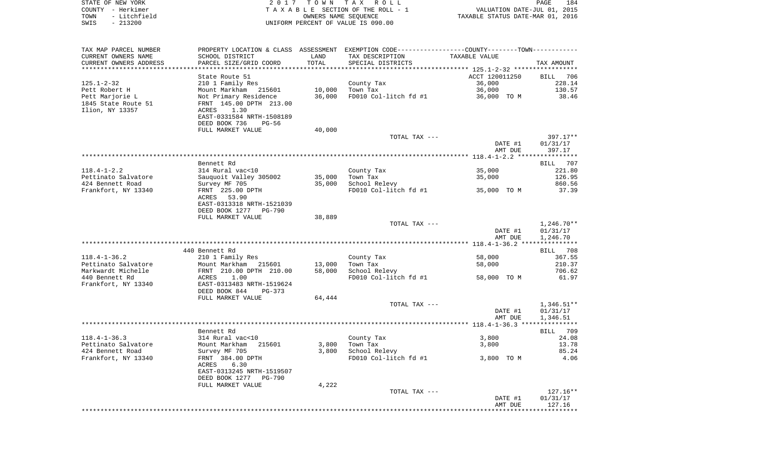STATE OF NEW YORK
COUNTY - Herkimer
TOWN - Litchfield
SWIS - 213200

2017 TOWN TAX ROLL
TAXABLE SECTION OF THE ROLL - 1
OWNERS NAME SEQUENCE
UNIFORM PERCENT OF VALUE IS 090.00

VALUATION DATE-JUL 01, 2015
TAXABLE STATUS DATE-MAR 01, 2016

| TAX MAP PARCEL NUMBER<br>CURRENT OWNERS NAME<br>CURRENT OWNERS ADDRESS | PROPERTY LOCATION & CLASS<br>SCHOOL DISTRICT<br>PARCEL SIZE/GRID COORD | ASSESSMENT<br>LAND<br>TOTAL | EXEMPTION CODE<br>TAX DESCRIPTION<br>SPECIAL DISTRICTS | COUNTY--------TOWN<br>TAXABLE VALUE | TAX AMOUNT |
|---|---|---|---|---|---|
| | State Route 51 | | | ACCT 120011250 | BILL 706 |
| 125.1-2-32 | 210 1 Family Res | | County Tax | 36,000 | 228.14 |
| Pett Robert H | Mount Markham 215601 | 10,000 | Town Tax | 36,000 | 130.57 |
| Pett Marjorie L | Not Primary Residence | 36,000 | FD010 Col-litch fd #1 | 36,000 TO M | 38.46 |
| 1845 State Route 51 | FRNT 145.00 DPTH 213.00 | | | | |
| Ilion, NY 13357 | ACRES 1.30 | | | | |
| | EAST-0331584 NRTH-1508189 | | | | |
| | DEED BOOK 736 PG-56 | | | | |
| | FULL MARKET VALUE | 40,000 | | | |
| | | | TOTAL TAX --- | | 397.17** |
| | | | | DATE #1 | 01/31/17 |
| | | | | AMT DUE | 397.17 |
| | Bennett Rd | | | | BILL 707 |
| 118.4-1-2.2 | 314 Rural vac<10 | | County Tax | 35,000 | 221.80 |
| Pettinato Salvatore | Sauquoit Valley 305002 | 35,000 | Town Tax | 35,000 | 126.95 |
| 424 Bennett Road | Survey MF 705 | 35,000 | School Relevy | | 860.56 |
| Frankfort, NY 13340 | FRNT 225.00 DPTH | | FD010 Col-litch fd #1 | 35,000 TO M | 37.39 |
| | ACRES 53.90 | | | | |
| | EAST-0313318 NRTH-1521039 | | | | |
| | DEED BOOK 1277 PG-790 | | | | |
| | FULL MARKET VALUE | 38,889 | | | |
| | | | TOTAL TAX --- | | 1,246.70** |
| | | | | DATE #1 | 01/31/17 |
| | | | | AMT DUE | 1,246.70 |
| | 440 Bennett Rd | | | | BILL 708 |
| 118.4-1-36.2 | 210 1 Family Res | | County Tax | 58,000 | 367.55 |
| Pettinato Salvatore | Mount Markham 215601 | 13,000 | Town Tax | 58,000 | 210.37 |
| Markwardt Michelle | FRNT 210.00 DPTH 210.00 | 58,000 | School Relevy | | 706.62 |
| 440 Bennett Rd | ACRES 1.00 | | FD010 Col-litch fd #1 | 58,000 TO M | 61.97 |
| Frankfort, NY 13340 | EAST-0313483 NRTH-1519624 | | | | |
| | DEED BOOK 844 PG-373 | | | | |
| | FULL MARKET VALUE | 64,444 | | | |
| | | | TOTAL TAX --- | | 1,346.51** |
| | | | | DATE #1 | 01/31/17 |
| | | | | AMT DUE | 1,346.51 |
| | Bennett Rd | | | | BILL 709 |
| 118.4-1-36.3 | 314 Rural vac<10 | | County Tax | 3,800 | 24.08 |
| Pettinato Salvatore | Mount Markham 215601 | 3,800 | Town Tax | 3,800 | 13.78 |
| 424 Bennett Road | Survey MF 705 | 3,800 | School Relevy | | 85.24 |
| Frankfort, NY 13340 | FRNT 384.00 DPTH | | FD010 Col-litch fd #1 | 3,800 TO M | 4.06 |
| | ACRES 6.30 | | | | |
| | EAST-0313245 NRTH-1519507 | | | | |
| | DEED BOOK 1277 PG-790 | | | | |
| | FULL MARKET VALUE | 4,222 | | | |
| | | | TOTAL TAX --- | | 127.16** |
| | | | | DATE #1 | 01/31/17 |
| | | | | AMT DUE | 127.16 |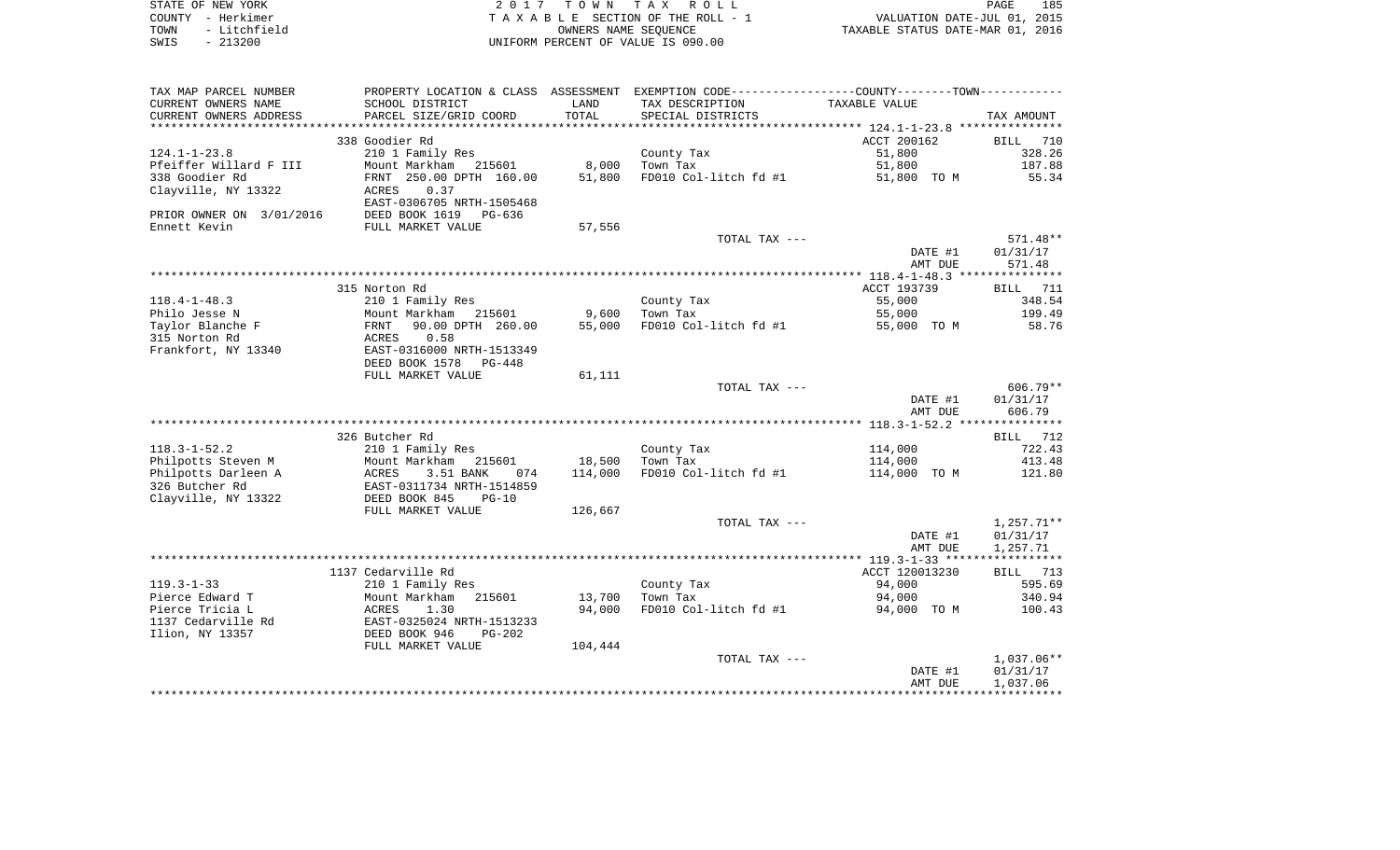STATE OF NEW YORK
COUNTY - Herkimer
TOWN - Litchfield
SWIS - 213200

2 0 1 7 T O W N T A X R O L L
T A X A B L E SECTION OF THE ROLL - 1
OWNERS NAME SEQUENCE
UNIFORM PERCENT OF VALUE IS 090.00

VALUATION DATE-JUL 01, 2015
TAXABLE STATUS DATE-MAR 01, 2016

| TAX MAP PARCEL NUMBER<br>CURRENT OWNERS NAME<br>CURRENT OWNERS ADDRESS | PROPERTY LOCATION & CLASS<br>SCHOOL DISTRICT<br>PARCEL SIZE/GRID COORD | ASSESSMENT<br>LAND<br>TOTAL | EXEMPTION CODE----COUNTY----TOWN----<br>TAX DESCRIPTION<br>SPECIAL DISTRICTS | TAXABLE VALUE | TAX AMOUNT |
|---|---|---|---|---|---|
| | 338 Goodier Rd | | | ACCT 200162 | BILL 710 |
| 124.1-1-23.8 | 210 1 Family Res | | County Tax | 51,800 | 328.26 |
| Pfeiffer Willard F III | Mount Markham 215601 | 8,000 | Town Tax | 51,800 | 187.88 |
| 338 Goodier Rd | FRNT 250.00 DPTH 160.00 | 51,800 | FD010 Col-litch fd #1 | 51,800 TO M | 55.34 |
| Clayville, NY 13322 | ACRES 0.37 | | | | |
| | EAST-0306705 NRTH-1505468 | | | | |
| PRIOR OWNER ON 3/01/2016 | DEED BOOK 1619 PG-636 | | | | |
| Ennett Kevin | FULL MARKET VALUE | 57,556 | | | |
| | | | TOTAL TAX --- | | 571.48** |
| | | | | DATE #1 | 01/31/17 |
| | | | | AMT DUE | 571.48 |
| | 315 Norton Rd | | | ACCT 193739 | BILL 711 |
| 118.4-1-48.3 | 210 1 Family Res | | County Tax | 55,000 | 348.54 |
| Philo Jesse N | Mount Markham 215601 | 9,600 | Town Tax | 55,000 | 199.49 |
| Taylor Blanche F | FRNT 90.00 DPTH 260.00 | 55,000 | FD010 Col-litch fd #1 | 55,000 TO M | 58.76 |
| 315 Norton Rd | ACRES 0.58 | | | | |
| Frankfort, NY 13340 | EAST-0316000 NRTH-1513349 | | | | |
| | DEED BOOK 1578 PG-448 | | | | |
| | FULL MARKET VALUE | 61,111 | | | |
| | | | TOTAL TAX --- | | 606.79** |
| | | | | DATE #1 | 01/31/17 |
| | | | | AMT DUE | 606.79 |
| | 326 Butcher Rd | | | | BILL 712 |
| 118.3-1-52.2 | 210 1 Family Res | | County Tax | 114,000 | 722.43 |
| Philpotts Steven M | Mount Markham 215601 | 18,500 | Town Tax | 114,000 | 413.48 |
| Philpotts Darleen A | ACRES 3.51 BANK 074 | 114,000 | FD010 Col-litch fd #1 | 114,000 TO M | 121.80 |
| 326 Butcher Rd | EAST-0311734 NRTH-1514859 | | | | |
| Clayville, NY 13322 | DEED BOOK 845 PG-10 | | | | |
| | FULL MARKET VALUE | 126,667 | | | |
| | | | TOTAL TAX --- | | 1,257.71** |
| | | | | DATE #1 | 01/31/17 |
| | | | | AMT DUE | 1,257.71 |
| | 1137 Cedarville Rd | | | ACCT 120013230 | BILL 713 |
| 119.3-1-33 | 210 1 Family Res | | County Tax | 94,000 | 595.69 |
| Pierce Edward T | Mount Markham 215601 | 13,700 | Town Tax | 94,000 | 340.94 |
| Pierce Tricia L | ACRES 1.30 | 94,000 | FD010 Col-litch fd #1 | 94,000 TO M | 100.43 |
| 1137 Cedarville Rd | EAST-0325024 NRTH-1513233 | | | | |
| Ilion, NY 13357 | DEED BOOK 946 PG-202 | | | | |
| | FULL MARKET VALUE | 104,444 | | | |
| | | | TOTAL TAX --- | | 1,037.06** |
| | | | | DATE #1 | 01/31/17 |
| | | | | AMT DUE | 1,037.06 |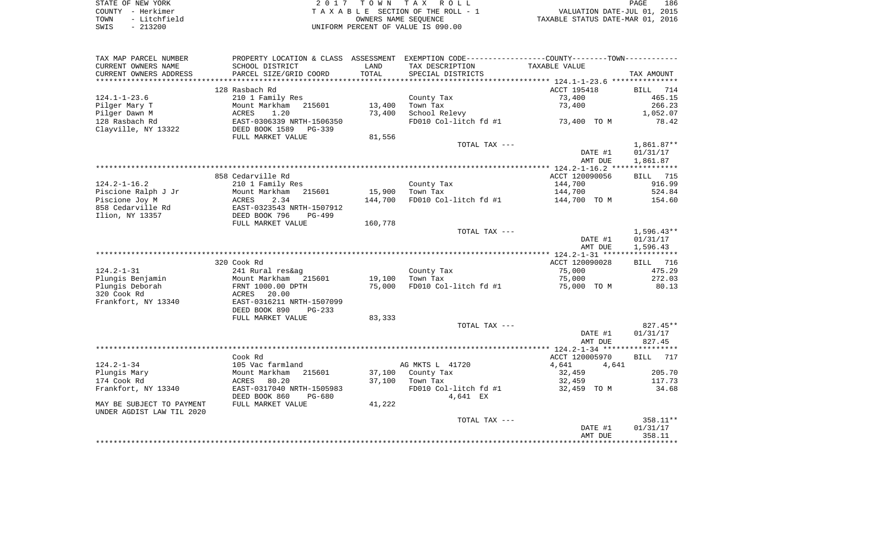STATE OF NEW YORK
COUNTY - Herkimer
TOWN - Litchfield
SWIS - 213200

2017 TOWN TAX ROLL
TAXABLE SECTION OF THE ROLL - 1
OWNERS NAME SEQUENCE
UNIFORM PERCENT OF VALUE IS 090.00

VALUATION DATE-JUL 01, 2015
TAXABLE STATUS DATE-MAR 01, 2016

| TAX MAP PARCEL NUMBER / CURRENT OWNERS NAME / CURRENT OWNERS ADDRESS | PROPERTY LOCATION & CLASS / SCHOOL DISTRICT / PARCEL SIZE/GRID COORD | ASSESSMENT LAND | TOTAL | EXEMPTION CODE / TAX DESCRIPTION / SPECIAL DISTRICTS | TAXABLE VALUE | TAX AMOUNT |
|---|---|---|---|---|---|---|
| | 128 Rasbach Rd | | | | ACCT 195418 | BILL 714 |
| 124.1-1-23.6 | 210 1 Family Res | | | County Tax | 73,400 | 465.15 |
| Pilger Mary T | Mount Markham 215601 | 13,400 | | Town Tax | 73,400 | 266.23 |
| Pilger Dawn M | ACRES 1.20 | | 73,400 | School Relevy | | 1,052.07 |
| 128 Rasbach Rd | EAST-0306339 NRTH-1506350 | | | FD010 Col-litch fd #1 | 73,400 TO M | 78.42 |
| Clayville, NY 13322 | DEED BOOK 1589 PG-339 | | | | | |
| | FULL MARKET VALUE | | 81,556 | | | |
| | | | | TOTAL TAX --- | | 1,861.87** |
| | | | | | DATE #1 | 01/31/17 |
| | | | | | AMT DUE | 1,861.87 |
| | 858 Cedarville Rd | | | | ACCT 120090056 | BILL 715 |
| 124.2-1-16.2 | 210 1 Family Res | | | County Tax | 144,700 | 916.99 |
| Piscione Ralph J Jr | Mount Markham 215601 | 15,900 | | Town Tax | 144,700 | 524.84 |
| Piscione Joy M | ACRES 2.34 | | 144,700 | FD010 Col-litch fd #1 | 144,700 TO M | 154.60 |
| 858 Cedarville Rd | EAST-0323543 NRTH-1507912 | | | | | |
| Ilion, NY 13357 | DEED BOOK 796 PG-499 | | | | | |
| | FULL MARKET VALUE | | 160,778 | | | |
| | | | | TOTAL TAX --- | | 1,596.43** |
| | | | | | DATE #1 | 01/31/17 |
| | | | | | AMT DUE | 1,596.43 |
| | 320 Cook Rd | | | | ACCT 120090028 | BILL 716 |
| 124.2-1-31 | 241 Rural res&ag | | | County Tax | 75,000 | 475.29 |
| Plungis Benjamin | Mount Markham 215601 | 19,100 | | Town Tax | 75,000 | 272.03 |
| Plungis Deborah | FRNT 1000.00 DPTH | | 75,000 | FD010 Col-litch fd #1 | 75,000 TO M | 80.13 |
| 320 Cook Rd | ACRES 20.00 | | | | | |
| Frankfort, NY 13340 | EAST-0316211 NRTH-1507099 | | | | | |
| | DEED BOOK 890 PG-233 | | | | | |
| | FULL MARKET VALUE | | 83,333 | | | |
| | | | | TOTAL TAX --- | | 827.45** |
| | | | | | DATE #1 | 01/31/17 |
| | | | | | AMT DUE | 827.45 |
| | Cook Rd | | | | ACCT 120005970 | BILL 717 |
| 124.2-1-34 | 105 Vac farmland | | | AG MKTS L 41720 | 4,641 4,641 | |
| Plungis Mary | Mount Markham 215601 | 37,100 | | County Tax | 32,459 | 205.70 |
| 174 Cook Rd | ACRES 80.20 | | 37,100 | Town Tax | 32,459 | 117.73 |
| Frankfort, NY 13340 | EAST-0317040 NRTH-1505983 | | | FD010 Col-litch fd #1 | 32,459 TO M | 34.68 |
| | DEED BOOK 860 PG-680 | | | 4,641 EX | | |
| MAY BE SUBJECT TO PAYMENT | FULL MARKET VALUE | | 41,222 | | | |
| UNDER AGDIST LAW TIL 2020 | | | | | | |
| | | | | TOTAL TAX --- | | 358.11** |
| | | | | | DATE #1 | 01/31/17 |
| | | | | | AMT DUE | 358.11 |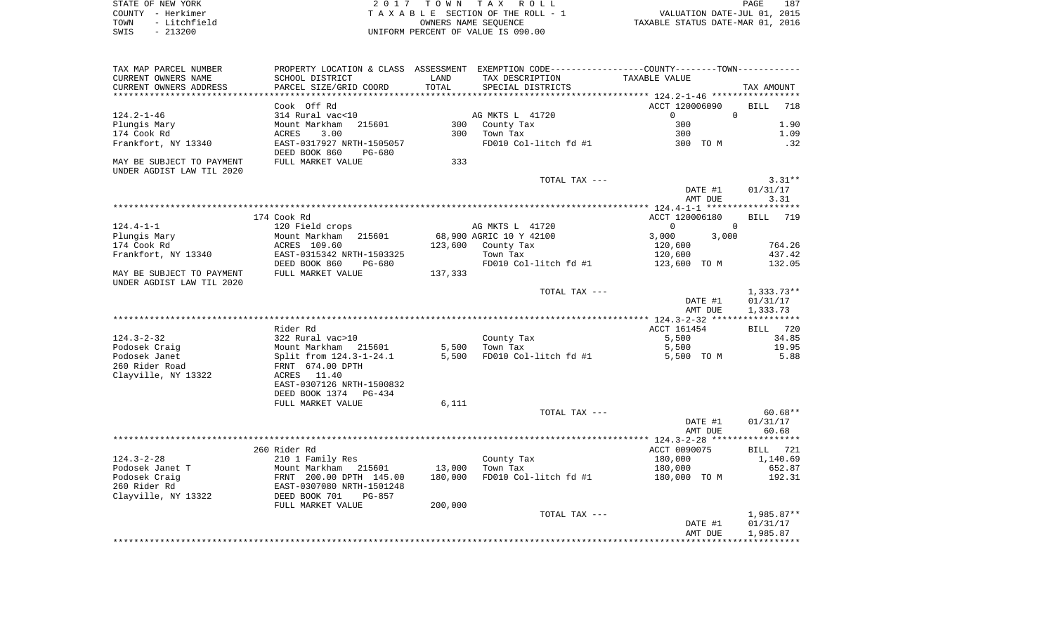STATE OF NEW YORK　　　　　　　　2017 TOWN TAX ROLL
COUNTY - Herkimer　　　　　　　TAXABLE SECTION OF THE ROLL - 1　　　　VALUATION DATE-JUL 01, 2015
TOWN - Litchfield　　　　　　　　OWNERS NAME SEQUENCE　　　　TAXABLE STATUS DATE-MAR 01, 2016
SWIS - 213200　　　　　　　UNIFORM PERCENT OF VALUE IS 090.00

| TAX MAP PARCEL NUMBER<br>CURRENT OWNERS NAME<br>CURRENT OWNERS ADDRESS | PROPERTY LOCATION & CLASS<br>SCHOOL DISTRICT<br>PARCEL SIZE/GRID COORD | ASSESSMENT<br>LAND<br>TOTAL | EXEMPTION CODE<br>TAX DESCRIPTION<br>SPECIAL DISTRICTS | COUNTY--------TOWN<br>TAXABLE VALUE | TAX AMOUNT |
|---|---|---|---|---|---|
| | Cook Off Rd | | | ACCT 120006090 | BILL 718 |
| 124.2-1-46 | 314 Rural vac<10 | | AG MKTS L 41720 | 0　　0 | |
| Plungis Mary | Mount Markham 215601 | 300 | County Tax | 300 | 1.90 |
| 174 Cook Rd | ACRES 3.00 | 300 | Town Tax | 300 | 1.09 |
| Frankfort, NY 13340 | EAST-0317927 NRTH-1505057 | | FD010 Col-litch fd #1 | 300 TO M | .32 |
| | DEED BOOK 860 PG-680 | | | | |
| MAY BE SUBJECT TO PAYMENT | FULL MARKET VALUE | 333 | | | |
| UNDER AGDIST LAW TIL 2020 | | | | | |
| | | | TOTAL TAX --- | | 3.31** |
| | | | | DATE #1 | 01/31/17 |
| | | | | AMT DUE | 3.31 |
| | 174 Cook Rd | | | ACCT 120006180 | BILL 719 |
| 124.4-1-1 | 120 Field crops | | AG MKTS L 41720 | 0　　0 | |
| Plungis Mary | Mount Markham 215601 | 68,900 | AGRIC 10 Y 42100 | 3,000　　3,000 | |
| 174 Cook Rd | ACRES 109.60 | 123,600 | County Tax | 120,600 | 764.26 |
| Frankfort, NY 13340 | EAST-0315342 NRTH-1503325 | | Town Tax | 120,600 | 437.42 |
| | DEED BOOK 860 PG-680 | | FD010 Col-litch fd #1 | 123,600 TO M | 132.05 |
| MAY BE SUBJECT TO PAYMENT | FULL MARKET VALUE | 137,333 | | | |
| UNDER AGDIST LAW TIL 2020 | | | | | |
| | | | TOTAL TAX --- | | 1,333.73** |
| | | | | DATE #1 | 01/31/17 |
| | | | | AMT DUE | 1,333.73 |
| | Rider Rd | | | ACCT 161454 | BILL 720 |
| 124.3-2-32 | 322 Rural vac>10 | | County Tax | 5,500 | 34.85 |
| Podosek Craig | Mount Markham 215601 | 5,500 | Town Tax | 5,500 | 19.95 |
| Podosek Janet | Split from 124.3-1-24.1 | 5,500 | FD010 Col-litch fd #1 | 5,500 TO M | 5.88 |
| 260 Rider Road | FRNT 674.00 DPTH | | | | |
| Clayville, NY 13322 | ACRES 11.40 | | | | |
| | EAST-0307126 NRTH-1500832 | | | | |
| | DEED BOOK 1374 PG-434 | | | | |
| | FULL MARKET VALUE | 6,111 | | | |
| | | | TOTAL TAX --- | | 60.68** |
| | | | | DATE #1 | 01/31/17 |
| | | | | AMT DUE | 60.68 |
| | 260 Rider Rd | | | ACCT 0090075 | BILL 721 |
| 124.3-2-28 | 210 1 Family Res | | County Tax | 180,000 | 1,140.69 |
| Podosek Janet T | Mount Markham 215601 | 13,000 | Town Tax | 180,000 | 652.87 |
| Podosek Craig | FRNT 200.00 DPTH 145.00 | 180,000 | FD010 Col-litch fd #1 | 180,000 TO M | 192.31 |
| 260 Rider Rd | EAST-0307080 NRTH-1501248 | | | | |
| Clayville, NY 13322 | DEED BOOK 701 PG-857 | | | | |
| | FULL MARKET VALUE | 200,000 | | | |
| | | | TOTAL TAX --- | | 1,985.87** |
| | | | | DATE #1 | 01/31/17 |
| | | | | AMT DUE | 1,985.87 |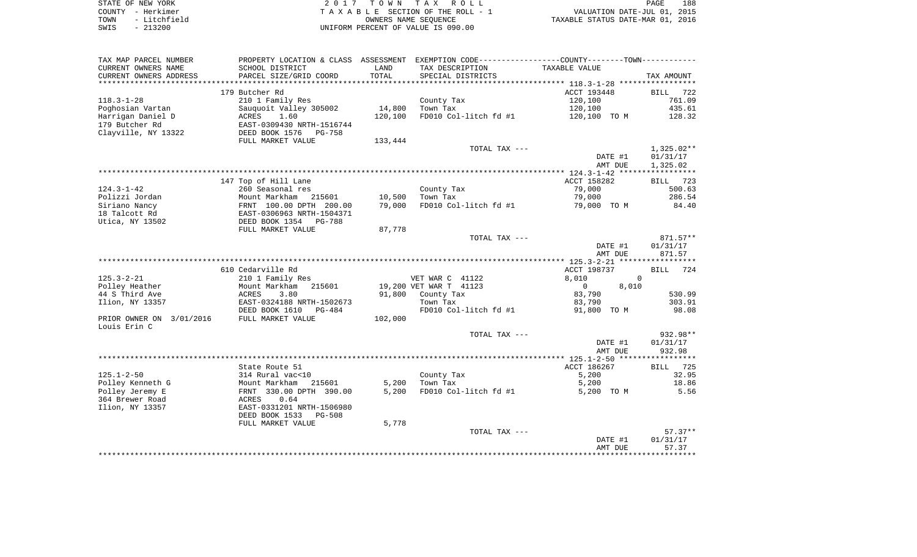STATE OF NEW YORK
COUNTY - Herkimer
TOWN - Litchfield
SWIS - 213200

2 0 1 7 T O W N T A X R O L L
T A X A B L E SECTION OF THE ROLL - 1
OWNERS NAME SEQUENCE
UNIFORM PERCENT OF VALUE IS 090.00

VALUATION DATE-JUL 01, 2015
TAXABLE STATUS DATE-MAR 01, 2016

| TAX MAP PARCEL NUMBER / CURRENT OWNERS NAME / CURRENT OWNERS ADDRESS | PROPERTY LOCATION & CLASS / SCHOOL DISTRICT / PARCEL SIZE/GRID COORD | ASSESSMENT LAND / TOTAL | EXEMPTION CODE / TAX DESCRIPTION / SPECIAL DISTRICTS | COUNTY--------TOWN / TAXABLE VALUE | TAX AMOUNT |
|---|---|---|---|---|---|
| | 179 Butcher Rd | | | ACCT 193448 | BILL 722 |
| 118.3-1-28 | 210 1 Family Res | | County Tax | 120,100 | 761.09 |
| Poghosian Vartan | Sauquoit Valley 305002 | 14,800 | Town Tax | 120,100 | 435.61 |
| Harrigan Daniel D | ACRES 1.60 | 120,100 | FD010 Col-litch fd #1 | 120,100 TO M | 128.32 |
| 179 Butcher Rd | EAST-0309430 NRTH-1516744 | | | | |
| Clayville, NY 13322 | DEED BOOK 1576 PG-758 | | | | |
| | FULL MARKET VALUE | 133,444 | | | |
| | | | TOTAL TAX --- | | 1,325.02** |
| | | | | DATE #1 | 01/31/17 |
| | | | | AMT DUE | 1,325.02 |
| | 147 Top of Hill Lane | | | ACCT 158282 | BILL 723 |
| 124.3-1-42 | 260 Seasonal res | | County Tax | 79,000 | 500.63 |
| Polizzi Jordan | Mount Markham 215601 | 10,500 | Town Tax | 79,000 | 286.54 |
| Siriano Nancy | FRNT 100.00 DPTH 200.00 | 79,000 | FD010 Col-litch fd #1 | 79,000 TO M | 84.40 |
| 18 Talcott Rd | EAST-0306963 NRTH-1504371 | | | | |
| Utica, NY 13502 | DEED BOOK 1354 PG-788 | | | | |
| | FULL MARKET VALUE | 87,778 | | | |
| | | | TOTAL TAX --- | | 871.57** |
| | | | | DATE #1 | 01/31/17 |
| | | | | AMT DUE | 871.57 |
| | 610 Cedarville Rd | | | ACCT 198737 | BILL 724 |
| 125.3-2-21 | 210 1 Family Res | | VET WAR C 41122 | 8,010 0 | |
| Polley Heather | Mount Markham 215601 | 19,200 | VET WAR T 41123 | 0 8,010 | |
| 44 S Third Ave | ACRES 3.80 | 91,800 | County Tax | 83,790 | 530.99 |
| Ilion, NY 13357 | EAST-0324188 NRTH-1502673 | | Town Tax | 83,790 | 303.91 |
| | DEED BOOK 1610 PG-484 | | FD010 Col-litch fd #1 | 91,800 TO M | 98.08 |
| PRIOR OWNER ON 3/01/2016 | FULL MARKET VALUE | 102,000 | | | |
| Louis Erin C | | | | | |
| | | | TOTAL TAX --- | | 932.98** |
| | | | | DATE #1 | 01/31/17 |
| | | | | AMT DUE | 932.98 |
| | State Route 51 | | | ACCT 186267 | BILL 725 |
| 125.1-2-50 | 314 Rural vac<10 | | County Tax | 5,200 | 32.95 |
| Polley Kenneth G | Mount Markham 215601 | 5,200 | Town Tax | 5,200 | 18.86 |
| Polley Jeremy E | FRNT 330.00 DPTH 390.00 | 5,200 | FD010 Col-litch fd #1 | 5,200 TO M | 5.56 |
| 364 Brewer Road | ACRES 0.64 | | | | |
| Ilion, NY 13357 | EAST-0331201 NRTH-1506980 | | | | |
| | DEED BOOK 1533 PG-508 | | | | |
| | FULL MARKET VALUE | 5,778 | | | |
| | | | TOTAL TAX --- | | 57.37** |
| | | | | DATE #1 | 01/31/17 |
| | | | | AMT DUE | 57.37 |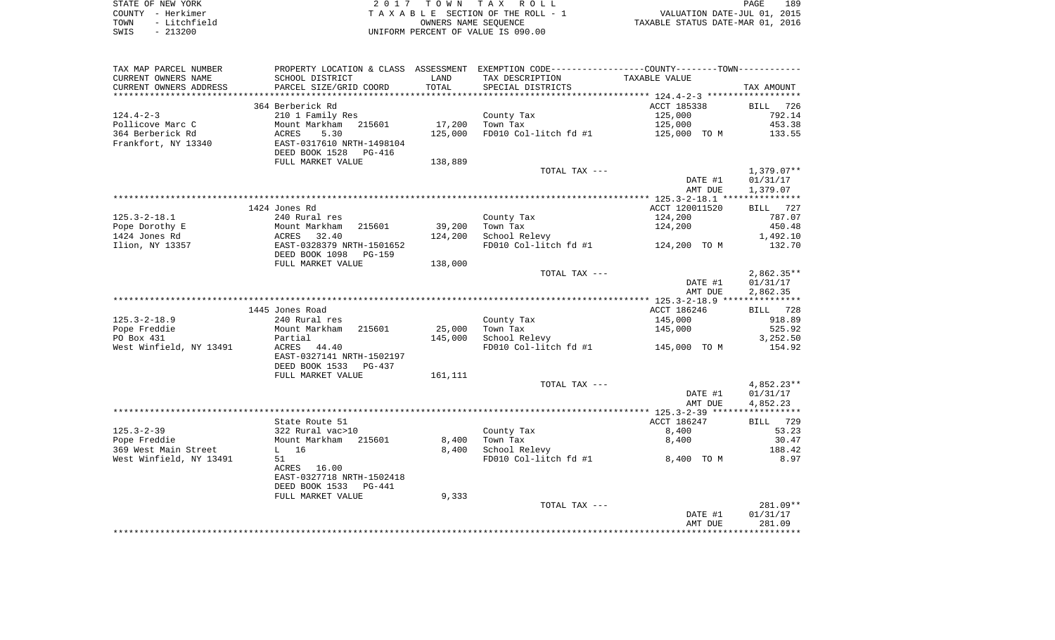STATE OF NEW YORK
COUNTY - Herkimer
TOWN - Litchfield
SWIS - 213200

2017 TOWN TAX ROLL
TAXABLE SECTION OF THE ROLL - 1
OWNERS NAME SEQUENCE
UNIFORM PERCENT OF VALUE IS 090.00

VALUATION DATE-JUL 01, 2015
TAXABLE STATUS DATE-MAR 01, 2016

| TAX MAP PARCEL NUMBER / CURRENT OWNERS NAME / CURRENT OWNERS ADDRESS | PROPERTY LOCATION & CLASS / SCHOOL DISTRICT / PARCEL SIZE/GRID COORD | ASSESSMENT LAND / TOTAL | EXEMPTION CODE / TAX DESCRIPTION / SPECIAL DISTRICTS | COUNTY/TOWN TAXABLE VALUE | TAX AMOUNT |
|---|---|---|---|---|---|
| | 364 Berberick Rd | | | ACCT 185338 | BILL 726 |
| 124.4-2-3 | 210 1 Family Res | | County Tax | 125,000 | 792.14 |
| Pollicove Marc C | Mount Markham 215601 | 17,200 | Town Tax | 125,000 | 453.38 |
| 364 Berberick Rd | ACRES 5.30 | 125,000 | FD010 Col-litch fd #1 | 125,000 TO M | 133.55 |
| Frankfort, NY 13340 | EAST-0317610 NRTH-1498104 | | | | |
| | DEED BOOK 1528 PG-416 | | | | |
| | FULL MARKET VALUE | 138,889 | | | |
| | | | TOTAL TAX --- | | 1,379.07** |
| | | | | DATE #1 | 01/31/17 |
| | | | | AMT DUE | 1,379.07 |
| | 1424 Jones Rd | | | ACCT 120011520 | BILL 727 |
| 125.3-2-18.1 | 240 Rural res | | County Tax | 124,200 | 787.07 |
| Pope Dorothy E | Mount Markham 215601 | 39,200 | Town Tax | 124,200 | 450.48 |
| 1424 Jones Rd | ACRES 32.40 | 124,200 | School Relevy | | 1,492.10 |
| Ilion, NY 13357 | EAST-0328379 NRTH-1501652 | | FD010 Col-litch fd #1 | 124,200 TO M | 132.70 |
| | DEED BOOK 1098 PG-159 | | | | |
| | FULL MARKET VALUE | 138,000 | | | |
| | | | TOTAL TAX --- | | 2,862.35** |
| | | | | DATE #1 | 01/31/17 |
| | | | | AMT DUE | 2,862.35 |
| | 1445 Jones Road | | | ACCT 186246 | BILL 728 |
| 125.3-2-18.9 | 240 Rural res | | County Tax | 145,000 | 918.89 |
| Pope Freddie | Mount Markham 215601 | 25,000 | Town Tax | 145,000 | 525.92 |
| PO Box 431 | Partial | 145,000 | School Relevy | | 3,252.50 |
| West Winfield, NY 13491 | ACRES 44.40 | | FD010 Col-litch fd #1 | 145,000 TO M | 154.92 |
| | EAST-0327141 NRTH-1502197 | | | | |
| | DEED BOOK 1533 PG-437 | | | | |
| | FULL MARKET VALUE | 161,111 | | | |
| | | | TOTAL TAX --- | | 4,852.23** |
| | | | | DATE #1 | 01/31/17 |
| | | | | AMT DUE | 4,852.23 |
| | State Route 51 | | | ACCT 186247 | BILL 729 |
| 125.3-2-39 | 322 Rural vac>10 | | County Tax | 8,400 | 53.23 |
| Pope Freddie | Mount Markham 215601 | 8,400 | Town Tax | 8,400 | 30.47 |
| 369 West Main Street | L 16 | 8,400 | School Relevy | | 188.42 |
| West Winfield, NY 13491 | 51 | | FD010 Col-litch fd #1 | 8,400 TO M | 8.97 |
| | ACRES 16.00 | | | | |
| | EAST-0327718 NRTH-1502418 | | | | |
| | DEED BOOK 1533 PG-441 | | | | |
| | FULL MARKET VALUE | 9,333 | | | |
| | | | TOTAL TAX --- | | 281.09** |
| | | | | DATE #1 | 01/31/17 |
| | | | | AMT DUE | 281.09 |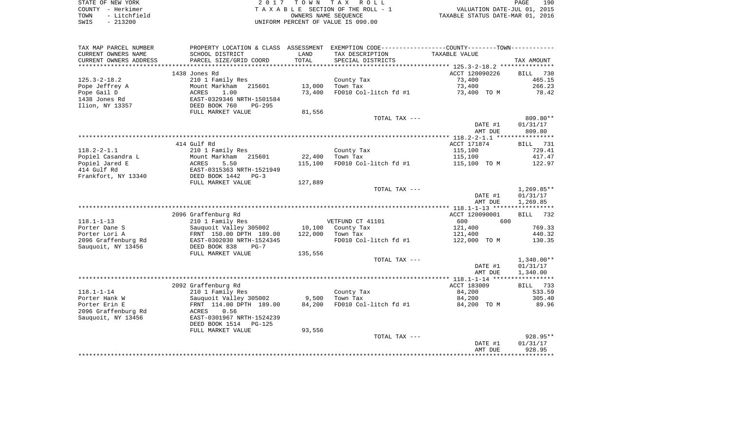STATE OF NEW YORK
COUNTY - Herkimer
TOWN - Litchfield
SWIS - 213200

2 0 1 7 T O W N T A X R O L L
T A X A B L E SECTION OF THE ROLL - 1
OWNERS NAME SEQUENCE
UNIFORM PERCENT OF VALUE IS 090.00

VALUATION DATE-JUL 01, 2015
TAXABLE STATUS DATE-MAR 01, 2016

| TAX MAP PARCEL NUMBER<br>CURRENT OWNERS NAME<br>CURRENT OWNERS ADDRESS | PROPERTY LOCATION & CLASS<br>SCHOOL DISTRICT<br>PARCEL SIZE/GRID COORD | ASSESSMENT<br>LAND<br>TOTAL | EXEMPTION CODE-----COUNTY-----TOWN<br>TAX DESCRIPTION<br>SPECIAL DISTRICTS | TAXABLE VALUE | TAX AMOUNT |
|---|---|---|---|---|---|
| | 1438 Jones Rd | | | ACCT 120090226 | BILL 730 |
| 125.3-2-18.2 | 210 1 Family Res | | County Tax | 73,400 | 465.15 |
| Pope Jeffrey A | Mount Markham 215601 | 13,000 | Town Tax | 73,400 | 266.23 |
| Pope Gail D | ACRES 1.00 | 73,400 | FD010 Col-litch fd #1 | 73,400 TO M | 78.42 |
| 1438 Jones Rd | EAST-0329346 NRTH-1501584 | | | | |
| Ilion, NY 13357 | DEED BOOK 760 PG-295 | | | | |
| | FULL MARKET VALUE | 81,556 | | | |
| | | | TOTAL TAX --- | | 809.80** |
| | | | | DATE #1 | 01/31/17 |
| | | | | AMT DUE | 809.80 |
| | 414 Gulf Rd | | | ACCT 171874 | BILL 731 |
| 118.2-2-1.1 | 210 1 Family Res | | County Tax | 115,100 | 729.41 |
| Popiel Casandra L | Mount Markham 215601 | 22,400 | Town Tax | 115,100 | 417.47 |
| Popiel Jared E | ACRES 5.50 | 115,100 | FD010 Col-litch fd #1 | 115,100 TO M | 122.97 |
| 414 Gulf Rd | EAST-0315363 NRTH-1521949 | | | | |
| Frankfort, NY 13340 | DEED BOOK 1442 PG-3 | | | | |
| | FULL MARKET VALUE | 127,889 | | | |
| | | | TOTAL TAX --- | | 1,269.85** |
| | | | | DATE #1 | 01/31/17 |
| | | | | AMT DUE | 1,269.85 |
| | 2096 Graffenburg Rd | | | ACCT 120090001 | BILL 732 |
| 118.1-1-13 | 210 1 Family Res | | VETFUND CT 41101 | 600 600 | |
| Porter Dane S | Sauquoit Valley 305002 | 10,100 | County Tax | 121,400 | 769.33 |
| Porter Lori A | FRNT 150.00 DPTH 189.00 | 122,000 | Town Tax | 121,400 | 440.32 |
| 2096 Graffenburg Rd | EAST-0302030 NRTH-1524345 | | FD010 Col-litch fd #1 | 122,000 TO M | 130.35 |
| Sauquoit, NY 13456 | DEED BOOK 838 PG-7 | | | | |
| | FULL MARKET VALUE | 135,556 | | | |
| | | | TOTAL TAX --- | | 1,340.00** |
| | | | | DATE #1 | 01/31/17 |
| | | | | AMT DUE | 1,340.00 |
| | 2092 Graffenburg Rd | | | ACCT 183009 | BILL 733 |
| 118.1-1-14 | 210 1 Family Res | | County Tax | 84,200 | 533.59 |
| Porter Hank W | Sauquoit Valley 305002 | 9,500 | Town Tax | 84,200 | 305.40 |
| Porter Erin E | FRNT 114.00 DPTH 189.00 | 84,200 | FD010 Col-litch fd #1 | 84,200 TO M | 89.96 |
| 2096 Graffenburg Rd | ACRES 0.56 | | | | |
| Sauquoit, NY 13456 | EAST-0301967 NRTH-1524239 | | | | |
| | DEED BOOK 1514 PG-125 | | | | |
| | FULL MARKET VALUE | 93,556 | | | |
| | | | TOTAL TAX --- | | 928.95** |
| | | | | DATE #1 | 01/31/17 |
| | | | | AMT DUE | 928.95 |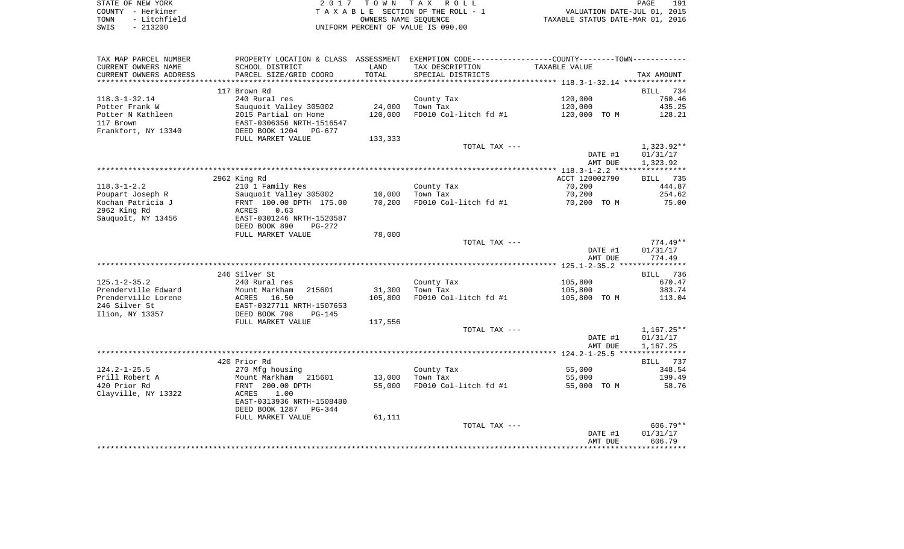STATE OF NEW YORK
COUNTY - Herkimer
TOWN - Litchfield
SWIS - 213200

2017 TOWN TAX ROLL
TAXABLE SECTION OF THE ROLL - 1
OWNERS NAME SEQUENCE
UNIFORM PERCENT OF VALUE IS 090.00

VALUATION DATE-JUL 01, 2015
TAXABLE STATUS DATE-MAR 01, 2016

| TAX MAP PARCEL NUMBER<br>CURRENT OWNERS NAME<br>CURRENT OWNERS ADDRESS | PROPERTY LOCATION & CLASS<br>SCHOOL DISTRICT<br>PARCEL SIZE/GRID COORD | ASSESSMENT<br>LAND<br>TOTAL | EXEMPTION CODE<br>TAX DESCRIPTION<br>SPECIAL DISTRICTS | COUNTY--------TOWN<br>TAXABLE VALUE | TAX AMOUNT |
|---|---|---|---|---|---|
| | 117 Brown Rd | | | | BILL 734 |
| 118.3-1-32.14 | 240 Rural res | | County Tax | 120,000 | 760.46 |
| Potter Frank W | Sauquoit Valley 305002 | 24,000 | Town Tax | 120,000 | 435.25 |
| Potter N Kathleen | 2015 Partial on Home | 120,000 | FD010 Col-litch fd #1 | 120,000 TO M | 128.21 |
| 117 Brown | EAST-0306356 NRTH-1516547 | | | | |
| Frankfort, NY 13340 | DEED BOOK 1204 PG-677 | | | | |
| | FULL MARKET VALUE | 133,333 | | | |
| | | | TOTAL TAX --- | | 1,323.92** |
| | | | | DATE #1 | 01/31/17 |
| | | | | AMT DUE | 1,323.92 |
| | 2962 King Rd | | | ACCT 120002790 | BILL 735 |
| 118.3-1-2.2 | 210 1 Family Res | | County Tax | 70,200 | 444.87 |
| Poupart Joseph R | Sauquoit Valley 305002 | 10,000 | Town Tax | 70,200 | 254.62 |
| Kochan Patricia J | FRNT 100.00 DPTH 175.00 | 70,200 | FD010 Col-litch fd #1 | 70,200 TO M | 75.00 |
| 2962 King Rd | ACRES 0.63 | | | | |
| Sauquoit, NY 13456 | EAST-0301246 NRTH-1520587 | | | | |
| | DEED BOOK 890 PG-272 | | | | |
| | FULL MARKET VALUE | 78,000 | | | |
| | | | TOTAL TAX --- | | 774.49** |
| | | | | DATE #1 | 01/31/17 |
| | | | | AMT DUE | 774.49 |
| | 246 Silver St | | | | BILL 736 |
| 125.1-2-35.2 | 240 Rural res | | County Tax | 105,800 | 670.47 |
| Prenderville Edward | Mount Markham 215601 | 31,300 | Town Tax | 105,800 | 383.74 |
| Prenderville Lorene | ACRES 16.50 | 105,800 | FD010 Col-litch fd #1 | 105,800 TO M | 113.04 |
| 246 Silver St | EAST-0327711 NRTH-1507653 | | | | |
| Ilion, NY 13357 | DEED BOOK 798 PG-145 | | | | |
| | FULL MARKET VALUE | 117,556 | | | |
| | | | TOTAL TAX --- | | 1,167.25** |
| | | | | DATE #1 | 01/31/17 |
| | | | | AMT DUE | 1,167.25 |
| | 420 Prior Rd | | | | BILL 737 |
| 124.2-1-25.5 | 270 Mfg housing | | County Tax | 55,000 | 348.54 |
| Prill Robert A | Mount Markham 215601 | 13,000 | Town Tax | 55,000 | 199.49 |
| 420 Prior Rd | FRNT 200.00 DPTH | 55,000 | FD010 Col-litch fd #1 | 55,000 TO M | 58.76 |
| Clayville, NY 13322 | ACRES 1.00 | | | | |
| | EAST-0313936 NRTH-1508480 | | | | |
| | DEED BOOK 1287 PG-344 | | | | |
| | FULL MARKET VALUE | 61,111 | | | |
| | | | TOTAL TAX --- | | 606.79** |
| | | | | DATE #1 | 01/31/17 |
| | | | | AMT DUE | 606.79 |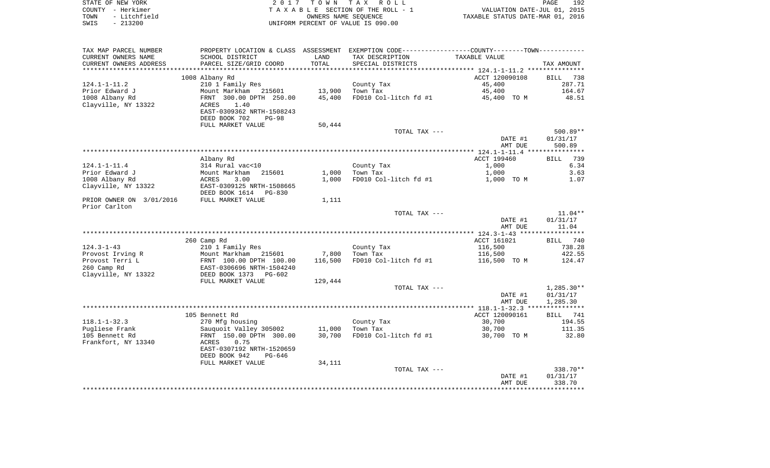STATE OF NEW YORK
COUNTY - Herkimer
TOWN - Litchfield
SWIS - 213200

2017 TOWN TAX ROLL
TAXABLE SECTION OF THE ROLL - 1
OWNERS NAME SEQUENCE
UNIFORM PERCENT OF VALUE IS 090.00

VALUATION DATE-JUL 01, 2015
TAXABLE STATUS DATE-MAR 01, 2016

| TAX MAP PARCEL NUMBER / CURRENT OWNERS NAME / CURRENT OWNERS ADDRESS | PROPERTY LOCATION & CLASS / SCHOOL DISTRICT / PARCEL SIZE/GRID COORD | ASSESSMENT LAND / TOTAL | EXEMPTION CODE / TAX DESCRIPTION / SPECIAL DISTRICTS | COUNTY--------TOWN / TAXABLE VALUE | TAX AMOUNT |
|---|---|---|---|---|---|
| **124.1-1-11.2** | 1008 Albany Rd | | | ACCT 120090108 | BILL 738 |
| Prior Edward J | 210 1 Family Res | | County Tax | 45,400 | 287.71 |
| 1008 Albany Rd | Mount Markham 215601 | 13,900 | Town Tax | 45,400 | 164.67 |
| Clayville, NY 13322 | FRNT 300.00 DPTH 250.00 | 45,400 | FD010 Col-litch fd #1 | 45,400 TO M | 48.51 |
| | ACRES 1.40 | | | | |
| | EAST-0309362 NRTH-1508243 | | | | |
| | DEED BOOK 702 PG-98 | | | | |
| | FULL MARKET VALUE | 50,444 | | | |
| | | | TOTAL TAX --- | | 500.89** |
| | | | | DATE #1 | 01/31/17 |
| | | | | AMT DUE | 500.89 |
| **124.1-1-11.4** | Albany Rd | | | ACCT 199460 | BILL 739 |
| Prior Edward J | 314 Rural vac<10 | | County Tax | 1,000 | 6.34 |
| 1008 Albany Rd | Mount Markham 215601 | 1,000 | Town Tax | 1,000 | 3.63 |
| Clayville, NY 13322 | ACRES 3.00 | 1,000 | FD010 Col-litch fd #1 | 1,000 TO M | 1.07 |
| | EAST-0309125 NRTH-1508665 | | | | |
| | DEED BOOK 1614 PG-830 | | | | |
| PRIOR OWNER ON 3/01/2016 | FULL MARKET VALUE | 1,111 | | | |
| Prior Carlton | | | | | |
| | | | TOTAL TAX --- | | 11.04** |
| | | | | DATE #1 | 01/31/17 |
| | | | | AMT DUE | 11.04 |
| **124.3-1-43** | 260 Camp Rd | | | ACCT 161021 | BILL 740 |
| Provost Irving R | 210 1 Family Res | | County Tax | 116,500 | 738.28 |
| Provost Terri L | Mount Markham 215601 | 7,800 | Town Tax | 116,500 | 422.55 |
| 260 Camp Rd | FRNT 100.00 DPTH 100.00 | 116,500 | FD010 Col-litch fd #1 | 116,500 TO M | 124.47 |
| Clayville, NY 13322 | EAST-0306696 NRTH-1504240 | | | | |
| | DEED BOOK 1373 PG-602 | | | | |
| | FULL MARKET VALUE | 129,444 | | | |
| | | | TOTAL TAX --- | | 1,285.30** |
| | | | | DATE #1 | 01/31/17 |
| | | | | AMT DUE | 1,285.30 |
| **118.1-1-32.3** | 105 Bennett Rd | | | ACCT 120090161 | BILL 741 |
| Pugliese Frank | 270 Mfg housing | | County Tax | 30,700 | 194.55 |
| 105 Bennett Rd | Sauquoit Valley 305002 | 11,000 | Town Tax | 30,700 | 111.35 |
| Frankfort, NY 13340 | FRNT 150.00 DPTH 300.00 | 30,700 | FD010 Col-litch fd #1 | 30,700 TO M | 32.80 |
| | ACRES 0.75 | | | | |
| | EAST-0307192 NRTH-1520659 | | | | |
| | DEED BOOK 942 PG-646 | | | | |
| | FULL MARKET VALUE | 34,111 | | | |
| | | | TOTAL TAX --- | | 338.70** |
| | | | | DATE #1 | 01/31/17 |
| | | | | AMT DUE | 338.70 |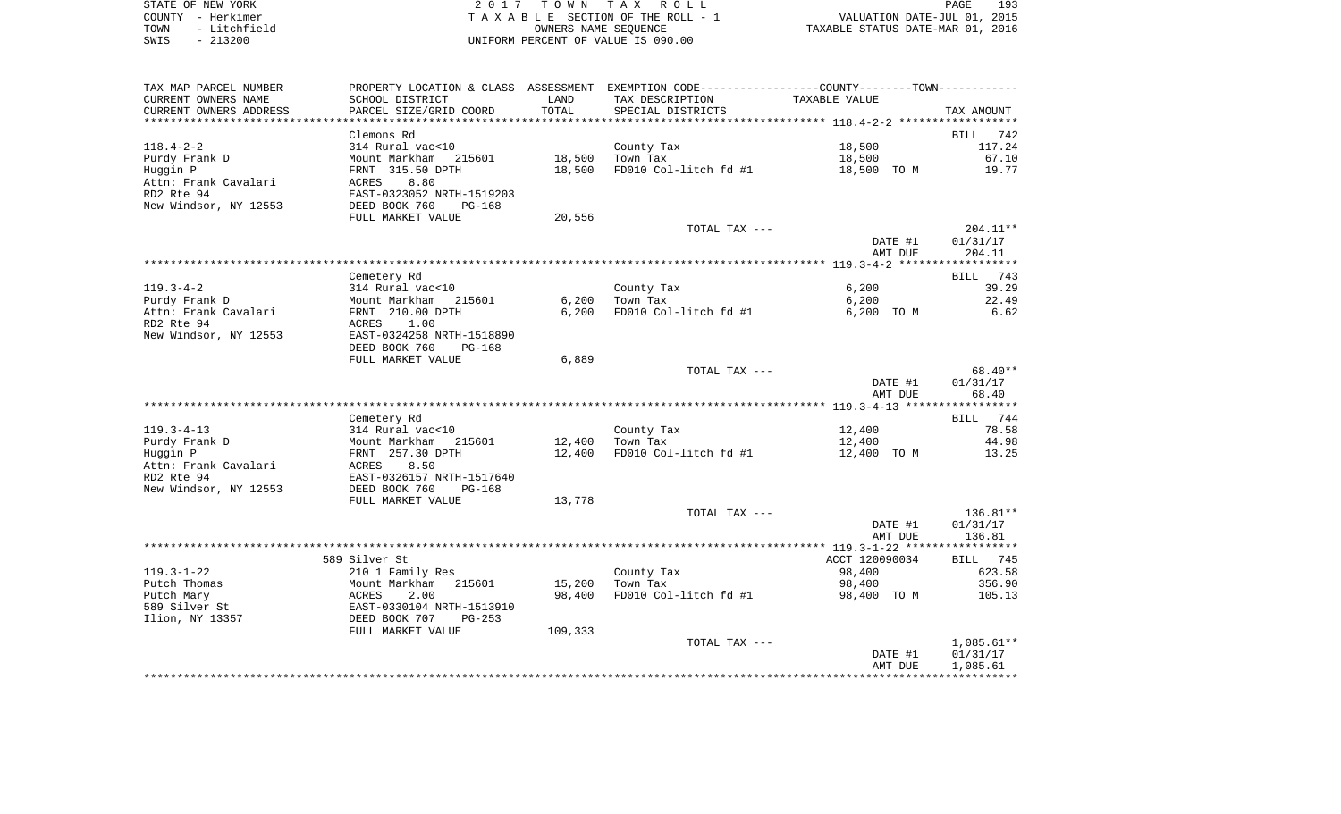STATE OF NEW YORK
COUNTY - Herkimer
TOWN - Litchfield
SWIS - 213200

2 0 1 7 T O W N T A X R O L L
T A X A B L E SECTION OF THE ROLL - 1
OWNERS NAME SEQUENCE
UNIFORM PERCENT OF VALUE IS 090.00

VALUATION DATE-JUL 01, 2015
TAXABLE STATUS DATE-MAR 01, 2016

| TAX MAP PARCEL NUMBER / CURRENT OWNERS NAME / CURRENT OWNERS ADDRESS | PROPERTY LOCATION & CLASS / SCHOOL DISTRICT / PARCEL SIZE/GRID COORD | ASSESSMENT LAND / TOTAL | EXEMPTION CODE / TAX DESCRIPTION / SPECIAL DISTRICTS | COUNTY--------TOWN / TAXABLE VALUE | TAX AMOUNT |
|---|---|---|---|---|---|
| | Clemons Rd | | | | BILL 742 |
| 118.4-2-2 | 314 Rural vac<10 | | County Tax | 18,500 | 117.24 |
| Purdy Frank D | Mount Markham 215601 | 18,500 | Town Tax | 18,500 | 67.10 |
| Huggin P | FRNT 315.50 DPTH | 18,500 | FD010 Col-litch fd #1 | 18,500 TO M | 19.77 |
| Attn: Frank Cavalari | ACRES 8.80 | | | | |
| RD2 Rte 94 | EAST-0323052 NRTH-1519203 | | | | |
| New Windsor, NY 12553 | DEED BOOK 760 PG-168 | | | | |
| | FULL MARKET VALUE | 20,556 | | | |
| | | | TOTAL TAX --- | | 204.11** |
| | | | | DATE #1 | 01/31/17 |
| | | | | AMT DUE | 204.11 |
| | Cemetery Rd | | | | BILL 743 |
| 119.3-4-2 | 314 Rural vac<10 | | County Tax | 6,200 | 39.29 |
| Purdy Frank D | Mount Markham 215601 | 6,200 | Town Tax | 6,200 | 22.49 |
| Attn: Frank Cavalari | FRNT 210.00 DPTH | 6,200 | FD010 Col-litch fd #1 | 6,200 TO M | 6.62 |
| RD2 Rte 94 | ACRES 1.00 | | | | |
| New Windsor, NY 12553 | EAST-0324258 NRTH-1518890 | | | | |
| | DEED BOOK 760 PG-168 | | | | |
| | FULL MARKET VALUE | 6,889 | | | |
| | | | TOTAL TAX --- | | 68.40** |
| | | | | DATE #1 | 01/31/17 |
| | | | | AMT DUE | 68.40 |
| | Cemetery Rd | | | | BILL 744 |
| 119.3-4-13 | 314 Rural vac<10 | | County Tax | 12,400 | 78.58 |
| Purdy Frank D | Mount Markham 215601 | 12,400 | Town Tax | 12,400 | 44.98 |
| Huggin P | FRNT 257.30 DPTH | 12,400 | FD010 Col-litch fd #1 | 12,400 TO M | 13.25 |
| Attn: Frank Cavalari | ACRES 8.50 | | | | |
| RD2 Rte 94 | EAST-0326157 NRTH-1517640 | | | | |
| New Windsor, NY 12553 | DEED BOOK 760 PG-168 | | | | |
| | FULL MARKET VALUE | 13,778 | | | |
| | | | TOTAL TAX --- | | 136.81** |
| | | | | DATE #1 | 01/31/17 |
| | | | | AMT DUE | 136.81 |
| | 589 Silver St | | | ACCT 120090034 | BILL 745 |
| 119.3-1-22 | 210 1 Family Res | | County Tax | 98,400 | 623.58 |
| Putch Thomas | Mount Markham 215601 | 15,200 | Town Tax | 98,400 | 356.90 |
| Putch Mary | ACRES 2.00 | 98,400 | FD010 Col-litch fd #1 | 98,400 TO M | 105.13 |
| 589 Silver St | EAST-0330104 NRTH-1513910 | | | | |
| Ilion, NY 13357 | DEED BOOK 707 PG-253 | | | | |
| | FULL MARKET VALUE | 109,333 | | | |
| | | | TOTAL TAX --- | | 1,085.61** |
| | | | | DATE #1 | 01/31/17 |
| | | | | AMT DUE | 1,085.61 |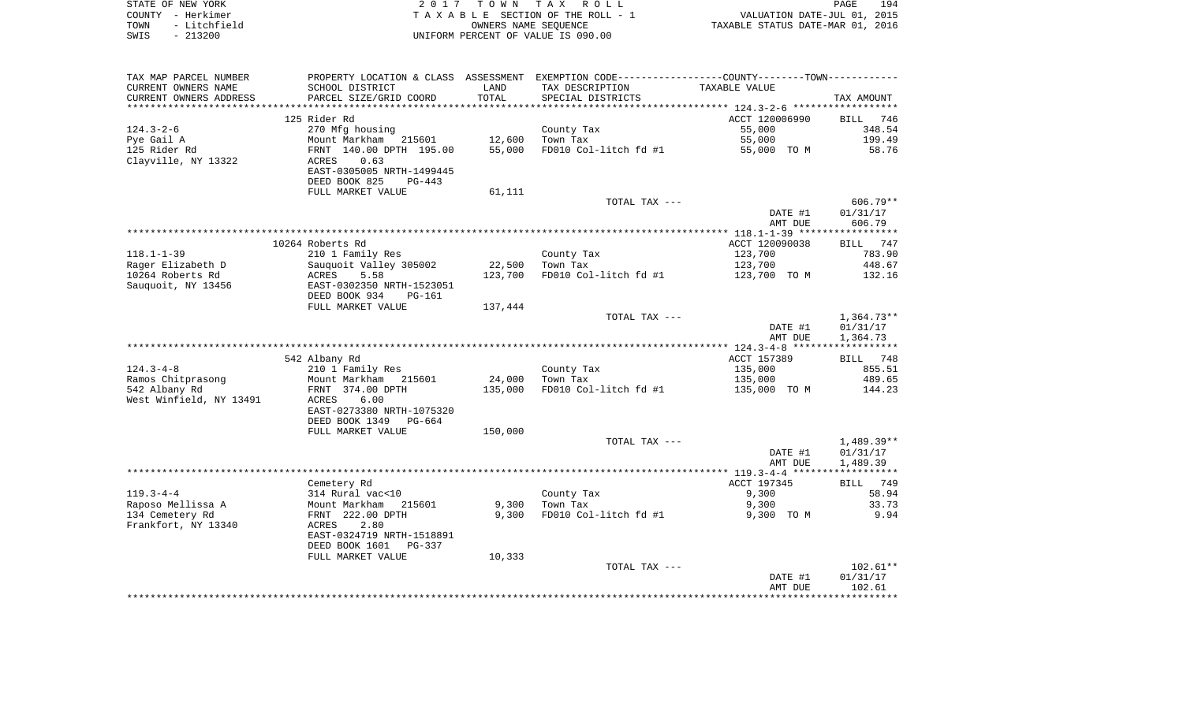STATE OF NEW YORK
COUNTY - Herkimer
TOWN - Litchfield
SWIS - 213200

2 0 1 7 T O W N T A X R O L L
T A X A B L E SECTION OF THE ROLL - 1
OWNERS NAME SEQUENCE
UNIFORM PERCENT OF VALUE IS 090.00

VALUATION DATE-JUL 01, 2015
TAXABLE STATUS DATE-MAR 01, 2016

| TAX MAP PARCEL NUMBER<br>CURRENT OWNERS NAME<br>CURRENT OWNERS ADDRESS | PROPERTY LOCATION & CLASS<br>SCHOOL DISTRICT<br>PARCEL SIZE/GRID COORD | ASSESSMENT<br>LAND<br>TOTAL | EXEMPTION CODE-----COUNTY-----TOWN-----<br>TAX DESCRIPTION<br>SPECIAL DISTRICTS | TAXABLE VALUE | TAX AMOUNT |
|---|---|---|---|---|---|
| | 125 Rider Rd | | | ACCT 120006990 | BILL 746 |
| 124.3-2-6 | 270 Mfg housing | | County Tax | 55,000 | 348.54 |
| Pye Gail A | Mount Markham 215601 | 12,600 | Town Tax | 55,000 | 199.49 |
| 125 Rider Rd | FRNT 140.00 DPTH 195.00 | 55,000 | FD010 Col-litch fd #1 | 55,000 TO M | 58.76 |
| Clayville, NY 13322 | ACRES 0.63 | | | | |
| | EAST-0305005 NRTH-1499445 | | | | |
| | DEED BOOK 825 PG-443 | | | | |
| | FULL MARKET VALUE | 61,111 | | | |
| | | | TOTAL TAX --- | | 606.79** |
| | | | | DATE #1 | 01/31/17 |
| | | | | AMT DUE | 606.79 |
| | 10264 Roberts Rd | | | ACCT 120090038 | BILL 747 |
| 118.1-1-39 | 210 1 Family Res | | County Tax | 123,700 | 783.90 |
| Rager Elizabeth D | Sauquoit Valley 305002 | 22,500 | Town Tax | 123,700 | 448.67 |
| 10264 Roberts Rd | ACRES 5.58 | 123,700 | FD010 Col-litch fd #1 | 123,700 TO M | 132.16 |
| Sauquoit, NY 13456 | EAST-0302350 NRTH-1523051 | | | | |
| | DEED BOOK 934 PG-161 | | | | |
| | FULL MARKET VALUE | 137,444 | | | |
| | | | TOTAL TAX --- | | 1,364.73** |
| | | | | DATE #1 | 01/31/17 |
| | | | | AMT DUE | 1,364.73 |
| | 542 Albany Rd | | | ACCT 157389 | BILL 748 |
| 124.3-4-8 | 210 1 Family Res | | County Tax | 135,000 | 855.51 |
| Ramos Chitprasong | Mount Markham 215601 | 24,000 | Town Tax | 135,000 | 489.65 |
| 542 Albany Rd | FRNT 374.00 DPTH | 135,000 | FD010 Col-litch fd #1 | 135,000 TO M | 144.23 |
| West Winfield, NY 13491 | ACRES 6.00 | | | | |
| | EAST-0273380 NRTH-1075320 | | | | |
| | DEED BOOK 1349 PG-664 | | | | |
| | FULL MARKET VALUE | 150,000 | | | |
| | | | TOTAL TAX --- | | 1,489.39** |
| | | | | DATE #1 | 01/31/17 |
| | | | | AMT DUE | 1,489.39 |
| | Cemetery Rd | | | ACCT 197345 | BILL 749 |
| 119.3-4-4 | 314 Rural vac<10 | | County Tax | 9,300 | 58.94 |
| Raposo Mellissa A | Mount Markham 215601 | 9,300 | Town Tax | 9,300 | 33.73 |
| 134 Cemetery Rd | FRNT 222.00 DPTH | 9,300 | FD010 Col-litch fd #1 | 9,300 TO M | 9.94 |
| Frankfort, NY 13340 | ACRES 2.80 | | | | |
| | EAST-0324719 NRTH-1518891 | | | | |
| | DEED BOOK 1601 PG-337 | | | | |
| | FULL MARKET VALUE | 10,333 | | | |
| | | | TOTAL TAX --- | | 102.61** |
| | | | | DATE #1 | 01/31/17 |
| | | | | AMT DUE | 102.61 |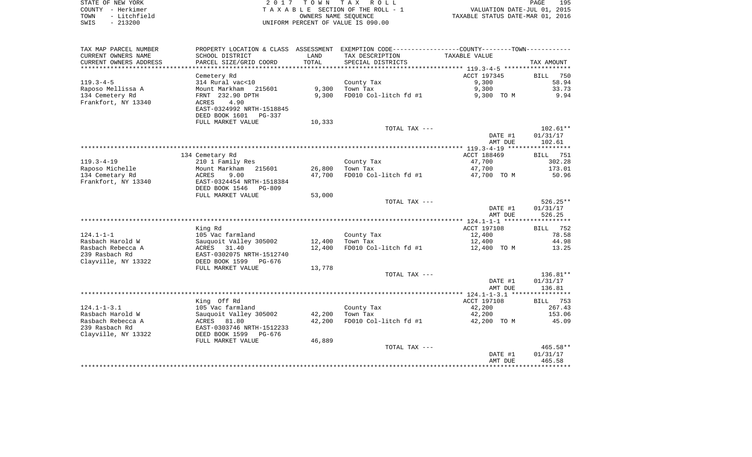STATE OF NEW YORK
COUNTY - Herkimer
TOWN - Litchfield
SWIS - 213200

2 0 1 7 T O W N T A X R O L L
T A X A B L E SECTION OF THE ROLL - 1
OWNERS NAME SEQUENCE
UNIFORM PERCENT OF VALUE IS 090.00

VALUATION DATE-JUL 01, 2015
TAXABLE STATUS DATE-MAR 01, 2016

| TAX MAP PARCEL NUMBER<br>CURRENT OWNERS NAME<br>CURRENT OWNERS ADDRESS | PROPERTY LOCATION & CLASS<br>SCHOOL DISTRICT<br>PARCEL SIZE/GRID COORD | ASSESSMENT<br>LAND<br>TOTAL | EXEMPTION CODE<br>TAX DESCRIPTION<br>SPECIAL DISTRICTS | COUNTY--------TOWN<br>TAXABLE VALUE | TAX AMOUNT |
|---|---|---|---|---|---|
| 119.3-4-5 | Cemetery Rd | | | ACCT 197345 | BILL 750 |
| 119.3-4-5 | 314 Rural vac<10 | | County Tax | 9,300 | 58.94 |
| Raposo Mellissa A | Mount Markham 215601 | 9,300 | Town Tax | 9,300 | 33.73 |
| 134 Cemetery Rd | FRNT 232.90 DPTH | 9,300 | FD010 Col-litch fd #1 | 9,300 TO M | 9.94 |
| Frankfort, NY 13340 | ACRES 4.90 | | | | |
| | EAST-0324992 NRTH-1518845 | | | | |
| | DEED BOOK 1601 PG-337 | | | | |
| | FULL MARKET VALUE | 10,333 | | | |
| | | | TOTAL TAX --- | | 102.61** |
| | | | | DATE #1 | 01/31/17 |
| | | | | AMT DUE | 102.61 |
| 119.3-4-19 | 134 Cemetary Rd | | | ACCT 188469 | BILL 751 |
| 119.3-4-19 | 210 1 Family Res | | County Tax | 47,700 | 302.28 |
| Raposo Michelle | Mount Markham 215601 | 26,800 | Town Tax | 47,700 | 173.01 |
| 134 Cemetary Rd | ACRES 9.00 | 47,700 | FD010 Col-litch fd #1 | 47,700 TO M | 50.96 |
| Frankfort, NY 13340 | EAST-0324454 NRTH-1518384 | | | | |
| | DEED BOOK 1546 PG-809 | | | | |
| | FULL MARKET VALUE | 53,000 | | | |
| | | | TOTAL TAX --- | | 526.25** |
| | | | | DATE #1 | 01/31/17 |
| | | | | AMT DUE | 526.25 |
| 124.1-1-1 | King Rd | | | ACCT 197108 | BILL 752 |
| 124.1-1-1 | 105 Vac farmland | | County Tax | 12,400 | 78.58 |
| Rasbach Harold W | Sauquoit Valley 305002 | 12,400 | Town Tax | 12,400 | 44.98 |
| Rasbach Rebecca A | ACRES 31.40 | 12,400 | FD010 Col-litch fd #1 | 12,400 TO M | 13.25 |
| 239 Rasbach Rd | EAST-0302075 NRTH-1512740 | | | | |
| Clayville, NY 13322 | DEED BOOK 1599 PG-676 | | | | |
| | FULL MARKET VALUE | 13,778 | | | |
| | | | TOTAL TAX --- | | 136.81** |
| | | | | DATE #1 | 01/31/17 |
| | | | | AMT DUE | 136.81 |
| 124.1-1-3.1 | King Off Rd | | | ACCT 197108 | BILL 753 |
| 124.1-1-3.1 | 105 Vac farmland | | County Tax | 42,200 | 267.43 |
| Rasbach Harold W | Sauquoit Valley 305002 | 42,200 | Town Tax | 42,200 | 153.06 |
| Rasbach Rebecca A | ACRES 81.80 | 42,200 | FD010 Col-litch fd #1 | 42,200 TO M | 45.09 |
| 239 Rasbach Rd | EAST-0303746 NRTH-1512233 | | | | |
| Clayville, NY 13322 | DEED BOOK 1599 PG-676 | | | | |
| | FULL MARKET VALUE | 46,889 | | | |
| | | | TOTAL TAX --- | | 465.58** |
| | | | | DATE #1 | 01/31/17 |
| | | | | AMT DUE | 465.58 |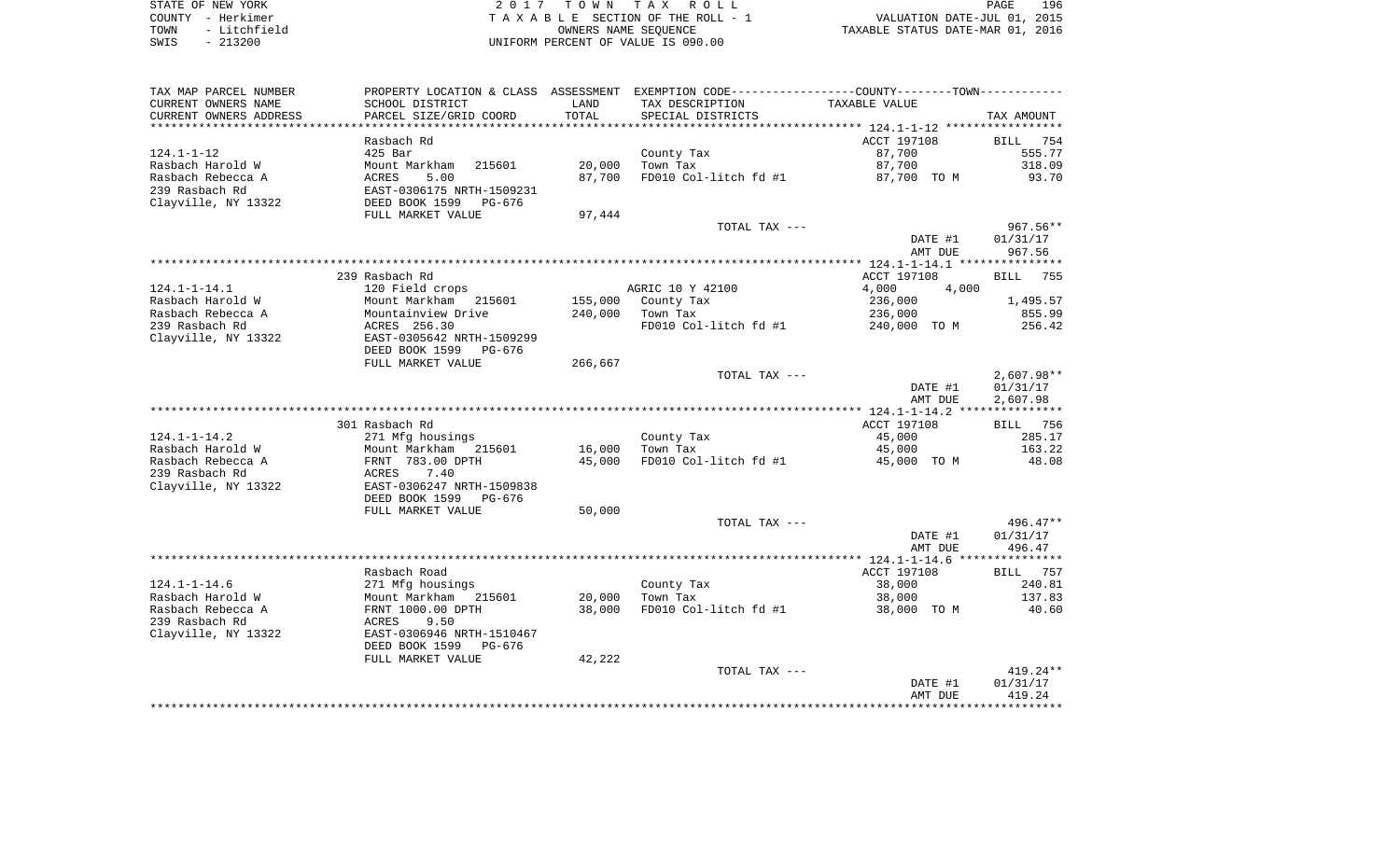STATE OF NEW YORK
COUNTY - Herkimer
TOWN - Litchfield
SWIS - 213200

2 0 1 7 T O W N T A X R O L L
T A X A B L E SECTION OF THE ROLL - 1
OWNERS NAME SEQUENCE
UNIFORM PERCENT OF VALUE IS 090.00

VALUATION DATE-JUL 01, 2015
TAXABLE STATUS DATE-MAR 01, 2016

| TAX MAP PARCEL NUMBER / CURRENT OWNERS NAME / CURRENT OWNERS ADDRESS | PROPERTY LOCATION & CLASS / SCHOOL DISTRICT / PARCEL SIZE/GRID COORD | ASSESSMENT LAND / TOTAL | EXEMPTION CODE / TAX DESCRIPTION / SPECIAL DISTRICTS | COUNTY / TOWN TAXABLE VALUE | TAX AMOUNT |
|---|---|---|---|---|---|
| 124.1-1-12 | Rasbach Rd | | | ACCT 197108 | BILL 754 |
| | 425 Bar | | County Tax | 87,700 | 555.77 |
| Rasbach Harold W | Mount Markham 215601 | 20,000 | Town Tax | 87,700 | 318.09 |
| Rasbach Rebecca A | ACRES 5.00 | 87,700 | FD010 Col-litch fd #1 | 87,700 TO M | 93.70 |
| 239 Rasbach Rd | EAST-0306175 NRTH-1509231 | | | | |
| Clayville, NY 13322 | DEED BOOK 1599 PG-676 | | | | |
| | FULL MARKET VALUE | 97,444 | | | |
| | | | TOTAL TAX --- | | 967.56** |
| | | | | DATE #1 | 01/31/17 |
| | | | | AMT DUE | 967.56 |
| 124.1-1-14.1 | 239 Rasbach Rd | | | ACCT 197108 | BILL 755 |
| | 120 Field crops | | AGRIC 10 Y 42100 | 4,000 4,000 | |
| Rasbach Harold W | Mount Markham 215601 | 155,000 | County Tax | 236,000 | 1,495.57 |
| Rasbach Rebecca A | Mountainview Drive | 240,000 | Town Tax | 236,000 | 855.99 |
| 239 Rasbach Rd | ACRES 256.30 | | FD010 Col-litch fd #1 | 240,000 TO M | 256.42 |
| Clayville, NY 13322 | EAST-0305642 NRTH-1509299 | | | | |
| | DEED BOOK 1599 PG-676 | | | | |
| | FULL MARKET VALUE | 266,667 | | | |
| | | | TOTAL TAX --- | | 2,607.98** |
| | | | | DATE #1 | 01/31/17 |
| | | | | AMT DUE | 2,607.98 |
| 124.1-1-14.2 | 301 Rasbach Rd | | | ACCT 197108 | BILL 756 |
| | 271 Mfg housings | | County Tax | 45,000 | 285.17 |
| Rasbach Harold W | Mount Markham 215601 | 16,000 | Town Tax | 45,000 | 163.22 |
| Rasbach Rebecca A | FRNT 783.00 DPTH | 45,000 | FD010 Col-litch fd #1 | 45,000 TO M | 48.08 |
| 239 Rasbach Rd | ACRES 7.40 | | | | |
| Clayville, NY 13322 | EAST-0306247 NRTH-1509838 | | | | |
| | DEED BOOK 1599 PG-676 | | | | |
| | FULL MARKET VALUE | 50,000 | | | |
| | | | TOTAL TAX --- | | 496.47** |
| | | | | DATE #1 | 01/31/17 |
| | | | | AMT DUE | 496.47 |
| 124.1-1-14.6 | Rasbach Road | | | ACCT 197108 | BILL 757 |
| | 271 Mfg housings | | County Tax | 38,000 | 240.81 |
| Rasbach Harold W | Mount Markham 215601 | 20,000 | Town Tax | 38,000 | 137.83 |
| Rasbach Rebecca A | FRNT 1000.00 DPTH | 38,000 | FD010 Col-litch fd #1 | 38,000 TO M | 40.60 |
| 239 Rasbach Rd | ACRES 9.50 | | | | |
| Clayville, NY 13322 | EAST-0306946 NRTH-1510467 | | | | |
| | DEED BOOK 1599 PG-676 | | | | |
| | FULL MARKET VALUE | 42,222 | | | |
| | | | TOTAL TAX --- | | 419.24** |
| | | | | DATE #1 | 01/31/17 |
| | | | | AMT DUE | 419.24 |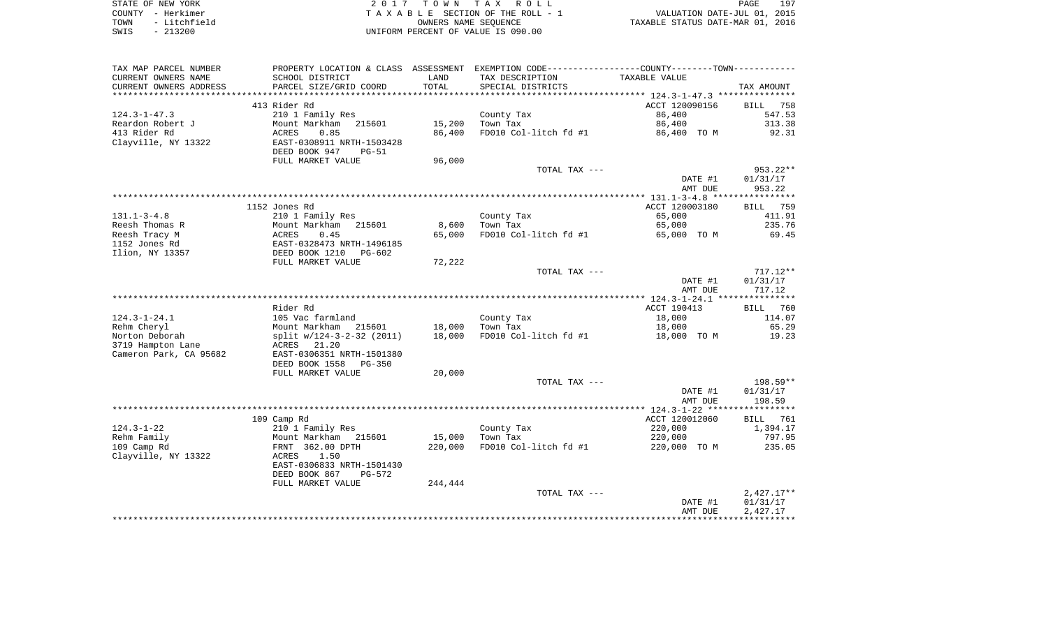STATE OF NEW YORK
COUNTY - Herkimer
TOWN - Litchfield
SWIS - 213200

2017 TOWN TAX ROLL
TAXABLE SECTION OF THE ROLL - 1
OWNERS NAME SEQUENCE
UNIFORM PERCENT OF VALUE IS 090.00

VALUATION DATE-JUL 01, 2015
TAXABLE STATUS DATE-MAR 01, 2016

| TAX MAP PARCEL NUMBER / CURRENT OWNERS NAME / CURRENT OWNERS ADDRESS | PROPERTY LOCATION & CLASS / SCHOOL DISTRICT / PARCEL SIZE/GRID COORD | ASSESSMENT LAND | TOTAL | EXEMPTION CODE / TAX DESCRIPTION / SPECIAL DISTRICTS | COUNTY--------TOWN TAXABLE VALUE | TAX AMOUNT |
|---|---|---|---|---|---|---|
| 124.3-1-47.3 | 413 Rider Rd | | | | ACCT 120090156 | BILL 758 |
| Reardon Robert J | 210 1 Family Res | | | County Tax | 86,400 | 547.53 |
| 413 Rider Rd | Mount Markham 215601 | 15,200 | | Town Tax | 86,400 | 313.38 |
| Clayville, NY 13322 | ACRES 0.85 | | 86,400 | FD010 Col-litch fd #1 | 86,400 TO M | 92.31 |
| | EAST-0308911 NRTH-1503428 | | | | | |
| | DEED BOOK 947 PG-51 | | | | | |
| | FULL MARKET VALUE | | 96,000 | | | |
| | | | | TOTAL TAX --- | | 953.22** |
| | | | | | DATE #1 | 01/31/17 |
| | | | | | AMT DUE | 953.22 |
| 131.1-3-4.8 | 1152 Jones Rd | | | | ACCT 120003180 | BILL 759 |
| Reesh Thomas R | 210 1 Family Res | | | County Tax | 65,000 | 411.91 |
| Reesh Tracy M | Mount Markham 215601 | 8,600 | | Town Tax | 65,000 | 235.76 |
| 1152 Jones Rd | ACRES 0.45 | | 65,000 | FD010 Col-litch fd #1 | 65,000 TO M | 69.45 |
| Ilion, NY 13357 | EAST-0328473 NRTH-1496185 | | | | | |
| | DEED BOOK 1210 PG-602 | | | | | |
| | FULL MARKET VALUE | | 72,222 | | | |
| | | | | TOTAL TAX --- | | 717.12** |
| | | | | | DATE #1 | 01/31/17 |
| | | | | | AMT DUE | 717.12 |
| 124.3-1-24.1 | Rider Rd | | | | ACCT 190413 | BILL 760 |
| Rehm Cheryl | 105 Vac farmland | | | County Tax | 18,000 | 114.07 |
| Norton Deborah | Mount Markham 215601 | 18,000 | | Town Tax | 18,000 | 65.29 |
| 3719 Hampton Lane | split w/124-3-2-32 (2011) | | 18,000 | FD010 Col-litch fd #1 | 18,000 TO M | 19.23 |
| Cameron Park, CA 95682 | ACRES 21.20 | | | | | |
| | EAST-0306351 NRTH-1501380 | | | | | |
| | DEED BOOK 1558 PG-350 | | | | | |
| | FULL MARKET VALUE | | 20,000 | | | |
| | | | | TOTAL TAX --- | | 198.59** |
| | | | | | DATE #1 | 01/31/17 |
| | | | | | AMT DUE | 198.59 |
| 124.3-1-22 | 109 Camp Rd | | | | ACCT 120012060 | BILL 761 |
| Rehm Family | 210 1 Family Res | | | County Tax | 220,000 | 1,394.17 |
| 109 Camp Rd | Mount Markham 215601 | 15,000 | | Town Tax | 220,000 | 797.95 |
| Clayville, NY 13322 | FRNT 362.00 DPTH | | 220,000 | FD010 Col-litch fd #1 | 220,000 TO M | 235.05 |
| | ACRES 1.50 | | | | | |
| | EAST-0306833 NRTH-1501430 | | | | | |
| | DEED BOOK 867 PG-572 | | | | | |
| | FULL MARKET VALUE | | 244,444 | | | |
| | | | | TOTAL TAX --- | | 2,427.17** |
| | | | | | DATE #1 | 01/31/17 |
| | | | | | AMT DUE | 2,427.17 |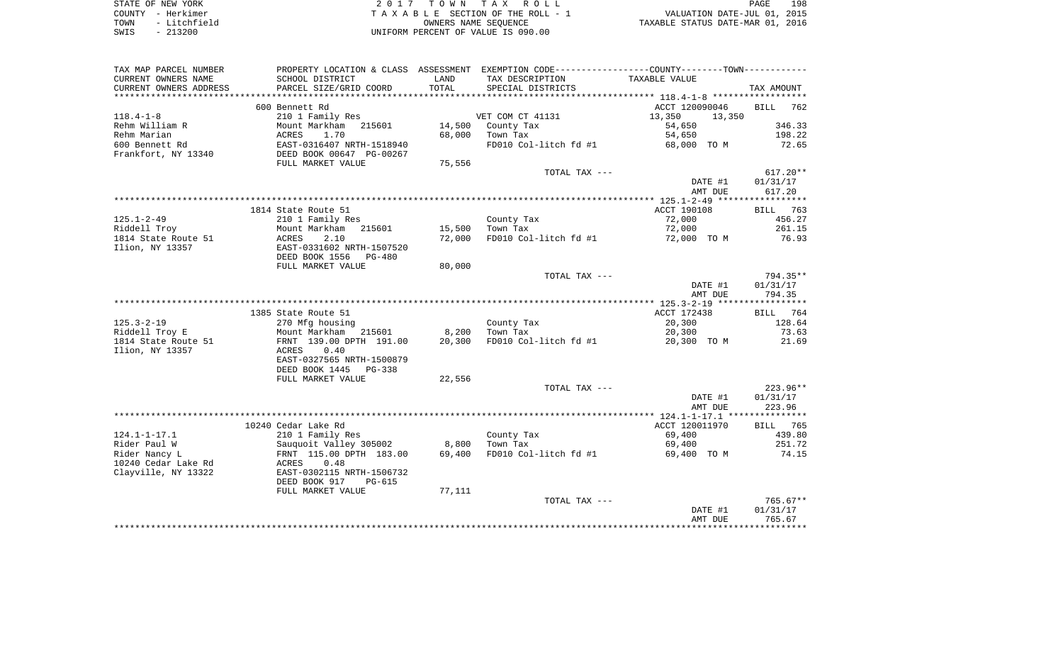STATE OF NEW YORK
COUNTY - Herkimer
TOWN - Litchfield
SWIS - 213200

2 0 1 7 T O W N T A X R O L L
T A X A B L E SECTION OF THE ROLL - 1
OWNERS NAME SEQUENCE
UNIFORM PERCENT OF VALUE IS 090.00

VALUATION DATE-JUL 01, 2015
TAXABLE STATUS DATE-MAR 01, 2016

| TAX MAP PARCEL NUMBER<br>CURRENT OWNERS NAME<br>CURRENT OWNERS ADDRESS | PROPERTY LOCATION & CLASS<br>SCHOOL DISTRICT<br>PARCEL SIZE/GRID COORD | ASSESSMENT<br>LAND<br>TOTAL | EXEMPTION CODE<br>TAX DESCRIPTION<br>SPECIAL DISTRICTS | COUNTY / TOWN<br>TAXABLE VALUE | TAX AMOUNT |
|---|---|---|---|---|---|
| | 600 Bennett Rd | | | ACCT 120090046 | BILL 762 |
| 118.4-1-8 | 210 1 Family Res | | VET COM CT 41131 | 13,350 13,350 | |
| Rehm William R | Mount Markham 215601 | 14,500 | County Tax | 54,650 | 346.33 |
| Rehm Marian | ACRES 1.70 | 68,000 | Town Tax | 54,650 | 198.22 |
| 600 Bennett Rd | EAST-0316407 NRTH-1518940 | | FD010 Col-litch fd #1 | 68,000 TO M | 72.65 |
| Frankfort, NY 13340 | DEED BOOK 00647 PG-00267 | | | | |
| | FULL MARKET VALUE | 75,556 | | | |
| | | | TOTAL TAX --- | | 617.20** |
| | | | | DATE #1 | 01/31/17 |
| | | | | AMT DUE | 617.20 |
| | 1814 State Route 51 | | | ACCT 190108 | BILL 763 |
| 125.1-2-49 | 210 1 Family Res | | County Tax | 72,000 | 456.27 |
| Riddell Troy | Mount Markham 215601 | 15,500 | Town Tax | 72,000 | 261.15 |
| 1814 State Route 51 | ACRES 2.10 | 72,000 | FD010 Col-litch fd #1 | 72,000 TO M | 76.93 |
| Ilion, NY 13357 | EAST-0331602 NRTH-1507520 | | | | |
| | DEED BOOK 1556 PG-480 | | | | |
| | FULL MARKET VALUE | 80,000 | | | |
| | | | TOTAL TAX --- | | 794.35** |
| | | | | DATE #1 | 01/31/17 |
| | | | | AMT DUE | 794.35 |
| | 1385 State Route 51 | | | ACCT 172438 | BILL 764 |
| 125.3-2-19 | 270 Mfg housing | | County Tax | 20,300 | 128.64 |
| Riddell Troy E | Mount Markham 215601 | 8,200 | Town Tax | 20,300 | 73.63 |
| 1814 State Route 51 | FRNT 139.00 DPTH 191.00 | 20,300 | FD010 Col-litch fd #1 | 20,300 TO M | 21.69 |
| Ilion, NY 13357 | ACRES 0.40 | | | | |
| | EAST-0327565 NRTH-1500879 | | | | |
| | DEED BOOK 1445 PG-338 | | | | |
| | FULL MARKET VALUE | 22,556 | | | |
| | | | TOTAL TAX --- | | 223.96** |
| | | | | DATE #1 | 01/31/17 |
| | | | | AMT DUE | 223.96 |
| | 10240 Cedar Lake Rd | | | ACCT 120011970 | BILL 765 |
| 124.1-1-17.1 | 210 1 Family Res | | County Tax | 69,400 | 439.80 |
| Rider Paul W | Sauquoit Valley 305002 | 8,800 | Town Tax | 69,400 | 251.72 |
| Rider Nancy L | FRNT 115.00 DPTH 183.00 | 69,400 | FD010 Col-litch fd #1 | 69,400 TO M | 74.15 |
| 10240 Cedar Lake Rd | ACRES 0.48 | | | | |
| Clayville, NY 13322 | EAST-0302115 NRTH-1506732 | | | | |
| | DEED BOOK 917 PG-615 | | | | |
| | FULL MARKET VALUE | 77,111 | | | |
| | | | TOTAL TAX --- | | 765.67** |
| | | | | DATE #1 | 01/31/17 |
| | | | | AMT DUE | 765.67 |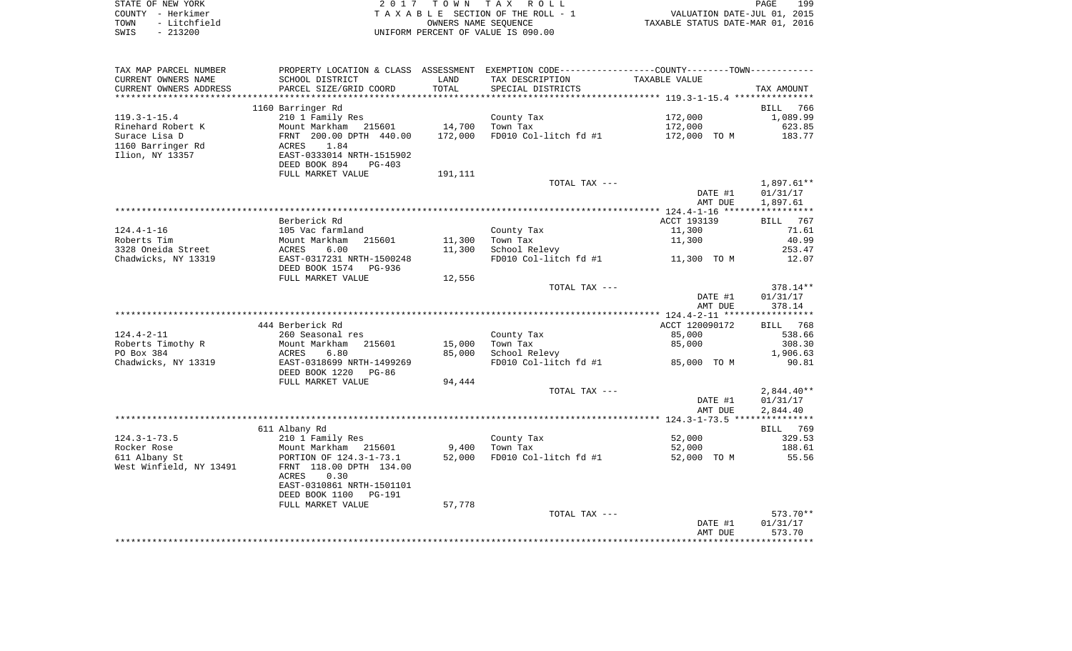STATE OF NEW YORK
COUNTY - Herkimer
TOWN - Litchfield
SWIS - 213200

2 0 1 7 T O W N T A X R O L L
T A X A B L E SECTION OF THE ROLL - 1
OWNERS NAME SEQUENCE
UNIFORM PERCENT OF VALUE IS 090.00

VALUATION DATE-JUL 01, 2015
TAXABLE STATUS DATE-MAR 01, 2016

| TAX MAP PARCEL NUMBER / CURRENT OWNERS NAME / CURRENT OWNERS ADDRESS | PROPERTY LOCATION & CLASS / SCHOOL DISTRICT / PARCEL SIZE/GRID COORD | ASSESSMENT LAND / TOTAL | EXEMPTION CODE / TAX DESCRIPTION / SPECIAL DISTRICTS | COUNTY--------TOWN / TAXABLE VALUE | TAX AMOUNT |
|---|---|---|---|---|---|
| 119.3-1-15.4 | 1160 Barringer Rd | | | | BILL 766 |
| 119.3-1-15.4 | 210 1 Family Res | | County Tax | 172,000 | 1,089.99 |
| Rinehard Robert K | Mount Markham 215601 | 14,700 | Town Tax | 172,000 | 623.85 |
| Surace Lisa D | FRNT 200.00 DPTH 440.00 | 172,000 | FD010 Col-litch fd #1 | 172,000 TO M | 183.77 |
| 1160 Barringer Rd | ACRES 1.84 | | | | |
| Ilion, NY 13357 | EAST-0333014 NRTH-1515902 | | | | |
| | DEED BOOK 894 PG-403 | | | | |
| | FULL MARKET VALUE | 191,111 | | | |
| | | | TOTAL TAX --- | | 1,897.61** |
| | | | | DATE #1 | 01/31/17 |
| | | | | AMT DUE | 1,897.61 |
| 124.4-1-16 | Berberick Rd | | | ACCT 193139 | BILL 767 |
| 124.4-1-16 | 105 Vac farmland | | County Tax | 11,300 | 71.61 |
| Roberts Tim | Mount Markham 215601 | 11,300 | Town Tax | 11,300 | 40.99 |
| 3328 Oneida Street | ACRES 6.00 | 11,300 | School Relevy | | 253.47 |
| Chadwicks, NY 13319 | EAST-0317231 NRTH-1500248 | | FD010 Col-litch fd #1 | 11,300 TO M | 12.07 |
| | DEED BOOK 1574 PG-936 | | | | |
| | FULL MARKET VALUE | 12,556 | | | |
| | | | TOTAL TAX --- | | 378.14** |
| | | | | DATE #1 | 01/31/17 |
| | | | | AMT DUE | 378.14 |
| 124.4-2-11 | 444 Berberick Rd | | | ACCT 120090172 | BILL 768 |
| 124.4-2-11 | 260 Seasonal res | | County Tax | 85,000 | 538.66 |
| Roberts Timothy R | Mount Markham 215601 | 15,000 | Town Tax | 85,000 | 308.30 |
| PO Box 384 | ACRES 6.80 | 85,000 | School Relevy | | 1,906.63 |
| Chadwicks, NY 13319 | EAST-0318699 NRTH-1499269 | | FD010 Col-litch fd #1 | 85,000 TO M | 90.81 |
| | DEED BOOK 1220 PG-86 | | | | |
| | FULL MARKET VALUE | 94,444 | | | |
| | | | TOTAL TAX --- | | 2,844.40** |
| | | | | DATE #1 | 01/31/17 |
| | | | | AMT DUE | 2,844.40 |
| 124.3-1-73.5 | 611 Albany Rd | | | | BILL 769 |
| 124.3-1-73.5 | 210 1 Family Res | | County Tax | 52,000 | 329.53 |
| Rocker Rose | Mount Markham 215601 | 9,400 | Town Tax | 52,000 | 188.61 |
| 611 Albany St | PORTION OF 124.3-1-73.1 | 52,000 | FD010 Col-litch fd #1 | 52,000 TO M | 55.56 |
| West Winfield, NY 13491 | FRNT 118.00 DPTH 134.00 | | | | |
| | ACRES 0.30 | | | | |
| | EAST-0310861 NRTH-1501101 | | | | |
| | DEED BOOK 1100 PG-191 | | | | |
| | FULL MARKET VALUE | 57,778 | | | |
| | | | TOTAL TAX --- | | 573.70** |
| | | | | DATE #1 | 01/31/17 |
| | | | | AMT DUE | 573.70 |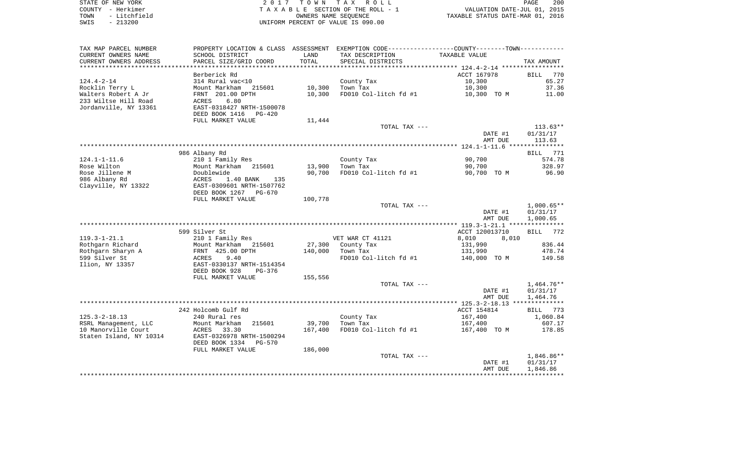STATE OF NEW YORK
COUNTY - Herkimer
TOWN - Litchfield
SWIS - 213200

2 0 1 7 T O W N T A X R O L L
T A X A B L E SECTION OF THE ROLL - 1
OWNERS NAME SEQUENCE
UNIFORM PERCENT OF VALUE IS 090.00

VALUATION DATE-JUL 01, 2015
TAXABLE STATUS DATE-MAR 01, 2016

| TAX MAP PARCEL NUMBER / CURRENT OWNERS NAME / CURRENT OWNERS ADDRESS | PROPERTY LOCATION & CLASS / SCHOOL DISTRICT / PARCEL SIZE/GRID COORD | ASSESSMENT LAND / TOTAL | EXEMPTION CODE / TAX DESCRIPTION / SPECIAL DISTRICTS | COUNTY / TOWN TAXABLE VALUE | TAX AMOUNT |
|---|---|---|---|---|---|
| 124.4-2-14 | Berberick Rd | | | ACCT 167978 | BILL 770 |
| | 314 Rural vac<10 | | County Tax | 10,300 | 65.27 |
| Rocklin Terry L | Mount Markham 215601 | 10,300 | Town Tax | 10,300 | 37.36 |
| Walters Robert A Jr | FRNT 201.00 DPTH | 10,300 | FD010 Col-litch fd #1 | 10,300 TO M | 11.00 |
| 233 Wiltse Hill Road | ACRES 6.80 | | | | |
| Jordanville, NY 13361 | EAST-0318427 NRTH-1500078 | | | | |
| | DEED BOOK 1416 PG-420 | | | | |
| | FULL MARKET VALUE | 11,444 | | | |
| | | | TOTAL TAX --- | | 113.63** |
| | | | | DATE #1 | 01/31/17 |
| | | | | AMT DUE | 113.63 |
| 124.1-1-11.6 | 986 Albany Rd | | | | BILL 771 |
| | 210 1 Family Res | | County Tax | 90,700 | 574.78 |
| Rose Wilton | Mount Markham 215601 | 13,900 | Town Tax | 90,700 | 328.97 |
| Rose Jillene M | Doublewide | 90,700 | FD010 Col-litch fd #1 | 90,700 TO M | 96.90 |
| 986 Albany Rd | ACRES 1.40 BANK 135 | | | | |
| Clayville, NY 13322 | EAST-0309601 NRTH-1507762 | | | | |
| | DEED BOOK 1267 PG-670 | | | | |
| | FULL MARKET VALUE | 100,778 | | | |
| | | | TOTAL TAX --- | | 1,000.65** |
| | | | | DATE #1 | 01/31/17 |
| | | | | AMT DUE | 1,000.65 |
| 119.3-1-21.1 | 599 Silver St | | | ACCT 120013710 | BILL 772 |
| | 210 1 Family Res | | VET WAR CT 41121 | 8,010 8,010 | |
| Rothgarn Richard | Mount Markham 215601 | 27,300 | County Tax | 131,990 | 836.44 |
| Rothgarn Sharyn A | FRNT 425.00 DPTH | 140,000 | Town Tax | 131,990 | 478.74 |
| 599 Silver St | ACRES 9.40 | | FD010 Col-litch fd #1 | 140,000 TO M | 149.58 |
| Ilion, NY 13357 | EAST-0330137 NRTH-1514354 | | | | |
| | DEED BOOK 928 PG-376 | | | | |
| | FULL MARKET VALUE | 155,556 | | | |
| | | | TOTAL TAX --- | | 1,464.76** |
| | | | | DATE #1 | 01/31/17 |
| | | | | AMT DUE | 1,464.76 |
| 125.3-2-18.13 | 242 Holcomb Gulf Rd | | | ACCT 154814 | BILL 773 |
| | 240 Rural res | | County Tax | 167,400 | 1,060.84 |
| RSRL Management, LLC | Mount Markham 215601 | 39,700 | Town Tax | 167,400 | 607.17 |
| 10 Manorville Court | ACRES 33.30 | 167,400 | FD010 Col-litch fd #1 | 167,400 TO M | 178.85 |
| Staten Island, NY 10314 | EAST-0326978 NRTH-1500294 | | | | |
| | DEED BOOK 1334 PG-570 | | | | |
| | FULL MARKET VALUE | 186,000 | | | |
| | | | TOTAL TAX --- | | 1,846.86** |
| | | | | DATE #1 | 01/31/17 |
| | | | | AMT DUE | 1,846.86 |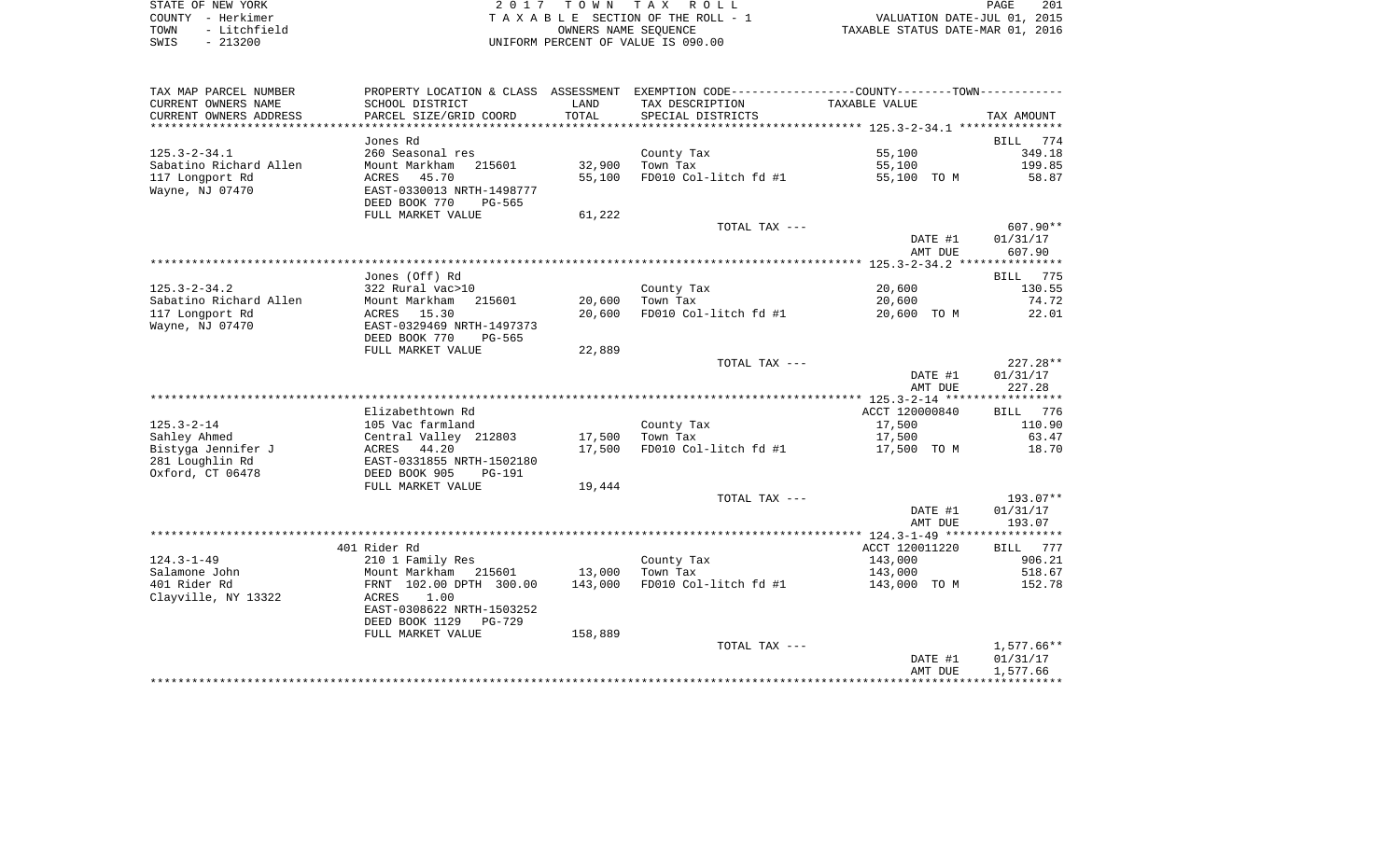STATE OF NEW YORK
COUNTY - Herkimer
TOWN - Litchfield
SWIS - 213200

2 0 1 7 T O W N T A X R O L L
T A X A B L E SECTION OF THE ROLL - 1
OWNERS NAME SEQUENCE
UNIFORM PERCENT OF VALUE IS 090.00

VALUATION DATE-JUL 01, 2015
TAXABLE STATUS DATE-MAR 01, 2016

| TAX MAP PARCEL NUMBER / CURRENT OWNERS NAME / CURRENT OWNERS ADDRESS | PROPERTY LOCATION & CLASS / SCHOOL DISTRICT / PARCEL SIZE/GRID COORD | ASSESSMENT LAND / TOTAL | EXEMPTION CODE / TAX DESCRIPTION / SPECIAL DISTRICTS | COUNTY/TOWN TAXABLE VALUE | TAX AMOUNT |
|---|---|---|---|---|---|
| **125.3-2-34.1** | Jones Rd | | | | BILL 774 |
| 125.3-2-34.1 | 260 Seasonal res | | County Tax | 55,100 | 349.18 |
| Sabatino Richard Allen | Mount Markham 215601 | 32,900 | Town Tax | 55,100 | 199.85 |
| 117 Longport Rd | ACRES 45.70 | 55,100 | FD010 Col-litch fd #1 | 55,100 TO M | 58.87 |
| Wayne, NJ 07470 | EAST-0330013 NRTH-1498777 | | | | |
| | DEED BOOK 770 PG-565 | | | | |
| | FULL MARKET VALUE | 61,222 | | | |
| | | | TOTAL TAX --- | | 607.90** |
| | | | | DATE #1 | 01/31/17 |
| | | | | AMT DUE | 607.90 |
| **125.3-2-34.2** | Jones (Off) Rd | | | | BILL 775 |
| 125.3-2-34.2 | 322 Rural vac>10 | | County Tax | 20,600 | 130.55 |
| Sabatino Richard Allen | Mount Markham 215601 | 20,600 | Town Tax | 20,600 | 74.72 |
| 117 Longport Rd | ACRES 15.30 | 20,600 | FD010 Col-litch fd #1 | 20,600 TO M | 22.01 |
| Wayne, NJ 07470 | EAST-0329469 NRTH-1497373 | | | | |
| | DEED BOOK 770 PG-565 | | | | |
| | FULL MARKET VALUE | 22,889 | | | |
| | | | TOTAL TAX --- | | 227.28** |
| | | | | DATE #1 | 01/31/17 |
| | | | | AMT DUE | 227.28 |
| **125.3-2-14** | Elizabethtown Rd | | | ACCT 120000840 | BILL 776 |
| 125.3-2-14 | 105 Vac farmland | | County Tax | 17,500 | 110.90 |
| Sahley Ahmed | Central Valley 212803 | 17,500 | Town Tax | 17,500 | 63.47 |
| Bistyga Jennifer J | ACRES 44.20 | 17,500 | FD010 Col-litch fd #1 | 17,500 TO M | 18.70 |
| 281 Loughlin Rd | EAST-0331855 NRTH-1502180 | | | | |
| Oxford, CT 06478 | DEED BOOK 905 PG-191 | | | | |
| | FULL MARKET VALUE | 19,444 | | | |
| | | | TOTAL TAX --- | | 193.07** |
| | | | | DATE #1 | 01/31/17 |
| | | | | AMT DUE | 193.07 |
| **124.3-1-49** | 401 Rider Rd | | | ACCT 120011220 | BILL 777 |
| 124.3-1-49 | 210 1 Family Res | | County Tax | 143,000 | 906.21 |
| Salamone John | Mount Markham 215601 | 13,000 | Town Tax | 143,000 | 518.67 |
| 401 Rider Rd | FRNT 102.00 DPTH 300.00 | 143,000 | FD010 Col-litch fd #1 | 143,000 TO M | 152.78 |
| Clayville, NY 13322 | ACRES 1.00 | | | | |
| | EAST-0308622 NRTH-1503252 | | | | |
| | DEED BOOK 1129 PG-729 | | | | |
| | FULL MARKET VALUE | 158,889 | | | |
| | | | TOTAL TAX --- | | 1,577.66** |
| | | | | DATE #1 | 01/31/17 |
| | | | | AMT DUE | 1,577.66 |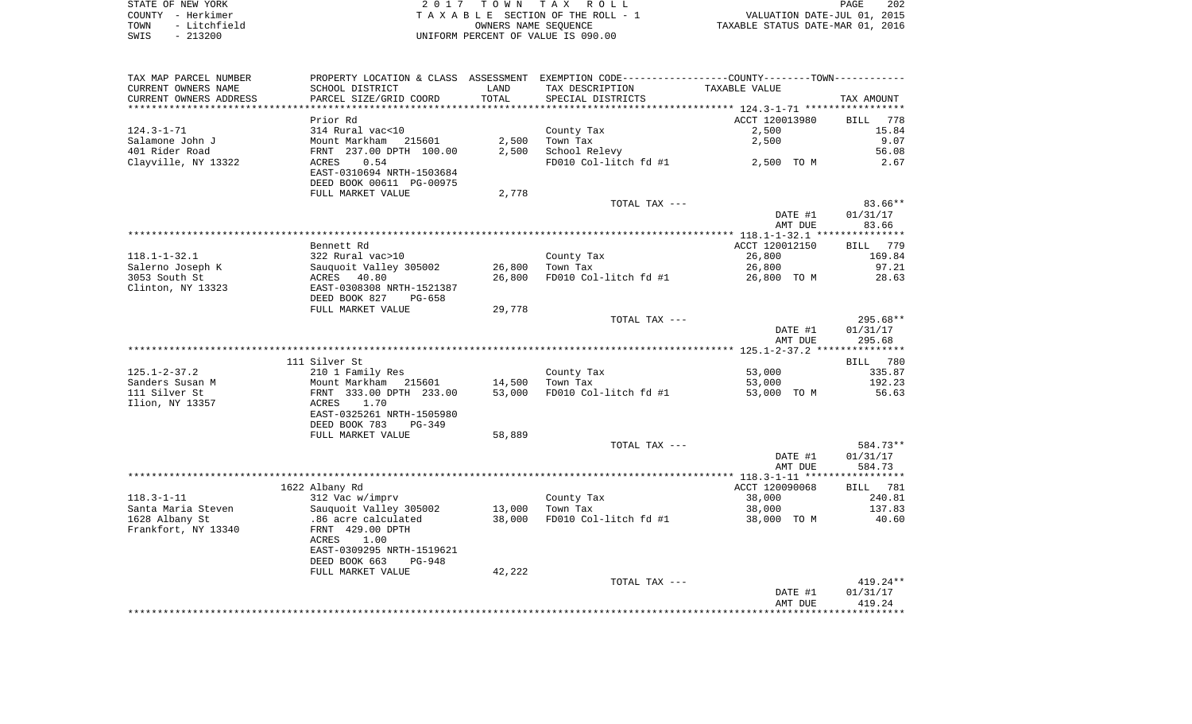STATE OF NEW YORK
COUNTY - Herkimer
TOWN - Litchfield
SWIS - 213200

2 0 1 7 T O W N T A X R O L L
T A X A B L E SECTION OF THE ROLL - 1
OWNERS NAME SEQUENCE
UNIFORM PERCENT OF VALUE IS 090.00

VALUATION DATE-JUL 01, 2015
TAXABLE STATUS DATE-MAR 01, 2016

| TAX MAP PARCEL NUMBER<br>CURRENT OWNERS NAME<br>CURRENT OWNERS ADDRESS | PROPERTY LOCATION & CLASS<br>SCHOOL DISTRICT<br>PARCEL SIZE/GRID COORD | ASSESSMENT<br>LAND<br>TOTAL | EXEMPTION CODE-----COUNTY--------TOWN------<br>TAX DESCRIPTION<br>SPECIAL DISTRICTS | TAXABLE VALUE | TAX AMOUNT |
|---|---|---|---|---|---|
| | Prior Rd | | | ACCT 120013980 | BILL 778 |
| 124.3-1-71 | 314 Rural vac<10 | | County Tax | 2,500 | 15.84 |
| Salamone John J | Mount Markham 215601 | 2,500 | Town Tax | 2,500 | 9.07 |
| 401 Rider Road | FRNT 237.00 DPTH 100.00 | 2,500 | School Relevy | | 56.08 |
| Clayville, NY 13322 | ACRES 0.54 | | FD010 Col-litch fd #1 | 2,500 TO M | 2.67 |
| | EAST-0310694 NRTH-1503684 | | | | |
| | DEED BOOK 00611 PG-00975 | | | | |
| | FULL MARKET VALUE | 2,778 | | | |
| | | | TOTAL TAX --- | | 83.66** |
| | | | | DATE #1 | 01/31/17 |
| | | | | AMT DUE | 83.66 |
| | Bennett Rd | | | ACCT 120012150 | BILL 779 |
| 118.1-1-32.1 | 322 Rural vac>10 | | County Tax | 26,800 | 169.84 |
| Salerno Joseph K | Sauquoit Valley 305002 | 26,800 | Town Tax | 26,800 | 97.21 |
| 3053 South St | ACRES 40.80 | 26,800 | FD010 Col-litch fd #1 | 26,800 TO M | 28.63 |
| Clinton, NY 13323 | EAST-0308308 NRTH-1521387 | | | | |
| | DEED BOOK 827 PG-658 | | | | |
| | FULL MARKET VALUE | 29,778 | | | |
| | | | TOTAL TAX --- | | 295.68** |
| | | | | DATE #1 | 01/31/17 |
| | | | | AMT DUE | 295.68 |
| | 111 Silver St | | | | BILL 780 |
| 125.1-2-37.2 | 210 1 Family Res | | County Tax | 53,000 | 335.87 |
| Sanders Susan M | Mount Markham 215601 | 14,500 | Town Tax | 53,000 | 192.23 |
| 111 Silver St | FRNT 333.00 DPTH 233.00 | 53,000 | FD010 Col-litch fd #1 | 53,000 TO M | 56.63 |
| Ilion, NY 13357 | ACRES 1.70 | | | | |
| | EAST-0325261 NRTH-1505980 | | | | |
| | DEED BOOK 783 PG-349 | | | | |
| | FULL MARKET VALUE | 58,889 | | | |
| | | | TOTAL TAX --- | | 584.73** |
| | | | | DATE #1 | 01/31/17 |
| | | | | AMT DUE | 584.73 |
| | 1622 Albany Rd | | | ACCT 120090068 | BILL 781 |
| 118.3-1-11 | 312 Vac w/imprv | | County Tax | 38,000 | 240.81 |
| Santa Maria Steven | Sauquoit Valley 305002 | 13,000 | Town Tax | 38,000 | 137.83 |
| 1628 Albany St | .86 acre calculated | 38,000 | FD010 Col-litch fd #1 | 38,000 TO M | 40.60 |
| Frankfort, NY 13340 | FRNT 429.00 DPTH | | | | |
| | ACRES 1.00 | | | | |
| | EAST-0309295 NRTH-1519621 | | | | |
| | DEED BOOK 663 PG-948 | | | | |
| | FULL MARKET VALUE | 42,222 | | | |
| | | | TOTAL TAX --- | | 419.24** |
| | | | | DATE #1 | 01/31/17 |
| | | | | AMT DUE | 419.24 |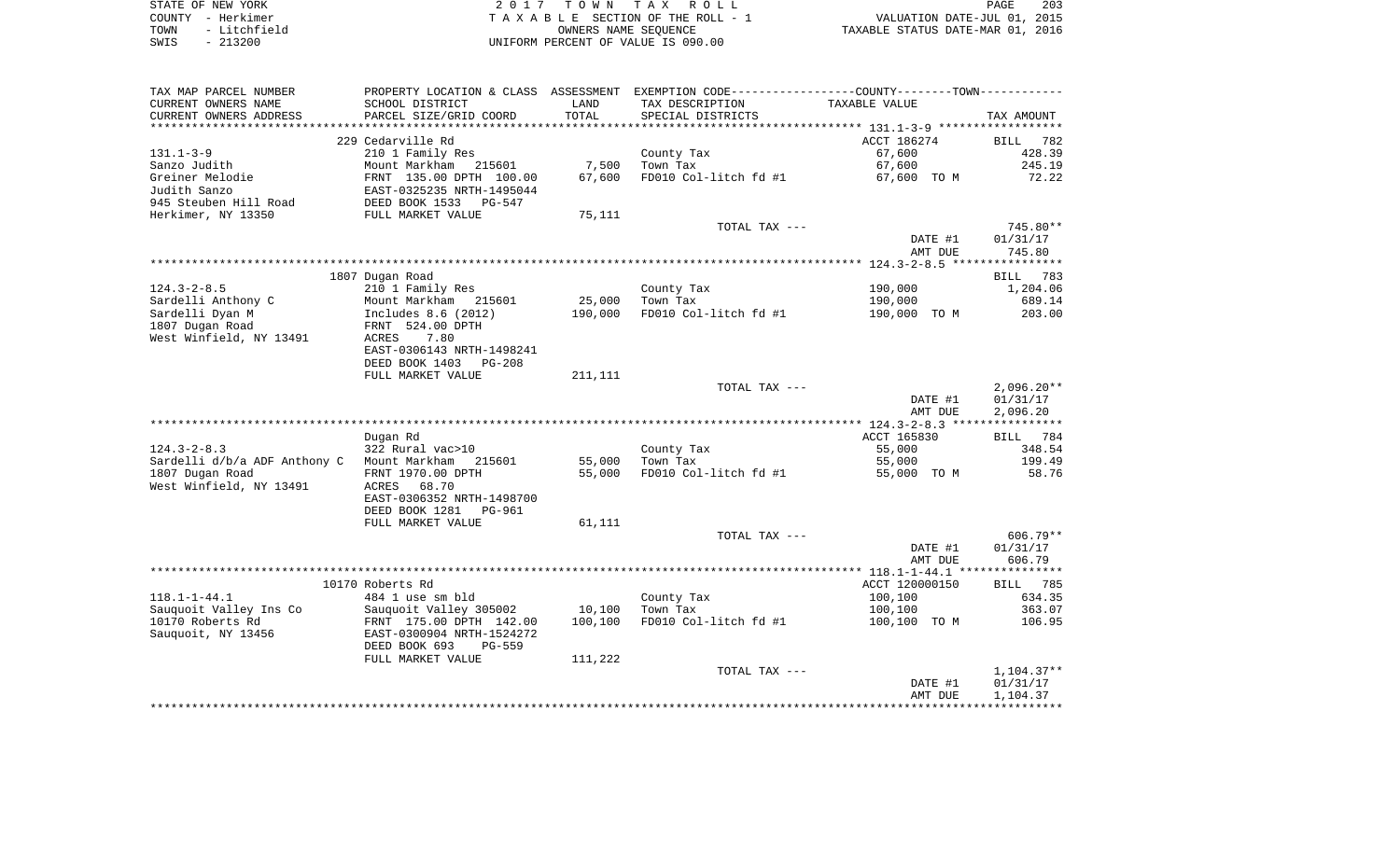STATE OF NEW YORK | COUNTY - Herkimer | TOWN - Litchfield | SWIS - 213200

2017 TOWN TAX ROLL
TAXABLE SECTION OF THE ROLL - 1
OWNERS NAME SEQUENCE
UNIFORM PERCENT OF VALUE IS 090.00

VALUATION DATE-JUL 01, 2015
TAXABLE STATUS DATE-MAR 01, 2016

| TAX MAP PARCEL NUMBER / CURRENT OWNERS NAME / CURRENT OWNERS ADDRESS | PROPERTY LOCATION & CLASS / SCHOOL DISTRICT / PARCEL SIZE/GRID COORD | ASSESSMENT LAND / TOTAL | EXEMPTION CODE / TAX DESCRIPTION / SPECIAL DISTRICTS | COUNTY--------TOWN TAXABLE VALUE | TAX AMOUNT |
|---|---|---|---|---|---|
| **131.1-3-9** | 229 Cedarville Rd | | | ACCT 186274 | BILL 782 |
| 131.1-3-9 | 210 1 Family Res | | County Tax | 67,600 | 428.39 |
| Sanzo Judith | Mount Markham 215601 | 7,500 | Town Tax | 67,600 | 245.19 |
| Greiner Melodie | FRNT 135.00 DPTH 100.00 | 67,600 | FD010 Col-litch fd #1 | 67,600 TO M | 72.22 |
| Judith Sanzo | EAST-0325235 NRTH-1495044 | | | | |
| 945 Steuben Hill Road | DEED BOOK 1533 PG-547 | | | | |
| Herkimer, NY 13350 | FULL MARKET VALUE | 75,111 | | | |
| | | | TOTAL TAX --- | | 745.80** |
| | | | | DATE #1 | 01/31/17 |
| | | | | AMT DUE | 745.80 |
| **124.3-2-8.5** | 1807 Dugan Road | | | | BILL 783 |
| 124.3-2-8.5 | 210 1 Family Res | | County Tax | 190,000 | 1,204.06 |
| Sardelli Anthony C | Mount Markham 215601 | 25,000 | Town Tax | 190,000 | 689.14 |
| Sardelli Dyan M | Includes 8.6 (2012) | 190,000 | FD010 Col-litch fd #1 | 190,000 TO M | 203.00 |
| 1807 Dugan Road | FRNT 524.00 DPTH | | | | |
| West Winfield, NY 13491 | ACRES 7.80 | | | | |
| | EAST-0306143 NRTH-1498241 | | | | |
| | DEED BOOK 1403 PG-208 | | | | |
| | FULL MARKET VALUE | 211,111 | | | |
| | | | TOTAL TAX --- | | 2,096.20** |
| | | | | DATE #1 | 01/31/17 |
| | | | | AMT DUE | 2,096.20 |
| **124.3-2-8.3** | Dugan Rd | | | ACCT 165830 | BILL 784 |
| 124.3-2-8.3 | 322 Rural vac>10 | | County Tax | 55,000 | 348.54 |
| Sardelli d/b/a ADF Anthony C | Mount Markham 215601 | 55,000 | Town Tax | 55,000 | 199.49 |
| 1807 Dugan Road | FRNT 1970.00 DPTH | 55,000 | FD010 Col-litch fd #1 | 55,000 TO M | 58.76 |
| West Winfield, NY 13491 | ACRES 68.70 | | | | |
| | EAST-0306352 NRTH-1498700 | | | | |
| | DEED BOOK 1281 PG-961 | | | | |
| | FULL MARKET VALUE | 61,111 | | | |
| | | | TOTAL TAX --- | | 606.79** |
| | | | | DATE #1 | 01/31/17 |
| | | | | AMT DUE | 606.79 |
| **118.1-1-44.1** | 10170 Roberts Rd | | | ACCT 120000150 | BILL 785 |
| 118.1-1-44.1 | 484 1 use sm bld | | County Tax | 100,100 | 634.35 |
| Sauquoit Valley Ins Co | Sauquoit Valley 305002 | 10,100 | Town Tax | 100,100 | 363.07 |
| 10170 Roberts Rd | FRNT 175.00 DPTH 142.00 | 100,100 | FD010 Col-litch fd #1 | 100,100 TO M | 106.95 |
| Sauquoit, NY 13456 | EAST-0300904 NRTH-1524272 | | | | |
| | DEED BOOK 693 PG-559 | | | | |
| | FULL MARKET VALUE | 111,222 | | | |
| | | | TOTAL TAX --- | | 1,104.37** |
| | | | | DATE #1 | 01/31/17 |
| | | | | AMT DUE | 1,104.37 |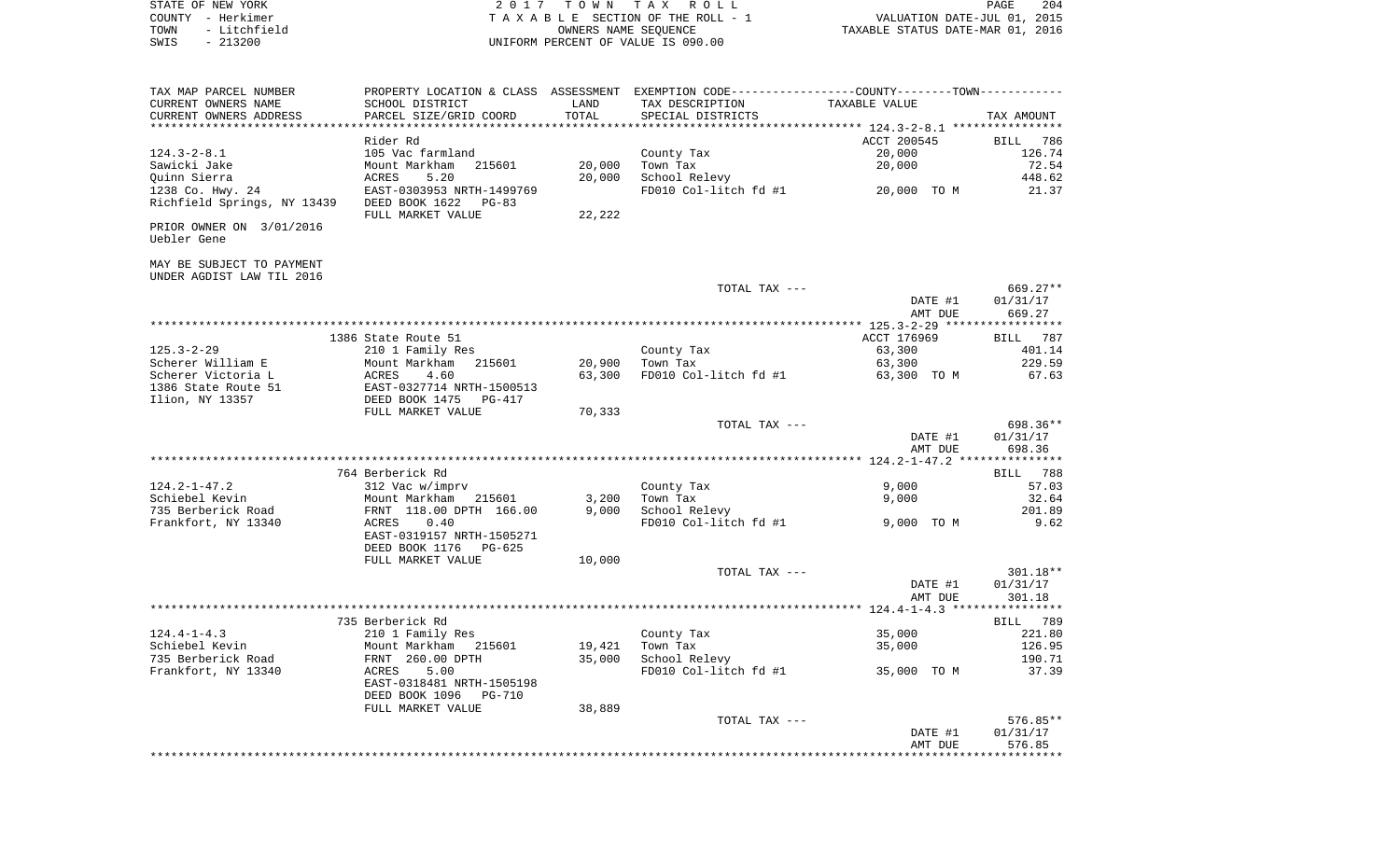STATE OF NEW YORK
COUNTY - Herkimer
TOWN - Litchfield
SWIS - 213200

2 0 1 7 T O W N T A X R O L L
T A X A B L E SECTION OF THE ROLL - 1
OWNERS NAME SEQUENCE
UNIFORM PERCENT OF VALUE IS 090.00

VALUATION DATE-JUL 01, 2015
TAXABLE STATUS DATE-MAR 01, 2016

| TAX MAP PARCEL NUMBER / CURRENT OWNERS NAME / CURRENT OWNERS ADDRESS | PROPERTY LOCATION & CLASS / SCHOOL DISTRICT / PARCEL SIZE/GRID COORD | ASSESSMENT LAND | TOTAL | EXEMPTION CODE / TAX DESCRIPTION / SPECIAL DISTRICTS | COUNTY--------TOWN TAXABLE VALUE | TAX AMOUNT |
|---|---|---|---|---|---|---|
| | Rider Rd | | | | ACCT 200545 | BILL 786 |
| 124.3-2-8.1 | 105 Vac farmland | | | County Tax | 20,000 | 126.74 |
| Sawicki Jake | Mount Markham 215601 | 20,000 | | Town Tax | 20,000 | 72.54 |
| Quinn Sierra | ACRES 5.20 | | 20,000 | School Relevy | | 448.62 |
| 1238 Co. Hwy. 24 | EAST-0303953 NRTH-1499769 | | | FD010 Col-litch fd #1 | 20,000 TO M | 21.37 |
| Richfield Springs, NY 13439 | DEED BOOK 1622 PG-83 | | | | | |
| | FULL MARKET VALUE | | 22,222 | | | |
| PRIOR OWNER ON 3/01/2016 | | | | | | |
| Uebler Gene | | | | | | |
| MAY BE SUBJECT TO PAYMENT | | | | | | |
| UNDER AGDIST LAW TIL 2016 | | | | | | |
| | | | | TOTAL TAX --- | | 669.27** |
| | | | | | DATE #1 | 01/31/17 |
| | | | | | AMT DUE | 669.27 |
| | 1386 State Route 51 | | | | ACCT 176969 | BILL 787 |
| 125.3-2-29 | 210 1 Family Res | | | County Tax | 63,300 | 401.14 |
| Scherer William E | Mount Markham 215601 | 20,900 | | Town Tax | 63,300 | 229.59 |
| Scherer Victoria L | ACRES 4.60 | | 63,300 | FD010 Col-litch fd #1 | 63,300 TO M | 67.63 |
| 1386 State Route 51 | EAST-0327714 NRTH-1500513 | | | | | |
| Ilion, NY 13357 | DEED BOOK 1475 PG-417 | | | | | |
| | FULL MARKET VALUE | | 70,333 | | | |
| | | | | TOTAL TAX --- | | 698.36** |
| | | | | | DATE #1 | 01/31/17 |
| | | | | | AMT DUE | 698.36 |
| | 764 Berberick Rd | | | | | BILL 788 |
| 124.2-1-47.2 | 312 Vac w/imprv | | | County Tax | 9,000 | 57.03 |
| Schiebel Kevin | Mount Markham 215601 | 3,200 | | Town Tax | 9,000 | 32.64 |
| 735 Berberick Road | FRNT 118.00 DPTH 166.00 | | 9,000 | School Relevy | | 201.89 |
| Frankfort, NY 13340 | ACRES 0.40 | | | FD010 Col-litch fd #1 | 9,000 TO M | 9.62 |
| | EAST-0319157 NRTH-1505271 | | | | | |
| | DEED BOOK 1176 PG-625 | | | | | |
| | FULL MARKET VALUE | | 10,000 | | | |
| | | | | TOTAL TAX --- | | 301.18** |
| | | | | | DATE #1 | 01/31/17 |
| | | | | | AMT DUE | 301.18 |
| | 735 Berberick Rd | | | | | BILL 789 |
| 124.4-1-4.3 | 210 1 Family Res | | | County Tax | 35,000 | 221.80 |
| Schiebel Kevin | Mount Markham 215601 | 19,421 | | Town Tax | 35,000 | 126.95 |
| 735 Berberick Road | FRNT 260.00 DPTH | | 35,000 | School Relevy | | 190.71 |
| Frankfort, NY 13340 | ACRES 5.00 | | | FD010 Col-litch fd #1 | 35,000 TO M | 37.39 |
| | EAST-0318481 NRTH-1505198 | | | | | |
| | DEED BOOK 1096 PG-710 | | | | | |
| | FULL MARKET VALUE | | 38,889 | | | |
| | | | | TOTAL TAX --- | | 576.85** |
| | | | | | DATE #1 | 01/31/17 |
| | | | | | AMT DUE | 576.85 |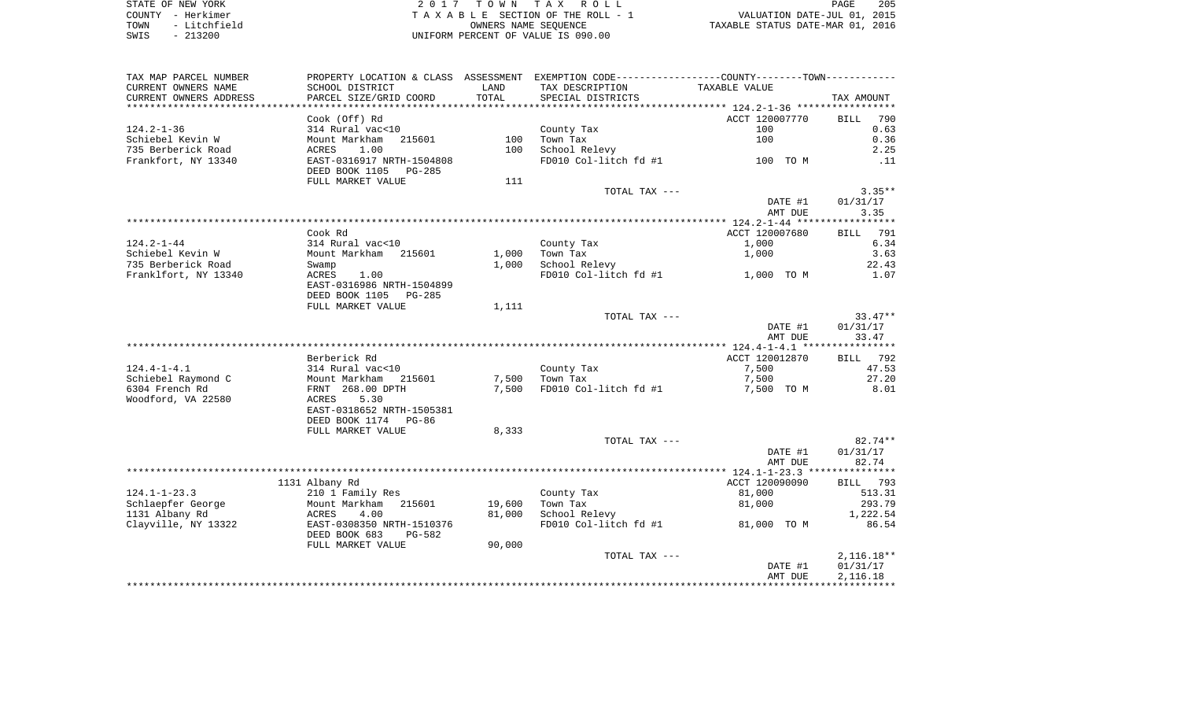STATE OF NEW YORK
COUNTY - Herkimer
TOWN - Litchfield
SWIS - 213200

2 0 1 7 T O W N T A X R O L L
T A X A B L E SECTION OF THE ROLL - 1
OWNERS NAME SEQUENCE
UNIFORM PERCENT OF VALUE IS 090.00

VALUATION DATE-JUL 01, 2015
TAXABLE STATUS DATE-MAR 01, 2016

| TAX MAP PARCEL NUMBER / CURRENT OWNERS NAME / CURRENT OWNERS ADDRESS | PROPERTY LOCATION & CLASS / SCHOOL DISTRICT / PARCEL SIZE/GRID COORD | ASSESSMENT LAND / TOTAL | EXEMPTION CODE / TAX DESCRIPTION / SPECIAL DISTRICTS | COUNTY--------TOWN / TAXABLE VALUE | TAX AMOUNT |
|---|---|---|---|---|---|
| **124.2-1-36** | Cook (Off) Rd | | | ACCT 120007770 | BILL 790 |
| | 314 Rural vac<10 | | County Tax | 100 | 0.63 |
| Schiebel Kevin W | Mount Markham 215601 | 100 | Town Tax | 100 | 0.36 |
| 735 Berberick Road | ACRES 1.00 | 100 | School Relevy | | 2.25 |
| Frankfort, NY 13340 | EAST-0316917 NRTH-1504808 | | FD010 Col-litch fd #1 | 100 TO M | .11 |
| | DEED BOOK 1105 PG-285 | | | | |
| | FULL MARKET VALUE | 111 | | | |
| | | | TOTAL TAX --- | | 3.35** |
| | | | | DATE #1 | 01/31/17 |
| | | | | AMT DUE | 3.35 |
| **124.2-1-44** | Cook Rd | | | ACCT 120007680 | BILL 791 |
| | 314 Rural vac<10 | | County Tax | 1,000 | 6.34 |
| Schiebel Kevin W | Mount Markham 215601 | 1,000 | Town Tax | 1,000 | 3.63 |
| 735 Berberick Road | Swamp | 1,000 | School Relevy | | 22.43 |
| Franklfort, NY 13340 | ACRES 1.00 | | FD010 Col-litch fd #1 | 1,000 TO M | 1.07 |
| | EAST-0316986 NRTH-1504899 | | | | |
| | DEED BOOK 1105 PG-285 | | | | |
| | FULL MARKET VALUE | 1,111 | | | |
| | | | TOTAL TAX --- | | 33.47** |
| | | | | DATE #1 | 01/31/17 |
| | | | | AMT DUE | 33.47 |
| **124.4-1-4.1** | Berberick Rd | | | ACCT 120012870 | BILL 792 |
| | 314 Rural vac<10 | | County Tax | 7,500 | 47.53 |
| Schiebel Raymond C | Mount Markham 215601 | 7,500 | Town Tax | 7,500 | 27.20 |
| 6304 French Rd | FRNT 268.00 DPTH | 7,500 | FD010 Col-litch fd #1 | 7,500 TO M | 8.01 |
| Woodford, VA 22580 | ACRES 5.30 | | | | |
| | EAST-0318652 NRTH-1505381 | | | | |
| | DEED BOOK 1174 PG-86 | | | | |
| | FULL MARKET VALUE | 8,333 | | | |
| | | | TOTAL TAX --- | | 82.74** |
| | | | | DATE #1 | 01/31/17 |
| | | | | AMT DUE | 82.74 |
| **124.1-1-23.3** | 1131 Albany Rd | | | ACCT 120090090 | BILL 793 |
| | 210 1 Family Res | | County Tax | 81,000 | 513.31 |
| Schlaepfer George | Mount Markham 215601 | 19,600 | Town Tax | 81,000 | 293.79 |
| 1131 Albany Rd | ACRES 4.00 | 81,000 | School Relevy | | 1,222.54 |
| Clayville, NY 13322 | EAST-0308350 NRTH-1510376 | | FD010 Col-litch fd #1 | 81,000 TO M | 86.54 |
| | DEED BOOK 683 PG-582 | | | | |
| | FULL MARKET VALUE | 90,000 | | | |
| | | | TOTAL TAX --- | | 2,116.18** |
| | | | | DATE #1 | 01/31/17 |
| | | | | AMT DUE | 2,116.18 |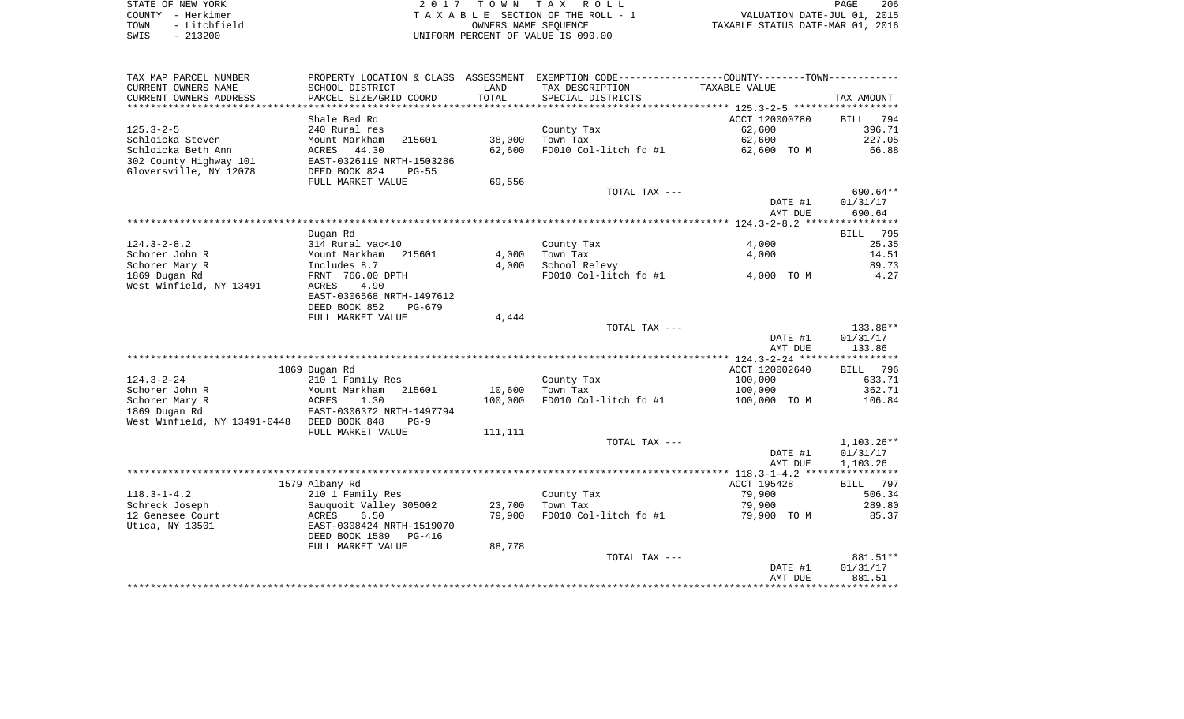STATE OF NEW YORK
COUNTY - Herkimer
TOWN - Litchfield
SWIS - 213200

2 0 1 7 T O W N T A X R O L L
T A X A B L E SECTION OF THE ROLL - 1
OWNERS NAME SEQUENCE
UNIFORM PERCENT OF VALUE IS 090.00

VALUATION DATE-JUL 01, 2015
TAXABLE STATUS DATE-MAR 01, 2016

| TAX MAP PARCEL NUMBER / CURRENT OWNERS NAME / CURRENT OWNERS ADDRESS | PROPERTY LOCATION & CLASS / SCHOOL DISTRICT / PARCEL SIZE/GRID COORD | ASSESSMENT LAND / TOTAL | EXEMPTION CODE / TAX DESCRIPTION / SPECIAL DISTRICTS | COUNTY--------TOWN TAXABLE VALUE | TAX AMOUNT |
|---|---|---|---|---|---|
| 125.3-2-5 | Shale Bed Rd | | | ACCT 120000780 | BILL 794 |
| | 240 Rural res | | County Tax | 62,600 | 396.71 |
| Schloicka Steven | Mount Markham 215601 | 38,000 | Town Tax | 62,600 | 227.05 |
| Schloicka Beth Ann | ACRES 44.30 | 62,600 | FD010 Col-litch fd #1 | 62,600 TO M | 66.88 |
| 302 County Highway 101 | EAST-0326119 NRTH-1503286 | | | | |
| Gloversville, NY 12078 | DEED BOOK 824 PG-55 | | | | |
| | FULL MARKET VALUE | 69,556 | | | |
| | | | TOTAL TAX --- | | 690.64** |
| | | | | DATE #1 | 01/31/17 |
| | | | | AMT DUE | 690.64 |
| 124.3-2-8.2 | Dugan Rd | | | | BILL 795 |
| | 314 Rural vac<10 | | County Tax | 4,000 | 25.35 |
| Schorer John R | Mount Markham 215601 | 4,000 | Town Tax | 4,000 | 14.51 |
| Schorer Mary R | Includes 8.7 | 4,000 | School Relevy | | 89.73 |
| 1869 Dugan Rd | FRNT 766.00 DPTH | | FD010 Col-litch fd #1 | 4,000 TO M | 4.27 |
| West Winfield, NY 13491 | ACRES 4.90 | | | | |
| | EAST-0306568 NRTH-1497612 | | | | |
| | DEED BOOK 852 PG-679 | | | | |
| | FULL MARKET VALUE | 4,444 | | | |
| | | | TOTAL TAX --- | | 133.86** |
| | | | | DATE #1 | 01/31/17 |
| | | | | AMT DUE | 133.86 |
| 124.3-2-24 | 1869 Dugan Rd | | | ACCT 120002640 | BILL 796 |
| | 210 1 Family Res | | County Tax | 100,000 | 633.71 |
| Schorer John R | Mount Markham 215601 | 10,600 | Town Tax | 100,000 | 362.71 |
| Schorer Mary R | ACRES 1.30 | 100,000 | FD010 Col-litch fd #1 | 100,000 TO M | 106.84 |
| 1869 Dugan Rd | EAST-0306372 NRTH-1497794 | | | | |
| West Winfield, NY 13491-0448 | DEED BOOK 848 PG-9 | | | | |
| | FULL MARKET VALUE | 111,111 | | | |
| | | | TOTAL TAX --- | | 1,103.26** |
| | | | | DATE #1 | 01/31/17 |
| | | | | AMT DUE | 1,103.26 |
| 118.3-1-4.2 | 1579 Albany Rd | | | ACCT 195428 | BILL 797 |
| | 210 1 Family Res | | County Tax | 79,900 | 506.34 |
| Schreck Joseph | Sauquoit Valley 305002 | 23,700 | Town Tax | 79,900 | 289.80 |
| 12 Genesee Court | ACRES 6.50 | 79,900 | FD010 Col-litch fd #1 | 79,900 TO M | 85.37 |
| Utica, NY 13501 | EAST-0308424 NRTH-1519070 | | | | |
| | DEED BOOK 1589 PG-416 | | | | |
| | FULL MARKET VALUE | 88,778 | | | |
| | | | TOTAL TAX --- | | 881.51** |
| | | | | DATE #1 | 01/31/17 |
| | | | | AMT DUE | 881.51 |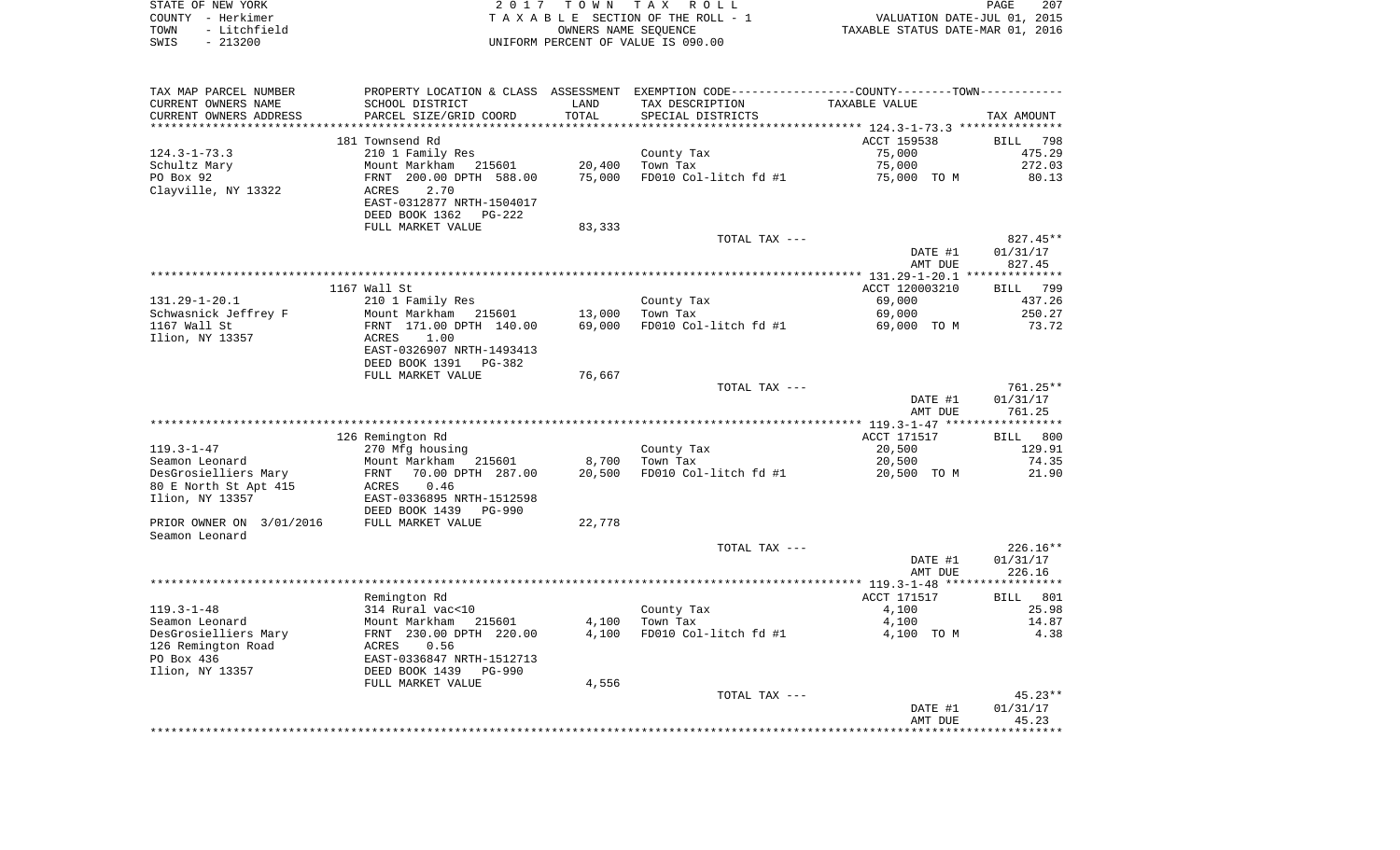STATE OF NEW YORK | COUNTY - Herkimer | TOWN - Litchfield | SWIS - 213200

2017 TOWN TAX ROLL
TAXABLE SECTION OF THE ROLL - 1
OWNERS NAME SEQUENCE
UNIFORM PERCENT OF VALUE IS 090.00

VALUATION DATE-JUL 01, 2015
TAXABLE STATUS DATE-MAR 01, 2016

| TAX MAP PARCEL NUMBER / CURRENT OWNERS NAME / CURRENT OWNERS ADDRESS | PROPERTY LOCATION & CLASS / SCHOOL DISTRICT / PARCEL SIZE/GRID COORD | ASSESSMENT LAND | TOTAL | EXEMPTION CODE / TAX DESCRIPTION / SPECIAL DISTRICTS | COUNTY--------TOWN TAXABLE VALUE | TAX AMOUNT |
|---|---|---|---|---|---|---|
| 124.3-1-73.3 | 181 Townsend Rd | | | | ACCT 159538 | BILL 798 |
| Schultz Mary | 210 1 Family Res | | | County Tax | 75,000 | 475.29 |
| PO Box 92 | Mount Markham 215601 | 20,400 | | Town Tax | 75,000 | 272.03 |
| Clayville, NY 13322 | FRNT 200.00 DPTH 588.00 | | 75,000 | FD010 Col-litch fd #1 | 75,000 TO M | 80.13 |
| | ACRES 2.70 | | | | | |
| | EAST-0312877 NRTH-1504017 | | | | | |
| | DEED BOOK 1362 PG-222 | | | | | |
| | FULL MARKET VALUE | 83,333 | | | | |
| | | | | TOTAL TAX --- | | 827.45** |
| | | | | | DATE #1 | 01/31/17 |
| | | | | | AMT DUE | 827.45 |
| 131.29-1-20.1 | 1167 Wall St | | | | ACCT 120003210 | BILL 799 |
| Schwasnick Jeffrey F | 210 1 Family Res | | | County Tax | 69,000 | 437.26 |
| 1167 Wall St | Mount Markham 215601 | 13,000 | | Town Tax | 69,000 | 250.27 |
| Ilion, NY 13357 | FRNT 171.00 DPTH 140.00 | | 69,000 | FD010 Col-litch fd #1 | 69,000 TO M | 73.72 |
| | ACRES 1.00 | | | | | |
| | EAST-0326907 NRTH-1493413 | | | | | |
| | DEED BOOK 1391 PG-382 | | | | | |
| | FULL MARKET VALUE | 76,667 | | | | |
| | | | | TOTAL TAX --- | | 761.25** |
| | | | | | DATE #1 | 01/31/17 |
| | | | | | AMT DUE | 761.25 |
| 119.3-1-47 | 126 Remington Rd | | | | ACCT 171517 | BILL 800 |
| Seamon Leonard | 270 Mfg housing | | | County Tax | 20,500 | 129.91 |
| DesGrosielliers Mary | Mount Markham 215601 | 8,700 | | Town Tax | 20,500 | 74.35 |
| 80 E North St Apt 415 | FRNT 70.00 DPTH 287.00 | | 20,500 | FD010 Col-litch fd #1 | 20,500 TO M | 21.90 |
| Ilion, NY 13357 | ACRES 0.46 | | | | | |
| | EAST-0336895 NRTH-1512598 | | | | | |
| | DEED BOOK 1439 PG-990 | | | | | |
| PRIOR OWNER ON 3/01/2016 | FULL MARKET VALUE | 22,778 | | | | |
| Seamon Leonard | | | | | | |
| | | | | TOTAL TAX --- | | 226.16** |
| | | | | | DATE #1 | 01/31/17 |
| | | | | | AMT DUE | 226.16 |
| 119.3-1-48 | Remington Rd | | | | ACCT 171517 | BILL 801 |
| Seamon Leonard | 314 Rural vac<10 | | | County Tax | 4,100 | 25.98 |
| DesGrosielliers Mary | Mount Markham 215601 | 4,100 | | Town Tax | 4,100 | 14.87 |
| 126 Remington Road | FRNT 230.00 DPTH 220.00 | | 4,100 | FD010 Col-litch fd #1 | 4,100 TO M | 4.38 |
| PO Box 436 | ACRES 0.56 | | | | | |
| Ilion, NY 13357 | EAST-0336847 NRTH-1512713 | | | | | |
| | DEED BOOK 1439 PG-990 | | | | | |
| | FULL MARKET VALUE | 4,556 | | | | |
| | | | | TOTAL TAX --- | | 45.23** |
| | | | | | DATE #1 | 01/31/17 |
| | | | | | AMT DUE | 45.23 |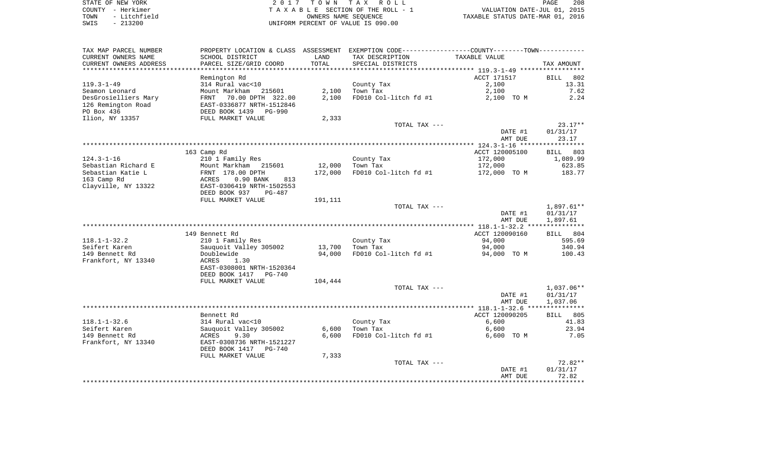STATE OF NEW YORK
COUNTY - Herkimer
TOWN - Litchfield
SWIS - 213200

2 0 1 7 T O W N T A X R O L L
T A X A B L E SECTION OF THE ROLL - 1
OWNERS NAME SEQUENCE
UNIFORM PERCENT OF VALUE IS 090.00

VALUATION DATE-JUL 01, 2015
TAXABLE STATUS DATE-MAR 01, 2016

| TAX MAP PARCEL NUMBER / CURRENT OWNERS NAME / CURRENT OWNERS ADDRESS | PROPERTY LOCATION & CLASS / SCHOOL DISTRICT / PARCEL SIZE/GRID COORD | ASSESSMENT LAND / TOTAL | EXEMPTION CODE / TAX DESCRIPTION / SPECIAL DISTRICTS | COUNTY--------TOWN / TAXABLE VALUE | TAX AMOUNT |
|---|---|---|---|---|---|
| | Remington Rd | | | ACCT 171517 | BILL 802 |
| 119.3-1-49 | 314 Rural vac<10 | | County Tax | 2,100 | 13.31 |
| Seamon Leonard | Mount Markham 215601 | 2,100 | Town Tax | 2,100 | 7.62 |
| DesGrosielliers Mary | FRNT 70.00 DPTH 322.00 | 2,100 | FD010 Col-litch fd #1 | 2,100 TO M | 2.24 |
| 126 Remington Road | EAST-0336877 NRTH-1512846 | | | | |
| PO Box 436 | DEED BOOK 1439 PG-990 | | | | |
| Ilion, NY 13357 | FULL MARKET VALUE | 2,333 | | | |
| | | | TOTAL TAX --- | | 23.17** |
| | | | | DATE #1 | 01/31/17 |
| | | | | AMT DUE | 23.17 |
| | 163 Camp Rd | | | ACCT 120005100 | BILL 803 |
| 124.3-1-16 | 210 1 Family Res | | County Tax | 172,000 | 1,089.99 |
| Sebastian Richard E | Mount Markham 215601 | 12,000 | Town Tax | 172,000 | 623.85 |
| Sebastian Katie L | FRNT 178.00 DPTH | 172,000 | FD010 Col-litch fd #1 | 172,000 TO M | 183.77 |
| 163 Camp Rd | ACRES 0.90 BANK 813 | | | | |
| Clayville, NY 13322 | EAST-0306419 NRTH-1502553 | | | | |
| | DEED BOOK 937 PG-487 | | | | |
| | FULL MARKET VALUE | 191,111 | | | |
| | | | TOTAL TAX --- | | 1,897.61** |
| | | | | DATE #1 | 01/31/17 |
| | | | | AMT DUE | 1,897.61 |
| | 149 Bennett Rd | | | ACCT 120090160 | BILL 804 |
| 118.1-1-32.2 | 210 1 Family Res | | County Tax | 94,000 | 595.69 |
| Seifert Karen | Sauquoit Valley 305002 | 13,700 | Town Tax | 94,000 | 340.94 |
| 149 Bennett Rd | Doublewide | 94,000 | FD010 Col-litch fd #1 | 94,000 TO M | 100.43 |
| Frankfort, NY 13340 | ACRES 1.30 | | | | |
| | EAST-0308001 NRTH-1520364 | | | | |
| | DEED BOOK 1417 PG-740 | | | | |
| | FULL MARKET VALUE | 104,444 | | | |
| | | | TOTAL TAX --- | | 1,037.06** |
| | | | | DATE #1 | 01/31/17 |
| | | | | AMT DUE | 1,037.06 |
| | Bennett Rd | | | ACCT 120090205 | BILL 805 |
| 118.1-1-32.6 | 314 Rural vac<10 | | County Tax | 6,600 | 41.83 |
| Seifert Karen | Sauquoit Valley 305002 | 6,600 | Town Tax | 6,600 | 23.94 |
| 149 Bennett Rd | ACRES 9.30 | 6,600 | FD010 Col-litch fd #1 | 6,600 TO M | 7.05 |
| Frankfort, NY 13340 | EAST-0308736 NRTH-1521227 | | | | |
| | DEED BOOK 1417 PG-740 | | | | |
| | FULL MARKET VALUE | 7,333 | | | |
| | | | TOTAL TAX --- | | 72.82** |
| | | | | DATE #1 | 01/31/17 |
| | | | | AMT DUE | 72.82 |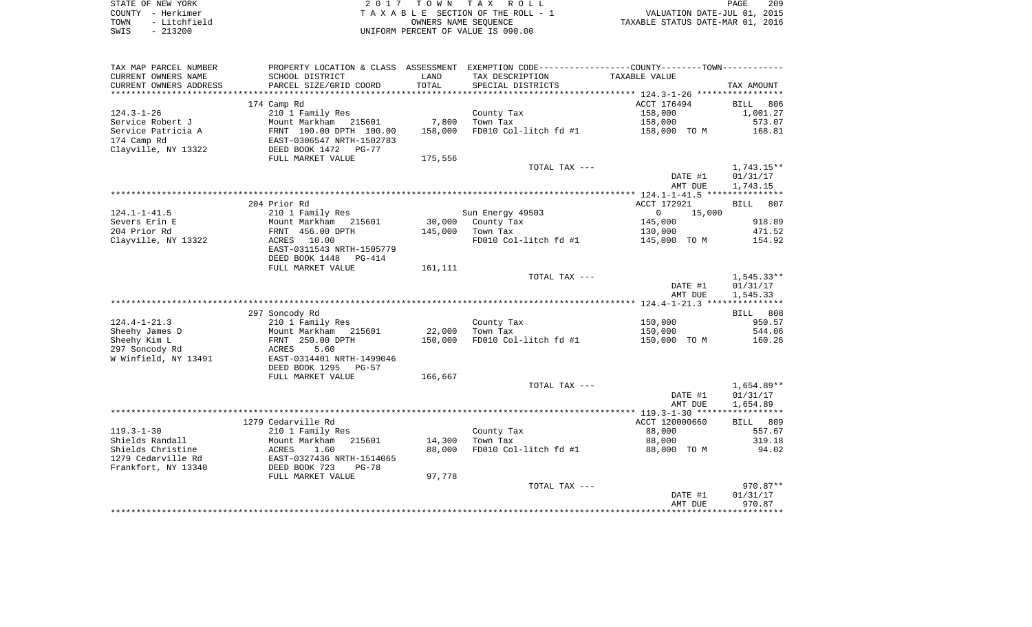STATE OF NEW YORK
COUNTY - Herkimer
TOWN - Litchfield
SWIS - 213200

2 0 1 7 T O W N T A X R O L L
T A X A B L E SECTION OF THE ROLL - 1
OWNERS NAME SEQUENCE
UNIFORM PERCENT OF VALUE IS 090.00

VALUATION DATE-JUL 01, 2015
TAXABLE STATUS DATE-MAR 01, 2016

| TAX MAP PARCEL NUMBER<br>CURRENT OWNERS NAME<br>CURRENT OWNERS ADDRESS | PROPERTY LOCATION & CLASS<br>SCHOOL DISTRICT<br>PARCEL SIZE/GRID COORD | ASSESSMENT<br>LAND<br>TOTAL | EXEMPTION CODE-----COUNTY-----TOWN-----<br>TAX DESCRIPTION<br>SPECIAL DISTRICTS | TAXABLE VALUE | TAX AMOUNT |
|---|---|---|---|---|---|
| | 174 Camp Rd | | | ACCT 176494 | BILL 806 |
| 124.3-1-26 | 210 1 Family Res | | County Tax | 158,000 | 1,001.27 |
| Service Robert J | Mount Markham 215601 | 7,800 | Town Tax | 158,000 | 573.07 |
| Service Patricia A | FRNT 100.00 DPTH 100.00 | 158,000 | FD010 Col-litch fd #1 | 158,000 TO M | 168.81 |
| 174 Camp Rd | EAST-0306547 NRTH-1502783 | | | | |
| Clayville, NY 13322 | DEED BOOK 1472 PG-77 | | | | |
| | FULL MARKET VALUE | 175,556 | | | |
| | | | TOTAL TAX --- | | 1,743.15** |
| | | | | DATE #1 | 01/31/17 |
| | | | | AMT DUE | 1,743.15 |
| | 204 Prior Rd | | | ACCT 172921 | BILL 807 |
| 124.1-1-41.5 | 210 1 Family Res | | Sun Energy 49503 | 0 15,000 | |
| Severs Erin E | Mount Markham 215601 | 30,000 | County Tax | 145,000 | 918.89 |
| 204 Prior Rd | FRNT 456.00 DPTH | 145,000 | Town Tax | 130,000 | 471.52 |
| Clayville, NY 13322 | ACRES 10.00 | | FD010 Col-litch fd #1 | 145,000 TO M | 154.92 |
| | EAST-0311543 NRTH-1505779 | | | | |
| | DEED BOOK 1448 PG-414 | | | | |
| | FULL MARKET VALUE | 161,111 | | | |
| | | | TOTAL TAX --- | | 1,545.33** |
| | | | | DATE #1 | 01/31/17 |
| | | | | AMT DUE | 1,545.33 |
| | 297 Soncody Rd | | | | BILL 808 |
| 124.4-1-21.3 | 210 1 Family Res | | County Tax | 150,000 | 950.57 |
| Sheehy James D | Mount Markham 215601 | 22,000 | Town Tax | 150,000 | 544.06 |
| Sheehy Kim L | FRNT 250.00 DPTH | 150,000 | FD010 Col-litch fd #1 | 150,000 TO M | 160.26 |
| 297 Soncody Rd | ACRES 5.60 | | | | |
| W Winfield, NY 13491 | EAST-0314401 NRTH-1499046 | | | | |
| | DEED BOOK 1295 PG-57 | | | | |
| | FULL MARKET VALUE | 166,667 | | | |
| | | | TOTAL TAX --- | | 1,654.89** |
| | | | | DATE #1 | 01/31/17 |
| | | | | AMT DUE | 1,654.89 |
| | 1279 Cedarville Rd | | | ACCT 120000660 | BILL 809 |
| 119.3-1-30 | 210 1 Family Res | | County Tax | 88,000 | 557.67 |
| Shields Randall | Mount Markham 215601 | 14,300 | Town Tax | 88,000 | 319.18 |
| Shields Christine | ACRES 1.60 | 88,000 | FD010 Col-litch fd #1 | 88,000 TO M | 94.02 |
| 1279 Cedarville Rd | EAST-0327436 NRTH-1514065 | | | | |
| Frankfort, NY 13340 | DEED BOOK 723 PG-78 | | | | |
| | FULL MARKET VALUE | 97,778 | | | |
| | | | TOTAL TAX --- | | 970.87** |
| | | | | DATE #1 | 01/31/17 |
| | | | | AMT DUE | 970.87 |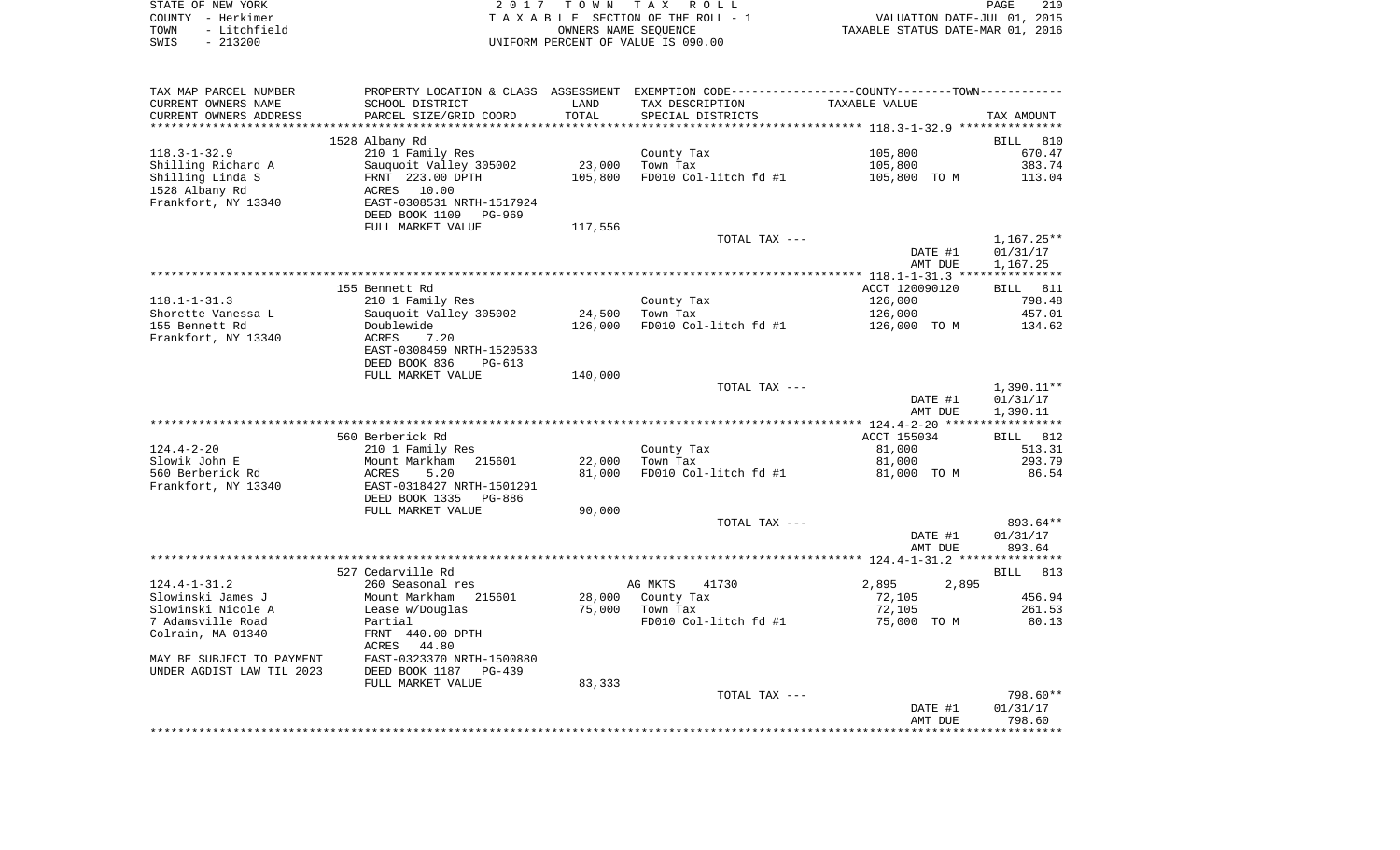STATE OF NEW YORK
COUNTY - Herkimer
TOWN - Litchfield
SWIS - 213200

2 0 1 7 T O W N T A X R O L L
T A X A B L E SECTION OF THE ROLL - 1
OWNERS NAME SEQUENCE
UNIFORM PERCENT OF VALUE IS 090.00

VALUATION DATE-JUL 01, 2015
TAXABLE STATUS DATE-MAR 01, 2016

| TAX MAP PARCEL NUMBER / CURRENT OWNERS NAME / CURRENT OWNERS ADDRESS | PROPERTY LOCATION & CLASS / SCHOOL DISTRICT / PARCEL SIZE/GRID COORD | ASSESSMENT LAND / TOTAL | EXEMPTION CODE / TAX DESCRIPTION / SPECIAL DISTRICTS | COUNTY--------TOWN / TAXABLE VALUE | TAX AMOUNT |
|---|---|---|---|---|---|
| **118.3-1-32.9** | 1528 Albany Rd | | | | BILL 810 |
| 118.3-1-32.9 | 210 1 Family Res | | County Tax | 105,800 | 670.47 |
| Shilling Richard A | Sauquoit Valley 305002 | 23,000 | Town Tax | 105,800 | 383.74 |
| Shilling Linda S | FRNT 223.00 DPTH | 105,800 | FD010 Col-litch fd #1 | 105,800 TO M | 113.04 |
| 1528 Albany Rd | ACRES 10.00 | | | | |
| Frankfort, NY 13340 | EAST-0308531 NRTH-1517924 | | | | |
| | DEED BOOK 1109 PG-969 | | | | |
| | FULL MARKET VALUE | 117,556 | | | |
| | | | TOTAL TAX --- | | 1,167.25** |
| | | | | DATE #1 | 01/31/17 |
| | | | | AMT DUE | 1,167.25 |
| **118.1-1-31.3** | 155 Bennett Rd | | | ACCT 120090120 | BILL 811 |
| 118.1-1-31.3 | 210 1 Family Res | | County Tax | 126,000 | 798.48 |
| Shorette Vanessa L | Sauquoit Valley 305002 | 24,500 | Town Tax | 126,000 | 457.01 |
| 155 Bennett Rd | Doublewide | 126,000 | FD010 Col-litch fd #1 | 126,000 TO M | 134.62 |
| Frankfort, NY 13340 | ACRES 7.20 | | | | |
| | EAST-0308459 NRTH-1520533 | | | | |
| | DEED BOOK 836 PG-613 | | | | |
| | FULL MARKET VALUE | 140,000 | | | |
| | | | TOTAL TAX --- | | 1,390.11** |
| | | | | DATE #1 | 01/31/17 |
| | | | | AMT DUE | 1,390.11 |
| **124.4-2-20** | 560 Berberick Rd | | | ACCT 155034 | BILL 812 |
| 124.4-2-20 | 210 1 Family Res | | County Tax | 81,000 | 513.31 |
| Slowik John E | Mount Markham 215601 | 22,000 | Town Tax | 81,000 | 293.79 |
| 560 Berberick Rd | ACRES 5.20 | 81,000 | FD010 Col-litch fd #1 | 81,000 TO M | 86.54 |
| Frankfort, NY 13340 | EAST-0318427 NRTH-1501291 | | | | |
| | DEED BOOK 1335 PG-886 | | | | |
| | FULL MARKET VALUE | 90,000 | | | |
| | | | TOTAL TAX --- | | 893.64** |
| | | | | DATE #1 | 01/31/17 |
| | | | | AMT DUE | 893.64 |
| **124.4-1-31.2** | 527 Cedarville Rd | | | | BILL 813 |
| 124.4-1-31.2 | 260 Seasonal res | | AG MKTS 41730 | 2,895 2,895 | |
| Slowinski James J | Mount Markham 215601 | 28,000 | County Tax | 72,105 | 456.94 |
| Slowinski Nicole A | Lease w/Douglas | 75,000 | Town Tax | 72,105 | 261.53 |
| 7 Adamsville Road | Partial | | FD010 Col-litch fd #1 | 75,000 TO M | 80.13 |
| Colrain, MA 01340 | FRNT 440.00 DPTH | | | | |
| | ACRES 44.80 | | | | |
| MAY BE SUBJECT TO PAYMENT | EAST-0323370 NRTH-1500880 | | | | |
| UNDER AGDIST LAW TIL 2023 | DEED BOOK 1187 PG-439 | | | | |
| | FULL MARKET VALUE | 83,333 | | | |
| | | | TOTAL TAX --- | | 798.60** |
| | | | | DATE #1 | 01/31/17 |
| | | | | AMT DUE | 798.60 |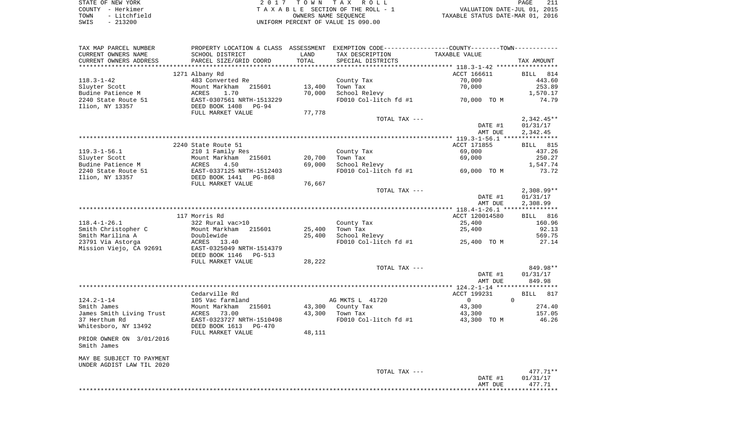STATE OF NEW YORK
COUNTY - Herkimer
TOWN - Litchfield
SWIS - 213200

2017 TOWN TAX ROLL
TAXABLE SECTION OF THE ROLL - 1
OWNERS NAME SEQUENCE
UNIFORM PERCENT OF VALUE IS 090.00

VALUATION DATE-JUL 01, 2015
TAXABLE STATUS DATE-MAR 01, 2016

| TAX MAP PARCEL NUMBER / CURRENT OWNERS NAME / CURRENT OWNERS ADDRESS | PROPERTY LOCATION & CLASS / SCHOOL DISTRICT / PARCEL SIZE/GRID COORD | ASSESSMENT LAND / TOTAL | EXEMPTION CODE / TAX DESCRIPTION / SPECIAL DISTRICTS | COUNTY--------TOWN TAXABLE VALUE | TAX AMOUNT |
|---|---|---|---|---|---|
| **118.3-1-42** | 1271 Albany Rd | | | ACCT 166611 | BILL 814 |
| 118.3-1-42 | 483 Converted Re | | County Tax | 70,000 | 443.60 |
| Sluyter Scott | Mount Markham 215601 | 13,400 | Town Tax | 70,000 | 253.89 |
| Budine Patience M | ACRES 1.70 | 70,000 | School Relevy | | 1,570.17 |
| 2240 State Route 51 | EAST-0307561 NRTH-1513229 | | FD010 Col-litch fd #1 | 70,000 TO M | 74.79 |
| Ilion, NY 13357 | DEED BOOK 1408 PG-94 | | | | |
| | FULL MARKET VALUE | 77,778 | | | |
| | | | TOTAL TAX --- | | 2,342.45** |
| | | | | DATE #1 | 01/31/17 |
| | | | | AMT DUE | 2,342.45 |
| **119.3-1-56.1** | 2240 State Route 51 | | | ACCT 171855 | BILL 815 |
| 119.3-1-56.1 | 210 1 Family Res | | County Tax | 69,000 | 437.26 |
| Sluyter Scott | Mount Markham 215601 | 20,700 | Town Tax | 69,000 | 250.27 |
| Budine Patience M | ACRES 4.50 | 69,000 | School Relevy | | 1,547.74 |
| 2240 State Route 51 | EAST-0337125 NRTH-1512403 | | FD010 Col-litch fd #1 | 69,000 TO M | 73.72 |
| Ilion, NY 13357 | DEED BOOK 1441 PG-868 | | | | |
| | FULL MARKET VALUE | 76,667 | | | |
| | | | TOTAL TAX --- | | 2,308.99** |
| | | | | DATE #1 | 01/31/17 |
| | | | | AMT DUE | 2,308.99 |
| **118.4-1-26.1** | 117 Morris Rd | | | ACCT 120014580 | BILL 816 |
| 118.4-1-26.1 | 322 Rural vac>10 | | County Tax | 25,400 | 160.96 |
| Smith Christopher C | Mount Markham 215601 | 25,400 | Town Tax | 25,400 | 92.13 |
| Smith Marilina A | Doublewide | 25,400 | School Relevy | | 569.75 |
| 23791 Via Astorga | ACRES 13.40 | | FD010 Col-litch fd #1 | 25,400 TO M | 27.14 |
| Mission Viejo, CA 92691 | EAST-0325049 NRTH-1514379 | | | | |
| | DEED BOOK 1146 PG-513 | | | | |
| | FULL MARKET VALUE | 28,222 | | | |
| | | | TOTAL TAX --- | | 849.98** |
| | | | | DATE #1 | 01/31/17 |
| | | | | AMT DUE | 849.98 |
| **124.2-1-14** | Cedarville Rd | | | ACCT 199231 | BILL 817 |
| 124.2-1-14 | 105 Vac farmland | | AG MKTS L 41720 | 0 0 | |
| Smith James | Mount Markham 215601 | 43,300 | County Tax | 43,300 | 274.40 |
| James Smith Living Trust | ACRES 73.00 | 43,300 | Town Tax | 43,300 | 157.05 |
| 37 Herthum Rd | EAST-0323727 NRTH-1510498 | | FD010 Col-litch fd #1 | 43,300 TO M | 46.26 |
| Whitesboro, NY 13492 | DEED BOOK 1613 PG-470 | | | | |
| | FULL MARKET VALUE | 48,111 | | | |
| PRIOR OWNER ON 3/01/2016 | | | | | |
| Smith James | | | | | |
| MAY BE SUBJECT TO PAYMENT | | | | | |
| UNDER AGDIST LAW TIL 2020 | | | | | |
| | | | TOTAL TAX --- | | 477.71** |
| | | | | DATE #1 | 01/31/17 |
| | | | | AMT DUE | 477.71 |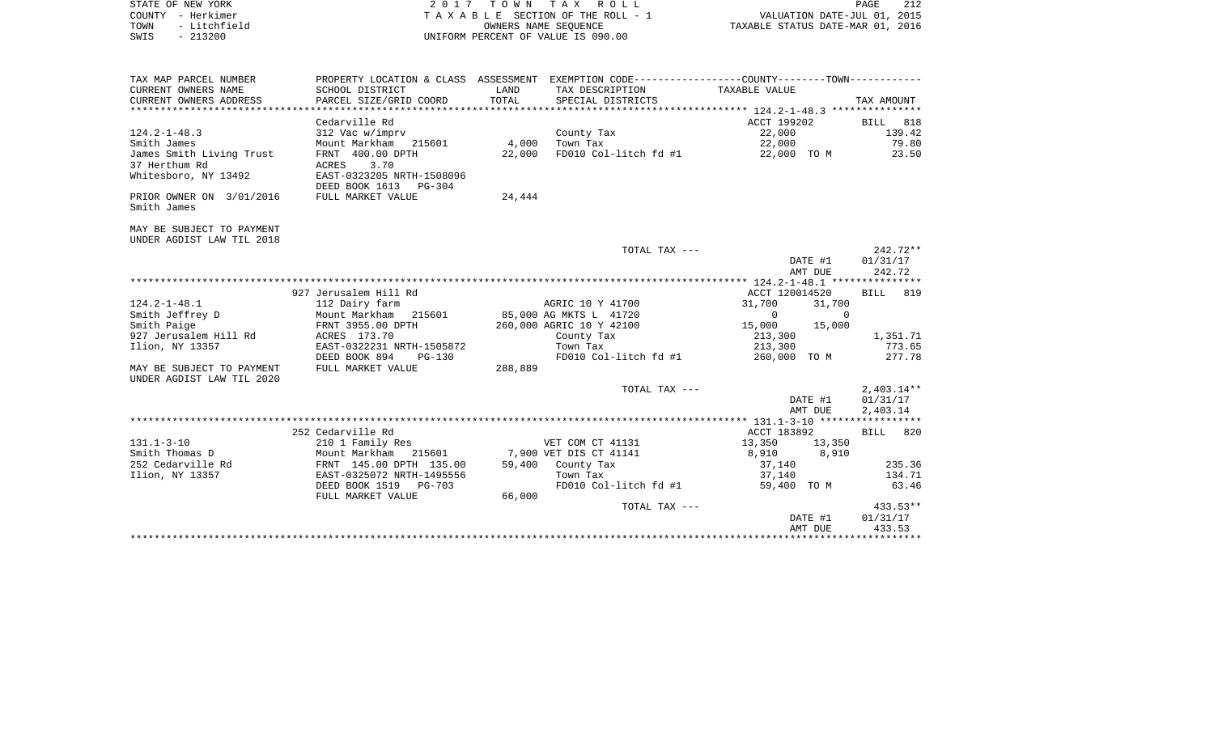STATE OF NEW YORK
COUNTY - Herkimer
TOWN - Litchfield
SWIS - 213200

2017 TOWN TAX ROLL
TAXABLE SECTION OF THE ROLL - 1
OWNERS NAME SEQUENCE
UNIFORM PERCENT OF VALUE IS 090.00

VALUATION DATE-JUL 01, 2015
TAXABLE STATUS DATE-MAR 01, 2016

| TAX MAP PARCEL NUMBER / CURRENT OWNERS NAME / CURRENT OWNERS ADDRESS | PROPERTY LOCATION & CLASS / SCHOOL DISTRICT / PARCEL SIZE/GRID COORD | ASSESSMENT LAND / TOTAL | EXEMPTION CODE / TAX DESCRIPTION / SPECIAL DISTRICTS | COUNTY TAXABLE VALUE | TOWN | TAX AMOUNT |
|---|---|---|---|---|---|---|
| 124.2-1-48.3 | Cedarville Rd | | | ACCT 199202 | | BILL 818 |
| Smith James | 312 Vac w/imprv | | County Tax | 22,000 | | 139.42 |
| James Smith Living Trust | Mount Markham 215601 | 4,000 | Town Tax | 22,000 | | 79.80 |
| 37 Herthum Rd | FRNT 400.00 DPTH | 22,000 | FD010 Col-litch fd #1 | 22,000 TO M | | 23.50 |
| Whitesboro, NY 13492 | ACRES 3.70 | | | | | |
| | EAST-0323205 NRTH-1508096 | | | | | |
| PRIOR OWNER ON 3/01/2016 | DEED BOOK 1613 PG-304 | | | | | |
| Smith James | FULL MARKET VALUE | 24,444 | | | | |
| MAY BE SUBJECT TO PAYMENT UNDER AGDIST LAW TIL 2018 | | | | | | |
| | | | TOTAL TAX --- | | | 242.72** |
| | | | | | DATE #1 | 01/31/17 |
| | | | | | AMT DUE | 242.72 |
| 124.2-1-48.1 | 927 Jerusalem Hill Rd | | | ACCT 120014520 | | BILL 819 |
| Smith Jeffrey D | 112 Dairy farm | | AGRIC 10 Y 41700 | 31,700 | 31,700 | |
| Smith Paige | Mount Markham 215601 | 85,000 | AG MKTS L 41720 | 0 | 0 | |
| 927 Jerusalem Hill Rd | FRNT 3955.00 DPTH | 260,000 | AGRIC 10 Y 42100 | 15,000 | 15,000 | |
| Ilion, NY 13357 | ACRES 173.70 | | County Tax | 213,300 | | 1,351.71 |
| | EAST-0322231 NRTH-1505872 | | Town Tax | 213,300 | | 773.65 |
| | DEED BOOK 894 PG-130 | | FD010 Col-litch fd #1 | 260,000 TO M | | 277.78 |
| MAY BE SUBJECT TO PAYMENT UNDER AGDIST LAW TIL 2020 | FULL MARKET VALUE | 288,889 | | | | |
| | | | TOTAL TAX --- | | | 2,403.14** |
| | | | | | DATE #1 | 01/31/17 |
| | | | | | AMT DUE | 2,403.14 |
| 131.1-3-10 | 252 Cedarville Rd | | | ACCT 183892 | | BILL 820 |
| Smith Thomas D | 210 1 Family Res | | VET COM CT 41131 | 13,350 | 13,350 | |
| 252 Cedarville Rd | Mount Markham 215601 | 7,900 | VET DIS CT 41141 | 8,910 | 8,910 | |
| Ilion, NY 13357 | FRNT 145.00 DPTH 135.00 | 59,400 | County Tax | 37,140 | | 235.36 |
| | EAST-0325072 NRTH-1495556 | | Town Tax | 37,140 | | 134.71 |
| | DEED BOOK 1519 PG-703 | | FD010 Col-litch fd #1 | 59,400 TO M | | 63.46 |
| | FULL MARKET VALUE | 66,000 | | | | |
| | | | TOTAL TAX --- | | | 433.53** |
| | | | | | DATE #1 | 01/31/17 |
| | | | | | AMT DUE | 433.53 |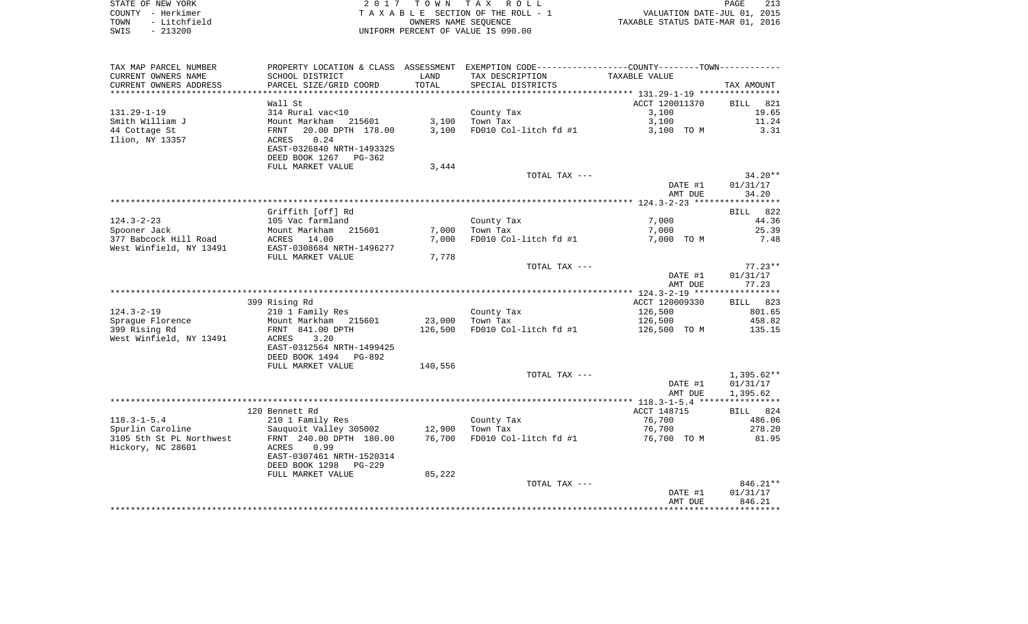STATE OF NEW YORK | 2017 TOWN TAX ROLL | PAGE 213
COUNTY - Herkimer | TAXABLE SECTION OF THE ROLL - 1 | VALUATION DATE-JUL 01, 2015
TOWN - Litchfield | OWNERS NAME SEQUENCE | TAXABLE STATUS DATE-MAR 01, 2016
SWIS - 213200 | UNIFORM PERCENT OF VALUE IS 090.00

| TAX MAP PARCEL NUMBER<br>CURRENT OWNERS NAME<br>CURRENT OWNERS ADDRESS | PROPERTY LOCATION & CLASS<br>SCHOOL DISTRICT<br>PARCEL SIZE/GRID COORD | ASSESSMENT<br>LAND<br>TOTAL | EXEMPTION CODE-----COUNTY-----TOWN-----<br>TAX DESCRIPTION<br>SPECIAL DISTRICTS | TAXABLE VALUE | TAX AMOUNT |
|---|---|---|---|---|---|
| 131.29-1-19 | Wall St | | | ACCT 120011370 | BILL 821 |
| 131.29-1-19 | 314 Rural vac<10 | | County Tax | 3,100 | 19.65 |
| Smith William J | Mount Markham 215601 | 3,100 | Town Tax | 3,100 | 11.24 |
| 44 Cottage St | FRNT 20.00 DPTH 178.00 | 3,100 | FD010 Col-litch fd #1 | 3,100 TO M | 3.31 |
| Ilion, NY 13357 | ACRES 0.24 | | | | |
| | EAST-0326840 NRTH-1493325 | | | | |
| | DEED BOOK 1267 PG-362 | | | | |
| | FULL MARKET VALUE | 3,444 | | | |
| | | | TOTAL TAX --- | | 34.20** |
| | | | | DATE #1 | 01/31/17 |
| | | | | AMT DUE | 34.20 |
| 124.3-2-23 | Griffith [off] Rd | | | | BILL 822 |
| 124.3-2-23 | 105 Vac farmland | | County Tax | 7,000 | 44.36 |
| Spooner Jack | Mount Markham 215601 | 7,000 | Town Tax | 7,000 | 25.39 |
| 377 Babcock Hill Road | ACRES 14.00 | 7,000 | FD010 Col-litch fd #1 | 7,000 TO M | 7.48 |
| West Winfield, NY 13491 | EAST-0308684 NRTH-1496277 | | | | |
| | FULL MARKET VALUE | 7,778 | | | |
| | | | TOTAL TAX --- | | 77.23** |
| | | | | DATE #1 | 01/31/17 |
| | | | | AMT DUE | 77.23 |
| 124.3-2-19 | 399 Rising Rd | | | ACCT 120009330 | BILL 823 |
| 124.3-2-19 | 210 1 Family Res | | County Tax | 126,500 | 801.65 |
| Sprague Florence | Mount Markham 215601 | 23,000 | Town Tax | 126,500 | 458.82 |
| 399 Rising Rd | FRNT 841.00 DPTH | 126,500 | FD010 Col-litch fd #1 | 126,500 TO M | 135.15 |
| West Winfield, NY 13491 | ACRES 3.20 | | | | |
| | EAST-0312564 NRTH-1499425 | | | | |
| | DEED BOOK 1494 PG-892 | | | | |
| | FULL MARKET VALUE | 140,556 | | | |
| | | | TOTAL TAX --- | | 1,395.62** |
| | | | | DATE #1 | 01/31/17 |
| | | | | AMT DUE | 1,395.62 |
| 118.3-1-5.4 | 120 Bennett Rd | | | ACCT 148715 | BILL 824 |
| 118.3-1-5.4 | 210 1 Family Res | | County Tax | 76,700 | 486.06 |
| Spurlin Caroline | Sauquoit Valley 305002 | 12,900 | Town Tax | 76,700 | 278.20 |
| 3105 5th St PL Northwest | FRNT 240.00 DPTH 180.00 | 76,700 | FD010 Col-litch fd #1 | 76,700 TO M | 81.95 |
| Hickory, NC 28601 | ACRES 0.99 | | | | |
| | EAST-0307461 NRTH-1520314 | | | | |
| | DEED BOOK 1298 PG-229 | | | | |
| | FULL MARKET VALUE | 85,222 | | | |
| | | | TOTAL TAX --- | | 846.21** |
| | | | | DATE #1 | 01/31/17 |
| | | | | AMT DUE | 846.21 |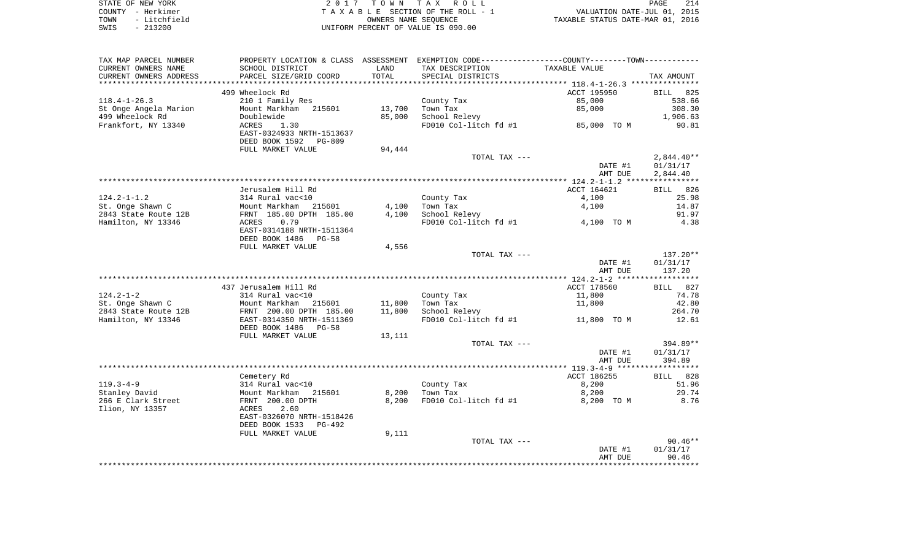STATE OF NEW YORK
COUNTY - Herkimer
TOWN - Litchfield
SWIS - 213200

2 0 1 7 T O W N T A X R O L L
T A X A B L E SECTION OF THE ROLL - 1
OWNERS NAME SEQUENCE
UNIFORM PERCENT OF VALUE IS 090.00

VALUATION DATE-JUL 01, 2015
TAXABLE STATUS DATE-MAR 01, 2016

| TAX MAP PARCEL NUMBER<br>CURRENT OWNERS NAME<br>CURRENT OWNERS ADDRESS | PROPERTY LOCATION & CLASS<br>SCHOOL DISTRICT<br>PARCEL SIZE/GRID COORD | ASSESSMENT<br>LAND<br>TOTAL | EXEMPTION CODE<br>TAX DESCRIPTION<br>SPECIAL DISTRICTS | COUNTY--------TOWN<br>TAXABLE VALUE | TAX AMOUNT |
|---|---|---|---|---|---|
| | 499 Wheelock Rd | | | ACCT 195950 | BILL 825 |
| 118.4-1-26.3 | 210 1 Family Res | | County Tax | 85,000 | 538.66 |
| St Onge Angela Marion | Mount Markham 215601 | 13,700 | Town Tax | 85,000 | 308.30 |
| 499 Wheelock Rd | Doublewide | 85,000 | School Relevy | | 1,906.63 |
| Frankfort, NY 13340 | ACRES 1.30 | | FD010 Col-litch fd #1 | 85,000 TO M | 90.81 |
| | EAST-0324933 NRTH-1513637 | | | | |
| | DEED BOOK 1592 PG-809 | | | | |
| | FULL MARKET VALUE | 94,444 | | | |
| | | | TOTAL TAX --- | | 2,844.40** |
| | | | | DATE #1 | 01/31/17 |
| | | | | AMT DUE | 2,844.40 |
| | Jerusalem Hill Rd | | | ACCT 164621 | BILL 826 |
| 124.2-1-1.2 | 314 Rural vac<10 | | County Tax | 4,100 | 25.98 |
| St. Onge Shawn C | Mount Markham 215601 | 4,100 | Town Tax | 4,100 | 14.87 |
| 2843 State Route 12B | FRNT 185.00 DPTH 185.00 | 4,100 | School Relevy | | 91.97 |
| Hamilton, NY 13346 | ACRES 0.79 | | FD010 Col-litch fd #1 | 4,100 TO M | 4.38 |
| | EAST-0314188 NRTH-1511364 | | | | |
| | DEED BOOK 1486 PG-58 | | | | |
| | FULL MARKET VALUE | 4,556 | | | |
| | | | TOTAL TAX --- | | 137.20** |
| | | | | DATE #1 | 01/31/17 |
| | | | | AMT DUE | 137.20 |
| | 437 Jerusalem Hill Rd | | | ACCT 178560 | BILL 827 |
| 124.2-1-2 | 314 Rural vac<10 | | County Tax | 11,800 | 74.78 |
| St. Onge Shawn C | Mount Markham 215601 | 11,800 | Town Tax | 11,800 | 42.80 |
| 2843 State Route 12B | FRNT 200.00 DPTH 185.00 | 11,800 | School Relevy | | 264.70 |
| Hamilton, NY 13346 | EAST-0314350 NRTH-1511369 | | FD010 Col-litch fd #1 | 11,800 TO M | 12.61 |
| | DEED BOOK 1486 PG-58 | | | | |
| | FULL MARKET VALUE | 13,111 | | | |
| | | | TOTAL TAX --- | | 394.89** |
| | | | | DATE #1 | 01/31/17 |
| | | | | AMT DUE | 394.89 |
| | Cemetery Rd | | | ACCT 186255 | BILL 828 |
| 119.3-4-9 | 314 Rural vac<10 | | County Tax | 8,200 | 51.96 |
| Stanley David | Mount Markham 215601 | 8,200 | Town Tax | 8,200 | 29.74 |
| 266 E Clark Street | FRNT 200.00 DPTH | 8,200 | FD010 Col-litch fd #1 | 8,200 TO M | 8.76 |
| Ilion, NY 13357 | ACRES 2.60 | | | | |
| | EAST-0326070 NRTH-1518426 | | | | |
| | DEED BOOK 1533 PG-492 | | | | |
| | FULL MARKET VALUE | 9,111 | | | |
| | | | TOTAL TAX --- | | 90.46** |
| | | | | DATE #1 | 01/31/17 |
| | | | | AMT DUE | 90.46 |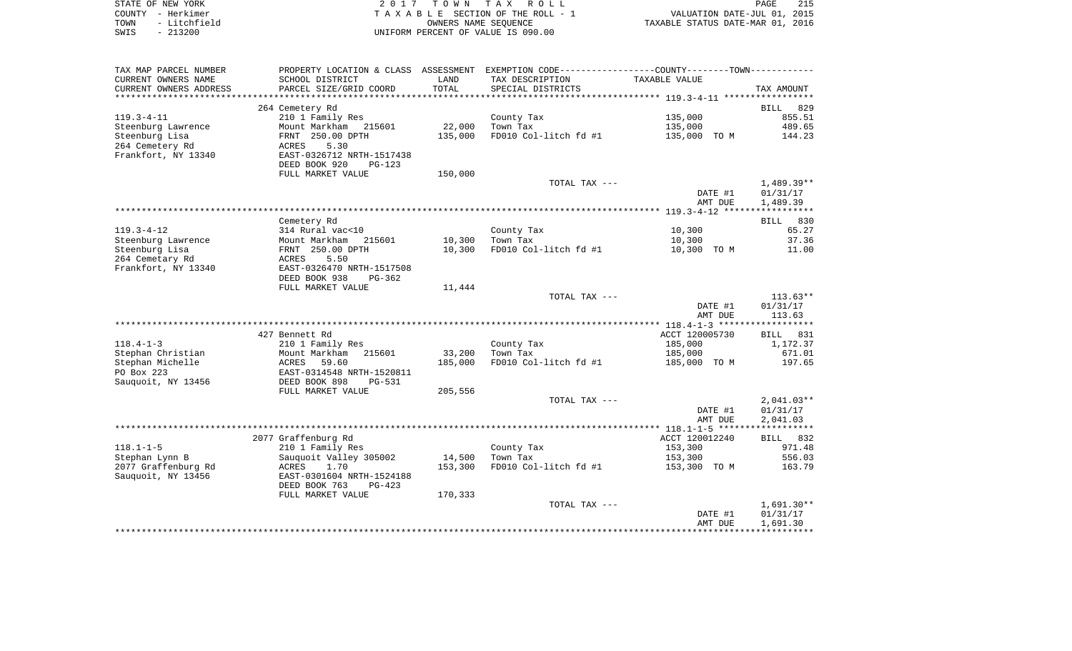STATE OF NEW YORK
COUNTY - Herkimer
TOWN - Litchfield
SWIS - 213200

2 0 1 7 T O W N T A X R O L L
T A X A B L E SECTION OF THE ROLL - 1
OWNERS NAME SEQUENCE
UNIFORM PERCENT OF VALUE IS 090.00

VALUATION DATE-JUL 01, 2015
TAXABLE STATUS DATE-MAR 01, 2016

| TAX MAP PARCEL NUMBER<br>CURRENT OWNERS NAME<br>CURRENT OWNERS ADDRESS | PROPERTY LOCATION & CLASS<br>SCHOOL DISTRICT<br>PARCEL SIZE/GRID COORD | ASSESSMENT<br>LAND<br>TOTAL | EXEMPTION CODE------COUNTY-------TOWN------<br>TAX DESCRIPTION<br>SPECIAL DISTRICTS | TAXABLE VALUE | TAX AMOUNT |
|---|---|---|---|---|---|
| | 264 Cemetery Rd | | | | BILL 829 |
| 119.3-4-11 | 210 1 Family Res | | County Tax | 135,000 | 855.51 |
| Steenburg Lawrence | Mount Markham 215601 | 22,000 | Town Tax | 135,000 | 489.65 |
| Steenburg Lisa | FRNT 250.00 DPTH | 135,000 | FD010 Col-litch fd #1 | 135,000 TO M | 144.23 |
| 264 Cemetery Rd | ACRES 5.30 | | | | |
| Frankfort, NY 13340 | EAST-0326712 NRTH-1517438 | | | | |
| | DEED BOOK 920 PG-123 | | | | |
| | FULL MARKET VALUE | 150,000 | | | |
| | | | TOTAL TAX --- | | 1,489.39** |
| | | | | DATE #1 | 01/31/17 |
| | | | | AMT DUE | 1,489.39 |
| | Cemetery Rd | | | | BILL 830 |
| 119.3-4-12 | 314 Rural vac<10 | | County Tax | 10,300 | 65.27 |
| Steenburg Lawrence | Mount Markham 215601 | 10,300 | Town Tax | 10,300 | 37.36 |
| Steenburg Lisa | FRNT 250.00 DPTH | 10,300 | FD010 Col-litch fd #1 | 10,300 TO M | 11.00 |
| 264 Cemetary Rd | ACRES 5.50 | | | | |
| Frankfort, NY 13340 | EAST-0326470 NRTH-1517508 | | | | |
| | DEED BOOK 938 PG-362 | | | | |
| | FULL MARKET VALUE | 11,444 | | | |
| | | | TOTAL TAX --- | | 113.63** |
| | | | | DATE #1 | 01/31/17 |
| | | | | AMT DUE | 113.63 |
| | 427 Bennett Rd | | | ACCT 120005730 | BILL 831 |
| 118.4-1-3 | 210 1 Family Res | | County Tax | 185,000 | 1,172.37 |
| Stephan Christian | Mount Markham 215601 | 33,200 | Town Tax | 185,000 | 671.01 |
| Stephan Michelle | ACRES 59.60 | 185,000 | FD010 Col-litch fd #1 | 185,000 TO M | 197.65 |
| PO Box 223 | EAST-0314548 NRTH-1520811 | | | | |
| Sauquoit, NY 13456 | DEED BOOK 898 PG-531 | | | | |
| | FULL MARKET VALUE | 205,556 | | | |
| | | | TOTAL TAX --- | | 2,041.03** |
| | | | | DATE #1 | 01/31/17 |
| | | | | AMT DUE | 2,041.03 |
| | 2077 Graffenburg Rd | | | ACCT 120012240 | BILL 832 |
| 118.1-1-5 | 210 1 Family Res | | County Tax | 153,300 | 971.48 |
| Stephan Lynn B | Sauquoit Valley 305002 | 14,500 | Town Tax | 153,300 | 556.03 |
| 2077 Graffenburg Rd | ACRES 1.70 | 153,300 | FD010 Col-litch fd #1 | 153,300 TO M | 163.79 |
| Sauquoit, NY 13456 | EAST-0301604 NRTH-1524188 | | | | |
| | DEED BOOK 763 PG-423 | | | | |
| | FULL MARKET VALUE | 170,333 | | | |
| | | | TOTAL TAX --- | | 1,691.30** |
| | | | | DATE #1 | 01/31/17 |
| | | | | AMT DUE | 1,691.30 |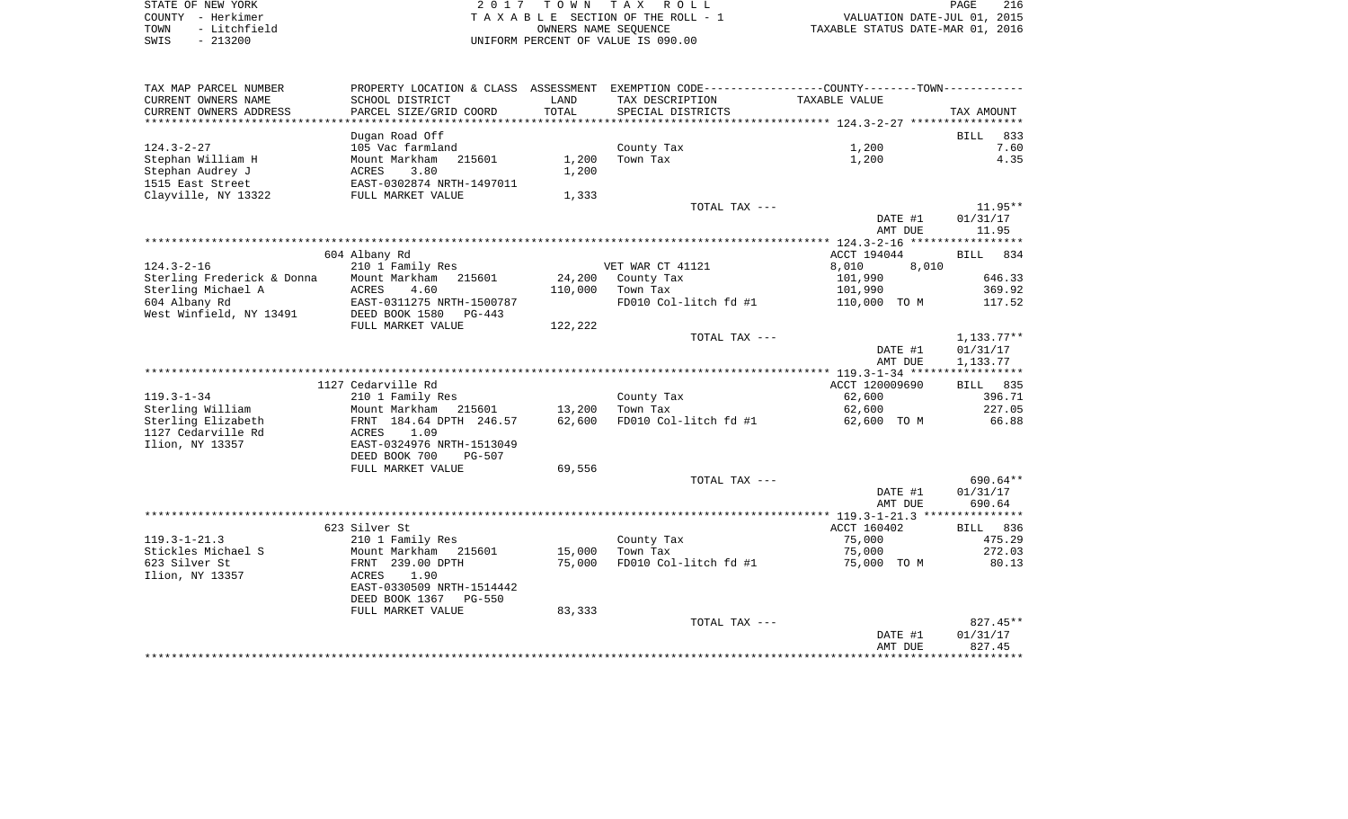STATE OF NEW YORK
COUNTY - Herkimer
TOWN - Litchfield
SWIS - 213200

2 0 1 7 T O W N T A X R O L L
T A X A B L E SECTION OF THE ROLL - 1
OWNERS NAME SEQUENCE
UNIFORM PERCENT OF VALUE IS 090.00

VALUATION DATE-JUL 01, 2015
TAXABLE STATUS DATE-MAR 01, 2016

| TAX MAP PARCEL NUMBER<br>CURRENT OWNERS NAME<br>CURRENT OWNERS ADDRESS | PROPERTY LOCATION & CLASS<br>SCHOOL DISTRICT<br>PARCEL SIZE/GRID COORD | ASSESSMENT<br>LAND<br>TOTAL | EXEMPTION CODE-----COUNTY-----TOWN<br>TAX DESCRIPTION<br>SPECIAL DISTRICTS | TAXABLE VALUE | TAX AMOUNT |
|---|---|---|---|---|---|
| | Dugan Road Off | | | | BILL 833 |
| 124.3-2-27 | 105 Vac farmland | | County Tax | 1,200 | 7.60 |
| Stephan William H | Mount Markham 215601 | 1,200 | Town Tax | 1,200 | 4.35 |
| Stephan Audrey J | ACRES 3.80 | 1,200 | | | |
| 1515 East Street | EAST-0302874 NRTH-1497011 | | | | |
| Clayville, NY 13322 | FULL MARKET VALUE | 1,333 | | | |
| | | | TOTAL TAX --- | | 11.95** |
| | | | | DATE #1 | 01/31/17 |
| | | | | AMT DUE | 11.95 |
| | 604 Albany Rd | | | ACCT 194044 | BILL 834 |
| 124.3-2-16 | 210 1 Family Res | | VET WAR CT 41121 | 8,010 8,010 | |
| Sterling Frederick & Donna | Mount Markham 215601 | 24,200 | County Tax | 101,990 | 646.33 |
| Sterling Michael A | ACRES 4.60 | 110,000 | Town Tax | 101,990 | 369.92 |
| 604 Albany Rd | EAST-0311275 NRTH-1500787 | | FD010 Col-litch fd #1 | 110,000 TO M | 117.52 |
| West Winfield, NY 13491 | DEED BOOK 1580 PG-443 | | | | |
| | FULL MARKET VALUE | 122,222 | | | |
| | | | TOTAL TAX --- | | 1,133.77** |
| | | | | DATE #1 | 01/31/17 |
| | | | | AMT DUE | 1,133.77 |
| | 1127 Cedarville Rd | | | ACCT 120009690 | BILL 835 |
| 119.3-1-34 | 210 1 Family Res | | County Tax | 62,600 | 396.71 |
| Sterling William | Mount Markham 215601 | 13,200 | Town Tax | 62,600 | 227.05 |
| Sterling Elizabeth | FRNT 184.64 DPTH 246.57 | 62,600 | FD010 Col-litch fd #1 | 62,600 TO M | 66.88 |
| 1127 Cedarville Rd | ACRES 1.09 | | | | |
| Ilion, NY 13357 | EAST-0324976 NRTH-1513049 | | | | |
| | DEED BOOK 700 PG-507 | | | | |
| | FULL MARKET VALUE | 69,556 | | | |
| | | | TOTAL TAX --- | | 690.64** |
| | | | | DATE #1 | 01/31/17 |
| | | | | AMT DUE | 690.64 |
| | 623 Silver St | | | ACCT 160402 | BILL 836 |
| 119.3-1-21.3 | 210 1 Family Res | | County Tax | 75,000 | 475.29 |
| Stickles Michael S | Mount Markham 215601 | 15,000 | Town Tax | 75,000 | 272.03 |
| 623 Silver St | FRNT 239.00 DPTH | 75,000 | FD010 Col-litch fd #1 | 75,000 TO M | 80.13 |
| Ilion, NY 13357 | ACRES 1.90 | | | | |
| | EAST-0330509 NRTH-1514442 | | | | |
| | DEED BOOK 1367 PG-550 | | | | |
| | FULL MARKET VALUE | 83,333 | | | |
| | | | TOTAL TAX --- | | 827.45** |
| | | | | DATE #1 | 01/31/17 |
| | | | | AMT DUE | 827.45 |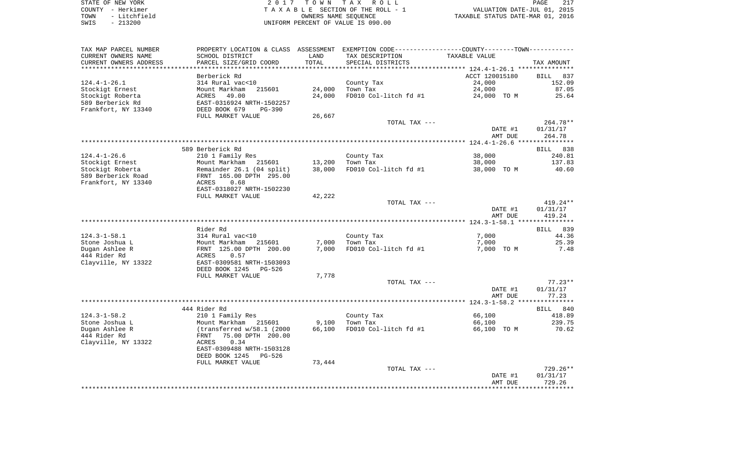STATE OF NEW YORK
COUNTY - Herkimer
TOWN - Litchfield
SWIS - 213200

2 0 1 7 T O W N T A X R O L L
T A X A B L E SECTION OF THE ROLL - 1
OWNERS NAME SEQUENCE
UNIFORM PERCENT OF VALUE IS 090.00

VALUATION DATE-JUL 01, 2015
TAXABLE STATUS DATE-MAR 01, 2016

| TAX MAP PARCEL NUMBER / CURRENT OWNERS NAME / CURRENT OWNERS ADDRESS | PROPERTY LOCATION & CLASS / SCHOOL DISTRICT / PARCEL SIZE/GRID COORD | ASSESSMENT LAND / TOTAL | EXEMPTION CODE / TAX DESCRIPTION / SPECIAL DISTRICTS | COUNTY--------TOWN / TAXABLE VALUE | TAX AMOUNT |
|---|---|---|---|---|---|
| **124.4-1-26.1** | Berberick Rd | | | ACCT 120015180 | BILL 837 |
| 124.4-1-26.1 | 314 Rural vac<10 | | County Tax | 24,000 | 152.09 |
| Stockigt Ernest | Mount Markham 215601 | 24,000 | Town Tax | 24,000 | 87.05 |
| Stockigt Roberta | ACRES 49.00 | 24,000 | FD010 Col-litch fd #1 | 24,000 TO M | 25.64 |
| 589 Berberick Rd | EAST-0316924 NRTH-1502257 | | | | |
| Frankfort, NY 13340 | DEED BOOK 679 PG-390 | | | | |
| | FULL MARKET VALUE | 26,667 | | | |
| | | | TOTAL TAX --- | | 264.78** |
| | | | | DATE #1 | 01/31/17 |
| | | | | AMT DUE | 264.78 |
| **124.4-1-26.6** | 589 Berberick Rd | | | | BILL 838 |
| 124.4-1-26.6 | 210 1 Family Res | | County Tax | 38,000 | 240.81 |
| Stockigt Ernest | Mount Markham 215601 | 13,200 | Town Tax | 38,000 | 137.83 |
| Stockigt Roberta | Remainder 26.1 (04 split) | 38,000 | FD010 Col-litch fd #1 | 38,000 TO M | 40.60 |
| 589 Berberick Road | FRNT 165.00 DPTH 295.00 | | | | |
| Frankfort, NY 13340 | ACRES 0.68 | | | | |
| | EAST-0318027 NRTH-1502230 | | | | |
| | FULL MARKET VALUE | 42,222 | | | |
| | | | TOTAL TAX --- | | 419.24** |
| | | | | DATE #1 | 01/31/17 |
| | | | | AMT DUE | 419.24 |
| **124.3-1-58.1** | Rider Rd | | | | BILL 839 |
| 124.3-1-58.1 | 314 Rural vac<10 | | County Tax | 7,000 | 44.36 |
| Stone Joshua L | Mount Markham 215601 | 7,000 | Town Tax | 7,000 | 25.39 |
| Dugan Ashlee R | FRNT 125.00 DPTH 200.00 | 7,000 | FD010 Col-litch fd #1 | 7,000 TO M | 7.48 |
| 444 Rider Rd | ACRES 0.57 | | | | |
| Clayville, NY 13322 | EAST-0309581 NRTH-1503093 | | | | |
| | DEED BOOK 1245 PG-526 | | | | |
| | FULL MARKET VALUE | 7,778 | | | |
| | | | TOTAL TAX --- | | 77.23** |
| | | | | DATE #1 | 01/31/17 |
| | | | | AMT DUE | 77.23 |
| **124.3-1-58.2** | 444 Rider Rd | | | | BILL 840 |
| 124.3-1-58.2 | 210 1 Family Res | | County Tax | 66,100 | 418.89 |
| Stone Joshua L | Mount Markham 215601 | 9,100 | Town Tax | 66,100 | 239.75 |
| Dugan Ashlee R | (transferred w/58.1 (2000 | 66,100 | FD010 Col-litch fd #1 | 66,100 TO M | 70.62 |
| 444 Rider Rd | FRNT 75.00 DPTH 200.00 | | | | |
| Clayville, NY 13322 | ACRES 0.34 | | | | |
| | EAST-0309488 NRTH-1503128 | | | | |
| | DEED BOOK 1245 PG-526 | | | | |
| | FULL MARKET VALUE | 73,444 | | | |
| | | | TOTAL TAX --- | | 729.26** |
| | | | | DATE #1 | 01/31/17 |
| | | | | AMT DUE | 729.26 |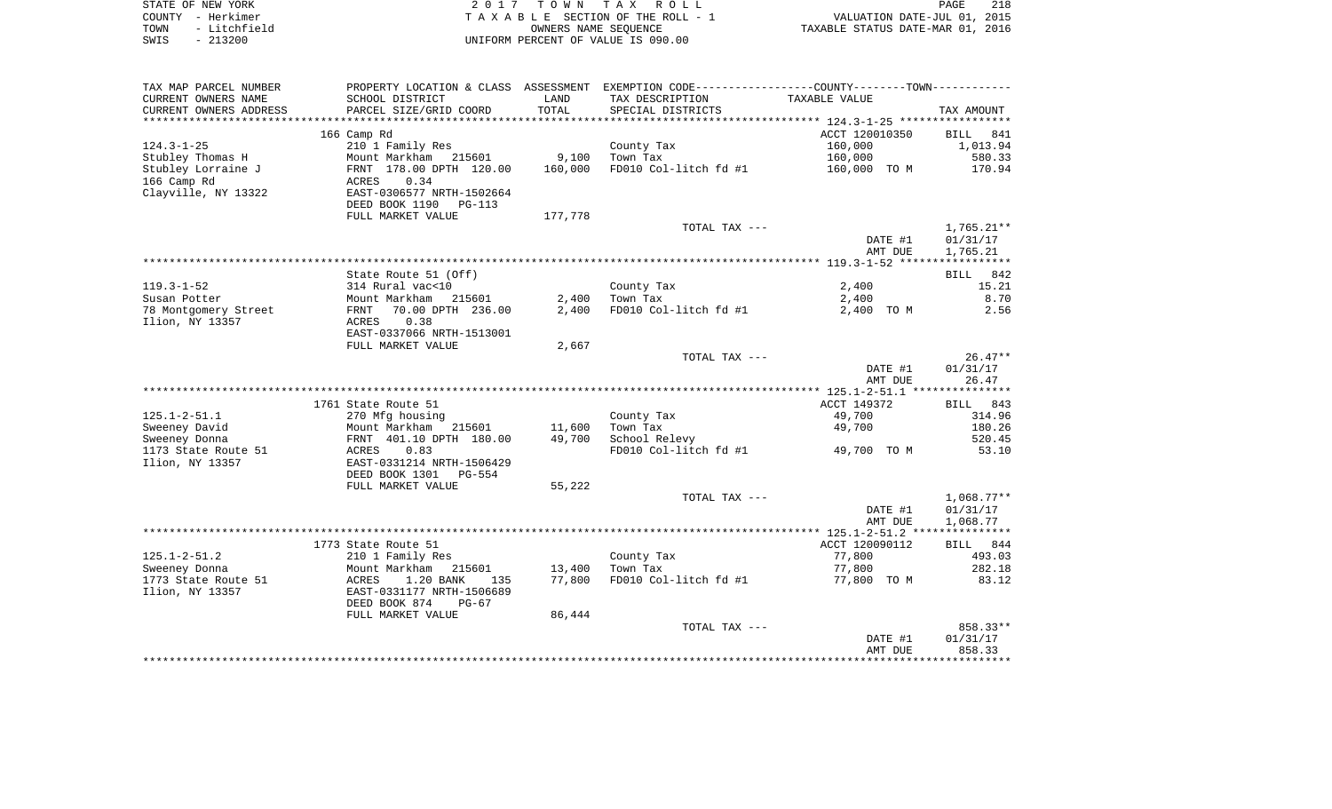STATE OF NEW YORK
COUNTY - Herkimer
TOWN - Litchfield
SWIS - 213200

2017 TOWN TAX ROLL
TAXABLE SECTION OF THE ROLL - 1
OWNERS NAME SEQUENCE
UNIFORM PERCENT OF VALUE IS 090.00

VALUATION DATE-JUL 01, 2015
TAXABLE STATUS DATE-MAR 01, 2016

```
TAX MAP PARCEL NUMBER     PROPERTY LOCATION & CLASS  ASSESSMENT  EXEMPTION CODE------------------COUNTY--------TOWN-----------
CURRENT OWNERS NAME       SCHOOL DISTRICT               LAND      TAX DESCRIPTION              TAXABLE VALUE
CURRENT OWNERS ADDRESS    PARCEL SIZE/GRID COORD        TOTAL     SPECIAL DISTRICTS                                   TAX AMOUNT
*************************************************************************************************** 124.3-1-25 *****************
                          166 Camp Rd                                                          ACCT 120010350     BILL  841
124.3-1-25                210 1 Family Res                        County Tax                   160,000              1,013.94
Stubley Thomas H          Mount Markham   215601       9,100      Town Tax                     160,000                580.33
Stubley Lorraine J        FRNT 178.00 DPTH 120.00    160,000      FD010 Col-litch fd #1        160,000 TO M           170.94
166 Camp Rd               ACRES    0.34
Clayville, NY 13322       EAST-0306577 NRTH-1502664
                          DEED BOOK 1190   PG-113
                          FULL MARKET VALUE          177,778
                                                                  TOTAL TAX ---                                     1,765.21**
                                                                                               DATE #1           01/31/17
                                                                                               AMT DUE           1,765.21
*************************************************************************************************** 119.3-1-52 *****************
                          State Route 51 (Off)                                                                    BILL  842
119.3-1-52                314 Rural vac<10                        County Tax                     2,400                 15.21
Susan Potter              Mount Markham   215601       2,400      Town Tax                       2,400                  8.70
78 Montgomery Street      FRNT  70.00 DPTH 236.00      2,400      FD010 Col-litch fd #1          2,400 TO M             2.56
Ilion, NY 13357           ACRES    0.38
                          EAST-0337066 NRTH-1513001
                          FULL MARKET VALUE            2,667
                                                                  TOTAL TAX ---                                        26.47**
                                                                                               DATE #1           01/31/17
                                                                                               AMT DUE              26.47
*************************************************************************************************** 125.1-2-51.1 ***************
                          1761 State Route 51                                                  ACCT 149372        BILL  843
125.1-2-51.1              270 Mfg housing                         County Tax                    49,700                314.96
Sweeney David             Mount Markham   215601      11,600      Town Tax                      49,700                180.26
Sweeney Donna             FRNT 401.10 DPTH 180.00     49,700      School Relevy                                       520.45
1173 State Route 51       ACRES    0.83                           FD010 Col-litch fd #1         49,700 TO M            53.10
Ilion, NY 13357           EAST-0331214 NRTH-1506429
                          DEED BOOK 1301   PG-554
                          FULL MARKET VALUE           55,222
                                                                  TOTAL TAX ---                                     1,068.77**
                                                                                               DATE #1           01/31/17
                                                                                               AMT DUE           1,068.77
*************************************************************************************************** 125.1-2-51.2 ***************
                          1773 State Route 51                                                  ACCT 120090112     BILL  844
125.1-2-51.2              210 1 Family Res                        County Tax                    77,800                493.03
Sweeney Donna             Mount Markham   215601      13,400      Town Tax                      77,800                282.18
1773 State Route 51       ACRES    1.20 BANK    135   77,800      FD010 Col-litch fd #1         77,800 TO M            83.12
Ilion, NY 13357           EAST-0331177 NRTH-1506689
                          DEED BOOK 874    PG-67
                          FULL MARKET VALUE           86,444
                                                                  TOTAL TAX ---                                       858.33**
                                                                                               DATE #1           01/31/17
                                                                                               AMT DUE             858.33
********************************************************************************************************************************
```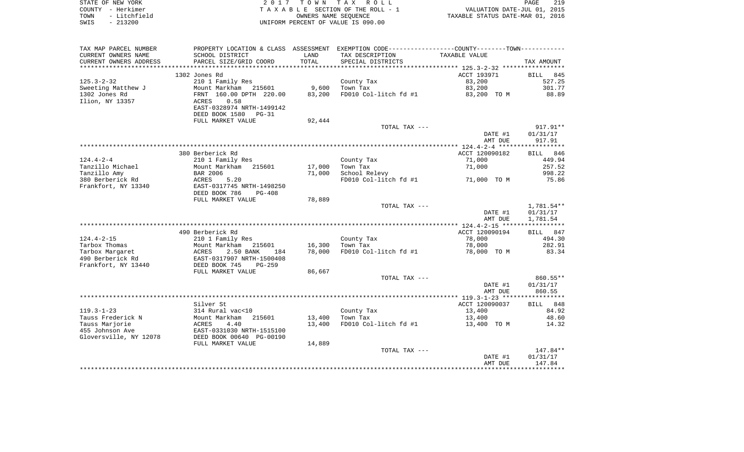STATE OF NEW YORK
COUNTY - Herkimer
TOWN - Litchfield
SWIS - 213200

2017 TOWN TAX ROLL
TAXABLE SECTION OF THE ROLL - 1
OWNERS NAME SEQUENCE
UNIFORM PERCENT OF VALUE IS 090.00

VALUATION DATE-JUL 01, 2015
TAXABLE STATUS DATE-MAR 01, 2016

| TAX MAP PARCEL NUMBER / CURRENT OWNERS NAME / CURRENT OWNERS ADDRESS | PROPERTY LOCATION & CLASS / SCHOOL DISTRICT / PARCEL SIZE/GRID COORD | ASSESSMENT LAND / TOTAL | EXEMPTION CODE / TAX DESCRIPTION / SPECIAL DISTRICTS | COUNTY / TOWN TAXABLE VALUE | TAX AMOUNT |
|---|---|---|---|---|---|
| 125.3-2-32 | 1302 Jones Rd | | | ACCT 193971 | BILL 845 |
| | 210 1 Family Res | | County Tax | 83,200 | 527.25 |
| Sweeting Matthew J | Mount Markham 215601 | 9,600 | Town Tax | 83,200 | 301.77 |
| 1302 Jones Rd | FRNT 160.00 DPTH 220.00 | 83,200 | FD010 Col-litch fd #1 | 83,200 TO M | 88.89 |
| Ilion, NY 13357 | ACRES 0.58 | | | | |
| | EAST-0328974 NRTH-1499142 | | | | |
| | DEED BOOK 1580 PG-31 | | | | |
| | FULL MARKET VALUE | 92,444 | | | |
| | | | TOTAL TAX --- | | 917.91** |
| | | | | DATE #1 | 01/31/17 |
| | | | | AMT DUE | 917.91 |
| 124.4-2-4 | 380 Berberick Rd | | | ACCT 120090182 | BILL 846 |
| | 210 1 Family Res | | County Tax | 71,000 | 449.94 |
| Tanzillo Michael | Mount Markham 215601 | 17,000 | Town Tax | 71,000 | 257.52 |
| Tanzillo Amy | BAR 2006 | 71,000 | School Relevy | | 998.22 |
| 380 Berberick Rd | ACRES 5.20 | | FD010 Col-litch fd #1 | 71,000 TO M | 75.86 |
| Frankfort, NY 13340 | EAST-0317745 NRTH-1498250 | | | | |
| | DEED BOOK 786 PG-408 | | | | |
| | FULL MARKET VALUE | 78,889 | | | |
| | | | TOTAL TAX --- | | 1,781.54** |
| | | | | DATE #1 | 01/31/17 |
| | | | | AMT DUE | 1,781.54 |
| 124.4-2-15 | 490 Berberick Rd | | | ACCT 120090194 | BILL 847 |
| | 210 1 Family Res | | County Tax | 78,000 | 494.30 |
| Tarbox Thomas | Mount Markham 215601 | 16,300 | Town Tax | 78,000 | 282.91 |
| Tarbox Margaret | ACRES 2.50 BANK 184 | 78,000 | FD010 Col-litch fd #1 | 78,000 TO M | 83.34 |
| 490 Berberick Rd | EAST-0317907 NRTH-1500408 | | | | |
| Frankfort, NY 13440 | DEED BOOK 745 PG-259 | | | | |
| | FULL MARKET VALUE | 86,667 | | | |
| | | | TOTAL TAX --- | | 860.55** |
| | | | | DATE #1 | 01/31/17 |
| | | | | AMT DUE | 860.55 |
| 119.3-1-23 | Silver St | | | ACCT 120090037 | BILL 848 |
| | 314 Rural vac<10 | | County Tax | 13,400 | 84.92 |
| Tauss Frederick N | Mount Markham 215601 | 13,400 | Town Tax | 13,400 | 48.60 |
| Tauss Marjorie | ACRES 4.40 | 13,400 | FD010 Col-litch fd #1 | 13,400 TO M | 14.32 |
| 455 Johnson Ave | EAST-0331030 NRTH-1515100 | | | | |
| Gloversville, NY 12078 | DEED BOOK 00640 PG-00190 | | | | |
| | FULL MARKET VALUE | 14,889 | | | |
| | | | TOTAL TAX --- | | 147.84** |
| | | | | DATE #1 | 01/31/17 |
| | | | | AMT DUE | 147.84 |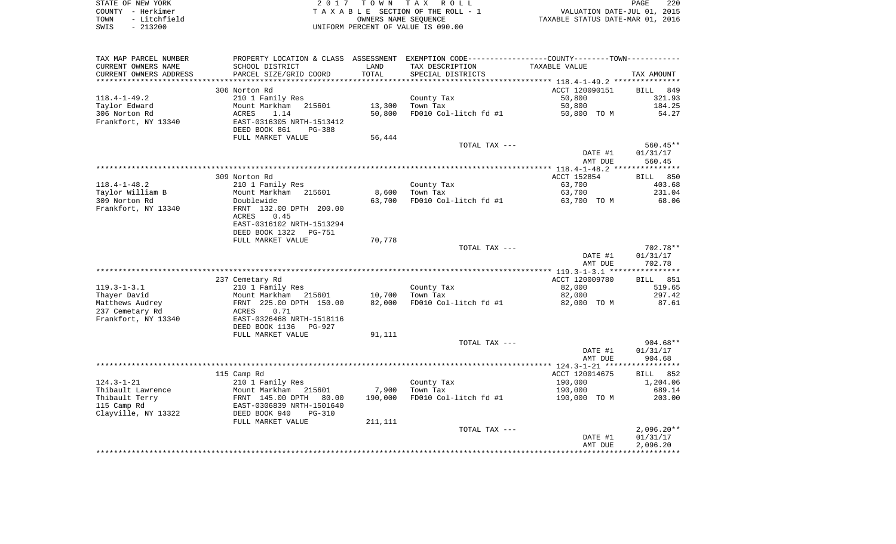STATE OF NEW YORK
COUNTY - Herkimer
TOWN - Litchfield
SWIS - 213200

2017 TOWN TAX ROLL
TAXABLE SECTION OF THE ROLL - 1
OWNERS NAME SEQUENCE
UNIFORM PERCENT OF VALUE IS 090.00

VALUATION DATE-JUL 01, 2015
TAXABLE STATUS DATE-MAR 01, 2016

| TAX MAP PARCEL NUMBER<br>CURRENT OWNERS NAME<br>CURRENT OWNERS ADDRESS | PROPERTY LOCATION & CLASS<br>SCHOOL DISTRICT<br>PARCEL SIZE/GRID COORD | ASSESSMENT<br>LAND<br>TOTAL | EXEMPTION CODE<br>TAX DESCRIPTION<br>SPECIAL DISTRICTS | COUNTY--------TOWN<br>TAXABLE VALUE | TAX AMOUNT |
|---|---|---|---|---|---|
| | 306 Norton Rd | | | ACCT 120090151 | BILL 849 |
| 118.4-1-49.2 | 210 1 Family Res | | County Tax | 50,800 | 321.93 |
| Taylor Edward | Mount Markham 215601 | 13,300 | Town Tax | 50,800 | 184.25 |
| 306 Norton Rd | ACRES 1.14 | 50,800 | FD010 Col-litch fd #1 | 50,800 TO M | 54.27 |
| Frankfort, NY 13340 | EAST-0316305 NRTH-1513412 | | | | |
| | DEED BOOK 861 PG-388 | | | | |
| | FULL MARKET VALUE | 56,444 | | | |
| | | | TOTAL TAX --- | | 560.45** |
| | | | | DATE #1 | 01/31/17 |
| | | | | AMT DUE | 560.45 |
| | 309 Norton Rd | | | ACCT 152854 | BILL 850 |
| 118.4-1-48.2 | 210 1 Family Res | | County Tax | 63,700 | 403.68 |
| Taylor William B | Mount Markham 215601 | 8,600 | Town Tax | 63,700 | 231.04 |
| 309 Norton Rd | Doublewide | 63,700 | FD010 Col-litch fd #1 | 63,700 TO M | 68.06 |
| Frankfort, NY 13340 | FRNT 132.00 DPTH 200.00 | | | | |
| | ACRES 0.45 | | | | |
| | EAST-0316102 NRTH-1513294 | | | | |
| | DEED BOOK 1322 PG-751 | | | | |
| | FULL MARKET VALUE | 70,778 | | | |
| | | | TOTAL TAX --- | | 702.78** |
| | | | | DATE #1 | 01/31/17 |
| | | | | AMT DUE | 702.78 |
| | 237 Cemetary Rd | | | ACCT 120009780 | BILL 851 |
| 119.3-1-3.1 | 210 1 Family Res | | County Tax | 82,000 | 519.65 |
| Thayer David | Mount Markham 215601 | 10,700 | Town Tax | 82,000 | 297.42 |
| Matthews Audrey | FRNT 225.00 DPTH 150.00 | 82,000 | FD010 Col-litch fd #1 | 82,000 TO M | 87.61 |
| 237 Cemetary Rd | ACRES 0.71 | | | | |
| Frankfort, NY 13340 | EAST-0326468 NRTH-1518116 | | | | |
| | DEED BOOK 1136 PG-927 | | | | |
| | FULL MARKET VALUE | 91,111 | | | |
| | | | TOTAL TAX --- | | 904.68** |
| | | | | DATE #1 | 01/31/17 |
| | | | | AMT DUE | 904.68 |
| | 115 Camp Rd | | | ACCT 120014675 | BILL 852 |
| 124.3-1-21 | 210 1 Family Res | | County Tax | 190,000 | 1,204.06 |
| Thibault Lawrence | Mount Markham 215601 | 7,900 | Town Tax | 190,000 | 689.14 |
| Thibault Terry | FRNT 145.00 DPTH 80.00 | 190,000 | FD010 Col-litch fd #1 | 190,000 TO M | 203.00 |
| 115 Camp Rd | EAST-0306839 NRTH-1501640 | | | | |
| Clayville, NY 13322 | DEED BOOK 940 PG-310 | | | | |
| | FULL MARKET VALUE | 211,111 | | | |
| | | | TOTAL TAX --- | | 2,096.20** |
| | | | | DATE #1 | 01/31/17 |
| | | | | AMT DUE | 2,096.20 |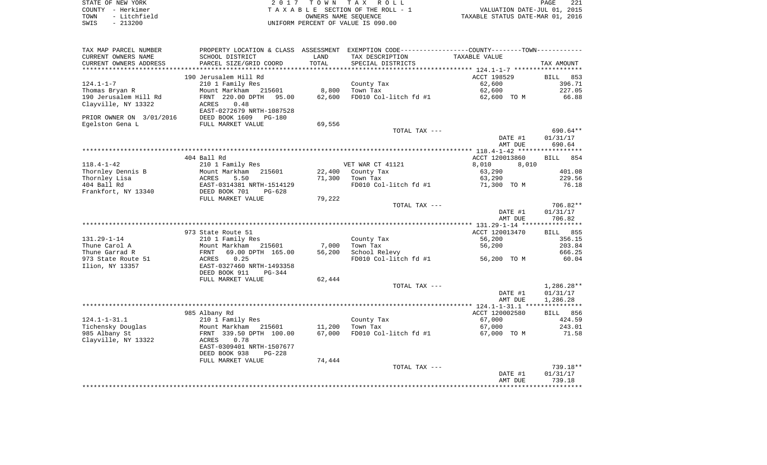STATE OF NEW YORK | 2 0 1 7 T O W N T A X R O L L | PAGE 221
COUNTY - Herkimer | T A X A B L E SECTION OF THE ROLL - 1 | VALUATION DATE-JUL 01, 2015
TOWN - Litchfield | OWNERS NAME SEQUENCE | TAXABLE STATUS DATE-MAR 01, 2016
SWIS - 213200 | UNIFORM PERCENT OF VALUE IS 090.00

| TAX MAP PARCEL NUMBER<br>CURRENT OWNERS NAME<br>CURRENT OWNERS ADDRESS | PROPERTY LOCATION & CLASS<br>SCHOOL DISTRICT<br>PARCEL SIZE/GRID COORD | ASSESSMENT<br>LAND<br>TOTAL | EXEMPTION CODE-----COUNTY--------TOWN------<br>TAX DESCRIPTION<br>SPECIAL DISTRICTS | TAXABLE VALUE | TAX AMOUNT |
|---|---|---|---|---|---|
| **124.1-1-7** | 190 Jerusalem Hill Rd | | | ACCT 198529 | BILL 853 |
| 124.1-1-7 | 210 1 Family Res | | County Tax | 62,600 | 396.71 |
| Thomas Bryan R | Mount Markham 215601 | 8,800 | Town Tax | 62,600 | 227.05 |
| 190 Jerusalem Hill Rd | FRNT 220.00 DPTH 95.00 | 62,600 | FD010 Col-litch fd #1 | 62,600 TO M | 66.88 |
| Clayville, NY 13322 | ACRES 0.48 | | | | |
| | EAST-0272679 NRTH-1087528 | | | | |
| PRIOR OWNER ON 3/01/2016 | DEED BOOK 1609 PG-180 | | | | |
| Egelston Gena L | FULL MARKET VALUE | 69,556 | | | |
| | | | TOTAL TAX --- | | 690.64** |
| | | | | DATE #1 | 01/31/17 |
| | | | | AMT DUE | 690.64 |
| **118.4-1-42** | 404 Ball Rd | | | ACCT 120013860 | BILL 854 |
| 118.4-1-42 | 210 1 Family Res | | VET WAR CT 41121 | 8,010 8,010 | |
| Thornley Dennis B | Mount Markham 215601 | 22,400 | County Tax | 63,290 | 401.08 |
| Thornley Lisa | ACRES 5.50 | 71,300 | Town Tax | 63,290 | 229.56 |
| 404 Ball Rd | EAST-0314381 NRTH-1514129 | | FD010 Col-litch fd #1 | 71,300 TO M | 76.18 |
| Frankfort, NY 13340 | DEED BOOK 701 PG-628 | | | | |
| | FULL MARKET VALUE | 79,222 | | | |
| | | | TOTAL TAX --- | | 706.82** |
| | | | | DATE #1 | 01/31/17 |
| | | | | AMT DUE | 706.82 |
| **131.29-1-14** | 973 State Route 51 | | | ACCT 120013470 | BILL 855 |
| 131.29-1-14 | 210 1 Family Res | | County Tax | 56,200 | 356.15 |
| Thune Carol A | Mount Markham 215601 | 7,000 | Town Tax | 56,200 | 203.84 |
| Thune Garrad R | FRNT 69.00 DPTH 165.00 | 56,200 | School Relevy | | 666.25 |
| 973 State Route 51 | ACRES 0.25 | | FD010 Col-litch fd #1 | 56,200 TO M | 60.04 |
| Ilion, NY 13357 | EAST-0327460 NRTH-1493358 | | | | |
| | DEED BOOK 911 PG-344 | | | | |
| | FULL MARKET VALUE | 62,444 | | | |
| | | | TOTAL TAX --- | | 1,286.28** |
| | | | | DATE #1 | 01/31/17 |
| | | | | AMT DUE | 1,286.28 |
| **124.1-1-31.1** | 985 Albany Rd | | | ACCT 120002580 | BILL 856 |
| 124.1-1-31.1 | 210 1 Family Res | | County Tax | 67,000 | 424.59 |
| Tichensky Douglas | Mount Markham 215601 | 11,200 | Town Tax | 67,000 | 243.01 |
| 985 Albany St | FRNT 339.50 DPTH 100.00 | 67,000 | FD010 Col-litch fd #1 | 67,000 TO M | 71.58 |
| Clayville, NY 13322 | ACRES 0.78 | | | | |
| | EAST-0309401 NRTH-1507677 | | | | |
| | DEED BOOK 938 PG-228 | | | | |
| | FULL MARKET VALUE | 74,444 | | | |
| | | | TOTAL TAX --- | | 739.18** |
| | | | | DATE #1 | 01/31/17 |
| | | | | AMT DUE | 739.18 |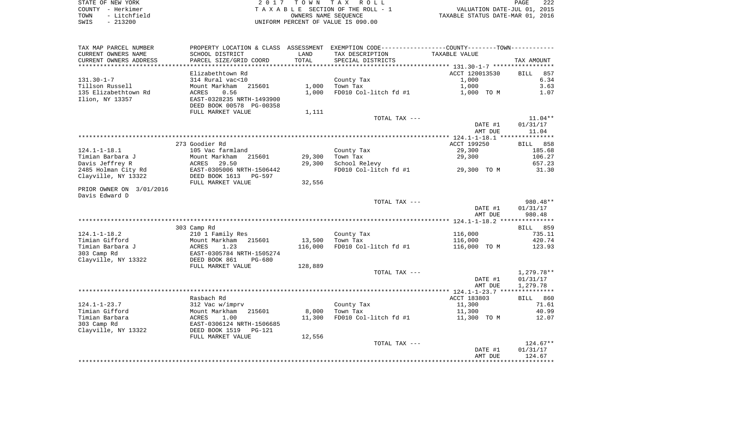STATE OF NEW YORK
COUNTY - Herkimer
TOWN - Litchfield
SWIS - 213200

2 0 1 7 T O W N T A X R O L L
T A X A B L E SECTION OF THE ROLL - 1
OWNERS NAME SEQUENCE
UNIFORM PERCENT OF VALUE IS 090.00

VALUATION DATE-JUL 01, 2015
TAXABLE STATUS DATE-MAR 01, 2016

| TAX MAP PARCEL NUMBER / CURRENT OWNERS NAME / CURRENT OWNERS ADDRESS | PROPERTY LOCATION & CLASS / SCHOOL DISTRICT / PARCEL SIZE/GRID COORD | ASSESSMENT LAND | TOTAL | EXEMPTION CODE / TAX DESCRIPTION / SPECIAL DISTRICTS | COUNTY--------TOWN TAXABLE VALUE | TAX AMOUNT |
|---|---|---|---|---|---|---|
| 131.30-1-7 | Elizabethtown Rd | | | | ACCT 120013530 | BILL 857 |
| | 314 Rural vac<10 | | | County Tax | 1,000 | 6.34 |
| Tillson Russell | Mount Markham 215601 | 1,000 | | Town Tax | 1,000 | 3.63 |
| 135 Elizabethtown Rd | ACRES 0.56 | | 1,000 | FD010 Col-litch fd #1 | 1,000 TO M | 1.07 |
| Ilion, NY 13357 | EAST-0328235 NRTH-1493900 | | | | | |
| | DEED BOOK 00578 PG-00358 | | | | | |
| | FULL MARKET VALUE | | 1,111 | | | |
| | | | | TOTAL TAX --- | | 11.04** |
| | | | | | DATE #1 | 01/31/17 |
| | | | | | AMT DUE | 11.04 |
| 124.1-1-18.1 | 273 Goodier Rd | | | | ACCT 199250 | BILL 858 |
| | 105 Vac farmland | | | County Tax | 29,300 | 185.68 |
| Timian Barbara J | Mount Markham 215601 | 29,300 | | Town Tax | 29,300 | 106.27 |
| Davis Jeffrey R | ACRES 29.50 | | 29,300 | School Relevy | | 657.23 |
| 2485 Holman City Rd | EAST-0305006 NRTH-1506442 | | | FD010 Col-litch fd #1 | 29,300 TO M | 31.30 |
| Clayville, NY 13322 | DEED BOOK 1613 PG-597 | | | | | |
| | FULL MARKET VALUE | | 32,556 | | | |
| PRIOR OWNER ON 3/01/2016 | | | | | | |
| Davis Edward D | | | | | | |
| | | | | TOTAL TAX --- | | 980.48** |
| | | | | | DATE #1 | 01/31/17 |
| | | | | | AMT DUE | 980.48 |
| 124.1-1-18.2 | 303 Camp Rd | | | | | BILL 859 |
| | 210 1 Family Res | | | County Tax | 116,000 | 735.11 |
| Timian Gifford | Mount Markham 215601 | 13,500 | | Town Tax | 116,000 | 420.74 |
| Timian Barbara J | ACRES 1.23 | | 116,000 | FD010 Col-litch fd #1 | 116,000 TO M | 123.93 |
| 303 Camp Rd | EAST-0305784 NRTH-1505274 | | | | | |
| Clayville, NY 13322 | DEED BOOK 861 PG-680 | | | | | |
| | FULL MARKET VALUE | | 128,889 | | | |
| | | | | TOTAL TAX --- | | 1,279.78** |
| | | | | | DATE #1 | 01/31/17 |
| | | | | | AMT DUE | 1,279.78 |
| 124.1-1-23.7 | Rasbach Rd | | | | ACCT 183803 | BILL 860 |
| | 312 Vac w/imprv | | | County Tax | 11,300 | 71.61 |
| Timian Gifford | Mount Markham 215601 | 8,000 | | Town Tax | 11,300 | 40.99 |
| Timian Barbara | ACRES 1.00 | | 11,300 | FD010 Col-litch fd #1 | 11,300 TO M | 12.07 |
| 303 Camp Rd | EAST-0306124 NRTH-1506685 | | | | | |
| Clayville, NY 13322 | DEED BOOK 1519 PG-121 | | | | | |
| | FULL MARKET VALUE | | 12,556 | | | |
| | | | | TOTAL TAX --- | | 124.67** |
| | | | | | DATE #1 | 01/31/17 |
| | | | | | AMT DUE | 124.67 |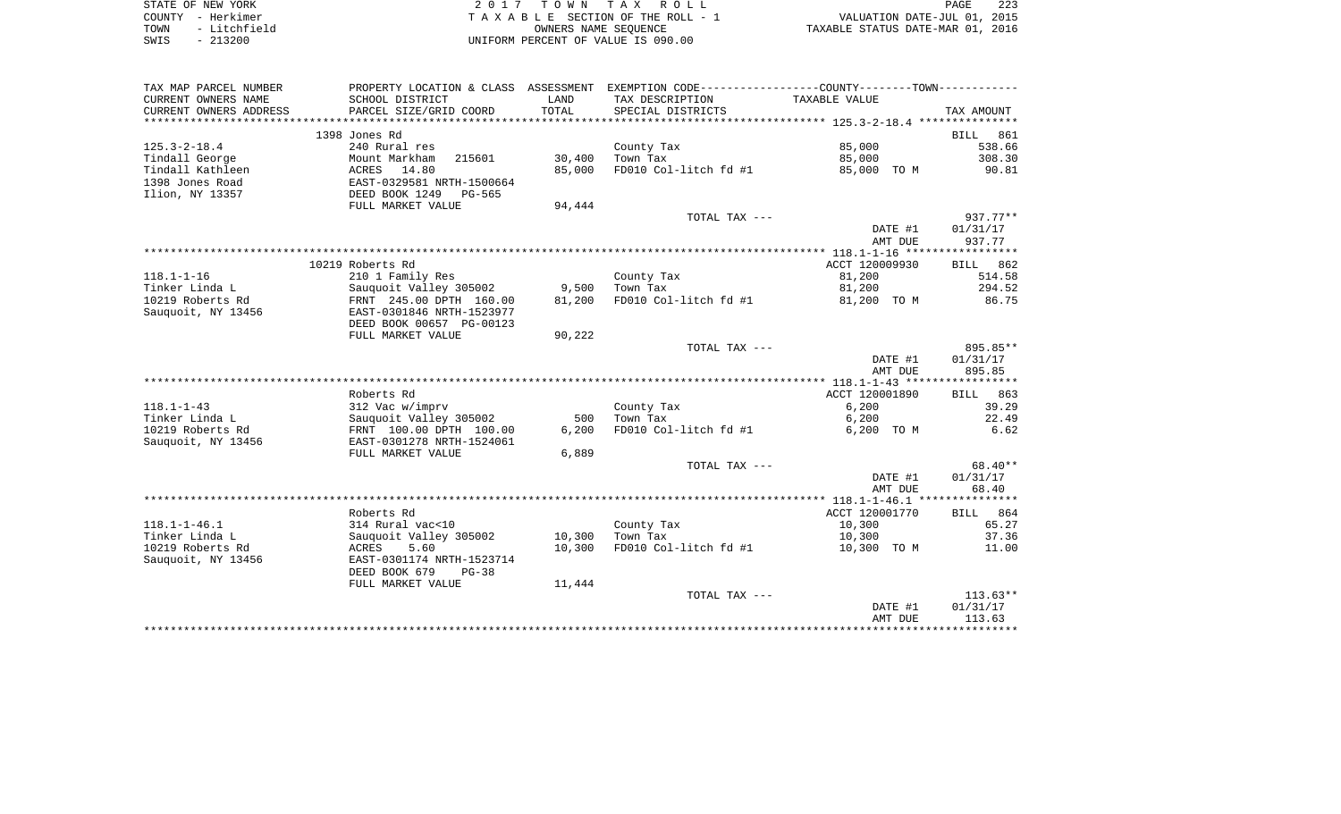STATE OF NEW YORK — 2 0 1 7 T O W N T A X R O L L
COUNTY - Herkimer — T A X A B L E SECTION OF THE ROLL - 1 — VALUATION DATE-JUL 01, 2015
TOWN - Litchfield — OWNERS NAME SEQUENCE — TAXABLE STATUS DATE-MAR 01, 2016
SWIS - 213200 — UNIFORM PERCENT OF VALUE IS 090.00

| TAX MAP PARCEL NUMBER / CURRENT OWNERS NAME / CURRENT OWNERS ADDRESS | PROPERTY LOCATION & CLASS / SCHOOL DISTRICT / PARCEL SIZE/GRID COORD | ASSESSMENT LAND / TOTAL | EXEMPTION CODE / TAX DESCRIPTION / SPECIAL DISTRICTS | COUNTY--------TOWN / TAXABLE VALUE | TAX AMOUNT |
|---|---|---|---|---|---|
| | 1398 Jones Rd | | | | BILL 861 |
| 125.3-2-18.4 | 240 Rural res | | County Tax | 85,000 | 538.66 |
| Tindall George | Mount Markham 215601 | 30,400 | Town Tax | 85,000 | 308.30 |
| Tindall Kathleen | ACRES 14.80 | 85,000 | FD010 Col-litch fd #1 | 85,000 TO M | 90.81 |
| 1398 Jones Road | EAST-0329581 NRTH-1500664 | | | | |
| Ilion, NY 13357 | DEED BOOK 1249 PG-565 | | | | |
| | FULL MARKET VALUE | 94,444 | | | |
| | | | TOTAL TAX --- | | 937.77** |
| | | | | DATE #1 | 01/31/17 |
| | | | | AMT DUE | 937.77 |
| | 10219 Roberts Rd | | | ACCT 120009930 | BILL 862 |
| 118.1-1-16 | 210 1 Family Res | | County Tax | 81,200 | 514.58 |
| Tinker Linda L | Sauquoit Valley 305002 | 9,500 | Town Tax | 81,200 | 294.52 |
| 10219 Roberts Rd | FRNT 245.00 DPTH 160.00 | 81,200 | FD010 Col-litch fd #1 | 81,200 TO M | 86.75 |
| Sauquoit, NY 13456 | EAST-0301846 NRTH-1523977 | | | | |
| | DEED BOOK 00657 PG-00123 | | | | |
| | FULL MARKET VALUE | 90,222 | | | |
| | | | TOTAL TAX --- | | 895.85** |
| | | | | DATE #1 | 01/31/17 |
| | | | | AMT DUE | 895.85 |
| | Roberts Rd | | | ACCT 120001890 | BILL 863 |
| 118.1-1-43 | 312 Vac w/imprv | | County Tax | 6,200 | 39.29 |
| Tinker Linda L | Sauquoit Valley 305002 | 500 | Town Tax | 6,200 | 22.49 |
| 10219 Roberts Rd | FRNT 100.00 DPTH 100.00 | 6,200 | FD010 Col-litch fd #1 | 6,200 TO M | 6.62 |
| Sauquoit, NY 13456 | EAST-0301278 NRTH-1524061 | | | | |
| | FULL MARKET VALUE | 6,889 | | | |
| | | | TOTAL TAX --- | | 68.40** |
| | | | | DATE #1 | 01/31/17 |
| | | | | AMT DUE | 68.40 |
| | Roberts Rd | | | ACCT 120001770 | BILL 864 |
| 118.1-1-46.1 | 314 Rural vac<10 | | County Tax | 10,300 | 65.27 |
| Tinker Linda L | Sauquoit Valley 305002 | 10,300 | Town Tax | 10,300 | 37.36 |
| 10219 Roberts Rd | ACRES 5.60 | 10,300 | FD010 Col-litch fd #1 | 10,300 TO M | 11.00 |
| Sauquoit, NY 13456 | EAST-0301174 NRTH-1523714 | | | | |
| | DEED BOOK 679 PG-38 | | | | |
| | FULL MARKET VALUE | 11,444 | | | |
| | | | TOTAL TAX --- | | 113.63** |
| | | | | DATE #1 | 01/31/17 |
| | | | | AMT DUE | 113.63 |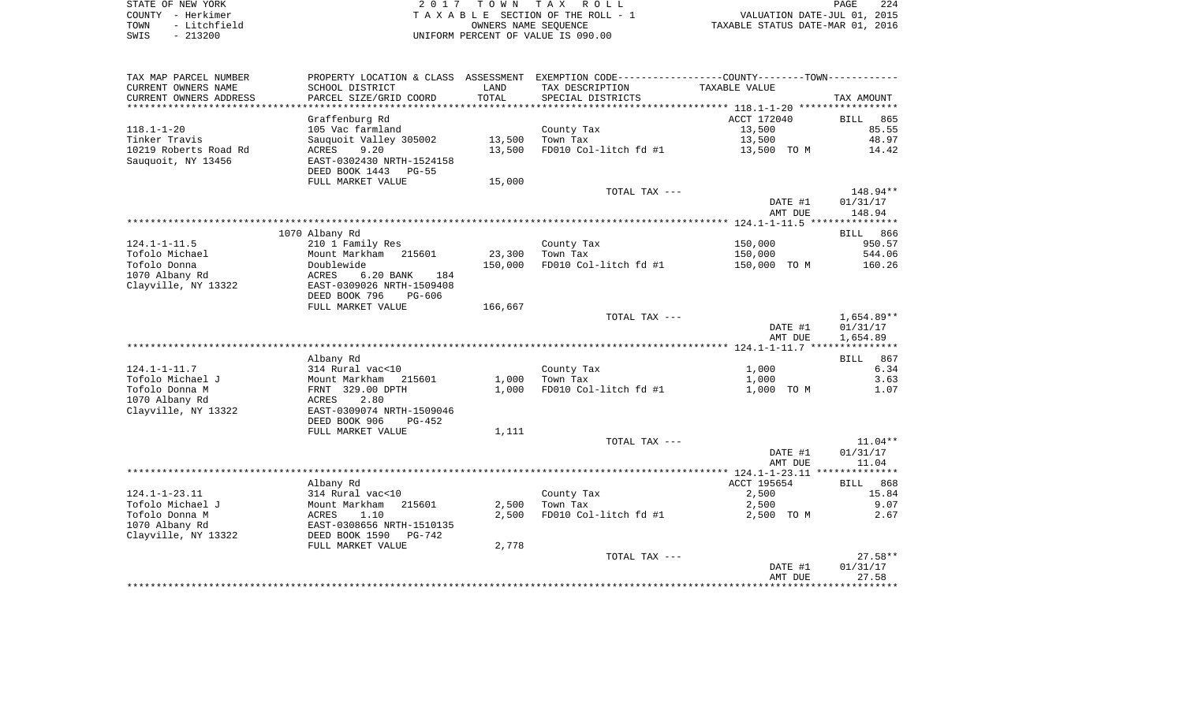STATE OF NEW YORK
COUNTY - Herkimer
TOWN - Litchfield
SWIS - 213200

2 0 1 7 T O W N T A X R O L L
T A X A B L E SECTION OF THE ROLL - 1
OWNERS NAME SEQUENCE
UNIFORM PERCENT OF VALUE IS 090.00

VALUATION DATE-JUL 01, 2015
TAXABLE STATUS DATE-MAR 01, 2016

| TAX MAP PARCEL NUMBER / CURRENT OWNERS NAME / CURRENT OWNERS ADDRESS | PROPERTY LOCATION & CLASS / SCHOOL DISTRICT / PARCEL SIZE/GRID COORD | ASSESSMENT LAND / TOTAL | EXEMPTION CODE / TAX DESCRIPTION / SPECIAL DISTRICTS | COUNTY--------TOWN TAXABLE VALUE | TAX AMOUNT |
|---|---|---|---|---|---|
| | Graffenburg Rd | | | ACCT 172040 | BILL 865 |
| 118.1-1-20 | 105 Vac farmland | | County Tax | 13,500 | 85.55 |
| Tinker Travis | Sauquoit Valley 305002 | 13,500 | Town Tax | 13,500 | 48.97 |
| 10219 Roberts Road Rd | ACRES 9.20 | 13,500 | FD010 Col-litch fd #1 | 13,500 TO M | 14.42 |
| Sauquoit, NY 13456 | EAST-0302430 NRTH-1524158 | | | | |
| | DEED BOOK 1443 PG-55 | | | | |
| | FULL MARKET VALUE | 15,000 | | | |
| | | | TOTAL TAX --- | | 148.94** |
| | | | | DATE #1 | 01/31/17 |
| | | | | AMT DUE | 148.94 |
| | 1070 Albany Rd | | | | BILL 866 |
| 124.1-1-11.5 | 210 1 Family Res | | County Tax | 150,000 | 950.57 |
| Tofolo Michael | Mount Markham 215601 | 23,300 | Town Tax | 150,000 | 544.06 |
| Tofolo Donna | Doublewide | 150,000 | FD010 Col-litch fd #1 | 150,000 TO M | 160.26 |
| 1070 Albany Rd | ACRES 6.20 BANK 184 | | | | |
| Clayville, NY 13322 | EAST-0309026 NRTH-1509408 | | | | |
| | DEED BOOK 796 PG-606 | | | | |
| | FULL MARKET VALUE | 166,667 | | | |
| | | | TOTAL TAX --- | | 1,654.89** |
| | | | | DATE #1 | 01/31/17 |
| | | | | AMT DUE | 1,654.89 |
| | Albany Rd | | | | BILL 867 |
| 124.1-1-11.7 | 314 Rural vac<10 | | County Tax | 1,000 | 6.34 |
| Tofolo Michael J | Mount Markham 215601 | 1,000 | Town Tax | 1,000 | 3.63 |
| Tofolo Donna M | FRNT 329.00 DPTH | 1,000 | FD010 Col-litch fd #1 | 1,000 TO M | 1.07 |
| 1070 Albany Rd | ACRES 2.80 | | | | |
| Clayville, NY 13322 | EAST-0309074 NRTH-1509046 | | | | |
| | DEED BOOK 906 PG-452 | | | | |
| | FULL MARKET VALUE | 1,111 | | | |
| | | | TOTAL TAX --- | | 11.04** |
| | | | | DATE #1 | 01/31/17 |
| | | | | AMT DUE | 11.04 |
| | Albany Rd | | | ACCT 195654 | BILL 868 |
| 124.1-1-23.11 | 314 Rural vac<10 | | County Tax | 2,500 | 15.84 |
| Tofolo Michael J | Mount Markham 215601 | 2,500 | Town Tax | 2,500 | 9.07 |
| Tofolo Donna M | ACRES 1.10 | 2,500 | FD010 Col-litch fd #1 | 2,500 TO M | 2.67 |
| 1070 Albany Rd | EAST-0308656 NRTH-1510135 | | | | |
| Clayville, NY 13322 | DEED BOOK 1590 PG-742 | | | | |
| | FULL MARKET VALUE | 2,778 | | | |
| | | | TOTAL TAX --- | | 27.58** |
| | | | | DATE #1 | 01/31/17 |
| | | | | AMT DUE | 27.58 |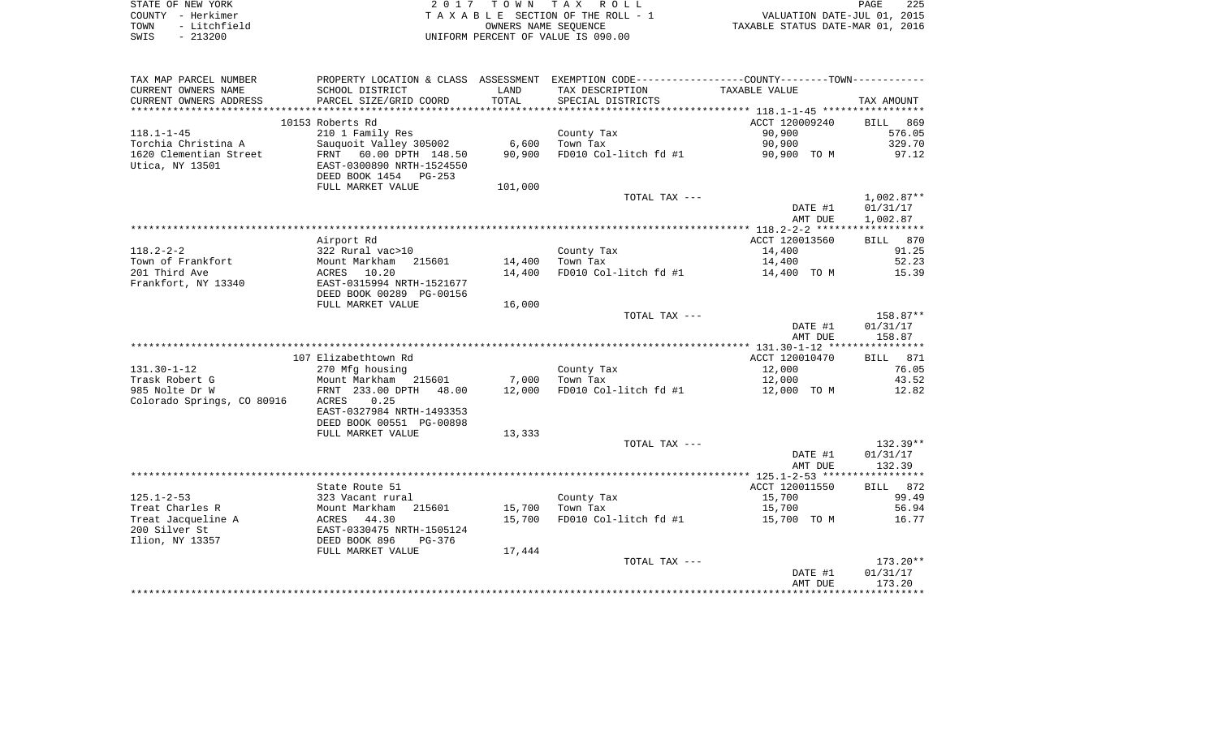STATE OF NEW YORK | COUNTY - Herkimer | TOWN - Litchfield | SWIS - 213200

2017 TOWN TAX ROLL
TAXABLE SECTION OF THE ROLL - 1
OWNERS NAME SEQUENCE
UNIFORM PERCENT OF VALUE IS 090.00

VALUATION DATE-JUL 01, 2015
TAXABLE STATUS DATE-MAR 01, 2016

| TAX MAP PARCEL NUMBER / CURRENT OWNERS NAME / CURRENT OWNERS ADDRESS | PROPERTY LOCATION & CLASS / SCHOOL DISTRICT / PARCEL SIZE/GRID COORD | ASSESSMENT LAND / TOTAL | EXEMPTION CODE / TAX DESCRIPTION / SPECIAL DISTRICTS | TAXABLE VALUE | TAX AMOUNT |
|---|---|---|---|---|---|
| | 10153 Roberts Rd | | | ACCT 120009240 | BILL 869 |
| 118.1-1-45 | 210 1 Family Res | | County Tax | 90,900 | 576.05 |
| Torchia Christina A | Sauquoit Valley 305002 | 6,600 | Town Tax | 90,900 | 329.70 |
| 1620 Clementian Street | FRNT 60.00 DPTH 148.50 | 90,900 | FD010 Col-litch fd #1 | 90,900 TO M | 97.12 |
| Utica, NY 13501 | EAST-0300890 NRTH-1524550 | | | | |
| | DEED BOOK 1454 PG-253 | | | | |
| | FULL MARKET VALUE | 101,000 | | | |
| | | | TOTAL TAX --- | | 1,002.87** |
| | | | | DATE #1 | 01/31/17 |
| | | | | AMT DUE | 1,002.87 |
| | Airport Rd | | | ACCT 120013560 | BILL 870 |
| 118.2-2-2 | 322 Rural vac>10 | | County Tax | 14,400 | 91.25 |
| Town of Frankfort | Mount Markham 215601 | 14,400 | Town Tax | 14,400 | 52.23 |
| 201 Third Ave | ACRES 10.20 | 14,400 | FD010 Col-litch fd #1 | 14,400 TO M | 15.39 |
| Frankfort, NY 13340 | EAST-0315994 NRTH-1521677 | | | | |
| | DEED BOOK 00289 PG-00156 | | | | |
| | FULL MARKET VALUE | 16,000 | | | |
| | | | TOTAL TAX --- | | 158.87** |
| | | | | DATE #1 | 01/31/17 |
| | | | | AMT DUE | 158.87 |
| | 107 Elizabethtown Rd | | | ACCT 120010470 | BILL 871 |
| 131.30-1-12 | 270 Mfg housing | | County Tax | 12,000 | 76.05 |
| Trask Robert G | Mount Markham 215601 | 7,000 | Town Tax | 12,000 | 43.52 |
| 985 Nolte Dr W | FRNT 233.00 DPTH 48.00 | 12,000 | FD010 Col-litch fd #1 | 12,000 TO M | 12.82 |
| Colorado Springs, CO 80916 | ACRES 0.25 | | | | |
| | EAST-0327984 NRTH-1493353 | | | | |
| | DEED BOOK 00551 PG-00898 | | | | |
| | FULL MARKET VALUE | 13,333 | | | |
| | | | TOTAL TAX --- | | 132.39** |
| | | | | DATE #1 | 01/31/17 |
| | | | | AMT DUE | 132.39 |
| | State Route 51 | | | ACCT 120011550 | BILL 872 |
| 125.1-2-53 | 323 Vacant rural | | County Tax | 15,700 | 99.49 |
| Treat Charles R | Mount Markham 215601 | 15,700 | Town Tax | 15,700 | 56.94 |
| Treat Jacqueline A | ACRES 44.30 | 15,700 | FD010 Col-litch fd #1 | 15,700 TO M | 16.77 |
| 200 Silver St | EAST-0330475 NRTH-1505124 | | | | |
| Ilion, NY 13357 | DEED BOOK 896 PG-376 | | | | |
| | FULL MARKET VALUE | 17,444 | | | |
| | | | TOTAL TAX --- | | 173.20** |
| | | | | DATE #1 | 01/31/17 |
| | | | | AMT DUE | 173.20 |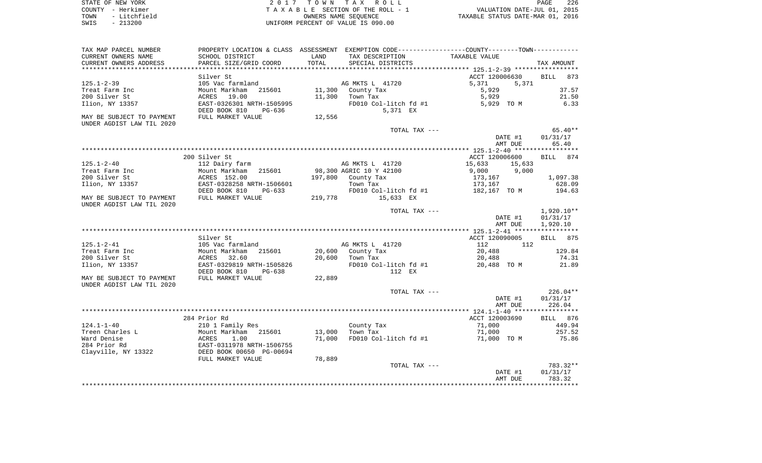STATE OF NEW YORK                    2 0 1 7   T O W N   T A X   R O L L
COUNTY - Herkimer                   T A X A B L E SECTION OF THE ROLL - 1          VALUATION DATE-JUL 01, 2015
TOWN - Litchfield                          OWNERS NAME SEQUENCE                    TAXABLE STATUS DATE-MAR 01, 2016
SWIS - 213200                       UNIFORM PERCENT OF VALUE IS 090.00

```
TAX MAP PARCEL NUMBER     PROPERTY LOCATION & CLASS  ASSESSMENT  EXEMPTION CODE------------------COUNTY--------TOWN-----------
CURRENT OWNERS NAME       SCHOOL DISTRICT               LAND      TAX DESCRIPTION              TAXABLE VALUE
CURRENT OWNERS ADDRESS    PARCEL SIZE/GRID COORD        TOTAL     SPECIAL DISTRICTS                                    TAX AMOUNT
*********************************************************************************************** 125.1-2-39 *****************
                          Silver St                                                          ACCT 120006630     BILL   873
125.1-2-39                105 Vac farmland                        AG MKTS L 41720             5,371      5,371
Treat Farm Inc            Mount Markham   215601      11,300      County Tax                  5,929                 37.57
200 Silver St             ACRES   19.00               11,300      Town Tax                    5,929                 21.50
Ilion, NY 13357           EAST-0326301 NRTH-1505995               FD010 Col-litch fd #1        5,929 TO M            6.33
                          DEED BOOK 810     PG-636                      5,371 EX
MAY BE SUBJECT TO PAYMENT FULL MARKET VALUE           12,556
UNDER AGDIST LAW TIL 2020
                                                                  TOTAL TAX ---                                     65.40**
                                                                                             DATE #1           01/31/17
                                                                                             AMT DUE              65.40
*********************************************************************************************** 125.1-2-40 *****************
                          200 Silver St                                                      ACCT 120006600     BILL   874
125.1-2-40                112 Dairy farm                          AG MKTS L 41720            15,633     15,633
Treat Farm Inc            Mount Markham   215601      98,300 AGRIC 10 Y 42100                 9,000      9,000
200 Silver St             ACRES  152.00              197,800      County Tax                173,167              1,097.38
Ilion, NY 13357           EAST-0328258 NRTH-1506601               Town Tax                  173,167                628.09
                          DEED BOOK 810     PG-633                FD010 Col-litch fd #1      182,167 TO M          194.63
MAY BE SUBJECT TO PAYMENT FULL MARKET VALUE          219,778            15,633 EX
UNDER AGDIST LAW TIL 2020
                                                                  TOTAL TAX ---                                  1,920.10**
                                                                                             DATE #1           01/31/17
                                                                                             AMT DUE           1,920.10
*********************************************************************************************** 125.1-2-41 *****************
                          Silver St                                                          ACCT 120090005     BILL   875
125.1-2-41                105 Vac farmland                        AG MKTS L 41720               112        112
Treat Farm Inc            Mount Markham   215601      20,600      County Tax                 20,488                129.84
200 Silver St             ACRES   32.60               20,600      Town Tax                   20,488                 74.31
Ilion, NY 13357           EAST-0329819 NRTH-1505826               FD010 Col-litch fd #1       20,488 TO M           21.89
                          DEED BOOK 810     PG-638                        112 EX
MAY BE SUBJECT TO PAYMENT FULL MARKET VALUE           22,889
UNDER AGDIST LAW TIL 2020
                                                                  TOTAL TAX ---                                    226.04**
                                                                                             DATE #1           01/31/17
                                                                                             AMT DUE             226.04
*********************************************************************************************** 124.1-1-40 *****************
                          284 Prior Rd                                                       ACCT 120003690     BILL   876
124.1-1-40                210 1 Family Res                        County Tax                 71,000                449.94
Treen Charles L           Mount Markham   215601      13,000      Town Tax                   71,000                257.52
Ward Denise               ACRES    1.00               71,000      FD010 Col-litch fd #1       71,000 TO M           75.86
284 Prior Rd              EAST-0311978 NRTH-1506755
Clayville, NY 13322       DEED BOOK 00650 PG-00694
                          FULL MARKET VALUE           78,889
                                                                  TOTAL TAX ---                                    783.32**
                                                                                             DATE #1           01/31/17
                                                                                             AMT DUE             783.32
****************************************************************************************************************************
```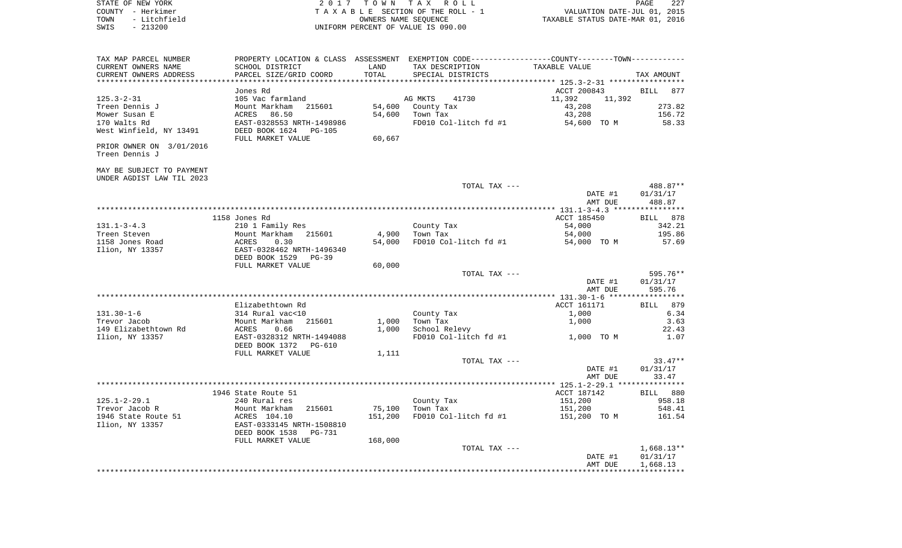STATE OF NEW YORK | COUNTY - Herkimer | TOWN - Litchfield | SWIS - 213200

2017 TOWN TAX ROLL
TAXABLE SECTION OF THE ROLL - 1
OWNERS NAME SEQUENCE
UNIFORM PERCENT OF VALUE IS 090.00

VALUATION DATE-JUL 01, 2015
TAXABLE STATUS DATE-MAR 01, 2016

| TAX MAP PARCEL NUMBER / CURRENT OWNERS NAME / CURRENT OWNERS ADDRESS | PROPERTY LOCATION & CLASS / SCHOOL DISTRICT / PARCEL SIZE/GRID COORD | ASSESSMENT LAND | TOTAL | EXEMPTION CODE / TAX DESCRIPTION / SPECIAL DISTRICTS | COUNTY--------TOWN TAXABLE VALUE | TAX AMOUNT |
|---|---|---|---|---|---|---|
| 125.3-2-31 | Jones Rd | | | | ACCT 200843 | BILL 877 |
| | 105 Vac farmland | | | AG MKTS 41730 | 11,392 11,392 | |
| Treen Dennis J | Mount Markham 215601 | 54,600 | | County Tax | 43,208 | 273.82 |
| Mower Susan E | ACRES 86.50 | | 54,600 | Town Tax | 43,208 | 156.72 |
| 170 Walts Rd | EAST-0328553 NRTH-1498986 | | | FD010 Col-litch fd #1 | 54,600 TO M | 58.33 |
| West Winfield, NY 13491 | DEED BOOK 1624 PG-105 | | | | | |
| | FULL MARKET VALUE | | 60,667 | | | |
| PRIOR OWNER ON 3/01/2016 | | | | | | |
| Treen Dennis J | | | | | | |
| MAY BE SUBJECT TO PAYMENT | | | | | | |
| UNDER AGDIST LAW TIL 2023 | | | | | | |
| | | | | TOTAL TAX --- | | 488.87** |
| | | | | | DATE #1 | 01/31/17 |
| | | | | | AMT DUE | 488.87 |
| 131.1-3-4.3 | 1158 Jones Rd | | | | ACCT 185450 | BILL 878 |
| | 210 1 Family Res | | | County Tax | 54,000 | 342.21 |
| Treen Steven | Mount Markham 215601 | 4,900 | | Town Tax | 54,000 | 195.86 |
| 1158 Jones Road | ACRES 0.30 | | 54,000 | FD010 Col-litch fd #1 | 54,000 TO M | 57.69 |
| Ilion, NY 13357 | EAST-0328462 NRTH-1496340 | | | | | |
| | DEED BOOK 1529 PG-39 | | | | | |
| | FULL MARKET VALUE | | 60,000 | | | |
| | | | | TOTAL TAX --- | | 595.76** |
| | | | | | DATE #1 | 01/31/17 |
| | | | | | AMT DUE | 595.76 |
| 131.30-1-6 | Elizabethtown Rd | | | | ACCT 161171 | BILL 879 |
| | 314 Rural vac<10 | | | County Tax | 1,000 | 6.34 |
| Trevor Jacob | Mount Markham 215601 | 1,000 | | Town Tax | 1,000 | 3.63 |
| 149 Elizabethtown Rd | ACRES 0.66 | | 1,000 | School Relevy | | 22.43 |
| Ilion, NY 13357 | EAST-0328312 NRTH-1494088 | | | FD010 Col-litch fd #1 | 1,000 TO M | 1.07 |
| | DEED BOOK 1372 PG-610 | | | | | |
| | FULL MARKET VALUE | | 1,111 | | | |
| | | | | TOTAL TAX --- | | 33.47** |
| | | | | | DATE #1 | 01/31/17 |
| | | | | | AMT DUE | 33.47 |
| 125.1-2-29.1 | 1946 State Route 51 | | | | ACCT 187142 | BILL 880 |
| | 240 Rural res | | | County Tax | 151,200 | 958.18 |
| Trevor Jacob R | Mount Markham 215601 | 75,100 | | Town Tax | 151,200 | 548.41 |
| 1946 State Route 51 | ACRES 104.10 | | 151,200 | FD010 Col-litch fd #1 | 151,200 TO M | 161.54 |
| Ilion, NY 13357 | EAST-0333145 NRTH-1508810 | | | | | |
| | DEED BOOK 1538 PG-731 | | | | | |
| | FULL MARKET VALUE | | 168,000 | | | |
| | | | | TOTAL TAX --- | | 1,668.13** |
| | | | | | DATE #1 | 01/31/17 |
| | | | | | AMT DUE | 1,668.13 |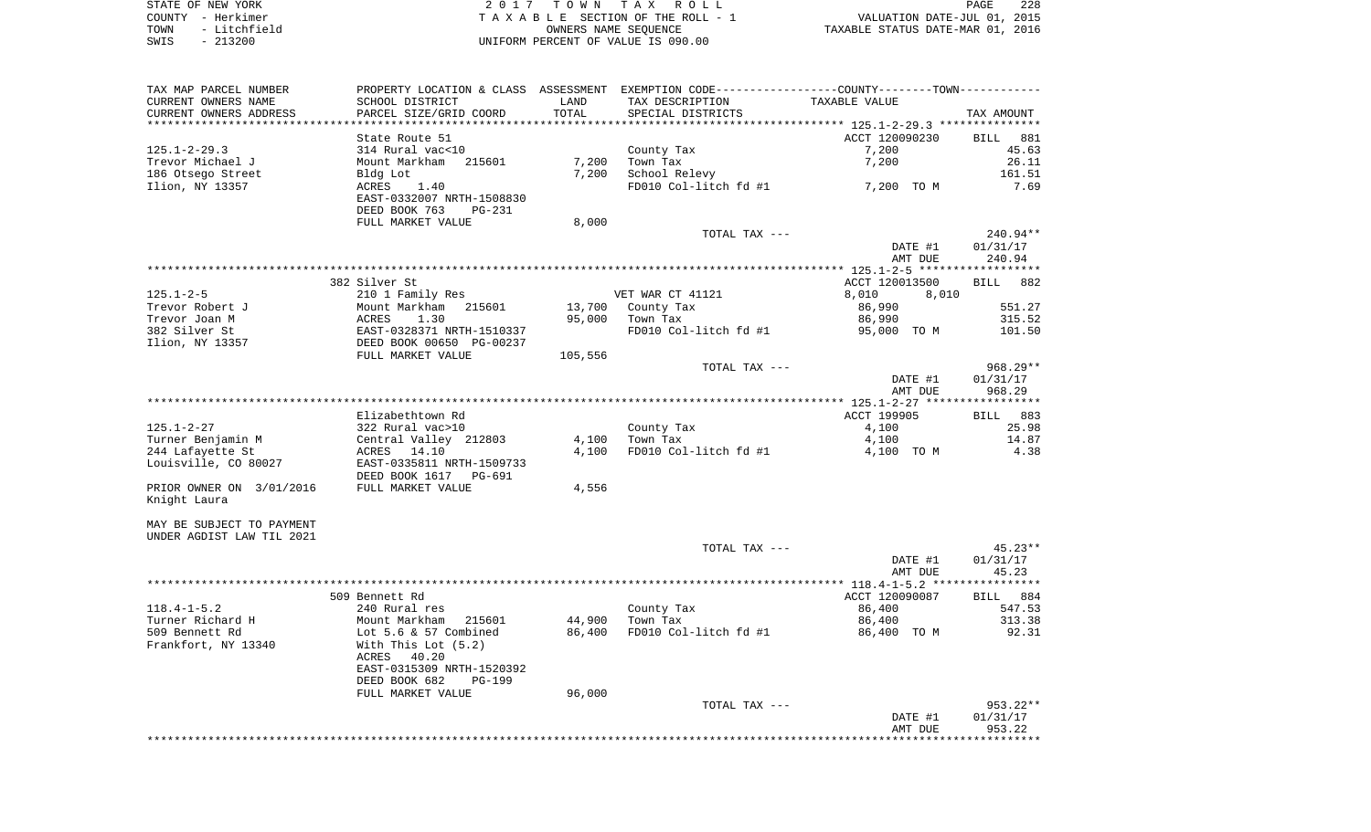STATE OF NEW YORK
COUNTY - Herkimer
TOWN - Litchfield
SWIS - 213200

2017 TOWN TAX ROLL
TAXABLE SECTION OF THE ROLL - 1
OWNERS NAME SEQUENCE
UNIFORM PERCENT OF VALUE IS 090.00

VALUATION DATE-JUL 01, 2015
TAXABLE STATUS DATE-MAR 01, 2016

| TAX MAP PARCEL NUMBER / CURRENT OWNERS NAME / CURRENT OWNERS ADDRESS | PROPERTY LOCATION & CLASS / SCHOOL DISTRICT / PARCEL SIZE/GRID COORD | ASSESSMENT LAND | TOTAL | EXEMPTION CODE / TAX DESCRIPTION / SPECIAL DISTRICTS | COUNTY / TOWN TAXABLE VALUE | TAX AMOUNT |
|---|---|---|---|---|---|---|
| **125.1-2-29.3** | State Route 51 | | | | ACCT 120090230 | BILL 881 |
| 125.1-2-29.3 | 314 Rural vac<10 | | | County Tax | 7,200 | 45.63 |
| Trevor Michael J | Mount Markham 215601 | 7,200 | | Town Tax | 7,200 | 26.11 |
| 186 Otsego Street | Bldg Lot | | 7,200 | School Relevy | | 161.51 |
| Ilion, NY 13357 | ACRES 1.40 | | | FD010 Col-litch fd #1 | 7,200 TO M | 7.69 |
| | EAST-0332007 NRTH-1508830 | | | | | |
| | DEED BOOK 763 PG-231 | | | | | |
| | FULL MARKET VALUE | | 8,000 | | | |
| | | | | TOTAL TAX --- | | 240.94** |
| | | | | | DATE #1 | 01/31/17 |
| | | | | | AMT DUE | 240.94 |
| **125.1-2-5** | 382 Silver St | | | | ACCT 120013500 | BILL 882 |
| 125.1-2-5 | 210 1 Family Res | | | VET WAR CT 41121 | 8,010 8,010 | |
| Trevor Robert J | Mount Markham 215601 | 13,700 | | County Tax | 86,990 | 551.27 |
| Trevor Joan M | ACRES 1.30 | | 95,000 | Town Tax | 86,990 | 315.52 |
| 382 Silver St | EAST-0328371 NRTH-1510337 | | | FD010 Col-litch fd #1 | 95,000 TO M | 101.50 |
| Ilion, NY 13357 | DEED BOOK 00650 PG-00237 | | | | | |
| | FULL MARKET VALUE | | 105,556 | | | |
| | | | | TOTAL TAX --- | | 968.29** |
| | | | | | DATE #1 | 01/31/17 |
| | | | | | AMT DUE | 968.29 |
| **125.1-2-27** | Elizabethtown Rd | | | | ACCT 199905 | BILL 883 |
| 125.1-2-27 | 322 Rural vac>10 | | | County Tax | 4,100 | 25.98 |
| Turner Benjamin M | Central Valley 212803 | 4,100 | | Town Tax | 4,100 | 14.87 |
| 244 Lafayette St | ACRES 14.10 | | 4,100 | FD010 Col-litch fd #1 | 4,100 TO M | 4.38 |
| Louisville, CO 80027 | EAST-0335811 NRTH-1509733 | | | | | |
| | DEED BOOK 1617 PG-691 | | | | | |
| PRIOR OWNER ON 3/01/2016 | FULL MARKET VALUE | | 4,556 | | | |
| Knight Laura | | | | | | |
| MAY BE SUBJECT TO PAYMENT | | | | | | |
| UNDER AGDIST LAW TIL 2021 | | | | | | |
| | | | | TOTAL TAX --- | | 45.23** |
| | | | | | DATE #1 | 01/31/17 |
| | | | | | AMT DUE | 45.23 |
| **118.4-1-5.2** | 509 Bennett Rd | | | | ACCT 120090087 | BILL 884 |
| 118.4-1-5.2 | 240 Rural res | | | County Tax | 86,400 | 547.53 |
| Turner Richard H | Mount Markham 215601 | 44,900 | | Town Tax | 86,400 | 313.38 |
| 509 Bennett Rd | Lot 5.6 & 57 Combined | | 86,400 | FD010 Col-litch fd #1 | 86,400 TO M | 92.31 |
| Frankfort, NY 13340 | With This Lot (5.2) | | | | | |
| | ACRES 40.20 | | | | | |
| | EAST-0315309 NRTH-1520392 | | | | | |
| | DEED BOOK 682 PG-199 | | | | | |
| | FULL MARKET VALUE | | 96,000 | | | |
| | | | | TOTAL TAX --- | | 953.22** |
| | | | | | DATE #1 | 01/31/17 |
| | | | | | AMT DUE | 953.22 |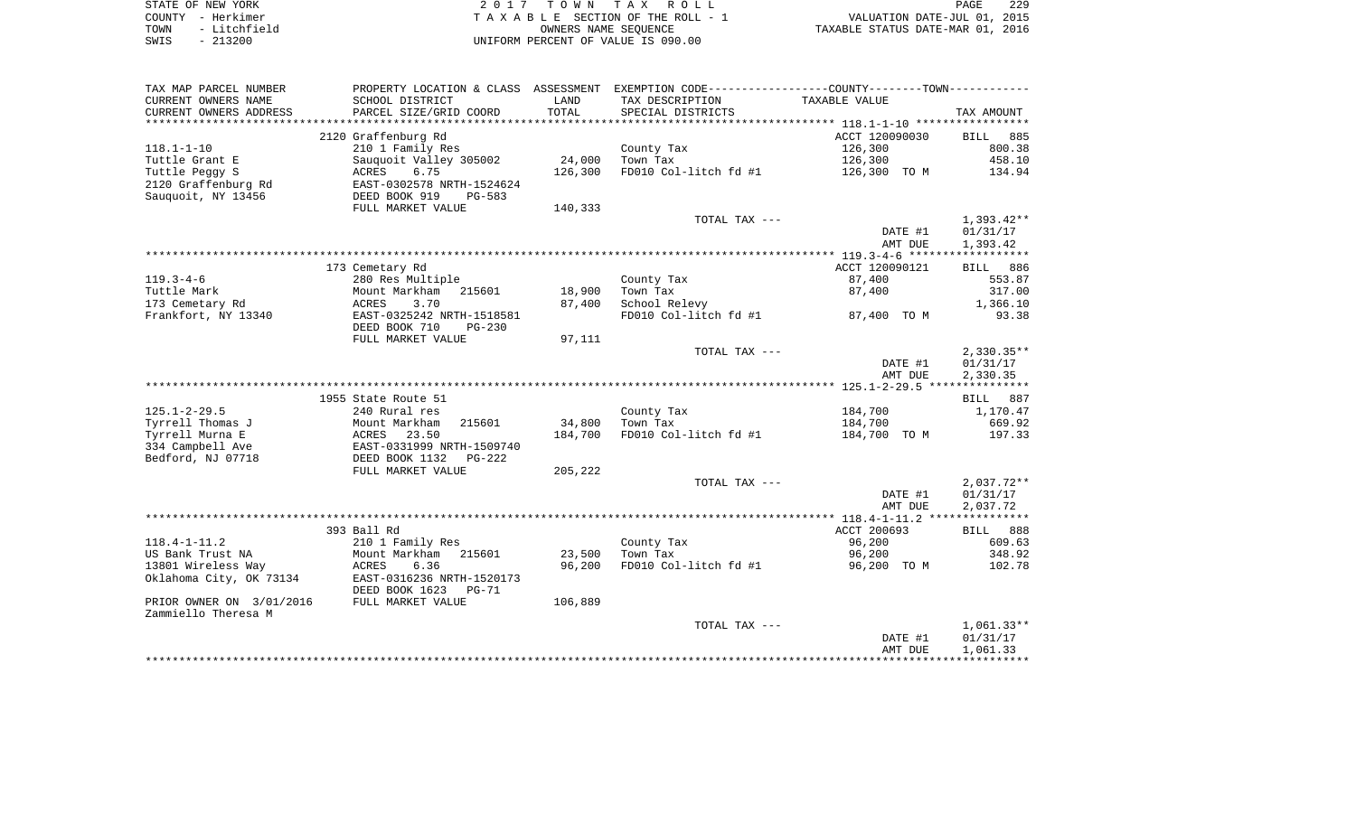STATE OF NEW YORK
COUNTY - Herkimer
TOWN - Litchfield
SWIS - 213200

2 0 1 7 T O W N T A X R O L L
T A X A B L E SECTION OF THE ROLL - 1
OWNERS NAME SEQUENCE
UNIFORM PERCENT OF VALUE IS 090.00

VALUATION DATE-JUL 01, 2015
TAXABLE STATUS DATE-MAR 01, 2016

| TAX MAP PARCEL NUMBER / CURRENT OWNERS NAME / CURRENT OWNERS ADDRESS | PROPERTY LOCATION & CLASS / SCHOOL DISTRICT / PARCEL SIZE/GRID COORD | ASSESSMENT LAND / TOTAL | EXEMPTION CODE / TAX DESCRIPTION / SPECIAL DISTRICTS | COUNTY--------TOWN / TAXABLE VALUE | TAX AMOUNT |
|---|---|---|---|---|---|
| ***** 118.1-1-10 ***** | | | | | |
| | 2120 Graffenburg Rd | | | ACCT 120090030 | BILL 885 |
| 118.1-1-10 | 210 1 Family Res | | County Tax | 126,300 | 800.38 |
| Tuttle Grant E | Sauquoit Valley 305002 | 24,000 | Town Tax | 126,300 | 458.10 |
| Tuttle Peggy S | ACRES 6.75 | 126,300 | FD010 Col-litch fd #1 | 126,300 TO M | 134.94 |
| 2120 Graffenburg Rd | EAST-0302578 NRTH-1524624 | | | | |
| Sauquoit, NY 13456 | DEED BOOK 919 PG-583 | | | | |
| | FULL MARKET VALUE | 140,333 | | | |
| | | | TOTAL TAX --- | | 1,393.42** |
| | | | | DATE #1 | 01/31/17 |
| | | | | AMT DUE | 1,393.42 |
| ***** 119.3-4-6 ***** | | | | | |
| | 173 Cemetary Rd | | | ACCT 120090121 | BILL 886 |
| 119.3-4-6 | 280 Res Multiple | | County Tax | 87,400 | 553.87 |
| Tuttle Mark | Mount Markham 215601 | 18,900 | Town Tax | 87,400 | 317.00 |
| 173 Cemetary Rd | ACRES 3.70 | 87,400 | School Relevy | | 1,366.10 |
| Frankfort, NY 13340 | EAST-0325242 NRTH-1518581 | | FD010 Col-litch fd #1 | 87,400 TO M | 93.38 |
| | DEED BOOK 710 PG-230 | | | | |
| | FULL MARKET VALUE | 97,111 | | | |
| | | | TOTAL TAX --- | | 2,330.35** |
| | | | | DATE #1 | 01/31/17 |
| | | | | AMT DUE | 2,330.35 |
| ***** 125.1-2-29.5 ***** | | | | | |
| | 1955 State Route 51 | | | | BILL 887 |
| 125.1-2-29.5 | 240 Rural res | | County Tax | 184,700 | 1,170.47 |
| Tyrrell Thomas J | Mount Markham 215601 | 34,800 | Town Tax | 184,700 | 669.92 |
| Tyrrell Murna E | ACRES 23.50 | 184,700 | FD010 Col-litch fd #1 | 184,700 TO M | 197.33 |
| 334 Campbell Ave | EAST-0331999 NRTH-1509740 | | | | |
| Bedford, NJ 07718 | DEED BOOK 1132 PG-222 | | | | |
| | FULL MARKET VALUE | 205,222 | | | |
| | | | TOTAL TAX --- | | 2,037.72** |
| | | | | DATE #1 | 01/31/17 |
| | | | | AMT DUE | 2,037.72 |
| ***** 118.4-1-11.2 ***** | | | | | |
| | 393 Ball Rd | | | ACCT 200693 | BILL 888 |
| 118.4-1-11.2 | 210 1 Family Res | | County Tax | 96,200 | 609.63 |
| US Bank Trust NA | Mount Markham 215601 | 23,500 | Town Tax | 96,200 | 348.92 |
| 13801 Wireless Way | ACRES 6.36 | 96,200 | FD010 Col-litch fd #1 | 96,200 TO M | 102.78 |
| Oklahoma City, OK 73134 | EAST-0316236 NRTH-1520173 | | | | |
| | DEED BOOK 1623 PG-71 | | | | |
| PRIOR OWNER ON 3/01/2016 | FULL MARKET VALUE | 106,889 | | | |
| Zammiello Theresa M | | | | | |
| | | | TOTAL TAX --- | | 1,061.33** |
| | | | | DATE #1 | 01/31/17 |
| | | | | AMT DUE | 1,061.33 |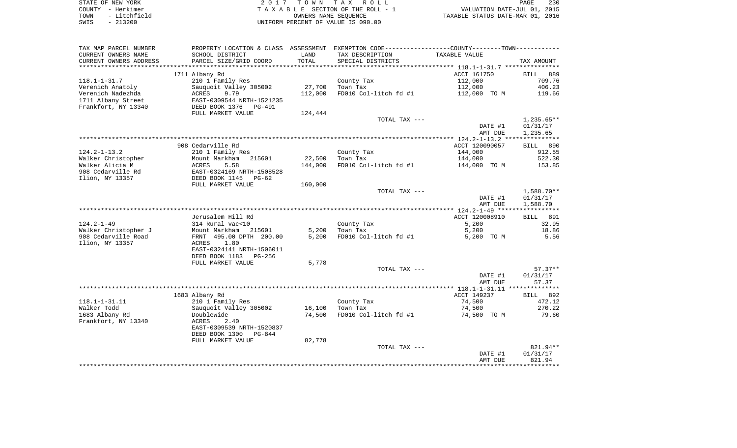STATE OF NEW YORK
COUNTY - Herkimer
TOWN - Litchfield
SWIS - 213200

2 0 1 7 T O W N T A X R O L L
T A X A B L E SECTION OF THE ROLL - 1
OWNERS NAME SEQUENCE
UNIFORM PERCENT OF VALUE IS 090.00

VALUATION DATE-JUL 01, 2015
TAXABLE STATUS DATE-MAR 01, 2016

| TAX MAP PARCEL NUMBER / CURRENT OWNERS NAME / CURRENT OWNERS ADDRESS | PROPERTY LOCATION & CLASS / SCHOOL DISTRICT / PARCEL SIZE/GRID COORD | ASSESSMENT LAND / TOTAL | EXEMPTION CODE / TAX DESCRIPTION / SPECIAL DISTRICTS | COUNTY--------TOWN / TAXABLE VALUE | TAX AMOUNT |
|---|---|---|---|---|---|
| | 1711 Albany Rd | | | ACCT 161750 | BILL 889 |
| 118.1-1-31.7 | 210 1 Family Res | | County Tax | 112,000 | 709.76 |
| Verenich Anatoly | Sauquoit Valley 305002 | 27,700 | Town Tax | 112,000 | 406.23 |
| Verenich Nadezhda | ACRES 9.79 | 112,000 | FD010 Col-litch fd #1 | 112,000 TO M | 119.66 |
| 1711 Albany Street | EAST-0309544 NRTH-1521235 | | | | |
| Frankfort, NY 13340 | DEED BOOK 1376 PG-491 | | | | |
| | FULL MARKET VALUE | 124,444 | | | |
| | | | TOTAL TAX --- | | 1,235.65** |
| | | | | DATE #1 | 01/31/17 |
| | | | | AMT DUE | 1,235.65 |
| | 908 Cedarville Rd | | | ACCT 120090057 | BILL 890 |
| 124.2-1-13.2 | 210 1 Family Res | | County Tax | 144,000 | 912.55 |
| Walker Christopher | Mount Markham 215601 | 22,500 | Town Tax | 144,000 | 522.30 |
| Walker Alicia M | ACRES 5.58 | 144,000 | FD010 Col-litch fd #1 | 144,000 TO M | 153.85 |
| 908 Cedarville Rd | EAST-0324169 NRTH-1508528 | | | | |
| Ilion, NY 13357 | DEED BOOK 1145 PG-62 | | | | |
| | FULL MARKET VALUE | 160,000 | | | |
| | | | TOTAL TAX --- | | 1,588.70** |
| | | | | DATE #1 | 01/31/17 |
| | | | | AMT DUE | 1,588.70 |
| | Jerusalem Hill Rd | | | ACCT 120008910 | BILL 891 |
| 124.2-1-49 | 314 Rural vac<10 | | County Tax | 5,200 | 32.95 |
| Walker Christopher J | Mount Markham 215601 | 5,200 | Town Tax | 5,200 | 18.86 |
| 908 Cedarville Road | FRNT 495.00 DPTH 200.00 | 5,200 | FD010 Col-litch fd #1 | 5,200 TO M | 5.56 |
| Ilion, NY 13357 | ACRES 1.80 | | | | |
| | EAST-0324141 NRTH-1506011 | | | | |
| | DEED BOOK 1183 PG-256 | | | | |
| | FULL MARKET VALUE | 5,778 | | | |
| | | | TOTAL TAX --- | | 57.37** |
| | | | | DATE #1 | 01/31/17 |
| | | | | AMT DUE | 57.37 |
| | 1683 Albany Rd | | | ACCT 149237 | BILL 892 |
| 118.1-1-31.11 | 210 1 Family Res | | County Tax | 74,500 | 472.12 |
| Walker Todd | Sauquoit Valley 305002 | 16,100 | Town Tax | 74,500 | 270.22 |
| 1683 Albany Rd | Doublewide | 74,500 | FD010 Col-litch fd #1 | 74,500 TO M | 79.60 |
| Frankfort, NY 13340 | ACRES 2.40 | | | | |
| | EAST-0309539 NRTH-1520837 | | | | |
| | DEED BOOK 1300 PG-844 | | | | |
| | FULL MARKET VALUE | 82,778 | | | |
| | | | TOTAL TAX --- | | 821.94** |
| | | | | DATE #1 | 01/31/17 |
| | | | | AMT DUE | 821.94 |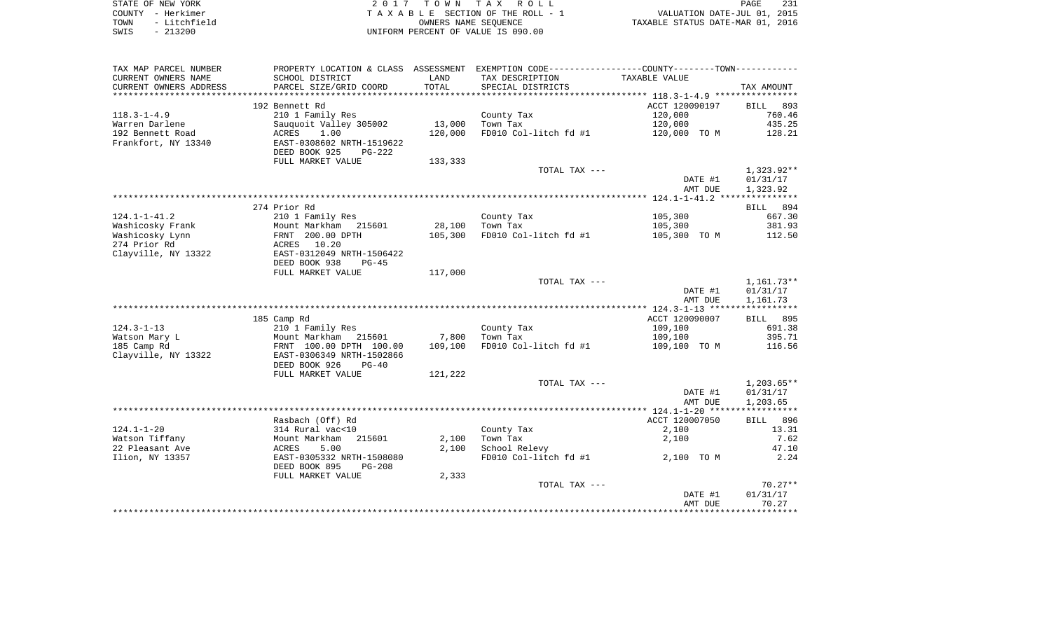STATE OF NEW YORK
COUNTY - Herkimer
TOWN - Litchfield
SWIS - 213200

2 0 1 7 T O W N T A X R O L L
T A X A B L E SECTION OF THE ROLL - 1
OWNERS NAME SEQUENCE
UNIFORM PERCENT OF VALUE IS 090.00

VALUATION DATE-JUL 01, 2015
TAXABLE STATUS DATE-MAR 01, 2016

| TAX MAP PARCEL NUMBER<br>CURRENT OWNERS NAME<br>CURRENT OWNERS ADDRESS | PROPERTY LOCATION & CLASS<br>SCHOOL DISTRICT<br>PARCEL SIZE/GRID COORD | ASSESSMENT<br>LAND<br>TOTAL | EXEMPTION CODE-----COUNTY-----TOWN-----<br>TAX DESCRIPTION<br>SPECIAL DISTRICTS | TAXABLE VALUE | TAX AMOUNT |
|---|---|---|---|---|---|
| | 192 Bennett Rd | | | ACCT 120090197 | BILL 893 |
| 118.3-1-4.9 | 210 1 Family Res | | County Tax | 120,000 | 760.46 |
| Warren Darlene | Sauquoit Valley 305002 | 13,000 | Town Tax | 120,000 | 435.25 |
| 192 Bennett Road | ACRES 1.00 | 120,000 | FD010 Col-litch fd #1 | 120,000 TO M | 128.21 |
| Frankfort, NY 13340 | EAST-0308602 NRTH-1519622 | | | | |
| | DEED BOOK 925 PG-222 | | | | |
| | FULL MARKET VALUE | 133,333 | | | |
| | | | TOTAL TAX --- | | 1,323.92** |
| | | | | DATE #1 | 01/31/17 |
| | | | | AMT DUE | 1,323.92 |
| | 274 Prior Rd | | | | BILL 894 |
| 124.1-1-41.2 | 210 1 Family Res | | County Tax | 105,300 | 667.30 |
| Washicosky Frank | Mount Markham 215601 | 28,100 | Town Tax | 105,300 | 381.93 |
| Washicosky Lynn | FRNT 200.00 DPTH | 105,300 | FD010 Col-litch fd #1 | 105,300 TO M | 112.50 |
| 274 Prior Rd | ACRES 10.20 | | | | |
| Clayville, NY 13322 | EAST-0312049 NRTH-1506422 | | | | |
| | DEED BOOK 938 PG-45 | | | | |
| | FULL MARKET VALUE | 117,000 | | | |
| | | | TOTAL TAX --- | | 1,161.73** |
| | | | | DATE #1 | 01/31/17 |
| | | | | AMT DUE | 1,161.73 |
| | 185 Camp Rd | | | ACCT 120090007 | BILL 895 |
| 124.3-1-13 | 210 1 Family Res | | County Tax | 109,100 | 691.38 |
| Watson Mary L | Mount Markham 215601 | 7,800 | Town Tax | 109,100 | 395.71 |
| 185 Camp Rd | FRNT 100.00 DPTH 100.00 | 109,100 | FD010 Col-litch fd #1 | 109,100 TO M | 116.56 |
| Clayville, NY 13322 | EAST-0306349 NRTH-1502866 | | | | |
| | DEED BOOK 926 PG-40 | | | | |
| | FULL MARKET VALUE | 121,222 | | | |
| | | | TOTAL TAX --- | | 1,203.65** |
| | | | | DATE #1 | 01/31/17 |
| | | | | AMT DUE | 1,203.65 |
| | Rasbach (Off) Rd | | | ACCT 120007050 | BILL 896 |
| 124.1-1-20 | 314 Rural vac<10 | | County Tax | 2,100 | 13.31 |
| Watson Tiffany | Mount Markham 215601 | 2,100 | Town Tax | 2,100 | 7.62 |
| 22 Pleasant Ave | ACRES 5.00 | 2,100 | School Relevy | | 47.10 |
| Ilion, NY 13357 | EAST-0305332 NRTH-1508080 | | FD010 Col-litch fd #1 | 2,100 TO M | 2.24 |
| | DEED BOOK 895 PG-208 | | | | |
| | FULL MARKET VALUE | 2,333 | | | |
| | | | TOTAL TAX --- | | 70.27** |
| | | | | DATE #1 | 01/31/17 |
| | | | | AMT DUE | 70.27 |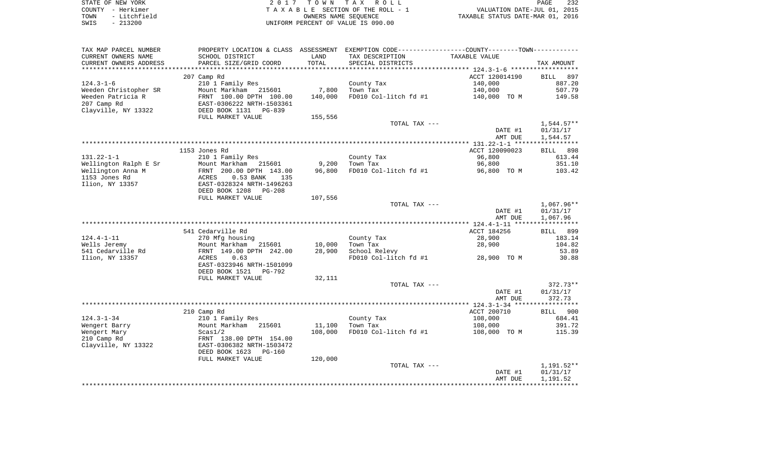STATE OF NEW YORK
COUNTY - Herkimer
TOWN - Litchfield
SWIS - 213200

2 0 1 7 T O W N T A X R O L L
T A X A B L E SECTION OF THE ROLL - 1
OWNERS NAME SEQUENCE
UNIFORM PERCENT OF VALUE IS 090.00

VALUATION DATE-JUL 01, 2015
TAXABLE STATUS DATE-MAR 01, 2016

| TAX MAP PARCEL NUMBER<br>CURRENT OWNERS NAME<br>CURRENT OWNERS ADDRESS | PROPERTY LOCATION & CLASS<br>SCHOOL DISTRICT<br>PARCEL SIZE/GRID COORD | ASSESSMENT<br>LAND<br>TOTAL | EXEMPTION CODE-----COUNTY-----TOWN-----<br>TAX DESCRIPTION<br>SPECIAL DISTRICTS | TAXABLE VALUE | TAX AMOUNT |
|---|---|---|---|---|---|
| ******** | ******** | | ******** | 124.3-1-6 ******** | |
| | 207 Camp Rd | | | ACCT 120014190 | BILL 897 |
| 124.3-1-6 | 210 1 Family Res | | County Tax | 140,000 | 887.20 |
| Weeden Christopher SR | Mount Markham 215601 | 7,800 | Town Tax | 140,000 | 507.79 |
| Weeden Patricia R | FRNT 100.00 DPTH 100.00 | 140,000 | FD010 Col-litch fd #1 | 140,000 TO M | 149.58 |
| 207 Camp Rd | EAST-0306222 NRTH-1503361 | | | | |
| Clayville, NY 13322 | DEED BOOK 1131 PG-839 | | | | |
| | FULL MARKET VALUE | 155,556 | | | |
| | | | TOTAL TAX --- | | 1,544.57** |
| | | | | DATE #1 | 01/31/17 |
| | | | | AMT DUE | 1,544.57 |
| ******** | ******** | | ******** | 131.22-1-1 ******** | |
| | 1153 Jones Rd | | | ACCT 120090023 | BILL 898 |
| 131.22-1-1 | 210 1 Family Res | | County Tax | 96,800 | 613.44 |
| Wellington Ralph E Sr | Mount Markham 215601 | 9,200 | Town Tax | 96,800 | 351.10 |
| Wellington Anna M | FRNT 200.00 DPTH 143.00 | 96,800 | FD010 Col-litch fd #1 | 96,800 TO M | 103.42 |
| 1153 Jones Rd | ACRES 0.53 BANK 135 | | | | |
| Ilion, NY 13357 | EAST-0328324 NRTH-1496263 | | | | |
| | DEED BOOK 1208 PG-208 | | | | |
| | FULL MARKET VALUE | 107,556 | | | |
| | | | TOTAL TAX --- | | 1,067.96** |
| | | | | DATE #1 | 01/31/17 |
| | | | | AMT DUE | 1,067.96 |
| ******** | ******** | | ******** | 124.4-1-11 ******** | |
| | 541 Cedarville Rd | | | ACCT 184256 | BILL 899 |
| 124.4-1-11 | 270 Mfg housing | | County Tax | 28,900 | 183.14 |
| Wells Jeremy | Mount Markham 215601 | 10,000 | Town Tax | 28,900 | 104.82 |
| 541 Cedarville Rd | FRNT 149.00 DPTH 242.00 | 28,900 | School Relevy | | 53.89 |
| Ilion, NY 13357 | ACRES 0.63 | | FD010 Col-litch fd #1 | 28,900 TO M | 30.88 |
| | EAST-0323946 NRTH-1501099 | | | | |
| | DEED BOOK 1521 PG-792 | | | | |
| | FULL MARKET VALUE | 32,111 | | | |
| | | | TOTAL TAX --- | | 372.73** |
| | | | | DATE #1 | 01/31/17 |
| | | | | AMT DUE | 372.73 |
| ******** | ******** | | ******** | 124.3-1-34 ******** | |
| | 210 Camp Rd | | | ACCT 200710 | BILL 900 |
| 124.3-1-34 | 210 1 Family Res | | County Tax | 108,000 | 684.41 |
| Wengert Barry | Mount Markham 215601 | 11,100 | Town Tax | 108,000 | 391.72 |
| Wengert Mary | Scas1/2 | 108,000 | FD010 Col-litch fd #1 | 108,000 TO M | 115.39 |
| 210 Camp Rd | FRNT 138.00 DPTH 154.00 | | | | |
| Clayville, NY 13322 | EAST-0306382 NRTH-1503472 | | | | |
| | DEED BOOK 1623 PG-160 | | | | |
| | FULL MARKET VALUE | 120,000 | | | |
| | | | TOTAL TAX --- | | 1,191.52** |
| | | | | DATE #1 | 01/31/17 |
| | | | | AMT DUE | 1,191.52 |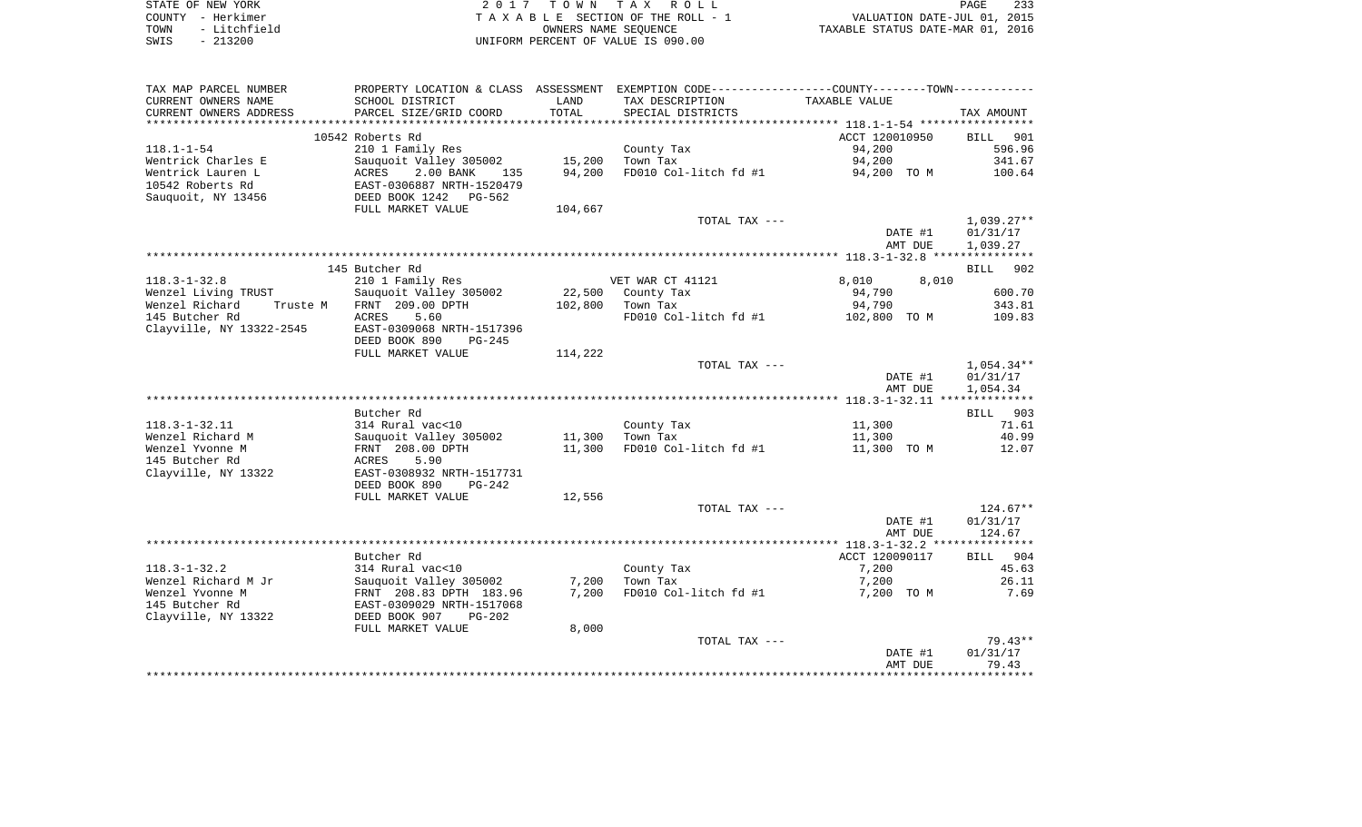STATE OF NEW YORK
COUNTY - Herkimer
TOWN - Litchfield
SWIS - 213200

2 0 1 7 T O W N T A X R O L L
T A X A B L E SECTION OF THE ROLL - 1
OWNERS NAME SEQUENCE
UNIFORM PERCENT OF VALUE IS 090.00

VALUATION DATE-JUL 01, 2015
TAXABLE STATUS DATE-MAR 01, 2016

| TAX MAP PARCEL NUMBER<br>CURRENT OWNERS NAME<br>CURRENT OWNERS ADDRESS | PROPERTY LOCATION & CLASS<br>SCHOOL DISTRICT<br>PARCEL SIZE/GRID COORD | ASSESSMENT LAND | TOTAL | EXEMPTION CODE / TAX DESCRIPTION / SPECIAL DISTRICTS | TAXABLE VALUE | TAX AMOUNT |
|---|---|---|---|---|---|---|
| 118.1-1-54 | 10542 Roberts Rd | | | | ACCT 120010950 | BILL 901 |
| Wentrick Charles E | 210 1 Family Res | | | County Tax | 94,200 | 596.96 |
| Wentrick Lauren L | Sauquoit Valley 305002 | 15,200 | | Town Tax | 94,200 | 341.67 |
| 10542 Roberts Rd | ACRES 2.00 BANK 135 | | 94,200 | FD010 Col-litch fd #1 | 94,200 TO M | 100.64 |
| Sauquoit, NY 13456 | EAST-0306887 NRTH-1520479 | | | | | |
| | DEED BOOK 1242 PG-562 | | | | | |
| | FULL MARKET VALUE | 104,667 | | | | |
| | | | | TOTAL TAX --- | | 1,039.27** |
| | | | | | DATE #1 | 01/31/17 |
| | | | | | AMT DUE | 1,039.27 |
| 118.3-1-32.8 | 145 Butcher Rd | | | | | BILL 902 |
| Wenzel Living TRUST | 210 1 Family Res | | | VET WAR CT 41121 | 8,010 8,010 | |
| Wenzel Richard Truste M | Sauquoit Valley 305002 | 22,500 | | County Tax | 94,790 | 600.70 |
| 145 Butcher Rd | FRNT 209.00 DPTH | | 102,800 | Town Tax | 94,790 | 343.81 |
| Clayville, NY 13322-2545 | ACRES 5.60 | | | FD010 Col-litch fd #1 | 102,800 TO M | 109.83 |
| | EAST-0309068 NRTH-1517396 | | | | | |
| | DEED BOOK 890 PG-245 | | | | | |
| | FULL MARKET VALUE | 114,222 | | | | |
| | | | | TOTAL TAX --- | | 1,054.34** |
| | | | | | DATE #1 | 01/31/17 |
| | | | | | AMT DUE | 1,054.34 |
| 118.3-1-32.11 | Butcher Rd | | | | | BILL 903 |
| Wenzel Richard M | 314 Rural vac<10 | | | County Tax | 11,300 | 71.61 |
| Wenzel Yvonne M | Sauquoit Valley 305002 | 11,300 | | Town Tax | 11,300 | 40.99 |
| 145 Butcher Rd | FRNT 208.00 DPTH | | 11,300 | FD010 Col-litch fd #1 | 11,300 TO M | 12.07 |
| Clayville, NY 13322 | ACRES 5.90 | | | | | |
| | EAST-0308932 NRTH-1517731 | | | | | |
| | DEED BOOK 890 PG-242 | | | | | |
| | FULL MARKET VALUE | 12,556 | | | | |
| | | | | TOTAL TAX --- | | 124.67** |
| | | | | | DATE #1 | 01/31/17 |
| | | | | | AMT DUE | 124.67 |
| 118.3-1-32.2 | Butcher Rd | | | | ACCT 120090117 | BILL 904 |
| Wenzel Richard M Jr | 314 Rural vac<10 | | | County Tax | 7,200 | 45.63 |
| Wenzel Yvonne M | Sauquoit Valley 305002 | 7,200 | | Town Tax | 7,200 | 26.11 |
| 145 Butcher Rd | FRNT 208.83 DPTH 183.96 | | 7,200 | FD010 Col-litch fd #1 | 7,200 TO M | 7.69 |
| Clayville, NY 13322 | EAST-0309029 NRTH-1517068 | | | | | |
| | DEED BOOK 907 PG-202 | | | | | |
| | FULL MARKET VALUE | 8,000 | | | | |
| | | | | TOTAL TAX --- | | 79.43** |
| | | | | | DATE #1 | 01/31/17 |
| | | | | | AMT DUE | 79.43 |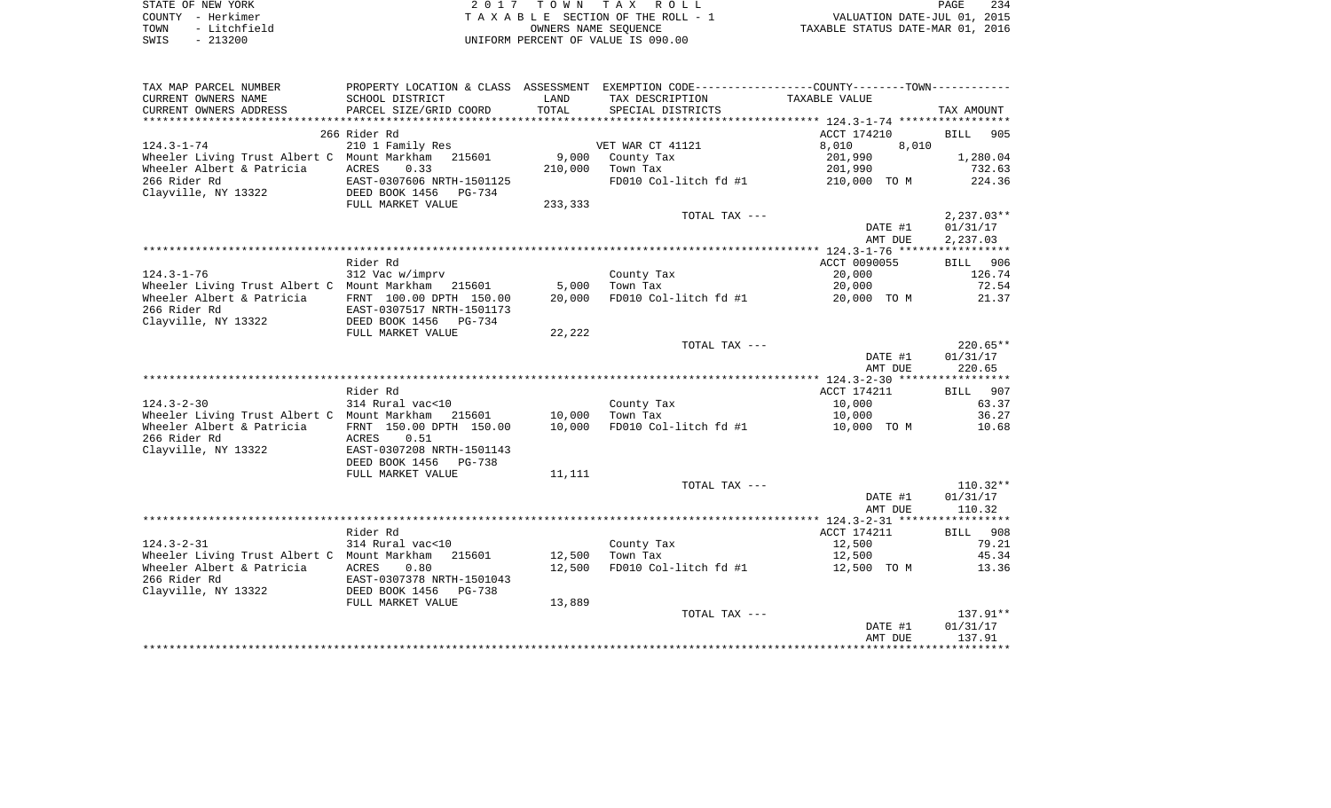STATE OF NEW YORK — 2017 TOWN TAX ROLL
COUNTY - Herkimer — TAXABLE SECTION OF THE ROLL - 1 — VALUATION DATE-JUL 01, 2015
TOWN - Litchfield — OWNERS NAME SEQUENCE — TAXABLE STATUS DATE-MAR 01, 2016
SWIS - 213200 — UNIFORM PERCENT OF VALUE IS 090.00

| TAX MAP PARCEL NUMBER / CURRENT OWNERS NAME / CURRENT OWNERS ADDRESS | PROPERTY LOCATION & CLASS / SCHOOL DISTRICT / PARCEL SIZE/GRID COORD | ASSESSMENT LAND / TOTAL | EXEMPTION CODE / TAX DESCRIPTION / SPECIAL DISTRICTS | TAXABLE VALUE (COUNTY / TOWN) | TAX AMOUNT |
|---|---|---|---|---|---|
| | 266 Rider Rd | | | ACCT 174210 | BILL 905 |
| 124.3-1-74 | 210 1 Family Res | | VET WAR CT 41121 | 8,010 8,010 | |
| Wheeler Living Trust Albert C | Mount Markham 215601 | 9,000 | County Tax | 201,990 | 1,280.04 |
| Wheeler Albert & Patricia | ACRES 0.33 | 210,000 | Town Tax | 201,990 | 732.63 |
| 266 Rider Rd | EAST-0307606 NRTH-1501125 | | FD010 Col-litch fd #1 | 210,000 TO M | 224.36 |
| Clayville, NY 13322 | DEED BOOK 1456 PG-734 | | | | |
| | FULL MARKET VALUE | 233,333 | | | |
| | | | TOTAL TAX --- | | 2,237.03** |
| | | | | DATE #1 | 01/31/17 |
| | | | | AMT DUE | 2,237.03 |
| | Rider Rd | | | ACCT 0090055 | BILL 906 |
| 124.3-1-76 | 312 Vac w/imprv | | County Tax | 20,000 | 126.74 |
| Wheeler Living Trust Albert C | Mount Markham 215601 | 5,000 | Town Tax | 20,000 | 72.54 |
| Wheeler Albert & Patricia | FRNT 100.00 DPTH 150.00 | 20,000 | FD010 Col-litch fd #1 | 20,000 TO M | 21.37 |
| 266 Rider Rd | EAST-0307517 NRTH-1501173 | | | | |
| Clayville, NY 13322 | DEED BOOK 1456 PG-734 | | | | |
| | FULL MARKET VALUE | 22,222 | | | |
| | | | TOTAL TAX --- | | 220.65** |
| | | | | DATE #1 | 01/31/17 |
| | | | | AMT DUE | 220.65 |
| | Rider Rd | | | ACCT 174211 | BILL 907 |
| 124.3-2-30 | 314 Rural vac<10 | | County Tax | 10,000 | 63.37 |
| Wheeler Living Trust Albert C | Mount Markham 215601 | 10,000 | Town Tax | 10,000 | 36.27 |
| Wheeler Albert & Patricia | FRNT 150.00 DPTH 150.00 | 10,000 | FD010 Col-litch fd #1 | 10,000 TO M | 10.68 |
| 266 Rider Rd | ACRES 0.51 | | | | |
| Clayville, NY 13322 | EAST-0307208 NRTH-1501143 | | | | |
| | DEED BOOK 1456 PG-738 | | | | |
| | FULL MARKET VALUE | 11,111 | | | |
| | | | TOTAL TAX --- | | 110.32** |
| | | | | DATE #1 | 01/31/17 |
| | | | | AMT DUE | 110.32 |
| | Rider Rd | | | ACCT 174211 | BILL 908 |
| 124.3-2-31 | 314 Rural vac<10 | | County Tax | 12,500 | 79.21 |
| Wheeler Living Trust Albert C | Mount Markham 215601 | 12,500 | Town Tax | 12,500 | 45.34 |
| Wheeler Albert & Patricia | ACRES 0.80 | 12,500 | FD010 Col-litch fd #1 | 12,500 TO M | 13.36 |
| 266 Rider Rd | EAST-0307378 NRTH-1501043 | | | | |
| Clayville, NY 13322 | DEED BOOK 1456 PG-738 | | | | |
| | FULL MARKET VALUE | 13,889 | | | |
| | | | TOTAL TAX --- | | 137.91** |
| | | | | DATE #1 | 01/31/17 |
| | | | | AMT DUE | 137.91 |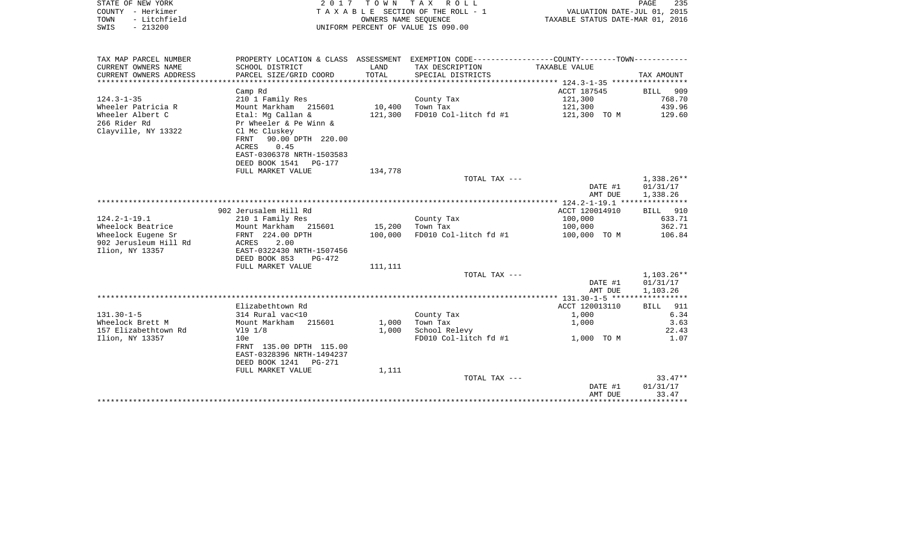STATE OF NEW YORK
COUNTY - Herkimer
TOWN - Litchfield
SWIS - 213200

2 0 1 7 T O W N T A X R O L L
T A X A B L E SECTION OF THE ROLL - 1
OWNERS NAME SEQUENCE
UNIFORM PERCENT OF VALUE IS 090.00

VALUATION DATE-JUL 01, 2015
TAXABLE STATUS DATE-MAR 01, 2016

| TAX MAP PARCEL NUMBER / CURRENT OWNERS NAME / CURRENT OWNERS ADDRESS | PROPERTY LOCATION & CLASS / SCHOOL DISTRICT / PARCEL SIZE/GRID COORD | ASSESSMENT LAND | TOTAL | EXEMPTION CODE / TAX DESCRIPTION / SPECIAL DISTRICTS | COUNTY--------TOWN TAXABLE VALUE | TAX AMOUNT |
|---|---|---|---|---|---|---|
| 124.3-1-35 | Camp Rd | | | | ACCT 187545 | BILL 909 |
| | 210 1 Family Res | | | County Tax | 121,300 | 768.70 |
| Wheeler Patricia R | Mount Markham 215601 | 10,400 | | Town Tax | 121,300 | 439.96 |
| Wheeler Albert C | Etal: Mg Callan & | | 121,300 | FD010 Col-litch fd #1 | 121,300 TO M | 129.60 |
| 266 Rider Rd | Pr Wheeler & Pe Winn & | | | | | |
| Clayville, NY 13322 | Cl Mc Cluskey | | | | | |
| | FRNT 90.00 DPTH 220.00 | | | | | |
| | ACRES 0.45 | | | | | |
| | EAST-0306378 NRTH-1503583 | | | | | |
| | DEED BOOK 1541 PG-177 | | | | | |
| | FULL MARKET VALUE | 134,778 | | | | |
| | | | | TOTAL TAX --- | | 1,338.26** |
| | | | | | DATE #1 | 01/31/17 |
| | | | | | AMT DUE | 1,338.26 |
| 124.2-1-19.1 | 902 Jerusalem Hill Rd | | | | ACCT 120014910 | BILL 910 |
| | 210 1 Family Res | | | County Tax | 100,000 | 633.71 |
| Wheelock Beatrice | Mount Markham 215601 | 15,200 | | Town Tax | 100,000 | 362.71 |
| Wheelock Eugene Sr | FRNT 224.00 DPTH | | 100,000 | FD010 Col-litch fd #1 | 100,000 TO M | 106.84 |
| 902 Jerusleum Hill Rd | ACRES 2.00 | | | | | |
| Ilion, NY 13357 | EAST-0322430 NRTH-1507456 | | | | | |
| | DEED BOOK 853 PG-472 | | | | | |
| | FULL MARKET VALUE | 111,111 | | | | |
| | | | | TOTAL TAX --- | | 1,103.26** |
| | | | | | DATE #1 | 01/31/17 |
| | | | | | AMT DUE | 1,103.26 |
| 131.30-1-5 | Elizabethtown Rd | | | | ACCT 120013110 | BILL 911 |
| | 314 Rural vac<10 | | | County Tax | 1,000 | 6.34 |
| Wheelock Brett M | Mount Markham 215601 | 1,000 | | Town Tax | 1,000 | 3.63 |
| 157 Elizabethtown Rd | Vl9 1/8 | | 1,000 | School Relevy | | 22.43 |
| Ilion, NY 13357 | 10e | | | FD010 Col-litch fd #1 | 1,000 TO M | 1.07 |
| | FRNT 135.00 DPTH 115.00 | | | | | |
| | EAST-0328396 NRTH-1494237 | | | | | |
| | DEED BOOK 1241 PG-271 | | | | | |
| | FULL MARKET VALUE | 1,111 | | | | |
| | | | | TOTAL TAX --- | | 33.47** |
| | | | | | DATE #1 | 01/31/17 |
| | | | | | AMT DUE | 33.47 |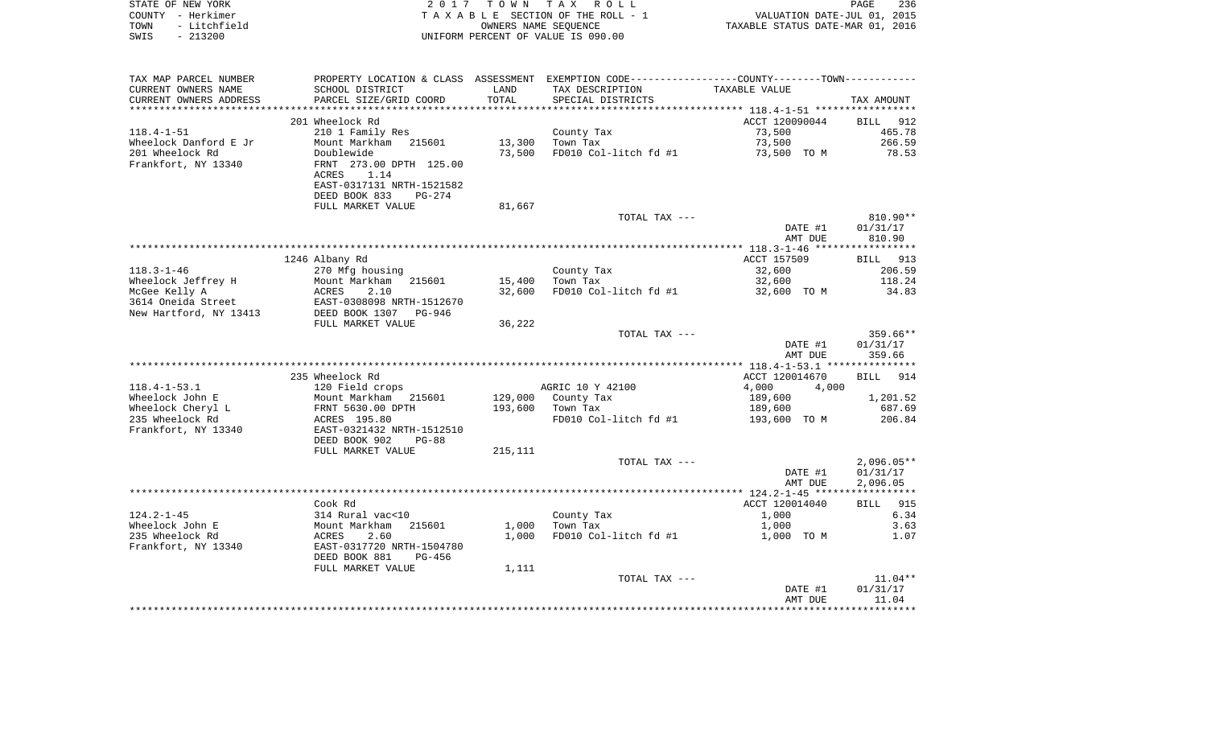STATE OF NEW YORK
COUNTY - Herkimer
TOWN - Litchfield
SWIS - 213200

2017 TOWN TAX ROLL
TAXABLE SECTION OF THE ROLL - 1
OWNERS NAME SEQUENCE
UNIFORM PERCENT OF VALUE IS 090.00

VALUATION DATE-JUL 01, 2015
TAXABLE STATUS DATE-MAR 01, 2016

| TAX MAP PARCEL NUMBER / CURRENT OWNERS NAME / CURRENT OWNERS ADDRESS | PROPERTY LOCATION & CLASS / SCHOOL DISTRICT / PARCEL SIZE/GRID COORD | ASSESSMENT LAND | TOTAL | EXEMPTION CODE / TAX DESCRIPTION / SPECIAL DISTRICTS | TAXABLE VALUE | TAX AMOUNT |
|---|---|---|---|---|---|---|
| | 201 Wheelock Rd | | | | ACCT 120090044 | BILL 912 |
| 118.4-1-51 | 210 1 Family Res | | | County Tax | 73,500 | 465.78 |
| Wheelock Danford E Jr | Mount Markham 215601 | 13,300 | | Town Tax | 73,500 | 266.59 |
| 201 Wheelock Rd | Doublewide | | 73,500 | FD010 Col-litch fd #1 | 73,500 TO M | 78.53 |
| Frankfort, NY 13340 | FRNT 273.00 DPTH 125.00 | | | | | |
| | ACRES 1.14 | | | | | |
| | EAST-0317131 NRTH-1521582 | | | | | |
| | DEED BOOK 833 PG-274 | | | | | |
| | FULL MARKET VALUE | 81,667 | | | | |
| | | | | TOTAL TAX --- | | 810.90** |
| | | | | | DATE #1 | 01/31/17 |
| | | | | | AMT DUE | 810.90 |
| | 1246 Albany Rd | | | | ACCT 157509 | BILL 913 |
| 118.3-1-46 | 270 Mfg housing | | | County Tax | 32,600 | 206.59 |
| Wheelock Jeffrey H | Mount Markham 215601 | 15,400 | | Town Tax | 32,600 | 118.24 |
| McGee Kelly A | ACRES 2.10 | | 32,600 | FD010 Col-litch fd #1 | 32,600 TO M | 34.83 |
| 3614 Oneida Street | EAST-0308098 NRTH-1512670 | | | | | |
| New Hartford, NY 13413 | DEED BOOK 1307 PG-946 | | | | | |
| | FULL MARKET VALUE | 36,222 | | | | |
| | | | | TOTAL TAX --- | | 359.66** |
| | | | | | DATE #1 | 01/31/17 |
| | | | | | AMT DUE | 359.66 |
| | 235 Wheelock Rd | | | | ACCT 120014670 | BILL 914 |
| 118.4-1-53.1 | 120 Field crops | | | AGRIC 10 Y 42100 | 4,000 4,000 | |
| Wheelock John E | Mount Markham 215601 | 129,000 | | County Tax | 189,600 | 1,201.52 |
| Wheelock Cheryl L | FRNT 5630.00 DPTH | | 193,600 | Town Tax | 189,600 | 687.69 |
| 235 Wheelock Rd | ACRES 195.80 | | | FD010 Col-litch fd #1 | 193,600 TO M | 206.84 |
| Frankfort, NY 13340 | EAST-0321432 NRTH-1512510 | | | | | |
| | DEED BOOK 902 PG-88 | | | | | |
| | FULL MARKET VALUE | 215,111 | | | | |
| | | | | TOTAL TAX --- | | 2,096.05** |
| | | | | | DATE #1 | 01/31/17 |
| | | | | | AMT DUE | 2,096.05 |
| | Cook Rd | | | | ACCT 120014040 | BILL 915 |
| 124.2-1-45 | 314 Rural vac<10 | | | County Tax | 1,000 | 6.34 |
| Wheelock John E | Mount Markham 215601 | 1,000 | | Town Tax | 1,000 | 3.63 |
| 235 Wheelock Rd | ACRES 2.60 | | 1,000 | FD010 Col-litch fd #1 | 1,000 TO M | 1.07 |
| Frankfort, NY 13340 | EAST-0317720 NRTH-1504780 | | | | | |
| | DEED BOOK 881 PG-456 | | | | | |
| | FULL MARKET VALUE | 1,111 | | | | |
| | | | | TOTAL TAX --- | | 11.04** |
| | | | | | DATE #1 | 01/31/17 |
| | | | | | AMT DUE | 11.04 |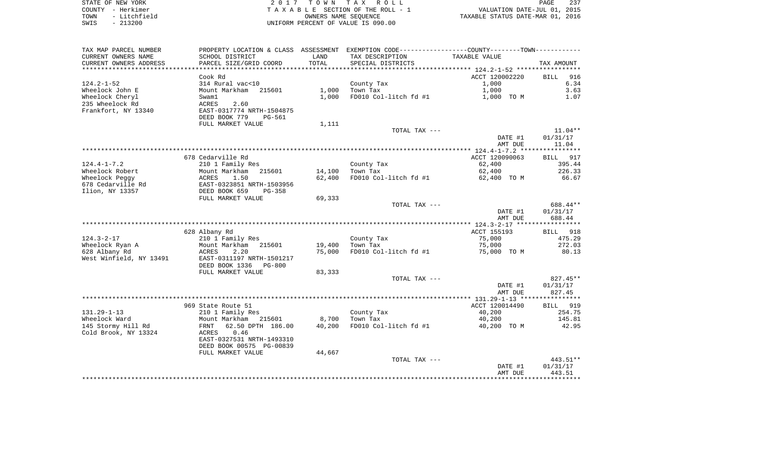STATE OF NEW YORK | 2017 TOWN TAX ROLL
COUNTY - Herkimer | TAXABLE SECTION OF THE ROLL - 1 | VALUATION DATE-JUL 01, 2015
TOWN - Litchfield | OWNERS NAME SEQUENCE | TAXABLE STATUS DATE-MAR 01, 2016
SWIS - 213200 | UNIFORM PERCENT OF VALUE IS 090.00

| TAX MAP PARCEL NUMBER<br>CURRENT OWNERS NAME<br>CURRENT OWNERS ADDRESS | PROPERTY LOCATION & CLASS<br>SCHOOL DISTRICT<br>PARCEL SIZE/GRID COORD | ASSESSMENT<br>LAND<br>TOTAL | EXEMPTION CODE-----COUNTY-----TOWN<br>TAX DESCRIPTION<br>SPECIAL DISTRICTS | TAXABLE VALUE | TAX AMOUNT |
|---|---|---|---|---|---|
| 124.2-1-52 | Cook Rd | | | ACCT 120002220 | BILL 916 |
| Wheelock John E | 314 Rural vac<10 | | County Tax | 1,000 | 6.34 |
| Wheelock Cheryl | Mount Markham 215601 | 1,000 | Town Tax | 1,000 | 3.63 |
| 235 Wheelock Rd | Swam1 | 1,000 | FD010 Col-litch fd #1 | 1,000 TO M | 1.07 |
| Frankfort, NY 13340 | ACRES 2.60 | | | | |
| | EAST-0317774 NRTH-1504875 | | | | |
| | DEED BOOK 779 PG-561 | | | | |
| | FULL MARKET VALUE | 1,111 | | | |
| | | | TOTAL TAX --- | | 11.04** |
| | | | | DATE #1 | 01/31/17 |
| | | | | AMT DUE | 11.04 |
| 124.4-1-7.2 | 678 Cedarville Rd | | | ACCT 120090063 | BILL 917 |
| Wheelock Robert | 210 1 Family Res | | County Tax | 62,400 | 395.44 |
| Wheelock Peggy | Mount Markham 215601 | 14,100 | Town Tax | 62,400 | 226.33 |
| 678 Cedarville Rd | ACRES 1.50 | 62,400 | FD010 Col-litch fd #1 | 62,400 TO M | 66.67 |
| Ilion, NY 13357 | EAST-0323851 NRTH-1503956 | | | | |
| | DEED BOOK 659 PG-358 | | | | |
| | FULL MARKET VALUE | 69,333 | | | |
| | | | TOTAL TAX --- | | 688.44** |
| | | | | DATE #1 | 01/31/17 |
| | | | | AMT DUE | 688.44 |
| 124.3-2-17 | 628 Albany Rd | | | ACCT 155193 | BILL 918 |
| Wheelock Ryan A | 210 1 Family Res | | County Tax | 75,000 | 475.29 |
| 628 Albany Rd | Mount Markham 215601 | 19,400 | Town Tax | 75,000 | 272.03 |
| West Winfield, NY 13491 | ACRES 2.20 | 75,000 | FD010 Col-litch fd #1 | 75,000 TO M | 80.13 |
| | EAST-0311197 NRTH-1501217 | | | | |
| | DEED BOOK 1336 PG-800 | | | | |
| | FULL MARKET VALUE | 83,333 | | | |
| | | | TOTAL TAX --- | | 827.45** |
| | | | | DATE #1 | 01/31/17 |
| | | | | AMT DUE | 827.45 |
| 131.29-1-13 | 969 State Route 51 | | | ACCT 120014490 | BILL 919 |
| Wheelock Ward | 210 1 Family Res | | County Tax | 40,200 | 254.75 |
| 145 Stormy Hill Rd | Mount Markham 215601 | 8,700 | Town Tax | 40,200 | 145.81 |
| Cold Brook, NY 13324 | FRNT 62.50 DPTH 186.00 | 40,200 | FD010 Col-litch fd #1 | 40,200 TO M | 42.95 |
| | ACRES 0.46 | | | | |
| | EAST-0327531 NRTH-1493310 | | | | |
| | DEED BOOK 00575 PG-00839 | | | | |
| | FULL MARKET VALUE | 44,667 | | | |
| | | | TOTAL TAX --- | | 443.51** |
| | | | | DATE #1 | 01/31/17 |
| | | | | AMT DUE | 443.51 |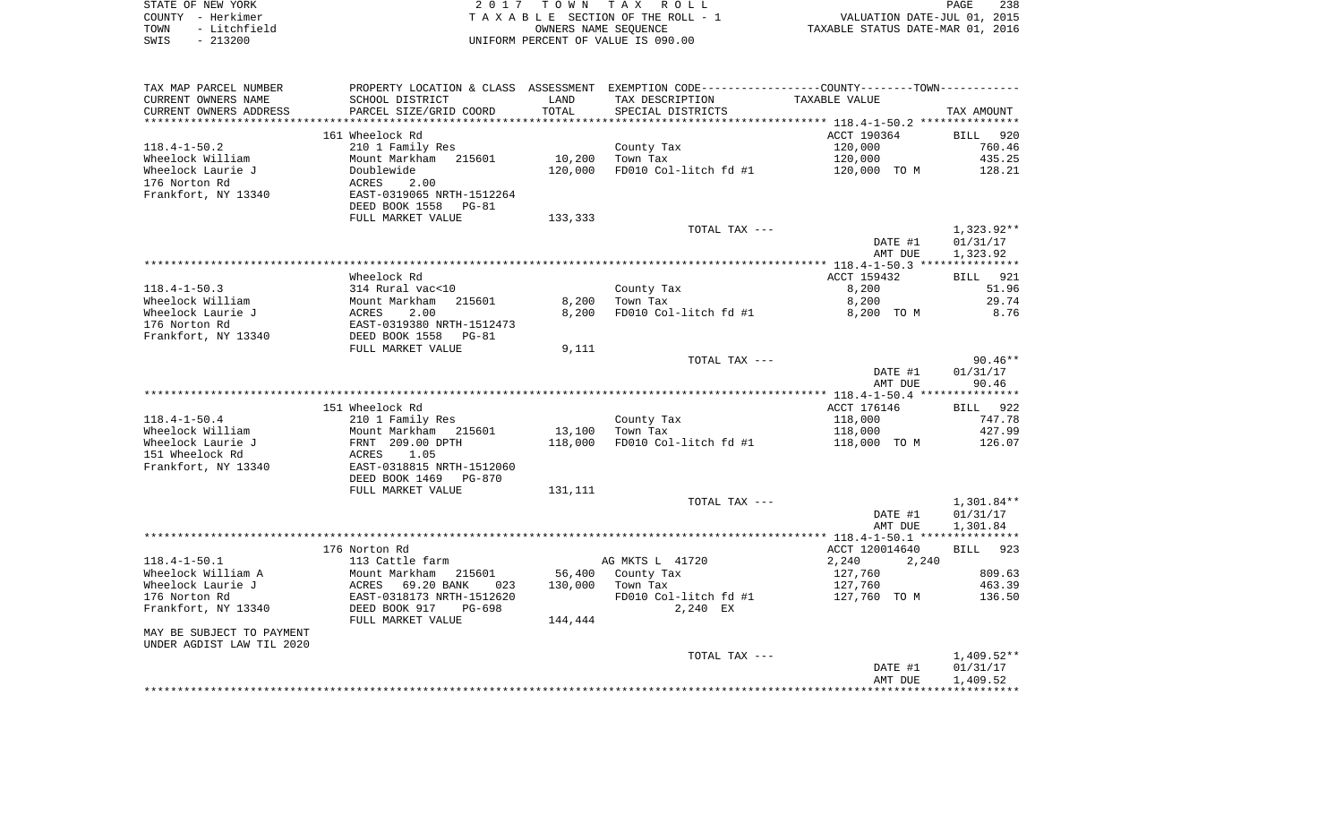STATE OF NEW YORK
COUNTY - Herkimer
TOWN - Litchfield
SWIS - 213200

2017 TOWN TAX ROLL
TAXABLE SECTION OF THE ROLL - 1
OWNERS NAME SEQUENCE
UNIFORM PERCENT OF VALUE IS 090.00

VALUATION DATE-JUL 01, 2015
TAXABLE STATUS DATE-MAR 01, 2016

| TAX MAP PARCEL NUMBER<br>CURRENT OWNERS NAME<br>CURRENT OWNERS ADDRESS | PROPERTY LOCATION & CLASS<br>SCHOOL DISTRICT<br>PARCEL SIZE/GRID COORD | ASSESSMENT<br>LAND<br>TOTAL | EXEMPTION CODE-----COUNTY-----TOWN<br>TAX DESCRIPTION<br>SPECIAL DISTRICTS | TAXABLE VALUE | TAX AMOUNT |
|---|---|---|---|---|---|
| ****** 118.4-1-50.2 ****** | | | | | |
| | 161 Wheelock Rd | | | ACCT 190364 | BILL 920 |
| 118.4-1-50.2 | 210 1 Family Res | | County Tax | 120,000 | 760.46 |
| Wheelock William | Mount Markham 215601 | 10,200 | Town Tax | 120,000 | 435.25 |
| Wheelock Laurie J | Doublewide | 120,000 | FD010 Col-litch fd #1 | 120,000 TO M | 128.21 |
| 176 Norton Rd | ACRES 2.00 | | | | |
| Frankfort, NY 13340 | EAST-0319065 NRTH-1512264 | | | | |
| | DEED BOOK 1558 PG-81 | | | | |
| | FULL MARKET VALUE | 133,333 | | | |
| | | | TOTAL TAX --- | | 1,323.92** |
| | | | | DATE #1 | 01/31/17 |
| | | | | AMT DUE | 1,323.92 |
| ****** 118.4-1-50.3 ****** | | | | | |
| | Wheelock Rd | | | ACCT 159432 | BILL 921 |
| 118.4-1-50.3 | 314 Rural vac<10 | | County Tax | 8,200 | 51.96 |
| Wheelock William | Mount Markham 215601 | 8,200 | Town Tax | 8,200 | 29.74 |
| Wheelock Laurie J | ACRES 2.00 | 8,200 | FD010 Col-litch fd #1 | 8,200 TO M | 8.76 |
| 176 Norton Rd | EAST-0319380 NRTH-1512473 | | | | |
| Frankfort, NY 13340 | DEED BOOK 1558 PG-81 | | | | |
| | FULL MARKET VALUE | 9,111 | | | |
| | | | TOTAL TAX --- | | 90.46** |
| | | | | DATE #1 | 01/31/17 |
| | | | | AMT DUE | 90.46 |
| ****** 118.4-1-50.4 ****** | | | | | |
| | 151 Wheelock Rd | | | ACCT 176146 | BILL 922 |
| 118.4-1-50.4 | 210 1 Family Res | | County Tax | 118,000 | 747.78 |
| Wheelock William | Mount Markham 215601 | 13,100 | Town Tax | 118,000 | 427.99 |
| Wheelock Laurie J | FRNT 209.00 DPTH | 118,000 | FD010 Col-litch fd #1 | 118,000 TO M | 126.07 |
| 151 Wheelock Rd | ACRES 1.05 | | | | |
| Frankfort, NY 13340 | EAST-0318815 NRTH-1512060 | | | | |
| | DEED BOOK 1469 PG-870 | | | | |
| | FULL MARKET VALUE | 131,111 | | | |
| | | | TOTAL TAX --- | | 1,301.84** |
| | | | | DATE #1 | 01/31/17 |
| | | | | AMT DUE | 1,301.84 |
| ****** 118.4-1-50.1 ****** | | | | | |
| | 176 Norton Rd | | | ACCT 120014640 | BILL 923 |
| 118.4-1-50.1 | 113 Cattle farm | | AG MKTS L 41720 | 2,240 2,240 | |
| Wheelock William A | Mount Markham 215601 | 56,400 | County Tax | 127,760 | 809.63 |
| Wheelock Laurie J | ACRES 69.20 BANK 023 | 130,000 | Town Tax | 127,760 | 463.39 |
| 176 Norton Rd | EAST-0318173 NRTH-1512620 | | FD010 Col-litch fd #1 | 127,760 TO M | 136.50 |
| Frankfort, NY 13340 | DEED BOOK 917 PG-698 | | 2,240 EX | | |
| | FULL MARKET VALUE | 144,444 | | | |
| MAY BE SUBJECT TO PAYMENT | | | | | |
| UNDER AGDIST LAW TIL 2020 | | | | | |
| | | | TOTAL TAX --- | | 1,409.52** |
| | | | | DATE #1 | 01/31/17 |
| | | | | AMT DUE | 1,409.52 |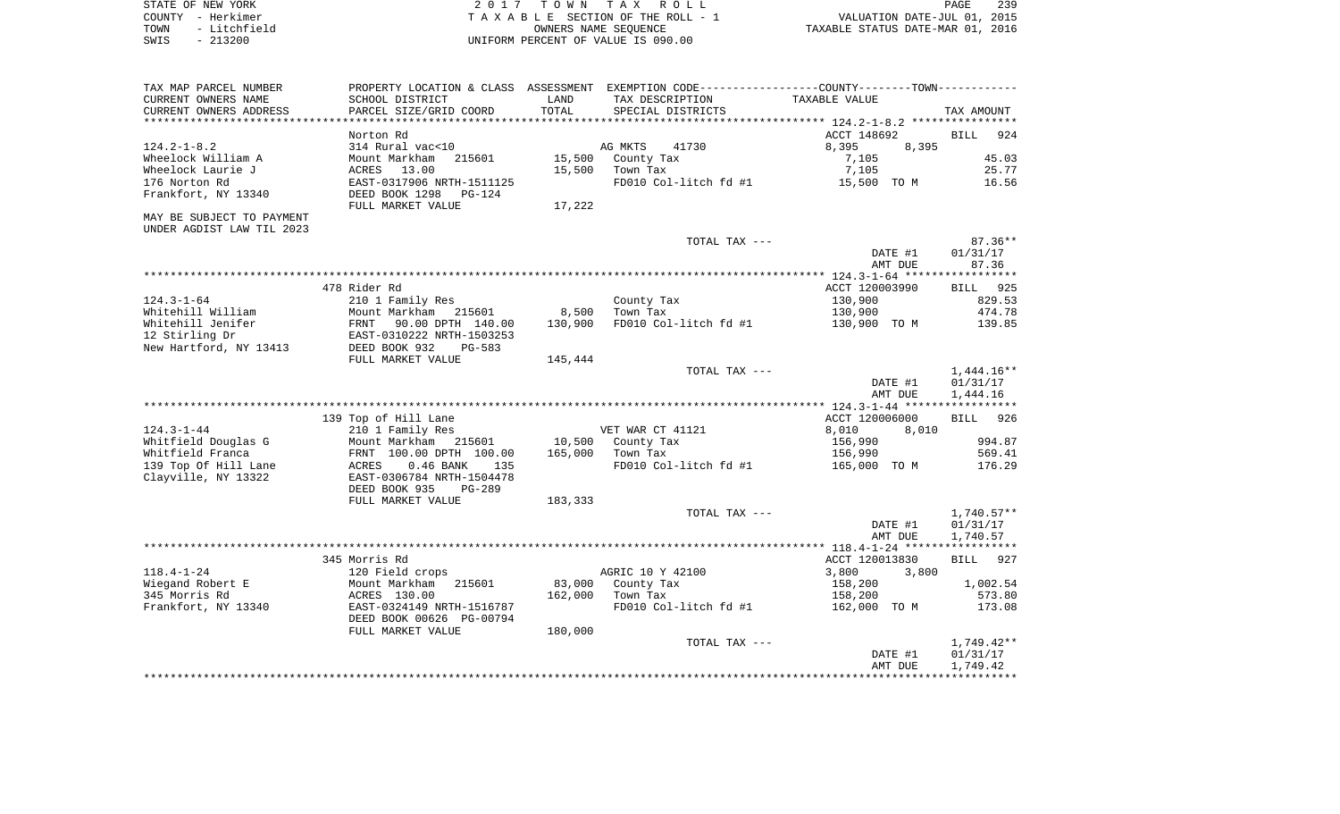STATE OF NEW YORK
COUNTY - Herkimer
TOWN - Litchfield
SWIS - 213200

2 0 1 7 T O W N T A X R O L L
T A X A B L E SECTION OF THE ROLL - 1
OWNERS NAME SEQUENCE
UNIFORM PERCENT OF VALUE IS 090.00

VALUATION DATE-JUL 01, 2015
TAXABLE STATUS DATE-MAR 01, 2016

| TAX MAP PARCEL NUMBER / CURRENT OWNERS NAME / CURRENT OWNERS ADDRESS | PROPERTY LOCATION & CLASS / SCHOOL DISTRICT / PARCEL SIZE/GRID COORD | ASSESSMENT LAND / TOTAL | EXEMPTION CODE / TAX DESCRIPTION / SPECIAL DISTRICTS | COUNTY / TOWN TAXABLE VALUE | TAX AMOUNT |
|---|---|---|---|---|---|
| 124.2-1-8.2 | Norton Rd | | | ACCT 148692 | BILL 924 |
| | 314 Rural vac<10 | | AG MKTS 41730 | 8,395 8,395 | |
| Wheelock William A | Mount Markham 215601 | 15,500 | County Tax | 7,105 | 45.03 |
| Wheelock Laurie J | ACRES 13.00 | 15,500 | Town Tax | 7,105 | 25.77 |
| 176 Norton Rd | EAST-0317906 NRTH-1511125 | | FD010 Col-litch fd #1 | 15,500 TO M | 16.56 |
| Frankfort, NY 13340 | DEED BOOK 1298 PG-124 | | | | |
| | FULL MARKET VALUE | 17,222 | | | |
| MAY BE SUBJECT TO PAYMENT UNDER AGDIST LAW TIL 2023 | | | | | |
| | | | TOTAL TAX --- | | 87.36** |
| | | | | DATE #1 | 01/31/17 |
| | | | | AMT DUE | 87.36 |
| 124.3-1-64 | 478 Rider Rd | | | ACCT 120003990 | BILL 925 |
| | 210 1 Family Res | | County Tax | 130,900 | 829.53 |
| Whitehill William | Mount Markham 215601 | 8,500 | Town Tax | 130,900 | 474.78 |
| Whitehill Jenifer | FRNT 90.00 DPTH 140.00 | 130,900 | FD010 Col-litch fd #1 | 130,900 TO M | 139.85 |
| 12 Stirling Dr | EAST-0310222 NRTH-1503253 | | | | |
| New Hartford, NY 13413 | DEED BOOK 932 PG-583 | | | | |
| | FULL MARKET VALUE | 145,444 | | | |
| | | | TOTAL TAX --- | | 1,444.16** |
| | | | | DATE #1 | 01/31/17 |
| | | | | AMT DUE | 1,444.16 |
| 124.3-1-44 | 139 Top of Hill Lane | | | ACCT 120006000 | BILL 926 |
| | 210 1 Family Res | | VET WAR CT 41121 | 8,010 8,010 | |
| Whitfield Douglas G | Mount Markham 215601 | 10,500 | County Tax | 156,990 | 994.87 |
| Whitfield Franca | FRNT 100.00 DPTH 100.00 | 165,000 | Town Tax | 156,990 | 569.41 |
| 139 Top Of Hill Lane | ACRES 0.46 BANK 135 | | FD010 Col-litch fd #1 | 165,000 TO M | 176.29 |
| Clayville, NY 13322 | EAST-0306784 NRTH-1504478 | | | | |
| | DEED BOOK 935 PG-289 | | | | |
| | FULL MARKET VALUE | 183,333 | | | |
| | | | TOTAL TAX --- | | 1,740.57** |
| | | | | DATE #1 | 01/31/17 |
| | | | | AMT DUE | 1,740.57 |
| 118.4-1-24 | 345 Morris Rd | | | ACCT 120013830 | BILL 927 |
| | 120 Field crops | | AGRIC 10 Y 42100 | 3,800 3,800 | |
| Wiegand Robert E | Mount Markham 215601 | 83,000 | County Tax | 158,200 | 1,002.54 |
| 345 Morris Rd | ACRES 130.00 | 162,000 | Town Tax | 158,200 | 573.80 |
| Frankfort, NY 13340 | EAST-0324149 NRTH-1516787 | | FD010 Col-litch fd #1 | 162,000 TO M | 173.08 |
| | DEED BOOK 00626 PG-00794 | | | | |
| | FULL MARKET VALUE | 180,000 | | | |
| | | | TOTAL TAX --- | | 1,749.42** |
| | | | | DATE #1 | 01/31/17 |
| | | | | AMT DUE | 1,749.42 |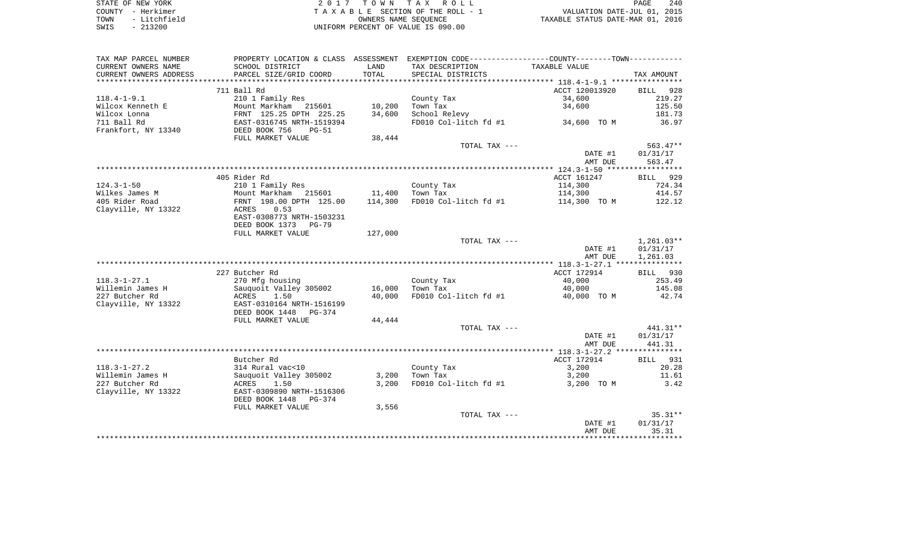STATE OF NEW YORK  
COUNTY - Herkimer  
TOWN - Litchfield  
SWIS - 213200

2 0 1 7 T O W N T A X R O L L  
T A X A B L E SECTION OF THE ROLL - 1  
OWNERS NAME SEQUENCE  
UNIFORM PERCENT OF VALUE IS 090.00

VALUATION DATE-JUL 01, 2015  
TAXABLE STATUS DATE-MAR 01, 2016

| TAX MAP PARCEL NUMBER / CURRENT OWNERS NAME / CURRENT OWNERS ADDRESS | PROPERTY LOCATION & CLASS / SCHOOL DISTRICT / PARCEL SIZE/GRID COORD | ASSESSMENT LAND / TOTAL | EXEMPTION CODE / TAX DESCRIPTION / SPECIAL DISTRICTS | COUNTY--------TOWN / TAXABLE VALUE | TAX AMOUNT |
|---|---|---|---|---|---|
| 118.4-1-9.1 | 711 Ball Rd | | | ACCT 120013920 | BILL 928 |
| | 210 1 Family Res | | County Tax | 34,600 | 219.27 |
| Wilcox Kenneth E | Mount Markham 215601 | 10,200 | Town Tax | 34,600 | 125.50 |
| Wilcox Lonna | FRNT 125.25 DPTH 225.25 | 34,600 | School Relevy | | 181.73 |
| 711 Ball Rd | EAST-0316745 NRTH-1519394 | | FD010 Col-litch fd #1 | 34,600 TO M | 36.97 |
| Frankfort, NY 13340 | DEED BOOK 756 PG-51 | | | | |
| | FULL MARKET VALUE | 38,444 | | | |
| | | | TOTAL TAX --- | | 563.47** |
| | | | | DATE #1 | 01/31/17 |
| | | | | AMT DUE | 563.47 |
| 124.3-1-50 | 405 Rider Rd | | | ACCT 161247 | BILL 929 |
| | 210 1 Family Res | | County Tax | 114,300 | 724.34 |
| Wilkes James M | Mount Markham 215601 | 11,400 | Town Tax | 114,300 | 414.57 |
| 405 Rider Road | FRNT 198.00 DPTH 125.00 | 114,300 | FD010 Col-litch fd #1 | 114,300 TO M | 122.12 |
| Clayville, NY 13322 | ACRES 0.53 | | | | |
| | EAST-0308773 NRTH-1503231 | | | | |
| | DEED BOOK 1373 PG-79 | | | | |
| | FULL MARKET VALUE | 127,000 | | | |
| | | | TOTAL TAX --- | | 1,261.03** |
| | | | | DATE #1 | 01/31/17 |
| | | | | AMT DUE | 1,261.03 |
| 118.3-1-27.1 | 227 Butcher Rd | | | ACCT 172914 | BILL 930 |
| | 270 Mfg housing | | County Tax | 40,000 | 253.49 |
| Willemin James H | Sauquoit Valley 305002 | 16,000 | Town Tax | 40,000 | 145.08 |
| 227 Butcher Rd | ACRES 1.50 | 40,000 | FD010 Col-litch fd #1 | 40,000 TO M | 42.74 |
| Clayville, NY 13322 | EAST-0310164 NRTH-1516199 | | | | |
| | DEED BOOK 1448 PG-374 | | | | |
| | FULL MARKET VALUE | 44,444 | | | |
| | | | TOTAL TAX --- | | 441.31** |
| | | | | DATE #1 | 01/31/17 |
| | | | | AMT DUE | 441.31 |
| 118.3-1-27.2 | Butcher Rd | | | ACCT 172914 | BILL 931 |
| | 314 Rural vac<10 | | County Tax | 3,200 | 20.28 |
| Willemin James H | Sauquoit Valley 305002 | 3,200 | Town Tax | 3,200 | 11.61 |
| 227 Butcher Rd | ACRES 1.50 | 3,200 | FD010 Col-litch fd #1 | 3,200 TO M | 3.42 |
| Clayville, NY 13322 | EAST-0309890 NRTH-1516306 | | | | |
| | DEED BOOK 1448 PG-374 | | | | |
| | FULL MARKET VALUE | 3,556 | | | |
| | | | TOTAL TAX --- | | 35.31** |
| | | | | DATE #1 | 01/31/17 |
| | | | | AMT DUE | 35.31 |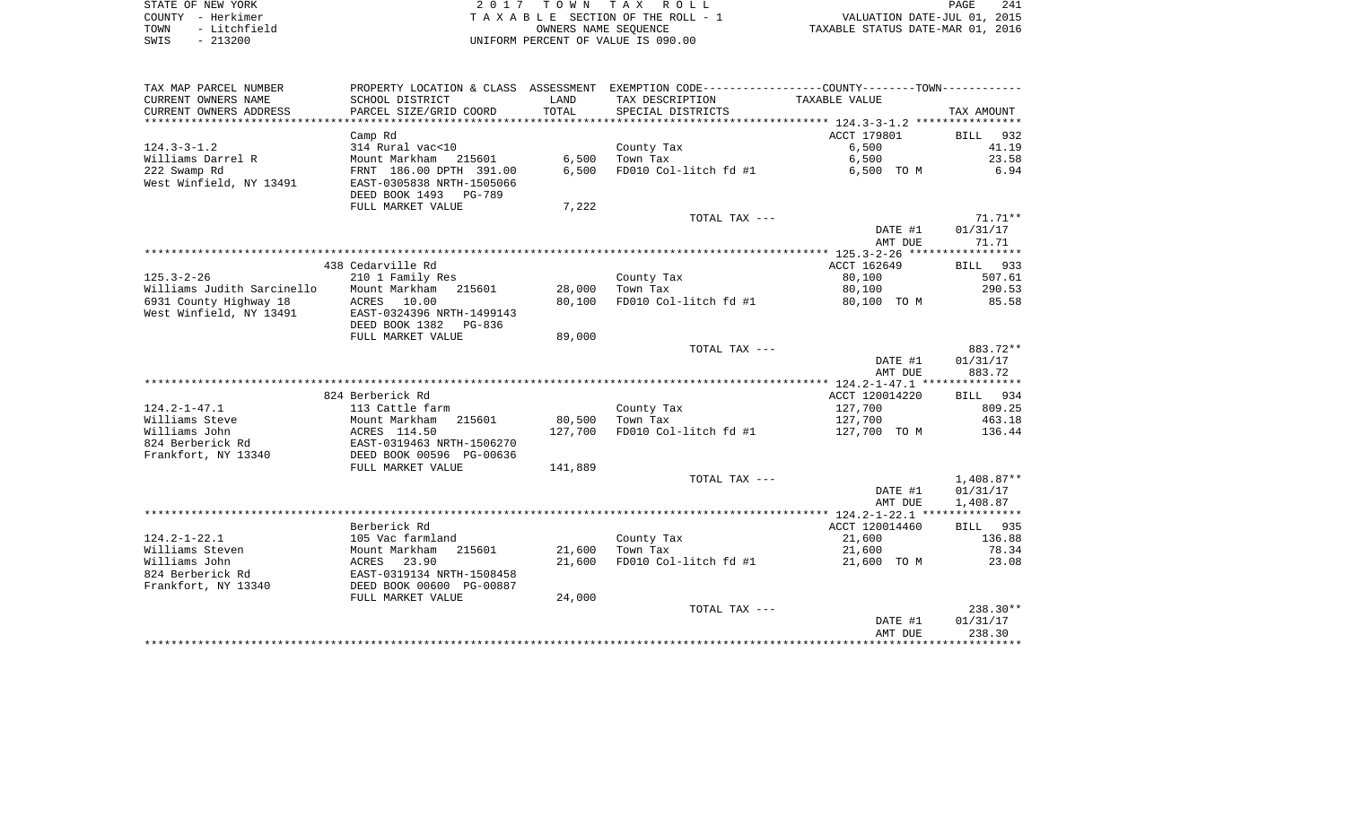STATE OF NEW YORK
COUNTY - Herkimer
TOWN - Litchfield
SWIS - 213200

2 0 1 7 T O W N T A X R O L L
T A X A B L E SECTION OF THE ROLL - 1
OWNERS NAME SEQUENCE
UNIFORM PERCENT OF VALUE IS 090.00

VALUATION DATE-JUL 01, 2015
TAXABLE STATUS DATE-MAR 01, 2016

| TAX MAP PARCEL NUMBER / CURRENT OWNERS NAME / CURRENT OWNERS ADDRESS | PROPERTY LOCATION & CLASS / SCHOOL DISTRICT / PARCEL SIZE/GRID COORD | ASSESSMENT LAND / TOTAL | EXEMPTION CODE / TAX DESCRIPTION / SPECIAL DISTRICTS | COUNTY / TOWN TAXABLE VALUE | TAX AMOUNT |
|---|---|---|---|---|---|
| 124.3-3-1.2 | Camp Rd | | | ACCT 179801 | BILL 932 |
| | 314 Rural vac<10 | | County Tax | 6,500 | 41.19 |
| Williams Darrel R | Mount Markham 215601 | 6,500 | Town Tax | 6,500 | 23.58 |
| 222 Swamp Rd | FRNT 186.00 DPTH 391.00 | 6,500 | FD010 Col-litch fd #1 | 6,500 TO M | 6.94 |
| West Winfield, NY 13491 | EAST-0305838 NRTH-1505066 | | | | |
| | DEED BOOK 1493 PG-789 | | | | |
| | FULL MARKET VALUE | 7,222 | | | |
| | | | TOTAL TAX --- | | 71.71** |
| | | | | DATE #1 | 01/31/17 |
| | | | | AMT DUE | 71.71 |
| 125.3-2-26 | 438 Cedarville Rd | | | ACCT 162649 | BILL 933 |
| | 210 1 Family Res | | County Tax | 80,100 | 507.61 |
| Williams Judith Sarcinello | Mount Markham 215601 | 28,000 | Town Tax | 80,100 | 290.53 |
| 6931 County Highway 18 | ACRES 10.00 | 80,100 | FD010 Col-litch fd #1 | 80,100 TO M | 85.58 |
| West Winfield, NY 13491 | EAST-0324396 NRTH-1499143 | | | | |
| | DEED BOOK 1382 PG-836 | | | | |
| | FULL MARKET VALUE | 89,000 | | | |
| | | | TOTAL TAX --- | | 883.72** |
| | | | | DATE #1 | 01/31/17 |
| | | | | AMT DUE | 883.72 |
| 124.2-1-47.1 | 824 Berberick Rd | | | ACCT 120014220 | BILL 934 |
| | 113 Cattle farm | | County Tax | 127,700 | 809.25 |
| Williams Steve | Mount Markham 215601 | 80,500 | Town Tax | 127,700 | 463.18 |
| Williams John | ACRES 114.50 | 127,700 | FD010 Col-litch fd #1 | 127,700 TO M | 136.44 |
| 824 Berberick Rd | EAST-0319463 NRTH-1506270 | | | | |
| Frankfort, NY 13340 | DEED BOOK 00596 PG-00636 | | | | |
| | FULL MARKET VALUE | 141,889 | | | |
| | | | TOTAL TAX --- | | 1,408.87** |
| | | | | DATE #1 | 01/31/17 |
| | | | | AMT DUE | 1,408.87 |
| 124.2-1-22.1 | Berberick Rd | | | ACCT 120014460 | BILL 935 |
| | 105 Vac farmland | | County Tax | 21,600 | 136.88 |
| Williams Steven | Mount Markham 215601 | 21,600 | Town Tax | 21,600 | 78.34 |
| Williams John | ACRES 23.90 | 21,600 | FD010 Col-litch fd #1 | 21,600 TO M | 23.08 |
| 824 Berberick Rd | EAST-0319134 NRTH-1508458 | | | | |
| Frankfort, NY 13340 | DEED BOOK 00600 PG-00887 | | | | |
| | FULL MARKET VALUE | 24,000 | | | |
| | | | TOTAL TAX --- | | 238.30** |
| | | | | DATE #1 | 01/31/17 |
| | | | | AMT DUE | 238.30 |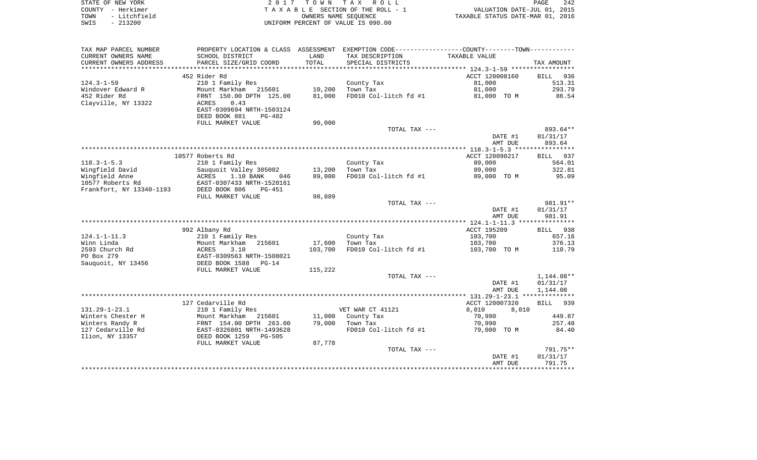STATE OF NEW YORK — 2017 TOWN TAX ROLL
COUNTY - Herkimer — TAXABLE SECTION OF THE ROLL - 1 — VALUATION DATE-JUL 01, 2015
TOWN - Litchfield — OWNERS NAME SEQUENCE — TAXABLE STATUS DATE-MAR 01, 2016
SWIS - 213200 — UNIFORM PERCENT OF VALUE IS 090.00

| TAX MAP PARCEL NUMBER / CURRENT OWNERS NAME / CURRENT OWNERS ADDRESS | PROPERTY LOCATION & CLASS / SCHOOL DISTRICT / PARCEL SIZE/GRID COORD | ASSESSMENT LAND / TOTAL | EXEMPTION CODE / TAX DESCRIPTION / SPECIAL DISTRICTS | COUNTY--------TOWN / TAXABLE VALUE | TAX AMOUNT |
|---|---|---|---|---|---|
| | 452 Rider Rd | | | ACCT 120008160 | BILL 936 |
| 124.3-1-59 | 210 1 Family Res | | County Tax | 81,000 | 513.31 |
| Windover Edward R | Mount Markham 215601 | 10,200 | Town Tax | 81,000 | 293.79 |
| 452 Rider Rd | FRNT 150.00 DPTH 125.00 | 81,000 | FD010 Col-litch fd #1 | 81,000 TO M | 86.54 |
| Clayville, NY 13322 | ACRES 0.43 | | | | |
| | EAST-0309694 NRTH-1503124 | | | | |
| | DEED BOOK 881 PG-482 | | | | |
| | FULL MARKET VALUE | 90,000 | | | |
| | | | TOTAL TAX --- | | 893.64** |
| | | | | DATE #1 | 01/31/17 |
| | | | | AMT DUE | 893.64 |
| | 10577 Roberts Rd | | | ACCT 120090217 | BILL 937 |
| 118.3-1-5.3 | 210 1 Family Res | | County Tax | 89,000 | 564.01 |
| Wingfield David | Sauquoit Valley 305002 | 13,200 | Town Tax | 89,000 | 322.81 |
| Wingfield Anne | ACRES 1.10 BANK 046 | 89,000 | FD010 Col-litch fd #1 | 89,000 TO M | 95.09 |
| 10577 Roberts Rd | EAST-0307433 NRTH-1520161 | | | | |
| Frankfort, NY 13340-1193 | DEED BOOK 806 PG-451 | | | | |
| | FULL MARKET VALUE | 98,889 | | | |
| | | | TOTAL TAX --- | | 981.91** |
| | | | | DATE #1 | 01/31/17 |
| | | | | AMT DUE | 981.91 |
| | 992 Albany Rd | | | ACCT 195209 | BILL 938 |
| 124.1-1-11.3 | 210 1 Family Res | | County Tax | 103,700 | 657.16 |
| Winn Linda | Mount Markham 215601 | 17,600 | Town Tax | 103,700 | 376.13 |
| 2593 Church Rd | ACRES 3.10 | 103,700 | FD010 Col-litch fd #1 | 103,700 TO M | 110.79 |
| PO Box 279 | EAST-0309563 NRTH-1508021 | | | | |
| Sauquoit, NY 13456 | DEED BOOK 1588 PG-14 | | | | |
| | FULL MARKET VALUE | 115,222 | | | |
| | | | TOTAL TAX --- | | 1,144.08** |
| | | | | DATE #1 | 01/31/17 |
| | | | | AMT DUE | 1,144.08 |
| | 127 Cedarville Rd | | | ACCT 120007320 | BILL 939 |
| 131.29-1-23.1 | 210 1 Family Res | | VET WAR CT 41121 | 8,010 8,010 | |
| Winters Chester H | Mount Markham 215601 | 11,000 | County Tax | 70,990 | 449.87 |
| Winters Randy R | FRNT 154.00 DPTH 263.00 | 79,000 | Town Tax | 70,990 | 257.48 |
| 127 Cedarville Rd | EAST-0326801 NRTH-1493628 | | FD010 Col-litch fd #1 | 79,000 TO M | 84.40 |
| Ilion, NY 13357 | DEED BOOK 1259 PG-505 | | | | |
| | FULL MARKET VALUE | 87,778 | | | |
| | | | TOTAL TAX --- | | 791.75** |
| | | | | DATE #1 | 01/31/17 |
| | | | | AMT DUE | 791.75 |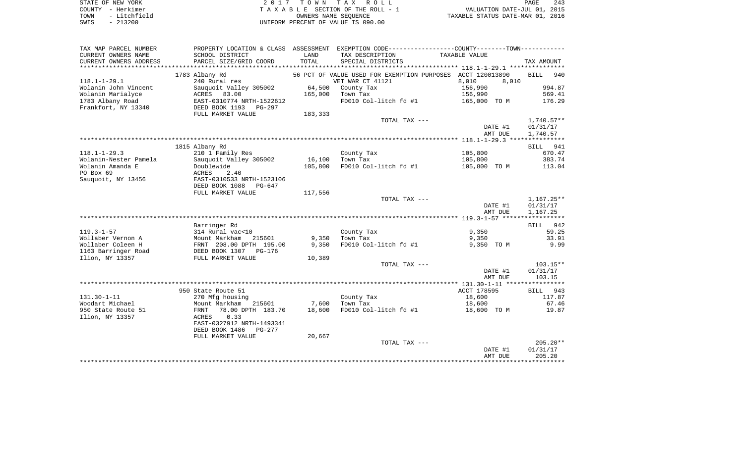STATE OF NEW YORK — 2017 TOWN TAX ROLL
COUNTY - Herkimer — TAXABLE SECTION OF THE ROLL - 1 — VALUATION DATE-JUL 01, 2015
TOWN - Litchfield — OWNERS NAME SEQUENCE — TAXABLE STATUS DATE-MAR 01, 2016
SWIS - 213200 — UNIFORM PERCENT OF VALUE IS 090.00

| TAX MAP PARCEL NUMBER / CURRENT OWNERS NAME / CURRENT OWNERS ADDRESS | PROPERTY LOCATION & CLASS / SCHOOL DISTRICT / PARCEL SIZE/GRID COORD | ASSESSMENT LAND | TOTAL | EXEMPTION CODE / TAX DESCRIPTION / SPECIAL DISTRICTS | COUNTY TAXABLE VALUE | TOWN TAXABLE VALUE | TAX AMOUNT |
|---|---|---|---|---|---|---|---|
| 118.1-1-29.1 | 1783 Albany Rd | | | 56 PCT OF VALUE USED FOR EXEMPTION PURPOSES ACCT 120013890 | | | BILL 940 |
| | 240 Rural res | | | VET WAR CT 41121 | 8,010 | 8,010 | |
| Wolanin John Vincent | Sauquoit Valley 305002 | 64,500 | | County Tax | 156,990 | | 994.87 |
| Wolanin Marialyce | ACRES 83.00 | | 165,000 | Town Tax | 156,990 | | 569.41 |
| 1783 Albany Road | EAST-0310774 NRTH-1522612 | | | FD010 Col-litch fd #1 | 165,000 TO M | | 176.29 |
| Frankfort, NY 13340 | DEED BOOK 1193 PG-297 | | | | | | |
| | FULL MARKET VALUE | 183,333 | | | | | |
| | | | | TOTAL TAX --- | | | 1,740.57** |
| | | | | | DATE #1 | | 01/31/17 |
| | | | | | AMT DUE | | 1,740.57 |
| 118.1-1-29.3 | 1815 Albany Rd | | | | | | BILL 941 |
| | 210 1 Family Res | | | County Tax | 105,800 | | 670.47 |
| Wolanin-Nester Pamela | Sauquoit Valley 305002 | 16,100 | | Town Tax | 105,800 | | 383.74 |
| Wolanin Amanda E | Doublewide | | 105,800 | FD010 Col-litch fd #1 | 105,800 TO M | | 113.04 |
| PO Box 69 | ACRES 2.40 | | | | | | |
| Sauquoit, NY 13456 | EAST-0310533 NRTH-1523106 | | | | | | |
| | DEED BOOK 1088 PG-647 | | | | | | |
| | FULL MARKET VALUE | 117,556 | | | | | |
| | | | | TOTAL TAX --- | | | 1,167.25** |
| | | | | | DATE #1 | | 01/31/17 |
| | | | | | AMT DUE | | 1,167.25 |
| 119.3-1-57 | Barringer Rd | | | | | | BILL 942 |
| | 314 Rural vac<10 | | | County Tax | 9,350 | | 59.25 |
| Wollaber Vernon A | Mount Markham 215601 | 9,350 | | Town Tax | 9,350 | | 33.91 |
| Wollaber Coleen H | FRNT 208.00 DPTH 195.00 | | 9,350 | FD010 Col-litch fd #1 | 9,350 TO M | | 9.99 |
| 1163 Barringer Road | DEED BOOK 1307 PG-176 | | | | | | |
| Ilion, NY 13357 | FULL MARKET VALUE | 10,389 | | | | | |
| | | | | TOTAL TAX --- | | | 103.15** |
| | | | | | DATE #1 | | 01/31/17 |
| | | | | | AMT DUE | | 103.15 |
| 131.30-1-11 | 950 State Route 51 | | | | ACCT 178595 | | BILL 943 |
| | 270 Mfg housing | | | County Tax | 18,600 | | 117.87 |
| Woodart Michael | Mount Markham 215601 | 7,600 | | Town Tax | 18,600 | | 67.46 |
| 950 State Route 51 | FRNT 78.00 DPTH 183.70 | | 18,600 | FD010 Col-litch fd #1 | 18,600 TO M | | 19.87 |
| Ilion, NY 13357 | ACRES 0.33 | | | | | | |
| | EAST-0327912 NRTH-1493341 | | | | | | |
| | DEED BOOK 1486 PG-277 | | | | | | |
| | FULL MARKET VALUE | 20,667 | | | | | |
| | | | | TOTAL TAX --- | | | 205.20** |
| | | | | | DATE #1 | | 01/31/17 |
| | | | | | AMT DUE | | 205.20 |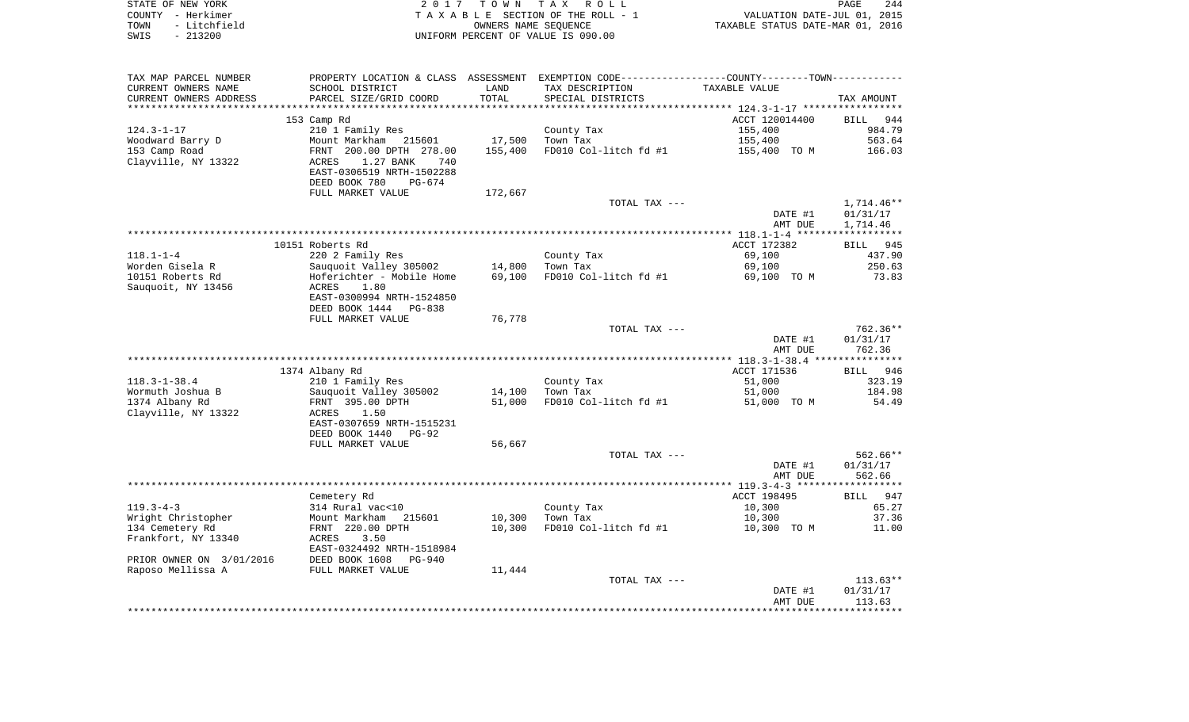STATE OF NEW YORK
COUNTY - Herkimer
TOWN - Litchfield
SWIS - 213200

2017 TOWN TAX ROLL
TAXABLE SECTION OF THE ROLL - 1
OWNERS NAME SEQUENCE
UNIFORM PERCENT OF VALUE IS 090.00

VALUATION DATE-JUL 01, 2015
TAXABLE STATUS DATE-MAR 01, 2016

| TAX MAP PARCEL NUMBER<br>CURRENT OWNERS NAME<br>CURRENT OWNERS ADDRESS | PROPERTY LOCATION & CLASS<br>SCHOOL DISTRICT<br>PARCEL SIZE/GRID COORD | ASSESSMENT<br>LAND<br>TOTAL | EXEMPTION CODE<br>TAX DESCRIPTION<br>SPECIAL DISTRICTS | COUNTY--------TOWN<br>TAXABLE VALUE | TAX AMOUNT |
|---|---|---|---|---|---|
| | 153 Camp Rd | | | ACCT 120014400 | BILL 944 |
| 124.3-1-17 | 210 1 Family Res | | County Tax | 155,400 | 984.79 |
| Woodward Barry D | Mount Markham 215601 | 17,500 | Town Tax | 155,400 | 563.64 |
| 153 Camp Road | FRNT 200.00 DPTH 278.00 | 155,400 | FD010 Col-litch fd #1 | 155,400 TO M | 166.03 |
| Clayville, NY 13322 | ACRES 1.27 BANK 740 | | | | |
| | EAST-0306519 NRTH-1502288 | | | | |
| | DEED BOOK 780 PG-674 | | | | |
| | FULL MARKET VALUE | 172,667 | | | |
| | | | TOTAL TAX --- | | 1,714.46** |
| | | | | DATE #1 | 01/31/17 |
| | | | | AMT DUE | 1,714.46 |
| | 10151 Roberts Rd | | | ACCT 172382 | BILL 945 |
| 118.1-1-4 | 220 2 Family Res | | County Tax | 69,100 | 437.90 |
| Worden Gisela R | Sauquoit Valley 305002 | 14,800 | Town Tax | 69,100 | 250.63 |
| 10151 Roberts Rd | Hoferichter - Mobile Home | 69,100 | FD010 Col-litch fd #1 | 69,100 TO M | 73.83 |
| Sauquoit, NY 13456 | ACRES 1.80 | | | | |
| | EAST-0300994 NRTH-1524850 | | | | |
| | DEED BOOK 1444 PG-838 | | | | |
| | FULL MARKET VALUE | 76,778 | | | |
| | | | TOTAL TAX --- | | 762.36** |
| | | | | DATE #1 | 01/31/17 |
| | | | | AMT DUE | 762.36 |
| | 1374 Albany Rd | | | ACCT 171536 | BILL 946 |
| 118.3-1-38.4 | 210 1 Family Res | | County Tax | 51,000 | 323.19 |
| Wormuth Joshua B | Sauquoit Valley 305002 | 14,100 | Town Tax | 51,000 | 184.98 |
| 1374 Albany Rd | FRNT 395.00 DPTH | 51,000 | FD010 Col-litch fd #1 | 51,000 TO M | 54.49 |
| Clayville, NY 13322 | ACRES 1.50 | | | | |
| | EAST-0307659 NRTH-1515231 | | | | |
| | DEED BOOK 1440 PG-92 | | | | |
| | FULL MARKET VALUE | 56,667 | | | |
| | | | TOTAL TAX --- | | 562.66** |
| | | | | DATE #1 | 01/31/17 |
| | | | | AMT DUE | 562.66 |
| | Cemetery Rd | | | ACCT 198495 | BILL 947 |
| 119.3-4-3 | 314 Rural vac<10 | | County Tax | 10,300 | 65.27 |
| Wright Christopher | Mount Markham 215601 | 10,300 | Town Tax | 10,300 | 37.36 |
| 134 Cemetery Rd | FRNT 220.00 DPTH | 10,300 | FD010 Col-litch fd #1 | 10,300 TO M | 11.00 |
| Frankfort, NY 13340 | ACRES 3.50 | | | | |
| | EAST-0324492 NRTH-1518984 | | | | |
| PRIOR OWNER ON 3/01/2016 | DEED BOOK 1608 PG-940 | | | | |
| Raposo Mellissa A | FULL MARKET VALUE | 11,444 | | | |
| | | | TOTAL TAX --- | | 113.63** |
| | | | | DATE #1 | 01/31/17 |
| | | | | AMT DUE | 113.63 |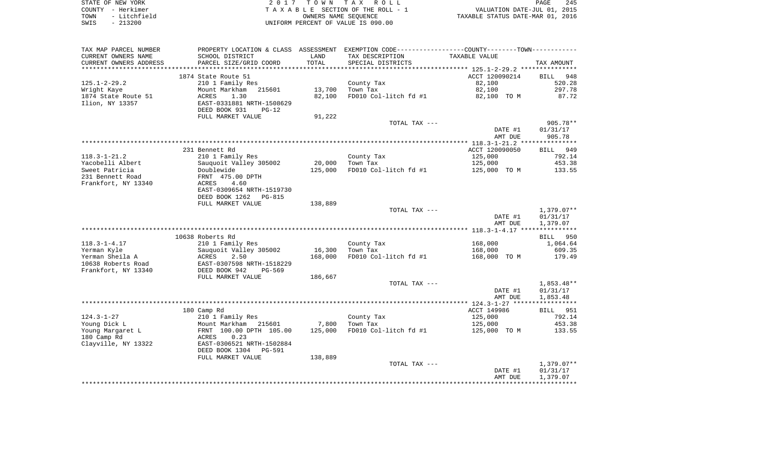STATE OF NEW YORK — 2017 TOWN TAX ROLL — PAGE 245
COUNTY - Herkimer — TAXABLE SECTION OF THE ROLL - 1 — VALUATION DATE-JUL 01, 2015
TOWN - Litchfield — OWNERS NAME SEQUENCE — TAXABLE STATUS DATE-MAR 01, 2016
SWIS - 213200 — UNIFORM PERCENT OF VALUE IS 090.00

| TAX MAP PARCEL NUMBER / CURRENT OWNERS NAME / CURRENT OWNERS ADDRESS | PROPERTY LOCATION & CLASS / SCHOOL DISTRICT / PARCEL SIZE/GRID COORD | ASSESSMENT LAND / TOTAL | EXEMPTION CODE / TAX DESCRIPTION / SPECIAL DISTRICTS | COUNTY--------TOWN / TAXABLE VALUE | TAX AMOUNT |
|---|---|---|---|---|---|
| | 1874 State Route 51 | | | ACCT 120090214 | BILL 948 |
| 125.1-2-29.2 | 210 1 Family Res | | County Tax | 82,100 | 520.28 |
| Wright Kaye | Mount Markham 215601 | 13,700 | Town Tax | 82,100 | 297.78 |
| 1874 State Route 51 | ACRES 1.30 | 82,100 | FD010 Col-litch fd #1 | 82,100 TO M | 87.72 |
| Ilion, NY 13357 | EAST-0331881 NRTH-1508629 | | | | |
| | DEED BOOK 931 PG-12 | | | | |
| | FULL MARKET VALUE | 91,222 | | | |
| | | | TOTAL TAX --- | | 905.78** |
| | | | | DATE #1 | 01/31/17 |
| | | | | AMT DUE | 905.78 |
| | 231 Bennett Rd | | | ACCT 120090050 | BILL 949 |
| 118.3-1-21.2 | 210 1 Family Res | | County Tax | 125,000 | 792.14 |
| Yacobelli Albert | Sauquoit Valley 305002 | 20,000 | Town Tax | 125,000 | 453.38 |
| Sweet Patricia | Doublewide | 125,000 | FD010 Col-litch fd #1 | 125,000 TO M | 133.55 |
| 231 Bennett Road | FRNT 475.00 DPTH | | | | |
| Frankfort, NY 13340 | ACRES 4.60 | | | | |
| | EAST-0309654 NRTH-1519730 | | | | |
| | DEED BOOK 1262 PG-815 | | | | |
| | FULL MARKET VALUE | 138,889 | | | |
| | | | TOTAL TAX --- | | 1,379.07** |
| | | | | DATE #1 | 01/31/17 |
| | | | | AMT DUE | 1,379.07 |
| | 10638 Roberts Rd | | | | BILL 950 |
| 118.3-1-4.17 | 210 1 Family Res | | County Tax | 168,000 | 1,064.64 |
| Yerman Kyle | Sauquoit Valley 305002 | 16,300 | Town Tax | 168,000 | 609.35 |
| Yerman Sheila A | ACRES 2.50 | 168,000 | FD010 Col-litch fd #1 | 168,000 TO M | 179.49 |
| 10638 Roberts Road | EAST-0307598 NRTH-1518229 | | | | |
| Frankfort, NY 13340 | DEED BOOK 942 PG-569 | | | | |
| | FULL MARKET VALUE | 186,667 | | | |
| | | | TOTAL TAX --- | | 1,853.48** |
| | | | | DATE #1 | 01/31/17 |
| | | | | AMT DUE | 1,853.48 |
| | 180 Camp Rd | | | ACCT 149986 | BILL 951 |
| 124.3-1-27 | 210 1 Family Res | | County Tax | 125,000 | 792.14 |
| Young Dick L | Mount Markham 215601 | 7,800 | Town Tax | 125,000 | 453.38 |
| Young Margaret L | FRNT 100.00 DPTH 105.00 | 125,000 | FD010 Col-litch fd #1 | 125,000 TO M | 133.55 |
| 180 Camp Rd | ACRES 0.23 | | | | |
| Clayville, NY 13322 | EAST-0306521 NRTH-1502884 | | | | |
| | DEED BOOK 1304 PG-591 | | | | |
| | FULL MARKET VALUE | 138,889 | | | |
| | | | TOTAL TAX --- | | 1,379.07** |
| | | | | DATE #1 | 01/31/17 |
| | | | | AMT DUE | 1,379.07 |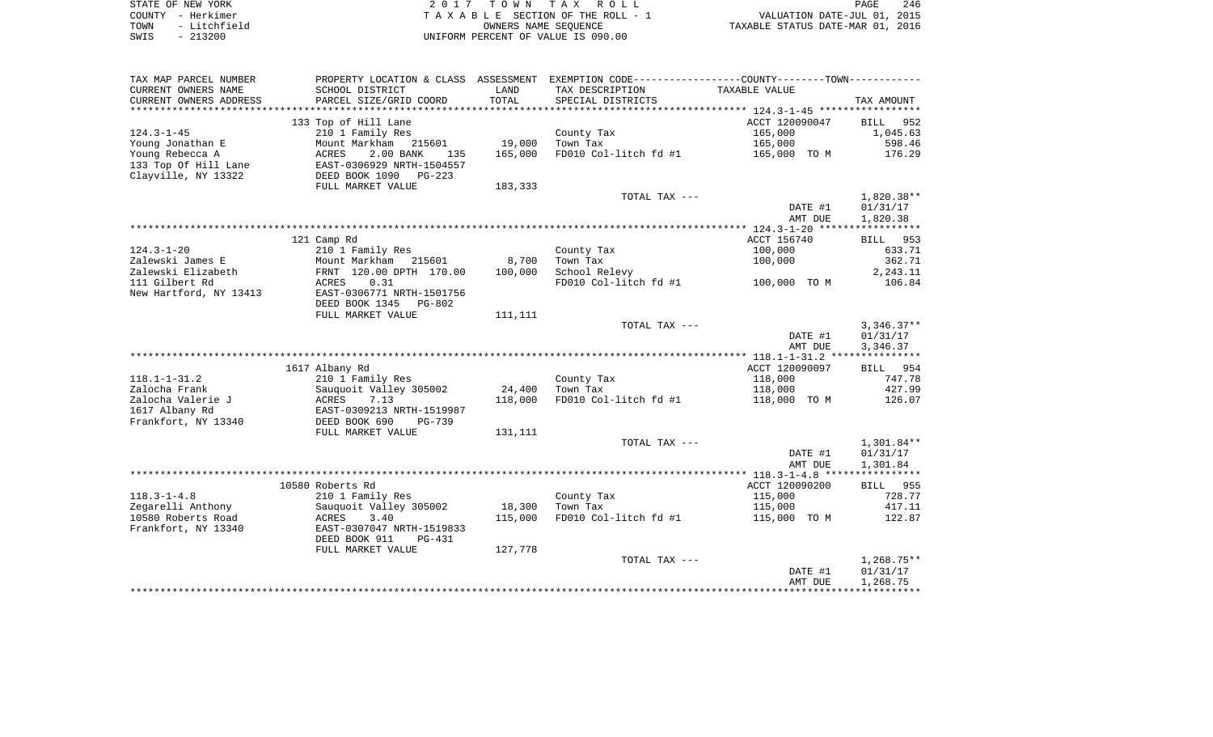STATE OF NEW YORK
COUNTY - Herkimer
TOWN - Litchfield
SWIS - 213200

2 0 1 7 T O W N T A X R O L L
T A X A B L E SECTION OF THE ROLL - 1
OWNERS NAME SEQUENCE
UNIFORM PERCENT OF VALUE IS 090.00

VALUATION DATE-JUL 01, 2015
TAXABLE STATUS DATE-MAR 01, 2016

| TAX MAP PARCEL NUMBER / CURRENT OWNERS NAME / CURRENT OWNERS ADDRESS | PROPERTY LOCATION & CLASS / SCHOOL DISTRICT / PARCEL SIZE/GRID COORD | ASSESSMENT LAND / TOTAL | EXEMPTION CODE / TAX DESCRIPTION / SPECIAL DISTRICTS | TAXABLE VALUE | TAX AMOUNT |
|---|---|---|---|---|---|
| 124.3-1-45 | 133 Top of Hill Lane | | | ACCT 120090047 | BILL 952 |
| | 210 1 Family Res | | County Tax | 165,000 | 1,045.63 |
| Young Jonathan E | Mount Markham 215601 | 19,000 | Town Tax | 165,000 | 598.46 |
| Young Rebecca A | ACRES 2.00 BANK 135 | 165,000 | FD010 Col-litch fd #1 | 165,000 TO M | 176.29 |
| 133 Top Of Hill Lane | EAST-0306929 NRTH-1504557 | | | | |
| Clayville, NY 13322 | DEED BOOK 1090 PG-223 | | | | |
| | FULL MARKET VALUE | 183,333 | | | |
| | | | TOTAL TAX --- | | 1,820.38** |
| | | | | DATE #1 | 01/31/17 |
| | | | | AMT DUE | 1,820.38 |
| 124.3-1-20 | 121 Camp Rd | | | ACCT 156740 | BILL 953 |
| | 210 1 Family Res | | County Tax | 100,000 | 633.71 |
| Zalewski James E | Mount Markham 215601 | 8,700 | Town Tax | 100,000 | 362.71 |
| Zalewski Elizabeth | FRNT 120.00 DPTH 170.00 | 100,000 | School Relevy | | 2,243.11 |
| 111 Gilbert Rd | ACRES 0.31 | | FD010 Col-litch fd #1 | 100,000 TO M | 106.84 |
| New Hartford, NY 13413 | EAST-0306771 NRTH-1501756 | | | | |
| | DEED BOOK 1345 PG-802 | | | | |
| | FULL MARKET VALUE | 111,111 | | | |
| | | | TOTAL TAX --- | | 3,346.37** |
| | | | | DATE #1 | 01/31/17 |
| | | | | AMT DUE | 3,346.37 |
| 118.1-1-31.2 | 1617 Albany Rd | | | ACCT 120090097 | BILL 954 |
| | 210 1 Family Res | | County Tax | 118,000 | 747.78 |
| Zalocha Frank | Sauquoit Valley 305002 | 24,400 | Town Tax | 118,000 | 427.99 |
| Zalocha Valerie J | ACRES 7.13 | 118,000 | FD010 Col-litch fd #1 | 118,000 TO M | 126.07 |
| 1617 Albany Rd | EAST-0309213 NRTH-1519987 | | | | |
| Frankfort, NY 13340 | DEED BOOK 690 PG-739 | | | | |
| | FULL MARKET VALUE | 131,111 | | | |
| | | | TOTAL TAX --- | | 1,301.84** |
| | | | | DATE #1 | 01/31/17 |
| | | | | AMT DUE | 1,301.84 |
| 118.3-1-4.8 | 10580 Roberts Rd | | | ACCT 120090200 | BILL 955 |
| | 210 1 Family Res | | County Tax | 115,000 | 728.77 |
| Zegarelli Anthony | Sauquoit Valley 305002 | 18,300 | Town Tax | 115,000 | 417.11 |
| 10580 Roberts Road | ACRES 3.40 | 115,000 | FD010 Col-litch fd #1 | 115,000 TO M | 122.87 |
| Frankfort, NY 13340 | EAST-0307047 NRTH-1519833 | | | | |
| | DEED BOOK 911 PG-431 | | | | |
| | FULL MARKET VALUE | 127,778 | | | |
| | | | TOTAL TAX --- | | 1,268.75** |
| | | | | DATE #1 | 01/31/17 |
| | | | | AMT DUE | 1,268.75 |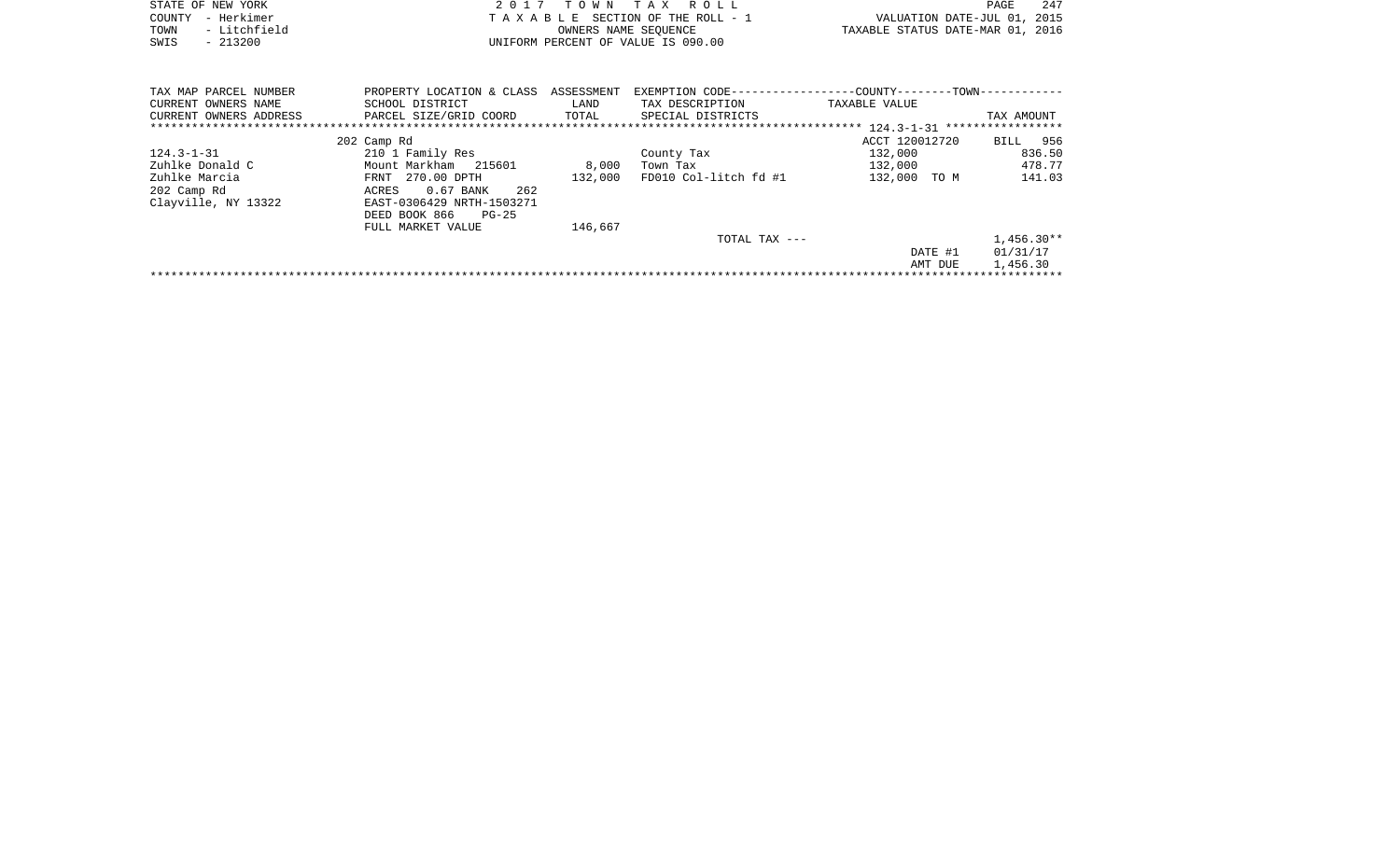STATE OF NEW YORK
COUNTY - Herkimer
TOWN - Litchfield
SWIS - 213200

2 0 1 7 T O W N T A X R O L L
T A X A B L E SECTION OF THE ROLL - 1
OWNERS NAME SEQUENCE
UNIFORM PERCENT OF VALUE IS 090.00

VALUATION DATE-JUL 01, 2015
TAXABLE STATUS DATE-MAR 01, 2016

| TAX MAP PARCEL NUMBER / CURRENT OWNERS NAME / CURRENT OWNERS ADDRESS | PROPERTY LOCATION & CLASS / SCHOOL DISTRICT / PARCEL SIZE/GRID COORD | ASSESSMENT / LAND / TOTAL | EXEMPTION CODE / TAX DESCRIPTION / SPECIAL DISTRICTS | COUNTY--------TOWN / TAXABLE VALUE | TAX AMOUNT |
|---|---|---|---|---|---|
| | 202 Camp Rd | | | ACCT 120012720 | BILL 956 |
| 124.3-1-31 | 210 1 Family Res | | County Tax | 132,000 | 836.50 |
| Zuhlke Donald C | Mount Markham 215601 | 8,000 | Town Tax | 132,000 | 478.77 |
| Zuhlke Marcia | FRNT 270.00 DPTH | 132,000 | FD010 Col-litch fd #1 | 132,000 TO M | 141.03 |
| 202 Camp Rd | ACRES 0.67 BANK 262 | | | | |
| Clayville, NY 13322 | EAST-0306429 NRTH-1503271 | | | | |
| | DEED BOOK 866 PG-25 | | | | |
| | FULL MARKET VALUE | 146,667 | | | |
| | | | TOTAL TAX --- | | 1,456.30** |
| | | | | DATE #1 | 01/31/17 |
| | | | | AMT DUE | 1,456.30 |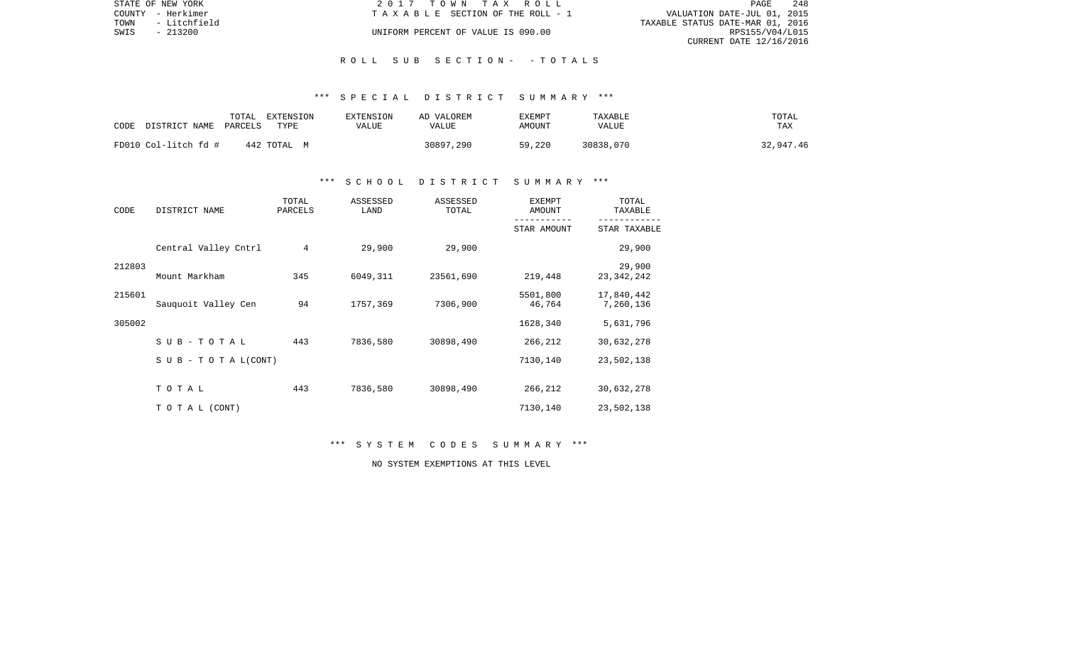STATE OF NEW YORK | 2017 TOWN TAX ROLL
COUNTY - Herkimer | TAXABLE SECTION OF THE ROLL - 1 | VALUATION DATE-JUL 01, 2015
TOWN - Litchfield | | TAXABLE STATUS DATE-MAR 01, 2016
SWIS - 213200 | UNIFORM PERCENT OF VALUE IS 090.00 | RPS155/V04/L015
CURRENT DATE 12/16/2016

ROLL SUB SECTION- - TOTALS

*** SPECIAL DISTRICT SUMMARY ***

| CODE | DISTRICT NAME | TOTAL PARCELS | EXTENSION TYPE | EXTENSION VALUE | AD VALOREM VALUE | EXEMPT AMOUNT | TAXABLE VALUE | TOTAL TAX |
|---|---|---|---|---|---|---|---|---|
| FD010 | Col-litch fd # | 442 | TOTAL M | | 30897,290 | 59,220 | 30838,070 | 32,947.46 |

*** SCHOOL DISTRICT SUMMARY ***

| CODE | DISTRICT NAME | TOTAL PARCELS | ASSESSED LAND | ASSESSED TOTAL | EXEMPT AMOUNT / STAR AMOUNT | TOTAL TAXABLE / STAR TAXABLE |
|---|---|---|---|---|---|---|
| | Central Valley Cntrl | 4 | 29,900 | 29,900 | | 29,900 |
| 212803 | | | | | | 29,900 |
| | Mount Markham | 345 | 6049,311 | 23561,690 | 219,448 | 23,342,242 |
| 215601 | | | | | 5501,800 | 17,840,442 |
| | Sauquoit Valley Cen | 94 | 1757,369 | 7306,900 | 46,764 | 7,260,136 |
| 305002 | | | | | 1628,340 | 5,631,796 |
| | SUB-TOTAL | 443 | 7836,580 | 30898,490 | 266,212 | 30,632,278 |
| | SUB-TOTAL(CONT) | | | | 7130,140 | 23,502,138 |
| | TOTAL | 443 | 7836,580 | 30898,490 | 266,212 | 30,632,278 |
| | TOTAL (CONT) | | | | 7130,140 | 23,502,138 |

*** SYSTEM CODES SUMMARY ***

NO SYSTEM EXEMPTIONS AT THIS LEVEL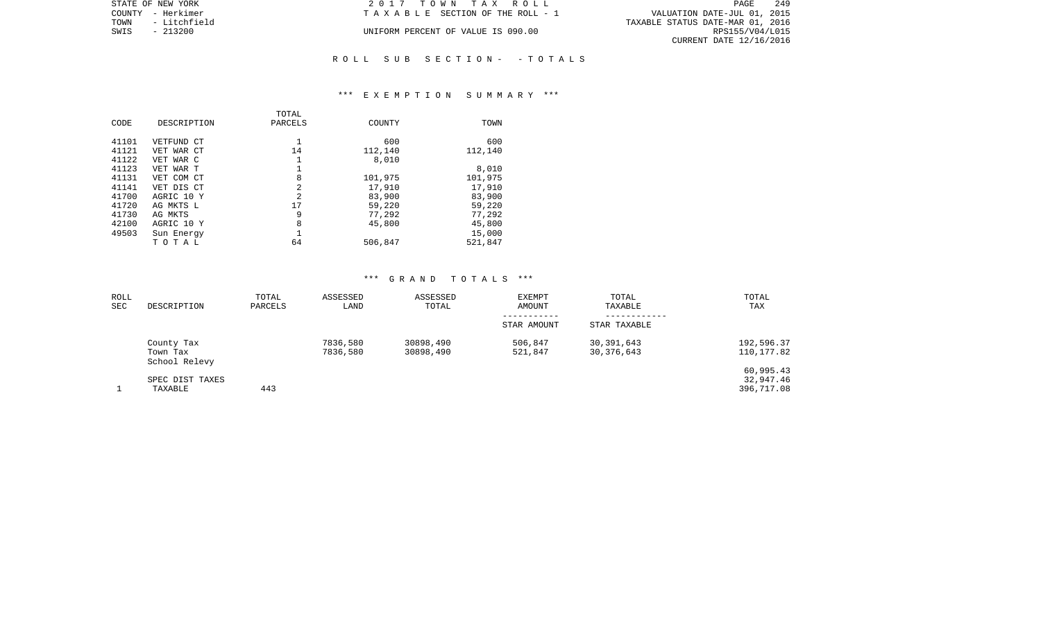STATE OF NEW YORK
COUNTY - Herkimer
TOWN - Litchfield
SWIS - 213200

2017 TOWN TAX ROLL
TAXABLE SECTION OF THE ROLL - 1
UNIFORM PERCENT OF VALUE IS 090.00

VALUATION DATE-JUL 01, 2015
TAXABLE STATUS DATE-MAR 01, 2016
RPS155/V04/L015
CURRENT DATE 12/16/2016

## ROLL SUB SECTION - - TOTALS

### *** EXEMPTION SUMMARY ***

| CODE | DESCRIPTION | TOTAL PARCELS | COUNTY | TOWN |
|---|---|---|---|---|
| 41101 | VETFUND CT | 1 | 600 | 600 |
| 41121 | VET WAR CT | 14 | 112,140 | 112,140 |
| 41122 | VET WAR C | 1 | 8,010 | |
| 41123 | VET WAR T | 1 | | 8,010 |
| 41131 | VET COM CT | 8 | 101,975 | 101,975 |
| 41141 | VET DIS CT | 2 | 17,910 | 17,910 |
| 41700 | AGRIC 10 Y | 2 | 83,900 | 83,900 |
| 41720 | AG MKTS L | 17 | 59,220 | 59,220 |
| 41730 | AG MKTS | 9 | 77,292 | 77,292 |
| 42100 | AGRIC 10 Y | 8 | 45,800 | 45,800 |
| 49503 | Sun Energy | 1 | | 15,000 |
| | TOTAL | 64 | 506,847 | 521,847 |

### *** GRAND TOTALS ***

| ROLL SEC | DESCRIPTION | TOTAL PARCELS | ASSESSED LAND | ASSESSED TOTAL | EXEMPT AMOUNT / STAR AMOUNT | TOTAL TAXABLE / STAR TAXABLE | TOTAL TAX |
|---|---|---|---|---|---|---|---|
| | County Tax | | 7836,580 | 30898,490 | 506,847 | 30,391,643 | 192,596.37 |
| | Town Tax | | 7836,580 | 30898,490 | 521,847 | 30,376,643 | 110,177.82 |
| | School Relevy | | | | | | 60,995.43 |
| | SPEC DIST TAXES | | | | | | 32,947.46 |
| 1 | TAXABLE | 443 | | | | | 396,717.08 |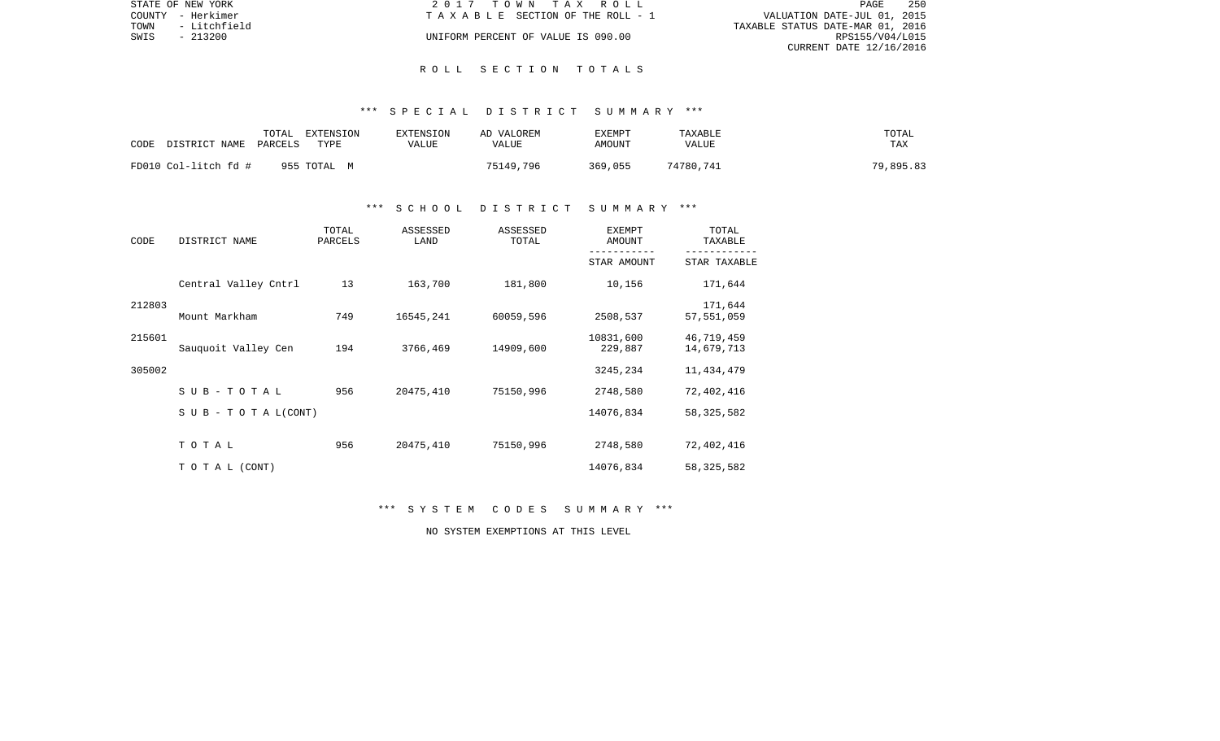STATE OF NEW YORK
COUNTY - Herkimer
TOWN - Litchfield
SWIS - 213200

2017 TOWN TAX ROLL
TAXABLE SECTION OF THE ROLL - 1
UNIFORM PERCENT OF VALUE IS 090.00

VALUATION DATE-JUL 01, 2015
TAXABLE STATUS DATE-MAR 01, 2016
RPS155/V04/L015
CURRENT DATE 12/16/2016

# ROLL SECTION TOTALS

## *** SPECIAL DISTRICT SUMMARY ***

| CODE DISTRICT NAME | TOTAL PARCELS | EXTENSION TYPE | EXTENSION VALUE | AD VALOREM VALUE | EXEMPT AMOUNT | TAXABLE VALUE | TOTAL TAX |
|---|---|---|---|---|---|---|---|
| FD010 Col-litch fd # | 955 | TOTAL M | | 75149,796 | 369,055 | 74780,741 | 79,895.83 |

## *** SCHOOL DISTRICT SUMMARY ***

| CODE | DISTRICT NAME | TOTAL PARCELS | ASSESSED LAND | ASSESSED TOTAL | EXEMPT AMOUNT / STAR AMOUNT | TOTAL TAXABLE / STAR TAXABLE |
|---|---|---|---|---|---|---|
| | Central Valley Cntrl | 13 | 163,700 | 181,800 | 10,156 | 171,644 |
| 212803 | | | | | | 171,644 |
| | Mount Markham | 749 | 16545,241 | 60059,596 | 2508,537 | 57,551,059 |
| 215601 | | | | | 10831,600 | 46,719,459 |
| | Sauquoit Valley Cen | 194 | 3766,469 | 14909,600 | 229,887 | 14,679,713 |
| 305002 | | | | | 3245,234 | 11,434,479 |
| | S U B - T O T A L | 956 | 20475,410 | 75150,996 | 2748,580 | 72,402,416 |
| | S U B - T O T A L(CONT) | | | | 14076,834 | 58,325,582 |
| | T O T A L | 956 | 20475,410 | 75150,996 | 2748,580 | 72,402,416 |
| | T O T A L (CONT) | | | | 14076,834 | 58,325,582 |

## *** SYSTEM CODES SUMMARY ***

NO SYSTEM EXEMPTIONS AT THIS LEVEL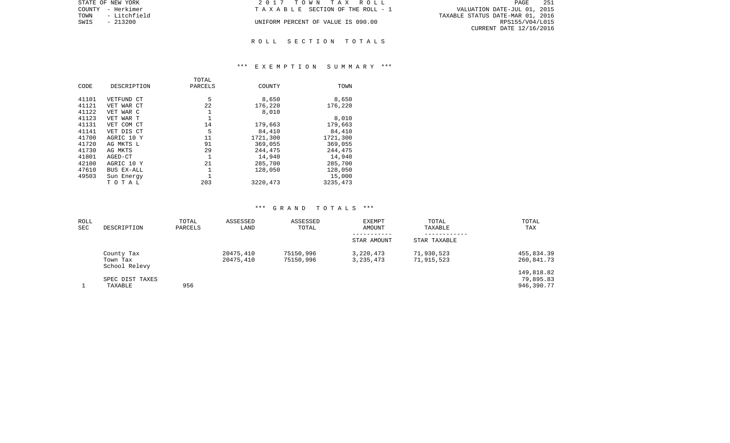STATE OF NEW YORK
COUNTY - Herkimer
TOWN - Litchfield
SWIS - 213200

2 0 1 7 T O W N T A X R O L L
T A X A B L E SECTION OF THE ROLL - 1
UNIFORM PERCENT OF VALUE IS 090.00

VALUATION DATE-JUL 01, 2015
TAXABLE STATUS DATE-MAR 01, 2016
RPS155/V04/L015
CURRENT DATE 12/16/2016

## R O L L S E C T I O N T O T A L S

### *** E X E M P T I O N S U M M A R Y ***

| CODE | DESCRIPTION | TOTAL PARCELS | COUNTY | TOWN |
|---|---|---|---|---|
| 41101 | VETFUND CT | 5 | 8,650 | 8,650 |
| 41121 | VET WAR CT | 22 | 176,220 | 176,220 |
| 41122 | VET WAR C | 1 | 8,010 | |
| 41123 | VET WAR T | 1 | | 8,010 |
| 41131 | VET COM CT | 14 | 179,663 | 179,663 |
| 41141 | VET DIS CT | 5 | 84,410 | 84,410 |
| 41700 | AGRIC 10 Y | 11 | 1721,300 | 1721,300 |
| 41720 | AG MKTS L | 91 | 369,055 | 369,055 |
| 41730 | AG MKTS | 29 | 244,475 | 244,475 |
| 41801 | AGED-CT | 1 | 14,940 | 14,940 |
| 42100 | AGRIC 10 Y | 21 | 285,700 | 285,700 |
| 47610 | BUS EX-ALL | 1 | 128,050 | 128,050 |
| 49503 | Sun Energy | 1 | | 15,000 |
| | T O T A L | 203 | 3220,473 | 3235,473 |

### *** G R A N D T O T A L S ***

| ROLL SEC | DESCRIPTION | TOTAL PARCELS | ASSESSED LAND | ASSESSED TOTAL | EXEMPT AMOUNT / STAR AMOUNT | TOTAL TAXABLE / STAR TAXABLE | TOTAL TAX |
|---|---|---|---|---|---|---|---|
| | County Tax | | 20475,410 | 75150,996 | 3,220,473 | 71,930,523 | 455,834.39 |
| | Town Tax | | 20475,410 | 75150,996 | 3,235,473 | 71,915,523 | 260,841.73 |
| | School Relevy | | | | | | 149,818.82 |
| | SPEC DIST TAXES | | | | | | 79,895.83 |
| 1 | TAXABLE | 956 | | | | | 946,390.77 |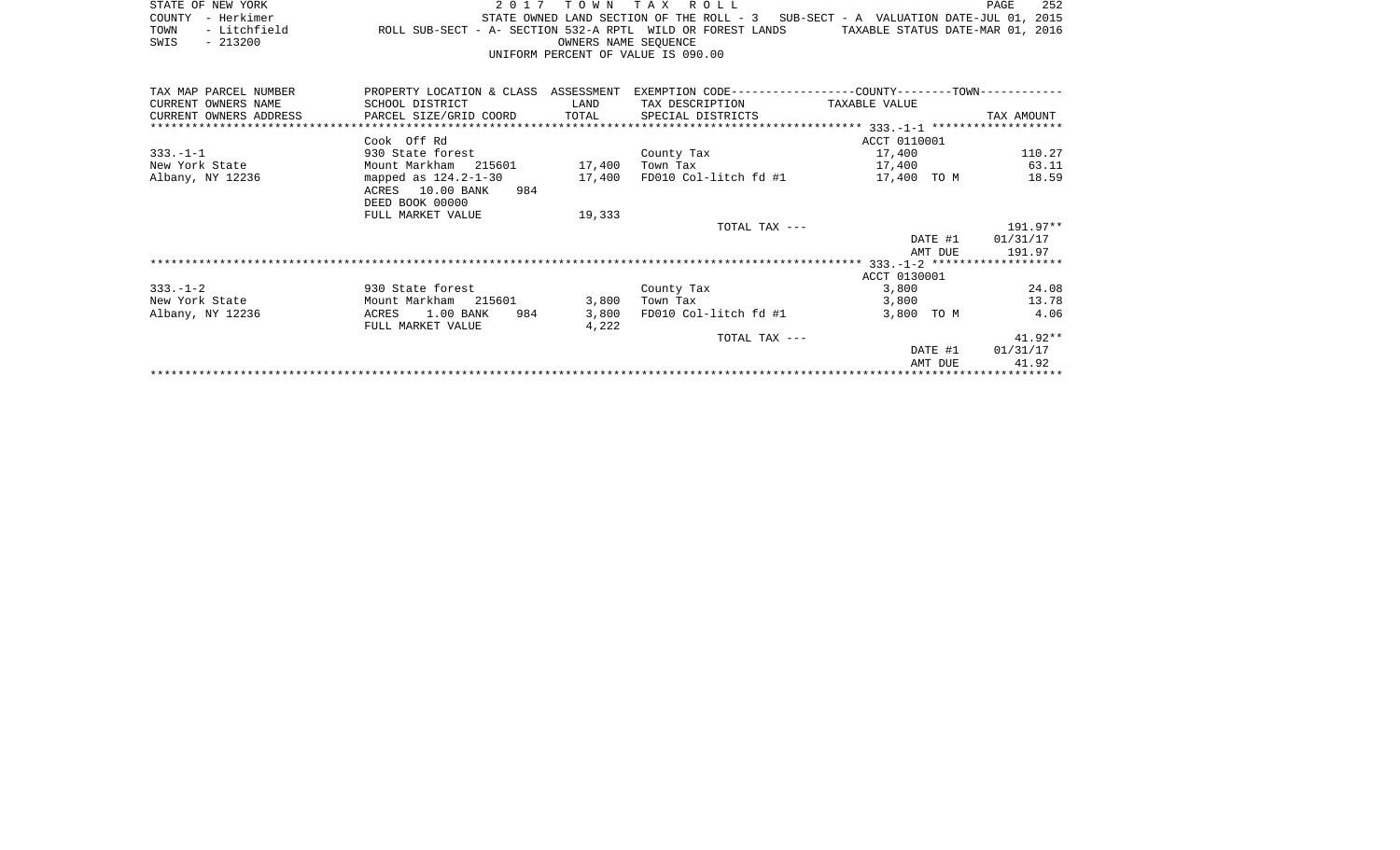STATE OF NEW YORK
COUNTY - Herkimer
TOWN - Litchfield
SWIS - 213200

2 0 1 7 T O W N T A X R O L L
STATE OWNED LAND SECTION OF THE ROLL - 3 SUB-SECT - A VALUATION DATE-JUL 01, 2015
ROLL SUB-SECT - A- SECTION 532-A RPTL WILD OR FOREST LANDS TAXABLE STATUS DATE-MAR 01, 2016
OWNERS NAME SEQUENCE
UNIFORM PERCENT OF VALUE IS 090.00

| TAX MAP PARCEL NUMBER / CURRENT OWNERS NAME / CURRENT OWNERS ADDRESS | PROPERTY LOCATION & CLASS / SCHOOL DISTRICT / PARCEL SIZE/GRID COORD | ASSESSMENT LAND / TOTAL | EXEMPTION CODE / TAX DESCRIPTION / SPECIAL DISTRICTS | COUNTY--------TOWN / TAXABLE VALUE | TAX AMOUNT |
|---|---|---|---|---|---|
| ****** 333.-1-1 ****** | | | | | |
| | Cook Off Rd | | | ACCT 0110001 | |
| 333.-1-1 | 930 State forest | | County Tax | 17,400 | 110.27 |
| New York State | Mount Markham 215601 | 17,400 | Town Tax | 17,400 | 63.11 |
| Albany, NY 12236 | mapped as 124.2-1-30 | 17,400 | FD010 Col-litch fd #1 | 17,400 TO M | 18.59 |
| | ACRES 10.00 BANK 984 | | | | |
| | DEED BOOK 00000 | | | | |
| | FULL MARKET VALUE | 19,333 | | | |
| | | | TOTAL TAX --- | | 191.97** |
| | | | | DATE #1 | 01/31/17 |
| | | | | AMT DUE | 191.97 |
| ****** 333.-1-2 ****** | | | | | |
| | | | | ACCT 0130001 | |
| 333.-1-2 | 930 State forest | | County Tax | 3,800 | 24.08 |
| New York State | Mount Markham 215601 | 3,800 | Town Tax | 3,800 | 13.78 |
| Albany, NY 12236 | ACRES 1.00 BANK 984 | 3,800 | FD010 Col-litch fd #1 | 3,800 TO M | 4.06 |
| | FULL MARKET VALUE | 4,222 | | | |
| | | | TOTAL TAX --- | | 41.92** |
| | | | | DATE #1 | 01/31/17 |
| | | | | AMT DUE | 41.92 |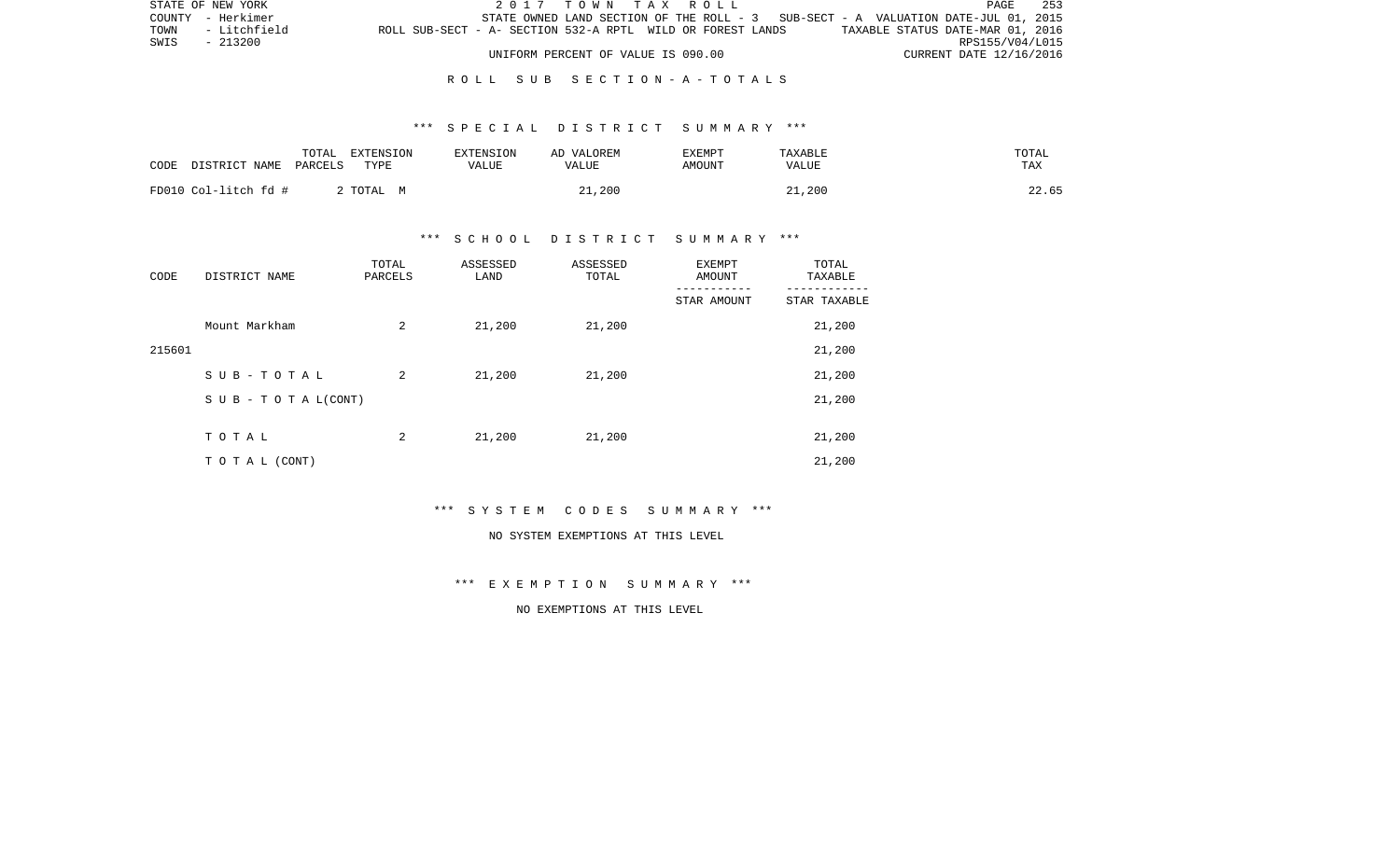STATE OF NEW YORK 2 0 1 7 T O W N T A X R O L L
COUNTY - Herkimer STATE OWNED LAND SECTION OF THE ROLL - 3 SUB-SECT - A VALUATION DATE-JUL 01, 2015
TOWN - Litchfield ROLL SUB-SECT - A- SECTION 532-A RPTL WILD OR FOREST LANDS TAXABLE STATUS DATE-MAR 01, 2016
SWIS - 213200 RPS155/V04/L015
UNIFORM PERCENT OF VALUE IS 090.00 CURRENT DATE 12/16/2016

R O L L S U B S E C T I O N - A - T O T A L S

*** S P E C I A L D I S T R I C T S U M M A R Y ***

| CODE DISTRICT NAME | TOTAL PARCELS | EXTENSION TYPE | EXTENSION VALUE | AD VALOREM VALUE | EXEMPT AMOUNT | TAXABLE VALUE | TOTAL TAX |
|---|---|---|---|---|---|---|---|
| FD010 Col-litch fd # | 2 | TOTAL M | | 21,200 | | 21,200 | 22.65 |

*** S C H O O L D I S T R I C T S U M M A R Y ***

| CODE | DISTRICT NAME | TOTAL PARCELS | ASSESSED LAND | ASSESSED TOTAL | EXEMPT AMOUNT / STAR AMOUNT | TOTAL TAXABLE / STAR TAXABLE |
|---|---|---|---|---|---|---|
| | Mount Markham | 2 | 21,200 | 21,200 | | 21,200 |
| 215601 | | | | | | 21,200 |
| | S U B - T O T A L | 2 | 21,200 | 21,200 | | 21,200 |
| | S U B - T O T A L(CONT) | | | | | 21,200 |
| | T O T A L | 2 | 21,200 | 21,200 | | 21,200 |
| | T O T A L (CONT) | | | | | 21,200 |

*** S Y S T E M C O D E S S U M M A R Y ***

NO SYSTEM EXEMPTIONS AT THIS LEVEL

*** E X E M P T I O N S U M M A R Y ***

NO EXEMPTIONS AT THIS LEVEL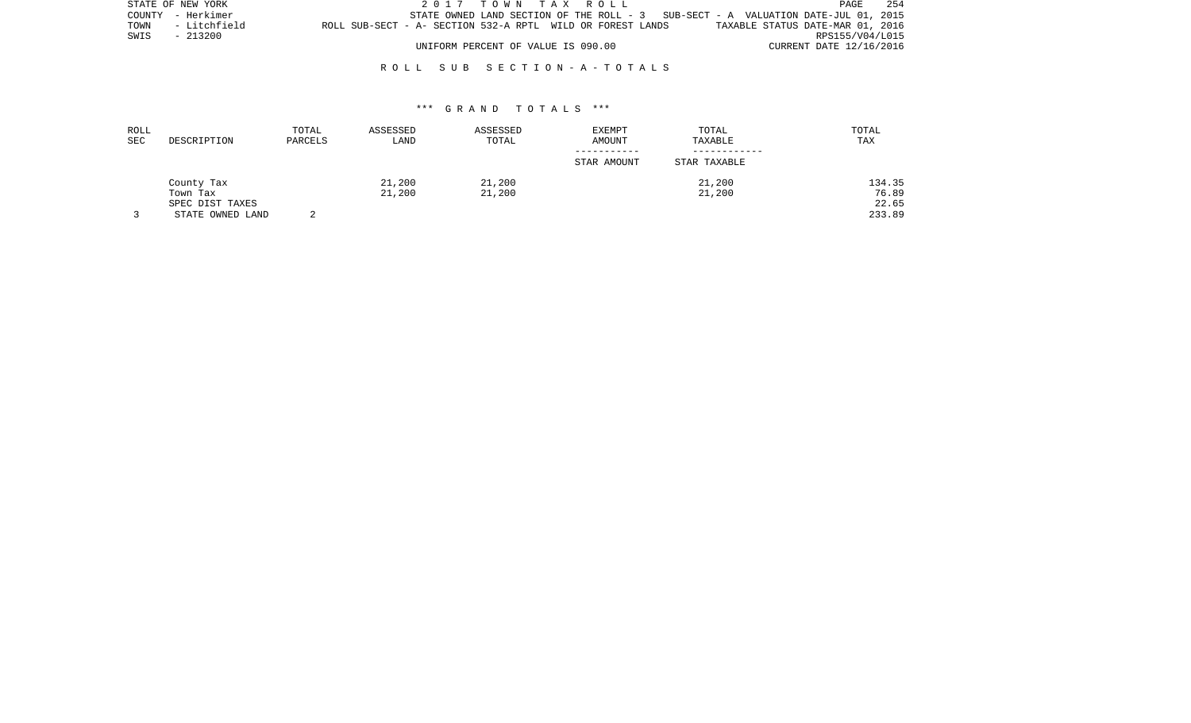STATE OF NEW YORK
COUNTY - Herkimer
TOWN - Litchfield
SWIS - 213200

2 0 1 7   T O W N   T A X   R O L L

STATE OWNED LAND SECTION OF THE ROLL - 3   SUB-SECT - A  VALUATION DATE-JUL 01, 2015

ROLL SUB-SECT - A- SECTION 532-A RPTL  WILD OR FOREST LANDS   TAXABLE STATUS DATE-MAR 01, 2016

RPS155/V04/L015

UNIFORM PERCENT OF VALUE IS 090.00   CURRENT DATE 12/16/2016

R O L L   S U B   S E C T I O N - A - T O T A L S

\*\*\* G R A N D   T O T A L S \*\*\*

| ROLL SEC | DESCRIPTION | TOTAL PARCELS | ASSESSED LAND | ASSESSED TOTAL | EXEMPT AMOUNT / STAR AMOUNT | TOTAL TAXABLE / STAR TAXABLE | TOTAL TAX |
|---|---|---|---|---|---|---|---|
| | County Tax | | 21,200 | 21,200 | | 21,200 | 134.35 |
| | Town Tax | | 21,200 | 21,200 | | 21,200 | 76.89 |
| | SPEC DIST TAXES | | | | | | 22.65 |
| 3 | STATE OWNED LAND | 2 | | | | | 233.89 |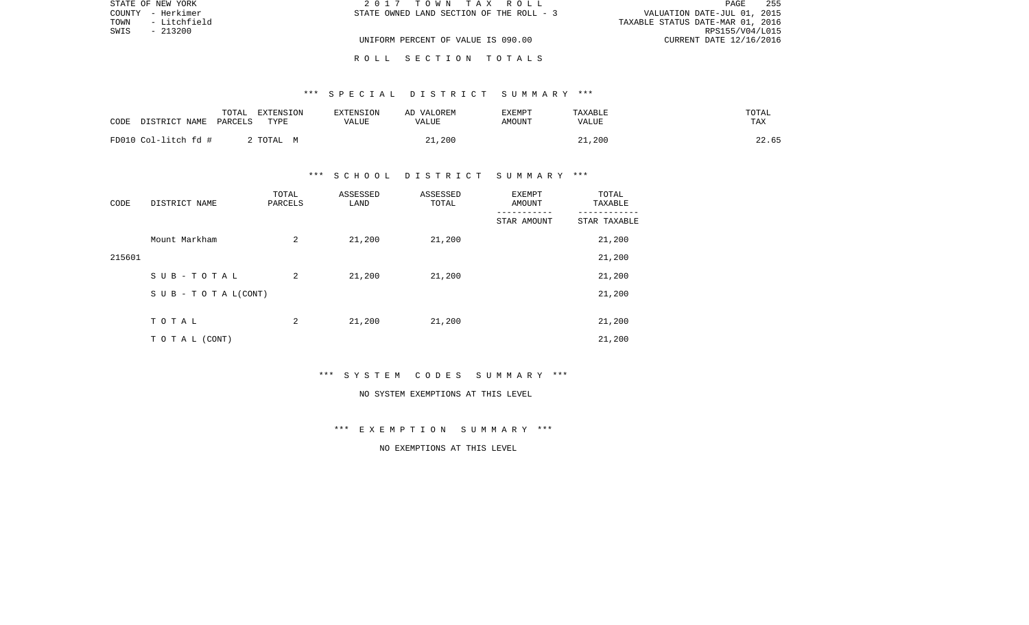STATE OF NEW YORK
COUNTY - Herkimer
TOWN - Litchfield
SWIS - 213200

2 0 1 7 T O W N T A X R O L L
STATE OWNED LAND SECTION OF THE ROLL - 3

VALUATION DATE-JUL 01, 2015
TAXABLE STATUS DATE-MAR 01, 2016
RPS155/V04/L015
CURRENT DATE 12/16/2016

UNIFORM PERCENT OF VALUE IS 090.00

R O L L S E C T I O N T O T A L S

*** S P E C I A L D I S T R I C T S U M M A R Y ***

| CODE DISTRICT NAME | TOTAL PARCELS | EXTENSION TYPE | EXTENSION VALUE | AD VALOREM VALUE | EXEMPT AMOUNT | TAXABLE VALUE | TOTAL TAX |
|---|---|---|---|---|---|---|---|
| FD010 Col-litch fd # | 2 | TOTAL M | | 21,200 | | 21,200 | 22.65 |

*** S C H O O L D I S T R I C T S U M M A R Y ***

| CODE | DISTRICT NAME | TOTAL PARCELS | ASSESSED LAND | ASSESSED TOTAL | EXEMPT AMOUNT / STAR AMOUNT | TOTAL TAXABLE / STAR TAXABLE |
|---|---|---|---|---|---|---|
| | Mount Markham | 2 | 21,200 | 21,200 | | 21,200 |
| 215601 | | | | | | 21,200 |
| | S U B - T O T A L | 2 | 21,200 | 21,200 | | 21,200 |
| | S U B - T O T A L(CONT) | | | | | 21,200 |
| | T O T A L | 2 | 21,200 | 21,200 | | 21,200 |
| | T O T A L (CONT) | | | | | 21,200 |

*** S Y S T E M C O D E S S U M M A R Y ***

NO SYSTEM EXEMPTIONS AT THIS LEVEL

*** E X E M P T I O N S U M M A R Y ***

NO EXEMPTIONS AT THIS LEVEL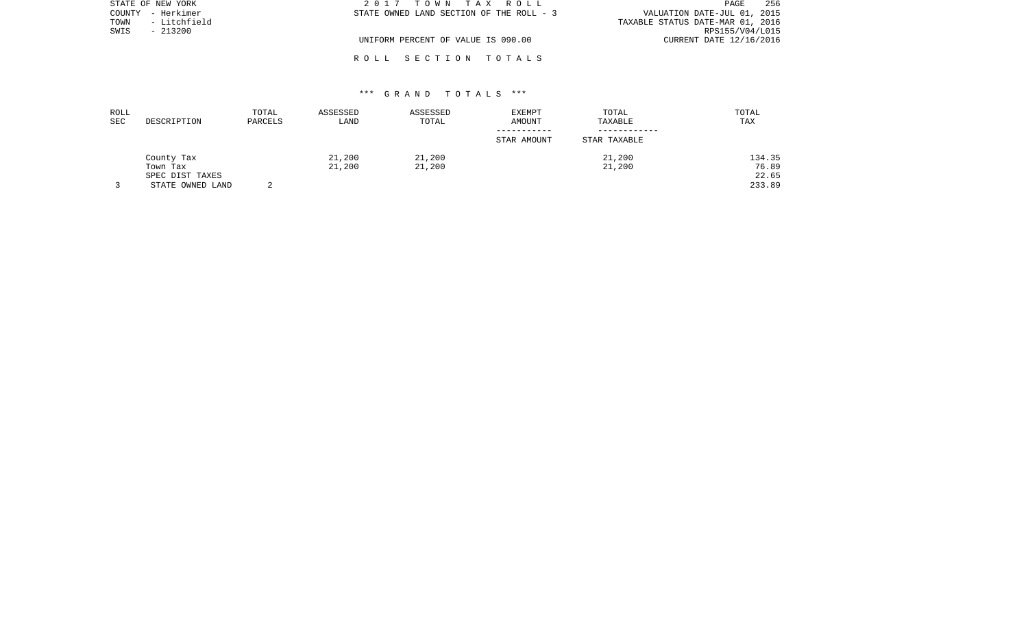STATE OF NEW YORK
COUNTY - Herkimer
TOWN - Litchfield
SWIS - 213200

2 0 1 7 T O W N T A X R O L L
STATE OWNED LAND SECTION OF THE ROLL - 3
UNIFORM PERCENT OF VALUE IS 090.00

VALUATION DATE-JUL 01, 2015
TAXABLE STATUS DATE-MAR 01, 2016
RPS155/V04/L015
CURRENT DATE 12/16/2016

R O L L S E C T I O N T O T A L S

*** G R A N D T O T A L S ***

| ROLL SEC | DESCRIPTION | TOTAL PARCELS | ASSESSED LAND | ASSESSED TOTAL | EXEMPT AMOUNT / STAR AMOUNT | TOTAL TAXABLE / STAR TAXABLE | TOTAL TAX |
|---|---|---|---|---|---|---|---|
| | County Tax | | 21,200 | 21,200 | | 21,200 | 134.35 |
| | Town Tax | | 21,200 | 21,200 | | 21,200 | 76.89 |
| | SPEC DIST TAXES | | | | | | 22.65 |
| 3 | STATE OWNED LAND | 2 | | | | | 233.89 |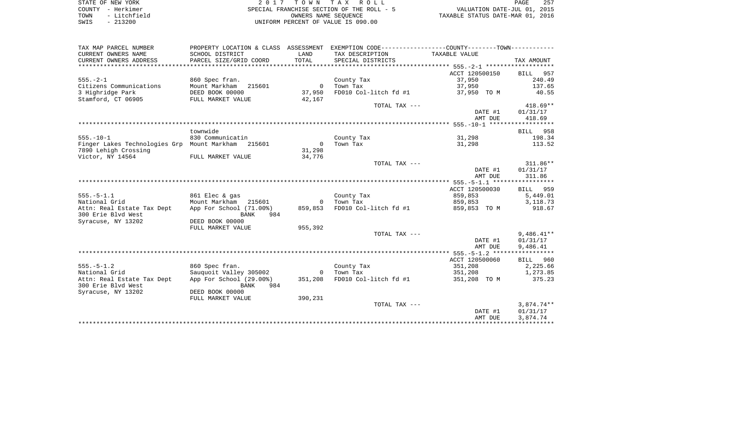STATE OF NEW YORK | COUNTY - Herkimer | TOWN - Litchfield | SWIS - 213200

2 0 1 7 T O W N T A X R O L L
SPECIAL FRANCHISE SECTION OF THE ROLL - 5
OWNERS NAME SEQUENCE
UNIFORM PERCENT OF VALUE IS 090.00

VALUATION DATE-JUL 01, 2015
TAXABLE STATUS DATE-MAR 01, 2016

| TAX MAP PARCEL NUMBER / CURRENT OWNERS NAME / CURRENT OWNERS ADDRESS | PROPERTY LOCATION & CLASS / SCHOOL DISTRICT / PARCEL SIZE/GRID COORD | ASSESSMENT LAND / TOTAL | EXEMPTION CODE / TAX DESCRIPTION / SPECIAL DISTRICTS | COUNTY--------TOWN / TAXABLE VALUE | TAX AMOUNT |
|---|---|---|---|---|---|
| 555.-2-1 | | | | ACCT 120500150 | BILL 957 |
| 555.-2-1 | 860 Spec fran. | | County Tax | 37,950 | 240.49 |
| Citizens Communications | Mount Markham 215601 | 0 | Town Tax | 37,950 | 137.65 |
| 3 Highridge Park | DEED BOOK 00000 | 37,950 | FD010 Col-litch fd #1 | 37,950 TO M | 40.55 |
| Stamford, CT 06905 | FULL MARKET VALUE | 42,167 | | | |
| | | | TOTAL TAX --- | | 418.69** |
| | | | | DATE #1 | 01/31/17 |
| | | | | AMT DUE | 418.69 |
| 555.-10-1 | townwide | | | | BILL 958 |
| 555.-10-1 | 830 Communicatin | | County Tax | 31,298 | 198.34 |
| Finger Lakes Technologies Grp | Mount Markham 215601 | 0 | Town Tax | 31,298 | 113.52 |
| 7890 Lehigh Crossing | | 31,298 | | | |
| Victor, NY 14564 | FULL MARKET VALUE | 34,776 | | | |
| | | | TOTAL TAX --- | | 311.86** |
| | | | | DATE #1 | 01/31/17 |
| | | | | AMT DUE | 311.86 |
| 555.-5-1.1 | | | | ACCT 120500030 | BILL 959 |
| 555.-5-1.1 | 861 Elec & gas | | County Tax | 859,853 | 5,449.01 |
| National Grid | Mount Markham 215601 | 0 | Town Tax | 859,853 | 3,118.73 |
| Attn: Real Estate Tax Dept | App For School (71.00%) | 859,853 | FD010 Col-litch fd #1 | 859,853 TO M | 918.67 |
| 300 Erie Blvd West | BANK 984 | | | | |
| Syracuse, NY 13202 | DEED BOOK 00000 | | | | |
| | FULL MARKET VALUE | 955,392 | | | |
| | | | TOTAL TAX --- | | 9,486.41** |
| | | | | DATE #1 | 01/31/17 |
| | | | | AMT DUE | 9,486.41 |
| 555.-5-1.2 | | | | ACCT 120500060 | BILL 960 |
| 555.-5-1.2 | 860 Spec fran. | | County Tax | 351,208 | 2,225.66 |
| National Grid | Sauquoit Valley 305002 | 0 | Town Tax | 351,208 | 1,273.85 |
| Attn: Real Estate Tax Dept | App For School (29.00%) | 351,208 | FD010 Col-litch fd #1 | 351,208 TO M | 375.23 |
| 300 Erie Blvd West | BANK 984 | | | | |
| Syracuse, NY 13202 | DEED BOOK 00000 | | | | |
| | FULL MARKET VALUE | 390,231 | | | |
| | | | TOTAL TAX --- | | 3,874.74** |
| | | | | DATE #1 | 01/31/17 |
| | | | | AMT DUE | 3,874.74 |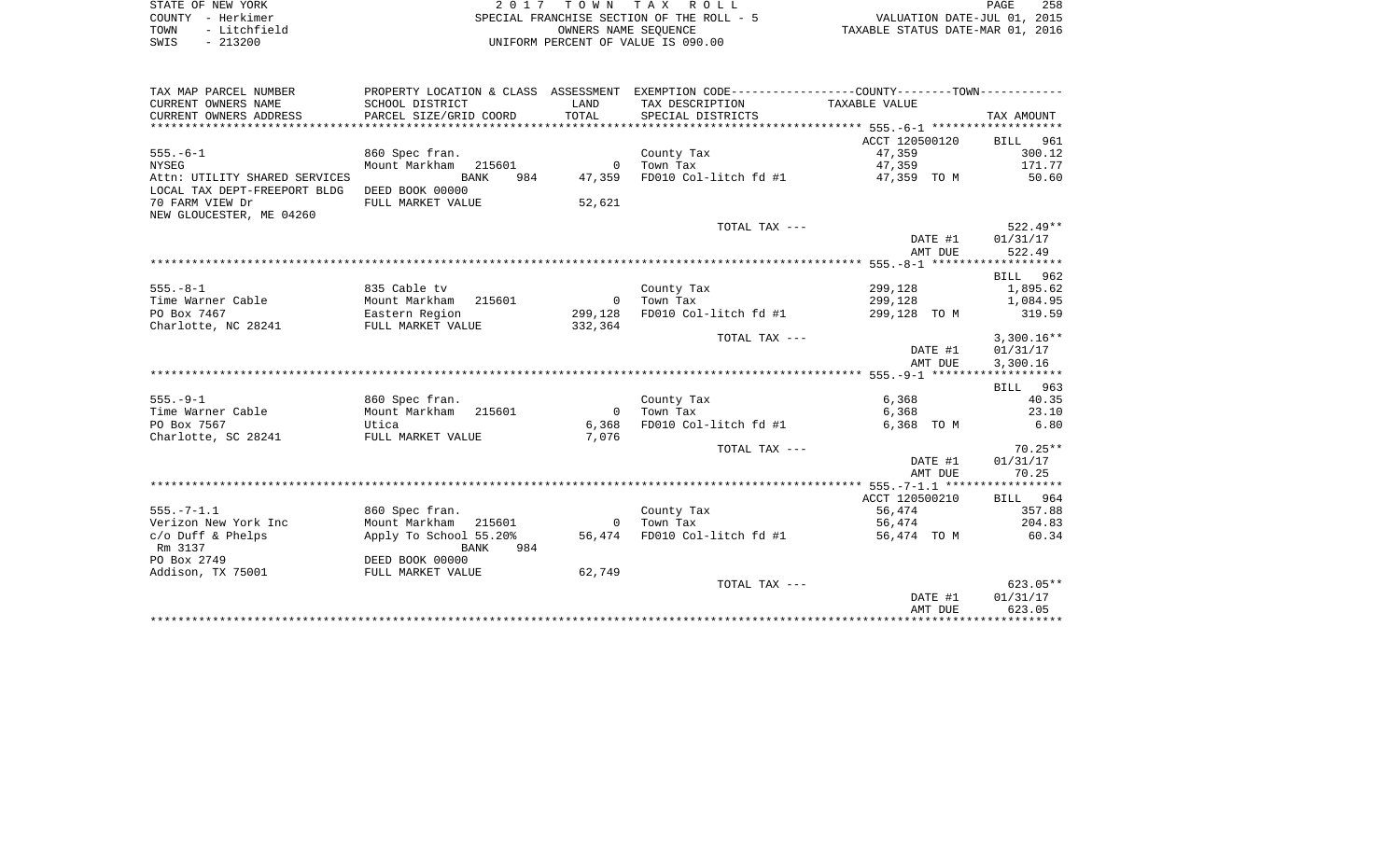STATE OF NEW YORK
COUNTY - Herkimer
TOWN - Litchfield
SWIS - 213200

2 0 1 7 T O W N T A X R O L L
SPECIAL FRANCHISE SECTION OF THE ROLL - 5
OWNERS NAME SEQUENCE
UNIFORM PERCENT OF VALUE IS 090.00

VALUATION DATE-JUL 01, 2015
TAXABLE STATUS DATE-MAR 01, 2016

| TAX MAP PARCEL NUMBER / CURRENT OWNERS NAME / CURRENT OWNERS ADDRESS | PROPERTY LOCATION & CLASS / SCHOOL DISTRICT / PARCEL SIZE/GRID COORD | ASSESSMENT LAND / TOTAL | EXEMPTION CODE / TAX DESCRIPTION / SPECIAL DISTRICTS | COUNTY--------TOWN TAXABLE VALUE | TAX AMOUNT |
|---|---|---|---|---|---|
| **555.-6-1** | | | | ACCT 120500120 | BILL 961 |
| 555.-6-1 | 860 Spec fran. | | County Tax | 47,359 | 300.12 |
| NYSEG | Mount Markham 215601 | 0 | Town Tax | 47,359 | 171.77 |
| Attn: UTILITY SHARED SERVICES | BANK 984 | 47,359 | FD010 Col-litch fd #1 | 47,359 TO M | 50.60 |
| LOCAL TAX DEPT-FREEPORT BLDG | DEED BOOK 00000 | | | | |
| 70 FARM VIEW Dr | FULL MARKET VALUE | 52,621 | | | |
| NEW GLOUCESTER, ME 04260 | | | | | |
| | | | TOTAL TAX --- | | 522.49** |
| | | | | DATE #1 | 01/31/17 |
| | | | | AMT DUE | 522.49 |
| **555.-8-1** | | | | | BILL 962 |
| 555.-8-1 | 835 Cable tv | | County Tax | 299,128 | 1,895.62 |
| Time Warner Cable | Mount Markham 215601 | 0 | Town Tax | 299,128 | 1,084.95 |
| PO Box 7467 | Eastern Region | 299,128 | FD010 Col-litch fd #1 | 299,128 TO M | 319.59 |
| Charlotte, NC 28241 | FULL MARKET VALUE | 332,364 | | | |
| | | | TOTAL TAX --- | | 3,300.16** |
| | | | | DATE #1 | 01/31/17 |
| | | | | AMT DUE | 3,300.16 |
| **555.-9-1** | | | | | BILL 963 |
| 555.-9-1 | 860 Spec fran. | | County Tax | 6,368 | 40.35 |
| Time Warner Cable | Mount Markham 215601 | 0 | Town Tax | 6,368 | 23.10 |
| PO Box 7567 | Utica | 6,368 | FD010 Col-litch fd #1 | 6,368 TO M | 6.80 |
| Charlotte, SC 28241 | FULL MARKET VALUE | 7,076 | | | |
| | | | TOTAL TAX --- | | 70.25** |
| | | | | DATE #1 | 01/31/17 |
| | | | | AMT DUE | 70.25 |
| **555.-7-1.1** | | | | ACCT 120500210 | BILL 964 |
| 555.-7-1.1 | 860 Spec fran. | | County Tax | 56,474 | 357.88 |
| Verizon New York Inc | Mount Markham 215601 | 0 | Town Tax | 56,474 | 204.83 |
| c/o Duff & Phelps | Apply To School 55.20% | 56,474 | FD010 Col-litch fd #1 | 56,474 TO M | 60.34 |
| Rm 3137 | BANK 984 | | | | |
| PO Box 2749 | DEED BOOK 00000 | | | | |
| Addison, TX 75001 | FULL MARKET VALUE | 62,749 | | | |
| | | | TOTAL TAX --- | | 623.05** |
| | | | | DATE #1 | 01/31/17 |
| | | | | AMT DUE | 623.05 |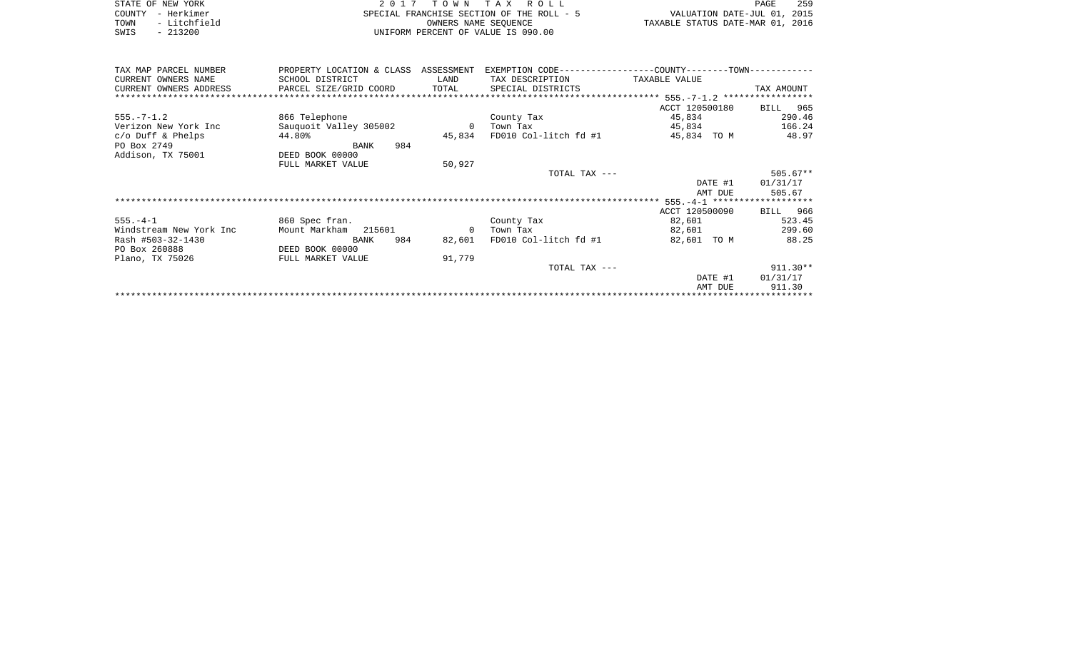STATE OF NEW YORK
COUNTY - Herkimer
TOWN - Litchfield
SWIS - 213200

2 0 1 7 T O W N T A X R O L L
SPECIAL FRANCHISE SECTION OF THE ROLL - 5
OWNERS NAME SEQUENCE
UNIFORM PERCENT OF VALUE IS 090.00

VALUATION DATE-JUL 01, 2015
TAXABLE STATUS DATE-MAR 01, 2016

| TAX MAP PARCEL NUMBER / CURRENT OWNERS NAME / CURRENT OWNERS ADDRESS | PROPERTY LOCATION & CLASS / SCHOOL DISTRICT / PARCEL SIZE/GRID COORD | ASSESSMENT LAND / TOTAL | EXEMPTION CODE / TAX DESCRIPTION / SPECIAL DISTRICTS | COUNTY--------TOWN / TAXABLE VALUE | TAX AMOUNT |
|---|---|---|---|---|---|
| 555.-7-1.2 | | | | ACCT 120500180 | BILL 965 |
| 555.-7-1.2 | 866 Telephone | | County Tax | 45,834 | 290.46 |
| Verizon New York Inc | Sauquoit Valley 305002 | 0 | Town Tax | 45,834 | 166.24 |
| c/o Duff & Phelps | 44.80% | 45,834 | FD010 Col-litch fd #1 | 45,834 TO M | 48.97 |
| PO Box 2749 | BANK 984 | | | | |
| Addison, TX 75001 | DEED BOOK 00000 | | | | |
| | FULL MARKET VALUE | 50,927 | | | |
| | | | TOTAL TAX --- | | 505.67** |
| | | | | DATE #1 | 01/31/17 |
| | | | | AMT DUE | 505.67 |
| 555.-4-1 | | | | ACCT 120500090 | BILL 966 |
| 555.-4-1 | 860 Spec fran. | | County Tax | 82,601 | 523.45 |
| Windstream New York Inc | Mount Markham 215601 | 0 | Town Tax | 82,601 | 299.60 |
| Rash #503-32-1430 | BANK 984 | 82,601 | FD010 Col-litch fd #1 | 82,601 TO M | 88.25 |
| PO Box 260888 | DEED BOOK 00000 | | | | |
| Plano, TX 75026 | FULL MARKET VALUE | 91,779 | | | |
| | | | TOTAL TAX --- | | 911.30** |
| | | | | DATE #1 | 01/31/17 |
| | | | | AMT DUE | 911.30 |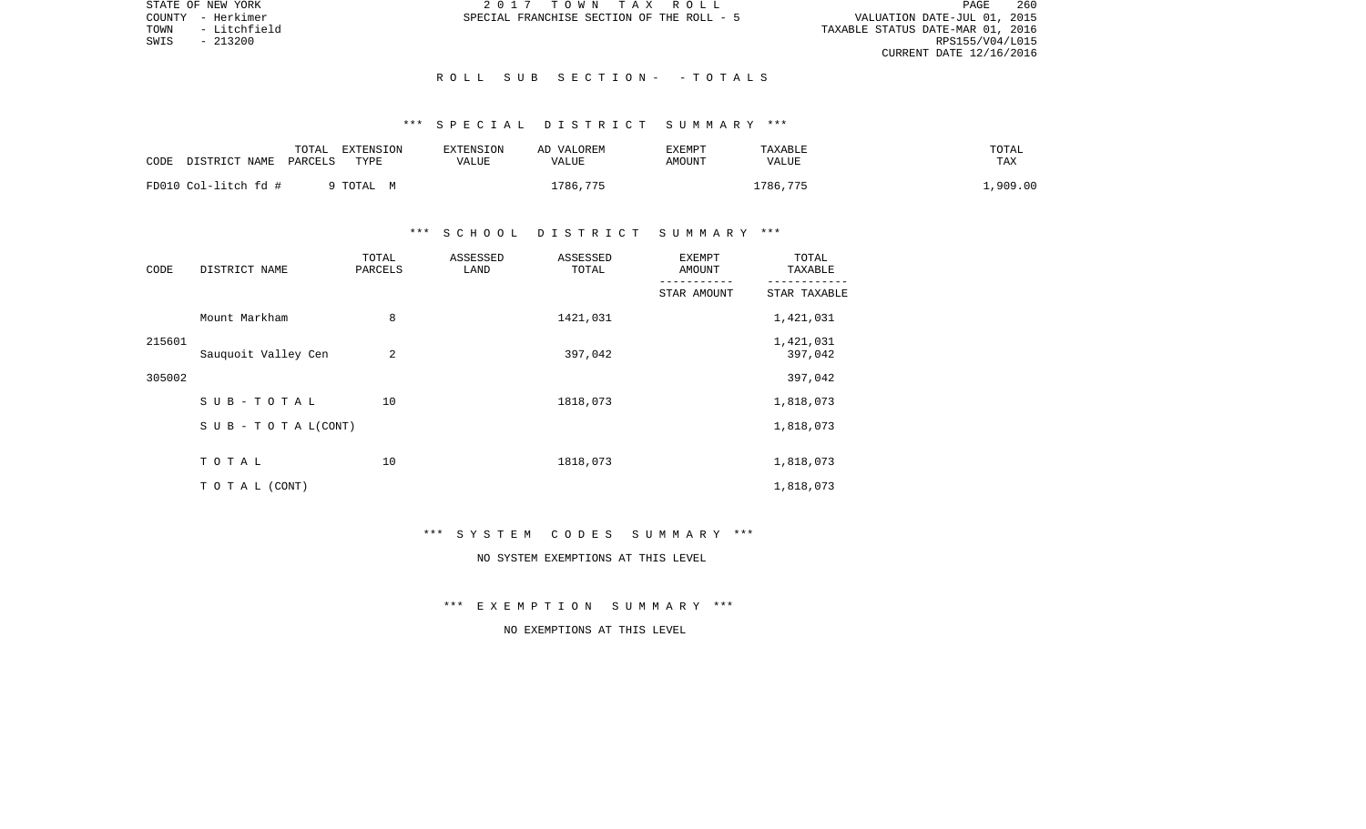STATE OF NEW YORK
COUNTY - Herkimer
TOWN - Litchfield
SWIS - 213200

2 0 1 7 T O W N T A X R O L L
SPECIAL FRANCHISE SECTION OF THE ROLL - 5

VALUATION DATE-JUL 01, 2015
TAXABLE STATUS DATE-MAR 01, 2016
RPS155/V04/L015
CURRENT DATE 12/16/2016

R O L L S U B S E C T I O N - - T O T A L S

*** S P E C I A L D I S T R I C T S U M M A R Y ***

| CODE DISTRICT NAME | TOTAL PARCELS | EXTENSION TYPE | EXTENSION VALUE | AD VALOREM VALUE | EXEMPT AMOUNT | TAXABLE VALUE | TOTAL TAX |
|---|---|---|---|---|---|---|---|
| FD010 Col-litch fd # | 9 | TOTAL M | | 1786,775 | | 1786,775 | 1,909.00 |

*** S C H O O L D I S T R I C T S U M M A R Y ***

| CODE | DISTRICT NAME | TOTAL PARCELS | ASSESSED LAND | ASSESSED TOTAL | EXEMPT AMOUNT / STAR AMOUNT | TOTAL TAXABLE / STAR TAXABLE |
|---|---|---|---|---|---|---|
| 215601 | Mount Markham | 8 | | 1421,031 | | 1,421,031 |
| | | | | | | 1,421,031 |
| 305002 | Sauquoit Valley Cen | 2 | | 397,042 | | 397,042 |
| | | | | | | 397,042 |
| | S U B - T O T A L | 10 | | 1818,073 | | 1,818,073 |
| | S U B - T O T A L(CONT) | | | | | 1,818,073 |
| | T O T A L | 10 | | 1818,073 | | 1,818,073 |
| | T O T A L (CONT) | | | | | 1,818,073 |

*** S Y S T E M C O D E S S U M M A R Y ***

NO SYSTEM EXEMPTIONS AT THIS LEVEL

*** E X E M P T I O N S U M M A R Y ***

NO EXEMPTIONS AT THIS LEVEL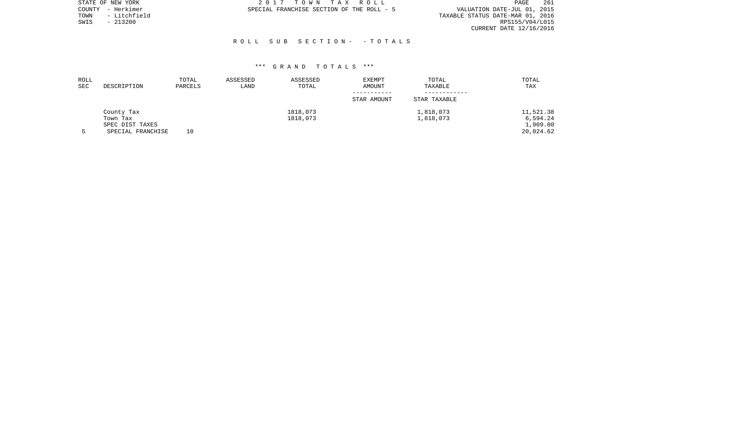STATE OF NEW YORK
COUNTY - Herkimer
TOWN - Litchfield
SWIS - 213200

2 0 1 7 T O W N T A X R O L L
SPECIAL FRANCHISE SECTION OF THE ROLL - 5

VALUATION DATE-JUL 01, 2015
TAXABLE STATUS DATE-MAR 01, 2016
RPS155/V04/L015
CURRENT DATE 12/16/2016

## R O L L S U B S E C T I O N - - T O T A L S

### *** G R A N D T O T A L S ***

| ROLL SEC | DESCRIPTION | TOTAL PARCELS | ASSESSED LAND | ASSESSED TOTAL | EXEMPT AMOUNT<br>-----------<br>STAR AMOUNT | TOTAL TAXABLE<br>------------<br>STAR TAXABLE | TOTAL TAX |
|---|---|---|---|---|---|---|---|
| | County Tax | | | 1818,073 | | 1,818,073 | 11,521.38 |
| | Town Tax | | | 1818,073 | | 1,818,073 | 6,594.24 |
| | SPEC DIST TAXES | | | | | | 1,909.00 |
| 5 | SPECIAL FRANCHISE | 10 | | | | | 20,024.62 |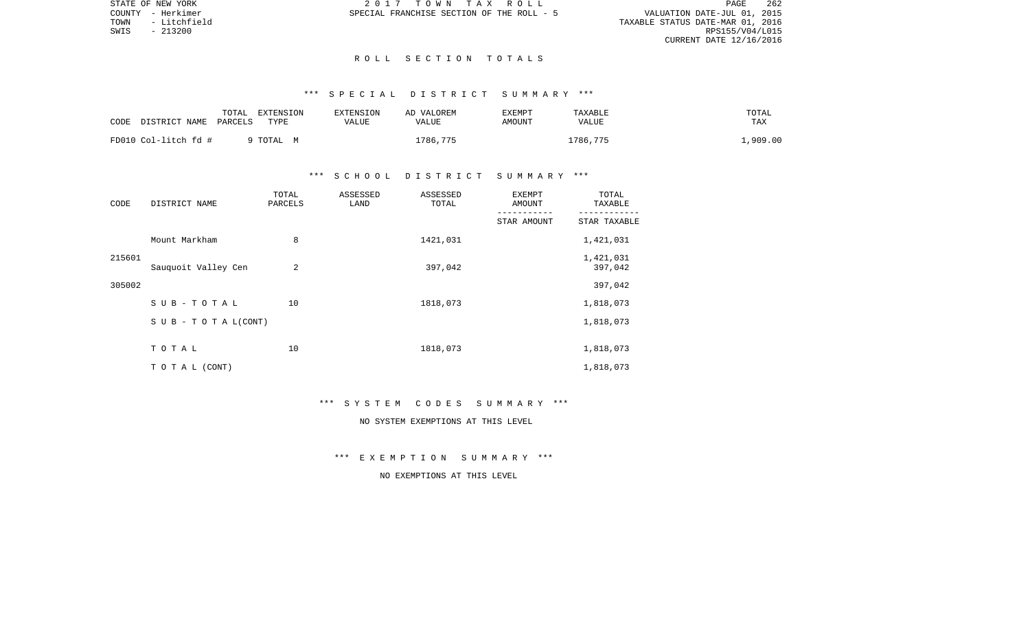STATE OF NEW YORK
COUNTY - Herkimer
TOWN - Litchfield
SWIS - 213200

2017 TOWN TAX ROLL
SPECIAL FRANCHISE SECTION OF THE ROLL - 5

VALUATION DATE-JUL 01, 2015
TAXABLE STATUS DATE-MAR 01, 2016
RPS155/V04/L015
CURRENT DATE 12/16/2016

## ROLL SECTION TOTALS

### *** SPECIAL DISTRICT SUMMARY ***

| CODE | DISTRICT NAME | TOTAL PARCELS | EXTENSION TYPE | EXTENSION VALUE | AD VALOREM VALUE | EXEMPT AMOUNT | TAXABLE VALUE | TOTAL TAX |
|---|---|---|---|---|---|---|---|---|
| FD010 | Col-litch fd # | 9 | TOTAL M | | 1786,775 | | 1786,775 | 1,909.00 |

### *** SCHOOL DISTRICT SUMMARY ***

| CODE | DISTRICT NAME | TOTAL PARCELS | ASSESSED LAND | ASSESSED TOTAL | EXEMPT AMOUNT / STAR AMOUNT | TOTAL TAXABLE / STAR TAXABLE |
|---|---|---|---|---|---|---|
| 215601 | Mount Markham | 8 | | 1421,031 | | 1,421,031 |
| | | | | | | 1,421,031 |
| 305002 | Sauquoit Valley Cen | 2 | | 397,042 | | 397,042 |
| | | | | | | 397,042 |
| | SUB-TOTAL | 10 | | 1818,073 | | 1,818,073 |
| | SUB-TOTAL(CONT) | | | | | 1,818,073 |
| | TOTAL | 10 | | 1818,073 | | 1,818,073 |
| | TOTAL (CONT) | | | | | 1,818,073 |

### *** SYSTEM CODES SUMMARY ***

NO SYSTEM EXEMPTIONS AT THIS LEVEL

### *** EXEMPTION SUMMARY ***

NO EXEMPTIONS AT THIS LEVEL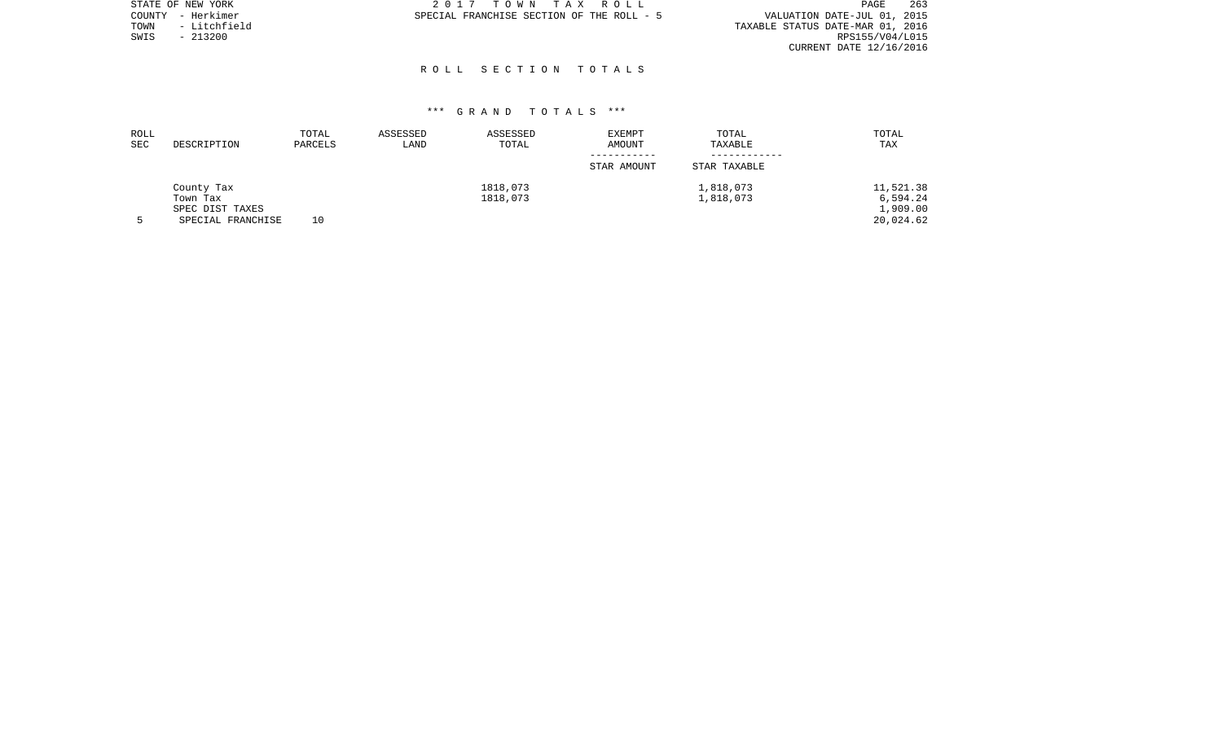STATE OF NEW YORK
COUNTY - Herkimer
TOWN - Litchfield
SWIS - 213200

2 0 1 7 T O W N T A X R O L L
SPECIAL FRANCHISE SECTION OF THE ROLL - 5

VALUATION DATE-JUL 01, 2015
TAXABLE STATUS DATE-MAR 01, 2016
RPS155/V04/L015
CURRENT DATE 12/16/2016

## R O L L S E C T I O N T O T A L S

### *** G R A N D T O T A L S ***

| ROLL SEC | DESCRIPTION | TOTAL PARCELS | ASSESSED LAND | ASSESSED TOTAL | EXEMPT AMOUNT / STAR AMOUNT | TOTAL TAXABLE / STAR TAXABLE | TOTAL TAX |
|---|---|---|---|---|---|---|---|
| | County Tax | | | 1818,073 | | 1,818,073 | 11,521.38 |
| | Town Tax | | | 1818,073 | | 1,818,073 | 6,594.24 |
| | SPEC DIST TAXES | | | | | | 1,909.00 |
| 5 | SPECIAL FRANCHISE | 10 | | | | | 20,024.62 |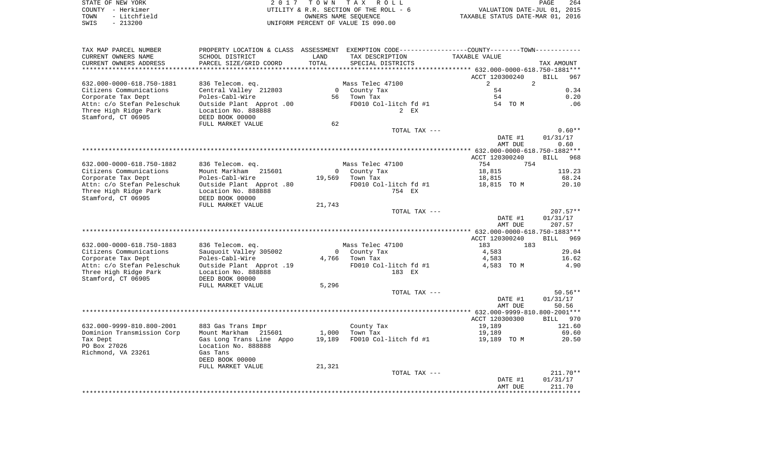STATE OF NEW YORK
COUNTY - Herkimer
TOWN - Litchfield
SWIS - 213200

2 0 1 7 T O W N T A X R O L L
UTILITY & R.R. SECTION OF THE ROLL - 6
OWNERS NAME SEQUENCE
UNIFORM PERCENT OF VALUE IS 090.00

VALUATION DATE-JUL 01, 2015
TAXABLE STATUS DATE-MAR 01, 2016

| TAX MAP PARCEL NUMBER<br>CURRENT OWNERS NAME<br>CURRENT OWNERS ADDRESS | PROPERTY LOCATION & CLASS<br>SCHOOL DISTRICT<br>PARCEL SIZE/GRID COORD | ASSESSMENT<br>LAND<br>TOTAL | EXEMPTION CODE-----COUNTY-----TOWN-----<br>TAX DESCRIPTION<br>SPECIAL DISTRICTS | TAXABLE VALUE | TAX AMOUNT |
|---|---|---|---|---|---|
| **632.000-0000-618.750-1881** | | | | ACCT 120300240 | BILL 967 |
| 632.000-0000-618.750-1881 | 836 Telecom. eq. | | Mass Telec 47100 | 2 2 | |
| Citizens Communications | Central Valley 212803 | 0 | County Tax | 54 | 0.34 |
| Corporate Tax Dept | Poles-Cabl-Wire | 56 | Town Tax | 54 | 0.20 |
| Attn: c/o Stefan Peleschuk | Outside Plant Approt .00 | | FD010 Col-litch fd #1 | 54 TO M | .06 |
| Three High Ridge Park | Location No. 888888 | | 2 EX | | |
| Stamford, CT 06905 | DEED BOOK 00000 | | | | |
| | FULL MARKET VALUE | 62 | | | |
| | | | TOTAL TAX --- | | 0.60** |
| | | | | DATE #1 | 01/31/17 |
| | | | | AMT DUE | 0.60 |
| **632.000-0000-618.750-1882** | | | | ACCT 120300240 | BILL 968 |
| 632.000-0000-618.750-1882 | 836 Telecom. eq. | | Mass Telec 47100 | 754 754 | |
| Citizens Communications | Mount Markham 215601 | 0 | County Tax | 18,815 | 119.23 |
| Corporate Tax Dept | Poles-Cabl-Wire | 19,569 | Town Tax | 18,815 | 68.24 |
| Attn: c/o Stefan Peleschuk | Outside Plant Approt .80 | | FD010 Col-litch fd #1 | 18,815 TO M | 20.10 |
| Three High Ridge Park | Location No. 888888 | | 754 EX | | |
| Stamford, CT 06905 | DEED BOOK 00000 | | | | |
| | FULL MARKET VALUE | 21,743 | | | |
| | | | TOTAL TAX --- | | 207.57** |
| | | | | DATE #1 | 01/31/17 |
| | | | | AMT DUE | 207.57 |
| **632.000-0000-618.750-1883** | | | | ACCT 120300240 | BILL 969 |
| 632.000-0000-618.750-1883 | 836 Telecom. eq. | | Mass Telec 47100 | 183 183 | |
| Citizens Communications | Sauquoit Valley 305002 | 0 | County Tax | 4,583 | 29.04 |
| Corporate Tax Dept | Poles-Cabl-Wire | 4,766 | Town Tax | 4,583 | 16.62 |
| Attn: c/o Stefan Peleschuk | Outside Plant Approt .19 | | FD010 Col-litch fd #1 | 4,583 TO M | 4.90 |
| Three High Ridge Park | Location No. 888888 | | 183 EX | | |
| Stamford, CT 06905 | DEED BOOK 00000 | | | | |
| | FULL MARKET VALUE | 5,296 | | | |
| | | | TOTAL TAX --- | | 50.56** |
| | | | | DATE #1 | 01/31/17 |
| | | | | AMT DUE | 50.56 |
| **632.000-9999-810.800-2001** | | | | ACCT 120300300 | BILL 970 |
| 632.000-9999-810.800-2001 | 883 Gas Trans Impr | | County Tax | 19,189 | 121.60 |
| Dominion Transmission Corp | Mount Markham 215601 | 1,000 | Town Tax | 19,189 | 69.60 |
| Tax Dept | Gas Long Trans Line Appo | 19,189 | FD010 Col-litch fd #1 | 19,189 TO M | 20.50 |
| PO Box 27026 | Location No. 888888 | | | | |
| Richmond, VA 23261 | Gas Tans | | | | |
| | DEED BOOK 00000 | | | | |
| | FULL MARKET VALUE | 21,321 | | | |
| | | | TOTAL TAX --- | | 211.70** |
| | | | | DATE #1 | 01/31/17 |
| | | | | AMT DUE | 211.70 |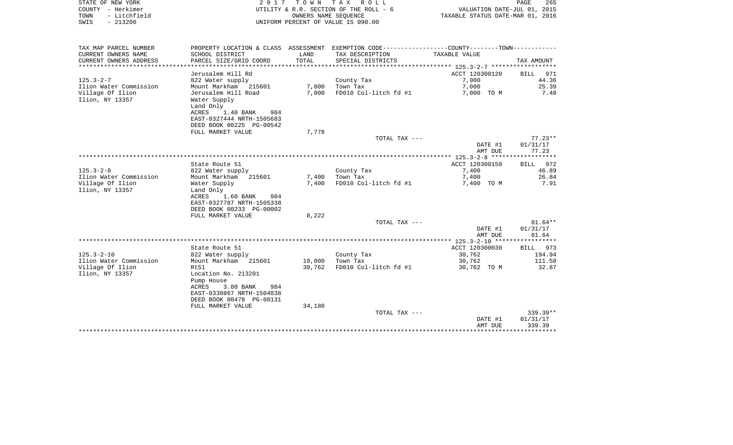STATE OF NEW YORK 2 0 1 7 T O W N T A X R O L L
COUNTY - Herkimer UTILITY & R.R. SECTION OF THE ROLL - 6 VALUATION DATE-JUL 01, 2015
TOWN - Litchfield OWNERS NAME SEQUENCE TAXABLE STATUS DATE-MAR 01, 2016
SWIS - 213200 UNIFORM PERCENT OF VALUE IS 090.00

| TAX MAP PARCEL NUMBER<br>CURRENT OWNERS NAME<br>CURRENT OWNERS ADDRESS | PROPERTY LOCATION & CLASS<br>SCHOOL DISTRICT<br>PARCEL SIZE/GRID COORD | ASSESSMENT<br>LAND<br>TOTAL | EXEMPTION CODE<br>TAX DESCRIPTION<br>SPECIAL DISTRICTS | COUNTY--------TOWN<br>TAXABLE VALUE | <br><br>TAX AMOUNT |
|---|---|---|---|---|---|
| ******** 125.3-2-7 ******** | | | | | |
| | Jerusalem Hill Rd | | | ACCT 120300120 | BILL 971 |
| 125.3-2-7 | 822 Water supply | | County Tax | 7,000 | 44.36 |
| Ilion Water Commission | Mount Markham 215601 | 7,000 | Town Tax | 7,000 | 25.39 |
| Village Of Ilion | Jerusalem Hill Road | 7,000 | FD010 Col-litch fd #1 | 7,000 TO M | 7.48 |
| Ilion, NY 13357 | Water Supply | | | | |
| | Land Only | | | | |
| | ACRES 1.40 BANK 984 | | | | |
| | EAST-0327444 NRTH-1505683 | | | | |
| | DEED BOOK 00225 PG-00542 | | | | |
| | FULL MARKET VALUE | 7,778 | | | |
| | | | TOTAL TAX --- | | 77.23** |
| | | | | DATE #1 | 01/31/17 |
| | | | | AMT DUE | 77.23 |
| ******** 125.3-2-8 ******** | | | | | |
| | State Route 51 | | | ACCT 120300150 | BILL 972 |
| 125.3-2-8 | 822 Water supply | | County Tax | 7,400 | 46.89 |
| Ilion Water Commission | Mount Markham 215601 | 7,400 | Town Tax | 7,400 | 26.84 |
| Village Of Ilion | Water Supply | 7,400 | FD010 Col-litch fd #1 | 7,400 TO M | 7.91 |
| Ilion, NY 13357 | Land Only | | | | |
| | ACRES 1.60 BANK 984 | | | | |
| | EAST-0327787 NRTH-1505338 | | | | |
| | DEED BOOK 00233 PG-00002 | | | | |
| | FULL MARKET VALUE | 8,222 | | | |
| | | | TOTAL TAX --- | | 81.64** |
| | | | | DATE #1 | 01/31/17 |
| | | | | AMT DUE | 81.64 |
| ******** 125.3-2-10 ******** | | | | | |
| | State Route 51 | | | ACCT 120300030 | BILL 973 |
| 125.3-2-10 | 822 Water supply | | County Tax | 30,762 | 194.94 |
| Ilion Water Commission | Mount Markham 215601 | 10,000 | Town Tax | 30,762 | 111.58 |
| Village Of Ilion | Rt51 | 30,762 | FD010 Col-litch fd #1 | 30,762 TO M | 32.87 |
| Ilion, NY 13357 | Location No. 213201 | | | | |
| | Pump House | | | | |
| | ACRES 3.80 BANK 984 | | | | |
| | EAST-0330867 NRTH-1504838 | | | | |
| | DEED BOOK 00478 PG-00131 | | | | |
| | FULL MARKET VALUE | 34,180 | | | |
| | | | TOTAL TAX --- | | 339.39** |
| | | | | DATE #1 | 01/31/17 |
| | | | | AMT DUE | 339.39 |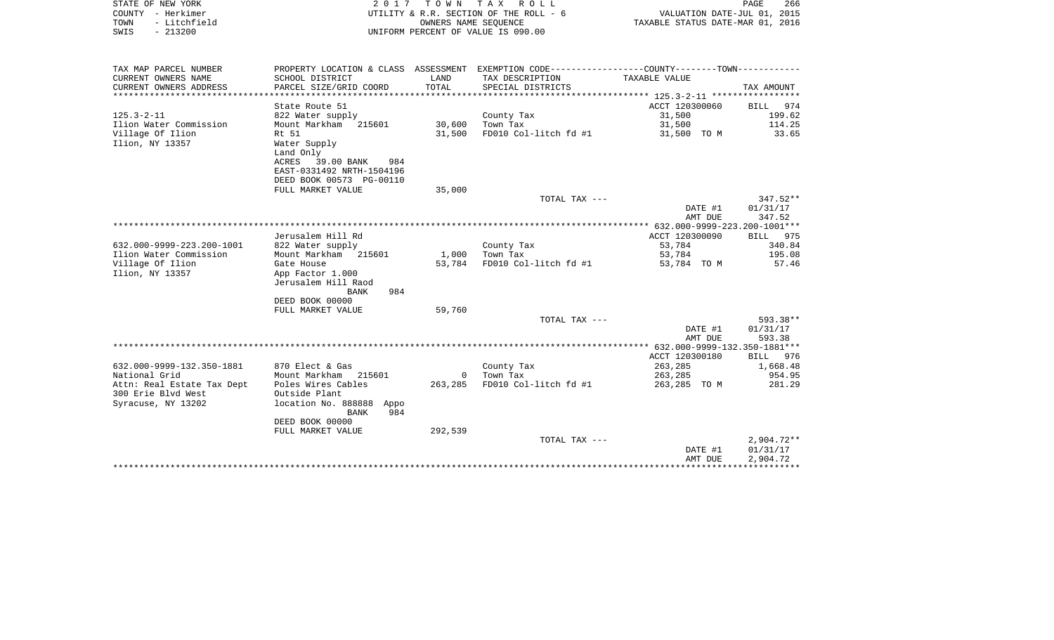STATE OF NEW YORK
COUNTY - Herkimer
TOWN - Litchfield
SWIS - 213200

2 0 1 7 T O W N T A X R O L L
UTILITY & R.R. SECTION OF THE ROLL - 6
OWNERS NAME SEQUENCE
UNIFORM PERCENT OF VALUE IS 090.00

VALUATION DATE-JUL 01, 2015
TAXABLE STATUS DATE-MAR 01, 2016

| TAX MAP PARCEL NUMBER / CURRENT OWNERS NAME / CURRENT OWNERS ADDRESS | PROPERTY LOCATION & CLASS / SCHOOL DISTRICT / PARCEL SIZE/GRID COORD | ASSESSMENT LAND / TOTAL | EXEMPTION CODE / TAX DESCRIPTION / SPECIAL DISTRICTS | COUNTY--------TOWN / TAXABLE VALUE | TAX AMOUNT |
|---|---|---|---|---|---|
| ************ 125.3-2-11 ************ | | | | | |
| | State Route 51 | | | ACCT 120300060 | BILL 974 |
| 125.3-2-11 | 822 Water supply | | County Tax | 31,500 | 199.62 |
| Ilion Water Commission | Mount Markham 215601 | 30,600 | Town Tax | 31,500 | 114.25 |
| Village Of Ilion | Rt 51 | 31,500 | FD010 Col-litch fd #1 | 31,500 TO M | 33.65 |
| Ilion, NY 13357 | Water Supply | | | | |
| | Land Only | | | | |
| | ACRES 39.00 BANK 984 | | | | |
| | EAST-0331492 NRTH-1504196 | | | | |
| | DEED BOOK 00573 PG-00110 | | | | |
| | FULL MARKET VALUE | 35,000 | | | |
| | | | TOTAL TAX --- | | 347.52** |
| | | | | DATE #1 | 01/31/17 |
| | | | | AMT DUE | 347.52 |
| ************ 632.000-9999-223.200-1001*** | | | | | |
| | Jerusalem Hill Rd | | | ACCT 120300090 | BILL 975 |
| 632.000-9999-223.200-1001 | 822 Water supply | | County Tax | 53,784 | 340.84 |
| Ilion Water Commission | Mount Markham 215601 | 1,000 | Town Tax | 53,784 | 195.08 |
| Village Of Ilion | Gate House | 53,784 | FD010 Col-litch fd #1 | 53,784 TO M | 57.46 |
| Ilion, NY 13357 | App Factor 1.000 | | | | |
| | Jerusalem Hill Raod | | | | |
| | BANK 984 | | | | |
| | DEED BOOK 00000 | | | | |
| | FULL MARKET VALUE | 59,760 | | | |
| | | | TOTAL TAX --- | | 593.38** |
| | | | | DATE #1 | 01/31/17 |
| | | | | AMT DUE | 593.38 |
| ************ 632.000-9999-132.350-1881*** | | | | | |
| | | | | ACCT 120300180 | BILL 976 |
| 632.000-9999-132.350-1881 | 870 Elect & Gas | | County Tax | 263,285 | 1,668.48 |
| National Grid | Mount Markham 215601 | 0 | Town Tax | 263,285 | 954.95 |
| Attn: Real Estate Tax Dept | Poles Wires Cables | 263,285 | FD010 Col-litch fd #1 | 263,285 TO M | 281.29 |
| 300 Erie Blvd West | Outside Plant | | | | |
| Syracuse, NY 13202 | location No. 888888 Appo | | | | |
| | BANK 984 | | | | |
| | DEED BOOK 00000 | | | | |
| | FULL MARKET VALUE | 292,539 | | | |
| | | | TOTAL TAX --- | | 2,904.72** |
| | | | | DATE #1 | 01/31/17 |
| | | | | AMT DUE | 2,904.72 |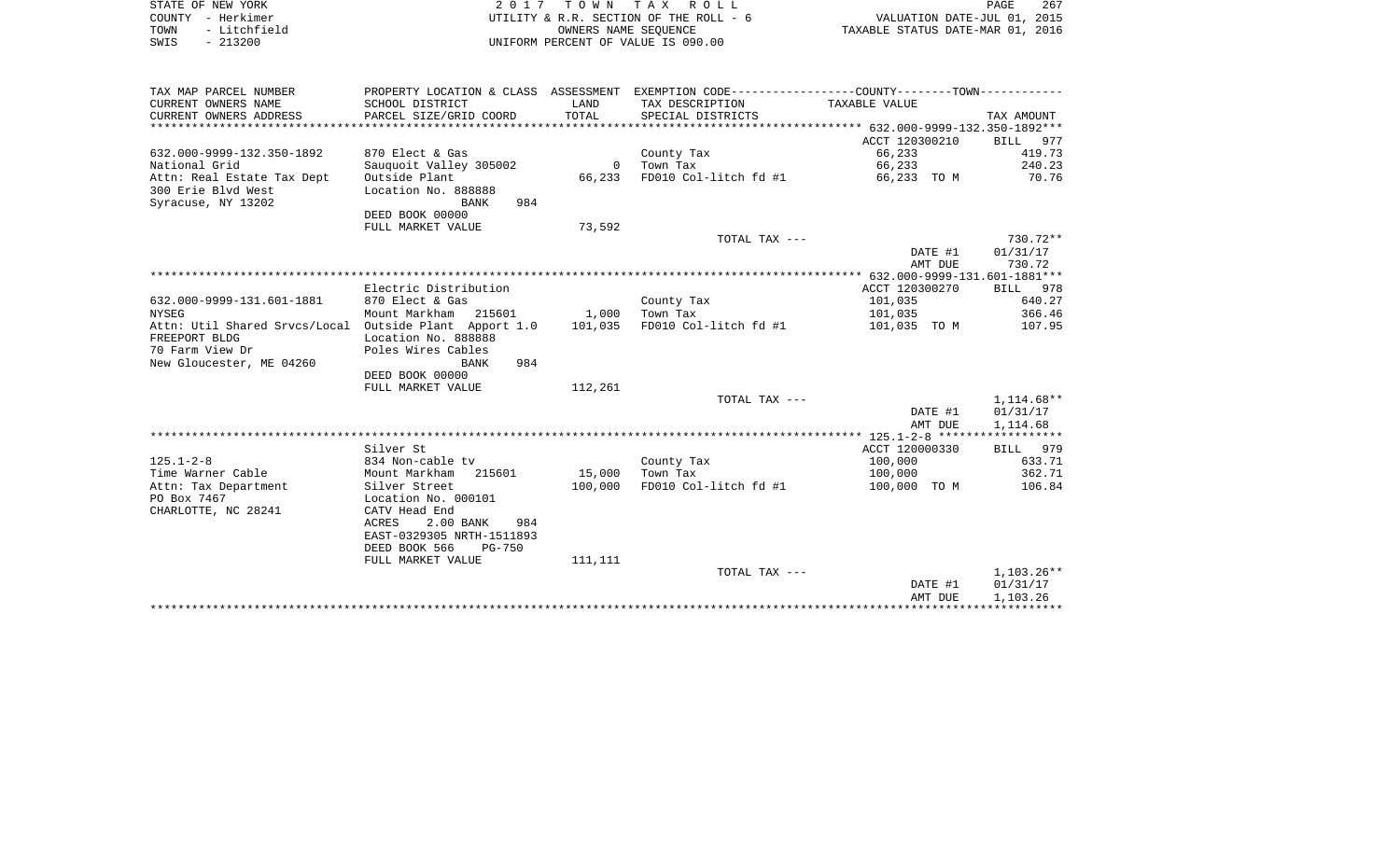STATE OF NEW YORK | 2 0 1 7 T O W N T A X R O L L
COUNTY - Herkimer | UTILITY & R.R. SECTION OF THE ROLL - 6 | VALUATION DATE-JUL 01, 2015
TOWN - Litchfield | OWNERS NAME SEQUENCE | TAXABLE STATUS DATE-MAR 01, 2016
SWIS - 213200 | UNIFORM PERCENT OF VALUE IS 090.00

| TAX MAP PARCEL NUMBER / CURRENT OWNERS NAME / CURRENT OWNERS ADDRESS | PROPERTY LOCATION & CLASS / SCHOOL DISTRICT / PARCEL SIZE/GRID COORD | ASSESSMENT LAND / TOTAL | EXEMPTION CODE / TAX DESCRIPTION / SPECIAL DISTRICTS | COUNTY--------TOWN / TAXABLE VALUE | TAX AMOUNT |
|---|---|---|---|---|---|
| **632.000-9999-132.350-1892** | | | | ACCT 120300210 | BILL 977 |
| 632.000-9999-132.350-1892 | 870 Elect & Gas | | County Tax | 66,233 | 419.73 |
| National Grid | Sauquoit Valley 305002 | 0 | Town Tax | 66,233 | 240.23 |
| Attn: Real Estate Tax Dept | Outside Plant | 66,233 | FD010 Col-litch fd #1 | 66,233 TO M | 70.76 |
| 300 Erie Blvd West | Location No. 888888 | | | | |
| Syracuse, NY 13202 | BANK 984 | | | | |
| | DEED BOOK 00000 | | | | |
| | FULL MARKET VALUE | 73,592 | | | |
| | | | TOTAL TAX --- | | 730.72** |
| | | | | DATE #1 | 01/31/17 |
| | | | | AMT DUE | 730.72 |
| **632.000-9999-131.601-1881** | Electric Distribution | | | ACCT 120300270 | BILL 978 |
| 632.000-9999-131.601-1881 | 870 Elect & Gas | | County Tax | 101,035 | 640.27 |
| NYSEG | Mount Markham 215601 | 1,000 | Town Tax | 101,035 | 366.46 |
| Attn: Util Shared Srvcs/Local | Outside Plant Apport 1.0 | 101,035 | FD010 Col-litch fd #1 | 101,035 TO M | 107.95 |
| FREEPORT BLDG | Location No. 888888 | | | | |
| 70 Farm View Dr | Poles Wires Cables | | | | |
| New Gloucester, ME 04260 | BANK 984 | | | | |
| | DEED BOOK 00000 | | | | |
| | FULL MARKET VALUE | 112,261 | | | |
| | | | TOTAL TAX --- | | 1,114.68** |
| | | | | DATE #1 | 01/31/17 |
| | | | | AMT DUE | 1,114.68 |
| **125.1-2-8** | Silver St | | | ACCT 120000330 | BILL 979 |
| 125.1-2-8 | 834 Non-cable tv | | County Tax | 100,000 | 633.71 |
| Time Warner Cable | Mount Markham 215601 | 15,000 | Town Tax | 100,000 | 362.71 |
| Attn: Tax Department | Silver Street | 100,000 | FD010 Col-litch fd #1 | 100,000 TO M | 106.84 |
| PO Box 7467 | Location No. 000101 | | | | |
| CHARLOTTE, NC 28241 | CATV Head End | | | | |
| | ACRES 2.00 BANK 984 | | | | |
| | EAST-0329305 NRTH-1511893 | | | | |
| | DEED BOOK 566 PG-750 | | | | |
| | FULL MARKET VALUE | 111,111 | | | |
| | | | TOTAL TAX --- | | 1,103.26** |
| | | | | DATE #1 | 01/31/17 |
| | | | | AMT DUE | 1,103.26 |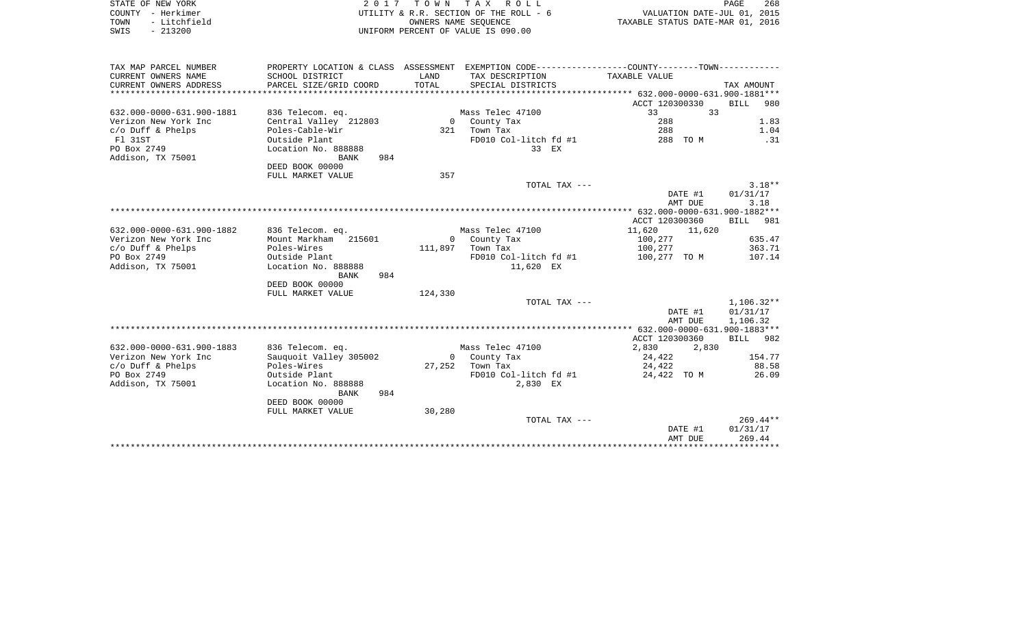STATE OF NEW YORK
COUNTY - Herkimer
TOWN - Litchfield
SWIS - 213200

2 0 1 7 T O W N T A X R O L L
UTILITY & R.R. SECTION OF THE ROLL - 6
OWNERS NAME SEQUENCE
UNIFORM PERCENT OF VALUE IS 090.00

VALUATION DATE-JUL 01, 2015
TAXABLE STATUS DATE-MAR 01, 2016

```
TAX MAP PARCEL NUMBER          PROPERTY LOCATION & CLASS  ASSESSMENT  EXEMPTION CODE-----------------COUNTY--------TOWN-----------
CURRENT OWNERS NAME            SCHOOL DISTRICT              LAND      TAX DESCRIPTION                TAXABLE VALUE
CURRENT OWNERS ADDRESS         PARCEL SIZE/GRID COORD       TOTAL     SPECIAL DISTRICTS                                          TAX AMOUNT
*********************************************************************************************** 632.000-0000-631.900-1881***
                                                                                                  ACCT 120300330        BILL   980
632.000-0000-631.900-1881      836 Telecom. eq.                        Mass Telec 47100                33          33
Verizon New York Inc           Central Valley  212803          0       County Tax                     288                    1.83
c/o Duff & Phelps              Poles-Cable-Wir               321       Town Tax                       288                    1.04
 Fl 31ST                       Outside Plant                           FD010 Col-litch fd #1          288 TO M                .31
PO Box 2749                    Location No. 888888                               33 EX
Addison, TX 75001                     BANK        984
                               DEED BOOK 00000
                               FULL MARKET VALUE             357
                                                                         TOTAL TAX ---                                       3.18**
                                                                                                       DATE #1           01/31/17
                                                                                                       AMT DUE               3.18
*********************************************************************************************** 632.000-0000-631.900-1882***
                                                                                                  ACCT 120300360        BILL   981
632.000-0000-631.900-1882      836 Telecom. eq.                        Mass Telec 47100            11,620      11,620
Verizon New York Inc           Mount Markham   215601          0       County Tax                 100,277                  635.47
c/o Duff & Phelps              Poles-Wires               111,897       Town Tax                   100,277                  363.71
PO Box 2749                    Outside Plant                           FD010 Col-litch fd #1      100,277 TO M             107.14
Addison, TX 75001              Location No. 888888                           11,620 EX
                                      BANK        984
                               DEED BOOK 00000
                               FULL MARKET VALUE         124,330
                                                                         TOTAL TAX ---                                   1,106.32**
                                                                                                       DATE #1           01/31/17
                                                                                                       AMT DUE           1,106.32
*********************************************************************************************** 632.000-0000-631.900-1883***
                                                                                                  ACCT 120300360        BILL   982
632.000-0000-631.900-1883      836 Telecom. eq.                        Mass Telec 47100             2,830       2,830
Verizon New York Inc           Sauquoit Valley 305002          0       County Tax                  24,422                  154.77
c/o Duff & Phelps              Poles-Wires                27,252       Town Tax                    24,422                   88.58
PO Box 2749                    Outside Plant                           FD010 Col-litch fd #1       24,422 TO M              26.09
Addison, TX 75001              Location No. 888888                            2,830 EX
                                      BANK        984
                               DEED BOOK 00000
                               FULL MARKET VALUE          30,280
                                                                         TOTAL TAX ---                                     269.44**
                                                                                                       DATE #1           01/31/17
                                                                                                       AMT DUE             269.44
************************************************************************************************************************************
```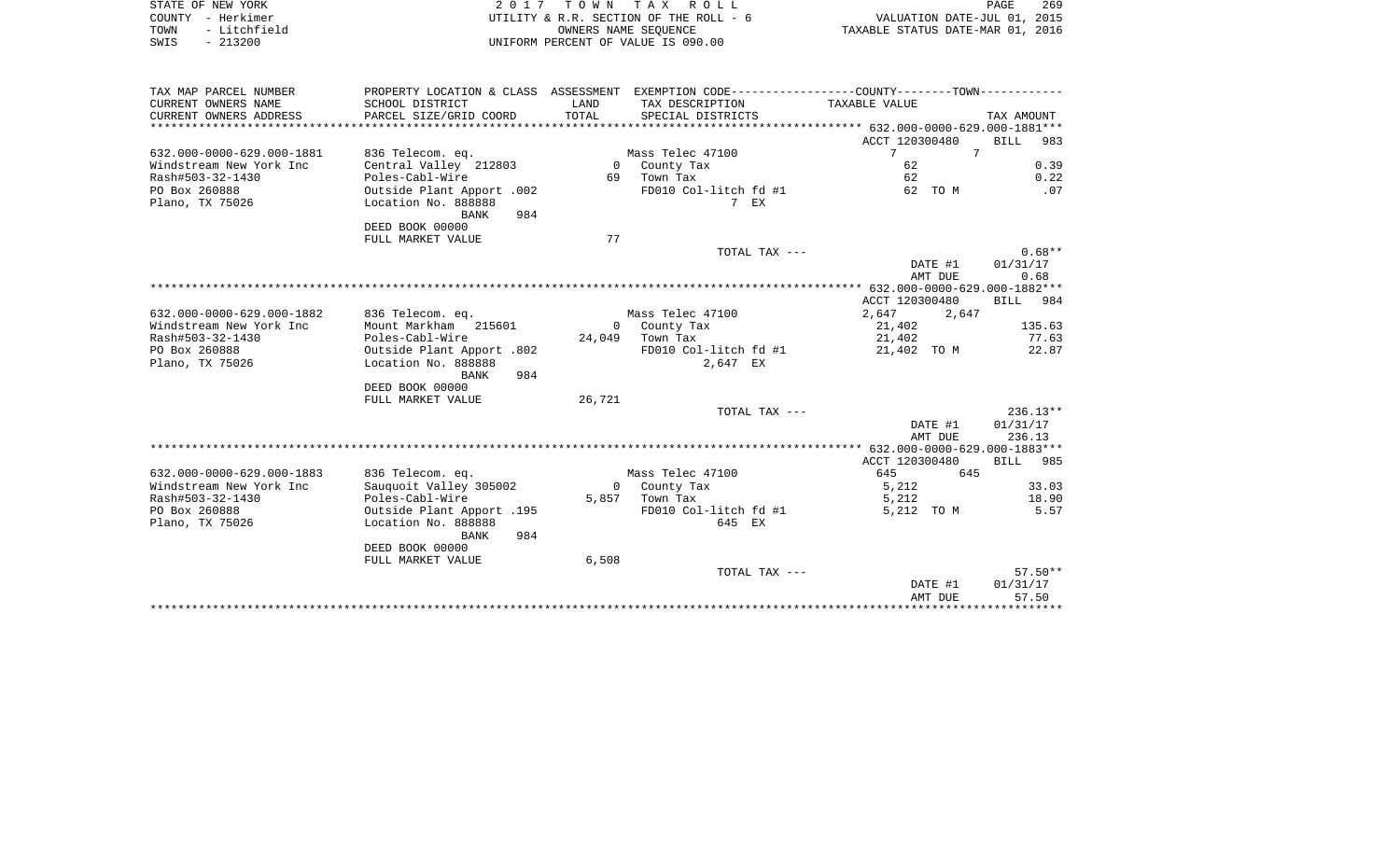STATE OF NEW YORK
COUNTY - Herkimer
TOWN - Litchfield
SWIS - 213200

2 0 1 7 T O W N T A X R O L L
UTILITY & R.R. SECTION OF THE ROLL - 6
OWNERS NAME SEQUENCE
UNIFORM PERCENT OF VALUE IS 090.00

VALUATION DATE-JUL 01, 2015
TAXABLE STATUS DATE-MAR 01, 2016

| TAX MAP PARCEL NUMBER<br>CURRENT OWNERS NAME<br>CURRENT OWNERS ADDRESS | PROPERTY LOCATION & CLASS<br>SCHOOL DISTRICT<br>PARCEL SIZE/GRID COORD | ASSESSMENT<br>LAND<br>TOTAL | EXEMPTION CODE-----COUNTY-----TOWN-----<br>TAX DESCRIPTION<br>SPECIAL DISTRICTS | TAXABLE VALUE | TAX AMOUNT |
|---|---|---|---|---|---|
| 632.000-0000-629.000-1881 | | | | ACCT 120300480 | BILL 983 |
| 632.000-0000-629.000-1881 | 836 Telecom. eq. | | Mass Telec 47100 | 7 7 | |
| Windstream New York Inc | Central Valley 212803 | 0 | County Tax | 62 | 0.39 |
| Rash#503-32-1430 | Poles-Cabl-Wire | 69 | Town Tax | 62 | 0.22 |
| PO Box 260888 | Outside Plant Apport .002 | | FD010 Col-litch fd #1 | 62 TO M | .07 |
| Plano, TX 75026 | Location No. 888888 | | 7 EX | | |
| | BANK 984 | | | | |
| | DEED BOOK 00000 | | | | |
| | FULL MARKET VALUE | 77 | | | |
| | | | TOTAL TAX --- | | 0.68** |
| | | | | DATE #1 | 01/31/17 |
| | | | | AMT DUE | 0.68 |
| 632.000-0000-629.000-1882 | | | | ACCT 120300480 | BILL 984 |
| 632.000-0000-629.000-1882 | 836 Telecom. eq. | | Mass Telec 47100 | 2,647 2,647 | |
| Windstream New York Inc | Mount Markham 215601 | 0 | County Tax | 21,402 | 135.63 |
| Rash#503-32-1430 | Poles-Cabl-Wire | 24,049 | Town Tax | 21,402 | 77.63 |
| PO Box 260888 | Outside Plant Apport .802 | | FD010 Col-litch fd #1 | 21,402 TO M | 22.87 |
| Plano, TX 75026 | Location No. 888888 | | 2,647 EX | | |
| | BANK 984 | | | | |
| | DEED BOOK 00000 | | | | |
| | FULL MARKET VALUE | 26,721 | | | |
| | | | TOTAL TAX --- | | 236.13** |
| | | | | DATE #1 | 01/31/17 |
| | | | | AMT DUE | 236.13 |
| 632.000-0000-629.000-1883 | | | | ACCT 120300480 | BILL 985 |
| 632.000-0000-629.000-1883 | 836 Telecom. eq. | | Mass Telec 47100 | 645 645 | |
| Windstream New York Inc | Sauquoit Valley 305002 | 0 | County Tax | 5,212 | 33.03 |
| Rash#503-32-1430 | Poles-Cabl-Wire | 5,857 | Town Tax | 5,212 | 18.90 |
| PO Box 260888 | Outside Plant Apport .195 | | FD010 Col-litch fd #1 | 5,212 TO M | 5.57 |
| Plano, TX 75026 | Location No. 888888 | | 645 EX | | |
| | BANK 984 | | | | |
| | DEED BOOK 00000 | | | | |
| | FULL MARKET VALUE | 6,508 | | | |
| | | | TOTAL TAX --- | | 57.50** |
| | | | | DATE #1 | 01/31/17 |
| | | | | AMT DUE | 57.50 |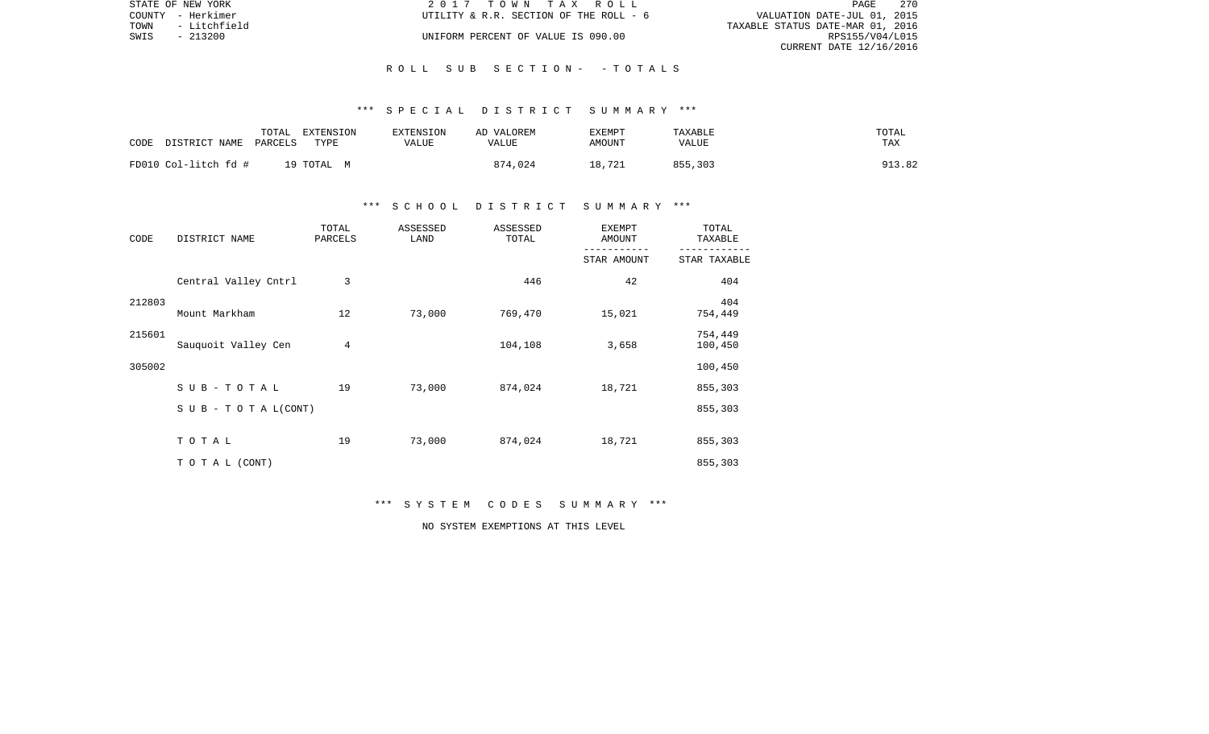STATE OF NEW YORK
COUNTY - Herkimer
TOWN - Litchfield
SWIS - 213200

2017 TOWN TAX ROLL
UTILITY & R.R. SECTION OF THE ROLL - 6
UNIFORM PERCENT OF VALUE IS 090.00

VALUATION DATE-JUL 01, 2015
TAXABLE STATUS DATE-MAR 01, 2016
RPS155/V04/L015
CURRENT DATE 12/16/2016

## ROLL SUB SECTION - - TOTALS

### *** SPECIAL DISTRICT SUMMARY ***

| CODE DISTRICT NAME | TOTAL PARCELS | EXTENSION TYPE | EXTENSION VALUE | AD VALOREM VALUE | EXEMPT AMOUNT | TAXABLE VALUE | TOTAL TAX |
|---|---|---|---|---|---|---|---|
| FD010 Col-litch fd # | 19 | TOTAL M | | 874,024 | 18,721 | 855,303 | 913.82 |

### *** SCHOOL DISTRICT SUMMARY ***

| CODE | DISTRICT NAME | TOTAL PARCELS | ASSESSED LAND | ASSESSED TOTAL | EXEMPT AMOUNT / STAR AMOUNT | TOTAL TAXABLE / STAR TAXABLE |
|---|---|---|---|---|---|---|
| 212803 | Central Valley Cntrl | 3 | | 446 | 42 | 404 |
| | | | | | | 404 |
| 215601 | Mount Markham | 12 | 73,000 | 769,470 | 15,021 | 754,449 |
| | | | | | | 754,449 |
| 305002 | Sauquoit Valley Cen | 4 | | 104,108 | 3,658 | 100,450 |
| | | | | | | 100,450 |
| | S U B - T O T A L | 19 | 73,000 | 874,024 | 18,721 | 855,303 |
| | S U B - T O T A L(CONT) | | | | | 855,303 |
| | T O T A L | 19 | 73,000 | 874,024 | 18,721 | 855,303 |
| | T O T A L (CONT) | | | | | 855,303 |

### *** SYSTEM CODES SUMMARY ***

NO SYSTEM EXEMPTIONS AT THIS LEVEL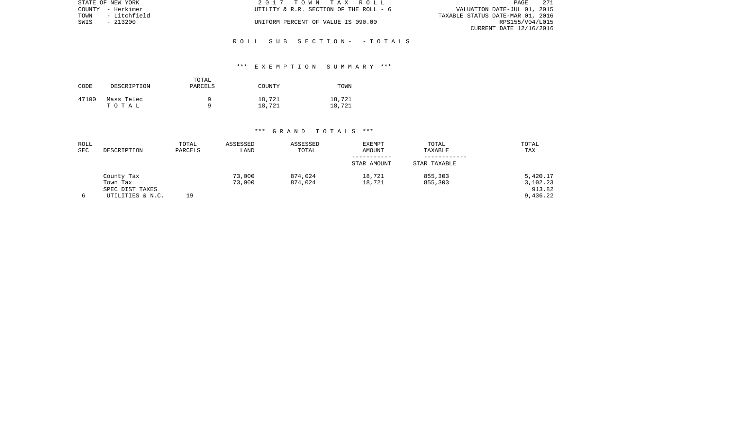## ROLL SUB SECTION- - TOTALS

### *** EXEMPTION SUMMARY ***

| CODE | DESCRIPTION | TOTAL PARCELS | COUNTY | TOWN |
|---|---|---|---|---|
| 47100 | Mass Telec | 9 | 18,721 | 18,721 |
| | T O T A L | 9 | 18,721 | 18,721 |

### *** GRAND TOTALS ***

| ROLL SEC | DESCRIPTION | TOTAL PARCELS | ASSESSED LAND | ASSESSED TOTAL | EXEMPT AMOUNT<br>-----------<br>STAR AMOUNT | TOTAL TAXABLE<br>------------<br>STAR TAXABLE | TOTAL TAX |
|---|---|---|---|---|---|---|---|
| | County Tax | | 73,000 | 874,024 | 18,721 | 855,303 | 5,420.17 |
| | Town Tax | | 73,000 | 874,024 | 18,721 | 855,303 | 3,102.23 |
| | SPEC DIST TAXES | | | | | | 913.82 |
| 6 | UTILITIES & N.C. | 19 | | | | | 9,436.22 |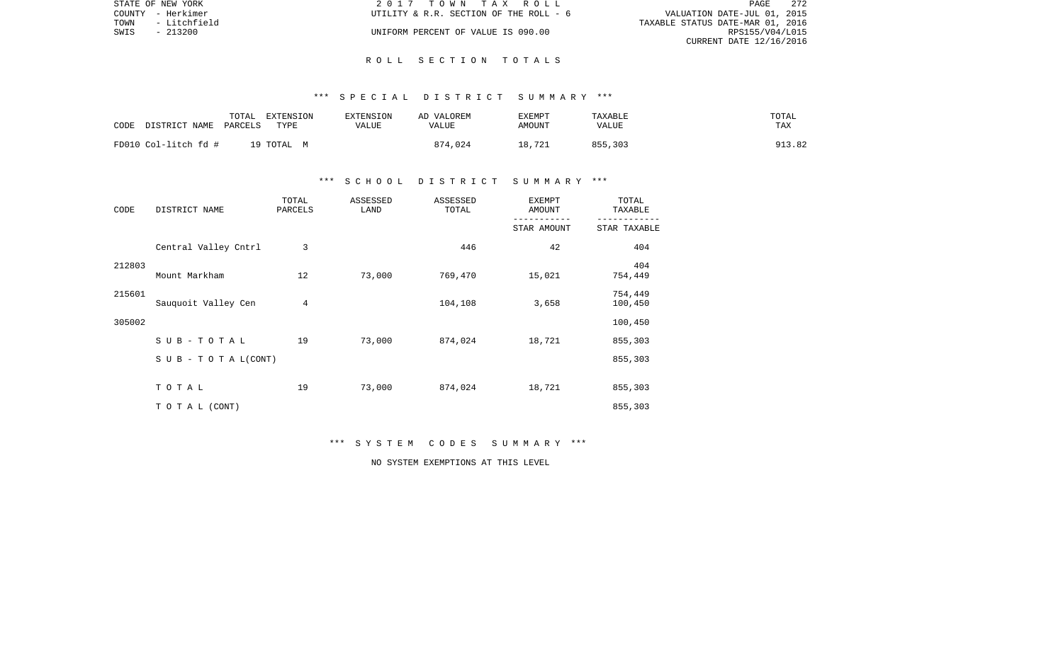STATE OF NEW YORK
COUNTY - Herkimer
TOWN - Litchfield
SWIS - 213200

2 0 1 7 T O W N T A X R O L L
UTILITY & R.R. SECTION OF THE ROLL - 6
UNIFORM PERCENT OF VALUE IS 090.00

VALUATION DATE-JUL 01, 2015
TAXABLE STATUS DATE-MAR 01, 2016
RPS155/V04/L015
CURRENT DATE 12/16/2016

## R O L L S E C T I O N T O T A L S

### *** S P E C I A L D I S T R I C T S U M M A R Y ***

| CODE DISTRICT NAME | TOTAL PARCELS | EXTENSION TYPE | EXTENSION VALUE | AD VALOREM VALUE | EXEMPT AMOUNT | TAXABLE VALUE | TOTAL TAX |
|---|---|---|---|---|---|---|---|
| FD010 Col-litch fd # | 19 | TOTAL M | | 874,024 | 18,721 | 855,303 | 913.82 |

### *** S C H O O L D I S T R I C T S U M M A R Y ***

| CODE | DISTRICT NAME | TOTAL PARCELS | ASSESSED LAND | ASSESSED TOTAL | EXEMPT AMOUNT / STAR AMOUNT | TOTAL TAXABLE / STAR TAXABLE |
|---|---|---|---|---|---|---|
| | Central Valley Cntrl | 3 | | 446 | 42 | 404 |
| 212803 | | | | | | 404 |
| | Mount Markham | 12 | 73,000 | 769,470 | 15,021 | 754,449 |
| 215601 | | | | | | 754,449 |
| | Sauquoit Valley Cen | 4 | | 104,108 | 3,658 | 100,450 |
| 305002 | | | | | | 100,450 |
| | S U B - T O T A L | 19 | 73,000 | 874,024 | 18,721 | 855,303 |
| | S U B - T O T A L(CONT) | | | | | 855,303 |
| | T O T A L | 19 | 73,000 | 874,024 | 18,721 | 855,303 |
| | T O T A L (CONT) | | | | | 855,303 |

### *** S Y S T E M C O D E S S U M M A R Y ***

NO SYSTEM EXEMPTIONS AT THIS LEVEL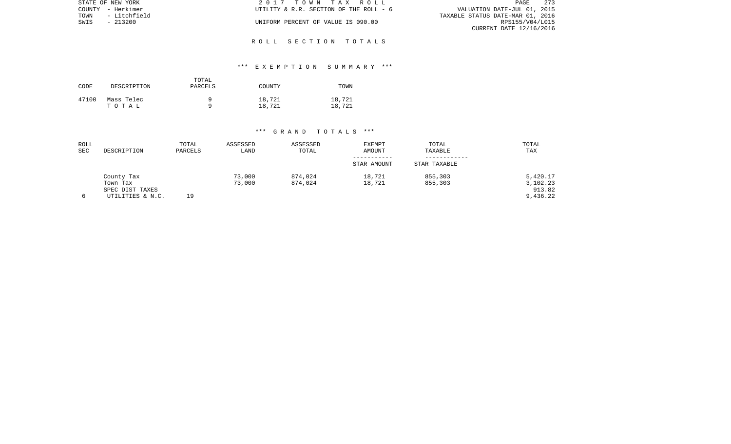STATE OF NEW YORK
COUNTY - Herkimer
TOWN - Litchfield
SWIS - 213200

2 0 1 7 T O W N T A X R O L L
UTILITY & R.R. SECTION OF THE ROLL - 6
UNIFORM PERCENT OF VALUE IS 090.00

VALUATION DATE-JUL 01, 2015
TAXABLE STATUS DATE-MAR 01, 2016
RPS155/V04/L015
CURRENT DATE 12/16/2016

# R O L L S E C T I O N T O T A L S

## *** E X E M P T I O N S U M M A R Y ***

| CODE | DESCRIPTION | TOTAL PARCELS | COUNTY | TOWN |
|---|---|---|---|---|
| 47100 | Mass Telec | 9 | 18,721 | 18,721 |
| | T O T A L | 9 | 18,721 | 18,721 |

## *** G R A N D T O T A L S ***

| ROLL SEC | DESCRIPTION | TOTAL PARCELS | ASSESSED LAND | ASSESSED TOTAL | EXEMPT AMOUNT / STAR AMOUNT | TOTAL TAXABLE / STAR TAXABLE | TOTAL TAX |
|---|---|---|---|---|---|---|---|
| | County Tax | | 73,000 | 874,024 | 18,721 | 855,303 | 5,420.17 |
| | Town Tax | | 73,000 | 874,024 | 18,721 | 855,303 | 3,102.23 |
| | SPEC DIST TAXES | | | | | | 913.82 |
| 6 | UTILITIES & N.C. | 19 | | | | | 9,436.22 |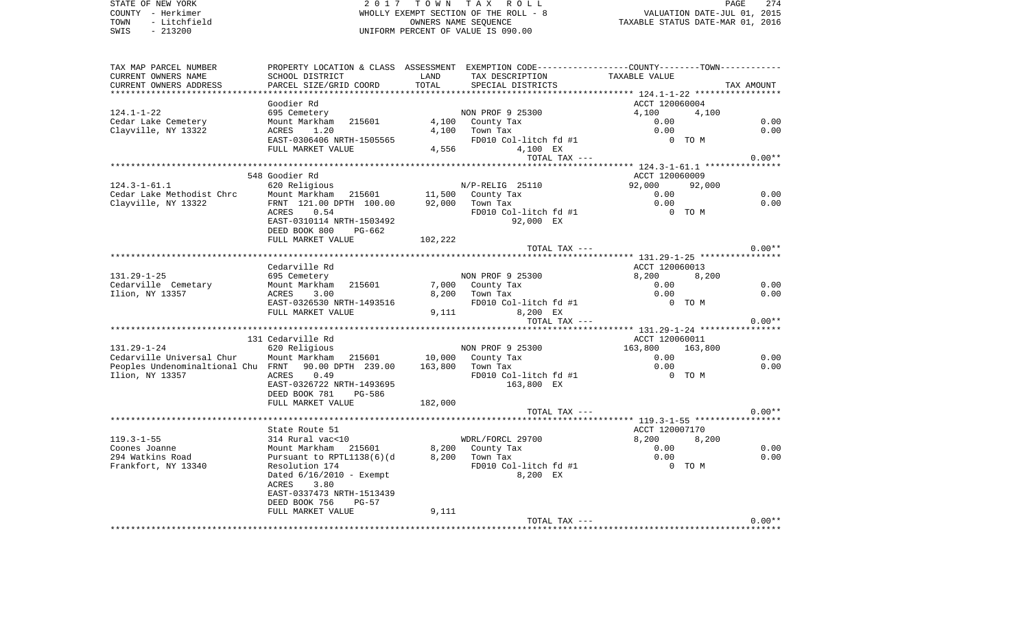STATE OF NEW YORK
COUNTY - Herkimer
TOWN - Litchfield
SWIS - 213200

2 0 1 7 T O W N T A X R O L L
WHOLLY EXEMPT SECTION OF THE ROLL - 8
OWNERS NAME SEQUENCE
UNIFORM PERCENT OF VALUE IS 090.00

VALUATION DATE-JUL 01, 2015
TAXABLE STATUS DATE-MAR 01, 2016

| TAX MAP PARCEL NUMBER / CURRENT OWNERS NAME / CURRENT OWNERS ADDRESS | PROPERTY LOCATION & CLASS / SCHOOL DISTRICT / PARCEL SIZE/GRID COORD | ASSESSMENT LAND | TOTAL | EXEMPTION CODE / TAX DESCRIPTION / SPECIAL DISTRICTS | COUNTY TAXABLE VALUE | TOWN | TAX AMOUNT |
|---|---|---|---|---|---|---|---|
| **124.1-1-22** | Goodier Rd | | | | ACCT 120060004 | | |
| 124.1-1-22 | 695 Cemetery | | | NON PROF 9 25300 | 4,100 | 4,100 | |
| Cedar Lake Cemetery | Mount Markham 215601 | 4,100 | | County Tax | 0.00 | | 0.00 |
| Clayville, NY 13322 | ACRES 1.20 | | 4,100 | Town Tax | 0.00 | | 0.00 |
| | EAST-0306406 NRTH-1505565 | | | FD010 Col-litch fd #1 | 0 TO M | | |
| | FULL MARKET VALUE | | 4,556 | 4,100 EX | | | |
| | | | | TOTAL TAX --- | | | 0.00** |
| **124.3-1-61.1** | 548 Goodier Rd | | | | ACCT 120060009 | | |
| 124.3-1-61.1 | 620 Religious | | | N/P-RELIG 25110 | 92,000 | 92,000 | |
| Cedar Lake Methodist Chrc | Mount Markham 215601 | 11,500 | | County Tax | 0.00 | | 0.00 |
| Clayville, NY 13322 | FRNT 121.00 DPTH 100.00 | | 92,000 | Town Tax | 0.00 | | 0.00 |
| | ACRES 0.54 | | | FD010 Col-litch fd #1 | 0 TO M | | |
| | EAST-0310114 NRTH-1503492 | | | 92,000 EX | | | |
| | DEED BOOK 800 PG-662 | | | | | | |
| | FULL MARKET VALUE | | 102,222 | | | | |
| | | | | TOTAL TAX --- | | | 0.00** |
| **131.29-1-25** | Cedarville Rd | | | | ACCT 120060013 | | |
| 131.29-1-25 | 695 Cemetery | | | NON PROF 9 25300 | 8,200 | 8,200 | |
| Cedarville Cemetary | Mount Markham 215601 | 7,000 | | County Tax | 0.00 | | 0.00 |
| Ilion, NY 13357 | ACRES 3.00 | | 8,200 | Town Tax | 0.00 | | 0.00 |
| | EAST-0326530 NRTH-1493516 | | | FD010 Col-litch fd #1 | 0 TO M | | |
| | FULL MARKET VALUE | | 9,111 | 8,200 EX | | | |
| | | | | TOTAL TAX --- | | | 0.00** |
| **131.29-1-24** | 131 Cedarville Rd | | | | ACCT 120060011 | | |
| 131.29-1-24 | 620 Religious | | | NON PROF 9 25300 | 163,800 | 163,800 | |
| Cedarville Universal Chur | Mount Markham 215601 | 10,000 | | County Tax | 0.00 | | 0.00 |
| Peoples Undenominaltional Chu | FRNT 90.00 DPTH 239.00 | | 163,800 | Town Tax | 0.00 | | 0.00 |
| Ilion, NY 13357 | ACRES 0.49 | | | FD010 Col-litch fd #1 | 0 TO M | | |
| | EAST-0326722 NRTH-1493695 | | | 163,800 EX | | | |
| | DEED BOOK 781 PG-586 | | | | | | |
| | FULL MARKET VALUE | | 182,000 | | | | |
| | | | | TOTAL TAX --- | | | 0.00** |
| **119.3-1-55** | State Route 51 | | | | ACCT 120007170 | | |
| 119.3-1-55 | 314 Rural vac<10 | | | WDRL/FORCL 29700 | 8,200 | 8,200 | |
| Coones Joanne | Mount Markham 215601 | 8,200 | | County Tax | 0.00 | | 0.00 |
| 294 Watkins Road | Pursuant to RPTL1138(6)(d | | 8,200 | Town Tax | 0.00 | | 0.00 |
| Frankfort, NY 13340 | Resolution 174 | | | FD010 Col-litch fd #1 | 0 TO M | | |
| | Dated 6/16/2010 - Exempt | | | 8,200 EX | | | |
| | ACRES 3.80 | | | | | | |
| | EAST-0337473 NRTH-1513439 | | | | | | |
| | DEED BOOK 756 PG-57 | | | | | | |
| | FULL MARKET VALUE | | 9,111 | | | | |
| | | | | TOTAL TAX --- | | | 0.00** |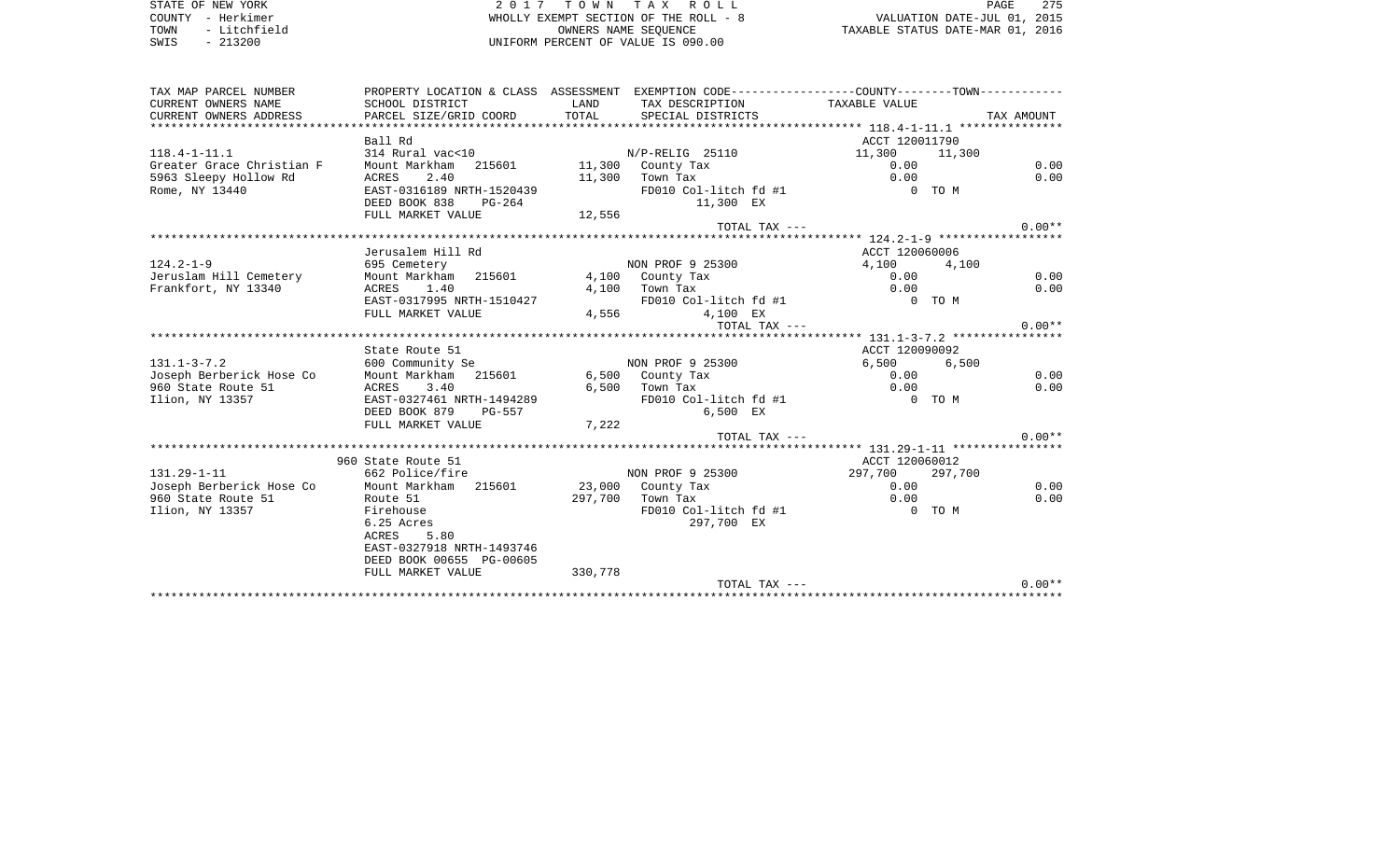STATE OF NEW YORK
COUNTY - Herkimer
TOWN - Litchfield
SWIS - 213200

2 0 1 7 T O W N T A X R O L L
WHOLLY EXEMPT SECTION OF THE ROLL - 8
OWNERS NAME SEQUENCE
UNIFORM PERCENT OF VALUE IS 090.00

VALUATION DATE-JUL 01, 2015
TAXABLE STATUS DATE-MAR 01, 2016

| TAX MAP PARCEL NUMBER / CURRENT OWNERS NAME / CURRENT OWNERS ADDRESS | PROPERTY LOCATION & CLASS / SCHOOL DISTRICT / PARCEL SIZE/GRID COORD | ASSESSMENT LAND / TOTAL | EXEMPTION CODE / TAX DESCRIPTION / SPECIAL DISTRICTS | COUNTY TAXABLE VALUE | TOWN | TAX AMOUNT |
|---|---|---|---|---|---|---|
| 118.4-1-11.1 | Ball Rd | | | ACCT 120011790 | | |
| | 314 Rural vac<10 | | N/P-RELIG 25110 | 11,300 | 11,300 | |
| Greater Grace Christian F | Mount Markham 215601 | 11,300 | County Tax | 0.00 | | 0.00 |
| 5963 Sleepy Hollow Rd | ACRES 2.40 | 11,300 | Town Tax | 0.00 | | 0.00 |
| Rome, NY 13440 | EAST-0316189 NRTH-1520439 | | FD010 Col-litch fd #1 | 0 TO M | | |
| | DEED BOOK 838 PG-264 | | 11,300 EX | | | |
| | FULL MARKET VALUE | 12,556 | | | | |
| | | | TOTAL TAX --- | | | 0.00** |
| 124.2-1-9 | Jerusalem Hill Rd | | | ACCT 120060006 | | |
| | 695 Cemetery | | NON PROF 9 25300 | 4,100 | 4,100 | |
| Jeruslam Hill Cemetery | Mount Markham 215601 | 4,100 | County Tax | 0.00 | | 0.00 |
| Frankfort, NY 13340 | ACRES 1.40 | 4,100 | Town Tax | 0.00 | | 0.00 |
| | EAST-0317995 NRTH-1510427 | | FD010 Col-litch fd #1 | 0 TO M | | |
| | FULL MARKET VALUE | 4,556 | 4,100 EX | | | |
| | | | TOTAL TAX --- | | | 0.00** |
| 131.1-3-7.2 | State Route 51 | | | ACCT 120090092 | | |
| | 600 Community Se | | NON PROF 9 25300 | 6,500 | 6,500 | |
| Joseph Berberick Hose Co | Mount Markham 215601 | 6,500 | County Tax | 0.00 | | 0.00 |
| 960 State Route 51 | ACRES 3.40 | 6,500 | Town Tax | 0.00 | | 0.00 |
| Ilion, NY 13357 | EAST-0327461 NRTH-1494289 | | FD010 Col-litch fd #1 | 0 TO M | | |
| | DEED BOOK 879 PG-557 | | 6,500 EX | | | |
| | FULL MARKET VALUE | 7,222 | | | | |
| | | | TOTAL TAX --- | | | 0.00** |
| 131.29-1-11 | 960 State Route 51 | | | ACCT 120060012 | | |
| | 662 Police/fire | | NON PROF 9 25300 | 297,700 | 297,700 | |
| Joseph Berberick Hose Co | Mount Markham 215601 | 23,000 | County Tax | 0.00 | | 0.00 |
| 960 State Route 51 | Route 51 | 297,700 | Town Tax | 0.00 | | 0.00 |
| Ilion, NY 13357 | Firehouse | | FD010 Col-litch fd #1 | 0 TO M | | |
| | 6.25 Acres | | 297,700 EX | | | |
| | ACRES 5.80 | | | | | |
| | EAST-0327918 NRTH-1493746 | | | | | |
| | DEED BOOK 00655 PG-00605 | | | | | |
| | FULL MARKET VALUE | 330,778 | | | | |
| | | | TOTAL TAX --- | | | 0.00** |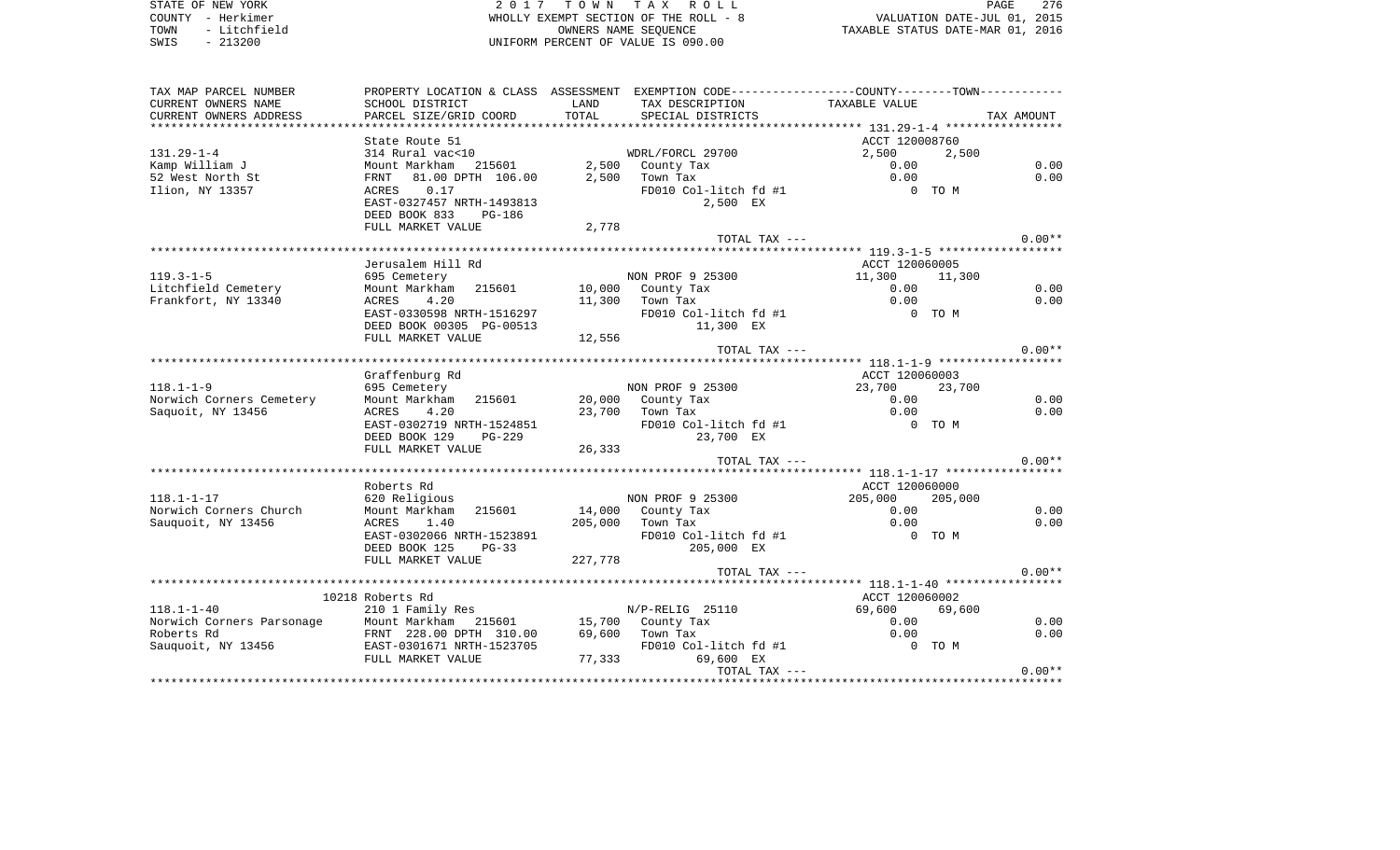STATE OF NEW YORK
COUNTY - Herkimer
TOWN - Litchfield
SWIS - 213200

2017 TOWN TAX ROLL
WHOLLY EXEMPT SECTION OF THE ROLL - 8
OWNERS NAME SEQUENCE
UNIFORM PERCENT OF VALUE IS 090.00

VALUATION DATE-JUL 01, 2015
TAXABLE STATUS DATE-MAR 01, 2016

| TAX MAP PARCEL NUMBER / CURRENT OWNERS NAME / CURRENT OWNERS ADDRESS | PROPERTY LOCATION & CLASS / SCHOOL DISTRICT / PARCEL SIZE/GRID COORD | ASSESSMENT LAND / TOTAL | EXEMPTION CODE / TAX DESCRIPTION / SPECIAL DISTRICTS | COUNTY TAXABLE VALUE | TOWN | TAX AMOUNT |
|---|---|---|---|---|---|---|
| 131.29-1-4 | State Route 51 | | | ACCT 120008760 | | |
| | 314 Rural vac<10 | | WDRL/FORCL 29700 | 2,500 | 2,500 | |
| Kamp William J | Mount Markham 215601 | 2,500 | County Tax | 0.00 | | 0.00 |
| 52 West North St | FRNT 81.00 DPTH 106.00 | 2,500 | Town Tax | 0.00 | | 0.00 |
| Ilion, NY 13357 | ACRES 0.17 | | FD010 Col-litch fd #1 | 0 TO M | | |
| | EAST-0327457 NRTH-1493813 | | 2,500 EX | | | |
| | DEED BOOK 833 PG-186 | | | | | |
| | FULL MARKET VALUE | 2,778 | | | | |
| | | | TOTAL TAX --- | | | 0.00** |
| 119.3-1-5 | Jerusalem Hill Rd | | | ACCT 120060005 | | |
| | 695 Cemetery | | NON PROF 9 25300 | 11,300 | 11,300 | |
| Litchfield Cemetery | Mount Markham 215601 | 10,000 | County Tax | 0.00 | | 0.00 |
| Frankfort, NY 13340 | ACRES 4.20 | 11,300 | Town Tax | 0.00 | | 0.00 |
| | EAST-0330598 NRTH-1516297 | | FD010 Col-litch fd #1 | 0 TO M | | |
| | DEED BOOK 00305 PG-00513 | | 11,300 EX | | | |
| | FULL MARKET VALUE | 12,556 | | | | |
| | | | TOTAL TAX --- | | | 0.00** |
| 118.1-1-9 | Graffenburg Rd | | | ACCT 120060003 | | |
| | 695 Cemetery | | NON PROF 9 25300 | 23,700 | 23,700 | |
| Norwich Corners Cemetery | Mount Markham 215601 | 20,000 | County Tax | 0.00 | | 0.00 |
| Saquoit, NY 13456 | ACRES 4.20 | 23,700 | Town Tax | 0.00 | | 0.00 |
| | EAST-0302719 NRTH-1524851 | | FD010 Col-litch fd #1 | 0 TO M | | |
| | DEED BOOK 129 PG-229 | | 23,700 EX | | | |
| | FULL MARKET VALUE | 26,333 | | | | |
| | | | TOTAL TAX --- | | | 0.00** |
| 118.1-1-17 | Roberts Rd | | | ACCT 120060000 | | |
| | 620 Religious | | NON PROF 9 25300 | 205,000 | 205,000 | |
| Norwich Corners Church | Mount Markham 215601 | 14,000 | County Tax | 0.00 | | 0.00 |
| Sauquoit, NY 13456 | ACRES 1.40 | 205,000 | Town Tax | 0.00 | | 0.00 |
| | EAST-0302066 NRTH-1523891 | | FD010 Col-litch fd #1 | 0 TO M | | |
| | DEED BOOK 125 PG-33 | | 205,000 EX | | | |
| | FULL MARKET VALUE | 227,778 | | | | |
| | | | TOTAL TAX --- | | | 0.00** |
| 118.1-1-40 | 10218 Roberts Rd | | | ACCT 120060002 | | |
| | 210 1 Family Res | | N/P-RELIG 25110 | 69,600 | 69,600 | |
| Norwich Corners Parsonage | Mount Markham 215601 | 15,700 | County Tax | 0.00 | | 0.00 |
| Roberts Rd | FRNT 228.00 DPTH 310.00 | 69,600 | Town Tax | 0.00 | | 0.00 |
| Sauquoit, NY 13456 | EAST-0301671 NRTH-1523705 | | FD010 Col-litch fd #1 | 0 TO M | | |
| | FULL MARKET VALUE | 77,333 | 69,600 EX | | | |
| | | | TOTAL TAX --- | | | 0.00** |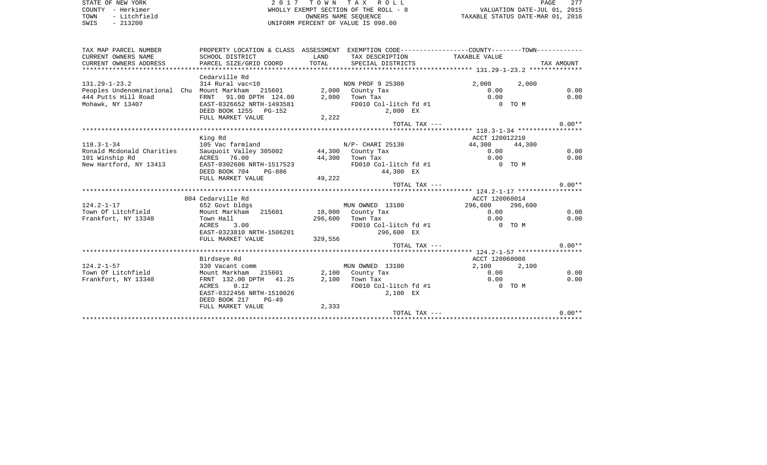STATE OF NEW YORK
COUNTY - Herkimer
TOWN - Litchfield
SWIS - 213200

2 0 1 7 T O W N T A X R O L L
WHOLLY EXEMPT SECTION OF THE ROLL - 8
OWNERS NAME SEQUENCE
UNIFORM PERCENT OF VALUE IS 090.00

VALUATION DATE-JUL 01, 2015
TAXABLE STATUS DATE-MAR 01, 2016

```
TAX MAP PARCEL NUMBER      PROPERTY LOCATION & CLASS  ASSESSMENT  EXEMPTION CODE-----------------COUNTY--------TOWN-----------
CURRENT OWNERS NAME        SCHOOL DISTRICT             LAND       TAX DESCRIPTION              TAXABLE VALUE
CURRENT OWNERS ADDRESS     PARCEL SIZE/GRID COORD      TOTAL      SPECIAL DISTRICTS                                   TAX AMOUNT
********************************************************************************************* 131.29-1-23.2 **************
                           Cedarville Rd
131.29-1-23.2              314 Rural vac<10                       NON PROF 9 25300             2,000      2,000
Peoples Undenominational  Chu Mount Markham  215601     2,000     County Tax                    0.00                      0.00
444 Putts Hill Road        FRNT   91.00 DPTH 124.00     2,000     Town Tax                      0.00                      0.00
Mohawk, NY 13407           EAST-0326652 NRTH-1493581              FD010 Col-litch fd #1            0 TO M
                           DEED BOOK 1255   PG-152                      2,000 EX
                           FULL MARKET VALUE            2,222
                                                                        TOTAL TAX ---                                    0.00**
********************************************************************************************* 118.3-1-34 *****************
                           King Rd                                                             ACCT 120012210
118.3-1-34                 105 Vac farmland                       N/P- CHARI 25130             44,300     44,300
Ronald Mcdonald Charities  Sauquoit Valley 305002      44,300     County Tax                    0.00                      0.00
101 Winship Rd             ACRES   76.00               44,300     Town Tax                      0.00                      0.00
New Hartford, NY 13413     EAST-0302606 NRTH-1517523              FD010 Col-litch fd #1            0 TO M
                           DEED BOOK 704    PG-886                     44,300 EX
                           FULL MARKET VALUE           49,222
                                                                        TOTAL TAX ---                                    0.00**
********************************************************************************************* 124.2-1-17 *****************
                           804 Cedarville Rd                                                   ACCT 120060014
124.2-1-17                 652 Govt bldgs                         MUN OWNED  13100             296,600    296,600
Town Of Litchfield         Mount Markham   215601      18,000     County Tax                    0.00                      0.00
Frankfort, NY 13340        Town Hall                  296,600     Town Tax                      0.00                      0.00
                           ACRES    3.00                          FD010 Col-litch fd #1            0 TO M
                           EAST-0323810 NRTH-1506201                  296,600 EX
                           FULL MARKET VALUE          329,556
                                                                        TOTAL TAX ---                                    0.00**
********************************************************************************************* 124.2-1-57 *****************
                           Birdseye Rd                                                         ACCT 120060008
124.2-1-57                 330 Vacant comm                        MUN OWNED  13100             2,100      2,100
Town Of Litchfield         Mount Markham   215601       2,100     County Tax                    0.00                      0.00
Frankfort, NY 13340        FRNT  132.00 DPTH  41.25     2,100     Town Tax                      0.00                      0.00
                           ACRES    0.12                          FD010 Col-litch fd #1            0 TO M
                           EAST-0322456 NRTH-1510026                    2,100 EX
                           DEED BOOK 217    PG-49
                           FULL MARKET VALUE            2,333
                                                                        TOTAL TAX ---                                    0.00**
****************************************************************************************************************************
```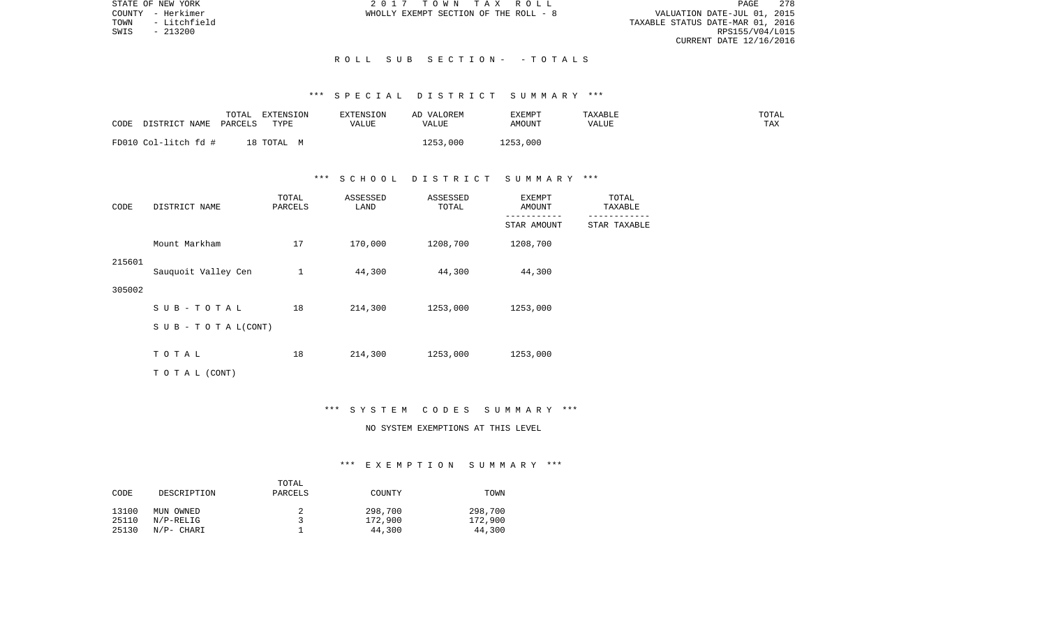# R O L L   S U B   S E C T I O N -   - T O T A L S

## *** S P E C I A L   D I S T R I C T   S U M M A R Y ***

| CODE DISTRICT NAME | TOTAL PARCELS | EXTENSION TYPE | EXTENSION VALUE | AD VALOREM VALUE | EXEMPT AMOUNT | TAXABLE VALUE | TOTAL TAX |
|---|---|---|---|---|---|---|---|
| FD010 Col-litch fd # | 18 | TOTAL M | | 1253,000 | 1253,000 | | |

## *** S C H O O L   D I S T R I C T   S U M M A R Y ***

| CODE | DISTRICT NAME | TOTAL PARCELS | ASSESSED LAND | ASSESSED TOTAL | EXEMPT AMOUNT / STAR AMOUNT | TOTAL TAXABLE / STAR TAXABLE |
|---|---|---|---|---|---|---|
| 215601 | Mount Markham | 17 | 170,000 | 1208,700 | 1208,700 | |
| 305002 | Sauquoit Valley Cen | 1 | 44,300 | 44,300 | 44,300 | |
| | S U B - T O T A L | 18 | 214,300 | 1253,000 | 1253,000 | |
| | S U B - T O T A L(CONT) | | | | | |
| | T O T A L | 18 | 214,300 | 1253,000 | 1253,000 | |
| | T O T A L (CONT) | | | | | |

## *** S Y S T E M   C O D E S   S U M M A R Y ***

NO SYSTEM EXEMPTIONS AT THIS LEVEL

## *** E X E M P T I O N   S U M M A R Y ***

| CODE | DESCRIPTION | TOTAL PARCELS | COUNTY | TOWN |
|---|---|---|---|---|
| 13100 | MUN OWNED | 2 | 298,700 | 298,700 |
| 25110 | N/P-RELIG | 3 | 172,900 | 172,900 |
| 25130 | N/P- CHARI | 1 | 44,300 | 44,300 |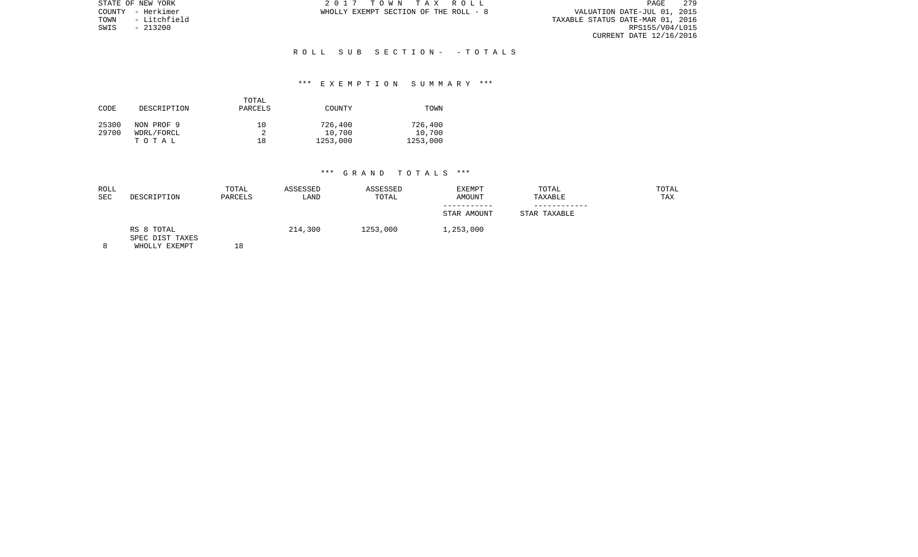STATE OF NEW YORK
COUNTY - Herkimer
TOWN - Litchfield
SWIS - 213200

2 0 1 7 T O W N T A X R O L L
WHOLLY EXEMPT SECTION OF THE ROLL - 8

VALUATION DATE-JUL 01, 2015
TAXABLE STATUS DATE-MAR 01, 2016
RPS155/V04/L015
CURRENT DATE 12/16/2016

## R O L L S U B S E C T I O N - - T O T A L S

### *** E X E M P T I O N S U M M A R Y ***

| CODE | DESCRIPTION | TOTAL PARCELS | COUNTY | TOWN |
|---|---|---|---|---|
| 25300 | NON PROF 9 | 10 | 726,400 | 726,400 |
| 29700 | WDRL/FORCL | 2 | 10,700 | 10,700 |
| | T O T A L | 18 | 1253,000 | 1253,000 |

### *** G R A N D T O T A L S ***

| ROLL SEC | DESCRIPTION | TOTAL PARCELS | ASSESSED LAND | ASSESSED TOTAL | EXEMPT AMOUNT / STAR AMOUNT | TOTAL TAXABLE / STAR TAXABLE | TOTAL TAX |
|---|---|---|---|---|---|---|---|
| | RS 8 TOTAL | | 214,300 | 1253,000 | 1,253,000 | | |
| | SPEC DIST TAXES | | | | | | |
| 8 | WHOLLY EXEMPT | 18 | | | | | |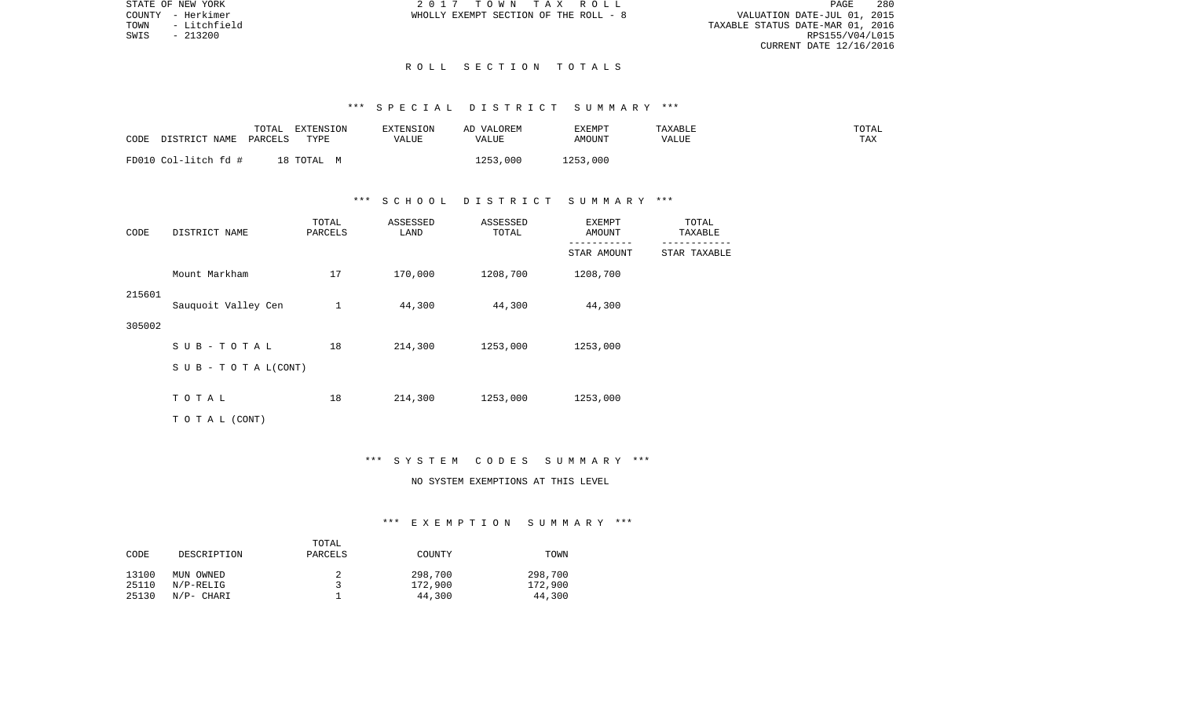STATE OF NEW YORK
COUNTY - Herkimer
TOWN - Litchfield
SWIS - 213200

2 0 1 7 T O W N T A X R O L L
WHOLLY EXEMPT SECTION OF THE ROLL - 8

VALUATION DATE-JUL 01, 2015
TAXABLE STATUS DATE-MAR 01, 2016
RPS155/V04/L015
CURRENT DATE 12/16/2016

# R O L L S E C T I O N T O T A L S

## *** S P E C I A L D I S T R I C T S U M M A R Y ***

| CODE | DISTRICT NAME | TOTAL PARCELS | EXTENSION TYPE | EXTENSION VALUE | AD VALOREM VALUE | EXEMPT AMOUNT | TAXABLE VALUE | TOTAL TAX |
|---|---|---|---|---|---|---|---|---|
| FD010 | Col-litch fd # | 18 | TOTAL M | | 1253,000 | 1253,000 | | |

## *** S C H O O L D I S T R I C T S U M M A R Y ***

| CODE | DISTRICT NAME | TOTAL PARCELS | ASSESSED LAND | ASSESSED TOTAL | EXEMPT AMOUNT / STAR AMOUNT | TOTAL TAXABLE / STAR TAXABLE |
|---|---|---|---|---|---|---|
| 215601 | Mount Markham | 17 | 170,000 | 1208,700 | 1208,700 | |
| 305002 | Sauquoit Valley Cen | 1 | 44,300 | 44,300 | 44,300 | |
| | S U B - T O T A L | 18 | 214,300 | 1253,000 | 1253,000 | |
| | S U B - T O T A L(CONT) | | | | | |
| | T O T A L | 18 | 214,300 | 1253,000 | 1253,000 | |
| | T O T A L (CONT) | | | | | |

## *** S Y S T E M C O D E S S U M M A R Y ***

NO SYSTEM EXEMPTIONS AT THIS LEVEL

## *** E X E M P T I O N S U M M A R Y ***

| CODE | DESCRIPTION | TOTAL PARCELS | COUNTY | TOWN |
|---|---|---|---|---|
| 13100 | MUN OWNED | 2 | 298,700 | 298,700 |
| 25110 | N/P-RELIG | 3 | 172,900 | 172,900 |
| 25130 | N/P- CHARI | 1 | 44,300 | 44,300 |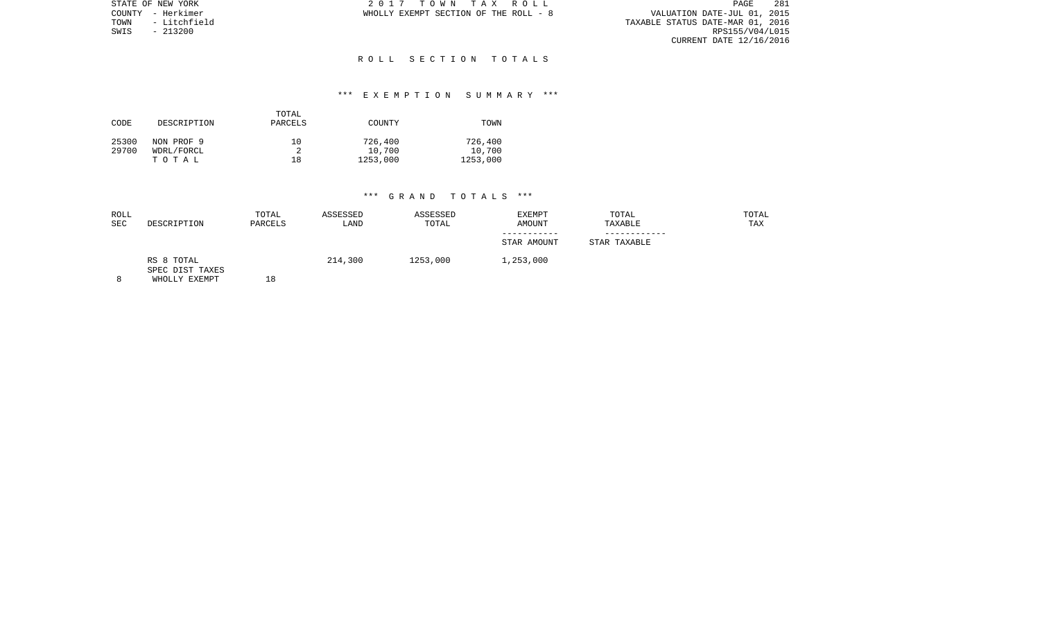STATE OF NEW YORK
COUNTY - Herkimer
TOWN - Litchfield
SWIS - 213200

2 0 1 7 T O W N T A X R O L L
WHOLLY EXEMPT SECTION OF THE ROLL - 8

VALUATION DATE-JUL 01, 2015
TAXABLE STATUS DATE-MAR 01, 2016
RPS155/V04/L015
CURRENT DATE 12/16/2016

## R O L L S E C T I O N T O T A L S

### *** E X E M P T I O N S U M M A R Y ***

| CODE | DESCRIPTION | TOTAL PARCELS | COUNTY | TOWN |
|---|---|---|---|---|
| 25300 | NON PROF 9 | 10 | 726,400 | 726,400 |
| 29700 | WDRL/FORCL | 2 | 10,700 | 10,700 |
| | T O T A L | 18 | 1253,000 | 1253,000 |

### *** G R A N D T O T A L S ***

| ROLL SEC | DESCRIPTION | TOTAL PARCELS | ASSESSED LAND | ASSESSED TOTAL | EXEMPT AMOUNT / STAR AMOUNT | TOTAL TAXABLE / STAR TAXABLE | TOTAL TAX |
|---|---|---|---|---|---|---|---|
| | RS 8 TOTAL | | 214,300 | 1253,000 | 1,253,000 | | |
| | SPEC DIST TAXES | | | | | | |
| 8 | WHOLLY EXEMPT | 18 | | | | | |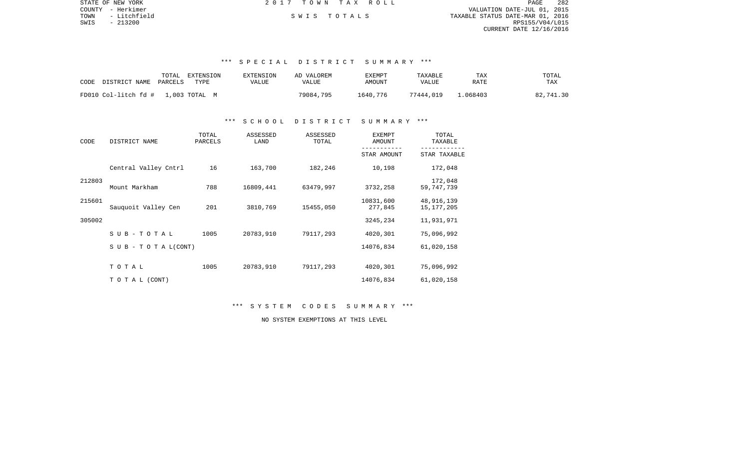STATE OF NEW YORK
COUNTY - Herkimer
TOWN - Litchfield
SWIS - 213200

2 0 1 7 T O W N T A X R O L L

S W I S T O T A L S

VALUATION DATE-JUL 01, 2015
TAXABLE STATUS DATE-MAR 01, 2016
RPS155/V04/L015
CURRENT DATE 12/16/2016

### *** S P E C I A L D I S T R I C T S U M M A R Y ***

| CODE DISTRICT NAME | TOTAL PARCELS | EXTENSION TYPE | EXTENSION VALUE | AD VALOREM VALUE | EXEMPT AMOUNT | TAXABLE VALUE | TAX RATE | TOTAL TAX |
|---|---|---|---|---|---|---|---|---|
| FD010 Col-litch fd # | 1,003 | TOTAL M | | 79084,795 | 1640,776 | 77444,019 | 1.068403 | 82,741.30 |

### *** S C H O O L D I S T R I C T S U M M A R Y ***

| CODE | DISTRICT NAME | TOTAL PARCELS | ASSESSED LAND | ASSESSED TOTAL | EXEMPT AMOUNT / STAR AMOUNT | TOTAL TAXABLE / STAR TAXABLE |
|---|---|---|---|---|---|---|
| | Central Valley Cntrl | 16 | 163,700 | 182,246 | 10,198 | 172,048 |
| 212803 | | | | | | 172,048 |
| | Mount Markham | 788 | 16809,441 | 63479,997 | 3732,258 | 59,747,739 |
| 215601 | | | | | 10831,600 | 48,916,139 |
| | Sauquoit Valley Cen | 201 | 3810,769 | 15455,050 | 277,845 | 15,177,205 |
| 305002 | | | | | 3245,234 | 11,931,971 |
| | S U B - T O T A L | 1005 | 20783,910 | 79117,293 | 4020,301 | 75,096,992 |
| | S U B - T O T A L(CONT) | | | | 14076,834 | 61,020,158 |
| | T O T A L | 1005 | 20783,910 | 79117,293 | 4020,301 | 75,096,992 |
| | T O T A L (CONT) | | | | 14076,834 | 61,020,158 |

### *** S Y S T E M C O D E S S U M M A R Y ***

NO SYSTEM EXEMPTIONS AT THIS LEVEL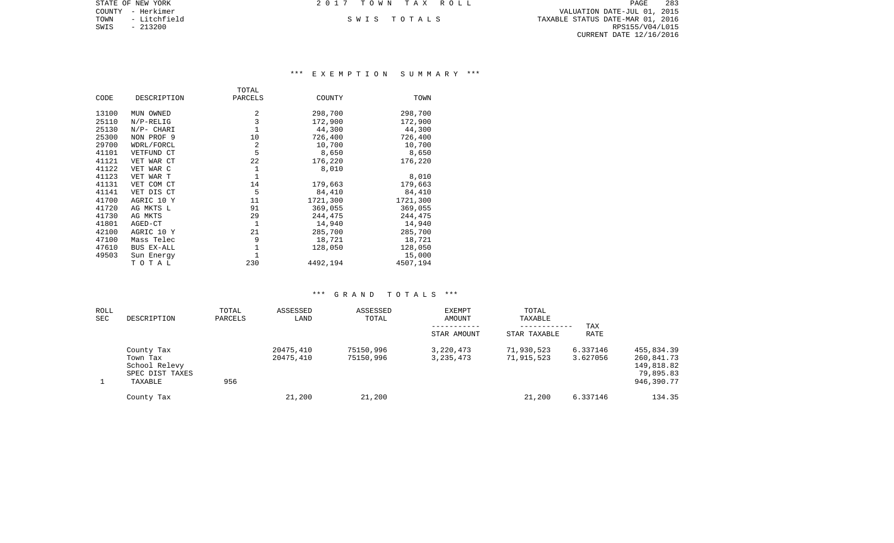STATE OF NEW YORK
COUNTY - Herkimer
TOWN - Litchfield
SWIS - 213200

2 0 1 7 T O W N T A X R O L L

S W I S T O T A L S

VALUATION DATE-JUL 01, 2015
TAXABLE STATUS DATE-MAR 01, 2016
RPS155/V04/L015
CURRENT DATE 12/16/2016

## *** E X E M P T I O N S U M M A R Y ***

| CODE | DESCRIPTION | TOTAL PARCELS | COUNTY | TOWN |
|---|---|---|---|---|
| 13100 | MUN OWNED | 2 | 298,700 | 298,700 |
| 25110 | N/P-RELIG | 3 | 172,900 | 172,900 |
| 25130 | N/P- CHARI | 1 | 44,300 | 44,300 |
| 25300 | NON PROF 9 | 10 | 726,400 | 726,400 |
| 29700 | WDRL/FORCL | 2 | 10,700 | 10,700 |
| 41101 | VETFUND CT | 5 | 8,650 | 8,650 |
| 41121 | VET WAR CT | 22 | 176,220 | 176,220 |
| 41122 | VET WAR C | 1 | 8,010 | |
| 41123 | VET WAR T | 1 | | 8,010 |
| 41131 | VET COM CT | 14 | 179,663 | 179,663 |
| 41141 | VET DIS CT | 5 | 84,410 | 84,410 |
| 41700 | AGRIC 10 Y | 11 | 1721,300 | 1721,300 |
| 41720 | AG MKTS L | 91 | 369,055 | 369,055 |
| 41730 | AG MKTS | 29 | 244,475 | 244,475 |
| 41801 | AGED-CT | 1 | 14,940 | 14,940 |
| 42100 | AGRIC 10 Y | 21 | 285,700 | 285,700 |
| 47100 | Mass Telec | 9 | 18,721 | 18,721 |
| 47610 | BUS EX-ALL | 1 | 128,050 | 128,050 |
| 49503 | Sun Energy | 1 | | 15,000 |
| | T O T A L | 230 | 4492,194 | 4507,194 |

## *** G R A N D T O T A L S ***

| ROLL SEC | DESCRIPTION | TOTAL PARCELS | ASSESSED LAND | ASSESSED TOTAL | EXEMPT AMOUNT / STAR AMOUNT | TOTAL TAXABLE / STAR TAXABLE | TAX RATE | |
|---|---|---|---|---|---|---|---|---|
| | County Tax | | 20475,410 | 75150,996 | 3,220,473 | 71,930,523 | 6.337146 | 455,834.39 |
| | Town Tax | | 20475,410 | 75150,996 | 3,235,473 | 71,915,523 | 3.627056 | 260,841.73 |
| | School Relevy | | | | | | | 149,818.82 |
| | SPEC DIST TAXES | | | | | | | 79,895.83 |
| 1 | TAXABLE | 956 | | | | | | 946,390.77 |
| | County Tax | | 21,200 | 21,200 | | 21,200 | 6.337146 | 134.35 |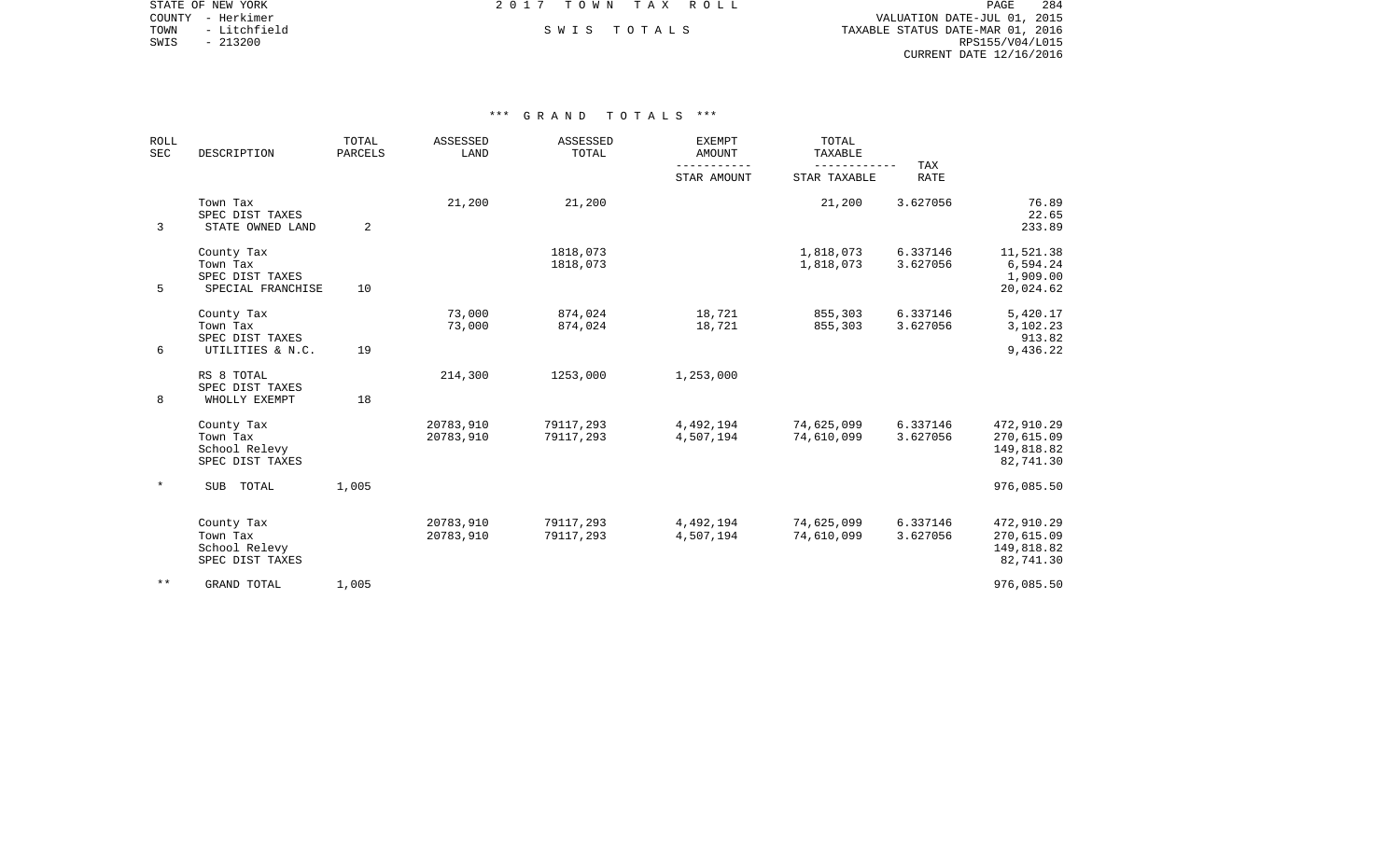STATE OF NEW YORK | 2017 TOWN TAX ROLL | VALUATION DATE-JUL 01, 2015
COUNTY - Herkimer
TOWN - Litchfield | SWIS TOTALS | TAXABLE STATUS DATE-MAR 01, 2016
SWIS - 213200 | RPS155/V04/L015
CURRENT DATE 12/16/2016

## *** GRAND TOTALS ***

| ROLL SEC | DESCRIPTION | TOTAL PARCELS | ASSESSED LAND | ASSESSED TOTAL | EXEMPT AMOUNT / STAR AMOUNT | TOTAL TAXABLE / STAR TAXABLE | TAX RATE | |
|---|---|---|---|---|---|---|---|---|
| | Town Tax | | 21,200 | 21,200 | | 21,200 | 3.627056 | 76.89 |
| | SPEC DIST TAXES | | | | | | | 22.65 |
| 3 | STATE OWNED LAND | 2 | | | | | | 233.89 |
| | County Tax | | | 1818,073 | | 1,818,073 | 6.337146 | 11,521.38 |
| | Town Tax | | | 1818,073 | | 1,818,073 | 3.627056 | 6,594.24 |
| | SPEC DIST TAXES | | | | | | | 1,909.00 |
| 5 | SPECIAL FRANCHISE | 10 | | | | | | 20,024.62 |
| | County Tax | | 73,000 | 874,024 | 18,721 | 855,303 | 6.337146 | 5,420.17 |
| | Town Tax | | 73,000 | 874,024 | 18,721 | 855,303 | 3.627056 | 3,102.23 |
| | SPEC DIST TAXES | | | | | | | 913.82 |
| 6 | UTILITIES & N.C. | 19 | | | | | | 9,436.22 |
| | RS 8 TOTAL | | 214,300 | 1253,000 | 1,253,000 | | | |
| | SPEC DIST TAXES | | | | | | | |
| 8 | WHOLLY EXEMPT | 18 | | | | | | |
| | County Tax | | 20783,910 | 79117,293 | 4,492,194 | 74,625,099 | 6.337146 | 472,910.29 |
| | Town Tax | | 20783,910 | 79117,293 | 4,507,194 | 74,610,099 | 3.627056 | 270,615.09 |
| | School Relevy | | | | | | | 149,818.82 |
| | SPEC DIST TAXES | | | | | | | 82,741.30 |
| * | SUB TOTAL | 1,005 | | | | | | 976,085.50 |
| | County Tax | | 20783,910 | 79117,293 | 4,492,194 | 74,625,099 | 6.337146 | 472,910.29 |
| | Town Tax | | 20783,910 | 79117,293 | 4,507,194 | 74,610,099 | 3.627056 | 270,615.09 |
| | School Relevy | | | | | | | 149,818.82 |
| | SPEC DIST TAXES | | | | | | | 82,741.30 |
| ** | GRAND TOTAL | 1,005 | | | | | | 976,085.50 |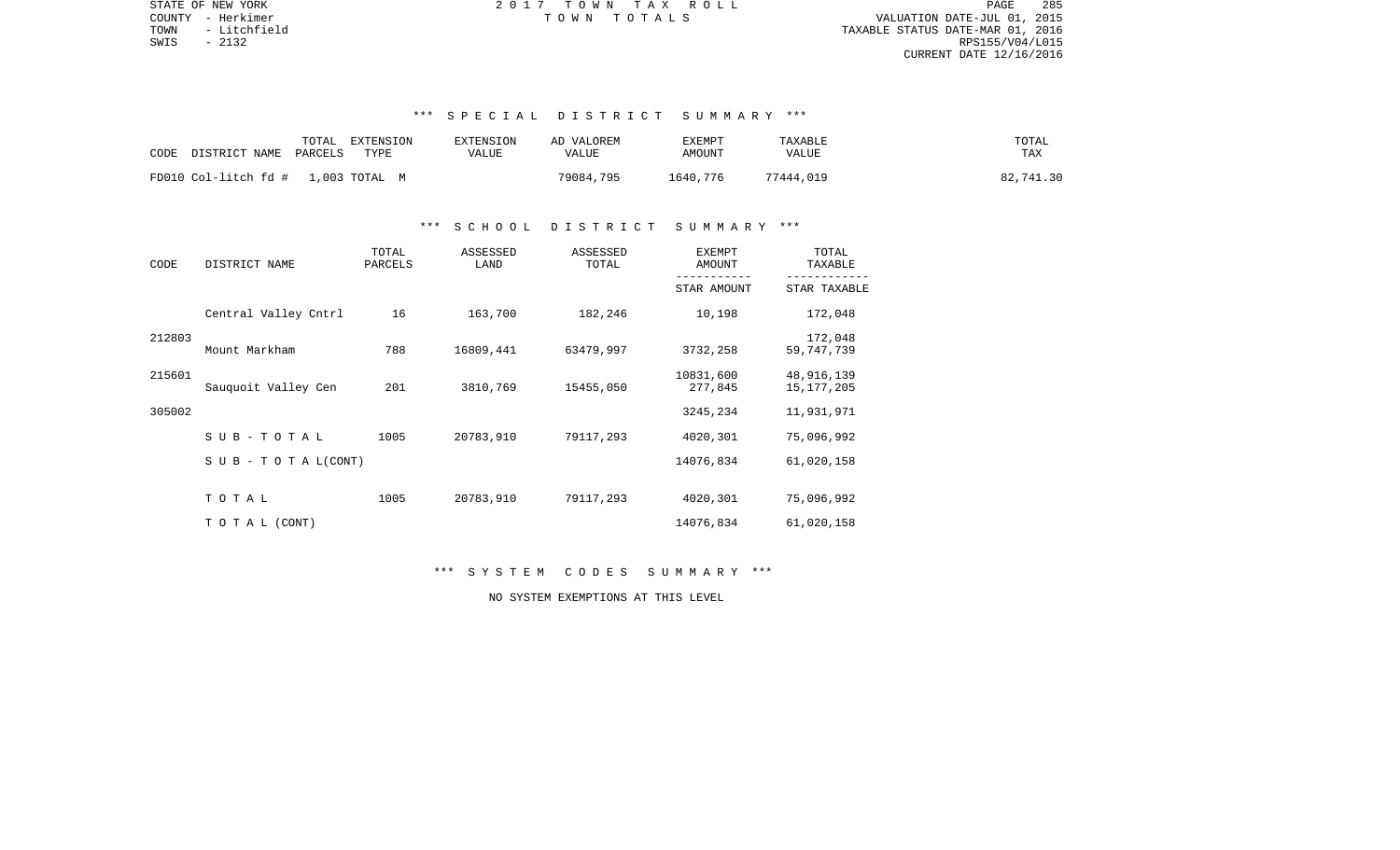STATE OF NEW YORK
COUNTY - Herkimer
TOWN - Litchfield
SWIS - 2132

2017 TOWN TAX ROLL
TOWN TOTALS

VALUATION DATE-JUL 01, 2015
TAXABLE STATUS DATE-MAR 01, 2016
RPS155/V04/L015
CURRENT DATE 12/16/2016

### *** SPECIAL DISTRICT SUMMARY ***

| CODE DISTRICT NAME | TOTAL PARCELS | EXTENSION TYPE | EXTENSION VALUE | AD VALOREM VALUE | EXEMPT AMOUNT | TAXABLE VALUE | TOTAL TAX |
|---|---|---|---|---|---|---|---|
| FD010 Col-litch fd # | 1,003 | TOTAL M | | 79084,795 | 1640,776 | 77444,019 | 82,741.30 |

### *** SCHOOL DISTRICT SUMMARY ***

| CODE | DISTRICT NAME | TOTAL PARCELS | ASSESSED LAND | ASSESSED TOTAL | EXEMPT AMOUNT / STAR AMOUNT | TOTAL TAXABLE / STAR TAXABLE |
|---|---|---|---|---|---|---|
| | Central Valley Cntrl | 16 | 163,700 | 182,246 | 10,198 | 172,048 |
| 212803 | | | | | | 172,048 |
| | Mount Markham | 788 | 16809,441 | 63479,997 | 3732,258 | 59,747,739 |
| 215601 | | | | | 10831,600 | 48,916,139 |
| | Sauquoit Valley Cen | 201 | 3810,769 | 15455,050 | 277,845 | 15,177,205 |
| 305002 | | | | | 3245,234 | 11,931,971 |
| | S U B - T O T A L | 1005 | 20783,910 | 79117,293 | 4020,301 | 75,096,992 |
| | S U B - T O T A L(CONT) | | | | 14076,834 | 61,020,158 |
| | T O T A L | 1005 | 20783,910 | 79117,293 | 4020,301 | 75,096,992 |
| | T O T A L (CONT) | | | | 14076,834 | 61,020,158 |

### *** SYSTEM CODES SUMMARY ***

NO SYSTEM EXEMPTIONS AT THIS LEVEL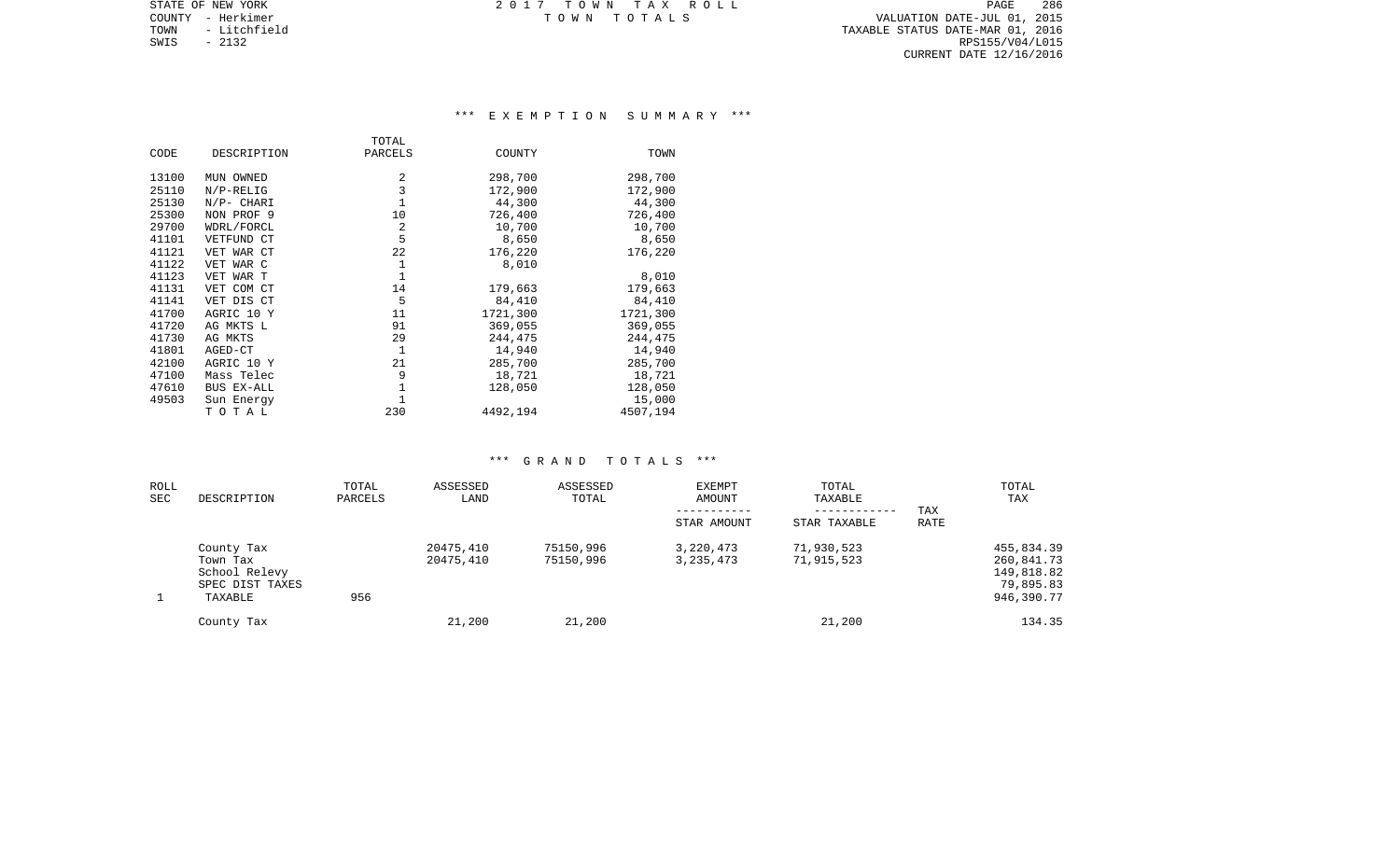STATE OF NEW YORK
COUNTY - Herkimer
TOWN - Litchfield
SWIS - 2132

2 0 1 7 T O W N T A X R O L L
T O W N T O T A L S

VALUATION DATE-JUL 01, 2015
TAXABLE STATUS DATE-MAR 01, 2016
RPS155/V04/L015
CURRENT DATE 12/16/2016

### *** E X E M P T I O N S U M M A R Y ***

| CODE | DESCRIPTION | TOTAL PARCELS | COUNTY | TOWN |
|---|---|---|---|---|
| 13100 | MUN OWNED | 2 | 298,700 | 298,700 |
| 25110 | N/P-RELIG | 3 | 172,900 | 172,900 |
| 25130 | N/P- CHARI | 1 | 44,300 | 44,300 |
| 25300 | NON PROF 9 | 10 | 726,400 | 726,400 |
| 29700 | WDRL/FORCL | 2 | 10,700 | 10,700 |
| 41101 | VETFUND CT | 5 | 8,650 | 8,650 |
| 41121 | VET WAR CT | 22 | 176,220 | 176,220 |
| 41122 | VET WAR C | 1 | 8,010 | |
| 41123 | VET WAR T | 1 | | 8,010 |
| 41131 | VET COM CT | 14 | 179,663 | 179,663 |
| 41141 | VET DIS CT | 5 | 84,410 | 84,410 |
| 41700 | AGRIC 10 Y | 11 | 1721,300 | 1721,300 |
| 41720 | AG MKTS L | 91 | 369,055 | 369,055 |
| 41730 | AG MKTS | 29 | 244,475 | 244,475 |
| 41801 | AGED-CT | 1 | 14,940 | 14,940 |
| 42100 | AGRIC 10 Y | 21 | 285,700 | 285,700 |
| 47100 | Mass Telec | 9 | 18,721 | 18,721 |
| 47610 | BUS EX-ALL | 1 | 128,050 | 128,050 |
| 49503 | Sun Energy | 1 | | 15,000 |
| | T O T A L | 230 | 4492,194 | 4507,194 |

### *** G R A N D T O T A L S ***

| ROLL SEC | DESCRIPTION | TOTAL PARCELS | ASSESSED LAND | ASSESSED TOTAL | EXEMPT AMOUNT<br>-----------<br>STAR AMOUNT | TOTAL TAXABLE<br>------------<br>STAR TAXABLE | TAX RATE | TOTAL TAX |
|---|---|---|---|---|---|---|---|---|
| | County Tax | | 20475,410 | 75150,996 | 3,220,473 | 71,930,523 | | 455,834.39 |
| | Town Tax | | 20475,410 | 75150,996 | 3,235,473 | 71,915,523 | | 260,841.73 |
| | School Relevy | | | | | | | 149,818.82 |
| | SPEC DIST TAXES | | | | | | | 79,895.83 |
| 1 | TAXABLE | 956 | | | | | | 946,390.77 |
| | County Tax | | 21,200 | 21,200 | | 21,200 | | 134.35 |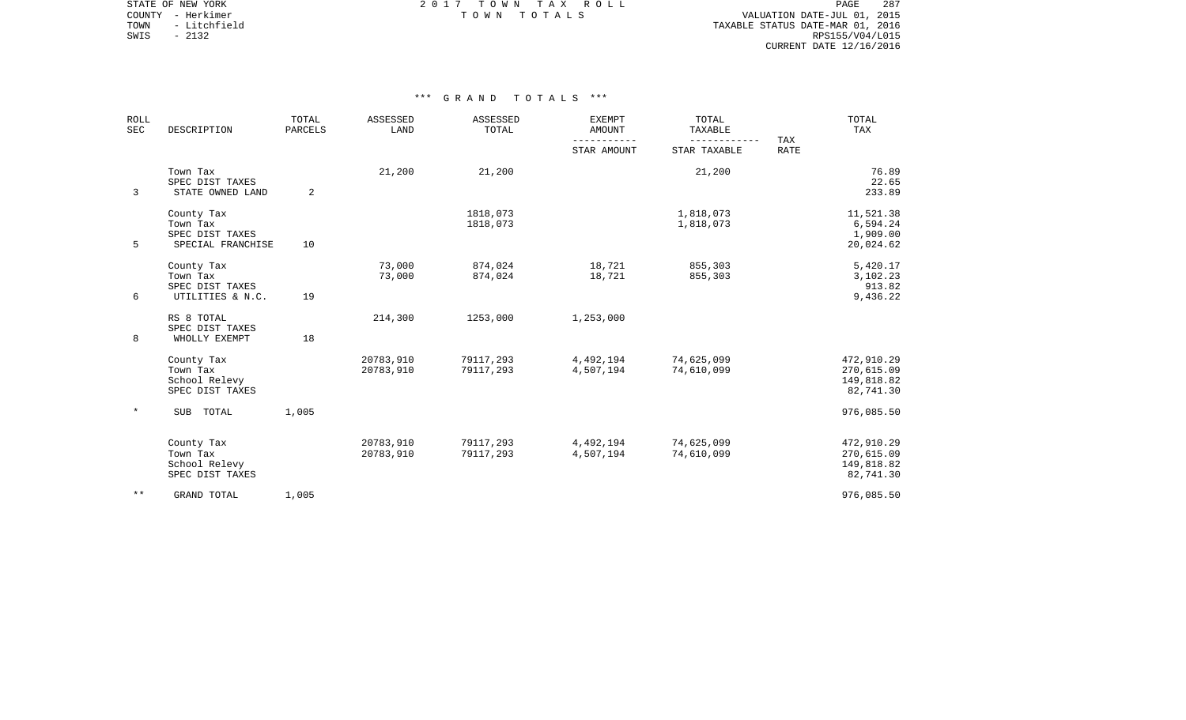STATE OF NEW YORK
COUNTY - Herkimer
TOWN - Litchfield
SWIS - 2132

2 0 1 7 T O W N T A X R O L L
T O W N T O T A L S

VALUATION DATE-JUL 01, 2015
TAXABLE STATUS DATE-MAR 01, 2016
RPS155/V04/L015
CURRENT DATE 12/16/2016

\*\*\* G R A N D T O T A L S \*\*\*

| ROLL SEC | DESCRIPTION | TOTAL PARCELS | ASSESSED LAND | ASSESSED TOTAL | EXEMPT AMOUNT / STAR AMOUNT | TOTAL TAXABLE / STAR TAXABLE | TAX RATE | TOTAL TAX |
|---|---|---|---|---|---|---|---|---|
| | Town Tax | | 21,200 | 21,200 | | 21,200 | | 76.89 |
| | SPEC DIST TAXES | | | | | | | 22.65 |
| 3 | STATE OWNED LAND | 2 | | | | | | 233.89 |
| | County Tax | | | 1818,073 | | 1,818,073 | | 11,521.38 |
| | Town Tax | | | 1818,073 | | 1,818,073 | | 6,594.24 |
| | SPEC DIST TAXES | | | | | | | 1,909.00 |
| 5 | SPECIAL FRANCHISE | 10 | | | | | | 20,024.62 |
| | County Tax | | 73,000 | 874,024 | 18,721 | 855,303 | | 5,420.17 |
| | Town Tax | | 73,000 | 874,024 | 18,721 | 855,303 | | 3,102.23 |
| | SPEC DIST TAXES | | | | | | | 913.82 |
| 6 | UTILITIES & N.C. | 19 | | | | | | 9,436.22 |
| | RS 8 TOTAL | | 214,300 | 1253,000 | 1,253,000 | | | |
| | SPEC DIST TAXES | | | | | | | |
| 8 | WHOLLY EXEMPT | 18 | | | | | | |
| | County Tax | | 20783,910 | 79117,293 | 4,492,194 | 74,625,099 | | 472,910.29 |
| | Town Tax | | 20783,910 | 79117,293 | 4,507,194 | 74,610,099 | | 270,615.09 |
| | School Relevy | | | | | | | 149,818.82 |
| | SPEC DIST TAXES | | | | | | | 82,741.30 |
| * | SUB TOTAL | 1,005 | | | | | | 976,085.50 |
| | County Tax | | 20783,910 | 79117,293 | 4,492,194 | 74,625,099 | | 472,910.29 |
| | Town Tax | | 20783,910 | 79117,293 | 4,507,194 | 74,610,099 | | 270,615.09 |
| | School Relevy | | | | | | | 149,818.82 |
| | SPEC DIST TAXES | | | | | | | 82,741.30 |
| ** | GRAND TOTAL | 1,005 | | | | | | 976,085.50 |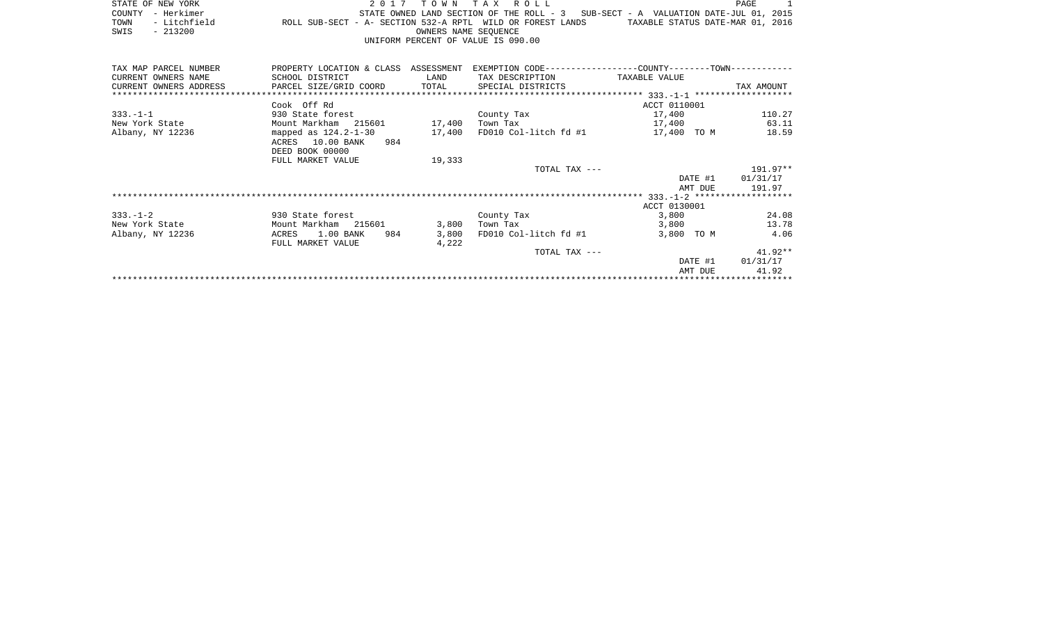STATE OF NEW YORK                                    2017 TOWN TAX ROLL                                                    
COUNTY - Herkimer                      STATE OWNED LAND SECTION OF THE ROLL - 3   SUB-SECT - A  VALUATION DATE-JUL 01, 2015
TOWN - Litchfield        ROLL SUB-SECT - A- SECTION 532-A RPTL  WILD OR FOREST LANDS        TAXABLE STATUS DATE-MAR 01, 2016
SWIS - 213200                                        OWNERS NAME SEQUENCE
UNIFORM PERCENT OF VALUE IS 090.00

| TAX MAP PARCEL NUMBER / CURRENT OWNERS NAME / CURRENT OWNERS ADDRESS | PROPERTY LOCATION & CLASS / SCHOOL DISTRICT / PARCEL SIZE/GRID COORD | ASSESSMENT LAND / TOTAL | EXEMPTION CODE / TAX DESCRIPTION / SPECIAL DISTRICTS | COUNTY--------TOWN / TAXABLE VALUE | TAX AMOUNT |
|---|---|---|---|---|---|
| | | | | 333.-1-1 | |
| | Cook Off Rd | | | ACCT 0110001 | |
| 333.-1-1 | 930 State forest | | County Tax | 17,400 | 110.27 |
| New York State | Mount Markham 215601 | 17,400 | Town Tax | 17,400 | 63.11 |
| Albany, NY 12236 | mapped as 124.2-1-30 | 17,400 | FD010 Col-litch fd #1 | 17,400 TO M | 18.59 |
| | ACRES 10.00 BANK 984 | | | | |
| | DEED BOOK 00000 | | | | |
| | FULL MARKET VALUE | 19,333 | | | |
| | | | TOTAL TAX --- | | 191.97** |
| | | | | DATE #1 | 01/31/17 |
| | | | | AMT DUE | 191.97 |
| | | | | 333.-1-2 | |
| | | | | ACCT 0130001 | |
| 333.-1-2 | 930 State forest | | County Tax | 3,800 | 24.08 |
| New York State | Mount Markham 215601 | 3,800 | Town Tax | 3,800 | 13.78 |
| Albany, NY 12236 | ACRES 1.00 BANK 984 | 3,800 | FD010 Col-litch fd #1 | 3,800 TO M | 4.06 |
| | FULL MARKET VALUE | 4,222 | | | |
| | | | TOTAL TAX --- | | 41.92** |
| | | | | DATE #1 | 01/31/17 |
| | | | | AMT DUE | 41.92 |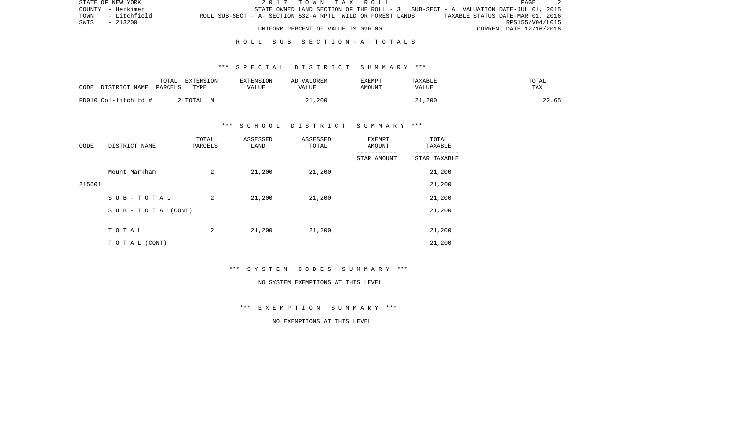STATE OF NEW YORK — 2017 TOWN TAX ROLL
COUNTY - Herkimer — STATE OWNED LAND SECTION OF THE ROLL - 3 SUB-SECT - A VALUATION DATE-JUL 01, 2015
TOWN - Litchfield — ROLL SUB-SECT - A- SECTION 532-A RPTL WILD OR FOREST LANDS — TAXABLE STATUS DATE-MAR 01, 2016
SWIS - 213200 — RPS155/V04/L015
UNIFORM PERCENT OF VALUE IS 090.00 — CURRENT DATE 12/16/2016

## R O L L S U B S E C T I O N - A - T O T A L S

### *** S P E C I A L D I S T R I C T S U M M A R Y ***

| CODE DISTRICT NAME | TOTAL PARCELS | EXTENSION TYPE | EXTENSION VALUE | AD VALOREM VALUE | EXEMPT AMOUNT | TAXABLE VALUE | TOTAL TAX |
|---|---|---|---|---|---|---|---|
| FD010 Col-litch fd # | 2 | TOTAL M | | 21,200 | | 21,200 | 22.65 |

### *** S C H O O L D I S T R I C T S U M M A R Y ***

| CODE | DISTRICT NAME | TOTAL PARCELS | ASSESSED LAND | ASSESSED TOTAL | EXEMPT AMOUNT / STAR AMOUNT | TOTAL TAXABLE / STAR TAXABLE |
|---|---|---|---|---|---|---|
| | Mount Markham | 2 | 21,200 | 21,200 | | 21,200 |
| 215601 | | | | | | 21,200 |
| | S U B - T O T A L | 2 | 21,200 | 21,200 | | 21,200 |
| | S U B - T O T A L(CONT) | | | | | 21,200 |
| | T O T A L | 2 | 21,200 | 21,200 | | 21,200 |
| | T O T A L (CONT) | | | | | 21,200 |

### *** S Y S T E M C O D E S S U M M A R Y ***

NO SYSTEM EXEMPTIONS AT THIS LEVEL

### *** E X E M P T I O N S U M M A R Y ***

NO EXEMPTIONS AT THIS LEVEL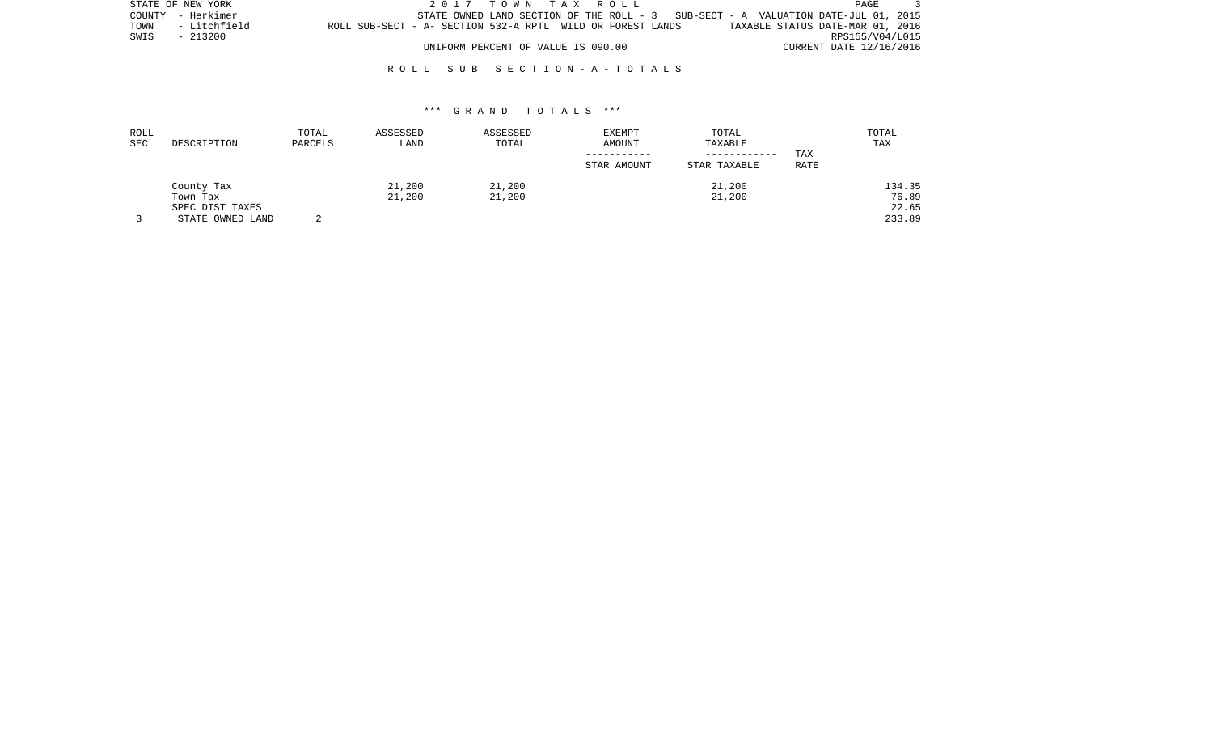STATE OF NEW YORK
COUNTY - Herkimer
TOWN - Litchfield
SWIS - 213200

2017 TOWN TAX ROLL
STATE OWNED LAND SECTION OF THE ROLL - 3 SUB-SECT - A VALUATION DATE-JUL 01, 2015
ROLL SUB-SECT - A- SECTION 532-A RPTL WILD OR FOREST LANDS TAXABLE STATUS DATE-MAR 01, 2016
RPS155/V04/L015
UNIFORM PERCENT OF VALUE IS 090.00 CURRENT DATE 12/16/2016

R O L L S U B S E C T I O N - A - T O T A L S

*** G R A N D T O T A L S ***

| ROLL SEC | DESCRIPTION | TOTAL PARCELS | ASSESSED LAND | ASSESSED TOTAL | EXEMPT AMOUNT / STAR AMOUNT | TOTAL TAXABLE / STAR TAXABLE | TAX RATE | TOTAL TAX |
|---|---|---|---|---|---|---|---|---|
| | County Tax | | 21,200 | 21,200 | | 21,200 | | 134.35 |
| | Town Tax | | 21,200 | 21,200 | | 21,200 | | 76.89 |
| | SPEC DIST TAXES | | | | | | | 22.65 |
| 3 | STATE OWNED LAND | 2 | | | | | | 233.89 |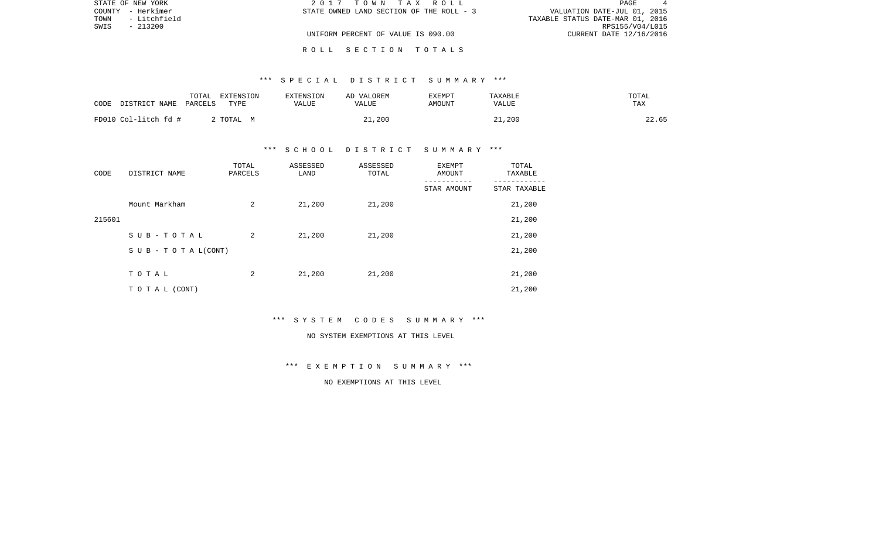STATE OF NEW YORK
COUNTY - Herkimer
TOWN - Litchfield
SWIS - 213200

2 0 1 7 T O W N T A X R O L L
STATE OWNED LAND SECTION OF THE ROLL - 3

VALUATION DATE-JUL 01, 2015
TAXABLE STATUS DATE-MAR 01, 2016
RPS155/V04/L015
CURRENT DATE 12/16/2016

UNIFORM PERCENT OF VALUE IS 090.00

R O L L S E C T I O N T O T A L S

*** S P E C I A L D I S T R I C T S U M M A R Y ***

| CODE DISTRICT NAME | TOTAL PARCELS | EXTENSION TYPE | EXTENSION VALUE | AD VALOREM VALUE | EXEMPT AMOUNT | TAXABLE VALUE | TOTAL TAX |
|---|---|---|---|---|---|---|---|
| FD010 Col-litch fd # | 2 | TOTAL M | | 21,200 | | 21,200 | 22.65 |

*** S C H O O L D I S T R I C T S U M M A R Y ***

| CODE | DISTRICT NAME | TOTAL PARCELS | ASSESSED LAND | ASSESSED TOTAL | EXEMPT AMOUNT / STAR AMOUNT | TOTAL TAXABLE / STAR TAXABLE |
|---|---|---|---|---|---|---|
| | Mount Markham | 2 | 21,200 | 21,200 | | 21,200 |
| 215601 | | | | | | 21,200 |
| | S U B - T O T A L | 2 | 21,200 | 21,200 | | 21,200 |
| | S U B - T O T A L(CONT) | | | | | 21,200 |
| | T O T A L | 2 | 21,200 | 21,200 | | 21,200 |
| | T O T A L (CONT) | | | | | 21,200 |

*** S Y S T E M C O D E S S U M M A R Y ***

NO SYSTEM EXEMPTIONS AT THIS LEVEL

*** E X E M P T I O N S U M M A R Y ***

NO EXEMPTIONS AT THIS LEVEL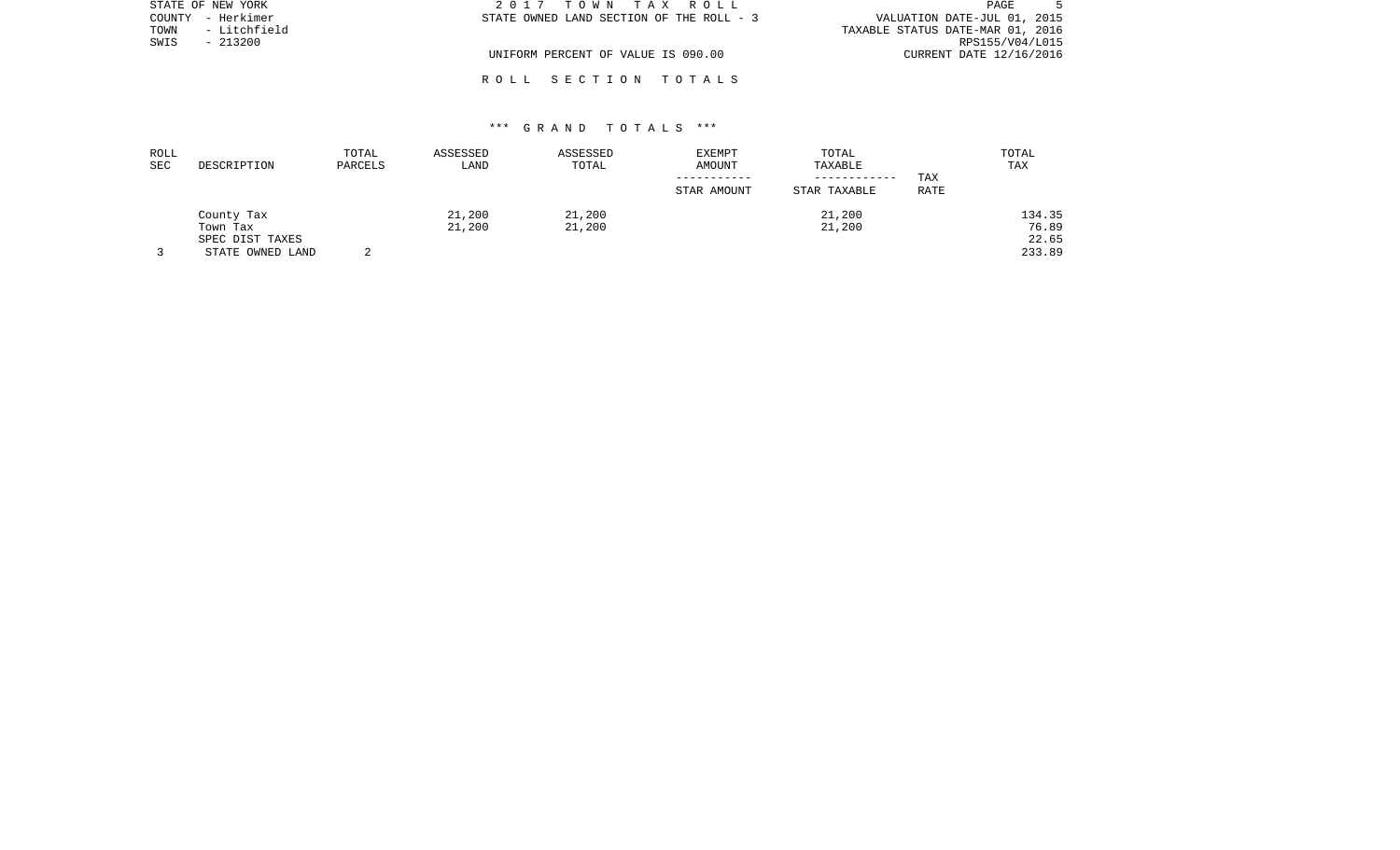STATE OF NEW YORK
COUNTY - Herkimer
TOWN - Litchfield
SWIS - 213200

2 0 1 7 T O W N T A X R O L L
STATE OWNED LAND SECTION OF THE ROLL - 3

UNIFORM PERCENT OF VALUE IS 090.00

VALUATION DATE-JUL 01, 2015
TAXABLE STATUS DATE-MAR 01, 2016
RPS155/V04/L015
CURRENT DATE 12/16/2016

R O L L S E C T I O N T O T A L S

\*\*\* G R A N D T O T A L S \*\*\*

| ROLL SEC | DESCRIPTION | TOTAL PARCELS | ASSESSED LAND | ASSESSED TOTAL | EXEMPT AMOUNT<br>-----------<br>STAR AMOUNT | TOTAL TAXABLE<br>------------<br>STAR TAXABLE | TAX RATE | TOTAL TAX |
|---|---|---|---|---|---|---|---|---|
| | County Tax | | 21,200 | 21,200 | | 21,200 | | 134.35 |
| | Town Tax | | 21,200 | 21,200 | | 21,200 | | 76.89 |
| | SPEC DIST TAXES | | | | | | | 22.65 |
| 3 | STATE OWNED LAND | 2 | | | | | | 233.89 |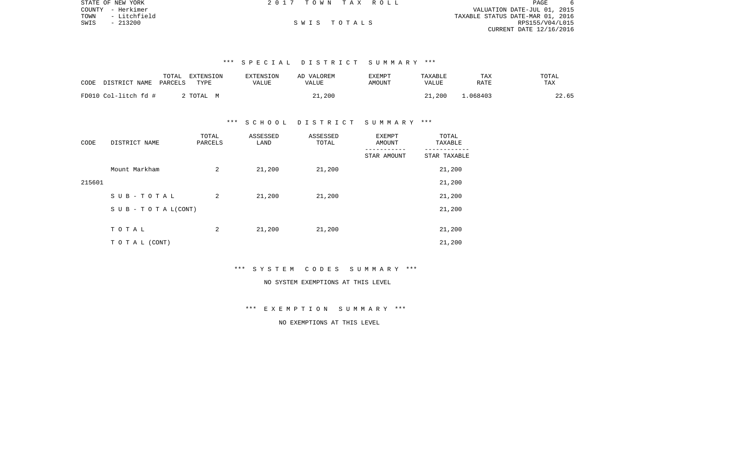STATE OF NEW YORK
COUNTY - Herkimer
TOWN - Litchfield
SWIS - 213200

2 0 1 7 T O W N T A X R O L L

S W I S T O T A L S

VALUATION DATE-JUL 01, 2015
TAXABLE STATUS DATE-MAR 01, 2016
RPS155/V04/L015
CURRENT DATE 12/16/2016

### *** S P E C I A L D I S T R I C T S U M M A R Y ***

| CODE DISTRICT NAME | TOTAL PARCELS | EXTENSION TYPE | EXTENSION VALUE | AD VALOREM VALUE | EXEMPT AMOUNT | TAXABLE VALUE | TAX RATE | TOTAL TAX |
|---|---|---|---|---|---|---|---|---|
| FD010 Col-litch fd # | 2 | TOTAL M | | 21,200 | | 21,200 | 1.068403 | 22.65 |

### *** S C H O O L D I S T R I C T S U M M A R Y ***

| CODE | DISTRICT NAME | TOTAL PARCELS | ASSESSED LAND | ASSESSED TOTAL | EXEMPT AMOUNT / STAR AMOUNT | TOTAL TAXABLE / STAR TAXABLE |
|---|---|---|---|---|---|---|
| | Mount Markham | 2 | 21,200 | 21,200 | | 21,200 |
| 215601 | | | | | | 21,200 |
| | S U B - T O T A L | 2 | 21,200 | 21,200 | | 21,200 |
| | S U B - T O T A L(CONT) | | | | | 21,200 |
| | T O T A L | 2 | 21,200 | 21,200 | | 21,200 |
| | T O T A L (CONT) | | | | | 21,200 |

### *** S Y S T E M C O D E S S U M M A R Y ***

NO SYSTEM EXEMPTIONS AT THIS LEVEL

### *** E X E M P T I O N S U M M A R Y ***

NO EXEMPTIONS AT THIS LEVEL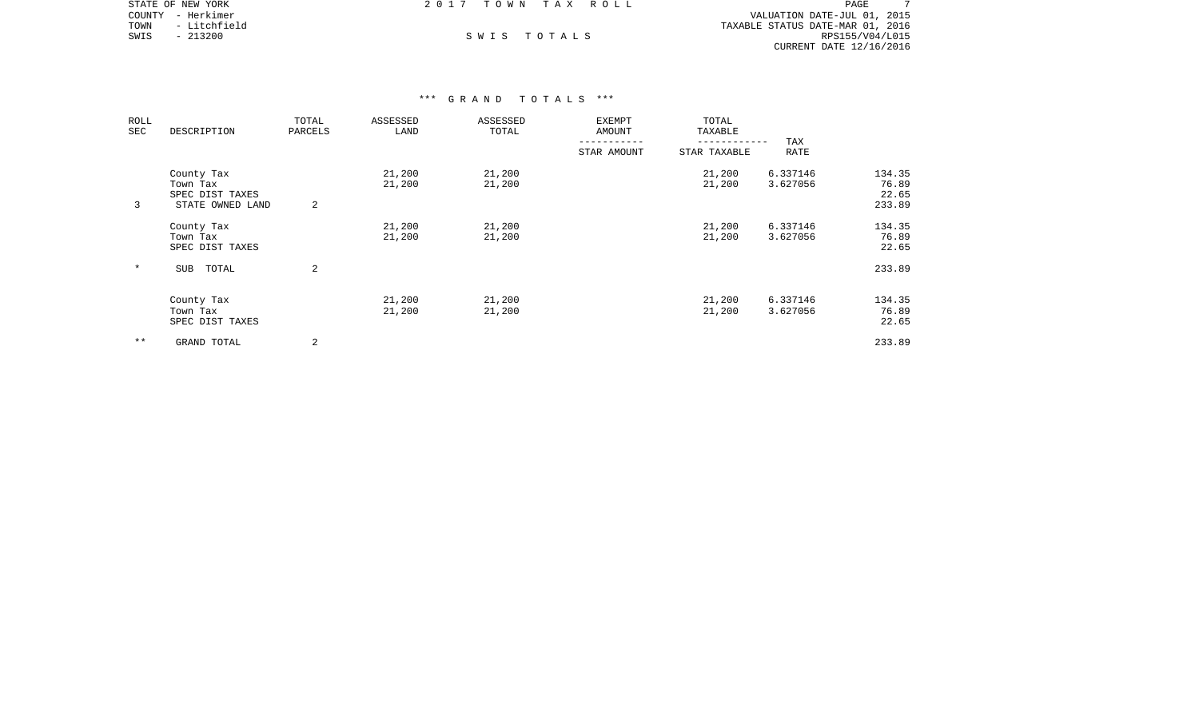STATE OF NEW YORK
COUNTY - Herkimer
TOWN - Litchfield
SWIS - 213200

2 0 1 7 T O W N T A X R O L L

S W I S T O T A L S

VALUATION DATE-JUL 01, 2015
TAXABLE STATUS DATE-MAR 01, 2016
RPS155/V04/L015
CURRENT DATE 12/16/2016

### *** G R A N D T O T A L S ***

| ROLL SEC | DESCRIPTION | TOTAL PARCELS | ASSESSED LAND | ASSESSED TOTAL | EXEMPT AMOUNT / STAR AMOUNT | TOTAL TAXABLE / STAR TAXABLE | TAX RATE | |
|---|---|---|---|---|---|---|---|---|
| | County Tax | | 21,200 | 21,200 | | 21,200 | 6.337146 | 134.35 |
| | Town Tax | | 21,200 | 21,200 | | 21,200 | 3.627056 | 76.89 |
| | SPEC DIST TAXES | | | | | | | 22.65 |
| 3 | STATE OWNED LAND | 2 | | | | | | 233.89 |
| | County Tax | | 21,200 | 21,200 | | 21,200 | 6.337146 | 134.35 |
| | Town Tax | | 21,200 | 21,200 | | 21,200 | 3.627056 | 76.89 |
| | SPEC DIST TAXES | | | | | | | 22.65 |
| * | SUB TOTAL | 2 | | | | | | 233.89 |
| | County Tax | | 21,200 | 21,200 | | 21,200 | 6.337146 | 134.35 |
| | Town Tax | | 21,200 | 21,200 | | 21,200 | 3.627056 | 76.89 |
| | SPEC DIST TAXES | | | | | | | 22.65 |
| ** | GRAND TOTAL | 2 | | | | | | 233.89 |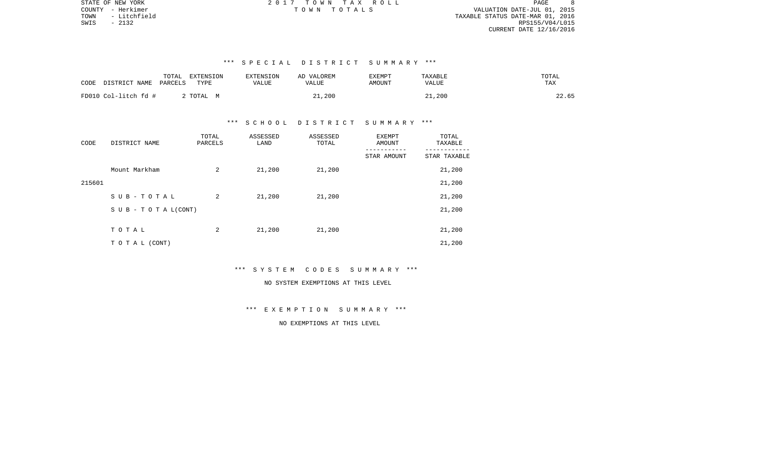STATE OF NEW YORK
COUNTY - Herkimer
TOWN - Litchfield
SWIS - 2132

2017 TOWN TAX ROLL
TOWN TOTALS

VALUATION DATE-JUL 01, 2015
TAXABLE STATUS DATE-MAR 01, 2016
RPS155/V04/L015
CURRENT DATE 12/16/2016

*** SPECIAL DISTRICT SUMMARY ***

| CODE | DISTRICT NAME | TOTAL PARCELS | EXTENSION TYPE | EXTENSION VALUE | AD VALOREM VALUE | EXEMPT AMOUNT | TAXABLE VALUE | TOTAL TAX |
|---|---|---|---|---|---|---|---|---|
| FD010 | Col-litch fd # | 2 | TOTAL M | | 21,200 | | 21,200 | 22.65 |

*** SCHOOL DISTRICT SUMMARY ***

| CODE | DISTRICT NAME | TOTAL PARCELS | ASSESSED LAND | ASSESSED TOTAL | EXEMPT AMOUNT / STAR AMOUNT | TOTAL TAXABLE / STAR TAXABLE |
|---|---|---|---|---|---|---|
| | Mount Markham | 2 | 21,200 | 21,200 | | 21,200 |
| 215601 | | | | | | 21,200 |
| | S U B - T O T A L | 2 | 21,200 | 21,200 | | 21,200 |
| | S U B - T O T A L(CONT) | | | | | 21,200 |
| | T O T A L | 2 | 21,200 | 21,200 | | 21,200 |
| | T O T A L (CONT) | | | | | 21,200 |

*** SYSTEM CODES SUMMARY ***

NO SYSTEM EXEMPTIONS AT THIS LEVEL

*** EXEMPTION SUMMARY ***

NO EXEMPTIONS AT THIS LEVEL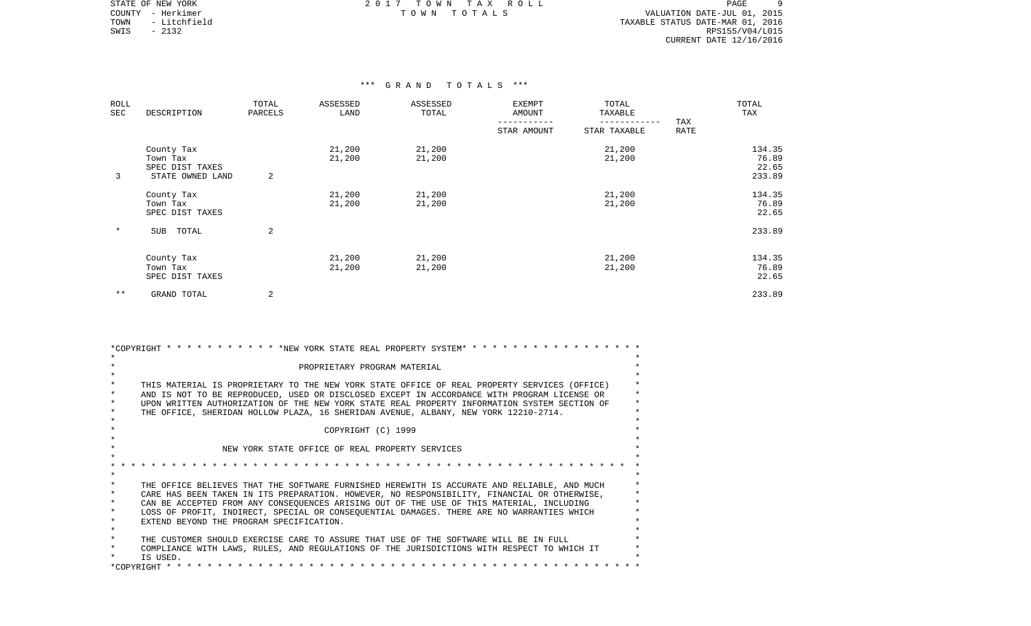STATE OF NEW YORK
COUNTY - Herkimer
TOWN - Litchfield
SWIS - 2132

2 0 1 7 T O W N T A X R O L L
T O W N T O T A L S

VALUATION DATE-JUL 01, 2015
TAXABLE STATUS DATE-MAR 01, 2016
RPS155/V04/L015
CURRENT DATE 12/16/2016

\*\*\* G R A N D T O T A L S \*\*\*

| ROLL SEC | DESCRIPTION | TOTAL PARCELS | ASSESSED LAND | ASSESSED TOTAL | EXEMPT AMOUNT / STAR AMOUNT | TOTAL TAXABLE / STAR TAXABLE | TAX RATE | TOTAL TAX |
|---|---|---|---|---|---|---|---|---|
| | County Tax | | 21,200 | 21,200 | | 21,200 | | 134.35 |
| | Town Tax | | 21,200 | 21,200 | | 21,200 | | 76.89 |
| | SPEC DIST TAXES | | | | | | | 22.65 |
| 3 | STATE OWNED LAND | 2 | | | | | | 233.89 |
| | County Tax | | 21,200 | 21,200 | | 21,200 | | 134.35 |
| | Town Tax | | 21,200 | 21,200 | | 21,200 | | 76.89 |
| | SPEC DIST TAXES | | | | | | | 22.65 |
| * | SUB TOTAL | 2 | | | | | | 233.89 |
| | County Tax | | 21,200 | 21,200 | | 21,200 | | 134.35 |
| | Town Tax | | 21,200 | 21,200 | | 21,200 | | 76.89 |
| | SPEC DIST TAXES | | | | | | | 22.65 |
| ** | GRAND TOTAL | 2 | | | | | | 233.89 |

*COPYRIGHT * * * * * * * * * * * *NEW YORK STATE REAL PROPERTY SYSTEM* * * * * * * * * * * * * * * * * * *

PROPRIETARY PROGRAM MATERIAL

THIS MATERIAL IS PROPRIETARY TO THE NEW YORK STATE OFFICE OF REAL PROPERTY SERVICES (OFFICE) AND IS NOT TO BE REPRODUCED, USED OR DISCLOSED EXCEPT IN ACCORDANCE WITH PROGRAM LICENSE OR UPON WRITTEN AUTHORIZATION OF THE NEW YORK STATE REAL PROPERTY INFORMATION SYSTEM SECTION OF THE OFFICE, SHERIDAN HOLLOW PLAZA, 16 SHERIDAN AVENUE, ALBANY, NEW YORK 12210-2714.

COPYRIGHT (C) 1999

NEW YORK STATE OFFICE OF REAL PROPERTY SERVICES

THE OFFICE BELIEVES THAT THE SOFTWARE FURNISHED HEREWITH IS ACCURATE AND RELIABLE, AND MUCH CARE HAS BEEN TAKEN IN ITS PREPARATION. HOWEVER, NO RESPONSIBILITY, FINANCIAL OR OTHERWISE, CAN BE ACCEPTED FROM ANY CONSEQUENCES ARISING OUT OF THE USE OF THIS MATERIAL, INCLUDING LOSS OF PROFIT, INDIRECT, SPECIAL OR CONSEQUENTIAL DAMAGES. THERE ARE NO WARRANTIES WHICH EXTEND BEYOND THE PROGRAM SPECIFICATION.

THE CUSTOMER SHOULD EXERCISE CARE TO ASSURE THAT USE OF THE SOFTWARE WILL BE IN FULL COMPLIANCE WITH LAWS, RULES, AND REGULATIONS OF THE JURISDICTIONS WITH RESPECT TO WHICH IT IS USED.

*COPYRIGHT * * * * * * * * * * * * * * * * * * * * * * * * * * * * * * * * * * * * * * * * * * * * * * * *